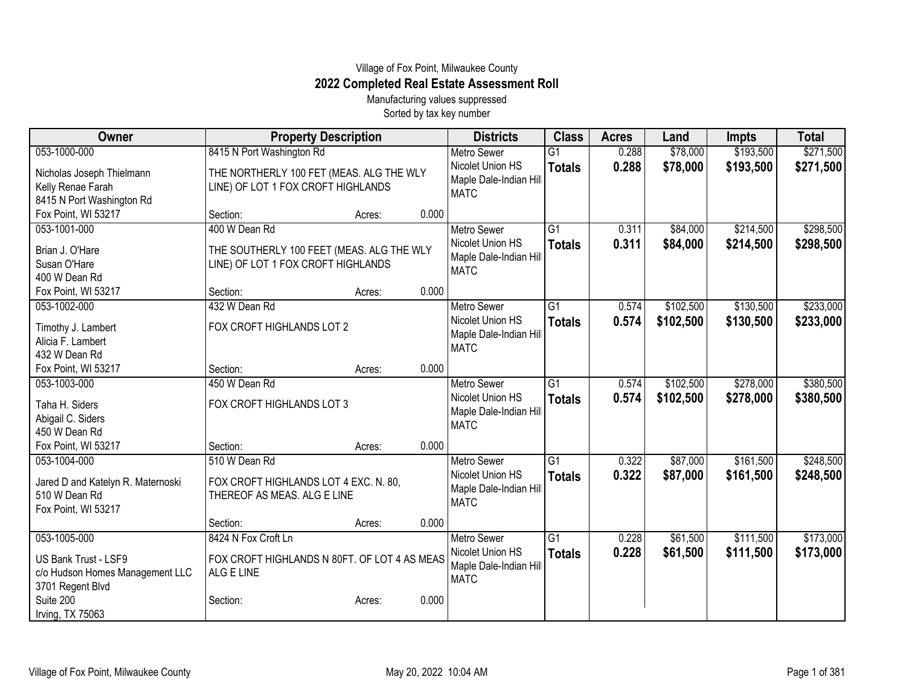Village of Fox Point, Milwaukee County

# 2022 Completed Real Estate Assessment Roll

Manufacturing values suppressed

Sorted by tax key number

| Owner | Property Description | Districts | Class | Acres | Land | Impts | Total |
|---|---|---|---|---|---|---|---|
| 053-1000-000<br>Nicholas Joseph Thielmann<br>Kelly Renae Farah<br>8415 N Port Washington Rd<br>Fox Point, WI 53217 | 8415 N Port Washington Rd<br>THE NORTHERLY 100 FET (MEAS. ALG THE WLY LINE) OF LOT 1 FOX CROFT HIGHLANDS<br>Section: Acres: 0.000 | Metro Sewer<br>Nicolet Union HS<br>Maple Dale-Indian Hill<br>MATC | G1<br>**Totals** | 0.288<br>**0.288** | $78,000<br>**$78,000** | $193,500<br>**$193,500** | $271,500<br>**$271,500** |
| 053-1001-000<br>Brian J. O'Hare<br>Susan O'Hare<br>400 W Dean Rd<br>Fox Point, WI 53217 | 400 W Dean Rd<br>THE SOUTHERLY 100 FEET (MEAS. ALG THE WLY LINE) OF LOT 1 FOX CROFT HIGHLANDS<br>Section: Acres: 0.000 | Metro Sewer<br>Nicolet Union HS<br>Maple Dale-Indian Hill<br>MATC | G1<br>**Totals** | 0.311<br>**0.311** | $84,000<br>**$84,000** | $214,500<br>**$214,500** | $298,500<br>**$298,500** |
| 053-1002-000<br>Timothy J. Lambert<br>Alicia F. Lambert<br>432 W Dean Rd<br>Fox Point, WI 53217 | 432 W Dean Rd<br>FOX CROFT HIGHLANDS LOT 2<br>Section: Acres: 0.000 | Metro Sewer<br>Nicolet Union HS<br>Maple Dale-Indian Hill<br>MATC | G1<br>**Totals** | 0.574<br>**0.574** | $102,500<br>**$102,500** | $130,500<br>**$130,500** | $233,000<br>**$233,000** |
| 053-1003-000<br>Taha H. Siders<br>Abigail C. Siders<br>450 W Dean Rd<br>Fox Point, WI 53217 | 450 W Dean Rd<br>FOX CROFT HIGHLANDS LOT 3<br>Section: Acres: 0.000 | Metro Sewer<br>Nicolet Union HS<br>Maple Dale-Indian Hill<br>MATC | G1<br>**Totals** | 0.574<br>**0.574** | $102,500<br>**$102,500** | $278,000<br>**$278,000** | $380,500<br>**$380,500** |
| 053-1004-000<br>Jared D and Katelyn R. Maternoski<br>510 W Dean Rd<br>Fox Point, WI 53217 | 510 W Dean Rd<br>FOX CROFT HIGHLANDS LOT 4 EXC. N. 80, THEREOF AS MEAS. ALG E LINE<br>Section: Acres: 0.000 | Metro Sewer<br>Nicolet Union HS<br>Maple Dale-Indian Hill<br>MATC | G1<br>**Totals** | 0.322<br>**0.322** | $87,000<br>**$87,000** | $161,500<br>**$161,500** | $248,500<br>**$248,500** |
| 053-1005-000<br>US Bank Trust - LSF9<br>c/o Hudson Homes Management LLC<br>3701 Regent Blvd<br>Suite 200<br>Irving, TX 75063 | 8424 N Fox Croft Ln<br>FOX CROFT HIGHLANDS N 80FT. OF LOT 4 AS MEAS ALG E LINE<br>Section: Acres: 0.000 | Metro Sewer<br>Nicolet Union HS<br>Maple Dale-Indian Hill<br>MATC | G1<br>**Totals** | 0.228<br>**0.228** | $61,500<br>**$61,500** | $111,500<br>**$111,500** | $173,000<br>**$173,000** |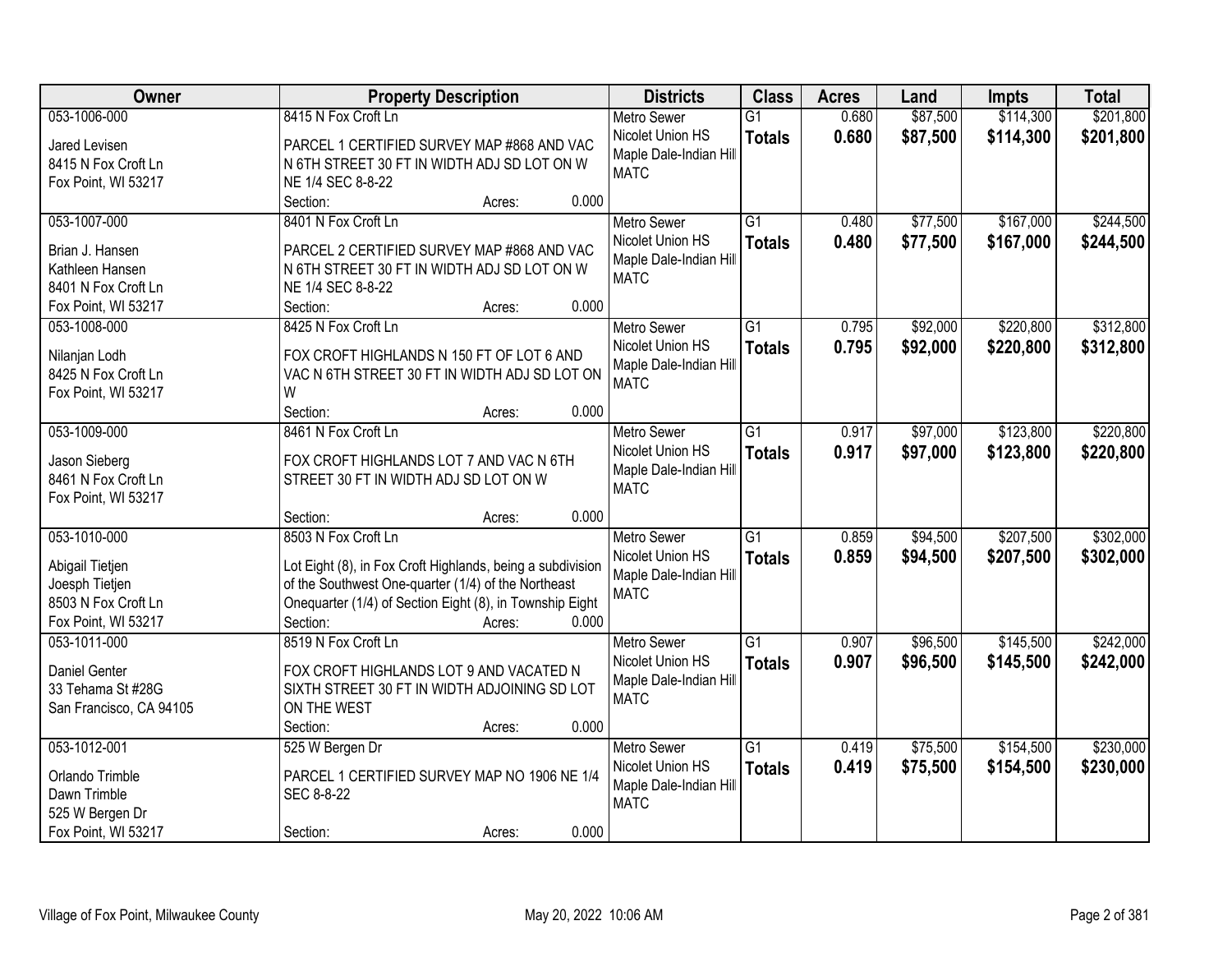| Owner | Property Description | Districts | Class | Acres | Land | Impts | Total |
|---|---|---|---|---|---|---|---|
| 053-1006-000<br>Jared Levisen<br>8415 N Fox Croft Ln<br>Fox Point, WI 53217 | 8415 N Fox Croft Ln<br>PARCEL 1 CERTIFIED SURVEY MAP #868 AND VAC N 6TH STREET 30 FT IN WIDTH ADJ SD LOT ON W NE 1/4 SEC 8-8-22<br>Section: Acres: 0.000 | Metro Sewer<br>Nicolet Union HS<br>Maple Dale-Indian Hill<br>MATC | G1<br>**Totals** | 0.680<br>**0.680** | $87,500<br>**$87,500** | $114,300<br>**$114,300** | $201,800<br>**$201,800** |
| 053-1007-000<br>Brian J. Hansen<br>Kathleen Hansen<br>8401 N Fox Croft Ln<br>Fox Point, WI 53217 | 8401 N Fox Croft Ln<br>PARCEL 2 CERTIFIED SURVEY MAP #868 AND VAC N 6TH STREET 30 FT IN WIDTH ADJ SD LOT ON W NE 1/4 SEC 8-8-22<br>Section: Acres: 0.000 | Metro Sewer<br>Nicolet Union HS<br>Maple Dale-Indian Hill<br>MATC | G1<br>**Totals** | 0.480<br>**0.480** | $77,500<br>**$77,500** | $167,000<br>**$167,000** | $244,500<br>**$244,500** |
| 053-1008-000<br>Nilanjan Lodh<br>8425 N Fox Croft Ln<br>Fox Point, WI 53217 | 8425 N Fox Croft Ln<br>FOX CROFT HIGHLANDS N 150 FT OF LOT 6 AND VAC N 6TH STREET 30 FT IN WIDTH ADJ SD LOT ON W<br>Section: Acres: 0.000 | Metro Sewer<br>Nicolet Union HS<br>Maple Dale-Indian Hill<br>MATC | G1<br>**Totals** | 0.795<br>**0.795** | $92,000<br>**$92,000** | $220,800<br>**$220,800** | $312,800<br>**$312,800** |
| 053-1009-000<br>Jason Sieberg<br>8461 N Fox Croft Ln<br>Fox Point, WI 53217 | 8461 N Fox Croft Ln<br>FOX CROFT HIGHLANDS LOT 7 AND VAC N 6TH STREET 30 FT IN WIDTH ADJ SD LOT ON W<br>Section: Acres: 0.000 | Metro Sewer<br>Nicolet Union HS<br>Maple Dale-Indian Hill<br>MATC | G1<br>**Totals** | 0.917<br>**0.917** | $97,000<br>**$97,000** | $123,800<br>**$123,800** | $220,800<br>**$220,800** |
| 053-1010-000<br>Abigail Tietjen<br>Joesph Tietjen<br>8503 N Fox Croft Ln<br>Fox Point, WI 53217 | 8503 N Fox Croft Ln<br>Lot Eight (8), in Fox Croft Highlands, being a subdivision of the Southwest One-quarter (1/4) of the Northeast Onequarter (1/4) of Section Eight (8), in Township Eight<br>Section: Acres: 0.000 | Metro Sewer<br>Nicolet Union HS<br>Maple Dale-Indian Hill<br>MATC | G1<br>**Totals** | 0.859<br>**0.859** | $94,500<br>**$94,500** | $207,500<br>**$207,500** | $302,000<br>**$302,000** |
| 053-1011-000<br>Daniel Genter<br>33 Tehama St #28G<br>San Francisco, CA 94105 | 8519 N Fox Croft Ln<br>FOX CROFT HIGHLANDS LOT 9 AND VACATED N SIXTH STREET 30 FT IN WIDTH ADJOINING SD LOT ON THE WEST<br>Section: Acres: 0.000 | Metro Sewer<br>Nicolet Union HS<br>Maple Dale-Indian Hill<br>MATC | G1<br>**Totals** | 0.907<br>**0.907** | $96,500<br>**$96,500** | $145,500<br>**$145,500** | $242,000<br>**$242,000** |
| 053-1012-001<br>Orlando Trimble<br>Dawn Trimble<br>525 W Bergen Dr<br>Fox Point, WI 53217 | 525 W Bergen Dr<br>PARCEL 1 CERTIFIED SURVEY MAP NO 1906 NE 1/4 SEC 8-8-22<br>Section: Acres: 0.000 | Metro Sewer<br>Nicolet Union HS<br>Maple Dale-Indian Hill<br>MATC | G1<br>**Totals** | 0.419<br>**0.419** | $75,500<br>**$75,500** | $154,500<br>**$154,500** | $230,000<br>**$230,000** |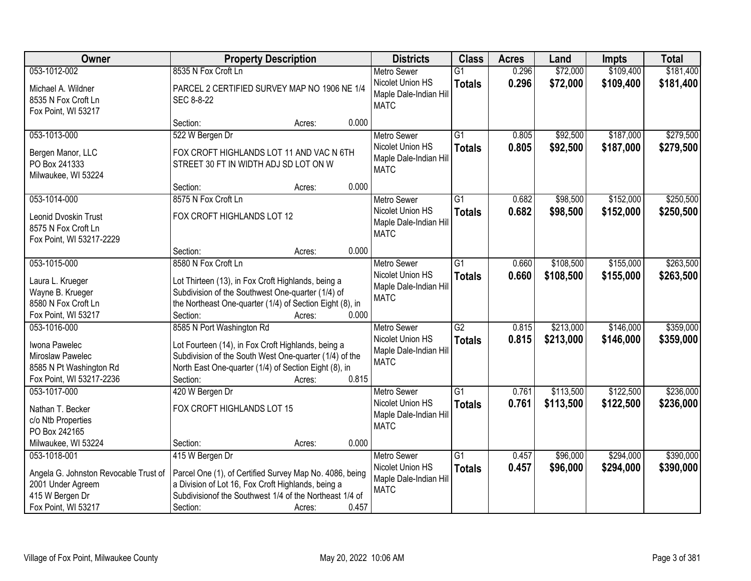| Owner | Property Description | Districts | Class | Acres | Land | Impts | Total |
|---|---|---|---|---|---|---|---|
| 053-1012-002<br>Michael A. Wildner<br>8535 N Fox Croft Ln<br>Fox Point, WI 53217 | 8535 N Fox Croft Ln<br>PARCEL 2 CERTIFIED SURVEY MAP NO 1906 NE 1/4 SEC 8-8-22<br>Section: Acres: 0.000 | Metro Sewer<br>Nicolet Union HS<br>Maple Dale-Indian Hill<br>MATC | G1<br>**Totals** | 0.296<br>**0.296** | $72,000<br>**$72,000** | $109,400<br>**$109,400** | $181,400<br>**$181,400** |
| 053-1013-000<br>Bergen Manor, LLC<br>PO Box 241333<br>Milwaukee, WI 53224 | 522 W Bergen Dr<br>FOX CROFT HIGHLANDS LOT 11 AND VAC N 6TH STREET 30 FT IN WIDTH ADJ SD LOT ON W<br>Section: Acres: 0.000 | Metro Sewer<br>Nicolet Union HS<br>Maple Dale-Indian Hill<br>MATC | G1<br>**Totals** | 0.805<br>**0.805** | $92,500<br>**$92,500** | $187,000<br>**$187,000** | $279,500<br>**$279,500** |
| 053-1014-000<br>Leonid Dvoskin Trust<br>8575 N Fox Croft Ln<br>Fox Point, WI 53217-2229 | 8575 N Fox Croft Ln<br>FOX CROFT HIGHLANDS LOT 12<br>Section: Acres: 0.000 | Metro Sewer<br>Nicolet Union HS<br>Maple Dale-Indian Hill<br>MATC | G1<br>**Totals** | 0.682<br>**0.682** | $98,500<br>**$98,500** | $152,000<br>**$152,000** | $250,500<br>**$250,500** |
| 053-1015-000<br>Laura L. Krueger<br>Wayne B. Krueger<br>8580 N Fox Croft Ln<br>Fox Point, WI 53217 | 8580 N Fox Croft Ln<br>Lot Thirteen (13), in Fox Croft Highlands, being a Subdivision of the Southwest One-quarter (1/4) of the Northeast One-quarter (1/4) of Section Eight (8), in<br>Section: Acres: 0.000 | Metro Sewer<br>Nicolet Union HS<br>Maple Dale-Indian Hill<br>MATC | G1<br>**Totals** | 0.660<br>**0.660** | $108,500<br>**$108,500** | $155,000<br>**$155,000** | $263,500<br>**$263,500** |
| 053-1016-000<br>Iwona Pawelec<br>Miroslaw Pawelec<br>8585 N Pt Washington Rd<br>Fox Point, WI 53217-2236 | 8585 N Port Washington Rd<br>Lot Fourteen (14), in Fox Croft Highlands, being a Subdivision of the South West One-quarter (1/4) of the North East One-quarter (1/4) of Section Eight (8), in<br>Section: Acres: 0.815 | Metro Sewer<br>Nicolet Union HS<br>Maple Dale-Indian Hill<br>MATC | G2<br>**Totals** | 0.815<br>**0.815** | $213,000<br>**$213,000** | $146,000<br>**$146,000** | $359,000<br>**$359,000** |
| 053-1017-000<br>Nathan T. Becker<br>c/o Ntb Properties<br>PO Box 242165<br>Milwaukee, WI 53224 | 420 W Bergen Dr<br>FOX CROFT HIGHLANDS LOT 15<br>Section: Acres: 0.000 | Metro Sewer<br>Nicolet Union HS<br>Maple Dale-Indian Hill<br>MATC | G1<br>**Totals** | 0.761<br>**0.761** | $113,500<br>**$113,500** | $122,500<br>**$122,500** | $236,000<br>**$236,000** |
| 053-1018-001<br>Angela G. Johnston Revocable Trust of 2001 Under Agreem<br>415 W Bergen Dr<br>Fox Point, WI 53217 | 415 W Bergen Dr<br>Parcel One (1), of Certified Survey Map No. 4086, being a Division of Lot 16, Fox Croft Highlands, being a Subdivisionof the Southwest 1/4 of the Northeast 1/4 of<br>Section: Acres: 0.457 | Metro Sewer<br>Nicolet Union HS<br>Maple Dale-Indian Hill<br>MATC | G1<br>**Totals** | 0.457<br>**0.457** | $96,000<br>**$96,000** | $294,000<br>**$294,000** | $390,000<br>**$390,000** |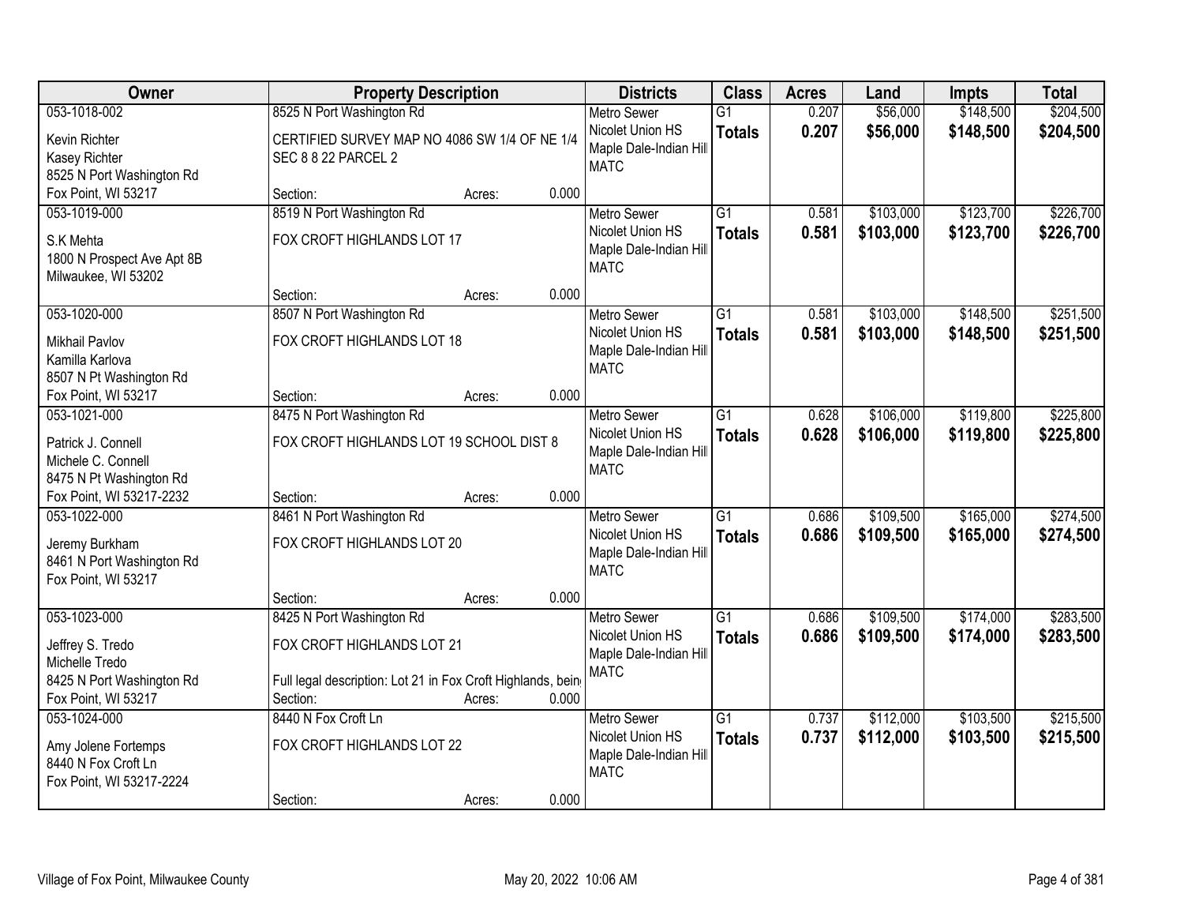| Owner | Property Description | Districts | Class | Acres | Land | Impts | Total |
|---|---|---|---|---|---|---|---|
| 053-1018-002<br>Kevin Richter<br>Kasey Richter<br>8525 N Port Washington Rd<br>Fox Point, WI 53217 | 8525 N Port Washington Rd<br>CERTIFIED SURVEY MAP NO 4086 SW 1/4 OF NE 1/4 SEC 8 8 22 PARCEL 2<br>Section: Acres: 0.000 | Metro Sewer<br>Nicolet Union HS<br>Maple Dale-Indian Hill<br>MATC | G1<br>**Totals** | 0.207<br>**0.207** | $56,000<br>**$56,000** | $148,500<br>**$148,500** | $204,500<br>**$204,500** |
| 053-1019-000<br>S.K Mehta<br>1800 N Prospect Ave Apt 8B<br>Milwaukee, WI 53202 | 8519 N Port Washington Rd<br>FOX CROFT HIGHLANDS LOT 17<br>Section: Acres: 0.000 | Metro Sewer<br>Nicolet Union HS<br>Maple Dale-Indian Hill<br>MATC | G1<br>**Totals** | 0.581<br>**0.581** | $103,000<br>**$103,000** | $123,700<br>**$123,700** | $226,700<br>**$226,700** |
| 053-1020-000<br>Mikhail Pavlov<br>Kamilla Karlova<br>8507 N Pt Washington Rd<br>Fox Point, WI 53217 | 8507 N Port Washington Rd<br>FOX CROFT HIGHLANDS LOT 18<br>Section: Acres: 0.000 | Metro Sewer<br>Nicolet Union HS<br>Maple Dale-Indian Hill<br>MATC | G1<br>**Totals** | 0.581<br>**0.581** | $103,000<br>**$103,000** | $148,500<br>**$148,500** | $251,500<br>**$251,500** |
| 053-1021-000<br>Patrick J. Connell<br>Michele C. Connell<br>8475 N Pt Washington Rd<br>Fox Point, WI 53217-2232 | 8475 N Port Washington Rd<br>FOX CROFT HIGHLANDS LOT 19 SCHOOL DIST 8<br>Section: Acres: 0.000 | Metro Sewer<br>Nicolet Union HS<br>Maple Dale-Indian Hill<br>MATC | G1<br>**Totals** | 0.628<br>**0.628** | $106,000<br>**$106,000** | $119,800<br>**$119,800** | $225,800<br>**$225,800** |
| 053-1022-000<br>Jeremy Burkham<br>8461 N Port Washington Rd<br>Fox Point, WI 53217 | 8461 N Port Washington Rd<br>FOX CROFT HIGHLANDS LOT 20<br>Section: Acres: 0.000 | Metro Sewer<br>Nicolet Union HS<br>Maple Dale-Indian Hill<br>MATC | G1<br>**Totals** | 0.686<br>**0.686** | $109,500<br>**$109,500** | $165,000<br>**$165,000** | $274,500<br>**$274,500** |
| 053-1023-000<br>Jeffrey S. Tredo<br>Michelle Tredo<br>8425 N Port Washington Rd<br>Fox Point, WI 53217 | 8425 N Port Washington Rd<br>FOX CROFT HIGHLANDS LOT 21<br>Full legal description: Lot 21 in Fox Croft Highlands, bein<br>Section: Acres: 0.000 | Metro Sewer<br>Nicolet Union HS<br>Maple Dale-Indian Hill<br>MATC | G1<br>**Totals** | 0.686<br>**0.686** | $109,500<br>**$109,500** | $174,000<br>**$174,000** | $283,500<br>**$283,500** |
| 053-1024-000<br>Amy Jolene Fortemps<br>8440 N Fox Croft Ln<br>Fox Point, WI 53217-2224 | 8440 N Fox Croft Ln<br>FOX CROFT HIGHLANDS LOT 22<br>Section: Acres: 0.000 | Metro Sewer<br>Nicolet Union HS<br>Maple Dale-Indian Hill<br>MATC | G1<br>**Totals** | 0.737<br>**0.737** | $112,000<br>**$112,000** | $103,500<br>**$103,500** | $215,500<br>**$215,500** |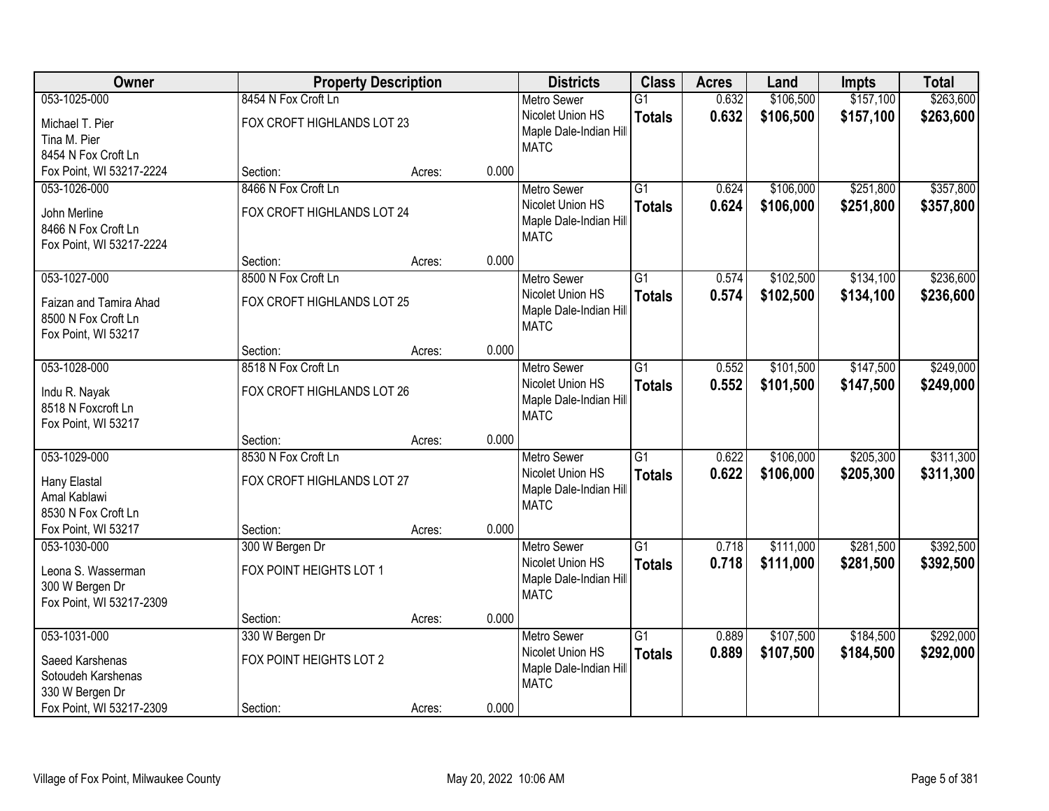| Owner | Property Description | | | Districts | Class | Acres | Land | Impts | Total |
|---|---|---|---|---|---|---|---|---|---|
| 053-1025-000<br>Michael T. Pier<br>Tina M. Pier<br>8454 N Fox Croft Ln<br>Fox Point, WI 53217-2224 | 8454 N Fox Croft Ln<br>FOX CROFT HIGHLANDS LOT 23<br>Section: | Acres: | 0.000 | Metro Sewer<br>Nicolet Union HS<br>Maple Dale-Indian Hill<br>MATC | G1<br>**Totals** | 0.632<br>**0.632** | $106,500<br>**$106,500** | $157,100<br>**$157,100** | $263,600<br>**$263,600** |
| 053-1026-000<br>John Merline<br>8466 N Fox Croft Ln<br>Fox Point, WI 53217-2224 | 8466 N Fox Croft Ln<br>FOX CROFT HIGHLANDS LOT 24<br>Section: | Acres: | 0.000 | Metro Sewer<br>Nicolet Union HS<br>Maple Dale-Indian Hill<br>MATC | G1<br>**Totals** | 0.624<br>**0.624** | $106,000<br>**$106,000** | $251,800<br>**$251,800** | $357,800<br>**$357,800** |
| 053-1027-000<br>Faizan and Tamira Ahad<br>8500 N Fox Croft Ln<br>Fox Point, WI 53217 | 8500 N Fox Croft Ln<br>FOX CROFT HIGHLANDS LOT 25<br>Section: | Acres: | 0.000 | Metro Sewer<br>Nicolet Union HS<br>Maple Dale-Indian Hill<br>MATC | G1<br>**Totals** | 0.574<br>**0.574** | $102,500<br>**$102,500** | $134,100<br>**$134,100** | $236,600<br>**$236,600** |
| 053-1028-000<br>Indu R. Nayak<br>8518 N Foxcroft Ln<br>Fox Point, WI 53217 | 8518 N Fox Croft Ln<br>FOX CROFT HIGHLANDS LOT 26<br>Section: | Acres: | 0.000 | Metro Sewer<br>Nicolet Union HS<br>Maple Dale-Indian Hill<br>MATC | G1<br>**Totals** | 0.552<br>**0.552** | $101,500<br>**$101,500** | $147,500<br>**$147,500** | $249,000<br>**$249,000** |
| 053-1029-000<br>Hany Elastal<br>Amal Kablawi<br>8530 N Fox Croft Ln<br>Fox Point, WI 53217 | 8530 N Fox Croft Ln<br>FOX CROFT HIGHLANDS LOT 27<br>Section: | Acres: | 0.000 | Metro Sewer<br>Nicolet Union HS<br>Maple Dale-Indian Hill<br>MATC | G1<br>**Totals** | 0.622<br>**0.622** | $106,000<br>**$106,000** | $205,300<br>**$205,300** | $311,300<br>**$311,300** |
| 053-1030-000<br>Leona S. Wasserman<br>300 W Bergen Dr<br>Fox Point, WI 53217-2309 | 300 W Bergen Dr<br>FOX POINT HEIGHTS LOT 1<br>Section: | Acres: | 0.000 | Metro Sewer<br>Nicolet Union HS<br>Maple Dale-Indian Hill<br>MATC | G1<br>**Totals** | 0.718<br>**0.718** | $111,000<br>**$111,000** | $281,500<br>**$281,500** | $392,500<br>**$392,500** |
| 053-1031-000<br>Saeed Karshenas<br>Sotoudeh Karshenas<br>330 W Bergen Dr<br>Fox Point, WI 53217-2309 | 330 W Bergen Dr<br>FOX POINT HEIGHTS LOT 2<br>Section: | Acres: | 0.000 | Metro Sewer<br>Nicolet Union HS<br>Maple Dale-Indian Hill<br>MATC | G1<br>**Totals** | 0.889<br>**0.889** | $107,500<br>**$107,500** | $184,500<br>**$184,500** | $292,000<br>**$292,000** |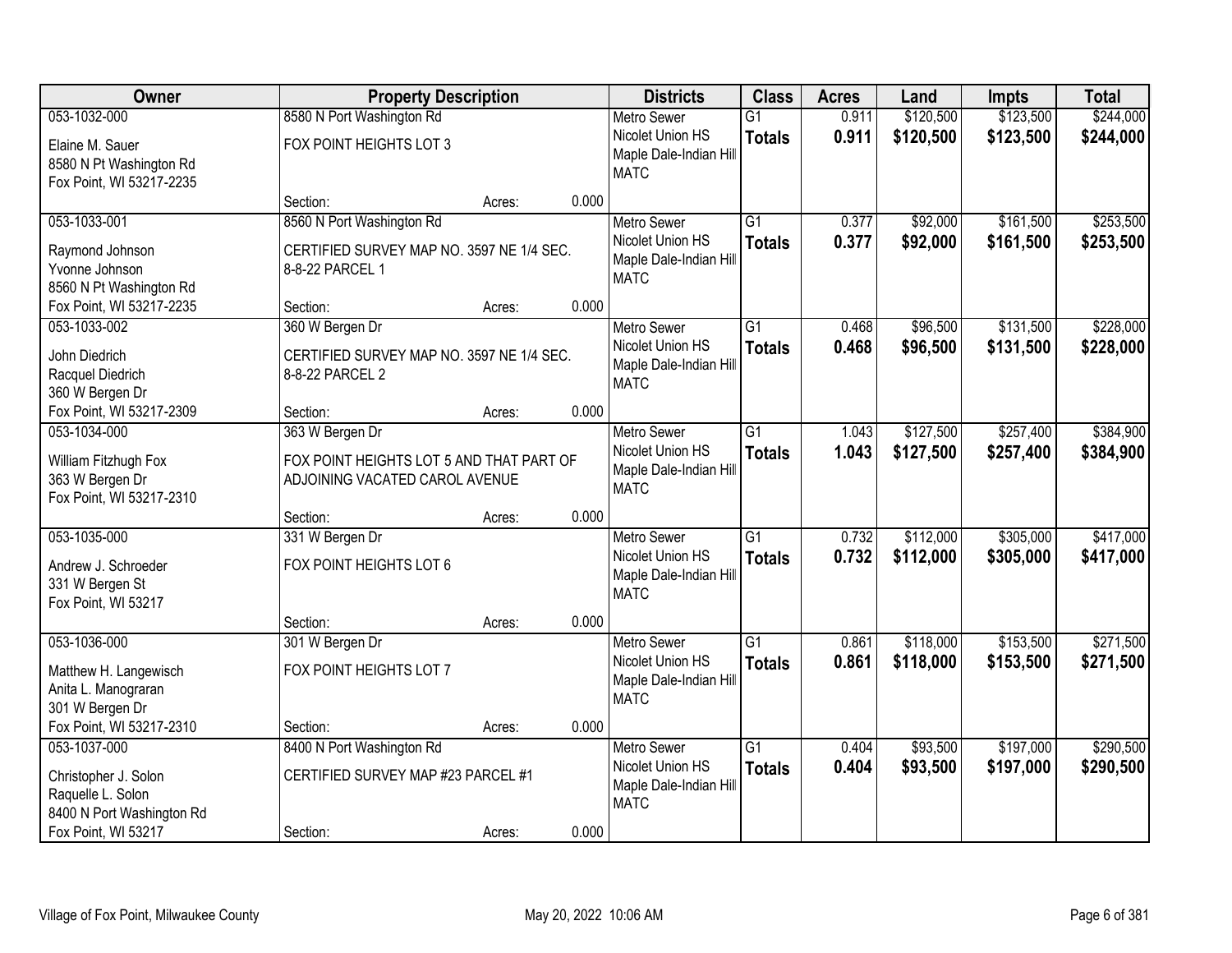| Owner | Property Description | Districts | Class | Acres | Land | Impts | Total |
|---|---|---|---|---|---|---|---|
| 053-1032-000<br>Elaine M. Sauer<br>8580 N Pt Washington Rd<br>Fox Point, WI 53217-2235 | 8580 N Port Washington Rd<br>FOX POINT HEIGHTS LOT 3<br>Section: Acres: 0.000 | Metro Sewer<br>Nicolet Union HS<br>Maple Dale-Indian Hill<br>MATC | G1<br>**Totals** | 0.911<br>**0.911** | $120,500<br>**$120,500** | $123,500<br>**$123,500** | $244,000<br>**$244,000** |
| 053-1033-001<br>Raymond Johnson<br>Yvonne Johnson<br>8560 N Pt Washington Rd<br>Fox Point, WI 53217-2235 | 8560 N Port Washington Rd<br>CERTIFIED SURVEY MAP NO. 3597 NE 1/4 SEC. 8-8-22 PARCEL 1<br>Section: Acres: 0.000 | Metro Sewer<br>Nicolet Union HS<br>Maple Dale-Indian Hill<br>MATC | G1<br>**Totals** | 0.377<br>**0.377** | $92,000<br>**$92,000** | $161,500<br>**$161,500** | $253,500<br>**$253,500** |
| 053-1033-002<br>John Diedrich<br>Racquel Diedrich<br>360 W Bergen Dr<br>Fox Point, WI 53217-2309 | 360 W Bergen Dr<br>CERTIFIED SURVEY MAP NO. 3597 NE 1/4 SEC. 8-8-22 PARCEL 2<br>Section: Acres: 0.000 | Metro Sewer<br>Nicolet Union HS<br>Maple Dale-Indian Hill<br>MATC | G1<br>**Totals** | 0.468<br>**0.468** | $96,500<br>**$96,500** | $131,500<br>**$131,500** | $228,000<br>**$228,000** |
| 053-1034-000<br>William Fitzhugh Fox<br>363 W Bergen Dr<br>Fox Point, WI 53217-2310 | 363 W Bergen Dr<br>FOX POINT HEIGHTS LOT 5 AND THAT PART OF ADJOINING VACATED CAROL AVENUE<br>Section: Acres: 0.000 | Metro Sewer<br>Nicolet Union HS<br>Maple Dale-Indian Hill<br>MATC | G1<br>**Totals** | 1.043<br>**1.043** | $127,500<br>**$127,500** | $257,400<br>**$257,400** | $384,900<br>**$384,900** |
| 053-1035-000<br>Andrew J. Schroeder<br>331 W Bergen St<br>Fox Point, WI 53217 | 331 W Bergen Dr<br>FOX POINT HEIGHTS LOT 6<br>Section: Acres: 0.000 | Metro Sewer<br>Nicolet Union HS<br>Maple Dale-Indian Hill<br>MATC | G1<br>**Totals** | 0.732<br>**0.732** | $112,000<br>**$112,000** | $305,000<br>**$305,000** | $417,000<br>**$417,000** |
| 053-1036-000<br>Matthew H. Langewisch<br>Anita L. Manograran<br>301 W Bergen Dr<br>Fox Point, WI 53217-2310 | 301 W Bergen Dr<br>FOX POINT HEIGHTS LOT 7<br>Section: Acres: 0.000 | Metro Sewer<br>Nicolet Union HS<br>Maple Dale-Indian Hill<br>MATC | G1<br>**Totals** | 0.861<br>**0.861** | $118,000<br>**$118,000** | $153,500<br>**$153,500** | $271,500<br>**$271,500** |
| 053-1037-000<br>Christopher J. Solon<br>Raquelle L. Solon<br>8400 N Port Washington Rd<br>Fox Point, WI 53217 | 8400 N Port Washington Rd<br>CERTIFIED SURVEY MAP #23 PARCEL #1<br>Section: Acres: 0.000 | Metro Sewer<br>Nicolet Union HS<br>Maple Dale-Indian Hill<br>MATC | G1<br>**Totals** | 0.404<br>**0.404** | $93,500<br>**$93,500** | $197,000<br>**$197,000** | $290,500<br>**$290,500** |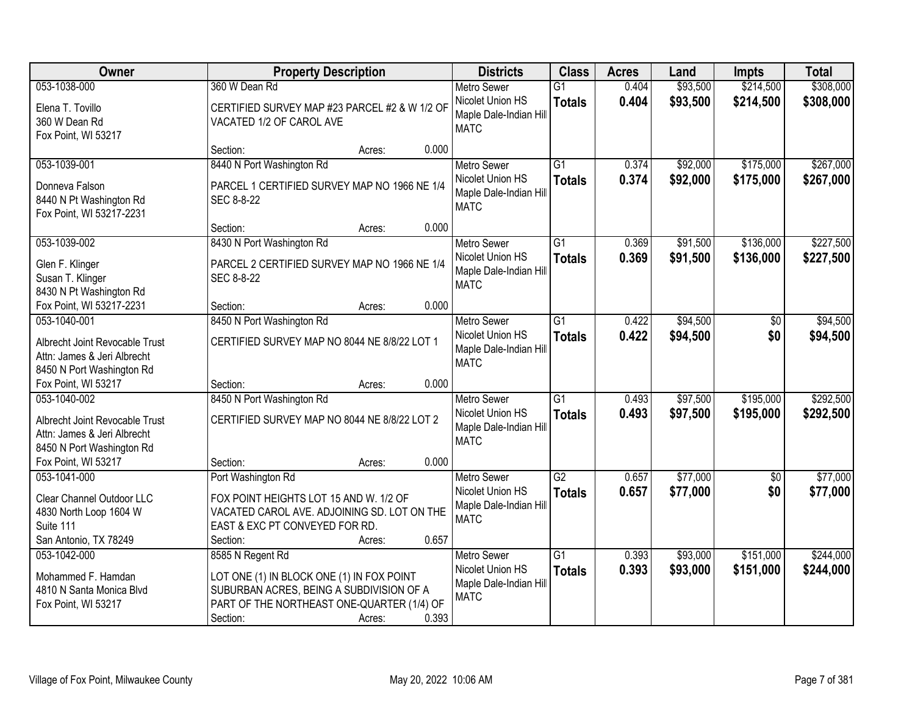| Owner | Property Description | Districts | Class | Acres | Land | Impts | Total |
|---|---|---|---|---|---|---|---|
| 053-1038-000<br><br>Elena T. Tovillo<br>360 W Dean Rd<br>Fox Point, WI 53217 | 360 W Dean Rd<br><br>CERTIFIED SURVEY MAP #23 PARCEL #2 & W 1/2 OF VACATED 1/2 OF CAROL AVE<br><br>Section: Acres: 0.000 | Metro Sewer<br>Nicolet Union HS<br>Maple Dale-Indian Hill<br>MATC | G1<br>**Totals** | 0.404<br>**0.404** | $93,500<br>**$93,500** | $214,500<br>**$214,500** | $308,000<br>**$308,000** |
| 053-1039-001<br><br>Donneva Falson<br>8440 N Pt Washington Rd<br>Fox Point, WI 53217-2231 | 8440 N Port Washington Rd<br><br>PARCEL 1 CERTIFIED SURVEY MAP NO 1966 NE 1/4 SEC 8-8-22<br><br>Section: Acres: 0.000 | Metro Sewer<br>Nicolet Union HS<br>Maple Dale-Indian Hill<br>MATC | G1<br>**Totals** | 0.374<br>**0.374** | $92,000<br>**$92,000** | $175,000<br>**$175,000** | $267,000<br>**$267,000** |
| 053-1039-002<br><br>Glen F. Klinger<br>Susan T. Klinger<br>8430 N Pt Washington Rd<br>Fox Point, WI 53217-2231 | 8430 N Port Washington Rd<br><br>PARCEL 2 CERTIFIED SURVEY MAP NO 1966 NE 1/4 SEC 8-8-22<br><br>Section: Acres: 0.000 | Metro Sewer<br>Nicolet Union HS<br>Maple Dale-Indian Hill<br>MATC | G1<br>**Totals** | 0.369<br>**0.369** | $91,500<br>**$91,500** | $136,000<br>**$136,000** | $227,500<br>**$227,500** |
| 053-1040-001<br><br>Albrecht Joint Revocable Trust<br>Attn: James & Jeri Albrecht<br>8450 N Port Washington Rd<br>Fox Point, WI 53217 | 8450 N Port Washington Rd<br><br>CERTIFIED SURVEY MAP NO 8044 NE 8/8/22 LOT 1<br><br>Section: Acres: 0.000 | Metro Sewer<br>Nicolet Union HS<br>Maple Dale-Indian Hill<br>MATC | G1<br>**Totals** | 0.422<br>**0.422** | $94,500<br>**$94,500** | $0<br>**$0** | $94,500<br>**$94,500** |
| 053-1040-002<br><br>Albrecht Joint Revocable Trust<br>Attn: James & Jeri Albrecht<br>8450 N Port Washington Rd<br>Fox Point, WI 53217 | 8450 N Port Washington Rd<br><br>CERTIFIED SURVEY MAP NO 8044 NE 8/8/22 LOT 2<br><br>Section: Acres: 0.000 | Metro Sewer<br>Nicolet Union HS<br>Maple Dale-Indian Hill<br>MATC | G1<br>**Totals** | 0.493<br>**0.493** | $97,500<br>**$97,500** | $195,000<br>**$195,000** | $292,500<br>**$292,500** |
| 053-1041-000<br><br>Clear Channel Outdoor LLC<br>4830 North Loop 1604 W<br>Suite 111<br>San Antonio, TX 78249 | Port Washington Rd<br><br>FOX POINT HEIGHTS LOT 15 AND W. 1/2 OF VACATED CAROL AVE. ADJOINING SD. LOT ON THE EAST & EXC PT CONVEYED FOR RD.<br><br>Section: Acres: 0.657 | Metro Sewer<br>Nicolet Union HS<br>Maple Dale-Indian Hill<br>MATC | G2<br>**Totals** | 0.657<br>**0.657** | $77,000<br>**$77,000** | $0<br>**$0** | $77,000<br>**$77,000** |
| 053-1042-000<br><br>Mohammed F. Hamdan<br>4810 N Santa Monica Blvd<br>Fox Point, WI 53217 | 8585 N Regent Rd<br><br>LOT ONE (1) IN BLOCK ONE (1) IN FOX POINT SUBURBAN ACRES, BEING A SUBDIVISION OF A PART OF THE NORTHEAST ONE-QUARTER (1/4) OF<br><br>Section: Acres: 0.393 | Metro Sewer<br>Nicolet Union HS<br>Maple Dale-Indian Hill<br>MATC | G1<br>**Totals** | 0.393<br>**0.393** | $93,000<br>**$93,000** | $151,000<br>**$151,000** | $244,000<br>**$244,000** |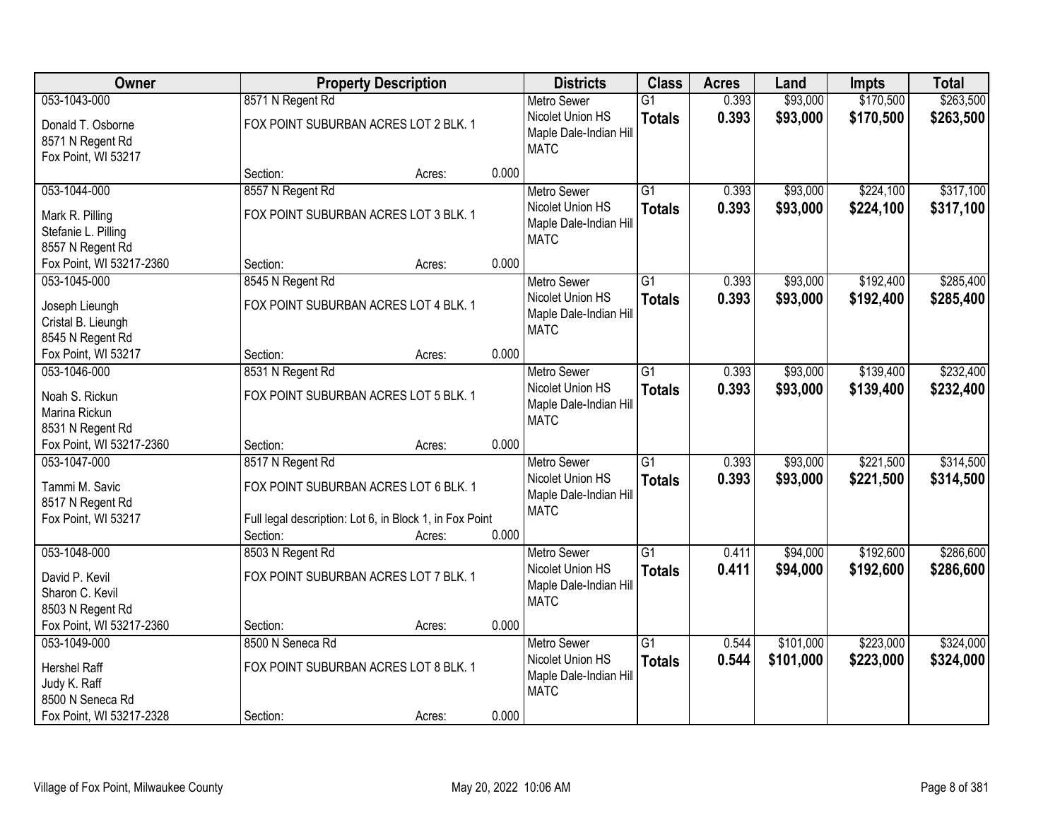| Owner | Property Description | Districts | Class | Acres | Land | Impts | Total |
|---|---|---|---|---|---|---|---|
| 053-1043-000<br>Donald T. Osborne<br>8571 N Regent Rd<br>Fox Point, WI 53217 | 8571 N Regent Rd<br>FOX POINT SUBURBAN ACRES LOT 2 BLK. 1<br>Section: Acres: 0.000 | Metro Sewer<br>Nicolet Union HS<br>Maple Dale-Indian Hill<br>MATC | G1<br>**Totals** | 0.393<br>**0.393** | $93,000<br>**$93,000** | $170,500<br>**$170,500** | $263,500<br>**$263,500** |
| 053-1044-000<br>Mark R. Pilling<br>Stefanie L. Pilling<br>8557 N Regent Rd<br>Fox Point, WI 53217-2360 | 8557 N Regent Rd<br>FOX POINT SUBURBAN ACRES LOT 3 BLK. 1<br>Section: Acres: 0.000 | Metro Sewer<br>Nicolet Union HS<br>Maple Dale-Indian Hill<br>MATC | G1<br>**Totals** | 0.393<br>**0.393** | $93,000<br>**$93,000** | $224,100<br>**$224,100** | $317,100<br>**$317,100** |
| 053-1045-000<br>Joseph Lieungh<br>Cristal B. Lieungh<br>8545 N Regent Rd<br>Fox Point, WI 53217 | 8545 N Regent Rd<br>FOX POINT SUBURBAN ACRES LOT 4 BLK. 1<br>Section: Acres: 0.000 | Metro Sewer<br>Nicolet Union HS<br>Maple Dale-Indian Hill<br>MATC | G1<br>**Totals** | 0.393<br>**0.393** | $93,000<br>**$93,000** | $192,400<br>**$192,400** | $285,400<br>**$285,400** |
| 053-1046-000<br>Noah S. Rickun<br>Marina Rickun<br>8531 N Regent Rd<br>Fox Point, WI 53217-2360 | 8531 N Regent Rd<br>FOX POINT SUBURBAN ACRES LOT 5 BLK. 1<br>Section: Acres: 0.000 | Metro Sewer<br>Nicolet Union HS<br>Maple Dale-Indian Hill<br>MATC | G1<br>**Totals** | 0.393<br>**0.393** | $93,000<br>**$93,000** | $139,400<br>**$139,400** | $232,400<br>**$232,400** |
| 053-1047-000<br>Tammi M. Savic<br>8517 N Regent Rd<br>Fox Point, WI 53217 | 8517 N Regent Rd<br>FOX POINT SUBURBAN ACRES LOT 6 BLK. 1<br>Full legal description: Lot 6, in Block 1, in Fox Point<br>Section: Acres: 0.000 | Metro Sewer<br>Nicolet Union HS<br>Maple Dale-Indian Hill<br>MATC | G1<br>**Totals** | 0.393<br>**0.393** | $93,000<br>**$93,000** | $221,500<br>**$221,500** | $314,500<br>**$314,500** |
| 053-1048-000<br>David P. Kevil<br>Sharon C. Kevil<br>8503 N Regent Rd<br>Fox Point, WI 53217-2360 | 8503 N Regent Rd<br>FOX POINT SUBURBAN ACRES LOT 7 BLK. 1<br>Section: Acres: 0.000 | Metro Sewer<br>Nicolet Union HS<br>Maple Dale-Indian Hill<br>MATC | G1<br>**Totals** | 0.411<br>**0.411** | $94,000<br>**$94,000** | $192,600<br>**$192,600** | $286,600<br>**$286,600** |
| 053-1049-000<br>Hershel Raff<br>Judy K. Raff<br>8500 N Seneca Rd<br>Fox Point, WI 53217-2328 | 8500 N Seneca Rd<br>FOX POINT SUBURBAN ACRES LOT 8 BLK. 1<br>Section: Acres: 0.000 | Metro Sewer<br>Nicolet Union HS<br>Maple Dale-Indian Hill<br>MATC | G1<br>**Totals** | 0.544<br>**0.544** | $101,000<br>**$101,000** | $223,000<br>**$223,000** | $324,000<br>**$324,000** |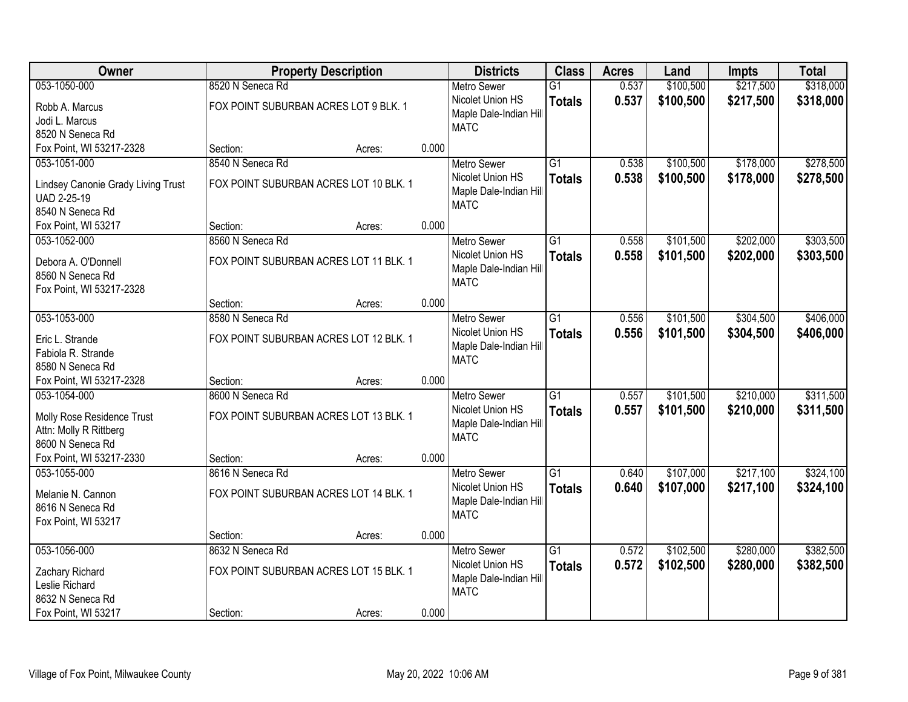| Owner | Property Description | | | Districts | Class | Acres | Land | Impts | Total |
|---|---|---|---|---|---|---|---|---|---|
| 053-1050-000 | 8520 N Seneca Rd | | | Metro Sewer | G1 | 0.537 | $100,500 | $217,500 | $318,000 |
| Robb A. Marcus<br>Jodi L. Marcus<br>8520 N Seneca Rd<br>Fox Point, WI 53217-2328 | FOX POINT SUBURBAN ACRES LOT 9 BLK. 1 | | | Nicolet Union HS<br>Maple Dale-Indian Hill<br>MATC | **Totals** | **0.537** | **$100,500** | **$217,500** | **$318,000** |
| | Section: | Acres: | 0.000 | | | | | | |
| 053-1051-000 | 8540 N Seneca Rd | | | Metro Sewer | G1 | 0.538 | $100,500 | $178,000 | $278,500 |
| Lindsey Canonie Grady Living Trust<br>UAD 2-25-19<br>8540 N Seneca Rd<br>Fox Point, WI 53217 | FOX POINT SUBURBAN ACRES LOT 10 BLK. 1 | | | Nicolet Union HS<br>Maple Dale-Indian Hill<br>MATC | **Totals** | **0.538** | **$100,500** | **$178,000** | **$278,500** |
| | Section: | Acres: | 0.000 | | | | | | |
| 053-1052-000 | 8560 N Seneca Rd | | | Metro Sewer | G1 | 0.558 | $101,500 | $202,000 | $303,500 |
| Debora A. O'Donnell<br>8560 N Seneca Rd<br>Fox Point, WI 53217-2328 | FOX POINT SUBURBAN ACRES LOT 11 BLK. 1 | | | Nicolet Union HS<br>Maple Dale-Indian Hill<br>MATC | **Totals** | **0.558** | **$101,500** | **$202,000** | **$303,500** |
| | Section: | Acres: | 0.000 | | | | | | |
| 053-1053-000 | 8580 N Seneca Rd | | | Metro Sewer | G1 | 0.556 | $101,500 | $304,500 | $406,000 |
| Eric L. Strande<br>Fabiola R. Strande<br>8580 N Seneca Rd<br>Fox Point, WI 53217-2328 | FOX POINT SUBURBAN ACRES LOT 12 BLK. 1 | | | Nicolet Union HS<br>Maple Dale-Indian Hill<br>MATC | **Totals** | **0.556** | **$101,500** | **$304,500** | **$406,000** |
| | Section: | Acres: | 0.000 | | | | | | |
| 053-1054-000 | 8600 N Seneca Rd | | | Metro Sewer | G1 | 0.557 | $101,500 | $210,000 | $311,500 |
| Molly Rose Residence Trust<br>Attn: Molly R Rittberg<br>8600 N Seneca Rd<br>Fox Point, WI 53217-2330 | FOX POINT SUBURBAN ACRES LOT 13 BLK. 1 | | | Nicolet Union HS<br>Maple Dale-Indian Hill<br>MATC | **Totals** | **0.557** | **$101,500** | **$210,000** | **$311,500** |
| | Section: | Acres: | 0.000 | | | | | | |
| 053-1055-000 | 8616 N Seneca Rd | | | Metro Sewer | G1 | 0.640 | $107,000 | $217,100 | $324,100 |
| Melanie N. Cannon<br>8616 N Seneca Rd<br>Fox Point, WI 53217 | FOX POINT SUBURBAN ACRES LOT 14 BLK. 1 | | | Nicolet Union HS<br>Maple Dale-Indian Hill<br>MATC | **Totals** | **0.640** | **$107,000** | **$217,100** | **$324,100** |
| | Section: | Acres: | 0.000 | | | | | | |
| 053-1056-000 | 8632 N Seneca Rd | | | Metro Sewer | G1 | 0.572 | $102,500 | $280,000 | $382,500 |
| Zachary Richard<br>Leslie Richard<br>8632 N Seneca Rd<br>Fox Point, WI 53217 | FOX POINT SUBURBAN ACRES LOT 15 BLK. 1 | | | Nicolet Union HS<br>Maple Dale-Indian Hill<br>MATC | **Totals** | **0.572** | **$102,500** | **$280,000** | **$382,500** |
| | Section: | Acres: | 0.000 | | | | | | |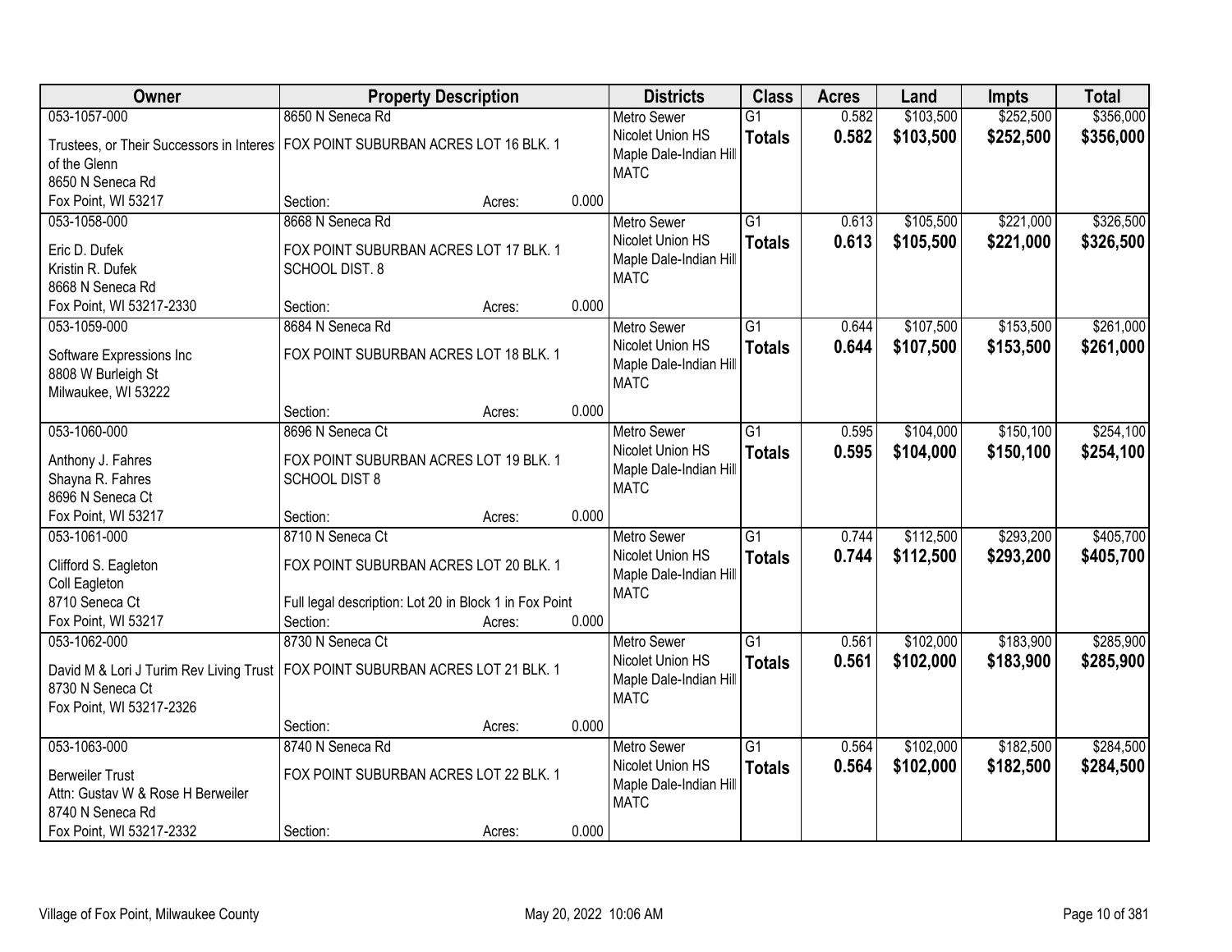| Owner | Property Description | Districts | Class | Acres | Land | Impts | Total |
|---|---|---|---|---|---|---|---|
| 053-1057-000<br>Trustees, or Their Successors in Interest of the Glenn<br>8650 N Seneca Rd<br>Fox Point, WI 53217 | 8650 N Seneca Rd<br>FOX POINT SUBURBAN ACRES LOT 16 BLK. 1<br>Section: Acres: 0.000 | Metro Sewer<br>Nicolet Union HS<br>Maple Dale-Indian Hill<br>MATC | G1<br>**Totals** | 0.582<br>**0.582** | $103,500<br>**$103,500** | $252,500<br>**$252,500** | $356,000<br>**$356,000** |
| 053-1058-000<br>Eric D. Dufek<br>Kristin R. Dufek<br>8668 N Seneca Rd<br>Fox Point, WI 53217-2330 | 8668 N Seneca Rd<br>FOX POINT SUBURBAN ACRES LOT 17 BLK. 1 SCHOOL DIST. 8<br>Section: Acres: 0.000 | Metro Sewer<br>Nicolet Union HS<br>Maple Dale-Indian Hill<br>MATC | G1<br>**Totals** | 0.613<br>**0.613** | $105,500<br>**$105,500** | $221,000<br>**$221,000** | $326,500<br>**$326,500** |
| 053-1059-000<br>Software Expressions Inc<br>8808 W Burleigh St<br>Milwaukee, WI 53222 | 8684 N Seneca Rd<br>FOX POINT SUBURBAN ACRES LOT 18 BLK. 1<br>Section: Acres: 0.000 | Metro Sewer<br>Nicolet Union HS<br>Maple Dale-Indian Hill<br>MATC | G1<br>**Totals** | 0.644<br>**0.644** | $107,500<br>**$107,500** | $153,500<br>**$153,500** | $261,000<br>**$261,000** |
| 053-1060-000<br>Anthony J. Fahres<br>Shayna R. Fahres<br>8696 N Seneca Ct<br>Fox Point, WI 53217 | 8696 N Seneca Ct<br>FOX POINT SUBURBAN ACRES LOT 19 BLK. 1 SCHOOL DIST 8<br>Section: Acres: 0.000 | Metro Sewer<br>Nicolet Union HS<br>Maple Dale-Indian Hill<br>MATC | G1<br>**Totals** | 0.595<br>**0.595** | $104,000<br>**$104,000** | $150,100<br>**$150,100** | $254,100<br>**$254,100** |
| 053-1061-000<br>Clifford S. Eagleton<br>Coll Eagleton<br>8710 Seneca Ct<br>Fox Point, WI 53217 | 8710 N Seneca Ct<br>FOX POINT SUBURBAN ACRES LOT 20 BLK. 1<br>Full legal description: Lot 20 in Block 1 in Fox Point<br>Section: Acres: 0.000 | Metro Sewer<br>Nicolet Union HS<br>Maple Dale-Indian Hill<br>MATC | G1<br>**Totals** | 0.744<br>**0.744** | $112,500<br>**$112,500** | $293,200<br>**$293,200** | $405,700<br>**$405,700** |
| 053-1062-000<br>David M & Lori J Turim Rev Living Trust<br>8730 N Seneca Ct<br>Fox Point, WI 53217-2326 | 8730 N Seneca Ct<br>FOX POINT SUBURBAN ACRES LOT 21 BLK. 1<br>Section: Acres: 0.000 | Metro Sewer<br>Nicolet Union HS<br>Maple Dale-Indian Hill<br>MATC | G1<br>**Totals** | 0.561<br>**0.561** | $102,000<br>**$102,000** | $183,900<br>**$183,900** | $285,900<br>**$285,900** |
| 053-1063-000<br>Berweiler Trust<br>Attn: Gustav W & Rose H Berweiler<br>8740 N Seneca Rd<br>Fox Point, WI 53217-2332 | 8740 N Seneca Rd<br>FOX POINT SUBURBAN ACRES LOT 22 BLK. 1<br>Section: Acres: 0.000 | Metro Sewer<br>Nicolet Union HS<br>Maple Dale-Indian Hill<br>MATC | G1<br>**Totals** | 0.564<br>**0.564** | $102,000<br>**$102,000** | $182,500<br>**$182,500** | $284,500<br>**$284,500** |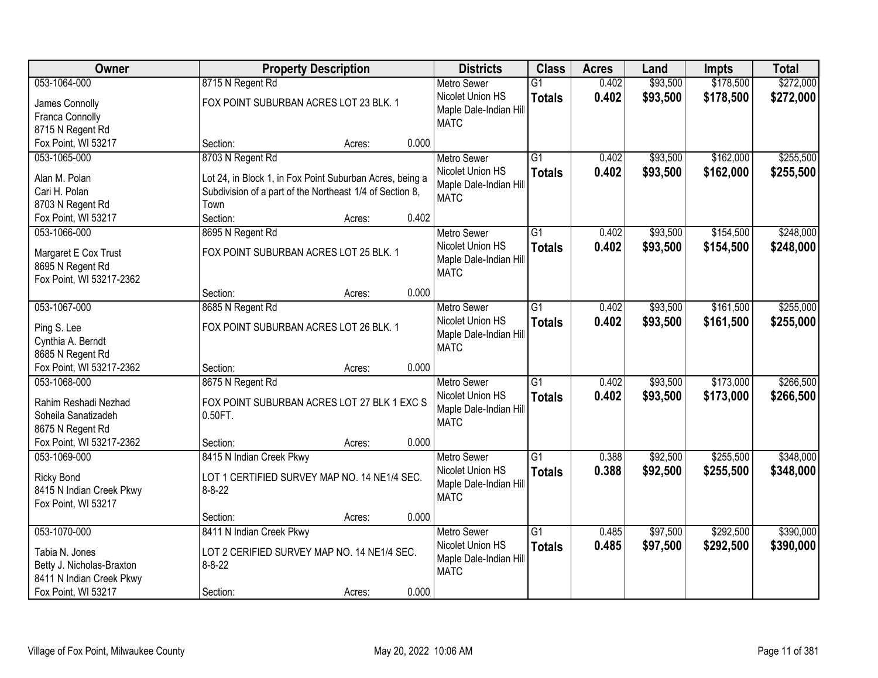| Owner | Property Description | Districts | Class | Acres | Land | Impts | Total |
|---|---|---|---|---|---|---|---|
| 053-1064-000<br>James Connolly<br>Franca Connolly<br>8715 N Regent Rd<br>Fox Point, WI 53217 | 8715 N Regent Rd<br>FOX POINT SUBURBAN ACRES LOT 23 BLK. 1<br>Section: Acres: 0.000 | Metro Sewer<br>Nicolet Union HS<br>Maple Dale-Indian Hill<br>MATC | G1<br>**Totals** | 0.402<br>**0.402** | $93,500<br>**$93,500** | $178,500<br>**$178,500** | $272,000<br>**$272,000** |
| 053-1065-000<br>Alan M. Polan<br>Cari H. Polan<br>8703 N Regent Rd<br>Fox Point, WI 53217 | 8703 N Regent Rd<br>Lot 24, in Block 1, in Fox Point Suburban Acres, being a Subdivision of a part of the Northeast 1/4 of Section 8, Town<br>Section: Acres: 0.402 | Metro Sewer<br>Nicolet Union HS<br>Maple Dale-Indian Hill<br>MATC | G1<br>**Totals** | 0.402<br>**0.402** | $93,500<br>**$93,500** | $162,000<br>**$162,000** | $255,500<br>**$255,500** |
| 053-1066-000<br>Margaret E Cox Trust<br>8695 N Regent Rd<br>Fox Point, WI 53217-2362 | 8695 N Regent Rd<br>FOX POINT SUBURBAN ACRES LOT 25 BLK. 1<br>Section: Acres: 0.000 | Metro Sewer<br>Nicolet Union HS<br>Maple Dale-Indian Hill<br>MATC | G1<br>**Totals** | 0.402<br>**0.402** | $93,500<br>**$93,500** | $154,500<br>**$154,500** | $248,000<br>**$248,000** |
| 053-1067-000<br>Ping S. Lee<br>Cynthia A. Berndt<br>8685 N Regent Rd<br>Fox Point, WI 53217-2362 | 8685 N Regent Rd<br>FOX POINT SUBURBAN ACRES LOT 26 BLK. 1<br>Section: Acres: 0.000 | Metro Sewer<br>Nicolet Union HS<br>Maple Dale-Indian Hill<br>MATC | G1<br>**Totals** | 0.402<br>**0.402** | $93,500<br>**$93,500** | $161,500<br>**$161,500** | $255,000<br>**$255,000** |
| 053-1068-000<br>Rahim Reshadi Nezhad<br>Soheila Sanatizadeh<br>8675 N Regent Rd<br>Fox Point, WI 53217-2362 | 8675 N Regent Rd<br>FOX POINT SUBURBAN ACRES LOT 27 BLK 1 EXC S 0.50FT.<br>Section: Acres: 0.000 | Metro Sewer<br>Nicolet Union HS<br>Maple Dale-Indian Hill<br>MATC | G1<br>**Totals** | 0.402<br>**0.402** | $93,500<br>**$93,500** | $173,000<br>**$173,000** | $266,500<br>**$266,500** |
| 053-1069-000<br>Ricky Bond<br>8415 N Indian Creek Pkwy<br>Fox Point, WI 53217 | 8415 N Indian Creek Pkwy<br>LOT 1 CERTIFIED SURVEY MAP NO. 14 NE1/4 SEC. 8-8-22<br>Section: Acres: 0.000 | Metro Sewer<br>Nicolet Union HS<br>Maple Dale-Indian Hill<br>MATC | G1<br>**Totals** | 0.388<br>**0.388** | $92,500<br>**$92,500** | $255,500<br>**$255,500** | $348,000<br>**$348,000** |
| 053-1070-000<br>Tabia N. Jones<br>Betty J. Nicholas-Braxton<br>8411 N Indian Creek Pkwy<br>Fox Point, WI 53217 | 8411 N Indian Creek Pkwy<br>LOT 2 CERIFIED SURVEY MAP NO. 14 NE1/4 SEC. 8-8-22<br>Section: Acres: 0.000 | Metro Sewer<br>Nicolet Union HS<br>Maple Dale-Indian Hill<br>MATC | G1<br>**Totals** | 0.485<br>**0.485** | $97,500<br>**$97,500** | $292,500<br>**$292,500** | $390,000<br>**$390,000** |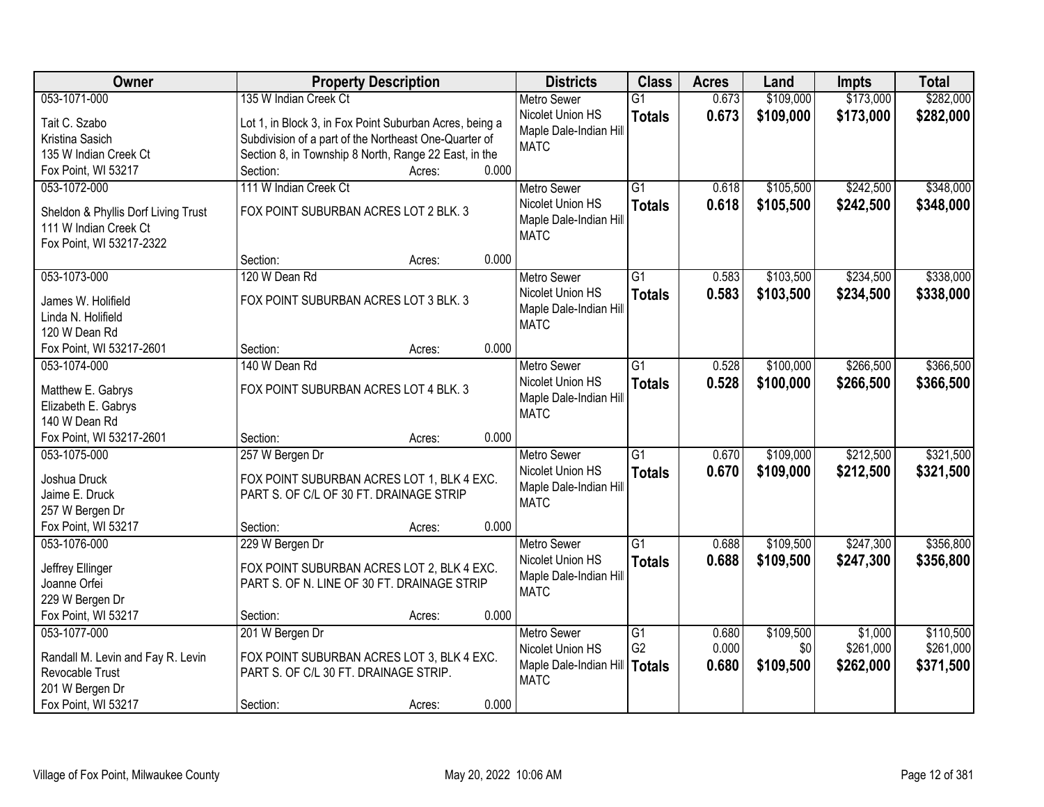| Owner | Property Description | Districts | Class | Acres | Land | Impts | Total |
|---|---|---|---|---|---|---|---|
| 053-1071-000<br>Tait C. Szabo<br>Kristina Sasich<br>135 W Indian Creek Ct<br>Fox Point, WI 53217 | 135 W Indian Creek Ct<br>Lot 1, in Block 3, in Fox Point Suburban Acres, being a Subdivision of a part of the Northeast One-Quarter of Section 8, in Township 8 North, Range 22 East, in the<br>Section: Acres: 0.000 | Metro Sewer<br>Nicolet Union HS<br>Maple Dale-Indian Hill<br>MATC | G1<br>**Totals** | 0.673<br>**0.673** | $109,000<br>**$109,000** | $173,000<br>**$173,000** | $282,000<br>**$282,000** |
| 053-1072-000<br>Sheldon & Phyllis Dorf Living Trust<br>111 W Indian Creek Ct<br>Fox Point, WI 53217-2322 | 111 W Indian Creek Ct<br>FOX POINT SUBURBAN ACRES LOT 2 BLK. 3<br>Section: Acres: 0.000 | Metro Sewer<br>Nicolet Union HS<br>Maple Dale-Indian Hill<br>MATC | G1<br>**Totals** | 0.618<br>**0.618** | $105,500<br>**$105,500** | $242,500<br>**$242,500** | $348,000<br>**$348,000** |
| 053-1073-000<br>James W. Holifield<br>Linda N. Holifield<br>120 W Dean Rd<br>Fox Point, WI 53217-2601 | 120 W Dean Rd<br>FOX POINT SUBURBAN ACRES LOT 3 BLK. 3<br>Section: Acres: 0.000 | Metro Sewer<br>Nicolet Union HS<br>Maple Dale-Indian Hill<br>MATC | G1<br>**Totals** | 0.583<br>**0.583** | $103,500<br>**$103,500** | $234,500<br>**$234,500** | $338,000<br>**$338,000** |
| 053-1074-000<br>Matthew E. Gabrys<br>Elizabeth E. Gabrys<br>140 W Dean Rd<br>Fox Point, WI 53217-2601 | 140 W Dean Rd<br>FOX POINT SUBURBAN ACRES LOT 4 BLK. 3<br>Section: Acres: 0.000 | Metro Sewer<br>Nicolet Union HS<br>Maple Dale-Indian Hill<br>MATC | G1<br>**Totals** | 0.528<br>**0.528** | $100,000<br>**$100,000** | $266,500<br>**$266,500** | $366,500<br>**$366,500** |
| 053-1075-000<br>Joshua Druck<br>Jaime E. Druck<br>257 W Bergen Dr<br>Fox Point, WI 53217 | 257 W Bergen Dr<br>FOX POINT SUBURBAN ACRES LOT 1, BLK 4 EXC. PART S. OF C/L OF 30 FT. DRAINAGE STRIP<br>Section: Acres: 0.000 | Metro Sewer<br>Nicolet Union HS<br>Maple Dale-Indian Hill<br>MATC | G1<br>**Totals** | 0.670<br>**0.670** | $109,000<br>**$109,000** | $212,500<br>**$212,500** | $321,500<br>**$321,500** |
| 053-1076-000<br>Jeffrey Ellinger<br>Joanne Orfei<br>229 W Bergen Dr<br>Fox Point, WI 53217 | 229 W Bergen Dr<br>FOX POINT SUBURBAN ACRES LOT 2, BLK 4 EXC. PART S. OF N. LINE OF 30 FT. DRAINAGE STRIP<br>Section: Acres: 0.000 | Metro Sewer<br>Nicolet Union HS<br>Maple Dale-Indian Hill<br>MATC | G1<br>**Totals** | 0.688<br>**0.688** | $109,500<br>**$109,500** | $247,300<br>**$247,300** | $356,800<br>**$356,800** |
| 053-1077-000<br>Randall M. Levin and Fay R. Levin Revocable Trust<br>201 W Bergen Dr<br>Fox Point, WI 53217 | 201 W Bergen Dr<br>FOX POINT SUBURBAN ACRES LOT 3, BLK 4 EXC. PART S. OF C/L 30 FT. DRAINAGE STRIP.<br>Section: Acres: 0.000 | Metro Sewer<br>Nicolet Union HS<br>Maple Dale-Indian Hill<br>MATC | G1<br>G2<br>**Totals** | 0.680<br>0.000<br>**0.680** | $109,500<br>$0<br>**$109,500** | $1,000<br>$261,000<br>**$262,000** | $110,500<br>$261,000<br>**$371,500** |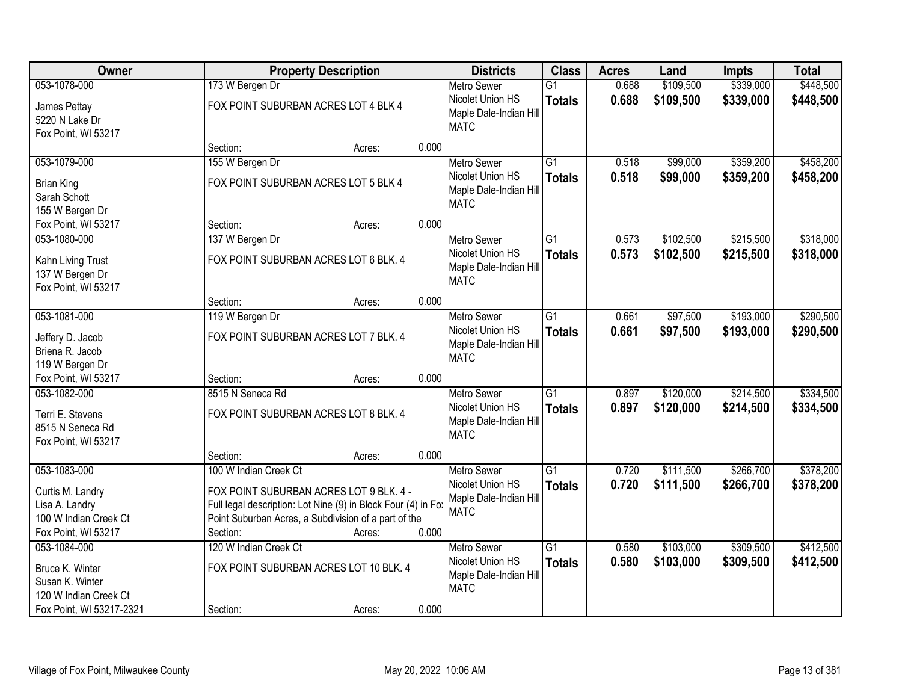| Owner | Property Description | Districts | Class | Acres | Land | Impts | Total |
|---|---|---|---|---|---|---|---|
| 053-1078-000<br>James Pettay<br>5220 N Lake Dr<br>Fox Point, WI 53217 | 173 W Bergen Dr<br>FOX POINT SUBURBAN ACRES LOT 4 BLK 4<br>Section: Acres: 0.000 | Metro Sewer<br>Nicolet Union HS<br>Maple Dale-Indian Hill<br>MATC | G1<br>**Totals** | 0.688<br>**0.688** | $109,500<br>**$109,500** | $339,000<br>**$339,000** | $448,500<br>**$448,500** |
| 053-1079-000<br>Brian King<br>Sarah Schott<br>155 W Bergen Dr<br>Fox Point, WI 53217 | 155 W Bergen Dr<br>FOX POINT SUBURBAN ACRES LOT 5 BLK 4<br>Section: Acres: 0.000 | Metro Sewer<br>Nicolet Union HS<br>Maple Dale-Indian Hill<br>MATC | G1<br>**Totals** | 0.518<br>**0.518** | $99,000<br>**$99,000** | $359,200<br>**$359,200** | $458,200<br>**$458,200** |
| 053-1080-000<br>Kahn Living Trust<br>137 W Bergen Dr<br>Fox Point, WI 53217 | 137 W Bergen Dr<br>FOX POINT SUBURBAN ACRES LOT 6 BLK. 4<br>Section: Acres: 0.000 | Metro Sewer<br>Nicolet Union HS<br>Maple Dale-Indian Hill<br>MATC | G1<br>**Totals** | 0.573<br>**0.573** | $102,500<br>**$102,500** | $215,500<br>**$215,500** | $318,000<br>**$318,000** |
| 053-1081-000<br>Jeffery D. Jacob<br>Briena R. Jacob<br>119 W Bergen Dr<br>Fox Point, WI 53217 | 119 W Bergen Dr<br>FOX POINT SUBURBAN ACRES LOT 7 BLK. 4<br>Section: Acres: 0.000 | Metro Sewer<br>Nicolet Union HS<br>Maple Dale-Indian Hill<br>MATC | G1<br>**Totals** | 0.661<br>**0.661** | $97,500<br>**$97,500** | $193,000<br>**$193,000** | $290,500<br>**$290,500** |
| 053-1082-000<br>Terri E. Stevens<br>8515 N Seneca Rd<br>Fox Point, WI 53217 | 8515 N Seneca Rd<br>FOX POINT SUBURBAN ACRES LOT 8 BLK. 4<br>Section: Acres: 0.000 | Metro Sewer<br>Nicolet Union HS<br>Maple Dale-Indian Hill<br>MATC | G1<br>**Totals** | 0.897<br>**0.897** | $120,000<br>**$120,000** | $214,500<br>**$214,500** | $334,500<br>**$334,500** |
| 053-1083-000<br>Curtis M. Landry<br>Lisa A. Landry<br>100 W Indian Creek Ct<br>Fox Point, WI 53217 | 100 W Indian Creek Ct<br>FOX POINT SUBURBAN ACRES LOT 9 BLK. 4 - Full legal description: Lot Nine (9) in Block Four (4) in Fox Point Suburban Acres, a Subdivision of a part of the<br>Section: Acres: 0.000 | Metro Sewer<br>Nicolet Union HS<br>Maple Dale-Indian Hill<br>MATC | G1<br>**Totals** | 0.720<br>**0.720** | $111,500<br>**$111,500** | $266,700<br>**$266,700** | $378,200<br>**$378,200** |
| 053-1084-000<br>Bruce K. Winter<br>Susan K. Winter<br>120 W Indian Creek Ct<br>Fox Point, WI 53217-2321 | 120 W Indian Creek Ct<br>FOX POINT SUBURBAN ACRES LOT 10 BLK. 4<br>Section: Acres: 0.000 | Metro Sewer<br>Nicolet Union HS<br>Maple Dale-Indian Hill<br>MATC | G1<br>**Totals** | 0.580<br>**0.580** | $103,000<br>**$103,000** | $309,500<br>**$309,500** | $412,500<br>**$412,500** |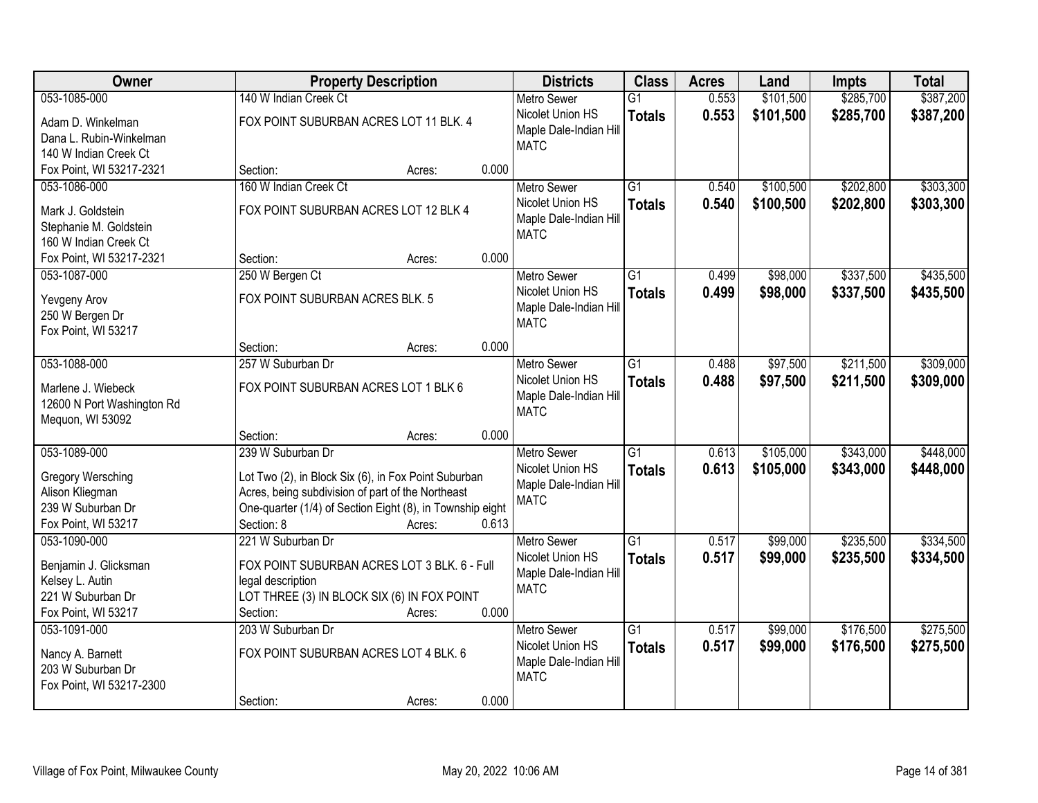| Owner | Property Description | Districts | Class | Acres | Land | Impts | Total |
|---|---|---|---|---|---|---|---|
| 053-1085-000<br>Adam D. Winkelman<br>Dana L. Rubin-Winkelman<br>140 W Indian Creek Ct<br>Fox Point, WI 53217-2321 | 140 W Indian Creek Ct<br>FOX POINT SUBURBAN ACRES LOT 11 BLK. 4<br>Section: Acres: 0.000 | Metro Sewer<br>Nicolet Union HS<br>Maple Dale-Indian Hill<br>MATC | G1<br>**Totals** | 0.553<br>**0.553** | $101,500<br>**$101,500** | $285,700<br>**$285,700** | $387,200<br>**$387,200** |
| 053-1086-000<br>Mark J. Goldstein<br>Stephanie M. Goldstein<br>160 W Indian Creek Ct<br>Fox Point, WI 53217-2321 | 160 W Indian Creek Ct<br>FOX POINT SUBURBAN ACRES LOT 12 BLK 4<br>Section: Acres: 0.000 | Metro Sewer<br>Nicolet Union HS<br>Maple Dale-Indian Hill<br>MATC | G1<br>**Totals** | 0.540<br>**0.540** | $100,500<br>**$100,500** | $202,800<br>**$202,800** | $303,300<br>**$303,300** |
| 053-1087-000<br>Yevgeny Arov<br>250 W Bergen Dr<br>Fox Point, WI 53217 | 250 W Bergen Ct<br>FOX POINT SUBURBAN ACRES BLK. 5<br>Section: Acres: 0.000 | Metro Sewer<br>Nicolet Union HS<br>Maple Dale-Indian Hill<br>MATC | G1<br>**Totals** | 0.499<br>**0.499** | $98,000<br>**$98,000** | $337,500<br>**$337,500** | $435,500<br>**$435,500** |
| 053-1088-000<br>Marlene J. Wiebeck<br>12600 N Port Washington Rd<br>Mequon, WI 53092 | 257 W Suburban Dr<br>FOX POINT SUBURBAN ACRES LOT 1 BLK 6<br>Section: Acres: 0.000 | Metro Sewer<br>Nicolet Union HS<br>Maple Dale-Indian Hill<br>MATC | G1<br>**Totals** | 0.488<br>**0.488** | $97,500<br>**$97,500** | $211,500<br>**$211,500** | $309,000<br>**$309,000** |
| 053-1089-000<br>Gregory Wersching<br>Alison Kliegman<br>239 W Suburban Dr<br>Fox Point, WI 53217 | 239 W Suburban Dr<br>Lot Two (2), in Block Six (6), in Fox Point Suburban Acres, being subdivision of part of the Northeast One-quarter (1/4) of Section Eight (8), in Township eight<br>Section: 8 Acres: 0.613 | Metro Sewer<br>Nicolet Union HS<br>Maple Dale-Indian Hill<br>MATC | G1<br>**Totals** | 0.613<br>**0.613** | $105,000<br>**$105,000** | $343,000<br>**$343,000** | $448,000<br>**$448,000** |
| 053-1090-000<br>Benjamin J. Glicksman<br>Kelsey L. Autin<br>221 W Suburban Dr<br>Fox Point, WI 53217 | 221 W Suburban Dr<br>FOX POINT SUBURBAN ACRES LOT 3 BLK. 6 - Full legal description<br>LOT THREE (3) IN BLOCK SIX (6) IN FOX POINT<br>Section: Acres: 0.000 | Metro Sewer<br>Nicolet Union HS<br>Maple Dale-Indian Hill<br>MATC | G1<br>**Totals** | 0.517<br>**0.517** | $99,000<br>**$99,000** | $235,500<br>**$235,500** | $334,500<br>**$334,500** |
| 053-1091-000<br>Nancy A. Barnett<br>203 W Suburban Dr<br>Fox Point, WI 53217-2300 | 203 W Suburban Dr<br>FOX POINT SUBURBAN ACRES LOT 4 BLK. 6<br>Section: Acres: 0.000 | Metro Sewer<br>Nicolet Union HS<br>Maple Dale-Indian Hill<br>MATC | G1<br>**Totals** | 0.517<br>**0.517** | $99,000<br>**$99,000** | $176,500<br>**$176,500** | $275,500<br>**$275,500** |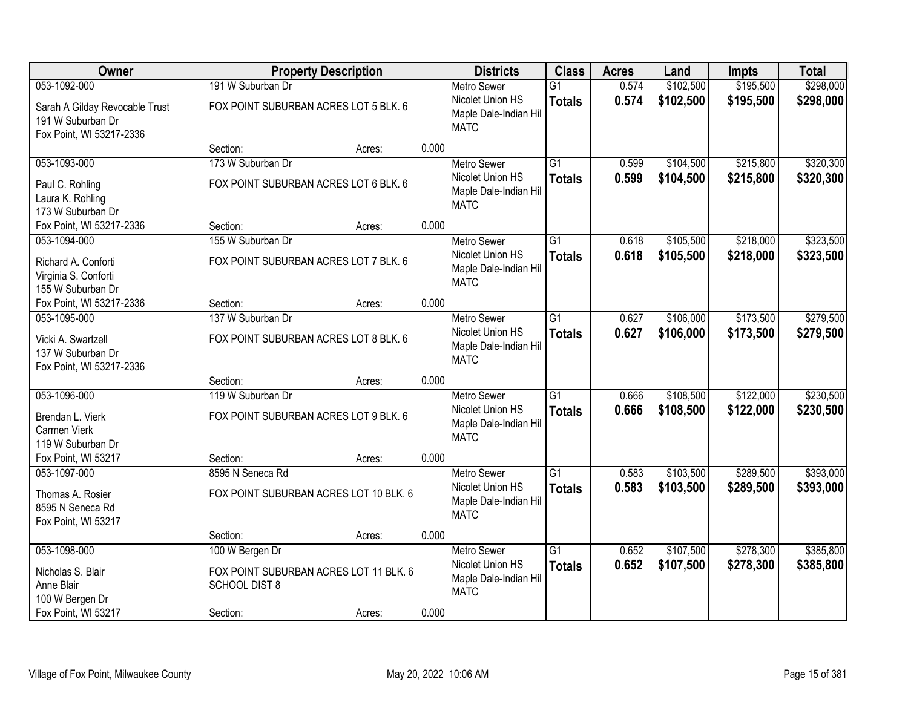| Owner | Property Description | | | Districts | Class | Acres | Land | Impts | Total |
|---|---|---|---|---|---|---|---|---|---|
| 053-1092-000 | 191 W Suburban Dr | | | Metro Sewer | G1 | 0.574 | $102,500 | $195,500 | $298,000 |
| Sarah A Gilday Revocable Trust<br>191 W Suburban Dr<br>Fox Point, WI 53217-2336 | FOX POINT SUBURBAN ACRES LOT 5 BLK. 6 | | | Nicolet Union HS<br>Maple Dale-Indian Hill<br>MATC | **Totals** | **0.574** | **$102,500** | **$195,500** | **$298,000** |
| | Section: | Acres: | 0.000 | | | | | | |
| 053-1093-000 | 173 W Suburban Dr | | | Metro Sewer | G1 | 0.599 | $104,500 | $215,800 | $320,300 |
| Paul C. Rohling<br>Laura K. Rohling<br>173 W Suburban Dr<br>Fox Point, WI 53217-2336 | FOX POINT SUBURBAN ACRES LOT 6 BLK. 6 | | | Nicolet Union HS<br>Maple Dale-Indian Hill<br>MATC | **Totals** | **0.599** | **$104,500** | **$215,800** | **$320,300** |
| | Section: | Acres: | 0.000 | | | | | | |
| 053-1094-000 | 155 W Suburban Dr | | | Metro Sewer | G1 | 0.618 | $105,500 | $218,000 | $323,500 |
| Richard A. Conforti<br>Virginia S. Conforti<br>155 W Suburban Dr<br>Fox Point, WI 53217-2336 | FOX POINT SUBURBAN ACRES LOT 7 BLK. 6 | | | Nicolet Union HS<br>Maple Dale-Indian Hill<br>MATC | **Totals** | **0.618** | **$105,500** | **$218,000** | **$323,500** |
| | Section: | Acres: | 0.000 | | | | | | |
| 053-1095-000 | 137 W Suburban Dr | | | Metro Sewer | G1 | 0.627 | $106,000 | $173,500 | $279,500 |
| Vicki A. Swartzell<br>137 W Suburban Dr<br>Fox Point, WI 53217-2336 | FOX POINT SUBURBAN ACRES LOT 8 BLK. 6 | | | Nicolet Union HS<br>Maple Dale-Indian Hill<br>MATC | **Totals** | **0.627** | **$106,000** | **$173,500** | **$279,500** |
| | Section: | Acres: | 0.000 | | | | | | |
| 053-1096-000 | 119 W Suburban Dr | | | Metro Sewer | G1 | 0.666 | $108,500 | $122,000 | $230,500 |
| Brendan L. Vierk<br>Carmen Vierk<br>119 W Suburban Dr<br>Fox Point, WI 53217 | FOX POINT SUBURBAN ACRES LOT 9 BLK. 6 | | | Nicolet Union HS<br>Maple Dale-Indian Hill<br>MATC | **Totals** | **0.666** | **$108,500** | **$122,000** | **$230,500** |
| | Section: | Acres: | 0.000 | | | | | | |
| 053-1097-000 | 8595 N Seneca Rd | | | Metro Sewer | G1 | 0.583 | $103,500 | $289,500 | $393,000 |
| Thomas A. Rosier<br>8595 N Seneca Rd<br>Fox Point, WI 53217 | FOX POINT SUBURBAN ACRES LOT 10 BLK. 6 | | | Nicolet Union HS<br>Maple Dale-Indian Hill<br>MATC | **Totals** | **0.583** | **$103,500** | **$289,500** | **$393,000** |
| | Section: | Acres: | 0.000 | | | | | | |
| 053-1098-000 | 100 W Bergen Dr | | | Metro Sewer | G1 | 0.652 | $107,500 | $278,300 | $385,800 |
| Nicholas S. Blair<br>Anne Blair<br>100 W Bergen Dr<br>Fox Point, WI 53217 | FOX POINT SUBURBAN ACRES LOT 11 BLK. 6<br>SCHOOL DIST 8 | | | Nicolet Union HS<br>Maple Dale-Indian Hill<br>MATC | **Totals** | **0.652** | **$107,500** | **$278,300** | **$385,800** |
| | Section: | Acres: | 0.000 | | | | | | |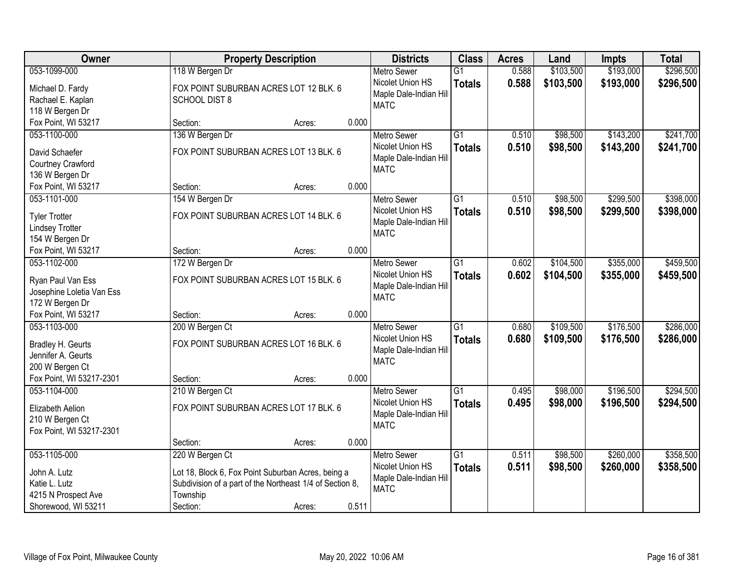| Owner | Property Description | Districts | Class | Acres | Land | Impts | Total |
|---|---|---|---|---|---|---|---|
| 053-1099-000<br>Michael D. Fardy<br>Rachael E. Kaplan<br>118 W Bergen Dr<br>Fox Point, WI 53217 | 118 W Bergen Dr<br>FOX POINT SUBURBAN ACRES LOT 12 BLK. 6 SCHOOL DIST 8<br>Section: Acres: 0.000 | Metro Sewer<br>Nicolet Union HS<br>Maple Dale-Indian Hill<br>MATC | G1<br>**Totals** | 0.588<br>**0.588** | $103,500<br>**$103,500** | $193,000<br>**$193,000** | $296,500<br>**$296,500** |
| 053-1100-000<br>David Schaefer<br>Courtney Crawford<br>136 W Bergen Dr<br>Fox Point, WI 53217 | 136 W Bergen Dr<br>FOX POINT SUBURBAN ACRES LOT 13 BLK. 6<br>Section: Acres: 0.000 | Metro Sewer<br>Nicolet Union HS<br>Maple Dale-Indian Hill<br>MATC | G1<br>**Totals** | 0.510<br>**0.510** | $98,500<br>**$98,500** | $143,200<br>**$143,200** | $241,700<br>**$241,700** |
| 053-1101-000<br>Tyler Trotter<br>Lindsey Trotter<br>154 W Bergen Dr<br>Fox Point, WI 53217 | 154 W Bergen Dr<br>FOX POINT SUBURBAN ACRES LOT 14 BLK. 6<br>Section: Acres: 0.000 | Metro Sewer<br>Nicolet Union HS<br>Maple Dale-Indian Hill<br>MATC | G1<br>**Totals** | 0.510<br>**0.510** | $98,500<br>**$98,500** | $299,500<br>**$299,500** | $398,000<br>**$398,000** |
| 053-1102-000<br>Ryan Paul Van Ess<br>Josephine Loletia Van Ess<br>172 W Bergen Dr<br>Fox Point, WI 53217 | 172 W Bergen Dr<br>FOX POINT SUBURBAN ACRES LOT 15 BLK. 6<br>Section: Acres: 0.000 | Metro Sewer<br>Nicolet Union HS<br>Maple Dale-Indian Hill<br>MATC | G1<br>**Totals** | 0.602<br>**0.602** | $104,500<br>**$104,500** | $355,000<br>**$355,000** | $459,500<br>**$459,500** |
| 053-1103-000<br>Bradley H. Geurts<br>Jennifer A. Geurts<br>200 W Bergen Ct<br>Fox Point, WI 53217-2301 | 200 W Bergen Ct<br>FOX POINT SUBURBAN ACRES LOT 16 BLK. 6<br>Section: Acres: 0.000 | Metro Sewer<br>Nicolet Union HS<br>Maple Dale-Indian Hill<br>MATC | G1<br>**Totals** | 0.680<br>**0.680** | $109,500<br>**$109,500** | $176,500<br>**$176,500** | $286,000<br>**$286,000** |
| 053-1104-000<br>Elizabeth Aelion<br>210 W Bergen Ct<br>Fox Point, WI 53217-2301 | 210 W Bergen Ct<br>FOX POINT SUBURBAN ACRES LOT 17 BLK. 6<br>Section: Acres: 0.000 | Metro Sewer<br>Nicolet Union HS<br>Maple Dale-Indian Hill<br>MATC | G1<br>**Totals** | 0.495<br>**0.495** | $98,000<br>**$98,000** | $196,500<br>**$196,500** | $294,500<br>**$294,500** |
| 053-1105-000<br>John A. Lutz<br>Katie L. Lutz<br>4215 N Prospect Ave<br>Shorewood, WI 53211 | 220 W Bergen Ct<br>Lot 18, Block 6, Fox Point Suburban Acres, being a Subdivision of a part of the Northeast 1/4 of Section 8, Township<br>Section: Acres: 0.511 | Metro Sewer<br>Nicolet Union HS<br>Maple Dale-Indian Hill<br>MATC | G1<br>**Totals** | 0.511<br>**0.511** | $98,500<br>**$98,500** | $260,000<br>**$260,000** | $358,500<br>**$358,500** |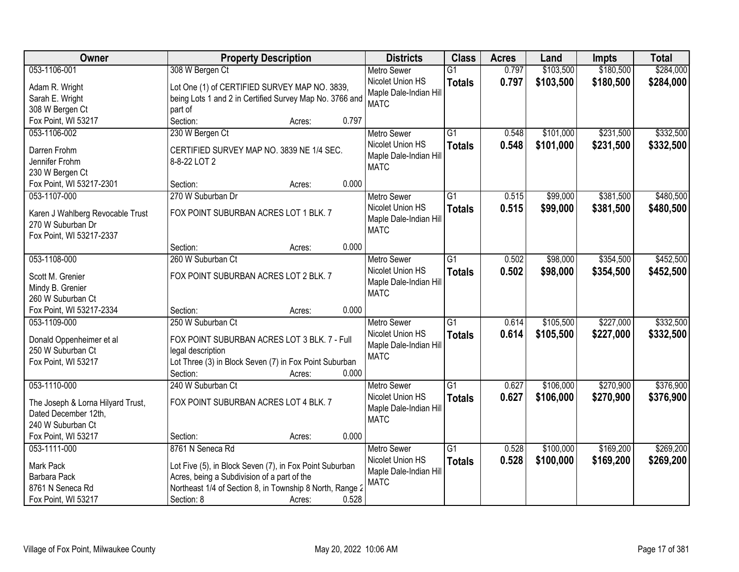| Owner | Property Description | Districts | Class | Acres | Land | Impts | Total |
|---|---|---|---|---|---|---|---|
| 053-1106-001<br>Adam R. Wright<br>Sarah E. Wright<br>308 W Bergen Ct<br>Fox Point, WI 53217 | 308 W Bergen Ct<br>Lot One (1) of CERTIFIED SURVEY MAP NO. 3839, being Lots 1 and 2 in Certified Survey Map No. 3766 and part of<br>Section: Acres: 0.797 | Metro Sewer<br>Nicolet Union HS<br>Maple Dale-Indian Hill<br>MATC | G1<br>**Totals** | 0.797<br>**0.797** | $103,500<br>**$103,500** | $180,500<br>**$180,500** | $284,000<br>**$284,000** |
| 053-1106-002<br>Darren Frohm<br>Jennifer Frohm<br>230 W Bergen Ct<br>Fox Point, WI 53217-2301 | 230 W Bergen Ct<br>CERTIFIED SURVEY MAP NO. 3839 NE 1/4 SEC. 8-8-22 LOT 2<br>Section: Acres: 0.000 | Metro Sewer<br>Nicolet Union HS<br>Maple Dale-Indian Hill<br>MATC | G1<br>**Totals** | 0.548<br>**0.548** | $101,000<br>**$101,000** | $231,500<br>**$231,500** | $332,500<br>**$332,500** |
| 053-1107-000<br>Karen J Wahlberg Revocable Trust<br>270 W Suburban Dr<br>Fox Point, WI 53217-2337 | 270 W Suburban Dr<br>FOX POINT SUBURBAN ACRES LOT 1 BLK. 7<br>Section: Acres: 0.000 | Metro Sewer<br>Nicolet Union HS<br>Maple Dale-Indian Hill<br>MATC | G1<br>**Totals** | 0.515<br>**0.515** | $99,000<br>**$99,000** | $381,500<br>**$381,500** | $480,500<br>**$480,500** |
| 053-1108-000<br>Scott M. Grenier<br>Mindy B. Grenier<br>260 W Suburban Ct<br>Fox Point, WI 53217-2334 | 260 W Suburban Ct<br>FOX POINT SUBURBAN ACRES LOT 2 BLK. 7<br>Section: Acres: 0.000 | Metro Sewer<br>Nicolet Union HS<br>Maple Dale-Indian Hill<br>MATC | G1<br>**Totals** | 0.502<br>**0.502** | $98,000<br>**$98,000** | $354,500<br>**$354,500** | $452,500<br>**$452,500** |
| 053-1109-000<br>Donald Oppenheimer et al<br>250 W Suburban Ct<br>Fox Point, WI 53217 | 250 W Suburban Ct<br>FOX POINT SUBURBAN ACRES LOT 3 BLK. 7 - Full legal description<br>Lot Three (3) in Block Seven (7) in Fox Point Suburban<br>Section: Acres: 0.000 | Metro Sewer<br>Nicolet Union HS<br>Maple Dale-Indian Hill<br>MATC | G1<br>**Totals** | 0.614<br>**0.614** | $105,500<br>**$105,500** | $227,000<br>**$227,000** | $332,500<br>**$332,500** |
| 053-1110-000<br>The Joseph & Lorna Hilyard Trust, Dated December 12th,<br>240 W Suburban Ct<br>Fox Point, WI 53217 | 240 W Suburban Ct<br>FOX POINT SUBURBAN ACRES LOT 4 BLK. 7<br>Section: Acres: 0.000 | Metro Sewer<br>Nicolet Union HS<br>Maple Dale-Indian Hill<br>MATC | G1<br>**Totals** | 0.627<br>**0.627** | $106,000<br>**$106,000** | $270,900<br>**$270,900** | $376,900<br>**$376,900** |
| 053-1111-000<br>Mark Pack<br>Barbara Pack<br>8761 N Seneca Rd<br>Fox Point, WI 53217 | 8761 N Seneca Rd<br>Lot Five (5), in Block Seven (7), in Fox Point Suburban Acres, being a Subdivision of a part of the Northeast 1/4 of Section 8, in Township 8 North, Range 2<br>Section: 8 Acres: 0.528 | Metro Sewer<br>Nicolet Union HS<br>Maple Dale-Indian Hill<br>MATC | G1<br>**Totals** | 0.528<br>**0.528** | $100,000<br>**$100,000** | $169,200<br>**$169,200** | $269,200<br>**$269,200** |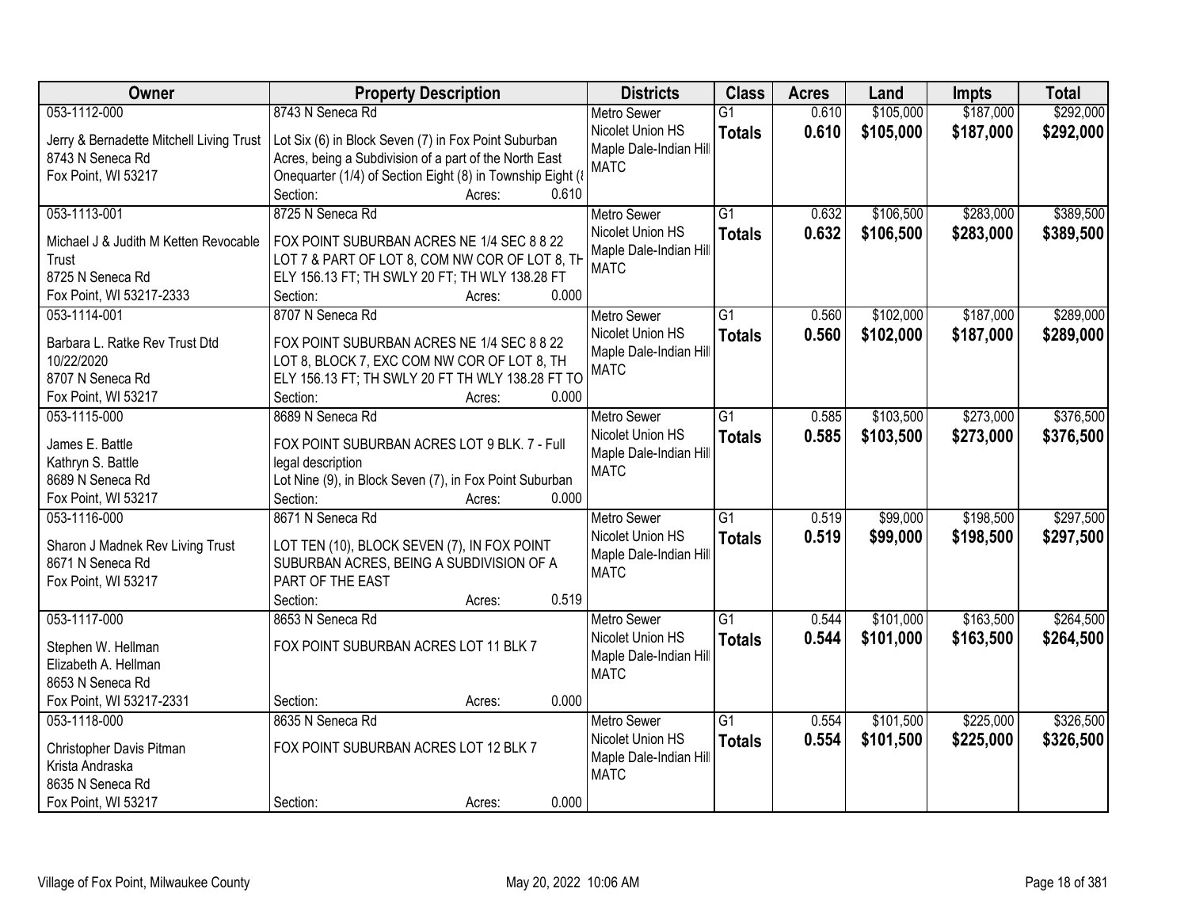| Owner | Property Description | Districts | Class | Acres | Land | Impts | Total |
|---|---|---|---|---|---|---|---|
| 053-1112-000<br>Jerry & Bernadette Mitchell Living Trust<br>8743 N Seneca Rd<br>Fox Point, WI 53217 | 8743 N Seneca Rd<br>Lot Six (6) in Block Seven (7) in Fox Point Suburban Acres, being a Subdivision of a part of the North East Onequarter (1/4) of Section Eight (8) in Township Eight (8<br>Section: Acres: 0.610 | Metro Sewer<br>Nicolet Union HS<br>Maple Dale-Indian Hill<br>MATC | G1<br>**Totals** | 0.610<br>**0.610** | $105,000<br>**$105,000** | $187,000<br>**$187,000** | $292,000<br>**$292,000** |
| 053-1113-001<br>Michael J & Judith M Ketten Revocable Trust<br>8725 N Seneca Rd<br>Fox Point, WI 53217-2333 | 8725 N Seneca Rd<br>FOX POINT SUBURBAN ACRES NE 1/4 SEC 8 8 22 LOT 7 & PART OF LOT 8, COM NW COR OF LOT 8, TH ELY 156.13 FT; TH SWLY 20 FT; TH WLY 138.28 FT<br>Section: Acres: 0.000 | Metro Sewer<br>Nicolet Union HS<br>Maple Dale-Indian Hill<br>MATC | G1<br>**Totals** | 0.632<br>**0.632** | $106,500<br>**$106,500** | $283,000<br>**$283,000** | $389,500<br>**$389,500** |
| 053-1114-001<br>Barbara L. Ratke Rev Trust Dtd 10/22/2020<br>8707 N Seneca Rd<br>Fox Point, WI 53217 | 8707 N Seneca Rd<br>FOX POINT SUBURBAN ACRES NE 1/4 SEC 8 8 22 LOT 8, BLOCK 7, EXC COM NW COR OF LOT 8, TH ELY 156.13 FT; TH SWLY 20 FT TH WLY 138.28 FT TO<br>Section: Acres: 0.000 | Metro Sewer<br>Nicolet Union HS<br>Maple Dale-Indian Hill<br>MATC | G1<br>**Totals** | 0.560<br>**0.560** | $102,000<br>**$102,000** | $187,000<br>**$187,000** | $289,000<br>**$289,000** |
| 053-1115-000<br>James E. Battle<br>Kathryn S. Battle<br>8689 N Seneca Rd<br>Fox Point, WI 53217 | 8689 N Seneca Rd<br>FOX POINT SUBURBAN ACRES LOT 9 BLK. 7 - Full legal description<br>Lot Nine (9), in Block Seven (7), in Fox Point Suburban<br>Section: Acres: 0.000 | Metro Sewer<br>Nicolet Union HS<br>Maple Dale-Indian Hill<br>MATC | G1<br>**Totals** | 0.585<br>**0.585** | $103,500<br>**$103,500** | $273,000<br>**$273,000** | $376,500<br>**$376,500** |
| 053-1116-000<br>Sharon J Madnek Rev Living Trust<br>8671 N Seneca Rd<br>Fox Point, WI 53217 | 8671 N Seneca Rd<br>LOT TEN (10), BLOCK SEVEN (7), IN FOX POINT SUBURBAN ACRES, BEING A SUBDIVISION OF A PART OF THE EAST<br>Section: Acres: 0.519 | Metro Sewer<br>Nicolet Union HS<br>Maple Dale-Indian Hill<br>MATC | G1<br>**Totals** | 0.519<br>**0.519** | $99,000<br>**$99,000** | $198,500<br>**$198,500** | $297,500<br>**$297,500** |
| 053-1117-000<br>Stephen W. Hellman<br>Elizabeth A. Hellman<br>8653 N Seneca Rd<br>Fox Point, WI 53217-2331 | 8653 N Seneca Rd<br>FOX POINT SUBURBAN ACRES LOT 11 BLK 7<br>Section: Acres: 0.000 | Metro Sewer<br>Nicolet Union HS<br>Maple Dale-Indian Hill<br>MATC | G1<br>**Totals** | 0.544<br>**0.544** | $101,000<br>**$101,000** | $163,500<br>**$163,500** | $264,500<br>**$264,500** |
| 053-1118-000<br>Christopher Davis Pitman<br>Krista Andraska<br>8635 N Seneca Rd<br>Fox Point, WI 53217 | 8635 N Seneca Rd<br>FOX POINT SUBURBAN ACRES LOT 12 BLK 7<br>Section: Acres: 0.000 | Metro Sewer<br>Nicolet Union HS<br>Maple Dale-Indian Hill<br>MATC | G1<br>**Totals** | 0.554<br>**0.554** | $101,500<br>**$101,500** | $225,000<br>**$225,000** | $326,500<br>**$326,500** |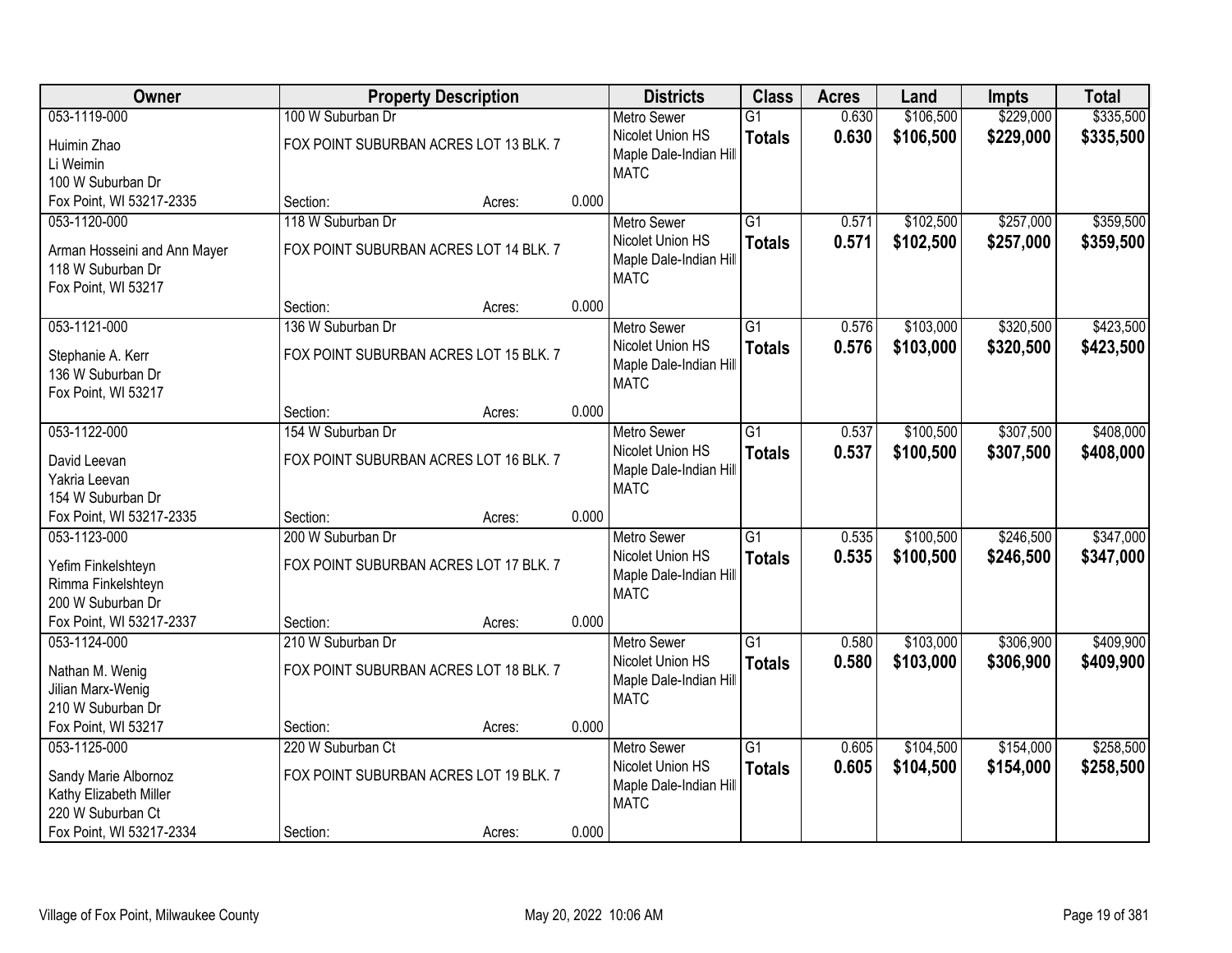| Owner | Property Description | | | Districts | Class | Acres | Land | Impts | Total |
|---|---|---|---|---|---|---|---|---|---|
| 053-1119-000<br>Huimin Zhao<br>Li Weimin<br>100 W Suburban Dr<br>Fox Point, WI 53217-2335 | 100 W Suburban Dr<br>FOX POINT SUBURBAN ACRES LOT 13 BLK. 7<br>Section: | Acres: | 0.000 | Metro Sewer<br>Nicolet Union HS<br>Maple Dale-Indian Hill<br>MATC | G1<br>**Totals** | 0.630<br>**0.630** | $106,500<br>**$106,500** | $229,000<br>**$229,000** | $335,500<br>**$335,500** |
| 053-1120-000<br>Arman Hosseini and Ann Mayer<br>118 W Suburban Dr<br>Fox Point, WI 53217 | 118 W Suburban Dr<br>FOX POINT SUBURBAN ACRES LOT 14 BLK. 7<br>Section: | Acres: | 0.000 | Metro Sewer<br>Nicolet Union HS<br>Maple Dale-Indian Hill<br>MATC | G1<br>**Totals** | 0.571<br>**0.571** | $102,500<br>**$102,500** | $257,000<br>**$257,000** | $359,500<br>**$359,500** |
| 053-1121-000<br>Stephanie A. Kerr<br>136 W Suburban Dr<br>Fox Point, WI 53217 | 136 W Suburban Dr<br>FOX POINT SUBURBAN ACRES LOT 15 BLK. 7<br>Section: | Acres: | 0.000 | Metro Sewer<br>Nicolet Union HS<br>Maple Dale-Indian Hill<br>MATC | G1<br>**Totals** | 0.576<br>**0.576** | $103,000<br>**$103,000** | $320,500<br>**$320,500** | $423,500<br>**$423,500** |
| 053-1122-000<br>David Leevan<br>Yakria Leevan<br>154 W Suburban Dr<br>Fox Point, WI 53217-2335 | 154 W Suburban Dr<br>FOX POINT SUBURBAN ACRES LOT 16 BLK. 7<br>Section: | Acres: | 0.000 | Metro Sewer<br>Nicolet Union HS<br>Maple Dale-Indian Hill<br>MATC | G1<br>**Totals** | 0.537<br>**0.537** | $100,500<br>**$100,500** | $307,500<br>**$307,500** | $408,000<br>**$408,000** |
| 053-1123-000<br>Yefim Finkelshteyn<br>Rimma Finkelshteyn<br>200 W Suburban Dr<br>Fox Point, WI 53217-2337 | 200 W Suburban Dr<br>FOX POINT SUBURBAN ACRES LOT 17 BLK. 7<br>Section: | Acres: | 0.000 | Metro Sewer<br>Nicolet Union HS<br>Maple Dale-Indian Hill<br>MATC | G1<br>**Totals** | 0.535<br>**0.535** | $100,500<br>**$100,500** | $246,500<br>**$246,500** | $347,000<br>**$347,000** |
| 053-1124-000<br>Nathan M. Wenig<br>Jilian Marx-Wenig<br>210 W Suburban Dr<br>Fox Point, WI 53217 | 210 W Suburban Dr<br>FOX POINT SUBURBAN ACRES LOT 18 BLK. 7<br>Section: | Acres: | 0.000 | Metro Sewer<br>Nicolet Union HS<br>Maple Dale-Indian Hill<br>MATC | G1<br>**Totals** | 0.580<br>**0.580** | $103,000<br>**$103,000** | $306,900<br>**$306,900** | $409,900<br>**$409,900** |
| 053-1125-000<br>Sandy Marie Albornoz<br>Kathy Elizabeth Miller<br>220 W Suburban Ct<br>Fox Point, WI 53217-2334 | 220 W Suburban Ct<br>FOX POINT SUBURBAN ACRES LOT 19 BLK. 7<br>Section: | Acres: | 0.000 | Metro Sewer<br>Nicolet Union HS<br>Maple Dale-Indian Hill<br>MATC | G1<br>**Totals** | 0.605<br>**0.605** | $104,500<br>**$104,500** | $154,000<br>**$154,000** | $258,500<br>**$258,500** |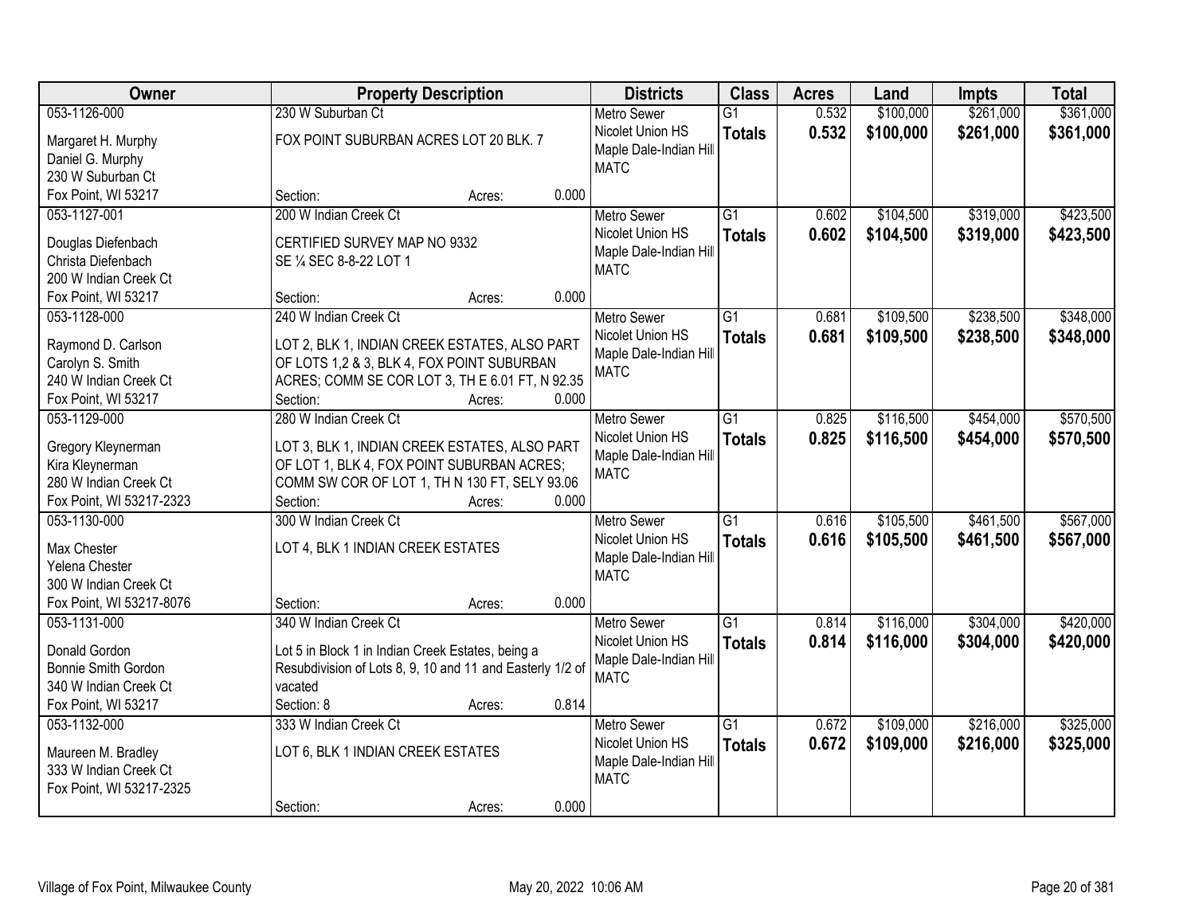| Owner | Property Description | Districts | Class | Acres | Land | Impts | Total |
|---|---|---|---|---|---|---|---|
| 053-1126-000<br><br>Margaret H. Murphy<br>Daniel G. Murphy<br>230 W Suburban Ct<br>Fox Point, WI 53217 | 230 W Suburban Ct<br><br>FOX POINT SUBURBAN ACRES LOT 20 BLK. 7<br><br>Section: Acres: 0.000 | Metro Sewer<br>Nicolet Union HS<br>Maple Dale-Indian Hill<br>MATC | G1<br>**Totals** | 0.532<br>**0.532** | \$100,000<br>**\$100,000** | \$261,000<br>**\$261,000** | \$361,000<br>**\$361,000** |
| 053-1127-001<br><br>Douglas Diefenbach<br>Christa Diefenbach<br>200 W Indian Creek Ct<br>Fox Point, WI 53217 | 200 W Indian Creek Ct<br><br>CERTIFIED SURVEY MAP NO 9332<br>SE ¼ SEC 8-8-22 LOT 1<br><br>Section: Acres: 0.000 | Metro Sewer<br>Nicolet Union HS<br>Maple Dale-Indian Hill<br>MATC | G1<br>**Totals** | 0.602<br>**0.602** | \$104,500<br>**\$104,500** | \$319,000<br>**\$319,000** | \$423,500<br>**\$423,500** |
| 053-1128-000<br><br>Raymond D. Carlson<br>Carolyn S. Smith<br>240 W Indian Creek Ct<br>Fox Point, WI 53217 | 240 W Indian Creek Ct<br><br>LOT 2, BLK 1, INDIAN CREEK ESTATES, ALSO PART OF LOTS 1,2 & 3, BLK 4, FOX POINT SUBURBAN ACRES; COMM SE COR LOT 3, TH E 6.01 FT, N 92.35<br>Section: Acres: 0.000 | Metro Sewer<br>Nicolet Union HS<br>Maple Dale-Indian Hill<br>MATC | G1<br>**Totals** | 0.681<br>**0.681** | \$109,500<br>**\$109,500** | \$238,500<br>**\$238,500** | \$348,000<br>**\$348,000** |
| 053-1129-000<br><br>Gregory Kleynerman<br>Kira Kleynerman<br>280 W Indian Creek Ct<br>Fox Point, WI 53217-2323 | 280 W Indian Creek Ct<br><br>LOT 3, BLK 1, INDIAN CREEK ESTATES, ALSO PART OF LOT 1, BLK 4, FOX POINT SUBURBAN ACRES; COMM SW COR OF LOT 1, TH N 130 FT, SELY 93.06<br>Section: Acres: 0.000 | Metro Sewer<br>Nicolet Union HS<br>Maple Dale-Indian Hill<br>MATC | G1<br>**Totals** | 0.825<br>**0.825** | \$116,500<br>**\$116,500** | \$454,000<br>**\$454,000** | \$570,500<br>**\$570,500** |
| 053-1130-000<br><br>Max Chester<br>Yelena Chester<br>300 W Indian Creek Ct<br>Fox Point, WI 53217-8076 | 300 W Indian Creek Ct<br><br>LOT 4, BLK 1 INDIAN CREEK ESTATES<br><br>Section: Acres: 0.000 | Metro Sewer<br>Nicolet Union HS<br>Maple Dale-Indian Hill<br>MATC | G1<br>**Totals** | 0.616<br>**0.616** | \$105,500<br>**\$105,500** | \$461,500<br>**\$461,500** | \$567,000<br>**\$567,000** |
| 053-1131-000<br><br>Donald Gordon<br>Bonnie Smith Gordon<br>340 W Indian Creek Ct<br>Fox Point, WI 53217 | 340 W Indian Creek Ct<br><br>Lot 5 in Block 1 in Indian Creek Estates, being a Resubdivision of Lots 8, 9, 10 and 11 and Easterly 1/2 of vacated<br>Section: 8 Acres: 0.814 | Metro Sewer<br>Nicolet Union HS<br>Maple Dale-Indian Hill<br>MATC | G1<br>**Totals** | 0.814<br>**0.814** | \$116,000<br>**\$116,000** | \$304,000<br>**\$304,000** | \$420,000<br>**\$420,000** |
| 053-1132-000<br><br>Maureen M. Bradley<br>333 W Indian Creek Ct<br>Fox Point, WI 53217-2325 | 333 W Indian Creek Ct<br><br>LOT 6, BLK 1 INDIAN CREEK ESTATES<br><br>Section: Acres: 0.000 | Metro Sewer<br>Nicolet Union HS<br>Maple Dale-Indian Hill<br>MATC | G1<br>**Totals** | 0.672<br>**0.672** | \$109,000<br>**\$109,000** | \$216,000<br>**\$216,000** | \$325,000<br>**\$325,000** |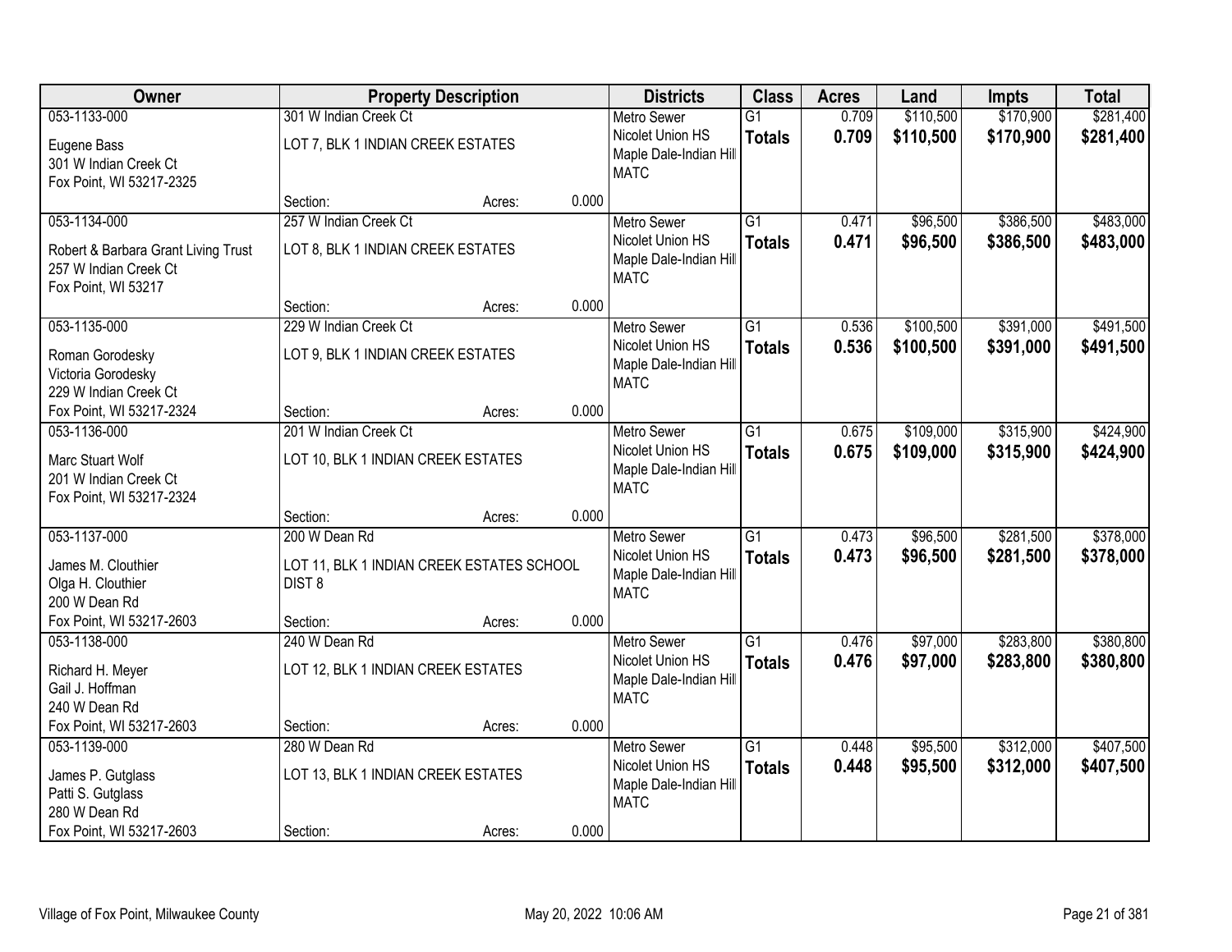| Owner | Property Description | | | Districts | Class | Acres | Land | Impts | Total |
|---|---|---|---|---|---|---|---|---|---|
| 053-1133-000 | 301 W Indian Creek Ct | | | Metro Sewer | G1 | 0.709 | $110,500 | $170,900 | $281,400 |
| Eugene Bass<br>301 W Indian Creek Ct<br>Fox Point, WI 53217-2325 | LOT 7, BLK 1 INDIAN CREEK ESTATES | | | Nicolet Union HS<br>Maple Dale-Indian Hill<br>MATC | **Totals** | **0.709** | **$110,500** | **$170,900** | **$281,400** |
| | Section: | Acres: | 0.000 | | | | | | |
| 053-1134-000 | 257 W Indian Creek Ct | | | Metro Sewer | G1 | 0.471 | $96,500 | $386,500 | $483,000 |
| Robert & Barbara Grant Living Trust<br>257 W Indian Creek Ct<br>Fox Point, WI 53217 | LOT 8, BLK 1 INDIAN CREEK ESTATES | | | Nicolet Union HS<br>Maple Dale-Indian Hill<br>MATC | **Totals** | **0.471** | **$96,500** | **$386,500** | **$483,000** |
| | Section: | Acres: | 0.000 | | | | | | |
| 053-1135-000 | 229 W Indian Creek Ct | | | Metro Sewer | G1 | 0.536 | $100,500 | $391,000 | $491,500 |
| Roman Gorodesky<br>Victoria Gorodesky<br>229 W Indian Creek Ct<br>Fox Point, WI 53217-2324 | LOT 9, BLK 1 INDIAN CREEK ESTATES | | | Nicolet Union HS<br>Maple Dale-Indian Hill<br>MATC | **Totals** | **0.536** | **$100,500** | **$391,000** | **$491,500** |
| | Section: | Acres: | 0.000 | | | | | | |
| 053-1136-000 | 201 W Indian Creek Ct | | | Metro Sewer | G1 | 0.675 | $109,000 | $315,900 | $424,900 |
| Marc Stuart Wolf<br>201 W Indian Creek Ct<br>Fox Point, WI 53217-2324 | LOT 10, BLK 1 INDIAN CREEK ESTATES | | | Nicolet Union HS<br>Maple Dale-Indian Hill<br>MATC | **Totals** | **0.675** | **$109,000** | **$315,900** | **$424,900** |
| | Section: | Acres: | 0.000 | | | | | | |
| 053-1137-000 | 200 W Dean Rd | | | Metro Sewer | G1 | 0.473 | $96,500 | $281,500 | $378,000 |
| James M. Clouthier<br>Olga H. Clouthier<br>200 W Dean Rd<br>Fox Point, WI 53217-2603 | LOT 11, BLK 1 INDIAN CREEK ESTATES SCHOOL DIST 8 | | | Nicolet Union HS<br>Maple Dale-Indian Hill<br>MATC | **Totals** | **0.473** | **$96,500** | **$281,500** | **$378,000** |
| | Section: | Acres: | 0.000 | | | | | | |
| 053-1138-000 | 240 W Dean Rd | | | Metro Sewer | G1 | 0.476 | $97,000 | $283,800 | $380,800 |
| Richard H. Meyer<br>Gail J. Hoffman<br>240 W Dean Rd<br>Fox Point, WI 53217-2603 | LOT 12, BLK 1 INDIAN CREEK ESTATES | | | Nicolet Union HS<br>Maple Dale-Indian Hill<br>MATC | **Totals** | **0.476** | **$97,000** | **$283,800** | **$380,800** |
| | Section: | Acres: | 0.000 | | | | | | |
| 053-1139-000 | 280 W Dean Rd | | | Metro Sewer | G1 | 0.448 | $95,500 | $312,000 | $407,500 |
| James P. Gutglass<br>Patti S. Gutglass<br>280 W Dean Rd<br>Fox Point, WI 53217-2603 | LOT 13, BLK 1 INDIAN CREEK ESTATES | | | Nicolet Union HS<br>Maple Dale-Indian Hill<br>MATC | **Totals** | **0.448** | **$95,500** | **$312,000** | **$407,500** |
| | Section: | Acres: | 0.000 | | | | | | |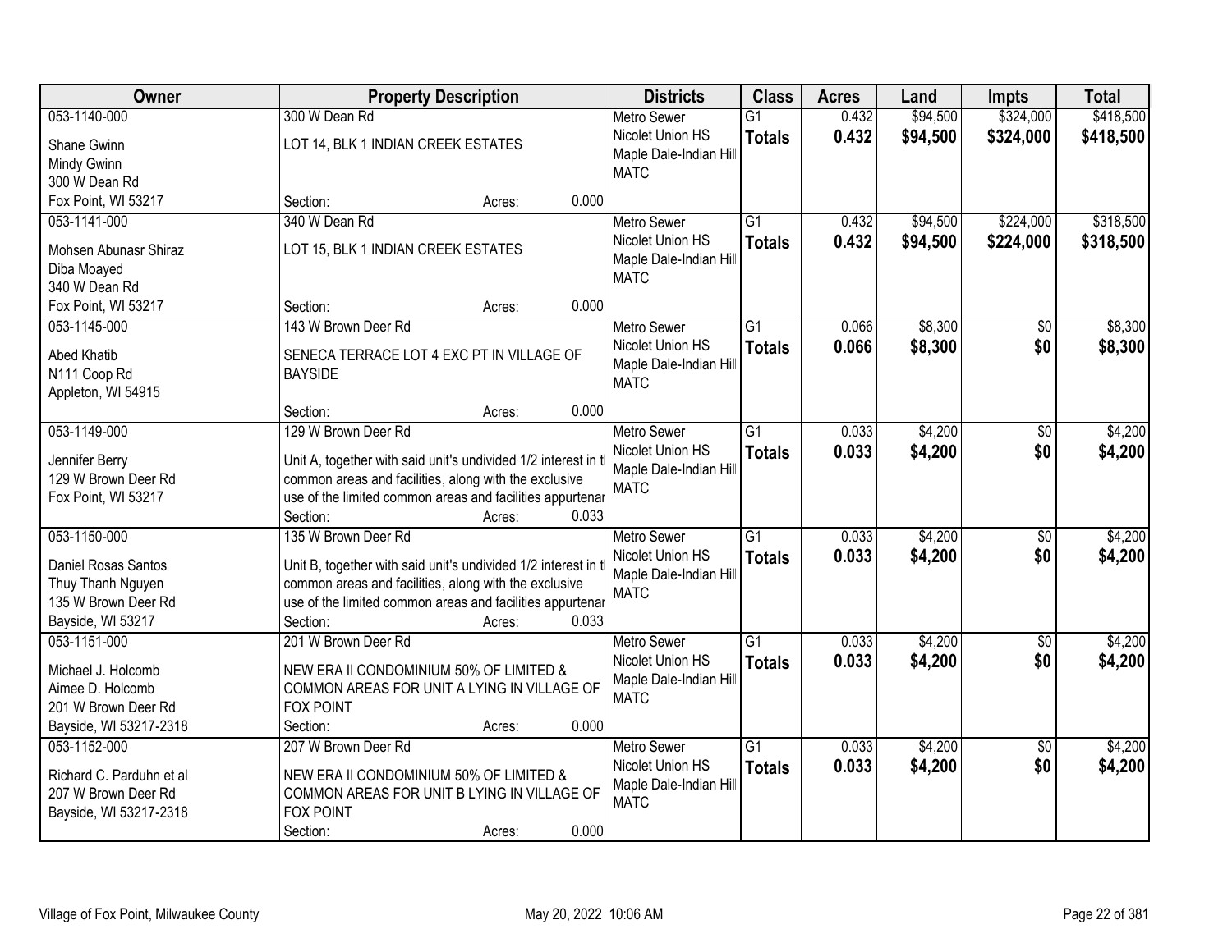| Owner | Property Description | Districts | Class | Acres | Land | Impts | Total |
|---|---|---|---|---|---|---|---|
| 053-1140-000<br>Shane Gwinn<br>Mindy Gwinn<br>300 W Dean Rd<br>Fox Point, WI 53217 | 300 W Dean Rd<br>LOT 14, BLK 1 INDIAN CREEK ESTATES<br>Section: Acres: 0.000 | Metro Sewer<br>Nicolet Union HS<br>Maple Dale-Indian Hill<br>MATC | G1<br>**Totals** | 0.432<br>**0.432** | $94,500<br>**$94,500** | $324,000<br>**$324,000** | $418,500<br>**$418,500** |
| 053-1141-000<br>Mohsen Abunasr Shiraz<br>Diba Moayed<br>340 W Dean Rd<br>Fox Point, WI 53217 | 340 W Dean Rd<br>LOT 15, BLK 1 INDIAN CREEK ESTATES<br>Section: Acres: 0.000 | Metro Sewer<br>Nicolet Union HS<br>Maple Dale-Indian Hill<br>MATC | G1<br>**Totals** | 0.432<br>**0.432** | $94,500<br>**$94,500** | $224,000<br>**$224,000** | $318,500<br>**$318,500** |
| 053-1145-000<br>Abed Khatib<br>N111 Coop Rd<br>Appleton, WI 54915 | 143 W Brown Deer Rd<br>SENECA TERRACE LOT 4 EXC PT IN VILLAGE OF BAYSIDE<br>Section: Acres: 0.000 | Metro Sewer<br>Nicolet Union HS<br>Maple Dale-Indian Hill<br>MATC | G1<br>**Totals** | 0.066<br>**0.066** | $8,300<br>**$8,300** | $0<br>**$0** | $8,300<br>**$8,300** |
| 053-1149-000<br>Jennifer Berry<br>129 W Brown Deer Rd<br>Fox Point, WI 53217 | 129 W Brown Deer Rd<br>Unit A, together with said unit's undivided 1/2 interest in t common areas and facilities, along with the exclusive use of the limited common areas and facilities appurtenar<br>Section: Acres: 0.033 | Metro Sewer<br>Nicolet Union HS<br>Maple Dale-Indian Hill<br>MATC | G1<br>**Totals** | 0.033<br>**0.033** | $4,200<br>**$4,200** | $0<br>**$0** | $4,200<br>**$4,200** |
| 053-1150-000<br>Daniel Rosas Santos<br>Thuy Thanh Nguyen<br>135 W Brown Deer Rd<br>Bayside, WI 53217 | 135 W Brown Deer Rd<br>Unit B, together with said unit's undivided 1/2 interest in t common areas and facilities, along with the exclusive use of the limited common areas and facilities appurtenar<br>Section: Acres: 0.033 | Metro Sewer<br>Nicolet Union HS<br>Maple Dale-Indian Hill<br>MATC | G1<br>**Totals** | 0.033<br>**0.033** | $4,200<br>**$4,200** | $0<br>**$0** | $4,200<br>**$4,200** |
| 053-1151-000<br>Michael J. Holcomb<br>Aimee D. Holcomb<br>201 W Brown Deer Rd<br>Bayside, WI 53217-2318 | 201 W Brown Deer Rd<br>NEW ERA II CONDOMINIUM 50% OF LIMITED & COMMON AREAS FOR UNIT A LYING IN VILLAGE OF FOX POINT<br>Section: Acres: 0.000 | Metro Sewer<br>Nicolet Union HS<br>Maple Dale-Indian Hill<br>MATC | G1<br>**Totals** | 0.033<br>**0.033** | $4,200<br>**$4,200** | $0<br>**$0** | $4,200<br>**$4,200** |
| 053-1152-000<br>Richard C. Parduhn et al<br>207 W Brown Deer Rd<br>Bayside, WI 53217-2318 | 207 W Brown Deer Rd<br>NEW ERA II CONDOMINIUM 50% OF LIMITED & COMMON AREAS FOR UNIT B LYING IN VILLAGE OF FOX POINT<br>Section: Acres: 0.000 | Metro Sewer<br>Nicolet Union HS<br>Maple Dale-Indian Hill<br>MATC | G1<br>**Totals** | 0.033<br>**0.033** | $4,200<br>**$4,200** | $0<br>**$0** | $4,200<br>**$4,200** |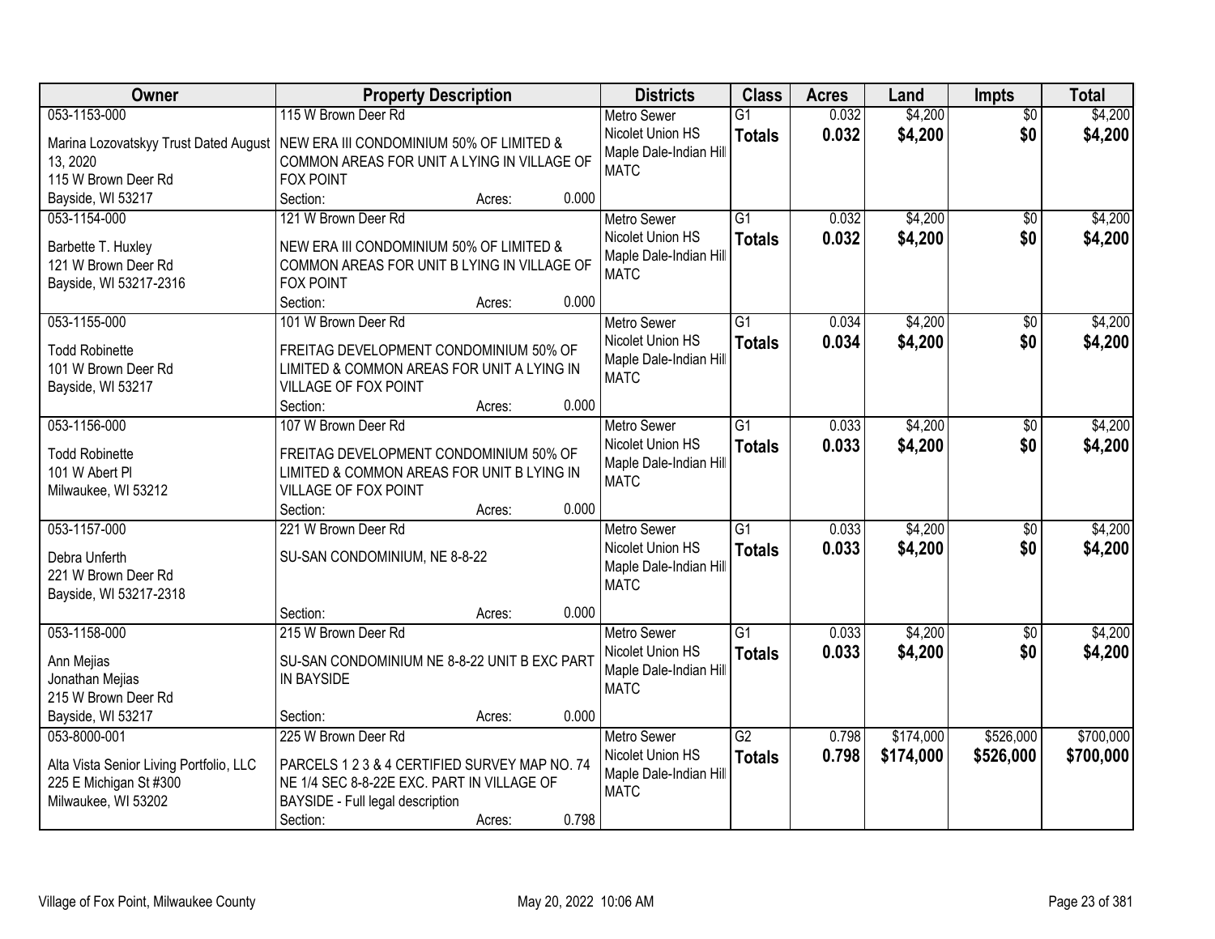| Owner | Property Description | Districts | Class | Acres | Land | Impts | Total |
|---|---|---|---|---|---|---|---|
| 053-1153-000<br>Marina Lozovatskyy Trust Dated August 13, 2020<br>115 W Brown Deer Rd<br>Bayside, WI 53217 | 115 W Brown Deer Rd<br>NEW ERA III CONDOMINIUM 50% OF LIMITED & COMMON AREAS FOR UNIT A LYING IN VILLAGE OF FOX POINT<br>Section: Acres: 0.000 | Metro Sewer<br>Nicolet Union HS<br>Maple Dale-Indian Hill<br>MATC | G1<br>**Totals** | 0.032<br>**0.032** | $4,200<br>**$4,200** | $0<br>**$0** | $4,200<br>**$4,200** |
| 053-1154-000<br>Barbette T. Huxley<br>121 W Brown Deer Rd<br>Bayside, WI 53217-2316 | 121 W Brown Deer Rd<br>NEW ERA III CONDOMINIUM 50% OF LIMITED & COMMON AREAS FOR UNIT B LYING IN VILLAGE OF FOX POINT<br>Section: Acres: 0.000 | Metro Sewer<br>Nicolet Union HS<br>Maple Dale-Indian Hill<br>MATC | G1<br>**Totals** | 0.032<br>**0.032** | $4,200<br>**$4,200** | $0<br>**$0** | $4,200<br>**$4,200** |
| 053-1155-000<br>Todd Robinette<br>101 W Brown Deer Rd<br>Bayside, WI 53217 | 101 W Brown Deer Rd<br>FREITAG DEVELOPMENT CONDOMINIUM 50% OF LIMITED & COMMON AREAS FOR UNIT A LYING IN VILLAGE OF FOX POINT<br>Section: Acres: 0.000 | Metro Sewer<br>Nicolet Union HS<br>Maple Dale-Indian Hill<br>MATC | G1<br>**Totals** | 0.034<br>**0.034** | $4,200<br>**$4,200** | $0<br>**$0** | $4,200<br>**$4,200** |
| 053-1156-000<br>Todd Robinette<br>101 W Abert Pl<br>Milwaukee, WI 53212 | 107 W Brown Deer Rd<br>FREITAG DEVELOPMENT CONDOMINIUM 50% OF LIMITED & COMMON AREAS FOR UNIT B LYING IN VILLAGE OF FOX POINT<br>Section: Acres: 0.000 | Metro Sewer<br>Nicolet Union HS<br>Maple Dale-Indian Hill<br>MATC | G1<br>**Totals** | 0.033<br>**0.033** | $4,200<br>**$4,200** | $0<br>**$0** | $4,200<br>**$4,200** |
| 053-1157-000<br>Debra Unferth<br>221 W Brown Deer Rd<br>Bayside, WI 53217-2318 | 221 W Brown Deer Rd<br>SU-SAN CONDOMINIUM, NE 8-8-22<br>Section: Acres: 0.000 | Metro Sewer<br>Nicolet Union HS<br>Maple Dale-Indian Hill<br>MATC | G1<br>**Totals** | 0.033<br>**0.033** | $4,200<br>**$4,200** | $0<br>**$0** | $4,200<br>**$4,200** |
| 053-1158-000<br>Ann Mejias<br>Jonathan Mejias<br>215 W Brown Deer Rd<br>Bayside, WI 53217 | 215 W Brown Deer Rd<br>SU-SAN CONDOMINIUM NE 8-8-22 UNIT B EXC PART IN BAYSIDE<br>Section: Acres: 0.000 | Metro Sewer<br>Nicolet Union HS<br>Maple Dale-Indian Hill<br>MATC | G1<br>**Totals** | 0.033<br>**0.033** | $4,200<br>**$4,200** | $0<br>**$0** | $4,200<br>**$4,200** |
| 053-8000-001<br>Alta Vista Senior Living Portfolio, LLC<br>225 E Michigan St #300<br>Milwaukee, WI 53202 | 225 W Brown Deer Rd<br>PARCELS 1 2 3 & 4 CERTIFIED SURVEY MAP NO. 74 NE 1/4 SEC 8-8-22E EXC. PART IN VILLAGE OF BAYSIDE - Full legal description<br>Section: Acres: 0.798 | Metro Sewer<br>Nicolet Union HS<br>Maple Dale-Indian Hill<br>MATC | G2<br>**Totals** | 0.798<br>**0.798** | $174,000<br>**$174,000** | $526,000<br>**$526,000** | $700,000<br>**$700,000** |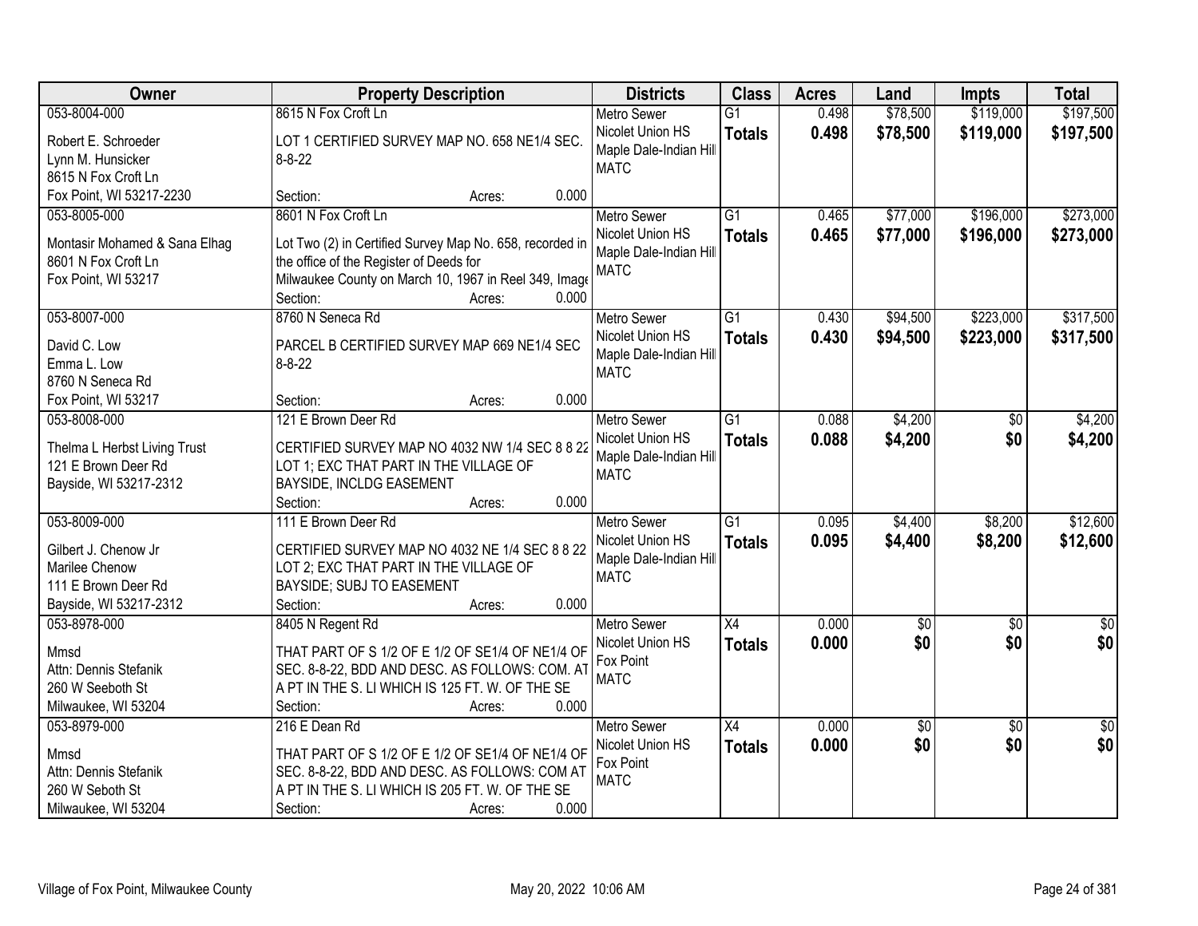| Owner | Property Description | Districts | Class | Acres | Land | Impts | Total |
|---|---|---|---|---|---|---|---|
| 053-8004-000<br>Robert E. Schroeder<br>Lynn M. Hunsicker<br>8615 N Fox Croft Ln<br>Fox Point, WI 53217-2230 | 8615 N Fox Croft Ln<br>LOT 1 CERTIFIED SURVEY MAP NO. 658 NE1/4 SEC. 8-8-22<br>Section: Acres: 0.000 | Metro Sewer<br>Nicolet Union HS<br>Maple Dale-Indian Hill<br>MATC | G1<br>**Totals** | 0.498<br>**0.498** | $78,500<br>**$78,500** | $119,000<br>**$119,000** | $197,500<br>**$197,500** |
| 053-8005-000<br>Montasir Mohamed & Sana Elhag<br>8601 N Fox Croft Ln<br>Fox Point, WI 53217 | 8601 N Fox Croft Ln<br>Lot Two (2) in Certified Survey Map No. 658, recorded in the office of the Register of Deeds for Milwaukee County on March 10, 1967 in Reel 349, Image<br>Section: Acres: 0.000 | Metro Sewer<br>Nicolet Union HS<br>Maple Dale-Indian Hill<br>MATC | G1<br>**Totals** | 0.465<br>**0.465** | $77,000<br>**$77,000** | $196,000<br>**$196,000** | $273,000<br>**$273,000** |
| 053-8007-000<br>David C. Low<br>Emma L. Low<br>8760 N Seneca Rd<br>Fox Point, WI 53217 | 8760 N Seneca Rd<br>PARCEL B CERTIFIED SURVEY MAP 669 NE1/4 SEC 8-8-22<br>Section: Acres: 0.000 | Metro Sewer<br>Nicolet Union HS<br>Maple Dale-Indian Hill<br>MATC | G1<br>**Totals** | 0.430<br>**0.430** | $94,500<br>**$94,500** | $223,000<br>**$223,000** | $317,500<br>**$317,500** |
| 053-8008-000<br>Thelma L Herbst Living Trust<br>121 E Brown Deer Rd<br>Bayside, WI 53217-2312 | 121 E Brown Deer Rd<br>CERTIFIED SURVEY MAP NO 4032 NW 1/4 SEC 8 8 22 LOT 1; EXC THAT PART IN THE VILLAGE OF BAYSIDE, INCLDG EASEMENT<br>Section: Acres: 0.000 | Metro Sewer<br>Nicolet Union HS<br>Maple Dale-Indian Hill<br>MATC | G1<br>**Totals** | 0.088<br>**0.088** | $4,200<br>**$4,200** | $0<br>**$0** | $4,200<br>**$4,200** |
| 053-8009-000<br>Gilbert J. Chenow Jr<br>Marilee Chenow<br>111 E Brown Deer Rd<br>Bayside, WI 53217-2312 | 111 E Brown Deer Rd<br>CERTIFIED SURVEY MAP NO 4032 NE 1/4 SEC 8 8 22 LOT 2; EXC THAT PART IN THE VILLAGE OF BAYSIDE; SUBJ TO EASEMENT<br>Section: Acres: 0.000 | Metro Sewer<br>Nicolet Union HS<br>Maple Dale-Indian Hill<br>MATC | G1<br>**Totals** | 0.095<br>**0.095** | $4,400<br>**$4,400** | $8,200<br>**$8,200** | $12,600<br>**$12,600** |
| 053-8978-000<br>Mmsd<br>Attn: Dennis Stefanik<br>260 W Seeboth St<br>Milwaukee, WI 53204 | 8405 N Regent Rd<br>THAT PART OF S 1/2 OF E 1/2 OF SE1/4 OF NE1/4 OF SEC. 8-8-22, BDD AND DESC. AS FOLLOWS: COM. AT A PT IN THE S. LI WHICH IS 125 FT. W. OF THE SE<br>Section: Acres: 0.000 | Metro Sewer<br>Nicolet Union HS<br>Fox Point<br>MATC | X4<br>**Totals** | 0.000<br>**0.000** | $0<br>**$0** | $0<br>**$0** | $0<br>**$0** |
| 053-8979-000<br>Mmsd<br>Attn: Dennis Stefanik<br>260 W Seboth St<br>Milwaukee, WI 53204 | 216 E Dean Rd<br>THAT PART OF S 1/2 OF E 1/2 OF SE1/4 OF NE1/4 OF SEC. 8-8-22, BDD AND DESC. AS FOLLOWS: COM AT A PT IN THE S. LI WHICH IS 205 FT. W. OF THE SE<br>Section: Acres: 0.000 | Metro Sewer<br>Nicolet Union HS<br>Fox Point<br>MATC | X4<br>**Totals** | 0.000<br>**0.000** | $0<br>**$0** | $0<br>**$0** | $0<br>**$0** |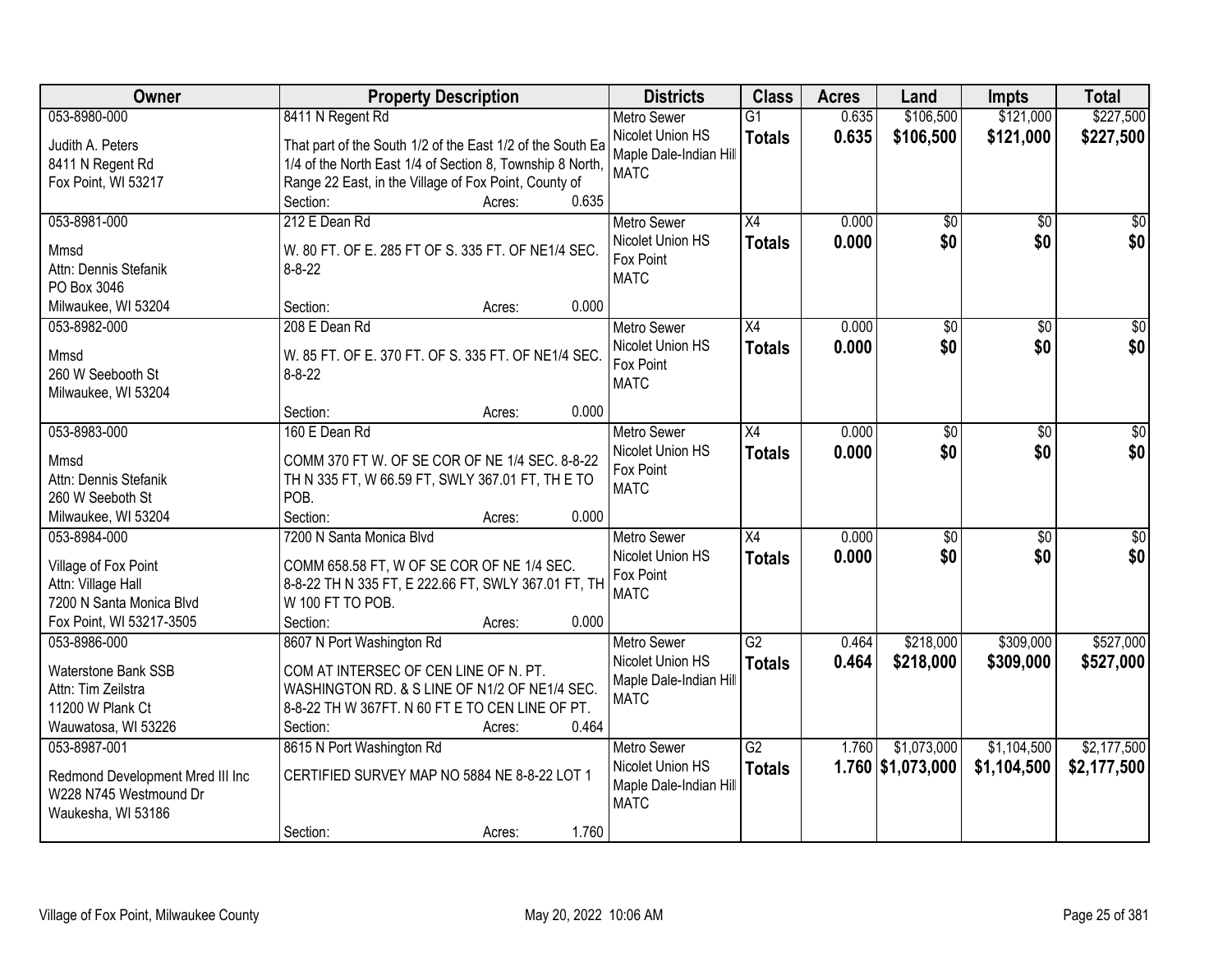| Owner | Property Description | Districts | Class | Acres | Land | Impts | Total |
|---|---|---|---|---|---|---|---|
| 053-8980-000<br>Judith A. Peters<br>8411 N Regent Rd<br>Fox Point, WI 53217 | 8411 N Regent Rd<br>That part of the South 1/2 of the East 1/2 of the South Ea 1/4 of the North East 1/4 of Section 8, Township 8 North, Range 22 East, in the Village of Fox Point, County of<br>Section: Acres: 0.635 | Metro Sewer<br>Nicolet Union HS<br>Maple Dale-Indian Hill<br>MATC | G1<br>**Totals** | 0.635<br>**0.635** | \$106,500<br>**\$106,500** | \$121,000<br>**\$121,000** | \$227,500<br>**\$227,500** |
| 053-8981-000<br>Mmsd<br>Attn: Dennis Stefanik<br>PO Box 3046<br>Milwaukee, WI 53204 | 212 E Dean Rd<br>W. 80 FT. OF E. 285 FT OF S. 335 FT. OF NE1/4 SEC. 8-8-22<br>Section: Acres: 0.000 | Metro Sewer<br>Nicolet Union HS<br>Fox Point<br>MATC | X4<br>**Totals** | 0.000<br>**0.000** | \$0<br>**\$0** | \$0<br>**\$0** | \$0<br>**\$0** |
| 053-8982-000<br>Mmsd<br>260 W Seebooth St<br>Milwaukee, WI 53204 | 208 E Dean Rd<br>W. 85 FT. OF E. 370 FT. OF S. 335 FT. OF NE1/4 SEC. 8-8-22<br>Section: Acres: 0.000 | Metro Sewer<br>Nicolet Union HS<br>Fox Point<br>MATC | X4<br>**Totals** | 0.000<br>**0.000** | \$0<br>**\$0** | \$0<br>**\$0** | \$0<br>**\$0** |
| 053-8983-000<br>Mmsd<br>Attn: Dennis Stefanik<br>260 W Seeboth St<br>Milwaukee, WI 53204 | 160 E Dean Rd<br>COMM 370 FT W. OF SE COR OF NE 1/4 SEC. 8-8-22 TH N 335 FT, W 66.59 FT, SWLY 367.01 FT, TH E TO POB.<br>Section: Acres: 0.000 | Metro Sewer<br>Nicolet Union HS<br>Fox Point<br>MATC | X4<br>**Totals** | 0.000<br>**0.000** | \$0<br>**\$0** | \$0<br>**\$0** | \$0<br>**\$0** |
| 053-8984-000<br>Village of Fox Point<br>Attn: Village Hall<br>7200 N Santa Monica Blvd<br>Fox Point, WI 53217-3505 | 7200 N Santa Monica Blvd<br>COMM 658.58 FT, W OF SE COR OF NE 1/4 SEC. 8-8-22 TH N 335 FT, E 222.66 FT, SWLY 367.01 FT, TH W 100 FT TO POB.<br>Section: Acres: 0.000 | Metro Sewer<br>Nicolet Union HS<br>Fox Point<br>MATC | X4<br>**Totals** | 0.000<br>**0.000** | \$0<br>**\$0** | \$0<br>**\$0** | \$0<br>**\$0** |
| 053-8986-000<br>Waterstone Bank SSB<br>Attn: Tim Zeilstra<br>11200 W Plank Ct<br>Wauwatosa, WI 53226 | 8607 N Port Washington Rd<br>COM AT INTERSEC OF CEN LINE OF N. PT. WASHINGTON RD. & S LINE OF N1/2 OF NE1/4 SEC. 8-8-22 TH W 367FT. N 60 FT E TO CEN LINE OF PT.<br>Section: Acres: 0.464 | Metro Sewer<br>Nicolet Union HS<br>Maple Dale-Indian Hill<br>MATC | G2<br>**Totals** | 0.464<br>**0.464** | \$218,000<br>**\$218,000** | \$309,000<br>**\$309,000** | \$527,000<br>**\$527,000** |
| 053-8987-001<br>Redmond Development Mred III Inc<br>W228 N745 Westmound Dr<br>Waukesha, WI 53186 | 8615 N Port Washington Rd<br>CERTIFIED SURVEY MAP NO 5884 NE 8-8-22 LOT 1<br>Section: Acres: 1.760 | Metro Sewer<br>Nicolet Union HS<br>Maple Dale-Indian Hill<br>MATC | G2<br>**Totals** | 1.760<br>**1.760** | \$1,073,000<br>**\$1,073,000** | \$1,104,500<br>**\$1,104,500** | \$2,177,500<br>**\$2,177,500** |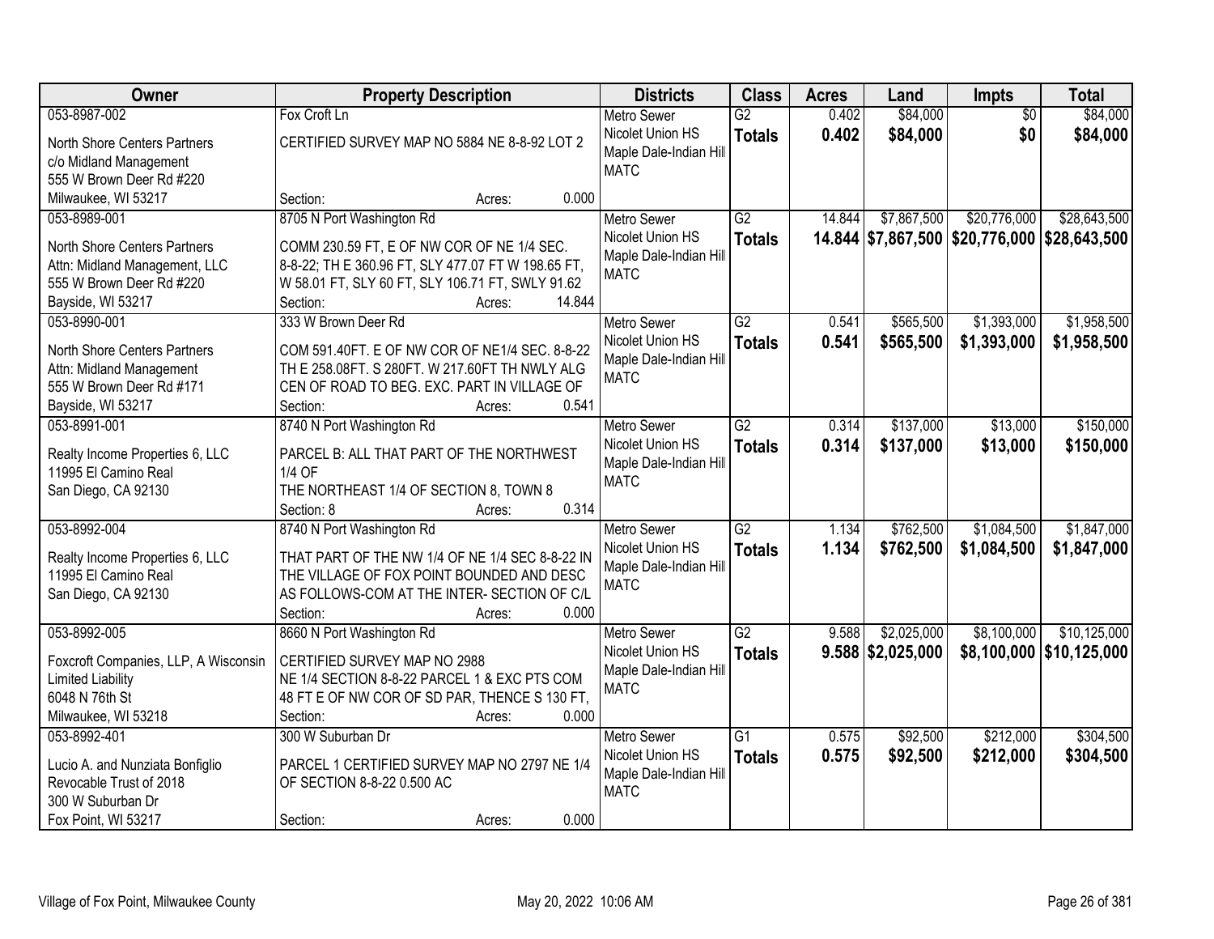| Owner | Property Description | Districts | Class | Acres | Land | Impts | Total |
|---|---|---|---|---|---|---|---|
| 053-8987-002<br>North Shore Centers Partners<br>c/o Midland Management<br>555 W Brown Deer Rd #220<br>Milwaukee, WI 53217 | Fox Croft Ln<br>CERTIFIED SURVEY MAP NO 5884 NE 8-8-92 LOT 2<br>Section: Acres: 0.000 | Metro Sewer<br>Nicolet Union HS<br>Maple Dale-Indian Hill<br>MATC | G2<br>**Totals** | 0.402<br>**0.402** | $84,000<br>**$84,000** | $0<br>**$0** | $84,000<br>**$84,000** |
| 053-8989-001<br>North Shore Centers Partners<br>Attn: Midland Management, LLC<br>555 W Brown Deer Rd #220<br>Bayside, WI 53217 | 8705 N Port Washington Rd<br>COMM 230.59 FT, E OF NW COR OF NE 1/4 SEC. 8-8-22; TH E 360.96 FT, SLY 477.07 FT W 198.65 FT, W 58.01 FT, SLY 60 FT, SLY 106.71 FT, SWLY 91.62<br>Section: Acres: 14.844 | Metro Sewer<br>Nicolet Union HS<br>Maple Dale-Indian Hill<br>MATC | G2<br>**Totals** | 14.844<br>**14.844** | $7,867,500<br>**$7,867,500** | $20,776,000<br>**$20,776,000** | $28,643,500<br>**$28,643,500** |
| 053-8990-001<br>North Shore Centers Partners<br>Attn: Midland Management<br>555 W Brown Deer Rd #171<br>Bayside, WI 53217 | 333 W Brown Deer Rd<br>COM 591.40FT. E OF NW COR OF NE1/4 SEC. 8-8-22 TH E 258.08FT. S 280FT. W 217.60FT TH NWLY ALG CEN OF ROAD TO BEG. EXC. PART IN VILLAGE OF<br>Section: Acres: 0.541 | Metro Sewer<br>Nicolet Union HS<br>Maple Dale-Indian Hill<br>MATC | G2<br>**Totals** | 0.541<br>**0.541** | $565,500<br>**$565,500** | $1,393,000<br>**$1,393,000** | $1,958,500<br>**$1,958,500** |
| 053-8991-001<br>Realty Income Properties 6, LLC<br>11995 El Camino Real<br>San Diego, CA 92130 | 8740 N Port Washington Rd<br>PARCEL B: ALL THAT PART OF THE NORTHWEST 1/4 OF THE NORTHEAST 1/4 OF SECTION 8, TOWN 8<br>Section: 8 Acres: 0.314 | Metro Sewer<br>Nicolet Union HS<br>Maple Dale-Indian Hill<br>MATC | G2<br>**Totals** | 0.314<br>**0.314** | $137,000<br>**$137,000** | $13,000<br>**$13,000** | $150,000<br>**$150,000** |
| 053-8992-004<br>Realty Income Properties 6, LLC<br>11995 El Camino Real<br>San Diego, CA 92130 | 8740 N Port Washington Rd<br>THAT PART OF THE NW 1/4 OF NE 1/4 SEC 8-8-22 IN THE VILLAGE OF FOX POINT BOUNDED AND DESC AS FOLLOWS-COM AT THE INTER- SECTION OF C/L<br>Section: Acres: 0.000 | Metro Sewer<br>Nicolet Union HS<br>Maple Dale-Indian Hill<br>MATC | G2<br>**Totals** | 1.134<br>**1.134** | $762,500<br>**$762,500** | $1,084,500<br>**$1,084,500** | $1,847,000<br>**$1,847,000** |
| 053-8992-005<br>Foxcroft Companies, LLP, A Wisconsin Limited Liability<br>6048 N 76th St<br>Milwaukee, WI 53218 | 8660 N Port Washington Rd<br>CERTIFIED SURVEY MAP NO 2988 NE 1/4 SECTION 8-8-22 PARCEL 1 & EXC PTS COM 48 FT E OF NW COR OF SD PAR, THENCE S 130 FT,<br>Section: Acres: 0.000 | Metro Sewer<br>Nicolet Union HS<br>Maple Dale-Indian Hill<br>MATC | G2<br>**Totals** | 9.588<br>**9.588** | $2,025,000<br>**$2,025,000** | $8,100,000<br>**$8,100,000** | $10,125,000<br>**$10,125,000** |
| 053-8992-401<br>Lucio A. and Nunziata Bonfiglio Revocable Trust of 2018<br>300 W Suburban Dr<br>Fox Point, WI 53217 | 300 W Suburban Dr<br>PARCEL 1 CERTIFIED SURVEY MAP NO 2797 NE 1/4 OF SECTION 8-8-22 0.500 AC<br>Section: Acres: 0.000 | Metro Sewer<br>Nicolet Union HS<br>Maple Dale-Indian Hill<br>MATC | G1<br>**Totals** | 0.575<br>**0.575** | $92,500<br>**$92,500** | $212,000<br>**$212,000** | $304,500<br>**$304,500** |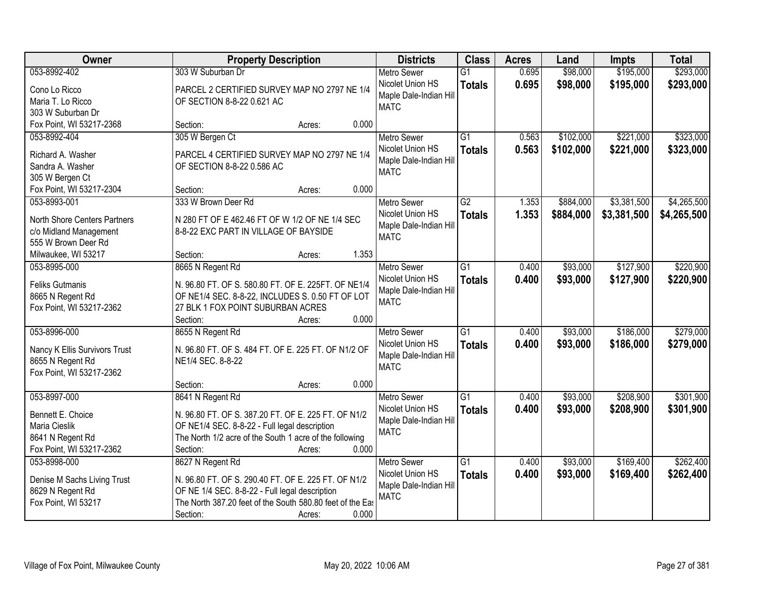| Owner | Property Description | Districts | Class | Acres | Land | Impts | Total |
|---|---|---|---|---|---|---|---|
| 053-8992-402<br>Cono Lo Ricco<br>Maria T. Lo Ricco<br>303 W Suburban Dr<br>Fox Point, WI 53217-2368 | 303 W Suburban Dr<br>PARCEL 2 CERTIFIED SURVEY MAP NO 2797 NE 1/4 OF SECTION 8-8-22 0.621 AC<br>Section: Acres: 0.000 | Metro Sewer<br>Nicolet Union HS<br>Maple Dale-Indian Hill<br>MATC | G1<br>**Totals** | 0.695<br>**0.695** | $98,000<br>**$98,000** | $195,000<br>**$195,000** | $293,000<br>**$293,000** |
| 053-8992-404<br>Richard A. Washer<br>Sandra A. Washer<br>305 W Bergen Ct<br>Fox Point, WI 53217-2304 | 305 W Bergen Ct<br>PARCEL 4 CERTIFIED SURVEY MAP NO 2797 NE 1/4 OF SECTION 8-8-22 0.586 AC<br>Section: Acres: 0.000 | Metro Sewer<br>Nicolet Union HS<br>Maple Dale-Indian Hill<br>MATC | G1<br>**Totals** | 0.563<br>**0.563** | $102,000<br>**$102,000** | $221,000<br>**$221,000** | $323,000<br>**$323,000** |
| 053-8993-001<br>North Shore Centers Partners<br>c/o Midland Management<br>555 W Brown Deer Rd<br>Milwaukee, WI 53217 | 333 W Brown Deer Rd<br>N 280 FT OF E 462.46 FT OF W 1/2 OF NE 1/4 SEC 8-8-22 EXC PART IN VILLAGE OF BAYSIDE<br>Section: Acres: 1.353 | Metro Sewer<br>Nicolet Union HS<br>Maple Dale-Indian Hill<br>MATC | G2<br>**Totals** | 1.353<br>**1.353** | $884,000<br>**$884,000** | $3,381,500<br>**$3,381,500** | $4,265,500<br>**$4,265,500** |
| 053-8995-000<br>Feliks Gutmanis<br>8665 N Regent Rd<br>Fox Point, WI 53217-2362 | 8665 N Regent Rd<br>N. 96.80 FT. OF S. 580.80 FT. OF E. 225FT. OF NE1/4 OF NE1/4 SEC. 8-8-22, INCLUDES S. 0.50 FT OF LOT 27 BLK 1 FOX POINT SUBURBAN ACRES<br>Section: Acres: 0.000 | Metro Sewer<br>Nicolet Union HS<br>Maple Dale-Indian Hill<br>MATC | G1<br>**Totals** | 0.400<br>**0.400** | $93,000<br>**$93,000** | $127,900<br>**$127,900** | $220,900<br>**$220,900** |
| 053-8996-000<br>Nancy K Ellis Survivors Trust<br>8655 N Regent Rd<br>Fox Point, WI 53217-2362 | 8655 N Regent Rd<br>N. 96.80 FT. OF S. 484 FT. OF E. 225 FT. OF N1/2 OF NE1/4 SEC. 8-8-22<br>Section: Acres: 0.000 | Metro Sewer<br>Nicolet Union HS<br>Maple Dale-Indian Hill<br>MATC | G1<br>**Totals** | 0.400<br>**0.400** | $93,000<br>**$93,000** | $186,000<br>**$186,000** | $279,000<br>**$279,000** |
| 053-8997-000<br>Bennett E. Choice<br>Maria Cieslik<br>8641 N Regent Rd<br>Fox Point, WI 53217-2362 | 8641 N Regent Rd<br>N. 96.80 FT. OF S. 387.20 FT. OF E. 225 FT. OF N1/2 OF NE1/4 SEC. 8-8-22 - Full legal description The North 1/2 acre of the South 1 acre of the following<br>Section: Acres: 0.000 | Metro Sewer<br>Nicolet Union HS<br>Maple Dale-Indian Hill<br>MATC | G1<br>**Totals** | 0.400<br>**0.400** | $93,000<br>**$93,000** | $208,900<br>**$208,900** | $301,900<br>**$301,900** |
| 053-8998-000<br>Denise M Sachs Living Trust<br>8629 N Regent Rd<br>Fox Point, WI 53217 | 8627 N Regent Rd<br>N. 96.80 FT. OF S. 290.40 FT. OF E. 225 FT. OF N1/2 OF NE 1/4 SEC. 8-8-22 - Full legal description The North 387.20 feet of the South 580.80 feet of the Eas<br>Section: Acres: 0.000 | Metro Sewer<br>Nicolet Union HS<br>Maple Dale-Indian Hill<br>MATC | G1<br>**Totals** | 0.400<br>**0.400** | $93,000<br>**$93,000** | $169,400<br>**$169,400** | $262,400<br>**$262,400** |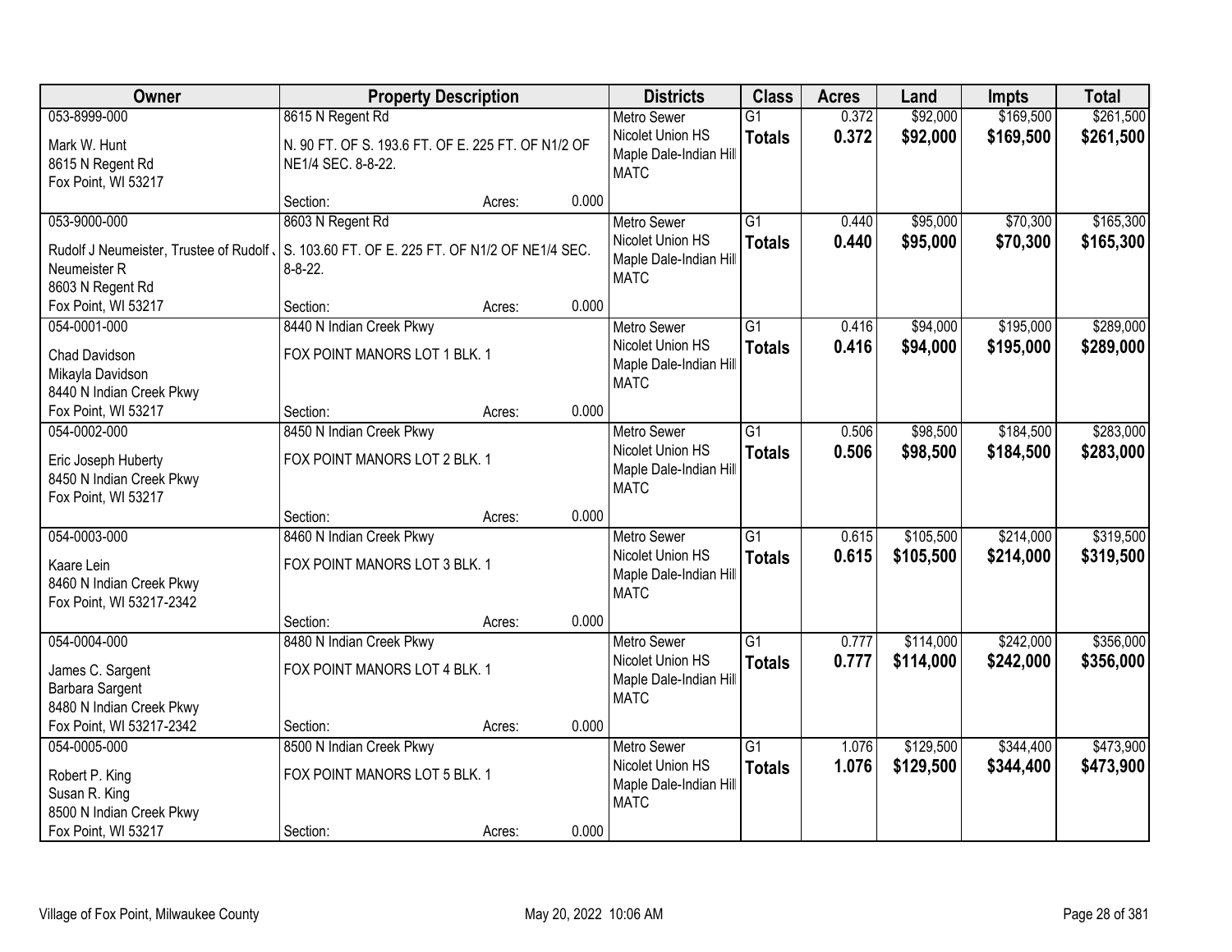| Owner | Property Description | | | Districts | Class | Acres | Land | Impts | Total |
|---|---|---|---|---|---|---|---|---|---|
| 053-8999-000 | 8615 N Regent Rd | | | Metro Sewer | G1 | 0.372 | $92,000 | $169,500 | $261,500 |
| Mark W. Hunt<br>8615 N Regent Rd<br>Fox Point, WI 53217 | N. 90 FT. OF S. 193.6 FT. OF E. 225 FT. OF N1/2 OF NE1/4 SEC. 8-8-22. | | | Nicolet Union HS<br>Maple Dale-Indian Hill<br>MATC | **Totals** | **0.372** | **$92,000** | **$169,500** | **$261,500** |
| | Section: | Acres: | 0.000 | | | | | | |
| 053-9000-000 | 8603 N Regent Rd | | | Metro Sewer | G1 | 0.440 | $95,000 | $70,300 | $165,300 |
| Rudolf J Neumeister, Trustee of Rudolf J Neumeister R<br>8603 N Regent Rd<br>Fox Point, WI 53217 | S. 103.60 FT. OF E. 225 FT. OF N1/2 OF NE1/4 SEC. 8-8-22. | | | Nicolet Union HS<br>Maple Dale-Indian Hill<br>MATC | **Totals** | **0.440** | **$95,000** | **$70,300** | **$165,300** |
| | Section: | Acres: | 0.000 | | | | | | |
| 054-0001-000 | 8440 N Indian Creek Pkwy | | | Metro Sewer | G1 | 0.416 | $94,000 | $195,000 | $289,000 |
| Chad Davidson<br>Mikayla Davidson<br>8440 N Indian Creek Pkwy<br>Fox Point, WI 53217 | FOX POINT MANORS LOT 1 BLK. 1 | | | Nicolet Union HS<br>Maple Dale-Indian Hill<br>MATC | **Totals** | **0.416** | **$94,000** | **$195,000** | **$289,000** |
| | Section: | Acres: | 0.000 | | | | | | |
| 054-0002-000 | 8450 N Indian Creek Pkwy | | | Metro Sewer | G1 | 0.506 | $98,500 | $184,500 | $283,000 |
| Eric Joseph Huberty<br>8450 N Indian Creek Pkwy<br>Fox Point, WI 53217 | FOX POINT MANORS LOT 2 BLK. 1 | | | Nicolet Union HS<br>Maple Dale-Indian Hill<br>MATC | **Totals** | **0.506** | **$98,500** | **$184,500** | **$283,000** |
| | Section: | Acres: | 0.000 | | | | | | |
| 054-0003-000 | 8460 N Indian Creek Pkwy | | | Metro Sewer | G1 | 0.615 | $105,500 | $214,000 | $319,500 |
| Kaare Lein<br>8460 N Indian Creek Pkwy<br>Fox Point, WI 53217-2342 | FOX POINT MANORS LOT 3 BLK. 1 | | | Nicolet Union HS<br>Maple Dale-Indian Hill<br>MATC | **Totals** | **0.615** | **$105,500** | **$214,000** | **$319,500** |
| | Section: | Acres: | 0.000 | | | | | | |
| 054-0004-000 | 8480 N Indian Creek Pkwy | | | Metro Sewer | G1 | 0.777 | $114,000 | $242,000 | $356,000 |
| James C. Sargent<br>Barbara Sargent<br>8480 N Indian Creek Pkwy<br>Fox Point, WI 53217-2342 | FOX POINT MANORS LOT 4 BLK. 1 | | | Nicolet Union HS<br>Maple Dale-Indian Hill<br>MATC | **Totals** | **0.777** | **$114,000** | **$242,000** | **$356,000** |
| | Section: | Acres: | 0.000 | | | | | | |
| 054-0005-000 | 8500 N Indian Creek Pkwy | | | Metro Sewer | G1 | 1.076 | $129,500 | $344,400 | $473,900 |
| Robert P. King<br>Susan R. King<br>8500 N Indian Creek Pkwy<br>Fox Point, WI 53217 | FOX POINT MANORS LOT 5 BLK. 1 | | | Nicolet Union HS<br>Maple Dale-Indian Hill<br>MATC | **Totals** | **1.076** | **$129,500** | **$344,400** | **$473,900** |
| | Section: | Acres: | 0.000 | | | | | | |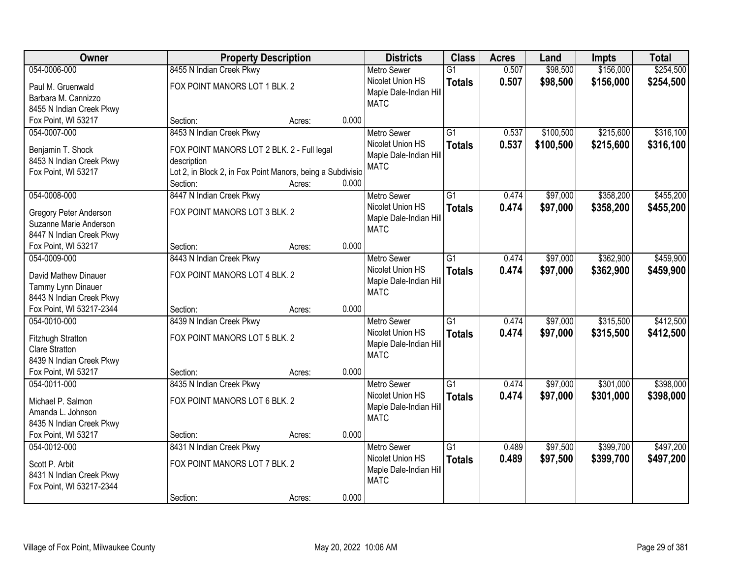| Owner | Property Description | Districts | Class | Acres | Land | Impts | Total |
|---|---|---|---|---|---|---|---|
| 054-0006-000<br>Paul M. Gruenwald<br>Barbara M. Cannizzo<br>8455 N Indian Creek Pkwy<br>Fox Point, WI 53217 | 8455 N Indian Creek Pkwy<br>FOX POINT MANORS LOT 1 BLK. 2<br>Section: Acres: 0.000 | Metro Sewer<br>Nicolet Union HS<br>Maple Dale-Indian Hill<br>MATC | G1<br>**Totals** | 0.507<br>**0.507** | $98,500<br>**$98,500** | $156,000<br>**$156,000** | $254,500<br>**$254,500** |
| 054-0007-000<br>Benjamin T. Shock<br>8453 N Indian Creek Pkwy<br>Fox Point, WI 53217 | 8453 N Indian Creek Pkwy<br>FOX POINT MANORS LOT 2 BLK. 2 - Full legal description<br>Lot 2, in Block 2, in Fox Point Manors, being a Subdivisio<br>Section: Acres: 0.000 | Metro Sewer<br>Nicolet Union HS<br>Maple Dale-Indian Hill<br>MATC | G1<br>**Totals** | 0.537<br>**0.537** | $100,500<br>**$100,500** | $215,600<br>**$215,600** | $316,100<br>**$316,100** |
| 054-0008-000<br>Gregory Peter Anderson<br>Suzanne Marie Anderson<br>8447 N Indian Creek Pkwy<br>Fox Point, WI 53217 | 8447 N Indian Creek Pkwy<br>FOX POINT MANORS LOT 3 BLK. 2<br>Section: Acres: 0.000 | Metro Sewer<br>Nicolet Union HS<br>Maple Dale-Indian Hill<br>MATC | G1<br>**Totals** | 0.474<br>**0.474** | $97,000<br>**$97,000** | $358,200<br>**$358,200** | $455,200<br>**$455,200** |
| 054-0009-000<br>David Mathew Dinauer<br>Tammy Lynn Dinauer<br>8443 N Indian Creek Pkwy<br>Fox Point, WI 53217-2344 | 8443 N Indian Creek Pkwy<br>FOX POINT MANORS LOT 4 BLK. 2<br>Section: Acres: 0.000 | Metro Sewer<br>Nicolet Union HS<br>Maple Dale-Indian Hill<br>MATC | G1<br>**Totals** | 0.474<br>**0.474** | $97,000<br>**$97,000** | $362,900<br>**$362,900** | $459,900<br>**$459,900** |
| 054-0010-000<br>Fitzhugh Stratton<br>Clare Stratton<br>8439 N Indian Creek Pkwy<br>Fox Point, WI 53217 | 8439 N Indian Creek Pkwy<br>FOX POINT MANORS LOT 5 BLK. 2<br>Section: Acres: 0.000 | Metro Sewer<br>Nicolet Union HS<br>Maple Dale-Indian Hill<br>MATC | G1<br>**Totals** | 0.474<br>**0.474** | $97,000<br>**$97,000** | $315,500<br>**$315,500** | $412,500<br>**$412,500** |
| 054-0011-000<br>Michael P. Salmon<br>Amanda L. Johnson<br>8435 N Indian Creek Pkwy<br>Fox Point, WI 53217 | 8435 N Indian Creek Pkwy<br>FOX POINT MANORS LOT 6 BLK. 2<br>Section: Acres: 0.000 | Metro Sewer<br>Nicolet Union HS<br>Maple Dale-Indian Hill<br>MATC | G1<br>**Totals** | 0.474<br>**0.474** | $97,000<br>**$97,000** | $301,000<br>**$301,000** | $398,000<br>**$398,000** |
| 054-0012-000<br>Scott P. Arbit<br>8431 N Indian Creek Pkwy<br>Fox Point, WI 53217-2344 | 8431 N Indian Creek Pkwy<br>FOX POINT MANORS LOT 7 BLK. 2<br>Section: Acres: 0.000 | Metro Sewer<br>Nicolet Union HS<br>Maple Dale-Indian Hill<br>MATC | G1<br>**Totals** | 0.489<br>**0.489** | $97,500<br>**$97,500** | $399,700<br>**$399,700** | $497,200<br>**$497,200** |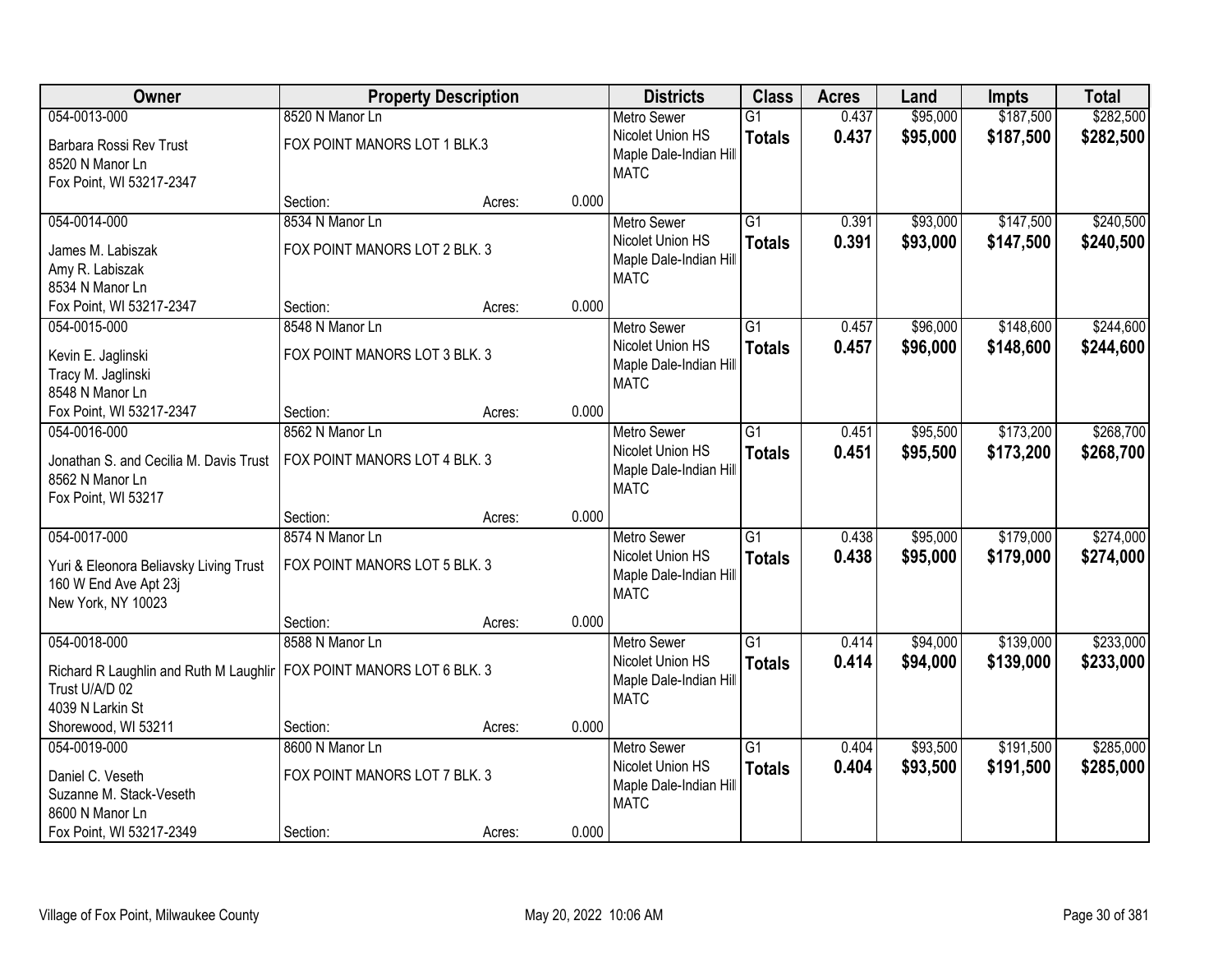| Owner | Property Description | | | Districts | Class | Acres | Land | Impts | Total |
|---|---|---|---|---|---|---|---|---|---|
| 054-0013-000 | 8520 N Manor Ln | | | Metro Sewer | G1 | 0.437 | $95,000 | $187,500 | $282,500 |
| Barbara Rossi Rev Trust<br>8520 N Manor Ln<br>Fox Point, WI 53217-2347 | FOX POINT MANORS LOT 1 BLK.3 | | | Nicolet Union HS<br>Maple Dale-Indian Hill<br>MATC | **Totals** | **0.437** | **$95,000** | **$187,500** | **$282,500** |
| | Section: | Acres: | 0.000 | | | | | | |
| 054-0014-000 | 8534 N Manor Ln | | | Metro Sewer | G1 | 0.391 | $93,000 | $147,500 | $240,500 |
| James M. Labiszak<br>Amy R. Labiszak<br>8534 N Manor Ln<br>Fox Point, WI 53217-2347 | FOX POINT MANORS LOT 2 BLK. 3 | | | Nicolet Union HS<br>Maple Dale-Indian Hill<br>MATC | **Totals** | **0.391** | **$93,000** | **$147,500** | **$240,500** |
| | Section: | Acres: | 0.000 | | | | | | |
| 054-0015-000 | 8548 N Manor Ln | | | Metro Sewer | G1 | 0.457 | $96,000 | $148,600 | $244,600 |
| Kevin E. Jaglinski<br>Tracy M. Jaglinski<br>8548 N Manor Ln<br>Fox Point, WI 53217-2347 | FOX POINT MANORS LOT 3 BLK. 3 | | | Nicolet Union HS<br>Maple Dale-Indian Hill<br>MATC | **Totals** | **0.457** | **$96,000** | **$148,600** | **$244,600** |
| | Section: | Acres: | 0.000 | | | | | | |
| 054-0016-000 | 8562 N Manor Ln | | | Metro Sewer | G1 | 0.451 | $95,500 | $173,200 | $268,700 |
| Jonathan S. and Cecilia M. Davis Trust<br>8562 N Manor Ln<br>Fox Point, WI 53217 | FOX POINT MANORS LOT 4 BLK. 3 | | | Nicolet Union HS<br>Maple Dale-Indian Hill<br>MATC | **Totals** | **0.451** | **$95,500** | **$173,200** | **$268,700** |
| | Section: | Acres: | 0.000 | | | | | | |
| 054-0017-000 | 8574 N Manor Ln | | | Metro Sewer | G1 | 0.438 | $95,000 | $179,000 | $274,000 |
| Yuri & Eleonora Beliavsky Living Trust<br>160 W End Ave Apt 23j<br>New York, NY 10023 | FOX POINT MANORS LOT 5 BLK. 3 | | | Nicolet Union HS<br>Maple Dale-Indian Hill<br>MATC | **Totals** | **0.438** | **$95,000** | **$179,000** | **$274,000** |
| | Section: | Acres: | 0.000 | | | | | | |
| 054-0018-000 | 8588 N Manor Ln | | | Metro Sewer | G1 | 0.414 | $94,000 | $139,000 | $233,000 |
| Richard R Laughlin and Ruth M Laughlir<br>Trust U/A/D 02<br>4039 N Larkin St<br>Shorewood, WI 53211 | FOX POINT MANORS LOT 6 BLK. 3 | | | Nicolet Union HS<br>Maple Dale-Indian Hill<br>MATC | **Totals** | **0.414** | **$94,000** | **$139,000** | **$233,000** |
| | Section: | Acres: | 0.000 | | | | | | |
| 054-0019-000 | 8600 N Manor Ln | | | Metro Sewer | G1 | 0.404 | $93,500 | $191,500 | $285,000 |
| Daniel C. Veseth<br>Suzanne M. Stack-Veseth<br>8600 N Manor Ln<br>Fox Point, WI 53217-2349 | FOX POINT MANORS LOT 7 BLK. 3 | | | Nicolet Union HS<br>Maple Dale-Indian Hill<br>MATC | **Totals** | **0.404** | **$93,500** | **$191,500** | **$285,000** |
| | Section: | Acres: | 0.000 | | | | | | |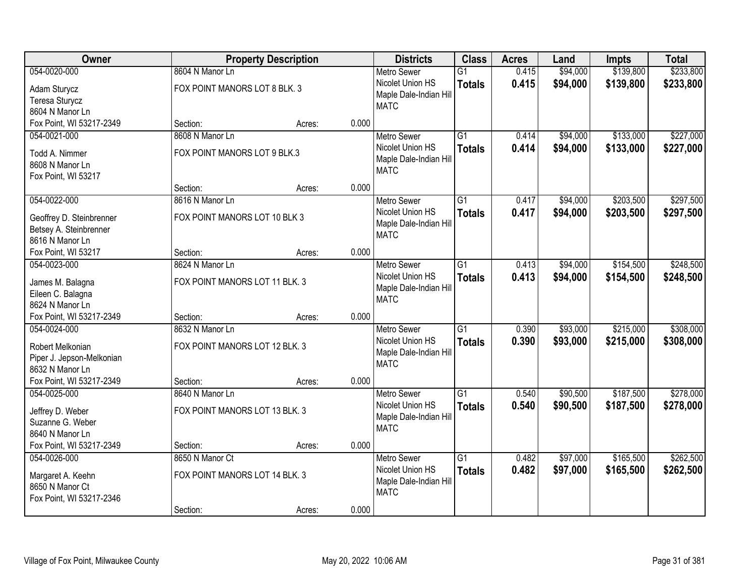| Owner | Property Description | | | Districts | Class | Acres | Land | Impts | Total |
|---|---|---|---|---|---|---|---|---|---|
| 054-0020-000 | 8604 N Manor Ln | | | Metro Sewer | G1 | 0.415 | $94,000 | $139,800 | $233,800 |
| Adam Sturycz<br>Teresa Sturycz<br>8604 N Manor Ln<br>Fox Point, WI 53217-2349 | FOX POINT MANORS LOT 8 BLK. 3 | | | Nicolet Union HS<br>Maple Dale-Indian Hill<br>MATC | **Totals** | **0.415** | **$94,000** | **$139,800** | **$233,800** |
| | Section: | Acres: | 0.000 | | | | | | |
| 054-0021-000 | 8608 N Manor Ln | | | Metro Sewer | G1 | 0.414 | $94,000 | $133,000 | $227,000 |
| Todd A. Nimmer<br>8608 N Manor Ln<br>Fox Point, WI 53217 | FOX POINT MANORS LOT 9 BLK.3 | | | Nicolet Union HS<br>Maple Dale-Indian Hill<br>MATC | **Totals** | **0.414** | **$94,000** | **$133,000** | **$227,000** |
| | Section: | Acres: | 0.000 | | | | | | |
| 054-0022-000 | 8616 N Manor Ln | | | Metro Sewer | G1 | 0.417 | $94,000 | $203,500 | $297,500 |
| Geoffrey D. Steinbrenner<br>Betsey A. Steinbrenner<br>8616 N Manor Ln<br>Fox Point, WI 53217 | FOX POINT MANORS LOT 10 BLK 3 | | | Nicolet Union HS<br>Maple Dale-Indian Hill<br>MATC | **Totals** | **0.417** | **$94,000** | **$203,500** | **$297,500** |
| | Section: | Acres: | 0.000 | | | | | | |
| 054-0023-000 | 8624 N Manor Ln | | | Metro Sewer | G1 | 0.413 | $94,000 | $154,500 | $248,500 |
| James M. Balagna<br>Eileen C. Balagna<br>8624 N Manor Ln<br>Fox Point, WI 53217-2349 | FOX POINT MANORS LOT 11 BLK. 3 | | | Nicolet Union HS<br>Maple Dale-Indian Hill<br>MATC | **Totals** | **0.413** | **$94,000** | **$154,500** | **$248,500** |
| | Section: | Acres: | 0.000 | | | | | | |
| 054-0024-000 | 8632 N Manor Ln | | | Metro Sewer | G1 | 0.390 | $93,000 | $215,000 | $308,000 |
| Robert Melkonian<br>Piper J. Jepson-Melkonian<br>8632 N Manor Ln<br>Fox Point, WI 53217-2349 | FOX POINT MANORS LOT 12 BLK. 3 | | | Nicolet Union HS<br>Maple Dale-Indian Hill<br>MATC | **Totals** | **0.390** | **$93,000** | **$215,000** | **$308,000** |
| | Section: | Acres: | 0.000 | | | | | | |
| 054-0025-000 | 8640 N Manor Ln | | | Metro Sewer | G1 | 0.540 | $90,500 | $187,500 | $278,000 |
| Jeffrey D. Weber<br>Suzanne G. Weber<br>8640 N Manor Ln<br>Fox Point, WI 53217-2349 | FOX POINT MANORS LOT 13 BLK. 3 | | | Nicolet Union HS<br>Maple Dale-Indian Hill<br>MATC | **Totals** | **0.540** | **$90,500** | **$187,500** | **$278,000** |
| | Section: | Acres: | 0.000 | | | | | | |
| 054-0026-000 | 8650 N Manor Ct | | | Metro Sewer | G1 | 0.482 | $97,000 | $165,500 | $262,500 |
| Margaret A. Keehn<br>8650 N Manor Ct<br>Fox Point, WI 53217-2346 | FOX POINT MANORS LOT 14 BLK. 3 | | | Nicolet Union HS<br>Maple Dale-Indian Hill<br>MATC | **Totals** | **0.482** | **$97,000** | **$165,500** | **$262,500** |
| | Section: | Acres: | 0.000 | | | | | | |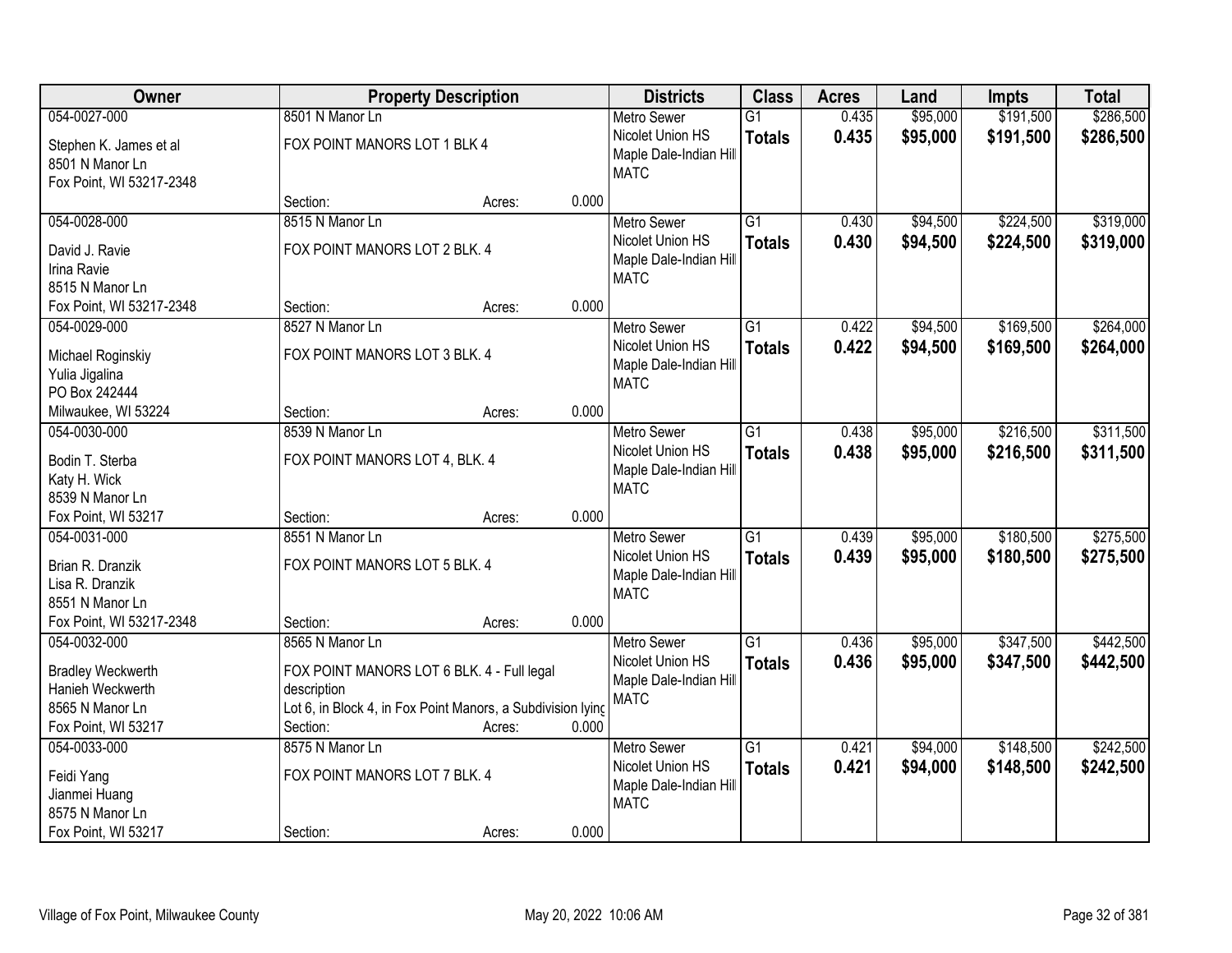| Owner | Property Description | | | Districts | Class | Acres | Land | Impts | Total |
|---|---|---|---|---|---|---|---|---|---|
| 054-0027-000<br>Stephen K. James et al<br>8501 N Manor Ln<br>Fox Point, WI 53217-2348 | 8501 N Manor Ln<br>FOX POINT MANORS LOT 1 BLK 4<br>Section: | Acres: | 0.000 | Metro Sewer<br>Nicolet Union HS<br>Maple Dale-Indian Hill<br>MATC | G1<br>**Totals** | 0.435<br>**0.435** | $95,000<br>**$95,000** | $191,500<br>**$191,500** | $286,500<br>**$286,500** |
| 054-0028-000<br>David J. Ravie<br>Irina Ravie<br>8515 N Manor Ln<br>Fox Point, WI 53217-2348 | 8515 N Manor Ln<br>FOX POINT MANORS LOT 2 BLK. 4<br>Section: | Acres: | 0.000 | Metro Sewer<br>Nicolet Union HS<br>Maple Dale-Indian Hill<br>MATC | G1<br>**Totals** | 0.430<br>**0.430** | $94,500<br>**$94,500** | $224,500<br>**$224,500** | $319,000<br>**$319,000** |
| 054-0029-000<br>Michael Roginskiy<br>Yulia Jigalina<br>PO Box 242444<br>Milwaukee, WI 53224 | 8527 N Manor Ln<br>FOX POINT MANORS LOT 3 BLK. 4<br>Section: | Acres: | 0.000 | Metro Sewer<br>Nicolet Union HS<br>Maple Dale-Indian Hill<br>MATC | G1<br>**Totals** | 0.422<br>**0.422** | $94,500<br>**$94,500** | $169,500<br>**$169,500** | $264,000<br>**$264,000** |
| 054-0030-000<br>Bodin T. Sterba<br>Katy H. Wick<br>8539 N Manor Ln<br>Fox Point, WI 53217 | 8539 N Manor Ln<br>FOX POINT MANORS LOT 4, BLK. 4<br>Section: | Acres: | 0.000 | Metro Sewer<br>Nicolet Union HS<br>Maple Dale-Indian Hill<br>MATC | G1<br>**Totals** | 0.438<br>**0.438** | $95,000<br>**$95,000** | $216,500<br>**$216,500** | $311,500<br>**$311,500** |
| 054-0031-000<br>Brian R. Dranzik<br>Lisa R. Dranzik<br>8551 N Manor Ln<br>Fox Point, WI 53217-2348 | 8551 N Manor Ln<br>FOX POINT MANORS LOT 5 BLK. 4<br>Section: | Acres: | 0.000 | Metro Sewer<br>Nicolet Union HS<br>Maple Dale-Indian Hill<br>MATC | G1<br>**Totals** | 0.439<br>**0.439** | $95,000<br>**$95,000** | $180,500<br>**$180,500** | $275,500<br>**$275,500** |
| 054-0032-000<br>Bradley Weckwerth<br>Hanieh Weckwerth<br>8565 N Manor Ln<br>Fox Point, WI 53217 | 8565 N Manor Ln<br>FOX POINT MANORS LOT 6 BLK. 4 - Full legal description<br>Lot 6, in Block 4, in Fox Point Manors, a Subdivision lying<br>Section: | Acres: | 0.000 | Metro Sewer<br>Nicolet Union HS<br>Maple Dale-Indian Hill<br>MATC | G1<br>**Totals** | 0.436<br>**0.436** | $95,000<br>**$95,000** | $347,500<br>**$347,500** | $442,500<br>**$442,500** |
| 054-0033-000<br>Feidi Yang<br>Jianmei Huang<br>8575 N Manor Ln<br>Fox Point, WI 53217 | 8575 N Manor Ln<br>FOX POINT MANORS LOT 7 BLK. 4<br>Section: | Acres: | 0.000 | Metro Sewer<br>Nicolet Union HS<br>Maple Dale-Indian Hill<br>MATC | G1<br>**Totals** | 0.421<br>**0.421** | $94,000<br>**$94,000** | $148,500<br>**$148,500** | $242,500<br>**$242,500** |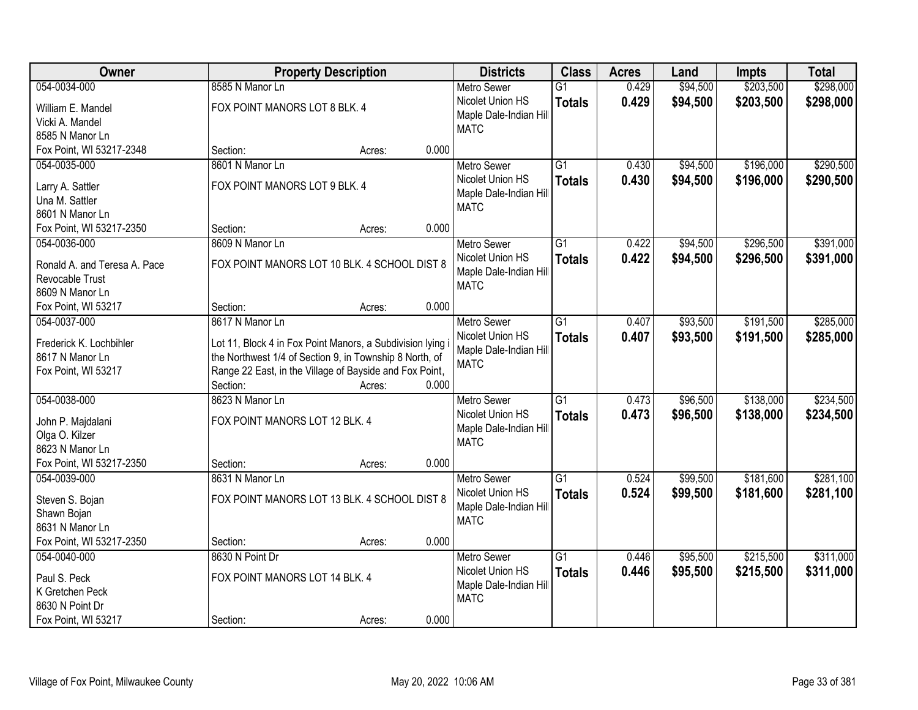| Owner | Property Description | Districts | Class | Acres | Land | Impts | Total |
|---|---|---|---|---|---|---|---|
| 054-0034-000<br>William E. Mandel<br>Vicki A. Mandel<br>8585 N Manor Ln<br>Fox Point, WI 53217-2348 | 8585 N Manor Ln<br>FOX POINT MANORS LOT 8 BLK. 4<br>Section: Acres: 0.000 | Metro Sewer<br>Nicolet Union HS<br>Maple Dale-Indian Hill<br>MATC | G1<br>**Totals** | 0.429<br>**0.429** | $94,500<br>**$94,500** | $203,500<br>**$203,500** | $298,000<br>**$298,000** |
| 054-0035-000<br>Larry A. Sattler<br>Una M. Sattler<br>8601 N Manor Ln<br>Fox Point, WI 53217-2350 | 8601 N Manor Ln<br>FOX POINT MANORS LOT 9 BLK. 4<br>Section: Acres: 0.000 | Metro Sewer<br>Nicolet Union HS<br>Maple Dale-Indian Hill<br>MATC | G1<br>**Totals** | 0.430<br>**0.430** | $94,500<br>**$94,500** | $196,000<br>**$196,000** | $290,500<br>**$290,500** |
| 054-0036-000<br>Ronald A. and Teresa A. Pace<br>Revocable Trust<br>8609 N Manor Ln<br>Fox Point, WI 53217 | 8609 N Manor Ln<br>FOX POINT MANORS LOT 10 BLK. 4 SCHOOL DIST 8<br>Section: Acres: 0.000 | Metro Sewer<br>Nicolet Union HS<br>Maple Dale-Indian Hill<br>MATC | G1<br>**Totals** | 0.422<br>**0.422** | $94,500<br>**$94,500** | $296,500<br>**$296,500** | $391,000<br>**$391,000** |
| 054-0037-000<br>Frederick K. Lochbihler<br>8617 N Manor Ln<br>Fox Point, WI 53217 | 8617 N Manor Ln<br>Lot 11, Block 4 in Fox Point Manors, a Subdivision lying i the Northwest 1/4 of Section 9, in Township 8 North, of Range 22 East, in the Village of Bayside and Fox Point,<br>Section: Acres: 0.000 | Metro Sewer<br>Nicolet Union HS<br>Maple Dale-Indian Hill<br>MATC | G1<br>**Totals** | 0.407<br>**0.407** | $93,500<br>**$93,500** | $191,500<br>**$191,500** | $285,000<br>**$285,000** |
| 054-0038-000<br>John P. Majdalani<br>Olga O. Kilzer<br>8623 N Manor Ln<br>Fox Point, WI 53217-2350 | 8623 N Manor Ln<br>FOX POINT MANORS LOT 12 BLK. 4<br>Section: Acres: 0.000 | Metro Sewer<br>Nicolet Union HS<br>Maple Dale-Indian Hill<br>MATC | G1<br>**Totals** | 0.473<br>**0.473** | $96,500<br>**$96,500** | $138,000<br>**$138,000** | $234,500<br>**$234,500** |
| 054-0039-000<br>Steven S. Bojan<br>Shawn Bojan<br>8631 N Manor Ln<br>Fox Point, WI 53217-2350 | 8631 N Manor Ln<br>FOX POINT MANORS LOT 13 BLK. 4 SCHOOL DIST 8<br>Section: Acres: 0.000 | Metro Sewer<br>Nicolet Union HS<br>Maple Dale-Indian Hill<br>MATC | G1<br>**Totals** | 0.524<br>**0.524** | $99,500<br>**$99,500** | $181,600<br>**$181,600** | $281,100<br>**$281,100** |
| 054-0040-000<br>Paul S. Peck<br>K Gretchen Peck<br>8630 N Point Dr<br>Fox Point, WI 53217 | 8630 N Point Dr<br>FOX POINT MANORS LOT 14 BLK. 4<br>Section: Acres: 0.000 | Metro Sewer<br>Nicolet Union HS<br>Maple Dale-Indian Hill<br>MATC | G1<br>**Totals** | 0.446<br>**0.446** | $95,500<br>**$95,500** | $215,500<br>**$215,500** | $311,000<br>**$311,000** |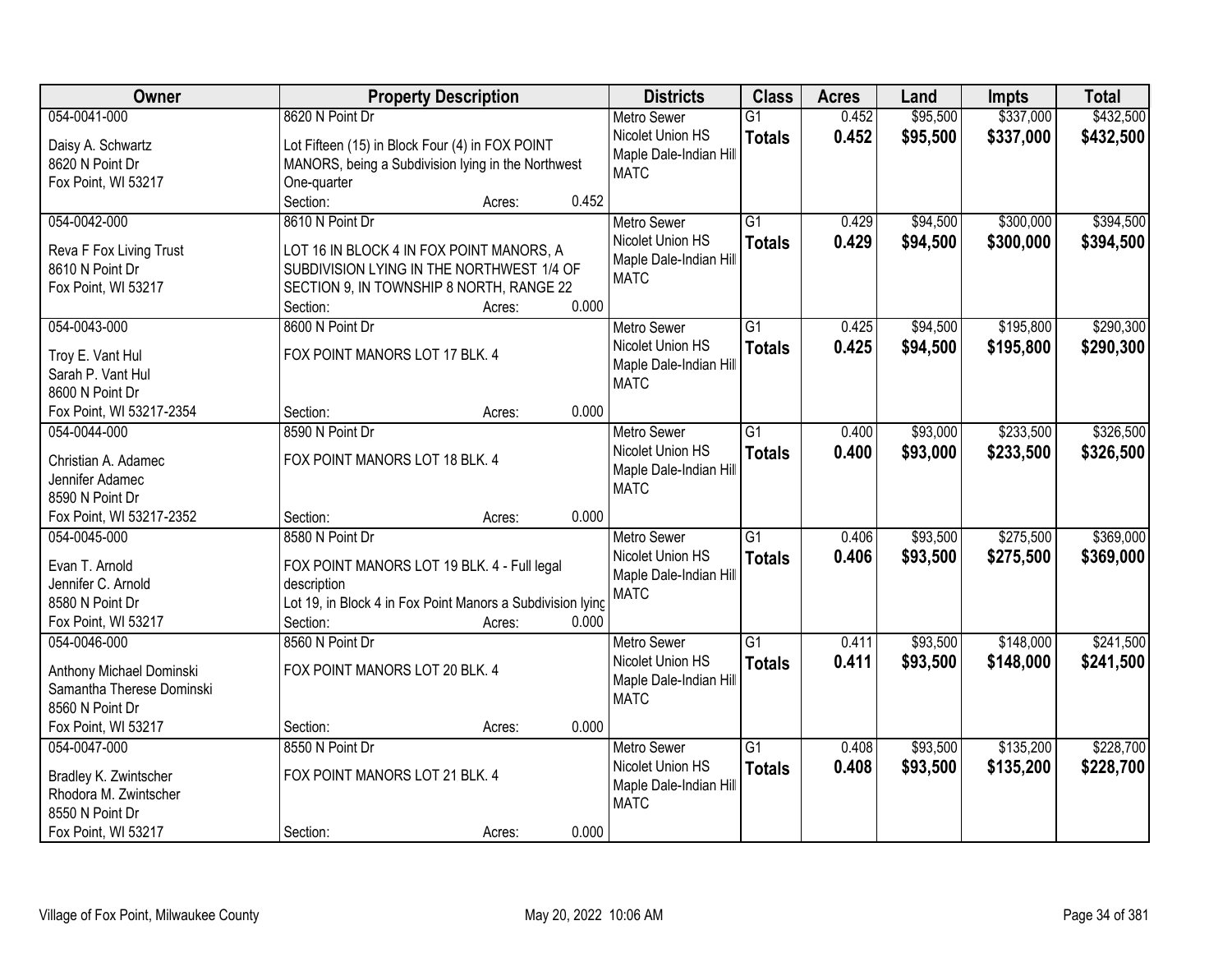| Owner | Property Description | Districts | Class | Acres | Land | Impts | Total |
|---|---|---|---|---|---|---|---|
| 054-0041-000<br>Daisy A. Schwartz<br>8620 N Point Dr<br>Fox Point, WI 53217 | 8620 N Point Dr<br>Lot Fifteen (15) in Block Four (4) in FOX POINT MANORS, being a Subdivision lying in the Northwest One-quarter<br>Section: Acres: 0.452 | Metro Sewer<br>Nicolet Union HS<br>Maple Dale-Indian Hill<br>MATC | G1<br>**Totals** | 0.452<br>**0.452** | $95,500<br>**$95,500** | $337,000<br>**$337,000** | $432,500<br>**$432,500** |
| 054-0042-000<br>Reva F Fox Living Trust<br>8610 N Point Dr<br>Fox Point, WI 53217 | 8610 N Point Dr<br>LOT 16 IN BLOCK 4 IN FOX POINT MANORS, A SUBDIVISION LYING IN THE NORTHWEST 1/4 OF SECTION 9, IN TOWNSHIP 8 NORTH, RANGE 22<br>Section: Acres: 0.000 | Metro Sewer<br>Nicolet Union HS<br>Maple Dale-Indian Hill<br>MATC | G1<br>**Totals** | 0.429<br>**0.429** | $94,500<br>**$94,500** | $300,000<br>**$300,000** | $394,500<br>**$394,500** |
| 054-0043-000<br>Troy E. Vant Hul<br>Sarah P. Vant Hul<br>8600 N Point Dr<br>Fox Point, WI 53217-2354 | 8600 N Point Dr<br>FOX POINT MANORS LOT 17 BLK. 4<br>Section: Acres: 0.000 | Metro Sewer<br>Nicolet Union HS<br>Maple Dale-Indian Hill<br>MATC | G1<br>**Totals** | 0.425<br>**0.425** | $94,500<br>**$94,500** | $195,800<br>**$195,800** | $290,300<br>**$290,300** |
| 054-0044-000<br>Christian A. Adamec<br>Jennifer Adamec<br>8590 N Point Dr<br>Fox Point, WI 53217-2352 | 8590 N Point Dr<br>FOX POINT MANORS LOT 18 BLK. 4<br>Section: Acres: 0.000 | Metro Sewer<br>Nicolet Union HS<br>Maple Dale-Indian Hill<br>MATC | G1<br>**Totals** | 0.400<br>**0.400** | $93,000<br>**$93,000** | $233,500<br>**$233,500** | $326,500<br>**$326,500** |
| 054-0045-000<br>Evan T. Arnold<br>Jennifer C. Arnold<br>8580 N Point Dr<br>Fox Point, WI 53217 | 8580 N Point Dr<br>FOX POINT MANORS LOT 19 BLK. 4 - Full legal description<br>Lot 19, in Block 4 in Fox Point Manors a Subdivision lying<br>Section: Acres: 0.000 | Metro Sewer<br>Nicolet Union HS<br>Maple Dale-Indian Hill<br>MATC | G1<br>**Totals** | 0.406<br>**0.406** | $93,500<br>**$93,500** | $275,500<br>**$275,500** | $369,000<br>**$369,000** |
| 054-0046-000<br>Anthony Michael Dominski<br>Samantha Therese Dominski<br>8560 N Point Dr<br>Fox Point, WI 53217 | 8560 N Point Dr<br>FOX POINT MANORS LOT 20 BLK. 4<br>Section: Acres: 0.000 | Metro Sewer<br>Nicolet Union HS<br>Maple Dale-Indian Hill<br>MATC | G1<br>**Totals** | 0.411<br>**0.411** | $93,500<br>**$93,500** | $148,000<br>**$148,000** | $241,500<br>**$241,500** |
| 054-0047-000<br>Bradley K. Zwintscher<br>Rhodora M. Zwintscher<br>8550 N Point Dr<br>Fox Point, WI 53217 | 8550 N Point Dr<br>FOX POINT MANORS LOT 21 BLK. 4<br>Section: Acres: 0.000 | Metro Sewer<br>Nicolet Union HS<br>Maple Dale-Indian Hill<br>MATC | G1<br>**Totals** | 0.408<br>**0.408** | $93,500<br>**$93,500** | $135,200<br>**$135,200** | $228,700<br>**$228,700** |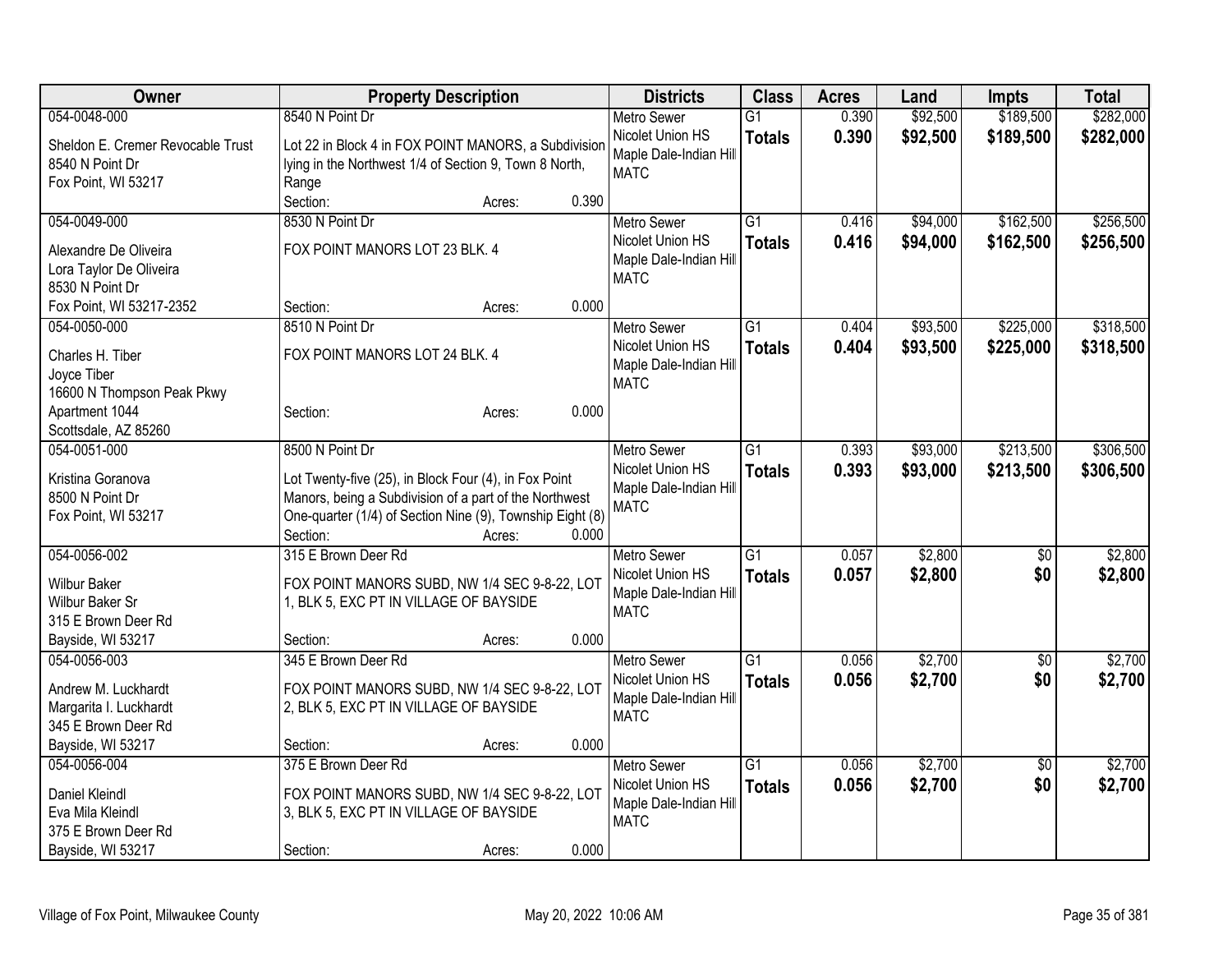| Owner | Property Description | Districts | Class | Acres | Land | Impts | Total |
|---|---|---|---|---|---|---|---|
| 054-0048-000<br>Sheldon E. Cremer Revocable Trust<br>8540 N Point Dr<br>Fox Point, WI 53217 | 8540 N Point Dr<br>Lot 22 in Block 4 in FOX POINT MANORS, a Subdivision lying in the Northwest 1/4 of Section 9, Town 8 North, Range<br>Section: Acres: 0.390 | Metro Sewer<br>Nicolet Union HS<br>Maple Dale-Indian Hill<br>MATC | G1<br>**Totals** | 0.390<br>**0.390** | $92,500<br>**$92,500** | $189,500<br>**$189,500** | $282,000<br>**$282,000** |
| 054-0049-000<br>Alexandre De Oliveira<br>Lora Taylor De Oliveira<br>8530 N Point Dr<br>Fox Point, WI 53217-2352 | 8530 N Point Dr<br>FOX POINT MANORS LOT 23 BLK. 4<br>Section: Acres: 0.000 | Metro Sewer<br>Nicolet Union HS<br>Maple Dale-Indian Hill<br>MATC | G1<br>**Totals** | 0.416<br>**0.416** | $94,000<br>**$94,000** | $162,500<br>**$162,500** | $256,500<br>**$256,500** |
| 054-0050-000<br>Charles H. Tiber<br>Joyce Tiber<br>16600 N Thompson Peak Pkwy<br>Apartment 1044<br>Scottsdale, AZ 85260 | 8510 N Point Dr<br>FOX POINT MANORS LOT 24 BLK. 4<br>Section: Acres: 0.000 | Metro Sewer<br>Nicolet Union HS<br>Maple Dale-Indian Hill<br>MATC | G1<br>**Totals** | 0.404<br>**0.404** | $93,500<br>**$93,500** | $225,000<br>**$225,000** | $318,500<br>**$318,500** |
| 054-0051-000<br>Kristina Goranova<br>8500 N Point Dr<br>Fox Point, WI 53217 | 8500 N Point Dr<br>Lot Twenty-five (25), in Block Four (4), in Fox Point Manors, being a Subdivision of a part of the Northwest One-quarter (1/4) of Section Nine (9), Township Eight (8)<br>Section: Acres: 0.000 | Metro Sewer<br>Nicolet Union HS<br>Maple Dale-Indian Hill<br>MATC | G1<br>**Totals** | 0.393<br>**0.393** | $93,000<br>**$93,000** | $213,500<br>**$213,500** | $306,500<br>**$306,500** |
| 054-0056-002<br>Wilbur Baker<br>Wilbur Baker Sr<br>315 E Brown Deer Rd<br>Bayside, WI 53217 | 315 E Brown Deer Rd<br>FOX POINT MANORS SUBD, NW 1/4 SEC 9-8-22, LOT 1, BLK 5, EXC PT IN VILLAGE OF BAYSIDE<br>Section: Acres: 0.000 | Metro Sewer<br>Nicolet Union HS<br>Maple Dale-Indian Hill<br>MATC | G1<br>**Totals** | 0.057<br>**0.057** | $2,800<br>**$2,800** | $0<br>**$0** | $2,800<br>**$2,800** |
| 054-0056-003<br>Andrew M. Luckhardt<br>Margarita I. Luckhardt<br>345 E Brown Deer Rd<br>Bayside, WI 53217 | 345 E Brown Deer Rd<br>FOX POINT MANORS SUBD, NW 1/4 SEC 9-8-22, LOT 2, BLK 5, EXC PT IN VILLAGE OF BAYSIDE<br>Section: Acres: 0.000 | Metro Sewer<br>Nicolet Union HS<br>Maple Dale-Indian Hill<br>MATC | G1<br>**Totals** | 0.056<br>**0.056** | $2,700<br>**$2,700** | $0<br>**$0** | $2,700<br>**$2,700** |
| 054-0056-004<br>Daniel Kleindl<br>Eva Mila Kleindl<br>375 E Brown Deer Rd<br>Bayside, WI 53217 | 375 E Brown Deer Rd<br>FOX POINT MANORS SUBD, NW 1/4 SEC 9-8-22, LOT 3, BLK 5, EXC PT IN VILLAGE OF BAYSIDE<br>Section: Acres: 0.000 | Metro Sewer<br>Nicolet Union HS<br>Maple Dale-Indian Hill<br>MATC | G1<br>**Totals** | 0.056<br>**0.056** | $2,700<br>**$2,700** | $0<br>**$0** | $2,700<br>**$2,700** |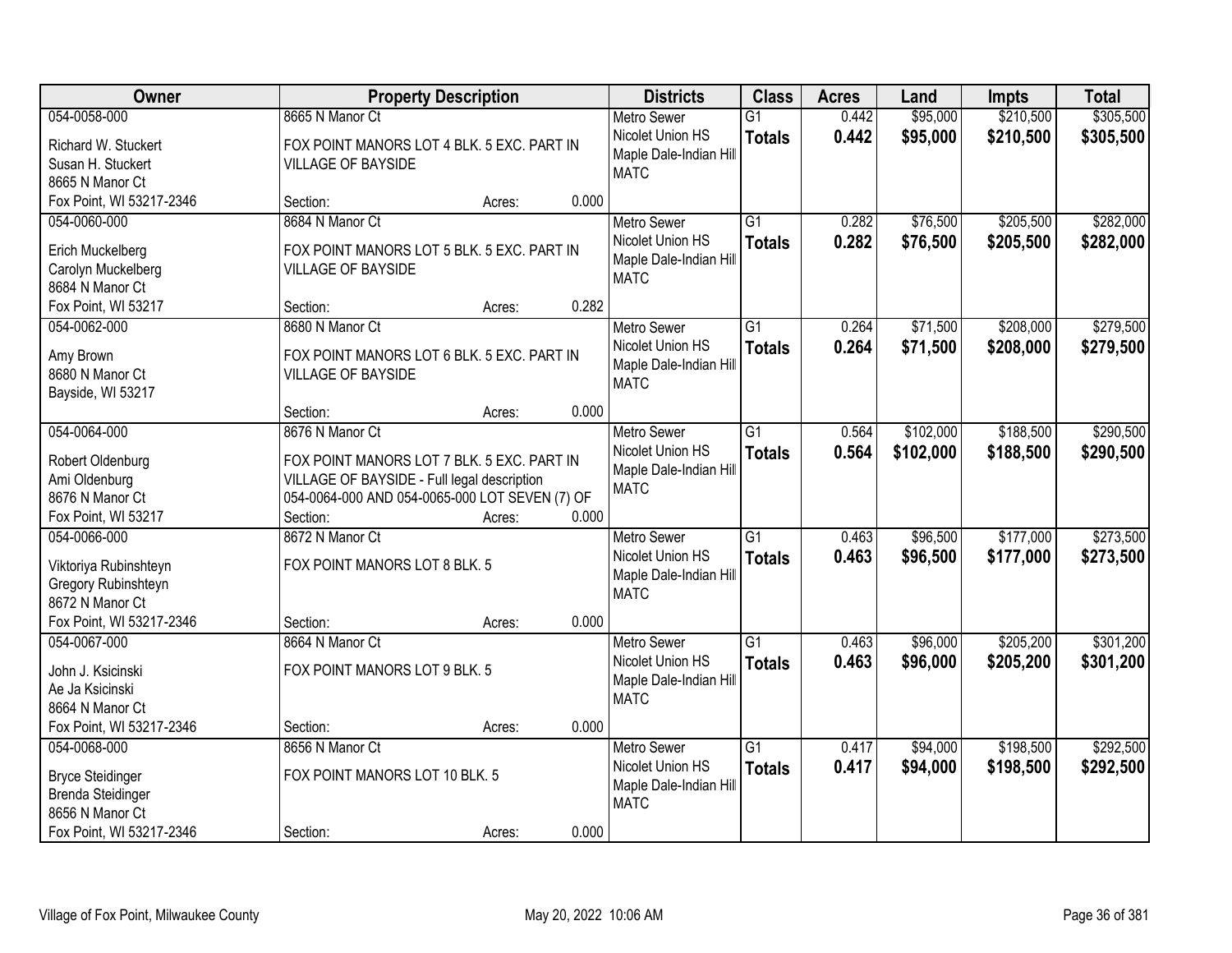| Owner | Property Description | Districts | Class | Acres | Land | Impts | Total |
|---|---|---|---|---|---|---|---|
| 054-0058-000<br>Richard W. Stuckert<br>Susan H. Stuckert<br>8665 N Manor Ct<br>Fox Point, WI 53217-2346 | 8665 N Manor Ct<br>FOX POINT MANORS LOT 4 BLK. 5 EXC. PART IN VILLAGE OF BAYSIDE<br>Section: Acres: 0.000 | Metro Sewer<br>Nicolet Union HS<br>Maple Dale-Indian Hill<br>MATC | G1<br>**Totals** | 0.442<br>**0.442** | $95,000<br>**$95,000** | $210,500<br>**$210,500** | $305,500<br>**$305,500** |
| 054-0060-000<br>Erich Muckelberg<br>Carolyn Muckelberg<br>8684 N Manor Ct<br>Fox Point, WI 53217 | 8684 N Manor Ct<br>FOX POINT MANORS LOT 5 BLK. 5 EXC. PART IN VILLAGE OF BAYSIDE<br>Section: Acres: 0.282 | Metro Sewer<br>Nicolet Union HS<br>Maple Dale-Indian Hill<br>MATC | G1<br>**Totals** | 0.282<br>**0.282** | $76,500<br>**$76,500** | $205,500<br>**$205,500** | $282,000<br>**$282,000** |
| 054-0062-000<br>Amy Brown<br>8680 N Manor Ct<br>Bayside, WI 53217 | 8680 N Manor Ct<br>FOX POINT MANORS LOT 6 BLK. 5 EXC. PART IN VILLAGE OF BAYSIDE<br>Section: Acres: 0.000 | Metro Sewer<br>Nicolet Union HS<br>Maple Dale-Indian Hill<br>MATC | G1<br>**Totals** | 0.264<br>**0.264** | $71,500<br>**$71,500** | $208,000<br>**$208,000** | $279,500<br>**$279,500** |
| 054-0064-000<br>Robert Oldenburg<br>Ami Oldenburg<br>8676 N Manor Ct<br>Fox Point, WI 53217 | 8676 N Manor Ct<br>FOX POINT MANORS LOT 7 BLK. 5 EXC. PART IN VILLAGE OF BAYSIDE - Full legal description 054-0064-000 AND 054-0065-000 LOT SEVEN (7) OF<br>Section: Acres: 0.000 | Metro Sewer<br>Nicolet Union HS<br>Maple Dale-Indian Hill<br>MATC | G1<br>**Totals** | 0.564<br>**0.564** | $102,000<br>**$102,000** | $188,500<br>**$188,500** | $290,500<br>**$290,500** |
| 054-0066-000<br>Viktoriya Rubinshteyn<br>Gregory Rubinshteyn<br>8672 N Manor Ct<br>Fox Point, WI 53217-2346 | 8672 N Manor Ct<br>FOX POINT MANORS LOT 8 BLK. 5<br>Section: Acres: 0.000 | Metro Sewer<br>Nicolet Union HS<br>Maple Dale-Indian Hill<br>MATC | G1<br>**Totals** | 0.463<br>**0.463** | $96,500<br>**$96,500** | $177,000<br>**$177,000** | $273,500<br>**$273,500** |
| 054-0067-000<br>John J. Ksicinski<br>Ae Ja Ksicinski<br>8664 N Manor Ct<br>Fox Point, WI 53217-2346 | 8664 N Manor Ct<br>FOX POINT MANORS LOT 9 BLK. 5<br>Section: Acres: 0.000 | Metro Sewer<br>Nicolet Union HS<br>Maple Dale-Indian Hill<br>MATC | G1<br>**Totals** | 0.463<br>**0.463** | $96,000<br>**$96,000** | $205,200<br>**$205,200** | $301,200<br>**$301,200** |
| 054-0068-000<br>Bryce Steidinger<br>Brenda Steidinger<br>8656 N Manor Ct<br>Fox Point, WI 53217-2346 | 8656 N Manor Ct<br>FOX POINT MANORS LOT 10 BLK. 5<br>Section: Acres: 0.000 | Metro Sewer<br>Nicolet Union HS<br>Maple Dale-Indian Hill<br>MATC | G1<br>**Totals** | 0.417<br>**0.417** | $94,000<br>**$94,000** | $198,500<br>**$198,500** | $292,500<br>**$292,500** |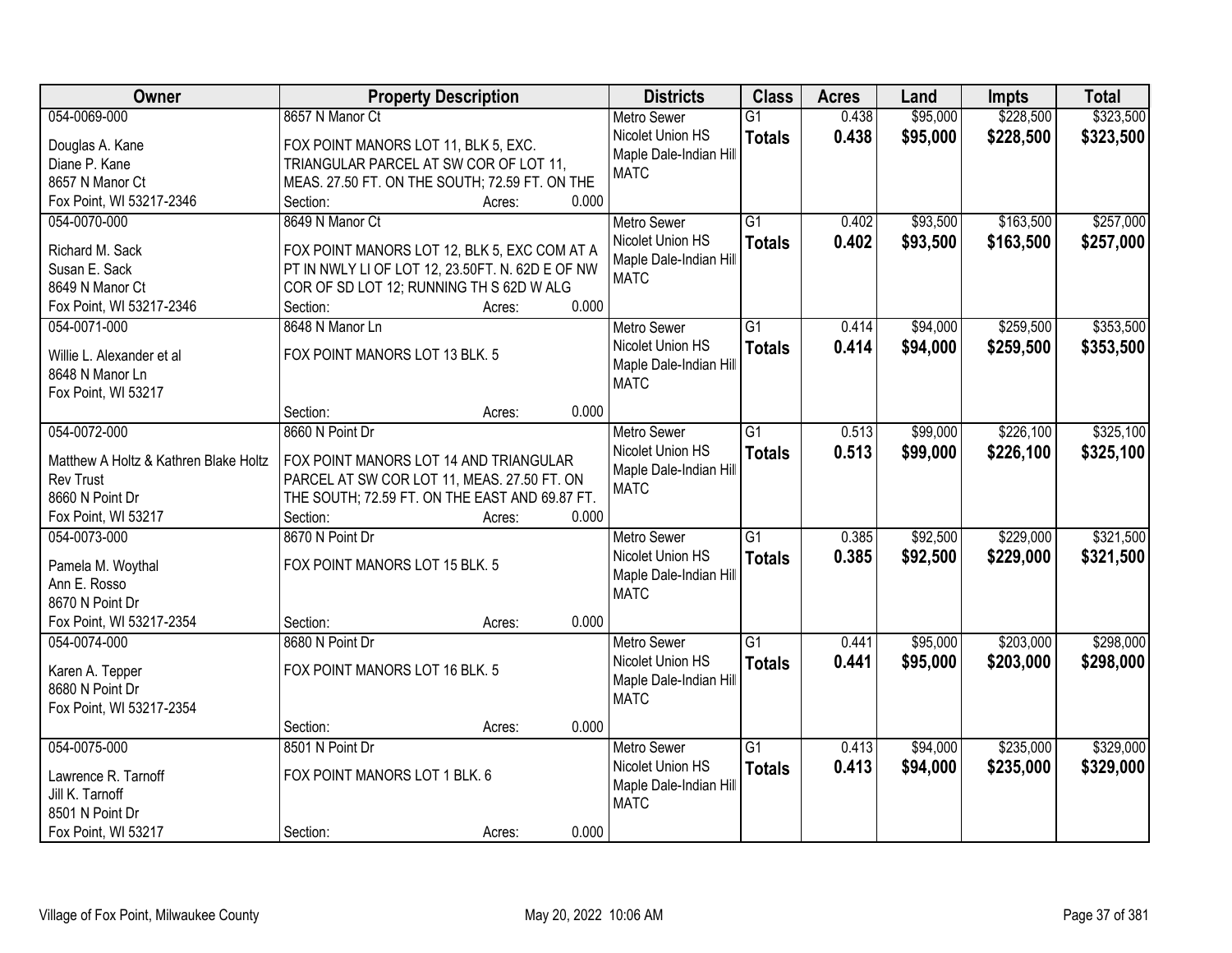| Owner | Property Description | Districts | Class | Acres | Land | Impts | Total |
|---|---|---|---|---|---|---|---|
| 054-0069-000<br>Douglas A. Kane<br>Diane P. Kane<br>8657 N Manor Ct<br>Fox Point, WI 53217-2346 | 8657 N Manor Ct<br>FOX POINT MANORS LOT 11, BLK 5, EXC. TRIANGULAR PARCEL AT SW COR OF LOT 11, MEAS. 27.50 FT. ON THE SOUTH; 72.59 FT. ON THE<br>Section: Acres: 0.000 | Metro Sewer<br>Nicolet Union HS<br>Maple Dale-Indian Hill<br>MATC | G1<br>**Totals** | 0.438<br>**0.438** | $95,000<br>**$95,000** | $228,500<br>**$228,500** | $323,500<br>**$323,500** |
| 054-0070-000<br>Richard M. Sack<br>Susan E. Sack<br>8649 N Manor Ct<br>Fox Point, WI 53217-2346 | 8649 N Manor Ct<br>FOX POINT MANORS LOT 12, BLK 5, EXC COM AT A PT IN NWLY LI OF LOT 12, 23.50FT. N. 62D E OF NW COR OF SD LOT 12; RUNNING TH S 62D W ALG<br>Section: Acres: 0.000 | Metro Sewer<br>Nicolet Union HS<br>Maple Dale-Indian Hill<br>MATC | G1<br>**Totals** | 0.402<br>**0.402** | $93,500<br>**$93,500** | $163,500<br>**$163,500** | $257,000<br>**$257,000** |
| 054-0071-000<br>Willie L. Alexander et al<br>8648 N Manor Ln<br>Fox Point, WI 53217 | 8648 N Manor Ln<br>FOX POINT MANORS LOT 13 BLK. 5<br>Section: Acres: 0.000 | Metro Sewer<br>Nicolet Union HS<br>Maple Dale-Indian Hill<br>MATC | G1<br>**Totals** | 0.414<br>**0.414** | $94,000<br>**$94,000** | $259,500<br>**$259,500** | $353,500<br>**$353,500** |
| 054-0072-000<br>Matthew A Holtz & Kathren Blake Holtz Rev Trust<br>8660 N Point Dr<br>Fox Point, WI 53217 | 8660 N Point Dr<br>FOX POINT MANORS LOT 14 AND TRIANGULAR PARCEL AT SW COR LOT 11, MEAS. 27.50 FT. ON THE SOUTH; 72.59 FT. ON THE EAST AND 69.87 FT.<br>Section: Acres: 0.000 | Metro Sewer<br>Nicolet Union HS<br>Maple Dale-Indian Hill<br>MATC | G1<br>**Totals** | 0.513<br>**0.513** | $99,000<br>**$99,000** | $226,100<br>**$226,100** | $325,100<br>**$325,100** |
| 054-0073-000<br>Pamela M. Woythal<br>Ann E. Rosso<br>8670 N Point Dr<br>Fox Point, WI 53217-2354 | 8670 N Point Dr<br>FOX POINT MANORS LOT 15 BLK. 5<br>Section: Acres: 0.000 | Metro Sewer<br>Nicolet Union HS<br>Maple Dale-Indian Hill<br>MATC | G1<br>**Totals** | 0.385<br>**0.385** | $92,500<br>**$92,500** | $229,000<br>**$229,000** | $321,500<br>**$321,500** |
| 054-0074-000<br>Karen A. Tepper<br>8680 N Point Dr<br>Fox Point, WI 53217-2354 | 8680 N Point Dr<br>FOX POINT MANORS LOT 16 BLK. 5<br>Section: Acres: 0.000 | Metro Sewer<br>Nicolet Union HS<br>Maple Dale-Indian Hill<br>MATC | G1<br>**Totals** | 0.441<br>**0.441** | $95,000<br>**$95,000** | $203,000<br>**$203,000** | $298,000<br>**$298,000** |
| 054-0075-000<br>Lawrence R. Tarnoff<br>Jill K. Tarnoff<br>8501 N Point Dr<br>Fox Point, WI 53217 | 8501 N Point Dr<br>FOX POINT MANORS LOT 1 BLK. 6<br>Section: Acres: 0.000 | Metro Sewer<br>Nicolet Union HS<br>Maple Dale-Indian Hill<br>MATC | G1<br>**Totals** | 0.413<br>**0.413** | $94,000<br>**$94,000** | $235,000<br>**$235,000** | $329,000<br>**$329,000** |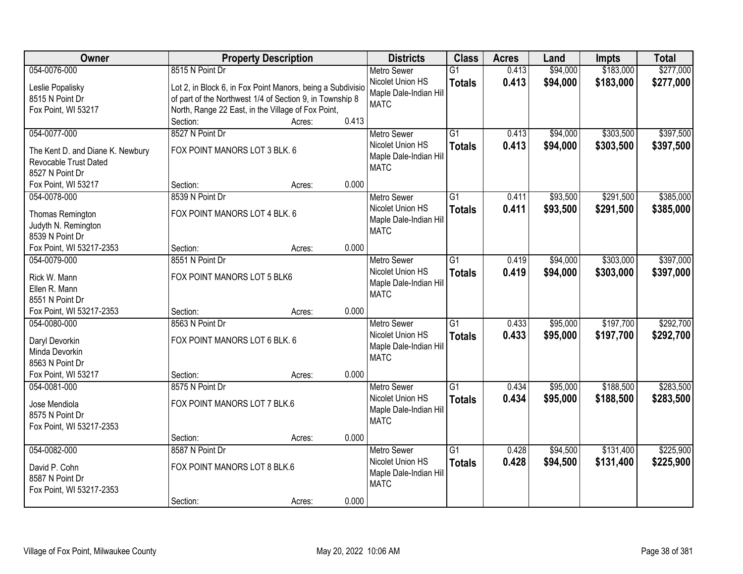| Owner | Property Description | | | Districts | Class | Acres | Land | Impts | Total |
|---|---|---|---|---|---|---|---|---|---|
| 054-0076-000<br><br>Leslie Popalisky<br>8515 N Point Dr<br>Fox Point, WI 53217 | 8515 N Point Dr<br><br>Lot 2, in Block 6, in Fox Point Manors, being a Subdivisio of part of the Northwest 1/4 of Section 9, in Township 8 North, Range 22 East, in the Village of Fox Point,<br>Section: | Acres: | 0.413 | Metro Sewer<br>Nicolet Union HS<br>Maple Dale-Indian Hill<br>MATC | G1<br>**Totals** | 0.413<br>**0.413** | $94,000<br>**$94,000** | $183,000<br>**$183,000** | $277,000<br>**$277,000** |
| 054-0077-000<br><br>The Kent D. and Diane K. Newbury Revocable Trust Dated<br>8527 N Point Dr<br>Fox Point, WI 53217 | 8527 N Point Dr<br><br>FOX POINT MANORS LOT 3 BLK. 6<br><br>Section: | Acres: | 0.000 | Metro Sewer<br>Nicolet Union HS<br>Maple Dale-Indian Hill<br>MATC | G1<br>**Totals** | 0.413<br>**0.413** | $94,000<br>**$94,000** | $303,500<br>**$303,500** | $397,500<br>**$397,500** |
| 054-0078-000<br><br>Thomas Remington<br>Judyth N. Remington<br>8539 N Point Dr<br>Fox Point, WI 53217-2353 | 8539 N Point Dr<br><br>FOX POINT MANORS LOT 4 BLK. 6<br><br>Section: | Acres: | 0.000 | Metro Sewer<br>Nicolet Union HS<br>Maple Dale-Indian Hill<br>MATC | G1<br>**Totals** | 0.411<br>**0.411** | $93,500<br>**$93,500** | $291,500<br>**$291,500** | $385,000<br>**$385,000** |
| 054-0079-000<br><br>Rick W. Mann<br>Ellen R. Mann<br>8551 N Point Dr<br>Fox Point, WI 53217-2353 | 8551 N Point Dr<br><br>FOX POINT MANORS LOT 5 BLK6<br><br>Section: | Acres: | 0.000 | Metro Sewer<br>Nicolet Union HS<br>Maple Dale-Indian Hill<br>MATC | G1<br>**Totals** | 0.419<br>**0.419** | $94,000<br>**$94,000** | $303,000<br>**$303,000** | $397,000<br>**$397,000** |
| 054-0080-000<br><br>Daryl Devorkin<br>Minda Devorkin<br>8563 N Point Dr<br>Fox Point, WI 53217 | 8563 N Point Dr<br><br>FOX POINT MANORS LOT 6 BLK. 6<br><br>Section: | Acres: | 0.000 | Metro Sewer<br>Nicolet Union HS<br>Maple Dale-Indian Hill<br>MATC | G1<br>**Totals** | 0.433<br>**0.433** | $95,000<br>**$95,000** | $197,700<br>**$197,700** | $292,700<br>**$292,700** |
| 054-0081-000<br><br>Jose Mendiola<br>8575 N Point Dr<br>Fox Point, WI 53217-2353 | 8575 N Point Dr<br><br>FOX POINT MANORS LOT 7 BLK.6<br><br>Section: | Acres: | 0.000 | Metro Sewer<br>Nicolet Union HS<br>Maple Dale-Indian Hill<br>MATC | G1<br>**Totals** | 0.434<br>**0.434** | $95,000<br>**$95,000** | $188,500<br>**$188,500** | $283,500<br>**$283,500** |
| 054-0082-000<br><br>David P. Cohn<br>8587 N Point Dr<br>Fox Point, WI 53217-2353 | 8587 N Point Dr<br><br>FOX POINT MANORS LOT 8 BLK.6<br><br>Section: | Acres: | 0.000 | Metro Sewer<br>Nicolet Union HS<br>Maple Dale-Indian Hill<br>MATC | G1<br>**Totals** | 0.428<br>**0.428** | $94,500<br>**$94,500** | $131,400<br>**$131,400** | $225,900<br>**$225,900** |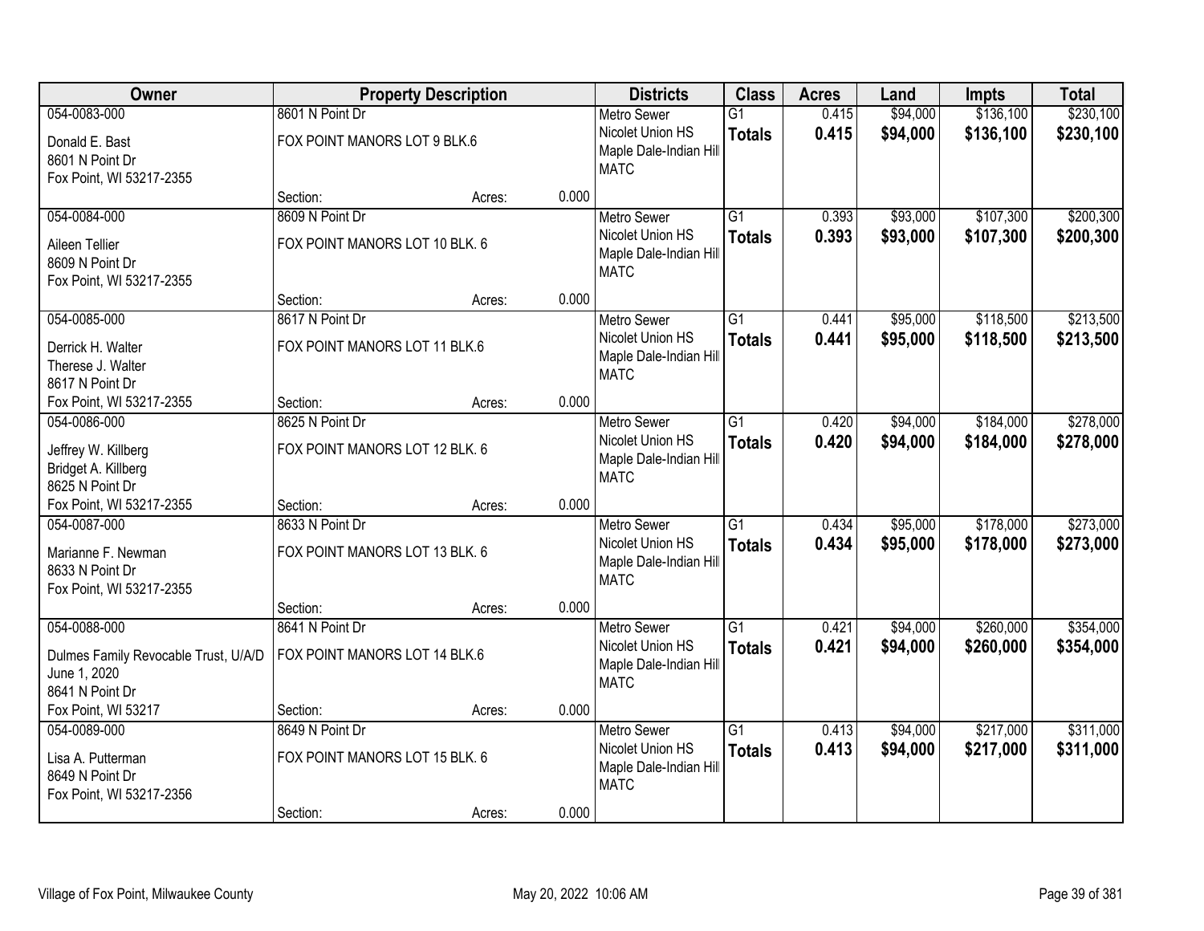| Owner | Property Description | | | Districts | Class | Acres | Land | Impts | Total |
|---|---|---|---|---|---|---|---|---|---|
| 054-0083-000<br>Donald E. Bast<br>8601 N Point Dr<br>Fox Point, WI 53217-2355 | 8601 N Point Dr<br>FOX POINT MANORS LOT 9 BLK.6 | | | Metro Sewer<br>Nicolet Union HS<br>Maple Dale-Indian Hill<br>MATC | G1<br>**Totals** | 0.415<br>**0.415** | $94,000<br>**$94,000** | $136,100<br>**$136,100** | $230,100<br>**$230,100** |
| | Section: | Acres: | 0.000 | | | | | | |
| 054-0084-000<br>Aileen Tellier<br>8609 N Point Dr<br>Fox Point, WI 53217-2355 | 8609 N Point Dr<br>FOX POINT MANORS LOT 10 BLK. 6 | | | Metro Sewer<br>Nicolet Union HS<br>Maple Dale-Indian Hill<br>MATC | G1<br>**Totals** | 0.393<br>**0.393** | $93,000<br>**$93,000** | $107,300<br>**$107,300** | $200,300<br>**$200,300** |
| | Section: | Acres: | 0.000 | | | | | | |
| 054-0085-000<br>Derrick H. Walter<br>Therese J. Walter<br>8617 N Point Dr<br>Fox Point, WI 53217-2355 | 8617 N Point Dr<br>FOX POINT MANORS LOT 11 BLK.6 | | | Metro Sewer<br>Nicolet Union HS<br>Maple Dale-Indian Hill<br>MATC | G1<br>**Totals** | 0.441<br>**0.441** | $95,000<br>**$95,000** | $118,500<br>**$118,500** | $213,500<br>**$213,500** |
| | Section: | Acres: | 0.000 | | | | | | |
| 054-0086-000<br>Jeffrey W. Killberg<br>Bridget A. Killberg<br>8625 N Point Dr<br>Fox Point, WI 53217-2355 | 8625 N Point Dr<br>FOX POINT MANORS LOT 12 BLK. 6 | | | Metro Sewer<br>Nicolet Union HS<br>Maple Dale-Indian Hill<br>MATC | G1<br>**Totals** | 0.420<br>**0.420** | $94,000<br>**$94,000** | $184,000<br>**$184,000** | $278,000<br>**$278,000** |
| | Section: | Acres: | 0.000 | | | | | | |
| 054-0087-000<br>Marianne F. Newman<br>8633 N Point Dr<br>Fox Point, WI 53217-2355 | 8633 N Point Dr<br>FOX POINT MANORS LOT 13 BLK. 6 | | | Metro Sewer<br>Nicolet Union HS<br>Maple Dale-Indian Hill<br>MATC | G1<br>**Totals** | 0.434<br>**0.434** | $95,000<br>**$95,000** | $178,000<br>**$178,000** | $273,000<br>**$273,000** |
| | Section: | Acres: | 0.000 | | | | | | |
| 054-0088-000<br>Dulmes Family Revocable Trust, U/A/D June 1, 2020<br>8641 N Point Dr<br>Fox Point, WI 53217 | 8641 N Point Dr<br>FOX POINT MANORS LOT 14 BLK.6 | | | Metro Sewer<br>Nicolet Union HS<br>Maple Dale-Indian Hill<br>MATC | G1<br>**Totals** | 0.421<br>**0.421** | $94,000<br>**$94,000** | $260,000<br>**$260,000** | $354,000<br>**$354,000** |
| | Section: | Acres: | 0.000 | | | | | | |
| 054-0089-000<br>Lisa A. Putterman<br>8649 N Point Dr<br>Fox Point, WI 53217-2356 | 8649 N Point Dr<br>FOX POINT MANORS LOT 15 BLK. 6 | | | Metro Sewer<br>Nicolet Union HS<br>Maple Dale-Indian Hill<br>MATC | G1<br>**Totals** | 0.413<br>**0.413** | $94,000<br>**$94,000** | $217,000<br>**$217,000** | $311,000<br>**$311,000** |
| | Section: | Acres: | 0.000 | | | | | | |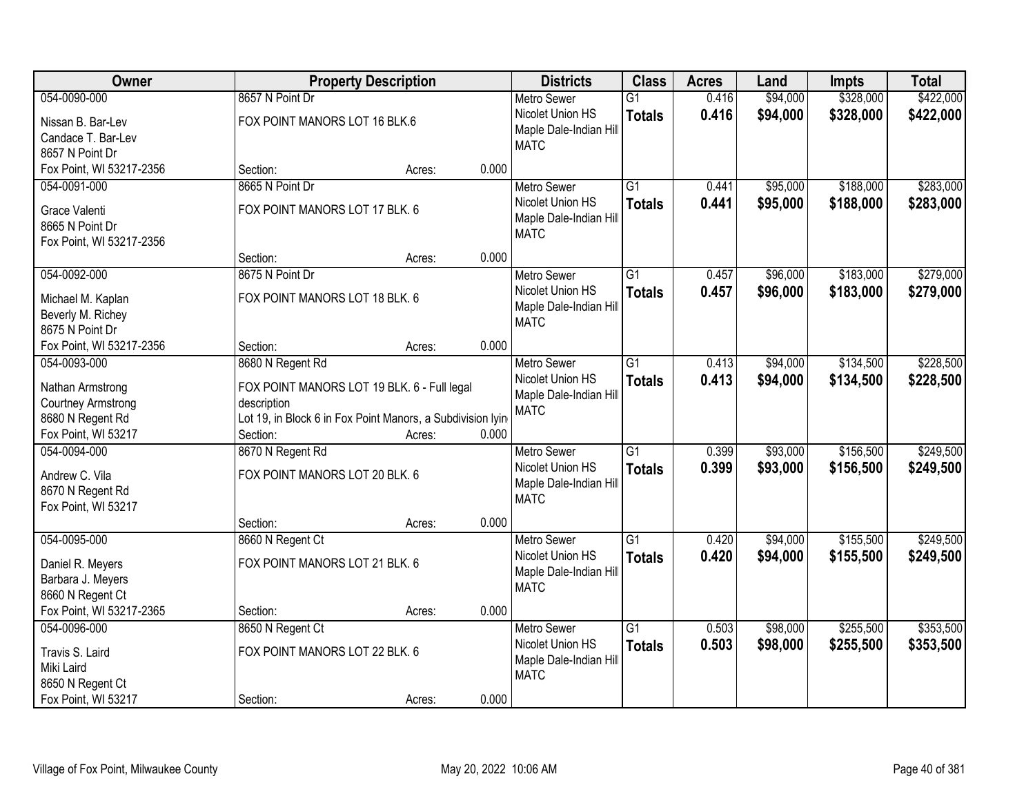| Owner | Property Description | | | Districts | Class | Acres | Land | Impts | Total |
|---|---|---|---|---|---|---|---|---|---|
| 054-0090-000<br>Nissan B. Bar-Lev<br>Candace T. Bar-Lev<br>8657 N Point Dr<br>Fox Point, WI 53217-2356 | 8657 N Point Dr<br>FOX POINT MANORS LOT 16 BLK.6<br>Section: | Acres: | 0.000 | Metro Sewer<br>Nicolet Union HS<br>Maple Dale-Indian Hill<br>MATC | G1<br>**Totals** | 0.416<br>**0.416** | $94,000<br>**$94,000** | $328,000<br>**$328,000** | $422,000<br>**$422,000** |
| 054-0091-000<br>Grace Valenti<br>8665 N Point Dr<br>Fox Point, WI 53217-2356 | 8665 N Point Dr<br>FOX POINT MANORS LOT 17 BLK. 6<br>Section: | Acres: | 0.000 | Metro Sewer<br>Nicolet Union HS<br>Maple Dale-Indian Hill<br>MATC | G1<br>**Totals** | 0.441<br>**0.441** | $95,000<br>**$95,000** | $188,000<br>**$188,000** | $283,000<br>**$283,000** |
| 054-0092-000<br>Michael M. Kaplan<br>Beverly M. Richey<br>8675 N Point Dr<br>Fox Point, WI 53217-2356 | 8675 N Point Dr<br>FOX POINT MANORS LOT 18 BLK. 6<br>Section: | Acres: | 0.000 | Metro Sewer<br>Nicolet Union HS<br>Maple Dale-Indian Hill<br>MATC | G1<br>**Totals** | 0.457<br>**0.457** | $96,000<br>**$96,000** | $183,000<br>**$183,000** | $279,000<br>**$279,000** |
| 054-0093-000<br>Nathan Armstrong<br>Courtney Armstrong<br>8680 N Regent Rd<br>Fox Point, WI 53217 | 8680 N Regent Rd<br>FOX POINT MANORS LOT 19 BLK. 6 - Full legal description<br>Lot 19, in Block 6 in Fox Point Manors, a Subdivision lyin<br>Section: | Acres: | 0.000 | Metro Sewer<br>Nicolet Union HS<br>Maple Dale-Indian Hill<br>MATC | G1<br>**Totals** | 0.413<br>**0.413** | $94,000<br>**$94,000** | $134,500<br>**$134,500** | $228,500<br>**$228,500** |
| 054-0094-000<br>Andrew C. Vila<br>8670 N Regent Rd<br>Fox Point, WI 53217 | 8670 N Regent Rd<br>FOX POINT MANORS LOT 20 BLK. 6<br>Section: | Acres: | 0.000 | Metro Sewer<br>Nicolet Union HS<br>Maple Dale-Indian Hill<br>MATC | G1<br>**Totals** | 0.399<br>**0.399** | $93,000<br>**$93,000** | $156,500<br>**$156,500** | $249,500<br>**$249,500** |
| 054-0095-000<br>Daniel R. Meyers<br>Barbara J. Meyers<br>8660 N Regent Ct<br>Fox Point, WI 53217-2365 | 8660 N Regent Ct<br>FOX POINT MANORS LOT 21 BLK. 6<br>Section: | Acres: | 0.000 | Metro Sewer<br>Nicolet Union HS<br>Maple Dale-Indian Hill<br>MATC | G1<br>**Totals** | 0.420<br>**0.420** | $94,000<br>**$94,000** | $155,500<br>**$155,500** | $249,500<br>**$249,500** |
| 054-0096-000<br>Travis S. Laird<br>Miki Laird<br>8650 N Regent Ct<br>Fox Point, WI 53217 | 8650 N Regent Ct<br>FOX POINT MANORS LOT 22 BLK. 6<br>Section: | Acres: | 0.000 | Metro Sewer<br>Nicolet Union HS<br>Maple Dale-Indian Hill<br>MATC | G1<br>**Totals** | 0.503<br>**0.503** | $98,000<br>**$98,000** | $255,500<br>**$255,500** | $353,500<br>**$353,500** |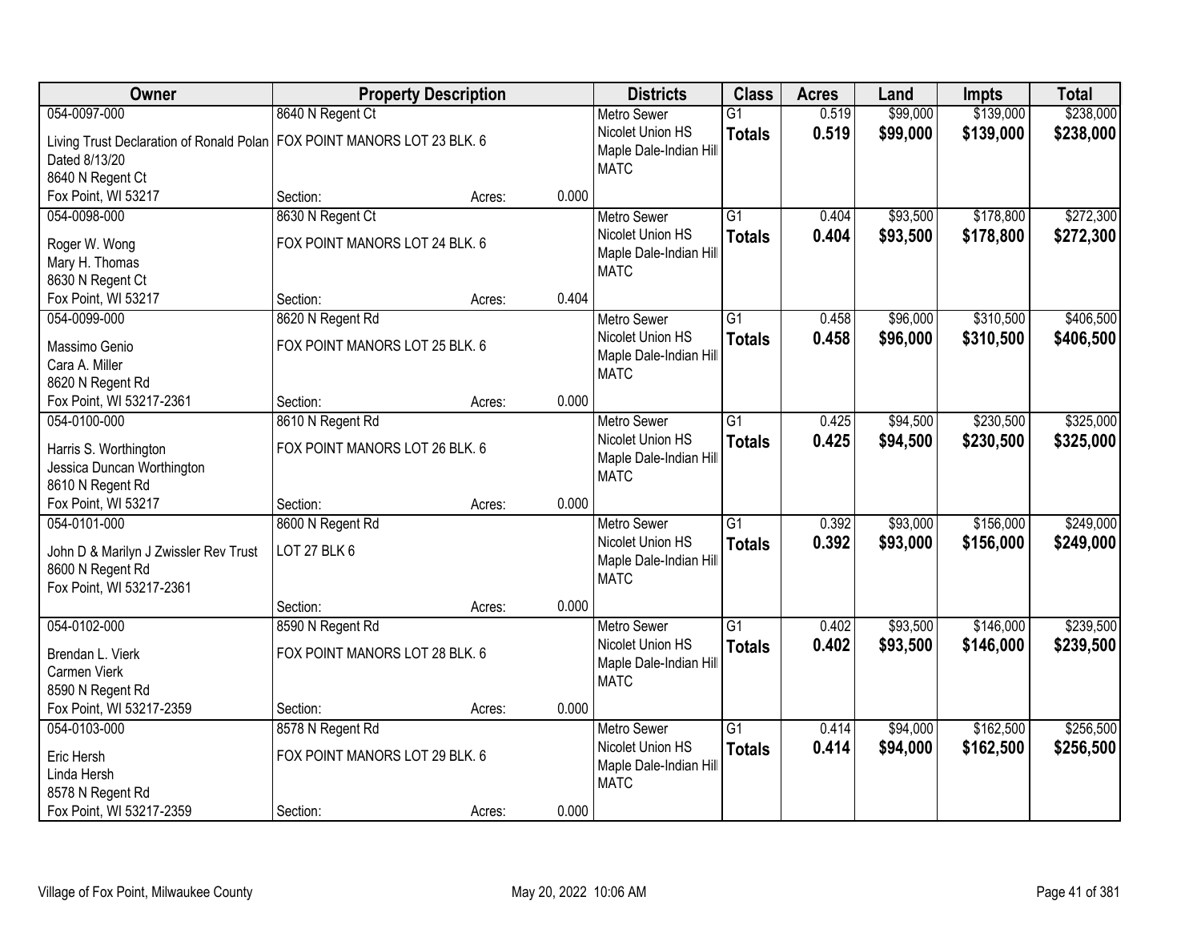| Owner | Property Description | | | Districts | Class | Acres | Land | Impts | Total |
|---|---|---|---|---|---|---|---|---|---|
| 054-0097-000<br>Living Trust Declaration of Ronald Polan Dated 8/13/20<br>8640 N Regent Ct<br>Fox Point, WI 53217 | 8640 N Regent Ct<br>FOX POINT MANORS LOT 23 BLK. 6<br>Section: | Acres: | 0.000 | Metro Sewer<br>Nicolet Union HS<br>Maple Dale-Indian Hill<br>MATC | G1<br>**Totals** | 0.519<br>**0.519** | $99,000<br>**$99,000** | $139,000<br>**$139,000** | $238,000<br>**$238,000** |
| 054-0098-000<br>Roger W. Wong<br>Mary H. Thomas<br>8630 N Regent Ct<br>Fox Point, WI 53217 | 8630 N Regent Ct<br>FOX POINT MANORS LOT 24 BLK. 6<br>Section: | Acres: | 0.404 | Metro Sewer<br>Nicolet Union HS<br>Maple Dale-Indian Hill<br>MATC | G1<br>**Totals** | 0.404<br>**0.404** | $93,500<br>**$93,500** | $178,800<br>**$178,800** | $272,300<br>**$272,300** |
| 054-0099-000<br>Massimo Genio<br>Cara A. Miller<br>8620 N Regent Rd<br>Fox Point, WI 53217-2361 | 8620 N Regent Rd<br>FOX POINT MANORS LOT 25 BLK. 6<br>Section: | Acres: | 0.000 | Metro Sewer<br>Nicolet Union HS<br>Maple Dale-Indian Hill<br>MATC | G1<br>**Totals** | 0.458<br>**0.458** | $96,000<br>**$96,000** | $310,500<br>**$310,500** | $406,500<br>**$406,500** |
| 054-0100-000<br>Harris S. Worthington<br>Jessica Duncan Worthington<br>8610 N Regent Rd<br>Fox Point, WI 53217 | 8610 N Regent Rd<br>FOX POINT MANORS LOT 26 BLK. 6<br>Section: | Acres: | 0.000 | Metro Sewer<br>Nicolet Union HS<br>Maple Dale-Indian Hill<br>MATC | G1<br>**Totals** | 0.425<br>**0.425** | $94,500<br>**$94,500** | $230,500<br>**$230,500** | $325,000<br>**$325,000** |
| 054-0101-000<br>John D & Marilyn J Zwissler Rev Trust<br>8600 N Regent Rd<br>Fox Point, WI 53217-2361 | 8600 N Regent Rd<br>LOT 27 BLK 6<br>Section: | Acres: | 0.000 | Metro Sewer<br>Nicolet Union HS<br>Maple Dale-Indian Hill<br>MATC | G1<br>**Totals** | 0.392<br>**0.392** | $93,000<br>**$93,000** | $156,000<br>**$156,000** | $249,000<br>**$249,000** |
| 054-0102-000<br>Brendan L. Vierk<br>Carmen Vierk<br>8590 N Regent Rd<br>Fox Point, WI 53217-2359 | 8590 N Regent Rd<br>FOX POINT MANORS LOT 28 BLK. 6<br>Section: | Acres: | 0.000 | Metro Sewer<br>Nicolet Union HS<br>Maple Dale-Indian Hill<br>MATC | G1<br>**Totals** | 0.402<br>**0.402** | $93,500<br>**$93,500** | $146,000<br>**$146,000** | $239,500<br>**$239,500** |
| 054-0103-000<br>Eric Hersh<br>Linda Hersh<br>8578 N Regent Rd<br>Fox Point, WI 53217-2359 | 8578 N Regent Rd<br>FOX POINT MANORS LOT 29 BLK. 6<br>Section: | Acres: | 0.000 | Metro Sewer<br>Nicolet Union HS<br>Maple Dale-Indian Hill<br>MATC | G1<br>**Totals** | 0.414<br>**0.414** | $94,000<br>**$94,000** | $162,500<br>**$162,500** | $256,500<br>**$256,500** |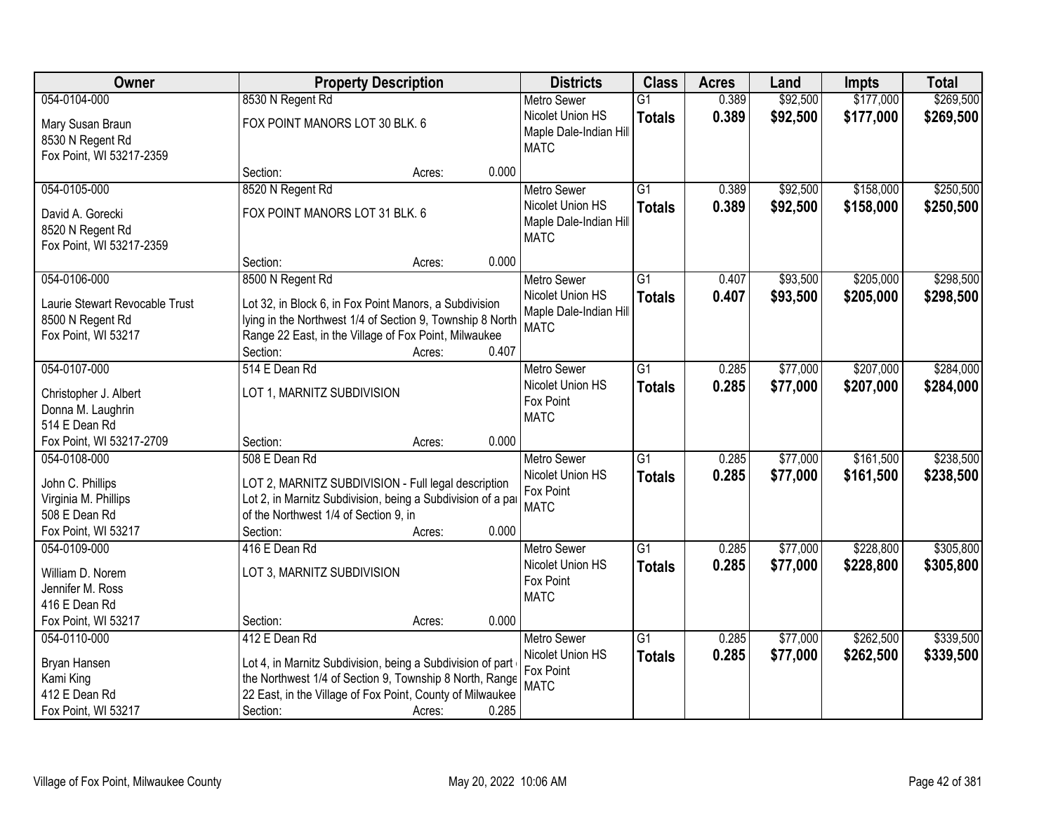| Owner | Property Description | Districts | Class | Acres | Land | Impts | Total |
|---|---|---|---|---|---|---|---|
| 054-0104-000<br>Mary Susan Braun<br>8530 N Regent Rd<br>Fox Point, WI 53217-2359 | 8530 N Regent Rd<br>FOX POINT MANORS LOT 30 BLK. 6<br>Section: Acres: 0.000 | Metro Sewer<br>Nicolet Union HS<br>Maple Dale-Indian Hill<br>MATC | G1<br>**Totals** | 0.389<br>**0.389** | $92,500<br>**$92,500** | $177,000<br>**$177,000** | $269,500<br>**$269,500** |
| 054-0105-000<br>David A. Gorecki<br>8520 N Regent Rd<br>Fox Point, WI 53217-2359 | 8520 N Regent Rd<br>FOX POINT MANORS LOT 31 BLK. 6<br>Section: Acres: 0.000 | Metro Sewer<br>Nicolet Union HS<br>Maple Dale-Indian Hill<br>MATC | G1<br>**Totals** | 0.389<br>**0.389** | $92,500<br>**$92,500** | $158,000<br>**$158,000** | $250,500<br>**$250,500** |
| 054-0106-000<br>Laurie Stewart Revocable Trust<br>8500 N Regent Rd<br>Fox Point, WI 53217 | 8500 N Regent Rd<br>Lot 32, in Block 6, in Fox Point Manors, a Subdivision lying in the Northwest 1/4 of Section 9, Township 8 North Range 22 East, in the Village of Fox Point, Milwaukee<br>Section: Acres: 0.407 | Metro Sewer<br>Nicolet Union HS<br>Maple Dale-Indian Hill<br>MATC | G1<br>**Totals** | 0.407<br>**0.407** | $93,500<br>**$93,500** | $205,000<br>**$205,000** | $298,500<br>**$298,500** |
| 054-0107-000<br>Christopher J. Albert<br>Donna M. Laughrin<br>514 E Dean Rd<br>Fox Point, WI 53217-2709 | 514 E Dean Rd<br>LOT 1, MARNITZ SUBDIVISION<br>Section: Acres: 0.000 | Metro Sewer<br>Nicolet Union HS<br>Fox Point<br>MATC | G1<br>**Totals** | 0.285<br>**0.285** | $77,000<br>**$77,000** | $207,000<br>**$207,000** | $284,000<br>**$284,000** |
| 054-0108-000<br>John C. Phillips<br>Virginia M. Phillips<br>508 E Dean Rd<br>Fox Point, WI 53217 | 508 E Dean Rd<br>LOT 2, MARNITZ SUBDIVISION - Full legal description Lot 2, in Marnitz Subdivision, being a Subdivision of a pa of the Northwest 1/4 of Section 9, in<br>Section: Acres: 0.000 | Metro Sewer<br>Nicolet Union HS<br>Fox Point<br>MATC | G1<br>**Totals** | 0.285<br>**0.285** | $77,000<br>**$77,000** | $161,500<br>**$161,500** | $238,500<br>**$238,500** |
| 054-0109-000<br>William D. Norem<br>Jennifer M. Ross<br>416 E Dean Rd<br>Fox Point, WI 53217 | 416 E Dean Rd<br>LOT 3, MARNITZ SUBDIVISION<br>Section: Acres: 0.000 | Metro Sewer<br>Nicolet Union HS<br>Fox Point<br>MATC | G1<br>**Totals** | 0.285<br>**0.285** | $77,000<br>**$77,000** | $228,800<br>**$228,800** | $305,800<br>**$305,800** |
| 054-0110-000<br>Bryan Hansen<br>Kami King<br>412 E Dean Rd<br>Fox Point, WI 53217 | 412 E Dean Rd<br>Lot 4, in Marnitz Subdivision, being a Subdivision of part the Northwest 1/4 of Section 9, Township 8 North, Range 22 East, in the Village of Fox Point, County of Milwaukee<br>Section: Acres: 0.285 | Metro Sewer<br>Nicolet Union HS<br>Fox Point<br>MATC | G1<br>**Totals** | 0.285<br>**0.285** | $77,000<br>**$77,000** | $262,500<br>**$262,500** | $339,500<br>**$339,500** |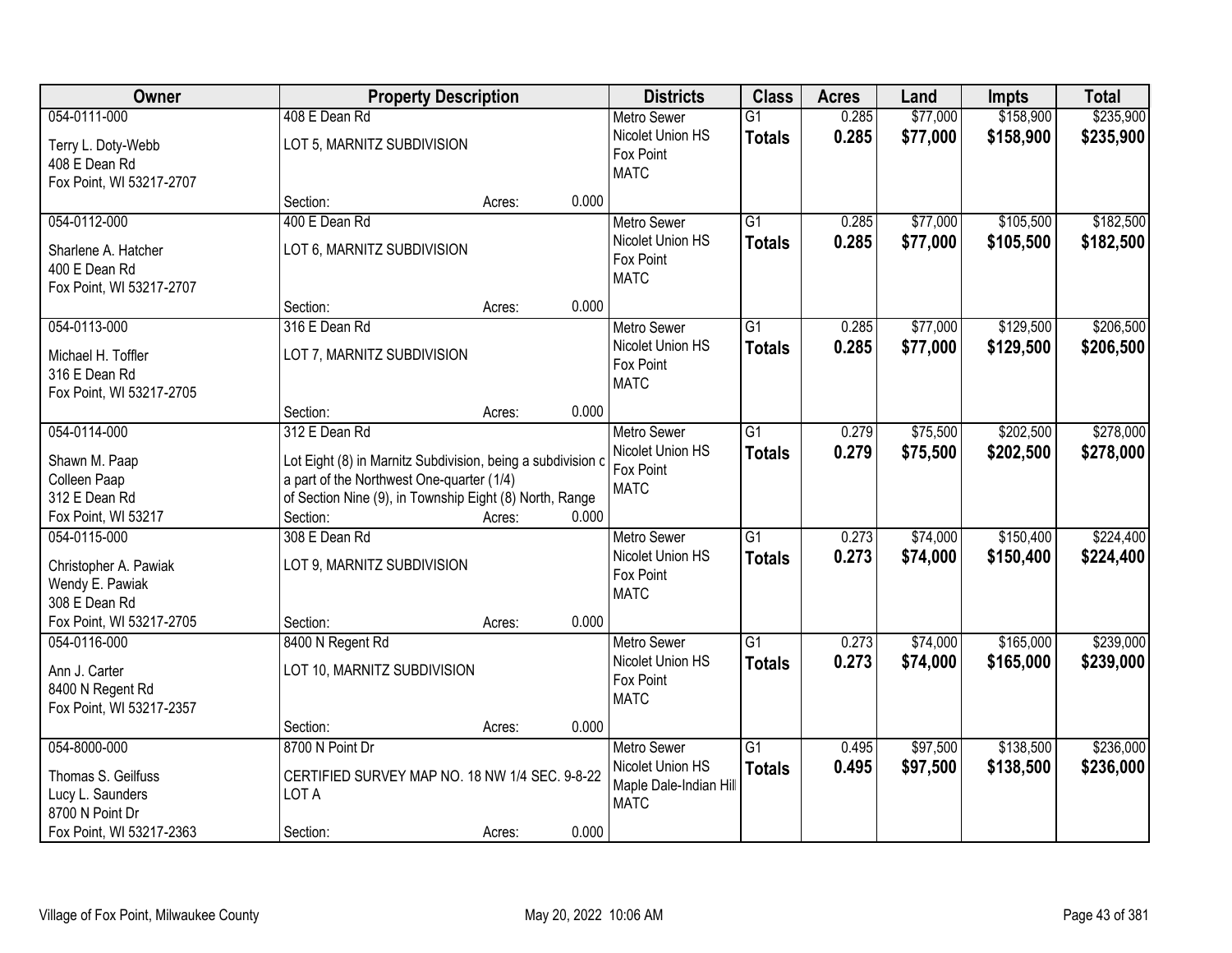| Owner | Property Description | Districts | Class | Acres | Land | Impts | Total |
|---|---|---|---|---|---|---|---|
| 054-0111-000<br>Terry L. Doty-Webb<br>408 E Dean Rd<br>Fox Point, WI 53217-2707 | 408 E Dean Rd<br>LOT 5, MARNITZ SUBDIVISION<br>Section: Acres: 0.000 | Metro Sewer<br>Nicolet Union HS<br>Fox Point<br>MATC | G1<br>**Totals** | 0.285<br>**0.285** | $77,000<br>**$77,000** | $158,900<br>**$158,900** | $235,900<br>**$235,900** |
| 054-0112-000<br>Sharlene A. Hatcher<br>400 E Dean Rd<br>Fox Point, WI 53217-2707 | 400 E Dean Rd<br>LOT 6, MARNITZ SUBDIVISION<br>Section: Acres: 0.000 | Metro Sewer<br>Nicolet Union HS<br>Fox Point<br>MATC | G1<br>**Totals** | 0.285<br>**0.285** | $77,000<br>**$77,000** | $105,500<br>**$105,500** | $182,500<br>**$182,500** |
| 054-0113-000<br>Michael H. Toffler<br>316 E Dean Rd<br>Fox Point, WI 53217-2705 | 316 E Dean Rd<br>LOT 7, MARNITZ SUBDIVISION<br>Section: Acres: 0.000 | Metro Sewer<br>Nicolet Union HS<br>Fox Point<br>MATC | G1<br>**Totals** | 0.285<br>**0.285** | $77,000<br>**$77,000** | $129,500<br>**$129,500** | $206,500<br>**$206,500** |
| 054-0114-000<br>Shawn M. Paap<br>Colleen Paap<br>312 E Dean Rd<br>Fox Point, WI 53217 | 312 E Dean Rd<br>Lot Eight (8) in Marnitz Subdivision, being a subdivision c<br>a part of the Northwest One-quarter (1/4)<br>of Section Nine (9), in Township Eight (8) North, Range<br>Section: Acres: 0.000 | Metro Sewer<br>Nicolet Union HS<br>Fox Point<br>MATC | G1<br>**Totals** | 0.279<br>**0.279** | $75,500<br>**$75,500** | $202,500<br>**$202,500** | $278,000<br>**$278,000** |
| 054-0115-000<br>Christopher A. Pawiak<br>Wendy E. Pawiak<br>308 E Dean Rd<br>Fox Point, WI 53217-2705 | 308 E Dean Rd<br>LOT 9, MARNITZ SUBDIVISION<br>Section: Acres: 0.000 | Metro Sewer<br>Nicolet Union HS<br>Fox Point<br>MATC | G1<br>**Totals** | 0.273<br>**0.273** | $74,000<br>**$74,000** | $150,400<br>**$150,400** | $224,400<br>**$224,400** |
| 054-0116-000<br>Ann J. Carter<br>8400 N Regent Rd<br>Fox Point, WI 53217-2357 | 8400 N Regent Rd<br>LOT 10, MARNITZ SUBDIVISION<br>Section: Acres: 0.000 | Metro Sewer<br>Nicolet Union HS<br>Fox Point<br>MATC | G1<br>**Totals** | 0.273<br>**0.273** | $74,000<br>**$74,000** | $165,000<br>**$165,000** | $239,000<br>**$239,000** |
| 054-8000-000<br>Thomas S. Geilfuss<br>Lucy L. Saunders<br>8700 N Point Dr<br>Fox Point, WI 53217-2363 | 8700 N Point Dr<br>CERTIFIED SURVEY MAP NO. 18 NW 1/4 SEC. 9-8-22<br>LOT A<br>Section: Acres: 0.000 | Metro Sewer<br>Nicolet Union HS<br>Maple Dale-Indian Hill<br>MATC | G1<br>**Totals** | 0.495<br>**0.495** | $97,500<br>**$97,500** | $138,500<br>**$138,500** | $236,000<br>**$236,000** |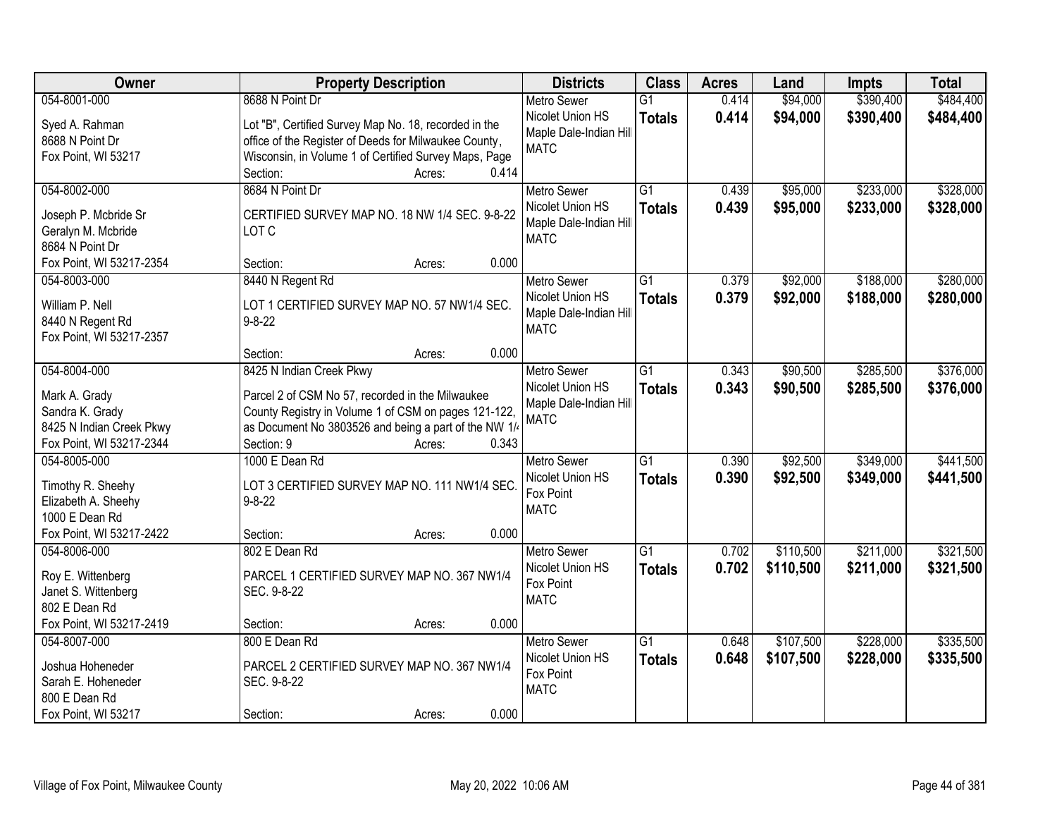| Owner | Property Description | Districts | Class | Acres | Land | Impts | Total |
|---|---|---|---|---|---|---|---|
| 054-8001-000<br>Syed A. Rahman<br>8688 N Point Dr<br>Fox Point, WI 53217 | 8688 N Point Dr<br>Lot "B", Certified Survey Map No. 18, recorded in the office of the Register of Deeds for Milwaukee County, Wisconsin, in Volume 1 of Certified Survey Maps, Page<br>Section: Acres: 0.414 | Metro Sewer<br>Nicolet Union HS<br>Maple Dale-Indian Hill<br>MATC | G1<br>**Totals** | 0.414<br>**0.414** | \$94,000<br>**\$94,000** | \$390,400<br>**\$390,400** | \$484,400<br>**\$484,400** |
| 054-8002-000<br>Joseph P. Mcbride Sr<br>Geralyn M. Mcbride<br>8684 N Point Dr<br>Fox Point, WI 53217-2354 | 8684 N Point Dr<br>CERTIFIED SURVEY MAP NO. 18 NW 1/4 SEC. 9-8-22 LOT C<br>Section: Acres: 0.000 | Metro Sewer<br>Nicolet Union HS<br>Maple Dale-Indian Hill<br>MATC | G1<br>**Totals** | 0.439<br>**0.439** | \$95,000<br>**\$95,000** | \$233,000<br>**\$233,000** | \$328,000<br>**\$328,000** |
| 054-8003-000<br>William P. Nell<br>8440 N Regent Rd<br>Fox Point, WI 53217-2357 | 8440 N Regent Rd<br>LOT 1 CERTIFIED SURVEY MAP NO. 57 NW1/4 SEC. 9-8-22<br>Section: Acres: 0.000 | Metro Sewer<br>Nicolet Union HS<br>Maple Dale-Indian Hill<br>MATC | G1<br>**Totals** | 0.379<br>**0.379** | \$92,000<br>**\$92,000** | \$188,000<br>**\$188,000** | \$280,000<br>**\$280,000** |
| 054-8004-000<br>Mark A. Grady<br>Sandra K. Grady<br>8425 N Indian Creek Pkwy<br>Fox Point, WI 53217-2344 | 8425 N Indian Creek Pkwy<br>Parcel 2 of CSM No 57, recorded in the Milwaukee County Registry in Volume 1 of CSM on pages 121-122, as Document No 3803526 and being a part of the NW 1/4<br>Section: 9 Acres: 0.343 | Metro Sewer<br>Nicolet Union HS<br>Maple Dale-Indian Hill<br>MATC | G1<br>**Totals** | 0.343<br>**0.343** | \$90,500<br>**\$90,500** | \$285,500<br>**\$285,500** | \$376,000<br>**\$376,000** |
| 054-8005-000<br>Timothy R. Sheehy<br>Elizabeth A. Sheehy<br>1000 E Dean Rd<br>Fox Point, WI 53217-2422 | 1000 E Dean Rd<br>LOT 3 CERTIFIED SURVEY MAP NO. 111 NW1/4 SEC. 9-8-22<br>Section: Acres: 0.000 | Metro Sewer<br>Nicolet Union HS<br>Fox Point<br>MATC | G1<br>**Totals** | 0.390<br>**0.390** | \$92,500<br>**\$92,500** | \$349,000<br>**\$349,000** | \$441,500<br>**\$441,500** |
| 054-8006-000<br>Roy E. Wittenberg<br>Janet S. Wittenberg<br>802 E Dean Rd<br>Fox Point, WI 53217-2419 | 802 E Dean Rd<br>PARCEL 1 CERTIFIED SURVEY MAP NO. 367 NW1/4 SEC. 9-8-22<br>Section: Acres: 0.000 | Metro Sewer<br>Nicolet Union HS<br>Fox Point<br>MATC | G1<br>**Totals** | 0.702<br>**0.702** | \$110,500<br>**\$110,500** | \$211,000<br>**\$211,000** | \$321,500<br>**\$321,500** |
| 054-8007-000<br>Joshua Hoheneder<br>Sarah E. Hoheneder<br>800 E Dean Rd<br>Fox Point, WI 53217 | 800 E Dean Rd<br>PARCEL 2 CERTIFIED SURVEY MAP NO. 367 NW1/4 SEC. 9-8-22<br>Section: Acres: 0.000 | Metro Sewer<br>Nicolet Union HS<br>Fox Point<br>MATC | G1<br>**Totals** | 0.648<br>**0.648** | \$107,500<br>**\$107,500** | \$228,000<br>**\$228,000** | \$335,500<br>**\$335,500** |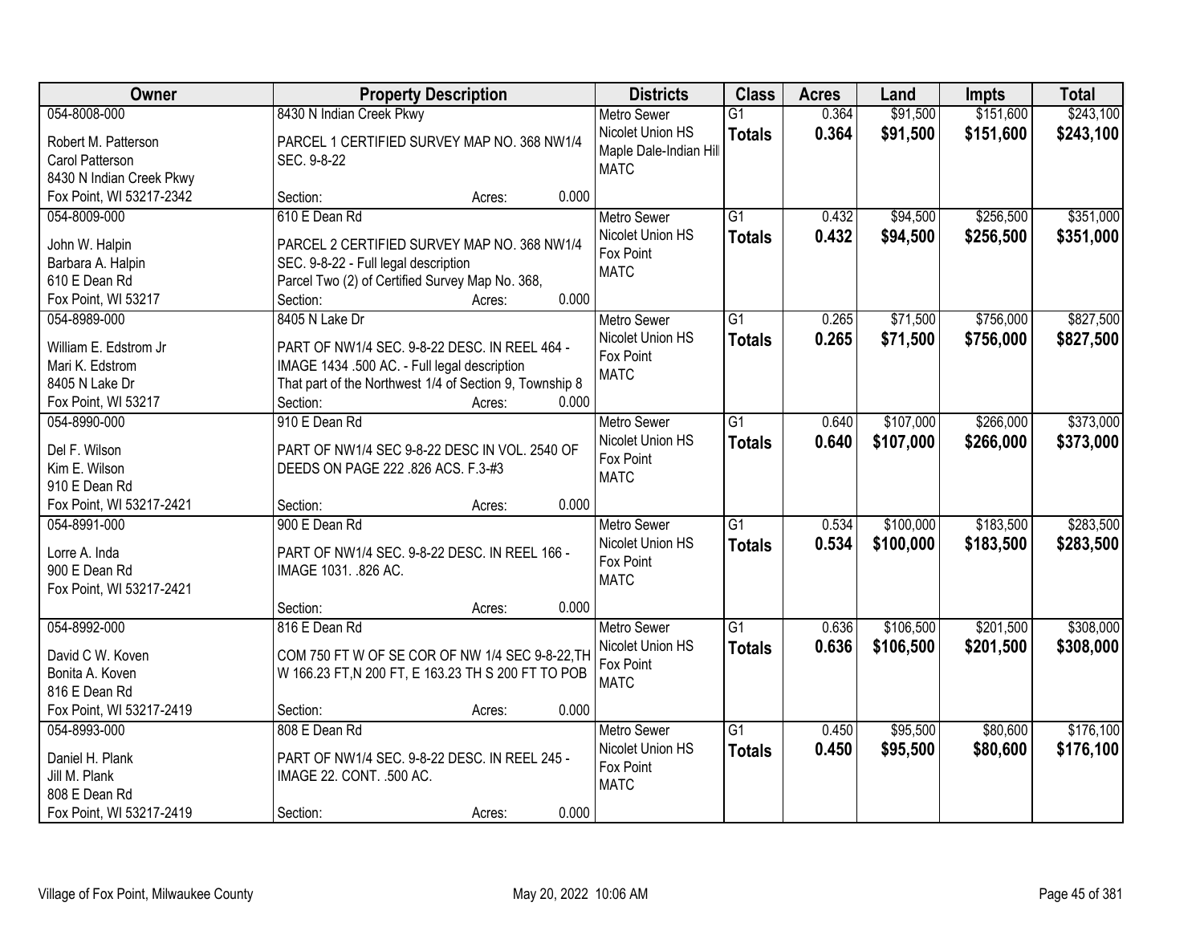| Owner | Property Description | Districts | Class | Acres | Land | Impts | Total |
|---|---|---|---|---|---|---|---|
| 054-8008-000<br>Robert M. Patterson<br>Carol Patterson<br>8430 N Indian Creek Pkwy<br>Fox Point, WI 53217-2342 | 8430 N Indian Creek Pkwy<br>PARCEL 1 CERTIFIED SURVEY MAP NO. 368 NW1/4 SEC. 9-8-22<br>Section: Acres: 0.000 | Metro Sewer<br>Nicolet Union HS<br>Maple Dale-Indian Hill<br>MATC | G1<br>**Totals** | 0.364<br>**0.364** | $91,500<br>**$91,500** | $151,600<br>**$151,600** | $243,100<br>**$243,100** |
| 054-8009-000<br>John W. Halpin<br>Barbara A. Halpin<br>610 E Dean Rd<br>Fox Point, WI 53217 | 610 E Dean Rd<br>PARCEL 2 CERTIFIED SURVEY MAP NO. 368 NW1/4 SEC. 9-8-22 - Full legal description<br>Parcel Two (2) of Certified Survey Map No. 368,<br>Section: Acres: 0.000 | Metro Sewer<br>Nicolet Union HS<br>Fox Point<br>MATC | G1<br>**Totals** | 0.432<br>**0.432** | $94,500<br>**$94,500** | $256,500<br>**$256,500** | $351,000<br>**$351,000** |
| 054-8989-000<br>William E. Edstrom Jr<br>Mari K. Edstrom<br>8405 N Lake Dr<br>Fox Point, WI 53217 | 8405 N Lake Dr<br>PART OF NW1/4 SEC. 9-8-22 DESC. IN REEL 464 - IMAGE 1434 .500 AC. - Full legal description<br>That part of the Northwest 1/4 of Section 9, Township 8<br>Section: Acres: 0.000 | Metro Sewer<br>Nicolet Union HS<br>Fox Point<br>MATC | G1<br>**Totals** | 0.265<br>**0.265** | $71,500<br>**$71,500** | $756,000<br>**$756,000** | $827,500<br>**$827,500** |
| 054-8990-000<br>Del F. Wilson<br>Kim E. Wilson<br>910 E Dean Rd<br>Fox Point, WI 53217-2421 | 910 E Dean Rd<br>PART OF NW1/4 SEC 9-8-22 DESC IN VOL. 2540 OF DEEDS ON PAGE 222 .826 ACS. F.3-#3<br>Section: Acres: 0.000 | Metro Sewer<br>Nicolet Union HS<br>Fox Point<br>MATC | G1<br>**Totals** | 0.640<br>**0.640** | $107,000<br>**$107,000** | $266,000<br>**$266,000** | $373,000<br>**$373,000** |
| 054-8991-000<br>Lorre A. Inda<br>900 E Dean Rd<br>Fox Point, WI 53217-2421 | 900 E Dean Rd<br>PART OF NW1/4 SEC. 9-8-22 DESC. IN REEL 166 - IMAGE 1031. .826 AC.<br>Section: Acres: 0.000 | Metro Sewer<br>Nicolet Union HS<br>Fox Point<br>MATC | G1<br>**Totals** | 0.534<br>**0.534** | $100,000<br>**$100,000** | $183,500<br>**$183,500** | $283,500<br>**$283,500** |
| 054-8992-000<br>David C W. Koven<br>Bonita A. Koven<br>816 E Dean Rd<br>Fox Point, WI 53217-2419 | 816 E Dean Rd<br>COM 750 FT W OF SE COR OF NW 1/4 SEC 9-8-22,TH W 166.23 FT,N 200 FT, E 163.23 TH S 200 FT TO POB<br>Section: Acres: 0.000 | Metro Sewer<br>Nicolet Union HS<br>Fox Point<br>MATC | G1<br>**Totals** | 0.636<br>**0.636** | $106,500<br>**$106,500** | $201,500<br>**$201,500** | $308,000<br>**$308,000** |
| 054-8993-000<br>Daniel H. Plank<br>Jill M. Plank<br>808 E Dean Rd<br>Fox Point, WI 53217-2419 | 808 E Dean Rd<br>PART OF NW1/4 SEC. 9-8-22 DESC. IN REEL 245 - IMAGE 22. CONT. .500 AC.<br>Section: Acres: 0.000 | Metro Sewer<br>Nicolet Union HS<br>Fox Point<br>MATC | G1<br>**Totals** | 0.450<br>**0.450** | $95,500<br>**$95,500** | $80,600<br>**$80,600** | $176,100<br>**$176,100** |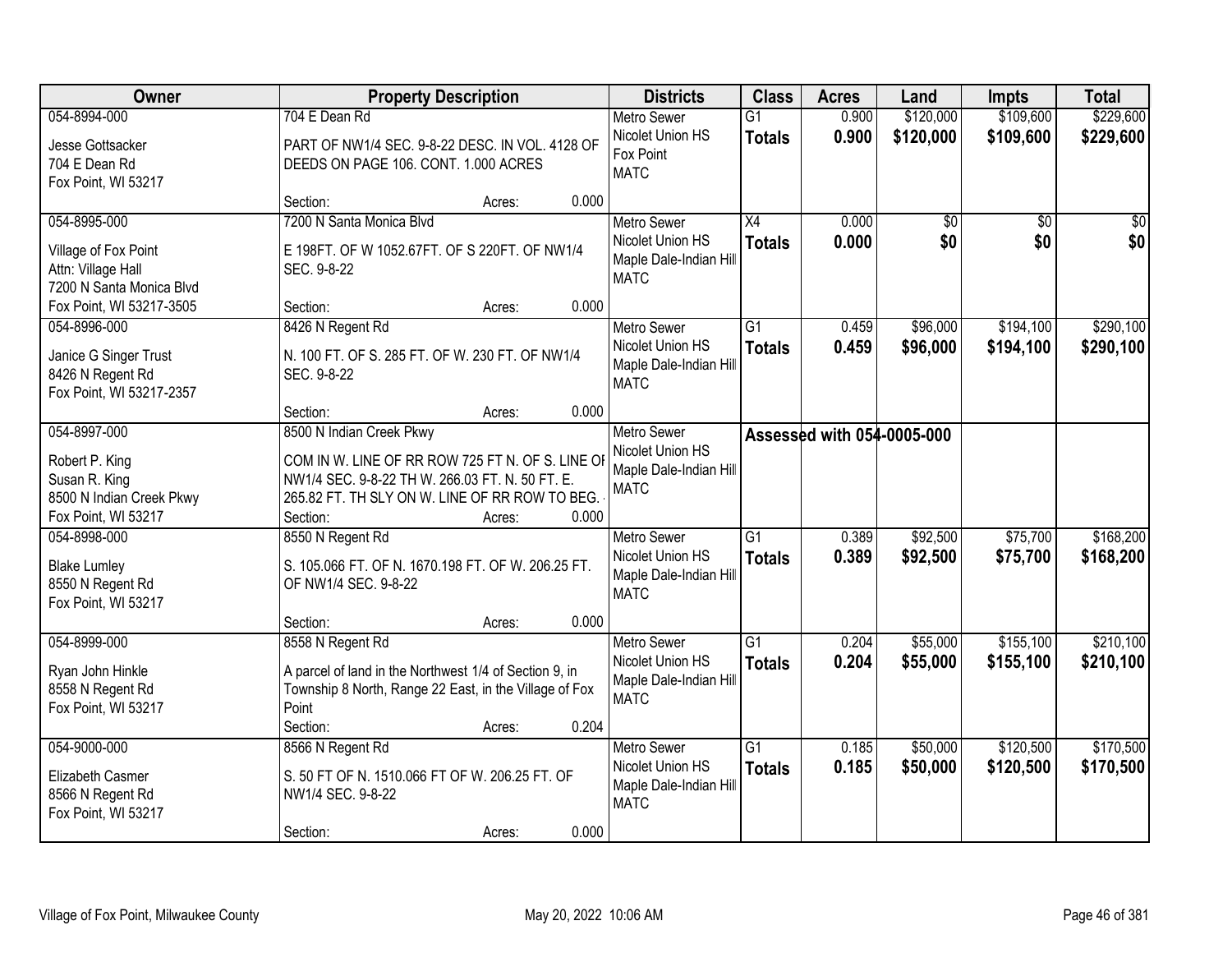| Owner | Property Description | Districts | Class | Acres | Land | Impts | Total |
|---|---|---|---|---|---|---|---|
| 054-8994-000<br>Jesse Gottsacker<br>704 E Dean Rd<br>Fox Point, WI 53217 | 704 E Dean Rd<br>PART OF NW1/4 SEC. 9-8-22 DESC. IN VOL. 4128 OF DEEDS ON PAGE 106. CONT. 1.000 ACRES<br>Section: Acres: 0.000 | Metro Sewer<br>Nicolet Union HS<br>Fox Point<br>MATC | G1<br>**Totals** | 0.900<br>**0.900** | $120,000<br>**$120,000** | $109,600<br>**$109,600** | $229,600<br>**$229,600** |
| 054-8995-000<br>Village of Fox Point<br>Attn: Village Hall<br>7200 N Santa Monica Blvd<br>Fox Point, WI 53217-3505 | 7200 N Santa Monica Blvd<br>E 198FT. OF W 1052.67FT. OF S 220FT. OF NW1/4 SEC. 9-8-22<br>Section: Acres: 0.000 | Metro Sewer<br>Nicolet Union HS<br>Maple Dale-Indian Hill<br>MATC | X4<br>**Totals** | 0.000<br>**0.000** | $0<br>**$0** | $0<br>**$0** | $0<br>**$0** |
| 054-8996-000<br>Janice G Singer Trust<br>8426 N Regent Rd<br>Fox Point, WI 53217-2357 | 8426 N Regent Rd<br>N. 100 FT. OF S. 285 FT. OF W. 230 FT. OF NW1/4 SEC. 9-8-22<br>Section: Acres: 0.000 | Metro Sewer<br>Nicolet Union HS<br>Maple Dale-Indian Hill<br>MATC | G1<br>**Totals** | 0.459<br>**0.459** | $96,000<br>**$96,000** | $194,100<br>**$194,100** | $290,100<br>**$290,100** |
| 054-8997-000<br>Robert P. King<br>Susan R. King<br>8500 N Indian Creek Pkwy<br>Fox Point, WI 53217 | 8500 N Indian Creek Pkwy<br>COM IN W. LINE OF RR ROW 725 FT N. OF S. LINE OF NW1/4 SEC. 9-8-22 TH W. 266.03 FT. N. 50 FT. E. 265.82 FT. TH SLY ON W. LINE OF RR ROW TO BEG.<br>Section: Acres: 0.000 | Metro Sewer<br>Nicolet Union HS<br>Maple Dale-Indian Hill<br>MATC | **Assessed with 054-0005-000** | | | | |
| 054-8998-000<br>Blake Lumley<br>8550 N Regent Rd<br>Fox Point, WI 53217 | 8550 N Regent Rd<br>S. 105.066 FT. OF N. 1670.198 FT. OF W. 206.25 FT. OF NW1/4 SEC. 9-8-22<br>Section: Acres: 0.000 | Metro Sewer<br>Nicolet Union HS<br>Maple Dale-Indian Hill<br>MATC | G1<br>**Totals** | 0.389<br>**0.389** | $92,500<br>**$92,500** | $75,700<br>**$75,700** | $168,200<br>**$168,200** |
| 054-8999-000<br>Ryan John Hinkle<br>8558 N Regent Rd<br>Fox Point, WI 53217 | 8558 N Regent Rd<br>A parcel of land in the Northwest 1/4 of Section 9, in Township 8 North, Range 22 East, in the Village of Fox Point<br>Section: Acres: 0.204 | Metro Sewer<br>Nicolet Union HS<br>Maple Dale-Indian Hill<br>MATC | G1<br>**Totals** | 0.204<br>**0.204** | $55,000<br>**$55,000** | $155,100<br>**$155,100** | $210,100<br>**$210,100** |
| 054-9000-000<br>Elizabeth Casmer<br>8566 N Regent Rd<br>Fox Point, WI 53217 | 8566 N Regent Rd<br>S. 50 FT OF N. 1510.066 FT OF W. 206.25 FT. OF NW1/4 SEC. 9-8-22<br>Section: Acres: 0.000 | Metro Sewer<br>Nicolet Union HS<br>Maple Dale-Indian Hill<br>MATC | G1<br>**Totals** | 0.185<br>**0.185** | $50,000<br>**$50,000** | $120,500<br>**$120,500** | $170,500<br>**$170,500** |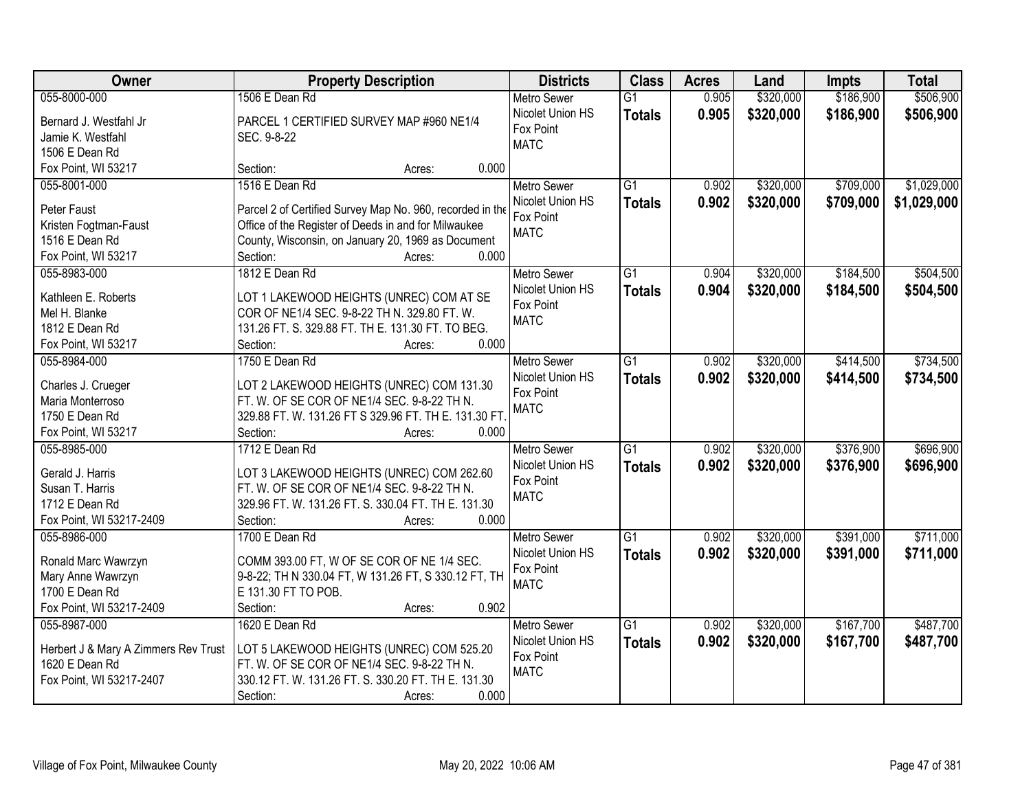| Owner | Property Description | Districts | Class | Acres | Land | Impts | Total |
|---|---|---|---|---|---|---|---|
| 055-8000-000<br>Bernard J. Westfahl Jr<br>Jamie K. Westfahl<br>1506 E Dean Rd<br>Fox Point, WI 53217 | 1506 E Dean Rd<br>PARCEL 1 CERTIFIED SURVEY MAP #960 NE1/4 SEC. 9-8-22<br>Section: Acres: 0.000 | Metro Sewer<br>Nicolet Union HS<br>Fox Point<br>MATC | G1<br>**Totals** | 0.905<br>**0.905** | \$320,000<br>**\$320,000** | \$186,900<br>**\$186,900** | \$506,900<br>**\$506,900** |
| 055-8001-000<br>Peter Faust<br>Kristen Fogtman-Faust<br>1516 E Dean Rd<br>Fox Point, WI 53217 | 1516 E Dean Rd<br>Parcel 2 of Certified Survey Map No. 960, recorded in the Office of the Register of Deeds in and for Milwaukee County, Wisconsin, on January 20, 1969 as Document<br>Section: Acres: 0.000 | Metro Sewer<br>Nicolet Union HS<br>Fox Point<br>MATC | G1<br>**Totals** | 0.902<br>**0.902** | \$320,000<br>**\$320,000** | \$709,000<br>**\$709,000** | \$1,029,000<br>**\$1,029,000** |
| 055-8983-000<br>Kathleen E. Roberts<br>Mel H. Blanke<br>1812 E Dean Rd<br>Fox Point, WI 53217 | 1812 E Dean Rd<br>LOT 1 LAKEWOOD HEIGHTS (UNREC) COM AT SE COR OF NE1/4 SEC. 9-8-22 TH N. 329.80 FT. W. 131.26 FT. S. 329.88 FT. TH E. 131.30 FT. TO BEG.<br>Section: Acres: 0.000 | Metro Sewer<br>Nicolet Union HS<br>Fox Point<br>MATC | G1<br>**Totals** | 0.904<br>**0.904** | \$320,000<br>**\$320,000** | \$184,500<br>**\$184,500** | \$504,500<br>**\$504,500** |
| 055-8984-000<br>Charles J. Crueger<br>Maria Monterroso<br>1750 E Dean Rd<br>Fox Point, WI 53217 | 1750 E Dean Rd<br>LOT 2 LAKEWOOD HEIGHTS (UNREC) COM 131.30 FT. W. OF SE COR OF NE1/4 SEC. 9-8-22 TH N. 329.88 FT. W. 131.26 FT S 329.96 FT. TH E. 131.30 FT.<br>Section: Acres: 0.000 | Metro Sewer<br>Nicolet Union HS<br>Fox Point<br>MATC | G1<br>**Totals** | 0.902<br>**0.902** | \$320,000<br>**\$320,000** | \$414,500<br>**\$414,500** | \$734,500<br>**\$734,500** |
| 055-8985-000<br>Gerald J. Harris<br>Susan T. Harris<br>1712 E Dean Rd<br>Fox Point, WI 53217-2409 | 1712 E Dean Rd<br>LOT 3 LAKEWOOD HEIGHTS (UNREC) COM 262.60 FT. W. OF SE COR OF NE1/4 SEC. 9-8-22 TH N. 329.96 FT. W. 131.26 FT. S. 330.04 FT. TH E. 131.30<br>Section: Acres: 0.000 | Metro Sewer<br>Nicolet Union HS<br>Fox Point<br>MATC | G1<br>**Totals** | 0.902<br>**0.902** | \$320,000<br>**\$320,000** | \$376,900<br>**\$376,900** | \$696,900<br>**\$696,900** |
| 055-8986-000<br>Ronald Marc Wawrzyn<br>Mary Anne Wawrzyn<br>1700 E Dean Rd<br>Fox Point, WI 53217-2409 | 1700 E Dean Rd<br>COMM 393.00 FT, W OF SE COR OF NE 1/4 SEC. 9-8-22; TH N 330.04 FT, W 131.26 FT, S 330.12 FT, TH E 131.30 FT TO POB.<br>Section: Acres: 0.902 | Metro Sewer<br>Nicolet Union HS<br>Fox Point<br>MATC | G1<br>**Totals** | 0.902<br>**0.902** | \$320,000<br>**\$320,000** | \$391,000<br>**\$391,000** | \$711,000<br>**\$711,000** |
| 055-8987-000<br>Herbert J & Mary A Zimmers Rev Trust<br>1620 E Dean Rd<br>Fox Point, WI 53217-2407 | 1620 E Dean Rd<br>LOT 5 LAKEWOOD HEIGHTS (UNREC) COM 525.20 FT. W. OF SE COR OF NE1/4 SEC. 9-8-22 TH N. 330.12 FT. W. 131.26 FT. S. 330.20 FT. TH E. 131.30<br>Section: Acres: 0.000 | Metro Sewer<br>Nicolet Union HS<br>Fox Point<br>MATC | G1<br>**Totals** | 0.902<br>**0.902** | \$320,000<br>**\$320,000** | \$167,700<br>**\$167,700** | \$487,700<br>**\$487,700** |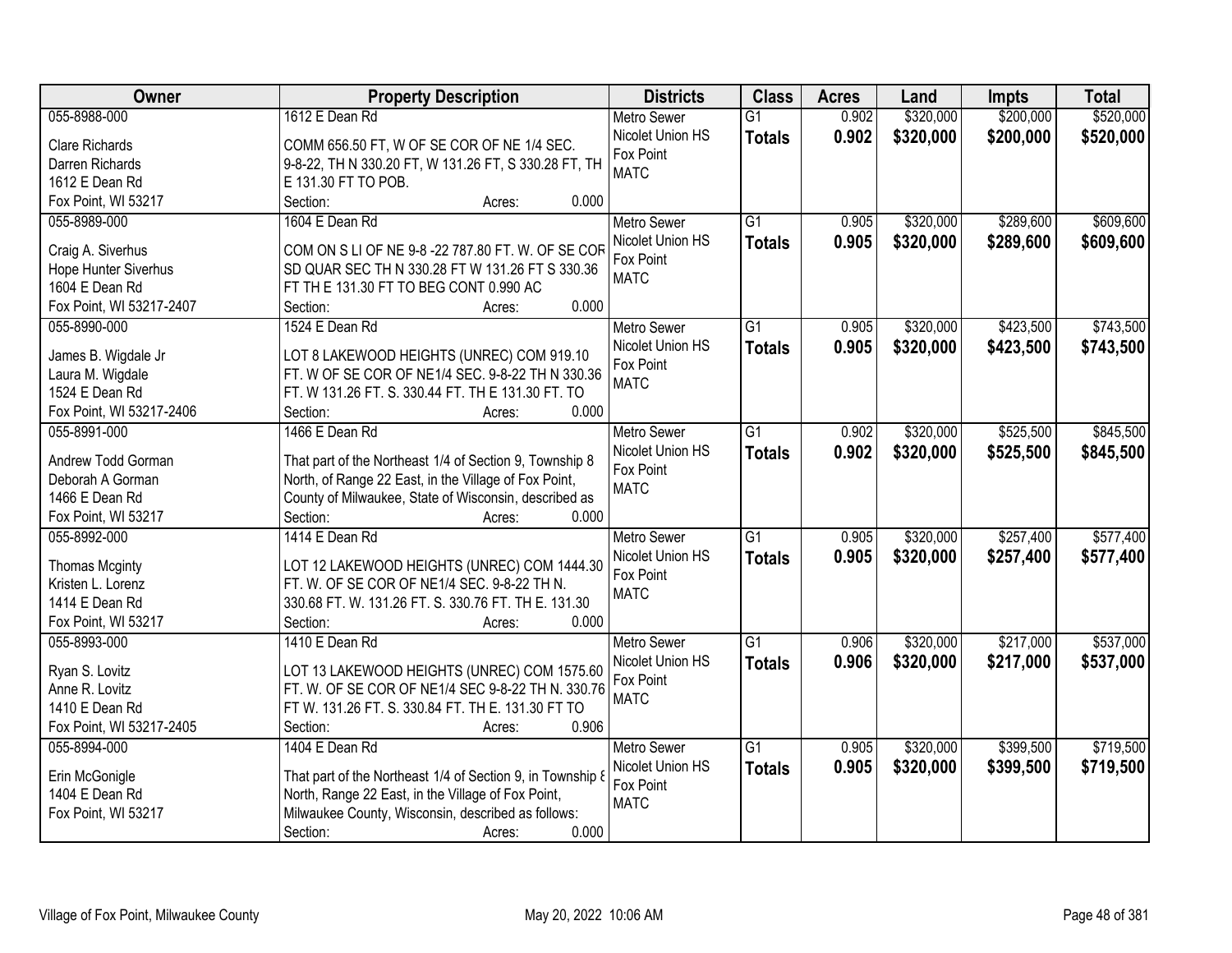| Owner | Property Description | Districts | Class | Acres | Land | Impts | Total |
|---|---|---|---|---|---|---|---|
| 055-8988-000<br><br>Clare Richards<br>Darren Richards<br>1612 E Dean Rd<br>Fox Point, WI 53217 | 1612 E Dean Rd<br><br>COMM 656.50 FT, W OF SE COR OF NE 1/4 SEC. 9-8-22, TH N 330.20 FT, W 131.26 FT, S 330.28 FT, TH E 131.30 FT TO POB.<br>Section: Acres: 0.000 | Metro Sewer<br>Nicolet Union HS<br>Fox Point<br>MATC | G1<br>**Totals** | 0.902<br>**0.902** | $320,000<br>**$320,000** | $200,000<br>**$200,000** | $520,000<br>**$520,000** |
| 055-8989-000<br><br>Craig A. Siverhus<br>Hope Hunter Siverhus<br>1604 E Dean Rd<br>Fox Point, WI 53217-2407 | 1604 E Dean Rd<br><br>COM ON S LI OF NE 9-8 -22 787.80 FT. W. OF SE COR SD QUAR SEC TH N 330.28 FT W 131.26 FT S 330.36 FT TH E 131.30 FT TO BEG CONT 0.990 AC<br>Section: Acres: 0.000 | Metro Sewer<br>Nicolet Union HS<br>Fox Point<br>MATC | G1<br>**Totals** | 0.905<br>**0.905** | $320,000<br>**$320,000** | $289,600<br>**$289,600** | $609,600<br>**$609,600** |
| 055-8990-000<br><br>James B. Wigdale Jr<br>Laura M. Wigdale<br>1524 E Dean Rd<br>Fox Point, WI 53217-2406 | 1524 E Dean Rd<br><br>LOT 8 LAKEWOOD HEIGHTS (UNREC) COM 919.10 FT. W OF SE COR OF NE1/4 SEC. 9-8-22 TH N 330.36 FT. W 131.26 FT. S. 330.44 FT. TH E 131.30 FT. TO<br>Section: Acres: 0.000 | Metro Sewer<br>Nicolet Union HS<br>Fox Point<br>MATC | G1<br>**Totals** | 0.905<br>**0.905** | $320,000<br>**$320,000** | $423,500<br>**$423,500** | $743,500<br>**$743,500** |
| 055-8991-000<br><br>Andrew Todd Gorman<br>Deborah A Gorman<br>1466 E Dean Rd<br>Fox Point, WI 53217 | 1466 E Dean Rd<br><br>That part of the Northeast 1/4 of Section 9, Township 8 North, of Range 22 East, in the Village of Fox Point, County of Milwaukee, State of Wisconsin, described as<br>Section: Acres: 0.000 | Metro Sewer<br>Nicolet Union HS<br>Fox Point<br>MATC | G1<br>**Totals** | 0.902<br>**0.902** | $320,000<br>**$320,000** | $525,500<br>**$525,500** | $845,500<br>**$845,500** |
| 055-8992-000<br><br>Thomas Mcginty<br>Kristen L. Lorenz<br>1414 E Dean Rd<br>Fox Point, WI 53217 | 1414 E Dean Rd<br><br>LOT 12 LAKEWOOD HEIGHTS (UNREC) COM 1444.30 FT. W. OF SE COR OF NE1/4 SEC. 9-8-22 TH N. 330.68 FT. W. 131.26 FT. S. 330.76 FT. TH E. 131.30<br>Section: Acres: 0.000 | Metro Sewer<br>Nicolet Union HS<br>Fox Point<br>MATC | G1<br>**Totals** | 0.905<br>**0.905** | $320,000<br>**$320,000** | $257,400<br>**$257,400** | $577,400<br>**$577,400** |
| 055-8993-000<br><br>Ryan S. Lovitz<br>Anne R. Lovitz<br>1410 E Dean Rd<br>Fox Point, WI 53217-2405 | 1410 E Dean Rd<br><br>LOT 13 LAKEWOOD HEIGHTS (UNREC) COM 1575.60 FT. W. OF SE COR OF NE1/4 SEC 9-8-22 TH N. 330.76 FT W. 131.26 FT. S. 330.84 FT. TH E. 131.30 FT TO<br>Section: Acres: 0.906 | Metro Sewer<br>Nicolet Union HS<br>Fox Point<br>MATC | G1<br>**Totals** | 0.906<br>**0.906** | $320,000<br>**$320,000** | $217,000<br>**$217,000** | $537,000<br>**$537,000** |
| 055-8994-000<br><br>Erin McGonigle<br>1404 E Dean Rd<br>Fox Point, WI 53217 | 1404 E Dean Rd<br><br>That part of the Northeast 1/4 of Section 9, in Township 8 North, Range 22 East, in the Village of Fox Point, Milwaukee County, Wisconsin, described as follows:<br>Section: Acres: 0.000 | Metro Sewer<br>Nicolet Union HS<br>Fox Point<br>MATC | G1<br>**Totals** | 0.905<br>**0.905** | $320,000<br>**$320,000** | $399,500<br>**$399,500** | $719,500<br>**$719,500** |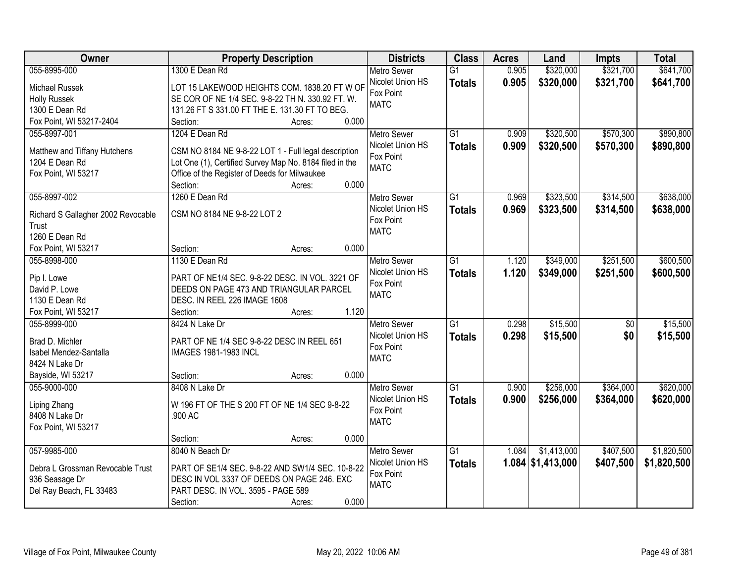| Owner | Property Description | Districts | Class | Acres | Land | Impts | Total |
|---|---|---|---|---|---|---|---|
| 055-8995-000<br>Michael Russek<br>Holly Russek<br>1300 E Dean Rd<br>Fox Point, WI 53217-2404 | 1300 E Dean Rd<br>LOT 15 LAKEWOOD HEIGHTS COM. 1838.20 FT W OF SE COR OF NE 1/4 SEC. 9-8-22 TH N. 330.92 FT. W. 131.26 FT S 331.00 FT THE E. 131.30 FT TO BEG.<br>Section: Acres: 0.000 | Metro Sewer<br>Nicolet Union HS<br>Fox Point<br>MATC | G1<br>**Totals** | 0.905<br>**0.905** | \$320,000<br>**\$320,000** | \$321,700<br>**\$321,700** | \$641,700<br>**\$641,700** |
| 055-8997-001<br>Matthew and Tiffany Hutchens<br>1204 E Dean Rd<br>Fox Point, WI 53217 | 1204 E Dean Rd<br>CSM NO 8184 NE 9-8-22 LOT 1 - Full legal description Lot One (1), Certified Survey Map No. 8184 filed in the Office of the Register of Deeds for Milwaukee<br>Section: Acres: 0.000 | Metro Sewer<br>Nicolet Union HS<br>Fox Point<br>MATC | G1<br>**Totals** | 0.909<br>**0.909** | \$320,500<br>**\$320,500** | \$570,300<br>**\$570,300** | \$890,800<br>**\$890,800** |
| 055-8997-002<br>Richard S Gallagher 2002 Revocable Trust<br>1260 E Dean Rd<br>Fox Point, WI 53217 | 1260 E Dean Rd<br>CSM NO 8184 NE 9-8-22 LOT 2<br>Section: Acres: 0.000 | Metro Sewer<br>Nicolet Union HS<br>Fox Point<br>MATC | G1<br>**Totals** | 0.969<br>**0.969** | \$323,500<br>**\$323,500** | \$314,500<br>**\$314,500** | \$638,000<br>**\$638,000** |
| 055-8998-000<br>Pip I. Lowe<br>David P. Lowe<br>1130 E Dean Rd<br>Fox Point, WI 53217 | 1130 E Dean Rd<br>PART OF NE1/4 SEC. 9-8-22 DESC. IN VOL. 3221 OF DEEDS ON PAGE 473 AND TRIANGULAR PARCEL DESC. IN REEL 226 IMAGE 1608<br>Section: Acres: 1.120 | Metro Sewer<br>Nicolet Union HS<br>Fox Point<br>MATC | G1<br>**Totals** | 1.120<br>**1.120** | \$349,000<br>**\$349,000** | \$251,500<br>**\$251,500** | \$600,500<br>**\$600,500** |
| 055-8999-000<br>Brad D. Michler<br>Isabel Mendez-Santalla<br>8424 N Lake Dr<br>Bayside, WI 53217 | 8424 N Lake Dr<br>PART OF NE 1/4 SEC 9-8-22 DESC IN REEL 651 IMAGES 1981-1983 INCL<br>Section: Acres: 0.000 | Metro Sewer<br>Nicolet Union HS<br>Fox Point<br>MATC | G1<br>**Totals** | 0.298<br>**0.298** | \$15,500<br>**\$15,500** | \$0<br>**\$0** | \$15,500<br>**\$15,500** |
| 055-9000-000<br>Liping Zhang<br>8408 N Lake Dr<br>Fox Point, WI 53217 | 8408 N Lake Dr<br>W 196 FT OF THE S 200 FT OF NE 1/4 SEC 9-8-22 .900 AC<br>Section: Acres: 0.000 | Metro Sewer<br>Nicolet Union HS<br>Fox Point<br>MATC | G1<br>**Totals** | 0.900<br>**0.900** | \$256,000<br>**\$256,000** | \$364,000<br>**\$364,000** | \$620,000<br>**\$620,000** |
| 057-9985-000<br>Debra L Grossman Revocable Trust<br>936 Seasage Dr<br>Del Ray Beach, FL 33483 | 8040 N Beach Dr<br>PART OF SE1/4 SEC. 9-8-22 AND SW1/4 SEC. 10-8-22 DESC IN VOL 3337 OF DEEDS ON PAGE 246. EXC PART DESC. IN VOL. 3595 - PAGE 589<br>Section: Acres: 0.000 | Metro Sewer<br>Nicolet Union HS<br>Fox Point<br>MATC | G1<br>**Totals** | 1.084<br>**1.084** | \$1,413,000<br>**\$1,413,000** | \$407,500<br>**\$407,500** | \$1,820,500<br>**\$1,820,500** |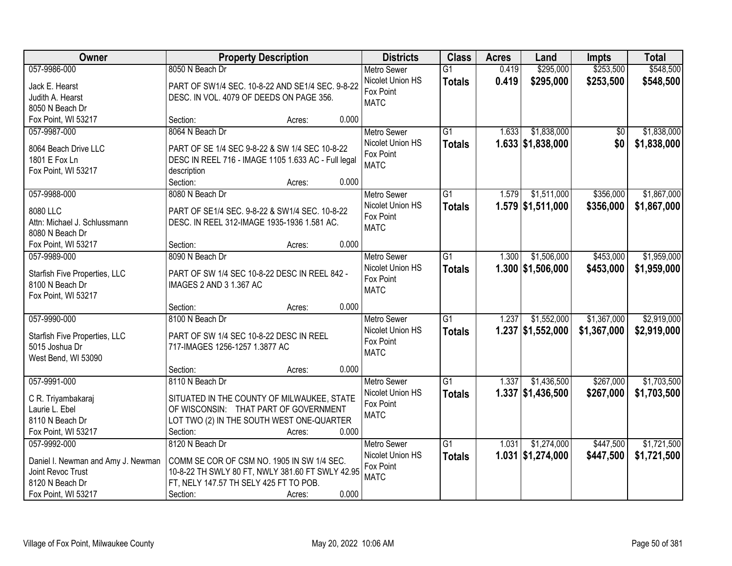| Owner | Property Description | Districts | Class | Acres | Land | Impts | Total |
|---|---|---|---|---|---|---|---|
| 057-9986-000<br>Jack E. Hearst<br>Judith A. Hearst<br>8050 N Beach Dr<br>Fox Point, WI 53217 | 8050 N Beach Dr<br>PART OF SW1/4 SEC. 10-8-22 AND SE1/4 SEC. 9-8-22 DESC. IN VOL. 4079 OF DEEDS ON PAGE 356.<br>Section: Acres: 0.000 | Metro Sewer<br>Nicolet Union HS<br>Fox Point<br>MATC | G1<br>**Totals** | 0.419<br>**0.419** | $295,000<br>**$295,000** | $253,500<br>**$253,500** | $548,500<br>**$548,500** |
| 057-9987-000<br>8064 Beach Drive LLC<br>1801 E Fox Ln<br>Fox Point, WI 53217 | 8064 N Beach Dr<br>PART OF SE 1/4 SEC 9-8-22 & SW 1/4 SEC 10-8-22 DESC IN REEL 716 - IMAGE 1105 1.633 AC - Full legal description<br>Section: Acres: 0.000 | Metro Sewer<br>Nicolet Union HS<br>Fox Point<br>MATC | G1<br>**Totals** | 1.633<br>**1.633** | $1,838,000<br>**$1,838,000** | $0<br>**$0** | $1,838,000<br>**$1,838,000** |
| 057-9988-000<br>8080 LLC<br>Attn: Michael J. Schlussmann<br>8080 N Beach Dr<br>Fox Point, WI 53217 | 8080 N Beach Dr<br>PART OF SE1/4 SEC. 9-8-22 & SW1/4 SEC. 10-8-22 DESC. IN REEL 312-IMAGE 1935-1936 1.581 AC.<br>Section: Acres: 0.000 | Metro Sewer<br>Nicolet Union HS<br>Fox Point<br>MATC | G1<br>**Totals** | 1.579<br>**1.579** | $1,511,000<br>**$1,511,000** | $356,000<br>**$356,000** | $1,867,000<br>**$1,867,000** |
| 057-9989-000<br>Starfish Five Properties, LLC<br>8100 N Beach Dr<br>Fox Point, WI 53217 | 8090 N Beach Dr<br>PART OF SW 1/4 SEC 10-8-22 DESC IN REEL 842 - IMAGES 2 AND 3 1.367 AC<br>Section: Acres: 0.000 | Metro Sewer<br>Nicolet Union HS<br>Fox Point<br>MATC | G1<br>**Totals** | 1.300<br>**1.300** | $1,506,000<br>**$1,506,000** | $453,000<br>**$453,000** | $1,959,000<br>**$1,959,000** |
| 057-9990-000<br>Starfish Five Properties, LLC<br>5015 Joshua Dr<br>West Bend, WI 53090 | 8100 N Beach Dr<br>PART OF SW 1/4 SEC 10-8-22 DESC IN REEL 717-IMAGES 1256-1257 1.3877 AC<br>Section: Acres: 0.000 | Metro Sewer<br>Nicolet Union HS<br>Fox Point<br>MATC | G1<br>**Totals** | 1.237<br>**1.237** | $1,552,000<br>**$1,552,000** | $1,367,000<br>**$1,367,000** | $2,919,000<br>**$2,919,000** |
| 057-9991-000<br>C R. Triyambakaraj<br>Laurie L. Ebel<br>8110 N Beach Dr<br>Fox Point, WI 53217 | 8110 N Beach Dr<br>SITUATED IN THE COUNTY OF MILWAUKEE, STATE OF WISCONSIN: THAT PART OF GOVERNMENT LOT TWO (2) IN THE SOUTH WEST ONE-QUARTER<br>Section: Acres: 0.000 | Metro Sewer<br>Nicolet Union HS<br>Fox Point<br>MATC | G1<br>**Totals** | 1.337<br>**1.337** | $1,436,500<br>**$1,436,500** | $267,000<br>**$267,000** | $1,703,500<br>**$1,703,500** |
| 057-9992-000<br>Daniel I. Newman and Amy J. Newman Joint Revoc Trust<br>8120 N Beach Dr<br>Fox Point, WI 53217 | 8120 N Beach Dr<br>COMM SE COR OF CSM NO. 1905 IN SW 1/4 SEC. 10-8-22 TH SWLY 80 FT, NWLY 381.60 FT SWLY 42.95 FT, NELY 147.57 TH SELY 425 FT TO POB.<br>Section: Acres: 0.000 | Metro Sewer<br>Nicolet Union HS<br>Fox Point<br>MATC | G1<br>**Totals** | 1.031<br>**1.031** | $1,274,000<br>**$1,274,000** | $447,500<br>**$447,500** | $1,721,500<br>**$1,721,500** |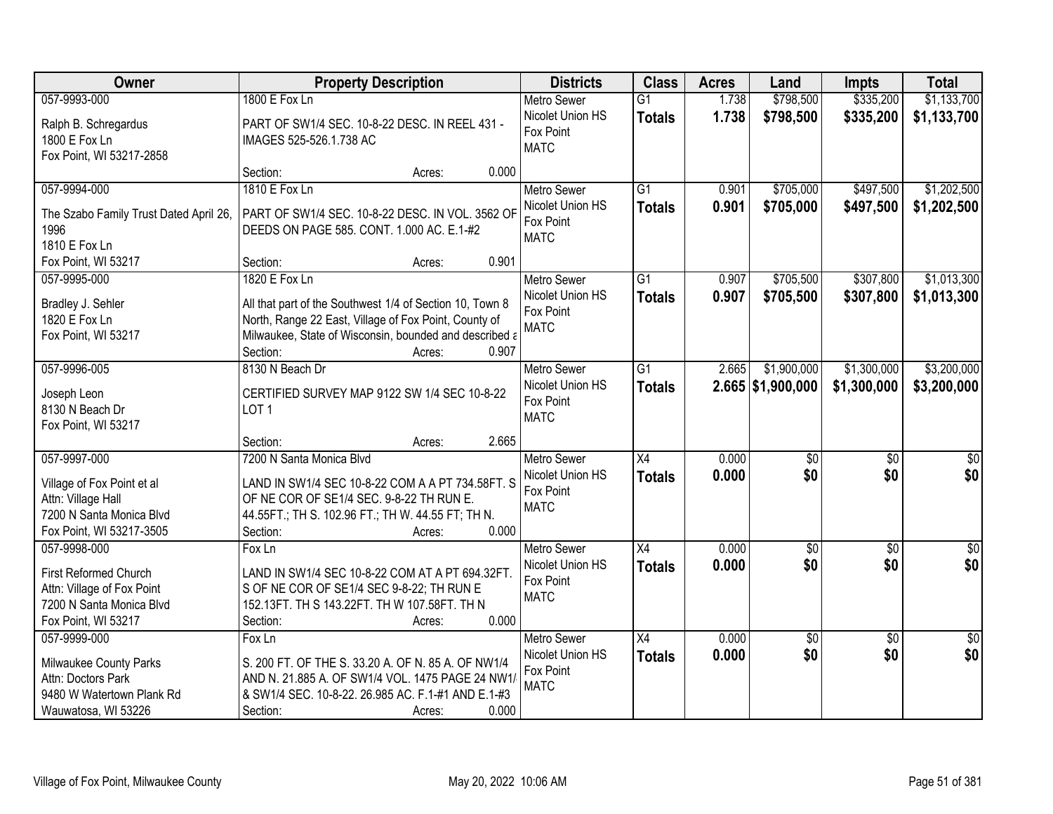| Owner | Property Description | Districts | Class | Acres | Land | Impts | Total |
|---|---|---|---|---|---|---|---|
| 057-9993-000<br>Ralph B. Schregardus<br>1800 E Fox Ln<br>Fox Point, WI 53217-2858 | 1800 E Fox Ln<br>PART OF SW1/4 SEC. 10-8-22 DESC. IN REEL 431 - IMAGES 525-526.1.738 AC<br>Section: Acres: 0.000 | Metro Sewer<br>Nicolet Union HS<br>Fox Point<br>MATC | G1<br>**Totals** | 1.738<br>**1.738** | $798,500<br>**$798,500** | $335,200<br>**$335,200** | $1,133,700<br>**$1,133,700** |
| 057-9994-000<br>The Szabo Family Trust Dated April 26, 1996<br>1810 E Fox Ln<br>Fox Point, WI 53217 | 1810 E Fox Ln<br>PART OF SW1/4 SEC. 10-8-22 DESC. IN VOL. 3562 OF DEEDS ON PAGE 585. CONT. 1.000 AC. E.1-#2<br>Section: Acres: 0.901 | Metro Sewer<br>Nicolet Union HS<br>Fox Point<br>MATC | G1<br>**Totals** | 0.901<br>**0.901** | $705,000<br>**$705,000** | $497,500<br>**$497,500** | $1,202,500<br>**$1,202,500** |
| 057-9995-000<br>Bradley J. Sehler<br>1820 E Fox Ln<br>Fox Point, WI 53217 | 1820 E Fox Ln<br>All that part of the Southwest 1/4 of Section 10, Town 8 North, Range 22 East, Village of Fox Point, County of Milwaukee, State of Wisconsin, bounded and described a<br>Section: Acres: 0.907 | Metro Sewer<br>Nicolet Union HS<br>Fox Point<br>MATC | G1<br>**Totals** | 0.907<br>**0.907** | $705,500<br>**$705,500** | $307,800<br>**$307,800** | $1,013,300<br>**$1,013,300** |
| 057-9996-005<br>Joseph Leon<br>8130 N Beach Dr<br>Fox Point, WI 53217 | 8130 N Beach Dr<br>CERTIFIED SURVEY MAP 9122 SW 1/4 SEC 10-8-22 LOT 1<br>Section: Acres: 2.665 | Metro Sewer<br>Nicolet Union HS<br>Fox Point<br>MATC | G1<br>**Totals** | 2.665<br>**2.665** | $1,900,000<br>**$1,900,000** | $1,300,000<br>**$1,300,000** | $3,200,000<br>**$3,200,000** |
| 057-9997-000<br>Village of Fox Point et al<br>Attn: Village Hall<br>7200 N Santa Monica Blvd<br>Fox Point, WI 53217-3505 | 7200 N Santa Monica Blvd<br>LAND IN SW1/4 SEC 10-8-22 COM A A PT 734.58FT. S OF NE COR OF SE1/4 SEC. 9-8-22 TH RUN E. 44.55FT.; TH S. 102.96 FT.; TH W. 44.55 FT; TH N.<br>Section: Acres: 0.000 | Metro Sewer<br>Nicolet Union HS<br>Fox Point<br>MATC | X4<br>**Totals** | 0.000<br>**0.000** | $0<br>**$0** | $0<br>**$0** | $0<br>**$0** |
| 057-9998-000<br>First Reformed Church<br>Attn: Village of Fox Point<br>7200 N Santa Monica Blvd<br>Fox Point, WI 53217 | Fox Ln<br>LAND IN SW1/4 SEC 10-8-22 COM AT A PT 694.32FT. S OF NE COR OF SE1/4 SEC 9-8-22; TH RUN E 152.13FT. TH S 143.22FT. TH W 107.58FT. TH N<br>Section: Acres: 0.000 | Metro Sewer<br>Nicolet Union HS<br>Fox Point<br>MATC | X4<br>**Totals** | 0.000<br>**0.000** | $0<br>**$0** | $0<br>**$0** | $0<br>**$0** |
| 057-9999-000<br>Milwaukee County Parks<br>Attn: Doctors Park<br>9480 W Watertown Plank Rd<br>Wauwatosa, WI 53226 | Fox Ln<br>S. 200 FT. OF THE S. 33.20 A. OF N. 85 A. OF NW1/4 AND N. 21.885 A. OF SW1/4 VOL. 1475 PAGE 24 NW1/ & SW1/4 SEC. 10-8-22. 26.985 AC. F.1-#1 AND E.1-#3<br>Section: Acres: 0.000 | Metro Sewer<br>Nicolet Union HS<br>Fox Point<br>MATC | X4<br>**Totals** | 0.000<br>**0.000** | $0<br>**$0** | $0<br>**$0** | $0<br>**$0** |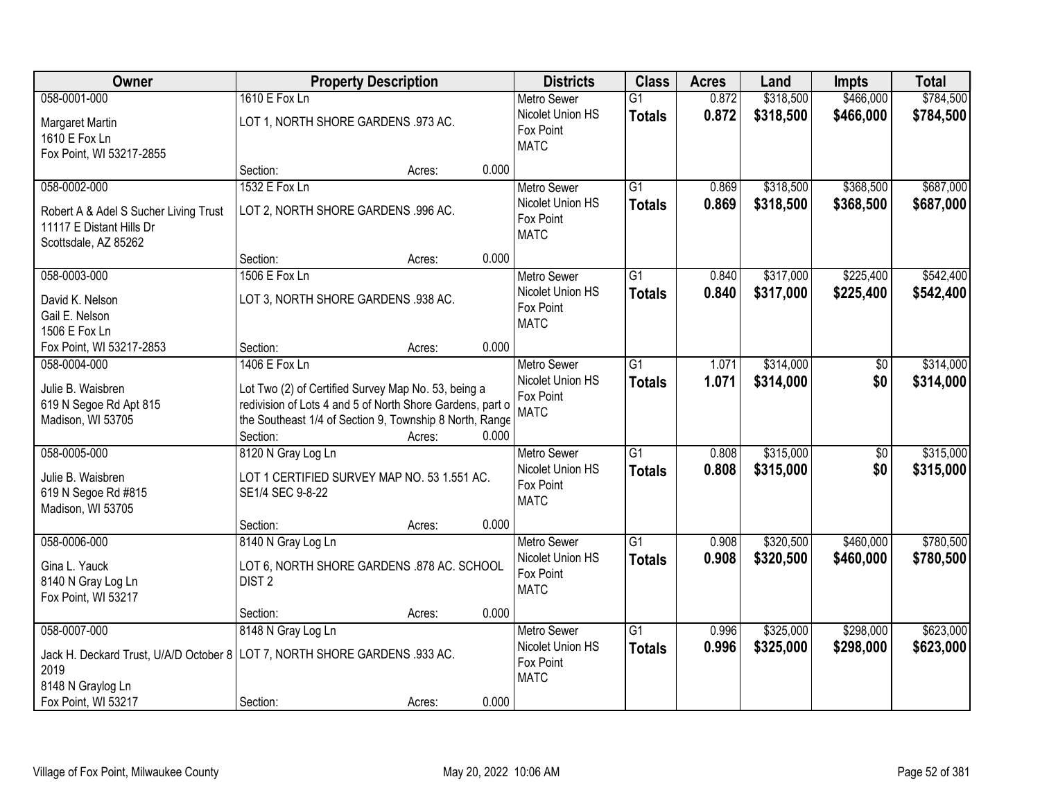| Owner | Property Description | Districts | Class | Acres | Land | Impts | Total |
|---|---|---|---|---|---|---|---|
| 058-0001-000<br>Margaret Martin<br>1610 E Fox Ln<br>Fox Point, WI 53217-2855 | 1610 E Fox Ln<br>LOT 1, NORTH SHORE GARDENS .973 AC.<br>Section: Acres: 0.000 | Metro Sewer<br>Nicolet Union HS<br>Fox Point<br>MATC | G1<br>**Totals** | 0.872<br>**0.872** | $318,500<br>**$318,500** | $466,000<br>**$466,000** | $784,500<br>**$784,500** |
| 058-0002-000<br>Robert A & Adel S Sucher Living Trust<br>11117 E Distant Hills Dr<br>Scottsdale, AZ 85262 | 1532 E Fox Ln<br>LOT 2, NORTH SHORE GARDENS .996 AC.<br>Section: Acres: 0.000 | Metro Sewer<br>Nicolet Union HS<br>Fox Point<br>MATC | G1<br>**Totals** | 0.869<br>**0.869** | $318,500<br>**$318,500** | $368,500<br>**$368,500** | $687,000<br>**$687,000** |
| 058-0003-000<br>David K. Nelson<br>Gail E. Nelson<br>1506 E Fox Ln<br>Fox Point, WI 53217-2853 | 1506 E Fox Ln<br>LOT 3, NORTH SHORE GARDENS .938 AC.<br>Section: Acres: 0.000 | Metro Sewer<br>Nicolet Union HS<br>Fox Point<br>MATC | G1<br>**Totals** | 0.840<br>**0.840** | $317,000<br>**$317,000** | $225,400<br>**$225,400** | $542,400<br>**$542,400** |
| 058-0004-000<br>Julie B. Waisbren<br>619 N Segoe Rd Apt 815<br>Madison, WI 53705 | 1406 E Fox Ln<br>Lot Two (2) of Certified Survey Map No. 53, being a redivision of Lots 4 and 5 of North Shore Gardens, part o the Southeast 1/4 of Section 9, Township 8 North, Range<br>Section: Acres: 0.000 | Metro Sewer<br>Nicolet Union HS<br>Fox Point<br>MATC | G1<br>**Totals** | 1.071<br>**1.071** | $314,000<br>**$314,000** | $0<br>**$0** | $314,000<br>**$314,000** |
| 058-0005-000<br>Julie B. Waisbren<br>619 N Segoe Rd #815<br>Madison, WI 53705 | 8120 N Gray Log Ln<br>LOT 1 CERTIFIED SURVEY MAP NO. 53 1.551 AC. SE1/4 SEC 9-8-22<br>Section: Acres: 0.000 | Metro Sewer<br>Nicolet Union HS<br>Fox Point<br>MATC | G1<br>**Totals** | 0.808<br>**0.808** | $315,000<br>**$315,000** | $0<br>**$0** | $315,000<br>**$315,000** |
| 058-0006-000<br>Gina L. Yauck<br>8140 N Gray Log Ln<br>Fox Point, WI 53217 | 8140 N Gray Log Ln<br>LOT 6, NORTH SHORE GARDENS .878 AC. SCHOOL DIST 2<br>Section: Acres: 0.000 | Metro Sewer<br>Nicolet Union HS<br>Fox Point<br>MATC | G1<br>**Totals** | 0.908<br>**0.908** | $320,500<br>**$320,500** | $460,000<br>**$460,000** | $780,500<br>**$780,500** |
| 058-0007-000<br>Jack H. Deckard Trust, U/A/D October 8 2019<br>8148 N Graylog Ln<br>Fox Point, WI 53217 | 8148 N Gray Log Ln<br>LOT 7, NORTH SHORE GARDENS .933 AC.<br>Section: Acres: 0.000 | Metro Sewer<br>Nicolet Union HS<br>Fox Point<br>MATC | G1<br>**Totals** | 0.996<br>**0.996** | $325,000<br>**$325,000** | $298,000<br>**$298,000** | $623,000<br>**$623,000** |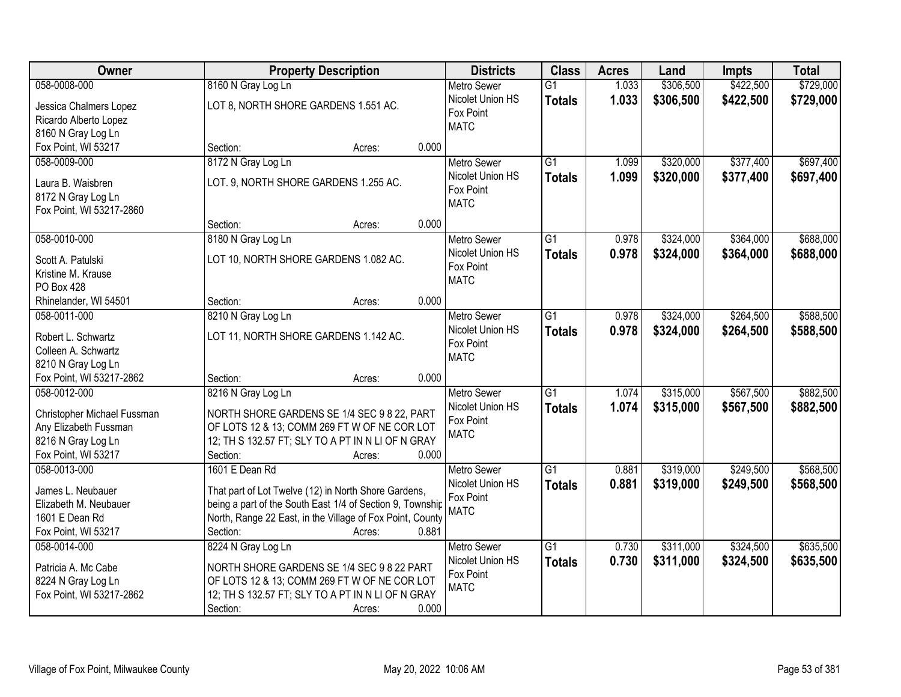| Owner | Property Description | Districts | Class | Acres | Land | Impts | Total |
|---|---|---|---|---|---|---|---|
| 058-0008-000<br>Jessica Chalmers Lopez<br>Ricardo Alberto Lopez<br>8160 N Gray Log Ln<br>Fox Point, WI 53217 | 8160 N Gray Log Ln<br>LOT 8, NORTH SHORE GARDENS 1.551 AC.<br>Section: Acres: 0.000 | Metro Sewer<br>Nicolet Union HS<br>Fox Point<br>MATC | G1<br>**Totals** | 1.033<br>**1.033** | $306,500<br>**$306,500** | $422,500<br>**$422,500** | $729,000<br>**$729,000** |
| 058-0009-000<br>Laura B. Waisbren<br>8172 N Gray Log Ln<br>Fox Point, WI 53217-2860 | 8172 N Gray Log Ln<br>LOT. 9, NORTH SHORE GARDENS 1.255 AC.<br>Section: Acres: 0.000 | Metro Sewer<br>Nicolet Union HS<br>Fox Point<br>MATC | G1<br>**Totals** | 1.099<br>**1.099** | $320,000<br>**$320,000** | $377,400<br>**$377,400** | $697,400<br>**$697,400** |
| 058-0010-000<br>Scott A. Patulski<br>Kristine M. Krause<br>PO Box 428<br>Rhinelander, WI 54501 | 8180 N Gray Log Ln<br>LOT 10, NORTH SHORE GARDENS 1.082 AC.<br>Section: Acres: 0.000 | Metro Sewer<br>Nicolet Union HS<br>Fox Point<br>MATC | G1<br>**Totals** | 0.978<br>**0.978** | $324,000<br>**$324,000** | $364,000<br>**$364,000** | $688,000<br>**$688,000** |
| 058-0011-000<br>Robert L. Schwartz<br>Colleen A. Schwartz<br>8210 N Gray Log Ln<br>Fox Point, WI 53217-2862 | 8210 N Gray Log Ln<br>LOT 11, NORTH SHORE GARDENS 1.142 AC.<br>Section: Acres: 0.000 | Metro Sewer<br>Nicolet Union HS<br>Fox Point<br>MATC | G1<br>**Totals** | 0.978<br>**0.978** | $324,000<br>**$324,000** | $264,500<br>**$264,500** | $588,500<br>**$588,500** |
| 058-0012-000<br>Christopher Michael Fussman<br>Any Elizabeth Fussman<br>8216 N Gray Log Ln<br>Fox Point, WI 53217 | 8216 N Gray Log Ln<br>NORTH SHORE GARDENS SE 1/4 SEC 9 8 22, PART OF LOTS 12 & 13; COMM 269 FT W OF NE COR LOT 12; TH S 132.57 FT; SLY TO A PT IN N LI OF N GRAY<br>Section: Acres: 0.000 | Metro Sewer<br>Nicolet Union HS<br>Fox Point<br>MATC | G1<br>**Totals** | 1.074<br>**1.074** | $315,000<br>**$315,000** | $567,500<br>**$567,500** | $882,500<br>**$882,500** |
| 058-0013-000<br>James L. Neubauer<br>Elizabeth M. Neubauer<br>1601 E Dean Rd<br>Fox Point, WI 53217 | 1601 E Dean Rd<br>That part of Lot Twelve (12) in North Shore Gardens, being a part of the South East 1/4 of Section 9, Township North, Range 22 East, in the Village of Fox Point, County<br>Section: Acres: 0.881 | Metro Sewer<br>Nicolet Union HS<br>Fox Point<br>MATC | G1<br>**Totals** | 0.881<br>**0.881** | $319,000<br>**$319,000** | $249,500<br>**$249,500** | $568,500<br>**$568,500** |
| 058-0014-000<br>Patricia A. Mc Cabe<br>8224 N Gray Log Ln<br>Fox Point, WI 53217-2862 | 8224 N Gray Log Ln<br>NORTH SHORE GARDENS SE 1/4 SEC 9 8 22 PART OF LOTS 12 & 13; COMM 269 FT W OF NE COR LOT 12; TH S 132.57 FT; SLY TO A PT IN N LI OF N GRAY<br>Section: Acres: 0.000 | Metro Sewer<br>Nicolet Union HS<br>Fox Point<br>MATC | G1<br>**Totals** | 0.730<br>**0.730** | $311,000<br>**$311,000** | $324,500<br>**$324,500** | $635,500<br>**$635,500** |

Village of Fox Point, Milwaukee County

May 20, 2022 10:06 AM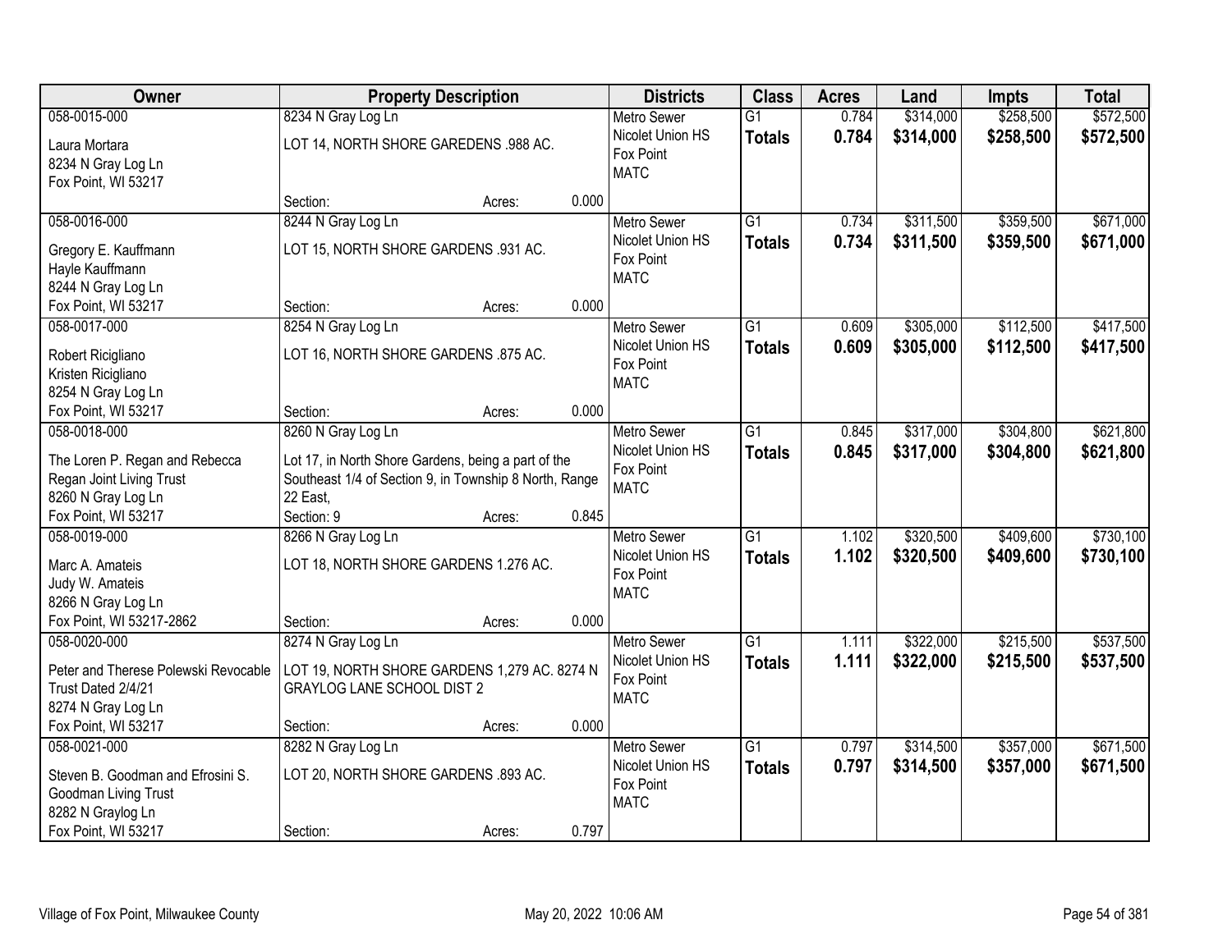| Owner | Property Description | Districts | Class | Acres | Land | Impts | Total |
|---|---|---|---|---|---|---|---|
| 058-0015-000<br>Laura Mortara<br>8234 N Gray Log Ln<br>Fox Point, WI 53217 | 8234 N Gray Log Ln<br>LOT 14, NORTH SHORE GAREDENS .988 AC.<br>Section: Acres: 0.000 | Metro Sewer<br>Nicolet Union HS<br>Fox Point<br>MATC | G1<br>**Totals** | 0.784<br>**0.784** | $314,000<br>**$314,000** | $258,500<br>**$258,500** | $572,500<br>**$572,500** |
| 058-0016-000<br>Gregory E. Kauffmann<br>Hayle Kauffmann<br>8244 N Gray Log Ln<br>Fox Point, WI 53217 | 8244 N Gray Log Ln<br>LOT 15, NORTH SHORE GARDENS .931 AC.<br>Section: Acres: 0.000 | Metro Sewer<br>Nicolet Union HS<br>Fox Point<br>MATC | G1<br>**Totals** | 0.734<br>**0.734** | $311,500<br>**$311,500** | $359,500<br>**$359,500** | $671,000<br>**$671,000** |
| 058-0017-000<br>Robert Ricigliano<br>Kristen Ricigliano<br>8254 N Gray Log Ln<br>Fox Point, WI 53217 | 8254 N Gray Log Ln<br>LOT 16, NORTH SHORE GARDENS .875 AC.<br>Section: Acres: 0.000 | Metro Sewer<br>Nicolet Union HS<br>Fox Point<br>MATC | G1<br>**Totals** | 0.609<br>**0.609** | $305,000<br>**$305,000** | $112,500<br>**$112,500** | $417,500<br>**$417,500** |
| 058-0018-000<br>The Loren P. Regan and Rebecca Regan Joint Living Trust<br>8260 N Gray Log Ln<br>Fox Point, WI 53217 | 8260 N Gray Log Ln<br>Lot 17, in North Shore Gardens, being a part of the Southeast 1/4 of Section 9, in Township 8 North, Range 22 East,<br>Section: 9 Acres: 0.845 | Metro Sewer<br>Nicolet Union HS<br>Fox Point<br>MATC | G1<br>**Totals** | 0.845<br>**0.845** | $317,000<br>**$317,000** | $304,800<br>**$304,800** | $621,800<br>**$621,800** |
| 058-0019-000<br>Marc A. Amateis<br>Judy W. Amateis<br>8266 N Gray Log Ln<br>Fox Point, WI 53217-2862 | 8266 N Gray Log Ln<br>LOT 18, NORTH SHORE GARDENS 1.276 AC.<br>Section: Acres: 0.000 | Metro Sewer<br>Nicolet Union HS<br>Fox Point<br>MATC | G1<br>**Totals** | 1.102<br>**1.102** | $320,500<br>**$320,500** | $409,600<br>**$409,600** | $730,100<br>**$730,100** |
| 058-0020-000<br>Peter and Therese Polewski Revocable Trust Dated 2/4/21<br>8274 N Gray Log Ln<br>Fox Point, WI 53217 | 8274 N Gray Log Ln<br>LOT 19, NORTH SHORE GARDENS 1,279 AC. 8274 N GRAYLOG LANE SCHOOL DIST 2<br>Section: Acres: 0.000 | Metro Sewer<br>Nicolet Union HS<br>Fox Point<br>MATC | G1<br>**Totals** | 1.111<br>**1.111** | $322,000<br>**$322,000** | $215,500<br>**$215,500** | $537,500<br>**$537,500** |
| 058-0021-000<br>Steven B. Goodman and Efrosini S. Goodman Living Trust<br>8282 N Graylog Ln<br>Fox Point, WI 53217 | 8282 N Gray Log Ln<br>LOT 20, NORTH SHORE GARDENS .893 AC.<br>Section: Acres: 0.797 | Metro Sewer<br>Nicolet Union HS<br>Fox Point<br>MATC | G1<br>**Totals** | 0.797<br>**0.797** | $314,500<br>**$314,500** | $357,000<br>**$357,000** | $671,500<br>**$671,500** |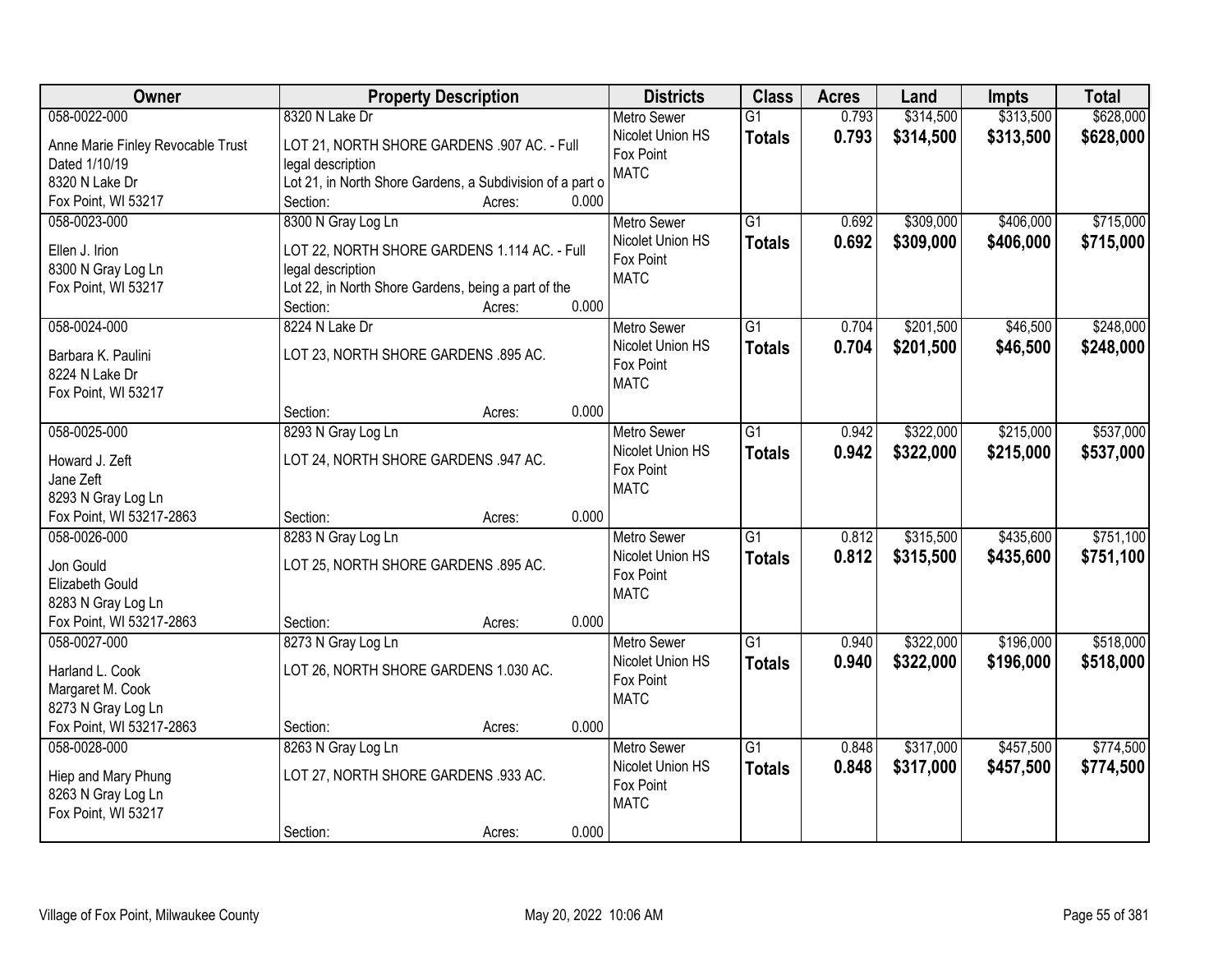| Owner | Property Description | Districts | Class | Acres | Land | Impts | Total |
|---|---|---|---|---|---|---|---|
| 058-0022-000<br>Anne Marie Finley Revocable Trust<br>Dated 1/10/19<br>8320 N Lake Dr<br>Fox Point, WI 53217 | 8320 N Lake Dr<br>LOT 21, NORTH SHORE GARDENS .907 AC. - Full legal description<br>Lot 21, in North Shore Gardens, a Subdivision of a part o<br>Section: Acres: 0.000 | Metro Sewer<br>Nicolet Union HS<br>Fox Point<br>MATC | G1<br>**Totals** | 0.793<br>**0.793** | $314,500<br>**$314,500** | $313,500<br>**$313,500** | $628,000<br>**$628,000** |
| 058-0023-000<br>Ellen J. Irion<br>8300 N Gray Log Ln<br>Fox Point, WI 53217 | 8300 N Gray Log Ln<br>LOT 22, NORTH SHORE GARDENS 1.114 AC. - Full legal description<br>Lot 22, in North Shore Gardens, being a part of the<br>Section: Acres: 0.000 | Metro Sewer<br>Nicolet Union HS<br>Fox Point<br>MATC | G1<br>**Totals** | 0.692<br>**0.692** | $309,000<br>**$309,000** | $406,000<br>**$406,000** | $715,000<br>**$715,000** |
| 058-0024-000<br>Barbara K. Paulini<br>8224 N Lake Dr<br>Fox Point, WI 53217 | 8224 N Lake Dr<br>LOT 23, NORTH SHORE GARDENS .895 AC.<br>Section: Acres: 0.000 | Metro Sewer<br>Nicolet Union HS<br>Fox Point<br>MATC | G1<br>**Totals** | 0.704<br>**0.704** | $201,500<br>**$201,500** | $46,500<br>**$46,500** | $248,000<br>**$248,000** |
| 058-0025-000<br>Howard J. Zeft<br>Jane Zeft<br>8293 N Gray Log Ln<br>Fox Point, WI 53217-2863 | 8293 N Gray Log Ln<br>LOT 24, NORTH SHORE GARDENS .947 AC.<br>Section: Acres: 0.000 | Metro Sewer<br>Nicolet Union HS<br>Fox Point<br>MATC | G1<br>**Totals** | 0.942<br>**0.942** | $322,000<br>**$322,000** | $215,000<br>**$215,000** | $537,000<br>**$537,000** |
| 058-0026-000<br>Jon Gould<br>Elizabeth Gould<br>8283 N Gray Log Ln<br>Fox Point, WI 53217-2863 | 8283 N Gray Log Ln<br>LOT 25, NORTH SHORE GARDENS .895 AC.<br>Section: Acres: 0.000 | Metro Sewer<br>Nicolet Union HS<br>Fox Point<br>MATC | G1<br>**Totals** | 0.812<br>**0.812** | $315,500<br>**$315,500** | $435,600<br>**$435,600** | $751,100<br>**$751,100** |
| 058-0027-000<br>Harland L. Cook<br>Margaret M. Cook<br>8273 N Gray Log Ln<br>Fox Point, WI 53217-2863 | 8273 N Gray Log Ln<br>LOT 26, NORTH SHORE GARDENS 1.030 AC.<br>Section: Acres: 0.000 | Metro Sewer<br>Nicolet Union HS<br>Fox Point<br>MATC | G1<br>**Totals** | 0.940<br>**0.940** | $322,000<br>**$322,000** | $196,000<br>**$196,000** | $518,000<br>**$518,000** |
| 058-0028-000<br>Hiep and Mary Phung<br>8263 N Gray Log Ln<br>Fox Point, WI 53217 | 8263 N Gray Log Ln<br>LOT 27, NORTH SHORE GARDENS .933 AC.<br>Section: Acres: 0.000 | Metro Sewer<br>Nicolet Union HS<br>Fox Point<br>MATC | G1<br>**Totals** | 0.848<br>**0.848** | $317,000<br>**$317,000** | $457,500<br>**$457,500** | $774,500<br>**$774,500** |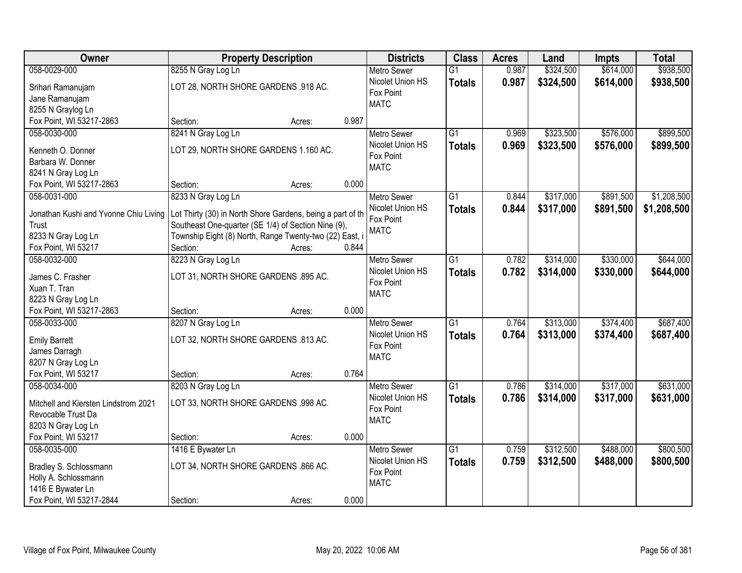| Owner | Property Description | Districts | Class | Acres | Land | Impts | Total |
|---|---|---|---|---|---|---|---|
| 058-0029-000<br>Srihari Ramanujam<br>Jane Ramanujam<br>8255 N Graylog Ln<br>Fox Point, WI 53217-2863 | 8255 N Gray Log Ln<br>LOT 28, NORTH SHORE GARDENS .918 AC.<br>Section: Acres: 0.987 | Metro Sewer<br>Nicolet Union HS<br>Fox Point<br>MATC | G1<br>**Totals** | 0.987<br>**0.987** | $324,500<br>**$324,500** | $614,000<br>**$614,000** | $938,500<br>**$938,500** |
| 058-0030-000<br>Kenneth O. Donner<br>Barbara W. Donner<br>8241 N Gray Log Ln<br>Fox Point, WI 53217-2863 | 8241 N Gray Log Ln<br>LOT 29, NORTH SHORE GARDENS 1.160 AC.<br>Section: Acres: 0.000 | Metro Sewer<br>Nicolet Union HS<br>Fox Point<br>MATC | G1<br>**Totals** | 0.969<br>**0.969** | $323,500<br>**$323,500** | $576,000<br>**$576,000** | $899,500<br>**$899,500** |
| 058-0031-000<br>Jonathan Kushi and Yvonne Chiu Living Trust<br>8233 N Gray Log Ln<br>Fox Point, WI 53217 | 8233 N Gray Log Ln<br>Lot Thirty (30) in North Shore Gardens, being a part of th Southeast One-quarter (SE 1/4) of Section Nine (9), Township Eight (8) North, Range Twenty-two (22) East, i<br>Section: Acres: 0.844 | Metro Sewer<br>Nicolet Union HS<br>Fox Point<br>MATC | G1<br>**Totals** | 0.844<br>**0.844** | $317,000<br>**$317,000** | $891,500<br>**$891,500** | $1,208,500<br>**$1,208,500** |
| 058-0032-000<br>James C. Frasher<br>Xuan T. Tran<br>8223 N Gray Log Ln<br>Fox Point, WI 53217-2863 | 8223 N Gray Log Ln<br>LOT 31, NORTH SHORE GARDENS .895 AC.<br>Section: Acres: 0.000 | Metro Sewer<br>Nicolet Union HS<br>Fox Point<br>MATC | G1<br>**Totals** | 0.782<br>**0.782** | $314,000<br>**$314,000** | $330,000<br>**$330,000** | $644,000<br>**$644,000** |
| 058-0033-000<br>Emily Barrett<br>James Darragh<br>8207 N Gray Log Ln<br>Fox Point, WI 53217 | 8207 N Gray Log Ln<br>LOT 32, NORTH SHORE GARDENS .813 AC.<br>Section: Acres: 0.764 | Metro Sewer<br>Nicolet Union HS<br>Fox Point<br>MATC | G1<br>**Totals** | 0.764<br>**0.764** | $313,000<br>**$313,000** | $374,400<br>**$374,400** | $687,400<br>**$687,400** |
| 058-0034-000<br>Mitchell and Kiersten Lindstrom 2021 Revocable Trust Da<br>8203 N Gray Log Ln<br>Fox Point, WI 53217 | 8203 N Gray Log Ln<br>LOT 33, NORTH SHORE GARDENS .998 AC.<br>Section: Acres: 0.000 | Metro Sewer<br>Nicolet Union HS<br>Fox Point<br>MATC | G1<br>**Totals** | 0.786<br>**0.786** | $314,000<br>**$314,000** | $317,000<br>**$317,000** | $631,000<br>**$631,000** |
| 058-0035-000<br>Bradley S. Schlossmann<br>Holly A. Schlossmann<br>1416 E Bywater Ln<br>Fox Point, WI 53217-2844 | 1416 E Bywater Ln<br>LOT 34, NORTH SHORE GARDENS .866 AC.<br>Section: Acres: 0.000 | Metro Sewer<br>Nicolet Union HS<br>Fox Point<br>MATC | G1<br>**Totals** | 0.759<br>**0.759** | $312,500<br>**$312,500** | $488,000<br>**$488,000** | $800,500<br>**$800,500** |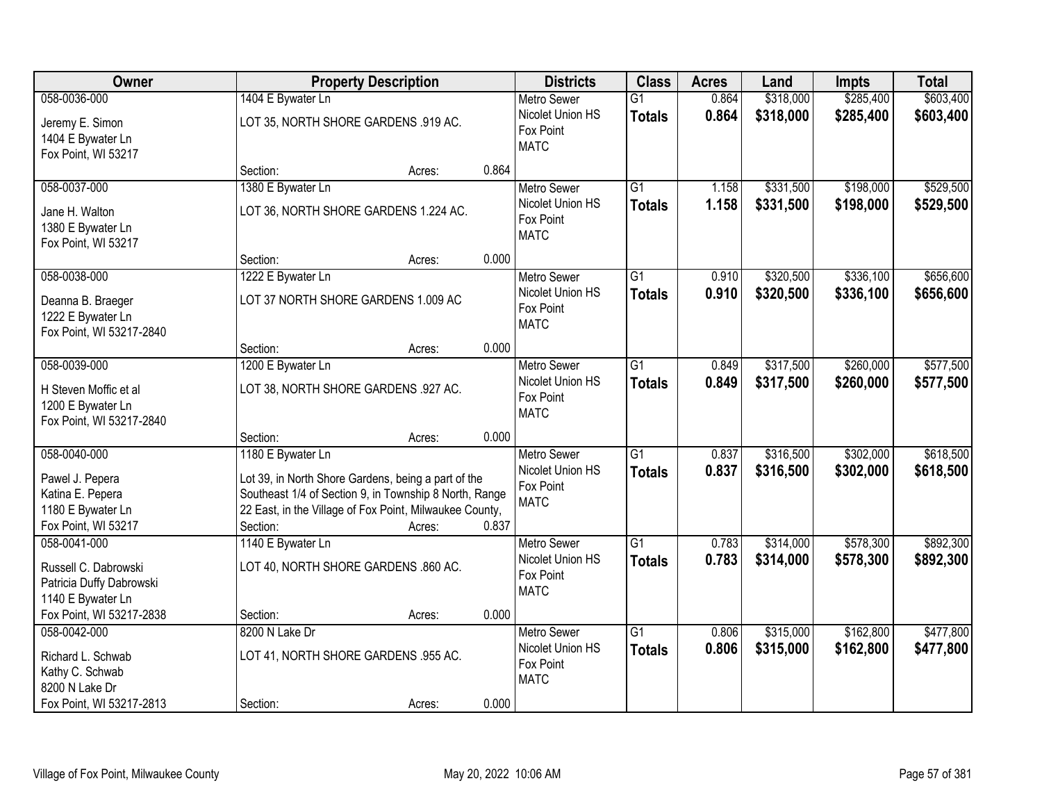| Owner | Property Description | Districts | Class | Acres | Land | Impts | Total |
|---|---|---|---|---|---|---|---|
| 058-0036-000<br>Jeremy E. Simon<br>1404 E Bywater Ln<br>Fox Point, WI 53217 | 1404 E Bywater Ln<br>LOT 35, NORTH SHORE GARDENS .919 AC.<br>Section: Acres: 0.864 | Metro Sewer<br>Nicolet Union HS<br>Fox Point<br>MATC | G1<br>**Totals** | 0.864<br>**0.864** | $318,000<br>**$318,000** | $285,400<br>**$285,400** | $603,400<br>**$603,400** |
| 058-0037-000<br>Jane H. Walton<br>1380 E Bywater Ln<br>Fox Point, WI 53217 | 1380 E Bywater Ln<br>LOT 36, NORTH SHORE GARDENS 1.224 AC.<br>Section: Acres: 0.000 | Metro Sewer<br>Nicolet Union HS<br>Fox Point<br>MATC | G1<br>**Totals** | 1.158<br>**1.158** | $331,500<br>**$331,500** | $198,000<br>**$198,000** | $529,500<br>**$529,500** |
| 058-0038-000<br>Deanna B. Braeger<br>1222 E Bywater Ln<br>Fox Point, WI 53217-2840 | 1222 E Bywater Ln<br>LOT 37 NORTH SHORE GARDENS 1.009 AC<br>Section: Acres: 0.000 | Metro Sewer<br>Nicolet Union HS<br>Fox Point<br>MATC | G1<br>**Totals** | 0.910<br>**0.910** | $320,500<br>**$320,500** | $336,100<br>**$336,100** | $656,600<br>**$656,600** |
| 058-0039-000<br>H Steven Moffic et al<br>1200 E Bywater Ln<br>Fox Point, WI 53217-2840 | 1200 E Bywater Ln<br>LOT 38, NORTH SHORE GARDENS .927 AC.<br>Section: Acres: 0.000 | Metro Sewer<br>Nicolet Union HS<br>Fox Point<br>MATC | G1<br>**Totals** | 0.849<br>**0.849** | $317,500<br>**$317,500** | $260,000<br>**$260,000** | $577,500<br>**$577,500** |
| 058-0040-000<br>Pawel J. Pepera<br>Katina E. Pepera<br>1180 E Bywater Ln<br>Fox Point, WI 53217 | 1180 E Bywater Ln<br>Lot 39, in North Shore Gardens, being a part of the Southeast 1/4 of Section 9, in Township 8 North, Range 22 East, in the Village of Fox Point, Milwaukee County,<br>Section: Acres: 0.837 | Metro Sewer<br>Nicolet Union HS<br>Fox Point<br>MATC | G1<br>**Totals** | 0.837<br>**0.837** | $316,500<br>**$316,500** | $302,000<br>**$302,000** | $618,500<br>**$618,500** |
| 058-0041-000<br>Russell C. Dabrowski<br>Patricia Duffy Dabrowski<br>1140 E Bywater Ln<br>Fox Point, WI 53217-2838 | 1140 E Bywater Ln<br>LOT 40, NORTH SHORE GARDENS .860 AC.<br>Section: Acres: 0.000 | Metro Sewer<br>Nicolet Union HS<br>Fox Point<br>MATC | G1<br>**Totals** | 0.783<br>**0.783** | $314,000<br>**$314,000** | $578,300<br>**$578,300** | $892,300<br>**$892,300** |
| 058-0042-000<br>Richard L. Schwab<br>Kathy C. Schwab<br>8200 N Lake Dr<br>Fox Point, WI 53217-2813 | 8200 N Lake Dr<br>LOT 41, NORTH SHORE GARDENS .955 AC.<br>Section: Acres: 0.000 | Metro Sewer<br>Nicolet Union HS<br>Fox Point<br>MATC | G1<br>**Totals** | 0.806<br>**0.806** | $315,000<br>**$315,000** | $162,800<br>**$162,800** | $477,800<br>**$477,800** |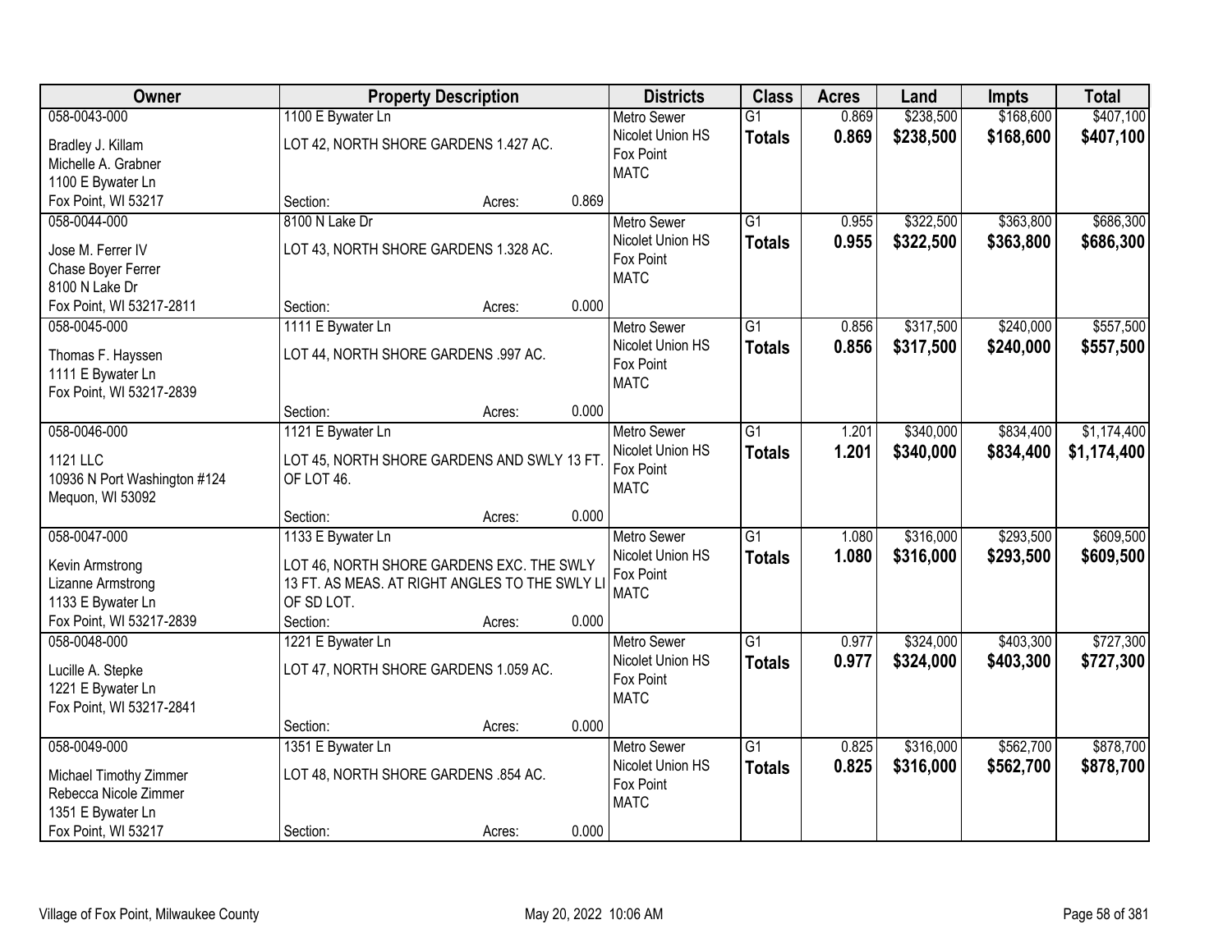| Owner | Property Description | Districts | Class | Acres | Land | Impts | Total |
|---|---|---|---|---|---|---|---|
| 058-0043-000<br>Bradley J. Killam<br>Michelle A. Grabner<br>1100 E Bywater Ln<br>Fox Point, WI 53217 | 1100 E Bywater Ln<br>LOT 42, NORTH SHORE GARDENS 1.427 AC.<br>Section: Acres: 0.869 | Metro Sewer<br>Nicolet Union HS<br>Fox Point<br>MATC | G1<br>**Totals** | 0.869<br>**0.869** | $238,500<br>**$238,500** | $168,600<br>**$168,600** | $407,100<br>**$407,100** |
| 058-0044-000<br>Jose M. Ferrer IV<br>Chase Boyer Ferrer<br>8100 N Lake Dr<br>Fox Point, WI 53217-2811 | 8100 N Lake Dr<br>LOT 43, NORTH SHORE GARDENS 1.328 AC.<br>Section: Acres: 0.000 | Metro Sewer<br>Nicolet Union HS<br>Fox Point<br>MATC | G1<br>**Totals** | 0.955<br>**0.955** | $322,500<br>**$322,500** | $363,800<br>**$363,800** | $686,300<br>**$686,300** |
| 058-0045-000<br>Thomas F. Hayssen<br>1111 E Bywater Ln<br>Fox Point, WI 53217-2839 | 1111 E Bywater Ln<br>LOT 44, NORTH SHORE GARDENS .997 AC.<br>Section: Acres: 0.000 | Metro Sewer<br>Nicolet Union HS<br>Fox Point<br>MATC | G1<br>**Totals** | 0.856<br>**0.856** | $317,500<br>**$317,500** | $240,000<br>**$240,000** | $557,500<br>**$557,500** |
| 058-0046-000<br>1121 LLC<br>10936 N Port Washington #124<br>Mequon, WI 53092 | 1121 E Bywater Ln<br>LOT 45, NORTH SHORE GARDENS AND SWLY 13 FT. OF LOT 46.<br>Section: Acres: 0.000 | Metro Sewer<br>Nicolet Union HS<br>Fox Point<br>MATC | G1<br>**Totals** | 1.201<br>**1.201** | $340,000<br>**$340,000** | $834,400<br>**$834,400** | $1,174,400<br>**$1,174,400** |
| 058-0047-000<br>Kevin Armstrong<br>Lizanne Armstrong<br>1133 E Bywater Ln<br>Fox Point, WI 53217-2839 | 1133 E Bywater Ln<br>LOT 46, NORTH SHORE GARDENS EXC. THE SWLY 13 FT. AS MEAS. AT RIGHT ANGLES TO THE SWLY LI OF SD LOT.<br>Section: Acres: 0.000 | Metro Sewer<br>Nicolet Union HS<br>Fox Point<br>MATC | G1<br>**Totals** | 1.080<br>**1.080** | $316,000<br>**$316,000** | $293,500<br>**$293,500** | $609,500<br>**$609,500** |
| 058-0048-000<br>Lucille A. Stepke<br>1221 E Bywater Ln<br>Fox Point, WI 53217-2841 | 1221 E Bywater Ln<br>LOT 47, NORTH SHORE GARDENS 1.059 AC.<br>Section: Acres: 0.000 | Metro Sewer<br>Nicolet Union HS<br>Fox Point<br>MATC | G1<br>**Totals** | 0.977<br>**0.977** | $324,000<br>**$324,000** | $403,300<br>**$403,300** | $727,300<br>**$727,300** |
| 058-0049-000<br>Michael Timothy Zimmer<br>Rebecca Nicole Zimmer<br>1351 E Bywater Ln<br>Fox Point, WI 53217 | 1351 E Bywater Ln<br>LOT 48, NORTH SHORE GARDENS .854 AC.<br>Section: Acres: 0.000 | Metro Sewer<br>Nicolet Union HS<br>Fox Point<br>MATC | G1<br>**Totals** | 0.825<br>**0.825** | $316,000<br>**$316,000** | $562,700<br>**$562,700** | $878,700<br>**$878,700** |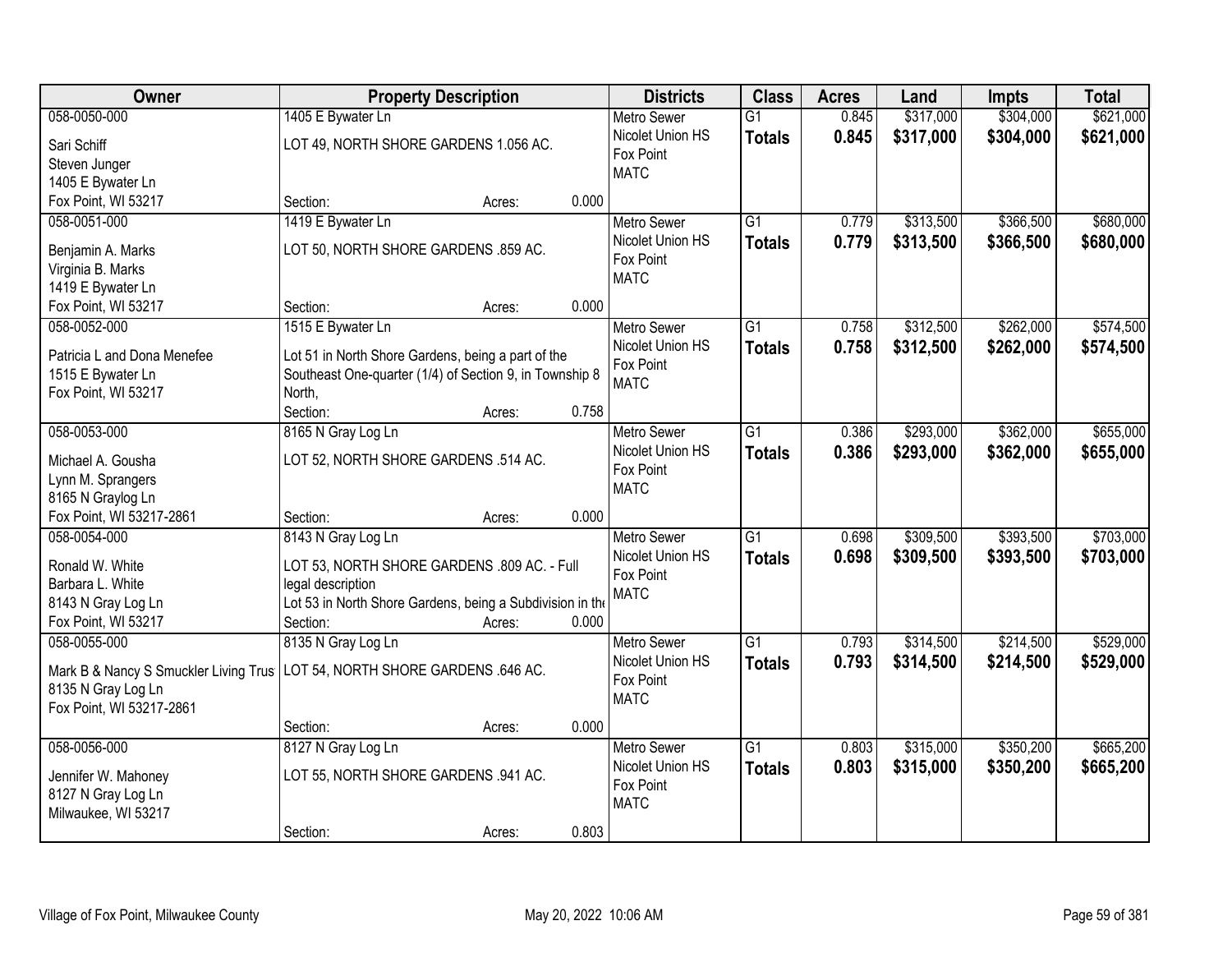| Owner | Property Description | | | Districts | Class | Acres | Land | Impts | Total |
|---|---|---|---|---|---|---|---|---|---|
| 058-0050-000<br>Sari Schiff<br>Steven Junger<br>1405 E Bywater Ln<br>Fox Point, WI 53217 | 1405 E Bywater Ln<br>LOT 49, NORTH SHORE GARDENS 1.056 AC.<br>Section: | Acres: | 0.000 | Metro Sewer<br>Nicolet Union HS<br>Fox Point<br>MATC | G1<br>**Totals** | 0.845<br>**0.845** | $317,000<br>**$317,000** | $304,000<br>**$304,000** | $621,000<br>**$621,000** |
| 058-0051-000<br>Benjamin A. Marks<br>Virginia B. Marks<br>1419 E Bywater Ln<br>Fox Point, WI 53217 | 1419 E Bywater Ln<br>LOT 50, NORTH SHORE GARDENS .859 AC.<br>Section: | Acres: | 0.000 | Metro Sewer<br>Nicolet Union HS<br>Fox Point<br>MATC | G1<br>**Totals** | 0.779<br>**0.779** | $313,500<br>**$313,500** | $366,500<br>**$366,500** | $680,000<br>**$680,000** |
| 058-0052-000<br>Patricia L and Dona Menefee<br>1515 E Bywater Ln<br>Fox Point, WI 53217 | 1515 E Bywater Ln<br>Lot 51 in North Shore Gardens, being a part of the Southeast One-quarter (1/4) of Section 9, in Township 8 North,<br>Section: | Acres: | 0.758 | Metro Sewer<br>Nicolet Union HS<br>Fox Point<br>MATC | G1<br>**Totals** | 0.758<br>**0.758** | $312,500<br>**$312,500** | $262,000<br>**$262,000** | $574,500<br>**$574,500** |
| 058-0053-000<br>Michael A. Gousha<br>Lynn M. Sprangers<br>8165 N Graylog Ln<br>Fox Point, WI 53217-2861 | 8165 N Gray Log Ln<br>LOT 52, NORTH SHORE GARDENS .514 AC.<br>Section: | Acres: | 0.000 | Metro Sewer<br>Nicolet Union HS<br>Fox Point<br>MATC | G1<br>**Totals** | 0.386<br>**0.386** | $293,000<br>**$293,000** | $362,000<br>**$362,000** | $655,000<br>**$655,000** |
| 058-0054-000<br>Ronald W. White<br>Barbara L. White<br>8143 N Gray Log Ln<br>Fox Point, WI 53217 | 8143 N Gray Log Ln<br>LOT 53, NORTH SHORE GARDENS .809 AC. - Full legal description<br>Lot 53 in North Shore Gardens, being a Subdivision in the<br>Section: | Acres: | 0.000 | Metro Sewer<br>Nicolet Union HS<br>Fox Point<br>MATC | G1<br>**Totals** | 0.698<br>**0.698** | $309,500<br>**$309,500** | $393,500<br>**$393,500** | $703,000<br>**$703,000** |
| 058-0055-000<br>Mark B & Nancy S Smuckler Living Trus<br>8135 N Gray Log Ln<br>Fox Point, WI 53217-2861 | 8135 N Gray Log Ln<br>LOT 54, NORTH SHORE GARDENS .646 AC.<br>Section: | Acres: | 0.000 | Metro Sewer<br>Nicolet Union HS<br>Fox Point<br>MATC | G1<br>**Totals** | 0.793<br>**0.793** | $314,500<br>**$314,500** | $214,500<br>**$214,500** | $529,000<br>**$529,000** |
| 058-0056-000<br>Jennifer W. Mahoney<br>8127 N Gray Log Ln<br>Milwaukee, WI 53217 | 8127 N Gray Log Ln<br>LOT 55, NORTH SHORE GARDENS .941 AC.<br>Section: | Acres: | 0.803 | Metro Sewer<br>Nicolet Union HS<br>Fox Point<br>MATC | G1<br>**Totals** | 0.803<br>**0.803** | $315,000<br>**$315,000** | $350,200<br>**$350,200** | $665,200<br>**$665,200** |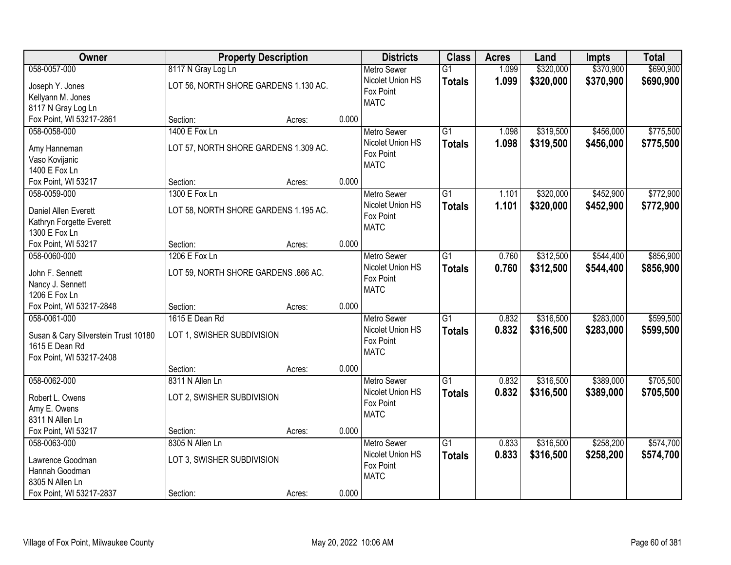| Owner | Property Description | | | Districts | Class | Acres | Land | Impts | Total |
|---|---|---|---|---|---|---|---|---|---|
| 058-0057-000 | 8117 N Gray Log Ln | | | Metro Sewer | G1 | 1.099 | $320,000 | $370,900 | $690,900 |
| Joseph Y. Jones<br>Kellyann M. Jones<br>8117 N Gray Log Ln<br>Fox Point, WI 53217-2861 | LOT 56, NORTH SHORE GARDENS 1.130 AC. | | | Nicolet Union HS<br>Fox Point<br>MATC | **Totals** | **1.099** | **$320,000** | **$370,900** | **$690,900** |
| | Section: | Acres: | 0.000 | | | | | | |
| 058-0058-000 | 1400 E Fox Ln | | | Metro Sewer | G1 | 1.098 | $319,500 | $456,000 | $775,500 |
| Amy Hanneman<br>Vaso Kovijanic<br>1400 E Fox Ln<br>Fox Point, WI 53217 | LOT 57, NORTH SHORE GARDENS 1.309 AC. | | | Nicolet Union HS<br>Fox Point<br>MATC | **Totals** | **1.098** | **$319,500** | **$456,000** | **$775,500** |
| | Section: | Acres: | 0.000 | | | | | | |
| 058-0059-000 | 1300 E Fox Ln | | | Metro Sewer | G1 | 1.101 | $320,000 | $452,900 | $772,900 |
| Daniel Allen Everett<br>Kathryn Forgette Everett<br>1300 E Fox Ln<br>Fox Point, WI 53217 | LOT 58, NORTH SHORE GARDENS 1.195 AC. | | | Nicolet Union HS<br>Fox Point<br>MATC | **Totals** | **1.101** | **$320,000** | **$452,900** | **$772,900** |
| | Section: | Acres: | 0.000 | | | | | | |
| 058-0060-000 | 1206 E Fox Ln | | | Metro Sewer | G1 | 0.760 | $312,500 | $544,400 | $856,900 |
| John F. Sennett<br>Nancy J. Sennett<br>1206 E Fox Ln<br>Fox Point, WI 53217-2848 | LOT 59, NORTH SHORE GARDENS .866 AC. | | | Nicolet Union HS<br>Fox Point<br>MATC | **Totals** | **0.760** | **$312,500** | **$544,400** | **$856,900** |
| | Section: | Acres: | 0.000 | | | | | | |
| 058-0061-000 | 1615 E Dean Rd | | | Metro Sewer | G1 | 0.832 | $316,500 | $283,000 | $599,500 |
| Susan & Cary Silverstein Trust 10180<br>1615 E Dean Rd<br>Fox Point, WI 53217-2408 | LOT 1, SWISHER SUBDIVISION | | | Nicolet Union HS<br>Fox Point<br>MATC | **Totals** | **0.832** | **$316,500** | **$283,000** | **$599,500** |
| | Section: | Acres: | 0.000 | | | | | | |
| 058-0062-000 | 8311 N Allen Ln | | | Metro Sewer | G1 | 0.832 | $316,500 | $389,000 | $705,500 |
| Robert L. Owens<br>Amy E. Owens<br>8311 N Allen Ln<br>Fox Point, WI 53217 | LOT 2, SWISHER SUBDIVISION | | | Nicolet Union HS<br>Fox Point<br>MATC | **Totals** | **0.832** | **$316,500** | **$389,000** | **$705,500** |
| | Section: | Acres: | 0.000 | | | | | | |
| 058-0063-000 | 8305 N Allen Ln | | | Metro Sewer | G1 | 0.833 | $316,500 | $258,200 | $574,700 |
| Lawrence Goodman<br>Hannah Goodman<br>8305 N Allen Ln<br>Fox Point, WI 53217-2837 | LOT 3, SWISHER SUBDIVISION | | | Nicolet Union HS<br>Fox Point<br>MATC | **Totals** | **0.833** | **$316,500** | **$258,200** | **$574,700** |
| | Section: | Acres: | 0.000 | | | | | | |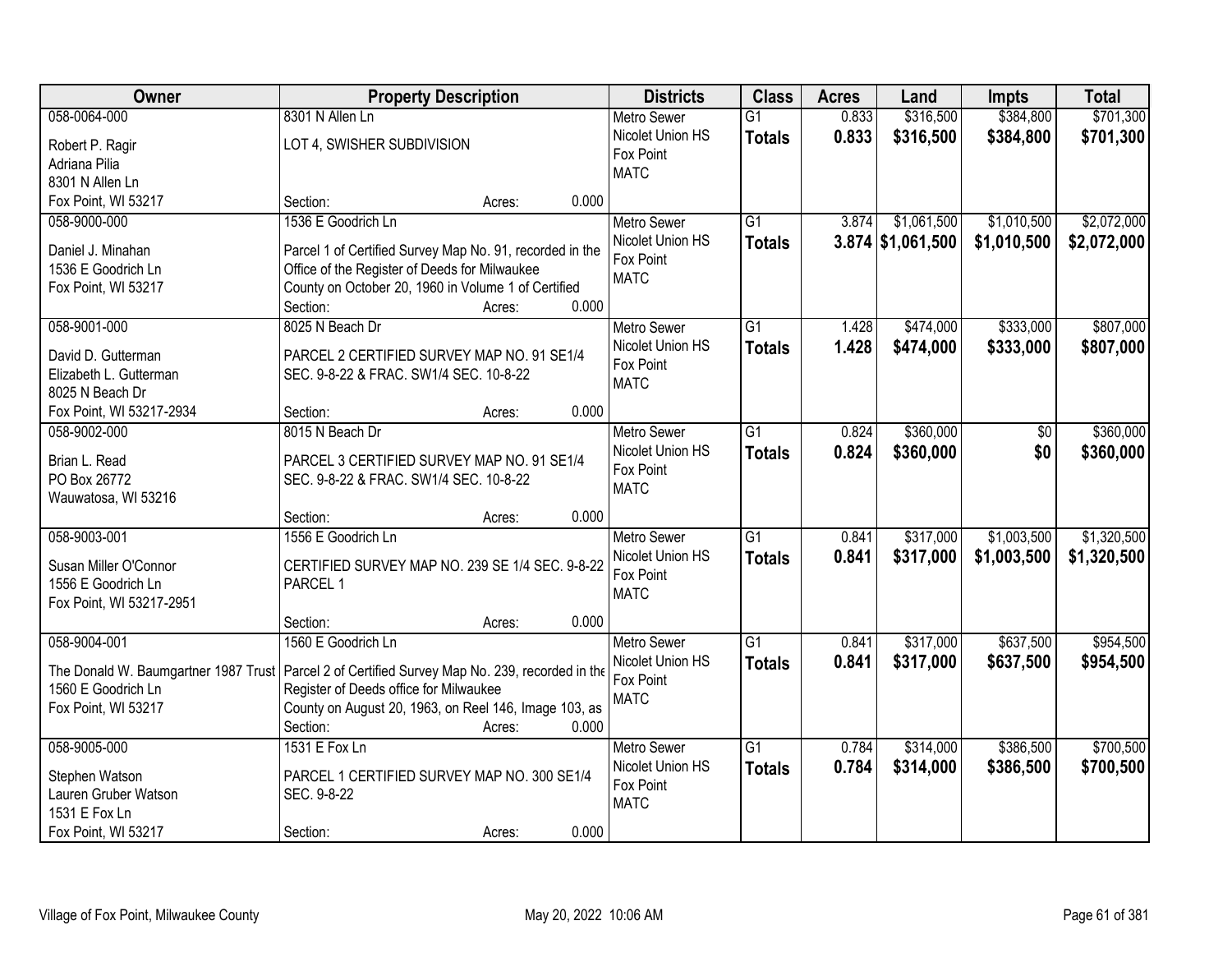| Owner | Property Description | Districts | Class | Acres | Land | Impts | Total |
|---|---|---|---|---|---|---|---|
| 058-0064-000<br>Robert P. Ragir<br>Adriana Pilia<br>8301 N Allen Ln<br>Fox Point, WI 53217 | 8301 N Allen Ln<br>LOT 4, SWISHER SUBDIVISION<br>Section: Acres: 0.000 | Metro Sewer<br>Nicolet Union HS<br>Fox Point<br>MATC | G1<br>**Totals** | 0.833<br>**0.833** | $316,500<br>**$316,500** | $384,800<br>**$384,800** | $701,300<br>**$701,300** |
| 058-9000-000<br>Daniel J. Minahan<br>1536 E Goodrich Ln<br>Fox Point, WI 53217 | 1536 E Goodrich Ln<br>Parcel 1 of Certified Survey Map No. 91, recorded in the Office of the Register of Deeds for Milwaukee County on October 20, 1960 in Volume 1 of Certified<br>Section: Acres: 0.000 | Metro Sewer<br>Nicolet Union HS<br>Fox Point<br>MATC | G1<br>**Totals** | 3.874<br>**3.874** | $1,061,500<br>**$1,061,500** | $1,010,500<br>**$1,010,500** | $2,072,000<br>**$2,072,000** |
| 058-9001-000<br>David D. Gutterman<br>Elizabeth L. Gutterman<br>8025 N Beach Dr<br>Fox Point, WI 53217-2934 | 8025 N Beach Dr<br>PARCEL 2 CERTIFIED SURVEY MAP NO. 91 SE1/4 SEC. 9-8-22 & FRAC. SW1/4 SEC. 10-8-22<br>Section: Acres: 0.000 | Metro Sewer<br>Nicolet Union HS<br>Fox Point<br>MATC | G1<br>**Totals** | 1.428<br>**1.428** | $474,000<br>**$474,000** | $333,000<br>**$333,000** | $807,000<br>**$807,000** |
| 058-9002-000<br>Brian L. Read<br>PO Box 26772<br>Wauwatosa, WI 53216 | 8015 N Beach Dr<br>PARCEL 3 CERTIFIED SURVEY MAP NO. 91 SE1/4 SEC. 9-8-22 & FRAC. SW1/4 SEC. 10-8-22<br>Section: Acres: 0.000 | Metro Sewer<br>Nicolet Union HS<br>Fox Point<br>MATC | G1<br>**Totals** | 0.824<br>**0.824** | $360,000<br>**$360,000** | $0<br>**$0** | $360,000<br>**$360,000** |
| 058-9003-001<br>Susan Miller O'Connor<br>1556 E Goodrich Ln<br>Fox Point, WI 53217-2951 | 1556 E Goodrich Ln<br>CERTIFIED SURVEY MAP NO. 239 SE 1/4 SEC. 9-8-22 PARCEL 1<br>Section: Acres: 0.000 | Metro Sewer<br>Nicolet Union HS<br>Fox Point<br>MATC | G1<br>**Totals** | 0.841<br>**0.841** | $317,000<br>**$317,000** | $1,003,500<br>**$1,003,500** | $1,320,500<br>**$1,320,500** |
| 058-9004-001<br>The Donald W. Baumgartner 1987 Trust<br>1560 E Goodrich Ln<br>Fox Point, WI 53217 | 1560 E Goodrich Ln<br>Parcel 2 of Certified Survey Map No. 239, recorded in the Register of Deeds office for Milwaukee County on August 20, 1963, on Reel 146, Image 103, as<br>Section: Acres: 0.000 | Metro Sewer<br>Nicolet Union HS<br>Fox Point<br>MATC | G1<br>**Totals** | 0.841<br>**0.841** | $317,000<br>**$317,000** | $637,500<br>**$637,500** | $954,500<br>**$954,500** |
| 058-9005-000<br>Stephen Watson<br>Lauren Gruber Watson<br>1531 E Fox Ln<br>Fox Point, WI 53217 | 1531 E Fox Ln<br>PARCEL 1 CERTIFIED SURVEY MAP NO. 300 SE1/4 SEC. 9-8-22<br>Section: Acres: 0.000 | Metro Sewer<br>Nicolet Union HS<br>Fox Point<br>MATC | G1<br>**Totals** | 0.784<br>**0.784** | $314,000<br>**$314,000** | $386,500<br>**$386,500** | $700,500<br>**$700,500** |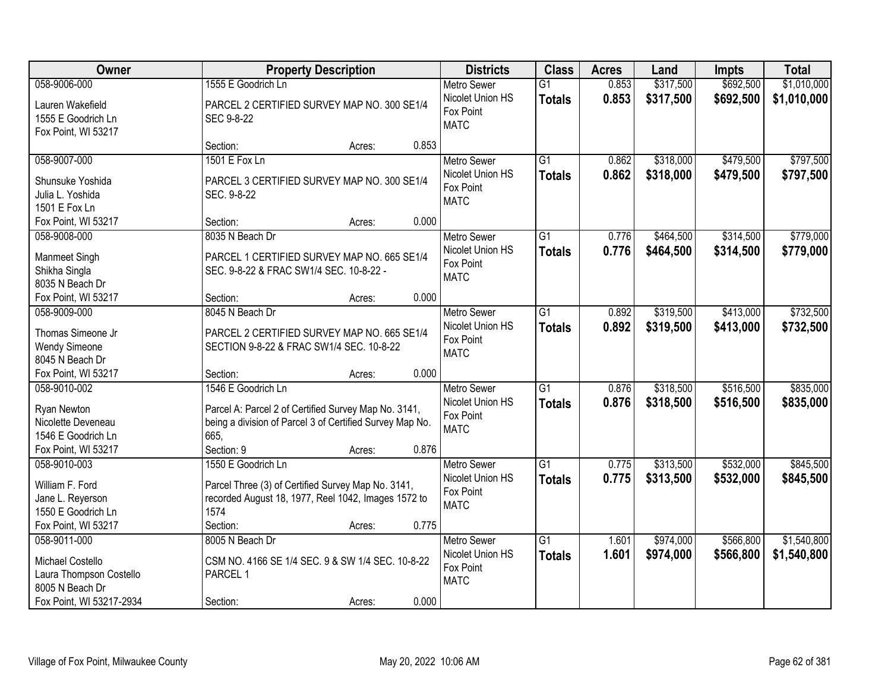| Owner | Property Description | Districts | Class | Acres | Land | Impts | Total |
|---|---|---|---|---|---|---|---|
| 058-9006-000<br>Lauren Wakefield<br>1555 E Goodrich Ln<br>Fox Point, WI 53217 | 1555 E Goodrich Ln<br>PARCEL 2 CERTIFIED SURVEY MAP NO. 300 SE1/4 SEC 9-8-22<br>Section: Acres: 0.853 | Metro Sewer<br>Nicolet Union HS<br>Fox Point<br>MATC | G1<br>**Totals** | 0.853<br>**0.853** | $317,500<br>**$317,500** | $692,500<br>**$692,500** | $1,010,000<br>**$1,010,000** |
| 058-9007-000<br>Shunsuke Yoshida<br>Julia L. Yoshida<br>1501 E Fox Ln<br>Fox Point, WI 53217 | 1501 E Fox Ln<br>PARCEL 3 CERTIFIED SURVEY MAP NO. 300 SE1/4 SEC. 9-8-22<br>Section: Acres: 0.000 | Metro Sewer<br>Nicolet Union HS<br>Fox Point<br>MATC | G1<br>**Totals** | 0.862<br>**0.862** | $318,000<br>**$318,000** | $479,500<br>**$479,500** | $797,500<br>**$797,500** |
| 058-9008-000<br>Manmeet Singh<br>Shikha Singla<br>8035 N Beach Dr<br>Fox Point, WI 53217 | 8035 N Beach Dr<br>PARCEL 1 CERTIFIED SURVEY MAP NO. 665 SE1/4 SEC. 9-8-22 & FRAC SW1/4 SEC. 10-8-22 -<br>Section: Acres: 0.000 | Metro Sewer<br>Nicolet Union HS<br>Fox Point<br>MATC | G1<br>**Totals** | 0.776<br>**0.776** | $464,500<br>**$464,500** | $314,500<br>**$314,500** | $779,000<br>**$779,000** |
| 058-9009-000<br>Thomas Simeone Jr<br>Wendy Simeone<br>8045 N Beach Dr<br>Fox Point, WI 53217 | 8045 N Beach Dr<br>PARCEL 2 CERTIFIED SURVEY MAP NO. 665 SE1/4 SECTION 9-8-22 & FRAC SW1/4 SEC. 10-8-22<br>Section: Acres: 0.000 | Metro Sewer<br>Nicolet Union HS<br>Fox Point<br>MATC | G1<br>**Totals** | 0.892<br>**0.892** | $319,500<br>**$319,500** | $413,000<br>**$413,000** | $732,500<br>**$732,500** |
| 058-9010-002<br>Ryan Newton<br>Nicolette Deveneau<br>1546 E Goodrich Ln<br>Fox Point, WI 53217 | 1546 E Goodrich Ln<br>Parcel A: Parcel 2 of Certified Survey Map No. 3141, being a division of Parcel 3 of Certified Survey Map No. 665,<br>Section: 9 Acres: 0.876 | Metro Sewer<br>Nicolet Union HS<br>Fox Point<br>MATC | G1<br>**Totals** | 0.876<br>**0.876** | $318,500<br>**$318,500** | $516,500<br>**$516,500** | $835,000<br>**$835,000** |
| 058-9010-003<br>William F. Ford<br>Jane L. Reyerson<br>1550 E Goodrich Ln<br>Fox Point, WI 53217 | 1550 E Goodrich Ln<br>Parcel Three (3) of Certified Survey Map No. 3141, recorded August 18, 1977, Reel 1042, Images 1572 to 1574<br>Section: Acres: 0.775 | Metro Sewer<br>Nicolet Union HS<br>Fox Point<br>MATC | G1<br>**Totals** | 0.775<br>**0.775** | $313,500<br>**$313,500** | $532,000<br>**$532,000** | $845,500<br>**$845,500** |
| 058-9011-000<br>Michael Costello<br>Laura Thompson Costello<br>8005 N Beach Dr<br>Fox Point, WI 53217-2934 | 8005 N Beach Dr<br>CSM NO. 4166 SE 1/4 SEC. 9 & SW 1/4 SEC. 10-8-22 PARCEL 1<br>Section: Acres: 0.000 | Metro Sewer<br>Nicolet Union HS<br>Fox Point<br>MATC | G1<br>**Totals** | 1.601<br>**1.601** | $974,000<br>**$974,000** | $566,800<br>**$566,800** | $1,540,800<br>**$1,540,800** |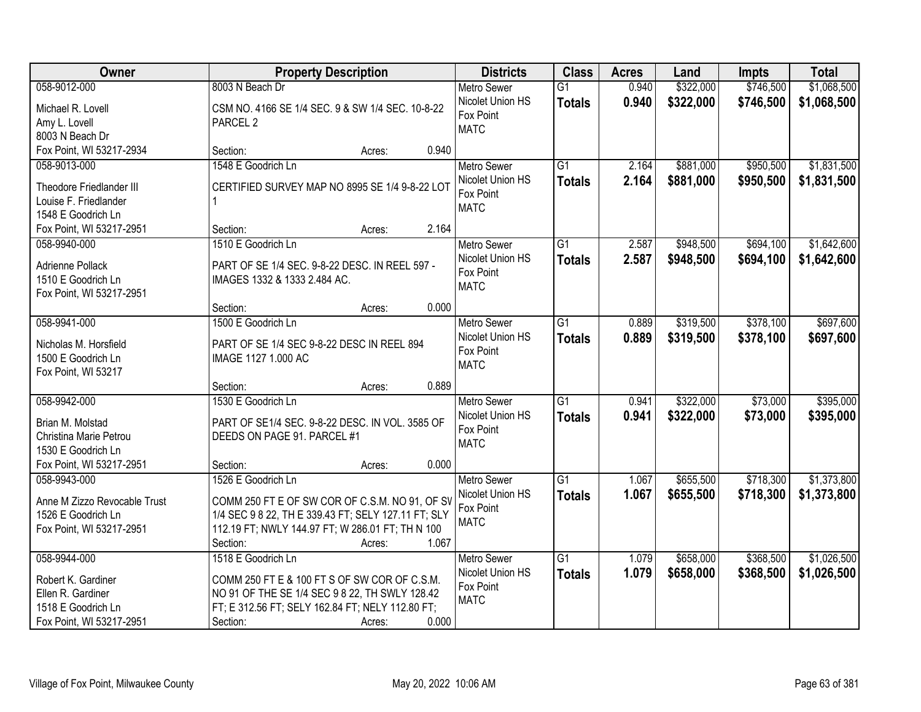| Owner | Property Description | Districts | Class | Acres | Land | Impts | Total |
|---|---|---|---|---|---|---|---|
| 058-9012-000<br>Michael R. Lovell<br>Amy L. Lovell<br>8003 N Beach Dr<br>Fox Point, WI 53217-2934 | 8003 N Beach Dr<br>CSM NO. 4166 SE 1/4 SEC. 9 & SW 1/4 SEC. 10-8-22 PARCEL 2<br>Section: Acres: 0.940 | Metro Sewer<br>Nicolet Union HS<br>Fox Point<br>MATC | G1<br>**Totals** | 0.940<br>**0.940** | $322,000<br>**$322,000** | $746,500<br>**$746,500** | $1,068,500<br>**$1,068,500** |
| 058-9013-000<br>Theodore Friedlander III<br>Louise F. Friedlander<br>1548 E Goodrich Ln<br>Fox Point, WI 53217-2951 | 1548 E Goodrich Ln<br>CERTIFIED SURVEY MAP NO 8995 SE 1/4 9-8-22 LOT 1<br>Section: Acres: 2.164 | Metro Sewer<br>Nicolet Union HS<br>Fox Point<br>MATC | G1<br>**Totals** | 2.164<br>**2.164** | $881,000<br>**$881,000** | $950,500<br>**$950,500** | $1,831,500<br>**$1,831,500** |
| 058-9940-000<br>Adrienne Pollack<br>1510 E Goodrich Ln<br>Fox Point, WI 53217-2951 | 1510 E Goodrich Ln<br>PART OF SE 1/4 SEC. 9-8-22 DESC. IN REEL 597 - IMAGES 1332 & 1333 2.484 AC.<br>Section: Acres: 0.000 | Metro Sewer<br>Nicolet Union HS<br>Fox Point<br>MATC | G1<br>**Totals** | 2.587<br>**2.587** | $948,500<br>**$948,500** | $694,100<br>**$694,100** | $1,642,600<br>**$1,642,600** |
| 058-9941-000<br>Nicholas M. Horsfield<br>1500 E Goodrich Ln<br>Fox Point, WI 53217 | 1500 E Goodrich Ln<br>PART OF SE 1/4 SEC 9-8-22 DESC IN REEL 894 IMAGE 1127 1.000 AC<br>Section: Acres: 0.889 | Metro Sewer<br>Nicolet Union HS<br>Fox Point<br>MATC | G1<br>**Totals** | 0.889<br>**0.889** | $319,500<br>**$319,500** | $378,100<br>**$378,100** | $697,600<br>**$697,600** |
| 058-9942-000<br>Brian M. Molstad<br>Christina Marie Petrou<br>1530 E Goodrich Ln<br>Fox Point, WI 53217-2951 | 1530 E Goodrich Ln<br>PART OF SE1/4 SEC. 9-8-22 DESC. IN VOL. 3585 OF DEEDS ON PAGE 91. PARCEL #1<br>Section: Acres: 0.000 | Metro Sewer<br>Nicolet Union HS<br>Fox Point<br>MATC | G1<br>**Totals** | 0.941<br>**0.941** | $322,000<br>**$322,000** | $73,000<br>**$73,000** | $395,000<br>**$395,000** |
| 058-9943-000<br>Anne M Zizzo Revocable Trust<br>1526 E Goodrich Ln<br>Fox Point, WI 53217-2951 | 1526 E Goodrich Ln<br>COMM 250 FT E OF SW COR OF C.S.M. NO 91, OF SV 1/4 SEC 9 8 22, TH E 339.43 FT; SELY 127.11 FT; SLY 112.19 FT; NWLY 144.97 FT; W 286.01 FT; TH N 100<br>Section: Acres: 1.067 | Metro Sewer<br>Nicolet Union HS<br>Fox Point<br>MATC | G1<br>**Totals** | 1.067<br>**1.067** | $655,500<br>**$655,500** | $718,300<br>**$718,300** | $1,373,800<br>**$1,373,800** |
| 058-9944-000<br>Robert K. Gardiner<br>Ellen R. Gardiner<br>1518 E Goodrich Ln<br>Fox Point, WI 53217-2951 | 1518 E Goodrich Ln<br>COMM 250 FT E & 100 FT S OF SW COR OF C.S.M. NO 91 OF THE SE 1/4 SEC 9 8 22, TH SWLY 128.42 FT; E 312.56 FT; SELY 162.84 FT; NELY 112.80 FT;<br>Section: Acres: 0.000 | Metro Sewer<br>Nicolet Union HS<br>Fox Point<br>MATC | G1<br>**Totals** | 1.079<br>**1.079** | $658,000<br>**$658,000** | $368,500<br>**$368,500** | $1,026,500<br>**$1,026,500** |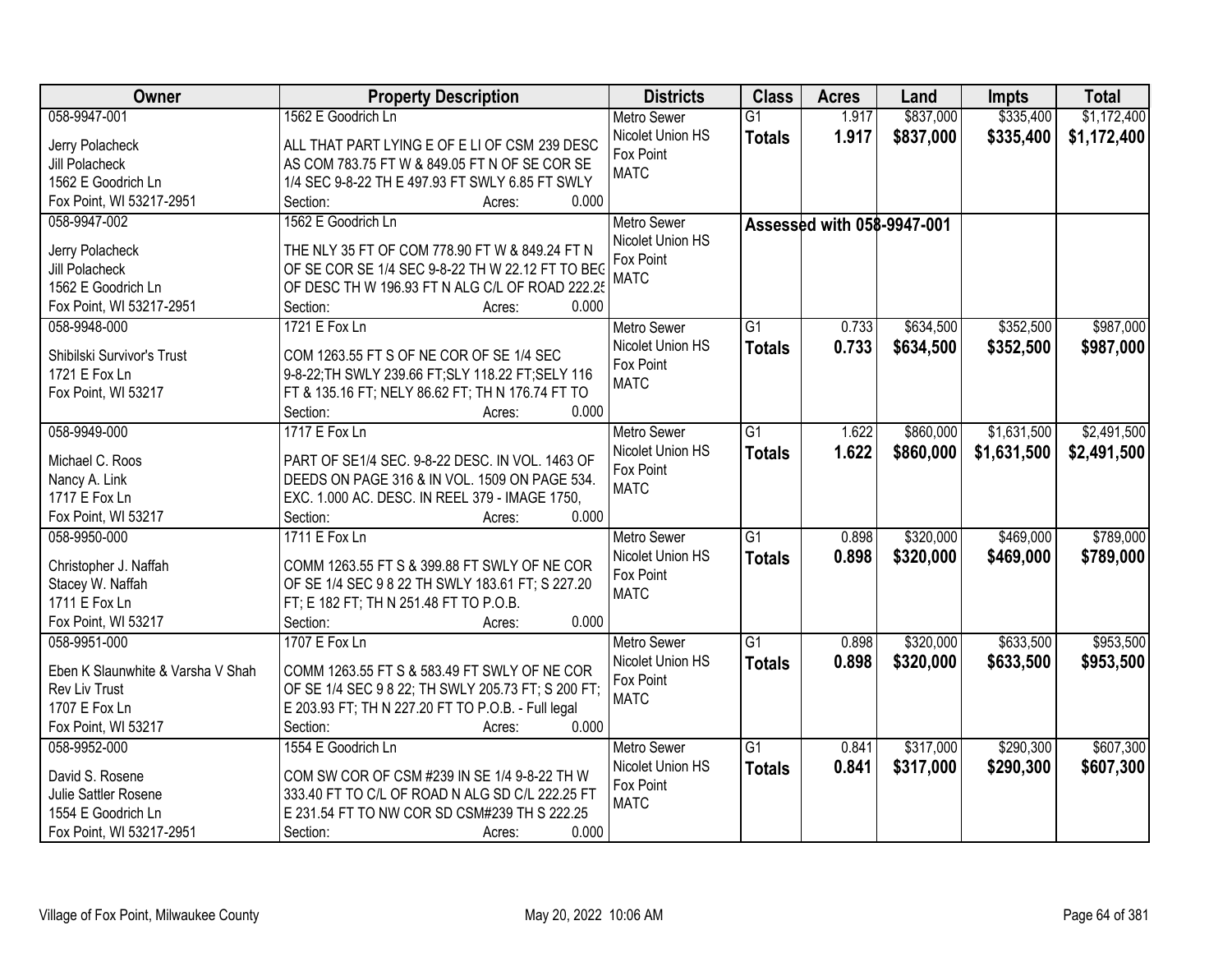| Owner | Property Description | Districts | Class | Acres | Land | Impts | Total |
|---|---|---|---|---|---|---|---|
| 058-9947-001<br>Jerry Polacheck<br>Jill Polacheck<br>1562 E Goodrich Ln<br>Fox Point, WI 53217-2951 | 1562 E Goodrich Ln<br>ALL THAT PART LYING E OF E LI OF CSM 239 DESC AS COM 783.75 FT W & 849.05 FT N OF SE COR SE 1/4 SEC 9-8-22 TH E 497.93 FT SWLY 6.85 FT SWLY<br>Section: Acres: 0.000 | Metro Sewer<br>Nicolet Union HS<br>Fox Point<br>MATC | G1<br>**Totals** | 1.917<br>**1.917** | $837,000<br>**$837,000** | $335,400<br>**$335,400** | $1,172,400<br>**$1,172,400** |
| 058-9947-002<br>Jerry Polacheck<br>Jill Polacheck<br>1562 E Goodrich Ln<br>Fox Point, WI 53217-2951 | 1562 E Goodrich Ln<br>THE NLY 35 FT OF COM 778.90 FT W & 849.24 FT N OF SE COR SE 1/4 SEC 9-8-22 TH W 22.12 FT TO BEG OF DESC TH W 196.93 FT N ALG C/L OF ROAD 222.25<br>Section: Acres: 0.000 | Metro Sewer<br>Nicolet Union HS<br>Fox Point<br>MATC | **Assessed with 058-9947-001** | | | | |
| 058-9948-000<br>Shibilski Survivor's Trust<br>1721 E Fox Ln<br>Fox Point, WI 53217 | 1721 E Fox Ln<br>COM 1263.55 FT S OF NE COR OF SE 1/4 SEC 9-8-22;TH SWLY 239.66 FT;SLY 118.22 FT;SELY 116 FT & 135.16 FT; NELY 86.62 FT; TH N 176.74 FT TO<br>Section: Acres: 0.000 | Metro Sewer<br>Nicolet Union HS<br>Fox Point<br>MATC | G1<br>**Totals** | 0.733<br>**0.733** | $634,500<br>**$634,500** | $352,500<br>**$352,500** | $987,000<br>**$987,000** |
| 058-9949-000<br>Michael C. Roos<br>Nancy A. Link<br>1717 E Fox Ln<br>Fox Point, WI 53217 | 1717 E Fox Ln<br>PART OF SE1/4 SEC. 9-8-22 DESC. IN VOL. 1463 OF DEEDS ON PAGE 316 & IN VOL. 1509 ON PAGE 534. EXC. 1.000 AC. DESC. IN REEL 379 - IMAGE 1750,<br>Section: Acres: 0.000 | Metro Sewer<br>Nicolet Union HS<br>Fox Point<br>MATC | G1<br>**Totals** | 1.622<br>**1.622** | $860,000<br>**$860,000** | $1,631,500<br>**$1,631,500** | $2,491,500<br>**$2,491,500** |
| 058-9950-000<br>Christopher J. Naffah<br>Stacey W. Naffah<br>1711 E Fox Ln<br>Fox Point, WI 53217 | 1711 E Fox Ln<br>COMM 1263.55 FT S & 399.88 FT SWLY OF NE COR OF SE 1/4 SEC 9 8 22 TH SWLY 183.61 FT; S 227.20 FT; E 182 FT; TH N 251.48 FT TO P.O.B.<br>Section: Acres: 0.000 | Metro Sewer<br>Nicolet Union HS<br>Fox Point<br>MATC | G1<br>**Totals** | 0.898<br>**0.898** | $320,000<br>**$320,000** | $469,000<br>**$469,000** | $789,000<br>**$789,000** |
| 058-9951-000<br>Eben K Slaunwhite & Varsha V Shah<br>Rev Liv Trust<br>1707 E Fox Ln<br>Fox Point, WI 53217 | 1707 E Fox Ln<br>COMM 1263.55 FT S & 583.49 FT SWLY OF NE COR OF SE 1/4 SEC 9 8 22; TH SWLY 205.73 FT; S 200 FT; E 203.93 FT; TH N 227.20 FT TO P.O.B. - Full legal<br>Section: Acres: 0.000 | Metro Sewer<br>Nicolet Union HS<br>Fox Point<br>MATC | G1<br>**Totals** | 0.898<br>**0.898** | $320,000<br>**$320,000** | $633,500<br>**$633,500** | $953,500<br>**$953,500** |
| 058-9952-000<br>David S. Rosene<br>Julie Sattler Rosene<br>1554 E Goodrich Ln<br>Fox Point, WI 53217-2951 | 1554 E Goodrich Ln<br>COM SW COR OF CSM #239 IN SE 1/4 9-8-22 TH W 333.40 FT TO C/L OF ROAD N ALG SD C/L 222.25 FT E 231.54 FT TO NW COR SD CSM#239 TH S 222.25<br>Section: Acres: 0.000 | Metro Sewer<br>Nicolet Union HS<br>Fox Point<br>MATC | G1<br>**Totals** | 0.841<br>**0.841** | $317,000<br>**$317,000** | $290,300<br>**$290,300** | $607,300<br>**$607,300** |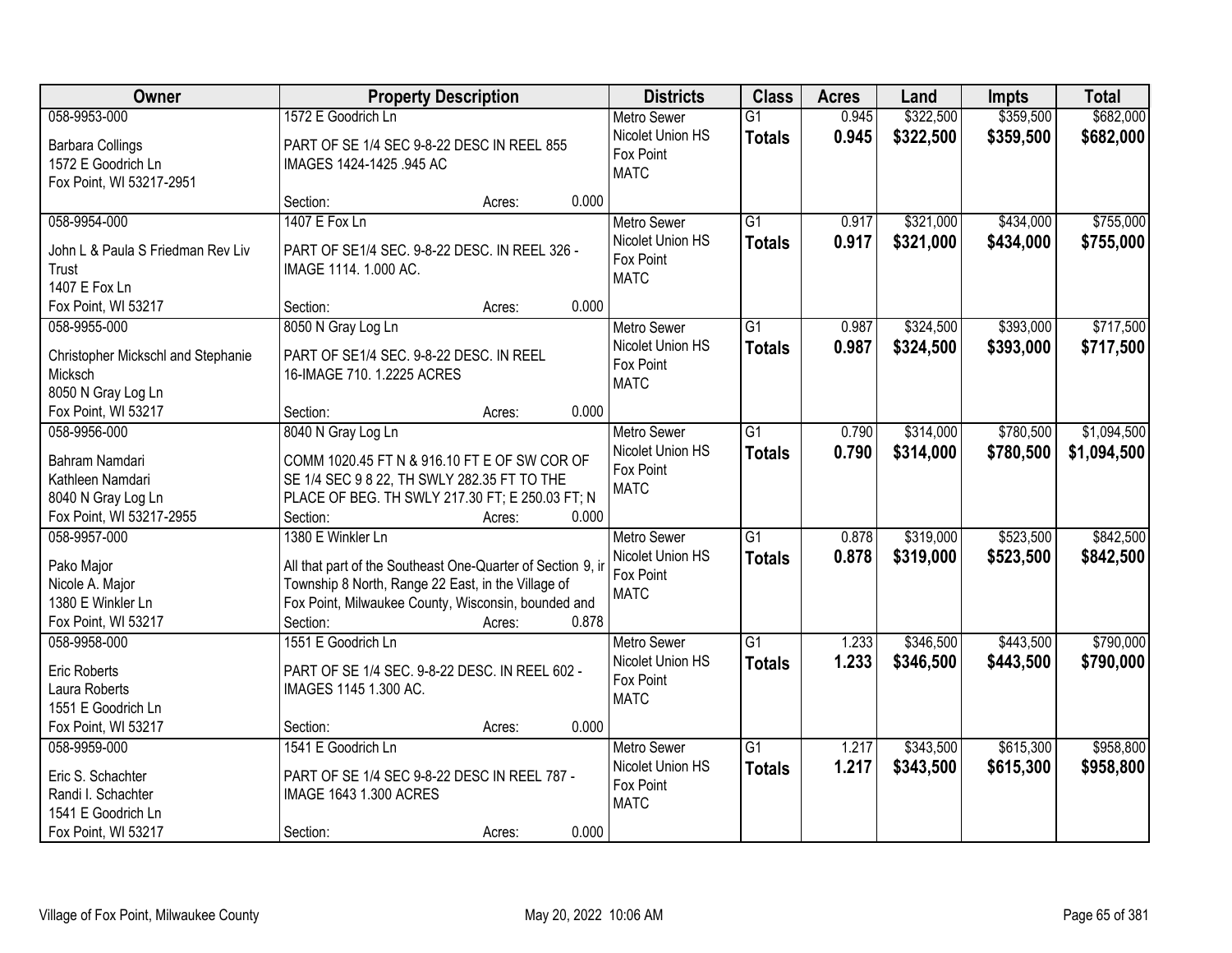| Owner | Property Description | Districts | Class | Acres | Land | Impts | Total |
|---|---|---|---|---|---|---|---|
| 058-9953-000<br><br>Barbara Collings<br>1572 E Goodrich Ln<br>Fox Point, WI 53217-2951 | 1572 E Goodrich Ln<br><br>PART OF SE 1/4 SEC 9-8-22 DESC IN REEL 855 IMAGES 1424-1425 .945 AC<br><br>Section: Acres: 0.000 | Metro Sewer<br>Nicolet Union HS<br>Fox Point<br>MATC | G1<br>**Totals** | 0.945<br>**0.945** | $322,500<br>**$322,500** | $359,500<br>**$359,500** | $682,000<br>**$682,000** |
| 058-9954-000<br><br>John L & Paula S Friedman Rev Liv Trust<br>1407 E Fox Ln<br>Fox Point, WI 53217 | 1407 E Fox Ln<br><br>PART OF SE1/4 SEC. 9-8-22 DESC. IN REEL 326 - IMAGE 1114. 1.000 AC.<br><br>Section: Acres: 0.000 | Metro Sewer<br>Nicolet Union HS<br>Fox Point<br>MATC | G1<br>**Totals** | 0.917<br>**0.917** | $321,000<br>**$321,000** | $434,000<br>**$434,000** | $755,000<br>**$755,000** |
| 058-9955-000<br><br>Christopher Mickschl and Stephanie Micksch<br>8050 N Gray Log Ln<br>Fox Point, WI 53217 | 8050 N Gray Log Ln<br><br>PART OF SE1/4 SEC. 9-8-22 DESC. IN REEL 16-IMAGE 710. 1.2225 ACRES<br><br>Section: Acres: 0.000 | Metro Sewer<br>Nicolet Union HS<br>Fox Point<br>MATC | G1<br>**Totals** | 0.987<br>**0.987** | $324,500<br>**$324,500** | $393,000<br>**$393,000** | $717,500<br>**$717,500** |
| 058-9956-000<br><br>Bahram Namdari<br>Kathleen Namdari<br>8040 N Gray Log Ln<br>Fox Point, WI 53217-2955 | 8040 N Gray Log Ln<br><br>COMM 1020.45 FT N & 916.10 FT E OF SW COR OF SE 1/4 SEC 9 8 22, TH SWLY 282.35 FT TO THE PLACE OF BEG. TH SWLY 217.30 FT; E 250.03 FT; N<br>Section: Acres: 0.000 | Metro Sewer<br>Nicolet Union HS<br>Fox Point<br>MATC | G1<br>**Totals** | 0.790<br>**0.790** | $314,000<br>**$314,000** | $780,500<br>**$780,500** | $1,094,500<br>**$1,094,500** |
| 058-9957-000<br><br>Pako Major<br>Nicole A. Major<br>1380 E Winkler Ln<br>Fox Point, WI 53217 | 1380 E Winkler Ln<br><br>All that part of the Southeast One-Quarter of Section 9, in Township 8 North, Range 22 East, in the Village of Fox Point, Milwaukee County, Wisconsin, bounded and<br>Section: Acres: 0.878 | Metro Sewer<br>Nicolet Union HS<br>Fox Point<br>MATC | G1<br>**Totals** | 0.878<br>**0.878** | $319,000<br>**$319,000** | $523,500<br>**$523,500** | $842,500<br>**$842,500** |
| 058-9958-000<br><br>Eric Roberts<br>Laura Roberts<br>1551 E Goodrich Ln<br>Fox Point, WI 53217 | 1551 E Goodrich Ln<br><br>PART OF SE 1/4 SEC. 9-8-22 DESC. IN REEL 602 - IMAGES 1145 1.300 AC.<br><br>Section: Acres: 0.000 | Metro Sewer<br>Nicolet Union HS<br>Fox Point<br>MATC | G1<br>**Totals** | 1.233<br>**1.233** | $346,500<br>**$346,500** | $443,500<br>**$443,500** | $790,000<br>**$790,000** |
| 058-9959-000<br><br>Eric S. Schachter<br>Randi I. Schachter<br>1541 E Goodrich Ln<br>Fox Point, WI 53217 | 1541 E Goodrich Ln<br><br>PART OF SE 1/4 SEC 9-8-22 DESC IN REEL 787 - IMAGE 1643 1.300 ACRES<br><br>Section: Acres: 0.000 | Metro Sewer<br>Nicolet Union HS<br>Fox Point<br>MATC | G1<br>**Totals** | 1.217<br>**1.217** | $343,500<br>**$343,500** | $615,300<br>**$615,300** | $958,800<br>**$958,800** |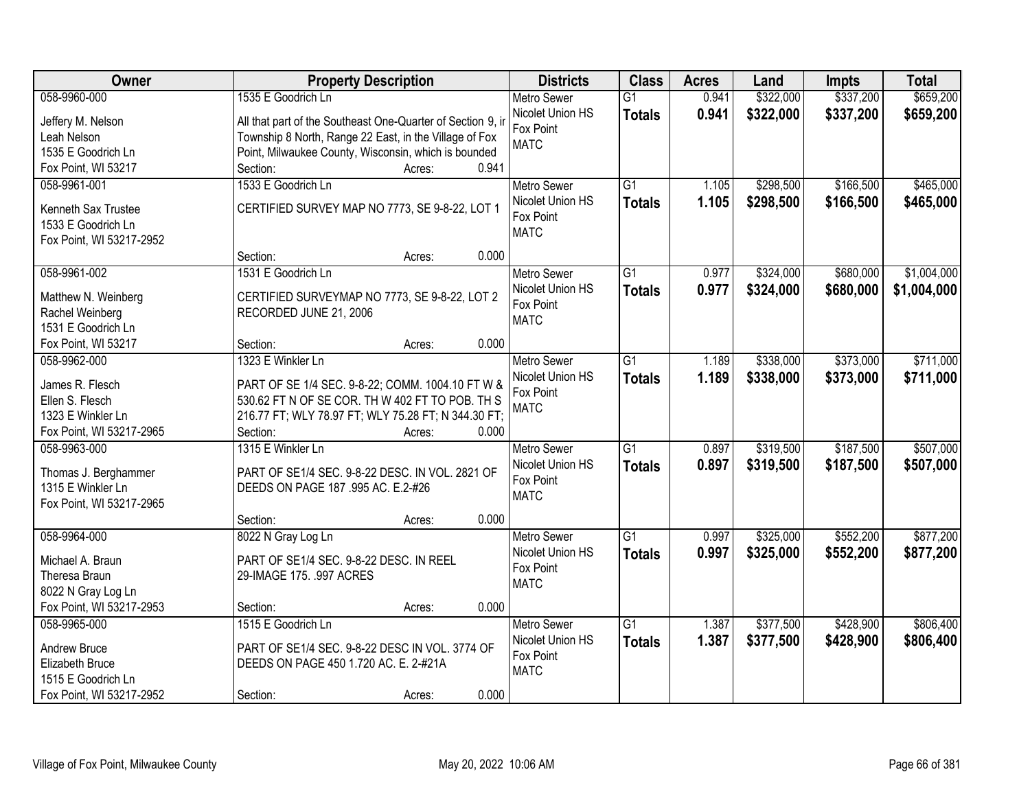| Owner | Property Description | Districts | Class | Acres | Land | Impts | Total |
|---|---|---|---|---|---|---|---|
| 058-9960-000<br>Jeffery M. Nelson<br>Leah Nelson<br>1535 E Goodrich Ln<br>Fox Point, WI 53217 | 1535 E Goodrich Ln<br>All that part of the Southeast One-Quarter of Section 9, ir Township 8 North, Range 22 East, in the Village of Fox Point, Milwaukee County, Wisconsin, which is bounded<br>Section: Acres: 0.941 | Metro Sewer<br>Nicolet Union HS<br>Fox Point<br>MATC | G1<br>**Totals** | 0.941<br>**0.941** | $322,000<br>**$322,000** | $337,200<br>**$337,200** | $659,200<br>**$659,200** |
| 058-9961-001<br>Kenneth Sax Trustee<br>1533 E Goodrich Ln<br>Fox Point, WI 53217-2952 | 1533 E Goodrich Ln<br>CERTIFIED SURVEY MAP NO 7773, SE 9-8-22, LOT 1<br>Section: Acres: 0.000 | Metro Sewer<br>Nicolet Union HS<br>Fox Point<br>MATC | G1<br>**Totals** | 1.105<br>**1.105** | $298,500<br>**$298,500** | $166,500<br>**$166,500** | $465,000<br>**$465,000** |
| 058-9961-002<br>Matthew N. Weinberg<br>Rachel Weinberg<br>1531 E Goodrich Ln<br>Fox Point, WI 53217 | 1531 E Goodrich Ln<br>CERTIFIED SURVEYMAP NO 7773, SE 9-8-22, LOT 2 RECORDED JUNE 21, 2006<br>Section: Acres: 0.000 | Metro Sewer<br>Nicolet Union HS<br>Fox Point<br>MATC | G1<br>**Totals** | 0.977<br>**0.977** | $324,000<br>**$324,000** | $680,000<br>**$680,000** | $1,004,000<br>**$1,004,000** |
| 058-9962-000<br>James R. Flesch<br>Ellen S. Flesch<br>1323 E Winkler Ln<br>Fox Point, WI 53217-2965 | 1323 E Winkler Ln<br>PART OF SE 1/4 SEC. 9-8-22; COMM. 1004.10 FT W & 530.62 FT N OF SE COR. TH W 402 FT TO POB. TH S 216.77 FT; WLY 78.97 FT; WLY 75.28 FT; N 344.30 FT;<br>Section: Acres: 0.000 | Metro Sewer<br>Nicolet Union HS<br>Fox Point<br>MATC | G1<br>**Totals** | 1.189<br>**1.189** | $338,000<br>**$338,000** | $373,000<br>**$373,000** | $711,000<br>**$711,000** |
| 058-9963-000<br>Thomas J. Berghammer<br>1315 E Winkler Ln<br>Fox Point, WI 53217-2965 | 1315 E Winkler Ln<br>PART OF SE1/4 SEC. 9-8-22 DESC. IN VOL. 2821 OF DEEDS ON PAGE 187 .995 AC. E.2-#26<br>Section: Acres: 0.000 | Metro Sewer<br>Nicolet Union HS<br>Fox Point<br>MATC | G1<br>**Totals** | 0.897<br>**0.897** | $319,500<br>**$319,500** | $187,500<br>**$187,500** | $507,000<br>**$507,000** |
| 058-9964-000<br>Michael A. Braun<br>Theresa Braun<br>8022 N Gray Log Ln<br>Fox Point, WI 53217-2953 | 8022 N Gray Log Ln<br>PART OF SE1/4 SEC. 9-8-22 DESC. IN REEL 29-IMAGE 175. .997 ACRES<br>Section: Acres: 0.000 | Metro Sewer<br>Nicolet Union HS<br>Fox Point<br>MATC | G1<br>**Totals** | 0.997<br>**0.997** | $325,000<br>**$325,000** | $552,200<br>**$552,200** | $877,200<br>**$877,200** |
| 058-9965-000<br>Andrew Bruce<br>Elizabeth Bruce<br>1515 E Goodrich Ln<br>Fox Point, WI 53217-2952 | 1515 E Goodrich Ln<br>PART OF SE1/4 SEC. 9-8-22 DESC IN VOL. 3774 OF DEEDS ON PAGE 450 1.720 AC. E. 2-#21A<br>Section: Acres: 0.000 | Metro Sewer<br>Nicolet Union HS<br>Fox Point<br>MATC | G1<br>**Totals** | 1.387<br>**1.387** | $377,500<br>**$377,500** | $428,900<br>**$428,900** | $806,400<br>**$806,400** |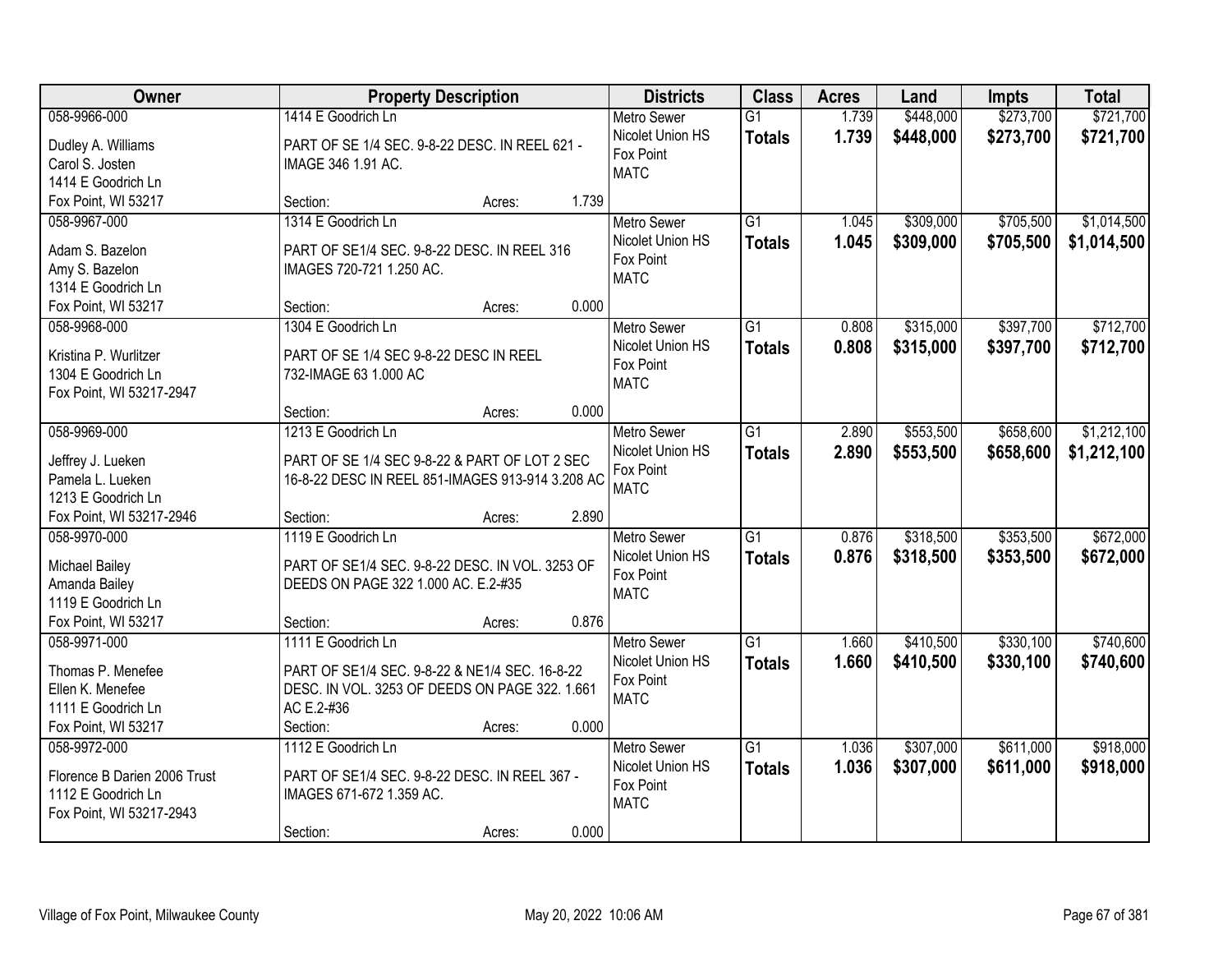| Owner | Property Description | Districts | Class | Acres | Land | Impts | Total |
|---|---|---|---|---|---|---|---|
| 058-9966-000<br>Dudley A. Williams<br>Carol S. Josten<br>1414 E Goodrich Ln<br>Fox Point, WI 53217 | 1414 E Goodrich Ln<br>PART OF SE 1/4 SEC. 9-8-22 DESC. IN REEL 621 - IMAGE 346 1.91 AC.<br>Section: Acres: 1.739 | Metro Sewer<br>Nicolet Union HS<br>Fox Point<br>MATC | G1<br>**Totals** | 1.739<br>**1.739** | $448,000<br>**$448,000** | $273,700<br>**$273,700** | $721,700<br>**$721,700** |
| 058-9967-000<br>Adam S. Bazelon<br>Amy S. Bazelon<br>1314 E Goodrich Ln<br>Fox Point, WI 53217 | 1314 E Goodrich Ln<br>PART OF SE1/4 SEC. 9-8-22 DESC. IN REEL 316 IMAGES 720-721 1.250 AC.<br>Section: Acres: 0.000 | Metro Sewer<br>Nicolet Union HS<br>Fox Point<br>MATC | G1<br>**Totals** | 1.045<br>**1.045** | $309,000<br>**$309,000** | $705,500<br>**$705,500** | $1,014,500<br>**$1,014,500** |
| 058-9968-000<br>Kristina P. Wurlitzer<br>1304 E Goodrich Ln<br>Fox Point, WI 53217-2947 | 1304 E Goodrich Ln<br>PART OF SE 1/4 SEC 9-8-22 DESC IN REEL 732-IMAGE 63 1.000 AC<br>Section: Acres: 0.000 | Metro Sewer<br>Nicolet Union HS<br>Fox Point<br>MATC | G1<br>**Totals** | 0.808<br>**0.808** | $315,000<br>**$315,000** | $397,700<br>**$397,700** | $712,700<br>**$712,700** |
| 058-9969-000<br>Jeffrey J. Lueken<br>Pamela L. Lueken<br>1213 E Goodrich Ln<br>Fox Point, WI 53217-2946 | 1213 E Goodrich Ln<br>PART OF SE 1/4 SEC 9-8-22 & PART OF LOT 2 SEC 16-8-22 DESC IN REEL 851-IMAGES 913-914 3.208 AC<br>Section: Acres: 2.890 | Metro Sewer<br>Nicolet Union HS<br>Fox Point<br>MATC | G1<br>**Totals** | 2.890<br>**2.890** | $553,500<br>**$553,500** | $658,600<br>**$658,600** | $1,212,100<br>**$1,212,100** |
| 058-9970-000<br>Michael Bailey<br>Amanda Bailey<br>1119 E Goodrich Ln<br>Fox Point, WI 53217 | 1119 E Goodrich Ln<br>PART OF SE1/4 SEC. 9-8-22 DESC. IN VOL. 3253 OF DEEDS ON PAGE 322 1.000 AC. E.2-#35<br>Section: Acres: 0.876 | Metro Sewer<br>Nicolet Union HS<br>Fox Point<br>MATC | G1<br>**Totals** | 0.876<br>**0.876** | $318,500<br>**$318,500** | $353,500<br>**$353,500** | $672,000<br>**$672,000** |
| 058-9971-000<br>Thomas P. Menefee<br>Ellen K. Menefee<br>1111 E Goodrich Ln<br>Fox Point, WI 53217 | 1111 E Goodrich Ln<br>PART OF SE1/4 SEC. 9-8-22 & NE1/4 SEC. 16-8-22 DESC. IN VOL. 3253 OF DEEDS ON PAGE 322. 1.661 AC E.2-#36<br>Section: Acres: 0.000 | Metro Sewer<br>Nicolet Union HS<br>Fox Point<br>MATC | G1<br>**Totals** | 1.660<br>**1.660** | $410,500<br>**$410,500** | $330,100<br>**$330,100** | $740,600<br>**$740,600** |
| 058-9972-000<br>Florence B Darien 2006 Trust<br>1112 E Goodrich Ln<br>Fox Point, WI 53217-2943 | 1112 E Goodrich Ln<br>PART OF SE1/4 SEC. 9-8-22 DESC. IN REEL 367 - IMAGES 671-672 1.359 AC.<br>Section: Acres: 0.000 | Metro Sewer<br>Nicolet Union HS<br>Fox Point<br>MATC | G1<br>**Totals** | 1.036<br>**1.036** | $307,000<br>**$307,000** | $611,000<br>**$611,000** | $918,000<br>**$918,000** |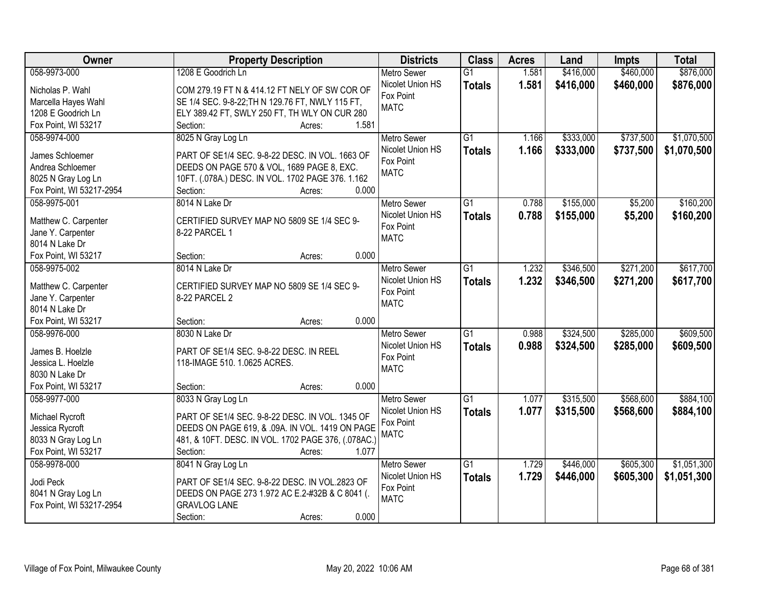| Owner | Property Description | Districts | Class | Acres | Land | Impts | Total |
|---|---|---|---|---|---|---|---|
| 058-9973-000<br>Nicholas P. Wahl<br>Marcella Hayes Wahl<br>1208 E Goodrich Ln<br>Fox Point, WI 53217 | 1208 E Goodrich Ln<br>COM 279.19 FT N & 414.12 FT NELY OF SW COR OF SE 1/4 SEC. 9-8-22;TH N 129.76 FT, NWLY 115 FT, ELY 389.42 FT, SWLY 250 FT, TH WLY ON CUR 280<br>Section: Acres: 1.581 | Metro Sewer<br>Nicolet Union HS<br>Fox Point<br>MATC | G1<br>**Totals** | 1.581<br>**1.581** | $416,000<br>**$416,000** | $460,000<br>**$460,000** | $876,000<br>**$876,000** |
| 058-9974-000<br>James Schloemer<br>Andrea Schloemer<br>8025 N Gray Log Ln<br>Fox Point, WI 53217-2954 | 8025 N Gray Log Ln<br>PART OF SE1/4 SEC. 9-8-22 DESC. IN VOL. 1663 OF DEEDS ON PAGE 570 & VOL, 1689 PAGE 8, EXC. 10FT. (.078A.) DESC. IN VOL. 1702 PAGE 376. 1.162<br>Section: Acres: 0.000 | Metro Sewer<br>Nicolet Union HS<br>Fox Point<br>MATC | G1<br>**Totals** | 1.166<br>**1.166** | $333,000<br>**$333,000** | $737,500<br>**$737,500** | $1,070,500<br>**$1,070,500** |
| 058-9975-001<br>Matthew C. Carpenter<br>Jane Y. Carpenter<br>8014 N Lake Dr<br>Fox Point, WI 53217 | 8014 N Lake Dr<br>CERTIFIED SURVEY MAP NO 5809 SE 1/4 SEC 9-8-22 PARCEL 1<br>Section: Acres: 0.000 | Metro Sewer<br>Nicolet Union HS<br>Fox Point<br>MATC | G1<br>**Totals** | 0.788<br>**0.788** | $155,000<br>**$155,000** | $5,200<br>**$5,200** | $160,200<br>**$160,200** |
| 058-9975-002<br>Matthew C. Carpenter<br>Jane Y. Carpenter<br>8014 N Lake Dr<br>Fox Point, WI 53217 | 8014 N Lake Dr<br>CERTIFIED SURVEY MAP NO 5809 SE 1/4 SEC 9-8-22 PARCEL 2<br>Section: Acres: 0.000 | Metro Sewer<br>Nicolet Union HS<br>Fox Point<br>MATC | G1<br>**Totals** | 1.232<br>**1.232** | $346,500<br>**$346,500** | $271,200<br>**$271,200** | $617,700<br>**$617,700** |
| 058-9976-000<br>James B. Hoelzle<br>Jessica L. Hoelzle<br>8030 N Lake Dr<br>Fox Point, WI 53217 | 8030 N Lake Dr<br>PART OF SE1/4 SEC. 9-8-22 DESC. IN REEL 118-IMAGE 510. 1.0625 ACRES.<br>Section: Acres: 0.000 | Metro Sewer<br>Nicolet Union HS<br>Fox Point<br>MATC | G1<br>**Totals** | 0.988<br>**0.988** | $324,500<br>**$324,500** | $285,000<br>**$285,000** | $609,500<br>**$609,500** |
| 058-9977-000<br>Michael Rycroft<br>Jessica Rycroft<br>8033 N Gray Log Ln<br>Fox Point, WI 53217 | 8033 N Gray Log Ln<br>PART OF SE1/4 SEC. 9-8-22 DESC. IN VOL. 1345 OF DEEDS ON PAGE 619, & .09A. IN VOL. 1419 ON PAGE 481, & 10FT. DESC. IN VOL. 1702 PAGE 376, (.078AC.)<br>Section: Acres: 1.077 | Metro Sewer<br>Nicolet Union HS<br>Fox Point<br>MATC | G1<br>**Totals** | 1.077<br>**1.077** | $315,500<br>**$315,500** | $568,600<br>**$568,600** | $884,100<br>**$884,100** |
| 058-9978-000<br>Jodi Peck<br>8041 N Gray Log Ln<br>Fox Point, WI 53217-2954 | 8041 N Gray Log Ln<br>PART OF SE1/4 SEC. 9-8-22 DESC. IN VOL.2823 OF DEEDS ON PAGE 273 1.972 AC E.2-#32B & C 8041 (. GRAVLOG LANE<br>Section: Acres: 0.000 | Metro Sewer<br>Nicolet Union HS<br>Fox Point<br>MATC | G1<br>**Totals** | 1.729<br>**1.729** | $446,000<br>**$446,000** | $605,300<br>**$605,300** | $1,051,300<br>**$1,051,300** |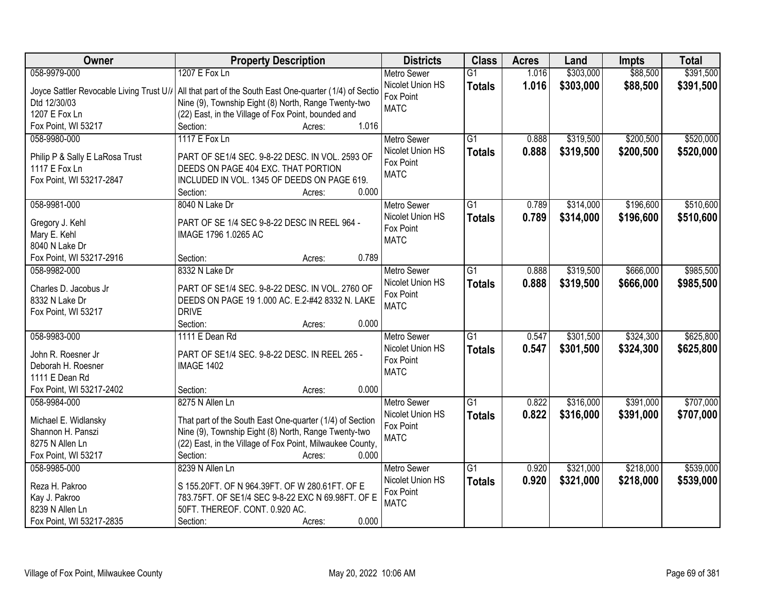| Owner | Property Description | Districts | Class | Acres | Land | Impts | Total |
|---|---|---|---|---|---|---|---|
| 058-9979-000<br>Joyce Sattler Revocable Living Trust U/A Dtd 12/30/03<br>1207 E Fox Ln<br>Fox Point, WI 53217 | 1207 E Fox Ln<br>All that part of the South East One-quarter (1/4) of Section Nine (9), Township Eight (8) North, Range Twenty-two (22) East, in the Village of Fox Point, bounded and<br>Section: Acres: 1.016 | Metro Sewer<br>Nicolet Union HS<br>Fox Point<br>MATC | G1<br>**Totals** | 1.016<br>**1.016** | $303,000<br>**$303,000** | $88,500<br>**$88,500** | $391,500<br>**$391,500** |
| 058-9980-000<br>Philip P & Sally E LaRosa Trust<br>1117 E Fox Ln<br>Fox Point, WI 53217-2847 | 1117 E Fox Ln<br>PART OF SE1/4 SEC. 9-8-22 DESC. IN VOL. 2593 OF DEEDS ON PAGE 404 EXC. THAT PORTION INCLUDED IN VOL. 1345 OF DEEDS ON PAGE 619.<br>Section: Acres: 0.000 | Metro Sewer<br>Nicolet Union HS<br>Fox Point<br>MATC | G1<br>**Totals** | 0.888<br>**0.888** | $319,500<br>**$319,500** | $200,500<br>**$200,500** | $520,000<br>**$520,000** |
| 058-9981-000<br>Gregory J. Kehl<br>Mary E. Kehl<br>8040 N Lake Dr<br>Fox Point, WI 53217-2916 | 8040 N Lake Dr<br>PART OF SE 1/4 SEC 9-8-22 DESC IN REEL 964 - IMAGE 1796 1.0265 AC<br>Section: Acres: 0.789 | Metro Sewer<br>Nicolet Union HS<br>Fox Point<br>MATC | G1<br>**Totals** | 0.789<br>**0.789** | $314,000<br>**$314,000** | $196,600<br>**$196,600** | $510,600<br>**$510,600** |
| 058-9982-000<br>Charles D. Jacobus Jr<br>8332 N Lake Dr<br>Fox Point, WI 53217 | 8332 N Lake Dr<br>PART OF SE1/4 SEC. 9-8-22 DESC. IN VOL. 2760 OF DEEDS ON PAGE 19 1.000 AC. E.2-#42 8332 N. LAKE DRIVE<br>Section: Acres: 0.000 | Metro Sewer<br>Nicolet Union HS<br>Fox Point<br>MATC | G1<br>**Totals** | 0.888<br>**0.888** | $319,500<br>**$319,500** | $666,000<br>**$666,000** | $985,500<br>**$985,500** |
| 058-9983-000<br>John R. Roesner Jr<br>Deborah H. Roesner<br>1111 E Dean Rd<br>Fox Point, WI 53217-2402 | 1111 E Dean Rd<br>PART OF SE1/4 SEC. 9-8-22 DESC. IN REEL 265 - IMAGE 1402<br>Section: Acres: 0.000 | Metro Sewer<br>Nicolet Union HS<br>Fox Point<br>MATC | G1<br>**Totals** | 0.547<br>**0.547** | $301,500<br>**$301,500** | $324,300<br>**$324,300** | $625,800<br>**$625,800** |
| 058-9984-000<br>Michael E. Widlansky<br>Shannon H. Panszi<br>8275 N Allen Ln<br>Fox Point, WI 53217 | 8275 N Allen Ln<br>That part of the South East One-quarter (1/4) of Section Nine (9), Township Eight (8) North, Range Twenty-two (22) East, in the Village of Fox Point, Milwaukee County,<br>Section: Acres: 0.000 | Metro Sewer<br>Nicolet Union HS<br>Fox Point<br>MATC | G1<br>**Totals** | 0.822<br>**0.822** | $316,000<br>**$316,000** | $391,000<br>**$391,000** | $707,000<br>**$707,000** |
| 058-9985-000<br>Reza H. Pakroo<br>Kay J. Pakroo<br>8239 N Allen Ln<br>Fox Point, WI 53217-2835 | 8239 N Allen Ln<br>S 155.20FT. OF N 964.39FT. OF W 280.61FT. OF E 783.75FT. OF SE1/4 SEC 9-8-22 EXC N 69.98FT. OF E 50FT. THEREOF. CONT. 0.920 AC.<br>Section: Acres: 0.000 | Metro Sewer<br>Nicolet Union HS<br>Fox Point<br>MATC | G1<br>**Totals** | 0.920<br>**0.920** | $321,000<br>**$321,000** | $218,000<br>**$218,000** | $539,000<br>**$539,000** |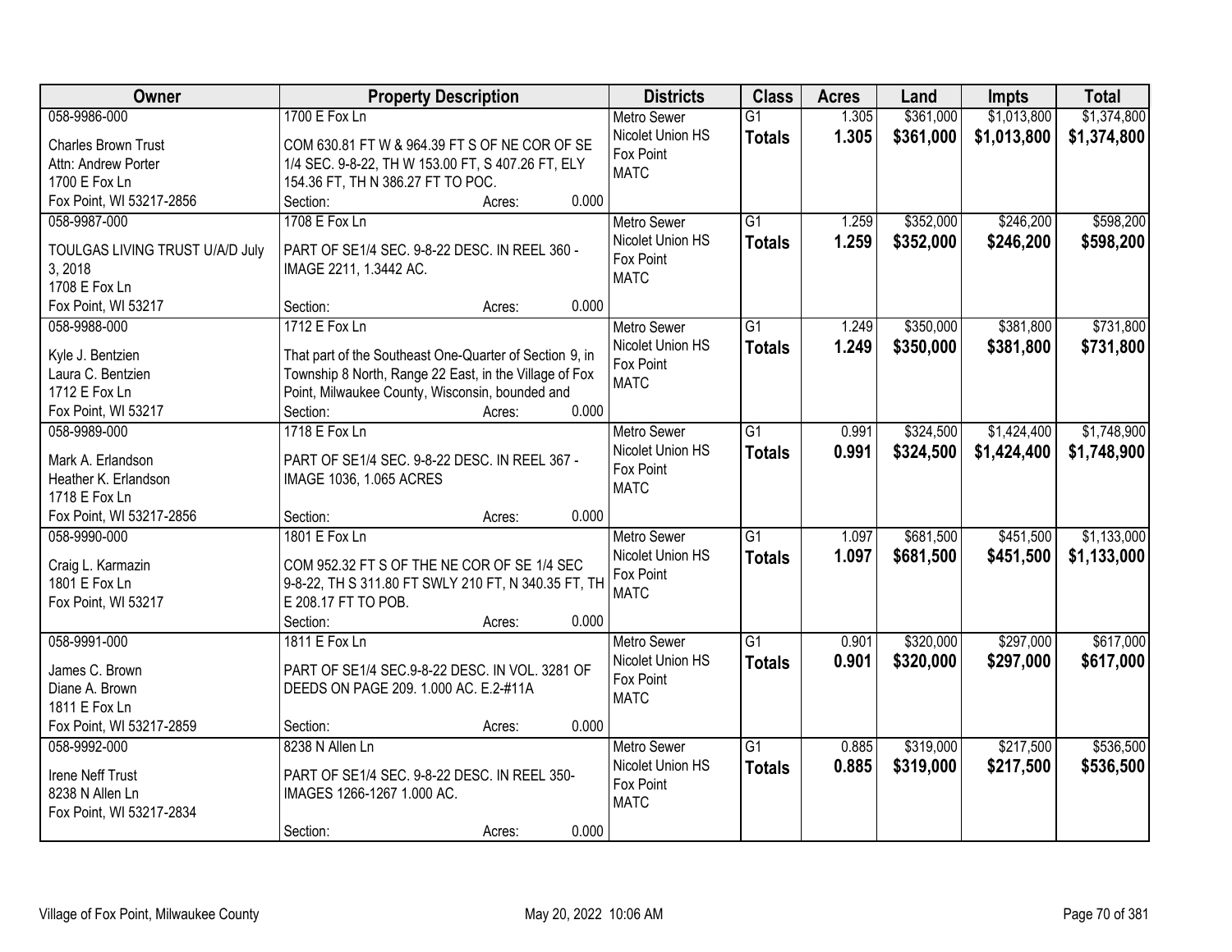| Owner | Property Description | Districts | Class | Acres | Land | Impts | Total |
|---|---|---|---|---|---|---|---|
| 058-9986-000<br>Charles Brown Trust<br>Attn: Andrew Porter<br>1700 E Fox Ln<br>Fox Point, WI 53217-2856 | 1700 E Fox Ln<br>COM 630.81 FT W & 964.39 FT S OF NE COR OF SE 1/4 SEC. 9-8-22, TH W 153.00 FT, S 407.26 FT, ELY 154.36 FT, TH N 386.27 FT TO POC.<br>Section: Acres: 0.000 | Metro Sewer<br>Nicolet Union HS<br>Fox Point<br>MATC | G1<br>**Totals** | 1.305<br>**1.305** | $361,000<br>**$361,000** | $1,013,800<br>**$1,013,800** | $1,374,800<br>**$1,374,800** |
| 058-9987-000<br>TOULGAS LIVING TRUST U/A/D July 3, 2018<br>1708 E Fox Ln<br>Fox Point, WI 53217 | 1708 E Fox Ln<br>PART OF SE1/4 SEC. 9-8-22 DESC. IN REEL 360 - IMAGE 2211, 1.3442 AC.<br>Section: Acres: 0.000 | Metro Sewer<br>Nicolet Union HS<br>Fox Point<br>MATC | G1<br>**Totals** | 1.259<br>**1.259** | $352,000<br>**$352,000** | $246,200<br>**$246,200** | $598,200<br>**$598,200** |
| 058-9988-000<br>Kyle J. Bentzien<br>Laura C. Bentzien<br>1712 E Fox Ln<br>Fox Point, WI 53217 | 1712 E Fox Ln<br>That part of the Southeast One-Quarter of Section 9, in Township 8 North, Range 22 East, in the Village of Fox Point, Milwaukee County, Wisconsin, bounded and<br>Section: Acres: 0.000 | Metro Sewer<br>Nicolet Union HS<br>Fox Point<br>MATC | G1<br>**Totals** | 1.249<br>**1.249** | $350,000<br>**$350,000** | $381,800<br>**$381,800** | $731,800<br>**$731,800** |
| 058-9989-000<br>Mark A. Erlandson<br>Heather K. Erlandson<br>1718 E Fox Ln<br>Fox Point, WI 53217-2856 | 1718 E Fox Ln<br>PART OF SE1/4 SEC. 9-8-22 DESC. IN REEL 367 - IMAGE 1036, 1.065 ACRES<br>Section: Acres: 0.000 | Metro Sewer<br>Nicolet Union HS<br>Fox Point<br>MATC | G1<br>**Totals** | 0.991<br>**0.991** | $324,500<br>**$324,500** | $1,424,400<br>**$1,424,400** | $1,748,900<br>**$1,748,900** |
| 058-9990-000<br>Craig L. Karmazin<br>1801 E Fox Ln<br>Fox Point, WI 53217 | 1801 E Fox Ln<br>COM 952.32 FT S OF THE NE COR OF SE 1/4 SEC 9-8-22, TH S 311.80 FT SWLY 210 FT, N 340.35 FT, TH E 208.17 FT TO POB.<br>Section: Acres: 0.000 | Metro Sewer<br>Nicolet Union HS<br>Fox Point<br>MATC | G1<br>**Totals** | 1.097<br>**1.097** | $681,500<br>**$681,500** | $451,500<br>**$451,500** | $1,133,000<br>**$1,133,000** |
| 058-9991-000<br>James C. Brown<br>Diane A. Brown<br>1811 E Fox Ln<br>Fox Point, WI 53217-2859 | 1811 E Fox Ln<br>PART OF SE1/4 SEC.9-8-22 DESC. IN VOL. 3281 OF DEEDS ON PAGE 209. 1.000 AC. E.2-#11A<br>Section: Acres: 0.000 | Metro Sewer<br>Nicolet Union HS<br>Fox Point<br>MATC | G1<br>**Totals** | 0.901<br>**0.901** | $320,000<br>**$320,000** | $297,000<br>**$297,000** | $617,000<br>**$617,000** |
| 058-9992-000<br>Irene Neff Trust<br>8238 N Allen Ln<br>Fox Point, WI 53217-2834 | 8238 N Allen Ln<br>PART OF SE1/4 SEC. 9-8-22 DESC. IN REEL 350-IMAGES 1266-1267 1.000 AC.<br>Section: Acres: 0.000 | Metro Sewer<br>Nicolet Union HS<br>Fox Point<br>MATC | G1<br>**Totals** | 0.885<br>**0.885** | $319,000<br>**$319,000** | $217,500<br>**$217,500** | $536,500<br>**$536,500** |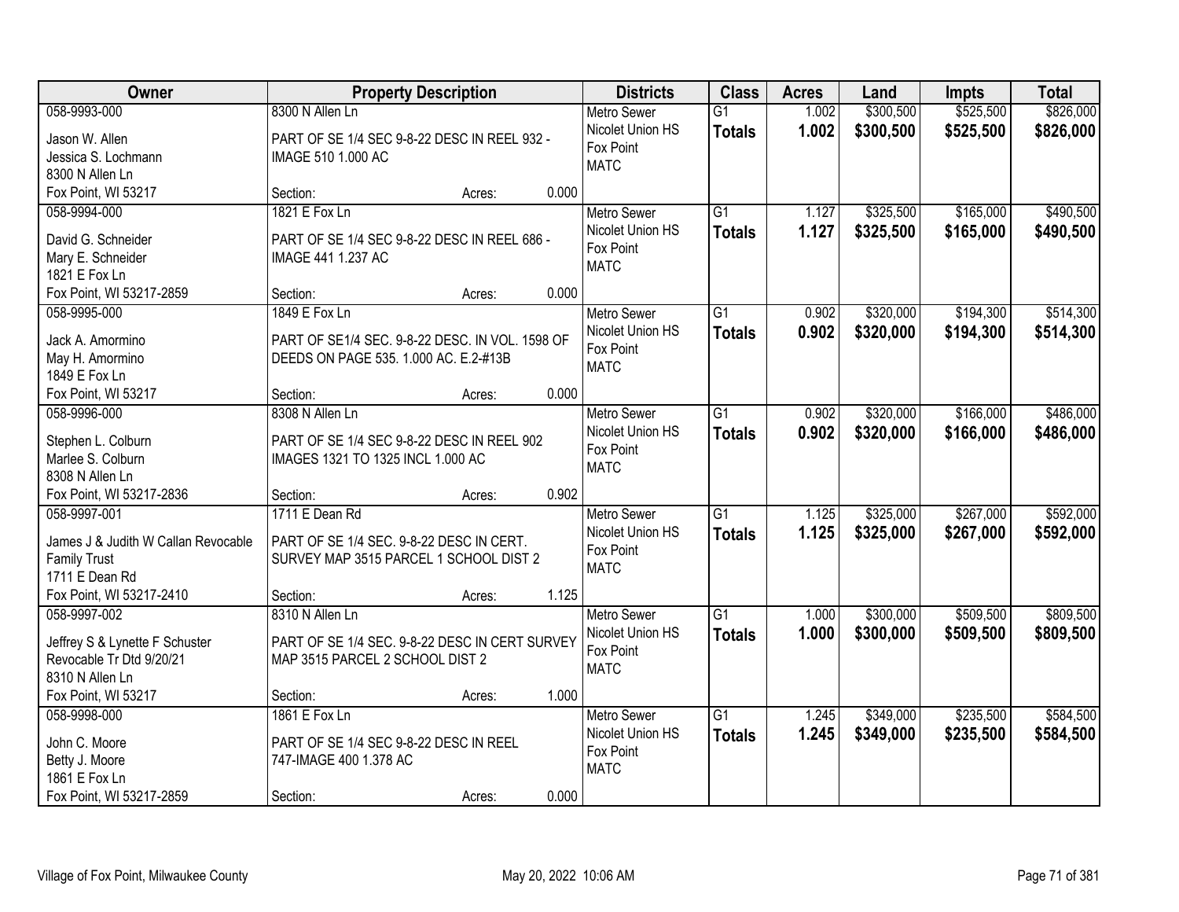| Owner | Property Description | Districts | Class | Acres | Land | Impts | Total |
|---|---|---|---|---|---|---|---|
| 058-9993-000<br>Jason W. Allen<br>Jessica S. Lochmann<br>8300 N Allen Ln<br>Fox Point, WI 53217 | 8300 N Allen Ln<br>PART OF SE 1/4 SEC 9-8-22 DESC IN REEL 932 - IMAGE 510 1.000 AC<br>Section: Acres: 0.000 | Metro Sewer<br>Nicolet Union HS<br>Fox Point<br>MATC | G1<br>**Totals** | 1.002<br>**1.002** | \$300,500<br>**\$300,500** | \$525,500<br>**\$525,500** | \$826,000<br>**\$826,000** |
| 058-9994-000<br>David G. Schneider<br>Mary E. Schneider<br>1821 E Fox Ln<br>Fox Point, WI 53217-2859 | 1821 E Fox Ln<br>PART OF SE 1/4 SEC 9-8-22 DESC IN REEL 686 - IMAGE 441 1.237 AC<br>Section: Acres: 0.000 | Metro Sewer<br>Nicolet Union HS<br>Fox Point<br>MATC | G1<br>**Totals** | 1.127<br>**1.127** | \$325,500<br>**\$325,500** | \$165,000<br>**\$165,000** | \$490,500<br>**\$490,500** |
| 058-9995-000<br>Jack A. Amormino<br>May H. Amormino<br>1849 E Fox Ln<br>Fox Point, WI 53217 | 1849 E Fox Ln<br>PART OF SE1/4 SEC. 9-8-22 DESC. IN VOL. 1598 OF DEEDS ON PAGE 535. 1.000 AC. E.2-#13B<br>Section: Acres: 0.000 | Metro Sewer<br>Nicolet Union HS<br>Fox Point<br>MATC | G1<br>**Totals** | 0.902<br>**0.902** | \$320,000<br>**\$320,000** | \$194,300<br>**\$194,300** | \$514,300<br>**\$514,300** |
| 058-9996-000<br>Stephen L. Colburn<br>Marlee S. Colburn<br>8308 N Allen Ln<br>Fox Point, WI 53217-2836 | 8308 N Allen Ln<br>PART OF SE 1/4 SEC 9-8-22 DESC IN REEL 902 IMAGES 1321 TO 1325 INCL 1.000 AC<br>Section: Acres: 0.902 | Metro Sewer<br>Nicolet Union HS<br>Fox Point<br>MATC | G1<br>**Totals** | 0.902<br>**0.902** | \$320,000<br>**\$320,000** | \$166,000<br>**\$166,000** | \$486,000<br>**\$486,000** |
| 058-9997-001<br>James J & Judith W Callan Revocable Family Trust<br>1711 E Dean Rd<br>Fox Point, WI 53217-2410 | 1711 E Dean Rd<br>PART OF SE 1/4 SEC. 9-8-22 DESC IN CERT. SURVEY MAP 3515 PARCEL 1 SCHOOL DIST 2<br>Section: Acres: 1.125 | Metro Sewer<br>Nicolet Union HS<br>Fox Point<br>MATC | G1<br>**Totals** | 1.125<br>**1.125** | \$325,000<br>**\$325,000** | \$267,000<br>**\$267,000** | \$592,000<br>**\$592,000** |
| 058-9997-002<br>Jeffrey S & Lynette F Schuster Revocable Tr Dtd 9/20/21<br>8310 N Allen Ln<br>Fox Point, WI 53217 | 8310 N Allen Ln<br>PART OF SE 1/4 SEC. 9-8-22 DESC IN CERT SURVEY MAP 3515 PARCEL 2 SCHOOL DIST 2<br>Section: Acres: 1.000 | Metro Sewer<br>Nicolet Union HS<br>Fox Point<br>MATC | G1<br>**Totals** | 1.000<br>**1.000** | \$300,000<br>**\$300,000** | \$509,500<br>**\$509,500** | \$809,500<br>**\$809,500** |
| 058-9998-000<br>John C. Moore<br>Betty J. Moore<br>1861 E Fox Ln<br>Fox Point, WI 53217-2859 | 1861 E Fox Ln<br>PART OF SE 1/4 SEC 9-8-22 DESC IN REEL 747-IMAGE 400 1.378 AC<br>Section: Acres: 0.000 | Metro Sewer<br>Nicolet Union HS<br>Fox Point<br>MATC | G1<br>**Totals** | 1.245<br>**1.245** | \$349,000<br>**\$349,000** | \$235,500<br>**\$235,500** | \$584,500<br>**\$584,500** |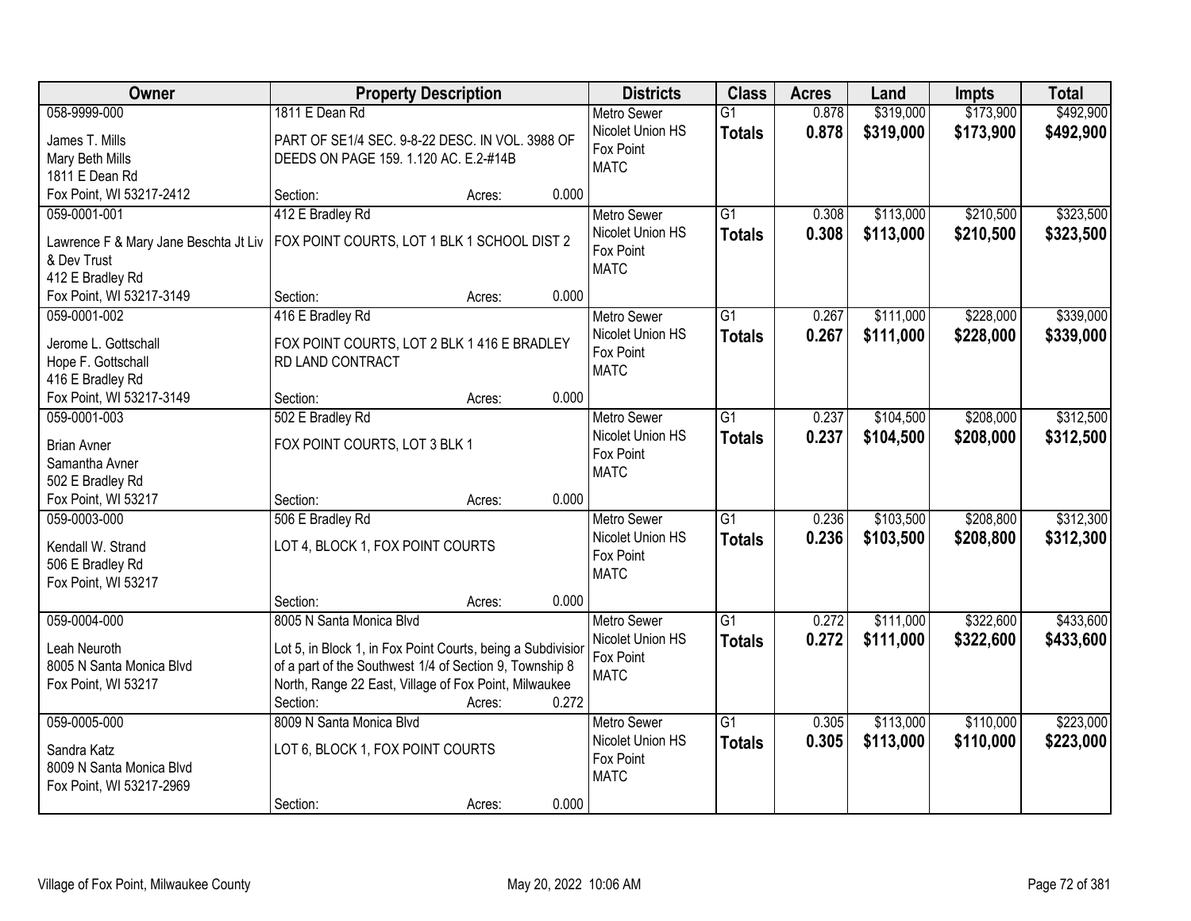| Owner | Property Description | Districts | Class | Acres | Land | Impts | Total |
|---|---|---|---|---|---|---|---|
| 058-9999-000<br>James T. Mills<br>Mary Beth Mills<br>1811 E Dean Rd<br>Fox Point, WI 53217-2412 | 1811 E Dean Rd<br>PART OF SE1/4 SEC. 9-8-22 DESC. IN VOL. 3988 OF DEEDS ON PAGE 159. 1.120 AC. E.2-#14B<br>Section: Acres: 0.000 | Metro Sewer<br>Nicolet Union HS<br>Fox Point<br>MATC | G1<br>**Totals** | 0.878<br>**0.878** | $319,000<br>**$319,000** | $173,900<br>**$173,900** | $492,900<br>**$492,900** |
| 059-0001-001<br>Lawrence F & Mary Jane Beschta Jt Liv & Dev Trust<br>412 E Bradley Rd<br>Fox Point, WI 53217-3149 | 412 E Bradley Rd<br>FOX POINT COURTS, LOT 1 BLK 1 SCHOOL DIST 2<br>Section: Acres: 0.000 | Metro Sewer<br>Nicolet Union HS<br>Fox Point<br>MATC | G1<br>**Totals** | 0.308<br>**0.308** | $113,000<br>**$113,000** | $210,500<br>**$210,500** | $323,500<br>**$323,500** |
| 059-0001-002<br>Jerome L. Gottschall<br>Hope F. Gottschall<br>416 E Bradley Rd<br>Fox Point, WI 53217-3149 | 416 E Bradley Rd<br>FOX POINT COURTS, LOT 2 BLK 1 416 E BRADLEY RD LAND CONTRACT<br>Section: Acres: 0.000 | Metro Sewer<br>Nicolet Union HS<br>Fox Point<br>MATC | G1<br>**Totals** | 0.267<br>**0.267** | $111,000<br>**$111,000** | $228,000<br>**$228,000** | $339,000<br>**$339,000** |
| 059-0001-003<br>Brian Avner<br>Samantha Avner<br>502 E Bradley Rd<br>Fox Point, WI 53217 | 502 E Bradley Rd<br>FOX POINT COURTS, LOT 3 BLK 1<br>Section: Acres: 0.000 | Metro Sewer<br>Nicolet Union HS<br>Fox Point<br>MATC | G1<br>**Totals** | 0.237<br>**0.237** | $104,500<br>**$104,500** | $208,000<br>**$208,000** | $312,500<br>**$312,500** |
| 059-0003-000<br>Kendall W. Strand<br>506 E Bradley Rd<br>Fox Point, WI 53217 | 506 E Bradley Rd<br>LOT 4, BLOCK 1, FOX POINT COURTS<br>Section: Acres: 0.000 | Metro Sewer<br>Nicolet Union HS<br>Fox Point<br>MATC | G1<br>**Totals** | 0.236<br>**0.236** | $103,500<br>**$103,500** | $208,800<br>**$208,800** | $312,300<br>**$312,300** |
| 059-0004-000<br>Leah Neuroth<br>8005 N Santa Monica Blvd<br>Fox Point, WI 53217 | 8005 N Santa Monica Blvd<br>Lot 5, in Block 1, in Fox Point Courts, being a Subdivisior of a part of the Southwest 1/4 of Section 9, Township 8 North, Range 22 East, Village of Fox Point, Milwaukee<br>Section: Acres: 0.272 | Metro Sewer<br>Nicolet Union HS<br>Fox Point<br>MATC | G1<br>**Totals** | 0.272<br>**0.272** | $111,000<br>**$111,000** | $322,600<br>**$322,600** | $433,600<br>**$433,600** |
| 059-0005-000<br>Sandra Katz<br>8009 N Santa Monica Blvd<br>Fox Point, WI 53217-2969 | 8009 N Santa Monica Blvd<br>LOT 6, BLOCK 1, FOX POINT COURTS<br>Section: Acres: 0.000 | Metro Sewer<br>Nicolet Union HS<br>Fox Point<br>MATC | G1<br>**Totals** | 0.305<br>**0.305** | $113,000<br>**$113,000** | $110,000<br>**$110,000** | $223,000<br>**$223,000** |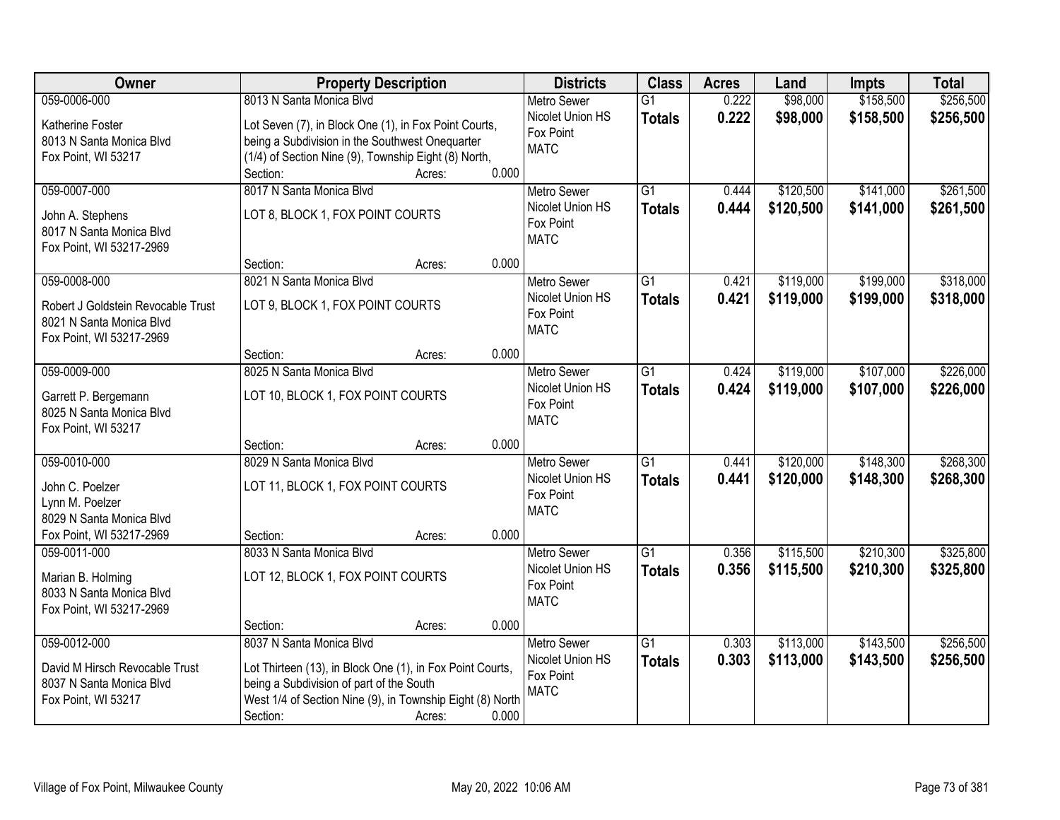| Owner | Property Description | Districts | Class | Acres | Land | Impts | Total |
|---|---|---|---|---|---|---|---|
| 059-0006-000<br><br>Katherine Foster<br>8013 N Santa Monica Blvd<br>Fox Point, WI 53217 | 8013 N Santa Monica Blvd<br><br>Lot Seven (7), in Block One (1), in Fox Point Courts, being a Subdivision in the Southwest Onequarter (1/4) of Section Nine (9), Township Eight (8) North,<br>Section: Acres: 0.000 | Metro Sewer<br>Nicolet Union HS<br>Fox Point<br>MATC | G1<br>**Totals** | 0.222<br>**0.222** | $98,000<br>**$98,000** | $158,500<br>**$158,500** | $256,500<br>**$256,500** |
| 059-0007-000<br><br>John A. Stephens<br>8017 N Santa Monica Blvd<br>Fox Point, WI 53217-2969 | 8017 N Santa Monica Blvd<br><br>LOT 8, BLOCK 1, FOX POINT COURTS<br><br>Section: Acres: 0.000 | Metro Sewer<br>Nicolet Union HS<br>Fox Point<br>MATC | G1<br>**Totals** | 0.444<br>**0.444** | $120,500<br>**$120,500** | $141,000<br>**$141,000** | $261,500<br>**$261,500** |
| 059-0008-000<br><br>Robert J Goldstein Revocable Trust<br>8021 N Santa Monica Blvd<br>Fox Point, WI 53217-2969 | 8021 N Santa Monica Blvd<br><br>LOT 9, BLOCK 1, FOX POINT COURTS<br><br>Section: Acres: 0.000 | Metro Sewer<br>Nicolet Union HS<br>Fox Point<br>MATC | G1<br>**Totals** | 0.421<br>**0.421** | $119,000<br>**$119,000** | $199,000<br>**$199,000** | $318,000<br>**$318,000** |
| 059-0009-000<br><br>Garrett P. Bergemann<br>8025 N Santa Monica Blvd<br>Fox Point, WI 53217 | 8025 N Santa Monica Blvd<br><br>LOT 10, BLOCK 1, FOX POINT COURTS<br><br>Section: Acres: 0.000 | Metro Sewer<br>Nicolet Union HS<br>Fox Point<br>MATC | G1<br>**Totals** | 0.424<br>**0.424** | $119,000<br>**$119,000** | $107,000<br>**$107,000** | $226,000<br>**$226,000** |
| 059-0010-000<br><br>John C. Poelzer<br>Lynn M. Poelzer<br>8029 N Santa Monica Blvd<br>Fox Point, WI 53217-2969 | 8029 N Santa Monica Blvd<br><br>LOT 11, BLOCK 1, FOX POINT COURTS<br><br>Section: Acres: 0.000 | Metro Sewer<br>Nicolet Union HS<br>Fox Point<br>MATC | G1<br>**Totals** | 0.441<br>**0.441** | $120,000<br>**$120,000** | $148,300<br>**$148,300** | $268,300<br>**$268,300** |
| 059-0011-000<br><br>Marian B. Holming<br>8033 N Santa Monica Blvd<br>Fox Point, WI 53217-2969 | 8033 N Santa Monica Blvd<br><br>LOT 12, BLOCK 1, FOX POINT COURTS<br><br>Section: Acres: 0.000 | Metro Sewer<br>Nicolet Union HS<br>Fox Point<br>MATC | G1<br>**Totals** | 0.356<br>**0.356** | $115,500<br>**$115,500** | $210,300<br>**$210,300** | $325,800<br>**$325,800** |
| 059-0012-000<br><br>David M Hirsch Revocable Trust<br>8037 N Santa Monica Blvd<br>Fox Point, WI 53217 | 8037 N Santa Monica Blvd<br><br>Lot Thirteen (13), in Block One (1), in Fox Point Courts, being a Subdivision of part of the South West 1/4 of Section Nine (9), in Township Eight (8) North<br>Section: Acres: 0.000 | Metro Sewer<br>Nicolet Union HS<br>Fox Point<br>MATC | G1<br>**Totals** | 0.303<br>**0.303** | $113,000<br>**$113,000** | $143,500<br>**$143,500** | $256,500<br>**$256,500** |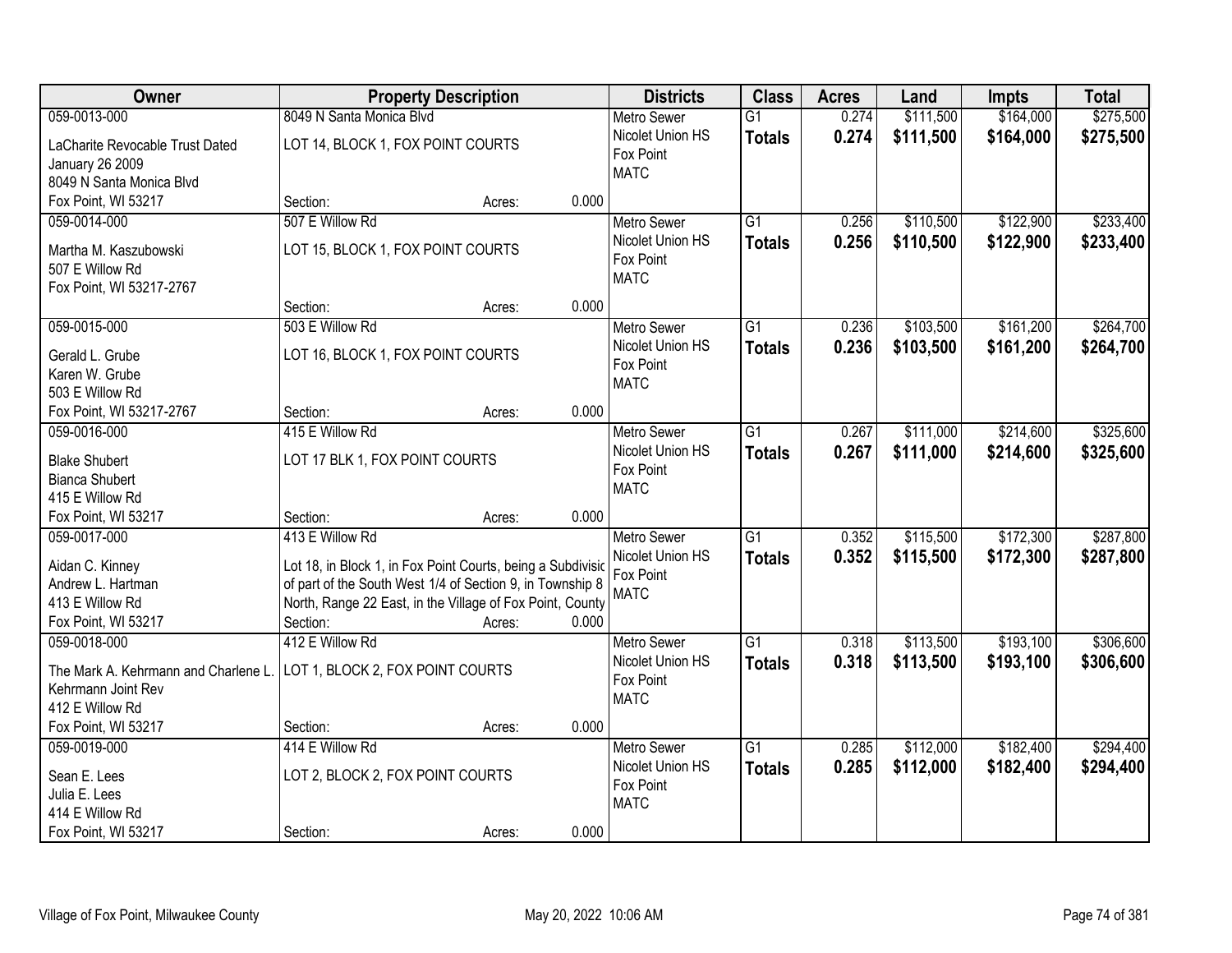| Owner | Property Description | Districts | Class | Acres | Land | Impts | Total |
|---|---|---|---|---|---|---|---|
| 059-0013-000<br>LaCharite Revocable Trust Dated January 26 2009<br>8049 N Santa Monica Blvd<br>Fox Point, WI 53217 | 8049 N Santa Monica Blvd<br>LOT 14, BLOCK 1, FOX POINT COURTS<br>Section: Acres: 0.000 | Metro Sewer<br>Nicolet Union HS<br>Fox Point<br>MATC | G1<br>**Totals** | 0.274<br>**0.274** | $111,500<br>**$111,500** | $164,000<br>**$164,000** | $275,500<br>**$275,500** |
| 059-0014-000<br>Martha M. Kaszubowski<br>507 E Willow Rd<br>Fox Point, WI 53217-2767 | 507 E Willow Rd<br>LOT 15, BLOCK 1, FOX POINT COURTS<br>Section: Acres: 0.000 | Metro Sewer<br>Nicolet Union HS<br>Fox Point<br>MATC | G1<br>**Totals** | 0.256<br>**0.256** | $110,500<br>**$110,500** | $122,900<br>**$122,900** | $233,400<br>**$233,400** |
| 059-0015-000<br>Gerald L. Grube<br>Karen W. Grube<br>503 E Willow Rd<br>Fox Point, WI 53217-2767 | 503 E Willow Rd<br>LOT 16, BLOCK 1, FOX POINT COURTS<br>Section: Acres: 0.000 | Metro Sewer<br>Nicolet Union HS<br>Fox Point<br>MATC | G1<br>**Totals** | 0.236<br>**0.236** | $103,500<br>**$103,500** | $161,200<br>**$161,200** | $264,700<br>**$264,700** |
| 059-0016-000<br>Blake Shubert<br>Bianca Shubert<br>415 E Willow Rd<br>Fox Point, WI 53217 | 415 E Willow Rd<br>LOT 17 BLK 1, FOX POINT COURTS<br>Section: Acres: 0.000 | Metro Sewer<br>Nicolet Union HS<br>Fox Point<br>MATC | G1<br>**Totals** | 0.267<br>**0.267** | $111,000<br>**$111,000** | $214,600<br>**$214,600** | $325,600<br>**$325,600** |
| 059-0017-000<br>Aidan C. Kinney<br>Andrew L. Hartman<br>413 E Willow Rd<br>Fox Point, WI 53217 | 413 E Willow Rd<br>Lot 18, in Block 1, in Fox Point Courts, being a Subdivisic of part of the South West 1/4 of Section 9, in Township 8 North, Range 22 East, in the Village of Fox Point, County<br>Section: Acres: 0.000 | Metro Sewer<br>Nicolet Union HS<br>Fox Point<br>MATC | G1<br>**Totals** | 0.352<br>**0.352** | $115,500<br>**$115,500** | $172,300<br>**$172,300** | $287,800<br>**$287,800** |
| 059-0018-000<br>The Mark A. Kehrmann and Charlene L. Kehrmann Joint Rev<br>412 E Willow Rd<br>Fox Point, WI 53217 | 412 E Willow Rd<br>LOT 1, BLOCK 2, FOX POINT COURTS<br>Section: Acres: 0.000 | Metro Sewer<br>Nicolet Union HS<br>Fox Point<br>MATC | G1<br>**Totals** | 0.318<br>**0.318** | $113,500<br>**$113,500** | $193,100<br>**$193,100** | $306,600<br>**$306,600** |
| 059-0019-000<br>Sean E. Lees<br>Julia E. Lees<br>414 E Willow Rd<br>Fox Point, WI 53217 | 414 E Willow Rd<br>LOT 2, BLOCK 2, FOX POINT COURTS<br>Section: Acres: 0.000 | Metro Sewer<br>Nicolet Union HS<br>Fox Point<br>MATC | G1<br>**Totals** | 0.285<br>**0.285** | $112,000<br>**$112,000** | $182,400<br>**$182,400** | $294,400<br>**$294,400** |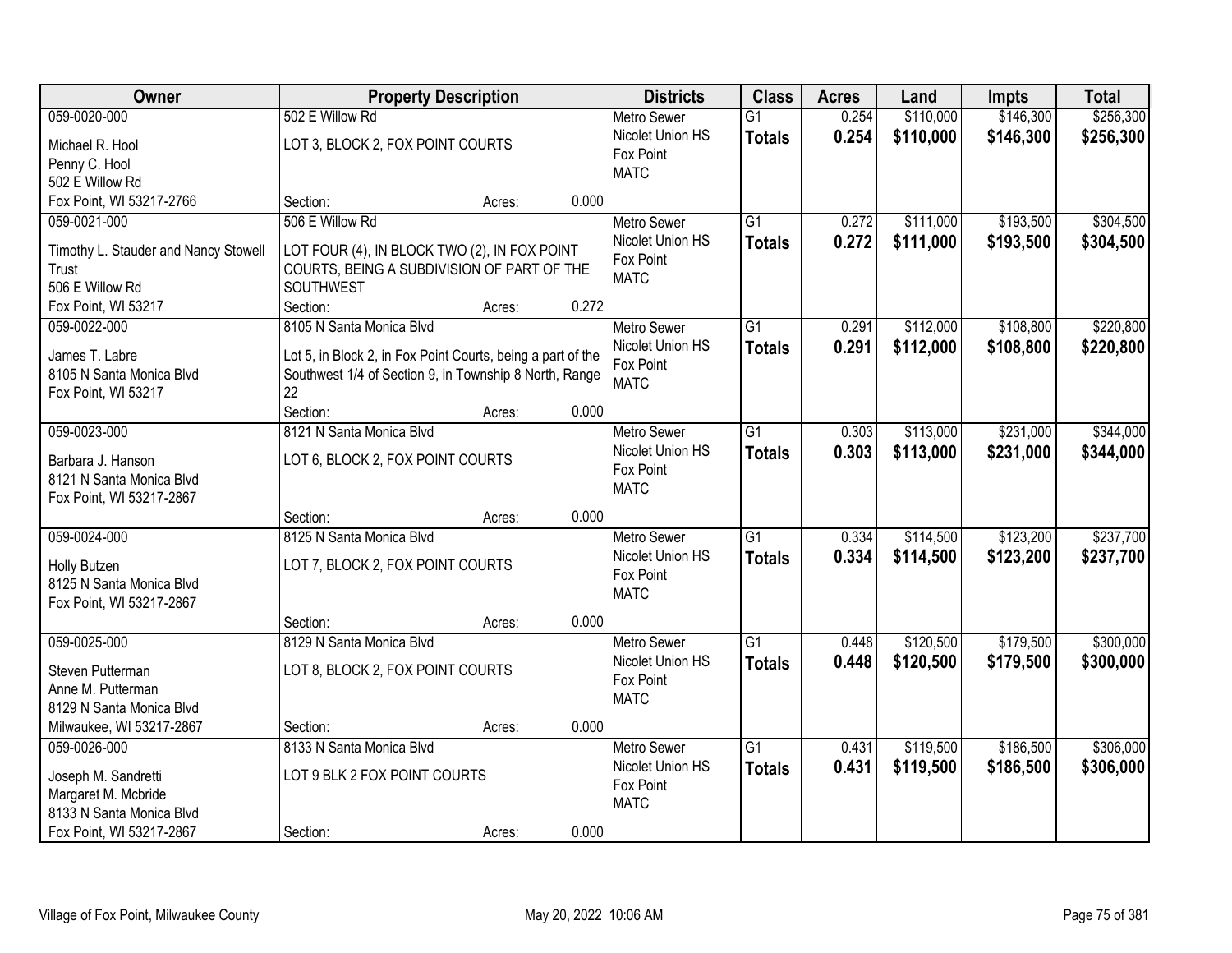| Owner | Property Description | Districts | Class | Acres | Land | Impts | Total |
|---|---|---|---|---|---|---|---|
| 059-0020-000<br>Michael R. Hool<br>Penny C. Hool<br>502 E Willow Rd<br>Fox Point, WI 53217-2766 | 502 E Willow Rd<br>LOT 3, BLOCK 2, FOX POINT COURTS<br>Section: Acres: 0.000 | Metro Sewer<br>Nicolet Union HS<br>Fox Point<br>MATC | G1<br>**Totals** | 0.254<br>**0.254** | $110,000<br>**$110,000** | $146,300<br>**$146,300** | $256,300<br>**$256,300** |
| 059-0021-000<br>Timothy L. Stauder and Nancy Stowell Trust<br>506 E Willow Rd<br>Fox Point, WI 53217 | 506 E Willow Rd<br>LOT FOUR (4), IN BLOCK TWO (2), IN FOX POINT COURTS, BEING A SUBDIVISION OF PART OF THE SOUTHWEST<br>Section: Acres: 0.272 | Metro Sewer<br>Nicolet Union HS<br>Fox Point<br>MATC | G1<br>**Totals** | 0.272<br>**0.272** | $111,000<br>**$111,000** | $193,500<br>**$193,500** | $304,500<br>**$304,500** |
| 059-0022-000<br>James T. Labre<br>8105 N Santa Monica Blvd<br>Fox Point, WI 53217 | 8105 N Santa Monica Blvd<br>Lot 5, in Block 2, in Fox Point Courts, being a part of the Southwest 1/4 of Section 9, in Township 8 North, Range 22<br>Section: Acres: 0.000 | Metro Sewer<br>Nicolet Union HS<br>Fox Point<br>MATC | G1<br>**Totals** | 0.291<br>**0.291** | $112,000<br>**$112,000** | $108,800<br>**$108,800** | $220,800<br>**$220,800** |
| 059-0023-000<br>Barbara J. Hanson<br>8121 N Santa Monica Blvd<br>Fox Point, WI 53217-2867 | 8121 N Santa Monica Blvd<br>LOT 6, BLOCK 2, FOX POINT COURTS<br>Section: Acres: 0.000 | Metro Sewer<br>Nicolet Union HS<br>Fox Point<br>MATC | G1<br>**Totals** | 0.303<br>**0.303** | $113,000<br>**$113,000** | $231,000<br>**$231,000** | $344,000<br>**$344,000** |
| 059-0024-000<br>Holly Butzen<br>8125 N Santa Monica Blvd<br>Fox Point, WI 53217-2867 | 8125 N Santa Monica Blvd<br>LOT 7, BLOCK 2, FOX POINT COURTS<br>Section: Acres: 0.000 | Metro Sewer<br>Nicolet Union HS<br>Fox Point<br>MATC | G1<br>**Totals** | 0.334<br>**0.334** | $114,500<br>**$114,500** | $123,200<br>**$123,200** | $237,700<br>**$237,700** |
| 059-0025-000<br>Steven Putterman<br>Anne M. Putterman<br>8129 N Santa Monica Blvd<br>Milwaukee, WI 53217-2867 | 8129 N Santa Monica Blvd<br>LOT 8, BLOCK 2, FOX POINT COURTS<br>Section: Acres: 0.000 | Metro Sewer<br>Nicolet Union HS<br>Fox Point<br>MATC | G1<br>**Totals** | 0.448<br>**0.448** | $120,500<br>**$120,500** | $179,500<br>**$179,500** | $300,000<br>**$300,000** |
| 059-0026-000<br>Joseph M. Sandretti<br>Margaret M. Mcbride<br>8133 N Santa Monica Blvd<br>Fox Point, WI 53217-2867 | 8133 N Santa Monica Blvd<br>LOT 9 BLK 2 FOX POINT COURTS<br>Section: Acres: 0.000 | Metro Sewer<br>Nicolet Union HS<br>Fox Point<br>MATC | G1<br>**Totals** | 0.431<br>**0.431** | $119,500<br>**$119,500** | $186,500<br>**$186,500** | $306,000<br>**$306,000** |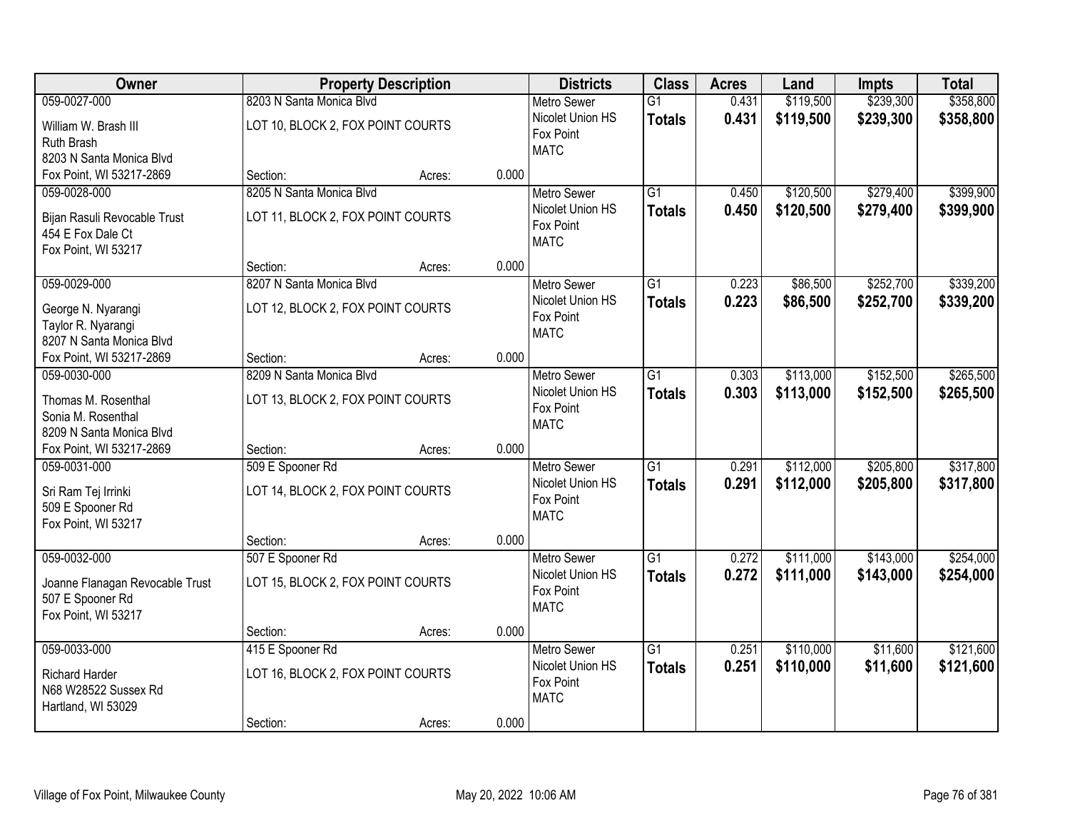| Owner | Property Description | | | Districts | Class | Acres | Land | Impts | Total |
|---|---|---|---|---|---|---|---|---|---|
| 059-0027-000<br>William W. Brash III<br>Ruth Brash<br>8203 N Santa Monica Blvd<br>Fox Point, WI 53217-2869 | 8203 N Santa Monica Blvd<br>LOT 10, BLOCK 2, FOX POINT COURTS<br>Section: | Acres: | 0.000 | Metro Sewer<br>Nicolet Union HS<br>Fox Point<br>MATC | G1<br>**Totals** | 0.431<br>**0.431** | \$119,500<br>**\$119,500** | \$239,300<br>**\$239,300** | \$358,800<br>**\$358,800** |
| 059-0028-000<br>Bijan Rasuli Revocable Trust<br>454 E Fox Dale Ct<br>Fox Point, WI 53217 | 8205 N Santa Monica Blvd<br>LOT 11, BLOCK 2, FOX POINT COURTS<br>Section: | Acres: | 0.000 | Metro Sewer<br>Nicolet Union HS<br>Fox Point<br>MATC | G1<br>**Totals** | 0.450<br>**0.450** | \$120,500<br>**\$120,500** | \$279,400<br>**\$279,400** | \$399,900<br>**\$399,900** |
| 059-0029-000<br>George N. Nyarangi<br>Taylor R. Nyarangi<br>8207 N Santa Monica Blvd<br>Fox Point, WI 53217-2869 | 8207 N Santa Monica Blvd<br>LOT 12, BLOCK 2, FOX POINT COURTS<br>Section: | Acres: | 0.000 | Metro Sewer<br>Nicolet Union HS<br>Fox Point<br>MATC | G1<br>**Totals** | 0.223<br>**0.223** | \$86,500<br>**\$86,500** | \$252,700<br>**\$252,700** | \$339,200<br>**\$339,200** |
| 059-0030-000<br>Thomas M. Rosenthal<br>Sonia M. Rosenthal<br>8209 N Santa Monica Blvd<br>Fox Point, WI 53217-2869 | 8209 N Santa Monica Blvd<br>LOT 13, BLOCK 2, FOX POINT COURTS<br>Section: | Acres: | 0.000 | Metro Sewer<br>Nicolet Union HS<br>Fox Point<br>MATC | G1<br>**Totals** | 0.303<br>**0.303** | \$113,000<br>**\$113,000** | \$152,500<br>**\$152,500** | \$265,500<br>**\$265,500** |
| 059-0031-000<br>Sri Ram Tej Irrinki<br>509 E Spooner Rd<br>Fox Point, WI 53217 | 509 E Spooner Rd<br>LOT 14, BLOCK 2, FOX POINT COURTS<br>Section: | Acres: | 0.000 | Metro Sewer<br>Nicolet Union HS<br>Fox Point<br>MATC | G1<br>**Totals** | 0.291<br>**0.291** | \$112,000<br>**\$112,000** | \$205,800<br>**\$205,800** | \$317,800<br>**\$317,800** |
| 059-0032-000<br>Joanne Flanagan Revocable Trust<br>507 E Spooner Rd<br>Fox Point, WI 53217 | 507 E Spooner Rd<br>LOT 15, BLOCK 2, FOX POINT COURTS<br>Section: | Acres: | 0.000 | Metro Sewer<br>Nicolet Union HS<br>Fox Point<br>MATC | G1<br>**Totals** | 0.272<br>**0.272** | \$111,000<br>**\$111,000** | \$143,000<br>**\$143,000** | \$254,000<br>**\$254,000** |
| 059-0033-000<br>Richard Harder<br>N68 W28522 Sussex Rd<br>Hartland, WI 53029 | 415 E Spooner Rd<br>LOT 16, BLOCK 2, FOX POINT COURTS<br>Section: | Acres: | 0.000 | Metro Sewer<br>Nicolet Union HS<br>Fox Point<br>MATC | G1<br>**Totals** | 0.251<br>**0.251** | \$110,000<br>**\$110,000** | \$11,600<br>**\$11,600** | \$121,600<br>**\$121,600** |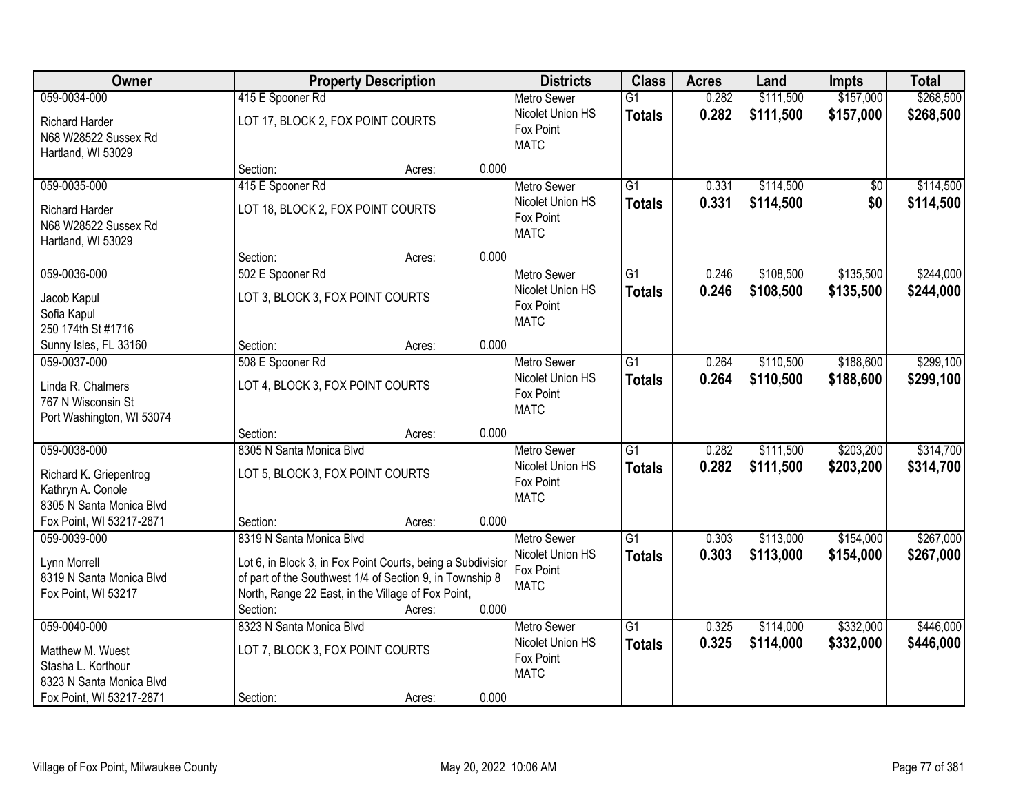| Owner | Property Description | Districts | Class | Acres | Land | Impts | Total |
|---|---|---|---|---|---|---|---|
| 059-0034-000<br>Richard Harder<br>N68 W28522 Sussex Rd<br>Hartland, WI 53029 | 415 E Spooner Rd<br>LOT 17, BLOCK 2, FOX POINT COURTS<br>Section: Acres: 0.000 | Metro Sewer<br>Nicolet Union HS<br>Fox Point<br>MATC | G1<br>**Totals** | 0.282<br>**0.282** | \$111,500<br>**\$111,500** | \$157,000<br>**\$157,000** | \$268,500<br>**\$268,500** |
| 059-0035-000<br>Richard Harder<br>N68 W28522 Sussex Rd<br>Hartland, WI 53029 | 415 E Spooner Rd<br>LOT 18, BLOCK 2, FOX POINT COURTS<br>Section: Acres: 0.000 | Metro Sewer<br>Nicolet Union HS<br>Fox Point<br>MATC | G1<br>**Totals** | 0.331<br>**0.331** | \$114,500<br>**\$114,500** | \$0<br>**\$0** | \$114,500<br>**\$114,500** |
| 059-0036-000<br>Jacob Kapul<br>Sofia Kapul<br>250 174th St #1716<br>Sunny Isles, FL 33160 | 502 E Spooner Rd<br>LOT 3, BLOCK 3, FOX POINT COURTS<br>Section: Acres: 0.000 | Metro Sewer<br>Nicolet Union HS<br>Fox Point<br>MATC | G1<br>**Totals** | 0.246<br>**0.246** | \$108,500<br>**\$108,500** | \$135,500<br>**\$135,500** | \$244,000<br>**\$244,000** |
| 059-0037-000<br>Linda R. Chalmers<br>767 N Wisconsin St<br>Port Washington, WI 53074 | 508 E Spooner Rd<br>LOT 4, BLOCK 3, FOX POINT COURTS<br>Section: Acres: 0.000 | Metro Sewer<br>Nicolet Union HS<br>Fox Point<br>MATC | G1<br>**Totals** | 0.264<br>**0.264** | \$110,500<br>**\$110,500** | \$188,600<br>**\$188,600** | \$299,100<br>**\$299,100** |
| 059-0038-000<br>Richard K. Griepentrog<br>Kathryn A. Conole<br>8305 N Santa Monica Blvd<br>Fox Point, WI 53217-2871 | 8305 N Santa Monica Blvd<br>LOT 5, BLOCK 3, FOX POINT COURTS<br>Section: Acres: 0.000 | Metro Sewer<br>Nicolet Union HS<br>Fox Point<br>MATC | G1<br>**Totals** | 0.282<br>**0.282** | \$111,500<br>**\$111,500** | \$203,200<br>**\$203,200** | \$314,700<br>**\$314,700** |
| 059-0039-000<br>Lynn Morrell<br>8319 N Santa Monica Blvd<br>Fox Point, WI 53217 | 8319 N Santa Monica Blvd<br>Lot 6, in Block 3, in Fox Point Courts, being a Subdivisior of part of the Southwest 1/4 of Section 9, in Township 8 North, Range 22 East, in the Village of Fox Point,<br>Section: Acres: 0.000 | Metro Sewer<br>Nicolet Union HS<br>Fox Point<br>MATC | G1<br>**Totals** | 0.303<br>**0.303** | \$113,000<br>**\$113,000** | \$154,000<br>**\$154,000** | \$267,000<br>**\$267,000** |
| 059-0040-000<br>Matthew M. Wuest<br>Stasha L. Korthour<br>8323 N Santa Monica Blvd<br>Fox Point, WI 53217-2871 | 8323 N Santa Monica Blvd<br>LOT 7, BLOCK 3, FOX POINT COURTS<br>Section: Acres: 0.000 | Metro Sewer<br>Nicolet Union HS<br>Fox Point<br>MATC | G1<br>**Totals** | 0.325<br>**0.325** | \$114,000<br>**\$114,000** | \$332,000<br>**\$332,000** | \$446,000<br>**\$446,000** |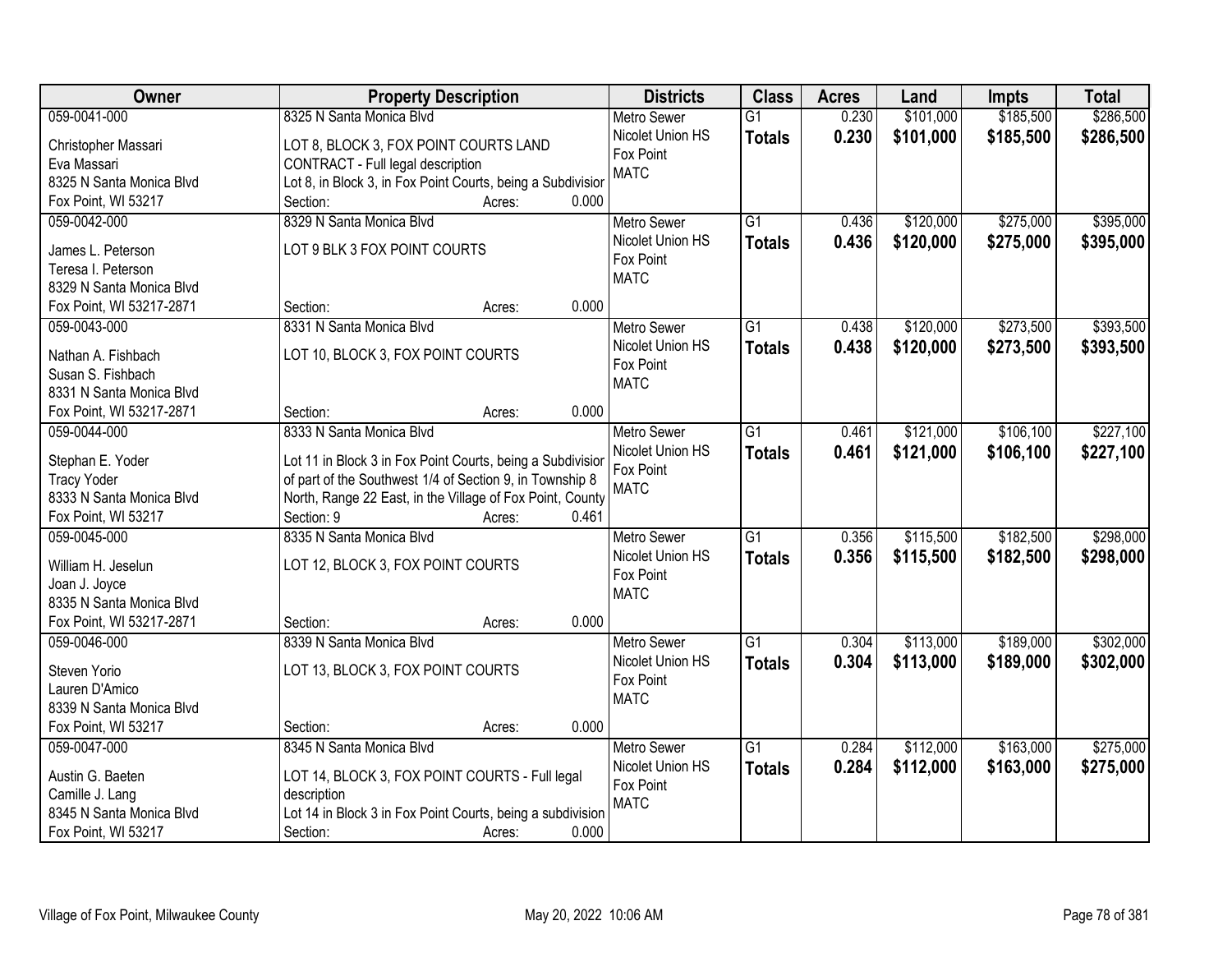| Owner | Property Description | Districts | Class | Acres | Land | Impts | Total |
|---|---|---|---|---|---|---|---|
| 059-0041-000<br>Christopher Massari<br>Eva Massari<br>8325 N Santa Monica Blvd<br>Fox Point, WI 53217 | 8325 N Santa Monica Blvd<br>LOT 8, BLOCK 3, FOX POINT COURTS LAND CONTRACT - Full legal description<br>Lot 8, in Block 3, in Fox Point Courts, being a Subdivisior<br>Section: Acres: 0.000 | Metro Sewer<br>Nicolet Union HS<br>Fox Point<br>MATC | G1<br>**Totals** | 0.230<br>**0.230** | $101,000<br>**$101,000** | $185,500<br>**$185,500** | $286,500<br>**$286,500** |
| 059-0042-000<br>James L. Peterson<br>Teresa I. Peterson<br>8329 N Santa Monica Blvd<br>Fox Point, WI 53217-2871 | 8329 N Santa Monica Blvd<br>LOT 9 BLK 3 FOX POINT COURTS<br>Section: Acres: 0.000 | Metro Sewer<br>Nicolet Union HS<br>Fox Point<br>MATC | G1<br>**Totals** | 0.436<br>**0.436** | $120,000<br>**$120,000** | $275,000<br>**$275,000** | $395,000<br>**$395,000** |
| 059-0043-000<br>Nathan A. Fishbach<br>Susan S. Fishbach<br>8331 N Santa Monica Blvd<br>Fox Point, WI 53217-2871 | 8331 N Santa Monica Blvd<br>LOT 10, BLOCK 3, FOX POINT COURTS<br>Section: Acres: 0.000 | Metro Sewer<br>Nicolet Union HS<br>Fox Point<br>MATC | G1<br>**Totals** | 0.438<br>**0.438** | $120,000<br>**$120,000** | $273,500<br>**$273,500** | $393,500<br>**$393,500** |
| 059-0044-000<br>Stephan E. Yoder<br>Tracy Yoder<br>8333 N Santa Monica Blvd<br>Fox Point, WI 53217 | 8333 N Santa Monica Blvd<br>Lot 11 in Block 3 in Fox Point Courts, being a Subdivisior of part of the Southwest 1/4 of Section 9, in Township 8 North, Range 22 East, in the Village of Fox Point, County<br>Section: 9 Acres: 0.461 | Metro Sewer<br>Nicolet Union HS<br>Fox Point<br>MATC | G1<br>**Totals** | 0.461<br>**0.461** | $121,000<br>**$121,000** | $106,100<br>**$106,100** | $227,100<br>**$227,100** |
| 059-0045-000<br>William H. Jeselun<br>Joan J. Joyce<br>8335 N Santa Monica Blvd<br>Fox Point, WI 53217-2871 | 8335 N Santa Monica Blvd<br>LOT 12, BLOCK 3, FOX POINT COURTS<br>Section: Acres: 0.000 | Metro Sewer<br>Nicolet Union HS<br>Fox Point<br>MATC | G1<br>**Totals** | 0.356<br>**0.356** | $115,500<br>**$115,500** | $182,500<br>**$182,500** | $298,000<br>**$298,000** |
| 059-0046-000<br>Steven Yorio<br>Lauren D'Amico<br>8339 N Santa Monica Blvd<br>Fox Point, WI 53217 | 8339 N Santa Monica Blvd<br>LOT 13, BLOCK 3, FOX POINT COURTS<br>Section: Acres: 0.000 | Metro Sewer<br>Nicolet Union HS<br>Fox Point<br>MATC | G1<br>**Totals** | 0.304<br>**0.304** | $113,000<br>**$113,000** | $189,000<br>**$189,000** | $302,000<br>**$302,000** |
| 059-0047-000<br>Austin G. Baeten<br>Camille J. Lang<br>8345 N Santa Monica Blvd<br>Fox Point, WI 53217 | 8345 N Santa Monica Blvd<br>LOT 14, BLOCK 3, FOX POINT COURTS - Full legal description<br>Lot 14 in Block 3 in Fox Point Courts, being a subdivision<br>Section: Acres: 0.000 | Metro Sewer<br>Nicolet Union HS<br>Fox Point<br>MATC | G1<br>**Totals** | 0.284<br>**0.284** | $112,000<br>**$112,000** | $163,000<br>**$163,000** | $275,000<br>**$275,000** |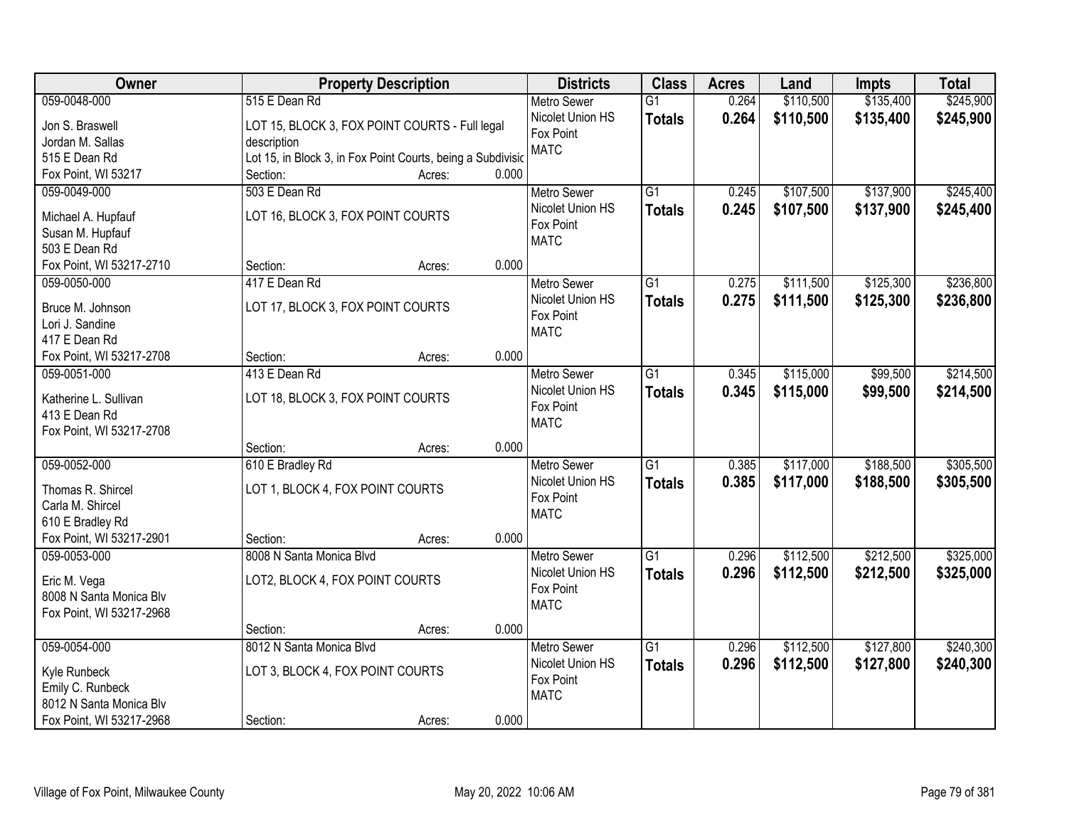| Owner | Property Description | | | Districts | Class | Acres | Land | Impts | Total |
|---|---|---|---|---|---|---|---|---|---|
| 059-0048-000<br>Jon S. Braswell<br>Jordan M. Sallas<br>515 E Dean Rd<br>Fox Point, WI 53217 | 515 E Dean Rd<br>LOT 15, BLOCK 3, FOX POINT COURTS - Full legal description<br>Lot 15, in Block 3, in Fox Point Courts, being a Subdivisic<br>Section: | Acres: | 0.000 | Metro Sewer<br>Nicolet Union HS<br>Fox Point<br>MATC | G1<br>**Totals** | 0.264<br>**0.264** | $110,500<br>**$110,500** | $135,400<br>**$135,400** | $245,900<br>**$245,900** |
| 059-0049-000<br>Michael A. Hupfauf<br>Susan M. Hupfauf<br>503 E Dean Rd<br>Fox Point, WI 53217-2710 | 503 E Dean Rd<br>LOT 16, BLOCK 3, FOX POINT COURTS<br>Section: | Acres: | 0.000 | Metro Sewer<br>Nicolet Union HS<br>Fox Point<br>MATC | G1<br>**Totals** | 0.245<br>**0.245** | $107,500<br>**$107,500** | $137,900<br>**$137,900** | $245,400<br>**$245,400** |
| 059-0050-000<br>Bruce M. Johnson<br>Lori J. Sandine<br>417 E Dean Rd<br>Fox Point, WI 53217-2708 | 417 E Dean Rd<br>LOT 17, BLOCK 3, FOX POINT COURTS<br>Section: | Acres: | 0.000 | Metro Sewer<br>Nicolet Union HS<br>Fox Point<br>MATC | G1<br>**Totals** | 0.275<br>**0.275** | $111,500<br>**$111,500** | $125,300<br>**$125,300** | $236,800<br>**$236,800** |
| 059-0051-000<br>Katherine L. Sullivan<br>413 E Dean Rd<br>Fox Point, WI 53217-2708 | 413 E Dean Rd<br>LOT 18, BLOCK 3, FOX POINT COURTS<br>Section: | Acres: | 0.000 | Metro Sewer<br>Nicolet Union HS<br>Fox Point<br>MATC | G1<br>**Totals** | 0.345<br>**0.345** | $115,000<br>**$115,000** | $99,500<br>**$99,500** | $214,500<br>**$214,500** |
| 059-0052-000<br>Thomas R. Shircel<br>Carla M. Shircel<br>610 E Bradley Rd<br>Fox Point, WI 53217-2901 | 610 E Bradley Rd<br>LOT 1, BLOCK 4, FOX POINT COURTS<br>Section: | Acres: | 0.000 | Metro Sewer<br>Nicolet Union HS<br>Fox Point<br>MATC | G1<br>**Totals** | 0.385<br>**0.385** | $117,000<br>**$117,000** | $188,500<br>**$188,500** | $305,500<br>**$305,500** |
| 059-0053-000<br>Eric M. Vega<br>8008 N Santa Monica Blv<br>Fox Point, WI 53217-2968 | 8008 N Santa Monica Blvd<br>LOT2, BLOCK 4, FOX POINT COURTS<br>Section: | Acres: | 0.000 | Metro Sewer<br>Nicolet Union HS<br>Fox Point<br>MATC | G1<br>**Totals** | 0.296<br>**0.296** | $112,500<br>**$112,500** | $212,500<br>**$212,500** | $325,000<br>**$325,000** |
| 059-0054-000<br>Kyle Runbeck<br>Emily C. Runbeck<br>8012 N Santa Monica Blv<br>Fox Point, WI 53217-2968 | 8012 N Santa Monica Blvd<br>LOT 3, BLOCK 4, FOX POINT COURTS<br>Section: | Acres: | 0.000 | Metro Sewer<br>Nicolet Union HS<br>Fox Point<br>MATC | G1<br>**Totals** | 0.296<br>**0.296** | $112,500<br>**$112,500** | $127,800<br>**$127,800** | $240,300<br>**$240,300** |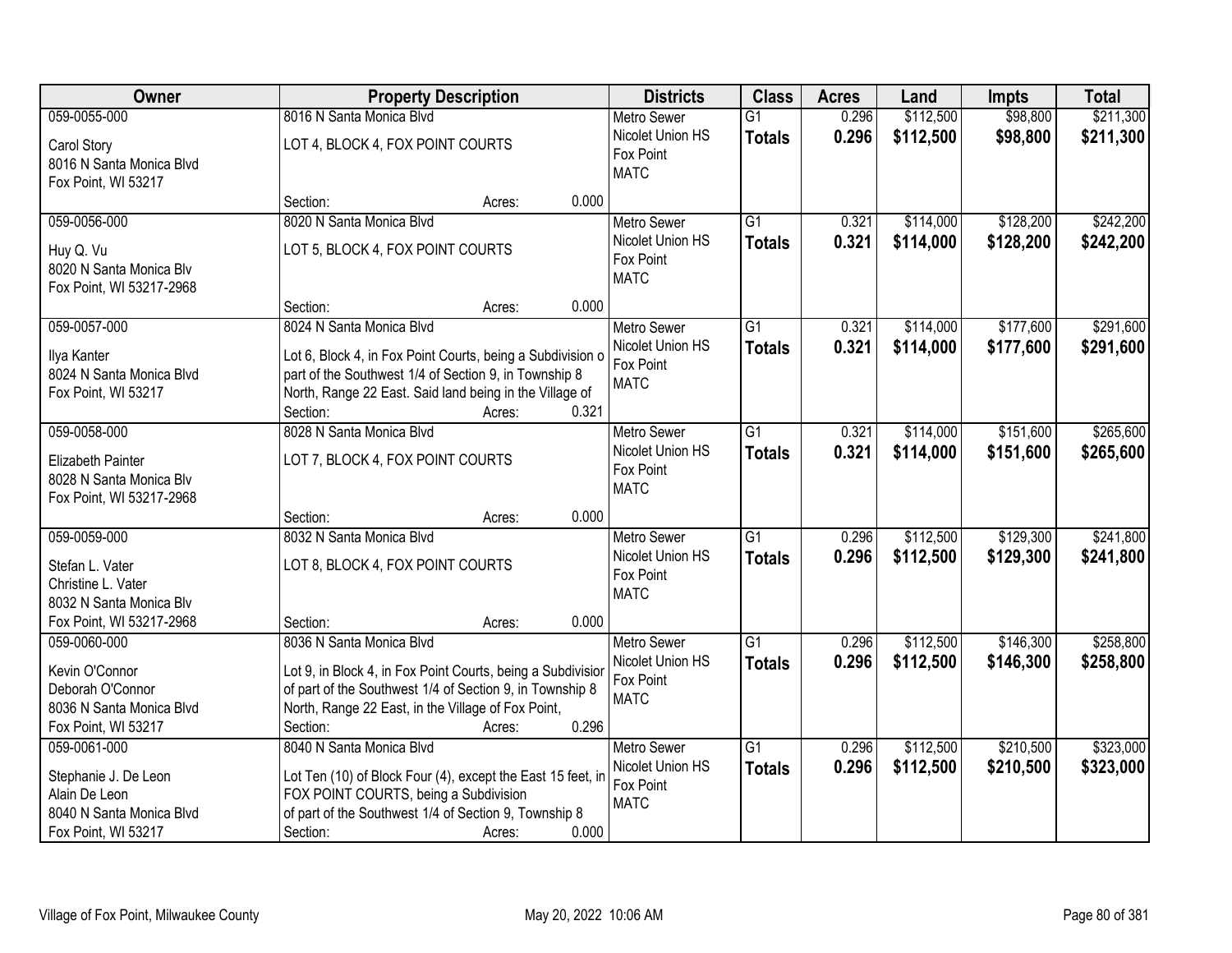| Owner | Property Description | Districts | Class | Acres | Land | Impts | Total |
|---|---|---|---|---|---|---|---|
| 059-0055-000<br>Carol Story<br>8016 N Santa Monica Blvd<br>Fox Point, WI 53217 | 8016 N Santa Monica Blvd<br>LOT 4, BLOCK 4, FOX POINT COURTS<br>Section: Acres: 0.000 | Metro Sewer<br>Nicolet Union HS<br>Fox Point<br>MATC | G1<br>**Totals** | 0.296<br>**0.296** | $112,500<br>**$112,500** | $98,800<br>**$98,800** | $211,300<br>**$211,300** |
| 059-0056-000<br>Huy Q. Vu<br>8020 N Santa Monica Blv<br>Fox Point, WI 53217-2968 | 8020 N Santa Monica Blvd<br>LOT 5, BLOCK 4, FOX POINT COURTS<br>Section: Acres: 0.000 | Metro Sewer<br>Nicolet Union HS<br>Fox Point<br>MATC | G1<br>**Totals** | 0.321<br>**0.321** | $114,000<br>**$114,000** | $128,200<br>**$128,200** | $242,200<br>**$242,200** |
| 059-0057-000<br>Ilya Kanter<br>8024 N Santa Monica Blvd<br>Fox Point, WI 53217 | 8024 N Santa Monica Blvd<br>Lot 6, Block 4, in Fox Point Courts, being a Subdivision o part of the Southwest 1/4 of Section 9, in Township 8 North, Range 22 East. Said land being in the Village of<br>Section: Acres: 0.321 | Metro Sewer<br>Nicolet Union HS<br>Fox Point<br>MATC | G1<br>**Totals** | 0.321<br>**0.321** | $114,000<br>**$114,000** | $177,600<br>**$177,600** | $291,600<br>**$291,600** |
| 059-0058-000<br>Elizabeth Painter<br>8028 N Santa Monica Blv<br>Fox Point, WI 53217-2968 | 8028 N Santa Monica Blvd<br>LOT 7, BLOCK 4, FOX POINT COURTS<br>Section: Acres: 0.000 | Metro Sewer<br>Nicolet Union HS<br>Fox Point<br>MATC | G1<br>**Totals** | 0.321<br>**0.321** | $114,000<br>**$114,000** | $151,600<br>**$151,600** | $265,600<br>**$265,600** |
| 059-0059-000<br>Stefan L. Vater<br>Christine L. Vater<br>8032 N Santa Monica Blv<br>Fox Point, WI 53217-2968 | 8032 N Santa Monica Blvd<br>LOT 8, BLOCK 4, FOX POINT COURTS<br>Section: Acres: 0.000 | Metro Sewer<br>Nicolet Union HS<br>Fox Point<br>MATC | G1<br>**Totals** | 0.296<br>**0.296** | $112,500<br>**$112,500** | $129,300<br>**$129,300** | $241,800<br>**$241,800** |
| 059-0060-000<br>Kevin O'Connor<br>Deborah O'Connor<br>8036 N Santa Monica Blvd<br>Fox Point, WI 53217 | 8036 N Santa Monica Blvd<br>Lot 9, in Block 4, in Fox Point Courts, being a Subdivisior of part of the Southwest 1/4 of Section 9, in Township 8 North, Range 22 East, in the Village of Fox Point,<br>Section: Acres: 0.296 | Metro Sewer<br>Nicolet Union HS<br>Fox Point<br>MATC | G1<br>**Totals** | 0.296<br>**0.296** | $112,500<br>**$112,500** | $146,300<br>**$146,300** | $258,800<br>**$258,800** |
| 059-0061-000<br>Stephanie J. De Leon<br>Alain De Leon<br>8040 N Santa Monica Blvd<br>Fox Point, WI 53217 | 8040 N Santa Monica Blvd<br>Lot Ten (10) of Block Four (4), except the East 15 feet, in FOX POINT COURTS, being a Subdivision of part of the Southwest 1/4 of Section 9, Township 8<br>Section: Acres: 0.000 | Metro Sewer<br>Nicolet Union HS<br>Fox Point<br>MATC | G1<br>**Totals** | 0.296<br>**0.296** | $112,500<br>**$112,500** | $210,500<br>**$210,500** | $323,000<br>**$323,000** |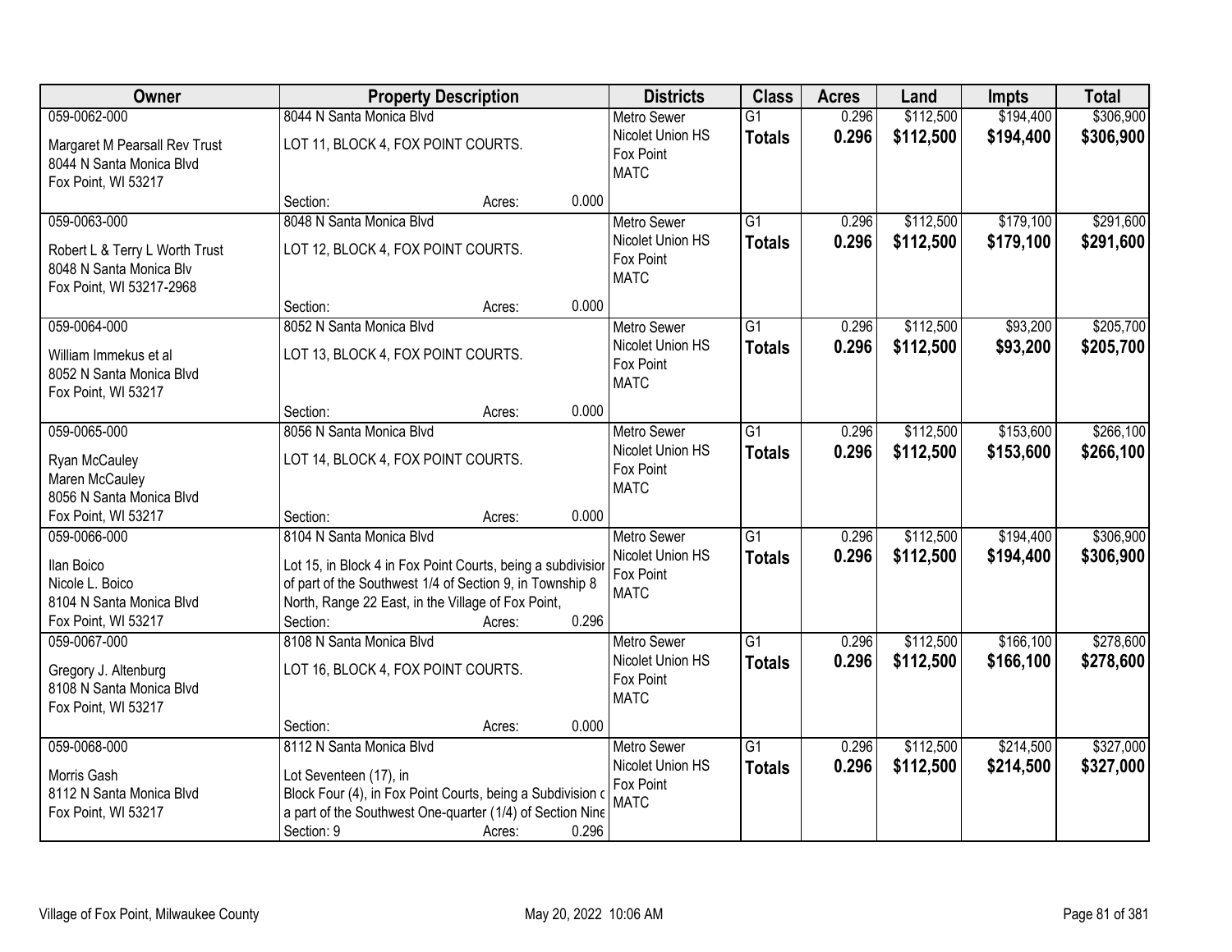| Owner | Property Description | Districts | Class | Acres | Land | Impts | Total |
|---|---|---|---|---|---|---|---|
| 059-0062-000<br><br>Margaret M Pearsall Rev Trust<br>8044 N Santa Monica Blvd<br>Fox Point, WI 53217 | 8044 N Santa Monica Blvd<br><br>LOT 11, BLOCK 4, FOX POINT COURTS.<br><br>Section: Acres: 0.000 | Metro Sewer<br>Nicolet Union HS<br>Fox Point<br>MATC | G1<br>**Totals** | 0.296<br>**0.296** | $112,500<br>**$112,500** | $194,400<br>**$194,400** | $306,900<br>**$306,900** |
| 059-0063-000<br><br>Robert L & Terry L Worth Trust<br>8048 N Santa Monica Blv<br>Fox Point, WI 53217-2968 | 8048 N Santa Monica Blvd<br><br>LOT 12, BLOCK 4, FOX POINT COURTS.<br><br>Section: Acres: 0.000 | Metro Sewer<br>Nicolet Union HS<br>Fox Point<br>MATC | G1<br>**Totals** | 0.296<br>**0.296** | $112,500<br>**$112,500** | $179,100<br>**$179,100** | $291,600<br>**$291,600** |
| 059-0064-000<br><br>William Immekus et al<br>8052 N Santa Monica Blvd<br>Fox Point, WI 53217 | 8052 N Santa Monica Blvd<br><br>LOT 13, BLOCK 4, FOX POINT COURTS.<br><br>Section: Acres: 0.000 | Metro Sewer<br>Nicolet Union HS<br>Fox Point<br>MATC | G1<br>**Totals** | 0.296<br>**0.296** | $112,500<br>**$112,500** | $93,200<br>**$93,200** | $205,700<br>**$205,700** |
| 059-0065-000<br><br>Ryan McCauley<br>Maren McCauley<br>8056 N Santa Monica Blvd<br>Fox Point, WI 53217 | 8056 N Santa Monica Blvd<br><br>LOT 14, BLOCK 4, FOX POINT COURTS.<br><br>Section: Acres: 0.000 | Metro Sewer<br>Nicolet Union HS<br>Fox Point<br>MATC | G1<br>**Totals** | 0.296<br>**0.296** | $112,500<br>**$112,500** | $153,600<br>**$153,600** | $266,100<br>**$266,100** |
| 059-0066-000<br><br>Ilan Boico<br>Nicole L. Boico<br>8104 N Santa Monica Blvd<br>Fox Point, WI 53217 | 8104 N Santa Monica Blvd<br><br>Lot 15, in Block 4 in Fox Point Courts, being a subdivisior of part of the Southwest 1/4 of Section 9, in Township 8 North, Range 22 East, in the Village of Fox Point,<br>Section: Acres: 0.296 | Metro Sewer<br>Nicolet Union HS<br>Fox Point<br>MATC | G1<br>**Totals** | 0.296<br>**0.296** | $112,500<br>**$112,500** | $194,400<br>**$194,400** | $306,900<br>**$306,900** |
| 059-0067-000<br><br>Gregory J. Altenburg<br>8108 N Santa Monica Blvd<br>Fox Point, WI 53217 | 8108 N Santa Monica Blvd<br><br>LOT 16, BLOCK 4, FOX POINT COURTS.<br><br>Section: Acres: 0.000 | Metro Sewer<br>Nicolet Union HS<br>Fox Point<br>MATC | G1<br>**Totals** | 0.296<br>**0.296** | $112,500<br>**$112,500** | $166,100<br>**$166,100** | $278,600<br>**$278,600** |
| 059-0068-000<br><br>Morris Gash<br>8112 N Santa Monica Blvd<br>Fox Point, WI 53217 | 8112 N Santa Monica Blvd<br><br>Lot Seventeen (17), in<br>Block Four (4), in Fox Point Courts, being a Subdivision c a part of the Southwest One-quarter (1/4) of Section Nine<br>Section: 9 Acres: 0.296 | Metro Sewer<br>Nicolet Union HS<br>Fox Point<br>MATC | G1<br>**Totals** | 0.296<br>**0.296** | $112,500<br>**$112,500** | $214,500<br>**$214,500** | $327,000<br>**$327,000** |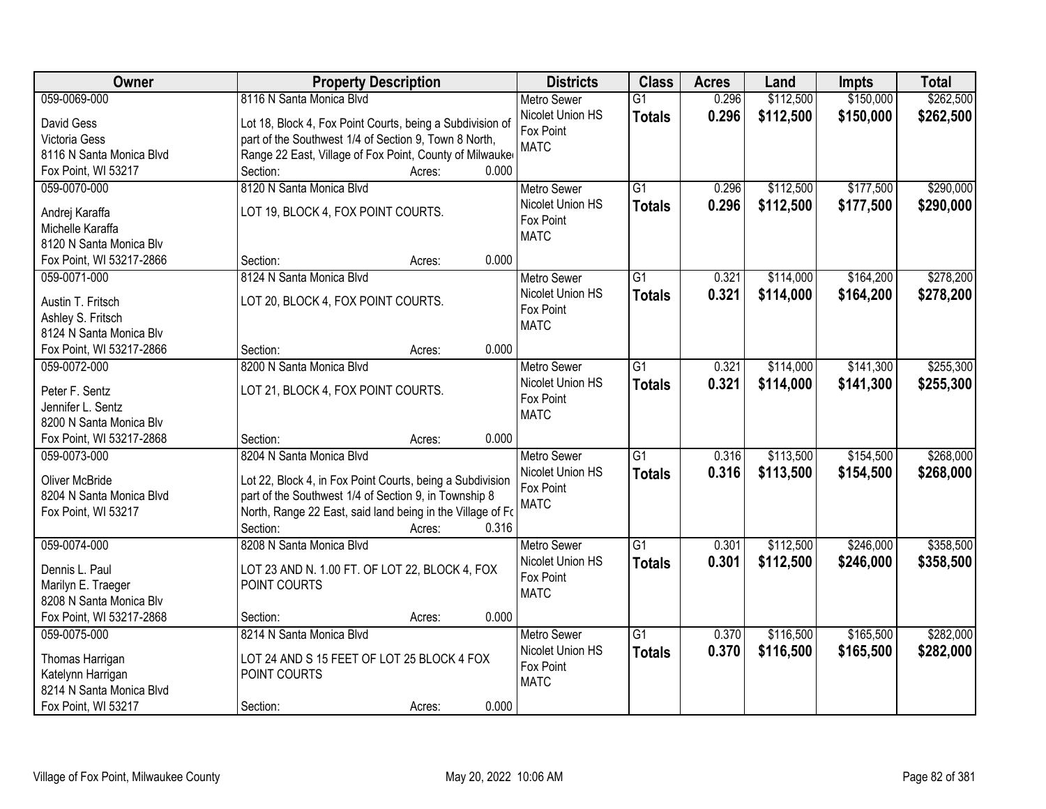| Owner | Property Description | Districts | Class | Acres | Land | Impts | Total |
|---|---|---|---|---|---|---|---|
| 059-0069-000<br>David Gess<br>Victoria Gess<br>8116 N Santa Monica Blvd<br>Fox Point, WI 53217 | 8116 N Santa Monica Blvd<br>Lot 18, Block 4, Fox Point Courts, being a Subdivision of part of the Southwest 1/4 of Section 9, Town 8 North, Range 22 East, Village of Fox Point, County of Milwauke<br>Section: Acres: 0.000 | Metro Sewer<br>Nicolet Union HS<br>Fox Point<br>MATC | G1<br>**Totals** | 0.296<br>**0.296** | $112,500<br>**$112,500** | $150,000<br>**$150,000** | $262,500<br>**$262,500** |
| 059-0070-000<br>Andrej Karaffa<br>Michelle Karaffa<br>8120 N Santa Monica Blv<br>Fox Point, WI 53217-2866 | 8120 N Santa Monica Blvd<br>LOT 19, BLOCK 4, FOX POINT COURTS.<br>Section: Acres: 0.000 | Metro Sewer<br>Nicolet Union HS<br>Fox Point<br>MATC | G1<br>**Totals** | 0.296<br>**0.296** | $112,500<br>**$112,500** | $177,500<br>**$177,500** | $290,000<br>**$290,000** |
| 059-0071-000<br>Austin T. Fritsch<br>Ashley S. Fritsch<br>8124 N Santa Monica Blv<br>Fox Point, WI 53217-2866 | 8124 N Santa Monica Blvd<br>LOT 20, BLOCK 4, FOX POINT COURTS.<br>Section: Acres: 0.000 | Metro Sewer<br>Nicolet Union HS<br>Fox Point<br>MATC | G1<br>**Totals** | 0.321<br>**0.321** | $114,000<br>**$114,000** | $164,200<br>**$164,200** | $278,200<br>**$278,200** |
| 059-0072-000<br>Peter F. Sentz<br>Jennifer L. Sentz<br>8200 N Santa Monica Blv<br>Fox Point, WI 53217-2868 | 8200 N Santa Monica Blvd<br>LOT 21, BLOCK 4, FOX POINT COURTS.<br>Section: Acres: 0.000 | Metro Sewer<br>Nicolet Union HS<br>Fox Point<br>MATC | G1<br>**Totals** | 0.321<br>**0.321** | $114,000<br>**$114,000** | $141,300<br>**$141,300** | $255,300<br>**$255,300** |
| 059-0073-000<br>Oliver McBride<br>8204 N Santa Monica Blvd<br>Fox Point, WI 53217 | 8204 N Santa Monica Blvd<br>Lot 22, Block 4, in Fox Point Courts, being a Subdivision part of the Southwest 1/4 of Section 9, in Township 8 North, Range 22 East, said land being in the Village of Fc<br>Section: Acres: 0.316 | Metro Sewer<br>Nicolet Union HS<br>Fox Point<br>MATC | G1<br>**Totals** | 0.316<br>**0.316** | $113,500<br>**$113,500** | $154,500<br>**$154,500** | $268,000<br>**$268,000** |
| 059-0074-000<br>Dennis L. Paul<br>Marilyn E. Traeger<br>8208 N Santa Monica Blv<br>Fox Point, WI 53217-2868 | 8208 N Santa Monica Blvd<br>LOT 23 AND N. 1.00 FT. OF LOT 22, BLOCK 4, FOX POINT COURTS<br>Section: Acres: 0.000 | Metro Sewer<br>Nicolet Union HS<br>Fox Point<br>MATC | G1<br>**Totals** | 0.301<br>**0.301** | $112,500<br>**$112,500** | $246,000<br>**$246,000** | $358,500<br>**$358,500** |
| 059-0075-000<br>Thomas Harrigan<br>Katelynn Harrigan<br>8214 N Santa Monica Blvd<br>Fox Point, WI 53217 | 8214 N Santa Monica Blvd<br>LOT 24 AND S 15 FEET OF LOT 25 BLOCK 4 FOX POINT COURTS<br>Section: Acres: 0.000 | Metro Sewer<br>Nicolet Union HS<br>Fox Point<br>MATC | G1<br>**Totals** | 0.370<br>**0.370** | $116,500<br>**$116,500** | $165,500<br>**$165,500** | $282,000<br>**$282,000** |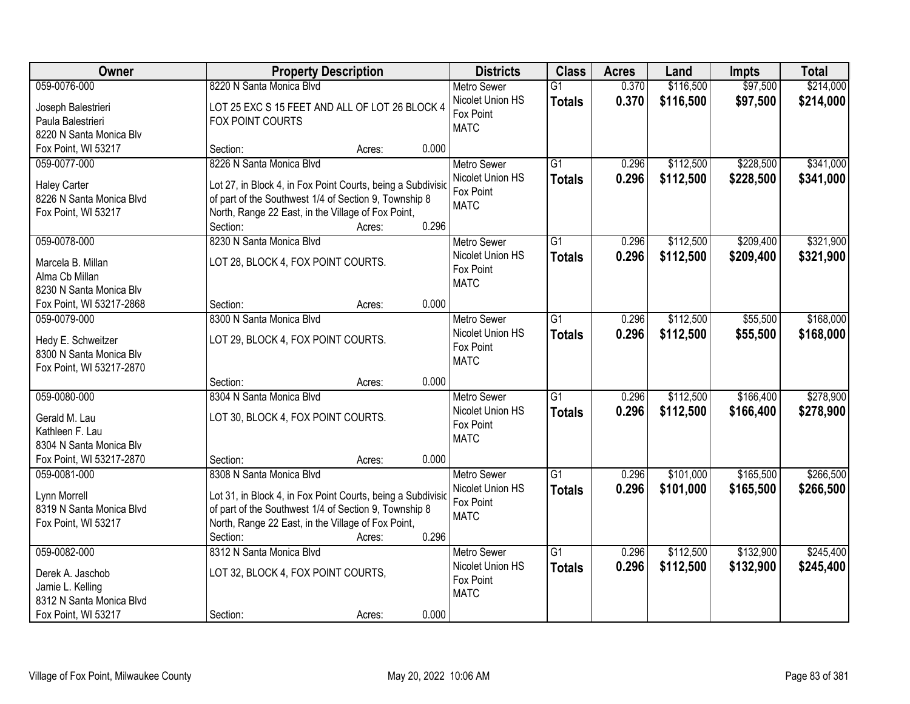| Owner | Property Description | Districts | Class | Acres | Land | Impts | Total |
|---|---|---|---|---|---|---|---|
| 059-0076-000<br>Joseph Balestrieri<br>Paula Balestrieri<br>8220 N Santa Monica Blv<br>Fox Point, WI 53217 | 8220 N Santa Monica Blvd<br>LOT 25 EXC S 15 FEET AND ALL OF LOT 26 BLOCK 4 FOX POINT COURTS<br>Section: Acres: 0.000 | Metro Sewer<br>Nicolet Union HS<br>Fox Point<br>MATC | G1<br>**Totals** | 0.370<br>**0.370** | $116,500<br>**$116,500** | $97,500<br>**$97,500** | $214,000<br>**$214,000** |
| 059-0077-000<br>Haley Carter<br>8226 N Santa Monica Blvd<br>Fox Point, WI 53217 | 8226 N Santa Monica Blvd<br>Lot 27, in Block 4, in Fox Point Courts, being a Subdivisic of part of the Southwest 1/4 of Section 9, Township 8 North, Range 22 East, in the Village of Fox Point,<br>Section: Acres: 0.296 | Metro Sewer<br>Nicolet Union HS<br>Fox Point<br>MATC | G1<br>**Totals** | 0.296<br>**0.296** | $112,500<br>**$112,500** | $228,500<br>**$228,500** | $341,000<br>**$341,000** |
| 059-0078-000<br>Marcela B. Millan<br>Alma Cb Millan<br>8230 N Santa Monica Blv<br>Fox Point, WI 53217-2868 | 8230 N Santa Monica Blvd<br>LOT 28, BLOCK 4, FOX POINT COURTS.<br>Section: Acres: 0.000 | Metro Sewer<br>Nicolet Union HS<br>Fox Point<br>MATC | G1<br>**Totals** | 0.296<br>**0.296** | $112,500<br>**$112,500** | $209,400<br>**$209,400** | $321,900<br>**$321,900** |
| 059-0079-000<br>Hedy E. Schweitzer<br>8300 N Santa Monica Blv<br>Fox Point, WI 53217-2870 | 8300 N Santa Monica Blvd<br>LOT 29, BLOCK 4, FOX POINT COURTS.<br>Section: Acres: 0.000 | Metro Sewer<br>Nicolet Union HS<br>Fox Point<br>MATC | G1<br>**Totals** | 0.296<br>**0.296** | $112,500<br>**$112,500** | $55,500<br>**$55,500** | $168,000<br>**$168,000** |
| 059-0080-000<br>Gerald M. Lau<br>Kathleen F. Lau<br>8304 N Santa Monica Blv<br>Fox Point, WI 53217-2870 | 8304 N Santa Monica Blvd<br>LOT 30, BLOCK 4, FOX POINT COURTS.<br>Section: Acres: 0.000 | Metro Sewer<br>Nicolet Union HS<br>Fox Point<br>MATC | G1<br>**Totals** | 0.296<br>**0.296** | $112,500<br>**$112,500** | $166,400<br>**$166,400** | $278,900<br>**$278,900** |
| 059-0081-000<br>Lynn Morrell<br>8319 N Santa Monica Blvd<br>Fox Point, WI 53217 | 8308 N Santa Monica Blvd<br>Lot 31, in Block 4, in Fox Point Courts, being a Subdivisic of part of the Southwest 1/4 of Section 9, Township 8 North, Range 22 East, in the Village of Fox Point,<br>Section: Acres: 0.296 | Metro Sewer<br>Nicolet Union HS<br>Fox Point<br>MATC | G1<br>**Totals** | 0.296<br>**0.296** | $101,000<br>**$101,000** | $165,500<br>**$165,500** | $266,500<br>**$266,500** |
| 059-0082-000<br>Derek A. Jaschob<br>Jamie L. Kelling<br>8312 N Santa Monica Blvd<br>Fox Point, WI 53217 | 8312 N Santa Monica Blvd<br>LOT 32, BLOCK 4, FOX POINT COURTS,<br>Section: Acres: 0.000 | Metro Sewer<br>Nicolet Union HS<br>Fox Point<br>MATC | G1<br>**Totals** | 0.296<br>**0.296** | $112,500<br>**$112,500** | $132,900<br>**$132,900** | $245,400<br>**$245,400** |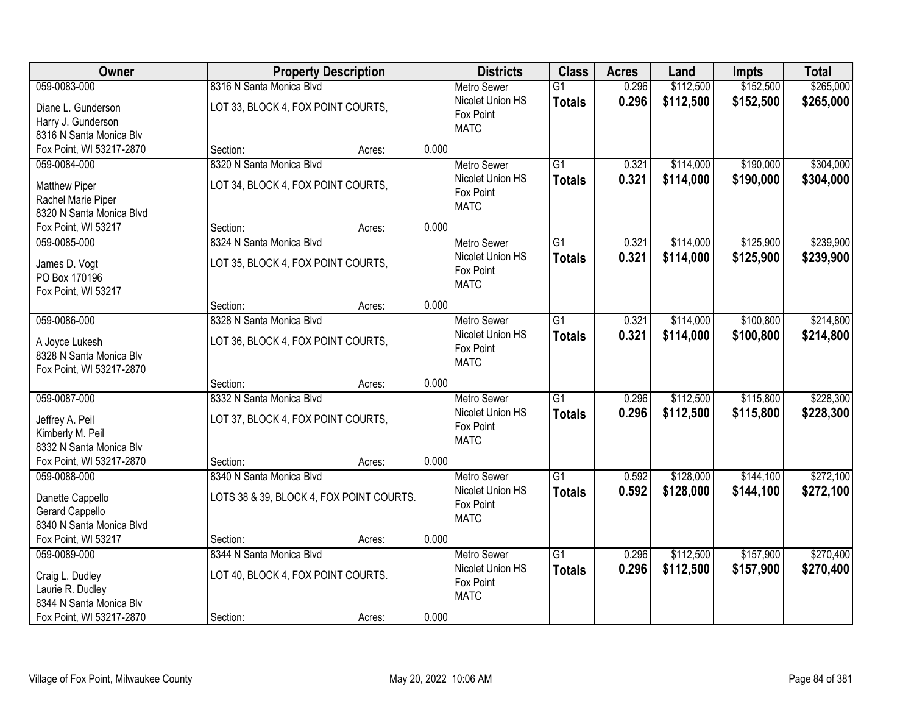| Owner | Property Description | | | Districts | Class | Acres | Land | Impts | Total |
|---|---|---|---|---|---|---|---|---|---|
| 059-0083-000 | 8316 N Santa Monica Blvd | | | Metro Sewer | G1 | 0.296 | $112,500 | $152,500 | $265,000 |
| Diane L. Gunderson<br>Harry J. Gunderson<br>8316 N Santa Monica Blv<br>Fox Point, WI 53217-2870 | LOT 33, BLOCK 4, FOX POINT COURTS, | | | Nicolet Union HS<br>Fox Point<br>MATC | **Totals** | **0.296** | **$112,500** | **$152,500** | **$265,000** |
| | Section: | Acres: | 0.000 | | | | | | |
| 059-0084-000 | 8320 N Santa Monica Blvd | | | Metro Sewer | G1 | 0.321 | $114,000 | $190,000 | $304,000 |
| Matthew Piper<br>Rachel Marie Piper<br>8320 N Santa Monica Blvd<br>Fox Point, WI 53217 | LOT 34, BLOCK 4, FOX POINT COURTS, | | | Nicolet Union HS<br>Fox Point<br>MATC | **Totals** | **0.321** | **$114,000** | **$190,000** | **$304,000** |
| | Section: | Acres: | 0.000 | | | | | | |
| 059-0085-000 | 8324 N Santa Monica Blvd | | | Metro Sewer | G1 | 0.321 | $114,000 | $125,900 | $239,900 |
| James D. Vogt<br>PO Box 170196<br>Fox Point, WI 53217 | LOT 35, BLOCK 4, FOX POINT COURTS, | | | Nicolet Union HS<br>Fox Point<br>MATC | **Totals** | **0.321** | **$114,000** | **$125,900** | **$239,900** |
| | Section: | Acres: | 0.000 | | | | | | |
| 059-0086-000 | 8328 N Santa Monica Blvd | | | Metro Sewer | G1 | 0.321 | $114,000 | $100,800 | $214,800 |
| A Joyce Lukesh<br>8328 N Santa Monica Blv<br>Fox Point, WI 53217-2870 | LOT 36, BLOCK 4, FOX POINT COURTS, | | | Nicolet Union HS<br>Fox Point<br>MATC | **Totals** | **0.321** | **$114,000** | **$100,800** | **$214,800** |
| | Section: | Acres: | 0.000 | | | | | | |
| 059-0087-000 | 8332 N Santa Monica Blvd | | | Metro Sewer | G1 | 0.296 | $112,500 | $115,800 | $228,300 |
| Jeffrey A. Peil<br>Kimberly M. Peil<br>8332 N Santa Monica Blv<br>Fox Point, WI 53217-2870 | LOT 37, BLOCK 4, FOX POINT COURTS, | | | Nicolet Union HS<br>Fox Point<br>MATC | **Totals** | **0.296** | **$112,500** | **$115,800** | **$228,300** |
| | Section: | Acres: | 0.000 | | | | | | |
| 059-0088-000 | 8340 N Santa Monica Blvd | | | Metro Sewer | G1 | 0.592 | $128,000 | $144,100 | $272,100 |
| Danette Cappello<br>Gerard Cappello<br>8340 N Santa Monica Blvd<br>Fox Point, WI 53217 | LOTS 38 & 39, BLOCK 4, FOX POINT COURTS. | | | Nicolet Union HS<br>Fox Point<br>MATC | **Totals** | **0.592** | **$128,000** | **$144,100** | **$272,100** |
| | Section: | Acres: | 0.000 | | | | | | |
| 059-0089-000 | 8344 N Santa Monica Blvd | | | Metro Sewer | G1 | 0.296 | $112,500 | $157,900 | $270,400 |
| Craig L. Dudley<br>Laurie R. Dudley<br>8344 N Santa Monica Blv<br>Fox Point, WI 53217-2870 | LOT 40, BLOCK 4, FOX POINT COURTS. | | | Nicolet Union HS<br>Fox Point<br>MATC | **Totals** | **0.296** | **$112,500** | **$157,900** | **$270,400** |
| | Section: | Acres: | 0.000 | | | | | | |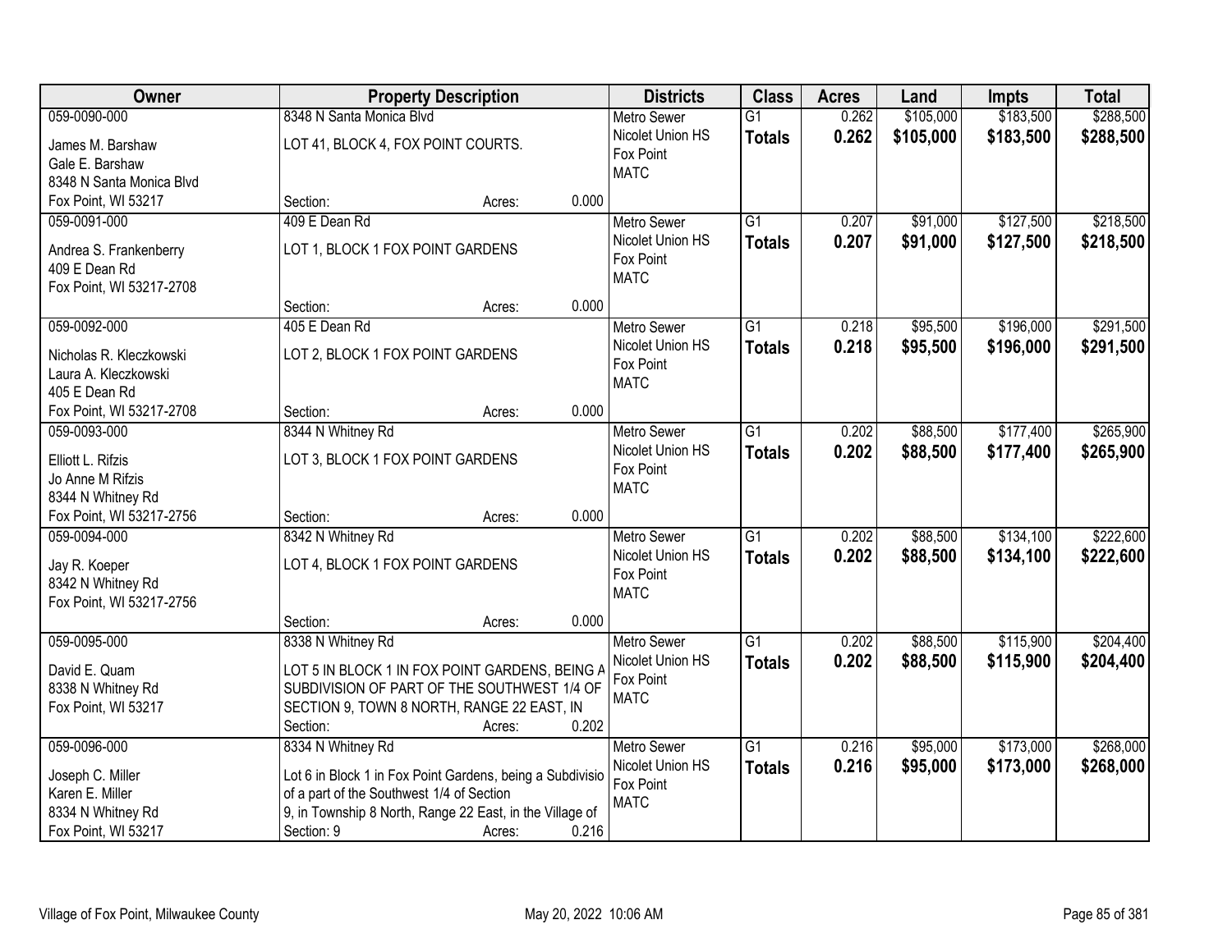| Owner | Property Description | Districts | Class | Acres | Land | Impts | Total |
|---|---|---|---|---|---|---|---|
| 059-0090-000<br>James M. Barshaw<br>Gale E. Barshaw<br>8348 N Santa Monica Blvd<br>Fox Point, WI 53217 | 8348 N Santa Monica Blvd<br>LOT 41, BLOCK 4, FOX POINT COURTS.<br>Section: Acres: 0.000 | Metro Sewer<br>Nicolet Union HS<br>Fox Point<br>MATC | G1<br>**Totals** | 0.262<br>**0.262** | $105,000<br>**$105,000** | $183,500<br>**$183,500** | $288,500<br>**$288,500** |
| 059-0091-000<br>Andrea S. Frankenberry<br>409 E Dean Rd<br>Fox Point, WI 53217-2708 | 409 E Dean Rd<br>LOT 1, BLOCK 1 FOX POINT GARDENS<br>Section: Acres: 0.000 | Metro Sewer<br>Nicolet Union HS<br>Fox Point<br>MATC | G1<br>**Totals** | 0.207<br>**0.207** | $91,000<br>**$91,000** | $127,500<br>**$127,500** | $218,500<br>**$218,500** |
| 059-0092-000<br>Nicholas R. Kleczkowski<br>Laura A. Kleczkowski<br>405 E Dean Rd<br>Fox Point, WI 53217-2708 | 405 E Dean Rd<br>LOT 2, BLOCK 1 FOX POINT GARDENS<br>Section: Acres: 0.000 | Metro Sewer<br>Nicolet Union HS<br>Fox Point<br>MATC | G1<br>**Totals** | 0.218<br>**0.218** | $95,500<br>**$95,500** | $196,000<br>**$196,000** | $291,500<br>**$291,500** |
| 059-0093-000<br>Elliott L. Rifzis<br>Jo Anne M Rifzis<br>8344 N Whitney Rd<br>Fox Point, WI 53217-2756 | 8344 N Whitney Rd<br>LOT 3, BLOCK 1 FOX POINT GARDENS<br>Section: Acres: 0.000 | Metro Sewer<br>Nicolet Union HS<br>Fox Point<br>MATC | G1<br>**Totals** | 0.202<br>**0.202** | $88,500<br>**$88,500** | $177,400<br>**$177,400** | $265,900<br>**$265,900** |
| 059-0094-000<br>Jay R. Koeper<br>8342 N Whitney Rd<br>Fox Point, WI 53217-2756 | 8342 N Whitney Rd<br>LOT 4, BLOCK 1 FOX POINT GARDENS<br>Section: Acres: 0.000 | Metro Sewer<br>Nicolet Union HS<br>Fox Point<br>MATC | G1<br>**Totals** | 0.202<br>**0.202** | $88,500<br>**$88,500** | $134,100<br>**$134,100** | $222,600<br>**$222,600** |
| 059-0095-000<br>David E. Quam<br>8338 N Whitney Rd<br>Fox Point, WI 53217 | 8338 N Whitney Rd<br>LOT 5 IN BLOCK 1 IN FOX POINT GARDENS, BEING A SUBDIVISION OF PART OF THE SOUTHWEST 1/4 OF SECTION 9, TOWN 8 NORTH, RANGE 22 EAST, IN<br>Section: Acres: 0.202 | Metro Sewer<br>Nicolet Union HS<br>Fox Point<br>MATC | G1<br>**Totals** | 0.202<br>**0.202** | $88,500<br>**$88,500** | $115,900<br>**$115,900** | $204,400<br>**$204,400** |
| 059-0096-000<br>Joseph C. Miller<br>Karen E. Miller<br>8334 N Whitney Rd<br>Fox Point, WI 53217 | 8334 N Whitney Rd<br>Lot 6 in Block 1 in Fox Point Gardens, being a Subdivisio of a part of the Southwest 1/4 of Section 9, in Township 8 North, Range 22 East, in the Village of<br>Section: 9 Acres: 0.216 | Metro Sewer<br>Nicolet Union HS<br>Fox Point<br>MATC | G1<br>**Totals** | 0.216<br>**0.216** | $95,000<br>**$95,000** | $173,000<br>**$173,000** | $268,000<br>**$268,000** |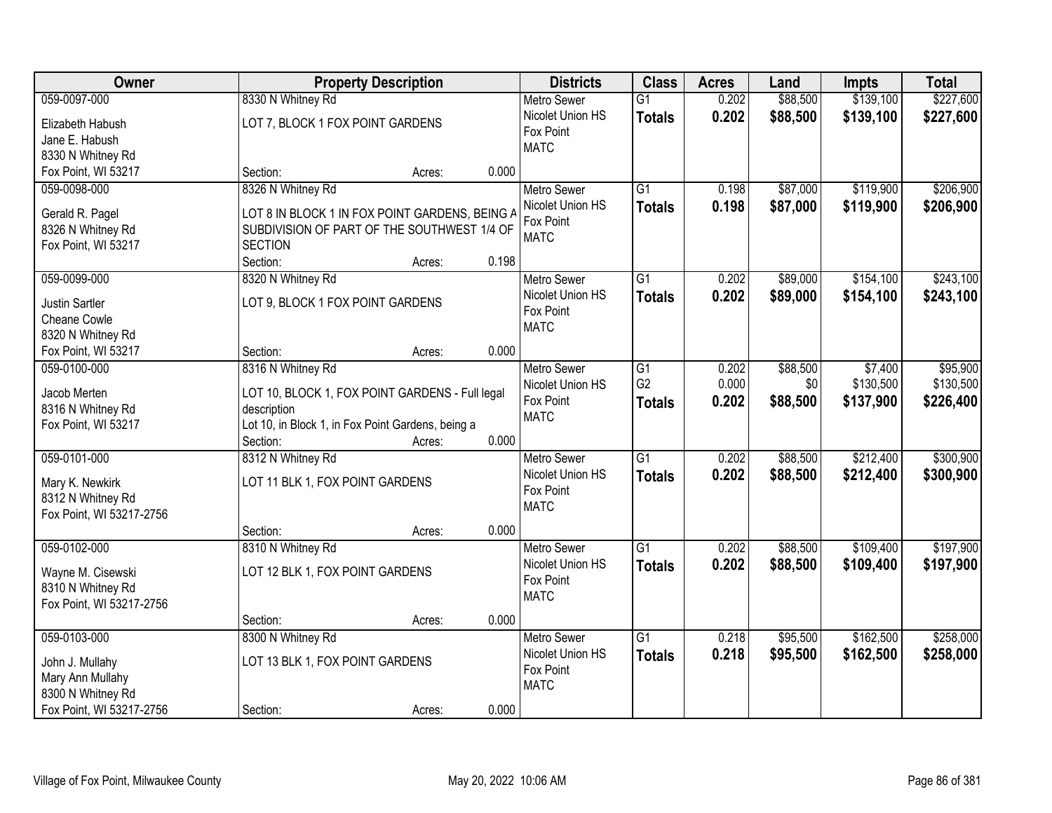| Owner | Property Description | | | Districts | Class | Acres | Land | Impts | Total |
|---|---|---|---|---|---|---|---|---|---|
| 059-0097-000<br>Elizabeth Habush<br>Jane E. Habush<br>8330 N Whitney Rd<br>Fox Point, WI 53217 | 8330 N Whitney Rd<br>LOT 7, BLOCK 1 FOX POINT GARDENS<br>Section: | Acres: | 0.000 | Metro Sewer<br>Nicolet Union HS<br>Fox Point<br>MATC | G1<br>**Totals** | 0.202<br>**0.202** | $88,500<br>**$88,500** | $139,100<br>**$139,100** | $227,600<br>**$227,600** |
| 059-0098-000<br>Gerald R. Pagel<br>8326 N Whitney Rd<br>Fox Point, WI 53217 | 8326 N Whitney Rd<br>LOT 8 IN BLOCK 1 IN FOX POINT GARDENS, BEING A SUBDIVISION OF PART OF THE SOUTHWEST 1/4 OF SECTION<br>Section: | Acres: | 0.198 | Metro Sewer<br>Nicolet Union HS<br>Fox Point<br>MATC | G1<br>**Totals** | 0.198<br>**0.198** | $87,000<br>**$87,000** | $119,900<br>**$119,900** | $206,900<br>**$206,900** |
| 059-0099-000<br>Justin Sartler<br>Cheane Cowle<br>8320 N Whitney Rd<br>Fox Point, WI 53217 | 8320 N Whitney Rd<br>LOT 9, BLOCK 1 FOX POINT GARDENS<br>Section: | Acres: | 0.000 | Metro Sewer<br>Nicolet Union HS<br>Fox Point<br>MATC | G1<br>**Totals** | 0.202<br>**0.202** | $89,000<br>**$89,000** | $154,100<br>**$154,100** | $243,100<br>**$243,100** |
| 059-0100-000<br>Jacob Merten<br>8316 N Whitney Rd<br>Fox Point, WI 53217 | 8316 N Whitney Rd<br>LOT 10, BLOCK 1, FOX POINT GARDENS - Full legal description<br>Lot 10, in Block 1, in Fox Point Gardens, being a<br>Section: | Acres: | 0.000 | Metro Sewer<br>Nicolet Union HS<br>Fox Point<br>MATC | G1<br>G2<br>**Totals** | 0.202<br>0.000<br>**0.202** | $88,500<br>$0<br>**$88,500** | $7,400<br>$130,500<br>**$137,900** | $95,900<br>$130,500<br>**$226,400** |
| 059-0101-000<br>Mary K. Newkirk<br>8312 N Whitney Rd<br>Fox Point, WI 53217-2756 | 8312 N Whitney Rd<br>LOT 11 BLK 1, FOX POINT GARDENS<br>Section: | Acres: | 0.000 | Metro Sewer<br>Nicolet Union HS<br>Fox Point<br>MATC | G1<br>**Totals** | 0.202<br>**0.202** | $88,500<br>**$88,500** | $212,400<br>**$212,400** | $300,900<br>**$300,900** |
| 059-0102-000<br>Wayne M. Cisewski<br>8310 N Whitney Rd<br>Fox Point, WI 53217-2756 | 8310 N Whitney Rd<br>LOT 12 BLK 1, FOX POINT GARDENS<br>Section: | Acres: | 0.000 | Metro Sewer<br>Nicolet Union HS<br>Fox Point<br>MATC | G1<br>**Totals** | 0.202<br>**0.202** | $88,500<br>**$88,500** | $109,400<br>**$109,400** | $197,900<br>**$197,900** |
| 059-0103-000<br>John J. Mullahy<br>Mary Ann Mullahy<br>8300 N Whitney Rd<br>Fox Point, WI 53217-2756 | 8300 N Whitney Rd<br>LOT 13 BLK 1, FOX POINT GARDENS<br>Section: | Acres: | 0.000 | Metro Sewer<br>Nicolet Union HS<br>Fox Point<br>MATC | G1<br>**Totals** | 0.218<br>**0.218** | $95,500<br>**$95,500** | $162,500<br>**$162,500** | $258,000<br>**$258,000** |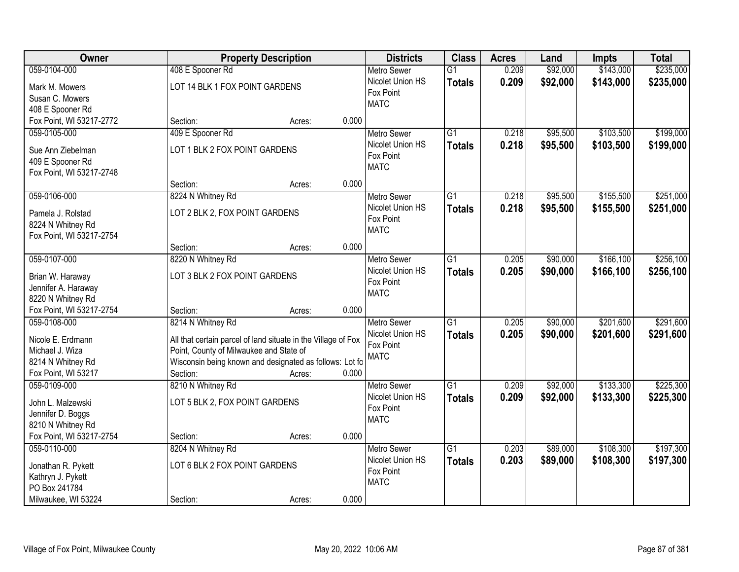| Owner | Property Description | Districts | Class | Acres | Land | Impts | Total |
|---|---|---|---|---|---|---|---|
| 059-0104-000<br>Mark M. Mowers<br>Susan C. Mowers<br>408 E Spooner Rd<br>Fox Point, WI 53217-2772 | 408 E Spooner Rd<br>LOT 14 BLK 1 FOX POINT GARDENS<br>Section: Acres: 0.000 | Metro Sewer<br>Nicolet Union HS<br>Fox Point<br>MATC | G1<br>**Totals** | 0.209<br>**0.209** | $92,000<br>**$92,000** | $143,000<br>**$143,000** | $235,000<br>**$235,000** |
| 059-0105-000<br>Sue Ann Ziebelman<br>409 E Spooner Rd<br>Fox Point, WI 53217-2748 | 409 E Spooner Rd<br>LOT 1 BLK 2 FOX POINT GARDENS<br>Section: Acres: 0.000 | Metro Sewer<br>Nicolet Union HS<br>Fox Point<br>MATC | G1<br>**Totals** | 0.218<br>**0.218** | $95,500<br>**$95,500** | $103,500<br>**$103,500** | $199,000<br>**$199,000** |
| 059-0106-000<br>Pamela J. Rolstad<br>8224 N Whitney Rd<br>Fox Point, WI 53217-2754 | 8224 N Whitney Rd<br>LOT 2 BLK 2, FOX POINT GARDENS<br>Section: Acres: 0.000 | Metro Sewer<br>Nicolet Union HS<br>Fox Point<br>MATC | G1<br>**Totals** | 0.218<br>**0.218** | $95,500<br>**$95,500** | $155,500<br>**$155,500** | $251,000<br>**$251,000** |
| 059-0107-000<br>Brian W. Haraway<br>Jennifer A. Haraway<br>8220 N Whitney Rd<br>Fox Point, WI 53217-2754 | 8220 N Whitney Rd<br>LOT 3 BLK 2 FOX POINT GARDENS<br>Section: Acres: 0.000 | Metro Sewer<br>Nicolet Union HS<br>Fox Point<br>MATC | G1<br>**Totals** | 0.205<br>**0.205** | $90,000<br>**$90,000** | $166,100<br>**$166,100** | $256,100<br>**$256,100** |
| 059-0108-000<br>Nicole E. Erdmann<br>Michael J. Wiza<br>8214 N Whitney Rd<br>Fox Point, WI 53217 | 8214 N Whitney Rd<br>All that certain parcel of land situate in the Village of Fox Point, County of Milwaukee and State of Wisconsin being known and designated as follows: Lot fo<br>Section: Acres: 0.000 | Metro Sewer<br>Nicolet Union HS<br>Fox Point<br>MATC | G1<br>**Totals** | 0.205<br>**0.205** | $90,000<br>**$90,000** | $201,600<br>**$201,600** | $291,600<br>**$291,600** |
| 059-0109-000<br>John L. Malzewski<br>Jennifer D. Boggs<br>8210 N Whitney Rd<br>Fox Point, WI 53217-2754 | 8210 N Whitney Rd<br>LOT 5 BLK 2, FOX POINT GARDENS<br>Section: Acres: 0.000 | Metro Sewer<br>Nicolet Union HS<br>Fox Point<br>MATC | G1<br>**Totals** | 0.209<br>**0.209** | $92,000<br>**$92,000** | $133,300<br>**$133,300** | $225,300<br>**$225,300** |
| 059-0110-000<br>Jonathan R. Pykett<br>Kathryn J. Pykett<br>PO Box 241784<br>Milwaukee, WI 53224 | 8204 N Whitney Rd<br>LOT 6 BLK 2 FOX POINT GARDENS<br>Section: Acres: 0.000 | Metro Sewer<br>Nicolet Union HS<br>Fox Point<br>MATC | G1<br>**Totals** | 0.203<br>**0.203** | $89,000<br>**$89,000** | $108,300<br>**$108,300** | $197,300<br>**$197,300** |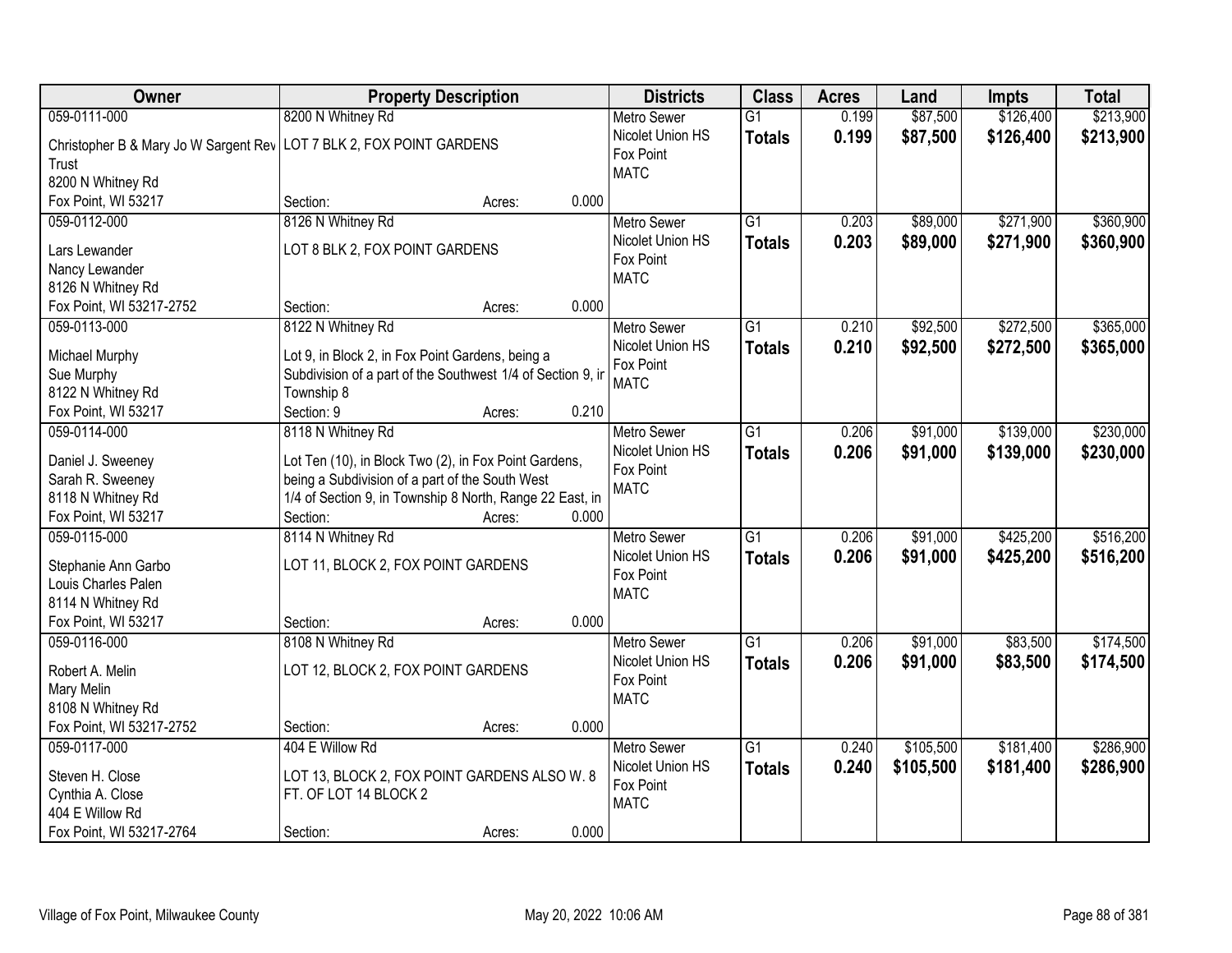| Owner | Property Description | Districts | Class | Acres | Land | Impts | Total |
|---|---|---|---|---|---|---|---|
| 059-0111-000<br>Christopher B & Mary Jo W Sargent Rev Trust<br>8200 N Whitney Rd<br>Fox Point, WI 53217 | 8200 N Whitney Rd<br>LOT 7 BLK 2, FOX POINT GARDENS<br>Section: Acres: 0.000 | Metro Sewer<br>Nicolet Union HS<br>Fox Point<br>MATC | G1<br>**Totals** | 0.199<br>**0.199** | $87,500<br>**$87,500** | $126,400<br>**$126,400** | $213,900<br>**$213,900** |
| 059-0112-000<br>Lars Lewander<br>Nancy Lewander<br>8126 N Whitney Rd<br>Fox Point, WI 53217-2752 | 8126 N Whitney Rd<br>LOT 8 BLK 2, FOX POINT GARDENS<br>Section: Acres: 0.000 | Metro Sewer<br>Nicolet Union HS<br>Fox Point<br>MATC | G1<br>**Totals** | 0.203<br>**0.203** | $89,000<br>**$89,000** | $271,900<br>**$271,900** | $360,900<br>**$360,900** |
| 059-0113-000<br>Michael Murphy<br>Sue Murphy<br>8122 N Whitney Rd<br>Fox Point, WI 53217 | 8122 N Whitney Rd<br>Lot 9, in Block 2, in Fox Point Gardens, being a Subdivision of a part of the Southwest 1/4 of Section 9, ir Township 8<br>Section: 9 Acres: 0.210 | Metro Sewer<br>Nicolet Union HS<br>Fox Point<br>MATC | G1<br>**Totals** | 0.210<br>**0.210** | $92,500<br>**$92,500** | $272,500<br>**$272,500** | $365,000<br>**$365,000** |
| 059-0114-000<br>Daniel J. Sweeney<br>Sarah R. Sweeney<br>8118 N Whitney Rd<br>Fox Point, WI 53217 | 8118 N Whitney Rd<br>Lot Ten (10), in Block Two (2), in Fox Point Gardens, being a Subdivision of a part of the South West 1/4 of Section 9, in Township 8 North, Range 22 East, in<br>Section: Acres: 0.000 | Metro Sewer<br>Nicolet Union HS<br>Fox Point<br>MATC | G1<br>**Totals** | 0.206<br>**0.206** | $91,000<br>**$91,000** | $139,000<br>**$139,000** | $230,000<br>**$230,000** |
| 059-0115-000<br>Stephanie Ann Garbo<br>Louis Charles Palen<br>8114 N Whitney Rd<br>Fox Point, WI 53217 | 8114 N Whitney Rd<br>LOT 11, BLOCK 2, FOX POINT GARDENS<br>Section: Acres: 0.000 | Metro Sewer<br>Nicolet Union HS<br>Fox Point<br>MATC | G1<br>**Totals** | 0.206<br>**0.206** | $91,000<br>**$91,000** | $425,200<br>**$425,200** | $516,200<br>**$516,200** |
| 059-0116-000<br>Robert A. Melin<br>Mary Melin<br>8108 N Whitney Rd<br>Fox Point, WI 53217-2752 | 8108 N Whitney Rd<br>LOT 12, BLOCK 2, FOX POINT GARDENS<br>Section: Acres: 0.000 | Metro Sewer<br>Nicolet Union HS<br>Fox Point<br>MATC | G1<br>**Totals** | 0.206<br>**0.206** | $91,000<br>**$91,000** | $83,500<br>**$83,500** | $174,500<br>**$174,500** |
| 059-0117-000<br>Steven H. Close<br>Cynthia A. Close<br>404 E Willow Rd<br>Fox Point, WI 53217-2764 | 404 E Willow Rd<br>LOT 13, BLOCK 2, FOX POINT GARDENS ALSO W. 8 FT. OF LOT 14 BLOCK 2<br>Section: Acres: 0.000 | Metro Sewer<br>Nicolet Union HS<br>Fox Point<br>MATC | G1<br>**Totals** | 0.240<br>**0.240** | $105,500<br>**$105,500** | $181,400<br>**$181,400** | $286,900<br>**$286,900** |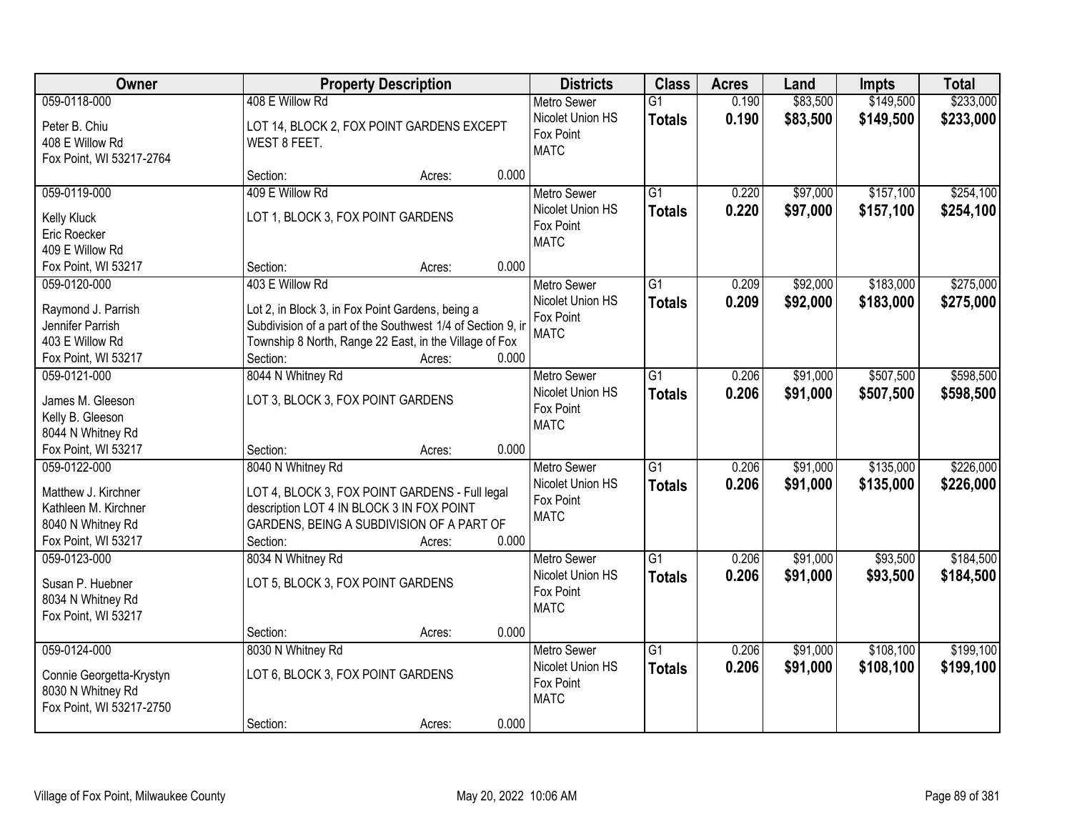| Owner | Property Description | Districts | Class | Acres | Land | Impts | Total |
|---|---|---|---|---|---|---|---|
| 059-0118-000<br>Peter B. Chiu<br>408 E Willow Rd<br>Fox Point, WI 53217-2764 | 408 E Willow Rd<br>LOT 14, BLOCK 2, FOX POINT GARDENS EXCEPT WEST 8 FEET.<br>Section: Acres: 0.000 | Metro Sewer<br>Nicolet Union HS<br>Fox Point<br>MATC | G1<br>**Totals** | 0.190<br>**0.190** | $83,500<br>**$83,500** | $149,500<br>**$149,500** | $233,000<br>**$233,000** |
| 059-0119-000<br>Kelly Kluck<br>Eric Roecker<br>409 E Willow Rd<br>Fox Point, WI 53217 | 409 E Willow Rd<br>LOT 1, BLOCK 3, FOX POINT GARDENS<br>Section: Acres: 0.000 | Metro Sewer<br>Nicolet Union HS<br>Fox Point<br>MATC | G1<br>**Totals** | 0.220<br>**0.220** | $97,000<br>**$97,000** | $157,100<br>**$157,100** | $254,100<br>**$254,100** |
| 059-0120-000<br>Raymond J. Parrish<br>Jennifer Parrish<br>403 E Willow Rd<br>Fox Point, WI 53217 | 403 E Willow Rd<br>Lot 2, in Block 3, in Fox Point Gardens, being a Subdivision of a part of the Southwest 1/4 of Section 9, ir Township 8 North, Range 22 East, in the Village of Fox<br>Section: Acres: 0.000 | Metro Sewer<br>Nicolet Union HS<br>Fox Point<br>MATC | G1<br>**Totals** | 0.209<br>**0.209** | $92,000<br>**$92,000** | $183,000<br>**$183,000** | $275,000<br>**$275,000** |
| 059-0121-000<br>James M. Gleeson<br>Kelly B. Gleeson<br>8044 N Whitney Rd<br>Fox Point, WI 53217 | 8044 N Whitney Rd<br>LOT 3, BLOCK 3, FOX POINT GARDENS<br>Section: Acres: 0.000 | Metro Sewer<br>Nicolet Union HS<br>Fox Point<br>MATC | G1<br>**Totals** | 0.206<br>**0.206** | $91,000<br>**$91,000** | $507,500<br>**$507,500** | $598,500<br>**$598,500** |
| 059-0122-000<br>Matthew J. Kirchner<br>Kathleen M. Kirchner<br>8040 N Whitney Rd<br>Fox Point, WI 53217 | 8040 N Whitney Rd<br>LOT 4, BLOCK 3, FOX POINT GARDENS - Full legal description LOT 4 IN BLOCK 3 IN FOX POINT GARDENS, BEING A SUBDIVISION OF A PART OF<br>Section: Acres: 0.000 | Metro Sewer<br>Nicolet Union HS<br>Fox Point<br>MATC | G1<br>**Totals** | 0.206<br>**0.206** | $91,000<br>**$91,000** | $135,000<br>**$135,000** | $226,000<br>**$226,000** |
| 059-0123-000<br>Susan P. Huebner<br>8034 N Whitney Rd<br>Fox Point, WI 53217 | 8034 N Whitney Rd<br>LOT 5, BLOCK 3, FOX POINT GARDENS<br>Section: Acres: 0.000 | Metro Sewer<br>Nicolet Union HS<br>Fox Point<br>MATC | G1<br>**Totals** | 0.206<br>**0.206** | $91,000<br>**$91,000** | $93,500<br>**$93,500** | $184,500<br>**$184,500** |
| 059-0124-000<br>Connie Georgetta-Krystyn<br>8030 N Whitney Rd<br>Fox Point, WI 53217-2750 | 8030 N Whitney Rd<br>LOT 6, BLOCK 3, FOX POINT GARDENS<br>Section: Acres: 0.000 | Metro Sewer<br>Nicolet Union HS<br>Fox Point<br>MATC | G1<br>**Totals** | 0.206<br>**0.206** | $91,000<br>**$91,000** | $108,100<br>**$108,100** | $199,100<br>**$199,100** |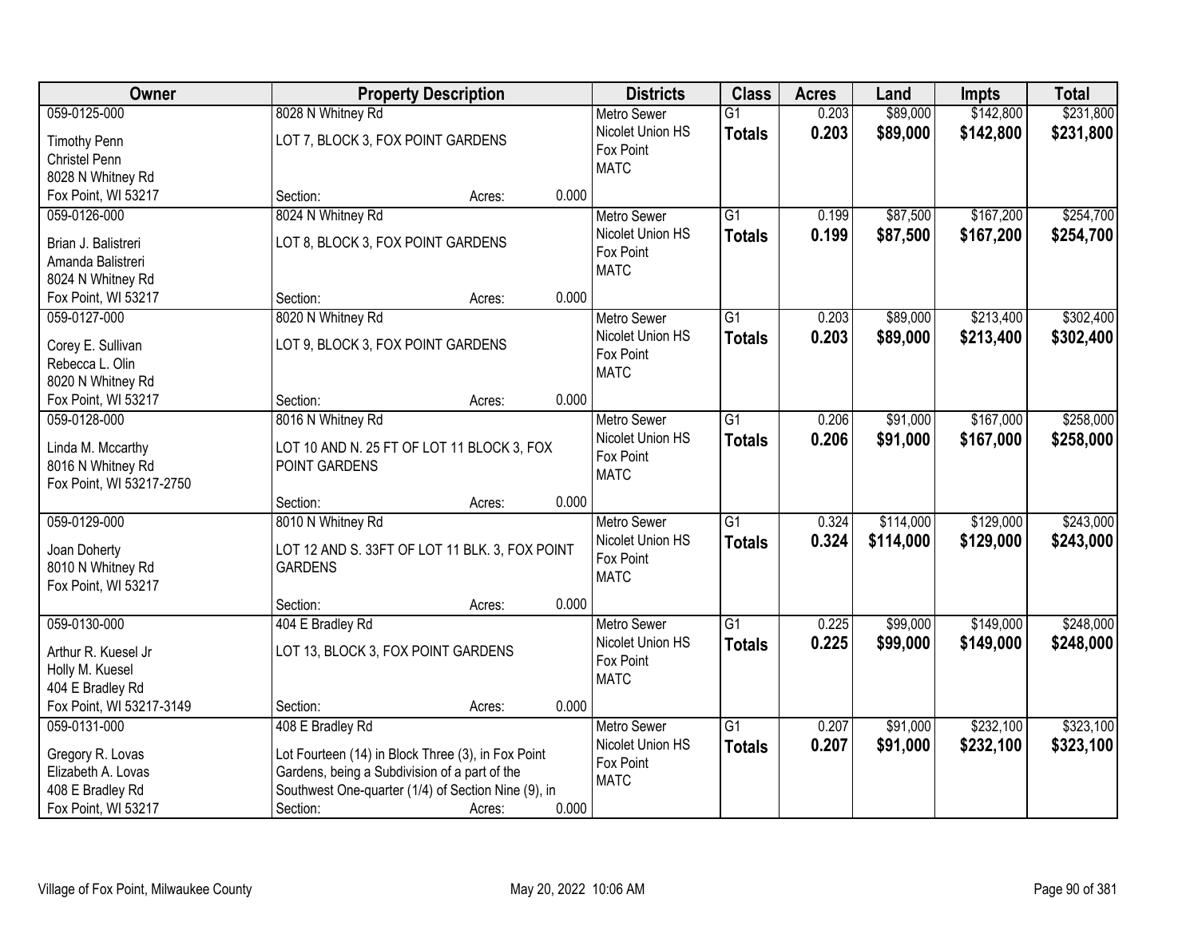| Owner | Property Description | Districts | Class | Acres | Land | Impts | Total |
|---|---|---|---|---|---|---|---|
| 059-0125-000<br>Timothy Penn<br>Christel Penn<br>8028 N Whitney Rd<br>Fox Point, WI 53217 | 8028 N Whitney Rd<br>LOT 7, BLOCK 3, FOX POINT GARDENS<br>Section: Acres: 0.000 | Metro Sewer<br>Nicolet Union HS<br>Fox Point<br>MATC | G1<br>**Totals** | 0.203<br>**0.203** | $89,000<br>**$89,000** | $142,800<br>**$142,800** | $231,800<br>**$231,800** |
| 059-0126-000<br>Brian J. Balistreri<br>Amanda Balistreri<br>8024 N Whitney Rd<br>Fox Point, WI 53217 | 8024 N Whitney Rd<br>LOT 8, BLOCK 3, FOX POINT GARDENS<br>Section: Acres: 0.000 | Metro Sewer<br>Nicolet Union HS<br>Fox Point<br>MATC | G1<br>**Totals** | 0.199<br>**0.199** | $87,500<br>**$87,500** | $167,200<br>**$167,200** | $254,700<br>**$254,700** |
| 059-0127-000<br>Corey E. Sullivan<br>Rebecca L. Olin<br>8020 N Whitney Rd<br>Fox Point, WI 53217 | 8020 N Whitney Rd<br>LOT 9, BLOCK 3, FOX POINT GARDENS<br>Section: Acres: 0.000 | Metro Sewer<br>Nicolet Union HS<br>Fox Point<br>MATC | G1<br>**Totals** | 0.203<br>**0.203** | $89,000<br>**$89,000** | $213,400<br>**$213,400** | $302,400<br>**$302,400** |
| 059-0128-000<br>Linda M. Mccarthy<br>8016 N Whitney Rd<br>Fox Point, WI 53217-2750 | 8016 N Whitney Rd<br>LOT 10 AND N. 25 FT OF LOT 11 BLOCK 3, FOX POINT GARDENS<br>Section: Acres: 0.000 | Metro Sewer<br>Nicolet Union HS<br>Fox Point<br>MATC | G1<br>**Totals** | 0.206<br>**0.206** | $91,000<br>**$91,000** | $167,000<br>**$167,000** | $258,000<br>**$258,000** |
| 059-0129-000<br>Joan Doherty<br>8010 N Whitney Rd<br>Fox Point, WI 53217 | 8010 N Whitney Rd<br>LOT 12 AND S. 33FT OF LOT 11 BLK. 3, FOX POINT GARDENS<br>Section: Acres: 0.000 | Metro Sewer<br>Nicolet Union HS<br>Fox Point<br>MATC | G1<br>**Totals** | 0.324<br>**0.324** | $114,000<br>**$114,000** | $129,000<br>**$129,000** | $243,000<br>**$243,000** |
| 059-0130-000<br>Arthur R. Kuesel Jr<br>Holly M. Kuesel<br>404 E Bradley Rd<br>Fox Point, WI 53217-3149 | 404 E Bradley Rd<br>LOT 13, BLOCK 3, FOX POINT GARDENS<br>Section: Acres: 0.000 | Metro Sewer<br>Nicolet Union HS<br>Fox Point<br>MATC | G1<br>**Totals** | 0.225<br>**0.225** | $99,000<br>**$99,000** | $149,000<br>**$149,000** | $248,000<br>**$248,000** |
| 059-0131-000<br>Gregory R. Lovas<br>Elizabeth A. Lovas<br>408 E Bradley Rd<br>Fox Point, WI 53217 | 408 E Bradley Rd<br>Lot Fourteen (14) in Block Three (3), in Fox Point Gardens, being a Subdivision of a part of the Southwest One-quarter (1/4) of Section Nine (9), in<br>Section: Acres: 0.000 | Metro Sewer<br>Nicolet Union HS<br>Fox Point<br>MATC | G1<br>**Totals** | 0.207<br>**0.207** | $91,000<br>**$91,000** | $232,100<br>**$232,100** | $323,100<br>**$323,100** |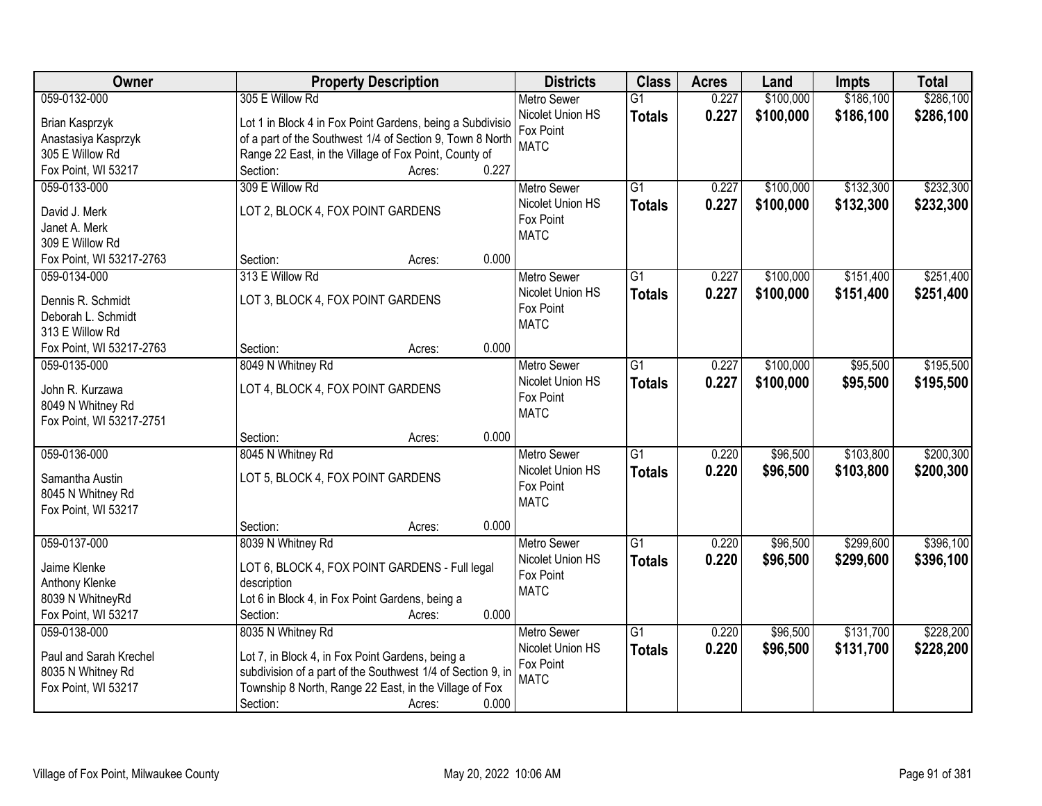| Owner | Property Description | Districts | Class | Acres | Land | Impts | Total |
|---|---|---|---|---|---|---|---|
| 059-0132-000<br>Brian Kasprzyk<br>Anastasiya Kasprzyk<br>305 E Willow Rd<br>Fox Point, WI 53217 | 305 E Willow Rd<br>Lot 1 in Block 4 in Fox Point Gardens, being a Subdivisio of a part of the Southwest 1/4 of Section 9, Town 8 North Range 22 East, in the Village of Fox Point, County of<br>Section: Acres: 0.227 | Metro Sewer<br>Nicolet Union HS<br>Fox Point<br>MATC | G1<br>**Totals** | 0.227<br>**0.227** | $100,000<br>**$100,000** | $186,100<br>**$186,100** | $286,100<br>**$286,100** |
| 059-0133-000<br>David J. Merk<br>Janet A. Merk<br>309 E Willow Rd<br>Fox Point, WI 53217-2763 | 309 E Willow Rd<br>LOT 2, BLOCK 4, FOX POINT GARDENS<br>Section: Acres: 0.000 | Metro Sewer<br>Nicolet Union HS<br>Fox Point<br>MATC | G1<br>**Totals** | 0.227<br>**0.227** | $100,000<br>**$100,000** | $132,300<br>**$132,300** | $232,300<br>**$232,300** |
| 059-0134-000<br>Dennis R. Schmidt<br>Deborah L. Schmidt<br>313 E Willow Rd<br>Fox Point, WI 53217-2763 | 313 E Willow Rd<br>LOT 3, BLOCK 4, FOX POINT GARDENS<br>Section: Acres: 0.000 | Metro Sewer<br>Nicolet Union HS<br>Fox Point<br>MATC | G1<br>**Totals** | 0.227<br>**0.227** | $100,000<br>**$100,000** | $151,400<br>**$151,400** | $251,400<br>**$251,400** |
| 059-0135-000<br>John R. Kurzawa<br>8049 N Whitney Rd<br>Fox Point, WI 53217-2751 | 8049 N Whitney Rd<br>LOT 4, BLOCK 4, FOX POINT GARDENS<br>Section: Acres: 0.000 | Metro Sewer<br>Nicolet Union HS<br>Fox Point<br>MATC | G1<br>**Totals** | 0.227<br>**0.227** | $100,000<br>**$100,000** | $95,500<br>**$95,500** | $195,500<br>**$195,500** |
| 059-0136-000<br>Samantha Austin<br>8045 N Whitney Rd<br>Fox Point, WI 53217 | 8045 N Whitney Rd<br>LOT 5, BLOCK 4, FOX POINT GARDENS<br>Section: Acres: 0.000 | Metro Sewer<br>Nicolet Union HS<br>Fox Point<br>MATC | G1<br>**Totals** | 0.220<br>**0.220** | $96,500<br>**$96,500** | $103,800<br>**$103,800** | $200,300<br>**$200,300** |
| 059-0137-000<br>Jaime Klenke<br>Anthony Klenke<br>8039 N WhitneyRd<br>Fox Point, WI 53217 | 8039 N Whitney Rd<br>LOT 6, BLOCK 4, FOX POINT GARDENS - Full legal description<br>Lot 6 in Block 4, in Fox Point Gardens, being a<br>Section: Acres: 0.000 | Metro Sewer<br>Nicolet Union HS<br>Fox Point<br>MATC | G1<br>**Totals** | 0.220<br>**0.220** | $96,500<br>**$96,500** | $299,600<br>**$299,600** | $396,100<br>**$396,100** |
| 059-0138-000<br>Paul and Sarah Krechel<br>8035 N Whitney Rd<br>Fox Point, WI 53217 | 8035 N Whitney Rd<br>Lot 7, in Block 4, in Fox Point Gardens, being a subdivision of a part of the Southwest 1/4 of Section 9, in Township 8 North, Range 22 East, in the Village of Fox<br>Section: Acres: 0.000 | Metro Sewer<br>Nicolet Union HS<br>Fox Point<br>MATC | G1<br>**Totals** | 0.220<br>**0.220** | $96,500<br>**$96,500** | $131,700<br>**$131,700** | $228,200<br>**$228,200** |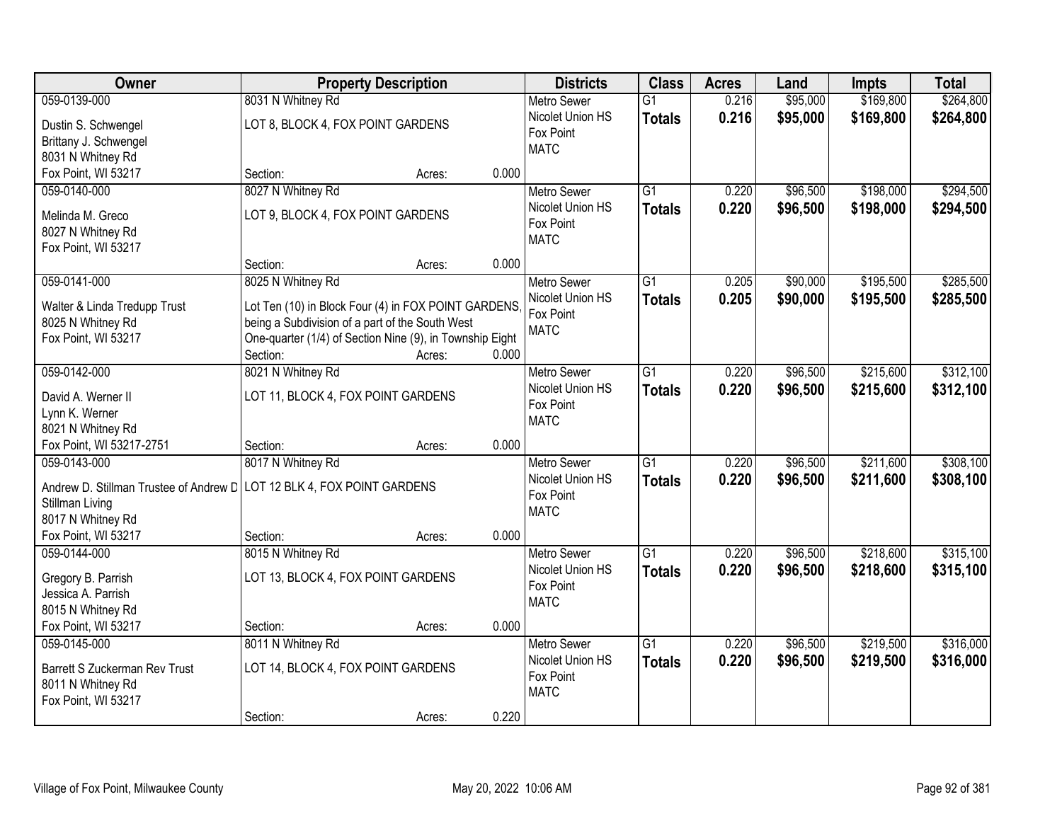| Owner | Property Description | Districts | Class | Acres | Land | Impts | Total |
|---|---|---|---|---|---|---|---|
| 059-0139-000<br>Dustin S. Schwengel<br>Brittany J. Schwengel<br>8031 N Whitney Rd<br>Fox Point, WI 53217 | 8031 N Whitney Rd<br>LOT 8, BLOCK 4, FOX POINT GARDENS<br>Section: Acres: 0.000 | Metro Sewer<br>Nicolet Union HS<br>Fox Point<br>MATC | G1<br>**Totals** | 0.216<br>**0.216** | $95,000<br>**$95,000** | $169,800<br>**$169,800** | $264,800<br>**$264,800** |
| 059-0140-000<br>Melinda M. Greco<br>8027 N Whitney Rd<br>Fox Point, WI 53217 | 8027 N Whitney Rd<br>LOT 9, BLOCK 4, FOX POINT GARDENS<br>Section: Acres: 0.000 | Metro Sewer<br>Nicolet Union HS<br>Fox Point<br>MATC | G1<br>**Totals** | 0.220<br>**0.220** | $96,500<br>**$96,500** | $198,000<br>**$198,000** | $294,500<br>**$294,500** |
| 059-0141-000<br>Walter & Linda Tredupp Trust<br>8025 N Whitney Rd<br>Fox Point, WI 53217 | 8025 N Whitney Rd<br>Lot Ten (10) in Block Four (4) in FOX POINT GARDENS, being a Subdivision of a part of the South West One-quarter (1/4) of Section Nine (9), in Township Eight<br>Section: Acres: 0.000 | Metro Sewer<br>Nicolet Union HS<br>Fox Point<br>MATC | G1<br>**Totals** | 0.205<br>**0.205** | $90,000<br>**$90,000** | $195,500<br>**$195,500** | $285,500<br>**$285,500** |
| 059-0142-000<br>David A. Werner II<br>Lynn K. Werner<br>8021 N Whitney Rd<br>Fox Point, WI 53217-2751 | 8021 N Whitney Rd<br>LOT 11, BLOCK 4, FOX POINT GARDENS<br>Section: Acres: 0.000 | Metro Sewer<br>Nicolet Union HS<br>Fox Point<br>MATC | G1<br>**Totals** | 0.220<br>**0.220** | $96,500<br>**$96,500** | $215,600<br>**$215,600** | $312,100<br>**$312,100** |
| 059-0143-000<br>Andrew D. Stillman Trustee of Andrew D Stillman Living<br>8017 N Whitney Rd<br>Fox Point, WI 53217 | 8017 N Whitney Rd<br>LOT 12 BLK 4, FOX POINT GARDENS<br>Section: Acres: 0.000 | Metro Sewer<br>Nicolet Union HS<br>Fox Point<br>MATC | G1<br>**Totals** | 0.220<br>**0.220** | $96,500<br>**$96,500** | $211,600<br>**$211,600** | $308,100<br>**$308,100** |
| 059-0144-000<br>Gregory B. Parrish<br>Jessica A. Parrish<br>8015 N Whitney Rd<br>Fox Point, WI 53217 | 8015 N Whitney Rd<br>LOT 13, BLOCK 4, FOX POINT GARDENS<br>Section: Acres: 0.000 | Metro Sewer<br>Nicolet Union HS<br>Fox Point<br>MATC | G1<br>**Totals** | 0.220<br>**0.220** | $96,500<br>**$96,500** | $218,600<br>**$218,600** | $315,100<br>**$315,100** |
| 059-0145-000<br>Barrett S Zuckerman Rev Trust<br>8011 N Whitney Rd<br>Fox Point, WI 53217 | 8011 N Whitney Rd<br>LOT 14, BLOCK 4, FOX POINT GARDENS<br>Section: Acres: 0.220 | Metro Sewer<br>Nicolet Union HS<br>Fox Point<br>MATC | G1<br>**Totals** | 0.220<br>**0.220** | $96,500<br>**$96,500** | $219,500<br>**$219,500** | $316,000<br>**$316,000** |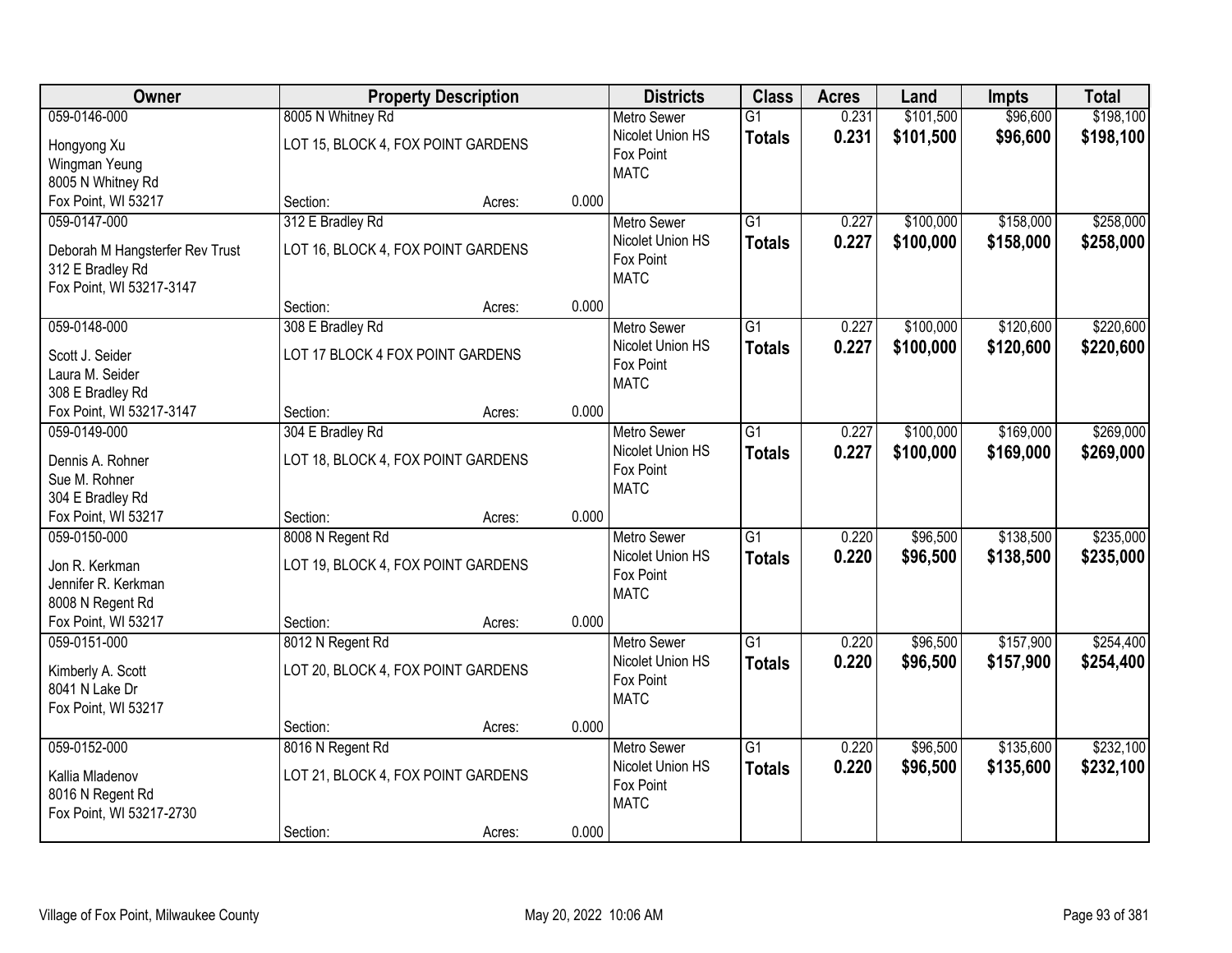| Owner | Property Description | | | Districts | Class | Acres | Land | Impts | Total |
|---|---|---|---|---|---|---|---|---|---|
| 059-0146-000<br>Hongyong Xu<br>Wingman Yeung<br>8005 N Whitney Rd<br>Fox Point, WI 53217 | 8005 N Whitney Rd<br>LOT 15, BLOCK 4, FOX POINT GARDENS<br>Section: | Acres: | 0.000 | Metro Sewer<br>Nicolet Union HS<br>Fox Point<br>MATC | G1<br>**Totals** | 0.231<br>**0.231** | $101,500<br>**$101,500** | $96,600<br>**$96,600** | $198,100<br>**$198,100** |
| 059-0147-000<br>Deborah M Hangsterfer Rev Trust<br>312 E Bradley Rd<br>Fox Point, WI 53217-3147 | 312 E Bradley Rd<br>LOT 16, BLOCK 4, FOX POINT GARDENS<br>Section: | Acres: | 0.000 | Metro Sewer<br>Nicolet Union HS<br>Fox Point<br>MATC | G1<br>**Totals** | 0.227<br>**0.227** | $100,000<br>**$100,000** | $158,000<br>**$158,000** | $258,000<br>**$258,000** |
| 059-0148-000<br>Scott J. Seider<br>Laura M. Seider<br>308 E Bradley Rd<br>Fox Point, WI 53217-3147 | 308 E Bradley Rd<br>LOT 17 BLOCK 4 FOX POINT GARDENS<br>Section: | Acres: | 0.000 | Metro Sewer<br>Nicolet Union HS<br>Fox Point<br>MATC | G1<br>**Totals** | 0.227<br>**0.227** | $100,000<br>**$100,000** | $120,600<br>**$120,600** | $220,600<br>**$220,600** |
| 059-0149-000<br>Dennis A. Rohner<br>Sue M. Rohner<br>304 E Bradley Rd<br>Fox Point, WI 53217 | 304 E Bradley Rd<br>LOT 18, BLOCK 4, FOX POINT GARDENS<br>Section: | Acres: | 0.000 | Metro Sewer<br>Nicolet Union HS<br>Fox Point<br>MATC | G1<br>**Totals** | 0.227<br>**0.227** | $100,000<br>**$100,000** | $169,000<br>**$169,000** | $269,000<br>**$269,000** |
| 059-0150-000<br>Jon R. Kerkman<br>Jennifer R. Kerkman<br>8008 N Regent Rd<br>Fox Point, WI 53217 | 8008 N Regent Rd<br>LOT 19, BLOCK 4, FOX POINT GARDENS<br>Section: | Acres: | 0.000 | Metro Sewer<br>Nicolet Union HS<br>Fox Point<br>MATC | G1<br>**Totals** | 0.220<br>**0.220** | $96,500<br>**$96,500** | $138,500<br>**$138,500** | $235,000<br>**$235,000** |
| 059-0151-000<br>Kimberly A. Scott<br>8041 N Lake Dr<br>Fox Point, WI 53217 | 8012 N Regent Rd<br>LOT 20, BLOCK 4, FOX POINT GARDENS<br>Section: | Acres: | 0.000 | Metro Sewer<br>Nicolet Union HS<br>Fox Point<br>MATC | G1<br>**Totals** | 0.220<br>**0.220** | $96,500<br>**$96,500** | $157,900<br>**$157,900** | $254,400<br>**$254,400** |
| 059-0152-000<br>Kallia Mladenov<br>8016 N Regent Rd<br>Fox Point, WI 53217-2730 | 8016 N Regent Rd<br>LOT 21, BLOCK 4, FOX POINT GARDENS<br>Section: | Acres: | 0.000 | Metro Sewer<br>Nicolet Union HS<br>Fox Point<br>MATC | G1<br>**Totals** | 0.220<br>**0.220** | $96,500<br>**$96,500** | $135,600<br>**$135,600** | $232,100<br>**$232,100** |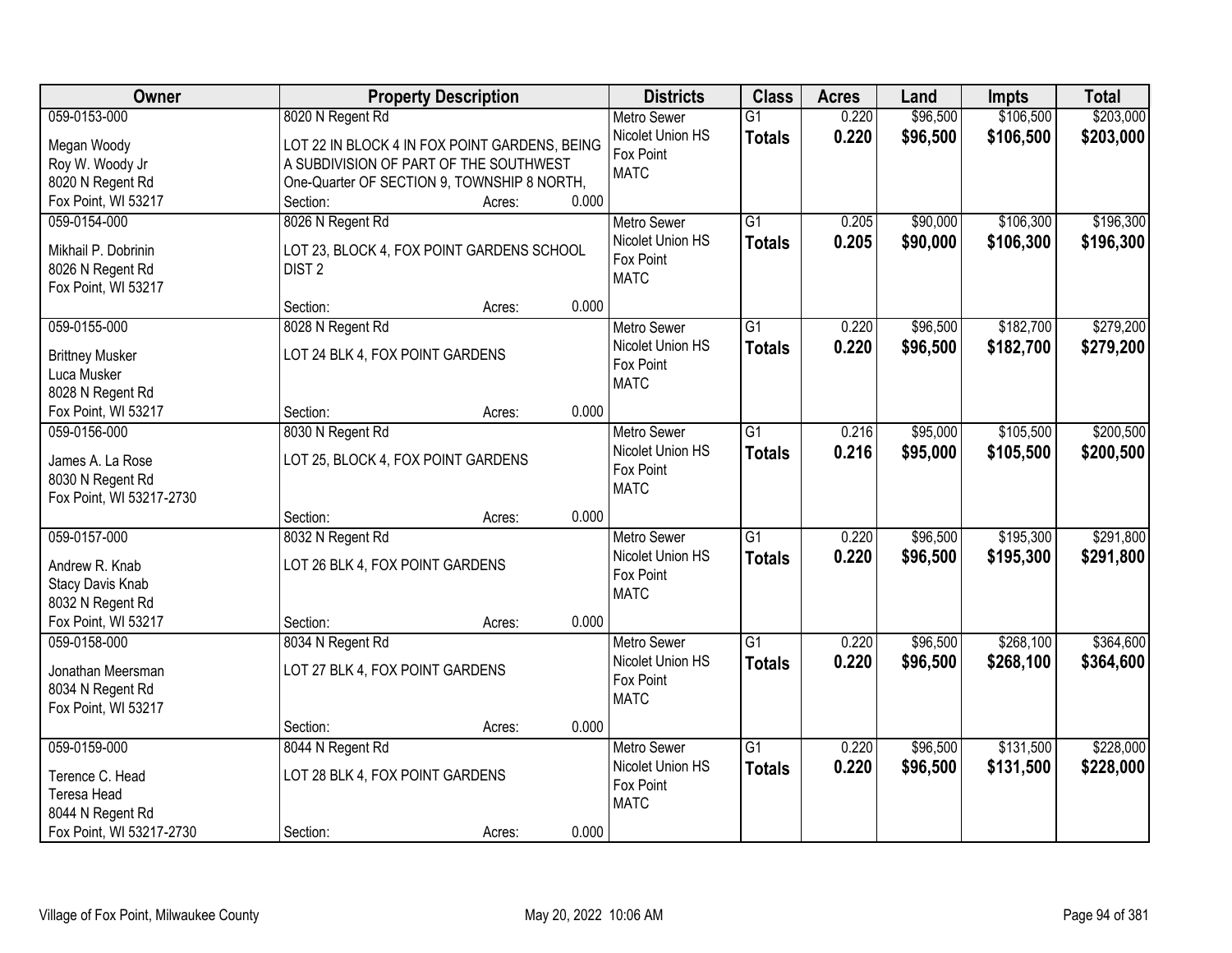| Owner | Property Description | Districts | Class | Acres | Land | Impts | Total |
|---|---|---|---|---|---|---|---|
| 059-0153-000<br>Megan Woody<br>Roy W. Woody Jr<br>8020 N Regent Rd<br>Fox Point, WI 53217 | 8020 N Regent Rd<br>LOT 22 IN BLOCK 4 IN FOX POINT GARDENS, BEING A SUBDIVISION OF PART OF THE SOUTHWEST One-Quarter OF SECTION 9, TOWNSHIP 8 NORTH,<br>Section: Acres: 0.000 | Metro Sewer<br>Nicolet Union HS<br>Fox Point<br>MATC | G1<br>**Totals** | 0.220<br>**0.220** | $96,500<br>**$96,500** | $106,500<br>**$106,500** | $203,000<br>**$203,000** |
| 059-0154-000<br>Mikhail P. Dobrinin<br>8026 N Regent Rd<br>Fox Point, WI 53217 | 8026 N Regent Rd<br>LOT 23, BLOCK 4, FOX POINT GARDENS SCHOOL DIST 2<br>Section: Acres: 0.000 | Metro Sewer<br>Nicolet Union HS<br>Fox Point<br>MATC | G1<br>**Totals** | 0.205<br>**0.205** | $90,000<br>**$90,000** | $106,300<br>**$106,300** | $196,300<br>**$196,300** |
| 059-0155-000<br>Brittney Musker<br>Luca Musker<br>8028 N Regent Rd<br>Fox Point, WI 53217 | 8028 N Regent Rd<br>LOT 24 BLK 4, FOX POINT GARDENS<br>Section: Acres: 0.000 | Metro Sewer<br>Nicolet Union HS<br>Fox Point<br>MATC | G1<br>**Totals** | 0.220<br>**0.220** | $96,500<br>**$96,500** | $182,700<br>**$182,700** | $279,200<br>**$279,200** |
| 059-0156-000<br>James A. La Rose<br>8030 N Regent Rd<br>Fox Point, WI 53217-2730 | 8030 N Regent Rd<br>LOT 25, BLOCK 4, FOX POINT GARDENS<br>Section: Acres: 0.000 | Metro Sewer<br>Nicolet Union HS<br>Fox Point<br>MATC | G1<br>**Totals** | 0.216<br>**0.216** | $95,000<br>**$95,000** | $105,500<br>**$105,500** | $200,500<br>**$200,500** |
| 059-0157-000<br>Andrew R. Knab<br>Stacy Davis Knab<br>8032 N Regent Rd<br>Fox Point, WI 53217 | 8032 N Regent Rd<br>LOT 26 BLK 4, FOX POINT GARDENS<br>Section: Acres: 0.000 | Metro Sewer<br>Nicolet Union HS<br>Fox Point<br>MATC | G1<br>**Totals** | 0.220<br>**0.220** | $96,500<br>**$96,500** | $195,300<br>**$195,300** | $291,800<br>**$291,800** |
| 059-0158-000<br>Jonathan Meersman<br>8034 N Regent Rd<br>Fox Point, WI 53217 | 8034 N Regent Rd<br>LOT 27 BLK 4, FOX POINT GARDENS<br>Section: Acres: 0.000 | Metro Sewer<br>Nicolet Union HS<br>Fox Point<br>MATC | G1<br>**Totals** | 0.220<br>**0.220** | $96,500<br>**$96,500** | $268,100<br>**$268,100** | $364,600<br>**$364,600** |
| 059-0159-000<br>Terence C. Head<br>Teresa Head<br>8044 N Regent Rd<br>Fox Point, WI 53217-2730 | 8044 N Regent Rd<br>LOT 28 BLK 4, FOX POINT GARDENS<br>Section: Acres: 0.000 | Metro Sewer<br>Nicolet Union HS<br>Fox Point<br>MATC | G1<br>**Totals** | 0.220<br>**0.220** | $96,500<br>**$96,500** | $131,500<br>**$131,500** | $228,000<br>**$228,000** |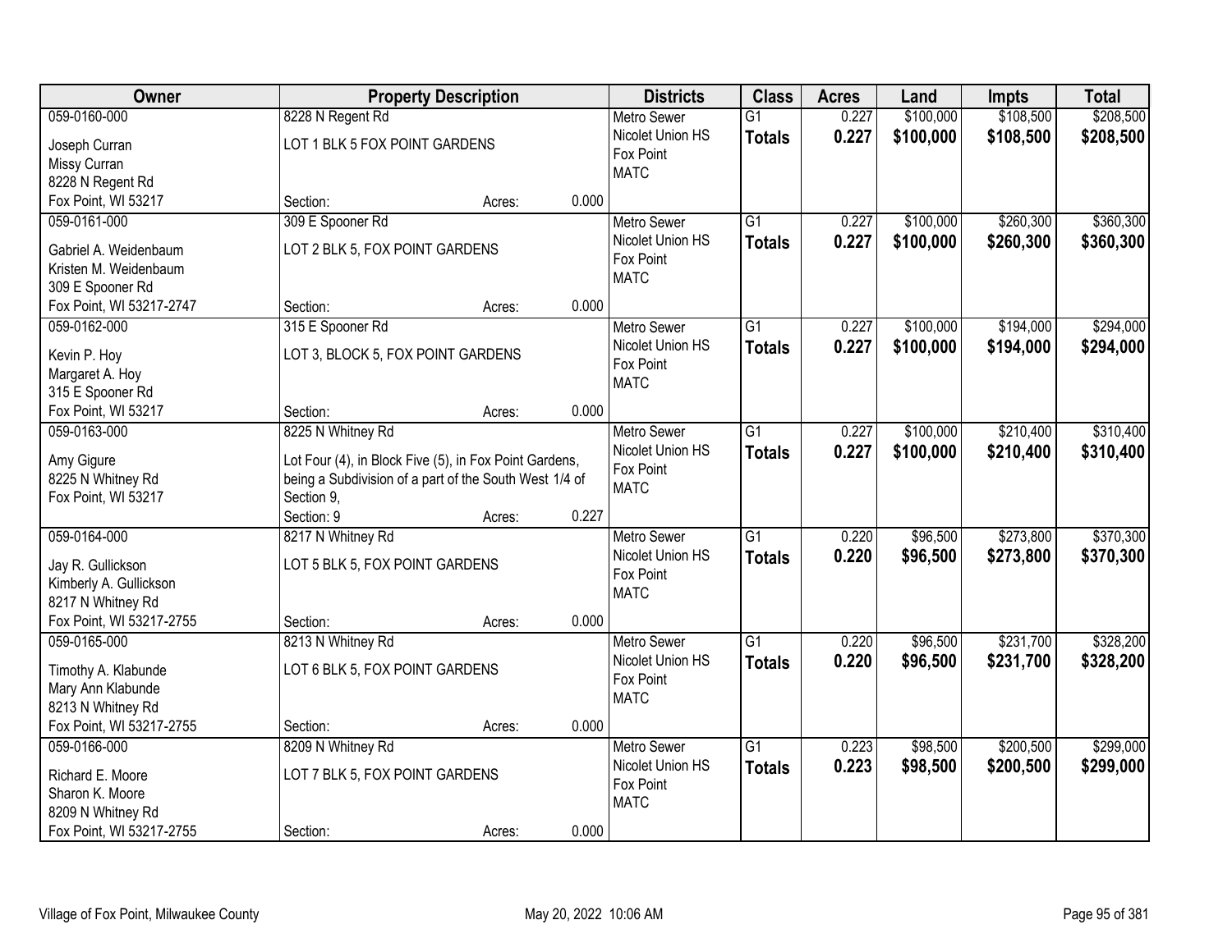| Owner | Property Description | Districts | Class | Acres | Land | Impts | Total |
|---|---|---|---|---|---|---|---|
| 059-0160-000<br>Joseph Curran<br>Missy Curran<br>8228 N Regent Rd<br>Fox Point, WI 53217 | 8228 N Regent Rd<br>LOT 1 BLK 5 FOX POINT GARDENS<br>Section: Acres: 0.000 | Metro Sewer<br>Nicolet Union HS<br>Fox Point<br>MATC | G1<br>**Totals** | 0.227<br>**0.227** | \$100,000<br>**\$100,000** | \$108,500<br>**\$108,500** | \$208,500<br>**\$208,500** |
| 059-0161-000<br>Gabriel A. Weidenbaum<br>Kristen M. Weidenbaum<br>309 E Spooner Rd<br>Fox Point, WI 53217-2747 | 309 E Spooner Rd<br>LOT 2 BLK 5, FOX POINT GARDENS<br>Section: Acres: 0.000 | Metro Sewer<br>Nicolet Union HS<br>Fox Point<br>MATC | G1<br>**Totals** | 0.227<br>**0.227** | \$100,000<br>**\$100,000** | \$260,300<br>**\$260,300** | \$360,300<br>**\$360,300** |
| 059-0162-000<br>Kevin P. Hoy<br>Margaret A. Hoy<br>315 E Spooner Rd<br>Fox Point, WI 53217 | 315 E Spooner Rd<br>LOT 3, BLOCK 5, FOX POINT GARDENS<br>Section: Acres: 0.000 | Metro Sewer<br>Nicolet Union HS<br>Fox Point<br>MATC | G1<br>**Totals** | 0.227<br>**0.227** | \$100,000<br>**\$100,000** | \$194,000<br>**\$194,000** | \$294,000<br>**\$294,000** |
| 059-0163-000<br>Amy Gigure<br>8225 N Whitney Rd<br>Fox Point, WI 53217 | 8225 N Whitney Rd<br>Lot Four (4), in Block Five (5), in Fox Point Gardens, being a Subdivision of a part of the South West 1/4 of Section 9,<br>Section: 9 Acres: 0.227 | Metro Sewer<br>Nicolet Union HS<br>Fox Point<br>MATC | G1<br>**Totals** | 0.227<br>**0.227** | \$100,000<br>**\$100,000** | \$210,400<br>**\$210,400** | \$310,400<br>**\$310,400** |
| 059-0164-000<br>Jay R. Gullickson<br>Kimberly A. Gullickson<br>8217 N Whitney Rd<br>Fox Point, WI 53217-2755 | 8217 N Whitney Rd<br>LOT 5 BLK 5, FOX POINT GARDENS<br>Section: Acres: 0.000 | Metro Sewer<br>Nicolet Union HS<br>Fox Point<br>MATC | G1<br>**Totals** | 0.220<br>**0.220** | \$96,500<br>**\$96,500** | \$273,800<br>**\$273,800** | \$370,300<br>**\$370,300** |
| 059-0165-000<br>Timothy A. Klabunde<br>Mary Ann Klabunde<br>8213 N Whitney Rd<br>Fox Point, WI 53217-2755 | 8213 N Whitney Rd<br>LOT 6 BLK 5, FOX POINT GARDENS<br>Section: Acres: 0.000 | Metro Sewer<br>Nicolet Union HS<br>Fox Point<br>MATC | G1<br>**Totals** | 0.220<br>**0.220** | \$96,500<br>**\$96,500** | \$231,700<br>**\$231,700** | \$328,200<br>**\$328,200** |
| 059-0166-000<br>Richard E. Moore<br>Sharon K. Moore<br>8209 N Whitney Rd<br>Fox Point, WI 53217-2755 | 8209 N Whitney Rd<br>LOT 7 BLK 5, FOX POINT GARDENS<br>Section: Acres: 0.000 | Metro Sewer<br>Nicolet Union HS<br>Fox Point<br>MATC | G1<br>**Totals** | 0.223<br>**0.223** | \$98,500<br>**\$98,500** | \$200,500<br>**\$200,500** | \$299,000<br>**\$299,000** |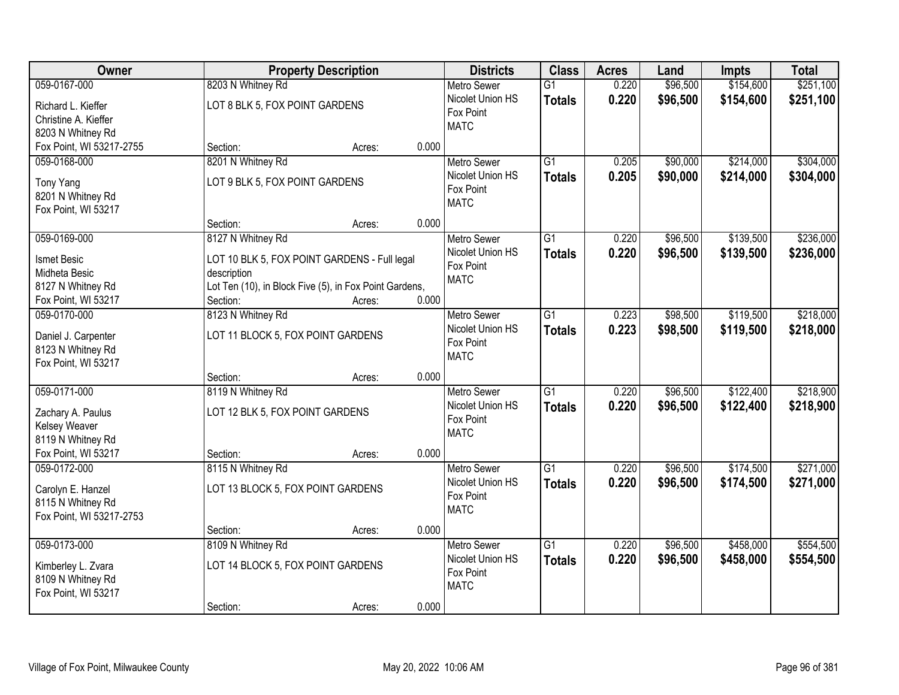| Owner | Property Description | Districts | Class | Acres | Land | Impts | Total |
|---|---|---|---|---|---|---|---|
| 059-0167-000<br>Richard L. Kieffer<br>Christine A. Kieffer<br>8203 N Whitney Rd<br>Fox Point, WI 53217-2755 | 8203 N Whitney Rd<br>LOT 8 BLK 5, FOX POINT GARDENS<br>Section: Acres: 0.000 | Metro Sewer<br>Nicolet Union HS<br>Fox Point<br>MATC | G1<br>**Totals** | 0.220<br>**0.220** | $96,500<br>**$96,500** | $154,600<br>**$154,600** | $251,100<br>**$251,100** |
| 059-0168-000<br>Tony Yang<br>8201 N Whitney Rd<br>Fox Point, WI 53217 | 8201 N Whitney Rd<br>LOT 9 BLK 5, FOX POINT GARDENS<br>Section: Acres: 0.000 | Metro Sewer<br>Nicolet Union HS<br>Fox Point<br>MATC | G1<br>**Totals** | 0.205<br>**0.205** | $90,000<br>**$90,000** | $214,000<br>**$214,000** | $304,000<br>**$304,000** |
| 059-0169-000<br>Ismet Besic<br>Midheta Besic<br>8127 N Whitney Rd<br>Fox Point, WI 53217 | 8127 N Whitney Rd<br>LOT 10 BLK 5, FOX POINT GARDENS - Full legal description<br>Lot Ten (10), in Block Five (5), in Fox Point Gardens,<br>Section: Acres: 0.000 | Metro Sewer<br>Nicolet Union HS<br>Fox Point<br>MATC | G1<br>**Totals** | 0.220<br>**0.220** | $96,500<br>**$96,500** | $139,500<br>**$139,500** | $236,000<br>**$236,000** |
| 059-0170-000<br>Daniel J. Carpenter<br>8123 N Whitney Rd<br>Fox Point, WI 53217 | 8123 N Whitney Rd<br>LOT 11 BLOCK 5, FOX POINT GARDENS<br>Section: Acres: 0.000 | Metro Sewer<br>Nicolet Union HS<br>Fox Point<br>MATC | G1<br>**Totals** | 0.223<br>**0.223** | $98,500<br>**$98,500** | $119,500<br>**$119,500** | $218,000<br>**$218,000** |
| 059-0171-000<br>Zachary A. Paulus<br>Kelsey Weaver<br>8119 N Whitney Rd<br>Fox Point, WI 53217 | 8119 N Whitney Rd<br>LOT 12 BLK 5, FOX POINT GARDENS<br>Section: Acres: 0.000 | Metro Sewer<br>Nicolet Union HS<br>Fox Point<br>MATC | G1<br>**Totals** | 0.220<br>**0.220** | $96,500<br>**$96,500** | $122,400<br>**$122,400** | $218,900<br>**$218,900** |
| 059-0172-000<br>Carolyn E. Hanzel<br>8115 N Whitney Rd<br>Fox Point, WI 53217-2753 | 8115 N Whitney Rd<br>LOT 13 BLOCK 5, FOX POINT GARDENS<br>Section: Acres: 0.000 | Metro Sewer<br>Nicolet Union HS<br>Fox Point<br>MATC | G1<br>**Totals** | 0.220<br>**0.220** | $96,500<br>**$96,500** | $174,500<br>**$174,500** | $271,000<br>**$271,000** |
| 059-0173-000<br>Kimberley L. Zvara<br>8109 N Whitney Rd<br>Fox Point, WI 53217 | 8109 N Whitney Rd<br>LOT 14 BLOCK 5, FOX POINT GARDENS<br>Section: Acres: 0.000 | Metro Sewer<br>Nicolet Union HS<br>Fox Point<br>MATC | G1<br>**Totals** | 0.220<br>**0.220** | $96,500<br>**$96,500** | $458,000<br>**$458,000** | $554,500<br>**$554,500** |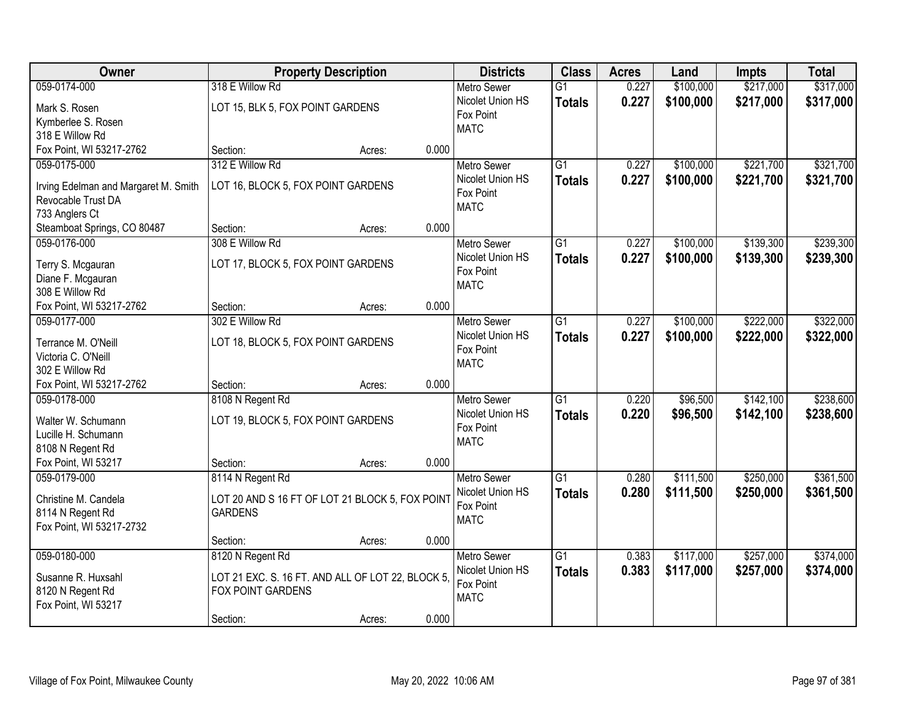| Owner | Property Description | | | Districts | Class | Acres | Land | Impts | Total |
|---|---|---|---|---|---|---|---|---|---|
| 059-0174-000 | 318 E Willow Rd | | | Metro Sewer | G1 | 0.227 | $100,000 | $217,000 | $317,000 |
| Mark S. Rosen<br>Kymberlee S. Rosen<br>318 E Willow Rd<br>Fox Point, WI 53217-2762 | LOT 15, BLK 5, FOX POINT GARDENS | | | Nicolet Union HS<br>Fox Point<br>MATC | **Totals** | **0.227** | **$100,000** | **$217,000** | **$317,000** |
| | Section: | Acres: | 0.000 | | | | | | |
| 059-0175-000 | 312 E Willow Rd | | | Metro Sewer | G1 | 0.227 | $100,000 | $221,700 | $321,700 |
| Irving Edelman and Margaret M. Smith<br>Revocable Trust DA<br>733 Anglers Ct<br>Steamboat Springs, CO 80487 | LOT 16, BLOCK 5, FOX POINT GARDENS | | | Nicolet Union HS<br>Fox Point<br>MATC | **Totals** | **0.227** | **$100,000** | **$221,700** | **$321,700** |
| | Section: | Acres: | 0.000 | | | | | | |
| 059-0176-000 | 308 E Willow Rd | | | Metro Sewer | G1 | 0.227 | $100,000 | $139,300 | $239,300 |
| Terry S. Mcgauran<br>Diane F. Mcgauran<br>308 E Willow Rd<br>Fox Point, WI 53217-2762 | LOT 17, BLOCK 5, FOX POINT GARDENS | | | Nicolet Union HS<br>Fox Point<br>MATC | **Totals** | **0.227** | **$100,000** | **$139,300** | **$239,300** |
| | Section: | Acres: | 0.000 | | | | | | |
| 059-0177-000 | 302 E Willow Rd | | | Metro Sewer | G1 | 0.227 | $100,000 | $222,000 | $322,000 |
| Terrance M. O'Neill<br>Victoria C. O'Neill<br>302 E Willow Rd<br>Fox Point, WI 53217-2762 | LOT 18, BLOCK 5, FOX POINT GARDENS | | | Nicolet Union HS<br>Fox Point<br>MATC | **Totals** | **0.227** | **$100,000** | **$222,000** | **$322,000** |
| | Section: | Acres: | 0.000 | | | | | | |
| 059-0178-000 | 8108 N Regent Rd | | | Metro Sewer | G1 | 0.220 | $96,500 | $142,100 | $238,600 |
| Walter W. Schumann<br>Lucille H. Schumann<br>8108 N Regent Rd<br>Fox Point, WI 53217 | LOT 19, BLOCK 5, FOX POINT GARDENS | | | Nicolet Union HS<br>Fox Point<br>MATC | **Totals** | **0.220** | **$96,500** | **$142,100** | **$238,600** |
| | Section: | Acres: | 0.000 | | | | | | |
| 059-0179-000 | 8114 N Regent Rd | | | Metro Sewer | G1 | 0.280 | $111,500 | $250,000 | $361,500 |
| Christine M. Candela<br>8114 N Regent Rd<br>Fox Point, WI 53217-2732 | LOT 20 AND S 16 FT OF LOT 21 BLOCK 5, FOX POINT GARDENS | | | Nicolet Union HS<br>Fox Point<br>MATC | **Totals** | **0.280** | **$111,500** | **$250,000** | **$361,500** |
| | Section: | Acres: | 0.000 | | | | | | |
| 059-0180-000 | 8120 N Regent Rd | | | Metro Sewer | G1 | 0.383 | $117,000 | $257,000 | $374,000 |
| Susanne R. Huxsahl<br>8120 N Regent Rd<br>Fox Point, WI 53217 | LOT 21 EXC. S. 16 FT. AND ALL OF LOT 22, BLOCK 5, FOX POINT GARDENS | | | Nicolet Union HS<br>Fox Point<br>MATC | **Totals** | **0.383** | **$117,000** | **$257,000** | **$374,000** |
| | Section: | Acres: | 0.000 | | | | | | |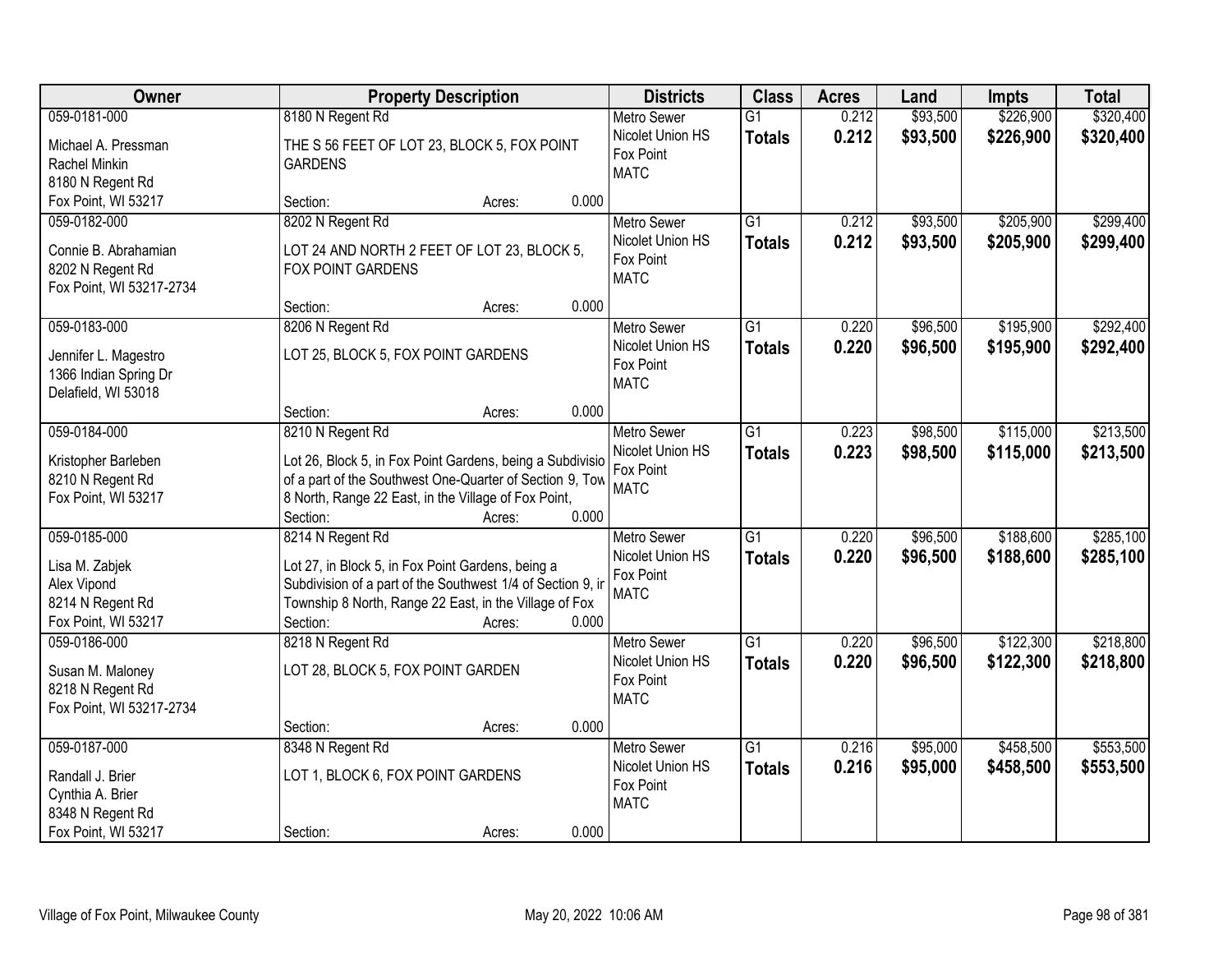| Owner | Property Description | Districts | Class | Acres | Land | Impts | Total |
|---|---|---|---|---|---|---|---|
| 059-0181-000<br>Michael A. Pressman<br>Rachel Minkin<br>8180 N Regent Rd<br>Fox Point, WI 53217 | 8180 N Regent Rd<br>THE S 56 FEET OF LOT 23, BLOCK 5, FOX POINT GARDENS<br>Section: Acres: 0.000 | Metro Sewer<br>Nicolet Union HS<br>Fox Point<br>MATC | G1<br>**Totals** | 0.212<br>**0.212** | $93,500<br>**$93,500** | $226,900<br>**$226,900** | $320,400<br>**$320,400** |
| 059-0182-000<br>Connie B. Abrahamian<br>8202 N Regent Rd<br>Fox Point, WI 53217-2734 | 8202 N Regent Rd<br>LOT 24 AND NORTH 2 FEET OF LOT 23, BLOCK 5, FOX POINT GARDENS<br>Section: Acres: 0.000 | Metro Sewer<br>Nicolet Union HS<br>Fox Point<br>MATC | G1<br>**Totals** | 0.212<br>**0.212** | $93,500<br>**$93,500** | $205,900<br>**$205,900** | $299,400<br>**$299,400** |
| 059-0183-000<br>Jennifer L. Magestro<br>1366 Indian Spring Dr<br>Delafield, WI 53018 | 8206 N Regent Rd<br>LOT 25, BLOCK 5, FOX POINT GARDENS<br>Section: Acres: 0.000 | Metro Sewer<br>Nicolet Union HS<br>Fox Point<br>MATC | G1<br>**Totals** | 0.220<br>**0.220** | $96,500<br>**$96,500** | $195,900<br>**$195,900** | $292,400<br>**$292,400** |
| 059-0184-000<br>Kristopher Barleben<br>8210 N Regent Rd<br>Fox Point, WI 53217 | 8210 N Regent Rd<br>Lot 26, Block 5, in Fox Point Gardens, being a Subdivisio of a part of the Southwest One-Quarter of Section 9, Tow 8 North, Range 22 East, in the Village of Fox Point,<br>Section: Acres: 0.000 | Metro Sewer<br>Nicolet Union HS<br>Fox Point<br>MATC | G1<br>**Totals** | 0.223<br>**0.223** | $98,500<br>**$98,500** | $115,000<br>**$115,000** | $213,500<br>**$213,500** |
| 059-0185-000<br>Lisa M. Zabjek<br>Alex Vipond<br>8214 N Regent Rd<br>Fox Point, WI 53217 | 8214 N Regent Rd<br>Lot 27, in Block 5, in Fox Point Gardens, being a Subdivision of a part of the Southwest 1/4 of Section 9, ir Township 8 North, Range 22 East, in the Village of Fox<br>Section: Acres: 0.000 | Metro Sewer<br>Nicolet Union HS<br>Fox Point<br>MATC | G1<br>**Totals** | 0.220<br>**0.220** | $96,500<br>**$96,500** | $188,600<br>**$188,600** | $285,100<br>**$285,100** |
| 059-0186-000<br>Susan M. Maloney<br>8218 N Regent Rd<br>Fox Point, WI 53217-2734 | 8218 N Regent Rd<br>LOT 28, BLOCK 5, FOX POINT GARDEN<br>Section: Acres: 0.000 | Metro Sewer<br>Nicolet Union HS<br>Fox Point<br>MATC | G1<br>**Totals** | 0.220<br>**0.220** | $96,500<br>**$96,500** | $122,300<br>**$122,300** | $218,800<br>**$218,800** |
| 059-0187-000<br>Randall J. Brier<br>Cynthia A. Brier<br>8348 N Regent Rd<br>Fox Point, WI 53217 | 8348 N Regent Rd<br>LOT 1, BLOCK 6, FOX POINT GARDENS<br>Section: Acres: 0.000 | Metro Sewer<br>Nicolet Union HS<br>Fox Point<br>MATC | G1<br>**Totals** | 0.216<br>**0.216** | $95,000<br>**$95,000** | $458,500<br>**$458,500** | $553,500<br>**$553,500** |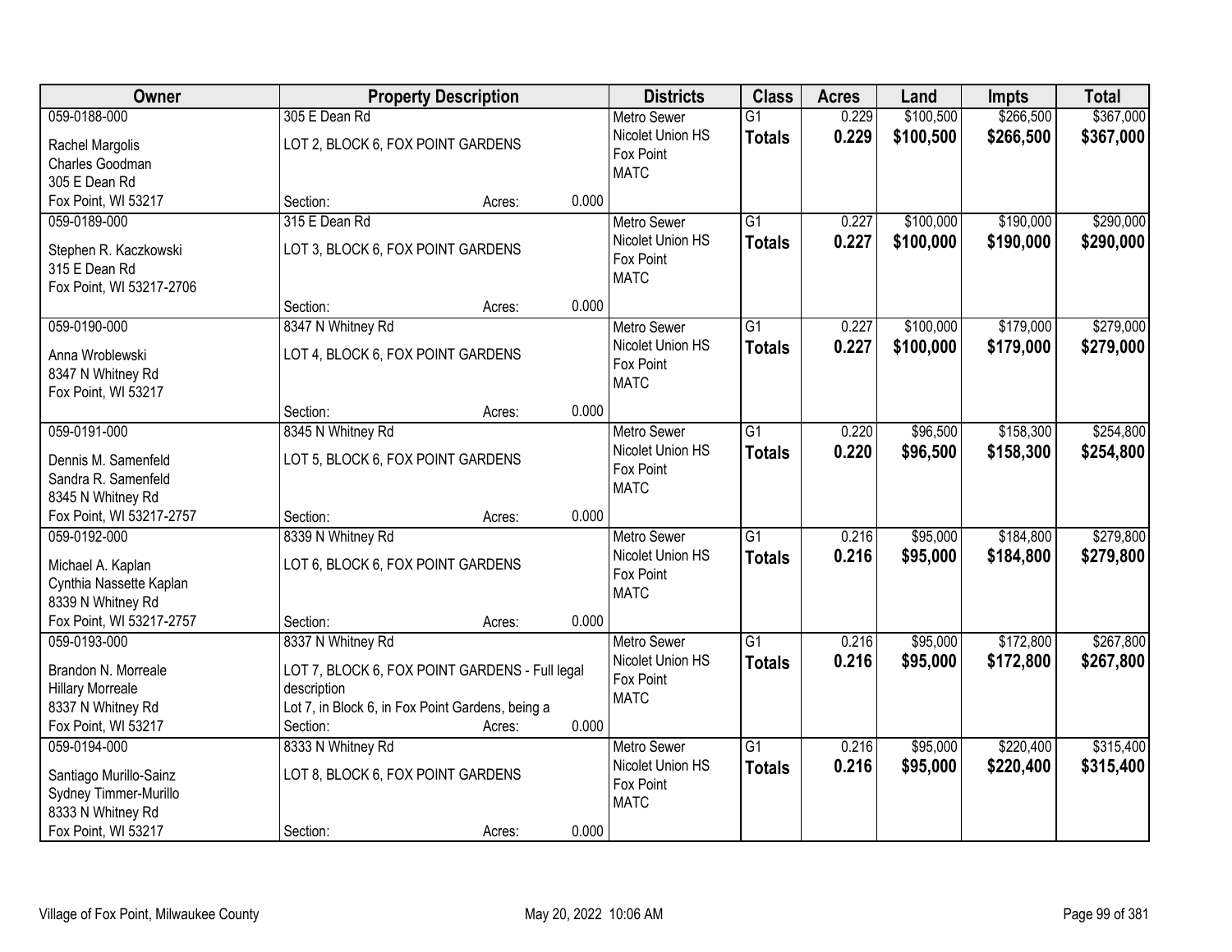| Owner | Property Description | | | Districts | Class | Acres | Land | Impts | Total |
|---|---|---|---|---|---|---|---|---|---|
| 059-0188-000<br>Rachel Margolis<br>Charles Goodman<br>305 E Dean Rd<br>Fox Point, WI 53217 | 305 E Dean Rd<br>LOT 2, BLOCK 6, FOX POINT GARDENS<br>Section: | Acres: | 0.000 | Metro Sewer<br>Nicolet Union HS<br>Fox Point<br>MATC | G1<br>**Totals** | 0.229<br>**0.229** | $100,500<br>**$100,500** | $266,500<br>**$266,500** | $367,000<br>**$367,000** |
| 059-0189-000<br>Stephen R. Kaczkowski<br>315 E Dean Rd<br>Fox Point, WI 53217-2706 | 315 E Dean Rd<br>LOT 3, BLOCK 6, FOX POINT GARDENS<br>Section: | Acres: | 0.000 | Metro Sewer<br>Nicolet Union HS<br>Fox Point<br>MATC | G1<br>**Totals** | 0.227<br>**0.227** | $100,000<br>**$100,000** | $190,000<br>**$190,000** | $290,000<br>**$290,000** |
| 059-0190-000<br>Anna Wroblewski<br>8347 N Whitney Rd<br>Fox Point, WI 53217 | 8347 N Whitney Rd<br>LOT 4, BLOCK 6, FOX POINT GARDENS<br>Section: | Acres: | 0.000 | Metro Sewer<br>Nicolet Union HS<br>Fox Point<br>MATC | G1<br>**Totals** | 0.227<br>**0.227** | $100,000<br>**$100,000** | $179,000<br>**$179,000** | $279,000<br>**$279,000** |
| 059-0191-000<br>Dennis M. Samenfeld<br>Sandra R. Samenfeld<br>8345 N Whitney Rd<br>Fox Point, WI 53217-2757 | 8345 N Whitney Rd<br>LOT 5, BLOCK 6, FOX POINT GARDENS<br>Section: | Acres: | 0.000 | Metro Sewer<br>Nicolet Union HS<br>Fox Point<br>MATC | G1<br>**Totals** | 0.220<br>**0.220** | $96,500<br>**$96,500** | $158,300<br>**$158,300** | $254,800<br>**$254,800** |
| 059-0192-000<br>Michael A. Kaplan<br>Cynthia Nassette Kaplan<br>8339 N Whitney Rd<br>Fox Point, WI 53217-2757 | 8339 N Whitney Rd<br>LOT 6, BLOCK 6, FOX POINT GARDENS<br>Section: | Acres: | 0.000 | Metro Sewer<br>Nicolet Union HS<br>Fox Point<br>MATC | G1<br>**Totals** | 0.216<br>**0.216** | $95,000<br>**$95,000** | $184,800<br>**$184,800** | $279,800<br>**$279,800** |
| 059-0193-000<br>Brandon N. Morreale<br>Hillary Morreale<br>8337 N Whitney Rd<br>Fox Point, WI 53217 | 8337 N Whitney Rd<br>LOT 7, BLOCK 6, FOX POINT GARDENS - Full legal description<br>Lot 7, in Block 6, in Fox Point Gardens, being a<br>Section: | Acres: | 0.000 | Metro Sewer<br>Nicolet Union HS<br>Fox Point<br>MATC | G1<br>**Totals** | 0.216<br>**0.216** | $95,000<br>**$95,000** | $172,800<br>**$172,800** | $267,800<br>**$267,800** |
| 059-0194-000<br>Santiago Murillo-Sainz<br>Sydney Timmer-Murillo<br>8333 N Whitney Rd<br>Fox Point, WI 53217 | 8333 N Whitney Rd<br>LOT 8, BLOCK 6, FOX POINT GARDENS<br>Section: | Acres: | 0.000 | Metro Sewer<br>Nicolet Union HS<br>Fox Point<br>MATC | G1<br>**Totals** | 0.216<br>**0.216** | $95,000<br>**$95,000** | $220,400<br>**$220,400** | $315,400<br>**$315,400** |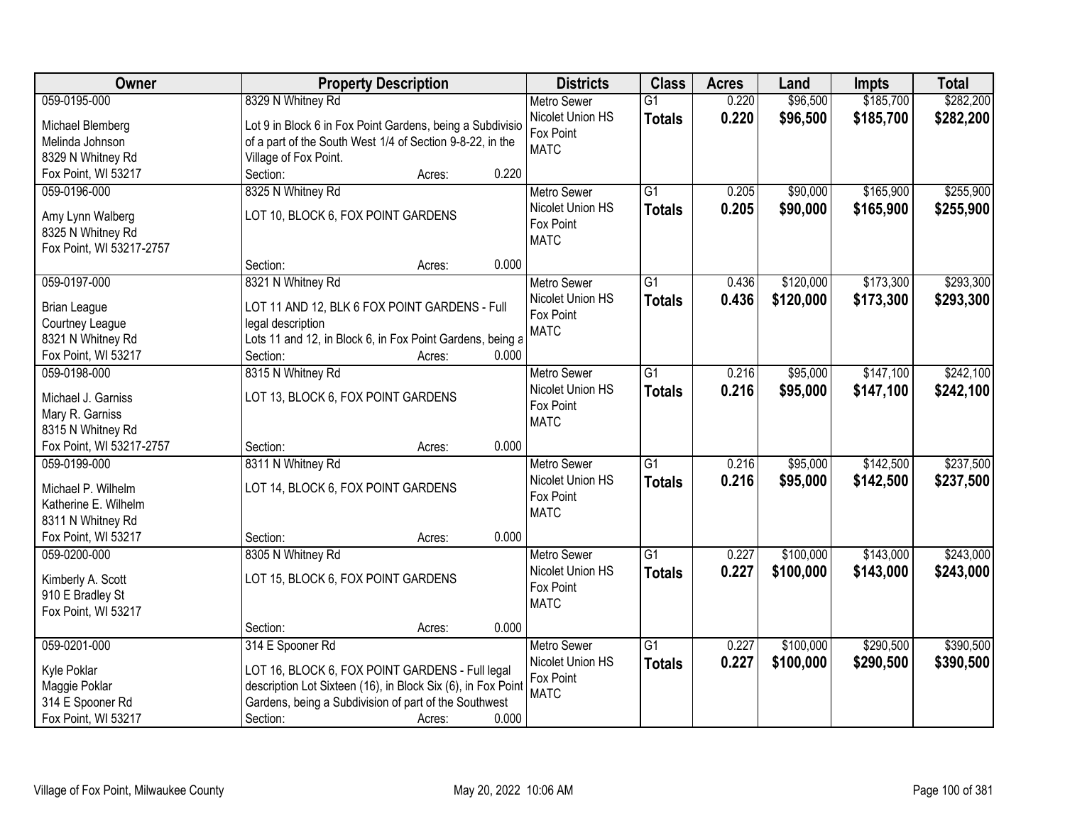| Owner | Property Description | Districts | Class | Acres | Land | Impts | Total |
|---|---|---|---|---|---|---|---|
| 059-0195-000<br>Michael Blemberg<br>Melinda Johnson<br>8329 N Whitney Rd<br>Fox Point, WI 53217 | 8329 N Whitney Rd<br>Lot 9 in Block 6 in Fox Point Gardens, being a Subdivisio of a part of the South West 1/4 of Section 9-8-22, in the Village of Fox Point.<br>Section: Acres: 0.220 | Metro Sewer<br>Nicolet Union HS<br>Fox Point<br>MATC | G1<br>**Totals** | 0.220<br>**0.220** | \$96,500<br>**\$96,500** | \$185,700<br>**\$185,700** | \$282,200<br>**\$282,200** |
| 059-0196-000<br>Amy Lynn Walberg<br>8325 N Whitney Rd<br>Fox Point, WI 53217-2757 | 8325 N Whitney Rd<br>LOT 10, BLOCK 6, FOX POINT GARDENS<br>Section: Acres: 0.000 | Metro Sewer<br>Nicolet Union HS<br>Fox Point<br>MATC | G1<br>**Totals** | 0.205<br>**0.205** | \$90,000<br>**\$90,000** | \$165,900<br>**\$165,900** | \$255,900<br>**\$255,900** |
| 059-0197-000<br>Brian League<br>Courtney League<br>8321 N Whitney Rd<br>Fox Point, WI 53217 | 8321 N Whitney Rd<br>LOT 11 AND 12, BLK 6 FOX POINT GARDENS - Full legal description<br>Lots 11 and 12, in Block 6, in Fox Point Gardens, being a<br>Section: Acres: 0.000 | Metro Sewer<br>Nicolet Union HS<br>Fox Point<br>MATC | G1<br>**Totals** | 0.436<br>**0.436** | \$120,000<br>**\$120,000** | \$173,300<br>**\$173,300** | \$293,300<br>**\$293,300** |
| 059-0198-000<br>Michael J. Garniss<br>Mary R. Garniss<br>8315 N Whitney Rd<br>Fox Point, WI 53217-2757 | 8315 N Whitney Rd<br>LOT 13, BLOCK 6, FOX POINT GARDENS<br>Section: Acres: 0.000 | Metro Sewer<br>Nicolet Union HS<br>Fox Point<br>MATC | G1<br>**Totals** | 0.216<br>**0.216** | \$95,000<br>**\$95,000** | \$147,100<br>**\$147,100** | \$242,100<br>**\$242,100** |
| 059-0199-000<br>Michael P. Wilhelm<br>Katherine E. Wilhelm<br>8311 N Whitney Rd<br>Fox Point, WI 53217 | 8311 N Whitney Rd<br>LOT 14, BLOCK 6, FOX POINT GARDENS<br>Section: Acres: 0.000 | Metro Sewer<br>Nicolet Union HS<br>Fox Point<br>MATC | G1<br>**Totals** | 0.216<br>**0.216** | \$95,000<br>**\$95,000** | \$142,500<br>**\$142,500** | \$237,500<br>**\$237,500** |
| 059-0200-000<br>Kimberly A. Scott<br>910 E Bradley St<br>Fox Point, WI 53217 | 8305 N Whitney Rd<br>LOT 15, BLOCK 6, FOX POINT GARDENS<br>Section: Acres: 0.000 | Metro Sewer<br>Nicolet Union HS<br>Fox Point<br>MATC | G1<br>**Totals** | 0.227<br>**0.227** | \$100,000<br>**\$100,000** | \$143,000<br>**\$143,000** | \$243,000<br>**\$243,000** |
| 059-0201-000<br>Kyle Poklar<br>Maggie Poklar<br>314 E Spooner Rd<br>Fox Point, WI 53217 | 314 E Spooner Rd<br>LOT 16, BLOCK 6, FOX POINT GARDENS - Full legal description Lot Sixteen (16), in Block Six (6), in Fox Point Gardens, being a Subdivision of part of the Southwest<br>Section: Acres: 0.000 | Metro Sewer<br>Nicolet Union HS<br>Fox Point<br>MATC | G1<br>**Totals** | 0.227<br>**0.227** | \$100,000<br>**\$100,000** | \$290,500<br>**\$290,500** | \$390,500<br>**\$390,500** |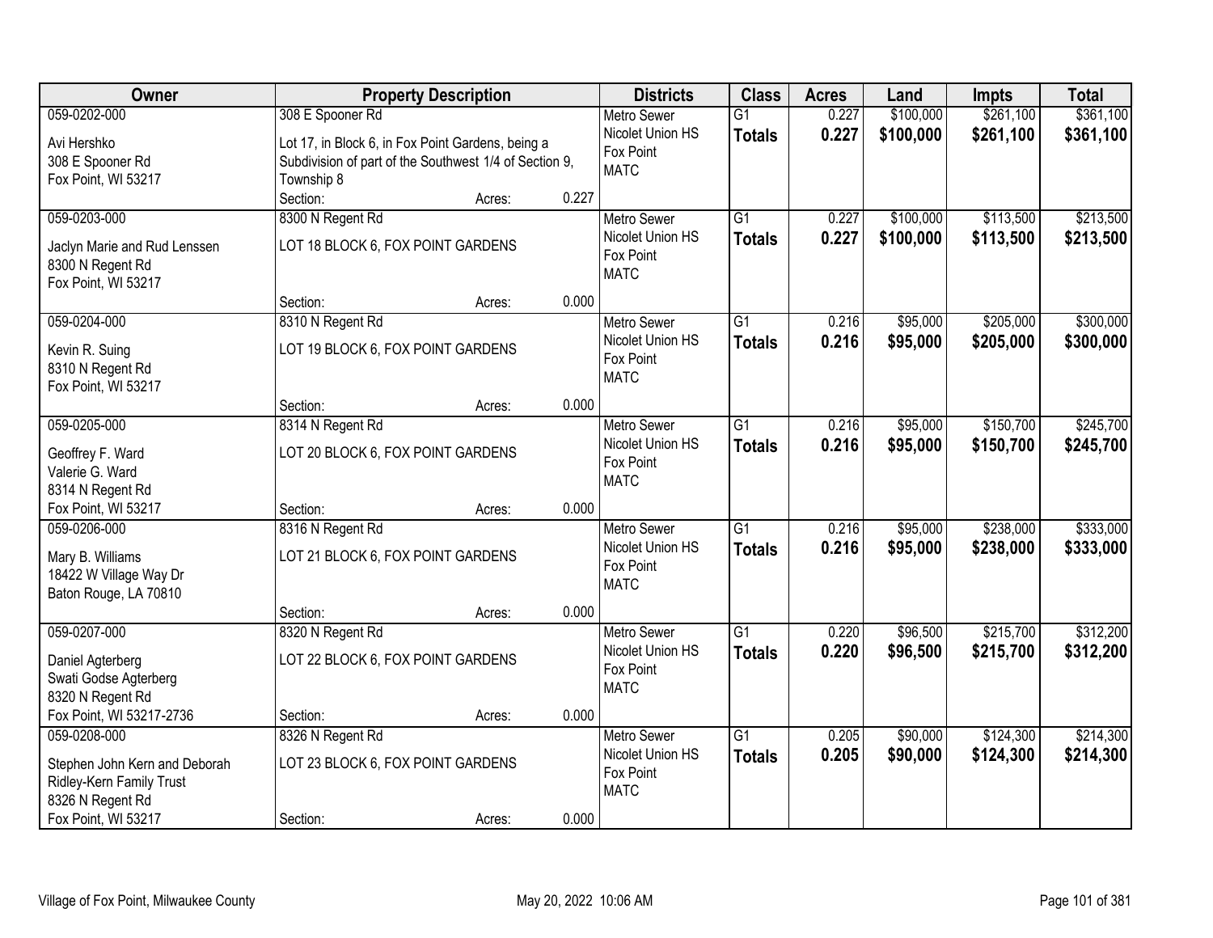| Owner | Property Description | Districts | Class | Acres | Land | Impts | Total |
|---|---|---|---|---|---|---|---|
| 059-0202-000<br>Avi Hershko<br>308 E Spooner Rd<br>Fox Point, WI 53217 | 308 E Spooner Rd<br>Lot 17, in Block 6, in Fox Point Gardens, being a Subdivision of part of the Southwest 1/4 of Section 9, Township 8<br>Section: Acres: 0.227 | Metro Sewer<br>Nicolet Union HS<br>Fox Point<br>MATC | G1<br>**Totals** | 0.227<br>**0.227** | $100,000<br>**$100,000** | $261,100<br>**$261,100** | $361,100<br>**$361,100** |
| 059-0203-000<br>Jaclyn Marie and Rud Lenssen<br>8300 N Regent Rd<br>Fox Point, WI 53217 | 8300 N Regent Rd<br>LOT 18 BLOCK 6, FOX POINT GARDENS<br>Section: Acres: 0.000 | Metro Sewer<br>Nicolet Union HS<br>Fox Point<br>MATC | G1<br>**Totals** | 0.227<br>**0.227** | $100,000<br>**$100,000** | $113,500<br>**$113,500** | $213,500<br>**$213,500** |
| 059-0204-000<br>Kevin R. Suing<br>8310 N Regent Rd<br>Fox Point, WI 53217 | 8310 N Regent Rd<br>LOT 19 BLOCK 6, FOX POINT GARDENS<br>Section: Acres: 0.000 | Metro Sewer<br>Nicolet Union HS<br>Fox Point<br>MATC | G1<br>**Totals** | 0.216<br>**0.216** | $95,000<br>**$95,000** | $205,000<br>**$205,000** | $300,000<br>**$300,000** |
| 059-0205-000<br>Geoffrey F. Ward<br>Valerie G. Ward<br>8314 N Regent Rd<br>Fox Point, WI 53217 | 8314 N Regent Rd<br>LOT 20 BLOCK 6, FOX POINT GARDENS<br>Section: Acres: 0.000 | Metro Sewer<br>Nicolet Union HS<br>Fox Point<br>MATC | G1<br>**Totals** | 0.216<br>**0.216** | $95,000<br>**$95,000** | $150,700<br>**$150,700** | $245,700<br>**$245,700** |
| 059-0206-000<br>Mary B. Williams<br>18422 W Village Way Dr<br>Baton Rouge, LA 70810 | 8316 N Regent Rd<br>LOT 21 BLOCK 6, FOX POINT GARDENS<br>Section: Acres: 0.000 | Metro Sewer<br>Nicolet Union HS<br>Fox Point<br>MATC | G1<br>**Totals** | 0.216<br>**0.216** | $95,000<br>**$95,000** | $238,000<br>**$238,000** | $333,000<br>**$333,000** |
| 059-0207-000<br>Daniel Agterberg<br>Swati Godse Agterberg<br>8320 N Regent Rd<br>Fox Point, WI 53217-2736 | 8320 N Regent Rd<br>LOT 22 BLOCK 6, FOX POINT GARDENS<br>Section: Acres: 0.000 | Metro Sewer<br>Nicolet Union HS<br>Fox Point<br>MATC | G1<br>**Totals** | 0.220<br>**0.220** | $96,500<br>**$96,500** | $215,700<br>**$215,700** | $312,200<br>**$312,200** |
| 059-0208-000<br>Stephen John Kern and Deborah Ridley-Kern Family Trust<br>8326 N Regent Rd<br>Fox Point, WI 53217 | 8326 N Regent Rd<br>LOT 23 BLOCK 6, FOX POINT GARDENS<br>Section: Acres: 0.000 | Metro Sewer<br>Nicolet Union HS<br>Fox Point<br>MATC | G1<br>**Totals** | 0.205<br>**0.205** | $90,000<br>**$90,000** | $124,300<br>**$124,300** | $214,300<br>**$214,300** |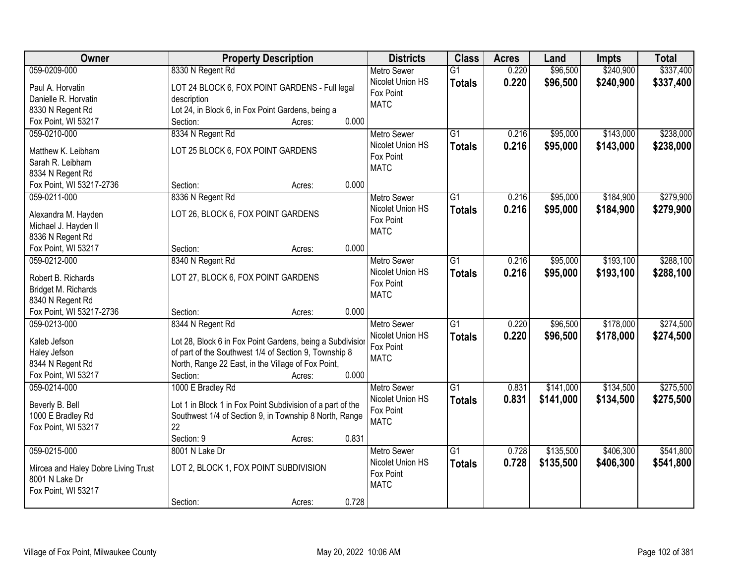| Owner | Property Description | Districts | Class | Acres | Land | Impts | Total |
|---|---|---|---|---|---|---|---|
| 059-0209-000<br>Paul A. Horvatin<br>Danielle R. Horvatin<br>8330 N Regent Rd<br>Fox Point, WI 53217 | 8330 N Regent Rd<br>LOT 24 BLOCK 6, FOX POINT GARDENS - Full legal description<br>Lot 24, in Block 6, in Fox Point Gardens, being a<br>Section: Acres: 0.000 | Metro Sewer<br>Nicolet Union HS<br>Fox Point<br>MATC | G1<br>**Totals** | 0.220<br>**0.220** | $96,500<br>**$96,500** | $240,900<br>**$240,900** | $337,400<br>**$337,400** |
| 059-0210-000<br>Matthew K. Leibham<br>Sarah R. Leibham<br>8334 N Regent Rd<br>Fox Point, WI 53217-2736 | 8334 N Regent Rd<br>LOT 25 BLOCK 6, FOX POINT GARDENS<br>Section: Acres: 0.000 | Metro Sewer<br>Nicolet Union HS<br>Fox Point<br>MATC | G1<br>**Totals** | 0.216<br>**0.216** | $95,000<br>**$95,000** | $143,000<br>**$143,000** | $238,000<br>**$238,000** |
| 059-0211-000<br>Alexandra M. Hayden<br>Michael J. Hayden II<br>8336 N Regent Rd<br>Fox Point, WI 53217 | 8336 N Regent Rd<br>LOT 26, BLOCK 6, FOX POINT GARDENS<br>Section: Acres: 0.000 | Metro Sewer<br>Nicolet Union HS<br>Fox Point<br>MATC | G1<br>**Totals** | 0.216<br>**0.216** | $95,000<br>**$95,000** | $184,900<br>**$184,900** | $279,900<br>**$279,900** |
| 059-0212-000<br>Robert B. Richards<br>Bridget M. Richards<br>8340 N Regent Rd<br>Fox Point, WI 53217-2736 | 8340 N Regent Rd<br>LOT 27, BLOCK 6, FOX POINT GARDENS<br>Section: Acres: 0.000 | Metro Sewer<br>Nicolet Union HS<br>Fox Point<br>MATC | G1<br>**Totals** | 0.216<br>**0.216** | $95,000<br>**$95,000** | $193,100<br>**$193,100** | $288,100<br>**$288,100** |
| 059-0213-000<br>Kaleb Jefson<br>Haley Jefson<br>8344 N Regent Rd<br>Fox Point, WI 53217 | 8344 N Regent Rd<br>Lot 28, Block 6 in Fox Point Gardens, being a Subdivision of part of the Southwest 1/4 of Section 9, Township 8 North, Range 22 East, in the Village of Fox Point,<br>Section: Acres: 0.000 | Metro Sewer<br>Nicolet Union HS<br>Fox Point<br>MATC | G1<br>**Totals** | 0.220<br>**0.220** | $96,500<br>**$96,500** | $178,000<br>**$178,000** | $274,500<br>**$274,500** |
| 059-0214-000<br>Beverly B. Bell<br>1000 E Bradley Rd<br>Fox Point, WI 53217 | 1000 E Bradley Rd<br>Lot 1 in Block 1 in Fox Point Subdivision of a part of the Southwest 1/4 of Section 9, in Township 8 North, Range 22<br>Section: 9 Acres: 0.831 | Metro Sewer<br>Nicolet Union HS<br>Fox Point<br>MATC | G1<br>**Totals** | 0.831<br>**0.831** | $141,000<br>**$141,000** | $134,500<br>**$134,500** | $275,500<br>**$275,500** |
| 059-0215-000<br>Mircea and Haley Dobre Living Trust<br>8001 N Lake Dr<br>Fox Point, WI 53217 | 8001 N Lake Dr<br>LOT 2, BLOCK 1, FOX POINT SUBDIVISION<br>Section: Acres: 0.728 | Metro Sewer<br>Nicolet Union HS<br>Fox Point<br>MATC | G1<br>**Totals** | 0.728<br>**0.728** | $135,500<br>**$135,500** | $406,300<br>**$406,300** | $541,800<br>**$541,800** |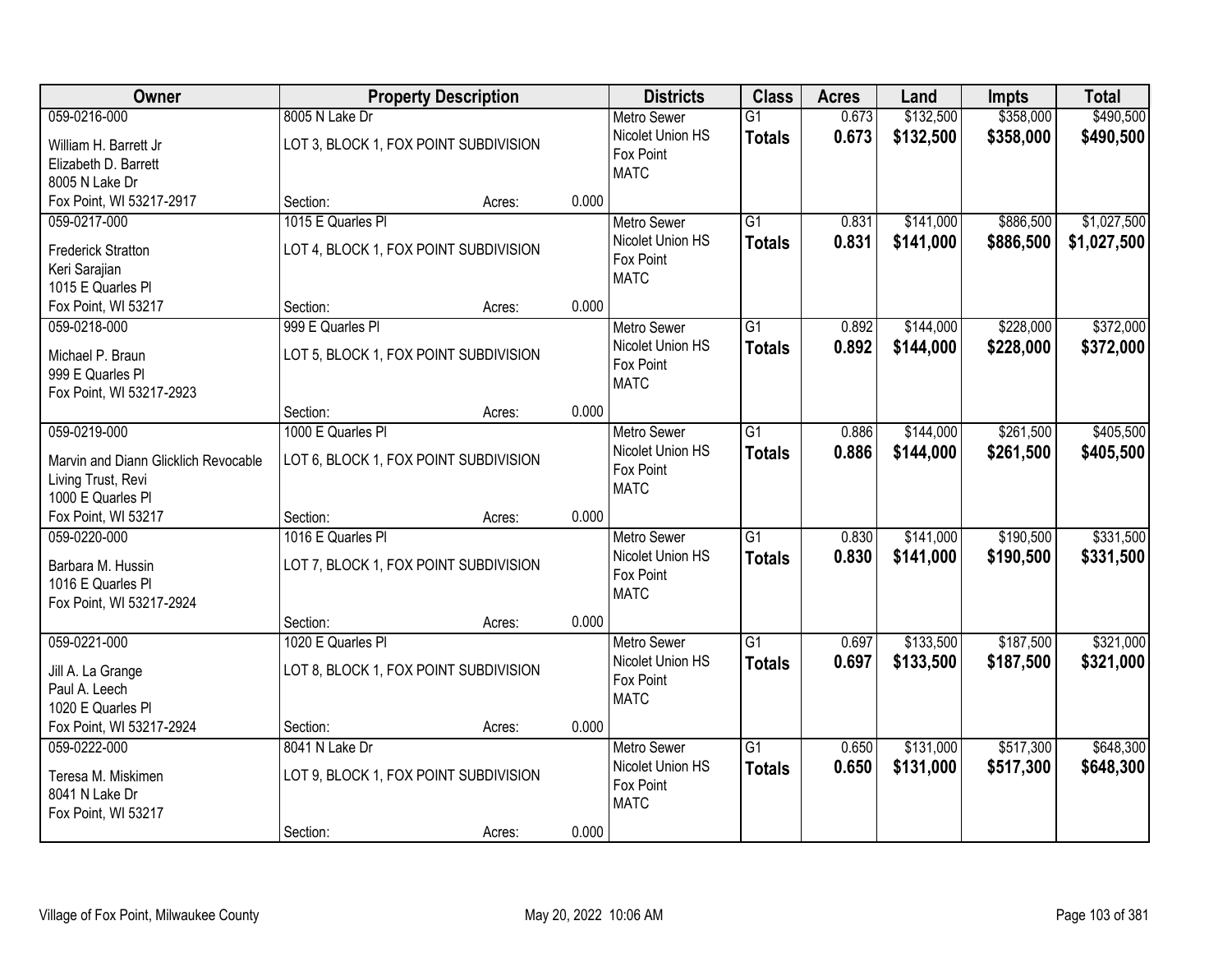| Owner | Property Description | | | Districts | Class | Acres | Land | Impts | Total |
|---|---|---|---|---|---|---|---|---|---|
| 059-0216-000<br>William H. Barrett Jr<br>Elizabeth D. Barrett<br>8005 N Lake Dr<br>Fox Point, WI 53217-2917 | 8005 N Lake Dr<br>LOT 3, BLOCK 1, FOX POINT SUBDIVISION<br>Section: | Acres: | 0.000 | Metro Sewer<br>Nicolet Union HS<br>Fox Point<br>MATC | G1<br>**Totals** | 0.673<br>**0.673** | $132,500<br>**$132,500** | $358,000<br>**$358,000** | $490,500<br>**$490,500** |
| 059-0217-000<br>Frederick Stratton<br>Keri Sarajian<br>1015 E Quarles Pl<br>Fox Point, WI 53217 | 1015 E Quarles Pl<br>LOT 4, BLOCK 1, FOX POINT SUBDIVISION<br>Section: | Acres: | 0.000 | Metro Sewer<br>Nicolet Union HS<br>Fox Point<br>MATC | G1<br>**Totals** | 0.831<br>**0.831** | $141,000<br>**$141,000** | $886,500<br>**$886,500** | $1,027,500<br>**$1,027,500** |
| 059-0218-000<br>Michael P. Braun<br>999 E Quarles Pl<br>Fox Point, WI 53217-2923 | 999 E Quarles Pl<br>LOT 5, BLOCK 1, FOX POINT SUBDIVISION<br>Section: | Acres: | 0.000 | Metro Sewer<br>Nicolet Union HS<br>Fox Point<br>MATC | G1<br>**Totals** | 0.892<br>**0.892** | $144,000<br>**$144,000** | $228,000<br>**$228,000** | $372,000<br>**$372,000** |
| 059-0219-000<br>Marvin and Diann Glicklich Revocable Living Trust, Revi<br>1000 E Quarles Pl<br>Fox Point, WI 53217 | 1000 E Quarles Pl<br>LOT 6, BLOCK 1, FOX POINT SUBDIVISION<br>Section: | Acres: | 0.000 | Metro Sewer<br>Nicolet Union HS<br>Fox Point<br>MATC | G1<br>**Totals** | 0.886<br>**0.886** | $144,000<br>**$144,000** | $261,500<br>**$261,500** | $405,500<br>**$405,500** |
| 059-0220-000<br>Barbara M. Hussin<br>1016 E Quarles Pl<br>Fox Point, WI 53217-2924 | 1016 E Quarles Pl<br>LOT 7, BLOCK 1, FOX POINT SUBDIVISION<br>Section: | Acres: | 0.000 | Metro Sewer<br>Nicolet Union HS<br>Fox Point<br>MATC | G1<br>**Totals** | 0.830<br>**0.830** | $141,000<br>**$141,000** | $190,500<br>**$190,500** | $331,500<br>**$331,500** |
| 059-0221-000<br>Jill A. La Grange<br>Paul A. Leech<br>1020 E Quarles Pl<br>Fox Point, WI 53217-2924 | 1020 E Quarles Pl<br>LOT 8, BLOCK 1, FOX POINT SUBDIVISION<br>Section: | Acres: | 0.000 | Metro Sewer<br>Nicolet Union HS<br>Fox Point<br>MATC | G1<br>**Totals** | 0.697<br>**0.697** | $133,500<br>**$133,500** | $187,500<br>**$187,500** | $321,000<br>**$321,000** |
| 059-0222-000<br>Teresa M. Miskimen<br>8041 N Lake Dr<br>Fox Point, WI 53217 | 8041 N Lake Dr<br>LOT 9, BLOCK 1, FOX POINT SUBDIVISION<br>Section: | Acres: | 0.000 | Metro Sewer<br>Nicolet Union HS<br>Fox Point<br>MATC | G1<br>**Totals** | 0.650<br>**0.650** | $131,000<br>**$131,000** | $517,300<br>**$517,300** | $648,300<br>**$648,300** |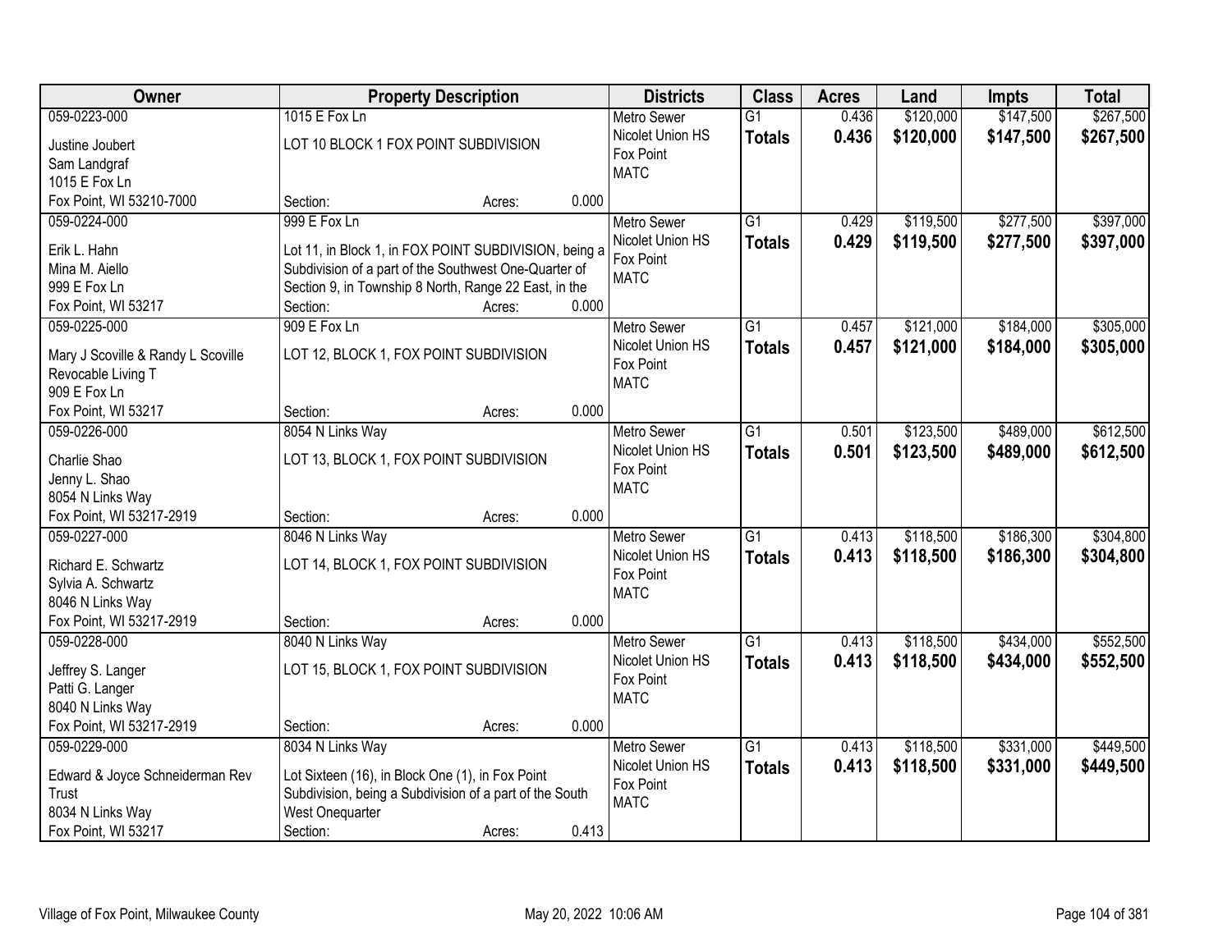| Owner | Property Description | | | Districts | Class | Acres | Land | Impts | Total |
|---|---|---|---|---|---|---|---|---|---|
| 059-0223-000<br>Justine Joubert<br>Sam Landgraf<br>1015 E Fox Ln<br>Fox Point, WI 53210-7000 | 1015 E Fox Ln<br>LOT 10 BLOCK 1 FOX POINT SUBDIVISION<br><br><br>Section: | Acres: | 0.000 | Metro Sewer<br>Nicolet Union HS<br>Fox Point<br>MATC | G1<br>**Totals** | 0.436<br>**0.436** | $120,000<br>**$120,000** | $147,500<br>**$147,500** | $267,500<br>**$267,500** |
| 059-0224-000<br>Erik L. Hahn<br>Mina M. Aiello<br>999 E Fox Ln<br>Fox Point, WI 53217 | 999 E Fox Ln<br>Lot 11, in Block 1, in FOX POINT SUBDIVISION, being a Subdivision of a part of the Southwest One-Quarter of Section 9, in Township 8 North, Range 22 East, in the<br>Section: | Acres: | 0.000 | Metro Sewer<br>Nicolet Union HS<br>Fox Point<br>MATC | G1<br>**Totals** | 0.429<br>**0.429** | $119,500<br>**$119,500** | $277,500<br>**$277,500** | $397,000<br>**$397,000** |
| 059-0225-000<br>Mary J Scoville & Randy L Scoville<br>Revocable Living T<br>909 E Fox Ln<br>Fox Point, WI 53217 | 909 E Fox Ln<br>LOT 12, BLOCK 1, FOX POINT SUBDIVISION<br><br><br>Section: | Acres: | 0.000 | Metro Sewer<br>Nicolet Union HS<br>Fox Point<br>MATC | G1<br>**Totals** | 0.457<br>**0.457** | $121,000<br>**$121,000** | $184,000<br>**$184,000** | $305,000<br>**$305,000** |
| 059-0226-000<br>Charlie Shao<br>Jenny L. Shao<br>8054 N Links Way<br>Fox Point, WI 53217-2919 | 8054 N Links Way<br>LOT 13, BLOCK 1, FOX POINT SUBDIVISION<br><br><br>Section: | Acres: | 0.000 | Metro Sewer<br>Nicolet Union HS<br>Fox Point<br>MATC | G1<br>**Totals** | 0.501<br>**0.501** | $123,500<br>**$123,500** | $489,000<br>**$489,000** | $612,500<br>**$612,500** |
| 059-0227-000<br>Richard E. Schwartz<br>Sylvia A. Schwartz<br>8046 N Links Way<br>Fox Point, WI 53217-2919 | 8046 N Links Way<br>LOT 14, BLOCK 1, FOX POINT SUBDIVISION<br><br><br>Section: | Acres: | 0.000 | Metro Sewer<br>Nicolet Union HS<br>Fox Point<br>MATC | G1<br>**Totals** | 0.413<br>**0.413** | $118,500<br>**$118,500** | $186,300<br>**$186,300** | $304,800<br>**$304,800** |
| 059-0228-000<br>Jeffrey S. Langer<br>Patti G. Langer<br>8040 N Links Way<br>Fox Point, WI 53217-2919 | 8040 N Links Way<br>LOT 15, BLOCK 1, FOX POINT SUBDIVISION<br><br><br>Section: | Acres: | 0.000 | Metro Sewer<br>Nicolet Union HS<br>Fox Point<br>MATC | G1<br>**Totals** | 0.413<br>**0.413** | $118,500<br>**$118,500** | $434,000<br>**$434,000** | $552,500<br>**$552,500** |
| 059-0229-000<br>Edward & Joyce Schneiderman Rev Trust<br>8034 N Links Way<br>Fox Point, WI 53217 | 8034 N Links Way<br>Lot Sixteen (16), in Block One (1), in Fox Point Subdivision, being a Subdivision of a part of the South West Onequarter<br>Section: | Acres: | 0.413 | Metro Sewer<br>Nicolet Union HS<br>Fox Point<br>MATC | G1<br>**Totals** | 0.413<br>**0.413** | $118,500<br>**$118,500** | $331,000<br>**$331,000** | $449,500<br>**$449,500** |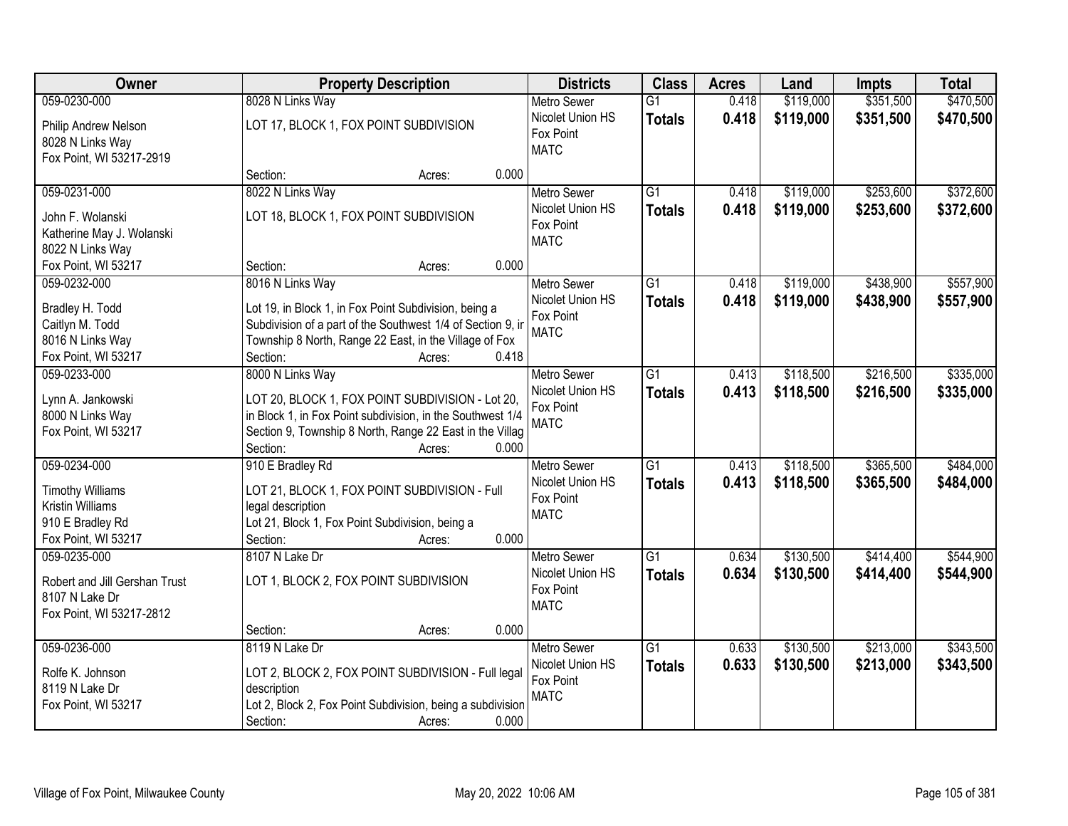| Owner | Property Description | Districts | Class | Acres | Land | Impts | Total |
|---|---|---|---|---|---|---|---|
| 059-0230-000<br>Philip Andrew Nelson<br>8028 N Links Way<br>Fox Point, WI 53217-2919 | 8028 N Links Way<br>LOT 17, BLOCK 1, FOX POINT SUBDIVISION<br>Section: Acres: 0.000 | Metro Sewer<br>Nicolet Union HS<br>Fox Point<br>MATC | G1<br>**Totals** | 0.418<br>**0.418** | $119,000<br>**$119,000** | $351,500<br>**$351,500** | $470,500<br>**$470,500** |
| 059-0231-000<br>John F. Wolanski<br>Katherine May J. Wolanski<br>8022 N Links Way<br>Fox Point, WI 53217 | 8022 N Links Way<br>LOT 18, BLOCK 1, FOX POINT SUBDIVISION<br>Section: Acres: 0.000 | Metro Sewer<br>Nicolet Union HS<br>Fox Point<br>MATC | G1<br>**Totals** | 0.418<br>**0.418** | $119,000<br>**$119,000** | $253,600<br>**$253,600** | $372,600<br>**$372,600** |
| 059-0232-000<br>Bradley H. Todd<br>Caitlyn M. Todd<br>8016 N Links Way<br>Fox Point, WI 53217 | 8016 N Links Way<br>Lot 19, in Block 1, in Fox Point Subdivision, being a Subdivision of a part of the Southwest 1/4 of Section 9, ir Township 8 North, Range 22 East, in the Village of Fox<br>Section: Acres: 0.418 | Metro Sewer<br>Nicolet Union HS<br>Fox Point<br>MATC | G1<br>**Totals** | 0.418<br>**0.418** | $119,000<br>**$119,000** | $438,900<br>**$438,900** | $557,900<br>**$557,900** |
| 059-0233-000<br>Lynn A. Jankowski<br>8000 N Links Way<br>Fox Point, WI 53217 | 8000 N Links Way<br>LOT 20, BLOCK 1, FOX POINT SUBDIVISION - Lot 20, in Block 1, in Fox Point subdivision, in the Southwest 1/4 Section 9, Township 8 North, Range 22 East in the Villag<br>Section: Acres: 0.000 | Metro Sewer<br>Nicolet Union HS<br>Fox Point<br>MATC | G1<br>**Totals** | 0.413<br>**0.413** | $118,500<br>**$118,500** | $216,500<br>**$216,500** | $335,000<br>**$335,000** |
| 059-0234-000<br>Timothy Williams<br>Kristin Williams<br>910 E Bradley Rd<br>Fox Point, WI 53217 | 910 E Bradley Rd<br>LOT 21, BLOCK 1, FOX POINT SUBDIVISION - Full legal description<br>Lot 21, Block 1, Fox Point Subdivision, being a<br>Section: Acres: 0.000 | Metro Sewer<br>Nicolet Union HS<br>Fox Point<br>MATC | G1<br>**Totals** | 0.413<br>**0.413** | $118,500<br>**$118,500** | $365,500<br>**$365,500** | $484,000<br>**$484,000** |
| 059-0235-000<br>Robert and Jill Gershan Trust<br>8107 N Lake Dr<br>Fox Point, WI 53217-2812 | 8107 N Lake Dr<br>LOT 1, BLOCK 2, FOX POINT SUBDIVISION<br>Section: Acres: 0.000 | Metro Sewer<br>Nicolet Union HS<br>Fox Point<br>MATC | G1<br>**Totals** | 0.634<br>**0.634** | $130,500<br>**$130,500** | $414,400<br>**$414,400** | $544,900<br>**$544,900** |
| 059-0236-000<br>Rolfe K. Johnson<br>8119 N Lake Dr<br>Fox Point, WI 53217 | 8119 N Lake Dr<br>LOT 2, BLOCK 2, FOX POINT SUBDIVISION - Full legal description<br>Lot 2, Block 2, Fox Point Subdivision, being a subdivision<br>Section: Acres: 0.000 | Metro Sewer<br>Nicolet Union HS<br>Fox Point<br>MATC | G1<br>**Totals** | 0.633<br>**0.633** | $130,500<br>**$130,500** | $213,000<br>**$213,000** | $343,500<br>**$343,500** |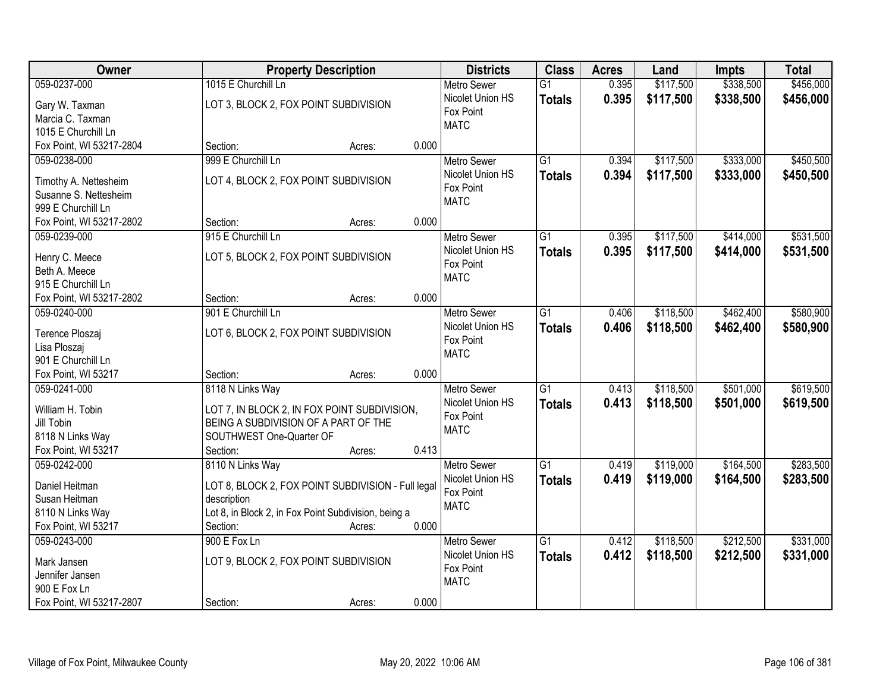| Owner | Property Description | Districts | Class | Acres | Land | Impts | Total |
|---|---|---|---|---|---|---|---|
| 059-0237-000<br>Gary W. Taxman<br>Marcia C. Taxman<br>1015 E Churchill Ln<br>Fox Point, WI 53217-2804 | 1015 E Churchill Ln<br>LOT 3, BLOCK 2, FOX POINT SUBDIVISION<br>Section: Acres: 0.000 | Metro Sewer<br>Nicolet Union HS<br>Fox Point<br>MATC | G1<br>**Totals** | 0.395<br>**0.395** | $117,500<br>**$117,500** | $338,500<br>**$338,500** | $456,000<br>**$456,000** |
| 059-0238-000<br>Timothy A. Nettesheim<br>Susanne S. Nettesheim<br>999 E Churchill Ln<br>Fox Point, WI 53217-2802 | 999 E Churchill Ln<br>LOT 4, BLOCK 2, FOX POINT SUBDIVISION<br>Section: Acres: 0.000 | Metro Sewer<br>Nicolet Union HS<br>Fox Point<br>MATC | G1<br>**Totals** | 0.394<br>**0.394** | $117,500<br>**$117,500** | $333,000<br>**$333,000** | $450,500<br>**$450,500** |
| 059-0239-000<br>Henry C. Meece<br>Beth A. Meece<br>915 E Churchill Ln<br>Fox Point, WI 53217-2802 | 915 E Churchill Ln<br>LOT 5, BLOCK 2, FOX POINT SUBDIVISION<br>Section: Acres: 0.000 | Metro Sewer<br>Nicolet Union HS<br>Fox Point<br>MATC | G1<br>**Totals** | 0.395<br>**0.395** | $117,500<br>**$117,500** | $414,000<br>**$414,000** | $531,500<br>**$531,500** |
| 059-0240-000<br>Terence Ploszaj<br>Lisa Ploszaj<br>901 E Churchill Ln<br>Fox Point, WI 53217 | 901 E Churchill Ln<br>LOT 6, BLOCK 2, FOX POINT SUBDIVISION<br>Section: Acres: 0.000 | Metro Sewer<br>Nicolet Union HS<br>Fox Point<br>MATC | G1<br>**Totals** | 0.406<br>**0.406** | $118,500<br>**$118,500** | $462,400<br>**$462,400** | $580,900<br>**$580,900** |
| 059-0241-000<br>William H. Tobin<br>Jill Tobin<br>8118 N Links Way<br>Fox Point, WI 53217 | 8118 N Links Way<br>LOT 7, IN BLOCK 2, IN FOX POINT SUBDIVISION, BEING A SUBDIVISION OF A PART OF THE SOUTHWEST One-Quarter OF<br>Section: Acres: 0.413 | Metro Sewer<br>Nicolet Union HS<br>Fox Point<br>MATC | G1<br>**Totals** | 0.413<br>**0.413** | $118,500<br>**$118,500** | $501,000<br>**$501,000** | $619,500<br>**$619,500** |
| 059-0242-000<br>Daniel Heitman<br>Susan Heitman<br>8110 N Links Way<br>Fox Point, WI 53217 | 8110 N Links Way<br>LOT 8, BLOCK 2, FOX POINT SUBDIVISION - Full legal description<br>Lot 8, in Block 2, in Fox Point Subdivision, being a<br>Section: Acres: 0.000 | Metro Sewer<br>Nicolet Union HS<br>Fox Point<br>MATC | G1<br>**Totals** | 0.419<br>**0.419** | $119,000<br>**$119,000** | $164,500<br>**$164,500** | $283,500<br>**$283,500** |
| 059-0243-000<br>Mark Jansen<br>Jennifer Jansen<br>900 E Fox Ln<br>Fox Point, WI 53217-2807 | 900 E Fox Ln<br>LOT 9, BLOCK 2, FOX POINT SUBDIVISION<br>Section: Acres: 0.000 | Metro Sewer<br>Nicolet Union HS<br>Fox Point<br>MATC | G1<br>**Totals** | 0.412<br>**0.412** | $118,500<br>**$118,500** | $212,500<br>**$212,500** | $331,000<br>**$331,000** |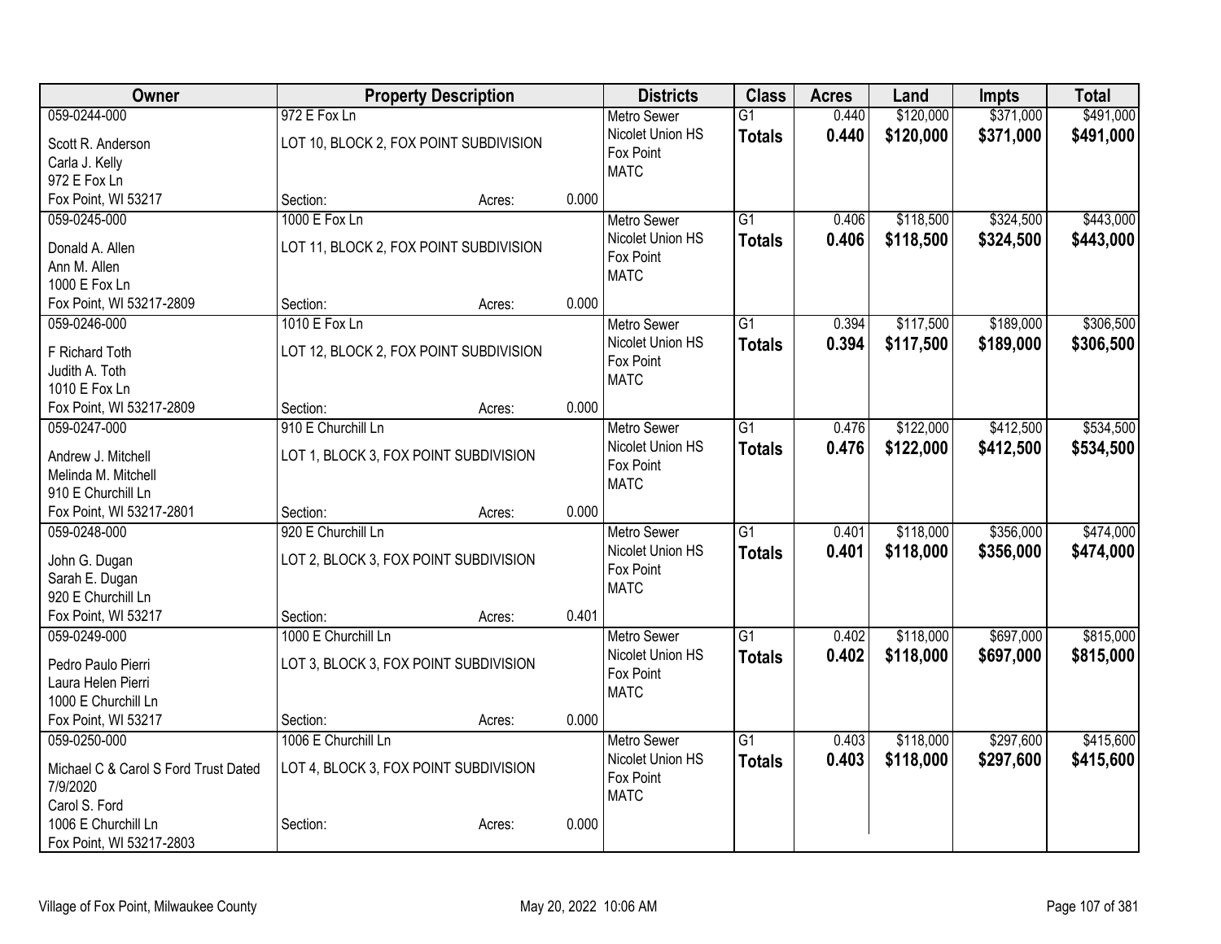| Owner | Property Description | | | Districts | Class | Acres | Land | Impts | Total |
|---|---|---|---|---|---|---|---|---|---|
| 059-0244-000<br>Scott R. Anderson<br>Carla J. Kelly<br>972 E Fox Ln<br>Fox Point, WI 53217 | 972 E Fox Ln<br>LOT 10, BLOCK 2, FOX POINT SUBDIVISION<br>Section: | Acres: | 0.000 | Metro Sewer<br>Nicolet Union HS<br>Fox Point<br>MATC | G1<br>**Totals** | 0.440<br>**0.440** | $120,000<br>**$120,000** | $371,000<br>**$371,000** | $491,000<br>**$491,000** |
| 059-0245-000<br>Donald A. Allen<br>Ann M. Allen<br>1000 E Fox Ln<br>Fox Point, WI 53217-2809 | 1000 E Fox Ln<br>LOT 11, BLOCK 2, FOX POINT SUBDIVISION<br>Section: | Acres: | 0.000 | Metro Sewer<br>Nicolet Union HS<br>Fox Point<br>MATC | G1<br>**Totals** | 0.406<br>**0.406** | $118,500<br>**$118,500** | $324,500<br>**$324,500** | $443,000<br>**$443,000** |
| 059-0246-000<br>F Richard Toth<br>Judith A. Toth<br>1010 E Fox Ln<br>Fox Point, WI 53217-2809 | 1010 E Fox Ln<br>LOT 12, BLOCK 2, FOX POINT SUBDIVISION<br>Section: | Acres: | 0.000 | Metro Sewer<br>Nicolet Union HS<br>Fox Point<br>MATC | G1<br>**Totals** | 0.394<br>**0.394** | $117,500<br>**$117,500** | $189,000<br>**$189,000** | $306,500<br>**$306,500** |
| 059-0247-000<br>Andrew J. Mitchell<br>Melinda M. Mitchell<br>910 E Churchill Ln<br>Fox Point, WI 53217-2801 | 910 E Churchill Ln<br>LOT 1, BLOCK 3, FOX POINT SUBDIVISION<br>Section: | Acres: | 0.000 | Metro Sewer<br>Nicolet Union HS<br>Fox Point<br>MATC | G1<br>**Totals** | 0.476<br>**0.476** | $122,000<br>**$122,000** | $412,500<br>**$412,500** | $534,500<br>**$534,500** |
| 059-0248-000<br>John G. Dugan<br>Sarah E. Dugan<br>920 E Churchill Ln<br>Fox Point, WI 53217 | 920 E Churchill Ln<br>LOT 2, BLOCK 3, FOX POINT SUBDIVISION<br>Section: | Acres: | 0.401 | Metro Sewer<br>Nicolet Union HS<br>Fox Point<br>MATC | G1<br>**Totals** | 0.401<br>**0.401** | $118,000<br>**$118,000** | $356,000<br>**$356,000** | $474,000<br>**$474,000** |
| 059-0249-000<br>Pedro Paulo Pierri<br>Laura Helen Pierri<br>1000 E Churchill Ln<br>Fox Point, WI 53217 | 1000 E Churchill Ln<br>LOT 3, BLOCK 3, FOX POINT SUBDIVISION<br>Section: | Acres: | 0.000 | Metro Sewer<br>Nicolet Union HS<br>Fox Point<br>MATC | G1<br>**Totals** | 0.402<br>**0.402** | $118,000<br>**$118,000** | $697,000<br>**$697,000** | $815,000<br>**$815,000** |
| 059-0250-000<br>Michael C & Carol S Ford Trust Dated 7/9/2020<br>Carol S. Ford<br>1006 E Churchill Ln<br>Fox Point, WI 53217-2803 | 1006 E Churchill Ln<br>LOT 4, BLOCK 3, FOX POINT SUBDIVISION<br>Section: | Acres: | 0.000 | Metro Sewer<br>Nicolet Union HS<br>Fox Point<br>MATC | G1<br>**Totals** | 0.403<br>**0.403** | $118,000<br>**$118,000** | $297,600<br>**$297,600** | $415,600<br>**$415,600** |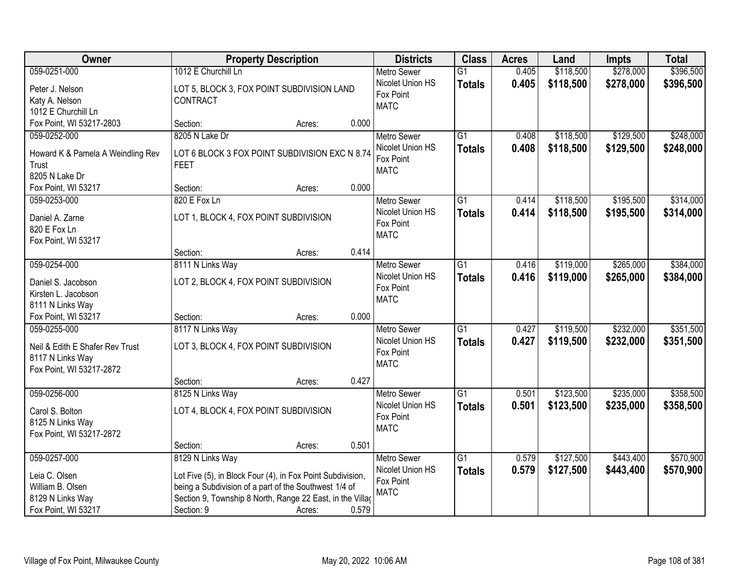| Owner | Property Description | | | Districts | Class | Acres | Land | Impts | Total |
|---|---|---|---|---|---|---|---|---|---|
| 059-0251-000<br>Peter J. Nelson<br>Katy A. Nelson<br>1012 E Churchill Ln<br>Fox Point, WI 53217-2803 | 1012 E Churchill Ln<br>LOT 5, BLOCK 3, FOX POINT SUBDIVISION LAND CONTRACT<br>Section: | Acres: | 0.000 | Metro Sewer<br>Nicolet Union HS<br>Fox Point<br>MATC | G1<br>**Totals** | 0.405<br>**0.405** | $118,500<br>**$118,500** | $278,000<br>**$278,000** | $396,500<br>**$396,500** |
| 059-0252-000<br>Howard K & Pamela A Weindling Rev Trust<br>8205 N Lake Dr<br>Fox Point, WI 53217 | 8205 N Lake Dr<br>LOT 6 BLOCK 3 FOX POINT SUBDIVISION EXC N 8.74 FEET<br>Section: | Acres: | 0.000 | Metro Sewer<br>Nicolet Union HS<br>Fox Point<br>MATC | G1<br>**Totals** | 0.408<br>**0.408** | $118,500<br>**$118,500** | $129,500<br>**$129,500** | $248,000<br>**$248,000** |
| 059-0253-000<br>Daniel A. Zarne<br>820 E Fox Ln<br>Fox Point, WI 53217 | 820 E Fox Ln<br>LOT 1, BLOCK 4, FOX POINT SUBDIVISION<br>Section: | Acres: | 0.414 | Metro Sewer<br>Nicolet Union HS<br>Fox Point<br>MATC | G1<br>**Totals** | 0.414<br>**0.414** | $118,500<br>**$118,500** | $195,500<br>**$195,500** | $314,000<br>**$314,000** |
| 059-0254-000<br>Daniel S. Jacobson<br>Kirsten L. Jacobson<br>8111 N Links Way<br>Fox Point, WI 53217 | 8111 N Links Way<br>LOT 2, BLOCK 4, FOX POINT SUBDIVISION<br>Section: | Acres: | 0.000 | Metro Sewer<br>Nicolet Union HS<br>Fox Point<br>MATC | G1<br>**Totals** | 0.416<br>**0.416** | $119,000<br>**$119,000** | $265,000<br>**$265,000** | $384,000<br>**$384,000** |
| 059-0255-000<br>Neil & Edith E Shafer Rev Trust<br>8117 N Links Way<br>Fox Point, WI 53217-2872 | 8117 N Links Way<br>LOT 3, BLOCK 4, FOX POINT SUBDIVISION<br>Section: | Acres: | 0.427 | Metro Sewer<br>Nicolet Union HS<br>Fox Point<br>MATC | G1<br>**Totals** | 0.427<br>**0.427** | $119,500<br>**$119,500** | $232,000<br>**$232,000** | $351,500<br>**$351,500** |
| 059-0256-000<br>Carol S. Bolton<br>8125 N Links Way<br>Fox Point, WI 53217-2872 | 8125 N Links Way<br>LOT 4, BLOCK 4, FOX POINT SUBDIVISION<br>Section: | Acres: | 0.501 | Metro Sewer<br>Nicolet Union HS<br>Fox Point<br>MATC | G1<br>**Totals** | 0.501<br>**0.501** | $123,500<br>**$123,500** | $235,000<br>**$235,000** | $358,500<br>**$358,500** |
| 059-0257-000<br>Leia C. Olsen<br>William B. Olsen<br>8129 N Links Way<br>Fox Point, WI 53217 | 8129 N Links Way<br>Lot Five (5), in Block Four (4), in Fox Point Subdivision, being a Subdivision of a part of the Southwest 1/4 of Section 9, Township 8 North, Range 22 East, in the Villag<br>Section: 9 | Acres: | 0.579 | Metro Sewer<br>Nicolet Union HS<br>Fox Point<br>MATC | G1<br>**Totals** | 0.579<br>**0.579** | $127,500<br>**$127,500** | $443,400<br>**$443,400** | $570,900<br>**$570,900** |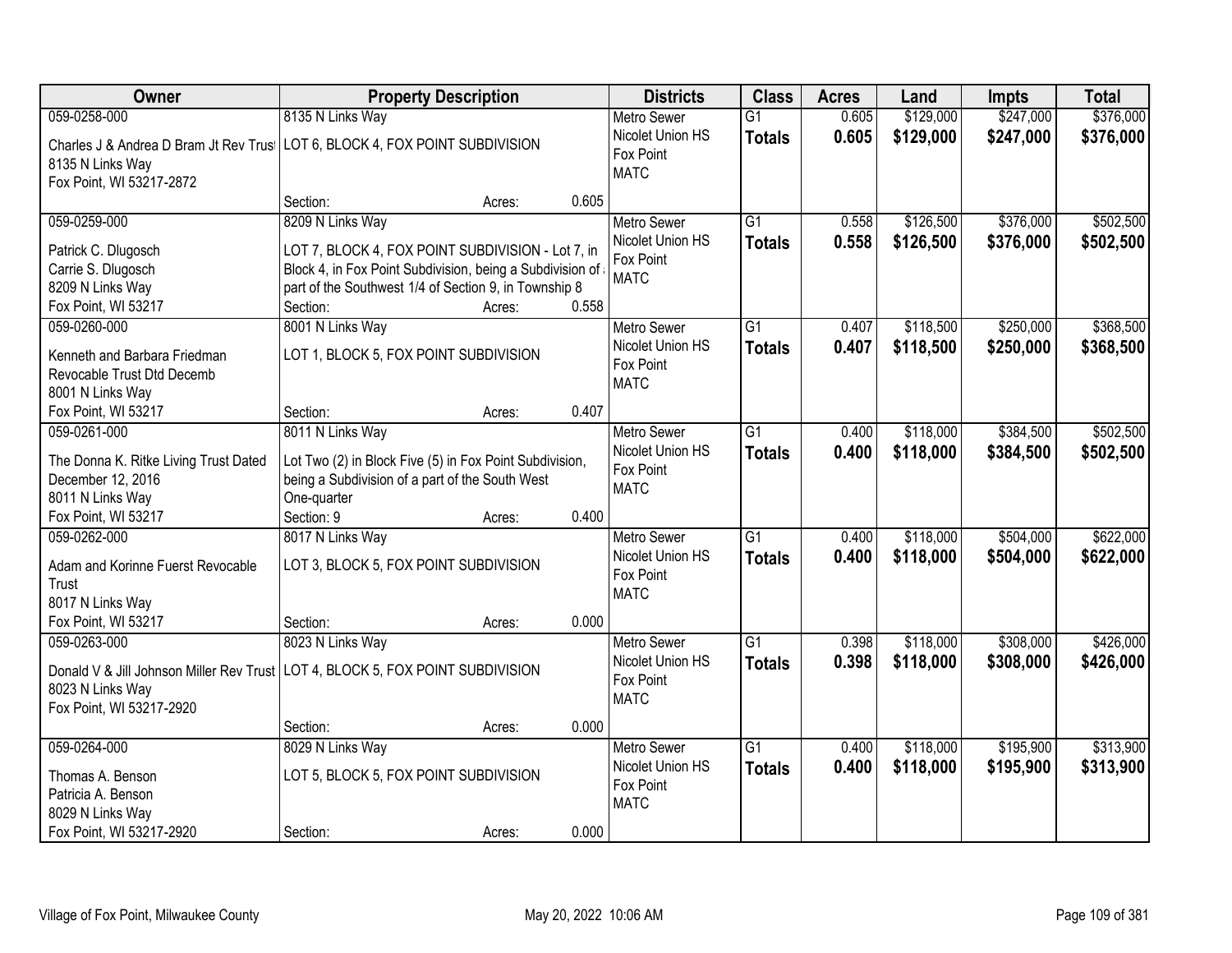| Owner | Property Description | Districts | Class | Acres | Land | Impts | Total |
|---|---|---|---|---|---|---|---|
| 059-0258-000<br>Charles J & Andrea D Bram Jt Rev Trust<br>8135 N Links Way<br>Fox Point, WI 53217-2872 | 8135 N Links Way<br>LOT 6, BLOCK 4, FOX POINT SUBDIVISION<br>Section: Acres: 0.605 | Metro Sewer<br>Nicolet Union HS<br>Fox Point<br>MATC | G1<br>**Totals** | 0.605<br>**0.605** | $129,000<br>**$129,000** | $247,000<br>**$247,000** | $376,000<br>**$376,000** |
| 059-0259-000<br>Patrick C. Dlugosch<br>Carrie S. Dlugosch<br>8209 N Links Way<br>Fox Point, WI 53217 | 8209 N Links Way<br>LOT 7, BLOCK 4, FOX POINT SUBDIVISION - Lot 7, in Block 4, in Fox Point Subdivision, being a Subdivision of a part of the Southwest 1/4 of Section 9, in Township 8<br>Section: Acres: 0.558 | Metro Sewer<br>Nicolet Union HS<br>Fox Point<br>MATC | G1<br>**Totals** | 0.558<br>**0.558** | $126,500<br>**$126,500** | $376,000<br>**$376,000** | $502,500<br>**$502,500** |
| 059-0260-000<br>Kenneth and Barbara Friedman Revocable Trust Dtd Decemb<br>8001 N Links Way<br>Fox Point, WI 53217 | 8001 N Links Way<br>LOT 1, BLOCK 5, FOX POINT SUBDIVISION<br>Section: Acres: 0.407 | Metro Sewer<br>Nicolet Union HS<br>Fox Point<br>MATC | G1<br>**Totals** | 0.407<br>**0.407** | $118,500<br>**$118,500** | $250,000<br>**$250,000** | $368,500<br>**$368,500** |
| 059-0261-000<br>The Donna K. Ritke Living Trust Dated December 12, 2016<br>8011 N Links Way<br>Fox Point, WI 53217 | 8011 N Links Way<br>Lot Two (2) in Block Five (5) in Fox Point Subdivision, being a Subdivision of a part of the South West One-quarter<br>Section: 9 Acres: 0.400 | Metro Sewer<br>Nicolet Union HS<br>Fox Point<br>MATC | G1<br>**Totals** | 0.400<br>**0.400** | $118,000<br>**$118,000** | $384,500<br>**$384,500** | $502,500<br>**$502,500** |
| 059-0262-000<br>Adam and Korinne Fuerst Revocable Trust<br>8017 N Links Way<br>Fox Point, WI 53217 | 8017 N Links Way<br>LOT 3, BLOCK 5, FOX POINT SUBDIVISION<br>Section: Acres: 0.000 | Metro Sewer<br>Nicolet Union HS<br>Fox Point<br>MATC | G1<br>**Totals** | 0.400<br>**0.400** | $118,000<br>**$118,000** | $504,000<br>**$504,000** | $622,000<br>**$622,000** |
| 059-0263-000<br>Donald V & Jill Johnson Miller Rev Trust<br>8023 N Links Way<br>Fox Point, WI 53217-2920 | 8023 N Links Way<br>LOT 4, BLOCK 5, FOX POINT SUBDIVISION<br>Section: Acres: 0.000 | Metro Sewer<br>Nicolet Union HS<br>Fox Point<br>MATC | G1<br>**Totals** | 0.398<br>**0.398** | $118,000<br>**$118,000** | $308,000<br>**$308,000** | $426,000<br>**$426,000** |
| 059-0264-000<br>Thomas A. Benson<br>Patricia A. Benson<br>8029 N Links Way<br>Fox Point, WI 53217-2920 | 8029 N Links Way<br>LOT 5, BLOCK 5, FOX POINT SUBDIVISION<br>Section: Acres: 0.000 | Metro Sewer<br>Nicolet Union HS<br>Fox Point<br>MATC | G1<br>**Totals** | 0.400<br>**0.400** | $118,000<br>**$118,000** | $195,900<br>**$195,900** | $313,900<br>**$313,900** |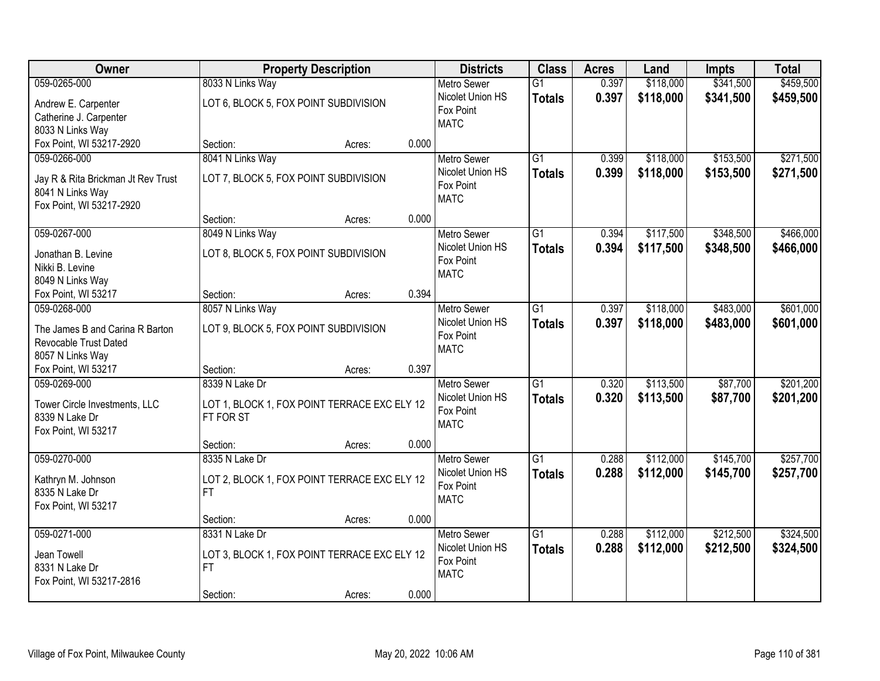| Owner | Property Description | Districts | Class | Acres | Land | Impts | Total |
|---|---|---|---|---|---|---|---|
| 059-0265-000<br>Andrew E. Carpenter<br>Catherine J. Carpenter<br>8033 N Links Way<br>Fox Point, WI 53217-2920 | 8033 N Links Way<br>LOT 6, BLOCK 5, FOX POINT SUBDIVISION<br>Section: Acres: 0.000 | Metro Sewer<br>Nicolet Union HS<br>Fox Point<br>MATC | G1<br>**Totals** | 0.397<br>**0.397** | $118,000<br>**$118,000** | $341,500<br>**$341,500** | $459,500<br>**$459,500** |
| 059-0266-000<br>Jay R & Rita Brickman Jt Rev Trust<br>8041 N Links Way<br>Fox Point, WI 53217-2920 | 8041 N Links Way<br>LOT 7, BLOCK 5, FOX POINT SUBDIVISION<br>Section: Acres: 0.000 | Metro Sewer<br>Nicolet Union HS<br>Fox Point<br>MATC | G1<br>**Totals** | 0.399<br>**0.399** | $118,000<br>**$118,000** | $153,500<br>**$153,500** | $271,500<br>**$271,500** |
| 059-0267-000<br>Jonathan B. Levine<br>Nikki B. Levine<br>8049 N Links Way<br>Fox Point, WI 53217 | 8049 N Links Way<br>LOT 8, BLOCK 5, FOX POINT SUBDIVISION<br>Section: Acres: 0.394 | Metro Sewer<br>Nicolet Union HS<br>Fox Point<br>MATC | G1<br>**Totals** | 0.394<br>**0.394** | $117,500<br>**$117,500** | $348,500<br>**$348,500** | $466,000<br>**$466,000** |
| 059-0268-000<br>The James B and Carina R Barton Revocable Trust Dated<br>8057 N Links Way<br>Fox Point, WI 53217 | 8057 N Links Way<br>LOT 9, BLOCK 5, FOX POINT SUBDIVISION<br>Section: Acres: 0.397 | Metro Sewer<br>Nicolet Union HS<br>Fox Point<br>MATC | G1<br>**Totals** | 0.397<br>**0.397** | $118,000<br>**$118,000** | $483,000<br>**$483,000** | $601,000<br>**$601,000** |
| 059-0269-000<br>Tower Circle Investments, LLC<br>8339 N Lake Dr<br>Fox Point, WI 53217 | 8339 N Lake Dr<br>LOT 1, BLOCK 1, FOX POINT TERRACE EXC ELY 12 FT FOR ST<br>Section: Acres: 0.000 | Metro Sewer<br>Nicolet Union HS<br>Fox Point<br>MATC | G1<br>**Totals** | 0.320<br>**0.320** | $113,500<br>**$113,500** | $87,700<br>**$87,700** | $201,200<br>**$201,200** |
| 059-0270-000<br>Kathryn M. Johnson<br>8335 N Lake Dr<br>Fox Point, WI 53217 | 8335 N Lake Dr<br>LOT 2, BLOCK 1, FOX POINT TERRACE EXC ELY 12 FT<br>Section: Acres: 0.000 | Metro Sewer<br>Nicolet Union HS<br>Fox Point<br>MATC | G1<br>**Totals** | 0.288<br>**0.288** | $112,000<br>**$112,000** | $145,700<br>**$145,700** | $257,700<br>**$257,700** |
| 059-0271-000<br>Jean Towell<br>8331 N Lake Dr<br>Fox Point, WI 53217-2816 | 8331 N Lake Dr<br>LOT 3, BLOCK 1, FOX POINT TERRACE EXC ELY 12 FT<br>Section: Acres: 0.000 | Metro Sewer<br>Nicolet Union HS<br>Fox Point<br>MATC | G1<br>**Totals** | 0.288<br>**0.288** | $112,000<br>**$112,000** | $212,500<br>**$212,500** | $324,500<br>**$324,500** |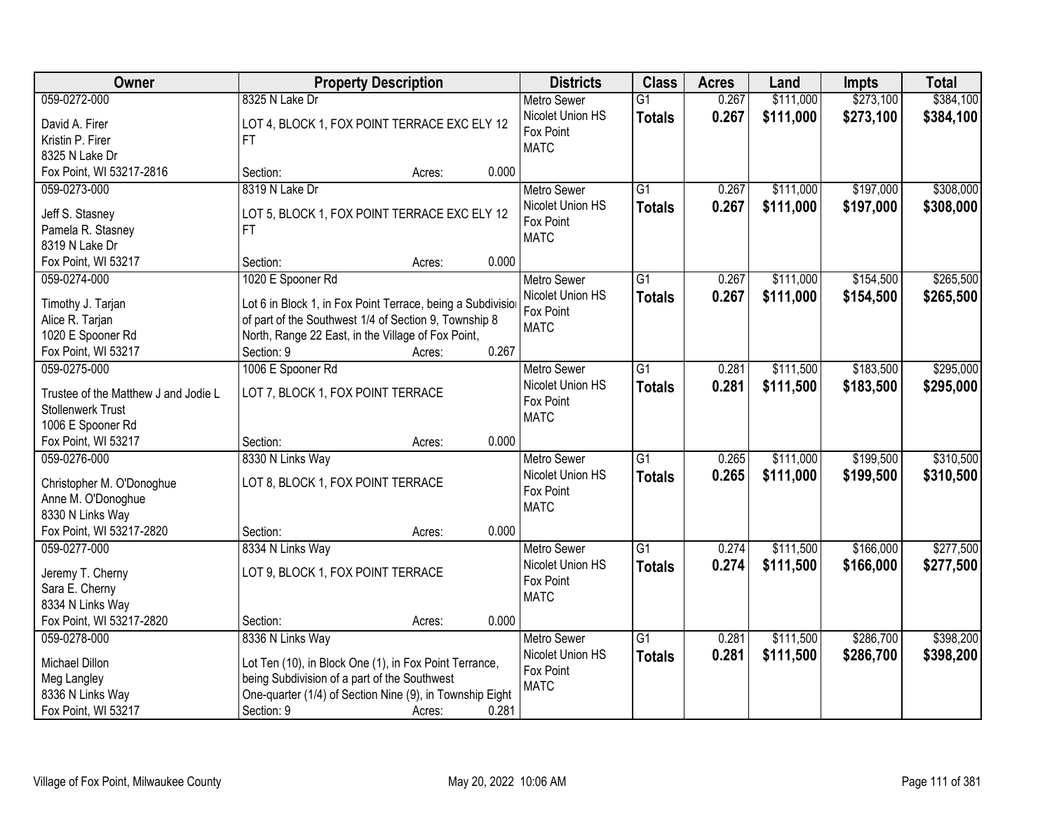| Owner | Property Description | Districts | Class | Acres | Land | Impts | Total |
|---|---|---|---|---|---|---|---|
| 059-0272-000<br>David A. Firer<br>Kristin P. Firer<br>8325 N Lake Dr<br>Fox Point, WI 53217-2816 | 8325 N Lake Dr<br>LOT 4, BLOCK 1, FOX POINT TERRACE EXC ELY 12 FT<br>Section: Acres: 0.000 | Metro Sewer<br>Nicolet Union HS<br>Fox Point<br>MATC | G1<br>**Totals** | 0.267<br>**0.267** | \$111,000<br>**\$111,000** | \$273,100<br>**\$273,100** | \$384,100<br>**\$384,100** |
| 059-0273-000<br>Jeff S. Stasney<br>Pamela R. Stasney<br>8319 N Lake Dr<br>Fox Point, WI 53217 | 8319 N Lake Dr<br>LOT 5, BLOCK 1, FOX POINT TERRACE EXC ELY 12 FT<br>Section: Acres: 0.000 | Metro Sewer<br>Nicolet Union HS<br>Fox Point<br>MATC | G1<br>**Totals** | 0.267<br>**0.267** | \$111,000<br>**\$111,000** | \$197,000<br>**\$197,000** | \$308,000<br>**\$308,000** |
| 059-0274-000<br>Timothy J. Tarjan<br>Alice R. Tarjan<br>1020 E Spooner Rd<br>Fox Point, WI 53217 | 1020 E Spooner Rd<br>Lot 6 in Block 1, in Fox Point Terrace, being a Subdivision of part of the Southwest 1/4 of Section 9, Township 8 North, Range 22 East, in the Village of Fox Point,<br>Section: 9 Acres: 0.267 | Metro Sewer<br>Nicolet Union HS<br>Fox Point<br>MATC | G1<br>**Totals** | 0.267<br>**0.267** | \$111,000<br>**\$111,000** | \$154,500<br>**\$154,500** | \$265,500<br>**\$265,500** |
| 059-0275-000<br>Trustee of the Matthew J and Jodie L Stollenwerk Trust<br>1006 E Spooner Rd<br>Fox Point, WI 53217 | 1006 E Spooner Rd<br>LOT 7, BLOCK 1, FOX POINT TERRACE<br>Section: Acres: 0.000 | Metro Sewer<br>Nicolet Union HS<br>Fox Point<br>MATC | G1<br>**Totals** | 0.281<br>**0.281** | \$111,500<br>**\$111,500** | \$183,500<br>**\$183,500** | \$295,000<br>**\$295,000** |
| 059-0276-000<br>Christopher M. O'Donoghue<br>Anne M. O'Donoghue<br>8330 N Links Way<br>Fox Point, WI 53217-2820 | 8330 N Links Way<br>LOT 8, BLOCK 1, FOX POINT TERRACE<br>Section: Acres: 0.000 | Metro Sewer<br>Nicolet Union HS<br>Fox Point<br>MATC | G1<br>**Totals** | 0.265<br>**0.265** | \$111,000<br>**\$111,000** | \$199,500<br>**\$199,500** | \$310,500<br>**\$310,500** |
| 059-0277-000<br>Jeremy T. Cherny<br>Sara E. Cherny<br>8334 N Links Way<br>Fox Point, WI 53217-2820 | 8334 N Links Way<br>LOT 9, BLOCK 1, FOX POINT TERRACE<br>Section: Acres: 0.000 | Metro Sewer<br>Nicolet Union HS<br>Fox Point<br>MATC | G1<br>**Totals** | 0.274<br>**0.274** | \$111,500<br>**\$111,500** | \$166,000<br>**\$166,000** | \$277,500<br>**\$277,500** |
| 059-0278-000<br>Michael Dillon<br>Meg Langley<br>8336 N Links Way<br>Fox Point, WI 53217 | 8336 N Links Way<br>Lot Ten (10), in Block One (1), in Fox Point Terrance, being Subdivision of a part of the Southwest One-quarter (1/4) of Section Nine (9), in Township Eight<br>Section: 9 Acres: 0.281 | Metro Sewer<br>Nicolet Union HS<br>Fox Point<br>MATC | G1<br>**Totals** | 0.281<br>**0.281** | \$111,500<br>**\$111,500** | \$286,700<br>**\$286,700** | \$398,200<br>**\$398,200** |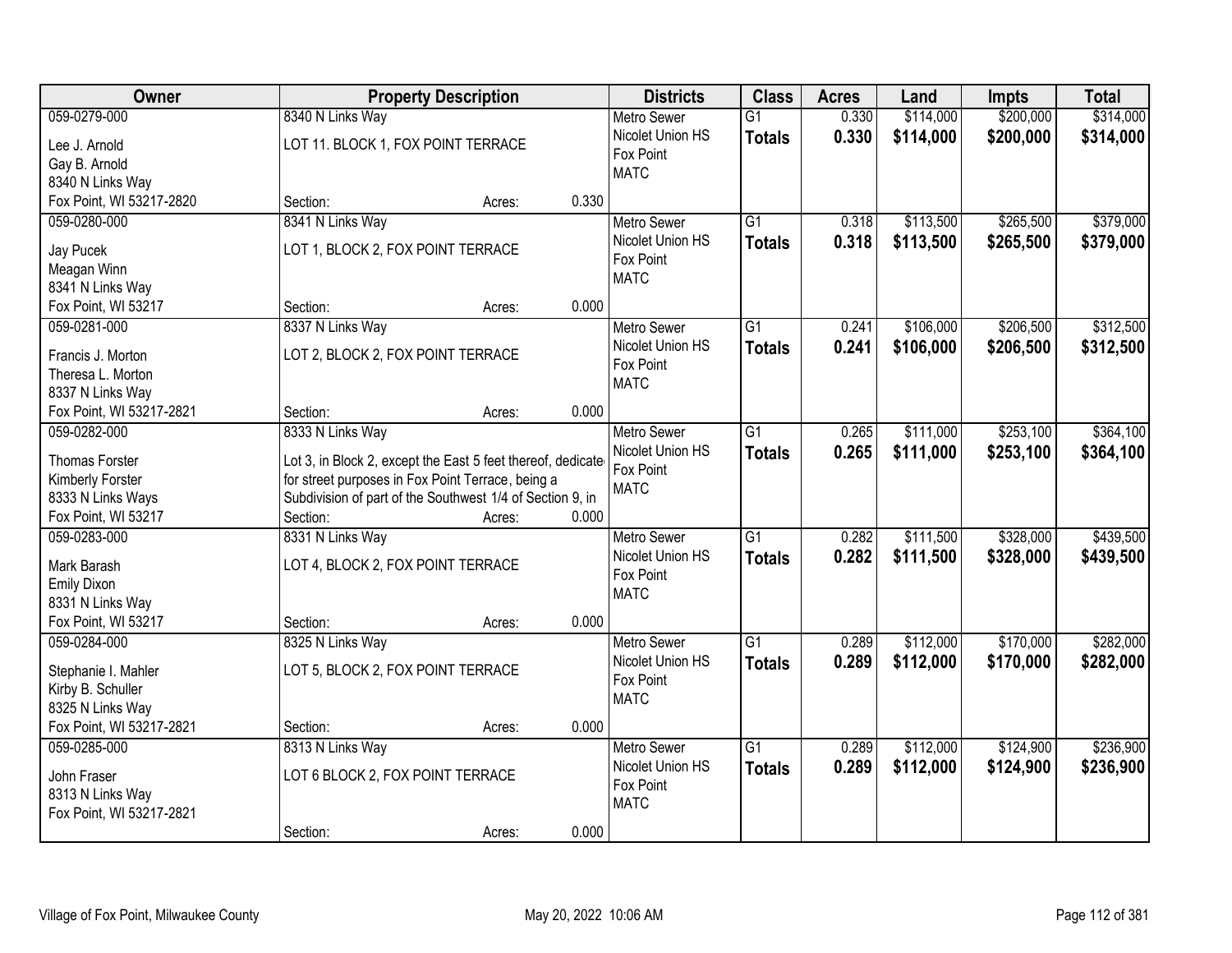| Owner | Property Description | Districts | Class | Acres | Land | Impts | Total |
|---|---|---|---|---|---|---|---|
| 059-0279-000<br>Lee J. Arnold<br>Gay B. Arnold<br>8340 N Links Way<br>Fox Point, WI 53217-2820 | 8340 N Links Way<br>LOT 11. BLOCK 1, FOX POINT TERRACE<br>Section: Acres: 0.330 | Metro Sewer<br>Nicolet Union HS<br>Fox Point<br>MATC | G1<br>**Totals** | 0.330<br>**0.330** | $114,000<br>**$114,000** | $200,000<br>**$200,000** | $314,000<br>**$314,000** |
| 059-0280-000<br>Jay Pucek<br>Meagan Winn<br>8341 N Links Way<br>Fox Point, WI 53217 | 8341 N Links Way<br>LOT 1, BLOCK 2, FOX POINT TERRACE<br>Section: Acres: 0.000 | Metro Sewer<br>Nicolet Union HS<br>Fox Point<br>MATC | G1<br>**Totals** | 0.318<br>**0.318** | $113,500<br>**$113,500** | $265,500<br>**$265,500** | $379,000<br>**$379,000** |
| 059-0281-000<br>Francis J. Morton<br>Theresa L. Morton<br>8337 N Links Way<br>Fox Point, WI 53217-2821 | 8337 N Links Way<br>LOT 2, BLOCK 2, FOX POINT TERRACE<br>Section: Acres: 0.000 | Metro Sewer<br>Nicolet Union HS<br>Fox Point<br>MATC | G1<br>**Totals** | 0.241<br>**0.241** | $106,000<br>**$106,000** | $206,500<br>**$206,500** | $312,500<br>**$312,500** |
| 059-0282-000<br>Thomas Forster<br>Kimberly Forster<br>8333 N Links Ways<br>Fox Point, WI 53217 | 8333 N Links Way<br>Lot 3, in Block 2, except the East 5 feet thereof, dedicate for street purposes in Fox Point Terrace, being a Subdivision of part of the Southwest 1/4 of Section 9, in<br>Section: Acres: 0.000 | Metro Sewer<br>Nicolet Union HS<br>Fox Point<br>MATC | G1<br>**Totals** | 0.265<br>**0.265** | $111,000<br>**$111,000** | $253,100<br>**$253,100** | $364,100<br>**$364,100** |
| 059-0283-000<br>Mark Barash<br>Emily Dixon<br>8331 N Links Way<br>Fox Point, WI 53217 | 8331 N Links Way<br>LOT 4, BLOCK 2, FOX POINT TERRACE<br>Section: Acres: 0.000 | Metro Sewer<br>Nicolet Union HS<br>Fox Point<br>MATC | G1<br>**Totals** | 0.282<br>**0.282** | $111,500<br>**$111,500** | $328,000<br>**$328,000** | $439,500<br>**$439,500** |
| 059-0284-000<br>Stephanie I. Mahler<br>Kirby B. Schuller<br>8325 N Links Way<br>Fox Point, WI 53217-2821 | 8325 N Links Way<br>LOT 5, BLOCK 2, FOX POINT TERRACE<br>Section: Acres: 0.000 | Metro Sewer<br>Nicolet Union HS<br>Fox Point<br>MATC | G1<br>**Totals** | 0.289<br>**0.289** | $112,000<br>**$112,000** | $170,000<br>**$170,000** | $282,000<br>**$282,000** |
| 059-0285-000<br>John Fraser<br>8313 N Links Way<br>Fox Point, WI 53217-2821 | 8313 N Links Way<br>LOT 6 BLOCK 2, FOX POINT TERRACE<br>Section: Acres: 0.000 | Metro Sewer<br>Nicolet Union HS<br>Fox Point<br>MATC | G1<br>**Totals** | 0.289<br>**0.289** | $112,000<br>**$112,000** | $124,900<br>**$124,900** | $236,900<br>**$236,900** |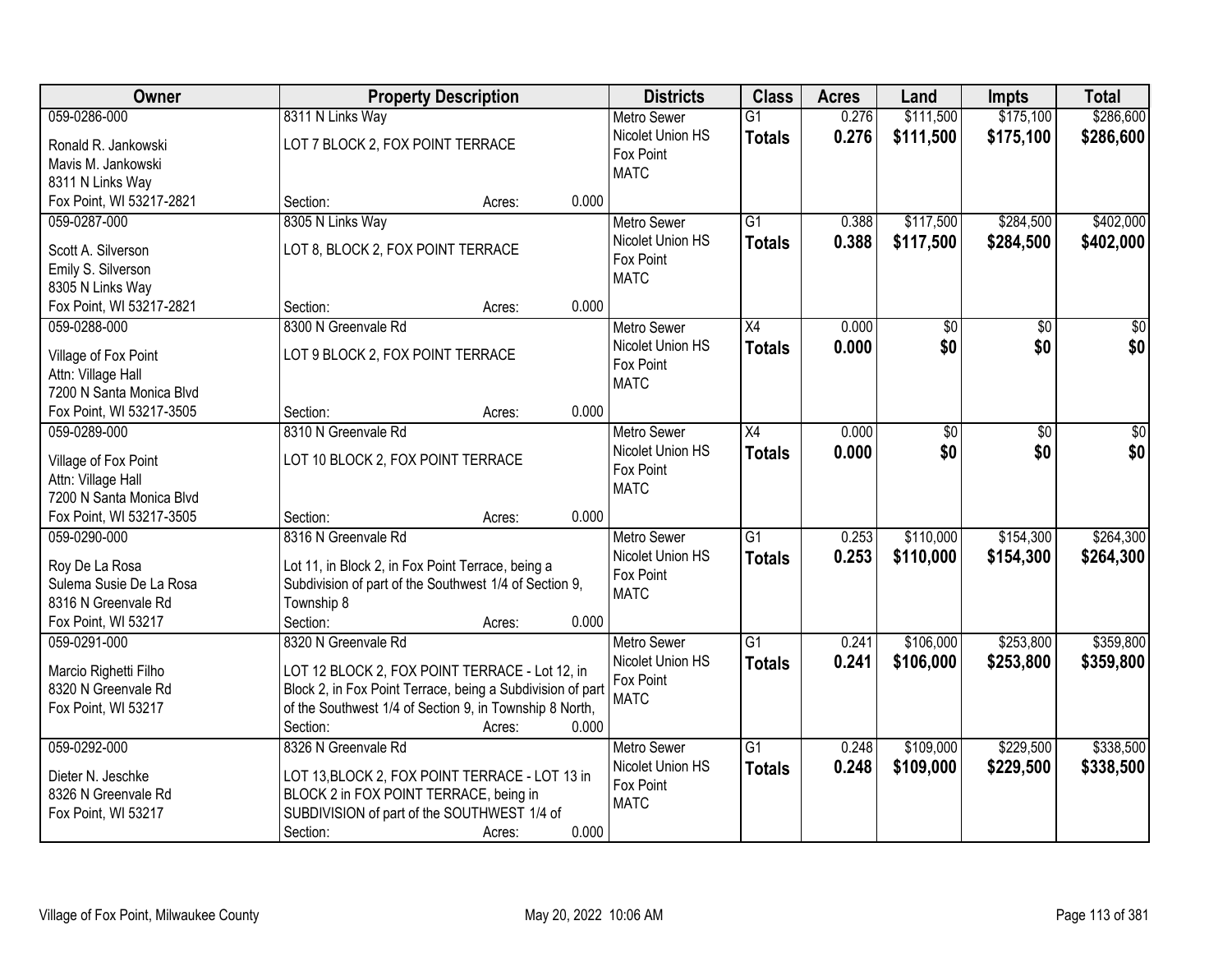| Owner | Property Description | Districts | Class | Acres | Land | Impts | Total |
|---|---|---|---|---|---|---|---|
| 059-0286-000<br>Ronald R. Jankowski<br>Mavis M. Jankowski<br>8311 N Links Way<br>Fox Point, WI 53217-2821 | 8311 N Links Way<br>LOT 7 BLOCK 2, FOX POINT TERRACE<br>Section: Acres: 0.000 | Metro Sewer<br>Nicolet Union HS<br>Fox Point<br>MATC | G1<br>**Totals** | 0.276<br>**0.276** | $111,500<br>**$111,500** | $175,100<br>**$175,100** | $286,600<br>**$286,600** |
| 059-0287-000<br>Scott A. Silverson<br>Emily S. Silverson<br>8305 N Links Way<br>Fox Point, WI 53217-2821 | 8305 N Links Way<br>LOT 8, BLOCK 2, FOX POINT TERRACE<br>Section: Acres: 0.000 | Metro Sewer<br>Nicolet Union HS<br>Fox Point<br>MATC | G1<br>**Totals** | 0.388<br>**0.388** | $117,500<br>**$117,500** | $284,500<br>**$284,500** | $402,000<br>**$402,000** |
| 059-0288-000<br>Village of Fox Point<br>Attn: Village Hall<br>7200 N Santa Monica Blvd<br>Fox Point, WI 53217-3505 | 8300 N Greenvale Rd<br>LOT 9 BLOCK 2, FOX POINT TERRACE<br>Section: Acres: 0.000 | Metro Sewer<br>Nicolet Union HS<br>Fox Point<br>MATC | X4<br>**Totals** | 0.000<br>**0.000** | $0<br>**$0** | $0<br>**$0** | $0<br>**$0** |
| 059-0289-000<br>Village of Fox Point<br>Attn: Village Hall<br>7200 N Santa Monica Blvd<br>Fox Point, WI 53217-3505 | 8310 N Greenvale Rd<br>LOT 10 BLOCK 2, FOX POINT TERRACE<br>Section: Acres: 0.000 | Metro Sewer<br>Nicolet Union HS<br>Fox Point<br>MATC | X4<br>**Totals** | 0.000<br>**0.000** | $0<br>**$0** | $0<br>**$0** | $0<br>**$0** |
| 059-0290-000<br>Roy De La Rosa<br>Sulema Susie De La Rosa<br>8316 N Greenvale Rd<br>Fox Point, WI 53217 | 8316 N Greenvale Rd<br>Lot 11, in Block 2, in Fox Point Terrace, being a Subdivision of part of the Southwest 1/4 of Section 9, Township 8<br>Section: Acres: 0.000 | Metro Sewer<br>Nicolet Union HS<br>Fox Point<br>MATC | G1<br>**Totals** | 0.253<br>**0.253** | $110,000<br>**$110,000** | $154,300<br>**$154,300** | $264,300<br>**$264,300** |
| 059-0291-000<br>Marcio Righetti Filho<br>8320 N Greenvale Rd<br>Fox Point, WI 53217 | 8320 N Greenvale Rd<br>LOT 12 BLOCK 2, FOX POINT TERRACE - Lot 12, in Block 2, in Fox Point Terrace, being a Subdivision of part of the Southwest 1/4 of Section 9, in Township 8 North,<br>Section: Acres: 0.000 | Metro Sewer<br>Nicolet Union HS<br>Fox Point<br>MATC | G1<br>**Totals** | 0.241<br>**0.241** | $106,000<br>**$106,000** | $253,800<br>**$253,800** | $359,800<br>**$359,800** |
| 059-0292-000<br>Dieter N. Jeschke<br>8326 N Greenvale Rd<br>Fox Point, WI 53217 | 8326 N Greenvale Rd<br>LOT 13,BLOCK 2, FOX POINT TERRACE - LOT 13 in BLOCK 2 in FOX POINT TERRACE, being in SUBDIVISION of part of the SOUTHWEST 1/4 of<br>Section: Acres: 0.000 | Metro Sewer<br>Nicolet Union HS<br>Fox Point<br>MATC | G1<br>**Totals** | 0.248<br>**0.248** | $109,000<br>**$109,000** | $229,500<br>**$229,500** | $338,500<br>**$338,500** |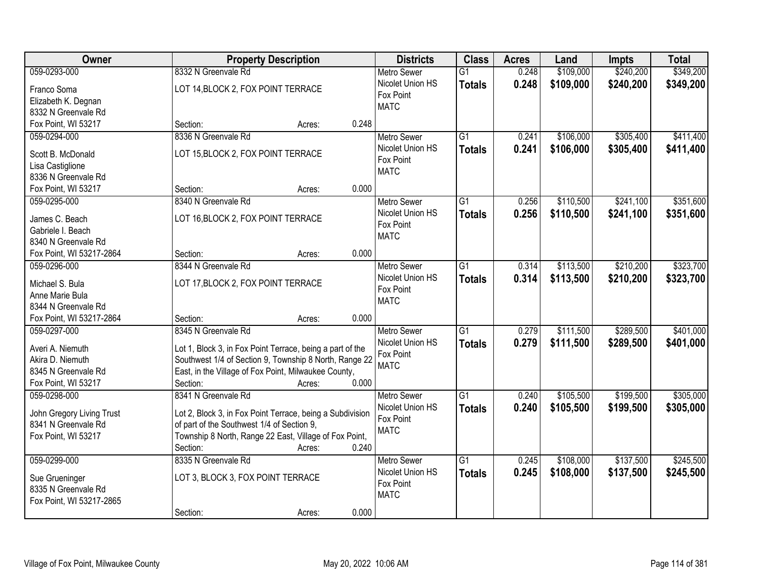| Owner | Property Description | | | | Districts | Class | Acres | Land | Impts | Total |
|---|---|---|---|---|---|---|---|---|---|---|
| 059-0293-000<br>Franco Soma<br>Elizabeth K. Degnan<br>8332 N Greenvale Rd<br>Fox Point, WI 53217 | 8332 N Greenvale Rd<br>LOT 14,BLOCK 2, FOX POINT TERRACE | Section: | Acres: | 0.248 | Metro Sewer<br>Nicolet Union HS<br>Fox Point<br>MATC | G1<br>**Totals** | 0.248<br>**0.248** | $109,000<br>**$109,000** | $240,200<br>**$240,200** | $349,200<br>**$349,200** |
| 059-0294-000<br>Scott B. McDonald<br>Lisa Castiglione<br>8336 N Greenvale Rd<br>Fox Point, WI 53217 | 8336 N Greenvale Rd<br>LOT 15,BLOCK 2, FOX POINT TERRACE | Section: | Acres: | 0.000 | Metro Sewer<br>Nicolet Union HS<br>Fox Point<br>MATC | G1<br>**Totals** | 0.241<br>**0.241** | $106,000<br>**$106,000** | $305,400<br>**$305,400** | $411,400<br>**$411,400** |
| 059-0295-000<br>James C. Beach<br>Gabriele I. Beach<br>8340 N Greenvale Rd<br>Fox Point, WI 53217-2864 | 8340 N Greenvale Rd<br>LOT 16,BLOCK 2, FOX POINT TERRACE | Section: | Acres: | 0.000 | Metro Sewer<br>Nicolet Union HS<br>Fox Point<br>MATC | G1<br>**Totals** | 0.256<br>**0.256** | $110,500<br>**$110,500** | $241,100<br>**$241,100** | $351,600<br>**$351,600** |
| 059-0296-000<br>Michael S. Bula<br>Anne Marie Bula<br>8344 N Greenvale Rd<br>Fox Point, WI 53217-2864 | 8344 N Greenvale Rd<br>LOT 17,BLOCK 2, FOX POINT TERRACE | Section: | Acres: | 0.000 | Metro Sewer<br>Nicolet Union HS<br>Fox Point<br>MATC | G1<br>**Totals** | 0.314<br>**0.314** | $113,500<br>**$113,500** | $210,200<br>**$210,200** | $323,700<br>**$323,700** |
| 059-0297-000<br>Averi A. Niemuth<br>Akira D. Niemuth<br>8345 N Greenvale Rd<br>Fox Point, WI 53217 | 8345 N Greenvale Rd<br>Lot 1, Block 3, in Fox Point Terrace, being a part of the Southwest 1/4 of Section 9, Township 8 North, Range 22 East, in the Village of Fox Point, Milwaukee County, | Section: | Acres: | 0.000 | Metro Sewer<br>Nicolet Union HS<br>Fox Point<br>MATC | G1<br>**Totals** | 0.279<br>**0.279** | $111,500<br>**$111,500** | $289,500<br>**$289,500** | $401,000<br>**$401,000** |
| 059-0298-000<br>John Gregory Living Trust<br>8341 N Greenvale Rd<br>Fox Point, WI 53217 | 8341 N Greenvale Rd<br>Lot 2, Block 3, in Fox Point Terrace, being a Subdivision of part of the Southwest 1/4 of Section 9, Township 8 North, Range 22 East, Village of Fox Point, | Section: | Acres: | 0.240 | Metro Sewer<br>Nicolet Union HS<br>Fox Point<br>MATC | G1<br>**Totals** | 0.240<br>**0.240** | $105,500<br>**$105,500** | $199,500<br>**$199,500** | $305,000<br>**$305,000** |
| 059-0299-000<br>Sue Grueninger<br>8335 N Greenvale Rd<br>Fox Point, WI 53217-2865 | 8335 N Greenvale Rd<br>LOT 3, BLOCK 3, FOX POINT TERRACE | Section: | Acres: | 0.000 | Metro Sewer<br>Nicolet Union HS<br>Fox Point<br>MATC | G1<br>**Totals** | 0.245<br>**0.245** | $108,000<br>**$108,000** | $137,500<br>**$137,500** | $245,500<br>**$245,500** |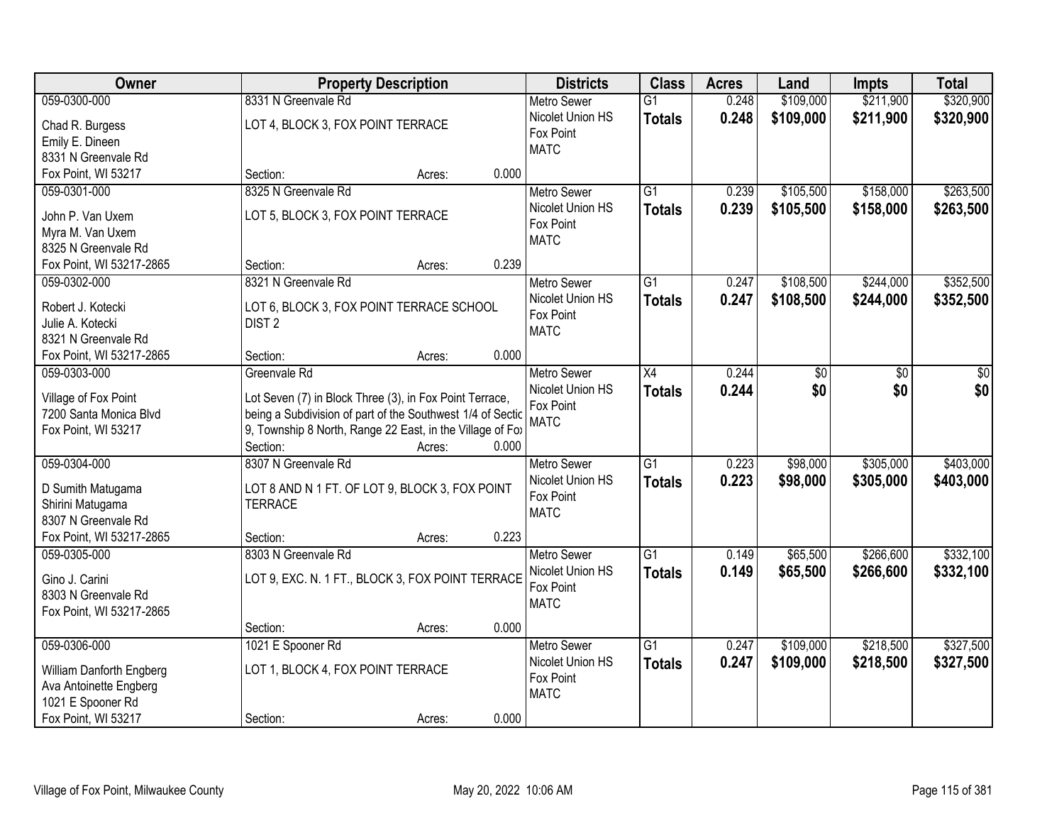| Owner | Property Description | Districts | Class | Acres | Land | Impts | Total |
|---|---|---|---|---|---|---|---|
| 059-0300-000<br>Chad R. Burgess<br>Emily E. Dineen<br>8331 N Greenvale Rd<br>Fox Point, WI 53217 | 8331 N Greenvale Rd<br>LOT 4, BLOCK 3, FOX POINT TERRACE<br>Section: Acres: 0.000 | Metro Sewer<br>Nicolet Union HS<br>Fox Point<br>MATC | G1<br>**Totals** | 0.248<br>**0.248** | $109,000<br>**$109,000** | $211,900<br>**$211,900** | $320,900<br>**$320,900** |
| 059-0301-000<br>John P. Van Uxem<br>Myra M. Van Uxem<br>8325 N Greenvale Rd<br>Fox Point, WI 53217-2865 | 8325 N Greenvale Rd<br>LOT 5, BLOCK 3, FOX POINT TERRACE<br>Section: Acres: 0.239 | Metro Sewer<br>Nicolet Union HS<br>Fox Point<br>MATC | G1<br>**Totals** | 0.239<br>**0.239** | $105,500<br>**$105,500** | $158,000<br>**$158,000** | $263,500<br>**$263,500** |
| 059-0302-000<br>Robert J. Kotecki<br>Julie A. Kotecki<br>8321 N Greenvale Rd<br>Fox Point, WI 53217-2865 | 8321 N Greenvale Rd<br>LOT 6, BLOCK 3, FOX POINT TERRACE SCHOOL DIST 2<br>Section: Acres: 0.000 | Metro Sewer<br>Nicolet Union HS<br>Fox Point<br>MATC | G1<br>**Totals** | 0.247<br>**0.247** | $108,500<br>**$108,500** | $244,000<br>**$244,000** | $352,500<br>**$352,500** |
| 059-0303-000<br>Village of Fox Point<br>7200 Santa Monica Blvd<br>Fox Point, WI 53217 | Greenvale Rd<br>Lot Seven (7) in Block Three (3), in Fox Point Terrace, being a Subdivision of part of the Southwest 1/4 of Sectic 9, Township 8 North, Range 22 East, in the Village of Fo><br>Section: Acres: 0.000 | Metro Sewer<br>Nicolet Union HS<br>Fox Point<br>MATC | X4<br>**Totals** | 0.244<br>**0.244** | $0<br>**$0** | $0<br>**$0** | $0<br>**$0** |
| 059-0304-000<br>D Sumith Matugama<br>Shirini Matugama<br>8307 N Greenvale Rd<br>Fox Point, WI 53217-2865 | 8307 N Greenvale Rd<br>LOT 8 AND N 1 FT. OF LOT 9, BLOCK 3, FOX POINT TERRACE<br>Section: Acres: 0.223 | Metro Sewer<br>Nicolet Union HS<br>Fox Point<br>MATC | G1<br>**Totals** | 0.223<br>**0.223** | $98,000<br>**$98,000** | $305,000<br>**$305,000** | $403,000<br>**$403,000** |
| 059-0305-000<br>Gino J. Carini<br>8303 N Greenvale Rd<br>Fox Point, WI 53217-2865 | 8303 N Greenvale Rd<br>LOT 9, EXC. N. 1 FT., BLOCK 3, FOX POINT TERRACE<br>Section: Acres: 0.000 | Metro Sewer<br>Nicolet Union HS<br>Fox Point<br>MATC | G1<br>**Totals** | 0.149<br>**0.149** | $65,500<br>**$65,500** | $266,600<br>**$266,600** | $332,100<br>**$332,100** |
| 059-0306-000<br>William Danforth Engberg<br>Ava Antoinette Engberg<br>1021 E Spooner Rd<br>Fox Point, WI 53217 | 1021 E Spooner Rd<br>LOT 1, BLOCK 4, FOX POINT TERRACE<br>Section: Acres: 0.000 | Metro Sewer<br>Nicolet Union HS<br>Fox Point<br>MATC | G1<br>**Totals** | 0.247<br>**0.247** | $109,000<br>**$109,000** | $218,500<br>**$218,500** | $327,500<br>**$327,500** |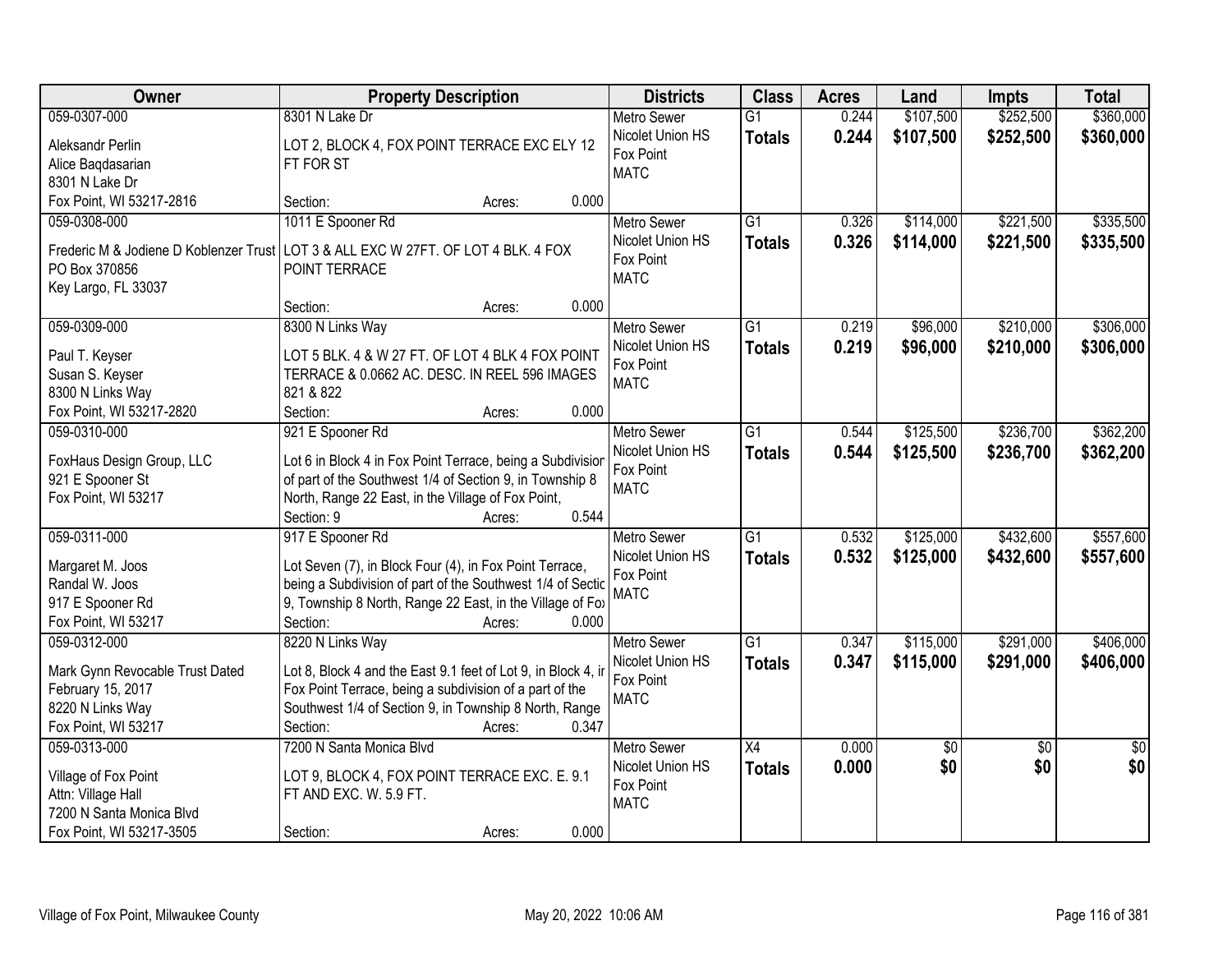| Owner | Property Description | Districts | Class | Acres | Land | Impts | Total |
|---|---|---|---|---|---|---|---|
| 059-0307-000<br>Aleksandr Perlin<br>Alice Baqdasarian<br>8301 N Lake Dr<br>Fox Point, WI 53217-2816 | 8301 N Lake Dr<br>LOT 2, BLOCK 4, FOX POINT TERRACE EXC ELY 12 FT FOR ST<br>Section: Acres: 0.000 | Metro Sewer<br>Nicolet Union HS<br>Fox Point<br>MATC | G1<br>**Totals** | 0.244<br>**0.244** | $107,500<br>**$107,500** | $252,500<br>**$252,500** | $360,000<br>**$360,000** |
| 059-0308-000<br>Frederic M & Jodiene D Koblenzer Trust<br>PO Box 370856<br>Key Largo, FL 33037 | 1011 E Spooner Rd<br>LOT 3 & ALL EXC W 27FT. OF LOT 4 BLK. 4 FOX POINT TERRACE<br>Section: Acres: 0.000 | Metro Sewer<br>Nicolet Union HS<br>Fox Point<br>MATC | G1<br>**Totals** | 0.326<br>**0.326** | $114,000<br>**$114,000** | $221,500<br>**$221,500** | $335,500<br>**$335,500** |
| 059-0309-000<br>Paul T. Keyser<br>Susan S. Keyser<br>8300 N Links Way<br>Fox Point, WI 53217-2820 | 8300 N Links Way<br>LOT 5 BLK. 4 & W 27 FT. OF LOT 4 BLK 4 FOX POINT TERRACE & 0.0662 AC. DESC. IN REEL 596 IMAGES 821 & 822<br>Section: Acres: 0.000 | Metro Sewer<br>Nicolet Union HS<br>Fox Point<br>MATC | G1<br>**Totals** | 0.219<br>**0.219** | $96,000<br>**$96,000** | $210,000<br>**$210,000** | $306,000<br>**$306,000** |
| 059-0310-000<br>FoxHaus Design Group, LLC<br>921 E Spooner St<br>Fox Point, WI 53217 | 921 E Spooner Rd<br>Lot 6 in Block 4 in Fox Point Terrace, being a Subdivision of part of the Southwest 1/4 of Section 9, in Township 8 North, Range 22 East, in the Village of Fox Point,<br>Section: 9 Acres: 0.544 | Metro Sewer<br>Nicolet Union HS<br>Fox Point<br>MATC | G1<br>**Totals** | 0.544<br>**0.544** | $125,500<br>**$125,500** | $236,700<br>**$236,700** | $362,200<br>**$362,200** |
| 059-0311-000<br>Margaret M. Joos<br>Randal W. Joos<br>917 E Spooner Rd<br>Fox Point, WI 53217 | 917 E Spooner Rd<br>Lot Seven (7), in Block Four (4), in Fox Point Terrace, being a Subdivision of part of the Southwest 1/4 of Sectio 9, Township 8 North, Range 22 East, in the Village of Fox<br>Section: Acres: 0.000 | Metro Sewer<br>Nicolet Union HS<br>Fox Point<br>MATC | G1<br>**Totals** | 0.532<br>**0.532** | $125,000<br>**$125,000** | $432,600<br>**$432,600** | $557,600<br>**$557,600** |
| 059-0312-000<br>Mark Gynn Revocable Trust Dated February 15, 2017<br>8220 N Links Way<br>Fox Point, WI 53217 | 8220 N Links Way<br>Lot 8, Block 4 and the East 9.1 feet of Lot 9, in Block 4, in Fox Point Terrace, being a subdivision of a part of the Southwest 1/4 of Section 9, in Township 8 North, Range<br>Section: Acres: 0.347 | Metro Sewer<br>Nicolet Union HS<br>Fox Point<br>MATC | G1<br>**Totals** | 0.347<br>**0.347** | $115,000<br>**$115,000** | $291,000<br>**$291,000** | $406,000<br>**$406,000** |
| 059-0313-000<br>Village of Fox Point<br>Attn: Village Hall<br>7200 N Santa Monica Blvd<br>Fox Point, WI 53217-3505 | 7200 N Santa Monica Blvd<br>LOT 9, BLOCK 4, FOX POINT TERRACE EXC. E. 9.1 FT AND EXC. W. 5.9 FT.<br>Section: Acres: 0.000 | Metro Sewer<br>Nicolet Union HS<br>Fox Point<br>MATC | X4<br>**Totals** | 0.000<br>**0.000** | $0<br>**$0** | $0<br>**$0** | $0<br>**$0** |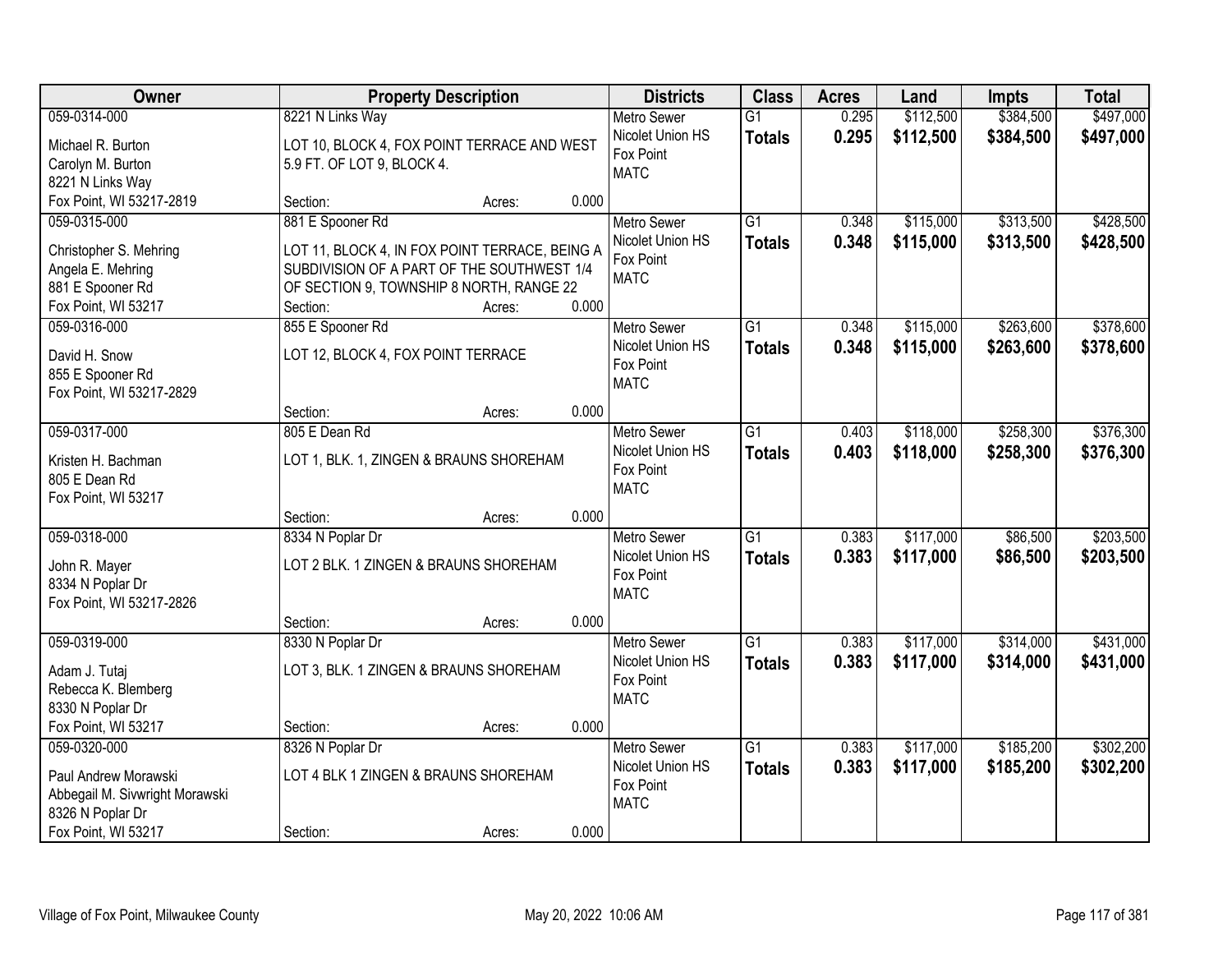| Owner | Property Description | Districts | Class | Acres | Land | Impts | Total |
|---|---|---|---|---|---|---|---|
| 059-0314-000<br>Michael R. Burton<br>Carolyn M. Burton<br>8221 N Links Way<br>Fox Point, WI 53217-2819 | 8221 N Links Way<br>LOT 10, BLOCK 4, FOX POINT TERRACE AND WEST 5.9 FT. OF LOT 9, BLOCK 4.<br>Section: Acres: 0.000 | Metro Sewer<br>Nicolet Union HS<br>Fox Point<br>MATC | G1<br>**Totals** | 0.295<br>**0.295** | \$112,500<br>**\$112,500** | \$384,500<br>**\$384,500** | \$497,000<br>**\$497,000** |
| 059-0315-000<br>Christopher S. Mehring<br>Angela E. Mehring<br>881 E Spooner Rd<br>Fox Point, WI 53217 | 881 E Spooner Rd<br>LOT 11, BLOCK 4, IN FOX POINT TERRACE, BEING A SUBDIVISION OF A PART OF THE SOUTHWEST 1/4 OF SECTION 9, TOWNSHIP 8 NORTH, RANGE 22<br>Section: Acres: 0.000 | Metro Sewer<br>Nicolet Union HS<br>Fox Point<br>MATC | G1<br>**Totals** | 0.348<br>**0.348** | \$115,000<br>**\$115,000** | \$313,500<br>**\$313,500** | \$428,500<br>**\$428,500** |
| 059-0316-000<br>David H. Snow<br>855 E Spooner Rd<br>Fox Point, WI 53217-2829 | 855 E Spooner Rd<br>LOT 12, BLOCK 4, FOX POINT TERRACE<br>Section: Acres: 0.000 | Metro Sewer<br>Nicolet Union HS<br>Fox Point<br>MATC | G1<br>**Totals** | 0.348<br>**0.348** | \$115,000<br>**\$115,000** | \$263,600<br>**\$263,600** | \$378,600<br>**\$378,600** |
| 059-0317-000<br>Kristen H. Bachman<br>805 E Dean Rd<br>Fox Point, WI 53217 | 805 E Dean Rd<br>LOT 1, BLK. 1, ZINGEN & BRAUNS SHOREHAM<br>Section: Acres: 0.000 | Metro Sewer<br>Nicolet Union HS<br>Fox Point<br>MATC | G1<br>**Totals** | 0.403<br>**0.403** | \$118,000<br>**\$118,000** | \$258,300<br>**\$258,300** | \$376,300<br>**\$376,300** |
| 059-0318-000<br>John R. Mayer<br>8334 N Poplar Dr<br>Fox Point, WI 53217-2826 | 8334 N Poplar Dr<br>LOT 2 BLK. 1 ZINGEN & BRAUNS SHOREHAM<br>Section: Acres: 0.000 | Metro Sewer<br>Nicolet Union HS<br>Fox Point<br>MATC | G1<br>**Totals** | 0.383<br>**0.383** | \$117,000<br>**\$117,000** | \$86,500<br>**\$86,500** | \$203,500<br>**\$203,500** |
| 059-0319-000<br>Adam J. Tutaj<br>Rebecca K. Blemberg<br>8330 N Poplar Dr<br>Fox Point, WI 53217 | 8330 N Poplar Dr<br>LOT 3, BLK. 1 ZINGEN & BRAUNS SHOREHAM<br>Section: Acres: 0.000 | Metro Sewer<br>Nicolet Union HS<br>Fox Point<br>MATC | G1<br>**Totals** | 0.383<br>**0.383** | \$117,000<br>**\$117,000** | \$314,000<br>**\$314,000** | \$431,000<br>**\$431,000** |
| 059-0320-000<br>Paul Andrew Morawski<br>Abbegail M. Sivwright Morawski<br>8326 N Poplar Dr<br>Fox Point, WI 53217 | 8326 N Poplar Dr<br>LOT 4 BLK 1 ZINGEN & BRAUNS SHOREHAM<br>Section: Acres: 0.000 | Metro Sewer<br>Nicolet Union HS<br>Fox Point<br>MATC | G1<br>**Totals** | 0.383<br>**0.383** | \$117,000<br>**\$117,000** | \$185,200<br>**\$185,200** | \$302,200<br>**\$302,200** |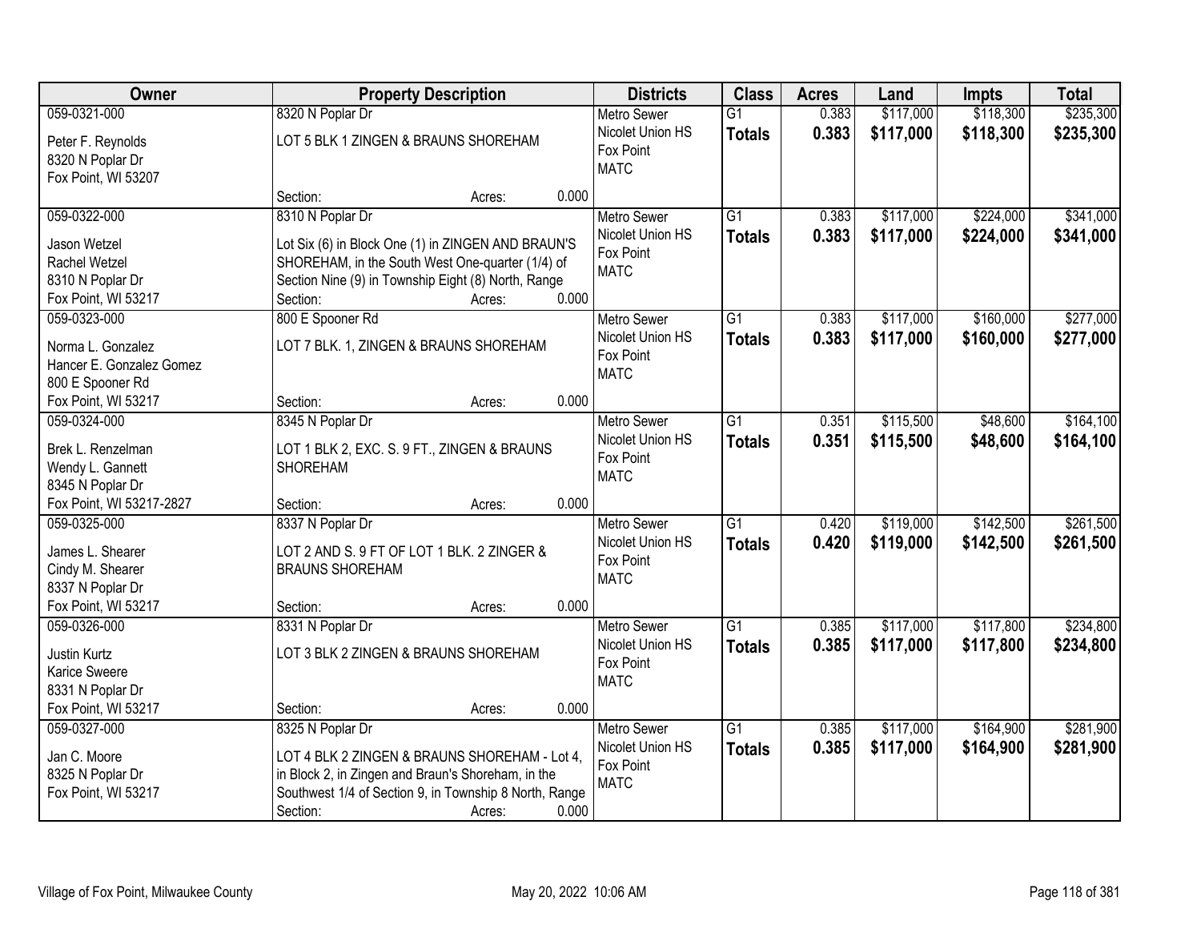| Owner | Property Description | Districts | Class | Acres | Land | Impts | Total |
|---|---|---|---|---|---|---|---|
| 059-0321-000<br>Peter F. Reynolds<br>8320 N Poplar Dr<br>Fox Point, WI 53207 | 8320 N Poplar Dr<br>LOT 5 BLK 1 ZINGEN & BRAUNS SHOREHAM<br>Section: Acres: 0.000 | Metro Sewer<br>Nicolet Union HS<br>Fox Point<br>MATC | G1<br>**Totals** | 0.383<br>**0.383** | $117,000<br>**$117,000** | $118,300<br>**$118,300** | $235,300<br>**$235,300** |
| 059-0322-000<br>Jason Wetzel<br>Rachel Wetzel<br>8310 N Poplar Dr<br>Fox Point, WI 53217 | 8310 N Poplar Dr<br>Lot Six (6) in Block One (1) in ZINGEN AND BRAUN'S SHOREHAM, in the South West One-quarter (1/4) of Section Nine (9) in Township Eight (8) North, Range<br>Section: Acres: 0.000 | Metro Sewer<br>Nicolet Union HS<br>Fox Point<br>MATC | G1<br>**Totals** | 0.383<br>**0.383** | $117,000<br>**$117,000** | $224,000<br>**$224,000** | $341,000<br>**$341,000** |
| 059-0323-000<br>Norma L. Gonzalez<br>Hancer E. Gonzalez Gomez<br>800 E Spooner Rd<br>Fox Point, WI 53217 | 800 E Spooner Rd<br>LOT 7 BLK. 1, ZINGEN & BRAUNS SHOREHAM<br>Section: Acres: 0.000 | Metro Sewer<br>Nicolet Union HS<br>Fox Point<br>MATC | G1<br>**Totals** | 0.383<br>**0.383** | $117,000<br>**$117,000** | $160,000<br>**$160,000** | $277,000<br>**$277,000** |
| 059-0324-000<br>Brek L. Renzelman<br>Wendy L. Gannett<br>8345 N Poplar Dr<br>Fox Point, WI 53217-2827 | 8345 N Poplar Dr<br>LOT 1 BLK 2, EXC. S. 9 FT., ZINGEN & BRAUNS SHOREHAM<br>Section: Acres: 0.000 | Metro Sewer<br>Nicolet Union HS<br>Fox Point<br>MATC | G1<br>**Totals** | 0.351<br>**0.351** | $115,500<br>**$115,500** | $48,600<br>**$48,600** | $164,100<br>**$164,100** |
| 059-0325-000<br>James L. Shearer<br>Cindy M. Shearer<br>8337 N Poplar Dr<br>Fox Point, WI 53217 | 8337 N Poplar Dr<br>LOT 2 AND S. 9 FT OF LOT 1 BLK. 2 ZINGER & BRAUNS SHOREHAM<br>Section: Acres: 0.000 | Metro Sewer<br>Nicolet Union HS<br>Fox Point<br>MATC | G1<br>**Totals** | 0.420<br>**0.420** | $119,000<br>**$119,000** | $142,500<br>**$142,500** | $261,500<br>**$261,500** |
| 059-0326-000<br>Justin Kurtz<br>Karice Sweere<br>8331 N Poplar Dr<br>Fox Point, WI 53217 | 8331 N Poplar Dr<br>LOT 3 BLK 2 ZINGEN & BRAUNS SHOREHAM<br>Section: Acres: 0.000 | Metro Sewer<br>Nicolet Union HS<br>Fox Point<br>MATC | G1<br>**Totals** | 0.385<br>**0.385** | $117,000<br>**$117,000** | $117,800<br>**$117,800** | $234,800<br>**$234,800** |
| 059-0327-000<br>Jan C. Moore<br>8325 N Poplar Dr<br>Fox Point, WI 53217 | 8325 N Poplar Dr<br>LOT 4 BLK 2 ZINGEN & BRAUNS SHOREHAM - Lot 4, in Block 2, in Zingen and Braun's Shoreham, in the Southwest 1/4 of Section 9, in Township 8 North, Range<br>Section: Acres: 0.000 | Metro Sewer<br>Nicolet Union HS<br>Fox Point<br>MATC | G1<br>**Totals** | 0.385<br>**0.385** | $117,000<br>**$117,000** | $164,900<br>**$164,900** | $281,900<br>**$281,900** |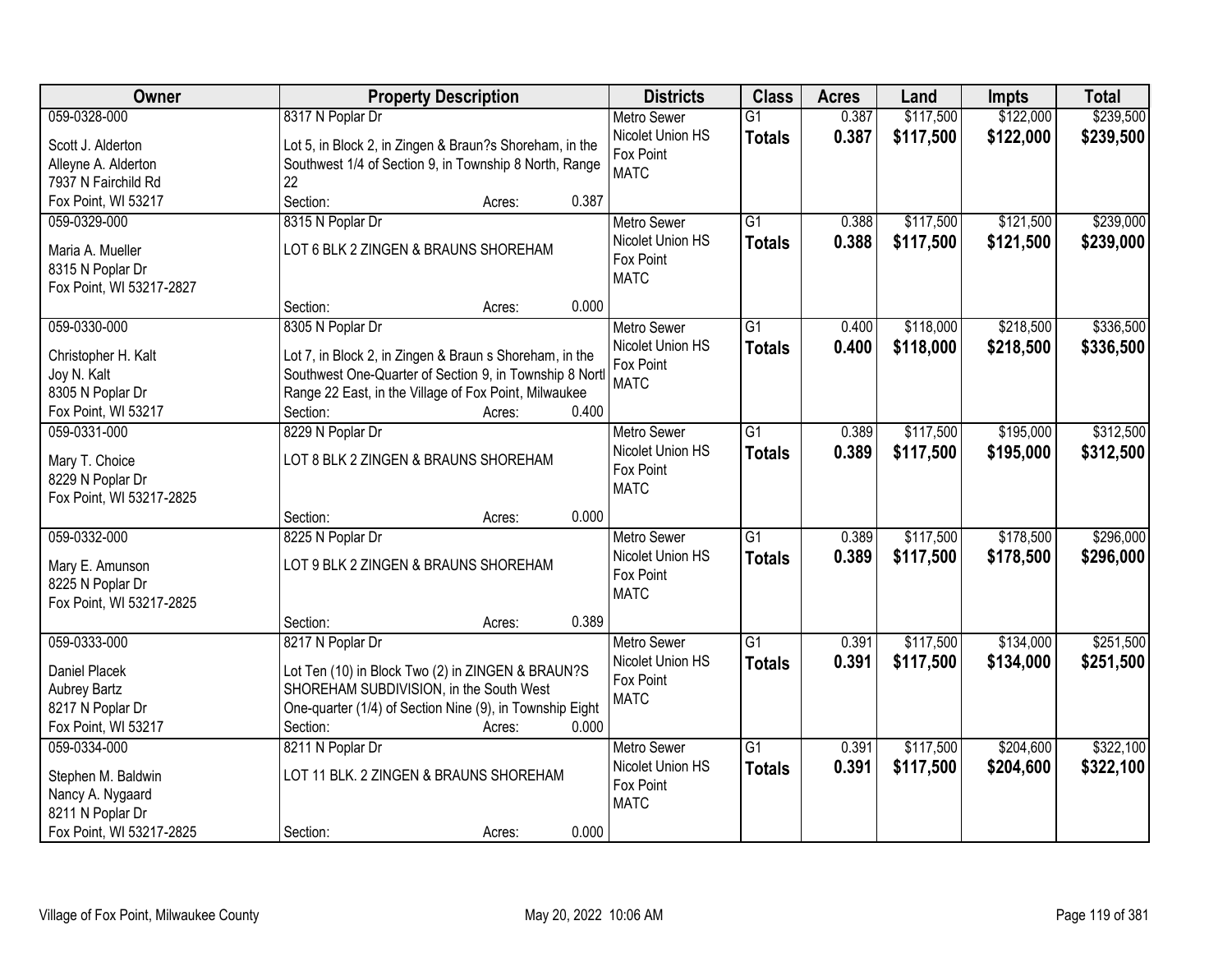| Owner | Property Description | Districts | Class | Acres | Land | Impts | Total |
|---|---|---|---|---|---|---|---|
| 059-0328-000<br>Scott J. Alderton<br>Alleyne A. Alderton<br>7937 N Fairchild Rd<br>Fox Point, WI 53217 | 8317 N Poplar Dr<br>Lot 5, in Block 2, in Zingen & Braun?s Shoreham, in the Southwest 1/4 of Section 9, in Township 8 North, Range 22<br>Section: Acres: 0.387 | Metro Sewer<br>Nicolet Union HS<br>Fox Point<br>MATC | G1<br>**Totals** | 0.387<br>**0.387** | $117,500<br>**$117,500** | $122,000<br>**$122,000** | $239,500<br>**$239,500** |
| 059-0329-000<br>Maria A. Mueller<br>8315 N Poplar Dr<br>Fox Point, WI 53217-2827 | 8315 N Poplar Dr<br>LOT 6 BLK 2 ZINGEN & BRAUNS SHOREHAM<br>Section: Acres: 0.000 | Metro Sewer<br>Nicolet Union HS<br>Fox Point<br>MATC | G1<br>**Totals** | 0.388<br>**0.388** | $117,500<br>**$117,500** | $121,500<br>**$121,500** | $239,000<br>**$239,000** |
| 059-0330-000<br>Christopher H. Kalt<br>Joy N. Kalt<br>8305 N Poplar Dr<br>Fox Point, WI 53217 | 8305 N Poplar Dr<br>Lot 7, in Block 2, in Zingen & Braun s Shoreham, in the Southwest One-Quarter of Section 9, in Township 8 North Range 22 East, in the Village of Fox Point, Milwaukee<br>Section: Acres: 0.400 | Metro Sewer<br>Nicolet Union HS<br>Fox Point<br>MATC | G1<br>**Totals** | 0.400<br>**0.400** | $118,000<br>**$118,000** | $218,500<br>**$218,500** | $336,500<br>**$336,500** |
| 059-0331-000<br>Mary T. Choice<br>8229 N Poplar Dr<br>Fox Point, WI 53217-2825 | 8229 N Poplar Dr<br>LOT 8 BLK 2 ZINGEN & BRAUNS SHOREHAM<br>Section: Acres: 0.000 | Metro Sewer<br>Nicolet Union HS<br>Fox Point<br>MATC | G1<br>**Totals** | 0.389<br>**0.389** | $117,500<br>**$117,500** | $195,000<br>**$195,000** | $312,500<br>**$312,500** |
| 059-0332-000<br>Mary E. Amunson<br>8225 N Poplar Dr<br>Fox Point, WI 53217-2825 | 8225 N Poplar Dr<br>LOT 9 BLK 2 ZINGEN & BRAUNS SHOREHAM<br>Section: Acres: 0.389 | Metro Sewer<br>Nicolet Union HS<br>Fox Point<br>MATC | G1<br>**Totals** | 0.389<br>**0.389** | $117,500<br>**$117,500** | $178,500<br>**$178,500** | $296,000<br>**$296,000** |
| 059-0333-000<br>Daniel Placek<br>Aubrey Bartz<br>8217 N Poplar Dr<br>Fox Point, WI 53217 | 8217 N Poplar Dr<br>Lot Ten (10) in Block Two (2) in ZINGEN & BRAUN?S SHOREHAM SUBDIVISION, in the South West One-quarter (1/4) of Section Nine (9), in Township Eight<br>Section: Acres: 0.000 | Metro Sewer<br>Nicolet Union HS<br>Fox Point<br>MATC | G1<br>**Totals** | 0.391<br>**0.391** | $117,500<br>**$117,500** | $134,000<br>**$134,000** | $251,500<br>**$251,500** |
| 059-0334-000<br>Stephen M. Baldwin<br>Nancy A. Nygaard<br>8211 N Poplar Dr<br>Fox Point, WI 53217-2825 | 8211 N Poplar Dr<br>LOT 11 BLK. 2 ZINGEN & BRAUNS SHOREHAM<br>Section: Acres: 0.000 | Metro Sewer<br>Nicolet Union HS<br>Fox Point<br>MATC | G1<br>**Totals** | 0.391<br>**0.391** | $117,500<br>**$117,500** | $204,600<br>**$204,600** | $322,100<br>**$322,100** |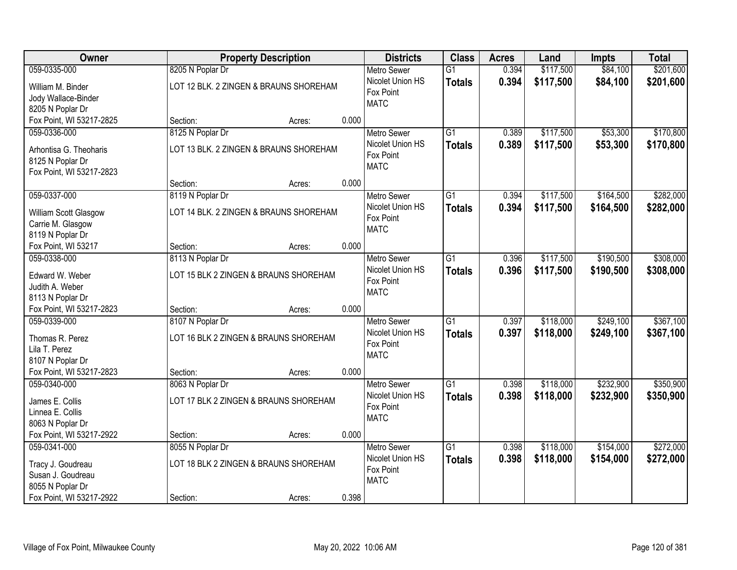| Owner | Property Description | | | Districts | Class | Acres | Land | Impts | Total |
|---|---|---|---|---|---|---|---|---|---|
| 059-0335-000<br>William M. Binder<br>Jody Wallace-Binder<br>8205 N Poplar Dr<br>Fox Point, WI 53217-2825 | 8205 N Poplar Dr<br>LOT 12 BLK. 2 ZINGEN & BRAUNS SHOREHAM<br>Section: | Acres: | 0.000 | Metro Sewer<br>Nicolet Union HS<br>Fox Point<br>MATC | G1<br>**Totals** | 0.394<br>**0.394** | $117,500<br>**$117,500** | $84,100<br>**$84,100** | $201,600<br>**$201,600** |
| 059-0336-000<br>Arhontisa G. Theoharis<br>8125 N Poplar Dr<br>Fox Point, WI 53217-2823 | 8125 N Poplar Dr<br>LOT 13 BLK. 2 ZINGEN & BRAUNS SHOREHAM<br>Section: | Acres: | 0.000 | Metro Sewer<br>Nicolet Union HS<br>Fox Point<br>MATC | G1<br>**Totals** | 0.389<br>**0.389** | $117,500<br>**$117,500** | $53,300<br>**$53,300** | $170,800<br>**$170,800** |
| 059-0337-000<br>William Scott Glasgow<br>Carrie M. Glasgow<br>8119 N Poplar Dr<br>Fox Point, WI 53217 | 8119 N Poplar Dr<br>LOT 14 BLK. 2 ZINGEN & BRAUNS SHOREHAM<br>Section: | Acres: | 0.000 | Metro Sewer<br>Nicolet Union HS<br>Fox Point<br>MATC | G1<br>**Totals** | 0.394<br>**0.394** | $117,500<br>**$117,500** | $164,500<br>**$164,500** | $282,000<br>**$282,000** |
| 059-0338-000<br>Edward W. Weber<br>Judith A. Weber<br>8113 N Poplar Dr<br>Fox Point, WI 53217-2823 | 8113 N Poplar Dr<br>LOT 15 BLK 2 ZINGEN & BRAUNS SHOREHAM<br>Section: | Acres: | 0.000 | Metro Sewer<br>Nicolet Union HS<br>Fox Point<br>MATC | G1<br>**Totals** | 0.396<br>**0.396** | $117,500<br>**$117,500** | $190,500<br>**$190,500** | $308,000<br>**$308,000** |
| 059-0339-000<br>Thomas R. Perez<br>Lila T. Perez<br>8107 N Poplar Dr<br>Fox Point, WI 53217-2823 | 8107 N Poplar Dr<br>LOT 16 BLK 2 ZINGEN & BRAUNS SHOREHAM<br>Section: | Acres: | 0.000 | Metro Sewer<br>Nicolet Union HS<br>Fox Point<br>MATC | G1<br>**Totals** | 0.397<br>**0.397** | $118,000<br>**$118,000** | $249,100<br>**$249,100** | $367,100<br>**$367,100** |
| 059-0340-000<br>James E. Collis<br>Linnea E. Collis<br>8063 N Poplar Dr<br>Fox Point, WI 53217-2922 | 8063 N Poplar Dr<br>LOT 17 BLK 2 ZINGEN & BRAUNS SHOREHAM<br>Section: | Acres: | 0.000 | Metro Sewer<br>Nicolet Union HS<br>Fox Point<br>MATC | G1<br>**Totals** | 0.398<br>**0.398** | $118,000<br>**$118,000** | $232,900<br>**$232,900** | $350,900<br>**$350,900** |
| 059-0341-000<br>Tracy J. Goudreau<br>Susan J. Goudreau<br>8055 N Poplar Dr<br>Fox Point, WI 53217-2922 | 8055 N Poplar Dr<br>LOT 18 BLK 2 ZINGEN & BRAUNS SHOREHAM<br>Section: | Acres: | 0.398 | Metro Sewer<br>Nicolet Union HS<br>Fox Point<br>MATC | G1<br>**Totals** | 0.398<br>**0.398** | $118,000<br>**$118,000** | $154,000<br>**$154,000** | $272,000<br>**$272,000** |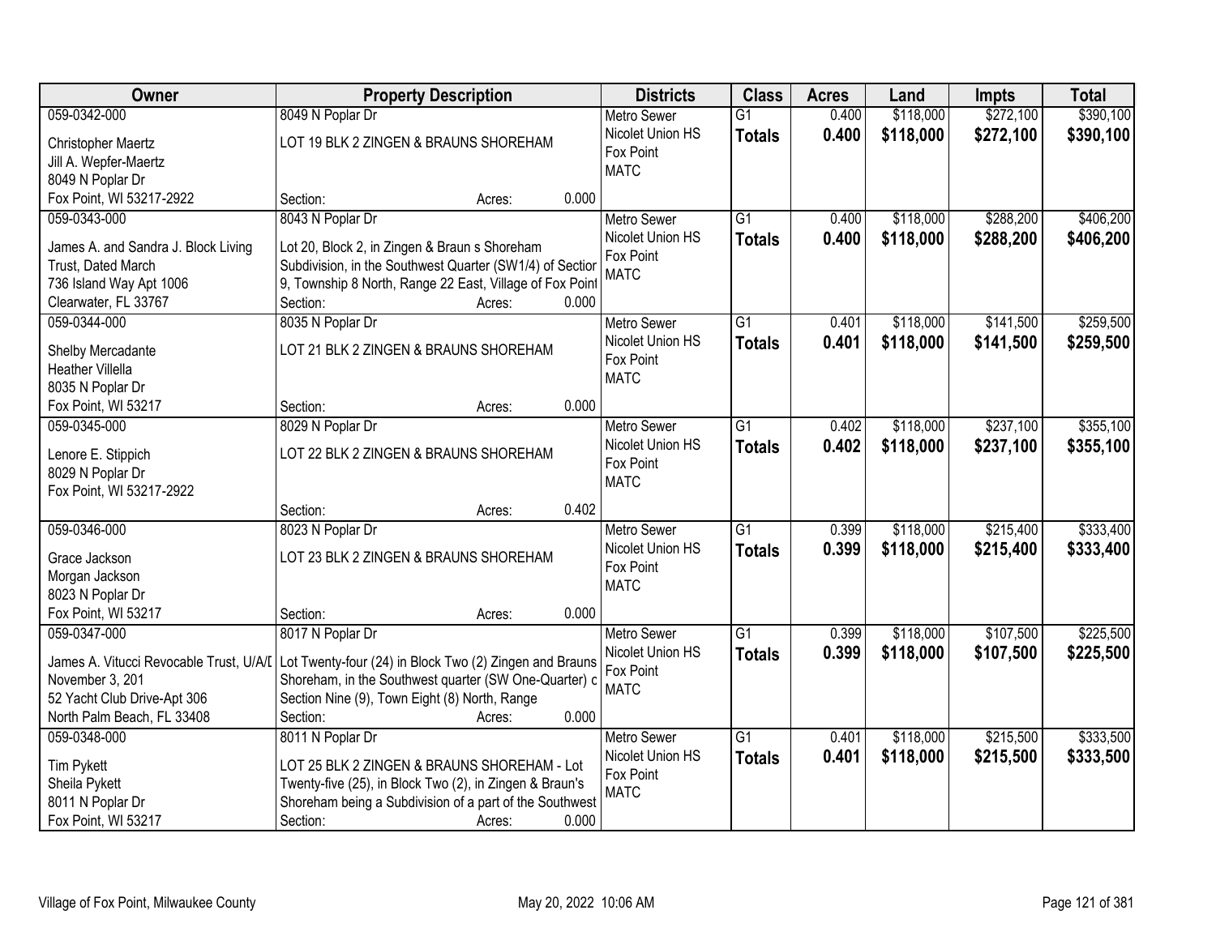| Owner | Property Description | Districts | Class | Acres | Land | Impts | Total |
|---|---|---|---|---|---|---|---|
| 059-0342-000<br>Christopher Maertz<br>Jill A. Wepfer-Maertz<br>8049 N Poplar Dr<br>Fox Point, WI 53217-2922 | 8049 N Poplar Dr<br>LOT 19 BLK 2 ZINGEN & BRAUNS SHOREHAM<br>Section: Acres: 0.000 | Metro Sewer<br>Nicolet Union HS<br>Fox Point<br>MATC | G1<br>**Totals** | 0.400<br>**0.400** | $118,000<br>**$118,000** | $272,100<br>**$272,100** | $390,100<br>**$390,100** |
| 059-0343-000<br>James A. and Sandra J. Block Living Trust, Dated March<br>736 Island Way Apt 1006<br>Clearwater, FL 33767 | 8043 N Poplar Dr<br>Lot 20, Block 2, in Zingen & Braun s Shoreham Subdivision, in the Southwest Quarter (SW1/4) of Sectior 9, Township 8 North, Range 22 East, Village of Fox Point<br>Section: Acres: 0.000 | Metro Sewer<br>Nicolet Union HS<br>Fox Point<br>MATC | G1<br>**Totals** | 0.400<br>**0.400** | $118,000<br>**$118,000** | $288,200<br>**$288,200** | $406,200<br>**$406,200** |
| 059-0344-000<br>Shelby Mercadante<br>Heather Villella<br>8035 N Poplar Dr<br>Fox Point, WI 53217 | 8035 N Poplar Dr<br>LOT 21 BLK 2 ZINGEN & BRAUNS SHOREHAM<br>Section: Acres: 0.000 | Metro Sewer<br>Nicolet Union HS<br>Fox Point<br>MATC | G1<br>**Totals** | 0.401<br>**0.401** | $118,000<br>**$118,000** | $141,500<br>**$141,500** | $259,500<br>**$259,500** |
| 059-0345-000<br>Lenore E. Stippich<br>8029 N Poplar Dr<br>Fox Point, WI 53217-2922 | 8029 N Poplar Dr<br>LOT 22 BLK 2 ZINGEN & BRAUNS SHOREHAM<br>Section: Acres: 0.402 | Metro Sewer<br>Nicolet Union HS<br>Fox Point<br>MATC | G1<br>**Totals** | 0.402<br>**0.402** | $118,000<br>**$118,000** | $237,100<br>**$237,100** | $355,100<br>**$355,100** |
| 059-0346-000<br>Grace Jackson<br>Morgan Jackson<br>8023 N Poplar Dr<br>Fox Point, WI 53217 | 8023 N Poplar Dr<br>LOT 23 BLK 2 ZINGEN & BRAUNS SHOREHAM<br>Section: Acres: 0.000 | Metro Sewer<br>Nicolet Union HS<br>Fox Point<br>MATC | G1<br>**Totals** | 0.399<br>**0.399** | $118,000<br>**$118,000** | $215,400<br>**$215,400** | $333,400<br>**$333,400** |
| 059-0347-000<br>James A. Vitucci Revocable Trust, U/A/D November 3, 201<br>52 Yacht Club Drive-Apt 306<br>North Palm Beach, FL 33408 | 8017 N Poplar Dr<br>Lot Twenty-four (24) in Block Two (2) Zingen and Brauns Shoreham, in the Southwest quarter (SW One-Quarter) c Section Nine (9), Town Eight (8) North, Range<br>Section: Acres: 0.000 | Metro Sewer<br>Nicolet Union HS<br>Fox Point<br>MATC | G1<br>**Totals** | 0.399<br>**0.399** | $118,000<br>**$118,000** | $107,500<br>**$107,500** | $225,500<br>**$225,500** |
| 059-0348-000<br>Tim Pykett<br>Sheila Pykett<br>8011 N Poplar Dr<br>Fox Point, WI 53217 | 8011 N Poplar Dr<br>LOT 25 BLK 2 ZINGEN & BRAUNS SHOREHAM - Lot Twenty-five (25), in Block Two (2), in Zingen & Braun's Shoreham being a Subdivision of a part of the Southwest<br>Section: Acres: 0.000 | Metro Sewer<br>Nicolet Union HS<br>Fox Point<br>MATC | G1<br>**Totals** | 0.401<br>**0.401** | $118,000<br>**$118,000** | $215,500<br>**$215,500** | $333,500<br>**$333,500** |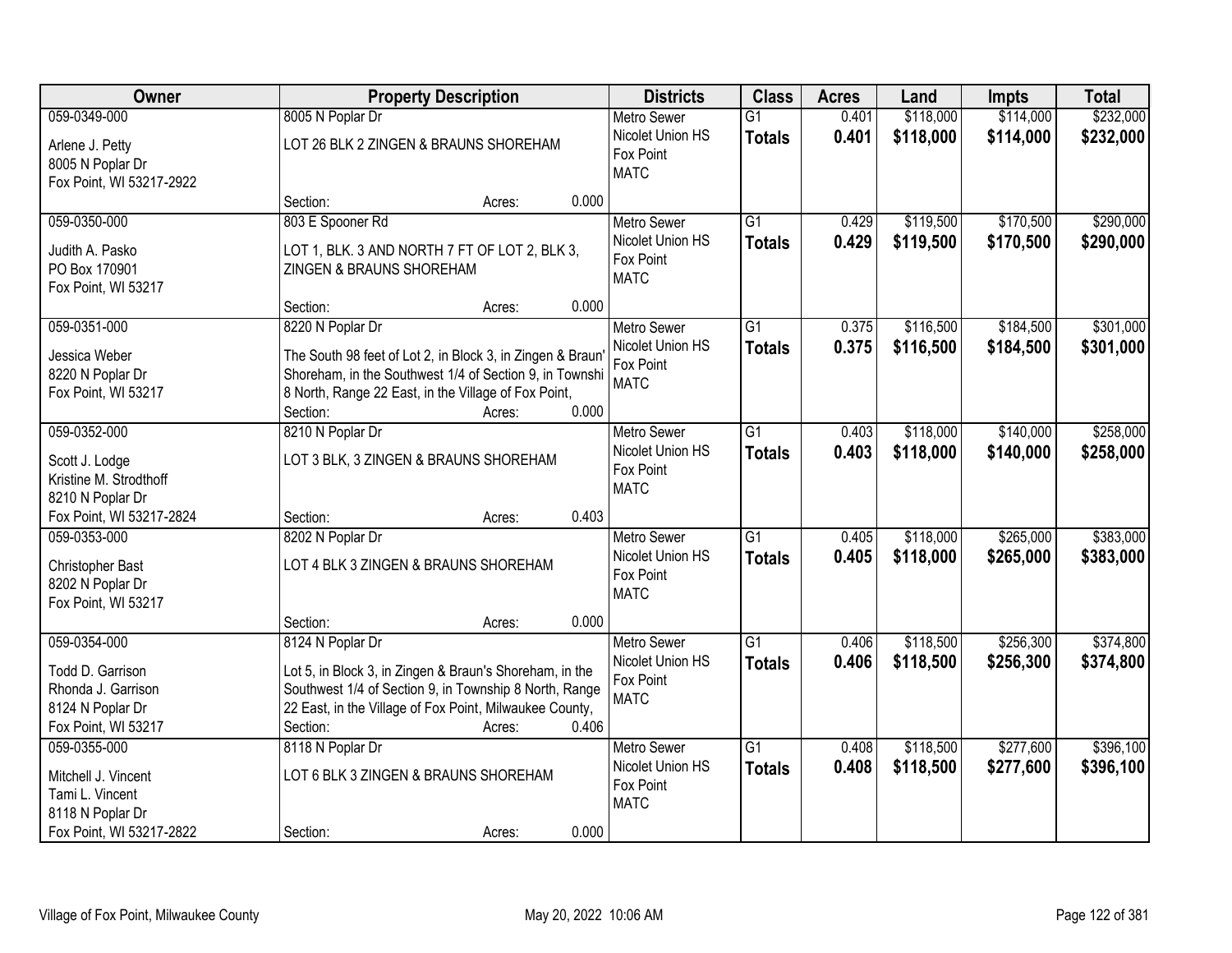| Owner | Property Description | Districts | Class | Acres | Land | Impts | Total |
|---|---|---|---|---|---|---|---|
| 059-0349-000<br>Arlene J. Petty<br>8005 N Poplar Dr<br>Fox Point, WI 53217-2922 | 8005 N Poplar Dr<br>LOT 26 BLK 2 ZINGEN & BRAUNS SHOREHAM<br>Section: Acres: 0.000 | Metro Sewer<br>Nicolet Union HS<br>Fox Point<br>MATC | G1<br>**Totals** | 0.401<br>**0.401** | $118,000<br>**$118,000** | $114,000<br>**$114,000** | $232,000<br>**$232,000** |
| 059-0350-000<br>Judith A. Pasko<br>PO Box 170901<br>Fox Point, WI 53217 | 803 E Spooner Rd<br>LOT 1, BLK. 3 AND NORTH 7 FT OF LOT 2, BLK 3, ZINGEN & BRAUNS SHOREHAM<br>Section: Acres: 0.000 | Metro Sewer<br>Nicolet Union HS<br>Fox Point<br>MATC | G1<br>**Totals** | 0.429<br>**0.429** | $119,500<br>**$119,500** | $170,500<br>**$170,500** | $290,000<br>**$290,000** |
| 059-0351-000<br>Jessica Weber<br>8220 N Poplar Dr<br>Fox Point, WI 53217 | 8220 N Poplar Dr<br>The South 98 feet of Lot 2, in Block 3, in Zingen & Braun' Shoreham, in the Southwest 1/4 of Section 9, in Townshi 8 North, Range 22 East, in the Village of Fox Point,<br>Section: Acres: 0.000 | Metro Sewer<br>Nicolet Union HS<br>Fox Point<br>MATC | G1<br>**Totals** | 0.375<br>**0.375** | $116,500<br>**$116,500** | $184,500<br>**$184,500** | $301,000<br>**$301,000** |
| 059-0352-000<br>Scott J. Lodge<br>Kristine M. Strodthoff<br>8210 N Poplar Dr<br>Fox Point, WI 53217-2824 | 8210 N Poplar Dr<br>LOT 3 BLK, 3 ZINGEN & BRAUNS SHOREHAM<br>Section: Acres: 0.403 | Metro Sewer<br>Nicolet Union HS<br>Fox Point<br>MATC | G1<br>**Totals** | 0.403<br>**0.403** | $118,000<br>**$118,000** | $140,000<br>**$140,000** | $258,000<br>**$258,000** |
| 059-0353-000<br>Christopher Bast<br>8202 N Poplar Dr<br>Fox Point, WI 53217 | 8202 N Poplar Dr<br>LOT 4 BLK 3 ZINGEN & BRAUNS SHOREHAM<br>Section: Acres: 0.000 | Metro Sewer<br>Nicolet Union HS<br>Fox Point<br>MATC | G1<br>**Totals** | 0.405<br>**0.405** | $118,000<br>**$118,000** | $265,000<br>**$265,000** | $383,000<br>**$383,000** |
| 059-0354-000<br>Todd D. Garrison<br>Rhonda J. Garrison<br>8124 N Poplar Dr<br>Fox Point, WI 53217 | 8124 N Poplar Dr<br>Lot 5, in Block 3, in Zingen & Braun's Shoreham, in the Southwest 1/4 of Section 9, in Township 8 North, Range 22 East, in the Village of Fox Point, Milwaukee County,<br>Section: Acres: 0.406 | Metro Sewer<br>Nicolet Union HS<br>Fox Point<br>MATC | G1<br>**Totals** | 0.406<br>**0.406** | $118,500<br>**$118,500** | $256,300<br>**$256,300** | $374,800<br>**$374,800** |
| 059-0355-000<br>Mitchell J. Vincent<br>Tami L. Vincent<br>8118 N Poplar Dr<br>Fox Point, WI 53217-2822 | 8118 N Poplar Dr<br>LOT 6 BLK 3 ZINGEN & BRAUNS SHOREHAM<br>Section: Acres: 0.000 | Metro Sewer<br>Nicolet Union HS<br>Fox Point<br>MATC | G1<br>**Totals** | 0.408<br>**0.408** | $118,500<br>**$118,500** | $277,600<br>**$277,600** | $396,100<br>**$396,100** |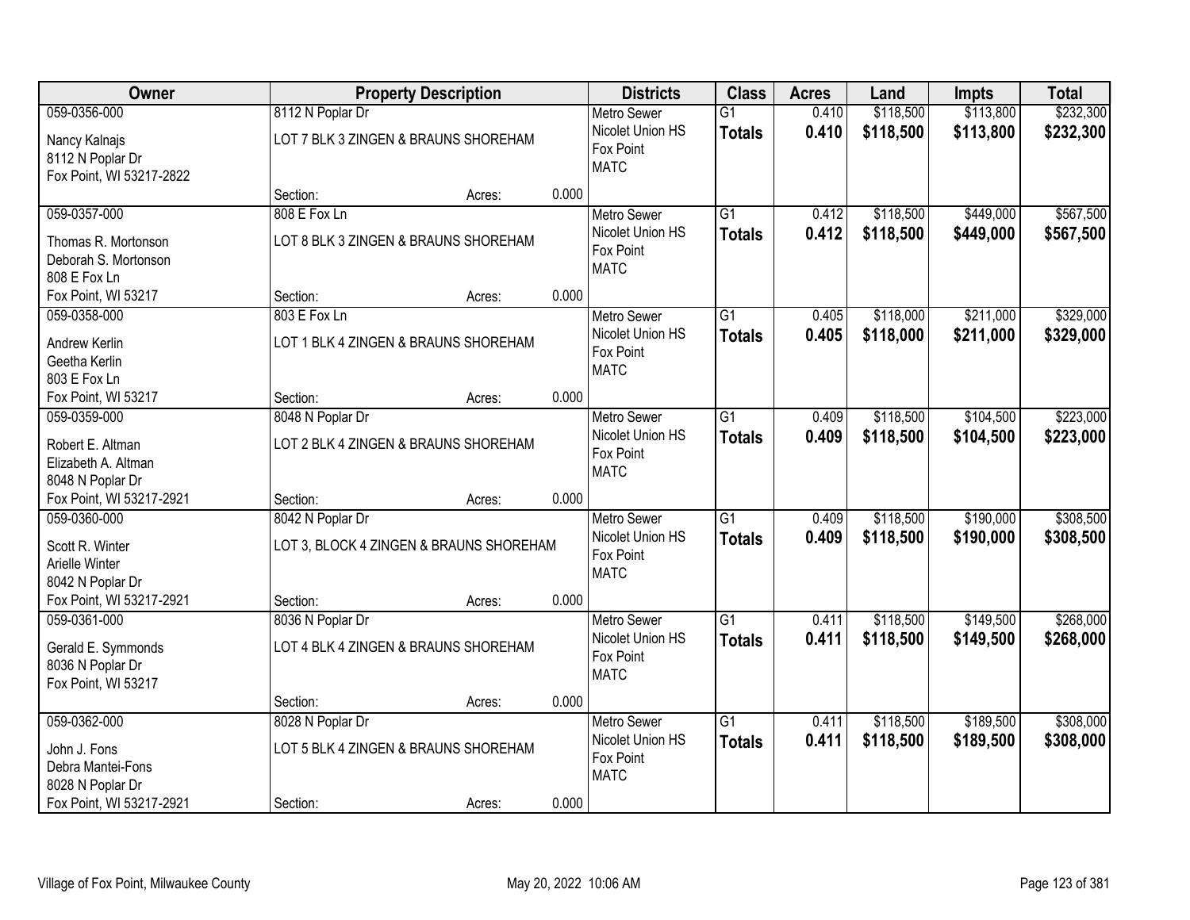| Owner | Property Description | Districts | Class | Acres | Land | Impts | Total |
|---|---|---|---|---|---|---|---|
| 059-0356-000<br>Nancy Kalnajs<br>8112 N Poplar Dr<br>Fox Point, WI 53217-2822 | 8112 N Poplar Dr<br>LOT 7 BLK 3 ZINGEN & BRAUNS SHOREHAM<br>Section: Acres: 0.000 | Metro Sewer<br>Nicolet Union HS<br>Fox Point<br>MATC | G1<br>**Totals** | 0.410<br>**0.410** | $118,500<br>**$118,500** | $113,800<br>**$113,800** | $232,300<br>**$232,300** |
| 059-0357-000<br>Thomas R. Mortonson<br>Deborah S. Mortonson<br>808 E Fox Ln<br>Fox Point, WI 53217 | 808 E Fox Ln<br>LOT 8 BLK 3 ZINGEN & BRAUNS SHOREHAM<br>Section: Acres: 0.000 | Metro Sewer<br>Nicolet Union HS<br>Fox Point<br>MATC | G1<br>**Totals** | 0.412<br>**0.412** | $118,500<br>**$118,500** | $449,000<br>**$449,000** | $567,500<br>**$567,500** |
| 059-0358-000<br>Andrew Kerlin<br>Geetha Kerlin<br>803 E Fox Ln<br>Fox Point, WI 53217 | 803 E Fox Ln<br>LOT 1 BLK 4 ZINGEN & BRAUNS SHOREHAM<br>Section: Acres: 0.000 | Metro Sewer<br>Nicolet Union HS<br>Fox Point<br>MATC | G1<br>**Totals** | 0.405<br>**0.405** | $118,000<br>**$118,000** | $211,000<br>**$211,000** | $329,000<br>**$329,000** |
| 059-0359-000<br>Robert E. Altman<br>Elizabeth A. Altman<br>8048 N Poplar Dr<br>Fox Point, WI 53217-2921 | 8048 N Poplar Dr<br>LOT 2 BLK 4 ZINGEN & BRAUNS SHOREHAM<br>Section: Acres: 0.000 | Metro Sewer<br>Nicolet Union HS<br>Fox Point<br>MATC | G1<br>**Totals** | 0.409<br>**0.409** | $118,500<br>**$118,500** | $104,500<br>**$104,500** | $223,000<br>**$223,000** |
| 059-0360-000<br>Scott R. Winter<br>Arielle Winter<br>8042 N Poplar Dr<br>Fox Point, WI 53217-2921 | 8042 N Poplar Dr<br>LOT 3, BLOCK 4 ZINGEN & BRAUNS SHOREHAM<br>Section: Acres: 0.000 | Metro Sewer<br>Nicolet Union HS<br>Fox Point<br>MATC | G1<br>**Totals** | 0.409<br>**0.409** | $118,500<br>**$118,500** | $190,000<br>**$190,000** | $308,500<br>**$308,500** |
| 059-0361-000<br>Gerald E. Symmonds<br>8036 N Poplar Dr<br>Fox Point, WI 53217 | 8036 N Poplar Dr<br>LOT 4 BLK 4 ZINGEN & BRAUNS SHOREHAM<br>Section: Acres: 0.000 | Metro Sewer<br>Nicolet Union HS<br>Fox Point<br>MATC | G1<br>**Totals** | 0.411<br>**0.411** | $118,500<br>**$118,500** | $149,500<br>**$149,500** | $268,000<br>**$268,000** |
| 059-0362-000<br>John J. Fons<br>Debra Mantei-Fons<br>8028 N Poplar Dr<br>Fox Point, WI 53217-2921 | 8028 N Poplar Dr<br>LOT 5 BLK 4 ZINGEN & BRAUNS SHOREHAM<br>Section: Acres: 0.000 | Metro Sewer<br>Nicolet Union HS<br>Fox Point<br>MATC | G1<br>**Totals** | 0.411<br>**0.411** | $118,500<br>**$118,500** | $189,500<br>**$189,500** | $308,000<br>**$308,000** |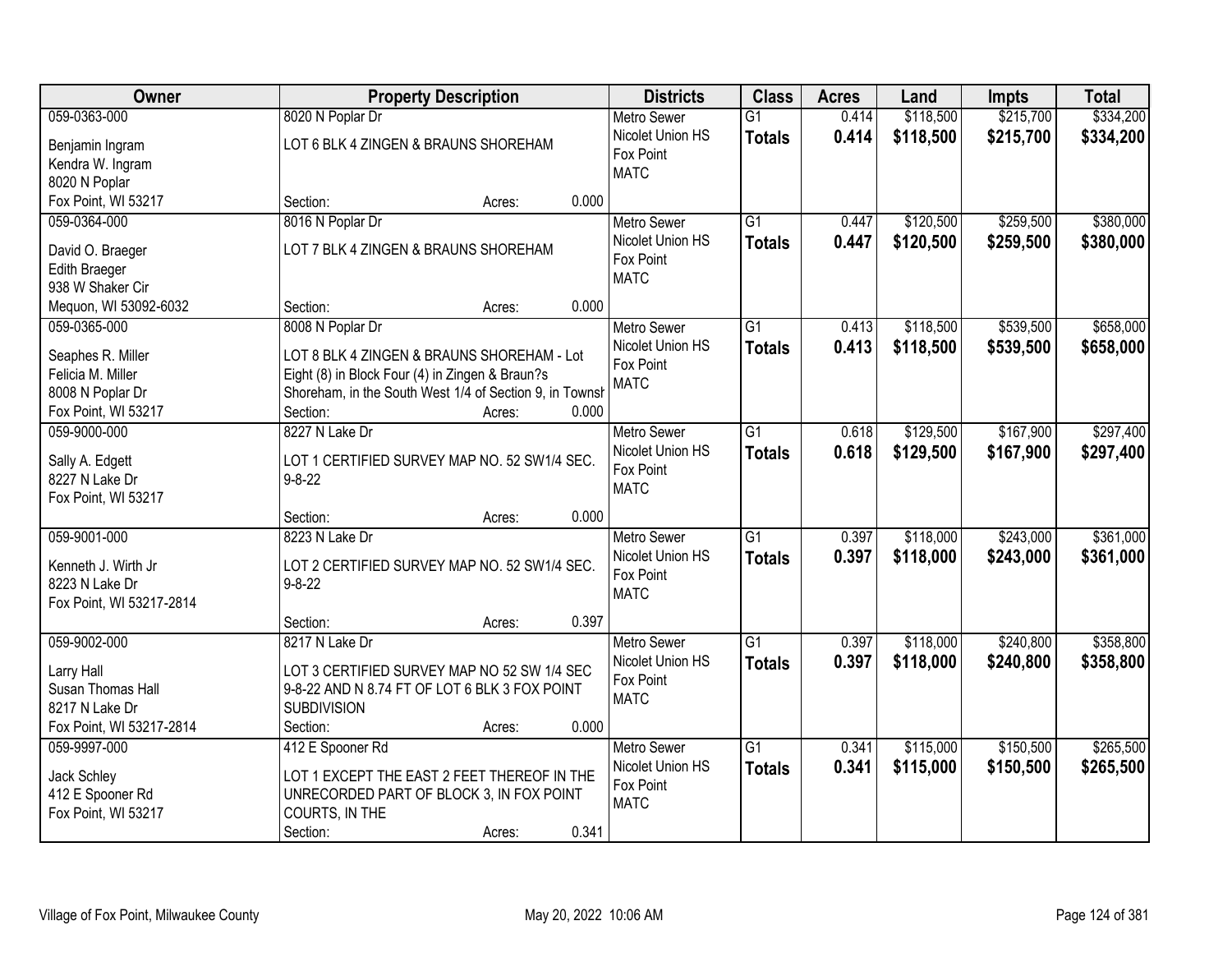| Owner | Property Description | Districts | Class | Acres | Land | Impts | Total |
|---|---|---|---|---|---|---|---|
| 059-0363-000<br><br>Benjamin Ingram<br>Kendra W. Ingram<br>8020 N Poplar<br>Fox Point, WI 53217 | 8020 N Poplar Dr<br><br>LOT 6 BLK 4 ZINGEN & BRAUNS SHOREHAM<br><br>Section: Acres: 0.000 | Metro Sewer<br>Nicolet Union HS<br>Fox Point<br>MATC | G1<br>**Totals** | 0.414<br>**0.414** | \$118,500<br>**\$118,500** | \$215,700<br>**\$215,700** | \$334,200<br>**\$334,200** |
| 059-0364-000<br><br>David O. Braeger<br>Edith Braeger<br>938 W Shaker Cir<br>Mequon, WI 53092-6032 | 8016 N Poplar Dr<br><br>LOT 7 BLK 4 ZINGEN & BRAUNS SHOREHAM<br><br>Section: Acres: 0.000 | Metro Sewer<br>Nicolet Union HS<br>Fox Point<br>MATC | G1<br>**Totals** | 0.447<br>**0.447** | \$120,500<br>**\$120,500** | \$259,500<br>**\$259,500** | \$380,000<br>**\$380,000** |
| 059-0365-000<br><br>Seaphes R. Miller<br>Felicia M. Miller<br>8008 N Poplar Dr<br>Fox Point, WI 53217 | 8008 N Poplar Dr<br><br>LOT 8 BLK 4 ZINGEN & BRAUNS SHOREHAM - Lot Eight (8) in Block Four (4) in Zingen & Braun?s Shoreham, in the South West 1/4 of Section 9, in Townsh<br>Section: Acres: 0.000 | Metro Sewer<br>Nicolet Union HS<br>Fox Point<br>MATC | G1<br>**Totals** | 0.413<br>**0.413** | \$118,500<br>**\$118,500** | \$539,500<br>**\$539,500** | \$658,000<br>**\$658,000** |
| 059-9000-000<br><br>Sally A. Edgett<br>8227 N Lake Dr<br>Fox Point, WI 53217 | 8227 N Lake Dr<br><br>LOT 1 CERTIFIED SURVEY MAP NO. 52 SW1/4 SEC. 9-8-22<br><br>Section: Acres: 0.000 | Metro Sewer<br>Nicolet Union HS<br>Fox Point<br>MATC | G1<br>**Totals** | 0.618<br>**0.618** | \$129,500<br>**\$129,500** | \$167,900<br>**\$167,900** | \$297,400<br>**\$297,400** |
| 059-9001-000<br><br>Kenneth J. Wirth Jr<br>8223 N Lake Dr<br>Fox Point, WI 53217-2814 | 8223 N Lake Dr<br><br>LOT 2 CERTIFIED SURVEY MAP NO. 52 SW1/4 SEC. 9-8-22<br><br>Section: Acres: 0.397 | Metro Sewer<br>Nicolet Union HS<br>Fox Point<br>MATC | G1<br>**Totals** | 0.397<br>**0.397** | \$118,000<br>**\$118,000** | \$243,000<br>**\$243,000** | \$361,000<br>**\$361,000** |
| 059-9002-000<br><br>Larry Hall<br>Susan Thomas Hall<br>8217 N Lake Dr<br>Fox Point, WI 53217-2814 | 8217 N Lake Dr<br><br>LOT 3 CERTIFIED SURVEY MAP NO 52 SW 1/4 SEC 9-8-22 AND N 8.74 FT OF LOT 6 BLK 3 FOX POINT SUBDIVISION<br>Section: Acres: 0.000 | Metro Sewer<br>Nicolet Union HS<br>Fox Point<br>MATC | G1<br>**Totals** | 0.397<br>**0.397** | \$118,000<br>**\$118,000** | \$240,800<br>**\$240,800** | \$358,800<br>**\$358,800** |
| 059-9997-000<br><br>Jack Schley<br>412 E Spooner Rd<br>Fox Point, WI 53217 | 412 E Spooner Rd<br><br>LOT 1 EXCEPT THE EAST 2 FEET THEREOF IN THE UNRECORDED PART OF BLOCK 3, IN FOX POINT COURTS, IN THE<br>Section: Acres: 0.341 | Metro Sewer<br>Nicolet Union HS<br>Fox Point<br>MATC | G1<br>**Totals** | 0.341<br>**0.341** | \$115,000<br>**\$115,000** | \$150,500<br>**\$150,500** | \$265,500<br>**\$265,500** |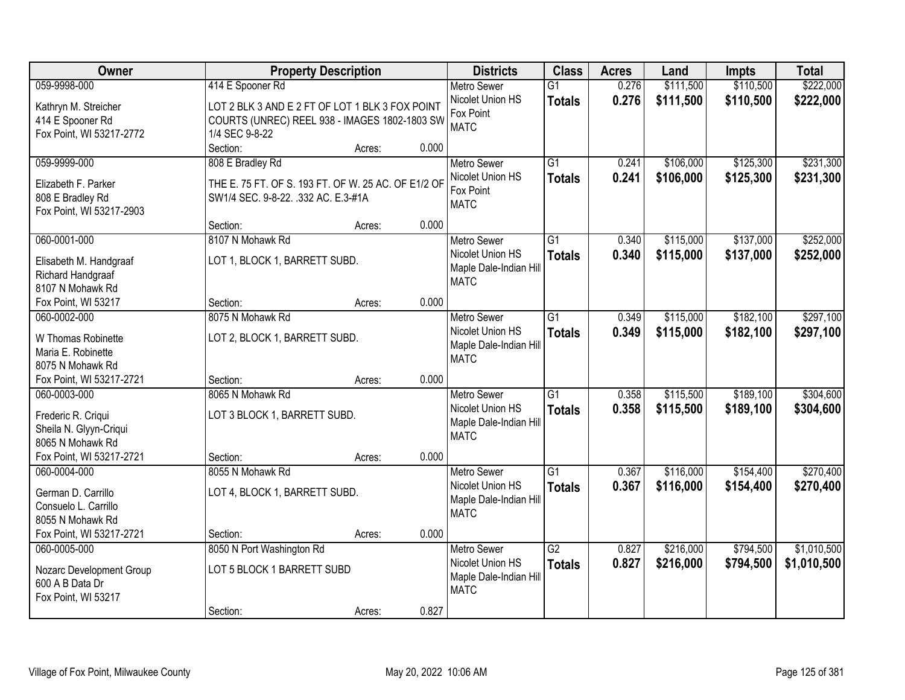| Owner | Property Description | Districts | Class | Acres | Land | Impts | Total |
|---|---|---|---|---|---|---|---|
| 059-9998-000<br>Kathryn M. Streicher<br>414 E Spooner Rd<br>Fox Point, WI 53217-2772 | 414 E Spooner Rd<br>LOT 2 BLK 3 AND E 2 FT OF LOT 1 BLK 3 FOX POINT COURTS (UNREC) REEL 938 - IMAGES 1802-1803 SW 1/4 SEC 9-8-22<br>Section: Acres: 0.000 | Metro Sewer<br>Nicolet Union HS<br>Fox Point<br>MATC | G1<br>**Totals** | 0.276<br>**0.276** | \$111,500<br>**\$111,500** | \$110,500<br>**\$110,500** | \$222,000<br>**\$222,000** |
| 059-9999-000<br>Elizabeth F. Parker<br>808 E Bradley Rd<br>Fox Point, WI 53217-2903 | 808 E Bradley Rd<br>THE E. 75 FT. OF S. 193 FT. OF W. 25 AC. OF E1/2 OF SW1/4 SEC. 9-8-22. .332 AC. E.3-#1A<br>Section: Acres: 0.000 | Metro Sewer<br>Nicolet Union HS<br>Fox Point<br>MATC | G1<br>**Totals** | 0.241<br>**0.241** | \$106,000<br>**\$106,000** | \$125,300<br>**\$125,300** | \$231,300<br>**\$231,300** |
| 060-0001-000<br>Elisabeth M. Handgraaf<br>Richard Handgraaf<br>8107 N Mohawk Rd<br>Fox Point, WI 53217 | 8107 N Mohawk Rd<br>LOT 1, BLOCK 1, BARRETT SUBD.<br>Section: Acres: 0.000 | Metro Sewer<br>Nicolet Union HS<br>Maple Dale-Indian Hill<br>MATC | G1<br>**Totals** | 0.340<br>**0.340** | \$115,000<br>**\$115,000** | \$137,000<br>**\$137,000** | \$252,000<br>**\$252,000** |
| 060-0002-000<br>W Thomas Robinette<br>Maria E. Robinette<br>8075 N Mohawk Rd<br>Fox Point, WI 53217-2721 | 8075 N Mohawk Rd<br>LOT 2, BLOCK 1, BARRETT SUBD.<br>Section: Acres: 0.000 | Metro Sewer<br>Nicolet Union HS<br>Maple Dale-Indian Hill<br>MATC | G1<br>**Totals** | 0.349<br>**0.349** | \$115,000<br>**\$115,000** | \$182,100<br>**\$182,100** | \$297,100<br>**\$297,100** |
| 060-0003-000<br>Frederic R. Criqui<br>Sheila N. Glyyn-Criqui<br>8065 N Mohawk Rd<br>Fox Point, WI 53217-2721 | 8065 N Mohawk Rd<br>LOT 3 BLOCK 1, BARRETT SUBD.<br>Section: Acres: 0.000 | Metro Sewer<br>Nicolet Union HS<br>Maple Dale-Indian Hill<br>MATC | G1<br>**Totals** | 0.358<br>**0.358** | \$115,500<br>**\$115,500** | \$189,100<br>**\$189,100** | \$304,600<br>**\$304,600** |
| 060-0004-000<br>German D. Carrillo<br>Consuelo L. Carrillo<br>8055 N Mohawk Rd<br>Fox Point, WI 53217-2721 | 8055 N Mohawk Rd<br>LOT 4, BLOCK 1, BARRETT SUBD.<br>Section: Acres: 0.000 | Metro Sewer<br>Nicolet Union HS<br>Maple Dale-Indian Hill<br>MATC | G1<br>**Totals** | 0.367<br>**0.367** | \$116,000<br>**\$116,000** | \$154,400<br>**\$154,400** | \$270,400<br>**\$270,400** |
| 060-0005-000<br>Nozarc Development Group<br>600 A B Data Dr<br>Fox Point, WI 53217 | 8050 N Port Washington Rd<br>LOT 5 BLOCK 1 BARRETT SUBD<br>Section: Acres: 0.827 | Metro Sewer<br>Nicolet Union HS<br>Maple Dale-Indian Hill<br>MATC | G2<br>**Totals** | 0.827<br>**0.827** | \$216,000<br>**\$216,000** | \$794,500<br>**\$794,500** | \$1,010,500<br>**\$1,010,500** |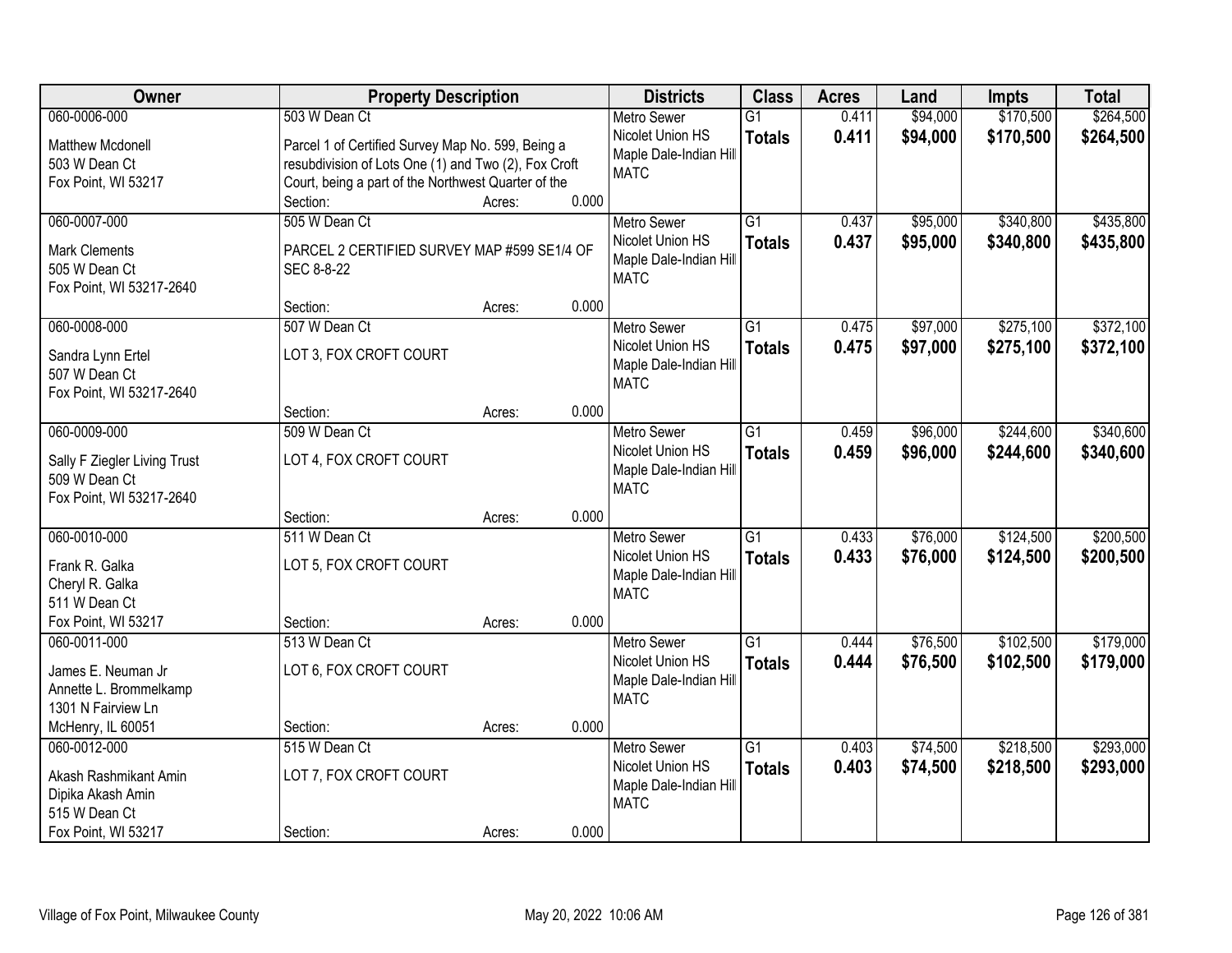| Owner | Property Description | Districts | Class | Acres | Land | Impts | Total |
|---|---|---|---|---|---|---|---|
| 060-0006-000<br>Matthew Mcdonell<br>503 W Dean Ct<br>Fox Point, WI 53217 | 503 W Dean Ct<br>Parcel 1 of Certified Survey Map No. 599, Being a resubdivision of Lots One (1) and Two (2), Fox Croft Court, being a part of the Northwest Quarter of the<br>Section: Acres: 0.000 | Metro Sewer<br>Nicolet Union HS<br>Maple Dale-Indian Hill<br>MATC | G1<br>**Totals** | 0.411<br>**0.411** | $94,000<br>**$94,000** | $170,500<br>**$170,500** | $264,500<br>**$264,500** |
| 060-0007-000<br>Mark Clements<br>505 W Dean Ct<br>Fox Point, WI 53217-2640 | 505 W Dean Ct<br>PARCEL 2 CERTIFIED SURVEY MAP #599 SE1/4 OF SEC 8-8-22<br>Section: Acres: 0.000 | Metro Sewer<br>Nicolet Union HS<br>Maple Dale-Indian Hill<br>MATC | G1<br>**Totals** | 0.437<br>**0.437** | $95,000<br>**$95,000** | $340,800<br>**$340,800** | $435,800<br>**$435,800** |
| 060-0008-000<br>Sandra Lynn Ertel<br>507 W Dean Ct<br>Fox Point, WI 53217-2640 | 507 W Dean Ct<br>LOT 3, FOX CROFT COURT<br>Section: Acres: 0.000 | Metro Sewer<br>Nicolet Union HS<br>Maple Dale-Indian Hill<br>MATC | G1<br>**Totals** | 0.475<br>**0.475** | $97,000<br>**$97,000** | $275,100<br>**$275,100** | $372,100<br>**$372,100** |
| 060-0009-000<br>Sally F Ziegler Living Trust<br>509 W Dean Ct<br>Fox Point, WI 53217-2640 | 509 W Dean Ct<br>LOT 4, FOX CROFT COURT<br>Section: Acres: 0.000 | Metro Sewer<br>Nicolet Union HS<br>Maple Dale-Indian Hill<br>MATC | G1<br>**Totals** | 0.459<br>**0.459** | $96,000<br>**$96,000** | $244,600<br>**$244,600** | $340,600<br>**$340,600** |
| 060-0010-000<br>Frank R. Galka<br>Cheryl R. Galka<br>511 W Dean Ct<br>Fox Point, WI 53217 | 511 W Dean Ct<br>LOT 5, FOX CROFT COURT<br>Section: Acres: 0.000 | Metro Sewer<br>Nicolet Union HS<br>Maple Dale-Indian Hill<br>MATC | G1<br>**Totals** | 0.433<br>**0.433** | $76,000<br>**$76,000** | $124,500<br>**$124,500** | $200,500<br>**$200,500** |
| 060-0011-000<br>James E. Neuman Jr<br>Annette L. Brommelkamp<br>1301 N Fairview Ln<br>McHenry, IL 60051 | 513 W Dean Ct<br>LOT 6, FOX CROFT COURT<br>Section: Acres: 0.000 | Metro Sewer<br>Nicolet Union HS<br>Maple Dale-Indian Hill<br>MATC | G1<br>**Totals** | 0.444<br>**0.444** | $76,500<br>**$76,500** | $102,500<br>**$102,500** | $179,000<br>**$179,000** |
| 060-0012-000<br>Akash Rashmikant Amin<br>Dipika Akash Amin<br>515 W Dean Ct<br>Fox Point, WI 53217 | 515 W Dean Ct<br>LOT 7, FOX CROFT COURT<br>Section: Acres: 0.000 | Metro Sewer<br>Nicolet Union HS<br>Maple Dale-Indian Hill<br>MATC | G1<br>**Totals** | 0.403<br>**0.403** | $74,500<br>**$74,500** | $218,500<br>**$218,500** | $293,000<br>**$293,000** |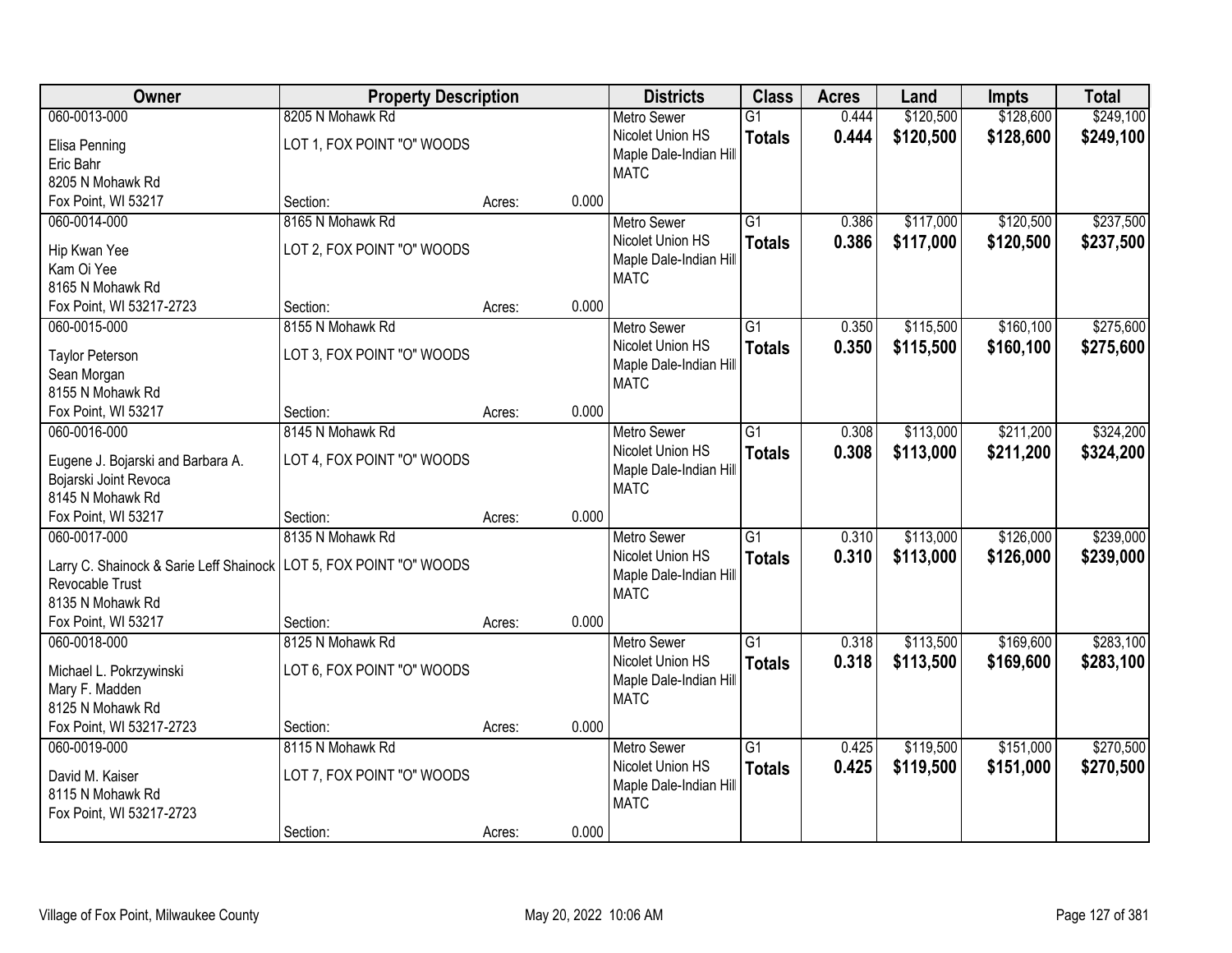| Owner | Property Description | | | Districts | Class | Acres | Land | Impts | Total |
|---|---|---|---|---|---|---|---|---|---|
| 060-0013-000 | 8205 N Mohawk Rd | | | Metro Sewer | G1 | 0.444 | $120,500 | $128,600 | $249,100 |
| Elisa Penning<br>Eric Bahr<br>8205 N Mohawk Rd<br>Fox Point, WI 53217 | LOT 1, FOX POINT "O" WOODS | | | Nicolet Union HS<br>Maple Dale-Indian Hill<br>MATC | **Totals** | **0.444** | **$120,500** | **$128,600** | **$249,100** |
| | Section: | Acres: | 0.000 | | | | | | |
| 060-0014-000 | 8165 N Mohawk Rd | | | Metro Sewer | G1 | 0.386 | $117,000 | $120,500 | $237,500 |
| Hip Kwan Yee<br>Kam Oi Yee<br>8165 N Mohawk Rd<br>Fox Point, WI 53217-2723 | LOT 2, FOX POINT "O" WOODS | | | Nicolet Union HS<br>Maple Dale-Indian Hill<br>MATC | **Totals** | **0.386** | **$117,000** | **$120,500** | **$237,500** |
| | Section: | Acres: | 0.000 | | | | | | |
| 060-0015-000 | 8155 N Mohawk Rd | | | Metro Sewer | G1 | 0.350 | $115,500 | $160,100 | $275,600 |
| Taylor Peterson<br>Sean Morgan<br>8155 N Mohawk Rd<br>Fox Point, WI 53217 | LOT 3, FOX POINT "O" WOODS | | | Nicolet Union HS<br>Maple Dale-Indian Hill<br>MATC | **Totals** | **0.350** | **$115,500** | **$160,100** | **$275,600** |
| | Section: | Acres: | 0.000 | | | | | | |
| 060-0016-000 | 8145 N Mohawk Rd | | | Metro Sewer | G1 | 0.308 | $113,000 | $211,200 | $324,200 |
| Eugene J. Bojarski and Barbara A. Bojarski Joint Revoca<br>8145 N Mohawk Rd<br>Fox Point, WI 53217 | LOT 4, FOX POINT "O" WOODS | | | Nicolet Union HS<br>Maple Dale-Indian Hill<br>MATC | **Totals** | **0.308** | **$113,000** | **$211,200** | **$324,200** |
| | Section: | Acres: | 0.000 | | | | | | |
| 060-0017-000 | 8135 N Mohawk Rd | | | Metro Sewer | G1 | 0.310 | $113,000 | $126,000 | $239,000 |
| Larry C. Shainock & Sarie Leff Shainock Revocable Trust<br>8135 N Mohawk Rd<br>Fox Point, WI 53217 | LOT 5, FOX POINT "O" WOODS | | | Nicolet Union HS<br>Maple Dale-Indian Hill<br>MATC | **Totals** | **0.310** | **$113,000** | **$126,000** | **$239,000** |
| | Section: | Acres: | 0.000 | | | | | | |
| 060-0018-000 | 8125 N Mohawk Rd | | | Metro Sewer | G1 | 0.318 | $113,500 | $169,600 | $283,100 |
| Michael L. Pokrzywinski<br>Mary F. Madden<br>8125 N Mohawk Rd<br>Fox Point, WI 53217-2723 | LOT 6, FOX POINT "O" WOODS | | | Nicolet Union HS<br>Maple Dale-Indian Hill<br>MATC | **Totals** | **0.318** | **$113,500** | **$169,600** | **$283,100** |
| | Section: | Acres: | 0.000 | | | | | | |
| 060-0019-000 | 8115 N Mohawk Rd | | | Metro Sewer | G1 | 0.425 | $119,500 | $151,000 | $270,500 |
| David M. Kaiser<br>8115 N Mohawk Rd<br>Fox Point, WI 53217-2723 | LOT 7, FOX POINT "O" WOODS | | | Nicolet Union HS<br>Maple Dale-Indian Hill<br>MATC | **Totals** | **0.425** | **$119,500** | **$151,000** | **$270,500** |
| | Section: | Acres: | 0.000 | | | | | | |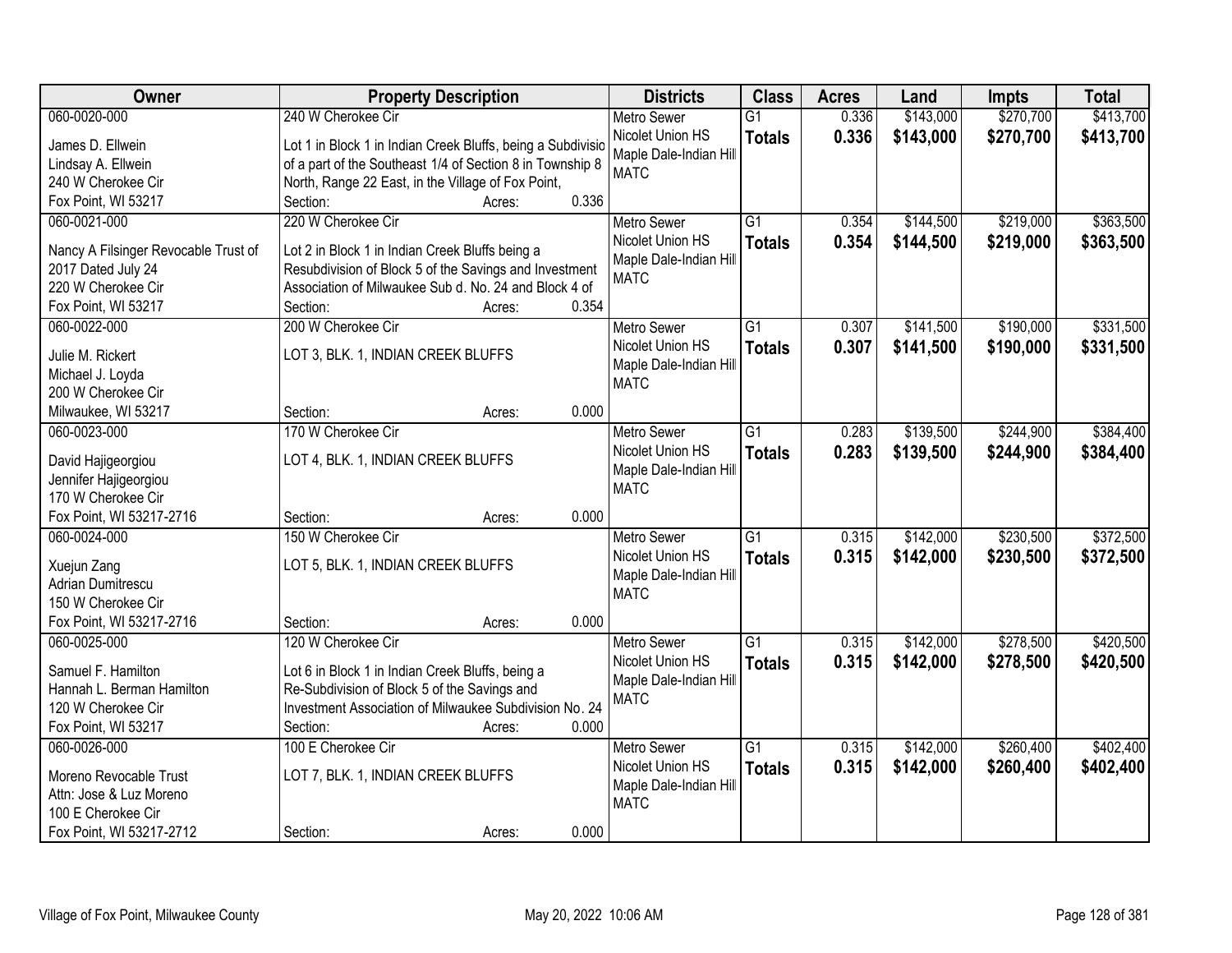| Owner | Property Description | Districts | Class | Acres | Land | Impts | Total |
|---|---|---|---|---|---|---|---|
| 060-0020-000<br>James D. Ellwein<br>Lindsay A. Ellwein<br>240 W Cherokee Cir<br>Fox Point, WI 53217 | 240 W Cherokee Cir<br>Lot 1 in Block 1 in Indian Creek Bluffs, being a Subdivisio of a part of the Southeast 1/4 of Section 8 in Township 8 North, Range 22 East, in the Village of Fox Point,<br>Section: Acres: 0.336 | Metro Sewer<br>Nicolet Union HS<br>Maple Dale-Indian Hill<br>MATC | G1<br>**Totals** | 0.336<br>**0.336** | $143,000<br>**$143,000** | $270,700<br>**$270,700** | $413,700<br>**$413,700** |
| 060-0021-000<br>Nancy A Filsinger Revocable Trust of 2017 Dated July 24<br>220 W Cherokee Cir<br>Fox Point, WI 53217 | 220 W Cherokee Cir<br>Lot 2 in Block 1 in Indian Creek Bluffs being a Resubdivision of Block 5 of the Savings and Investment Association of Milwaukee Sub d. No. 24 and Block 4 of<br>Section: Acres: 0.354 | Metro Sewer<br>Nicolet Union HS<br>Maple Dale-Indian Hill<br>MATC | G1<br>**Totals** | 0.354<br>**0.354** | $144,500<br>**$144,500** | $219,000<br>**$219,000** | $363,500<br>**$363,500** |
| 060-0022-000<br>Julie M. Rickert<br>Michael J. Loyda<br>200 W Cherokee Cir<br>Milwaukee, WI 53217 | 200 W Cherokee Cir<br>LOT 3, BLK. 1, INDIAN CREEK BLUFFS<br>Section: Acres: 0.000 | Metro Sewer<br>Nicolet Union HS<br>Maple Dale-Indian Hill<br>MATC | G1<br>**Totals** | 0.307<br>**0.307** | $141,500<br>**$141,500** | $190,000<br>**$190,000** | $331,500<br>**$331,500** |
| 060-0023-000<br>David Hajigeorgiou<br>Jennifer Hajigeorgiou<br>170 W Cherokee Cir<br>Fox Point, WI 53217-2716 | 170 W Cherokee Cir<br>LOT 4, BLK. 1, INDIAN CREEK BLUFFS<br>Section: Acres: 0.000 | Metro Sewer<br>Nicolet Union HS<br>Maple Dale-Indian Hill<br>MATC | G1<br>**Totals** | 0.283<br>**0.283** | $139,500<br>**$139,500** | $244,900<br>**$244,900** | $384,400<br>**$384,400** |
| 060-0024-000<br>Xuejun Zang<br>Adrian Dumitrescu<br>150 W Cherokee Cir<br>Fox Point, WI 53217-2716 | 150 W Cherokee Cir<br>LOT 5, BLK. 1, INDIAN CREEK BLUFFS<br>Section: Acres: 0.000 | Metro Sewer<br>Nicolet Union HS<br>Maple Dale-Indian Hill<br>MATC | G1<br>**Totals** | 0.315<br>**0.315** | $142,000<br>**$142,000** | $230,500<br>**$230,500** | $372,500<br>**$372,500** |
| 060-0025-000<br>Samuel F. Hamilton<br>Hannah L. Berman Hamilton<br>120 W Cherokee Cir<br>Fox Point, WI 53217 | 120 W Cherokee Cir<br>Lot 6 in Block 1 in Indian Creek Bluffs, being a Re-Subdivision of Block 5 of the Savings and Investment Association of Milwaukee Subdivision No. 24<br>Section: Acres: 0.000 | Metro Sewer<br>Nicolet Union HS<br>Maple Dale-Indian Hill<br>MATC | G1<br>**Totals** | 0.315<br>**0.315** | $142,000<br>**$142,000** | $278,500<br>**$278,500** | $420,500<br>**$420,500** |
| 060-0026-000<br>Moreno Revocable Trust<br>Attn: Jose & Luz Moreno<br>100 E Cherokee Cir<br>Fox Point, WI 53217-2712 | 100 E Cherokee Cir<br>LOT 7, BLK. 1, INDIAN CREEK BLUFFS<br>Section: Acres: 0.000 | Metro Sewer<br>Nicolet Union HS<br>Maple Dale-Indian Hill<br>MATC | G1<br>**Totals** | 0.315<br>**0.315** | $142,000<br>**$142,000** | $260,400<br>**$260,400** | $402,400<br>**$402,400** |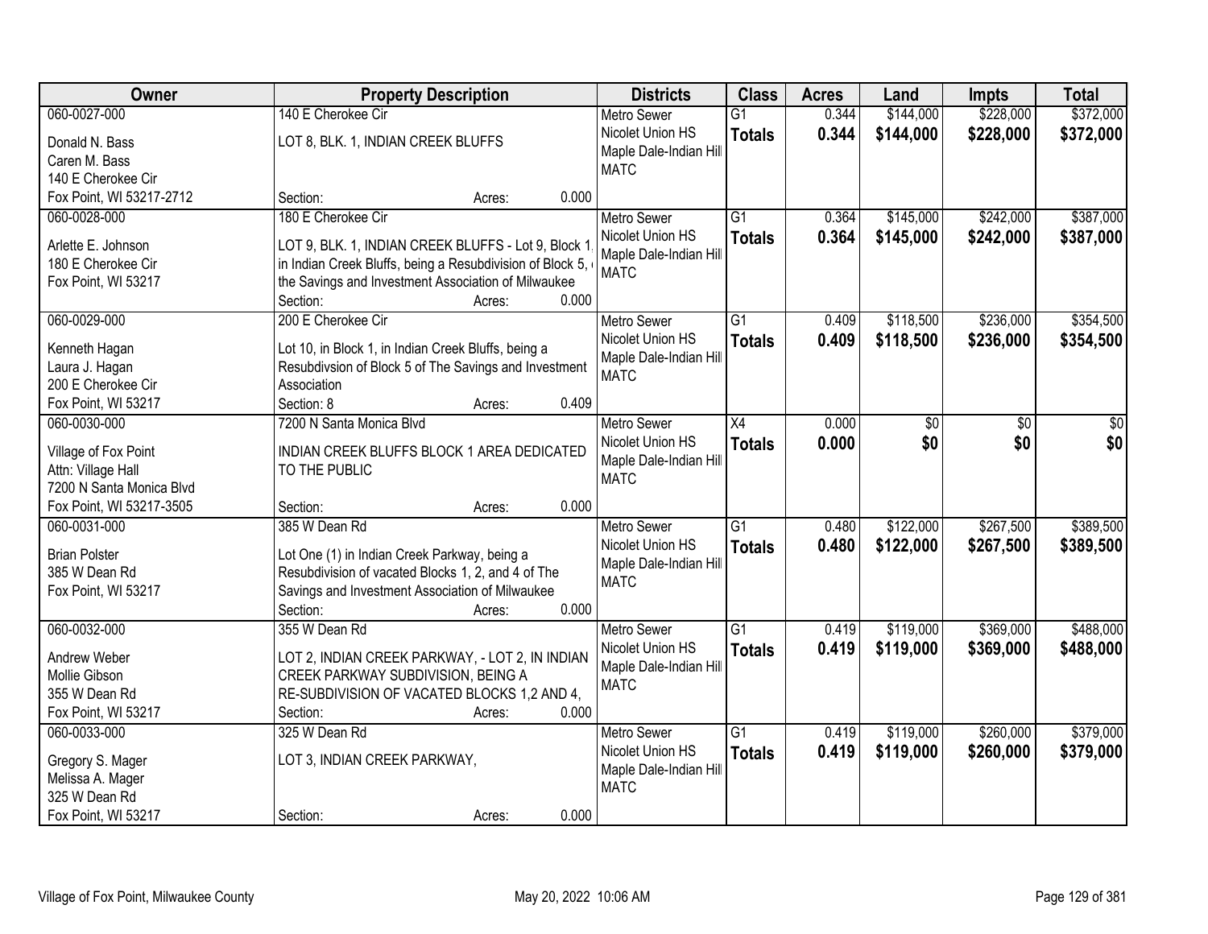| Owner | Property Description | Districts | Class | Acres | Land | Impts | Total |
|---|---|---|---|---|---|---|---|
| 060-0027-000<br>Donald N. Bass<br>Caren M. Bass<br>140 E Cherokee Cir<br>Fox Point, WI 53217-2712 | 140 E Cherokee Cir<br>LOT 8, BLK. 1, INDIAN CREEK BLUFFS<br>Section: Acres: 0.000 | Metro Sewer<br>Nicolet Union HS<br>Maple Dale-Indian Hill<br>MATC | G1<br>**Totals** | 0.344<br>**0.344** | $144,000<br>**$144,000** | $228,000<br>**$228,000** | $372,000<br>**$372,000** |
| 060-0028-000<br>Arlette E. Johnson<br>180 E Cherokee Cir<br>Fox Point, WI 53217 | 180 E Cherokee Cir<br>LOT 9, BLK. 1, INDIAN CREEK BLUFFS - Lot 9, Block 1, in Indian Creek Bluffs, being a Resubdivision of Block 5, of the Savings and Investment Association of Milwaukee<br>Section: Acres: 0.000 | Metro Sewer<br>Nicolet Union HS<br>Maple Dale-Indian Hill<br>MATC | G1<br>**Totals** | 0.364<br>**0.364** | $145,000<br>**$145,000** | $242,000<br>**$242,000** | $387,000<br>**$387,000** |
| 060-0029-000<br>Kenneth Hagan<br>Laura J. Hagan<br>200 E Cherokee Cir<br>Fox Point, WI 53217 | 200 E Cherokee Cir<br>Lot 10, in Block 1, in Indian Creek Bluffs, being a Resubdivsion of Block 5 of The Savings and Investment Association<br>Section: 8 Acres: 0.409 | Metro Sewer<br>Nicolet Union HS<br>Maple Dale-Indian Hill<br>MATC | G1<br>**Totals** | 0.409<br>**0.409** | $118,500<br>**$118,500** | $236,000<br>**$236,000** | $354,500<br>**$354,500** |
| 060-0030-000<br>Village of Fox Point<br>Attn: Village Hall<br>7200 N Santa Monica Blvd<br>Fox Point, WI 53217-3505 | 7200 N Santa Monica Blvd<br>INDIAN CREEK BLUFFS BLOCK 1 AREA DEDICATED TO THE PUBLIC<br>Section: Acres: 0.000 | Metro Sewer<br>Nicolet Union HS<br>Maple Dale-Indian Hill<br>MATC | X4<br>**Totals** | 0.000<br>**0.000** | $0<br>**$0** | $0<br>**$0** | $0<br>**$0** |
| 060-0031-000<br>Brian Polster<br>385 W Dean Rd<br>Fox Point, WI 53217 | 385 W Dean Rd<br>Lot One (1) in Indian Creek Parkway, being a Resubdivision of vacated Blocks 1, 2, and 4 of The Savings and Investment Association of Milwaukee<br>Section: Acres: 0.000 | Metro Sewer<br>Nicolet Union HS<br>Maple Dale-Indian Hill<br>MATC | G1<br>**Totals** | 0.480<br>**0.480** | $122,000<br>**$122,000** | $267,500<br>**$267,500** | $389,500<br>**$389,500** |
| 060-0032-000<br>Andrew Weber<br>Mollie Gibson<br>355 W Dean Rd<br>Fox Point, WI 53217 | 355 W Dean Rd<br>LOT 2, INDIAN CREEK PARKWAY, - LOT 2, IN INDIAN CREEK PARKWAY SUBDIVISION, BEING A RE-SUBDIVISION OF VACATED BLOCKS 1,2 AND 4,<br>Section: Acres: 0.000 | Metro Sewer<br>Nicolet Union HS<br>Maple Dale-Indian Hill<br>MATC | G1<br>**Totals** | 0.419<br>**0.419** | $119,000<br>**$119,000** | $369,000<br>**$369,000** | $488,000<br>**$488,000** |
| 060-0033-000<br>Gregory S. Mager<br>Melissa A. Mager<br>325 W Dean Rd<br>Fox Point, WI 53217 | 325 W Dean Rd<br>LOT 3, INDIAN CREEK PARKWAY,<br>Section: Acres: 0.000 | Metro Sewer<br>Nicolet Union HS<br>Maple Dale-Indian Hill<br>MATC | G1<br>**Totals** | 0.419<br>**0.419** | $119,000<br>**$119,000** | $260,000<br>**$260,000** | $379,000<br>**$379,000** |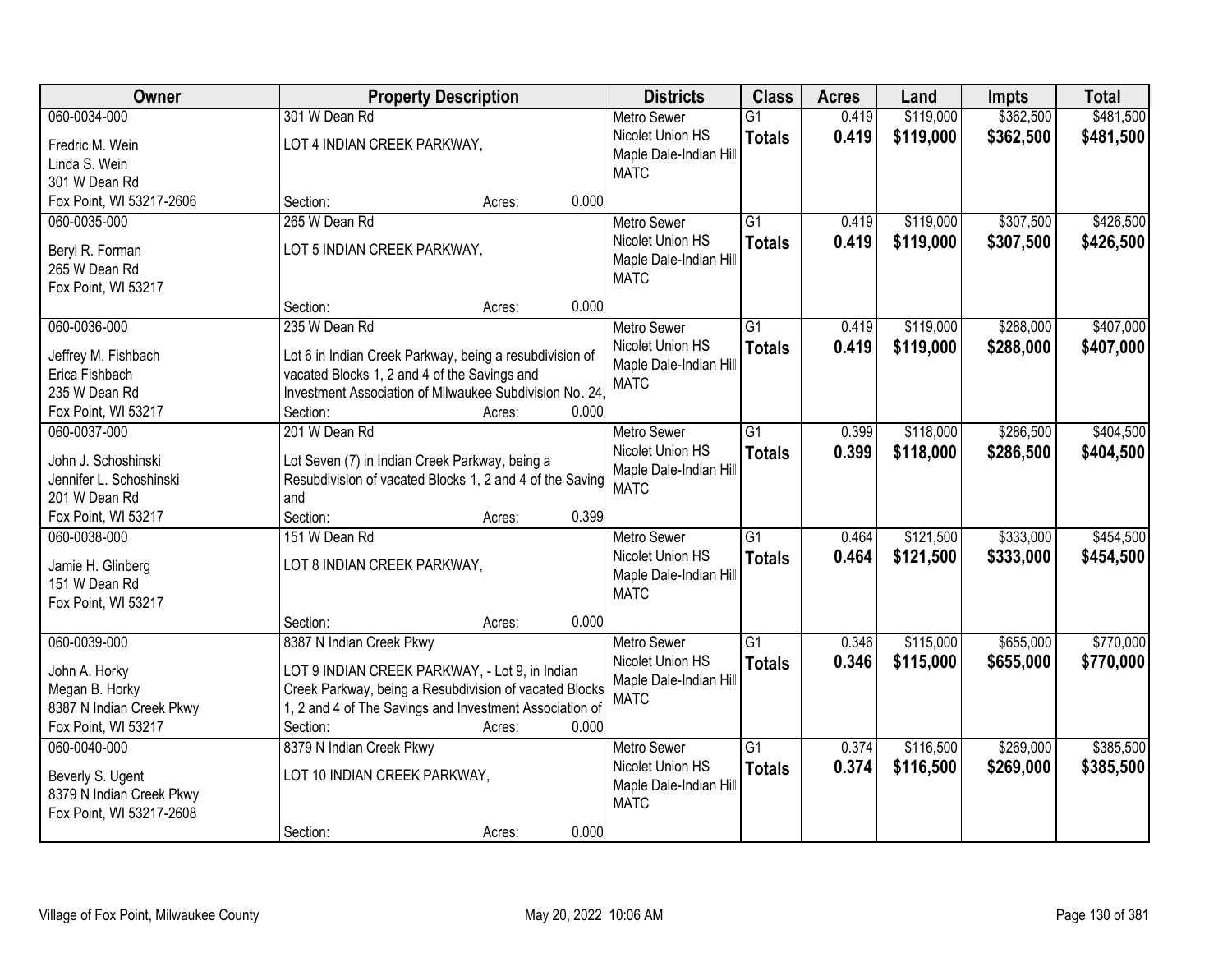| Owner | Property Description | Districts | Class | Acres | Land | Impts | Total |
|---|---|---|---|---|---|---|---|
| 060-0034-000<br>Fredric M. Wein<br>Linda S. Wein<br>301 W Dean Rd<br>Fox Point, WI 53217-2606 | 301 W Dean Rd<br>LOT 4 INDIAN CREEK PARKWAY,<br>Section: Acres: 0.000 | Metro Sewer<br>Nicolet Union HS<br>Maple Dale-Indian Hill<br>MATC | G1<br>**Totals** | 0.419<br>**0.419** | $119,000<br>**$119,000** | $362,500<br>**$362,500** | $481,500<br>**$481,500** |
| 060-0035-000<br>Beryl R. Forman<br>265 W Dean Rd<br>Fox Point, WI 53217 | 265 W Dean Rd<br>LOT 5 INDIAN CREEK PARKWAY,<br>Section: Acres: 0.000 | Metro Sewer<br>Nicolet Union HS<br>Maple Dale-Indian Hill<br>MATC | G1<br>**Totals** | 0.419<br>**0.419** | $119,000<br>**$119,000** | $307,500<br>**$307,500** | $426,500<br>**$426,500** |
| 060-0036-000<br>Jeffrey M. Fishbach<br>Erica Fishbach<br>235 W Dean Rd<br>Fox Point, WI 53217 | 235 W Dean Rd<br>Lot 6 in Indian Creek Parkway, being a resubdivision of vacated Blocks 1, 2 and 4 of the Savings and Investment Association of Milwaukee Subdivision No. 24,<br>Section: Acres: 0.000 | Metro Sewer<br>Nicolet Union HS<br>Maple Dale-Indian Hill<br>MATC | G1<br>**Totals** | 0.419<br>**0.419** | $119,000<br>**$119,000** | $288,000<br>**$288,000** | $407,000<br>**$407,000** |
| 060-0037-000<br>John J. Schoshinski<br>Jennifer L. Schoshinski<br>201 W Dean Rd<br>Fox Point, WI 53217 | 201 W Dean Rd<br>Lot Seven (7) in Indian Creek Parkway, being a Resubdivision of vacated Blocks 1, 2 and 4 of the Saving and<br>Section: Acres: 0.399 | Metro Sewer<br>Nicolet Union HS<br>Maple Dale-Indian Hill<br>MATC | G1<br>**Totals** | 0.399<br>**0.399** | $118,000<br>**$118,000** | $286,500<br>**$286,500** | $404,500<br>**$404,500** |
| 060-0038-000<br>Jamie H. Glinberg<br>151 W Dean Rd<br>Fox Point, WI 53217 | 151 W Dean Rd<br>LOT 8 INDIAN CREEK PARKWAY,<br>Section: Acres: 0.000 | Metro Sewer<br>Nicolet Union HS<br>Maple Dale-Indian Hill<br>MATC | G1<br>**Totals** | 0.464<br>**0.464** | $121,500<br>**$121,500** | $333,000<br>**$333,000** | $454,500<br>**$454,500** |
| 060-0039-000<br>John A. Horky<br>Megan B. Horky<br>8387 N Indian Creek Pkwy<br>Fox Point, WI 53217 | 8387 N Indian Creek Pkwy<br>LOT 9 INDIAN CREEK PARKWAY, - Lot 9, in Indian Creek Parkway, being a Resubdivision of vacated Blocks 1, 2 and 4 of The Savings and Investment Association of<br>Section: Acres: 0.000 | Metro Sewer<br>Nicolet Union HS<br>Maple Dale-Indian Hill<br>MATC | G1<br>**Totals** | 0.346<br>**0.346** | $115,000<br>**$115,000** | $655,000<br>**$655,000** | $770,000<br>**$770,000** |
| 060-0040-000<br>Beverly S. Ugent<br>8379 N Indian Creek Pkwy<br>Fox Point, WI 53217-2608 | 8379 N Indian Creek Pkwy<br>LOT 10 INDIAN CREEK PARKWAY,<br>Section: Acres: 0.000 | Metro Sewer<br>Nicolet Union HS<br>Maple Dale-Indian Hill<br>MATC | G1<br>**Totals** | 0.374<br>**0.374** | $116,500<br>**$116,500** | $269,000<br>**$269,000** | $385,500<br>**$385,500** |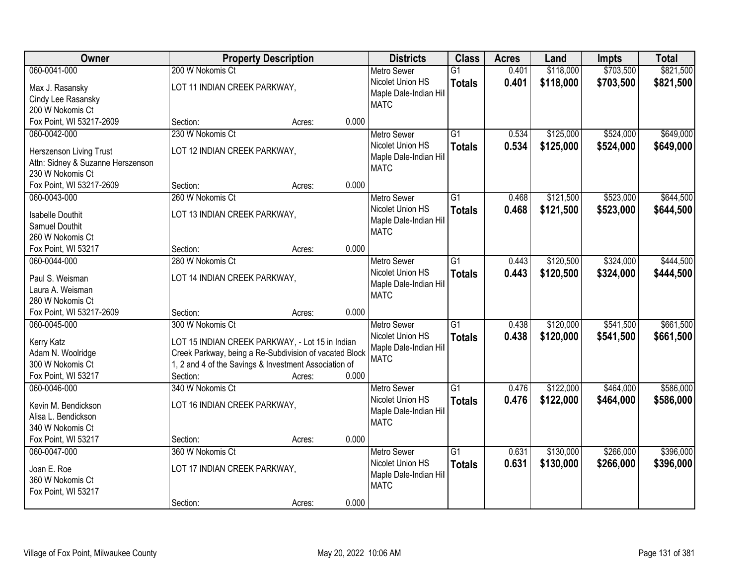| Owner | Property Description | Districts | Class | Acres | Land | Impts | Total |
|---|---|---|---|---|---|---|---|
| 060-0041-000<br>Max J. Rasansky<br>Cindy Lee Rasansky<br>200 W Nokomis Ct<br>Fox Point, WI 53217-2609 | 200 W Nokomis Ct<br>LOT 11 INDIAN CREEK PARKWAY,<br>Section: Acres: 0.000 | Metro Sewer<br>Nicolet Union HS<br>Maple Dale-Indian Hill<br>MATC | G1<br>**Totals** | 0.401<br>**0.401** | $118,000<br>**$118,000** | $703,500<br>**$703,500** | $821,500<br>**$821,500** |
| 060-0042-000<br>Herszenson Living Trust<br>Attn: Sidney & Suzanne Herszenson<br>230 W Nokomis Ct<br>Fox Point, WI 53217-2609 | 230 W Nokomis Ct<br>LOT 12 INDIAN CREEK PARKWAY,<br>Section: Acres: 0.000 | Metro Sewer<br>Nicolet Union HS<br>Maple Dale-Indian Hill<br>MATC | G1<br>**Totals** | 0.534<br>**0.534** | $125,000<br>**$125,000** | $524,000<br>**$524,000** | $649,000<br>**$649,000** |
| 060-0043-000<br>Isabelle Douthit<br>Samuel Douthit<br>260 W Nokomis Ct<br>Fox Point, WI 53217 | 260 W Nokomis Ct<br>LOT 13 INDIAN CREEK PARKWAY,<br>Section: Acres: 0.000 | Metro Sewer<br>Nicolet Union HS<br>Maple Dale-Indian Hill<br>MATC | G1<br>**Totals** | 0.468<br>**0.468** | $121,500<br>**$121,500** | $523,000<br>**$523,000** | $644,500<br>**$644,500** |
| 060-0044-000<br>Paul S. Weisman<br>Laura A. Weisman<br>280 W Nokomis Ct<br>Fox Point, WI 53217-2609 | 280 W Nokomis Ct<br>LOT 14 INDIAN CREEK PARKWAY,<br>Section: Acres: 0.000 | Metro Sewer<br>Nicolet Union HS<br>Maple Dale-Indian Hill<br>MATC | G1<br>**Totals** | 0.443<br>**0.443** | $120,500<br>**$120,500** | $324,000<br>**$324,000** | $444,500<br>**$444,500** |
| 060-0045-000<br>Kerry Katz<br>Adam N. Woolridge<br>300 W Nokomis Ct<br>Fox Point, WI 53217 | 300 W Nokomis Ct<br>LOT 15 INDIAN CREEK PARKWAY, - Lot 15 in Indian Creek Parkway, being a Re-Subdivision of vacated Block 1, 2 and 4 of the Savings & Investment Association of<br>Section: Acres: 0.000 | Metro Sewer<br>Nicolet Union HS<br>Maple Dale-Indian Hill<br>MATC | G1<br>**Totals** | 0.438<br>**0.438** | $120,000<br>**$120,000** | $541,500<br>**$541,500** | $661,500<br>**$661,500** |
| 060-0046-000<br>Kevin M. Bendickson<br>Alisa L. Bendickson<br>340 W Nokomis Ct<br>Fox Point, WI 53217 | 340 W Nokomis Ct<br>LOT 16 INDIAN CREEK PARKWAY,<br>Section: Acres: 0.000 | Metro Sewer<br>Nicolet Union HS<br>Maple Dale-Indian Hill<br>MATC | G1<br>**Totals** | 0.476<br>**0.476** | $122,000<br>**$122,000** | $464,000<br>**$464,000** | $586,000<br>**$586,000** |
| 060-0047-000<br>Joan E. Roe<br>360 W Nokomis Ct<br>Fox Point, WI 53217 | 360 W Nokomis Ct<br>LOT 17 INDIAN CREEK PARKWAY,<br>Section: Acres: 0.000 | Metro Sewer<br>Nicolet Union HS<br>Maple Dale-Indian Hill<br>MATC | G1<br>**Totals** | 0.631<br>**0.631** | $130,000<br>**$130,000** | $266,000<br>**$266,000** | $396,000<br>**$396,000** |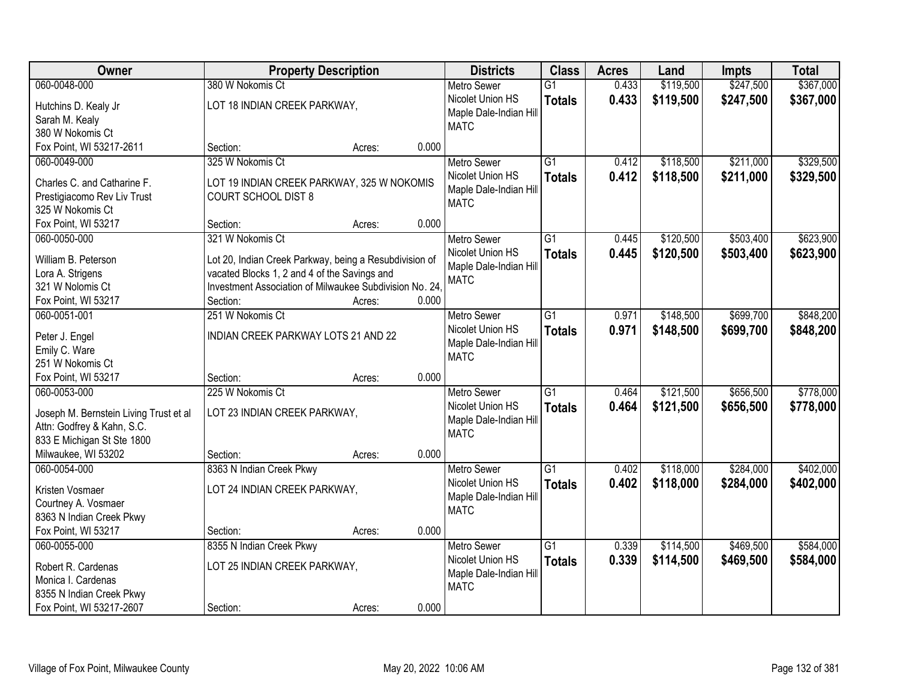| Owner | Property Description | Districts | Class | Acres | Land | Impts | Total |
|---|---|---|---|---|---|---|---|
| 060-0048-000<br>Hutchins D. Kealy Jr<br>Sarah M. Kealy<br>380 W Nokomis Ct<br>Fox Point, WI 53217-2611 | 380 W Nokomis Ct<br>LOT 18 INDIAN CREEK PARKWAY,<br>Section: Acres: 0.000 | Metro Sewer<br>Nicolet Union HS<br>Maple Dale-Indian Hill<br>MATC | G1<br>**Totals** | 0.433<br>**0.433** | $119,500<br>**$119,500** | $247,500<br>**$247,500** | $367,000<br>**$367,000** |
| 060-0049-000<br>Charles C. and Catharine F.<br>Prestigiacomo Rev Liv Trust<br>325 W Nokomis Ct<br>Fox Point, WI 53217 | 325 W Nokomis Ct<br>LOT 19 INDIAN CREEK PARKWAY, 325 W NOKOMIS COURT SCHOOL DIST 8<br>Section: Acres: 0.000 | Metro Sewer<br>Nicolet Union HS<br>Maple Dale-Indian Hill<br>MATC | G1<br>**Totals** | 0.412<br>**0.412** | $118,500<br>**$118,500** | $211,000<br>**$211,000** | $329,500<br>**$329,500** |
| 060-0050-000<br>William B. Peterson<br>Lora A. Strigens<br>321 W Nolomis Ct<br>Fox Point, WI 53217 | 321 W Nokomis Ct<br>Lot 20, Indian Creek Parkway, being a Resubdivision of vacated Blocks 1, 2 and 4 of the Savings and Investment Association of Milwaukee Subdivision No. 24,<br>Section: Acres: 0.000 | Metro Sewer<br>Nicolet Union HS<br>Maple Dale-Indian Hill<br>MATC | G1<br>**Totals** | 0.445<br>**0.445** | $120,500<br>**$120,500** | $503,400<br>**$503,400** | $623,900<br>**$623,900** |
| 060-0051-001<br>Peter J. Engel<br>Emily C. Ware<br>251 W Nokomis Ct<br>Fox Point, WI 53217 | 251 W Nokomis Ct<br>INDIAN CREEK PARKWAY LOTS 21 AND 22<br>Section: Acres: 0.000 | Metro Sewer<br>Nicolet Union HS<br>Maple Dale-Indian Hill<br>MATC | G1<br>**Totals** | 0.971<br>**0.971** | $148,500<br>**$148,500** | $699,700<br>**$699,700** | $848,200<br>**$848,200** |
| 060-0053-000<br>Joseph M. Bernstein Living Trust et al<br>Attn: Godfrey & Kahn, S.C.<br>833 E Michigan St Ste 1800<br>Milwaukee, WI 53202 | 225 W Nokomis Ct<br>LOT 23 INDIAN CREEK PARKWAY,<br>Section: Acres: 0.000 | Metro Sewer<br>Nicolet Union HS<br>Maple Dale-Indian Hill<br>MATC | G1<br>**Totals** | 0.464<br>**0.464** | $121,500<br>**$121,500** | $656,500<br>**$656,500** | $778,000<br>**$778,000** |
| 060-0054-000<br>Kristen Vosmaer<br>Courtney A. Vosmaer<br>8363 N Indian Creek Pkwy<br>Fox Point, WI 53217 | 8363 N Indian Creek Pkwy<br>LOT 24 INDIAN CREEK PARKWAY,<br>Section: Acres: 0.000 | Metro Sewer<br>Nicolet Union HS<br>Maple Dale-Indian Hill<br>MATC | G1<br>**Totals** | 0.402<br>**0.402** | $118,000<br>**$118,000** | $284,000<br>**$284,000** | $402,000<br>**$402,000** |
| 060-0055-000<br>Robert R. Cardenas<br>Monica I. Cardenas<br>8355 N Indian Creek Pkwy<br>Fox Point, WI 53217-2607 | 8355 N Indian Creek Pkwy<br>LOT 25 INDIAN CREEK PARKWAY,<br>Section: Acres: 0.000 | Metro Sewer<br>Nicolet Union HS<br>Maple Dale-Indian Hill<br>MATC | G1<br>**Totals** | 0.339<br>**0.339** | $114,500<br>**$114,500** | $469,500<br>**$469,500** | $584,000<br>**$584,000** |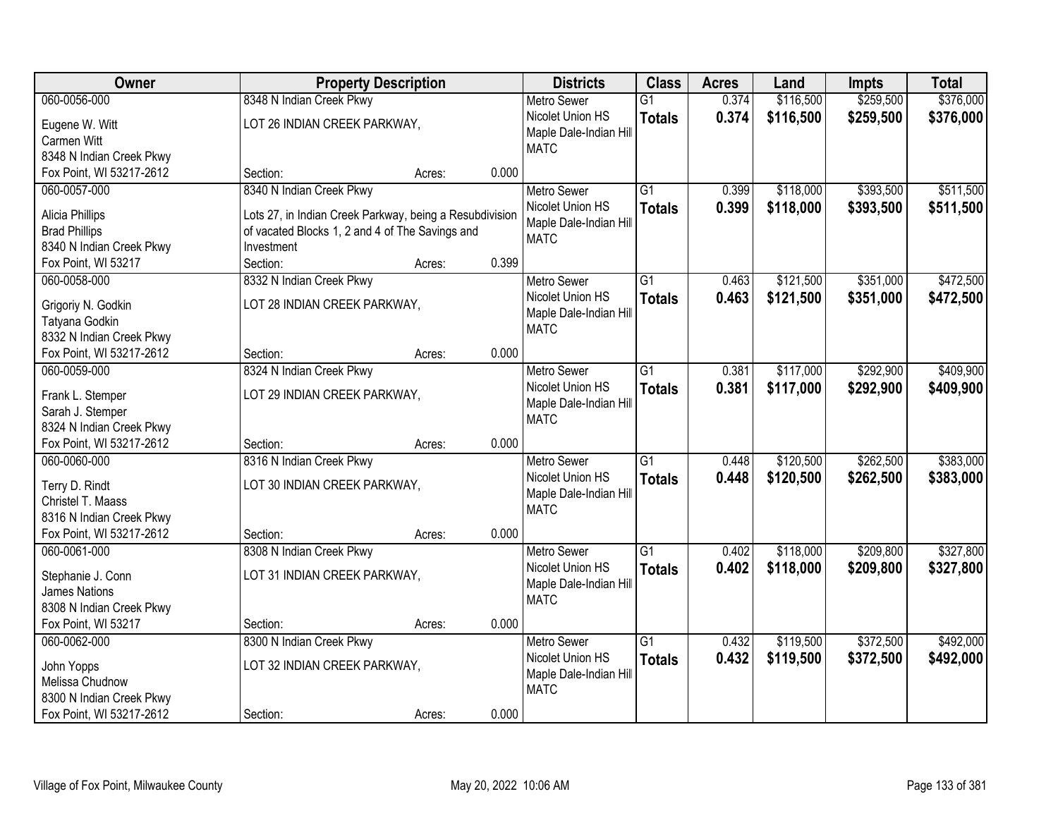| Owner | Property Description | Districts | Class | Acres | Land | Impts | Total |
|---|---|---|---|---|---|---|---|
| 060-0056-000<br>Eugene W. Witt<br>Carmen Witt<br>8348 N Indian Creek Pkwy<br>Fox Point, WI 53217-2612 | 8348 N Indian Creek Pkwy<br>LOT 26 INDIAN CREEK PARKWAY,<br>Section: Acres: 0.000 | Metro Sewer<br>Nicolet Union HS<br>Maple Dale-Indian Hill<br>MATC | G1<br>**Totals** | 0.374<br>**0.374** | $116,500<br>**$116,500** | $259,500<br>**$259,500** | $376,000<br>**$376,000** |
| 060-0057-000<br>Alicia Phillips<br>Brad Phillips<br>8340 N Indian Creek Pkwy<br>Fox Point, WI 53217 | 8340 N Indian Creek Pkwy<br>Lots 27, in Indian Creek Parkway, being a Resubdivision of vacated Blocks 1, 2 and 4 of The Savings and Investment<br>Section: Acres: 0.399 | Metro Sewer<br>Nicolet Union HS<br>Maple Dale-Indian Hill<br>MATC | G1<br>**Totals** | 0.399<br>**0.399** | $118,000<br>**$118,000** | $393,500<br>**$393,500** | $511,500<br>**$511,500** |
| 060-0058-000<br>Grigoriy N. Godkin<br>Tatyana Godkin<br>8332 N Indian Creek Pkwy<br>Fox Point, WI 53217-2612 | 8332 N Indian Creek Pkwy<br>LOT 28 INDIAN CREEK PARKWAY,<br>Section: Acres: 0.000 | Metro Sewer<br>Nicolet Union HS<br>Maple Dale-Indian Hill<br>MATC | G1<br>**Totals** | 0.463<br>**0.463** | $121,500<br>**$121,500** | $351,000<br>**$351,000** | $472,500<br>**$472,500** |
| 060-0059-000<br>Frank L. Stemper<br>Sarah J. Stemper<br>8324 N Indian Creek Pkwy<br>Fox Point, WI 53217-2612 | 8324 N Indian Creek Pkwy<br>LOT 29 INDIAN CREEK PARKWAY,<br>Section: Acres: 0.000 | Metro Sewer<br>Nicolet Union HS<br>Maple Dale-Indian Hill<br>MATC | G1<br>**Totals** | 0.381<br>**0.381** | $117,000<br>**$117,000** | $292,900<br>**$292,900** | $409,900<br>**$409,900** |
| 060-0060-000<br>Terry D. Rindt<br>Christel T. Maass<br>8316 N Indian Creek Pkwy<br>Fox Point, WI 53217-2612 | 8316 N Indian Creek Pkwy<br>LOT 30 INDIAN CREEK PARKWAY,<br>Section: Acres: 0.000 | Metro Sewer<br>Nicolet Union HS<br>Maple Dale-Indian Hill<br>MATC | G1<br>**Totals** | 0.448<br>**0.448** | $120,500<br>**$120,500** | $262,500<br>**$262,500** | $383,000<br>**$383,000** |
| 060-0061-000<br>Stephanie J. Conn<br>James Nations<br>8308 N Indian Creek Pkwy<br>Fox Point, WI 53217 | 8308 N Indian Creek Pkwy<br>LOT 31 INDIAN CREEK PARKWAY,<br>Section: Acres: 0.000 | Metro Sewer<br>Nicolet Union HS<br>Maple Dale-Indian Hill<br>MATC | G1<br>**Totals** | 0.402<br>**0.402** | $118,000<br>**$118,000** | $209,800<br>**$209,800** | $327,800<br>**$327,800** |
| 060-0062-000<br>John Yopps<br>Melissa Chudnow<br>8300 N Indian Creek Pkwy<br>Fox Point, WI 53217-2612 | 8300 N Indian Creek Pkwy<br>LOT 32 INDIAN CREEK PARKWAY,<br>Section: Acres: 0.000 | Metro Sewer<br>Nicolet Union HS<br>Maple Dale-Indian Hill<br>MATC | G1<br>**Totals** | 0.432<br>**0.432** | $119,500<br>**$119,500** | $372,500<br>**$372,500** | $492,000<br>**$492,000** |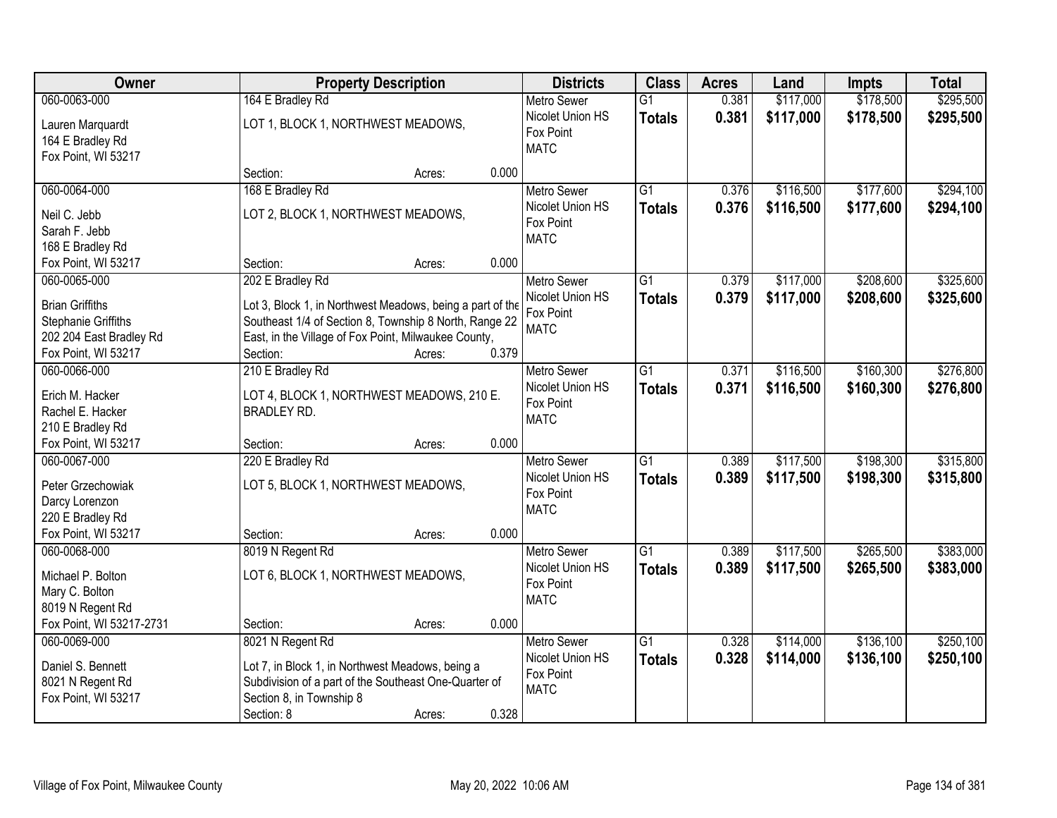| Owner | Property Description | Districts | Class | Acres | Land | Impts | Total |
|---|---|---|---|---|---|---|---|
| 060-0063-000<br>Lauren Marquardt<br>164 E Bradley Rd<br>Fox Point, WI 53217 | 164 E Bradley Rd<br>LOT 1, BLOCK 1, NORTHWEST MEADOWS,<br>Section: Acres: 0.000 | Metro Sewer<br>Nicolet Union HS<br>Fox Point<br>MATC | G1<br>**Totals** | 0.381<br>**0.381** | \$117,000<br>**\$117,000** | \$178,500<br>**\$178,500** | \$295,500<br>**\$295,500** |
| 060-0064-000<br>Neil C. Jebb<br>Sarah F. Jebb<br>168 E Bradley Rd<br>Fox Point, WI 53217 | 168 E Bradley Rd<br>LOT 2, BLOCK 1, NORTHWEST MEADOWS,<br>Section: Acres: 0.000 | Metro Sewer<br>Nicolet Union HS<br>Fox Point<br>MATC | G1<br>**Totals** | 0.376<br>**0.376** | \$116,500<br>**\$116,500** | \$177,600<br>**\$177,600** | \$294,100<br>**\$294,100** |
| 060-0065-000<br>Brian Griffiths<br>Stephanie Griffiths<br>202 204 East Bradley Rd<br>Fox Point, WI 53217 | 202 E Bradley Rd<br>Lot 3, Block 1, in Northwest Meadows, being a part of the Southeast 1/4 of Section 8, Township 8 North, Range 22 East, in the Village of Fox Point, Milwaukee County,<br>Section: Acres: 0.379 | Metro Sewer<br>Nicolet Union HS<br>Fox Point<br>MATC | G1<br>**Totals** | 0.379<br>**0.379** | \$117,000<br>**\$117,000** | \$208,600<br>**\$208,600** | \$325,600<br>**\$325,600** |
| 060-0066-000<br>Erich M. Hacker<br>Rachel E. Hacker<br>210 E Bradley Rd<br>Fox Point, WI 53217 | 210 E Bradley Rd<br>LOT 4, BLOCK 1, NORTHWEST MEADOWS, 210 E. BRADLEY RD.<br>Section: Acres: 0.000 | Metro Sewer<br>Nicolet Union HS<br>Fox Point<br>MATC | G1<br>**Totals** | 0.371<br>**0.371** | \$116,500<br>**\$116,500** | \$160,300<br>**\$160,300** | \$276,800<br>**\$276,800** |
| 060-0067-000<br>Peter Grzechowiak<br>Darcy Lorenzon<br>220 E Bradley Rd<br>Fox Point, WI 53217 | 220 E Bradley Rd<br>LOT 5, BLOCK 1, NORTHWEST MEADOWS,<br>Section: Acres: 0.000 | Metro Sewer<br>Nicolet Union HS<br>Fox Point<br>MATC | G1<br>**Totals** | 0.389<br>**0.389** | \$117,500<br>**\$117,500** | \$198,300<br>**\$198,300** | \$315,800<br>**\$315,800** |
| 060-0068-000<br>Michael P. Bolton<br>Mary C. Bolton<br>8019 N Regent Rd<br>Fox Point, WI 53217-2731 | 8019 N Regent Rd<br>LOT 6, BLOCK 1, NORTHWEST MEADOWS,<br>Section: Acres: 0.000 | Metro Sewer<br>Nicolet Union HS<br>Fox Point<br>MATC | G1<br>**Totals** | 0.389<br>**0.389** | \$117,500<br>**\$117,500** | \$265,500<br>**\$265,500** | \$383,000<br>**\$383,000** |
| 060-0069-000<br>Daniel S. Bennett<br>8021 N Regent Rd<br>Fox Point, WI 53217 | 8021 N Regent Rd<br>Lot 7, in Block 1, in Northwest Meadows, being a Subdivision of a part of the Southeast One-Quarter of Section 8, in Township 8<br>Section: 8 Acres: 0.328 | Metro Sewer<br>Nicolet Union HS<br>Fox Point<br>MATC | G1<br>**Totals** | 0.328<br>**0.328** | \$114,000<br>**\$114,000** | \$136,100<br>**\$136,100** | \$250,100<br>**\$250,100** |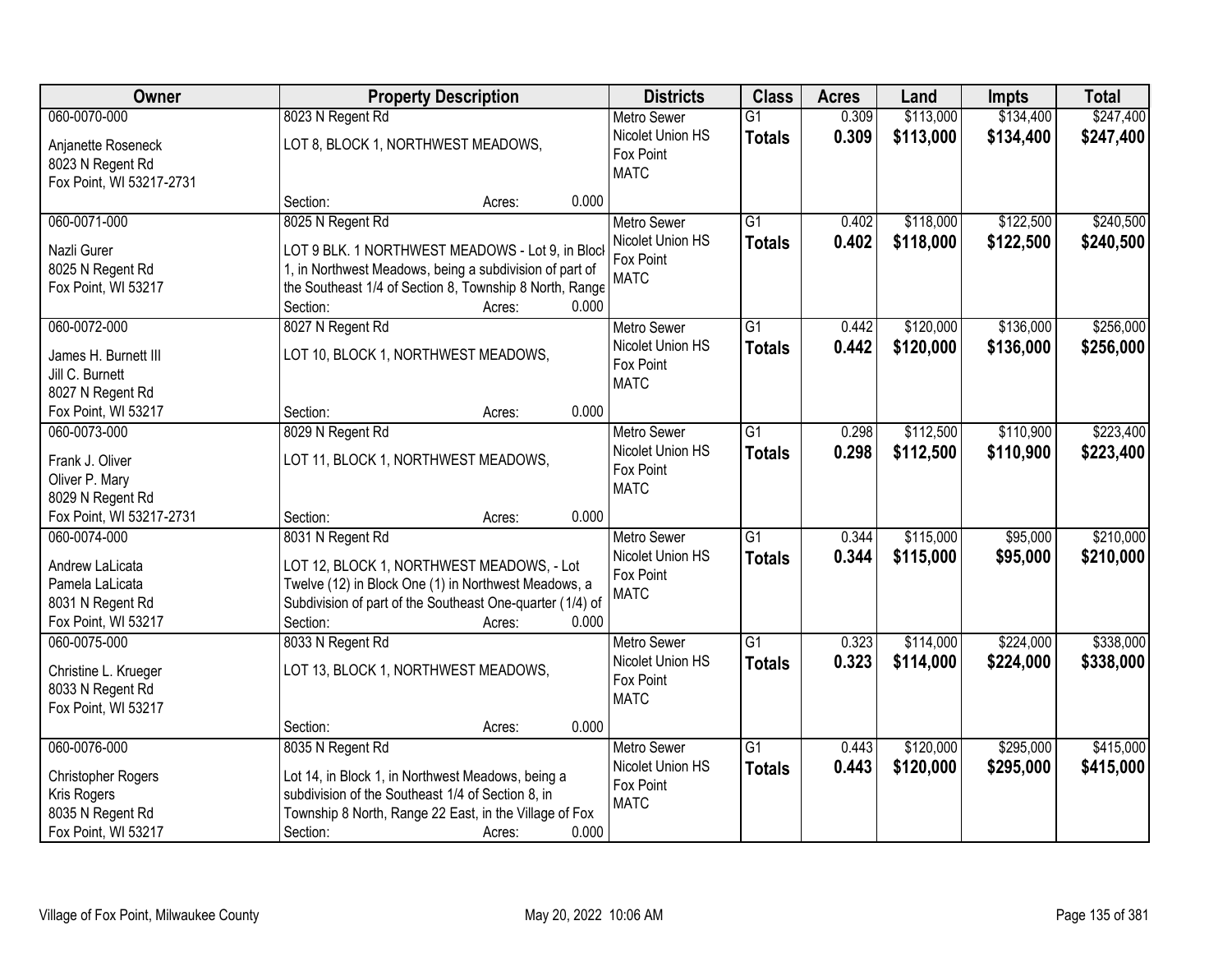| Owner | Property Description | Districts | Class | Acres | Land | Impts | Total |
|---|---|---|---|---|---|---|---|
| 060-0070-000<br>Anjanette Roseneck<br>8023 N Regent Rd<br>Fox Point, WI 53217-2731 | 8023 N Regent Rd<br>LOT 8, BLOCK 1, NORTHWEST MEADOWS,<br>Section: Acres: 0.000 | Metro Sewer<br>Nicolet Union HS<br>Fox Point<br>MATC | G1<br>**Totals** | 0.309<br>**0.309** | $113,000<br>**$113,000** | $134,400<br>**$134,400** | $247,400<br>**$247,400** |
| 060-0071-000<br>Nazli Gurer<br>8025 N Regent Rd<br>Fox Point, WI 53217 | 8025 N Regent Rd<br>LOT 9 BLK. 1 NORTHWEST MEADOWS - Lot 9, in Block 1, in Northwest Meadows, being a subdivision of part of the Southeast 1/4 of Section 8, Township 8 North, Range<br>Section: Acres: 0.000 | Metro Sewer<br>Nicolet Union HS<br>Fox Point<br>MATC | G1<br>**Totals** | 0.402<br>**0.402** | $118,000<br>**$118,000** | $122,500<br>**$122,500** | $240,500<br>**$240,500** |
| 060-0072-000<br>James H. Burnett III<br>Jill C. Burnett<br>8027 N Regent Rd<br>Fox Point, WI 53217 | 8027 N Regent Rd<br>LOT 10, BLOCK 1, NORTHWEST MEADOWS,<br>Section: Acres: 0.000 | Metro Sewer<br>Nicolet Union HS<br>Fox Point<br>MATC | G1<br>**Totals** | 0.442<br>**0.442** | $120,000<br>**$120,000** | $136,000<br>**$136,000** | $256,000<br>**$256,000** |
| 060-0073-000<br>Frank J. Oliver<br>Oliver P. Mary<br>8029 N Regent Rd<br>Fox Point, WI 53217-2731 | 8029 N Regent Rd<br>LOT 11, BLOCK 1, NORTHWEST MEADOWS,<br>Section: Acres: 0.000 | Metro Sewer<br>Nicolet Union HS<br>Fox Point<br>MATC | G1<br>**Totals** | 0.298<br>**0.298** | $112,500<br>**$112,500** | $110,900<br>**$110,900** | $223,400<br>**$223,400** |
| 060-0074-000<br>Andrew LaLicata<br>Pamela LaLicata<br>8031 N Regent Rd<br>Fox Point, WI 53217 | 8031 N Regent Rd<br>LOT 12, BLOCK 1, NORTHWEST MEADOWS, - Lot Twelve (12) in Block One (1) in Northwest Meadows, a Subdivision of part of the Southeast One-quarter (1/4) of<br>Section: Acres: 0.000 | Metro Sewer<br>Nicolet Union HS<br>Fox Point<br>MATC | G1<br>**Totals** | 0.344<br>**0.344** | $115,000<br>**$115,000** | $95,000<br>**$95,000** | $210,000<br>**$210,000** |
| 060-0075-000<br>Christine L. Krueger<br>8033 N Regent Rd<br>Fox Point, WI 53217 | 8033 N Regent Rd<br>LOT 13, BLOCK 1, NORTHWEST MEADOWS,<br>Section: Acres: 0.000 | Metro Sewer<br>Nicolet Union HS<br>Fox Point<br>MATC | G1<br>**Totals** | 0.323<br>**0.323** | $114,000<br>**$114,000** | $224,000<br>**$224,000** | $338,000<br>**$338,000** |
| 060-0076-000<br>Christopher Rogers<br>Kris Rogers<br>8035 N Regent Rd<br>Fox Point, WI 53217 | 8035 N Regent Rd<br>Lot 14, in Block 1, in Northwest Meadows, being a subdivision of the Southeast 1/4 of Section 8, in Township 8 North, Range 22 East, in the Village of Fox<br>Section: Acres: 0.000 | Metro Sewer<br>Nicolet Union HS<br>Fox Point<br>MATC | G1<br>**Totals** | 0.443<br>**0.443** | $120,000<br>**$120,000** | $295,000<br>**$295,000** | $415,000<br>**$415,000** |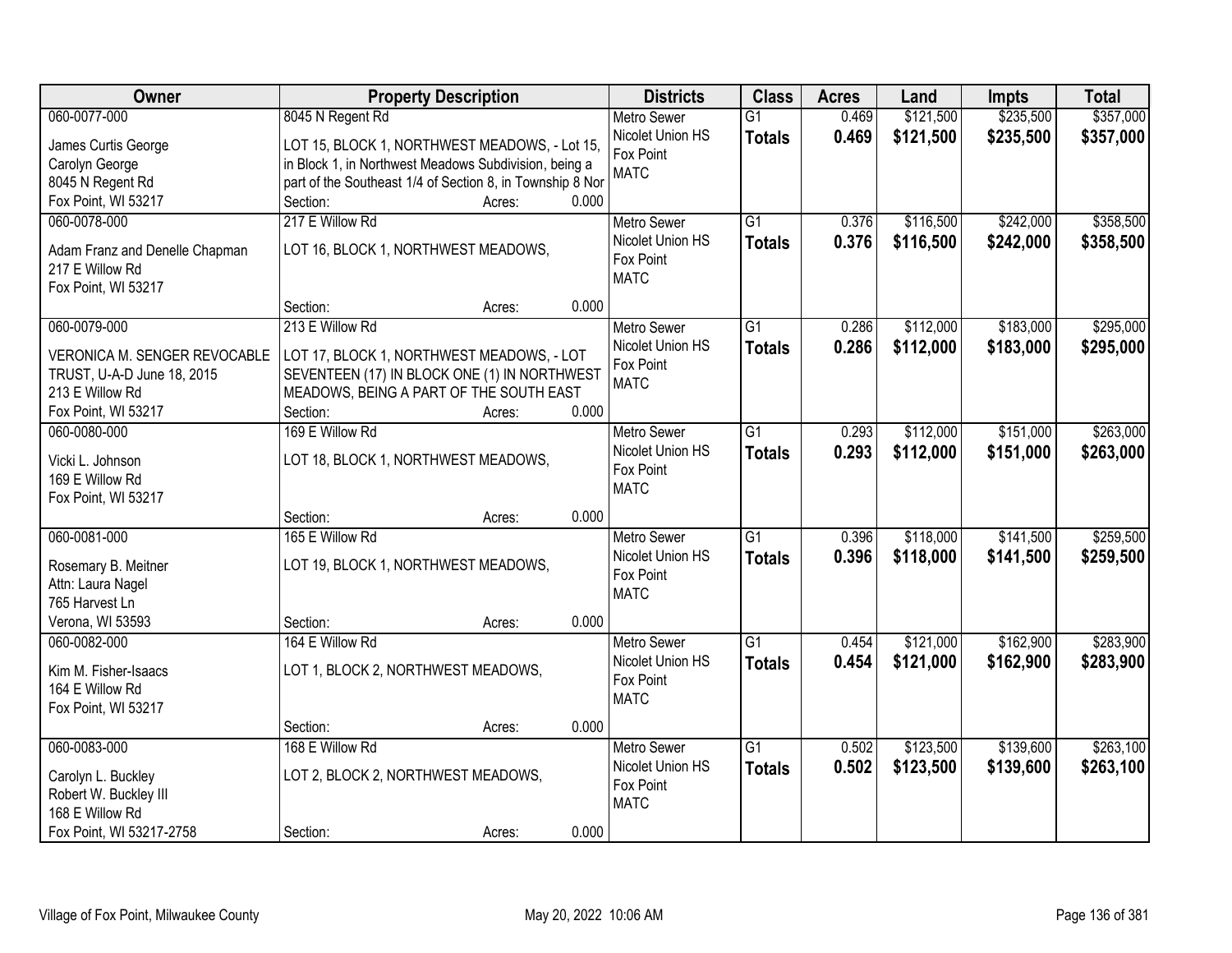| Owner | Property Description | Districts | Class | Acres | Land | Impts | Total |
|---|---|---|---|---|---|---|---|
| 060-0077-000<br>James Curtis George<br>Carolyn George<br>8045 N Regent Rd<br>Fox Point, WI 53217 | 8045 N Regent Rd<br>LOT 15, BLOCK 1, NORTHWEST MEADOWS, - Lot 15, in Block 1, in Northwest Meadows Subdivision, being a part of the Southeast 1/4 of Section 8, in Township 8 Nor<br>Section: Acres: 0.000 | Metro Sewer<br>Nicolet Union HS<br>Fox Point<br>MATC | G1<br>**Totals** | 0.469<br>**0.469** | $121,500<br>**$121,500** | $235,500<br>**$235,500** | $357,000<br>**$357,000** |
| 060-0078-000<br>Adam Franz and Denelle Chapman<br>217 E Willow Rd<br>Fox Point, WI 53217 | 217 E Willow Rd<br>LOT 16, BLOCK 1, NORTHWEST MEADOWS,<br>Section: Acres: 0.000 | Metro Sewer<br>Nicolet Union HS<br>Fox Point<br>MATC | G1<br>**Totals** | 0.376<br>**0.376** | $116,500<br>**$116,500** | $242,000<br>**$242,000** | $358,500<br>**$358,500** |
| 060-0079-000<br>VERONICA M. SENGER REVOCABLE TRUST, U-A-D June 18, 2015<br>213 E Willow Rd<br>Fox Point, WI 53217 | 213 E Willow Rd<br>LOT 17, BLOCK 1, NORTHWEST MEADOWS, - LOT SEVENTEEN (17) IN BLOCK ONE (1) IN NORTHWEST MEADOWS, BEING A PART OF THE SOUTH EAST<br>Section: Acres: 0.000 | Metro Sewer<br>Nicolet Union HS<br>Fox Point<br>MATC | G1<br>**Totals** | 0.286<br>**0.286** | $112,000<br>**$112,000** | $183,000<br>**$183,000** | $295,000<br>**$295,000** |
| 060-0080-000<br>Vicki L. Johnson<br>169 E Willow Rd<br>Fox Point, WI 53217 | 169 E Willow Rd<br>LOT 18, BLOCK 1, NORTHWEST MEADOWS,<br>Section: Acres: 0.000 | Metro Sewer<br>Nicolet Union HS<br>Fox Point<br>MATC | G1<br>**Totals** | 0.293<br>**0.293** | $112,000<br>**$112,000** | $151,000<br>**$151,000** | $263,000<br>**$263,000** |
| 060-0081-000<br>Rosemary B. Meitner<br>Attn: Laura Nagel<br>765 Harvest Ln<br>Verona, WI 53593 | 165 E Willow Rd<br>LOT 19, BLOCK 1, NORTHWEST MEADOWS,<br>Section: Acres: 0.000 | Metro Sewer<br>Nicolet Union HS<br>Fox Point<br>MATC | G1<br>**Totals** | 0.396<br>**0.396** | $118,000<br>**$118,000** | $141,500<br>**$141,500** | $259,500<br>**$259,500** |
| 060-0082-000<br>Kim M. Fisher-Isaacs<br>164 E Willow Rd<br>Fox Point, WI 53217 | 164 E Willow Rd<br>LOT 1, BLOCK 2, NORTHWEST MEADOWS,<br>Section: Acres: 0.000 | Metro Sewer<br>Nicolet Union HS<br>Fox Point<br>MATC | G1<br>**Totals** | 0.454<br>**0.454** | $121,000<br>**$121,000** | $162,900<br>**$162,900** | $283,900<br>**$283,900** |
| 060-0083-000<br>Carolyn L. Buckley<br>Robert W. Buckley III<br>168 E Willow Rd<br>Fox Point, WI 53217-2758 | 168 E Willow Rd<br>LOT 2, BLOCK 2, NORTHWEST MEADOWS,<br>Section: Acres: 0.000 | Metro Sewer<br>Nicolet Union HS<br>Fox Point<br>MATC | G1<br>**Totals** | 0.502<br>**0.502** | $123,500<br>**$123,500** | $139,600<br>**$139,600** | $263,100<br>**$263,100** |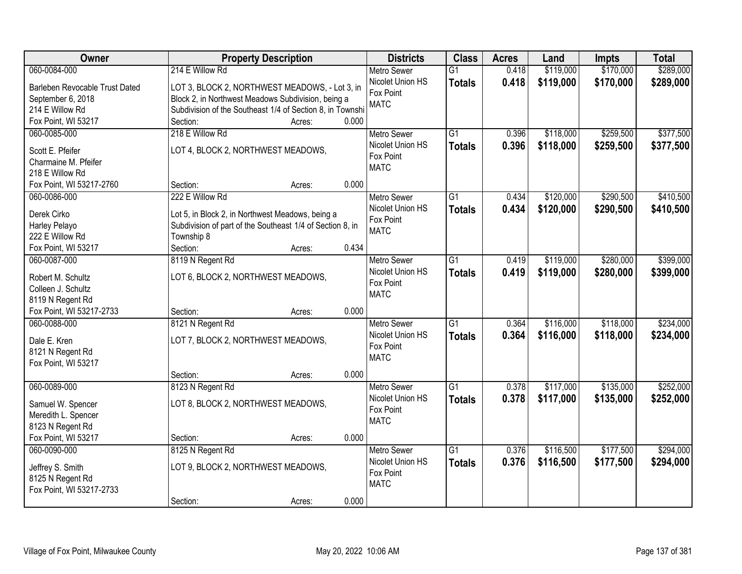| Owner | Property Description | Districts | Class | Acres | Land | Impts | Total |
|---|---|---|---|---|---|---|---|
| 060-0084-000<br>Barleben Revocable Trust Dated September 6, 2018<br>214 E Willow Rd<br>Fox Point, WI 53217 | 214 E Willow Rd<br>LOT 3, BLOCK 2, NORTHWEST MEADOWS, - Lot 3, in Block 2, in Northwest Meadows Subdivision, being a Subdivision of the Southeast 1/4 of Section 8, in Townshi<br>Section: Acres: 0.000 | Metro Sewer<br>Nicolet Union HS<br>Fox Point<br>MATC | G1<br>**Totals** | 0.418<br>**0.418** | $119,000<br>**$119,000** | $170,000<br>**$170,000** | $289,000<br>**$289,000** |
| 060-0085-000<br>Scott E. Pfeifer<br>Charmaine M. Pfeifer<br>218 E Willow Rd<br>Fox Point, WI 53217-2760 | 218 E Willow Rd<br>LOT 4, BLOCK 2, NORTHWEST MEADOWS,<br>Section: Acres: 0.000 | Metro Sewer<br>Nicolet Union HS<br>Fox Point<br>MATC | G1<br>**Totals** | 0.396<br>**0.396** | $118,000<br>**$118,000** | $259,500<br>**$259,500** | $377,500<br>**$377,500** |
| 060-0086-000<br>Derek Cirko<br>Harley Pelayo<br>222 E Willow Rd<br>Fox Point, WI 53217 | 222 E Willow Rd<br>Lot 5, in Block 2, in Northwest Meadows, being a Subdivision of part of the Southeast 1/4 of Section 8, in Township 8<br>Section: Acres: 0.434 | Metro Sewer<br>Nicolet Union HS<br>Fox Point<br>MATC | G1<br>**Totals** | 0.434<br>**0.434** | $120,000<br>**$120,000** | $290,500<br>**$290,500** | $410,500<br>**$410,500** |
| 060-0087-000<br>Robert M. Schultz<br>Colleen J. Schultz<br>8119 N Regent Rd<br>Fox Point, WI 53217-2733 | 8119 N Regent Rd<br>LOT 6, BLOCK 2, NORTHWEST MEADOWS,<br>Section: Acres: 0.000 | Metro Sewer<br>Nicolet Union HS<br>Fox Point<br>MATC | G1<br>**Totals** | 0.419<br>**0.419** | $119,000<br>**$119,000** | $280,000<br>**$280,000** | $399,000<br>**$399,000** |
| 060-0088-000<br>Dale E. Kren<br>8121 N Regent Rd<br>Fox Point, WI 53217 | 8121 N Regent Rd<br>LOT 7, BLOCK 2, NORTHWEST MEADOWS,<br>Section: Acres: 0.000 | Metro Sewer<br>Nicolet Union HS<br>Fox Point<br>MATC | G1<br>**Totals** | 0.364<br>**0.364** | $116,000<br>**$116,000** | $118,000<br>**$118,000** | $234,000<br>**$234,000** |
| 060-0089-000<br>Samuel W. Spencer<br>Meredith L. Spencer<br>8123 N Regent Rd<br>Fox Point, WI 53217 | 8123 N Regent Rd<br>LOT 8, BLOCK 2, NORTHWEST MEADOWS,<br>Section: Acres: 0.000 | Metro Sewer<br>Nicolet Union HS<br>Fox Point<br>MATC | G1<br>**Totals** | 0.378<br>**0.378** | $117,000<br>**$117,000** | $135,000<br>**$135,000** | $252,000<br>**$252,000** |
| 060-0090-000<br>Jeffrey S. Smith<br>8125 N Regent Rd<br>Fox Point, WI 53217-2733 | 8125 N Regent Rd<br>LOT 9, BLOCK 2, NORTHWEST MEADOWS,<br>Section: Acres: 0.000 | Metro Sewer<br>Nicolet Union HS<br>Fox Point<br>MATC | G1<br>**Totals** | 0.376<br>**0.376** | $116,500<br>**$116,500** | $177,500<br>**$177,500** | $294,000<br>**$294,000** |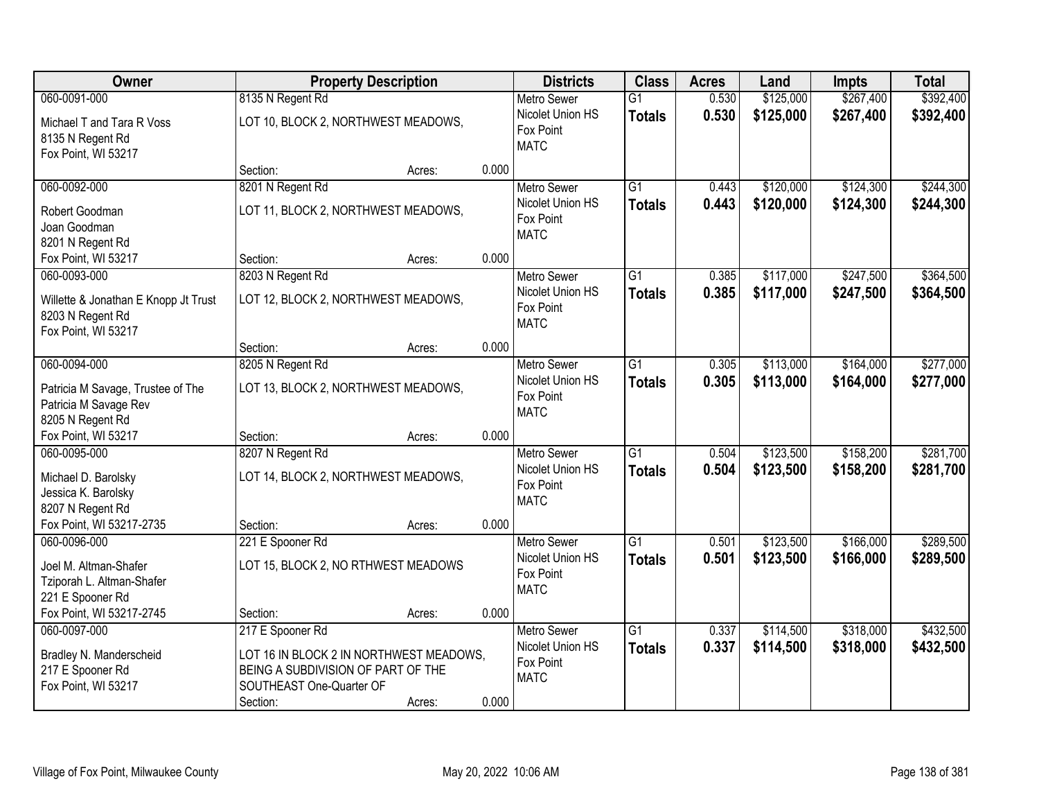| Owner | Property Description | | | Districts | Class | Acres | Land | Impts | Total |
|---|---|---|---|---|---|---|---|---|---|
| 060-0091-000 | 8135 N Regent Rd | | | Metro Sewer | G1 | 0.530 | $125,000 | $267,400 | $392,400 |
| Michael T and Tara R Voss<br>8135 N Regent Rd<br>Fox Point, WI 53217 | LOT 10, BLOCK 2, NORTHWEST MEADOWS, | | | Nicolet Union HS<br>Fox Point<br>MATC | **Totals** | **0.530** | **$125,000** | **$267,400** | **$392,400** |
| | Section: | Acres: | 0.000 | | | | | | |
| 060-0092-000 | 8201 N Regent Rd | | | Metro Sewer | G1 | 0.443 | $120,000 | $124,300 | $244,300 |
| Robert Goodman<br>Joan Goodman<br>8201 N Regent Rd<br>Fox Point, WI 53217 | LOT 11, BLOCK 2, NORTHWEST MEADOWS, | | | Nicolet Union HS<br>Fox Point<br>MATC | **Totals** | **0.443** | **$120,000** | **$124,300** | **$244,300** |
| | Section: | Acres: | 0.000 | | | | | | |
| 060-0093-000 | 8203 N Regent Rd | | | Metro Sewer | G1 | 0.385 | $117,000 | $247,500 | $364,500 |
| Willette & Jonathan E Knopp Jt Trust<br>8203 N Regent Rd<br>Fox Point, WI 53217 | LOT 12, BLOCK 2, NORTHWEST MEADOWS, | | | Nicolet Union HS<br>Fox Point<br>MATC | **Totals** | **0.385** | **$117,000** | **$247,500** | **$364,500** |
| | Section: | Acres: | 0.000 | | | | | | |
| 060-0094-000 | 8205 N Regent Rd | | | Metro Sewer | G1 | 0.305 | $113,000 | $164,000 | $277,000 |
| Patricia M Savage, Trustee of The<br>Patricia M Savage Rev<br>8205 N Regent Rd<br>Fox Point, WI 53217 | LOT 13, BLOCK 2, NORTHWEST MEADOWS, | | | Nicolet Union HS<br>Fox Point<br>MATC | **Totals** | **0.305** | **$113,000** | **$164,000** | **$277,000** |
| | Section: | Acres: | 0.000 | | | | | | |
| 060-0095-000 | 8207 N Regent Rd | | | Metro Sewer | G1 | 0.504 | $123,500 | $158,200 | $281,700 |
| Michael D. Barolsky<br>Jessica K. Barolsky<br>8207 N Regent Rd<br>Fox Point, WI 53217-2735 | LOT 14, BLOCK 2, NORTHWEST MEADOWS, | | | Nicolet Union HS<br>Fox Point<br>MATC | **Totals** | **0.504** | **$123,500** | **$158,200** | **$281,700** |
| | Section: | Acres: | 0.000 | | | | | | |
| 060-0096-000 | 221 E Spooner Rd | | | Metro Sewer | G1 | 0.501 | $123,500 | $166,000 | $289,500 |
| Joel M. Altman-Shafer<br>Tziporah L. Altman-Shafer<br>221 E Spooner Rd<br>Fox Point, WI 53217-2745 | LOT 15, BLOCK 2, NO RTHWEST MEADOWS | | | Nicolet Union HS<br>Fox Point<br>MATC | **Totals** | **0.501** | **$123,500** | **$166,000** | **$289,500** |
| | Section: | Acres: | 0.000 | | | | | | |
| 060-0097-000 | 217 E Spooner Rd | | | Metro Sewer | G1 | 0.337 | $114,500 | $318,000 | $432,500 |
| Bradley N. Manderscheid<br>217 E Spooner Rd<br>Fox Point, WI 53217 | LOT 16 IN BLOCK 2 IN NORTHWEST MEADOWS, BEING A SUBDIVISION OF PART OF THE SOUTHEAST One-Quarter OF | | | Nicolet Union HS<br>Fox Point<br>MATC | **Totals** | **0.337** | **$114,500** | **$318,000** | **$432,500** |
| | Section: | Acres: | 0.000 | | | | | | |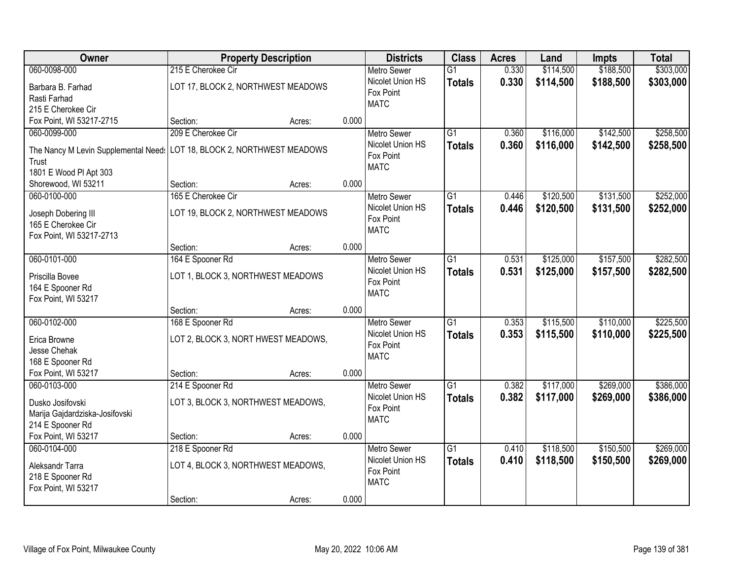| Owner | Property Description | | | Districts | Class | Acres | Land | Impts | Total |
|---|---|---|---|---|---|---|---|---|---|
| 060-0098-000 | 215 E Cherokee Cir | | | Metro Sewer | G1 | 0.330 | $114,500 | $188,500 | $303,000 |
| Barbara B. Farhad<br>Rasti Farhad<br>215 E Cherokee Cir<br>Fox Point, WI 53217-2715 | LOT 17, BLOCK 2, NORTHWEST MEADOWS | | | Nicolet Union HS<br>Fox Point<br>MATC | **Totals** | **0.330** | **$114,500** | **$188,500** | **$303,000** |
| | Section: | Acres: | 0.000 | | | | | | |
| 060-0099-000 | 209 E Cherokee Cir | | | Metro Sewer | G1 | 0.360 | $116,000 | $142,500 | $258,500 |
| The Nancy M Levin Supplemental Needs Trust<br>1801 E Wood Pl Apt 303<br>Shorewood, WI 53211 | LOT 18, BLOCK 2, NORTHWEST MEADOWS | | | Nicolet Union HS<br>Fox Point<br>MATC | **Totals** | **0.360** | **$116,000** | **$142,500** | **$258,500** |
| | Section: | Acres: | 0.000 | | | | | | |
| 060-0100-000 | 165 E Cherokee Cir | | | Metro Sewer | G1 | 0.446 | $120,500 | $131,500 | $252,000 |
| Joseph Dobering III<br>165 E Cherokee Cir<br>Fox Point, WI 53217-2713 | LOT 19, BLOCK 2, NORTHWEST MEADOWS | | | Nicolet Union HS<br>Fox Point<br>MATC | **Totals** | **0.446** | **$120,500** | **$131,500** | **$252,000** |
| | Section: | Acres: | 0.000 | | | | | | |
| 060-0101-000 | 164 E Spooner Rd | | | Metro Sewer | G1 | 0.531 | $125,000 | $157,500 | $282,500 |
| Priscilla Bovee<br>164 E Spooner Rd<br>Fox Point, WI 53217 | LOT 1, BLOCK 3, NORTHWEST MEADOWS | | | Nicolet Union HS<br>Fox Point<br>MATC | **Totals** | **0.531** | **$125,000** | **$157,500** | **$282,500** |
| | Section: | Acres: | 0.000 | | | | | | |
| 060-0102-000 | 168 E Spooner Rd | | | Metro Sewer | G1 | 0.353 | $115,500 | $110,000 | $225,500 |
| Erica Browne<br>Jesse Chehak<br>168 E Spooner Rd<br>Fox Point, WI 53217 | LOT 2, BLOCK 3, NORT HWEST MEADOWS, | | | Nicolet Union HS<br>Fox Point<br>MATC | **Totals** | **0.353** | **$115,500** | **$110,000** | **$225,500** |
| | Section: | Acres: | 0.000 | | | | | | |
| 060-0103-000 | 214 E Spooner Rd | | | Metro Sewer | G1 | 0.382 | $117,000 | $269,000 | $386,000 |
| Dusko Josifovski<br>Marija Gajdardziska-Josifovski<br>214 E Spooner Rd<br>Fox Point, WI 53217 | LOT 3, BLOCK 3, NORTHWEST MEADOWS, | | | Nicolet Union HS<br>Fox Point<br>MATC | **Totals** | **0.382** | **$117,000** | **$269,000** | **$386,000** |
| | Section: | Acres: | 0.000 | | | | | | |
| 060-0104-000 | 218 E Spooner Rd | | | Metro Sewer | G1 | 0.410 | $118,500 | $150,500 | $269,000 |
| Aleksandr Tarra<br>218 E Spooner Rd<br>Fox Point, WI 53217 | LOT 4, BLOCK 3, NORTHWEST MEADOWS, | | | Nicolet Union HS<br>Fox Point<br>MATC | **Totals** | **0.410** | **$118,500** | **$150,500** | **$269,000** |
| | Section: | Acres: | 0.000 | | | | | | |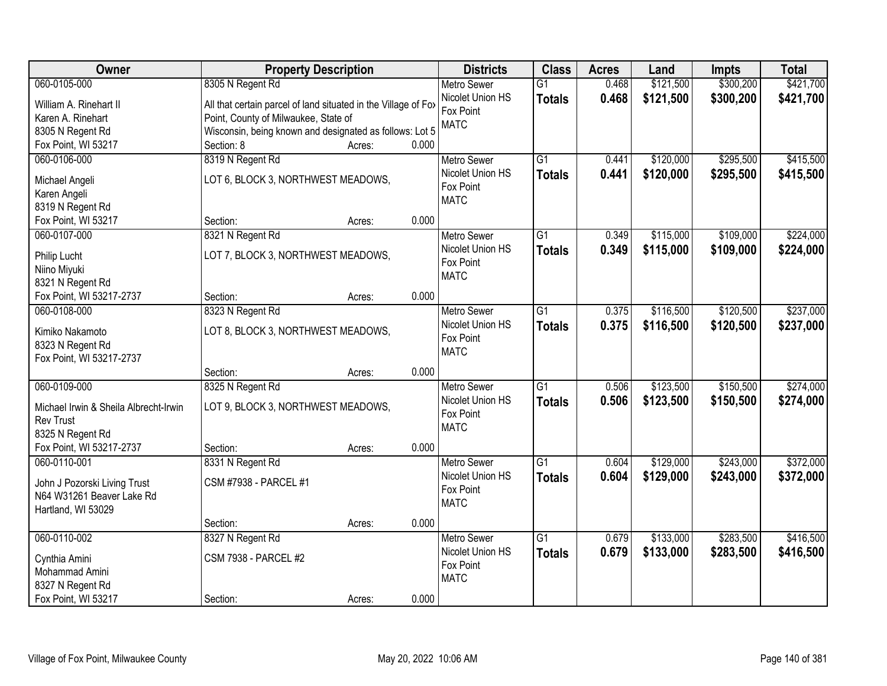| Owner | Property Description | Districts | Class | Acres | Land | Impts | Total |
|---|---|---|---|---|---|---|---|
| 060-0105-000<br>William A. Rinehart II<br>Karen A. Rinehart<br>8305 N Regent Rd<br>Fox Point, WI 53217 | 8305 N Regent Rd<br>All that certain parcel of land situated in the Village of Fox Point, County of Milwaukee, State of Wisconsin, being known and designated as follows: Lot 5<br>Section: 8 Acres: 0.000 | Metro Sewer<br>Nicolet Union HS<br>Fox Point<br>MATC | G1<br>**Totals** | 0.468<br>**0.468** | $121,500<br>**$121,500** | $300,200<br>**$300,200** | $421,700<br>**$421,700** |
| 060-0106-000<br>Michael Angeli<br>Karen Angeli<br>8319 N Regent Rd<br>Fox Point, WI 53217 | 8319 N Regent Rd<br>LOT 6, BLOCK 3, NORTHWEST MEADOWS,<br>Section: Acres: 0.000 | Metro Sewer<br>Nicolet Union HS<br>Fox Point<br>MATC | G1<br>**Totals** | 0.441<br>**0.441** | $120,000<br>**$120,000** | $295,500<br>**$295,500** | $415,500<br>**$415,500** |
| 060-0107-000<br>Philip Lucht<br>Niino Miyuki<br>8321 N Regent Rd<br>Fox Point, WI 53217-2737 | 8321 N Regent Rd<br>LOT 7, BLOCK 3, NORTHWEST MEADOWS,<br>Section: Acres: 0.000 | Metro Sewer<br>Nicolet Union HS<br>Fox Point<br>MATC | G1<br>**Totals** | 0.349<br>**0.349** | $115,000<br>**$115,000** | $109,000<br>**$109,000** | $224,000<br>**$224,000** |
| 060-0108-000<br>Kimiko Nakamoto<br>8323 N Regent Rd<br>Fox Point, WI 53217-2737 | 8323 N Regent Rd<br>LOT 8, BLOCK 3, NORTHWEST MEADOWS,<br>Section: Acres: 0.000 | Metro Sewer<br>Nicolet Union HS<br>Fox Point<br>MATC | G1<br>**Totals** | 0.375<br>**0.375** | $116,500<br>**$116,500** | $120,500<br>**$120,500** | $237,000<br>**$237,000** |
| 060-0109-000<br>Michael Irwin & Sheila Albrecht-Irwin Rev Trust<br>8325 N Regent Rd<br>Fox Point, WI 53217-2737 | 8325 N Regent Rd<br>LOT 9, BLOCK 3, NORTHWEST MEADOWS,<br>Section: Acres: 0.000 | Metro Sewer<br>Nicolet Union HS<br>Fox Point<br>MATC | G1<br>**Totals** | 0.506<br>**0.506** | $123,500<br>**$123,500** | $150,500<br>**$150,500** | $274,000<br>**$274,000** |
| 060-0110-001<br>John J Pozorski Living Trust<br>N64 W31261 Beaver Lake Rd<br>Hartland, WI 53029 | 8331 N Regent Rd<br>CSM #7938 - PARCEL #1<br>Section: Acres: 0.000 | Metro Sewer<br>Nicolet Union HS<br>Fox Point<br>MATC | G1<br>**Totals** | 0.604<br>**0.604** | $129,000<br>**$129,000** | $243,000<br>**$243,000** | $372,000<br>**$372,000** |
| 060-0110-002<br>Cynthia Amini<br>Mohammad Amini<br>8327 N Regent Rd<br>Fox Point, WI 53217 | 8327 N Regent Rd<br>CSM 7938 - PARCEL #2<br>Section: Acres: 0.000 | Metro Sewer<br>Nicolet Union HS<br>Fox Point<br>MATC | G1<br>**Totals** | 0.679<br>**0.679** | $133,000<br>**$133,000** | $283,500<br>**$283,500** | $416,500<br>**$416,500** |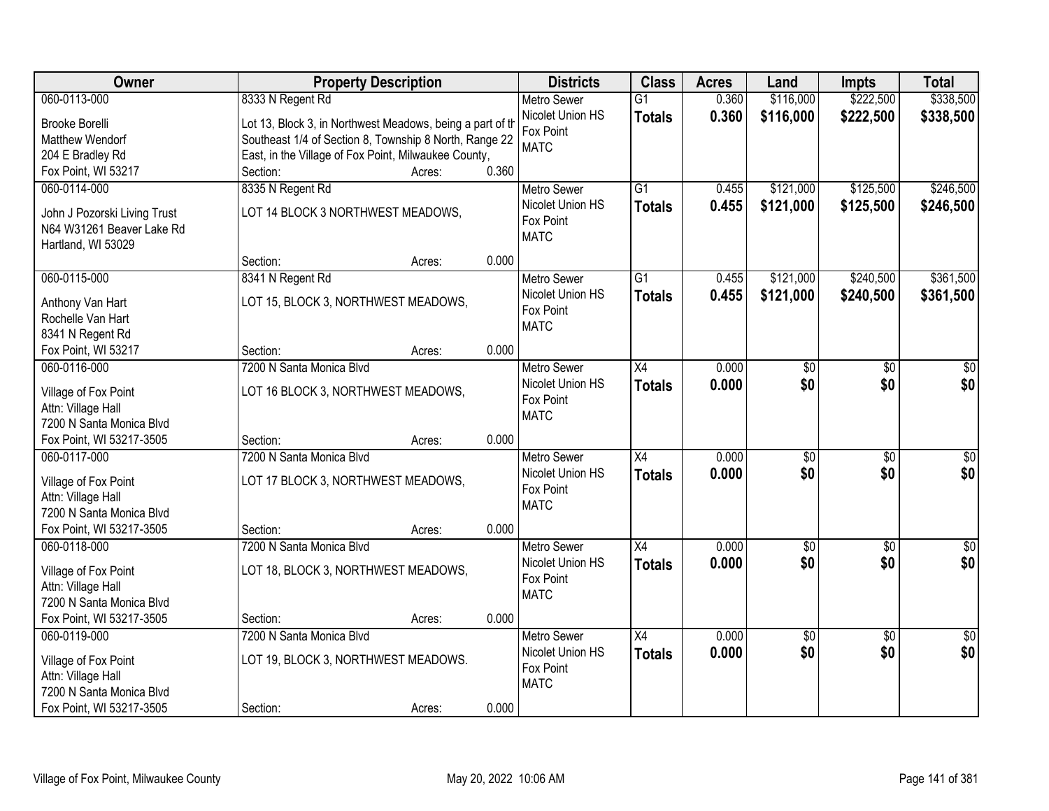| Owner | Property Description | Districts | Class | Acres | Land | Impts | Total |
|---|---|---|---|---|---|---|---|
| 060-0113-000<br>Brooke Borelli<br>Matthew Wendorf<br>204 E Bradley Rd<br>Fox Point, WI 53217 | 8333 N Regent Rd<br>Lot 13, Block 3, in Northwest Meadows, being a part of th Southeast 1/4 of Section 8, Township 8 North, Range 22 East, in the Village of Fox Point, Milwaukee County,<br>Section: Acres: 0.360 | Metro Sewer<br>Nicolet Union HS<br>Fox Point<br>MATC | G1<br>**Totals** | 0.360<br>**0.360** | $116,000<br>**$116,000** | $222,500<br>**$222,500** | $338,500<br>**$338,500** |
| 060-0114-000<br>John J Pozorski Living Trust<br>N64 W31261 Beaver Lake Rd<br>Hartland, WI 53029 | 8335 N Regent Rd<br>LOT 14 BLOCK 3 NORTHWEST MEADOWS,<br>Section: Acres: 0.000 | Metro Sewer<br>Nicolet Union HS<br>Fox Point<br>MATC | G1<br>**Totals** | 0.455<br>**0.455** | $121,000<br>**$121,000** | $125,500<br>**$125,500** | $246,500<br>**$246,500** |
| 060-0115-000<br>Anthony Van Hart<br>Rochelle Van Hart<br>8341 N Regent Rd<br>Fox Point, WI 53217 | 8341 N Regent Rd<br>LOT 15, BLOCK 3, NORTHWEST MEADOWS,<br>Section: Acres: 0.000 | Metro Sewer<br>Nicolet Union HS<br>Fox Point<br>MATC | G1<br>**Totals** | 0.455<br>**0.455** | $121,000<br>**$121,000** | $240,500<br>**$240,500** | $361,500<br>**$361,500** |
| 060-0116-000<br>Village of Fox Point<br>Attn: Village Hall<br>7200 N Santa Monica Blvd<br>Fox Point, WI 53217-3505 | 7200 N Santa Monica Blvd<br>LOT 16 BLOCK 3, NORTHWEST MEADOWS,<br>Section: Acres: 0.000 | Metro Sewer<br>Nicolet Union HS<br>Fox Point<br>MATC | X4<br>**Totals** | 0.000<br>**0.000** | $0<br>**$0** | $0<br>**$0** | $0<br>**$0** |
| 060-0117-000<br>Village of Fox Point<br>Attn: Village Hall<br>7200 N Santa Monica Blvd<br>Fox Point, WI 53217-3505 | 7200 N Santa Monica Blvd<br>LOT 17 BLOCK 3, NORTHWEST MEADOWS,<br>Section: Acres: 0.000 | Metro Sewer<br>Nicolet Union HS<br>Fox Point<br>MATC | X4<br>**Totals** | 0.000<br>**0.000** | $0<br>**$0** | $0<br>**$0** | $0<br>**$0** |
| 060-0118-000<br>Village of Fox Point<br>Attn: Village Hall<br>7200 N Santa Monica Blvd<br>Fox Point, WI 53217-3505 | 7200 N Santa Monica Blvd<br>LOT 18, BLOCK 3, NORTHWEST MEADOWS,<br>Section: Acres: 0.000 | Metro Sewer<br>Nicolet Union HS<br>Fox Point<br>MATC | X4<br>**Totals** | 0.000<br>**0.000** | $0<br>**$0** | $0<br>**$0** | $0<br>**$0** |
| 060-0119-000<br>Village of Fox Point<br>Attn: Village Hall<br>7200 N Santa Monica Blvd<br>Fox Point, WI 53217-3505 | 7200 N Santa Monica Blvd<br>LOT 19, BLOCK 3, NORTHWEST MEADOWS.<br>Section: Acres: 0.000 | Metro Sewer<br>Nicolet Union HS<br>Fox Point<br>MATC | X4<br>**Totals** | 0.000<br>**0.000** | $0<br>**$0** | $0<br>**$0** | $0<br>**$0** |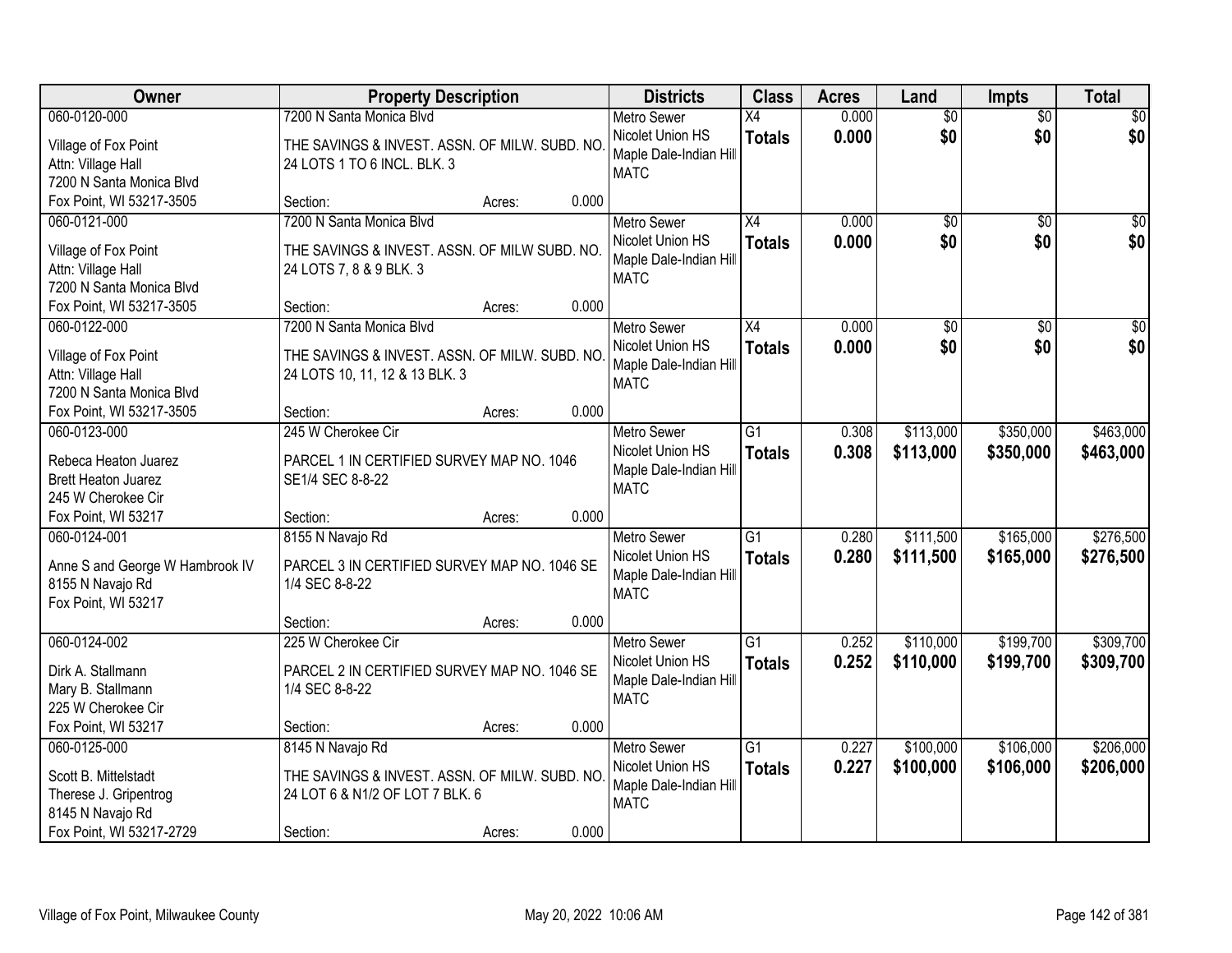| Owner | Property Description | Districts | Class | Acres | Land | Impts | Total |
|---|---|---|---|---|---|---|---|
| 060-0120-000<br>Village of Fox Point<br>Attn: Village Hall<br>7200 N Santa Monica Blvd<br>Fox Point, WI 53217-3505 | 7200 N Santa Monica Blvd<br>THE SAVINGS & INVEST. ASSN. OF MILW. SUBD. NO. 24 LOTS 1 TO 6 INCL. BLK. 3<br>Section: Acres: 0.000 | Metro Sewer<br>Nicolet Union HS<br>Maple Dale-Indian Hill<br>MATC | X4<br>**Totals** | 0.000<br>**0.000** | $0<br>**$0** | $0<br>**$0** | $0<br>**$0** |
| 060-0121-000<br>Village of Fox Point<br>Attn: Village Hall<br>7200 N Santa Monica Blvd<br>Fox Point, WI 53217-3505 | 7200 N Santa Monica Blvd<br>THE SAVINGS & INVEST. ASSN. OF MILW SUBD. NO. 24 LOTS 7, 8 & 9 BLK. 3<br>Section: Acres: 0.000 | Metro Sewer<br>Nicolet Union HS<br>Maple Dale-Indian Hill<br>MATC | X4<br>**Totals** | 0.000<br>**0.000** | $0<br>**$0** | $0<br>**$0** | $0<br>**$0** |
| 060-0122-000<br>Village of Fox Point<br>Attn: Village Hall<br>7200 N Santa Monica Blvd<br>Fox Point, WI 53217-3505 | 7200 N Santa Monica Blvd<br>THE SAVINGS & INVEST. ASSN. OF MILW. SUBD. NO. 24 LOTS 10, 11, 12 & 13 BLK. 3<br>Section: Acres: 0.000 | Metro Sewer<br>Nicolet Union HS<br>Maple Dale-Indian Hill<br>MATC | X4<br>**Totals** | 0.000<br>**0.000** | $0<br>**$0** | $0<br>**$0** | $0<br>**$0** |
| 060-0123-000<br>Rebeca Heaton Juarez<br>Brett Heaton Juarez<br>245 W Cherokee Cir<br>Fox Point, WI 53217 | 245 W Cherokee Cir<br>PARCEL 1 IN CERTIFIED SURVEY MAP NO. 1046 SE1/4 SEC 8-8-22<br>Section: Acres: 0.000 | Metro Sewer<br>Nicolet Union HS<br>Maple Dale-Indian Hill<br>MATC | G1<br>**Totals** | 0.308<br>**0.308** | $113,000<br>**$113,000** | $350,000<br>**$350,000** | $463,000<br>**$463,000** |
| 060-0124-001<br>Anne S and George W Hambrook IV<br>8155 N Navajo Rd<br>Fox Point, WI 53217 | 8155 N Navajo Rd<br>PARCEL 3 IN CERTIFIED SURVEY MAP NO. 1046 SE 1/4 SEC 8-8-22<br>Section: Acres: 0.000 | Metro Sewer<br>Nicolet Union HS<br>Maple Dale-Indian Hill<br>MATC | G1<br>**Totals** | 0.280<br>**0.280** | $111,500<br>**$111,500** | $165,000<br>**$165,000** | $276,500<br>**$276,500** |
| 060-0124-002<br>Dirk A. Stallmann<br>Mary B. Stallmann<br>225 W Cherokee Cir<br>Fox Point, WI 53217 | 225 W Cherokee Cir<br>PARCEL 2 IN CERTIFIED SURVEY MAP NO. 1046 SE 1/4 SEC 8-8-22<br>Section: Acres: 0.000 | Metro Sewer<br>Nicolet Union HS<br>Maple Dale-Indian Hill<br>MATC | G1<br>**Totals** | 0.252<br>**0.252** | $110,000<br>**$110,000** | $199,700<br>**$199,700** | $309,700<br>**$309,700** |
| 060-0125-000<br>Scott B. Mittelstadt<br>Therese J. Gripentrog<br>8145 N Navajo Rd<br>Fox Point, WI 53217-2729 | 8145 N Navajo Rd<br>THE SAVINGS & INVEST. ASSN. OF MILW. SUBD. NO. 24 LOT 6 & N1/2 OF LOT 7 BLK. 6<br>Section: Acres: 0.000 | Metro Sewer<br>Nicolet Union HS<br>Maple Dale-Indian Hill<br>MATC | G1<br>**Totals** | 0.227<br>**0.227** | $100,000<br>**$100,000** | $106,000<br>**$106,000** | $206,000<br>**$206,000** |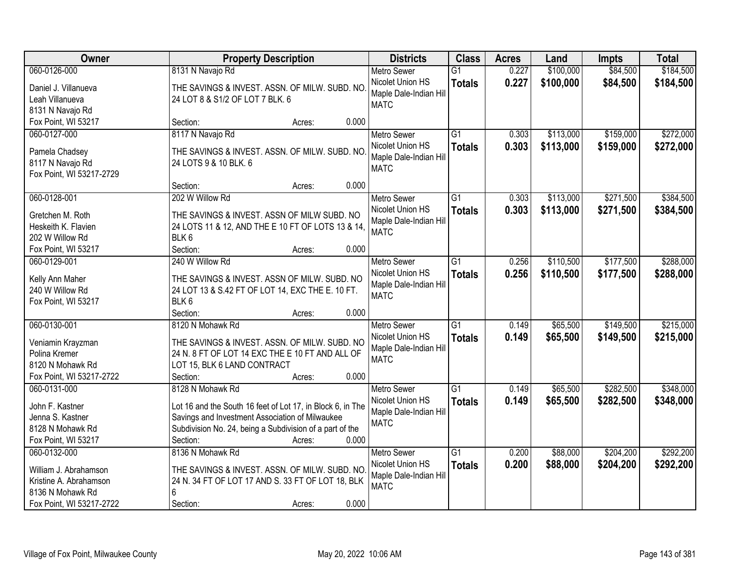| Owner | Property Description | Districts | Class | Acres | Land | Impts | Total |
|---|---|---|---|---|---|---|---|
| 060-0126-000<br>Daniel J. Villanueva<br>Leah Villanueva<br>8131 N Navajo Rd<br>Fox Point, WI 53217 | 8131 N Navajo Rd<br>THE SAVINGS & INVEST. ASSN. OF MILW. SUBD. NO. 24 LOT 8 & S1/2 OF LOT 7 BLK. 6<br>Section: Acres: 0.000 | Metro Sewer<br>Nicolet Union HS<br>Maple Dale-Indian Hill<br>MATC | G1<br>**Totals** | 0.227<br>**0.227** | $100,000<br>**$100,000** | $84,500<br>**$84,500** | $184,500<br>**$184,500** |
| 060-0127-000<br>Pamela Chadsey<br>8117 N Navajo Rd<br>Fox Point, WI 53217-2729 | 8117 N Navajo Rd<br>THE SAVINGS & INVEST. ASSN. OF MILW. SUBD. NO. 24 LOTS 9 & 10 BLK. 6<br>Section: Acres: 0.000 | Metro Sewer<br>Nicolet Union HS<br>Maple Dale-Indian Hill<br>MATC | G1<br>**Totals** | 0.303<br>**0.303** | $113,000<br>**$113,000** | $159,000<br>**$159,000** | $272,000<br>**$272,000** |
| 060-0128-001<br>Gretchen M. Roth<br>Heskeith K. Flavien<br>202 W Willow Rd<br>Fox Point, WI 53217 | 202 W Willow Rd<br>THE SAVINGS & INVEST. ASSN OF MILW SUBD. NO 24 LOTS 11 & 12, AND THE E 10 FT OF LOTS 13 & 14, BLK 6<br>Section: Acres: 0.000 | Metro Sewer<br>Nicolet Union HS<br>Maple Dale-Indian Hill<br>MATC | G1<br>**Totals** | 0.303<br>**0.303** | $113,000<br>**$113,000** | $271,500<br>**$271,500** | $384,500<br>**$384,500** |
| 060-0129-001<br>Kelly Ann Maher<br>240 W Willow Rd<br>Fox Point, WI 53217 | 240 W Willow Rd<br>THE SAVINGS & INVEST. ASSN OF MILW. SUBD. NO 24 LOT 13 & S.42 FT OF LOT 14, EXC THE E. 10 FT. BLK 6<br>Section: Acres: 0.000 | Metro Sewer<br>Nicolet Union HS<br>Maple Dale-Indian Hill<br>MATC | G1<br>**Totals** | 0.256<br>**0.256** | $110,500<br>**$110,500** | $177,500<br>**$177,500** | $288,000<br>**$288,000** |
| 060-0130-001<br>Veniamin Krayzman<br>Polina Kremer<br>8120 N Mohawk Rd<br>Fox Point, WI 53217-2722 | 8120 N Mohawk Rd<br>THE SAVINGS & INVEST. ASSN. OF MILW. SUBD. NO 24 N. 8 FT OF LOT 14 EXC THE E 10 FT AND ALL OF LOT 15, BLK 6 LAND CONTRACT<br>Section: Acres: 0.000 | Metro Sewer<br>Nicolet Union HS<br>Maple Dale-Indian Hill<br>MATC | G1<br>**Totals** | 0.149<br>**0.149** | $65,500<br>**$65,500** | $149,500<br>**$149,500** | $215,000<br>**$215,000** |
| 060-0131-000<br>John F. Kastner<br>Jenna S. Kastner<br>8128 N Mohawk Rd<br>Fox Point, WI 53217 | 8128 N Mohawk Rd<br>Lot 16 and the South 16 feet of Lot 17, in Block 6, in The Savings and Investment Association of Milwaukee Subdivision No. 24, being a Subdivision of a part of the<br>Section: Acres: 0.000 | Metro Sewer<br>Nicolet Union HS<br>Maple Dale-Indian Hill<br>MATC | G1<br>**Totals** | 0.149<br>**0.149** | $65,500<br>**$65,500** | $282,500<br>**$282,500** | $348,000<br>**$348,000** |
| 060-0132-000<br>William J. Abrahamson<br>Kristine A. Abrahamson<br>8136 N Mohawk Rd<br>Fox Point, WI 53217-2722 | 8136 N Mohawk Rd<br>THE SAVINGS & INVEST. ASSN. OF MILW. SUBD. NO. 24 N. 34 FT OF LOT 17 AND S. 33 FT OF LOT 18, BLK 6<br>Section: Acres: 0.000 | Metro Sewer<br>Nicolet Union HS<br>Maple Dale-Indian Hill<br>MATC | G1<br>**Totals** | 0.200<br>**0.200** | $88,000<br>**$88,000** | $204,200<br>**$204,200** | $292,200<br>**$292,200** |

Village of Fox Point, Milwaukee County — May 20, 2022 10:06 AM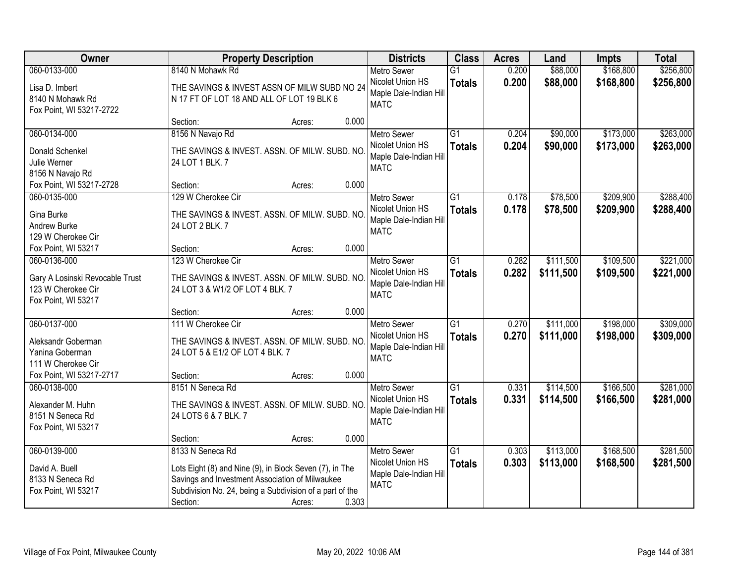| Owner | Property Description | Districts | Class | Acres | Land | Impts | Total |
|---|---|---|---|---|---|---|---|
| 060-0133-000<br><br>Lisa D. Imbert<br>8140 N Mohawk Rd<br>Fox Point, WI 53217-2722 | 8140 N Mohawk Rd<br><br>THE SAVINGS & INVEST ASSN OF MILW SUBD NO 24 N 17 FT OF LOT 18 AND ALL OF LOT 19 BLK 6<br><br>Section: Acres: 0.000 | Metro Sewer<br>Nicolet Union HS<br>Maple Dale-Indian Hill<br>MATC | G1<br>**Totals** | 0.200<br>**0.200** | $88,000<br>**$88,000** | $168,800<br>**$168,800** | $256,800<br>**$256,800** |
| 060-0134-000<br><br>Donald Schenkel<br>Julie Werner<br>8156 N Navajo Rd<br>Fox Point, WI 53217-2728 | 8156 N Navajo Rd<br><br>THE SAVINGS & INVEST. ASSN. OF MILW. SUBD. NO. 24 LOT 1 BLK. 7<br><br>Section: Acres: 0.000 | Metro Sewer<br>Nicolet Union HS<br>Maple Dale-Indian Hill<br>MATC | G1<br>**Totals** | 0.204<br>**0.204** | $90,000<br>**$90,000** | $173,000<br>**$173,000** | $263,000<br>**$263,000** |
| 060-0135-000<br><br>Gina Burke<br>Andrew Burke<br>129 W Cherokee Cir<br>Fox Point, WI 53217 | 129 W Cherokee Cir<br><br>THE SAVINGS & INVEST. ASSN. OF MILW. SUBD. NO. 24 LOT 2 BLK. 7<br><br>Section: Acres: 0.000 | Metro Sewer<br>Nicolet Union HS<br>Maple Dale-Indian Hill<br>MATC | G1<br>**Totals** | 0.178<br>**0.178** | $78,500<br>**$78,500** | $209,900<br>**$209,900** | $288,400<br>**$288,400** |
| 060-0136-000<br><br>Gary A Losinski Revocable Trust<br>123 W Cherokee Cir<br>Fox Point, WI 53217 | 123 W Cherokee Cir<br><br>THE SAVINGS & INVEST. ASSN. OF MILW. SUBD. NO. 24 LOT 3 & W1/2 OF LOT 4 BLK. 7<br><br>Section: Acres: 0.000 | Metro Sewer<br>Nicolet Union HS<br>Maple Dale-Indian Hill<br>MATC | G1<br>**Totals** | 0.282<br>**0.282** | $111,500<br>**$111,500** | $109,500<br>**$109,500** | $221,000<br>**$221,000** |
| 060-0137-000<br><br>Aleksandr Goberman<br>Yanina Goberman<br>111 W Cherokee Cir<br>Fox Point, WI 53217-2717 | 111 W Cherokee Cir<br><br>THE SAVINGS & INVEST. ASSN. OF MILW. SUBD. NO. 24 LOT 5 & E1/2 OF LOT 4 BLK. 7<br><br>Section: Acres: 0.000 | Metro Sewer<br>Nicolet Union HS<br>Maple Dale-Indian Hill<br>MATC | G1<br>**Totals** | 0.270<br>**0.270** | $111,000<br>**$111,000** | $198,000<br>**$198,000** | $309,000<br>**$309,000** |
| 060-0138-000<br><br>Alexander M. Huhn<br>8151 N Seneca Rd<br>Fox Point, WI 53217 | 8151 N Seneca Rd<br><br>THE SAVINGS & INVEST. ASSN. OF MILW. SUBD. NO. 24 LOTS 6 & 7 BLK. 7<br><br>Section: Acres: 0.000 | Metro Sewer<br>Nicolet Union HS<br>Maple Dale-Indian Hill<br>MATC | G1<br>**Totals** | 0.331<br>**0.331** | $114,500<br>**$114,500** | $166,500<br>**$166,500** | $281,000<br>**$281,000** |
| 060-0139-000<br><br>David A. Buell<br>8133 N Seneca Rd<br>Fox Point, WI 53217 | 8133 N Seneca Rd<br><br>Lots Eight (8) and Nine (9), in Block Seven (7), in The Savings and Investment Association of Milwaukee Subdivision No. 24, being a Subdivision of a part of the<br>Section: Acres: 0.303 | Metro Sewer<br>Nicolet Union HS<br>Maple Dale-Indian Hill<br>MATC | G1<br>**Totals** | 0.303<br>**0.303** | $113,000<br>**$113,000** | $168,500<br>**$168,500** | $281,500<br>**$281,500** |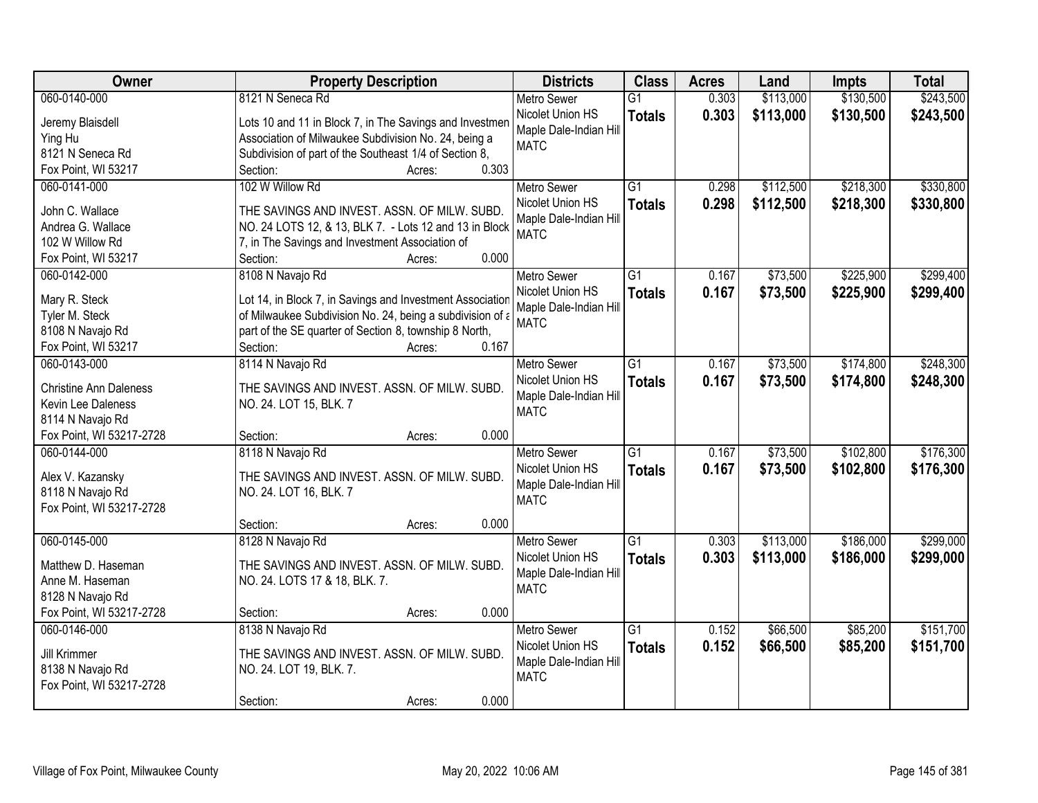| Owner | Property Description | Districts | Class | Acres | Land | Impts | Total |
|---|---|---|---|---|---|---|---|
| 060-0140-000<br>Jeremy Blaisdell<br>Ying Hu<br>8121 N Seneca Rd<br>Fox Point, WI 53217 | 8121 N Seneca Rd<br>Lots 10 and 11 in Block 7, in The Savings and Investmen Association of Milwaukee Subdivision No. 24, being a Subdivision of part of the Southeast 1/4 of Section 8,<br>Section: Acres: 0.303 | Metro Sewer<br>Nicolet Union HS<br>Maple Dale-Indian Hill<br>MATC | G1<br>**Totals** | 0.303<br>**0.303** | $113,000<br>**$113,000** | $130,500<br>**$130,500** | $243,500<br>**$243,500** |
| 060-0141-000<br>John C. Wallace<br>Andrea G. Wallace<br>102 W Willow Rd<br>Fox Point, WI 53217 | 102 W Willow Rd<br>THE SAVINGS AND INVEST. ASSN. OF MILW. SUBD. NO. 24 LOTS 12, & 13, BLK 7. - Lots 12 and 13 in Block 7, in The Savings and Investment Association of<br>Section: Acres: 0.000 | Metro Sewer<br>Nicolet Union HS<br>Maple Dale-Indian Hill<br>MATC | G1<br>**Totals** | 0.298<br>**0.298** | $112,500<br>**$112,500** | $218,300<br>**$218,300** | $330,800<br>**$330,800** |
| 060-0142-000<br>Mary R. Steck<br>Tyler M. Steck<br>8108 N Navajo Rd<br>Fox Point, WI 53217 | 8108 N Navajo Rd<br>Lot 14, in Block 7, in Savings and Investment Association of Milwaukee Subdivision No. 24, being a subdivision of a part of the SE quarter of Section 8, township 8 North,<br>Section: Acres: 0.167 | Metro Sewer<br>Nicolet Union HS<br>Maple Dale-Indian Hill<br>MATC | G1<br>**Totals** | 0.167<br>**0.167** | $73,500<br>**$73,500** | $225,900<br>**$225,900** | $299,400<br>**$299,400** |
| 060-0143-000<br>Christine Ann Daleness<br>Kevin Lee Daleness<br>8114 N Navajo Rd<br>Fox Point, WI 53217-2728 | 8114 N Navajo Rd<br>THE SAVINGS AND INVEST. ASSN. OF MILW. SUBD. NO. 24. LOT 15, BLK. 7<br>Section: Acres: 0.000 | Metro Sewer<br>Nicolet Union HS<br>Maple Dale-Indian Hill<br>MATC | G1<br>**Totals** | 0.167<br>**0.167** | $73,500<br>**$73,500** | $174,800<br>**$174,800** | $248,300<br>**$248,300** |
| 060-0144-000<br>Alex V. Kazansky<br>8118 N Navajo Rd<br>Fox Point, WI 53217-2728 | 8118 N Navajo Rd<br>THE SAVINGS AND INVEST. ASSN. OF MILW. SUBD. NO. 24. LOT 16, BLK. 7<br>Section: Acres: 0.000 | Metro Sewer<br>Nicolet Union HS<br>Maple Dale-Indian Hill<br>MATC | G1<br>**Totals** | 0.167<br>**0.167** | $73,500<br>**$73,500** | $102,800<br>**$102,800** | $176,300<br>**$176,300** |
| 060-0145-000<br>Matthew D. Haseman<br>Anne M. Haseman<br>8128 N Navajo Rd<br>Fox Point, WI 53217-2728 | 8128 N Navajo Rd<br>THE SAVINGS AND INVEST. ASSN. OF MILW. SUBD. NO. 24. LOTS 17 & 18, BLK. 7.<br>Section: Acres: 0.000 | Metro Sewer<br>Nicolet Union HS<br>Maple Dale-Indian Hill<br>MATC | G1<br>**Totals** | 0.303<br>**0.303** | $113,000<br>**$113,000** | $186,000<br>**$186,000** | $299,000<br>**$299,000** |
| 060-0146-000<br>Jill Krimmer<br>8138 N Navajo Rd<br>Fox Point, WI 53217-2728 | 8138 N Navajo Rd<br>THE SAVINGS AND INVEST. ASSN. OF MILW. SUBD. NO. 24. LOT 19, BLK. 7.<br>Section: Acres: 0.000 | Metro Sewer<br>Nicolet Union HS<br>Maple Dale-Indian Hill<br>MATC | G1<br>**Totals** | 0.152<br>**0.152** | $66,500<br>**$66,500** | $85,200<br>**$85,200** | $151,700<br>**$151,700** |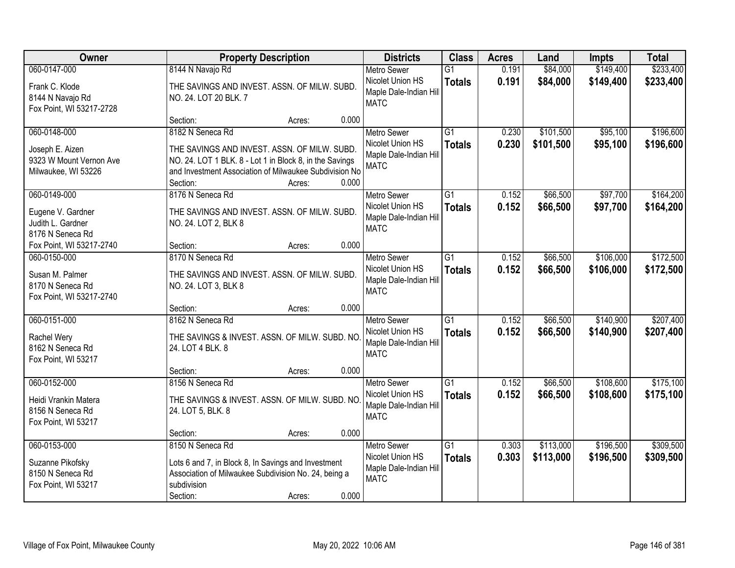| Owner | Property Description | Districts | Class | Acres | Land | Impts | Total |
|---|---|---|---|---|---|---|---|
| 060-0147-000<br>Frank C. Klode<br>8144 N Navajo Rd<br>Fox Point, WI 53217-2728 | 8144 N Navajo Rd<br>THE SAVINGS AND INVEST. ASSN. OF MILW. SUBD. NO. 24. LOT 20 BLK. 7<br>Section: Acres: 0.000 | Metro Sewer<br>Nicolet Union HS<br>Maple Dale-Indian Hill<br>MATC | G1<br>**Totals** | 0.191<br>**0.191** | $84,000<br>**$84,000** | $149,400<br>**$149,400** | $233,400<br>**$233,400** |
| 060-0148-000<br>Joseph E. Aizen<br>9323 W Mount Vernon Ave<br>Milwaukee, WI 53226 | 8182 N Seneca Rd<br>THE SAVINGS AND INVEST. ASSN. OF MILW. SUBD. NO. 24. LOT 1 BLK. 8 - Lot 1 in Block 8, in the Savings and Investment Association of Milwaukee Subdivision No<br>Section: Acres: 0.000 | Metro Sewer<br>Nicolet Union HS<br>Maple Dale-Indian Hill<br>MATC | G1<br>**Totals** | 0.230<br>**0.230** | $101,500<br>**$101,500** | $95,100<br>**$95,100** | $196,600<br>**$196,600** |
| 060-0149-000<br>Eugene V. Gardner<br>Judith L. Gardner<br>8176 N Seneca Rd<br>Fox Point, WI 53217-2740 | 8176 N Seneca Rd<br>THE SAVINGS AND INVEST. ASSN. OF MILW. SUBD. NO. 24. LOT 2, BLK 8<br>Section: Acres: 0.000 | Metro Sewer<br>Nicolet Union HS<br>Maple Dale-Indian Hill<br>MATC | G1<br>**Totals** | 0.152<br>**0.152** | $66,500<br>**$66,500** | $97,700<br>**$97,700** | $164,200<br>**$164,200** |
| 060-0150-000<br>Susan M. Palmer<br>8170 N Seneca Rd<br>Fox Point, WI 53217-2740 | 8170 N Seneca Rd<br>THE SAVINGS AND INVEST. ASSN. OF MILW. SUBD. NO. 24. LOT 3, BLK 8<br>Section: Acres: 0.000 | Metro Sewer<br>Nicolet Union HS<br>Maple Dale-Indian Hill<br>MATC | G1<br>**Totals** | 0.152<br>**0.152** | $66,500<br>**$66,500** | $106,000<br>**$106,000** | $172,500<br>**$172,500** |
| 060-0151-000<br>Rachel Wery<br>8162 N Seneca Rd<br>Fox Point, WI 53217 | 8162 N Seneca Rd<br>THE SAVINGS & INVEST. ASSN. OF MILW. SUBD. NO. 24. LOT 4 BLK. 8<br>Section: Acres: 0.000 | Metro Sewer<br>Nicolet Union HS<br>Maple Dale-Indian Hill<br>MATC | G1<br>**Totals** | 0.152<br>**0.152** | $66,500<br>**$66,500** | $140,900<br>**$140,900** | $207,400<br>**$207,400** |
| 060-0152-000<br>Heidi Vrankin Matera<br>8156 N Seneca Rd<br>Fox Point, WI 53217 | 8156 N Seneca Rd<br>THE SAVINGS & INVEST. ASSN. OF MILW. SUBD. NO. 24. LOT 5, BLK. 8<br>Section: Acres: 0.000 | Metro Sewer<br>Nicolet Union HS<br>Maple Dale-Indian Hill<br>MATC | G1<br>**Totals** | 0.152<br>**0.152** | $66,500<br>**$66,500** | $108,600<br>**$108,600** | $175,100<br>**$175,100** |
| 060-0153-000<br>Suzanne Pikofsky<br>8150 N Seneca Rd<br>Fox Point, WI 53217 | 8150 N Seneca Rd<br>Lots 6 and 7, in Block 8, In Savings and Investment Association of Milwaukee Subdivision No. 24, being a subdivision<br>Section: Acres: 0.000 | Metro Sewer<br>Nicolet Union HS<br>Maple Dale-Indian Hill<br>MATC | G1<br>**Totals** | 0.303<br>**0.303** | $113,000<br>**$113,000** | $196,500<br>**$196,500** | $309,500<br>**$309,500** |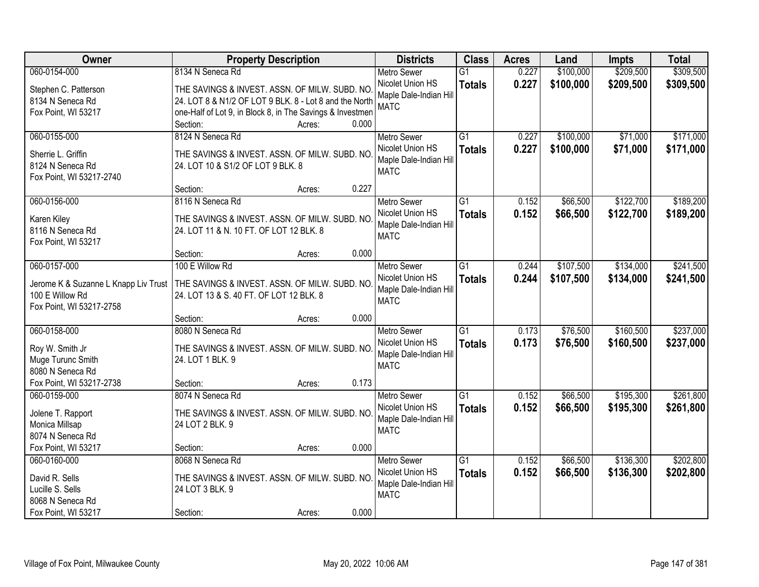| Owner | Property Description | Districts | Class | Acres | Land | Impts | Total |
|---|---|---|---|---|---|---|---|
| 060-0154-000<br>Stephen C. Patterson<br>8134 N Seneca Rd<br>Fox Point, WI 53217 | 8134 N Seneca Rd<br>THE SAVINGS & INVEST. ASSN. OF MILW. SUBD. NO. 24. LOT 8 & N1/2 OF LOT 9 BLK. 8 - Lot 8 and the North one-Half of Lot 9, in Block 8, in The Savings & Investmen<br>Section: Acres: 0.000 | Metro Sewer<br>Nicolet Union HS<br>Maple Dale-Indian Hill<br>MATC | G1<br>**Totals** | 0.227<br>**0.227** | $100,000<br>**$100,000** | $209,500<br>**$209,500** | $309,500<br>**$309,500** |
| 060-0155-000<br>Sherrie L. Griffin<br>8124 N Seneca Rd<br>Fox Point, WI 53217-2740 | 8124 N Seneca Rd<br>THE SAVINGS & INVEST. ASSN. OF MILW. SUBD. NO. 24. LOT 10 & S1/2 OF LOT 9 BLK. 8<br>Section: Acres: 0.227 | Metro Sewer<br>Nicolet Union HS<br>Maple Dale-Indian Hill<br>MATC | G1<br>**Totals** | 0.227<br>**0.227** | $100,000<br>**$100,000** | $71,000<br>**$71,000** | $171,000<br>**$171,000** |
| 060-0156-000<br>Karen Kiley<br>8116 N Seneca Rd<br>Fox Point, WI 53217 | 8116 N Seneca Rd<br>THE SAVINGS & INVEST. ASSN. OF MILW. SUBD. NO. 24. LOT 11 & N. 10 FT. OF LOT 12 BLK. 8<br>Section: Acres: 0.000 | Metro Sewer<br>Nicolet Union HS<br>Maple Dale-Indian Hill<br>MATC | G1<br>**Totals** | 0.152<br>**0.152** | $66,500<br>**$66,500** | $122,700<br>**$122,700** | $189,200<br>**$189,200** |
| 060-0157-000<br>Jerome K & Suzanne L Knapp Liv Trust<br>100 E Willow Rd<br>Fox Point, WI 53217-2758 | 100 E Willow Rd<br>THE SAVINGS & INVEST. ASSN. OF MILW. SUBD. NO. 24. LOT 13 & S. 40 FT. OF LOT 12 BLK. 8<br>Section: Acres: 0.000 | Metro Sewer<br>Nicolet Union HS<br>Maple Dale-Indian Hill<br>MATC | G1<br>**Totals** | 0.244<br>**0.244** | $107,500<br>**$107,500** | $134,000<br>**$134,000** | $241,500<br>**$241,500** |
| 060-0158-000<br>Roy W. Smith Jr<br>Muge Turunc Smith<br>8080 N Seneca Rd<br>Fox Point, WI 53217-2738 | 8080 N Seneca Rd<br>THE SAVINGS & INVEST. ASSN. OF MILW. SUBD. NO. 24. LOT 1 BLK. 9<br>Section: Acres: 0.173 | Metro Sewer<br>Nicolet Union HS<br>Maple Dale-Indian Hill<br>MATC | G1<br>**Totals** | 0.173<br>**0.173** | $76,500<br>**$76,500** | $160,500<br>**$160,500** | $237,000<br>**$237,000** |
| 060-0159-000<br>Jolene T. Rapport<br>Monica Millsap<br>8074 N Seneca Rd<br>Fox Point, WI 53217 | 8074 N Seneca Rd<br>THE SAVINGS & INVEST. ASSN. OF MILW. SUBD. NO. 24 LOT 2 BLK. 9<br>Section: Acres: 0.000 | Metro Sewer<br>Nicolet Union HS<br>Maple Dale-Indian Hill<br>MATC | G1<br>**Totals** | 0.152<br>**0.152** | $66,500<br>**$66,500** | $195,300<br>**$195,300** | $261,800<br>**$261,800** |
| 060-0160-000<br>David R. Sells<br>Lucille S. Sells<br>8068 N Seneca Rd<br>Fox Point, WI 53217 | 8068 N Seneca Rd<br>THE SAVINGS & INVEST. ASSN. OF MILW. SUBD. NO. 24 LOT 3 BLK. 9<br>Section: Acres: 0.000 | Metro Sewer<br>Nicolet Union HS<br>Maple Dale-Indian Hill<br>MATC | G1<br>**Totals** | 0.152<br>**0.152** | $66,500<br>**$66,500** | $136,300<br>**$136,300** | $202,800<br>**$202,800** |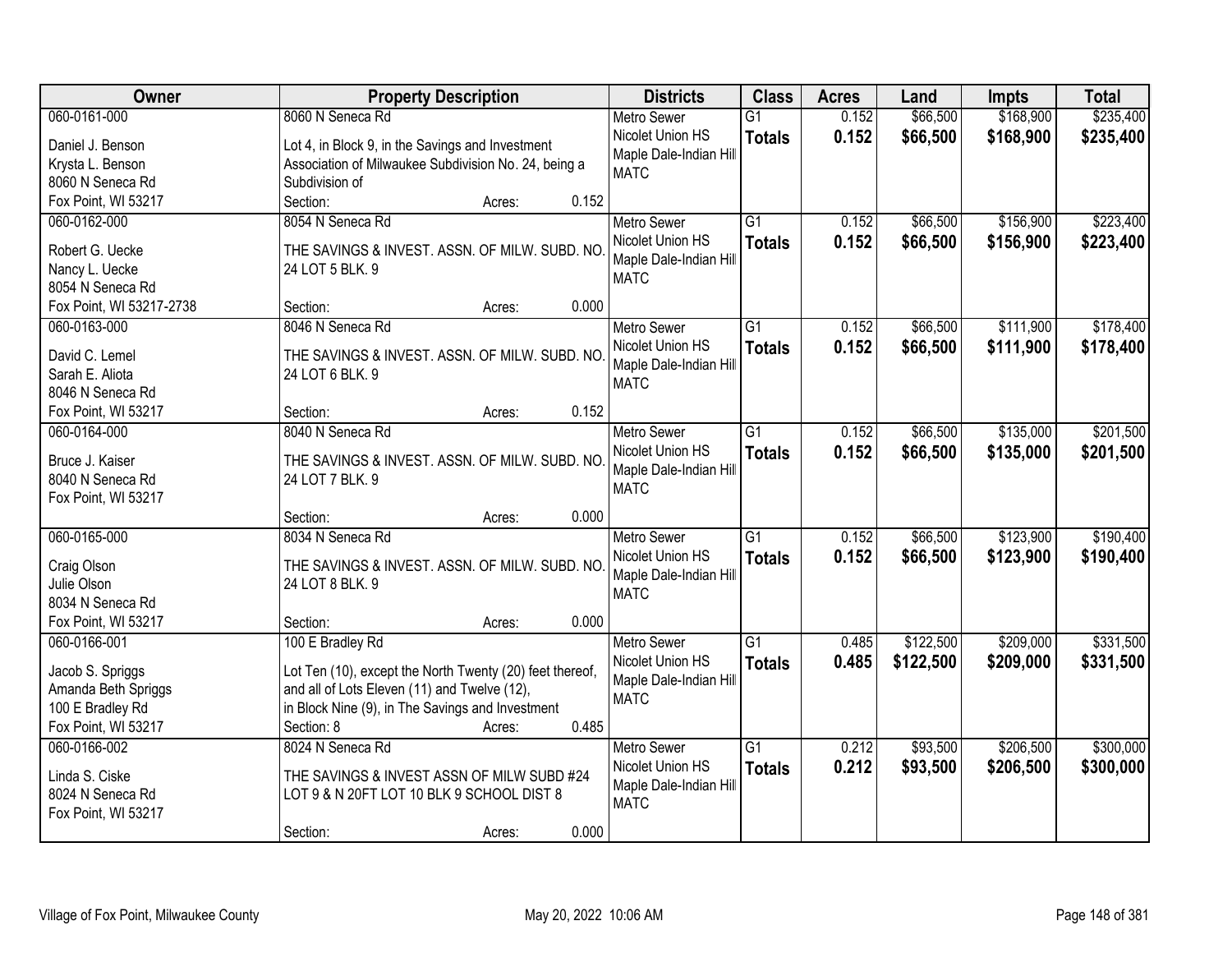| Owner | Property Description | Districts | Class | Acres | Land | Impts | Total |
|---|---|---|---|---|---|---|---|
| 060-0161-000<br>Daniel J. Benson<br>Krysta L. Benson<br>8060 N Seneca Rd<br>Fox Point, WI 53217 | 8060 N Seneca Rd<br>Lot 4, in Block 9, in the Savings and Investment Association of Milwaukee Subdivision No. 24, being a Subdivision of<br>Section: Acres: 0.152 | Metro Sewer<br>Nicolet Union HS<br>Maple Dale-Indian Hill<br>MATC | G1<br>**Totals** | 0.152<br>**0.152** | $66,500<br>**$66,500** | $168,900<br>**$168,900** | $235,400<br>**$235,400** |
| 060-0162-000<br>Robert G. Uecke<br>Nancy L. Uecke<br>8054 N Seneca Rd<br>Fox Point, WI 53217-2738 | 8054 N Seneca Rd<br>THE SAVINGS & INVEST. ASSN. OF MILW. SUBD. NO. 24 LOT 5 BLK. 9<br>Section: Acres: 0.000 | Metro Sewer<br>Nicolet Union HS<br>Maple Dale-Indian Hill<br>MATC | G1<br>**Totals** | 0.152<br>**0.152** | $66,500<br>**$66,500** | $156,900<br>**$156,900** | $223,400<br>**$223,400** |
| 060-0163-000<br>David C. Lemel<br>Sarah E. Aliota<br>8046 N Seneca Rd<br>Fox Point, WI 53217 | 8046 N Seneca Rd<br>THE SAVINGS & INVEST. ASSN. OF MILW. SUBD. NO. 24 LOT 6 BLK. 9<br>Section: Acres: 0.152 | Metro Sewer<br>Nicolet Union HS<br>Maple Dale-Indian Hill<br>MATC | G1<br>**Totals** | 0.152<br>**0.152** | $66,500<br>**$66,500** | $111,900<br>**$111,900** | $178,400<br>**$178,400** |
| 060-0164-000<br>Bruce J. Kaiser<br>8040 N Seneca Rd<br>Fox Point, WI 53217 | 8040 N Seneca Rd<br>THE SAVINGS & INVEST. ASSN. OF MILW. SUBD. NO. 24 LOT 7 BLK. 9<br>Section: Acres: 0.000 | Metro Sewer<br>Nicolet Union HS<br>Maple Dale-Indian Hill<br>MATC | G1<br>**Totals** | 0.152<br>**0.152** | $66,500<br>**$66,500** | $135,000<br>**$135,000** | $201,500<br>**$201,500** |
| 060-0165-000<br>Craig Olson<br>Julie Olson<br>8034 N Seneca Rd<br>Fox Point, WI 53217 | 8034 N Seneca Rd<br>THE SAVINGS & INVEST. ASSN. OF MILW. SUBD. NO. 24 LOT 8 BLK. 9<br>Section: Acres: 0.000 | Metro Sewer<br>Nicolet Union HS<br>Maple Dale-Indian Hill<br>MATC | G1<br>**Totals** | 0.152<br>**0.152** | $66,500<br>**$66,500** | $123,900<br>**$123,900** | $190,400<br>**$190,400** |
| 060-0166-001<br>Jacob S. Spriggs<br>Amanda Beth Spriggs<br>100 E Bradley Rd<br>Fox Point, WI 53217 | 100 E Bradley Rd<br>Lot Ten (10), except the North Twenty (20) feet thereof, and all of Lots Eleven (11) and Twelve (12), in Block Nine (9), in The Savings and Investment<br>Section: 8 Acres: 0.485 | Metro Sewer<br>Nicolet Union HS<br>Maple Dale-Indian Hill<br>MATC | G1<br>**Totals** | 0.485<br>**0.485** | $122,500<br>**$122,500** | $209,000<br>**$209,000** | $331,500<br>**$331,500** |
| 060-0166-002<br>Linda S. Ciske<br>8024 N Seneca Rd<br>Fox Point, WI 53217 | 8024 N Seneca Rd<br>THE SAVINGS & INVEST ASSN OF MILW SUBD #24 LOT 9 & N 20FT LOT 10 BLK 9 SCHOOL DIST 8<br>Section: Acres: 0.000 | Metro Sewer<br>Nicolet Union HS<br>Maple Dale-Indian Hill<br>MATC | G1<br>**Totals** | 0.212<br>**0.212** | $93,500<br>**$93,500** | $206,500<br>**$206,500** | $300,000<br>**$300,000** |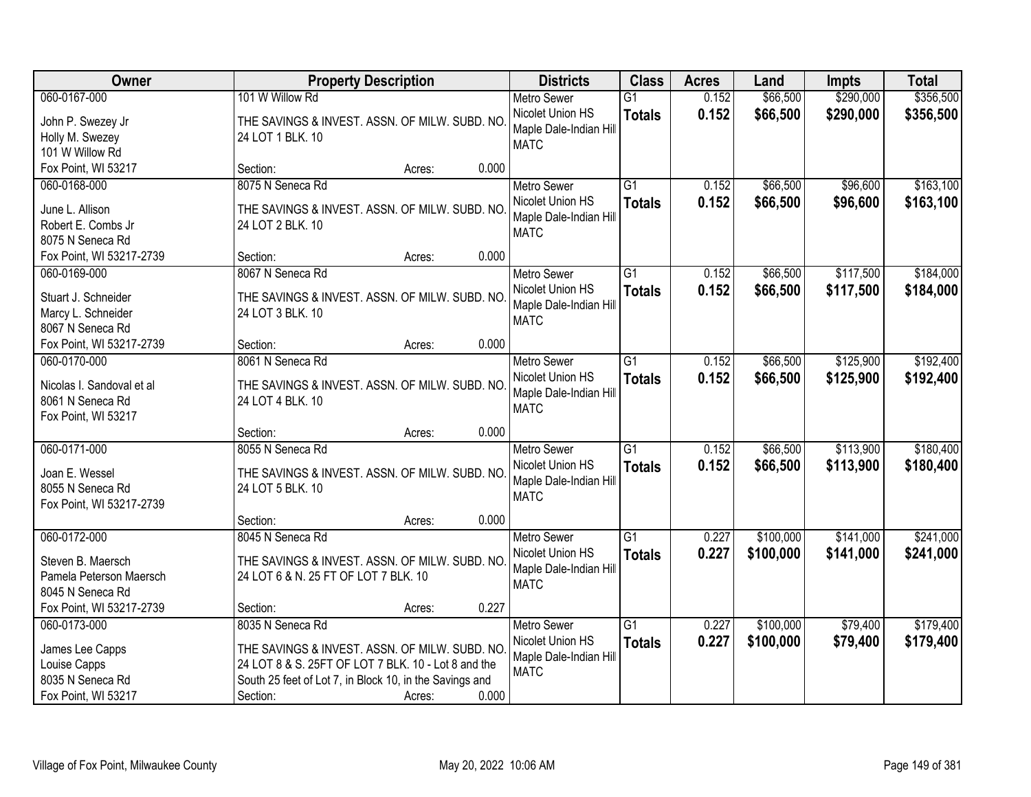| Owner | Property Description | Districts | Class | Acres | Land | Impts | Total |
|---|---|---|---|---|---|---|---|
| 060-0167-000<br>John P. Swezey Jr<br>Holly M. Swezey<br>101 W Willow Rd<br>Fox Point, WI 53217 | 101 W Willow Rd<br>THE SAVINGS & INVEST. ASSN. OF MILW. SUBD. NO. 24 LOT 1 BLK. 10<br>Section: Acres: 0.000 | Metro Sewer<br>Nicolet Union HS<br>Maple Dale-Indian Hill<br>MATC | G1<br>**Totals** | 0.152<br>**0.152** | $66,500<br>**$66,500** | $290,000<br>**$290,000** | $356,500<br>**$356,500** |
| 060-0168-000<br>June L. Allison<br>Robert E. Combs Jr<br>8075 N Seneca Rd<br>Fox Point, WI 53217-2739 | 8075 N Seneca Rd<br>THE SAVINGS & INVEST. ASSN. OF MILW. SUBD. NO. 24 LOT 2 BLK. 10<br>Section: Acres: 0.000 | Metro Sewer<br>Nicolet Union HS<br>Maple Dale-Indian Hill<br>MATC | G1<br>**Totals** | 0.152<br>**0.152** | $66,500<br>**$66,500** | $96,600<br>**$96,600** | $163,100<br>**$163,100** |
| 060-0169-000<br>Stuart J. Schneider<br>Marcy L. Schneider<br>8067 N Seneca Rd<br>Fox Point, WI 53217-2739 | 8067 N Seneca Rd<br>THE SAVINGS & INVEST. ASSN. OF MILW. SUBD. NO. 24 LOT 3 BLK. 10<br>Section: Acres: 0.000 | Metro Sewer<br>Nicolet Union HS<br>Maple Dale-Indian Hill<br>MATC | G1<br>**Totals** | 0.152<br>**0.152** | $66,500<br>**$66,500** | $117,500<br>**$117,500** | $184,000<br>**$184,000** |
| 060-0170-000<br>Nicolas I. Sandoval et al<br>8061 N Seneca Rd<br>Fox Point, WI 53217 | 8061 N Seneca Rd<br>THE SAVINGS & INVEST. ASSN. OF MILW. SUBD. NO. 24 LOT 4 BLK. 10<br>Section: Acres: 0.000 | Metro Sewer<br>Nicolet Union HS<br>Maple Dale-Indian Hill<br>MATC | G1<br>**Totals** | 0.152<br>**0.152** | $66,500<br>**$66,500** | $125,900<br>**$125,900** | $192,400<br>**$192,400** |
| 060-0171-000<br>Joan E. Wessel<br>8055 N Seneca Rd<br>Fox Point, WI 53217-2739 | 8055 N Seneca Rd<br>THE SAVINGS & INVEST. ASSN. OF MILW. SUBD. NO. 24 LOT 5 BLK. 10<br>Section: Acres: 0.000 | Metro Sewer<br>Nicolet Union HS<br>Maple Dale-Indian Hill<br>MATC | G1<br>**Totals** | 0.152<br>**0.152** | $66,500<br>**$66,500** | $113,900<br>**$113,900** | $180,400<br>**$180,400** |
| 060-0172-000<br>Steven B. Maersch<br>Pamela Peterson Maersch<br>8045 N Seneca Rd<br>Fox Point, WI 53217-2739 | 8045 N Seneca Rd<br>THE SAVINGS & INVEST. ASSN. OF MILW. SUBD. NO. 24 LOT 6 & N. 25 FT OF LOT 7 BLK. 10<br>Section: Acres: 0.227 | Metro Sewer<br>Nicolet Union HS<br>Maple Dale-Indian Hill<br>MATC | G1<br>**Totals** | 0.227<br>**0.227** | $100,000<br>**$100,000** | $141,000<br>**$141,000** | $241,000<br>**$241,000** |
| 060-0173-000<br>James Lee Capps<br>Louise Capps<br>8035 N Seneca Rd<br>Fox Point, WI 53217 | 8035 N Seneca Rd<br>THE SAVINGS & INVEST. ASSN. OF MILW. SUBD. NO. 24 LOT 8 & S. 25FT OF LOT 7 BLK. 10 - Lot 8 and the South 25 feet of Lot 7, in Block 10, in the Savings and<br>Section: Acres: 0.000 | Metro Sewer<br>Nicolet Union HS<br>Maple Dale-Indian Hill<br>MATC | G1<br>**Totals** | 0.227<br>**0.227** | $100,000<br>**$100,000** | $79,400<br>**$79,400** | $179,400<br>**$179,400** |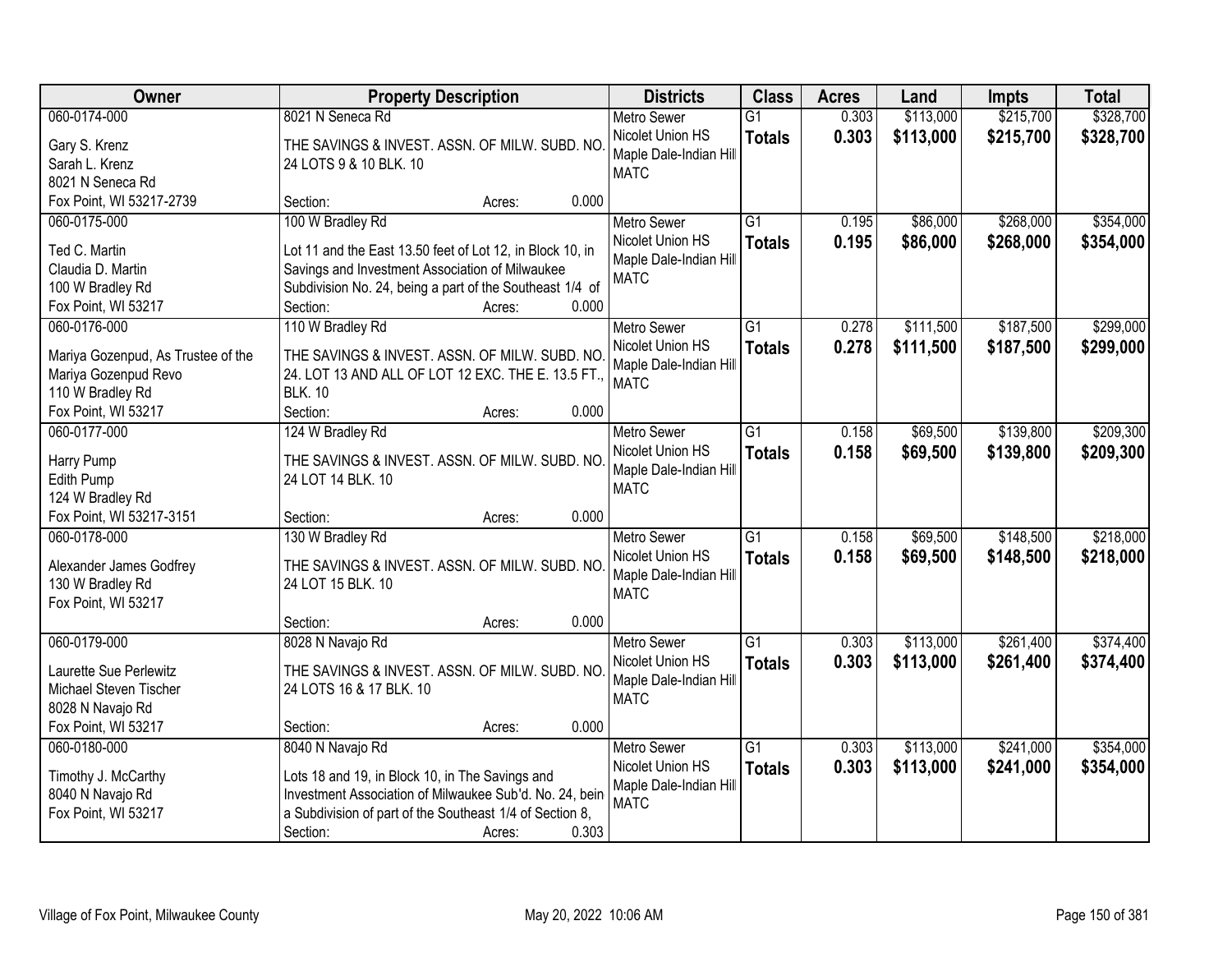| Owner | Property Description | Districts | Class | Acres | Land | Impts | Total |
|---|---|---|---|---|---|---|---|
| 060-0174-000<br>Gary S. Krenz<br>Sarah L. Krenz<br>8021 N Seneca Rd<br>Fox Point, WI 53217-2739 | 8021 N Seneca Rd<br>THE SAVINGS & INVEST. ASSN. OF MILW. SUBD. NO. 24 LOTS 9 & 10 BLK. 10<br>Section: Acres: 0.000 | Metro Sewer<br>Nicolet Union HS<br>Maple Dale-Indian Hill<br>MATC | G1<br>**Totals** | 0.303<br>**0.303** | $113,000<br>**$113,000** | $215,700<br>**$215,700** | $328,700<br>**$328,700** |
| 060-0175-000<br>Ted C. Martin<br>Claudia D. Martin<br>100 W Bradley Rd<br>Fox Point, WI 53217 | 100 W Bradley Rd<br>Lot 11 and the East 13.50 feet of Lot 12, in Block 10, in Savings and Investment Association of Milwaukee Subdivision No. 24, being a part of the Southeast 1/4 of<br>Section: Acres: 0.000 | Metro Sewer<br>Nicolet Union HS<br>Maple Dale-Indian Hill<br>MATC | G1<br>**Totals** | 0.195<br>**0.195** | $86,000<br>**$86,000** | $268,000<br>**$268,000** | $354,000<br>**$354,000** |
| 060-0176-000<br>Mariya Gozenpud, As Trustee of the Mariya Gozenpud Revo<br>110 W Bradley Rd<br>Fox Point, WI 53217 | 110 W Bradley Rd<br>THE SAVINGS & INVEST. ASSN. OF MILW. SUBD. NO. 24. LOT 13 AND ALL OF LOT 12 EXC. THE E. 13.5 FT., BLK. 10<br>Section: Acres: 0.000 | Metro Sewer<br>Nicolet Union HS<br>Maple Dale-Indian Hill<br>MATC | G1<br>**Totals** | 0.278<br>**0.278** | $111,500<br>**$111,500** | $187,500<br>**$187,500** | $299,000<br>**$299,000** |
| 060-0177-000<br>Harry Pump<br>Edith Pump<br>124 W Bradley Rd<br>Fox Point, WI 53217-3151 | 124 W Bradley Rd<br>THE SAVINGS & INVEST. ASSN. OF MILW. SUBD. NO. 24 LOT 14 BLK. 10<br>Section: Acres: 0.000 | Metro Sewer<br>Nicolet Union HS<br>Maple Dale-Indian Hill<br>MATC | G1<br>**Totals** | 0.158<br>**0.158** | $69,500<br>**$69,500** | $139,800<br>**$139,800** | $209,300<br>**$209,300** |
| 060-0178-000<br>Alexander James Godfrey<br>130 W Bradley Rd<br>Fox Point, WI 53217 | 130 W Bradley Rd<br>THE SAVINGS & INVEST. ASSN. OF MILW. SUBD. NO. 24 LOT 15 BLK. 10<br>Section: Acres: 0.000 | Metro Sewer<br>Nicolet Union HS<br>Maple Dale-Indian Hill<br>MATC | G1<br>**Totals** | 0.158<br>**0.158** | $69,500<br>**$69,500** | $148,500<br>**$148,500** | $218,000<br>**$218,000** |
| 060-0179-000<br>Laurette Sue Perlewitz<br>Michael Steven Tischer<br>8028 N Navajo Rd<br>Fox Point, WI 53217 | 8028 N Navajo Rd<br>THE SAVINGS & INVEST. ASSN. OF MILW. SUBD. NO. 24 LOTS 16 & 17 BLK. 10<br>Section: Acres: 0.000 | Metro Sewer<br>Nicolet Union HS<br>Maple Dale-Indian Hill<br>MATC | G1<br>**Totals** | 0.303<br>**0.303** | $113,000<br>**$113,000** | $261,400<br>**$261,400** | $374,400<br>**$374,400** |
| 060-0180-000<br>Timothy J. McCarthy<br>8040 N Navajo Rd<br>Fox Point, WI 53217 | 8040 N Navajo Rd<br>Lots 18 and 19, in Block 10, in The Savings and Investment Association of Milwaukee Sub'd. No. 24, bein a Subdivision of part of the Southeast 1/4 of Section 8,<br>Section: Acres: 0.303 | Metro Sewer<br>Nicolet Union HS<br>Maple Dale-Indian Hill<br>MATC | G1<br>**Totals** | 0.303<br>**0.303** | $113,000<br>**$113,000** | $241,000<br>**$241,000** | $354,000<br>**$354,000** |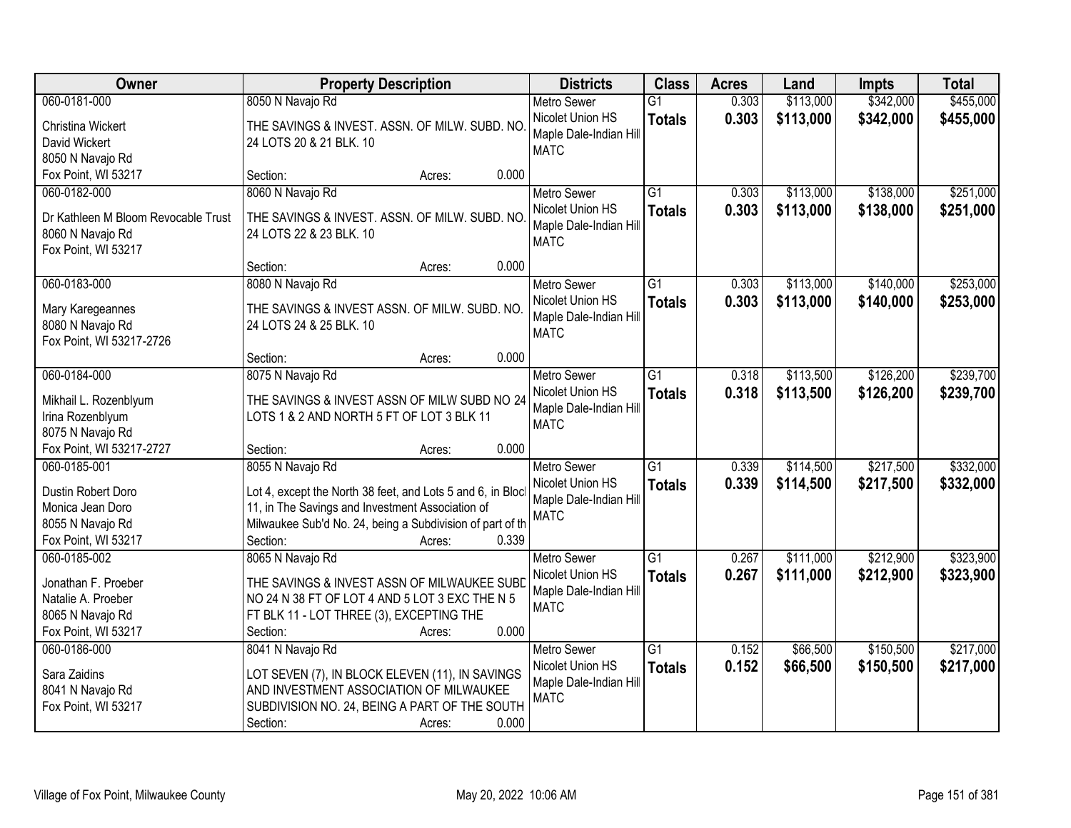| Owner | Property Description | Districts | Class | Acres | Land | Impts | Total |
|---|---|---|---|---|---|---|---|
| 060-0181-000<br>Christina Wickert<br>David Wickert<br>8050 N Navajo Rd<br>Fox Point, WI 53217 | 8050 N Navajo Rd<br>THE SAVINGS & INVEST. ASSN. OF MILW. SUBD. NO. 24 LOTS 20 & 21 BLK. 10<br>Section: Acres: 0.000 | Metro Sewer<br>Nicolet Union HS<br>Maple Dale-Indian Hill<br>MATC | G1<br>**Totals** | 0.303<br>**0.303** | $113,000<br>**$113,000** | $342,000<br>**$342,000** | $455,000<br>**$455,000** |
| 060-0182-000<br>Dr Kathleen M Bloom Revocable Trust<br>8060 N Navajo Rd<br>Fox Point, WI 53217 | 8060 N Navajo Rd<br>THE SAVINGS & INVEST. ASSN. OF MILW. SUBD. NO. 24 LOTS 22 & 23 BLK. 10<br>Section: Acres: 0.000 | Metro Sewer<br>Nicolet Union HS<br>Maple Dale-Indian Hill<br>MATC | G1<br>**Totals** | 0.303<br>**0.303** | $113,000<br>**$113,000** | $138,000<br>**$138,000** | $251,000<br>**$251,000** |
| 060-0183-000<br>Mary Karegeannes<br>8080 N Navajo Rd<br>Fox Point, WI 53217-2726 | 8080 N Navajo Rd<br>THE SAVINGS & INVEST ASSN. OF MILW. SUBD. NO. 24 LOTS 24 & 25 BLK. 10<br>Section: Acres: 0.000 | Metro Sewer<br>Nicolet Union HS<br>Maple Dale-Indian Hill<br>MATC | G1<br>**Totals** | 0.303<br>**0.303** | $113,000<br>**$113,000** | $140,000<br>**$140,000** | $253,000<br>**$253,000** |
| 060-0184-000<br>Mikhail L. Rozenblyum<br>Irina Rozenblyum<br>8075 N Navajo Rd<br>Fox Point, WI 53217-2727 | 8075 N Navajo Rd<br>THE SAVINGS & INVEST ASSN OF MILW SUBD NO 24 LOTS 1 & 2 AND NORTH 5 FT OF LOT 3 BLK 11<br>Section: Acres: 0.000 | Metro Sewer<br>Nicolet Union HS<br>Maple Dale-Indian Hill<br>MATC | G1<br>**Totals** | 0.318<br>**0.318** | $113,500<br>**$113,500** | $126,200<br>**$126,200** | $239,700<br>**$239,700** |
| 060-0185-001<br>Dustin Robert Doro<br>Monica Jean Doro<br>8055 N Navajo Rd<br>Fox Point, WI 53217 | 8055 N Navajo Rd<br>Lot 4, except the North 38 feet, and Lots 5 and 6, in Block 11, in The Savings and Investment Association of Milwaukee Sub'd No. 24, being a Subdivision of part of th<br>Section: Acres: 0.339 | Metro Sewer<br>Nicolet Union HS<br>Maple Dale-Indian Hill<br>MATC | G1<br>**Totals** | 0.339<br>**0.339** | $114,500<br>**$114,500** | $217,500<br>**$217,500** | $332,000<br>**$332,000** |
| 060-0185-002<br>Jonathan F. Proeber<br>Natalie A. Proeber<br>8065 N Navajo Rd<br>Fox Point, WI 53217 | 8065 N Navajo Rd<br>THE SAVINGS & INVEST ASSN OF MILWAUKEE SUBD NO 24 N 38 FT OF LOT 4 AND 5 LOT 3 EXC THE N 5 FT BLK 11 - LOT THREE (3), EXCEPTING THE<br>Section: Acres: 0.000 | Metro Sewer<br>Nicolet Union HS<br>Maple Dale-Indian Hill<br>MATC | G1<br>**Totals** | 0.267<br>**0.267** | $111,000<br>**$111,000** | $212,900<br>**$212,900** | $323,900<br>**$323,900** |
| 060-0186-000<br>Sara Zaidins<br>8041 N Navajo Rd<br>Fox Point, WI 53217 | 8041 N Navajo Rd<br>LOT SEVEN (7), IN BLOCK ELEVEN (11), IN SAVINGS AND INVESTMENT ASSOCIATION OF MILWAUKEE SUBDIVISION NO. 24, BEING A PART OF THE SOUTH<br>Section: Acres: 0.000 | Metro Sewer<br>Nicolet Union HS<br>Maple Dale-Indian Hill<br>MATC | G1<br>**Totals** | 0.152<br>**0.152** | $66,500<br>**$66,500** | $150,500<br>**$150,500** | $217,000<br>**$217,000** |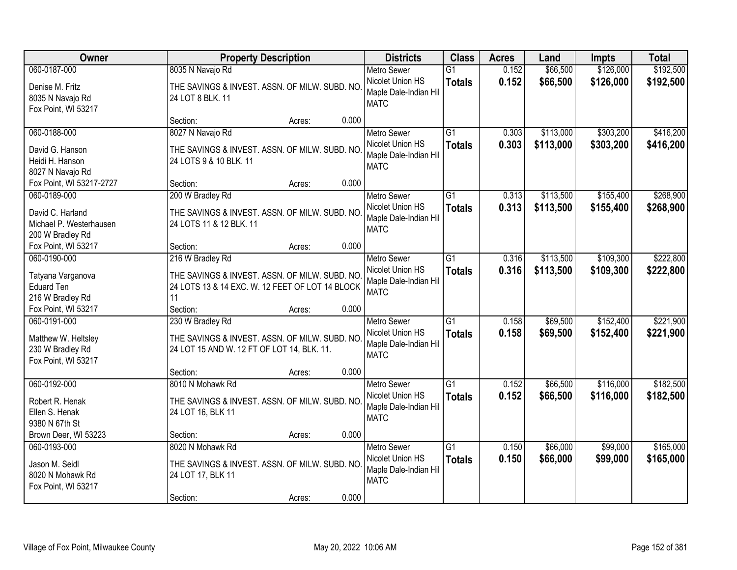| Owner | Property Description | Districts | Class | Acres | Land | Impts | Total |
|---|---|---|---|---|---|---|---|
| 060-0187-000<br>Denise M. Fritz<br>8035 N Navajo Rd<br>Fox Point, WI 53217 | 8035 N Navajo Rd<br>THE SAVINGS & INVEST. ASSN. OF MILW. SUBD. NO. 24 LOT 8 BLK. 11<br>Section: Acres: 0.000 | Metro Sewer<br>Nicolet Union HS<br>Maple Dale-Indian Hill<br>MATC | G1<br>**Totals** | 0.152<br>**0.152** | $66,500<br>**$66,500** | $126,000<br>**$126,000** | $192,500<br>**$192,500** |
| 060-0188-000<br>David G. Hanson<br>Heidi H. Hanson<br>8027 N Navajo Rd<br>Fox Point, WI 53217-2727 | 8027 N Navajo Rd<br>THE SAVINGS & INVEST. ASSN. OF MILW. SUBD. NO. 24 LOTS 9 & 10 BLK. 11<br>Section: Acres: 0.000 | Metro Sewer<br>Nicolet Union HS<br>Maple Dale-Indian Hill<br>MATC | G1<br>**Totals** | 0.303<br>**0.303** | $113,000<br>**$113,000** | $303,200<br>**$303,200** | $416,200<br>**$416,200** |
| 060-0189-000<br>David C. Harland<br>Michael P. Westerhausen<br>200 W Bradley Rd<br>Fox Point, WI 53217 | 200 W Bradley Rd<br>THE SAVINGS & INVEST. ASSN. OF MILW. SUBD. NO. 24 LOTS 11 & 12 BLK. 11<br>Section: Acres: 0.000 | Metro Sewer<br>Nicolet Union HS<br>Maple Dale-Indian Hill<br>MATC | G1<br>**Totals** | 0.313<br>**0.313** | $113,500<br>**$113,500** | $155,400<br>**$155,400** | $268,900<br>**$268,900** |
| 060-0190-000<br>Tatyana Varganova<br>Eduard Ten<br>216 W Bradley Rd<br>Fox Point, WI 53217 | 216 W Bradley Rd<br>THE SAVINGS & INVEST. ASSN. OF MILW. SUBD. NO. 24 LOTS 13 & 14 EXC. W. 12 FEET OF LOT 14 BLOCK 11<br>Section: Acres: 0.000 | Metro Sewer<br>Nicolet Union HS<br>Maple Dale-Indian Hill<br>MATC | G1<br>**Totals** | 0.316<br>**0.316** | $113,500<br>**$113,500** | $109,300<br>**$109,300** | $222,800<br>**$222,800** |
| 060-0191-000<br>Matthew W. Heltsley<br>230 W Bradley Rd<br>Fox Point, WI 53217 | 230 W Bradley Rd<br>THE SAVINGS & INVEST. ASSN. OF MILW. SUBD. NO. 24 LOT 15 AND W. 12 FT OF LOT 14, BLK. 11.<br>Section: Acres: 0.000 | Metro Sewer<br>Nicolet Union HS<br>Maple Dale-Indian Hill<br>MATC | G1<br>**Totals** | 0.158<br>**0.158** | $69,500<br>**$69,500** | $152,400<br>**$152,400** | $221,900<br>**$221,900** |
| 060-0192-000<br>Robert R. Henak<br>Ellen S. Henak<br>9380 N 67th St<br>Brown Deer, WI 53223 | 8010 N Mohawk Rd<br>THE SAVINGS & INVEST. ASSN. OF MILW. SUBD. NO. 24 LOT 16, BLK 11<br>Section: Acres: 0.000 | Metro Sewer<br>Nicolet Union HS<br>Maple Dale-Indian Hill<br>MATC | G1<br>**Totals** | 0.152<br>**0.152** | $66,500<br>**$66,500** | $116,000<br>**$116,000** | $182,500<br>**$182,500** |
| 060-0193-000<br>Jason M. Seidl<br>8020 N Mohawk Rd<br>Fox Point, WI 53217 | 8020 N Mohawk Rd<br>THE SAVINGS & INVEST. ASSN. OF MILW. SUBD. NO. 24 LOT 17, BLK 11<br>Section: Acres: 0.000 | Metro Sewer<br>Nicolet Union HS<br>Maple Dale-Indian Hill<br>MATC | G1<br>**Totals** | 0.150<br>**0.150** | $66,000<br>**$66,000** | $99,000<br>**$99,000** | $165,000<br>**$165,000** |

Village of Fox Point, Milwaukee County May 20, 2022 10:06 AM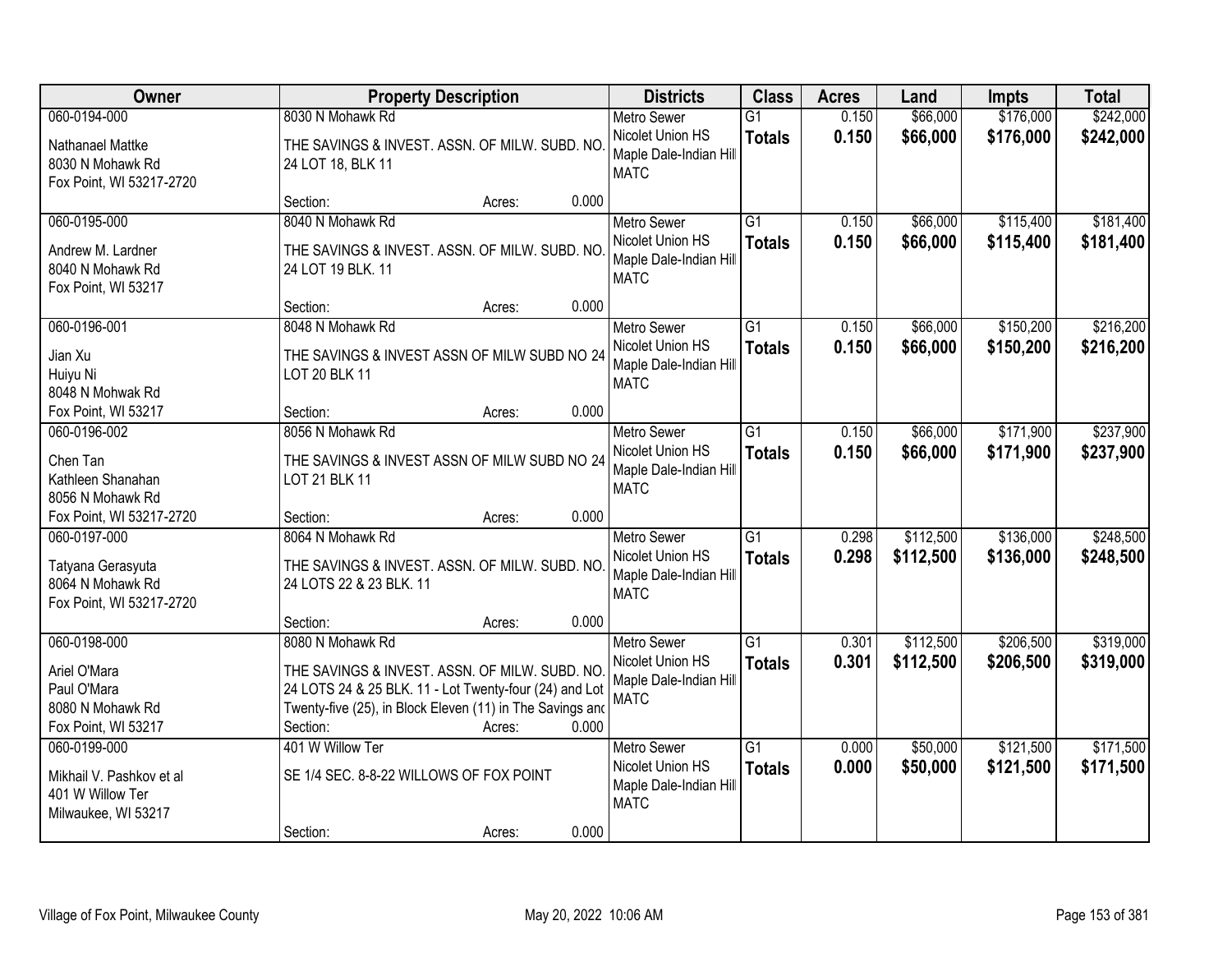| Owner | Property Description | Districts | Class | Acres | Land | Impts | Total |
|---|---|---|---|---|---|---|---|
| 060-0194-000<br>Nathanael Mattke<br>8030 N Mohawk Rd<br>Fox Point, WI 53217-2720 | 8030 N Mohawk Rd<br>THE SAVINGS & INVEST. ASSN. OF MILW. SUBD. NO. 24 LOT 18, BLK 11<br>Section: Acres: 0.000 | Metro Sewer<br>Nicolet Union HS<br>Maple Dale-Indian Hill<br>MATC | G1<br>**Totals** | 0.150<br>**0.150** | $66,000<br>**$66,000** | $176,000<br>**$176,000** | $242,000<br>**$242,000** |
| 060-0195-000<br>Andrew M. Lardner<br>8040 N Mohawk Rd<br>Fox Point, WI 53217 | 8040 N Mohawk Rd<br>THE SAVINGS & INVEST. ASSN. OF MILW. SUBD. NO. 24 LOT 19 BLK. 11<br>Section: Acres: 0.000 | Metro Sewer<br>Nicolet Union HS<br>Maple Dale-Indian Hill<br>MATC | G1<br>**Totals** | 0.150<br>**0.150** | $66,000<br>**$66,000** | $115,400<br>**$115,400** | $181,400<br>**$181,400** |
| 060-0196-001<br>Jian Xu<br>Huiyu Ni<br>8048 N Mohwak Rd<br>Fox Point, WI 53217 | 8048 N Mohawk Rd<br>THE SAVINGS & INVEST ASSN OF MILW SUBD NO 24 LOT 20 BLK 11<br>Section: Acres: 0.000 | Metro Sewer<br>Nicolet Union HS<br>Maple Dale-Indian Hill<br>MATC | G1<br>**Totals** | 0.150<br>**0.150** | $66,000<br>**$66,000** | $150,200<br>**$150,200** | $216,200<br>**$216,200** |
| 060-0196-002<br>Chen Tan<br>Kathleen Shanahan<br>8056 N Mohawk Rd<br>Fox Point, WI 53217-2720 | 8056 N Mohawk Rd<br>THE SAVINGS & INVEST ASSN OF MILW SUBD NO 24 LOT 21 BLK 11<br>Section: Acres: 0.000 | Metro Sewer<br>Nicolet Union HS<br>Maple Dale-Indian Hill<br>MATC | G1<br>**Totals** | 0.150<br>**0.150** | $66,000<br>**$66,000** | $171,900<br>**$171,900** | $237,900<br>**$237,900** |
| 060-0197-000<br>Tatyana Gerasyuta<br>8064 N Mohawk Rd<br>Fox Point, WI 53217-2720 | 8064 N Mohawk Rd<br>THE SAVINGS & INVEST. ASSN. OF MILW. SUBD. NO. 24 LOTS 22 & 23 BLK. 11<br>Section: Acres: 0.000 | Metro Sewer<br>Nicolet Union HS<br>Maple Dale-Indian Hill<br>MATC | G1<br>**Totals** | 0.298<br>**0.298** | $112,500<br>**$112,500** | $136,000<br>**$136,000** | $248,500<br>**$248,500** |
| 060-0198-000<br>Ariel O'Mara<br>Paul O'Mara<br>8080 N Mohawk Rd<br>Fox Point, WI 53217 | 8080 N Mohawk Rd<br>THE SAVINGS & INVEST. ASSN. OF MILW. SUBD. NO. 24 LOTS 24 & 25 BLK. 11 - Lot Twenty-four (24) and Lot Twenty-five (25), in Block Eleven (11) in The Savings and<br>Section: Acres: 0.000 | Metro Sewer<br>Nicolet Union HS<br>Maple Dale-Indian Hill<br>MATC | G1<br>**Totals** | 0.301<br>**0.301** | $112,500<br>**$112,500** | $206,500<br>**$206,500** | $319,000<br>**$319,000** |
| 060-0199-000<br>Mikhail V. Pashkov et al<br>401 W Willow Ter<br>Milwaukee, WI 53217 | 401 W Willow Ter<br>SE 1/4 SEC. 8-8-22 WILLOWS OF FOX POINT<br>Section: Acres: 0.000 | Metro Sewer<br>Nicolet Union HS<br>Maple Dale-Indian Hill<br>MATC | G1<br>**Totals** | 0.000<br>**0.000** | $50,000<br>**$50,000** | $121,500<br>**$121,500** | $171,500<br>**$171,500** |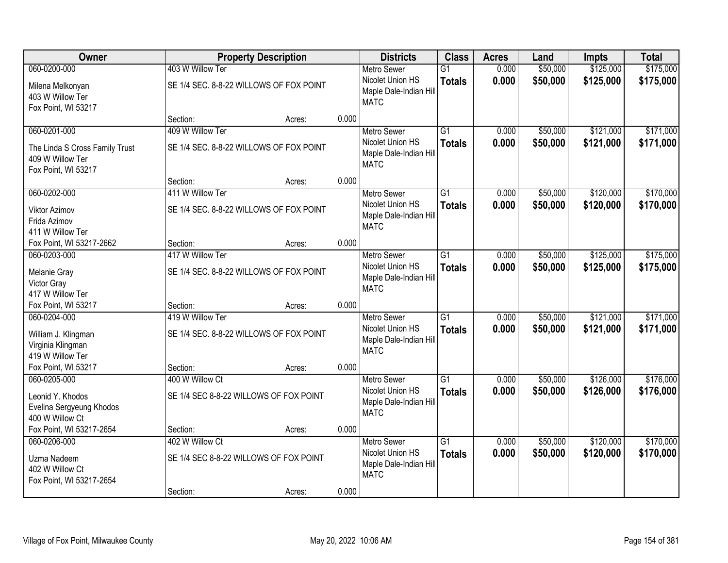| Owner | Property Description | | | Districts | Class | Acres | Land | Impts | Total |
|---|---|---|---|---|---|---|---|---|---|
| 060-0200-000<br>Milena Melkonyan<br>403 W Willow Ter<br>Fox Point, WI 53217 | 403 W Willow Ter<br>SE 1/4 SEC. 8-8-22 WILLOWS OF FOX POINT<br>Section: | Acres: | 0.000 | Metro Sewer<br>Nicolet Union HS<br>Maple Dale-Indian Hill<br>MATC | G1<br>**Totals** | 0.000<br>**0.000** | $50,000<br>**$50,000** | $125,000<br>**$125,000** | $175,000<br>**$175,000** |
| 060-0201-000<br>The Linda S Cross Family Trust<br>409 W Willow Ter<br>Fox Point, WI 53217 | 409 W Willow Ter<br>SE 1/4 SEC. 8-8-22 WILLOWS OF FOX POINT<br>Section: | Acres: | 0.000 | Metro Sewer<br>Nicolet Union HS<br>Maple Dale-Indian Hill<br>MATC | G1<br>**Totals** | 0.000<br>**0.000** | $50,000<br>**$50,000** | $121,000<br>**$121,000** | $171,000<br>**$171,000** |
| 060-0202-000<br>Viktor Azimov<br>Frida Azimov<br>411 W Willow Ter<br>Fox Point, WI 53217-2662 | 411 W Willow Ter<br>SE 1/4 SEC. 8-8-22 WILLOWS OF FOX POINT<br>Section: | Acres: | 0.000 | Metro Sewer<br>Nicolet Union HS<br>Maple Dale-Indian Hill<br>MATC | G1<br>**Totals** | 0.000<br>**0.000** | $50,000<br>**$50,000** | $120,000<br>**$120,000** | $170,000<br>**$170,000** |
| 060-0203-000<br>Melanie Gray<br>Victor Gray<br>417 W Willow Ter<br>Fox Point, WI 53217 | 417 W Willow Ter<br>SE 1/4 SEC. 8-8-22 WILLOWS OF FOX POINT<br>Section: | Acres: | 0.000 | Metro Sewer<br>Nicolet Union HS<br>Maple Dale-Indian Hill<br>MATC | G1<br>**Totals** | 0.000<br>**0.000** | $50,000<br>**$50,000** | $125,000<br>**$125,000** | $175,000<br>**$175,000** |
| 060-0204-000<br>William J. Klingman<br>Virginia Klingman<br>419 W Willow Ter<br>Fox Point, WI 53217 | 419 W Willow Ter<br>SE 1/4 SEC. 8-8-22 WILLOWS OF FOX POINT<br>Section: | Acres: | 0.000 | Metro Sewer<br>Nicolet Union HS<br>Maple Dale-Indian Hill<br>MATC | G1<br>**Totals** | 0.000<br>**0.000** | $50,000<br>**$50,000** | $121,000<br>**$121,000** | $171,000<br>**$171,000** |
| 060-0205-000<br>Leonid Y. Khodos<br>Evelina Sergyeung Khodos<br>400 W Willow Ct<br>Fox Point, WI 53217-2654 | 400 W Willow Ct<br>SE 1/4 SEC 8-8-22 WILLOWS OF FOX POINT<br>Section: | Acres: | 0.000 | Metro Sewer<br>Nicolet Union HS<br>Maple Dale-Indian Hill<br>MATC | G1<br>**Totals** | 0.000<br>**0.000** | $50,000<br>**$50,000** | $126,000<br>**$126,000** | $176,000<br>**$176,000** |
| 060-0206-000<br>Uzma Nadeem<br>402 W Willow Ct<br>Fox Point, WI 53217-2654 | 402 W Willow Ct<br>SE 1/4 SEC 8-8-22 WILLOWS OF FOX POINT<br>Section: | Acres: | 0.000 | Metro Sewer<br>Nicolet Union HS<br>Maple Dale-Indian Hill<br>MATC | G1<br>**Totals** | 0.000<br>**0.000** | $50,000<br>**$50,000** | $120,000<br>**$120,000** | $170,000<br>**$170,000** |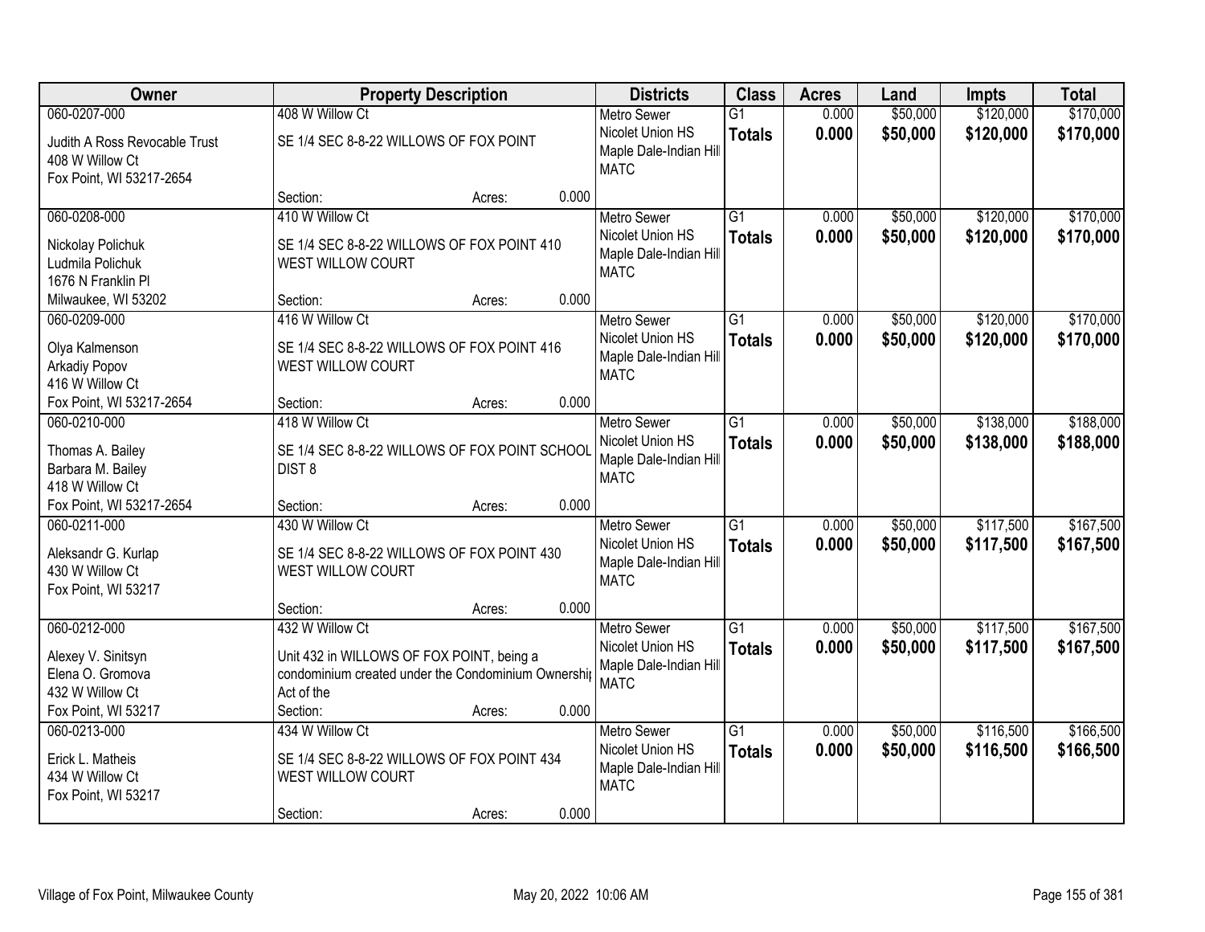| Owner | Property Description | Districts | Class | Acres | Land | Impts | Total |
|---|---|---|---|---|---|---|---|
| 060-0207-000<br>Judith A Ross Revocable Trust<br>408 W Willow Ct<br>Fox Point, WI 53217-2654 | 408 W Willow Ct<br>SE 1/4 SEC 8-8-22 WILLOWS OF FOX POINT<br>Section: Acres: 0.000 | Metro Sewer<br>Nicolet Union HS<br>Maple Dale-Indian Hill<br>MATC | G1<br>**Totals** | 0.000<br>**0.000** | $50,000<br>**$50,000** | $120,000<br>**$120,000** | $170,000<br>**$170,000** |
| 060-0208-000<br>Nickolay Polichuk<br>Ludmila Polichuk<br>1676 N Franklin Pl<br>Milwaukee, WI 53202 | 410 W Willow Ct<br>SE 1/4 SEC 8-8-22 WILLOWS OF FOX POINT 410 WEST WILLOW COURT<br>Section: Acres: 0.000 | Metro Sewer<br>Nicolet Union HS<br>Maple Dale-Indian Hill<br>MATC | G1<br>**Totals** | 0.000<br>**0.000** | $50,000<br>**$50,000** | $120,000<br>**$120,000** | $170,000<br>**$170,000** |
| 060-0209-000<br>Olya Kalmenson<br>Arkadiy Popov<br>416 W Willow Ct<br>Fox Point, WI 53217-2654 | 416 W Willow Ct<br>SE 1/4 SEC 8-8-22 WILLOWS OF FOX POINT 416 WEST WILLOW COURT<br>Section: Acres: 0.000 | Metro Sewer<br>Nicolet Union HS<br>Maple Dale-Indian Hill<br>MATC | G1<br>**Totals** | 0.000<br>**0.000** | $50,000<br>**$50,000** | $120,000<br>**$120,000** | $170,000<br>**$170,000** |
| 060-0210-000<br>Thomas A. Bailey<br>Barbara M. Bailey<br>418 W Willow Ct<br>Fox Point, WI 53217-2654 | 418 W Willow Ct<br>SE 1/4 SEC 8-8-22 WILLOWS OF FOX POINT SCHOOL DIST 8<br>Section: Acres: 0.000 | Metro Sewer<br>Nicolet Union HS<br>Maple Dale-Indian Hill<br>MATC | G1<br>**Totals** | 0.000<br>**0.000** | $50,000<br>**$50,000** | $138,000<br>**$138,000** | $188,000<br>**$188,000** |
| 060-0211-000<br>Aleksandr G. Kurlap<br>430 W Willow Ct<br>Fox Point, WI 53217 | 430 W Willow Ct<br>SE 1/4 SEC 8-8-22 WILLOWS OF FOX POINT 430 WEST WILLOW COURT<br>Section: Acres: 0.000 | Metro Sewer<br>Nicolet Union HS<br>Maple Dale-Indian Hill<br>MATC | G1<br>**Totals** | 0.000<br>**0.000** | $50,000<br>**$50,000** | $117,500<br>**$117,500** | $167,500<br>**$167,500** |
| 060-0212-000<br>Alexey V. Sinitsyn<br>Elena O. Gromova<br>432 W Willow Ct<br>Fox Point, WI 53217 | 432 W Willow Ct<br>Unit 432 in WILLOWS OF FOX POINT, being a condominium created under the Condominium Ownershi Act of the<br>Section: Acres: 0.000 | Metro Sewer<br>Nicolet Union HS<br>Maple Dale-Indian Hill<br>MATC | G1<br>**Totals** | 0.000<br>**0.000** | $50,000<br>**$50,000** | $117,500<br>**$117,500** | $167,500<br>**$167,500** |
| 060-0213-000<br>Erick L. Matheis<br>434 W Willow Ct<br>Fox Point, WI 53217 | 434 W Willow Ct<br>SE 1/4 SEC 8-8-22 WILLOWS OF FOX POINT 434 WEST WILLOW COURT<br>Section: Acres: 0.000 | Metro Sewer<br>Nicolet Union HS<br>Maple Dale-Indian Hill<br>MATC | G1<br>**Totals** | 0.000<br>**0.000** | $50,000<br>**$50,000** | $116,500<br>**$116,500** | $166,500<br>**$166,500** |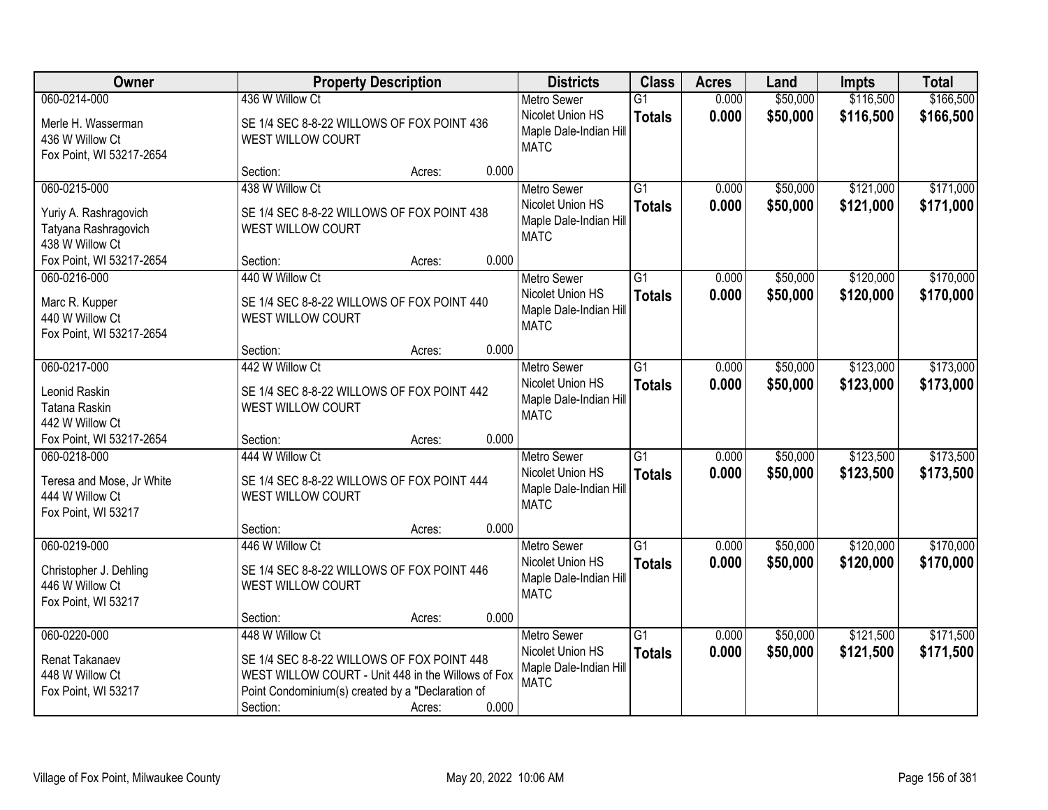| Owner | Property Description | | | Districts | Class | Acres | Land | Impts | Total |
|---|---|---|---|---|---|---|---|---|---|
| 060-0214-000<br><br>Merle H. Wasserman<br>436 W Willow Ct<br>Fox Point, WI 53217-2654 | 436 W Willow Ct<br><br>SE 1/4 SEC 8-8-22 WILLOWS OF FOX POINT 436 WEST WILLOW COURT<br><br>Section: | Acres: | 0.000 | Metro Sewer<br>Nicolet Union HS<br>Maple Dale-Indian Hill<br>MATC | G1<br>**Totals** | 0.000<br>**0.000** | $50,000<br>**$50,000** | $116,500<br>**$116,500** | $166,500<br>**$166,500** |
| 060-0215-000<br><br>Yuriy A. Rashragovich<br>Tatyana Rashragovich<br>438 W Willow Ct<br>Fox Point, WI 53217-2654 | 438 W Willow Ct<br><br>SE 1/4 SEC 8-8-22 WILLOWS OF FOX POINT 438 WEST WILLOW COURT<br><br>Section: | Acres: | 0.000 | Metro Sewer<br>Nicolet Union HS<br>Maple Dale-Indian Hill<br>MATC | G1<br>**Totals** | 0.000<br>**0.000** | $50,000<br>**$50,000** | $121,000<br>**$121,000** | $171,000<br>**$171,000** |
| 060-0216-000<br><br>Marc R. Kupper<br>440 W Willow Ct<br>Fox Point, WI 53217-2654 | 440 W Willow Ct<br><br>SE 1/4 SEC 8-8-22 WILLOWS OF FOX POINT 440 WEST WILLOW COURT<br><br>Section: | Acres: | 0.000 | Metro Sewer<br>Nicolet Union HS<br>Maple Dale-Indian Hill<br>MATC | G1<br>**Totals** | 0.000<br>**0.000** | $50,000<br>**$50,000** | $120,000<br>**$120,000** | $170,000<br>**$170,000** |
| 060-0217-000<br><br>Leonid Raskin<br>Tatana Raskin<br>442 W Willow Ct<br>Fox Point, WI 53217-2654 | 442 W Willow Ct<br><br>SE 1/4 SEC 8-8-22 WILLOWS OF FOX POINT 442 WEST WILLOW COURT<br><br>Section: | Acres: | 0.000 | Metro Sewer<br>Nicolet Union HS<br>Maple Dale-Indian Hill<br>MATC | G1<br>**Totals** | 0.000<br>**0.000** | $50,000<br>**$50,000** | $123,000<br>**$123,000** | $173,000<br>**$173,000** |
| 060-0218-000<br><br>Teresa and Mose, Jr White<br>444 W Willow Ct<br>Fox Point, WI 53217 | 444 W Willow Ct<br><br>SE 1/4 SEC 8-8-22 WILLOWS OF FOX POINT 444 WEST WILLOW COURT<br><br>Section: | Acres: | 0.000 | Metro Sewer<br>Nicolet Union HS<br>Maple Dale-Indian Hill<br>MATC | G1<br>**Totals** | 0.000<br>**0.000** | $50,000<br>**$50,000** | $123,500<br>**$123,500** | $173,500<br>**$173,500** |
| 060-0219-000<br><br>Christopher J. Dehling<br>446 W Willow Ct<br>Fox Point, WI 53217 | 446 W Willow Ct<br><br>SE 1/4 SEC 8-8-22 WILLOWS OF FOX POINT 446 WEST WILLOW COURT<br><br>Section: | Acres: | 0.000 | Metro Sewer<br>Nicolet Union HS<br>Maple Dale-Indian Hill<br>MATC | G1<br>**Totals** | 0.000<br>**0.000** | $50,000<br>**$50,000** | $120,000<br>**$120,000** | $170,000<br>**$170,000** |
| 060-0220-000<br><br>Renat Takanaev<br>448 W Willow Ct<br>Fox Point, WI 53217 | 448 W Willow Ct<br><br>SE 1/4 SEC 8-8-22 WILLOWS OF FOX POINT 448 WEST WILLOW COURT - Unit 448 in the Willows of Fox Point Condominium(s) created by a "Declaration of<br>Section: | Acres: | 0.000 | Metro Sewer<br>Nicolet Union HS<br>Maple Dale-Indian Hill<br>MATC | G1<br>**Totals** | 0.000<br>**0.000** | $50,000<br>**$50,000** | $121,500<br>**$121,500** | $171,500<br>**$171,500** |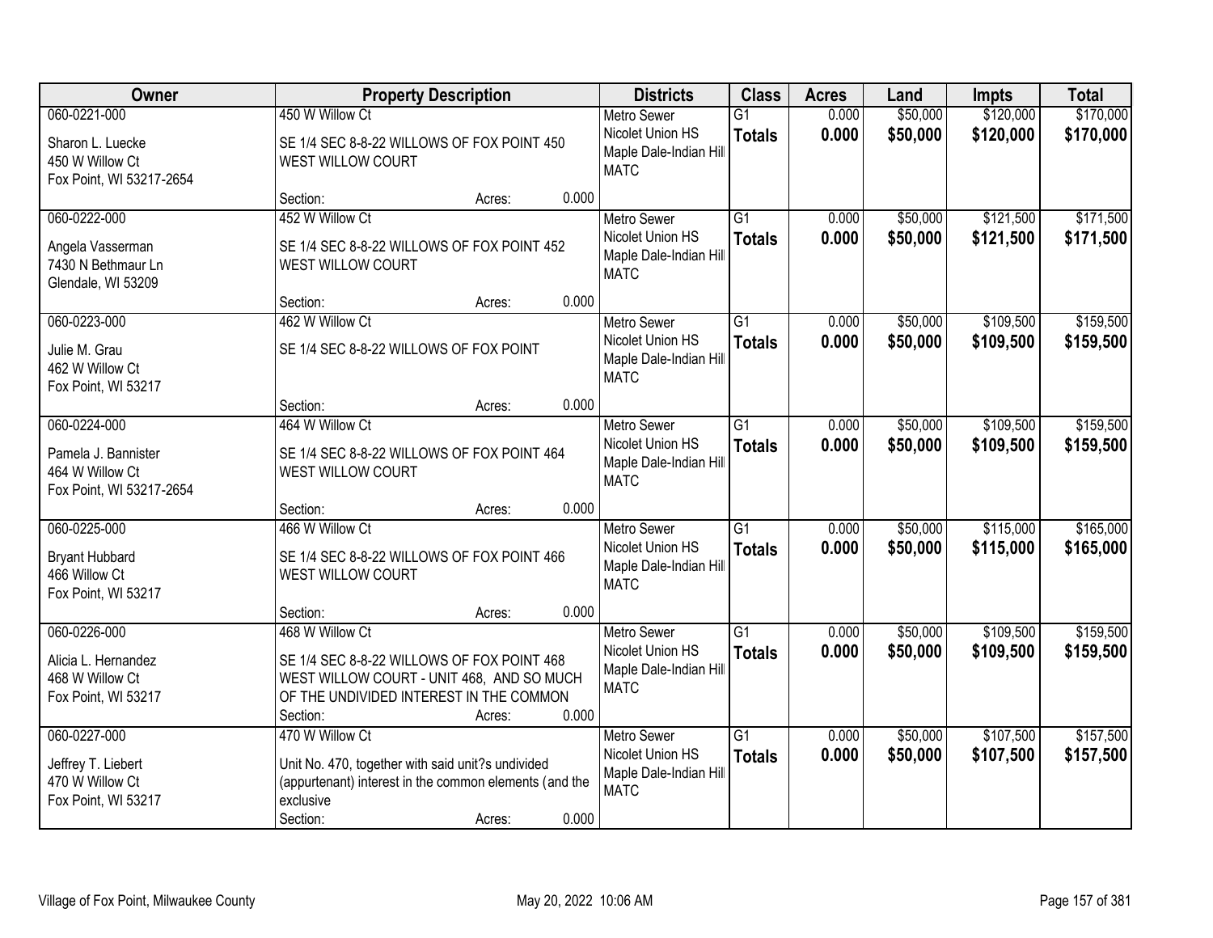| Owner | Property Description | Districts | Class | Acres | Land | Impts | Total |
|---|---|---|---|---|---|---|---|
| 060-0221-000<br>Sharon L. Luecke<br>450 W Willow Ct<br>Fox Point, WI 53217-2654 | 450 W Willow Ct<br>SE 1/4 SEC 8-8-22 WILLOWS OF FOX POINT 450 WEST WILLOW COURT<br>Section: Acres: 0.000 | Metro Sewer<br>Nicolet Union HS<br>Maple Dale-Indian Hill<br>MATC | G1<br>**Totals** | 0.000<br>**0.000** | $50,000<br>**$50,000** | $120,000<br>**$120,000** | $170,000<br>**$170,000** |
| 060-0222-000<br>Angela Vasserman<br>7430 N Bethmaur Ln<br>Glendale, WI 53209 | 452 W Willow Ct<br>SE 1/4 SEC 8-8-22 WILLOWS OF FOX POINT 452 WEST WILLOW COURT<br>Section: Acres: 0.000 | Metro Sewer<br>Nicolet Union HS<br>Maple Dale-Indian Hill<br>MATC | G1<br>**Totals** | 0.000<br>**0.000** | $50,000<br>**$50,000** | $121,500<br>**$121,500** | $171,500<br>**$171,500** |
| 060-0223-000<br>Julie M. Grau<br>462 W Willow Ct<br>Fox Point, WI 53217 | 462 W Willow Ct<br>SE 1/4 SEC 8-8-22 WILLOWS OF FOX POINT<br>Section: Acres: 0.000 | Metro Sewer<br>Nicolet Union HS<br>Maple Dale-Indian Hill<br>MATC | G1<br>**Totals** | 0.000<br>**0.000** | $50,000<br>**$50,000** | $109,500<br>**$109,500** | $159,500<br>**$159,500** |
| 060-0224-000<br>Pamela J. Bannister<br>464 W Willow Ct<br>Fox Point, WI 53217-2654 | 464 W Willow Ct<br>SE 1/4 SEC 8-8-22 WILLOWS OF FOX POINT 464 WEST WILLOW COURT<br>Section: Acres: 0.000 | Metro Sewer<br>Nicolet Union HS<br>Maple Dale-Indian Hill<br>MATC | G1<br>**Totals** | 0.000<br>**0.000** | $50,000<br>**$50,000** | $109,500<br>**$109,500** | $159,500<br>**$159,500** |
| 060-0225-000<br>Bryant Hubbard<br>466 Willow Ct<br>Fox Point, WI 53217 | 466 W Willow Ct<br>SE 1/4 SEC 8-8-22 WILLOWS OF FOX POINT 466 WEST WILLOW COURT<br>Section: Acres: 0.000 | Metro Sewer<br>Nicolet Union HS<br>Maple Dale-Indian Hill<br>MATC | G1<br>**Totals** | 0.000<br>**0.000** | $50,000<br>**$50,000** | $115,000<br>**$115,000** | $165,000<br>**$165,000** |
| 060-0226-000<br>Alicia L. Hernandez<br>468 W Willow Ct<br>Fox Point, WI 53217 | 468 W Willow Ct<br>SE 1/4 SEC 8-8-22 WILLOWS OF FOX POINT 468 WEST WILLOW COURT - UNIT 468, AND SO MUCH OF THE UNDIVIDED INTEREST IN THE COMMON<br>Section: Acres: 0.000 | Metro Sewer<br>Nicolet Union HS<br>Maple Dale-Indian Hill<br>MATC | G1<br>**Totals** | 0.000<br>**0.000** | $50,000<br>**$50,000** | $109,500<br>**$109,500** | $159,500<br>**$159,500** |
| 060-0227-000<br>Jeffrey T. Liebert<br>470 W Willow Ct<br>Fox Point, WI 53217 | 470 W Willow Ct<br>Unit No. 470, together with said unit?s undivided (appurtenant) interest in the common elements (and the exclusive<br>Section: Acres: 0.000 | Metro Sewer<br>Nicolet Union HS<br>Maple Dale-Indian Hill<br>MATC | G1<br>**Totals** | 0.000<br>**0.000** | $50,000<br>**$50,000** | $107,500<br>**$107,500** | $157,500<br>**$157,500** |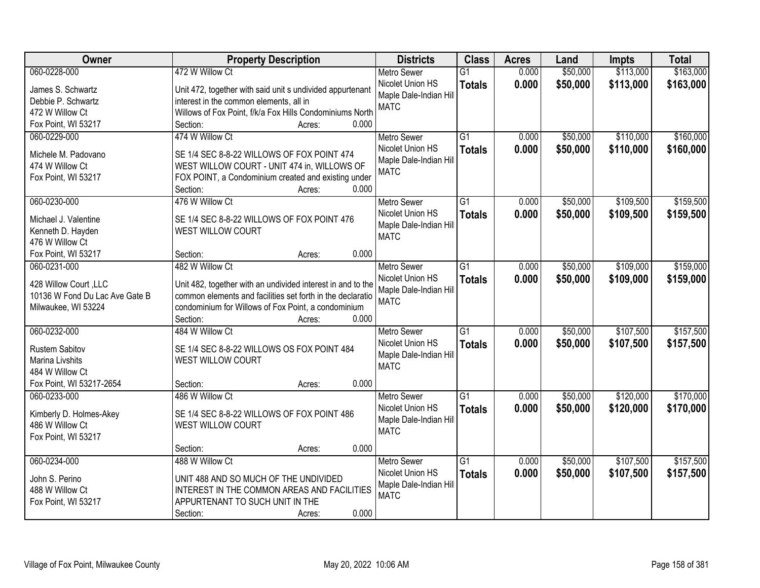| Owner | Property Description | Districts | Class | Acres | Land | Impts | Total |
|---|---|---|---|---|---|---|---|
| 060-0228-000<br>James S. Schwartz<br>Debbie P. Schwartz<br>472 W Willow Ct<br>Fox Point, WI 53217 | 472 W Willow Ct<br>Unit 472, together with said unit s undivided appurtenant interest in the common elements, all in Willows of Fox Point, f/k/a Fox Hills Condominiums North<br>Section: Acres: 0.000 | Metro Sewer<br>Nicolet Union HS<br>Maple Dale-Indian Hill<br>MATC | G1<br>**Totals** | 0.000<br>**0.000** | $50,000<br>**$50,000** | $113,000<br>**$113,000** | $163,000<br>**$163,000** |
| 060-0229-000<br>Michele M. Padovano<br>474 W Willow Ct<br>Fox Point, WI 53217 | 474 W Willow Ct<br>SE 1/4 SEC 8-8-22 WILLOWS OF FOX POINT 474 WEST WILLOW COURT - UNIT 474 in, WILLOWS OF FOX POINT, a Condominium created and existing under<br>Section: Acres: 0.000 | Metro Sewer<br>Nicolet Union HS<br>Maple Dale-Indian Hill<br>MATC | G1<br>**Totals** | 0.000<br>**0.000** | $50,000<br>**$50,000** | $110,000<br>**$110,000** | $160,000<br>**$160,000** |
| 060-0230-000<br>Michael J. Valentine<br>Kenneth D. Hayden<br>476 W Willow Ct<br>Fox Point, WI 53217 | 476 W Willow Ct<br>SE 1/4 SEC 8-8-22 WILLOWS OF FOX POINT 476 WEST WILLOW COURT<br>Section: Acres: 0.000 | Metro Sewer<br>Nicolet Union HS<br>Maple Dale-Indian Hill<br>MATC | G1<br>**Totals** | 0.000<br>**0.000** | $50,000<br>**$50,000** | $109,500<br>**$109,500** | $159,500<br>**$159,500** |
| 060-0231-000<br>428 Willow Court ,LLC<br>10136 W Fond Du Lac Ave Gate B<br>Milwaukee, WI 53224 | 482 W Willow Ct<br>Unit 482, together with an undivided interest in and to the common elements and facilities set forth in the declaratio condominium for Willows of Fox Point, a condominium<br>Section: Acres: 0.000 | Metro Sewer<br>Nicolet Union HS<br>Maple Dale-Indian Hill<br>MATC | G1<br>**Totals** | 0.000<br>**0.000** | $50,000<br>**$50,000** | $109,000<br>**$109,000** | $159,000<br>**$159,000** |
| 060-0232-000<br>Rustem Sabitov<br>Marina Livshits<br>484 W Willow Ct<br>Fox Point, WI 53217-2654 | 484 W Willow Ct<br>SE 1/4 SEC 8-8-22 WILLOWS OS FOX POINT 484 WEST WILLOW COURT<br>Section: Acres: 0.000 | Metro Sewer<br>Nicolet Union HS<br>Maple Dale-Indian Hill<br>MATC | G1<br>**Totals** | 0.000<br>**0.000** | $50,000<br>**$50,000** | $107,500<br>**$107,500** | $157,500<br>**$157,500** |
| 060-0233-000<br>Kimberly D. Holmes-Akey<br>486 W Willow Ct<br>Fox Point, WI 53217 | 486 W Willow Ct<br>SE 1/4 SEC 8-8-22 WILLOWS OF FOX POINT 486 WEST WILLOW COURT<br>Section: Acres: 0.000 | Metro Sewer<br>Nicolet Union HS<br>Maple Dale-Indian Hill<br>MATC | G1<br>**Totals** | 0.000<br>**0.000** | $50,000<br>**$50,000** | $120,000<br>**$120,000** | $170,000<br>**$170,000** |
| 060-0234-000<br>John S. Perino<br>488 W Willow Ct<br>Fox Point, WI 53217 | 488 W Willow Ct<br>UNIT 488 AND SO MUCH OF THE UNDIVIDED INTEREST IN THE COMMON AREAS AND FACILITIES APPURTENANT TO SUCH UNIT IN THE<br>Section: Acres: 0.000 | Metro Sewer<br>Nicolet Union HS<br>Maple Dale-Indian Hill<br>MATC | G1<br>**Totals** | 0.000<br>**0.000** | $50,000<br>**$50,000** | $107,500<br>**$107,500** | $157,500<br>**$157,500** |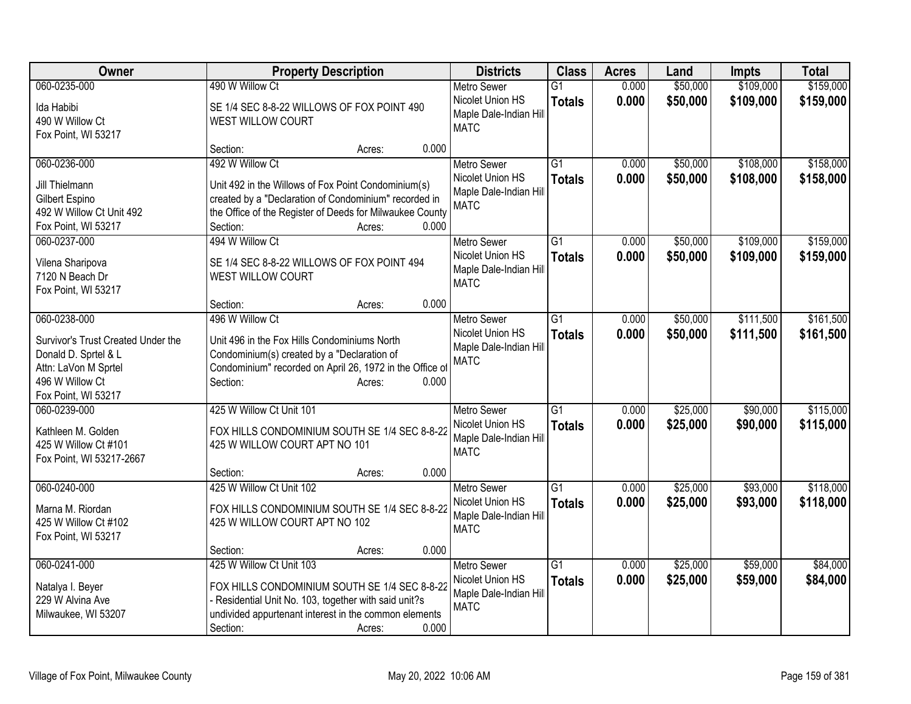| Owner | Property Description | Districts | Class | Acres | Land | Impts | Total |
|---|---|---|---|---|---|---|---|
| 060-0235-000<br>Ida Habibi<br>490 W Willow Ct<br>Fox Point, WI 53217 | 490 W Willow Ct<br>SE 1/4 SEC 8-8-22 WILLOWS OF FOX POINT 490 WEST WILLOW COURT<br>Section: Acres: 0.000 | Metro Sewer<br>Nicolet Union HS<br>Maple Dale-Indian Hill<br>MATC | G1<br>**Totals** | 0.000<br>**0.000** | $50,000<br>**$50,000** | $109,000<br>**$109,000** | $159,000<br>**$159,000** |
| 060-0236-000<br>Jill Thielmann<br>Gilbert Espino<br>492 W Willow Ct Unit 492<br>Fox Point, WI 53217 | 492 W Willow Ct<br>Unit 492 in the Willows of Fox Point Condominium(s) created by a "Declaration of Condominium" recorded in the Office of the Register of Deeds for Milwaukee County<br>Section: Acres: 0.000 | Metro Sewer<br>Nicolet Union HS<br>Maple Dale-Indian Hill<br>MATC | G1<br>**Totals** | 0.000<br>**0.000** | $50,000<br>**$50,000** | $108,000<br>**$108,000** | $158,000<br>**$158,000** |
| 060-0237-000<br>Vilena Sharipova<br>7120 N Beach Dr<br>Fox Point, WI 53217 | 494 W Willow Ct<br>SE 1/4 SEC 8-8-22 WILLOWS OF FOX POINT 494 WEST WILLOW COURT<br>Section: Acres: 0.000 | Metro Sewer<br>Nicolet Union HS<br>Maple Dale-Indian Hill<br>MATC | G1<br>**Totals** | 0.000<br>**0.000** | $50,000<br>**$50,000** | $109,000<br>**$109,000** | $159,000<br>**$159,000** |
| 060-0238-000<br>Survivor's Trust Created Under the Donald D. Sprtel & L<br>Attn: LaVon M Sprtel<br>496 W Willow Ct<br>Fox Point, WI 53217 | 496 W Willow Ct<br>Unit 496 in the Fox Hills Condominiums North Condominium(s) created by a "Declaration of Condominium" recorded on April 26, 1972 in the Office of<br>Section: Acres: 0.000 | Metro Sewer<br>Nicolet Union HS<br>Maple Dale-Indian Hill<br>MATC | G1<br>**Totals** | 0.000<br>**0.000** | $50,000<br>**$50,000** | $111,500<br>**$111,500** | $161,500<br>**$161,500** |
| 060-0239-000<br>Kathleen M. Golden<br>425 W Willow Ct #101<br>Fox Point, WI 53217-2667 | 425 W Willow Ct Unit 101<br>FOX HILLS CONDOMINIUM SOUTH SE 1/4 SEC 8-8-22 425 W WILLOW COURT APT NO 101<br>Section: Acres: 0.000 | Metro Sewer<br>Nicolet Union HS<br>Maple Dale-Indian Hill<br>MATC | G1<br>**Totals** | 0.000<br>**0.000** | $25,000<br>**$25,000** | $90,000<br>**$90,000** | $115,000<br>**$115,000** |
| 060-0240-000<br>Marna M. Riordan<br>425 W Willow Ct #102<br>Fox Point, WI 53217 | 425 W Willow Ct Unit 102<br>FOX HILLS CONDOMINIUM SOUTH SE 1/4 SEC 8-8-22 425 W WILLOW COURT APT NO 102<br>Section: Acres: 0.000 | Metro Sewer<br>Nicolet Union HS<br>Maple Dale-Indian Hill<br>MATC | G1<br>**Totals** | 0.000<br>**0.000** | $25,000<br>**$25,000** | $93,000<br>**$93,000** | $118,000<br>**$118,000** |
| 060-0241-000<br>Natalya I. Beyer<br>229 W Alvina Ave<br>Milwaukee, WI 53207 | 425 W Willow Ct Unit 103<br>FOX HILLS CONDOMINIUM SOUTH SE 1/4 SEC 8-8-22 - Residential Unit No. 103, together with said unit?s undivided appurtenant interest in the common elements<br>Section: Acres: 0.000 | Metro Sewer<br>Nicolet Union HS<br>Maple Dale-Indian Hill<br>MATC | G1<br>**Totals** | 0.000<br>**0.000** | $25,000<br>**$25,000** | $59,000<br>**$59,000** | $84,000<br>**$84,000** |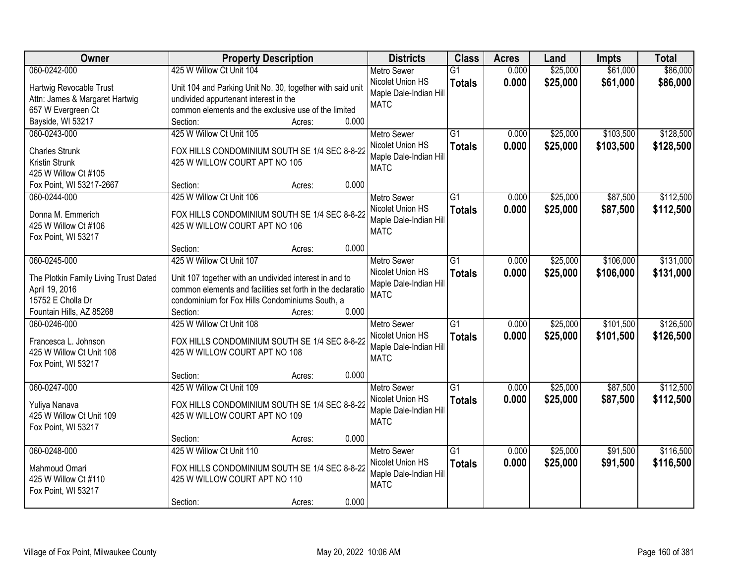| Owner | Property Description | Districts | Class | Acres | Land | Impts | Total |
|---|---|---|---|---|---|---|---|
| 060-0242-000<br>Hartwig Revocable Trust<br>Attn: James & Margaret Hartwig<br>657 W Evergreen Ct<br>Bayside, WI 53217 | 425 W Willow Ct Unit 104<br>Unit 104 and Parking Unit No. 30, together with said unit undivided appurtenant interest in the common elements and the exclusive use of the limited<br>Section: Acres: 0.000 | Metro Sewer<br>Nicolet Union HS<br>Maple Dale-Indian Hill<br>MATC | G1<br>**Totals** | 0.000<br>**0.000** | $25,000<br>**$25,000** | $61,000<br>**$61,000** | $86,000<br>**$86,000** |
| 060-0243-000<br>Charles Strunk<br>Kristin Strunk<br>425 W Willow Ct #105<br>Fox Point, WI 53217-2667 | 425 W Willow Ct Unit 105<br>FOX HILLS CONDOMINIUM SOUTH SE 1/4 SEC 8-8-22 425 W WILLOW COURT APT NO 105<br>Section: Acres: 0.000 | Metro Sewer<br>Nicolet Union HS<br>Maple Dale-Indian Hill<br>MATC | G1<br>**Totals** | 0.000<br>**0.000** | $25,000<br>**$25,000** | $103,500<br>**$103,500** | $128,500<br>**$128,500** |
| 060-0244-000<br>Donna M. Emmerich<br>425 W Willow Ct #106<br>Fox Point, WI 53217 | 425 W Willow Ct Unit 106<br>FOX HILLS CONDOMINIUM SOUTH SE 1/4 SEC 8-8-22 425 W WILLOW COURT APT NO 106<br>Section: Acres: 0.000 | Metro Sewer<br>Nicolet Union HS<br>Maple Dale-Indian Hill<br>MATC | G1<br>**Totals** | 0.000<br>**0.000** | $25,000<br>**$25,000** | $87,500<br>**$87,500** | $112,500<br>**$112,500** |
| 060-0245-000<br>The Plotkin Family Living Trust Dated April 19, 2016<br>15752 E Cholla Dr<br>Fountain Hills, AZ 85268 | 425 W Willow Ct Unit 107<br>Unit 107 together with an undivided interest in and to common elements and facilities set forth in the declaratio condominium for Fox Hills Condominiums South, a<br>Section: Acres: 0.000 | Metro Sewer<br>Nicolet Union HS<br>Maple Dale-Indian Hill<br>MATC | G1<br>**Totals** | 0.000<br>**0.000** | $25,000<br>**$25,000** | $106,000<br>**$106,000** | $131,000<br>**$131,000** |
| 060-0246-000<br>Francesca L. Johnson<br>425 W Willow Ct Unit 108<br>Fox Point, WI 53217 | 425 W Willow Ct Unit 108<br>FOX HILLS CONDOMINIUM SOUTH SE 1/4 SEC 8-8-22 425 W WILLOW COURT APT NO 108<br>Section: Acres: 0.000 | Metro Sewer<br>Nicolet Union HS<br>Maple Dale-Indian Hill<br>MATC | G1<br>**Totals** | 0.000<br>**0.000** | $25,000<br>**$25,000** | $101,500<br>**$101,500** | $126,500<br>**$126,500** |
| 060-0247-000<br>Yuliya Nanava<br>425 W Willow Ct Unit 109<br>Fox Point, WI 53217 | 425 W Willow Ct Unit 109<br>FOX HILLS CONDOMINIUM SOUTH SE 1/4 SEC 8-8-22 425 W WILLOW COURT APT NO 109<br>Section: Acres: 0.000 | Metro Sewer<br>Nicolet Union HS<br>Maple Dale-Indian Hill<br>MATC | G1<br>**Totals** | 0.000<br>**0.000** | $25,000<br>**$25,000** | $87,500<br>**$87,500** | $112,500<br>**$112,500** |
| 060-0248-000<br>Mahmoud Omari<br>425 W Willow Ct #110<br>Fox Point, WI 53217 | 425 W Willow Ct Unit 110<br>FOX HILLS CONDOMINIUM SOUTH SE 1/4 SEC 8-8-22 425 W WILLOW COURT APT NO 110<br>Section: Acres: 0.000 | Metro Sewer<br>Nicolet Union HS<br>Maple Dale-Indian Hill<br>MATC | G1<br>**Totals** | 0.000<br>**0.000** | $25,000<br>**$25,000** | $91,500<br>**$91,500** | $116,500<br>**$116,500** |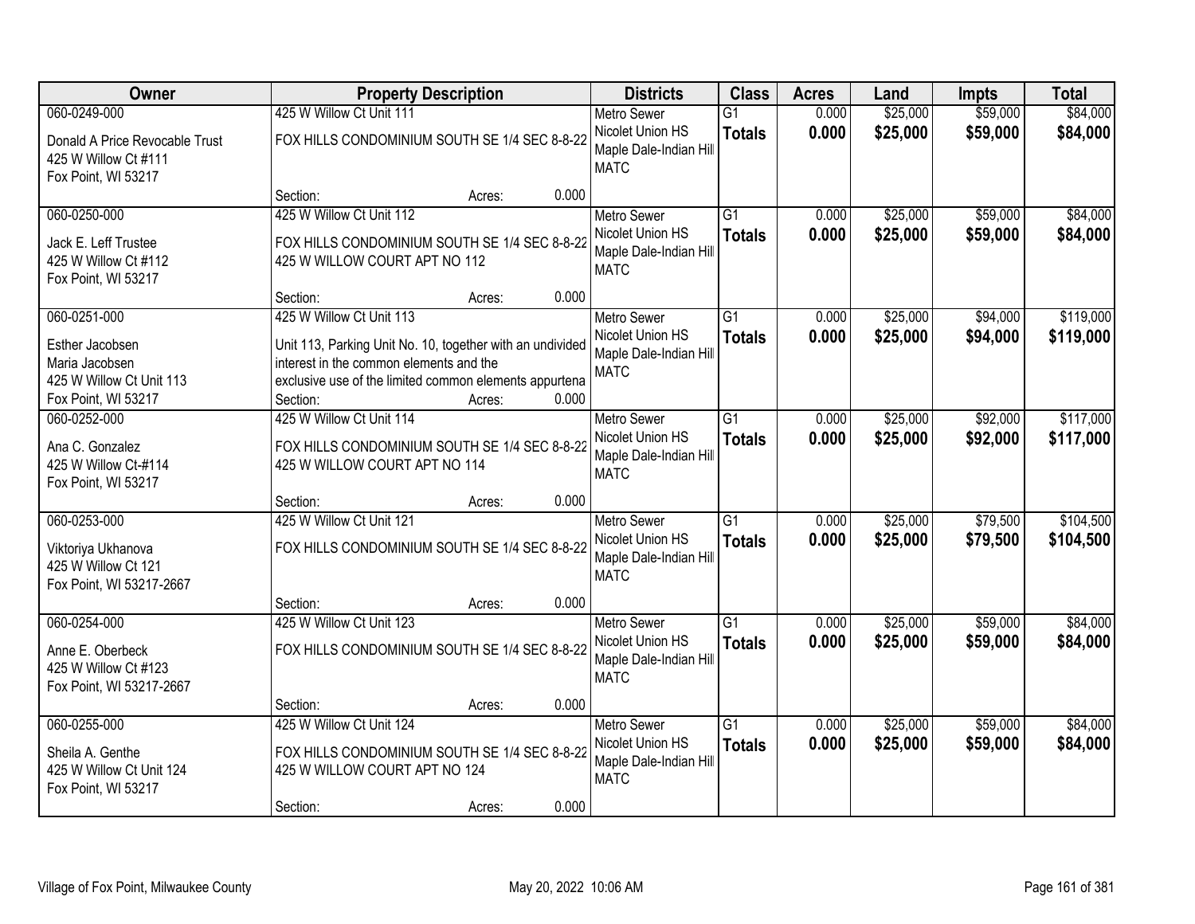| Owner | Property Description | Districts | Class | Acres | Land | Impts | Total |
|---|---|---|---|---|---|---|---|
| 060-0249-000<br>Donald A Price Revocable Trust<br>425 W Willow Ct #111<br>Fox Point, WI 53217 | 425 W Willow Ct Unit 111<br>FOX HILLS CONDOMINIUM SOUTH SE 1/4 SEC 8-8-22<br>Section: Acres: 0.000 | Metro Sewer<br>Nicolet Union HS<br>Maple Dale-Indian Hill<br>MATC | G1<br>**Totals** | 0.000<br>**0.000** | $25,000<br>**$25,000** | $59,000<br>**$59,000** | $84,000<br>**$84,000** |
| 060-0250-000<br>Jack E. Leff Trustee<br>425 W Willow Ct #112<br>Fox Point, WI 53217 | 425 W Willow Ct Unit 112<br>FOX HILLS CONDOMINIUM SOUTH SE 1/4 SEC 8-8-22<br>425 W WILLOW COURT APT NO 112<br>Section: Acres: 0.000 | Metro Sewer<br>Nicolet Union HS<br>Maple Dale-Indian Hill<br>MATC | G1<br>**Totals** | 0.000<br>**0.000** | $25,000<br>**$25,000** | $59,000<br>**$59,000** | $84,000<br>**$84,000** |
| 060-0251-000<br>Esther Jacobsen<br>Maria Jacobsen<br>425 W Willow Ct Unit 113<br>Fox Point, WI 53217 | 425 W Willow Ct Unit 113<br>Unit 113, Parking Unit No. 10, together with an undivided interest in the common elements and the exclusive use of the limited common elements appurtena<br>Section: Acres: 0.000 | Metro Sewer<br>Nicolet Union HS<br>Maple Dale-Indian Hill<br>MATC | G1<br>**Totals** | 0.000<br>**0.000** | $25,000<br>**$25,000** | $94,000<br>**$94,000** | $119,000<br>**$119,000** |
| 060-0252-000<br>Ana C. Gonzalez<br>425 W Willow Ct-#114<br>Fox Point, WI 53217 | 425 W Willow Ct Unit 114<br>FOX HILLS CONDOMINIUM SOUTH SE 1/4 SEC 8-8-22<br>425 W WILLOW COURT APT NO 114<br>Section: Acres: 0.000 | Metro Sewer<br>Nicolet Union HS<br>Maple Dale-Indian Hill<br>MATC | G1<br>**Totals** | 0.000<br>**0.000** | $25,000<br>**$25,000** | $92,000<br>**$92,000** | $117,000<br>**$117,000** |
| 060-0253-000<br>Viktoriya Ukhanova<br>425 W Willow Ct 121<br>Fox Point, WI 53217-2667 | 425 W Willow Ct Unit 121<br>FOX HILLS CONDOMINIUM SOUTH SE 1/4 SEC 8-8-22<br>Section: Acres: 0.000 | Metro Sewer<br>Nicolet Union HS<br>Maple Dale-Indian Hill<br>MATC | G1<br>**Totals** | 0.000<br>**0.000** | $25,000<br>**$25,000** | $79,500<br>**$79,500** | $104,500<br>**$104,500** |
| 060-0254-000<br>Anne E. Oberbeck<br>425 W Willow Ct #123<br>Fox Point, WI 53217-2667 | 425 W Willow Ct Unit 123<br>FOX HILLS CONDOMINIUM SOUTH SE 1/4 SEC 8-8-22<br>Section: Acres: 0.000 | Metro Sewer<br>Nicolet Union HS<br>Maple Dale-Indian Hill<br>MATC | G1<br>**Totals** | 0.000<br>**0.000** | $25,000<br>**$25,000** | $59,000<br>**$59,000** | $84,000<br>**$84,000** |
| 060-0255-000<br>Sheila A. Genthe<br>425 W Willow Ct Unit 124<br>Fox Point, WI 53217 | 425 W Willow Ct Unit 124<br>FOX HILLS CONDOMINIUM SOUTH SE 1/4 SEC 8-8-22<br>425 W WILLOW COURT APT NO 124<br>Section: Acres: 0.000 | Metro Sewer<br>Nicolet Union HS<br>Maple Dale-Indian Hill<br>MATC | G1<br>**Totals** | 0.000<br>**0.000** | $25,000<br>**$25,000** | $59,000<br>**$59,000** | $84,000<br>**$84,000** |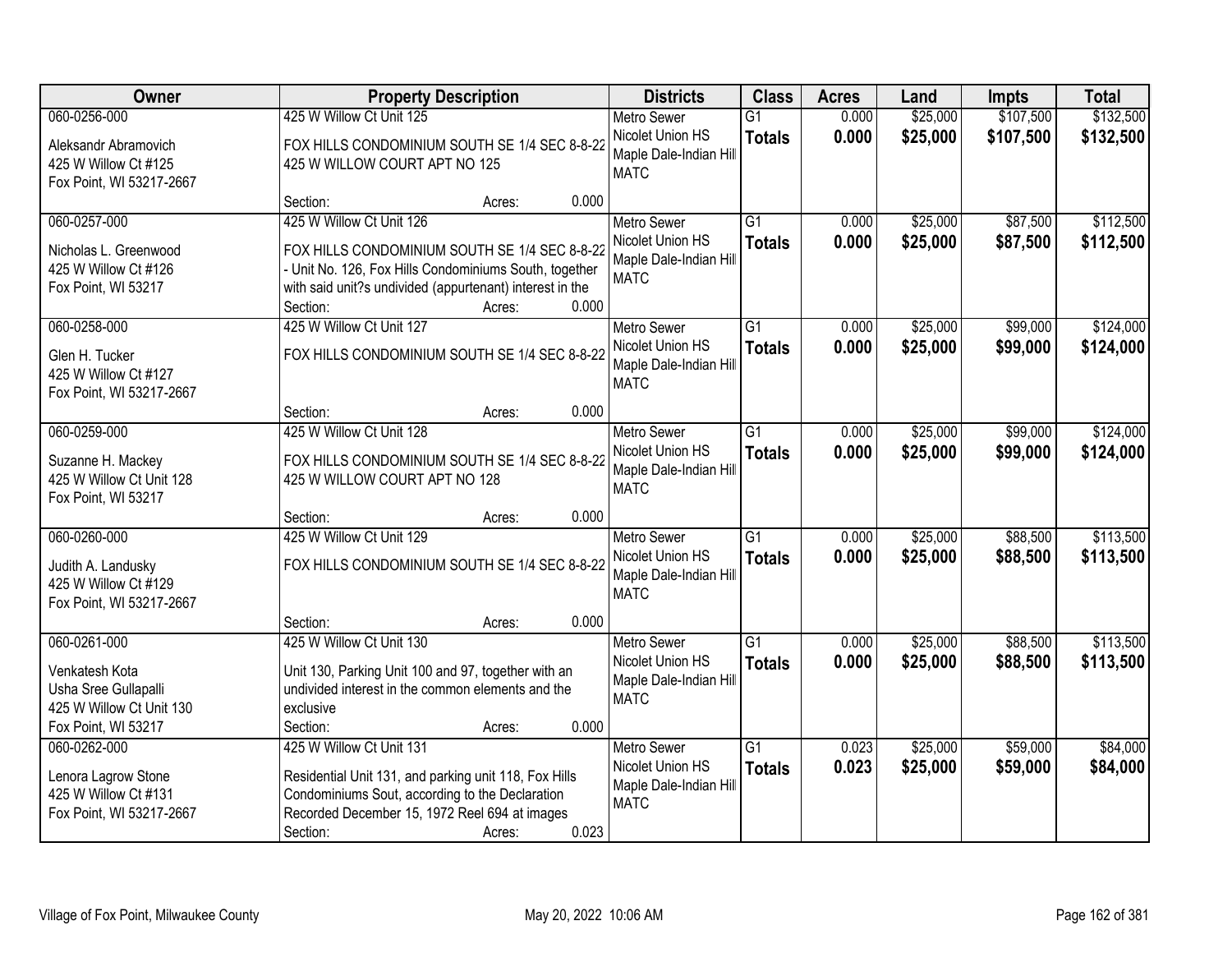| Owner | Property Description | Districts | Class | Acres | Land | Impts | Total |
|---|---|---|---|---|---|---|---|
| 060-0256-000<br>Aleksandr Abramovich<br>425 W Willow Ct #125<br>Fox Point, WI 53217-2667 | 425 W Willow Ct Unit 125<br>FOX HILLS CONDOMINIUM SOUTH SE 1/4 SEC 8-8-22<br>425 W WILLOW COURT APT NO 125<br>Section: Acres: 0.000 | Metro Sewer<br>Nicolet Union HS<br>Maple Dale-Indian Hill<br>MATC | G1<br>**Totals** | 0.000<br>**0.000** | $25,000<br>**$25,000** | $107,500<br>**$107,500** | $132,500<br>**$132,500** |
| 060-0257-000<br>Nicholas L. Greenwood<br>425 W Willow Ct #126<br>Fox Point, WI 53217 | 425 W Willow Ct Unit 126<br>FOX HILLS CONDOMINIUM SOUTH SE 1/4 SEC 8-8-22 - Unit No. 126, Fox Hills Condominiums South, together with said unit?s undivided (appurtenant) interest in the<br>Section: Acres: 0.000 | Metro Sewer<br>Nicolet Union HS<br>Maple Dale-Indian Hill<br>MATC | G1<br>**Totals** | 0.000<br>**0.000** | $25,000<br>**$25,000** | $87,500<br>**$87,500** | $112,500<br>**$112,500** |
| 060-0258-000<br>Glen H. Tucker<br>425 W Willow Ct #127<br>Fox Point, WI 53217-2667 | 425 W Willow Ct Unit 127<br>FOX HILLS CONDOMINIUM SOUTH SE 1/4 SEC 8-8-22<br>Section: Acres: 0.000 | Metro Sewer<br>Nicolet Union HS<br>Maple Dale-Indian Hill<br>MATC | G1<br>**Totals** | 0.000<br>**0.000** | $25,000<br>**$25,000** | $99,000<br>**$99,000** | $124,000<br>**$124,000** |
| 060-0259-000<br>Suzanne H. Mackey<br>425 W Willow Ct Unit 128<br>Fox Point, WI 53217 | 425 W Willow Ct Unit 128<br>FOX HILLS CONDOMINIUM SOUTH SE 1/4 SEC 8-8-22<br>425 W WILLOW COURT APT NO 128<br>Section: Acres: 0.000 | Metro Sewer<br>Nicolet Union HS<br>Maple Dale-Indian Hill<br>MATC | G1<br>**Totals** | 0.000<br>**0.000** | $25,000<br>**$25,000** | $99,000<br>**$99,000** | $124,000<br>**$124,000** |
| 060-0260-000<br>Judith A. Landusky<br>425 W Willow Ct #129<br>Fox Point, WI 53217-2667 | 425 W Willow Ct Unit 129<br>FOX HILLS CONDOMINIUM SOUTH SE 1/4 SEC 8-8-22<br>Section: Acres: 0.000 | Metro Sewer<br>Nicolet Union HS<br>Maple Dale-Indian Hill<br>MATC | G1<br>**Totals** | 0.000<br>**0.000** | $25,000<br>**$25,000** | $88,500<br>**$88,500** | $113,500<br>**$113,500** |
| 060-0261-000<br>Venkatesh Kota<br>Usha Sree Gullapalli<br>425 W Willow Ct Unit 130<br>Fox Point, WI 53217 | 425 W Willow Ct Unit 130<br>Unit 130, Parking Unit 100 and 97, together with an undivided interest in the common elements and the exclusive<br>Section: Acres: 0.000 | Metro Sewer<br>Nicolet Union HS<br>Maple Dale-Indian Hill<br>MATC | G1<br>**Totals** | 0.000<br>**0.000** | $25,000<br>**$25,000** | $88,500<br>**$88,500** | $113,500<br>**$113,500** |
| 060-0262-000<br>Lenora Lagrow Stone<br>425 W Willow Ct #131<br>Fox Point, WI 53217-2667 | 425 W Willow Ct Unit 131<br>Residential Unit 131, and parking unit 118, Fox Hills Condominiums Sout, according to the Declaration Recorded December 15, 1972 Reel 694 at images<br>Section: Acres: 0.023 | Metro Sewer<br>Nicolet Union HS<br>Maple Dale-Indian Hill<br>MATC | G1<br>**Totals** | 0.023<br>**0.023** | $25,000<br>**$25,000** | $59,000<br>**$59,000** | $84,000<br>**$84,000** |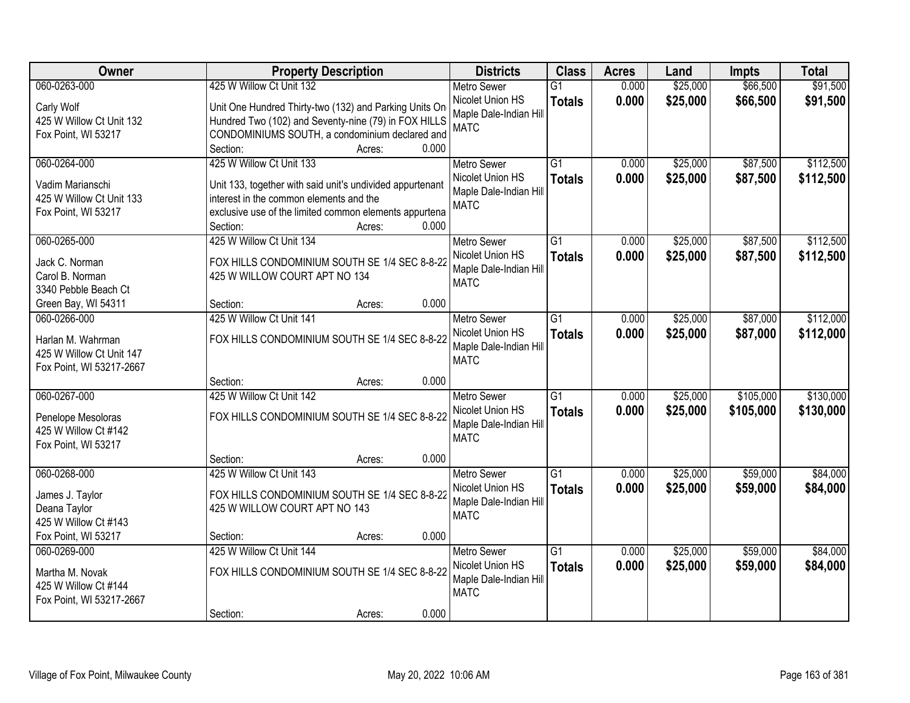| Owner | Property Description | Districts | Class | Acres | Land | Impts | Total |
|---|---|---|---|---|---|---|---|
| 060-0263-000<br><br>Carly Wolf<br>425 W Willow Ct Unit 132<br>Fox Point, WI 53217 | 425 W Willow Ct Unit 132<br><br>Unit One Hundred Thirty-two (132) and Parking Units On Hundred Two (102) and Seventy-nine (79) in FOX HILLS CONDOMINIUMS SOUTH, a condominium declared and<br>Section: Acres: 0.000 | Metro Sewer<br>Nicolet Union HS<br>Maple Dale-Indian Hill<br>MATC | G1<br>**Totals** | 0.000<br>**0.000** | $25,000<br>**$25,000** | $66,500<br>**$66,500** | $91,500<br>**$91,500** |
| 060-0264-000<br><br>Vadim Marianschi<br>425 W Willow Ct Unit 133<br>Fox Point, WI 53217 | 425 W Willow Ct Unit 133<br><br>Unit 133, together with said unit's undivided appurtenant interest in the common elements and the exclusive use of the limited common elements appurtena<br>Section: Acres: 0.000 | Metro Sewer<br>Nicolet Union HS<br>Maple Dale-Indian Hill<br>MATC | G1<br>**Totals** | 0.000<br>**0.000** | $25,000<br>**$25,000** | $87,500<br>**$87,500** | $112,500<br>**$112,500** |
| 060-0265-000<br><br>Jack C. Norman<br>Carol B. Norman<br>3340 Pebble Beach Ct<br>Green Bay, WI 54311 | 425 W Willow Ct Unit 134<br><br>FOX HILLS CONDOMINIUM SOUTH SE 1/4 SEC 8-8-22 425 W WILLOW COURT APT NO 134<br>Section: Acres: 0.000 | Metro Sewer<br>Nicolet Union HS<br>Maple Dale-Indian Hill<br>MATC | G1<br>**Totals** | 0.000<br>**0.000** | $25,000<br>**$25,000** | $87,500<br>**$87,500** | $112,500<br>**$112,500** |
| 060-0266-000<br><br>Harlan M. Wahrman<br>425 W Willow Ct Unit 147<br>Fox Point, WI 53217-2667 | 425 W Willow Ct Unit 141<br><br>FOX HILLS CONDOMINIUM SOUTH SE 1/4 SEC 8-8-22<br>Section: Acres: 0.000 | Metro Sewer<br>Nicolet Union HS<br>Maple Dale-Indian Hill<br>MATC | G1<br>**Totals** | 0.000<br>**0.000** | $25,000<br>**$25,000** | $87,000<br>**$87,000** | $112,000<br>**$112,000** |
| 060-0267-000<br><br>Penelope Mesoloras<br>425 W Willow Ct #142<br>Fox Point, WI 53217 | 425 W Willow Ct Unit 142<br><br>FOX HILLS CONDOMINIUM SOUTH SE 1/4 SEC 8-8-22<br>Section: Acres: 0.000 | Metro Sewer<br>Nicolet Union HS<br>Maple Dale-Indian Hill<br>MATC | G1<br>**Totals** | 0.000<br>**0.000** | $25,000<br>**$25,000** | $105,000<br>**$105,000** | $130,000<br>**$130,000** |
| 060-0268-000<br><br>James J. Taylor<br>Deana Taylor<br>425 W Willow Ct #143<br>Fox Point, WI 53217 | 425 W Willow Ct Unit 143<br><br>FOX HILLS CONDOMINIUM SOUTH SE 1/4 SEC 8-8-22 425 W WILLOW COURT APT NO 143<br>Section: Acres: 0.000 | Metro Sewer<br>Nicolet Union HS<br>Maple Dale-Indian Hill<br>MATC | G1<br>**Totals** | 0.000<br>**0.000** | $25,000<br>**$25,000** | $59,000<br>**$59,000** | $84,000<br>**$84,000** |
| 060-0269-000<br><br>Martha M. Novak<br>425 W Willow Ct #144<br>Fox Point, WI 53217-2667 | 425 W Willow Ct Unit 144<br><br>FOX HILLS CONDOMINIUM SOUTH SE 1/4 SEC 8-8-22<br>Section: Acres: 0.000 | Metro Sewer<br>Nicolet Union HS<br>Maple Dale-Indian Hill<br>MATC | G1<br>**Totals** | 0.000<br>**0.000** | $25,000<br>**$25,000** | $59,000<br>**$59,000** | $84,000<br>**$84,000** |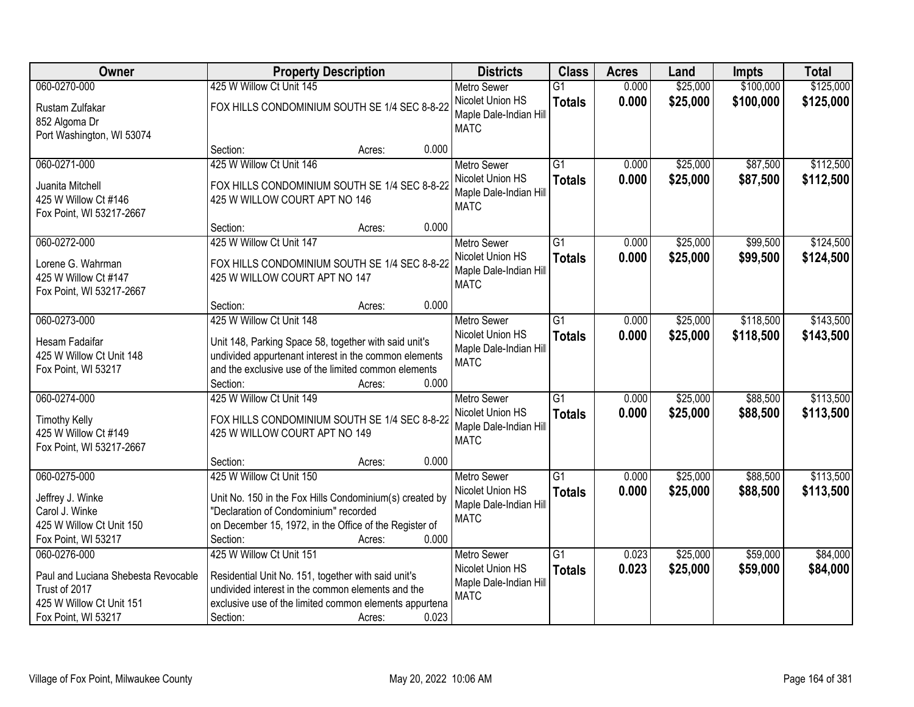| Owner | Property Description | Districts | Class | Acres | Land | Impts | Total |
|---|---|---|---|---|---|---|---|
| 060-0270-000<br>Rustam Zulfakar<br>852 Algoma Dr<br>Port Washington, WI 53074 | 425 W Willow Ct Unit 145<br>FOX HILLS CONDOMINIUM SOUTH SE 1/4 SEC 8-8-22<br>Section: Acres: 0.000 | Metro Sewer<br>Nicolet Union HS<br>Maple Dale-Indian Hill<br>MATC | G1<br>**Totals** | 0.000<br>**0.000** | $25,000<br>**$25,000** | $100,000<br>**$100,000** | $125,000<br>**$125,000** |
| 060-0271-000<br>Juanita Mitchell<br>425 W Willow Ct #146<br>Fox Point, WI 53217-2667 | 425 W Willow Ct Unit 146<br>FOX HILLS CONDOMINIUM SOUTH SE 1/4 SEC 8-8-22<br>425 W WILLOW COURT APT NO 146<br>Section: Acres: 0.000 | Metro Sewer<br>Nicolet Union HS<br>Maple Dale-Indian Hill<br>MATC | G1<br>**Totals** | 0.000<br>**0.000** | $25,000<br>**$25,000** | $87,500<br>**$87,500** | $112,500<br>**$112,500** |
| 060-0272-000<br>Lorene G. Wahrman<br>425 W Willow Ct #147<br>Fox Point, WI 53217-2667 | 425 W Willow Ct Unit 147<br>FOX HILLS CONDOMINIUM SOUTH SE 1/4 SEC 8-8-22<br>425 W WILLOW COURT APT NO 147<br>Section: Acres: 0.000 | Metro Sewer<br>Nicolet Union HS<br>Maple Dale-Indian Hill<br>MATC | G1<br>**Totals** | 0.000<br>**0.000** | $25,000<br>**$25,000** | $99,500<br>**$99,500** | $124,500<br>**$124,500** |
| 060-0273-000<br>Hesam Fadaifar<br>425 W Willow Ct Unit 148<br>Fox Point, WI 53217 | 425 W Willow Ct Unit 148<br>Unit 148, Parking Space 58, together with said unit's undivided appurtenant interest in the common elements and the exclusive use of the limited common elements<br>Section: Acres: 0.000 | Metro Sewer<br>Nicolet Union HS<br>Maple Dale-Indian Hill<br>MATC | G1<br>**Totals** | 0.000<br>**0.000** | $25,000<br>**$25,000** | $118,500<br>**$118,500** | $143,500<br>**$143,500** |
| 060-0274-000<br>Timothy Kelly<br>425 W Willow Ct #149<br>Fox Point, WI 53217-2667 | 425 W Willow Ct Unit 149<br>FOX HILLS CONDOMINIUM SOUTH SE 1/4 SEC 8-8-22<br>425 W WILLOW COURT APT NO 149<br>Section: Acres: 0.000 | Metro Sewer<br>Nicolet Union HS<br>Maple Dale-Indian Hill<br>MATC | G1<br>**Totals** | 0.000<br>**0.000** | $25,000<br>**$25,000** | $88,500<br>**$88,500** | $113,500<br>**$113,500** |
| 060-0275-000<br>Jeffrey J. Winke<br>Carol J. Winke<br>425 W Willow Ct Unit 150<br>Fox Point, WI 53217 | 425 W Willow Ct Unit 150<br>Unit No. 150 in the Fox Hills Condominium(s) created by "Declaration of Condominium" recorded on December 15, 1972, in the Office of the Register of<br>Section: Acres: 0.000 | Metro Sewer<br>Nicolet Union HS<br>Maple Dale-Indian Hill<br>MATC | G1<br>**Totals** | 0.000<br>**0.000** | $25,000<br>**$25,000** | $88,500<br>**$88,500** | $113,500<br>**$113,500** |
| 060-0276-000<br>Paul and Luciana Shebesta Revocable Trust of 2017<br>425 W Willow Ct Unit 151<br>Fox Point, WI 53217 | 425 W Willow Ct Unit 151<br>Residential Unit No. 151, together with said unit's undivided interest in the common elements and the exclusive use of the limited common elements appurtena<br>Section: Acres: 0.023 | Metro Sewer<br>Nicolet Union HS<br>Maple Dale-Indian Hill<br>MATC | G1<br>**Totals** | 0.023<br>**0.023** | $25,000<br>**$25,000** | $59,000<br>**$59,000** | $84,000<br>**$84,000** |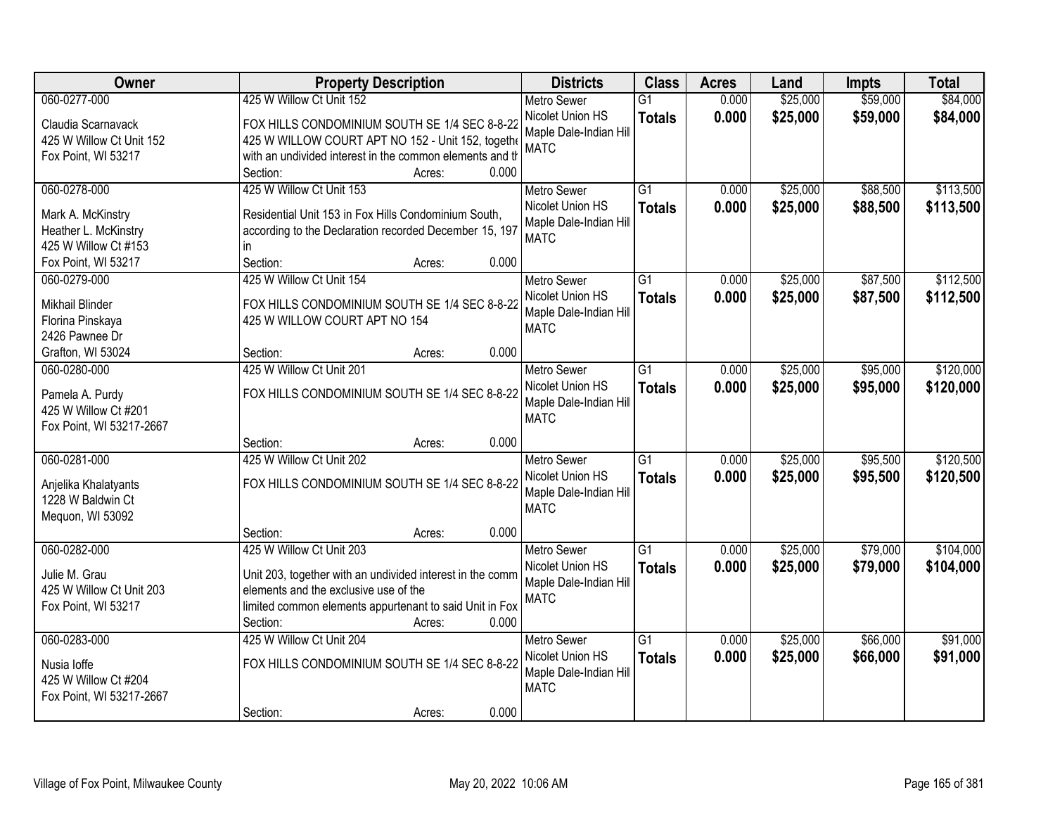| Owner | Property Description | Districts | Class | Acres | Land | Impts | Total |
|---|---|---|---|---|---|---|---|
| 060-0277-000<br>Claudia Scarnavack<br>425 W Willow Ct Unit 152<br>Fox Point, WI 53217 | 425 W Willow Ct Unit 152<br>FOX HILLS CONDOMINIUM SOUTH SE 1/4 SEC 8-8-22 425 W WILLOW COURT APT NO 152 - Unit 152, togethe with an undivided interest in the common elements and th<br>Section: Acres: 0.000 | Metro Sewer<br>Nicolet Union HS<br>Maple Dale-Indian Hill<br>MATC | G1<br>**Totals** | 0.000<br>**0.000** | $25,000<br>**$25,000** | $59,000<br>**$59,000** | $84,000<br>**$84,000** |
| 060-0278-000<br>Mark A. McKinstry<br>Heather L. McKinstry<br>425 W Willow Ct #153<br>Fox Point, WI 53217 | 425 W Willow Ct Unit 153<br>Residential Unit 153 in Fox Hills Condominium South, according to the Declaration recorded December 15, 197 in<br>Section: Acres: 0.000 | Metro Sewer<br>Nicolet Union HS<br>Maple Dale-Indian Hill<br>MATC | G1<br>**Totals** | 0.000<br>**0.000** | $25,000<br>**$25,000** | $88,500<br>**$88,500** | $113,500<br>**$113,500** |
| 060-0279-000<br>Mikhail Blinder<br>Florina Pinskaya<br>2426 Pawnee Dr<br>Grafton, WI 53024 | 425 W Willow Ct Unit 154<br>FOX HILLS CONDOMINIUM SOUTH SE 1/4 SEC 8-8-22 425 W WILLOW COURT APT NO 154<br>Section: Acres: 0.000 | Metro Sewer<br>Nicolet Union HS<br>Maple Dale-Indian Hill<br>MATC | G1<br>**Totals** | 0.000<br>**0.000** | $25,000<br>**$25,000** | $87,500<br>**$87,500** | $112,500<br>**$112,500** |
| 060-0280-000<br>Pamela A. Purdy<br>425 W Willow Ct #201<br>Fox Point, WI 53217-2667 | 425 W Willow Ct Unit 201<br>FOX HILLS CONDOMINIUM SOUTH SE 1/4 SEC 8-8-22<br>Section: Acres: 0.000 | Metro Sewer<br>Nicolet Union HS<br>Maple Dale-Indian Hill<br>MATC | G1<br>**Totals** | 0.000<br>**0.000** | $25,000<br>**$25,000** | $95,000<br>**$95,000** | $120,000<br>**$120,000** |
| 060-0281-000<br>Anjelika Khalatyants<br>1228 W Baldwin Ct<br>Mequon, WI 53092 | 425 W Willow Ct Unit 202<br>FOX HILLS CONDOMINIUM SOUTH SE 1/4 SEC 8-8-22<br>Section: Acres: 0.000 | Metro Sewer<br>Nicolet Union HS<br>Maple Dale-Indian Hill<br>MATC | G1<br>**Totals** | 0.000<br>**0.000** | $25,000<br>**$25,000** | $95,500<br>**$95,500** | $120,500<br>**$120,500** |
| 060-0282-000<br>Julie M. Grau<br>425 W Willow Ct Unit 203<br>Fox Point, WI 53217 | 425 W Willow Ct Unit 203<br>Unit 203, together with an undivided interest in the comm elements and the exclusive use of the limited common elements appurtenant to said Unit in Fox<br>Section: Acres: 0.000 | Metro Sewer<br>Nicolet Union HS<br>Maple Dale-Indian Hill<br>MATC | G1<br>**Totals** | 0.000<br>**0.000** | $25,000<br>**$25,000** | $79,000<br>**$79,000** | $104,000<br>**$104,000** |
| 060-0283-000<br>Nusia Ioffe<br>425 W Willow Ct #204<br>Fox Point, WI 53217-2667 | 425 W Willow Ct Unit 204<br>FOX HILLS CONDOMINIUM SOUTH SE 1/4 SEC 8-8-22<br>Section: Acres: 0.000 | Metro Sewer<br>Nicolet Union HS<br>Maple Dale-Indian Hill<br>MATC | G1<br>**Totals** | 0.000<br>**0.000** | $25,000<br>**$25,000** | $66,000<br>**$66,000** | $91,000<br>**$91,000** |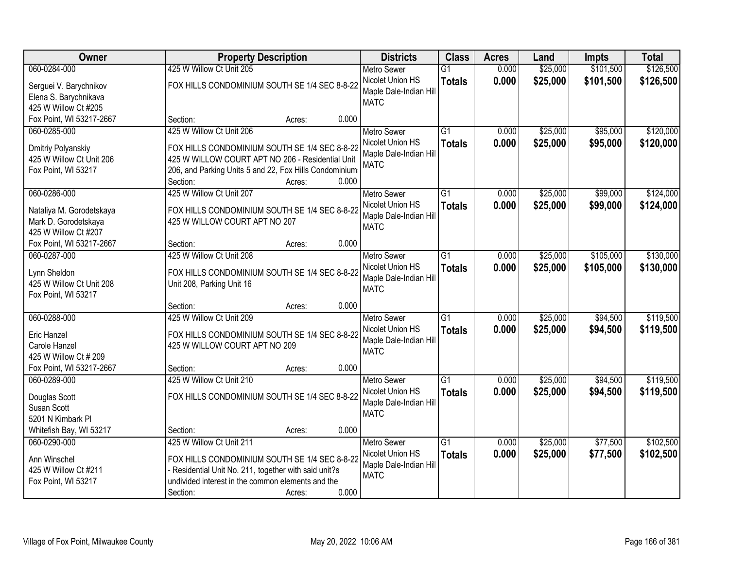| Owner | Property Description | Districts | Class | Acres | Land | Impts | Total |
|---|---|---|---|---|---|---|---|
| 060-0284-000<br>Serguei V. Barychnikov<br>Elena S. Barychnikava<br>425 W Willow Ct #205<br>Fox Point, WI 53217-2667 | 425 W Willow Ct Unit 205<br>FOX HILLS CONDOMINIUM SOUTH SE 1/4 SEC 8-8-22<br>Section: Acres: 0.000 | Metro Sewer<br>Nicolet Union HS<br>Maple Dale-Indian Hill<br>MATC | G1<br>**Totals** | 0.000<br>**0.000** | $25,000<br>**$25,000** | $101,500<br>**$101,500** | $126,500<br>**$126,500** |
| 060-0285-000<br>Dmitriy Polyanskiy<br>425 W Willow Ct Unit 206<br>Fox Point, WI 53217 | 425 W Willow Ct Unit 206<br>FOX HILLS CONDOMINIUM SOUTH SE 1/4 SEC 8-8-22 425 W WILLOW COURT APT NO 206 - Residential Unit 206, and Parking Units 5 and 22, Fox Hills Condominium<br>Section: Acres: 0.000 | Metro Sewer<br>Nicolet Union HS<br>Maple Dale-Indian Hill<br>MATC | G1<br>**Totals** | 0.000<br>**0.000** | $25,000<br>**$25,000** | $95,000<br>**$95,000** | $120,000<br>**$120,000** |
| 060-0286-000<br>Nataliya M. Gorodetskaya<br>Mark D. Gorodetskaya<br>425 W Willow Ct #207<br>Fox Point, WI 53217-2667 | 425 W Willow Ct Unit 207<br>FOX HILLS CONDOMINIUM SOUTH SE 1/4 SEC 8-8-22 425 W WILLOW COURT APT NO 207<br>Section: Acres: 0.000 | Metro Sewer<br>Nicolet Union HS<br>Maple Dale-Indian Hill<br>MATC | G1<br>**Totals** | 0.000<br>**0.000** | $25,000<br>**$25,000** | $99,000<br>**$99,000** | $124,000<br>**$124,000** |
| 060-0287-000<br>Lynn Sheldon<br>425 W Willow Ct Unit 208<br>Fox Point, WI 53217 | 425 W Willow Ct Unit 208<br>FOX HILLS CONDOMINIUM SOUTH SE 1/4 SEC 8-8-22 Unit 208, Parking Unit 16<br>Section: Acres: 0.000 | Metro Sewer<br>Nicolet Union HS<br>Maple Dale-Indian Hill<br>MATC | G1<br>**Totals** | 0.000<br>**0.000** | $25,000<br>**$25,000** | $105,000<br>**$105,000** | $130,000<br>**$130,000** |
| 060-0288-000<br>Eric Hanzel<br>Carole Hanzel<br>425 W Willow Ct # 209<br>Fox Point, WI 53217-2667 | 425 W Willow Ct Unit 209<br>FOX HILLS CONDOMINIUM SOUTH SE 1/4 SEC 8-8-22 425 W WILLOW COURT APT NO 209<br>Section: Acres: 0.000 | Metro Sewer<br>Nicolet Union HS<br>Maple Dale-Indian Hill<br>MATC | G1<br>**Totals** | 0.000<br>**0.000** | $25,000<br>**$25,000** | $94,500<br>**$94,500** | $119,500<br>**$119,500** |
| 060-0289-000<br>Douglas Scott<br>Susan Scott<br>5201 N Kimbark Pl<br>Whitefish Bay, WI 53217 | 425 W Willow Ct Unit 210<br>FOX HILLS CONDOMINIUM SOUTH SE 1/4 SEC 8-8-22<br>Section: Acres: 0.000 | Metro Sewer<br>Nicolet Union HS<br>Maple Dale-Indian Hill<br>MATC | G1<br>**Totals** | 0.000<br>**0.000** | $25,000<br>**$25,000** | $94,500<br>**$94,500** | $119,500<br>**$119,500** |
| 060-0290-000<br>Ann Winschel<br>425 W Willow Ct #211<br>Fox Point, WI 53217 | 425 W Willow Ct Unit 211<br>FOX HILLS CONDOMINIUM SOUTH SE 1/4 SEC 8-8-22 - Residential Unit No. 211, together with said unit?s undivided interest in the common elements and the<br>Section: Acres: 0.000 | Metro Sewer<br>Nicolet Union HS<br>Maple Dale-Indian Hill<br>MATC | G1<br>**Totals** | 0.000<br>**0.000** | $25,000<br>**$25,000** | $77,500<br>**$77,500** | $102,500<br>**$102,500** |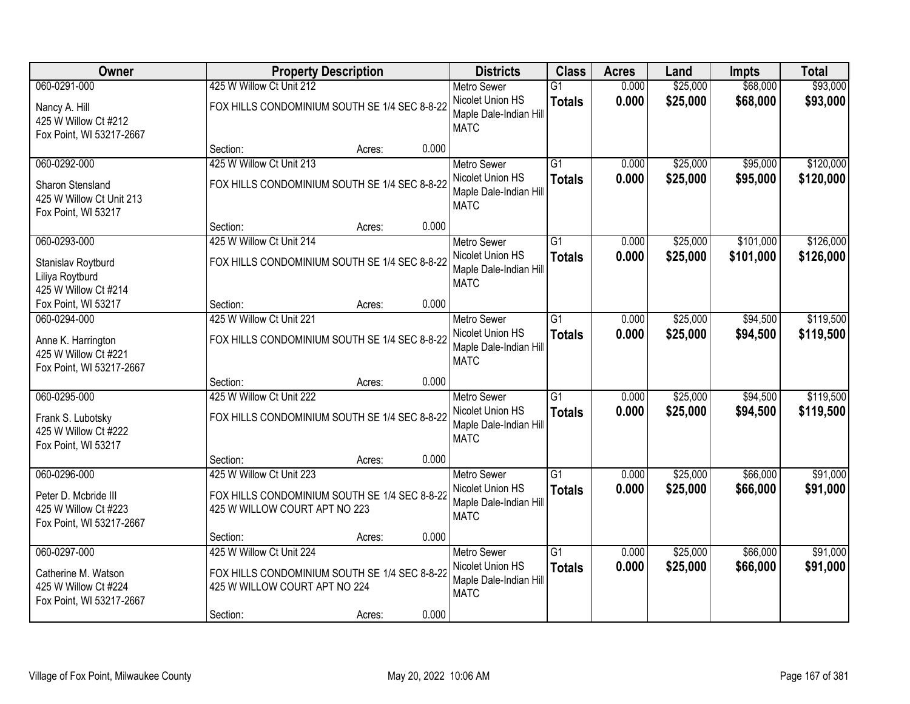| Owner | Property Description | Districts | Class | Acres | Land | Impts | Total |
|---|---|---|---|---|---|---|---|
| 060-0291-000<br>Nancy A. Hill<br>425 W Willow Ct #212<br>Fox Point, WI 53217-2667 | 425 W Willow Ct Unit 212<br>FOX HILLS CONDOMINIUM SOUTH SE 1/4 SEC 8-8-22<br>Section: Acres: 0.000 | Metro Sewer<br>Nicolet Union HS<br>Maple Dale-Indian Hill<br>MATC | G1<br>**Totals** | 0.000<br>**0.000** | $25,000<br>**$25,000** | $68,000<br>**$68,000** | $93,000<br>**$93,000** |
| 060-0292-000<br>Sharon Stensland<br>425 W Willow Ct Unit 213<br>Fox Point, WI 53217 | 425 W Willow Ct Unit 213<br>FOX HILLS CONDOMINIUM SOUTH SE 1/4 SEC 8-8-22<br>Section: Acres: 0.000 | Metro Sewer<br>Nicolet Union HS<br>Maple Dale-Indian Hill<br>MATC | G1<br>**Totals** | 0.000<br>**0.000** | $25,000<br>**$25,000** | $95,000<br>**$95,000** | $120,000<br>**$120,000** |
| 060-0293-000<br>Stanislav Roytburd<br>Liliya Roytburd<br>425 W Willow Ct #214<br>Fox Point, WI 53217 | 425 W Willow Ct Unit 214<br>FOX HILLS CONDOMINIUM SOUTH SE 1/4 SEC 8-8-22<br>Section: Acres: 0.000 | Metro Sewer<br>Nicolet Union HS<br>Maple Dale-Indian Hill<br>MATC | G1<br>**Totals** | 0.000<br>**0.000** | $25,000<br>**$25,000** | $101,000<br>**$101,000** | $126,000<br>**$126,000** |
| 060-0294-000<br>Anne K. Harrington<br>425 W Willow Ct #221<br>Fox Point, WI 53217-2667 | 425 W Willow Ct Unit 221<br>FOX HILLS CONDOMINIUM SOUTH SE 1/4 SEC 8-8-22<br>Section: Acres: 0.000 | Metro Sewer<br>Nicolet Union HS<br>Maple Dale-Indian Hill<br>MATC | G1<br>**Totals** | 0.000<br>**0.000** | $25,000<br>**$25,000** | $94,500<br>**$94,500** | $119,500<br>**$119,500** |
| 060-0295-000<br>Frank S. Lubotsky<br>425 W Willow Ct #222<br>Fox Point, WI 53217 | 425 W Willow Ct Unit 222<br>FOX HILLS CONDOMINIUM SOUTH SE 1/4 SEC 8-8-22<br>Section: Acres: 0.000 | Metro Sewer<br>Nicolet Union HS<br>Maple Dale-Indian Hill<br>MATC | G1<br>**Totals** | 0.000<br>**0.000** | $25,000<br>**$25,000** | $94,500<br>**$94,500** | $119,500<br>**$119,500** |
| 060-0296-000<br>Peter D. Mcbride III<br>425 W Willow Ct #223<br>Fox Point, WI 53217-2667 | 425 W Willow Ct Unit 223<br>FOX HILLS CONDOMINIUM SOUTH SE 1/4 SEC 8-8-22<br>425 W WILLOW COURT APT NO 223<br>Section: Acres: 0.000 | Metro Sewer<br>Nicolet Union HS<br>Maple Dale-Indian Hill<br>MATC | G1<br>**Totals** | 0.000<br>**0.000** | $25,000<br>**$25,000** | $66,000<br>**$66,000** | $91,000<br>**$91,000** |
| 060-0297-000<br>Catherine M. Watson<br>425 W Willow Ct #224<br>Fox Point, WI 53217-2667 | 425 W Willow Ct Unit 224<br>FOX HILLS CONDOMINIUM SOUTH SE 1/4 SEC 8-8-22<br>425 W WILLOW COURT APT NO 224<br>Section: Acres: 0.000 | Metro Sewer<br>Nicolet Union HS<br>Maple Dale-Indian Hill<br>MATC | G1<br>**Totals** | 0.000<br>**0.000** | $25,000<br>**$25,000** | $66,000<br>**$66,000** | $91,000<br>**$91,000** |

Village of Fox Point, Milwaukee County — May 20, 2022 10:06 AM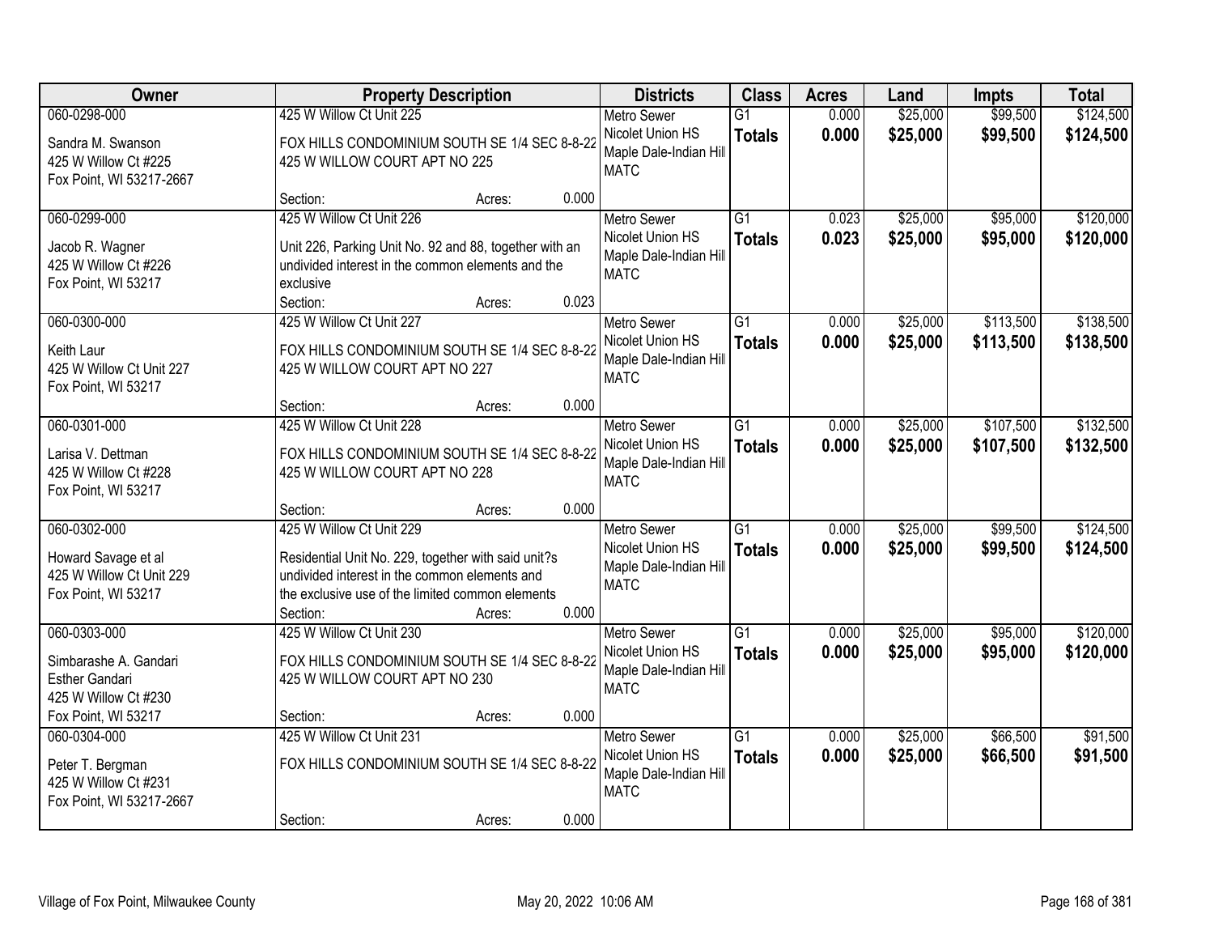| Owner | Property Description | Districts | Class | Acres | Land | Impts | Total |
|---|---|---|---|---|---|---|---|
| 060-0298-000<br>Sandra M. Swanson<br>425 W Willow Ct #225<br>Fox Point, WI 53217-2667 | 425 W Willow Ct Unit 225<br>FOX HILLS CONDOMINIUM SOUTH SE 1/4 SEC 8-8-22 425 W WILLOW COURT APT NO 225<br>Section: Acres: 0.000 | Metro Sewer<br>Nicolet Union HS<br>Maple Dale-Indian Hill<br>MATC | G1<br>**Totals** | 0.000<br>**0.000** | $25,000<br>**$25,000** | $99,500<br>**$99,500** | $124,500<br>**$124,500** |
| 060-0299-000<br>Jacob R. Wagner<br>425 W Willow Ct #226<br>Fox Point, WI 53217 | 425 W Willow Ct Unit 226<br>Unit 226, Parking Unit No. 92 and 88, together with an undivided interest in the common elements and the exclusive<br>Section: Acres: 0.023 | Metro Sewer<br>Nicolet Union HS<br>Maple Dale-Indian Hill<br>MATC | G1<br>**Totals** | 0.023<br>**0.023** | $25,000<br>**$25,000** | $95,000<br>**$95,000** | $120,000<br>**$120,000** |
| 060-0300-000<br>Keith Laur<br>425 W Willow Ct Unit 227<br>Fox Point, WI 53217 | 425 W Willow Ct Unit 227<br>FOX HILLS CONDOMINIUM SOUTH SE 1/4 SEC 8-8-22 425 W WILLOW COURT APT NO 227<br>Section: Acres: 0.000 | Metro Sewer<br>Nicolet Union HS<br>Maple Dale-Indian Hill<br>MATC | G1<br>**Totals** | 0.000<br>**0.000** | $25,000<br>**$25,000** | $113,500<br>**$113,500** | $138,500<br>**$138,500** |
| 060-0301-000<br>Larisa V. Dettman<br>425 W Willow Ct #228<br>Fox Point, WI 53217 | 425 W Willow Ct Unit 228<br>FOX HILLS CONDOMINIUM SOUTH SE 1/4 SEC 8-8-22 425 W WILLOW COURT APT NO 228<br>Section: Acres: 0.000 | Metro Sewer<br>Nicolet Union HS<br>Maple Dale-Indian Hill<br>MATC | G1<br>**Totals** | 0.000<br>**0.000** | $25,000<br>**$25,000** | $107,500<br>**$107,500** | $132,500<br>**$132,500** |
| 060-0302-000<br>Howard Savage et al<br>425 W Willow Ct Unit 229<br>Fox Point, WI 53217 | 425 W Willow Ct Unit 229<br>Residential Unit No. 229, together with said unit?s undivided interest in the common elements and the exclusive use of the limited common elements<br>Section: Acres: 0.000 | Metro Sewer<br>Nicolet Union HS<br>Maple Dale-Indian Hill<br>MATC | G1<br>**Totals** | 0.000<br>**0.000** | $25,000<br>**$25,000** | $99,500<br>**$99,500** | $124,500<br>**$124,500** |
| 060-0303-000<br>Simbarashe A. Gandari<br>Esther Gandari<br>425 W Willow Ct #230<br>Fox Point, WI 53217 | 425 W Willow Ct Unit 230<br>FOX HILLS CONDOMINIUM SOUTH SE 1/4 SEC 8-8-22 425 W WILLOW COURT APT NO 230<br>Section: Acres: 0.000 | Metro Sewer<br>Nicolet Union HS<br>Maple Dale-Indian Hill<br>MATC | G1<br>**Totals** | 0.000<br>**0.000** | $25,000<br>**$25,000** | $95,000<br>**$95,000** | $120,000<br>**$120,000** |
| 060-0304-000<br>Peter T. Bergman<br>425 W Willow Ct #231<br>Fox Point, WI 53217-2667 | 425 W Willow Ct Unit 231<br>FOX HILLS CONDOMINIUM SOUTH SE 1/4 SEC 8-8-22<br>Section: Acres: 0.000 | Metro Sewer<br>Nicolet Union HS<br>Maple Dale-Indian Hill<br>MATC | G1<br>**Totals** | 0.000<br>**0.000** | $25,000<br>**$25,000** | $66,500<br>**$66,500** | $91,500<br>**$91,500** |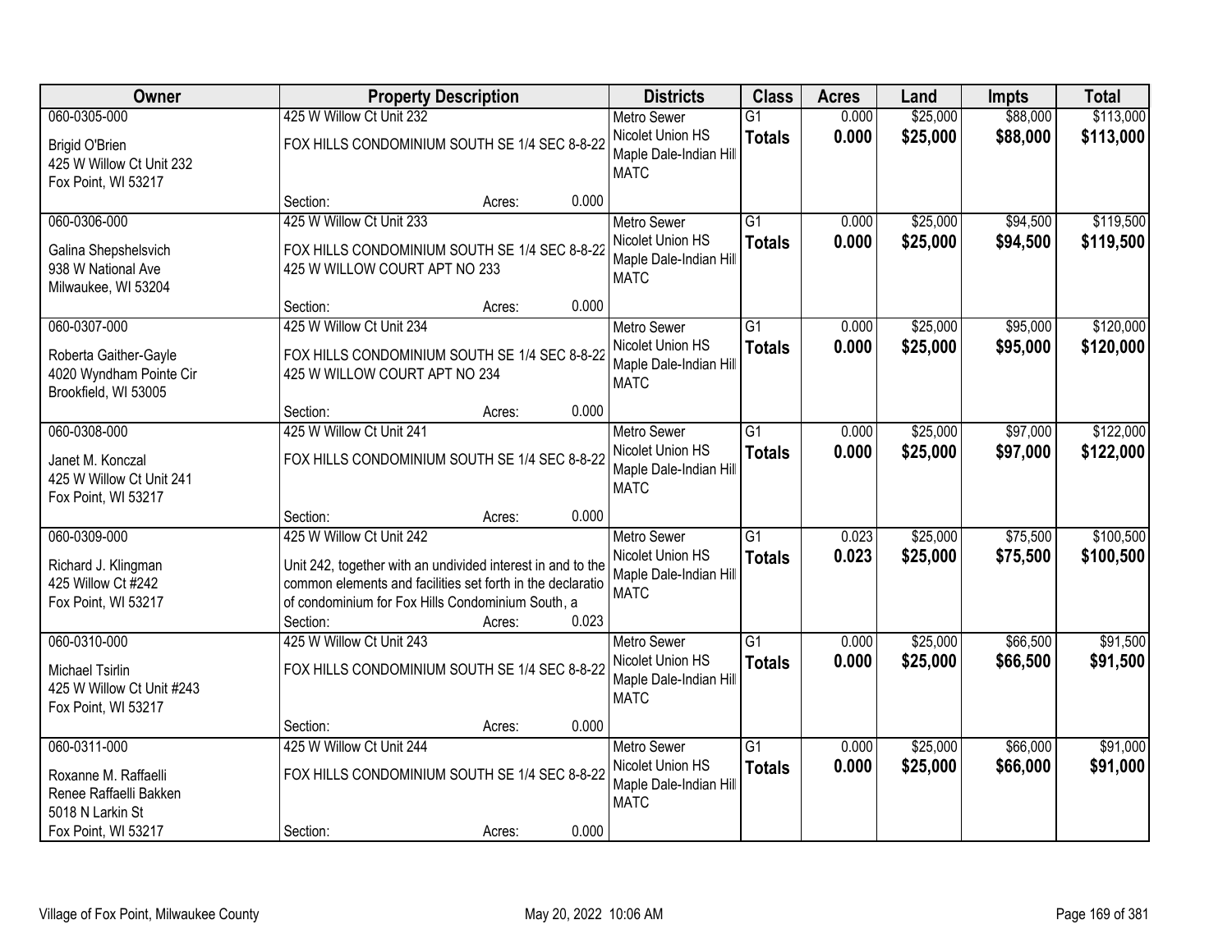| Owner | Property Description | Districts | Class | Acres | Land | Impts | Total |
|---|---|---|---|---|---|---|---|
| 060-0305-000<br>Brigid O'Brien<br>425 W Willow Ct Unit 232<br>Fox Point, WI 53217 | 425 W Willow Ct Unit 232<br>FOX HILLS CONDOMINIUM SOUTH SE 1/4 SEC 8-8-22<br>Section: Acres: 0.000 | Metro Sewer<br>Nicolet Union HS<br>Maple Dale-Indian Hill<br>MATC | G1<br>**Totals** | 0.000<br>**0.000** | $25,000<br>**$25,000** | $88,000<br>**$88,000** | $113,000<br>**$113,000** |
| 060-0306-000<br>Galina Shepshelsvich<br>938 W National Ave<br>Milwaukee, WI 53204 | 425 W Willow Ct Unit 233<br>FOX HILLS CONDOMINIUM SOUTH SE 1/4 SEC 8-8-22<br>425 W WILLOW COURT APT NO 233<br>Section: Acres: 0.000 | Metro Sewer<br>Nicolet Union HS<br>Maple Dale-Indian Hill<br>MATC | G1<br>**Totals** | 0.000<br>**0.000** | $25,000<br>**$25,000** | $94,500<br>**$94,500** | $119,500<br>**$119,500** |
| 060-0307-000<br>Roberta Gaither-Gayle<br>4020 Wyndham Pointe Cir<br>Brookfield, WI 53005 | 425 W Willow Ct Unit 234<br>FOX HILLS CONDOMINIUM SOUTH SE 1/4 SEC 8-8-22<br>425 W WILLOW COURT APT NO 234<br>Section: Acres: 0.000 | Metro Sewer<br>Nicolet Union HS<br>Maple Dale-Indian Hill<br>MATC | G1<br>**Totals** | 0.000<br>**0.000** | $25,000<br>**$25,000** | $95,000<br>**$95,000** | $120,000<br>**$120,000** |
| 060-0308-000<br>Janet M. Konczal<br>425 W Willow Ct Unit 241<br>Fox Point, WI 53217 | 425 W Willow Ct Unit 241<br>FOX HILLS CONDOMINIUM SOUTH SE 1/4 SEC 8-8-22<br>Section: Acres: 0.000 | Metro Sewer<br>Nicolet Union HS<br>Maple Dale-Indian Hill<br>MATC | G1<br>**Totals** | 0.000<br>**0.000** | $25,000<br>**$25,000** | $97,000<br>**$97,000** | $122,000<br>**$122,000** |
| 060-0309-000<br>Richard J. Klingman<br>425 Willow Ct #242<br>Fox Point, WI 53217 | 425 W Willow Ct Unit 242<br>Unit 242, together with an undivided interest in and to the common elements and facilities set forth in the declaratio of condominium for Fox Hills Condominium South, a<br>Section: Acres: 0.023 | Metro Sewer<br>Nicolet Union HS<br>Maple Dale-Indian Hill<br>MATC | G1<br>**Totals** | 0.023<br>**0.023** | $25,000<br>**$25,000** | $75,500<br>**$75,500** | $100,500<br>**$100,500** |
| 060-0310-000<br>Michael Tsirlin<br>425 W Willow Ct Unit #243<br>Fox Point, WI 53217 | 425 W Willow Ct Unit 243<br>FOX HILLS CONDOMINIUM SOUTH SE 1/4 SEC 8-8-22<br>Section: Acres: 0.000 | Metro Sewer<br>Nicolet Union HS<br>Maple Dale-Indian Hill<br>MATC | G1<br>**Totals** | 0.000<br>**0.000** | $25,000<br>**$25,000** | $66,500<br>**$66,500** | $91,500<br>**$91,500** |
| 060-0311-000<br>Roxanne M. Raffaelli<br>Renee Raffaelli Bakken<br>5018 N Larkin St<br>Fox Point, WI 53217 | 425 W Willow Ct Unit 244<br>FOX HILLS CONDOMINIUM SOUTH SE 1/4 SEC 8-8-22<br>Section: Acres: 0.000 | Metro Sewer<br>Nicolet Union HS<br>Maple Dale-Indian Hill<br>MATC | G1<br>**Totals** | 0.000<br>**0.000** | $25,000<br>**$25,000** | $66,000<br>**$66,000** | $91,000<br>**$91,000** |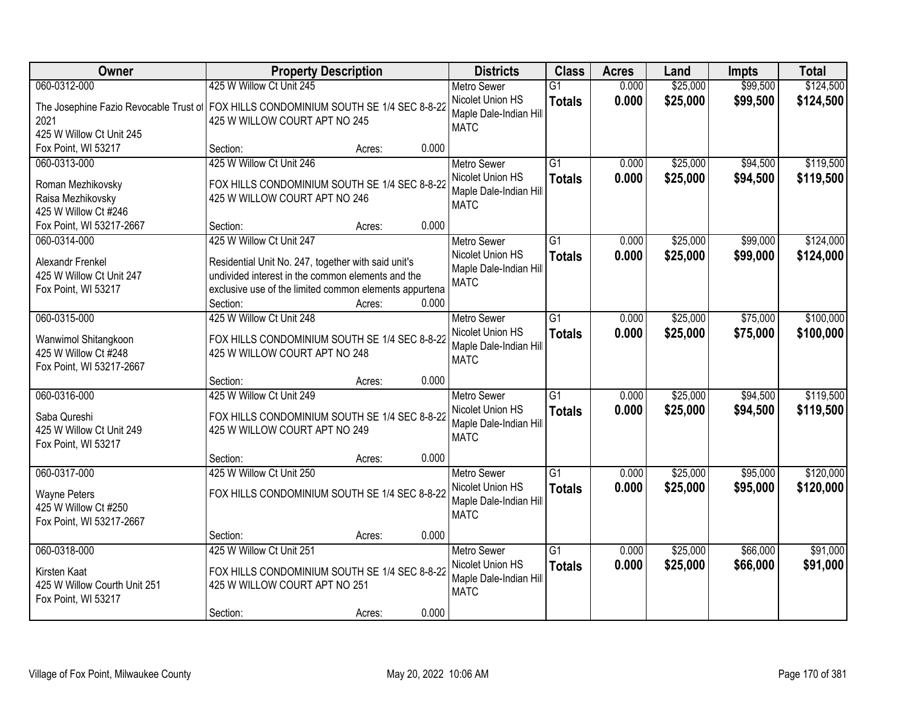| Owner | Property Description | Districts | Class | Acres | Land | Impts | Total |
|---|---|---|---|---|---|---|---|
| 060-0312-000<br>The Josephine Fazio Revocable Trust of 2021<br>425 W Willow Ct Unit 245<br>Fox Point, WI 53217 | 425 W Willow Ct Unit 245<br>FOX HILLS CONDOMINIUM SOUTH SE 1/4 SEC 8-8-22<br>425 W WILLOW COURT APT NO 245<br>Section: Acres: 0.000 | Metro Sewer<br>Nicolet Union HS<br>Maple Dale-Indian Hill<br>MATC | G1<br>**Totals** | 0.000<br>**0.000** | $25,000<br>**$25,000** | $99,500<br>**$99,500** | $124,500<br>**$124,500** |
| 060-0313-000<br>Roman Mezhikovsky<br>Raisa Mezhikovsky<br>425 W Willow Ct #246<br>Fox Point, WI 53217-2667 | 425 W Willow Ct Unit 246<br>FOX HILLS CONDOMINIUM SOUTH SE 1/4 SEC 8-8-22<br>425 W WILLOW COURT APT NO 246<br>Section: Acres: 0.000 | Metro Sewer<br>Nicolet Union HS<br>Maple Dale-Indian Hill<br>MATC | G1<br>**Totals** | 0.000<br>**0.000** | $25,000<br>**$25,000** | $94,500<br>**$94,500** | $119,500<br>**$119,500** |
| 060-0314-000<br>Alexandr Frenkel<br>425 W Willow Ct Unit 247<br>Fox Point, WI 53217 | 425 W Willow Ct Unit 247<br>Residential Unit No. 247, together with said unit's undivided interest in the common elements and the exclusive use of the limited common elements appurtena<br>Section: Acres: 0.000 | Metro Sewer<br>Nicolet Union HS<br>Maple Dale-Indian Hill<br>MATC | G1<br>**Totals** | 0.000<br>**0.000** | $25,000<br>**$25,000** | $99,000<br>**$99,000** | $124,000<br>**$124,000** |
| 060-0315-000<br>Wanwimol Shitangkoon<br>425 W Willow Ct #248<br>Fox Point, WI 53217-2667 | 425 W Willow Ct Unit 248<br>FOX HILLS CONDOMINIUM SOUTH SE 1/4 SEC 8-8-22<br>425 W WILLOW COURT APT NO 248<br>Section: Acres: 0.000 | Metro Sewer<br>Nicolet Union HS<br>Maple Dale-Indian Hill<br>MATC | G1<br>**Totals** | 0.000<br>**0.000** | $25,000<br>**$25,000** | $75,000<br>**$75,000** | $100,000<br>**$100,000** |
| 060-0316-000<br>Saba Qureshi<br>425 W Willow Ct Unit 249<br>Fox Point, WI 53217 | 425 W Willow Ct Unit 249<br>FOX HILLS CONDOMINIUM SOUTH SE 1/4 SEC 8-8-22<br>425 W WILLOW COURT APT NO 249<br>Section: Acres: 0.000 | Metro Sewer<br>Nicolet Union HS<br>Maple Dale-Indian Hill<br>MATC | G1<br>**Totals** | 0.000<br>**0.000** | $25,000<br>**$25,000** | $94,500<br>**$94,500** | $119,500<br>**$119,500** |
| 060-0317-000<br>Wayne Peters<br>425 W Willow Ct #250<br>Fox Point, WI 53217-2667 | 425 W Willow Ct Unit 250<br>FOX HILLS CONDOMINIUM SOUTH SE 1/4 SEC 8-8-22<br>Section: Acres: 0.000 | Metro Sewer<br>Nicolet Union HS<br>Maple Dale-Indian Hill<br>MATC | G1<br>**Totals** | 0.000<br>**0.000** | $25,000<br>**$25,000** | $95,000<br>**$95,000** | $120,000<br>**$120,000** |
| 060-0318-000<br>Kirsten Kaat<br>425 W Willow Courth Unit 251<br>Fox Point, WI 53217 | 425 W Willow Ct Unit 251<br>FOX HILLS CONDOMINIUM SOUTH SE 1/4 SEC 8-8-22<br>425 W WILLOW COURT APT NO 251<br>Section: Acres: 0.000 | Metro Sewer<br>Nicolet Union HS<br>Maple Dale-Indian Hill<br>MATC | G1<br>**Totals** | 0.000<br>**0.000** | $25,000<br>**$25,000** | $66,000<br>**$66,000** | $91,000<br>**$91,000** |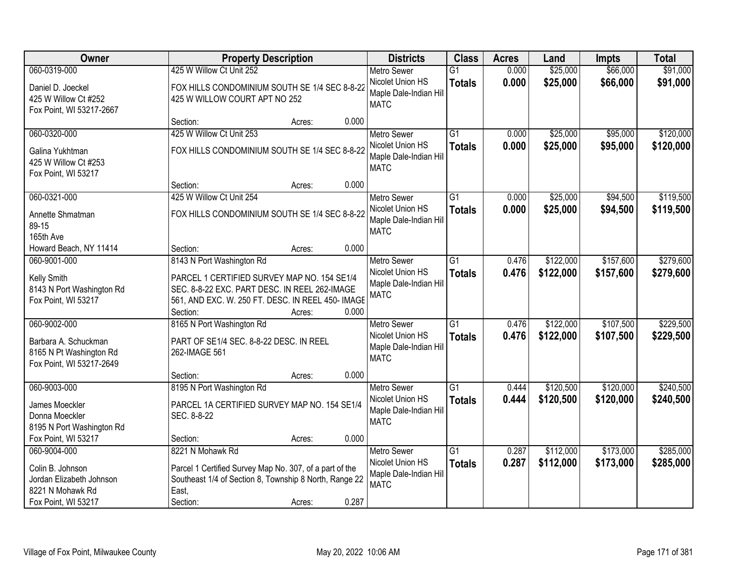| Owner | Property Description | Districts | Class | Acres | Land | Impts | Total |
|---|---|---|---|---|---|---|---|
| 060-0319-000<br>Daniel D. Joeckel<br>425 W Willow Ct #252<br>Fox Point, WI 53217-2667 | 425 W Willow Ct Unit 252<br>FOX HILLS CONDOMINIUM SOUTH SE 1/4 SEC 8-8-22 425 W WILLOW COURT APT NO 252<br>Section: Acres: 0.000 | Metro Sewer<br>Nicolet Union HS<br>Maple Dale-Indian Hill<br>MATC | G1<br>**Totals** | 0.000<br>**0.000** | \$25,000<br>**\$25,000** | \$66,000<br>**\$66,000** | \$91,000<br>**\$91,000** |
| 060-0320-000<br>Galina Yukhtman<br>425 W Willow Ct #253<br>Fox Point, WI 53217 | 425 W Willow Ct Unit 253<br>FOX HILLS CONDOMINIUM SOUTH SE 1/4 SEC 8-8-22<br>Section: Acres: 0.000 | Metro Sewer<br>Nicolet Union HS<br>Maple Dale-Indian Hill<br>MATC | G1<br>**Totals** | 0.000<br>**0.000** | \$25,000<br>**\$25,000** | \$95,000<br>**\$95,000** | \$120,000<br>**\$120,000** |
| 060-0321-000<br>Annette Shmatman<br>89-15<br>165th Ave<br>Howard Beach, NY 11414 | 425 W Willow Ct Unit 254<br>FOX HILLS CONDOMINIUM SOUTH SE 1/4 SEC 8-8-22<br>Section: Acres: 0.000 | Metro Sewer<br>Nicolet Union HS<br>Maple Dale-Indian Hill<br>MATC | G1<br>**Totals** | 0.000<br>**0.000** | \$25,000<br>**\$25,000** | \$94,500<br>**\$94,500** | \$119,500<br>**\$119,500** |
| 060-9001-000<br>Kelly Smith<br>8143 N Port Washington Rd<br>Fox Point, WI 53217 | 8143 N Port Washington Rd<br>PARCEL 1 CERTIFIED SURVEY MAP NO. 154 SE1/4 SEC. 8-8-22 EXC. PART DESC. IN REEL 262-IMAGE 561, AND EXC. W. 250 FT. DESC. IN REEL 450- IMAGE<br>Section: Acres: 0.000 | Metro Sewer<br>Nicolet Union HS<br>Maple Dale-Indian Hill<br>MATC | G1<br>**Totals** | 0.476<br>**0.476** | \$122,000<br>**\$122,000** | \$157,600<br>**\$157,600** | \$279,600<br>**\$279,600** |
| 060-9002-000<br>Barbara A. Schuckman<br>8165 N Pt Washington Rd<br>Fox Point, WI 53217-2649 | 8165 N Port Washington Rd<br>PART OF SE1/4 SEC. 8-8-22 DESC. IN REEL 262-IMAGE 561<br>Section: Acres: 0.000 | Metro Sewer<br>Nicolet Union HS<br>Maple Dale-Indian Hill<br>MATC | G1<br>**Totals** | 0.476<br>**0.476** | \$122,000<br>**\$122,000** | \$107,500<br>**\$107,500** | \$229,500<br>**\$229,500** |
| 060-9003-000<br>James Moeckler<br>Donna Moeckler<br>8195 N Port Washington Rd<br>Fox Point, WI 53217 | 8195 N Port Washington Rd<br>PARCEL 1A CERTIFIED SURVEY MAP NO. 154 SE1/4 SEC. 8-8-22<br>Section: Acres: 0.000 | Metro Sewer<br>Nicolet Union HS<br>Maple Dale-Indian Hill<br>MATC | G1<br>**Totals** | 0.444<br>**0.444** | \$120,500<br>**\$120,500** | \$120,000<br>**\$120,000** | \$240,500<br>**\$240,500** |
| 060-9004-000<br>Colin B. Johnson<br>Jordan Elizabeth Johnson<br>8221 N Mohawk Rd<br>Fox Point, WI 53217 | 8221 N Mohawk Rd<br>Parcel 1 Certified Survey Map No. 307, of a part of the Southeast 1/4 of Section 8, Township 8 North, Range 22 East,<br>Section: Acres: 0.287 | Metro Sewer<br>Nicolet Union HS<br>Maple Dale-Indian Hill<br>MATC | G1<br>**Totals** | 0.287<br>**0.287** | \$112,000<br>**\$112,000** | \$173,000<br>**\$173,000** | \$285,000<br>**\$285,000** |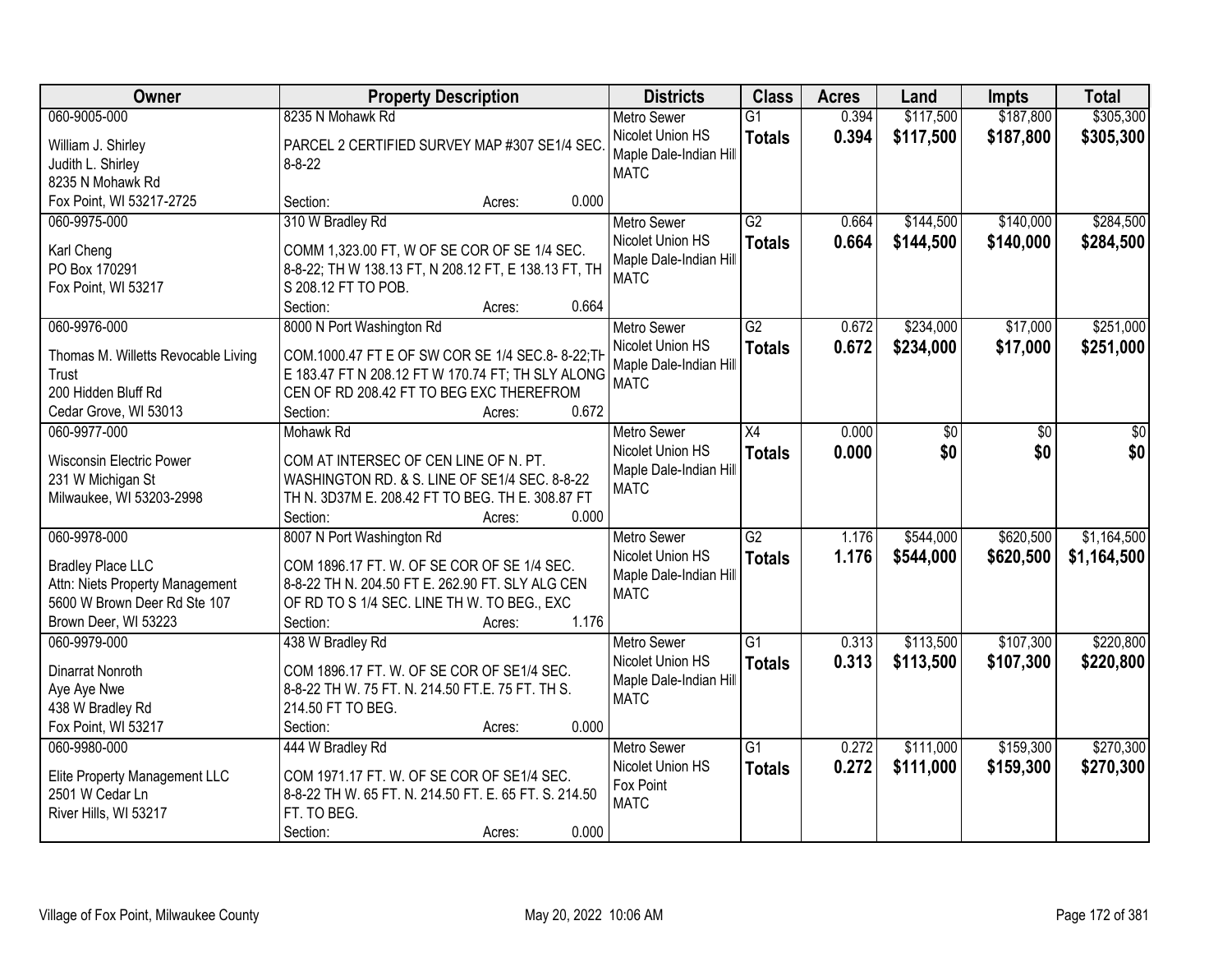| Owner | Property Description | Districts | Class | Acres | Land | Impts | Total |
|---|---|---|---|---|---|---|---|
| 060-9005-000<br>William J. Shirley<br>Judith L. Shirley<br>8235 N Mohawk Rd<br>Fox Point, WI 53217-2725 | 8235 N Mohawk Rd<br>PARCEL 2 CERTIFIED SURVEY MAP #307 SE1/4 SEC. 8-8-22<br>Section: Acres: 0.000 | Metro Sewer<br>Nicolet Union HS<br>Maple Dale-Indian Hill<br>MATC | G1<br>**Totals** | 0.394<br>**0.394** | $117,500<br>**$117,500** | $187,800<br>**$187,800** | $305,300<br>**$305,300** |
| 060-9975-000<br>Karl Cheng<br>PO Box 170291<br>Fox Point, WI 53217 | 310 W Bradley Rd<br>COMM 1,323.00 FT, W OF SE COR OF SE 1/4 SEC. 8-8-22; TH W 138.13 FT, N 208.12 FT, E 138.13 FT, TH S 208.12 FT TO POB.<br>Section: Acres: 0.664 | Metro Sewer<br>Nicolet Union HS<br>Maple Dale-Indian Hill<br>MATC | G2<br>**Totals** | 0.664<br>**0.664** | $144,500<br>**$144,500** | $140,000<br>**$140,000** | $284,500<br>**$284,500** |
| 060-9976-000<br>Thomas M. Willetts Revocable Living Trust<br>200 Hidden Bluff Rd<br>Cedar Grove, WI 53013 | 8000 N Port Washington Rd<br>COM.1000.47 FT E OF SW COR SE 1/4 SEC.8- 8-22;TH E 183.47 FT N 208.12 FT W 170.74 FT; TH SLY ALONG CEN OF RD 208.42 FT TO BEG EXC THEREFROM<br>Section: Acres: 0.672 | Metro Sewer<br>Nicolet Union HS<br>Maple Dale-Indian Hill<br>MATC | G2<br>**Totals** | 0.672<br>**0.672** | $234,000<br>**$234,000** | $17,000<br>**$17,000** | $251,000<br>**$251,000** |
| 060-9977-000<br>Wisconsin Electric Power<br>231 W Michigan St<br>Milwaukee, WI 53203-2998 | Mohawk Rd<br>COM AT INTERSEC OF CEN LINE OF N. PT. WASHINGTON RD. & S. LINE OF SE1/4 SEC. 8-8-22 TH N. 3D37M E. 208.42 FT TO BEG. TH E. 308.87 FT<br>Section: Acres: 0.000 | Metro Sewer<br>Nicolet Union HS<br>Maple Dale-Indian Hill<br>MATC | X4<br>**Totals** | 0.000<br>**0.000** | $0<br>**$0** | $0<br>**$0** | $0<br>**$0** |
| 060-9978-000<br>Bradley Place LLC<br>Attn: Niets Property Management<br>5600 W Brown Deer Rd Ste 107<br>Brown Deer, WI 53223 | 8007 N Port Washington Rd<br>COM 1896.17 FT. W. OF SE COR OF SE 1/4 SEC. 8-8-22 TH N. 204.50 FT E. 262.90 FT. SLY ALG CEN OF RD TO S 1/4 SEC. LINE TH W. TO BEG., EXC<br>Section: Acres: 1.176 | Metro Sewer<br>Nicolet Union HS<br>Maple Dale-Indian Hill<br>MATC | G2<br>**Totals** | 1.176<br>**1.176** | $544,000<br>**$544,000** | $620,500<br>**$620,500** | $1,164,500<br>**$1,164,500** |
| 060-9979-000<br>Dinarrat Nonroth<br>Aye Aye Nwe<br>438 W Bradley Rd<br>Fox Point, WI 53217 | 438 W Bradley Rd<br>COM 1896.17 FT. W. OF SE COR OF SE1/4 SEC. 8-8-22 TH W. 75 FT. N. 214.50 FT.E. 75 FT. TH S. 214.50 FT TO BEG.<br>Section: Acres: 0.000 | Metro Sewer<br>Nicolet Union HS<br>Maple Dale-Indian Hill<br>MATC | G1<br>**Totals** | 0.313<br>**0.313** | $113,500<br>**$113,500** | $107,300<br>**$107,300** | $220,800<br>**$220,800** |
| 060-9980-000<br>Elite Property Management LLC<br>2501 W Cedar Ln<br>River Hills, WI 53217 | 444 W Bradley Rd<br>COM 1971.17 FT. W. OF SE COR OF SE1/4 SEC. 8-8-22 TH W. 65 FT. N. 214.50 FT. E. 65 FT. S. 214.50 FT. TO BEG.<br>Section: Acres: 0.000 | Metro Sewer<br>Nicolet Union HS<br>Fox Point<br>MATC | G1<br>**Totals** | 0.272<br>**0.272** | $111,000<br>**$111,000** | $159,300<br>**$159,300** | $270,300<br>**$270,300** |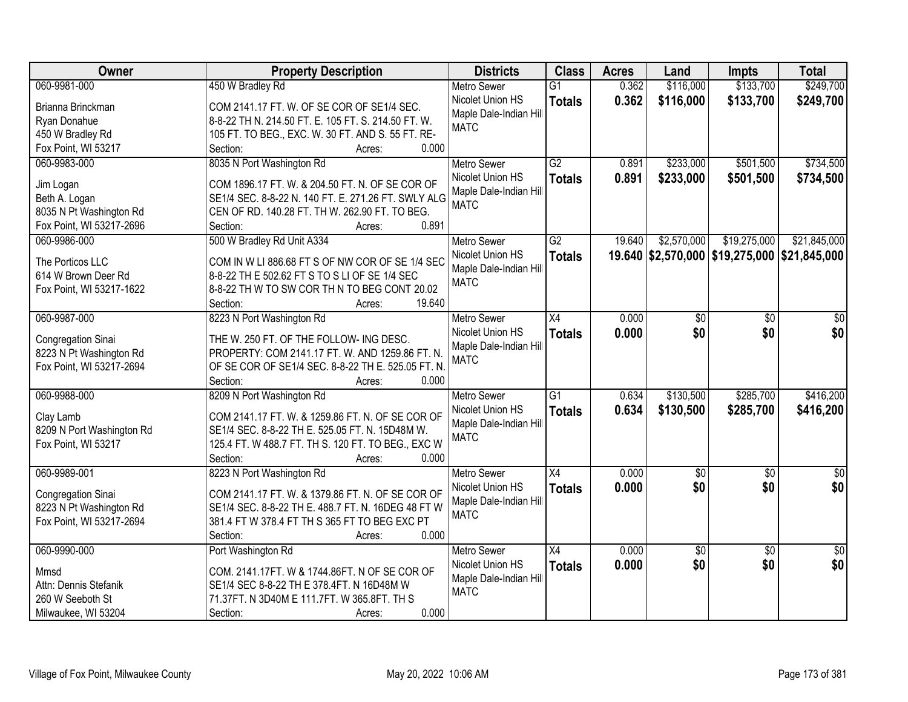| Owner | Property Description | Districts | Class | Acres | Land | Impts | Total |
|---|---|---|---|---|---|---|---|
| 060-9981-000<br><br>Brianna Brinckman<br>Ryan Donahue<br>450 W Bradley Rd<br>Fox Point, WI 53217 | 450 W Bradley Rd<br><br>COM 2141.17 FT. W. OF SE COR OF SE1/4 SEC. 8-8-22 TH N. 214.50 FT. E. 105 FT. S. 214.50 FT. W. 105 FT. TO BEG., EXC. W. 30 FT. AND S. 55 FT. RE-<br>Section: Acres: 0.000 | Metro Sewer<br>Nicolet Union HS<br>Maple Dale-Indian Hill<br>MATC | G1<br>**Totals** | 0.362<br>**0.362** | $116,000<br>**$116,000** | $133,700<br>**$133,700** | $249,700<br>**$249,700** |
| 060-9983-000<br><br>Jim Logan<br>Beth A. Logan<br>8035 N Pt Washington Rd<br>Fox Point, WI 53217-2696 | 8035 N Port Washington Rd<br><br>COM 1896.17 FT. W. & 204.50 FT. N. OF SE COR OF SE1/4 SEC. 8-8-22 N. 140 FT. E. 271.26 FT. SWLY ALG CEN OF RD. 140.28 FT. TH W. 262.90 FT. TO BEG.<br>Section: Acres: 0.891 | Metro Sewer<br>Nicolet Union HS<br>Maple Dale-Indian Hill<br>MATC | G2<br>**Totals** | 0.891<br>**0.891** | $233,000<br>**$233,000** | $501,500<br>**$501,500** | $734,500<br>**$734,500** |
| 060-9986-000<br><br>The Porticos LLC<br>614 W Brown Deer Rd<br>Fox Point, WI 53217-1622 | 500 W Bradley Rd Unit A334<br><br>COM IN W LI 886.68 FT S OF NW COR OF SE 1/4 SEC 8-8-22 TH E 502.62 FT S TO S LI OF SE 1/4 SEC 8-8-22 TH W TO SW COR TH N TO BEG CONT 20.02<br>Section: Acres: 19.640 | Metro Sewer<br>Nicolet Union HS<br>Maple Dale-Indian Hill<br>MATC | G2<br>**Totals** | 19.640<br>**19.640** | $2,570,000<br>**$2,570,000** | $19,275,000<br>**$19,275,000** | $21,845,000<br>**$21,845,000** |
| 060-9987-000<br><br>Congregation Sinai<br>8223 N Pt Washington Rd<br>Fox Point, WI 53217-2694 | 8223 N Port Washington Rd<br><br>THE W. 250 FT. OF THE FOLLOW- ING DESC. PROPERTY: COM 2141.17 FT. W. AND 1259.86 FT. N. OF SE COR OF SE1/4 SEC. 8-8-22 TH E. 525.05 FT. N.<br>Section: Acres: 0.000 | Metro Sewer<br>Nicolet Union HS<br>Maple Dale-Indian Hill<br>MATC | X4<br>**Totals** | 0.000<br>**0.000** | $0<br>**$0** | $0<br>**$0** | $0<br>**$0** |
| 060-9988-000<br><br>Clay Lamb<br>8209 N Port Washington Rd<br>Fox Point, WI 53217 | 8209 N Port Washington Rd<br><br>COM 2141.17 FT. W. & 1259.86 FT. N. OF SE COR OF SE1/4 SEC. 8-8-22 TH E. 525.05 FT. N. 15D48M W. 125.4 FT. W 488.7 FT. TH S. 120 FT. TO BEG., EXC W<br>Section: Acres: 0.000 | Metro Sewer<br>Nicolet Union HS<br>Maple Dale-Indian Hill<br>MATC | G1<br>**Totals** | 0.634<br>**0.634** | $130,500<br>**$130,500** | $285,700<br>**$285,700** | $416,200<br>**$416,200** |
| 060-9989-001<br><br>Congregation Sinai<br>8223 N Pt Washington Rd<br>Fox Point, WI 53217-2694 | 8223 N Port Washington Rd<br><br>COM 2141.17 FT. W. & 1379.86 FT. N. OF SE COR OF SE1/4 SEC. 8-8-22 TH E. 488.7 FT. N. 16DEG 48 FT W 381.4 FT W 378.4 FT TH S 365 FT TO BEG EXC PT<br>Section: Acres: 0.000 | Metro Sewer<br>Nicolet Union HS<br>Maple Dale-Indian Hill<br>MATC | X4<br>**Totals** | 0.000<br>**0.000** | $0<br>**$0** | $0<br>**$0** | $0<br>**$0** |
| 060-9990-000<br><br>Mmsd<br>Attn: Dennis Stefanik<br>260 W Seeboth St<br>Milwaukee, WI 53204 | Port Washington Rd<br><br>COM. 2141.17FT. W & 1744.86FT. N OF SE COR OF SE1/4 SEC 8-8-22 TH E 378.4FT. N 16D48M W 71.37FT. N 3D40M E 111.7FT. W 365.8FT. TH S<br>Section: Acres: 0.000 | Metro Sewer<br>Nicolet Union HS<br>Maple Dale-Indian Hill<br>MATC | X4<br>**Totals** | 0.000<br>**0.000** | $0<br>**$0** | $0<br>**$0** | $0<br>**$0** |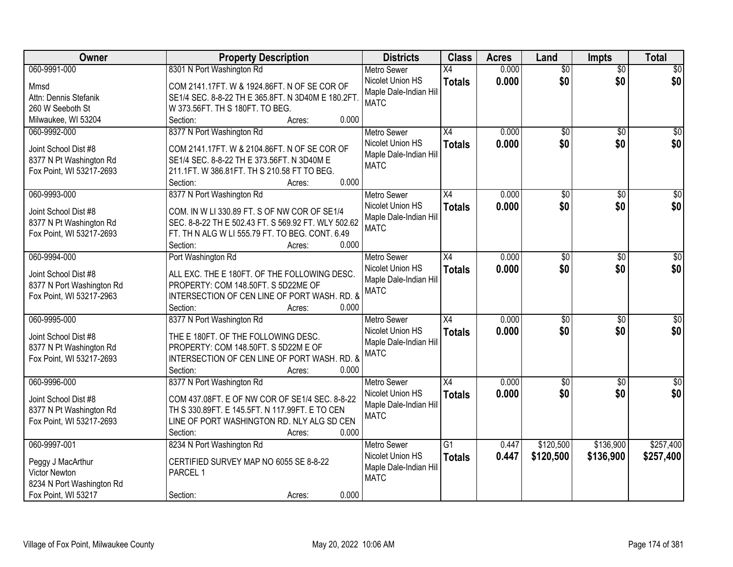| Owner | Property Description | Districts | Class | Acres | Land | Impts | Total |
|---|---|---|---|---|---|---|---|
| 060-9991-000<br>Mmsd<br>Attn: Dennis Stefanik<br>260 W Seeboth St<br>Milwaukee, WI 53204 | 8301 N Port Washington Rd<br>COM 2141.17FT. W & 1924.86FT. N OF SE COR OF SE1/4 SEC. 8-8-22 TH E 365.8FT. N 3D40M E 180.2FT. W 373.56FT. TH S 180FT. TO BEG.<br>Section: Acres: 0.000 | Metro Sewer<br>Nicolet Union HS<br>Maple Dale-Indian Hill<br>MATC | X4<br>**Totals** | 0.000<br>**0.000** | $0<br>**$0** | $0<br>**$0** | $0<br>**$0** |
| 060-9992-000<br>Joint School Dist #8<br>8377 N Pt Washington Rd<br>Fox Point, WI 53217-2693 | 8377 N Port Washington Rd<br>COM 2141.17FT. W & 2104.86FT. N OF SE COR OF SE1/4 SEC. 8-8-22 TH E 373.56FT. N 3D40M E 211.1FT. W 386.81FT. TH S 210.58 FT TO BEG.<br>Section: Acres: 0.000 | Metro Sewer<br>Nicolet Union HS<br>Maple Dale-Indian Hill<br>MATC | X4<br>**Totals** | 0.000<br>**0.000** | $0<br>**$0** | $0<br>**$0** | $0<br>**$0** |
| 060-9993-000<br>Joint School Dist #8<br>8377 N Pt Washington Rd<br>Fox Point, WI 53217-2693 | 8377 N Port Washington Rd<br>COM. IN W LI 330.89 FT. S OF NW COR OF SE1/4 SEC. 8-8-22 TH E 502.43 FT. S 569.92 FT. WLY 502.62 FT. TH N ALG W LI 555.79 FT. TO BEG. CONT. 6.49<br>Section: Acres: 0.000 | Metro Sewer<br>Nicolet Union HS<br>Maple Dale-Indian Hill<br>MATC | X4<br>**Totals** | 0.000<br>**0.000** | $0<br>**$0** | $0<br>**$0** | $0<br>**$0** |
| 060-9994-000<br>Joint School Dist #8<br>8377 N Port Washington Rd<br>Fox Point, WI 53217-2963 | Port Washington Rd<br>ALL EXC. THE E 180FT. OF THE FOLLOWING DESC. PROPERTY: COM 148.50FT. S 5D22ME OF INTERSECTION OF CEN LINE OF PORT WASH. RD. &<br>Section: Acres: 0.000 | Metro Sewer<br>Nicolet Union HS<br>Maple Dale-Indian Hill<br>MATC | X4<br>**Totals** | 0.000<br>**0.000** | $0<br>**$0** | $0<br>**$0** | $0<br>**$0** |
| 060-9995-000<br>Joint School Dist #8<br>8377 N Pt Washington Rd<br>Fox Point, WI 53217-2693 | 8377 N Port Washington Rd<br>THE E 180FT. OF THE FOLLOWING DESC. PROPERTY: COM 148.50FT. S 5D22M E OF INTERSECTION OF CEN LINE OF PORT WASH. RD. &<br>Section: Acres: 0.000 | Metro Sewer<br>Nicolet Union HS<br>Maple Dale-Indian Hill<br>MATC | X4<br>**Totals** | 0.000<br>**0.000** | $0<br>**$0** | $0<br>**$0** | $0<br>**$0** |
| 060-9996-000<br>Joint School Dist #8<br>8377 N Pt Washington Rd<br>Fox Point, WI 53217-2693 | 8377 N Port Washington Rd<br>COM 437.08FT. E OF NW COR OF SE1/4 SEC. 8-8-22 TH S 330.89FT. E 145.5FT. N 117.99FT. E TO CEN LINE OF PORT WASHINGTON RD. NLY ALG SD CEN<br>Section: Acres: 0.000 | Metro Sewer<br>Nicolet Union HS<br>Maple Dale-Indian Hill<br>MATC | X4<br>**Totals** | 0.000<br>**0.000** | $0<br>**$0** | $0<br>**$0** | $0<br>**$0** |
| 060-9997-001<br>Peggy J MacArthur<br>Victor Newton<br>8234 N Port Washington Rd<br>Fox Point, WI 53217 | 8234 N Port Washington Rd<br>CERTIFIED SURVEY MAP NO 6055 SE 8-8-22 PARCEL 1<br>Section: Acres: 0.000 | Metro Sewer<br>Nicolet Union HS<br>Maple Dale-Indian Hill<br>MATC | G1<br>**Totals** | 0.447<br>**0.447** | $120,500<br>**$120,500** | $136,900<br>**$136,900** | $257,400<br>**$257,400** |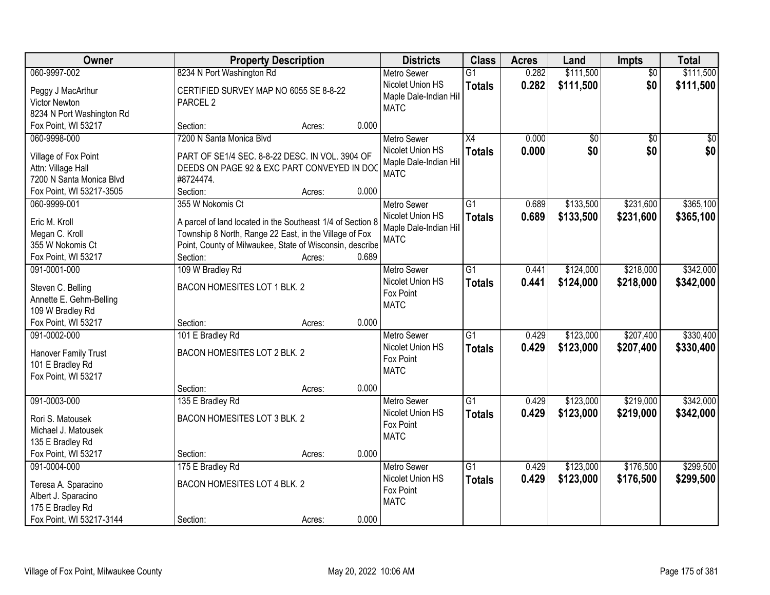| Owner | Property Description | Districts | Class | Acres | Land | Impts | Total |
|---|---|---|---|---|---|---|---|
| 060-9997-002<br>Peggy J MacArthur<br>Victor Newton<br>8234 N Port Washington Rd<br>Fox Point, WI 53217 | 8234 N Port Washington Rd<br>CERTIFIED SURVEY MAP NO 6055 SE 8-8-22 PARCEL 2<br>Section: Acres: 0.000 | Metro Sewer<br>Nicolet Union HS<br>Maple Dale-Indian Hill<br>MATC | G1<br>**Totals** | 0.282<br>**0.282** | $111,500<br>**$111,500** | $0<br>**$0** | $111,500<br>**$111,500** |
| 060-9998-000<br>Village of Fox Point<br>Attn: Village Hall<br>7200 N Santa Monica Blvd<br>Fox Point, WI 53217-3505 | 7200 N Santa Monica Blvd<br>PART OF SE1/4 SEC. 8-8-22 DESC. IN VOL. 3904 OF DEEDS ON PAGE 92 & EXC PART CONVEYED IN DOC #8724474.<br>Section: Acres: 0.000 | Metro Sewer<br>Nicolet Union HS<br>Maple Dale-Indian Hill<br>MATC | X4<br>**Totals** | 0.000<br>**0.000** | $0<br>**$0** | $0<br>**$0** | $0<br>**$0** |
| 060-9999-001<br>Eric M. Kroll<br>Megan C. Kroll<br>355 W Nokomis Ct<br>Fox Point, WI 53217 | 355 W Nokomis Ct<br>A parcel of land located in the Southeast 1/4 of Section 8 Township 8 North, Range 22 East, in the Village of Fox Point, County of Milwaukee, State of Wisconsin, describe<br>Section: Acres: 0.689 | Metro Sewer<br>Nicolet Union HS<br>Maple Dale-Indian Hill<br>MATC | G1<br>**Totals** | 0.689<br>**0.689** | $133,500<br>**$133,500** | $231,600<br>**$231,600** | $365,100<br>**$365,100** |
| 091-0001-000<br>Steven C. Belling<br>Annette E. Gehm-Belling<br>109 W Bradley Rd<br>Fox Point, WI 53217 | 109 W Bradley Rd<br>BACON HOMESITES LOT 1 BLK. 2<br>Section: Acres: 0.000 | Metro Sewer<br>Nicolet Union HS<br>Fox Point<br>MATC | G1<br>**Totals** | 0.441<br>**0.441** | $124,000<br>**$124,000** | $218,000<br>**$218,000** | $342,000<br>**$342,000** |
| 091-0002-000<br>Hanover Family Trust<br>101 E Bradley Rd<br>Fox Point, WI 53217 | 101 E Bradley Rd<br>BACON HOMESITES LOT 2 BLK. 2<br>Section: Acres: 0.000 | Metro Sewer<br>Nicolet Union HS<br>Fox Point<br>MATC | G1<br>**Totals** | 0.429<br>**0.429** | $123,000<br>**$123,000** | $207,400<br>**$207,400** | $330,400<br>**$330,400** |
| 091-0003-000<br>Rori S. Matousek<br>Michael J. Matousek<br>135 E Bradley Rd<br>Fox Point, WI 53217 | 135 E Bradley Rd<br>BACON HOMESITES LOT 3 BLK. 2<br>Section: Acres: 0.000 | Metro Sewer<br>Nicolet Union HS<br>Fox Point<br>MATC | G1<br>**Totals** | 0.429<br>**0.429** | $123,000<br>**$123,000** | $219,000<br>**$219,000** | $342,000<br>**$342,000** |
| 091-0004-000<br>Teresa A. Sparacino<br>Albert J. Sparacino<br>175 E Bradley Rd<br>Fox Point, WI 53217-3144 | 175 E Bradley Rd<br>BACON HOMESITES LOT 4 BLK. 2<br>Section: Acres: 0.000 | Metro Sewer<br>Nicolet Union HS<br>Fox Point<br>MATC | G1<br>**Totals** | 0.429<br>**0.429** | $123,000<br>**$123,000** | $176,500<br>**$176,500** | $299,500<br>**$299,500** |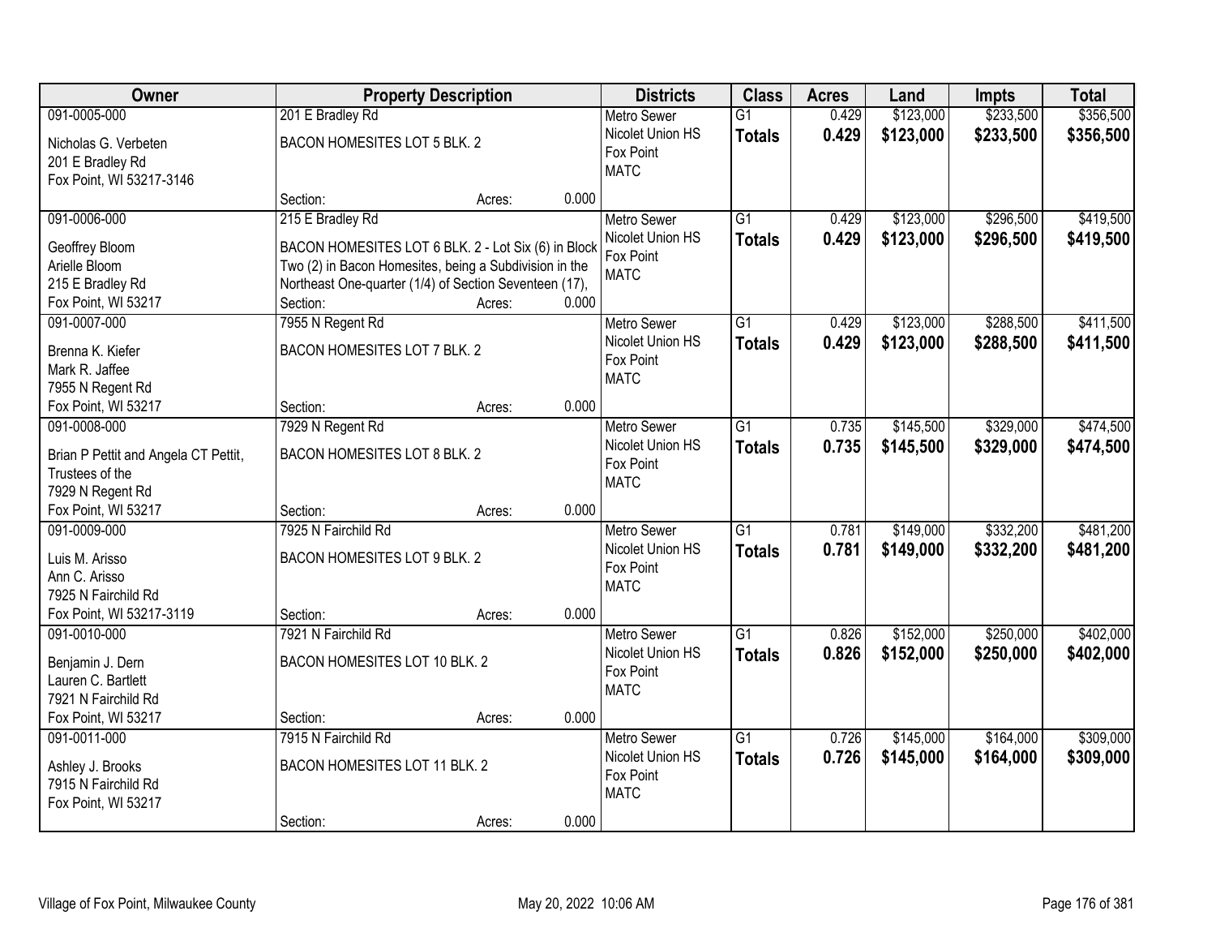| Owner | Property Description | Districts | Class | Acres | Land | Impts | Total |
|---|---|---|---|---|---|---|---|
| 091-0005-000<br>Nicholas G. Verbeten<br>201 E Bradley Rd<br>Fox Point, WI 53217-3146 | 201 E Bradley Rd<br>BACON HOMESITES LOT 5 BLK. 2<br>Section: Acres: 0.000 | Metro Sewer<br>Nicolet Union HS<br>Fox Point<br>MATC | G1<br>**Totals** | 0.429<br>**0.429** | \$123,000<br>**\$123,000** | \$233,500<br>**\$233,500** | \$356,500<br>**\$356,500** |
| 091-0006-000<br>Geoffrey Bloom<br>Arielle Bloom<br>215 E Bradley Rd<br>Fox Point, WI 53217 | 215 E Bradley Rd<br>BACON HOMESITES LOT 6 BLK. 2 - Lot Six (6) in Block Two (2) in Bacon Homesites, being a Subdivision in the Northeast One-quarter (1/4) of Section Seventeen (17),<br>Section: Acres: 0.000 | Metro Sewer<br>Nicolet Union HS<br>Fox Point<br>MATC | G1<br>**Totals** | 0.429<br>**0.429** | \$123,000<br>**\$123,000** | \$296,500<br>**\$296,500** | \$419,500<br>**\$419,500** |
| 091-0007-000<br>Brenna K. Kiefer<br>Mark R. Jaffee<br>7955 N Regent Rd<br>Fox Point, WI 53217 | 7955 N Regent Rd<br>BACON HOMESITES LOT 7 BLK. 2<br>Section: Acres: 0.000 | Metro Sewer<br>Nicolet Union HS<br>Fox Point<br>MATC | G1<br>**Totals** | 0.429<br>**0.429** | \$123,000<br>**\$123,000** | \$288,500<br>**\$288,500** | \$411,500<br>**\$411,500** |
| 091-0008-000<br>Brian P Pettit and Angela CT Pettit, Trustees of the<br>7929 N Regent Rd<br>Fox Point, WI 53217 | 7929 N Regent Rd<br>BACON HOMESITES LOT 8 BLK. 2<br>Section: Acres: 0.000 | Metro Sewer<br>Nicolet Union HS<br>Fox Point<br>MATC | G1<br>**Totals** | 0.735<br>**0.735** | \$145,500<br>**\$145,500** | \$329,000<br>**\$329,000** | \$474,500<br>**\$474,500** |
| 091-0009-000<br>Luis M. Arisso<br>Ann C. Arisso<br>7925 N Fairchild Rd<br>Fox Point, WI 53217-3119 | 7925 N Fairchild Rd<br>BACON HOMESITES LOT 9 BLK. 2<br>Section: Acres: 0.000 | Metro Sewer<br>Nicolet Union HS<br>Fox Point<br>MATC | G1<br>**Totals** | 0.781<br>**0.781** | \$149,000<br>**\$149,000** | \$332,200<br>**\$332,200** | \$481,200<br>**\$481,200** |
| 091-0010-000<br>Benjamin J. Dern<br>Lauren C. Bartlett<br>7921 N Fairchild Rd<br>Fox Point, WI 53217 | 7921 N Fairchild Rd<br>BACON HOMESITES LOT 10 BLK. 2<br>Section: Acres: 0.000 | Metro Sewer<br>Nicolet Union HS<br>Fox Point<br>MATC | G1<br>**Totals** | 0.826<br>**0.826** | \$152,000<br>**\$152,000** | \$250,000<br>**\$250,000** | \$402,000<br>**\$402,000** |
| 091-0011-000<br>Ashley J. Brooks<br>7915 N Fairchild Rd<br>Fox Point, WI 53217 | 7915 N Fairchild Rd<br>BACON HOMESITES LOT 11 BLK. 2<br>Section: Acres: 0.000 | Metro Sewer<br>Nicolet Union HS<br>Fox Point<br>MATC | G1<br>**Totals** | 0.726<br>**0.726** | \$145,000<br>**\$145,000** | \$164,000<br>**\$164,000** | \$309,000<br>**\$309,000** |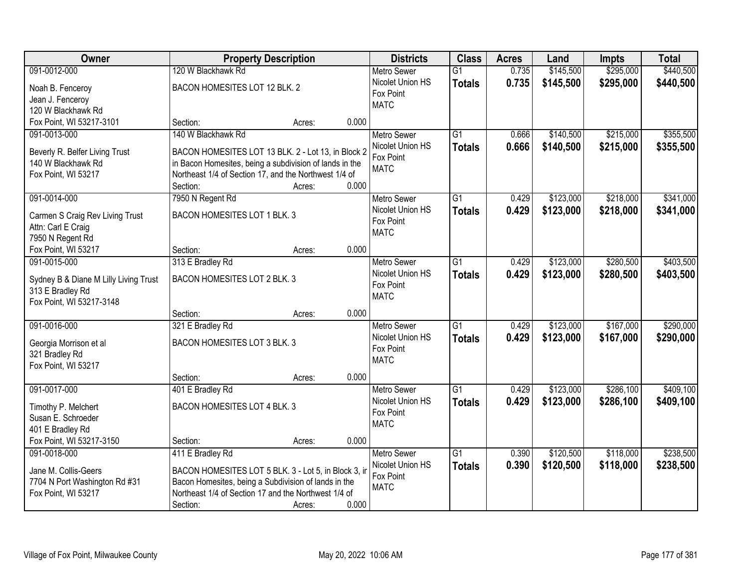| Owner | Property Description | Districts | Class | Acres | Land | Impts | Total |
|---|---|---|---|---|---|---|---|
| 091-0012-000<br>Noah B. Fenceroy<br>Jean J. Fenceroy<br>120 W Blackhawk Rd<br>Fox Point, WI 53217-3101 | 120 W Blackhawk Rd<br>BACON HOMESITES LOT 12 BLK. 2<br>Section: Acres: 0.000 | Metro Sewer<br>Nicolet Union HS<br>Fox Point<br>MATC | G1<br>**Totals** | 0.735<br>**0.735** | $145,500<br>**$145,500** | $295,000<br>**$295,000** | $440,500<br>**$440,500** |
| 091-0013-000<br>Beverly R. Belfer Living Trust<br>140 W Blackhawk Rd<br>Fox Point, WI 53217 | 140 W Blackhawk Rd<br>BACON HOMESITES LOT 13 BLK. 2 - Lot 13, in Block 2 in Bacon Homesites, being a subdivision of lands in the Northeast 1/4 of Section 17, and the Northwest 1/4 of<br>Section: Acres: 0.000 | Metro Sewer<br>Nicolet Union HS<br>Fox Point<br>MATC | G1<br>**Totals** | 0.666<br>**0.666** | $140,500<br>**$140,500** | $215,000<br>**$215,000** | $355,500<br>**$355,500** |
| 091-0014-000<br>Carmen S Craig Rev Living Trust<br>Attn: Carl E Craig<br>7950 N Regent Rd<br>Fox Point, WI 53217 | 7950 N Regent Rd<br>BACON HOMESITES LOT 1 BLK. 3<br>Section: Acres: 0.000 | Metro Sewer<br>Nicolet Union HS<br>Fox Point<br>MATC | G1<br>**Totals** | 0.429<br>**0.429** | $123,000<br>**$123,000** | $218,000<br>**$218,000** | $341,000<br>**$341,000** |
| 091-0015-000<br>Sydney B & Diane M Lilly Living Trust<br>313 E Bradley Rd<br>Fox Point, WI 53217-3148 | 313 E Bradley Rd<br>BACON HOMESITES LOT 2 BLK. 3<br>Section: Acres: 0.000 | Metro Sewer<br>Nicolet Union HS<br>Fox Point<br>MATC | G1<br>**Totals** | 0.429<br>**0.429** | $123,000<br>**$123,000** | $280,500<br>**$280,500** | $403,500<br>**$403,500** |
| 091-0016-000<br>Georgia Morrison et al<br>321 Bradley Rd<br>Fox Point, WI 53217 | 321 E Bradley Rd<br>BACON HOMESITES LOT 3 BLK. 3<br>Section: Acres: 0.000 | Metro Sewer<br>Nicolet Union HS<br>Fox Point<br>MATC | G1<br>**Totals** | 0.429<br>**0.429** | $123,000<br>**$123,000** | $167,000<br>**$167,000** | $290,000<br>**$290,000** |
| 091-0017-000<br>Timothy P. Melchert<br>Susan E. Schroeder<br>401 E Bradley Rd<br>Fox Point, WI 53217-3150 | 401 E Bradley Rd<br>BACON HOMESITES LOT 4 BLK. 3<br>Section: Acres: 0.000 | Metro Sewer<br>Nicolet Union HS<br>Fox Point<br>MATC | G1<br>**Totals** | 0.429<br>**0.429** | $123,000<br>**$123,000** | $286,100<br>**$286,100** | $409,100<br>**$409,100** |
| 091-0018-000<br>Jane M. Collis-Geers<br>7704 N Port Washington Rd #31<br>Fox Point, WI 53217 | 411 E Bradley Rd<br>BACON HOMESITES LOT 5 BLK. 3 - Lot 5, in Block 3, in Bacon Homesites, being a Subdivision of lands in the Northeast 1/4 of Section 17 and the Northwest 1/4 of<br>Section: Acres: 0.000 | Metro Sewer<br>Nicolet Union HS<br>Fox Point<br>MATC | G1<br>**Totals** | 0.390<br>**0.390** | $120,500<br>**$120,500** | $118,000<br>**$118,000** | $238,500<br>**$238,500** |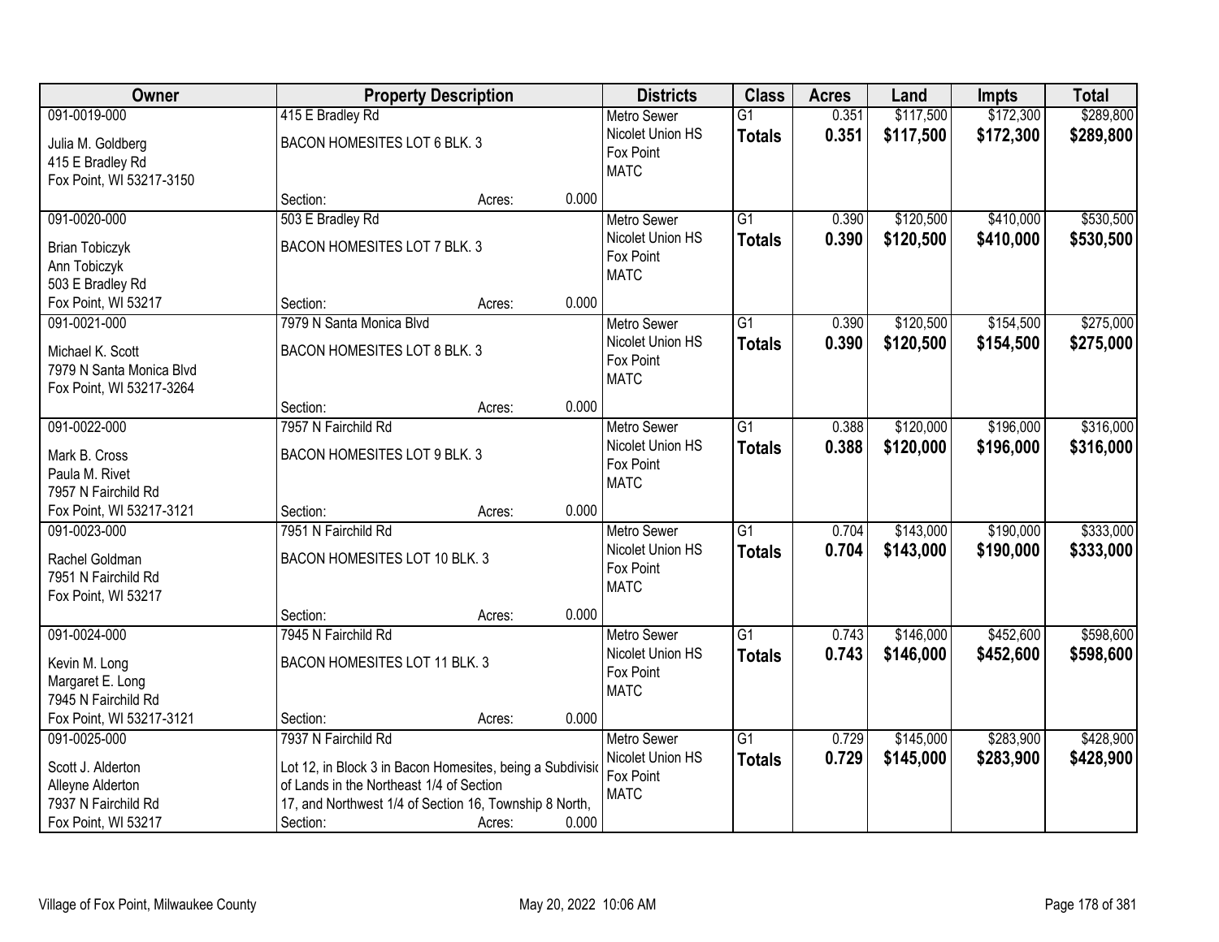| Owner | Property Description | Districts | Class | Acres | Land | Impts | Total |
|---|---|---|---|---|---|---|---|
| 091-0019-000<br>Julia M. Goldberg<br>415 E Bradley Rd<br>Fox Point, WI 53217-3150 | 415 E Bradley Rd<br>BACON HOMESITES LOT 6 BLK. 3<br>Section: Acres: 0.000 | Metro Sewer<br>Nicolet Union HS<br>Fox Point<br>MATC | G1<br>**Totals** | 0.351<br>**0.351** | $117,500<br>**$117,500** | $172,300<br>**$172,300** | $289,800<br>**$289,800** |
| 091-0020-000<br>Brian Tobiczyk<br>Ann Tobiczyk<br>503 E Bradley Rd<br>Fox Point, WI 53217 | 503 E Bradley Rd<br>BACON HOMESITES LOT 7 BLK. 3<br>Section: Acres: 0.000 | Metro Sewer<br>Nicolet Union HS<br>Fox Point<br>MATC | G1<br>**Totals** | 0.390<br>**0.390** | $120,500<br>**$120,500** | $410,000<br>**$410,000** | $530,500<br>**$530,500** |
| 091-0021-000<br>Michael K. Scott<br>7979 N Santa Monica Blvd<br>Fox Point, WI 53217-3264 | 7979 N Santa Monica Blvd<br>BACON HOMESITES LOT 8 BLK. 3<br>Section: Acres: 0.000 | Metro Sewer<br>Nicolet Union HS<br>Fox Point<br>MATC | G1<br>**Totals** | 0.390<br>**0.390** | $120,500<br>**$120,500** | $154,500<br>**$154,500** | $275,000<br>**$275,000** |
| 091-0022-000<br>Mark B. Cross<br>Paula M. Rivet<br>7957 N Fairchild Rd<br>Fox Point, WI 53217-3121 | 7957 N Fairchild Rd<br>BACON HOMESITES LOT 9 BLK. 3<br>Section: Acres: 0.000 | Metro Sewer<br>Nicolet Union HS<br>Fox Point<br>MATC | G1<br>**Totals** | 0.388<br>**0.388** | $120,000<br>**$120,000** | $196,000<br>**$196,000** | $316,000<br>**$316,000** |
| 091-0023-000<br>Rachel Goldman<br>7951 N Fairchild Rd<br>Fox Point, WI 53217 | 7951 N Fairchild Rd<br>BACON HOMESITES LOT 10 BLK. 3<br>Section: Acres: 0.000 | Metro Sewer<br>Nicolet Union HS<br>Fox Point<br>MATC | G1<br>**Totals** | 0.704<br>**0.704** | $143,000<br>**$143,000** | $190,000<br>**$190,000** | $333,000<br>**$333,000** |
| 091-0024-000<br>Kevin M. Long<br>Margaret E. Long<br>7945 N Fairchild Rd<br>Fox Point, WI 53217-3121 | 7945 N Fairchild Rd<br>BACON HOMESITES LOT 11 BLK. 3<br>Section: Acres: 0.000 | Metro Sewer<br>Nicolet Union HS<br>Fox Point<br>MATC | G1<br>**Totals** | 0.743<br>**0.743** | $146,000<br>**$146,000** | $452,600<br>**$452,600** | $598,600<br>**$598,600** |
| 091-0025-000<br>Scott J. Alderton<br>Alleyne Alderton<br>7937 N Fairchild Rd<br>Fox Point, WI 53217 | 7937 N Fairchild Rd<br>Lot 12, in Block 3 in Bacon Homesites, being a Subdivisio of Lands in the Northeast 1/4 of Section 17, and Northwest 1/4 of Section 16, Township 8 North,<br>Section: Acres: 0.000 | Metro Sewer<br>Nicolet Union HS<br>Fox Point<br>MATC | G1<br>**Totals** | 0.729<br>**0.729** | $145,000<br>**$145,000** | $283,900<br>**$283,900** | $428,900<br>**$428,900** |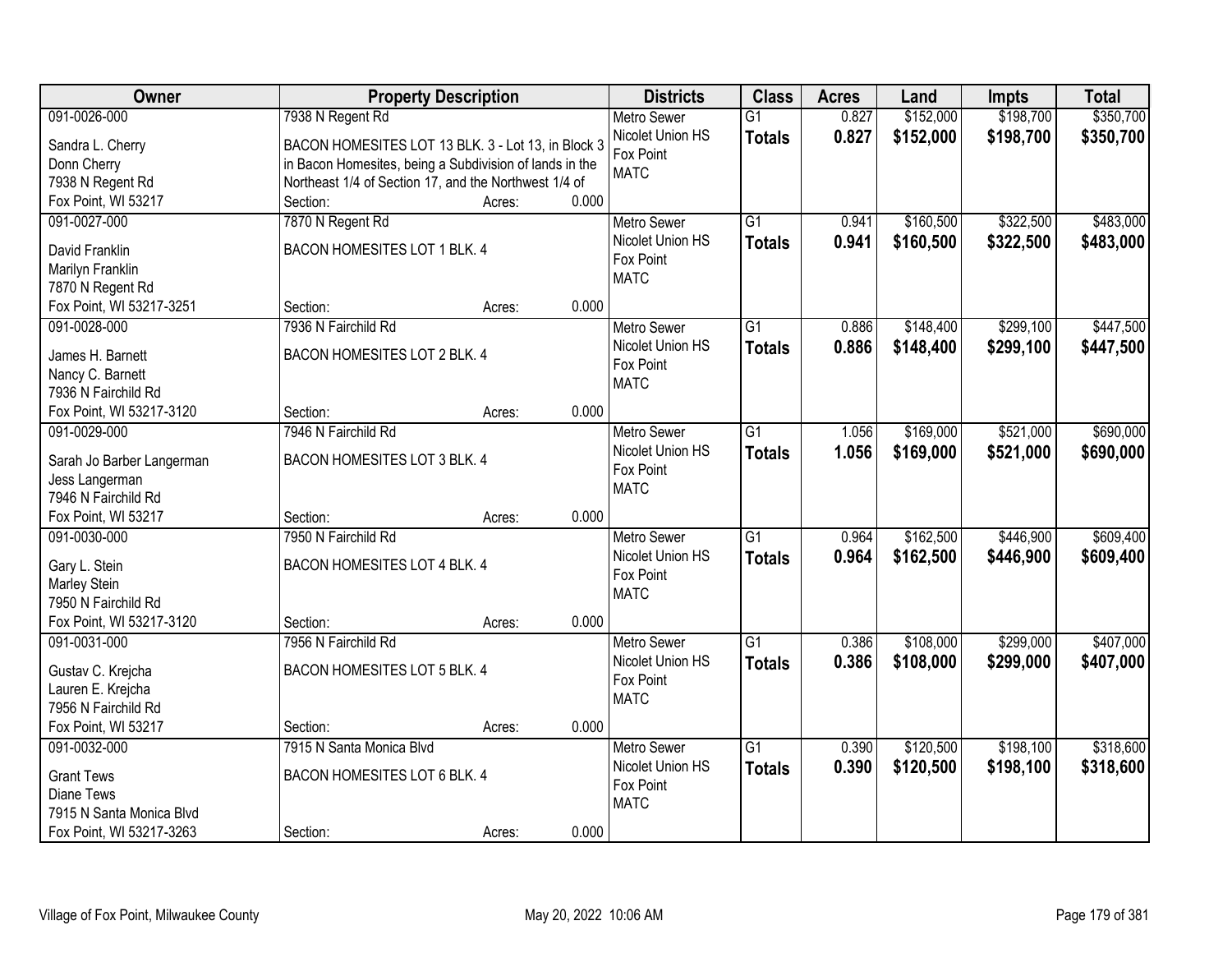| Owner | Property Description | | | Districts | Class | Acres | Land | Impts | Total |
|---|---|---|---|---|---|---|---|---|---|
| 091-0026-000<br>Sandra L. Cherry<br>Donn Cherry<br>7938 N Regent Rd<br>Fox Point, WI 53217 | 7938 N Regent Rd<br>BACON HOMESITES LOT 13 BLK. 3 - Lot 13, in Block 3 in Bacon Homesites, being a Subdivision of lands in the Northeast 1/4 of Section 17, and the Northwest 1/4 of<br>Section: | Acres: | 0.000 | Metro Sewer<br>Nicolet Union HS<br>Fox Point<br>MATC | G1<br>**Totals** | 0.827<br>**0.827** | $152,000<br>**$152,000** | $198,700<br>**$198,700** | $350,700<br>**$350,700** |
| 091-0027-000<br>David Franklin<br>Marilyn Franklin<br>7870 N Regent Rd<br>Fox Point, WI 53217-3251 | 7870 N Regent Rd<br>BACON HOMESITES LOT 1 BLK. 4<br>Section: | Acres: | 0.000 | Metro Sewer<br>Nicolet Union HS<br>Fox Point<br>MATC | G1<br>**Totals** | 0.941<br>**0.941** | $160,500<br>**$160,500** | $322,500<br>**$322,500** | $483,000<br>**$483,000** |
| 091-0028-000<br>James H. Barnett<br>Nancy C. Barnett<br>7936 N Fairchild Rd<br>Fox Point, WI 53217-3120 | 7936 N Fairchild Rd<br>BACON HOMESITES LOT 2 BLK. 4<br>Section: | Acres: | 0.000 | Metro Sewer<br>Nicolet Union HS<br>Fox Point<br>MATC | G1<br>**Totals** | 0.886<br>**0.886** | $148,400<br>**$148,400** | $299,100<br>**$299,100** | $447,500<br>**$447,500** |
| 091-0029-000<br>Sarah Jo Barber Langerman<br>Jess Langerman<br>7946 N Fairchild Rd<br>Fox Point, WI 53217 | 7946 N Fairchild Rd<br>BACON HOMESITES LOT 3 BLK. 4<br>Section: | Acres: | 0.000 | Metro Sewer<br>Nicolet Union HS<br>Fox Point<br>MATC | G1<br>**Totals** | 1.056<br>**1.056** | $169,000<br>**$169,000** | $521,000<br>**$521,000** | $690,000<br>**$690,000** |
| 091-0030-000<br>Gary L. Stein<br>Marley Stein<br>7950 N Fairchild Rd<br>Fox Point, WI 53217-3120 | 7950 N Fairchild Rd<br>BACON HOMESITES LOT 4 BLK. 4<br>Section: | Acres: | 0.000 | Metro Sewer<br>Nicolet Union HS<br>Fox Point<br>MATC | G1<br>**Totals** | 0.964<br>**0.964** | $162,500<br>**$162,500** | $446,900<br>**$446,900** | $609,400<br>**$609,400** |
| 091-0031-000<br>Gustav C. Krejcha<br>Lauren E. Krejcha<br>7956 N Fairchild Rd<br>Fox Point, WI 53217 | 7956 N Fairchild Rd<br>BACON HOMESITES LOT 5 BLK. 4<br>Section: | Acres: | 0.000 | Metro Sewer<br>Nicolet Union HS<br>Fox Point<br>MATC | G1<br>**Totals** | 0.386<br>**0.386** | $108,000<br>**$108,000** | $299,000<br>**$299,000** | $407,000<br>**$407,000** |
| 091-0032-000<br>Grant Tews<br>Diane Tews<br>7915 N Santa Monica Blvd<br>Fox Point, WI 53217-3263 | 7915 N Santa Monica Blvd<br>BACON HOMESITES LOT 6 BLK. 4<br>Section: | Acres: | 0.000 | Metro Sewer<br>Nicolet Union HS<br>Fox Point<br>MATC | G1<br>**Totals** | 0.390<br>**0.390** | $120,500<br>**$120,500** | $198,100<br>**$198,100** | $318,600<br>**$318,600** |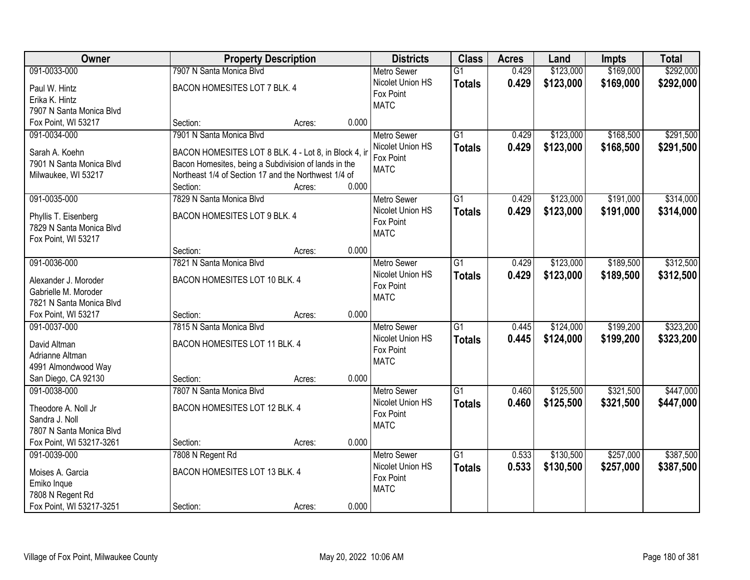| Owner | Property Description | Districts | Class | Acres | Land | Impts | Total |
|---|---|---|---|---|---|---|---|
| 091-0033-000<br>Paul W. Hintz<br>Erika K. Hintz<br>7907 N Santa Monica Blvd<br>Fox Point, WI 53217 | 7907 N Santa Monica Blvd<br>BACON HOMESITES LOT 7 BLK. 4<br>Section: Acres: 0.000 | Metro Sewer<br>Nicolet Union HS<br>Fox Point<br>MATC | G1<br>**Totals** | 0.429<br>**0.429** | $123,000<br>**$123,000** | $169,000<br>**$169,000** | $292,000<br>**$292,000** |
| 091-0034-000<br>Sarah A. Koehn<br>7901 N Santa Monica Blvd<br>Milwaukee, WI 53217 | 7901 N Santa Monica Blvd<br>BACON HOMESITES LOT 8 BLK. 4 - Lot 8, in Block 4, in Bacon Homesites, being a Subdivision of lands in the Northeast 1/4 of Section 17 and the Northwest 1/4 of<br>Section: Acres: 0.000 | Metro Sewer<br>Nicolet Union HS<br>Fox Point<br>MATC | G1<br>**Totals** | 0.429<br>**0.429** | $123,000<br>**$123,000** | $168,500<br>**$168,500** | $291,500<br>**$291,500** |
| 091-0035-000<br>Phyllis T. Eisenberg<br>7829 N Santa Monica Blvd<br>Fox Point, WI 53217 | 7829 N Santa Monica Blvd<br>BACON HOMESITES LOT 9 BLK. 4<br>Section: Acres: 0.000 | Metro Sewer<br>Nicolet Union HS<br>Fox Point<br>MATC | G1<br>**Totals** | 0.429<br>**0.429** | $123,000<br>**$123,000** | $191,000<br>**$191,000** | $314,000<br>**$314,000** |
| 091-0036-000<br>Alexander J. Moroder<br>Gabrielle M. Moroder<br>7821 N Santa Monica Blvd<br>Fox Point, WI 53217 | 7821 N Santa Monica Blvd<br>BACON HOMESITES LOT 10 BLK. 4<br>Section: Acres: 0.000 | Metro Sewer<br>Nicolet Union HS<br>Fox Point<br>MATC | G1<br>**Totals** | 0.429<br>**0.429** | $123,000<br>**$123,000** | $189,500<br>**$189,500** | $312,500<br>**$312,500** |
| 091-0037-000<br>David Altman<br>Adrianne Altman<br>4991 Almondwood Way<br>San Diego, CA 92130 | 7815 N Santa Monica Blvd<br>BACON HOMESITES LOT 11 BLK. 4<br>Section: Acres: 0.000 | Metro Sewer<br>Nicolet Union HS<br>Fox Point<br>MATC | G1<br>**Totals** | 0.445<br>**0.445** | $124,000<br>**$124,000** | $199,200<br>**$199,200** | $323,200<br>**$323,200** |
| 091-0038-000<br>Theodore A. Noll Jr<br>Sandra J. Noll<br>7807 N Santa Monica Blvd<br>Fox Point, WI 53217-3261 | 7807 N Santa Monica Blvd<br>BACON HOMESITES LOT 12 BLK. 4<br>Section: Acres: 0.000 | Metro Sewer<br>Nicolet Union HS<br>Fox Point<br>MATC | G1<br>**Totals** | 0.460<br>**0.460** | $125,500<br>**$125,500** | $321,500<br>**$321,500** | $447,000<br>**$447,000** |
| 091-0039-000<br>Moises A. Garcia<br>Emiko Inque<br>7808 N Regent Rd<br>Fox Point, WI 53217-3251 | 7808 N Regent Rd<br>BACON HOMESITES LOT 13 BLK. 4<br>Section: Acres: 0.000 | Metro Sewer<br>Nicolet Union HS<br>Fox Point<br>MATC | G1<br>**Totals** | 0.533<br>**0.533** | $130,500<br>**$130,500** | $257,000<br>**$257,000** | $387,500<br>**$387,500** |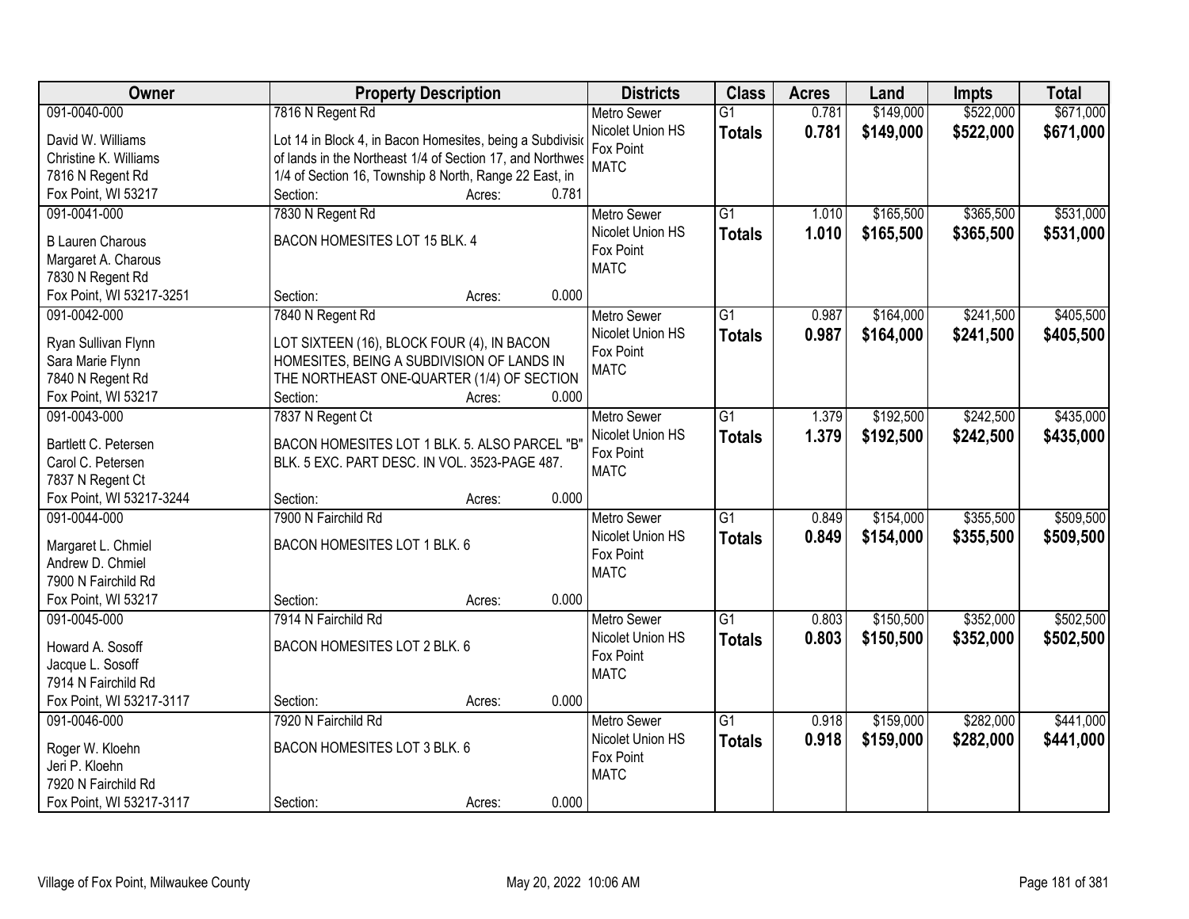| Owner | Property Description | Districts | Class | Acres | Land | Impts | Total |
|---|---|---|---|---|---|---|---|
| 091-0040-000<br>David W. Williams<br>Christine K. Williams<br>7816 N Regent Rd<br>Fox Point, WI 53217 | 7816 N Regent Rd<br>Lot 14 in Block 4, in Bacon Homesites, being a Subdivisio of lands in the Northeast 1/4 of Section 17, and Northwes 1/4 of Section 16, Township 8 North, Range 22 East, in<br>Section: Acres: 0.781 | Metro Sewer<br>Nicolet Union HS<br>Fox Point<br>MATC | G1<br>**Totals** | 0.781<br>**0.781** | $149,000<br>**$149,000** | $522,000<br>**$522,000** | $671,000<br>**$671,000** |
| 091-0041-000<br>B Lauren Charous<br>Margaret A. Charous<br>7830 N Regent Rd<br>Fox Point, WI 53217-3251 | 7830 N Regent Rd<br>BACON HOMESITES LOT 15 BLK. 4<br>Section: Acres: 0.000 | Metro Sewer<br>Nicolet Union HS<br>Fox Point<br>MATC | G1<br>**Totals** | 1.010<br>**1.010** | $165,500<br>**$165,500** | $365,500<br>**$365,500** | $531,000<br>**$531,000** |
| 091-0042-000<br>Ryan Sullivan Flynn<br>Sara Marie Flynn<br>7840 N Regent Rd<br>Fox Point, WI 53217 | 7840 N Regent Rd<br>LOT SIXTEEN (16), BLOCK FOUR (4), IN BACON HOMESITES, BEING A SUBDIVISION OF LANDS IN THE NORTHEAST ONE-QUARTER (1/4) OF SECTION<br>Section: Acres: 0.000 | Metro Sewer<br>Nicolet Union HS<br>Fox Point<br>MATC | G1<br>**Totals** | 0.987<br>**0.987** | $164,000<br>**$164,000** | $241,500<br>**$241,500** | $405,500<br>**$405,500** |
| 091-0043-000<br>Bartlett C. Petersen<br>Carol C. Petersen<br>7837 N Regent Ct<br>Fox Point, WI 53217-3244 | 7837 N Regent Ct<br>BACON HOMESITES LOT 1 BLK. 5. ALSO PARCEL "B" BLK. 5 EXC. PART DESC. IN VOL. 3523-PAGE 487.<br>Section: Acres: 0.000 | Metro Sewer<br>Nicolet Union HS<br>Fox Point<br>MATC | G1<br>**Totals** | 1.379<br>**1.379** | $192,500<br>**$192,500** | $242,500<br>**$242,500** | $435,000<br>**$435,000** |
| 091-0044-000<br>Margaret L. Chmiel<br>Andrew D. Chmiel<br>7900 N Fairchild Rd<br>Fox Point, WI 53217 | 7900 N Fairchild Rd<br>BACON HOMESITES LOT 1 BLK. 6<br>Section: Acres: 0.000 | Metro Sewer<br>Nicolet Union HS<br>Fox Point<br>MATC | G1<br>**Totals** | 0.849<br>**0.849** | $154,000<br>**$154,000** | $355,500<br>**$355,500** | $509,500<br>**$509,500** |
| 091-0045-000<br>Howard A. Sosoff<br>Jacque L. Sosoff<br>7914 N Fairchild Rd<br>Fox Point, WI 53217-3117 | 7914 N Fairchild Rd<br>BACON HOMESITES LOT 2 BLK. 6<br>Section: Acres: 0.000 | Metro Sewer<br>Nicolet Union HS<br>Fox Point<br>MATC | G1<br>**Totals** | 0.803<br>**0.803** | $150,500<br>**$150,500** | $352,000<br>**$352,000** | $502,500<br>**$502,500** |
| 091-0046-000<br>Roger W. Kloehn<br>Jeri P. Kloehn<br>7920 N Fairchild Rd<br>Fox Point, WI 53217-3117 | 7920 N Fairchild Rd<br>BACON HOMESITES LOT 3 BLK. 6<br>Section: Acres: 0.000 | Metro Sewer<br>Nicolet Union HS<br>Fox Point<br>MATC | G1<br>**Totals** | 0.918<br>**0.918** | $159,000<br>**$159,000** | $282,000<br>**$282,000** | $441,000<br>**$441,000** |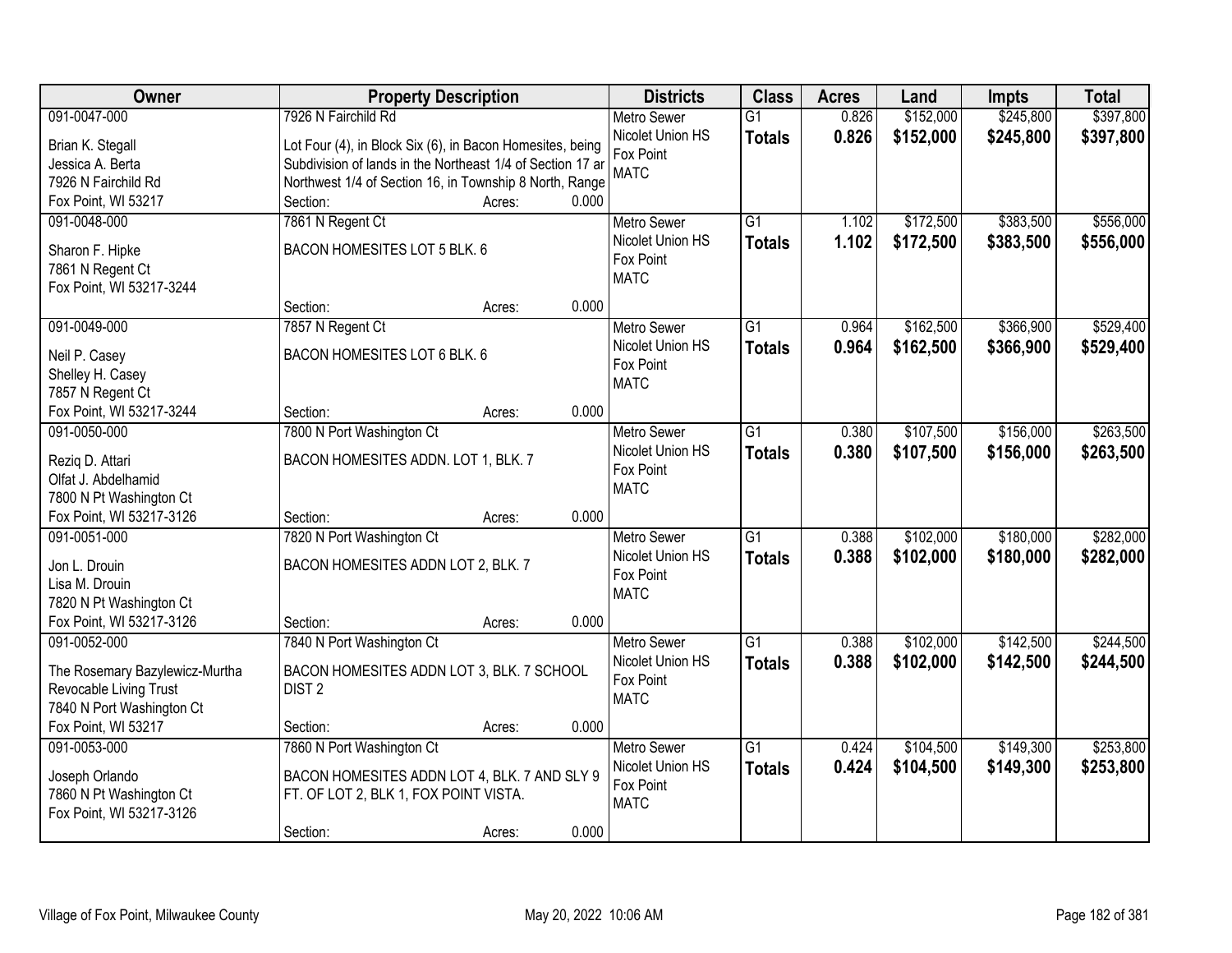| Owner | Property Description | Districts | Class | Acres | Land | Impts | Total |
|---|---|---|---|---|---|---|---|
| 091-0047-000<br>Brian K. Stegall<br>Jessica A. Berta<br>7926 N Fairchild Rd<br>Fox Point, WI 53217 | 7926 N Fairchild Rd<br>Lot Four (4), in Block Six (6), in Bacon Homesites, being Subdivision of lands in the Northeast 1/4 of Section 17 ar Northwest 1/4 of Section 16, in Township 8 North, Range<br>Section: Acres: 0.000 | Metro Sewer<br>Nicolet Union HS<br>Fox Point<br>MATC | G1<br>**Totals** | 0.826<br>**0.826** | $152,000<br>**$152,000** | $245,800<br>**$245,800** | $397,800<br>**$397,800** |
| 091-0048-000<br>Sharon F. Hipke<br>7861 N Regent Ct<br>Fox Point, WI 53217-3244 | 7861 N Regent Ct<br>BACON HOMESITES LOT 5 BLK. 6<br>Section: Acres: 0.000 | Metro Sewer<br>Nicolet Union HS<br>Fox Point<br>MATC | G1<br>**Totals** | 1.102<br>**1.102** | $172,500<br>**$172,500** | $383,500<br>**$383,500** | $556,000<br>**$556,000** |
| 091-0049-000<br>Neil P. Casey<br>Shelley H. Casey<br>7857 N Regent Ct<br>Fox Point, WI 53217-3244 | 7857 N Regent Ct<br>BACON HOMESITES LOT 6 BLK. 6<br>Section: Acres: 0.000 | Metro Sewer<br>Nicolet Union HS<br>Fox Point<br>MATC | G1<br>**Totals** | 0.964<br>**0.964** | $162,500<br>**$162,500** | $366,900<br>**$366,900** | $529,400<br>**$529,400** |
| 091-0050-000<br>Reziq D. Attari<br>Olfat J. Abdelhamid<br>7800 N Pt Washington Ct<br>Fox Point, WI 53217-3126 | 7800 N Port Washington Ct<br>BACON HOMESITES ADDN. LOT 1, BLK. 7<br>Section: Acres: 0.000 | Metro Sewer<br>Nicolet Union HS<br>Fox Point<br>MATC | G1<br>**Totals** | 0.380<br>**0.380** | $107,500<br>**$107,500** | $156,000<br>**$156,000** | $263,500<br>**$263,500** |
| 091-0051-000<br>Jon L. Drouin<br>Lisa M. Drouin<br>7820 N Pt Washington Ct<br>Fox Point, WI 53217-3126 | 7820 N Port Washington Ct<br>BACON HOMESITES ADDN LOT 2, BLK. 7<br>Section: Acres: 0.000 | Metro Sewer<br>Nicolet Union HS<br>Fox Point<br>MATC | G1<br>**Totals** | 0.388<br>**0.388** | $102,000<br>**$102,000** | $180,000<br>**$180,000** | $282,000<br>**$282,000** |
| 091-0052-000<br>The Rosemary Bazylewicz-Murtha Revocable Living Trust<br>7840 N Port Washington Ct<br>Fox Point, WI 53217 | 7840 N Port Washington Ct<br>BACON HOMESITES ADDN LOT 3, BLK. 7 SCHOOL DIST 2<br>Section: Acres: 0.000 | Metro Sewer<br>Nicolet Union HS<br>Fox Point<br>MATC | G1<br>**Totals** | 0.388<br>**0.388** | $102,000<br>**$102,000** | $142,500<br>**$142,500** | $244,500<br>**$244,500** |
| 091-0053-000<br>Joseph Orlando<br>7860 N Pt Washington Ct<br>Fox Point, WI 53217-3126 | 7860 N Port Washington Ct<br>BACON HOMESITES ADDN LOT 4, BLK. 7 AND SLY 9 FT. OF LOT 2, BLK 1, FOX POINT VISTA.<br>Section: Acres: 0.000 | Metro Sewer<br>Nicolet Union HS<br>Fox Point<br>MATC | G1<br>**Totals** | 0.424<br>**0.424** | $104,500<br>**$104,500** | $149,300<br>**$149,300** | $253,800<br>**$253,800** |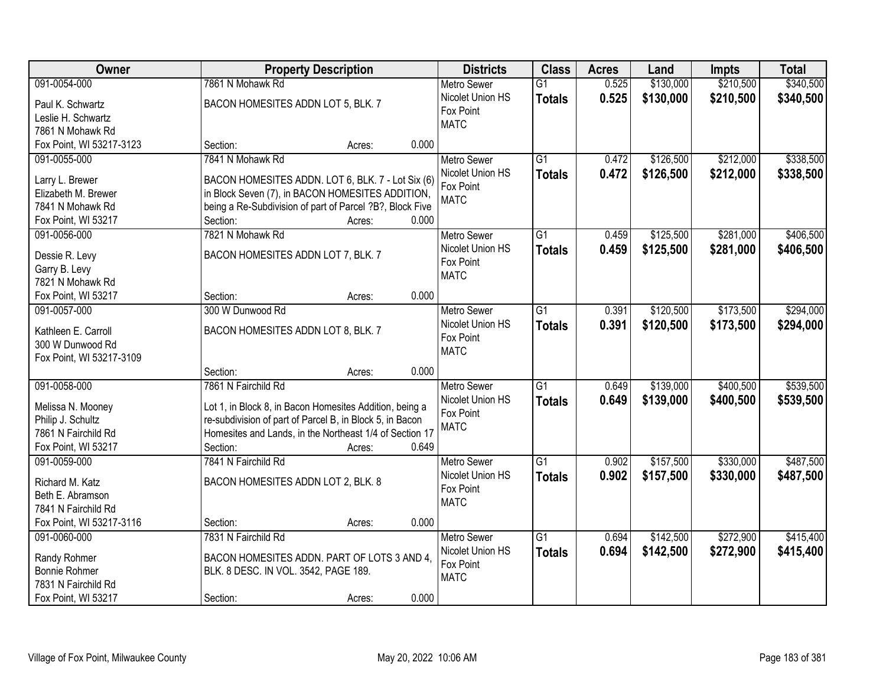| Owner | Property Description | Districts | Class | Acres | Land | Impts | Total |
|---|---|---|---|---|---|---|---|
| 091-0054-000<br>Paul K. Schwartz<br>Leslie H. Schwartz<br>7861 N Mohawk Rd<br>Fox Point, WI 53217-3123 | 7861 N Mohawk Rd<br>BACON HOMESITES ADDN LOT 5, BLK. 7<br>Section: Acres: 0.000 | Metro Sewer<br>Nicolet Union HS<br>Fox Point<br>MATC | G1<br>**Totals** | 0.525<br>**0.525** | $130,000<br>**$130,000** | $210,500<br>**$210,500** | $340,500<br>**$340,500** |
| 091-0055-000<br>Larry L. Brewer<br>Elizabeth M. Brewer<br>7841 N Mohawk Rd<br>Fox Point, WI 53217 | 7841 N Mohawk Rd<br>BACON HOMESITES ADDN. LOT 6, BLK. 7 - Lot Six (6) in Block Seven (7), in BACON HOMESITES ADDITION, being a Re-Subdivision of part of Parcel ?B?, Block Five<br>Section: Acres: 0.000 | Metro Sewer<br>Nicolet Union HS<br>Fox Point<br>MATC | G1<br>**Totals** | 0.472<br>**0.472** | $126,500<br>**$126,500** | $212,000<br>**$212,000** | $338,500<br>**$338,500** |
| 091-0056-000<br>Dessie R. Levy<br>Garry B. Levy<br>7821 N Mohawk Rd<br>Fox Point, WI 53217 | 7821 N Mohawk Rd<br>BACON HOMESITES ADDN LOT 7, BLK. 7<br>Section: Acres: 0.000 | Metro Sewer<br>Nicolet Union HS<br>Fox Point<br>MATC | G1<br>**Totals** | 0.459<br>**0.459** | $125,500<br>**$125,500** | $281,000<br>**$281,000** | $406,500<br>**$406,500** |
| 091-0057-000<br>Kathleen E. Carroll<br>300 W Dunwood Rd<br>Fox Point, WI 53217-3109 | 300 W Dunwood Rd<br>BACON HOMESITES ADDN LOT 8, BLK. 7<br>Section: Acres: 0.000 | Metro Sewer<br>Nicolet Union HS<br>Fox Point<br>MATC | G1<br>**Totals** | 0.391<br>**0.391** | $120,500<br>**$120,500** | $173,500<br>**$173,500** | $294,000<br>**$294,000** |
| 091-0058-000<br>Melissa N. Mooney<br>Philip J. Schultz<br>7861 N Fairchild Rd<br>Fox Point, WI 53217 | 7861 N Fairchild Rd<br>Lot 1, in Block 8, in Bacon Homesites Addition, being a re-subdivision of part of Parcel B, in Block 5, in Bacon Homesites and Lands, in the Northeast 1/4 of Section 17<br>Section: Acres: 0.649 | Metro Sewer<br>Nicolet Union HS<br>Fox Point<br>MATC | G1<br>**Totals** | 0.649<br>**0.649** | $139,000<br>**$139,000** | $400,500<br>**$400,500** | $539,500<br>**$539,500** |
| 091-0059-000<br>Richard M. Katz<br>Beth E. Abramson<br>7841 N Fairchild Rd<br>Fox Point, WI 53217-3116 | 7841 N Fairchild Rd<br>BACON HOMESITES ADDN LOT 2, BLK. 8<br>Section: Acres: 0.000 | Metro Sewer<br>Nicolet Union HS<br>Fox Point<br>MATC | G1<br>**Totals** | 0.902<br>**0.902** | $157,500<br>**$157,500** | $330,000<br>**$330,000** | $487,500<br>**$487,500** |
| 091-0060-000<br>Randy Rohmer<br>Bonnie Rohmer<br>7831 N Fairchild Rd<br>Fox Point, WI 53217 | 7831 N Fairchild Rd<br>BACON HOMESITES ADDN. PART OF LOTS 3 AND 4, BLK. 8 DESC. IN VOL. 3542, PAGE 189.<br>Section: Acres: 0.000 | Metro Sewer<br>Nicolet Union HS<br>Fox Point<br>MATC | G1<br>**Totals** | 0.694<br>**0.694** | $142,500<br>**$142,500** | $272,900<br>**$272,900** | $415,400<br>**$415,400** |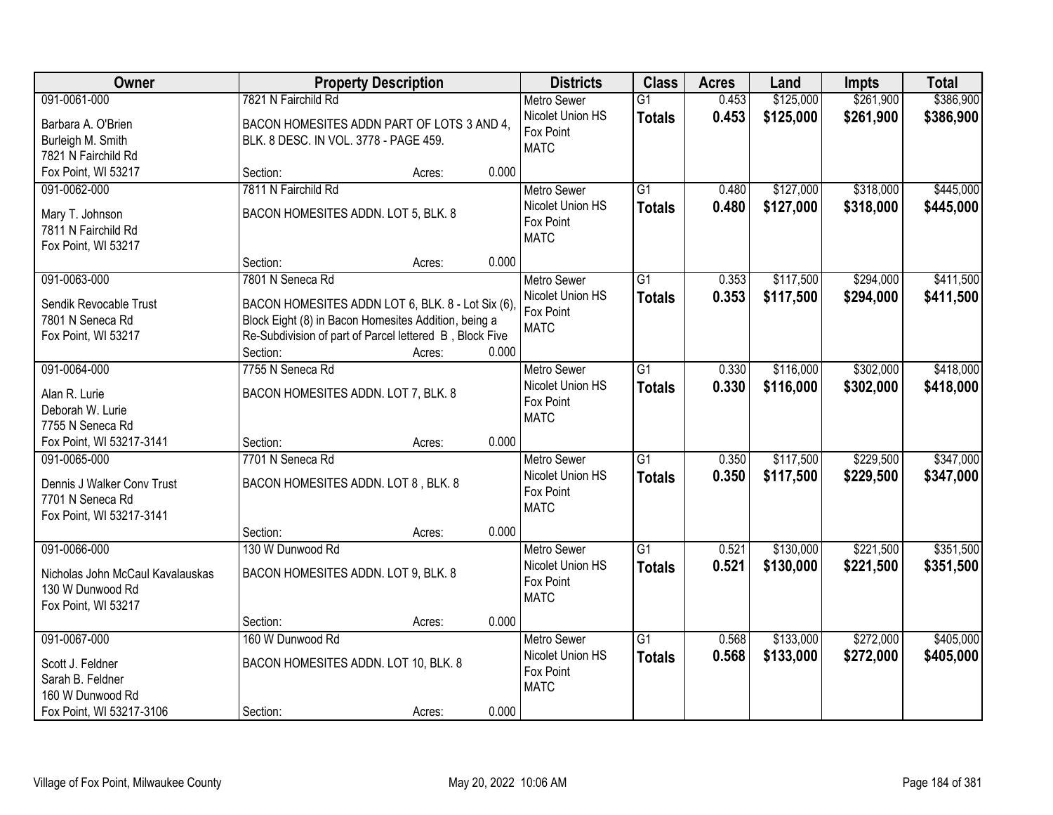| Owner | Property Description | Districts | Class | Acres | Land | Impts | Total |
|---|---|---|---|---|---|---|---|
| 091-0061-000<br>Barbara A. O'Brien<br>Burleigh M. Smith<br>7821 N Fairchild Rd<br>Fox Point, WI 53217 | 7821 N Fairchild Rd<br>BACON HOMESITES ADDN PART OF LOTS 3 AND 4, BLK. 8 DESC. IN VOL. 3778 - PAGE 459.<br>Section: Acres: 0.000 | Metro Sewer<br>Nicolet Union HS<br>Fox Point<br>MATC | G1<br>**Totals** | 0.453<br>**0.453** | \$125,000<br>**\$125,000** | \$261,900<br>**\$261,900** | \$386,900<br>**\$386,900** |
| 091-0062-000<br>Mary T. Johnson<br>7811 N Fairchild Rd<br>Fox Point, WI 53217 | 7811 N Fairchild Rd<br>BACON HOMESITES ADDN. LOT 5, BLK. 8<br>Section: Acres: 0.000 | Metro Sewer<br>Nicolet Union HS<br>Fox Point<br>MATC | G1<br>**Totals** | 0.480<br>**0.480** | \$127,000<br>**\$127,000** | \$318,000<br>**\$318,000** | \$445,000<br>**\$445,000** |
| 091-0063-000<br>Sendik Revocable Trust<br>7801 N Seneca Rd<br>Fox Point, WI 53217 | 7801 N Seneca Rd<br>BACON HOMESITES ADDN LOT 6, BLK. 8 - Lot Six (6), Block Eight (8) in Bacon Homesites Addition, being a Re-Subdivision of part of Parcel lettered B , Block Five<br>Section: Acres: 0.000 | Metro Sewer<br>Nicolet Union HS<br>Fox Point<br>MATC | G1<br>**Totals** | 0.353<br>**0.353** | \$117,500<br>**\$117,500** | \$294,000<br>**\$294,000** | \$411,500<br>**\$411,500** |
| 091-0064-000<br>Alan R. Lurie<br>Deborah W. Lurie<br>7755 N Seneca Rd<br>Fox Point, WI 53217-3141 | 7755 N Seneca Rd<br>BACON HOMESITES ADDN. LOT 7, BLK. 8<br>Section: Acres: 0.000 | Metro Sewer<br>Nicolet Union HS<br>Fox Point<br>MATC | G1<br>**Totals** | 0.330<br>**0.330** | \$116,000<br>**\$116,000** | \$302,000<br>**\$302,000** | \$418,000<br>**\$418,000** |
| 091-0065-000<br>Dennis J Walker Conv Trust<br>7701 N Seneca Rd<br>Fox Point, WI 53217-3141 | 7701 N Seneca Rd<br>BACON HOMESITES ADDN. LOT 8 , BLK. 8<br>Section: Acres: 0.000 | Metro Sewer<br>Nicolet Union HS<br>Fox Point<br>MATC | G1<br>**Totals** | 0.350<br>**0.350** | \$117,500<br>**\$117,500** | \$229,500<br>**\$229,500** | \$347,000<br>**\$347,000** |
| 091-0066-000<br>Nicholas John McCaul Kavalauskas<br>130 W Dunwood Rd<br>Fox Point, WI 53217 | 130 W Dunwood Rd<br>BACON HOMESITES ADDN. LOT 9, BLK. 8<br>Section: Acres: 0.000 | Metro Sewer<br>Nicolet Union HS<br>Fox Point<br>MATC | G1<br>**Totals** | 0.521<br>**0.521** | \$130,000<br>**\$130,000** | \$221,500<br>**\$221,500** | \$351,500<br>**\$351,500** |
| 091-0067-000<br>Scott J. Feldner<br>Sarah B. Feldner<br>160 W Dunwood Rd<br>Fox Point, WI 53217-3106 | 160 W Dunwood Rd<br>BACON HOMESITES ADDN. LOT 10, BLK. 8<br>Section: Acres: 0.000 | Metro Sewer<br>Nicolet Union HS<br>Fox Point<br>MATC | G1<br>**Totals** | 0.568<br>**0.568** | \$133,000<br>**\$133,000** | \$272,000<br>**\$272,000** | \$405,000<br>**\$405,000** |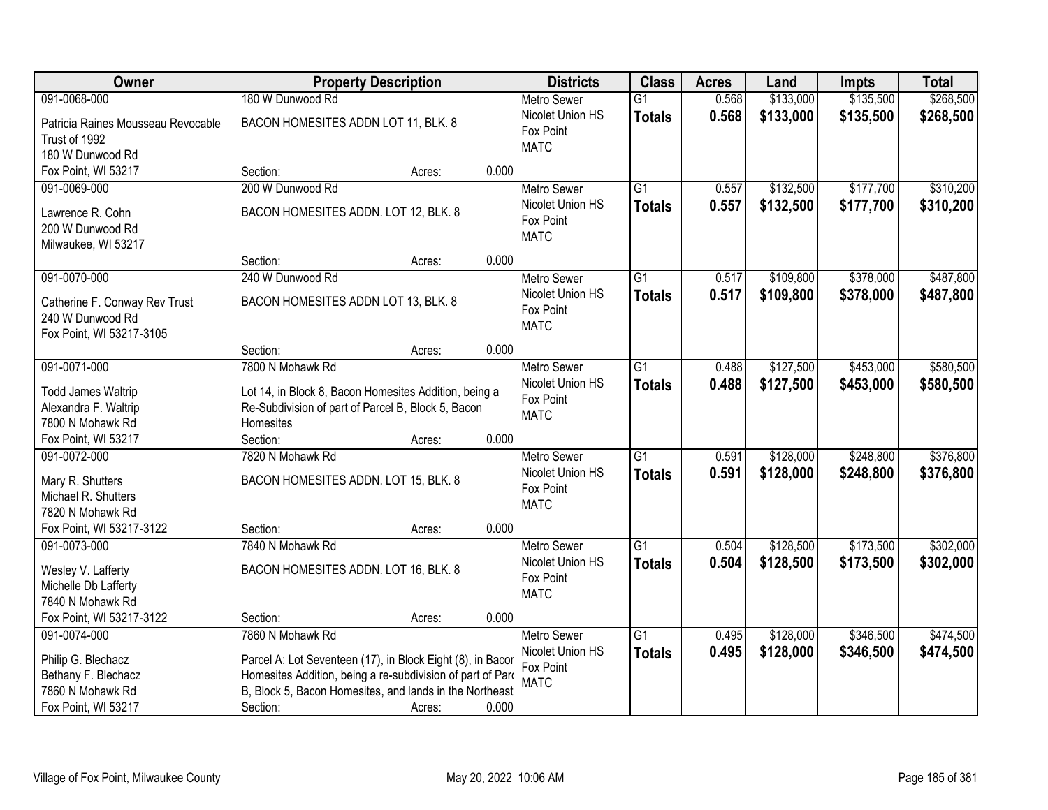| Owner | Property Description | | | | Districts | Class | Acres | Land | Impts | Total |
|---|---|---|---|---|---|---|---|---|---|---|
| 091-0068-000 | 180 W Dunwood Rd | | | | Metro Sewer | G1 | 0.568 | $133,000 | $135,500 | $268,500 |
| Patricia Raines Mousseau Revocable Trust of 1992<br>180 W Dunwood Rd<br>Fox Point, WI 53217 | BACON HOMESITES ADDN LOT 11, BLK. 8 | | | | Nicolet Union HS<br>Fox Point<br>MATC | **Totals** | **0.568** | **$133,000** | **$135,500** | **$268,500** |
| | Section: | | Acres: | 0.000 | | | | | | |
| 091-0069-000 | 200 W Dunwood Rd | | | | Metro Sewer | G1 | 0.557 | $132,500 | $177,700 | $310,200 |
| Lawrence R. Cohn<br>200 W Dunwood Rd<br>Milwaukee, WI 53217 | BACON HOMESITES ADDN. LOT 12, BLK. 8 | | | | Nicolet Union HS<br>Fox Point<br>MATC | **Totals** | **0.557** | **$132,500** | **$177,700** | **$310,200** |
| | Section: | | Acres: | 0.000 | | | | | | |
| 091-0070-000 | 240 W Dunwood Rd | | | | Metro Sewer | G1 | 0.517 | $109,800 | $378,000 | $487,800 |
| Catherine F. Conway Rev Trust<br>240 W Dunwood Rd<br>Fox Point, WI 53217-3105 | BACON HOMESITES ADDN LOT 13, BLK. 8 | | | | Nicolet Union HS<br>Fox Point<br>MATC | **Totals** | **0.517** | **$109,800** | **$378,000** | **$487,800** |
| | Section: | | Acres: | 0.000 | | | | | | |
| 091-0071-000 | 7800 N Mohawk Rd | | | | Metro Sewer | G1 | 0.488 | $127,500 | $453,000 | $580,500 |
| Todd James Waltrip<br>Alexandra F. Waltrip<br>7800 N Mohawk Rd<br>Fox Point, WI 53217 | Lot 14, in Block 8, Bacon Homesites Addition, being a Re-Subdivision of part of Parcel B, Block 5, Bacon Homesites | | | | Nicolet Union HS<br>Fox Point<br>MATC | **Totals** | **0.488** | **$127,500** | **$453,000** | **$580,500** |
| | Section: | | Acres: | 0.000 | | | | | | |
| 091-0072-000 | 7820 N Mohawk Rd | | | | Metro Sewer | G1 | 0.591 | $128,000 | $248,800 | $376,800 |
| Mary R. Shutters<br>Michael R. Shutters<br>7820 N Mohawk Rd<br>Fox Point, WI 53217-3122 | BACON HOMESITES ADDN. LOT 15, BLK. 8 | | | | Nicolet Union HS<br>Fox Point<br>MATC | **Totals** | **0.591** | **$128,000** | **$248,800** | **$376,800** |
| | Section: | | Acres: | 0.000 | | | | | | |
| 091-0073-000 | 7840 N Mohawk Rd | | | | Metro Sewer | G1 | 0.504 | $128,500 | $173,500 | $302,000 |
| Wesley V. Lafferty<br>Michelle Db Lafferty<br>7840 N Mohawk Rd<br>Fox Point, WI 53217-3122 | BACON HOMESITES ADDN. LOT 16, BLK. 8 | | | | Nicolet Union HS<br>Fox Point<br>MATC | **Totals** | **0.504** | **$128,500** | **$173,500** | **$302,000** |
| | Section: | | Acres: | 0.000 | | | | | | |
| 091-0074-000 | 7860 N Mohawk Rd | | | | Metro Sewer | G1 | 0.495 | $128,000 | $346,500 | $474,500 |
| Philip G. Blechacz<br>Bethany F. Blechacz<br>7860 N Mohawk Rd<br>Fox Point, WI 53217 | Parcel A: Lot Seventeen (17), in Block Eight (8), in Bacor Homesites Addition, being a re-subdivision of part of Parc B, Block 5, Bacon Homesites, and lands in the Northeast | | | | Nicolet Union HS<br>Fox Point<br>MATC | **Totals** | **0.495** | **$128,000** | **$346,500** | **$474,500** |
| | Section: | | Acres: | 0.000 | | | | | | |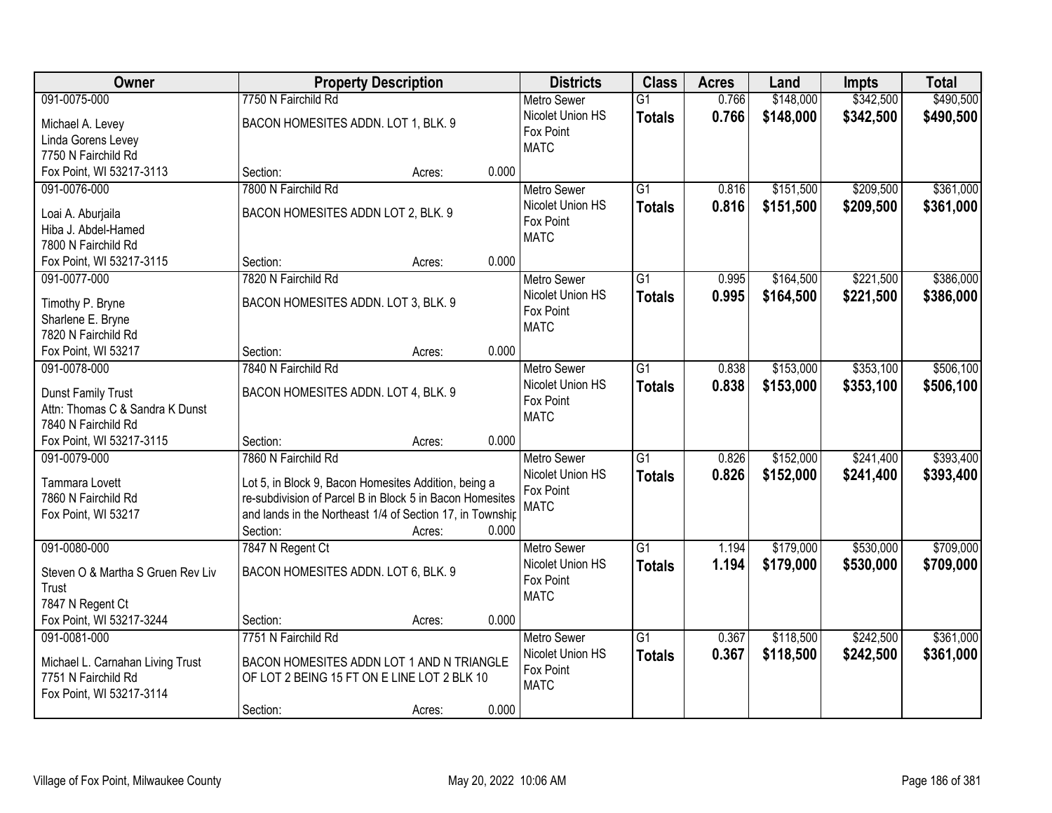| Owner | Property Description | Districts | Class | Acres | Land | Impts | Total |
|---|---|---|---|---|---|---|---|
| 091-0075-000<br>Michael A. Levey<br>Linda Gorens Levey<br>7750 N Fairchild Rd<br>Fox Point, WI 53217-3113 | 7750 N Fairchild Rd<br>BACON HOMESITES ADDN. LOT 1, BLK. 9<br>Section: Acres: 0.000 | Metro Sewer<br>Nicolet Union HS<br>Fox Point<br>MATC | G1<br>**Totals** | 0.766<br>**0.766** | $148,000<br>**$148,000** | $342,500<br>**$342,500** | $490,500<br>**$490,500** |
| 091-0076-000<br>Loai A. Aburjaila<br>Hiba J. Abdel-Hamed<br>7800 N Fairchild Rd<br>Fox Point, WI 53217-3115 | 7800 N Fairchild Rd<br>BACON HOMESITES ADDN LOT 2, BLK. 9<br>Section: Acres: 0.000 | Metro Sewer<br>Nicolet Union HS<br>Fox Point<br>MATC | G1<br>**Totals** | 0.816<br>**0.816** | $151,500<br>**$151,500** | $209,500<br>**$209,500** | $361,000<br>**$361,000** |
| 091-0077-000<br>Timothy P. Bryne<br>Sharlene E. Bryne<br>7820 N Fairchild Rd<br>Fox Point, WI 53217 | 7820 N Fairchild Rd<br>BACON HOMESITES ADDN. LOT 3, BLK. 9<br>Section: Acres: 0.000 | Metro Sewer<br>Nicolet Union HS<br>Fox Point<br>MATC | G1<br>**Totals** | 0.995<br>**0.995** | $164,500<br>**$164,500** | $221,500<br>**$221,500** | $386,000<br>**$386,000** |
| 091-0078-000<br>Dunst Family Trust<br>Attn: Thomas C & Sandra K Dunst<br>7840 N Fairchild Rd<br>Fox Point, WI 53217-3115 | 7840 N Fairchild Rd<br>BACON HOMESITES ADDN. LOT 4, BLK. 9<br>Section: Acres: 0.000 | Metro Sewer<br>Nicolet Union HS<br>Fox Point<br>MATC | G1<br>**Totals** | 0.838<br>**0.838** | $153,000<br>**$153,000** | $353,100<br>**$353,100** | $506,100<br>**$506,100** |
| 091-0079-000<br>Tammara Lovett<br>7860 N Fairchild Rd<br>Fox Point, WI 53217 | 7860 N Fairchild Rd<br>Lot 5, in Block 9, Bacon Homesites Addition, being a re-subdivision of Parcel B in Block 5 in Bacon Homesites and lands in the Northeast 1/4 of Section 17, in Townshir<br>Section: Acres: 0.000 | Metro Sewer<br>Nicolet Union HS<br>Fox Point<br>MATC | G1<br>**Totals** | 0.826<br>**0.826** | $152,000<br>**$152,000** | $241,400<br>**$241,400** | $393,400<br>**$393,400** |
| 091-0080-000<br>Steven O & Martha S Gruen Rev Liv Trust<br>7847 N Regent Ct<br>Fox Point, WI 53217-3244 | 7847 N Regent Ct<br>BACON HOMESITES ADDN. LOT 6, BLK. 9<br>Section: Acres: 0.000 | Metro Sewer<br>Nicolet Union HS<br>Fox Point<br>MATC | G1<br>**Totals** | 1.194<br>**1.194** | $179,000<br>**$179,000** | $530,000<br>**$530,000** | $709,000<br>**$709,000** |
| 091-0081-000<br>Michael L. Carnahan Living Trust<br>7751 N Fairchild Rd<br>Fox Point, WI 53217-3114 | 7751 N Fairchild Rd<br>BACON HOMESITES ADDN LOT 1 AND N TRIANGLE OF LOT 2 BEING 15 FT ON E LINE LOT 2 BLK 10<br>Section: Acres: 0.000 | Metro Sewer<br>Nicolet Union HS<br>Fox Point<br>MATC | G1<br>**Totals** | 0.367<br>**0.367** | $118,500<br>**$118,500** | $242,500<br>**$242,500** | $361,000<br>**$361,000** |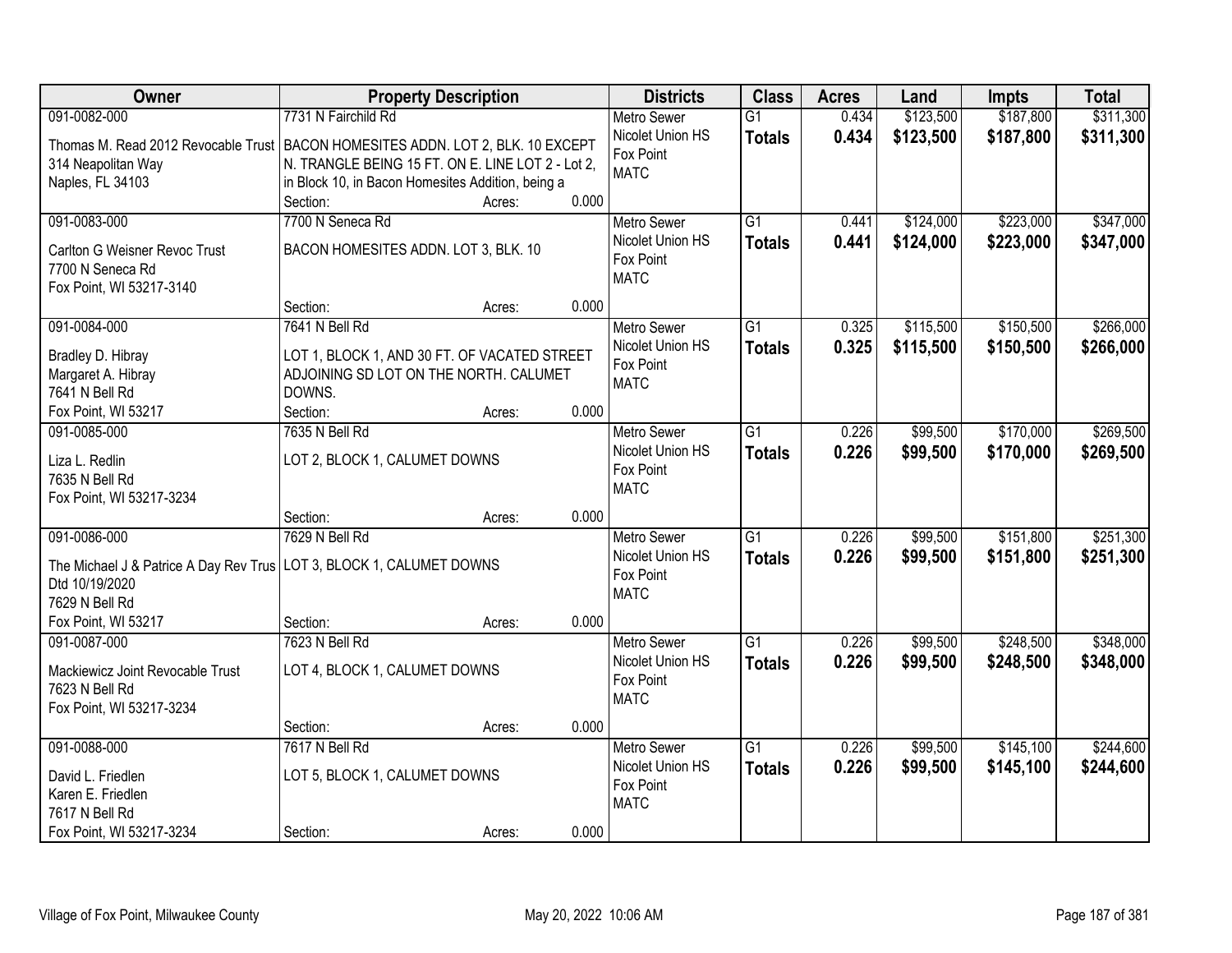| Owner | Property Description | Districts | Class | Acres | Land | Impts | Total |
|---|---|---|---|---|---|---|---|
| 091-0082-000<br>Thomas M. Read 2012 Revocable Trust<br>314 Neapolitan Way<br>Naples, FL 34103 | 7731 N Fairchild Rd<br>BACON HOMESITES ADDN. LOT 2, BLK. 10 EXCEPT N. TRANGLE BEING 15 FT. ON E. LINE LOT 2 - Lot 2, in Block 10, in Bacon Homesites Addition, being a<br>Section: Acres: 0.000 | Metro Sewer<br>Nicolet Union HS<br>Fox Point<br>MATC | G1<br>**Totals** | 0.434<br>**0.434** | $123,500<br>**$123,500** | $187,800<br>**$187,800** | $311,300<br>**$311,300** |
| 091-0083-000<br>Carlton G Weisner Revoc Trust<br>7700 N Seneca Rd<br>Fox Point, WI 53217-3140 | 7700 N Seneca Rd<br>BACON HOMESITES ADDN. LOT 3, BLK. 10<br>Section: Acres: 0.000 | Metro Sewer<br>Nicolet Union HS<br>Fox Point<br>MATC | G1<br>**Totals** | 0.441<br>**0.441** | $124,000<br>**$124,000** | $223,000<br>**$223,000** | $347,000<br>**$347,000** |
| 091-0084-000<br>Bradley D. Hibray<br>Margaret A. Hibray<br>7641 N Bell Rd<br>Fox Point, WI 53217 | 7641 N Bell Rd<br>LOT 1, BLOCK 1, AND 30 FT. OF VACATED STREET ADJOINING SD LOT ON THE NORTH. CALUMET DOWNS.<br>Section: Acres: 0.000 | Metro Sewer<br>Nicolet Union HS<br>Fox Point<br>MATC | G1<br>**Totals** | 0.325<br>**0.325** | $115,500<br>**$115,500** | $150,500<br>**$150,500** | $266,000<br>**$266,000** |
| 091-0085-000<br>Liza L. Redlin<br>7635 N Bell Rd<br>Fox Point, WI 53217-3234 | 7635 N Bell Rd<br>LOT 2, BLOCK 1, CALUMET DOWNS<br>Section: Acres: 0.000 | Metro Sewer<br>Nicolet Union HS<br>Fox Point<br>MATC | G1<br>**Totals** | 0.226<br>**0.226** | $99,500<br>**$99,500** | $170,000<br>**$170,000** | $269,500<br>**$269,500** |
| 091-0086-000<br>The Michael J & Patrice A Day Rev Trus Dtd 10/19/2020<br>7629 N Bell Rd<br>Fox Point, WI 53217 | 7629 N Bell Rd<br>LOT 3, BLOCK 1, CALUMET DOWNS<br>Section: Acres: 0.000 | Metro Sewer<br>Nicolet Union HS<br>Fox Point<br>MATC | G1<br>**Totals** | 0.226<br>**0.226** | $99,500<br>**$99,500** | $151,800<br>**$151,800** | $251,300<br>**$251,300** |
| 091-0087-000<br>Mackiewicz Joint Revocable Trust<br>7623 N Bell Rd<br>Fox Point, WI 53217-3234 | 7623 N Bell Rd<br>LOT 4, BLOCK 1, CALUMET DOWNS<br>Section: Acres: 0.000 | Metro Sewer<br>Nicolet Union HS<br>Fox Point<br>MATC | G1<br>**Totals** | 0.226<br>**0.226** | $99,500<br>**$99,500** | $248,500<br>**$248,500** | $348,000<br>**$348,000** |
| 091-0088-000<br>David L. Friedlen<br>Karen E. Friedlen<br>7617 N Bell Rd<br>Fox Point, WI 53217-3234 | 7617 N Bell Rd<br>LOT 5, BLOCK 1, CALUMET DOWNS<br>Section: Acres: 0.000 | Metro Sewer<br>Nicolet Union HS<br>Fox Point<br>MATC | G1<br>**Totals** | 0.226<br>**0.226** | $99,500<br>**$99,500** | $145,100<br>**$145,100** | $244,600<br>**$244,600** |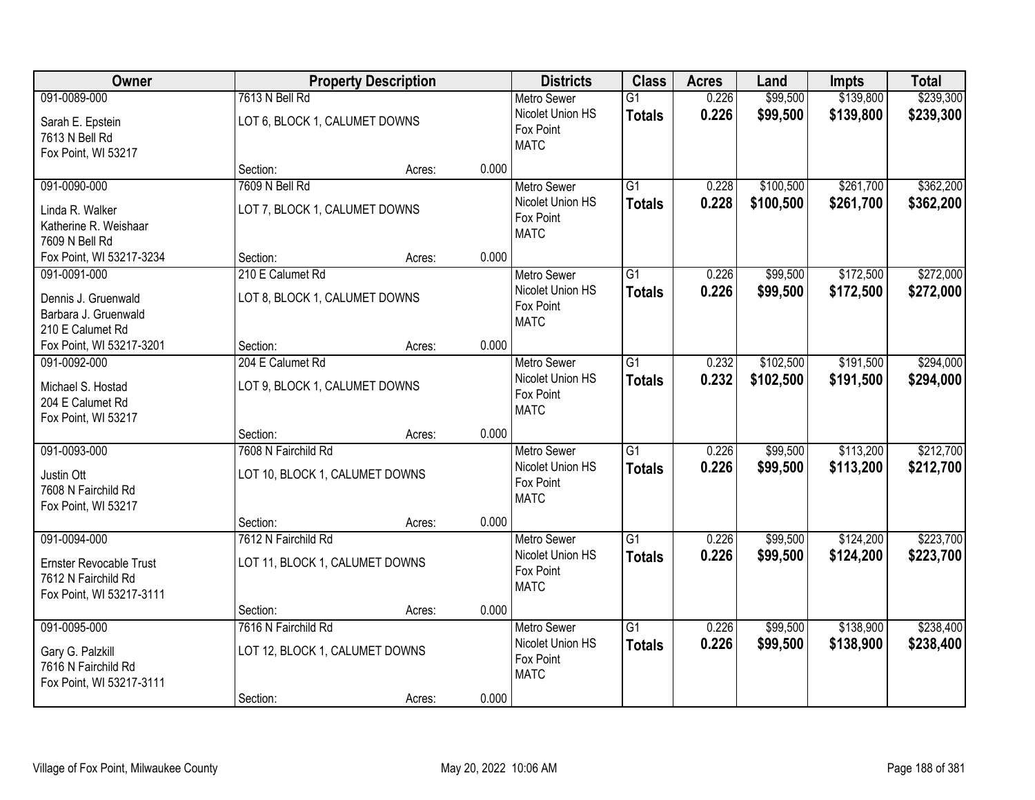| Owner | Property Description | | | Districts | Class | Acres | Land | Impts | Total |
|---|---|---|---|---|---|---|---|---|---|
| 091-0089-000<br>Sarah E. Epstein<br>7613 N Bell Rd<br>Fox Point, WI 53217 | 7613 N Bell Rd<br>LOT 6, BLOCK 1, CALUMET DOWNS<br>Section: | Acres: | 0.000 | Metro Sewer<br>Nicolet Union HS<br>Fox Point<br>MATC | G1<br>**Totals** | 0.226<br>**0.226** | $99,500<br>**$99,500** | $139,800<br>**$139,800** | $239,300<br>**$239,300** |
| 091-0090-000<br>Linda R. Walker<br>Katherine R. Weishaar<br>7609 N Bell Rd<br>Fox Point, WI 53217-3234 | 7609 N Bell Rd<br>LOT 7, BLOCK 1, CALUMET DOWNS<br>Section: | Acres: | 0.000 | Metro Sewer<br>Nicolet Union HS<br>Fox Point<br>MATC | G1<br>**Totals** | 0.228<br>**0.228** | $100,500<br>**$100,500** | $261,700<br>**$261,700** | $362,200<br>**$362,200** |
| 091-0091-000<br>Dennis J. Gruenwald<br>Barbara J. Gruenwald<br>210 E Calumet Rd<br>Fox Point, WI 53217-3201 | 210 E Calumet Rd<br>LOT 8, BLOCK 1, CALUMET DOWNS<br>Section: | Acres: | 0.000 | Metro Sewer<br>Nicolet Union HS<br>Fox Point<br>MATC | G1<br>**Totals** | 0.226<br>**0.226** | $99,500<br>**$99,500** | $172,500<br>**$172,500** | $272,000<br>**$272,000** |
| 091-0092-000<br>Michael S. Hostad<br>204 E Calumet Rd<br>Fox Point, WI 53217 | 204 E Calumet Rd<br>LOT 9, BLOCK 1, CALUMET DOWNS<br>Section: | Acres: | 0.000 | Metro Sewer<br>Nicolet Union HS<br>Fox Point<br>MATC | G1<br>**Totals** | 0.232<br>**0.232** | $102,500<br>**$102,500** | $191,500<br>**$191,500** | $294,000<br>**$294,000** |
| 091-0093-000<br>Justin Ott<br>7608 N Fairchild Rd<br>Fox Point, WI 53217 | 7608 N Fairchild Rd<br>LOT 10, BLOCK 1, CALUMET DOWNS<br>Section: | Acres: | 0.000 | Metro Sewer<br>Nicolet Union HS<br>Fox Point<br>MATC | G1<br>**Totals** | 0.226<br>**0.226** | $99,500<br>**$99,500** | $113,200<br>**$113,200** | $212,700<br>**$212,700** |
| 091-0094-000<br>Ernster Revocable Trust<br>7612 N Fairchild Rd<br>Fox Point, WI 53217-3111 | 7612 N Fairchild Rd<br>LOT 11, BLOCK 1, CALUMET DOWNS<br>Section: | Acres: | 0.000 | Metro Sewer<br>Nicolet Union HS<br>Fox Point<br>MATC | G1<br>**Totals** | 0.226<br>**0.226** | $99,500<br>**$99,500** | $124,200<br>**$124,200** | $223,700<br>**$223,700** |
| 091-0095-000<br>Gary G. Palzkill<br>7616 N Fairchild Rd<br>Fox Point, WI 53217-3111 | 7616 N Fairchild Rd<br>LOT 12, BLOCK 1, CALUMET DOWNS<br>Section: | Acres: | 0.000 | Metro Sewer<br>Nicolet Union HS<br>Fox Point<br>MATC | G1<br>**Totals** | 0.226<br>**0.226** | $99,500<br>**$99,500** | $138,900<br>**$138,900** | $238,400<br>**$238,400** |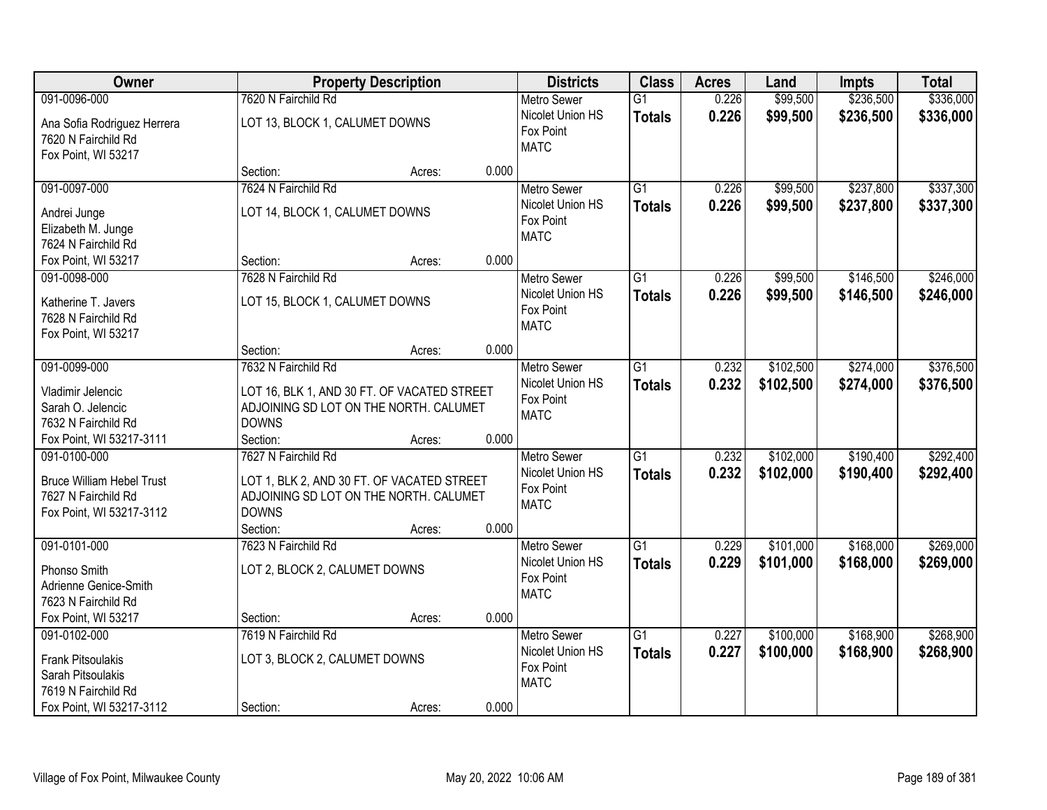| Owner | Property Description | | | Districts | Class | Acres | Land | Impts | Total |
|---|---|---|---|---|---|---|---|---|---|
| 091-0096-000<br><br>Ana Sofia Rodriguez Herrera<br>7620 N Fairchild Rd<br>Fox Point, WI 53217 | 7620 N Fairchild Rd<br><br>LOT 13, BLOCK 1, CALUMET DOWNS<br><br>Section: | <br><br><br><br>Acres: | <br><br><br><br>0.000 | Metro Sewer<br>Nicolet Union HS<br>Fox Point<br>MATC | G1<br>**Totals** | 0.226<br>**0.226** | $99,500<br>**$99,500** | $236,500<br>**$236,500** | $336,000<br>**$336,000** |
| 091-0097-000<br><br>Andrei Junge<br>Elizabeth M. Junge<br>7624 N Fairchild Rd<br>Fox Point, WI 53217 | 7624 N Fairchild Rd<br><br>LOT 14, BLOCK 1, CALUMET DOWNS<br><br>Section: | <br><br><br><br>Acres: | <br><br><br><br>0.000 | Metro Sewer<br>Nicolet Union HS<br>Fox Point<br>MATC | G1<br>**Totals** | 0.226<br>**0.226** | $99,500<br>**$99,500** | $237,800<br>**$237,800** | $337,300<br>**$337,300** |
| 091-0098-000<br><br>Katherine T. Javers<br>7628 N Fairchild Rd<br>Fox Point, WI 53217 | 7628 N Fairchild Rd<br><br>LOT 15, BLOCK 1, CALUMET DOWNS<br><br>Section: | <br><br><br><br>Acres: | <br><br><br><br>0.000 | Metro Sewer<br>Nicolet Union HS<br>Fox Point<br>MATC | G1<br>**Totals** | 0.226<br>**0.226** | $99,500<br>**$99,500** | $146,500<br>**$146,500** | $246,000<br>**$246,000** |
| 091-0099-000<br><br>Vladimir Jelencic<br>Sarah O. Jelencic<br>7632 N Fairchild Rd<br>Fox Point, WI 53217-3111 | 7632 N Fairchild Rd<br><br>LOT 16, BLK 1, AND 30 FT. OF VACATED STREET ADJOINING SD LOT ON THE NORTH. CALUMET DOWNS<br>Section: | <br><br><br><br>Acres: | <br><br><br><br>0.000 | Metro Sewer<br>Nicolet Union HS<br>Fox Point<br>MATC | G1<br>**Totals** | 0.232<br>**0.232** | $102,500<br>**$102,500** | $274,000<br>**$274,000** | $376,500<br>**$376,500** |
| 091-0100-000<br><br>Bruce William Hebel Trust<br>7627 N Fairchild Rd<br>Fox Point, WI 53217-3112 | 7627 N Fairchild Rd<br><br>LOT 1, BLK 2, AND 30 FT. OF VACATED STREET ADJOINING SD LOT ON THE NORTH. CALUMET DOWNS<br>Section: | <br><br><br><br>Acres: | <br><br><br><br>0.000 | Metro Sewer<br>Nicolet Union HS<br>Fox Point<br>MATC | G1<br>**Totals** | 0.232<br>**0.232** | $102,000<br>**$102,000** | $190,400<br>**$190,400** | $292,400<br>**$292,400** |
| 091-0101-000<br><br>Phonso Smith<br>Adrienne Genice-Smith<br>7623 N Fairchild Rd<br>Fox Point, WI 53217 | 7623 N Fairchild Rd<br><br>LOT 2, BLOCK 2, CALUMET DOWNS<br><br>Section: | <br><br><br><br>Acres: | <br><br><br><br>0.000 | Metro Sewer<br>Nicolet Union HS<br>Fox Point<br>MATC | G1<br>**Totals** | 0.229<br>**0.229** | $101,000<br>**$101,000** | $168,000<br>**$168,000** | $269,000<br>**$269,000** |
| 091-0102-000<br><br>Frank Pitsoulakis<br>Sarah Pitsoulakis<br>7619 N Fairchild Rd<br>Fox Point, WI 53217-3112 | 7619 N Fairchild Rd<br><br>LOT 3, BLOCK 2, CALUMET DOWNS<br><br>Section: | <br><br><br><br>Acres: | <br><br><br><br>0.000 | Metro Sewer<br>Nicolet Union HS<br>Fox Point<br>MATC | G1<br>**Totals** | 0.227<br>**0.227** | $100,000<br>**$100,000** | $168,900<br>**$168,900** | $268,900<br>**$268,900** |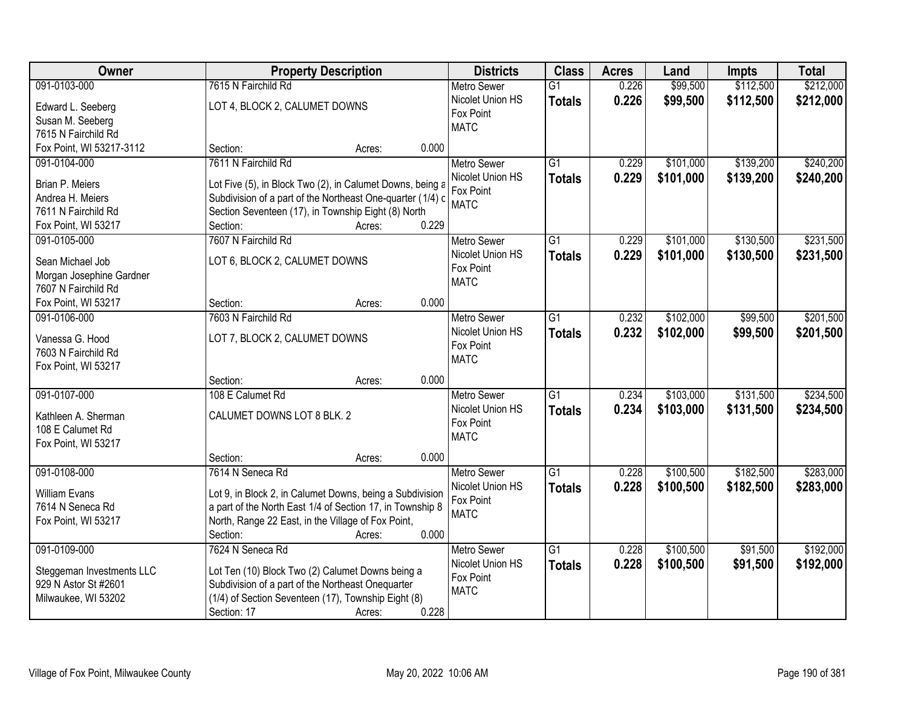| Owner | Property Description | Districts | Class | Acres | Land | Impts | Total |
|---|---|---|---|---|---|---|---|
| 091-0103-000<br>Edward L. Seeberg<br>Susan M. Seeberg<br>7615 N Fairchild Rd<br>Fox Point, WI 53217-3112 | 7615 N Fairchild Rd<br>LOT 4, BLOCK 2, CALUMET DOWNS<br>Section: Acres: 0.000 | Metro Sewer<br>Nicolet Union HS<br>Fox Point<br>MATC | G1<br>**Totals** | 0.226<br>**0.226** | $99,500<br>**$99,500** | $112,500<br>**$112,500** | $212,000<br>**$212,000** |
| 091-0104-000<br>Brian P. Meiers<br>Andrea H. Meiers<br>7611 N Fairchild Rd<br>Fox Point, WI 53217 | 7611 N Fairchild Rd<br>Lot Five (5), in Block Two (2), in Calumet Downs, being a Subdivision of a part of the Northeast One-quarter (1/4) c Section Seventeen (17), in Township Eight (8) North<br>Section: Acres: 0.229 | Metro Sewer<br>Nicolet Union HS<br>Fox Point<br>MATC | G1<br>**Totals** | 0.229<br>**0.229** | $101,000<br>**$101,000** | $139,200<br>**$139,200** | $240,200<br>**$240,200** |
| 091-0105-000<br>Sean Michael Job<br>Morgan Josephine Gardner<br>7607 N Fairchild Rd<br>Fox Point, WI 53217 | 7607 N Fairchild Rd<br>LOT 6, BLOCK 2, CALUMET DOWNS<br>Section: Acres: 0.000 | Metro Sewer<br>Nicolet Union HS<br>Fox Point<br>MATC | G1<br>**Totals** | 0.229<br>**0.229** | $101,000<br>**$101,000** | $130,500<br>**$130,500** | $231,500<br>**$231,500** |
| 091-0106-000<br>Vanessa G. Hood<br>7603 N Fairchild Rd<br>Fox Point, WI 53217 | 7603 N Fairchild Rd<br>LOT 7, BLOCK 2, CALUMET DOWNS<br>Section: Acres: 0.000 | Metro Sewer<br>Nicolet Union HS<br>Fox Point<br>MATC | G1<br>**Totals** | 0.232<br>**0.232** | $102,000<br>**$102,000** | $99,500<br>**$99,500** | $201,500<br>**$201,500** |
| 091-0107-000<br>Kathleen A. Sherman<br>108 E Calumet Rd<br>Fox Point, WI 53217 | 108 E Calumet Rd<br>CALUMET DOWNS LOT 8 BLK. 2<br>Section: Acres: 0.000 | Metro Sewer<br>Nicolet Union HS<br>Fox Point<br>MATC | G1<br>**Totals** | 0.234<br>**0.234** | $103,000<br>**$103,000** | $131,500<br>**$131,500** | $234,500<br>**$234,500** |
| 091-0108-000<br>William Evans<br>7614 N Seneca Rd<br>Fox Point, WI 53217 | 7614 N Seneca Rd<br>Lot 9, in Block 2, in Calumet Downs, being a Subdivision a part of the North East 1/4 of Section 17, in Township 8 North, Range 22 East, in the Village of Fox Point,<br>Section: Acres: 0.000 | Metro Sewer<br>Nicolet Union HS<br>Fox Point<br>MATC | G1<br>**Totals** | 0.228<br>**0.228** | $100,500<br>**$100,500** | $182,500<br>**$182,500** | $283,000<br>**$283,000** |
| 091-0109-000<br>Steggeman Investments LLC<br>929 N Astor St #2601<br>Milwaukee, WI 53202 | 7624 N Seneca Rd<br>Lot Ten (10) Block Two (2) Calumet Downs being a Subdivision of a part of the Northeast Onequarter (1/4) of Section Seventeen (17), Township Eight (8)<br>Section: 17 Acres: 0.228 | Metro Sewer<br>Nicolet Union HS<br>Fox Point<br>MATC | G1<br>**Totals** | 0.228<br>**0.228** | $100,500<br>**$100,500** | $91,500<br>**$91,500** | $192,000<br>**$192,000** |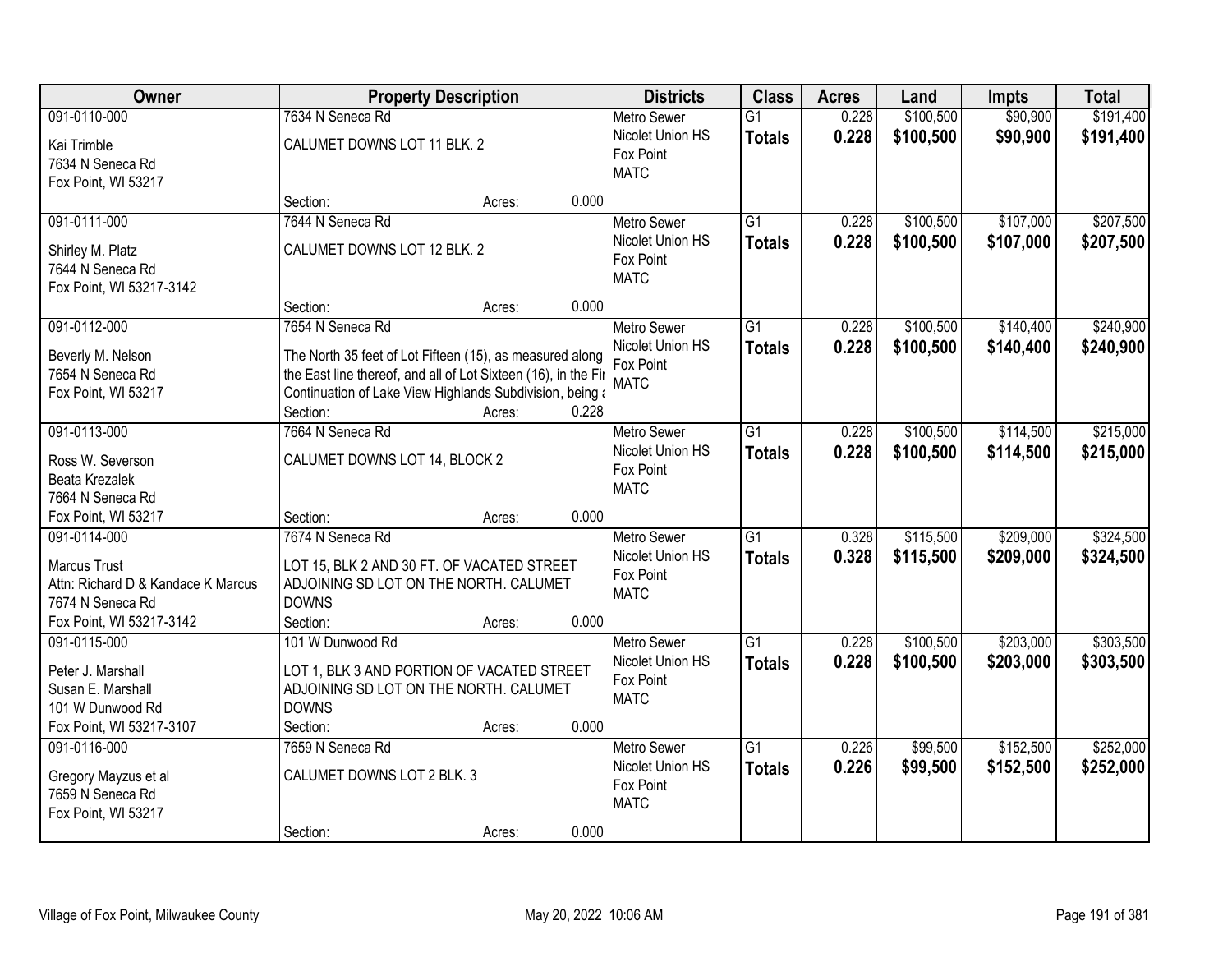| Owner | Property Description | Districts | Class | Acres | Land | Impts | Total |
|---|---|---|---|---|---|---|---|
| 091-0110-000<br>Kai Trimble<br>7634 N Seneca Rd<br>Fox Point, WI 53217 | 7634 N Seneca Rd<br>CALUMET DOWNS LOT 11 BLK. 2<br>Section: Acres: 0.000 | Metro Sewer<br>Nicolet Union HS<br>Fox Point<br>MATC | G1<br>**Totals** | 0.228<br>**0.228** | $100,500<br>**$100,500** | $90,900<br>**$90,900** | $191,400<br>**$191,400** |
| 091-0111-000<br>Shirley M. Platz<br>7644 N Seneca Rd<br>Fox Point, WI 53217-3142 | 7644 N Seneca Rd<br>CALUMET DOWNS LOT 12 BLK. 2<br>Section: Acres: 0.000 | Metro Sewer<br>Nicolet Union HS<br>Fox Point<br>MATC | G1<br>**Totals** | 0.228<br>**0.228** | $100,500<br>**$100,500** | $107,000<br>**$107,000** | $207,500<br>**$207,500** |
| 091-0112-000<br>Beverly M. Nelson<br>7654 N Seneca Rd<br>Fox Point, WI 53217 | 7654 N Seneca Rd<br>The North 35 feet of Lot Fifteen (15), as measured along the East line thereof, and all of Lot Sixteen (16), in the Fir Continuation of Lake View Highlands Subdivision, being a<br>Section: Acres: 0.228 | Metro Sewer<br>Nicolet Union HS<br>Fox Point<br>MATC | G1<br>**Totals** | 0.228<br>**0.228** | $100,500<br>**$100,500** | $140,400<br>**$140,400** | $240,900<br>**$240,900** |
| 091-0113-000<br>Ross W. Severson<br>Beata Krezalek<br>7664 N Seneca Rd<br>Fox Point, WI 53217 | 7664 N Seneca Rd<br>CALUMET DOWNS LOT 14, BLOCK 2<br>Section: Acres: 0.000 | Metro Sewer<br>Nicolet Union HS<br>Fox Point<br>MATC | G1<br>**Totals** | 0.228<br>**0.228** | $100,500<br>**$100,500** | $114,500<br>**$114,500** | $215,000<br>**$215,000** |
| 091-0114-000<br>Marcus Trust<br>Attn: Richard D & Kandace K Marcus<br>7674 N Seneca Rd<br>Fox Point, WI 53217-3142 | 7674 N Seneca Rd<br>LOT 15, BLK 2 AND 30 FT. OF VACATED STREET ADJOINING SD LOT ON THE NORTH. CALUMET DOWNS<br>Section: Acres: 0.000 | Metro Sewer<br>Nicolet Union HS<br>Fox Point<br>MATC | G1<br>**Totals** | 0.328<br>**0.328** | $115,500<br>**$115,500** | $209,000<br>**$209,000** | $324,500<br>**$324,500** |
| 091-0115-000<br>Peter J. Marshall<br>Susan E. Marshall<br>101 W Dunwood Rd<br>Fox Point, WI 53217-3107 | 101 W Dunwood Rd<br>LOT 1, BLK 3 AND PORTION OF VACATED STREET ADJOINING SD LOT ON THE NORTH. CALUMET DOWNS<br>Section: Acres: 0.000 | Metro Sewer<br>Nicolet Union HS<br>Fox Point<br>MATC | G1<br>**Totals** | 0.228<br>**0.228** | $100,500<br>**$100,500** | $203,000<br>**$203,000** | $303,500<br>**$303,500** |
| 091-0116-000<br>Gregory Mayzus et al<br>7659 N Seneca Rd<br>Fox Point, WI 53217 | 7659 N Seneca Rd<br>CALUMET DOWNS LOT 2 BLK. 3<br>Section: Acres: 0.000 | Metro Sewer<br>Nicolet Union HS<br>Fox Point<br>MATC | G1<br>**Totals** | 0.226<br>**0.226** | $99,500<br>**$99,500** | $152,500<br>**$152,500** | $252,000<br>**$252,000** |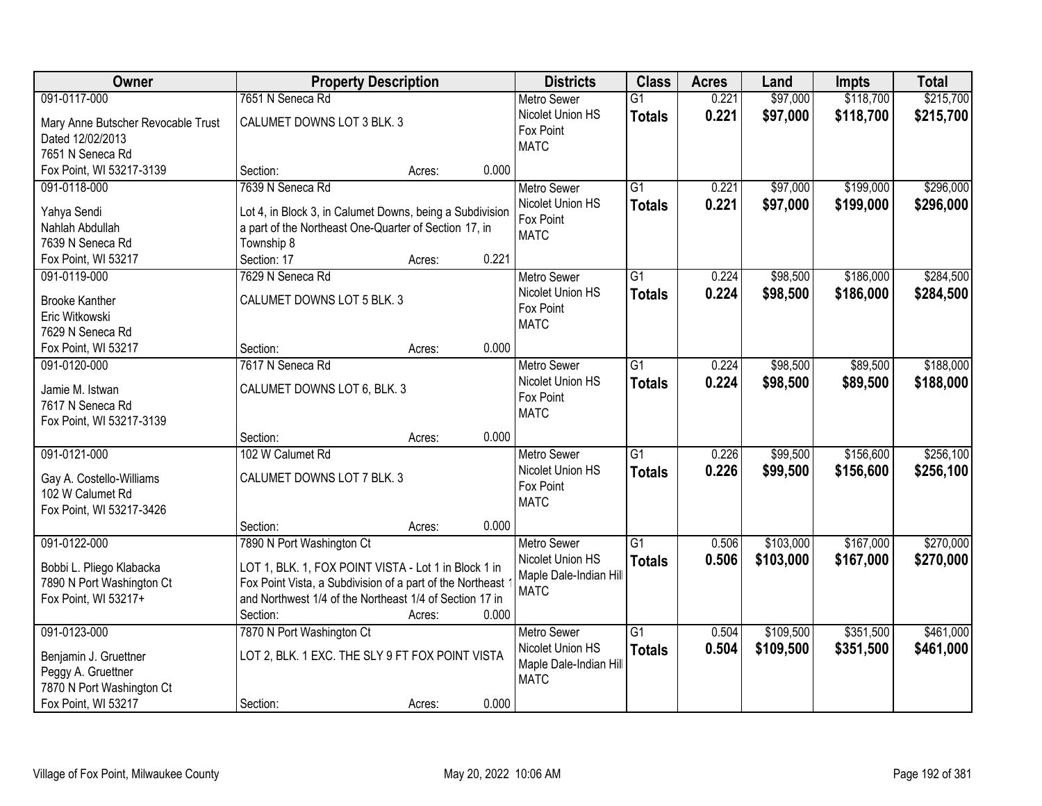| Owner | Property Description | Districts | Class | Acres | Land | Impts | Total |
|---|---|---|---|---|---|---|---|
| 091-0117-000<br>Mary Anne Butscher Revocable Trust<br>Dated 12/02/2013<br>7651 N Seneca Rd<br>Fox Point, WI 53217-3139 | 7651 N Seneca Rd<br>CALUMET DOWNS LOT 3 BLK. 3<br>Section: Acres: 0.000 | Metro Sewer<br>Nicolet Union HS<br>Fox Point<br>MATC | G1<br>**Totals** | 0.221<br>**0.221** | $97,000<br>**$97,000** | $118,700<br>**$118,700** | $215,700<br>**$215,700** |
| 091-0118-000<br>Yahya Sendi<br>Nahlah Abdullah<br>7639 N Seneca Rd<br>Fox Point, WI 53217 | 7639 N Seneca Rd<br>Lot 4, in Block 3, in Calumet Downs, being a Subdivision a part of the Northeast One-Quarter of Section 17, in Township 8<br>Section: 17 Acres: 0.221 | Metro Sewer<br>Nicolet Union HS<br>Fox Point<br>MATC | G1<br>**Totals** | 0.221<br>**0.221** | $97,000<br>**$97,000** | $199,000<br>**$199,000** | $296,000<br>**$296,000** |
| 091-0119-000<br>Brooke Kanther<br>Eric Witkowski<br>7629 N Seneca Rd<br>Fox Point, WI 53217 | 7629 N Seneca Rd<br>CALUMET DOWNS LOT 5 BLK. 3<br>Section: Acres: 0.000 | Metro Sewer<br>Nicolet Union HS<br>Fox Point<br>MATC | G1<br>**Totals** | 0.224<br>**0.224** | $98,500<br>**$98,500** | $186,000<br>**$186,000** | $284,500<br>**$284,500** |
| 091-0120-000<br>Jamie M. Istwan<br>7617 N Seneca Rd<br>Fox Point, WI 53217-3139 | 7617 N Seneca Rd<br>CALUMET DOWNS LOT 6, BLK. 3<br>Section: Acres: 0.000 | Metro Sewer<br>Nicolet Union HS<br>Fox Point<br>MATC | G1<br>**Totals** | 0.224<br>**0.224** | $98,500<br>**$98,500** | $89,500<br>**$89,500** | $188,000<br>**$188,000** |
| 091-0121-000<br>Gay A. Costello-Williams<br>102 W Calumet Rd<br>Fox Point, WI 53217-3426 | 102 W Calumet Rd<br>CALUMET DOWNS LOT 7 BLK. 3<br>Section: Acres: 0.000 | Metro Sewer<br>Nicolet Union HS<br>Fox Point<br>MATC | G1<br>**Totals** | 0.226<br>**0.226** | $99,500<br>**$99,500** | $156,600<br>**$156,600** | $256,100<br>**$256,100** |
| 091-0122-000<br>Bobbi L. Pliego Klabacka<br>7890 N Port Washington Ct<br>Fox Point, WI 53217+ | 7890 N Port Washington Ct<br>LOT 1, BLK. 1, FOX POINT VISTA - Lot 1 in Block 1 in Fox Point Vista, a Subdivision of a part of the Northeast 1 and Northwest 1/4 of the Northeast 1/4 of Section 17 in<br>Section: Acres: 0.000 | Metro Sewer<br>Nicolet Union HS<br>Maple Dale-Indian Hill<br>MATC | G1<br>**Totals** | 0.506<br>**0.506** | $103,000<br>**$103,000** | $167,000<br>**$167,000** | $270,000<br>**$270,000** |
| 091-0123-000<br>Benjamin J. Gruettner<br>Peggy A. Gruettner<br>7870 N Port Washington Ct<br>Fox Point, WI 53217 | 7870 N Port Washington Ct<br>LOT 2, BLK. 1 EXC. THE SLY 9 FT FOX POINT VISTA<br>Section: Acres: 0.000 | Metro Sewer<br>Nicolet Union HS<br>Maple Dale-Indian Hill<br>MATC | G1<br>**Totals** | 0.504<br>**0.504** | $109,500<br>**$109,500** | $351,500<br>**$351,500** | $461,000<br>**$461,000** |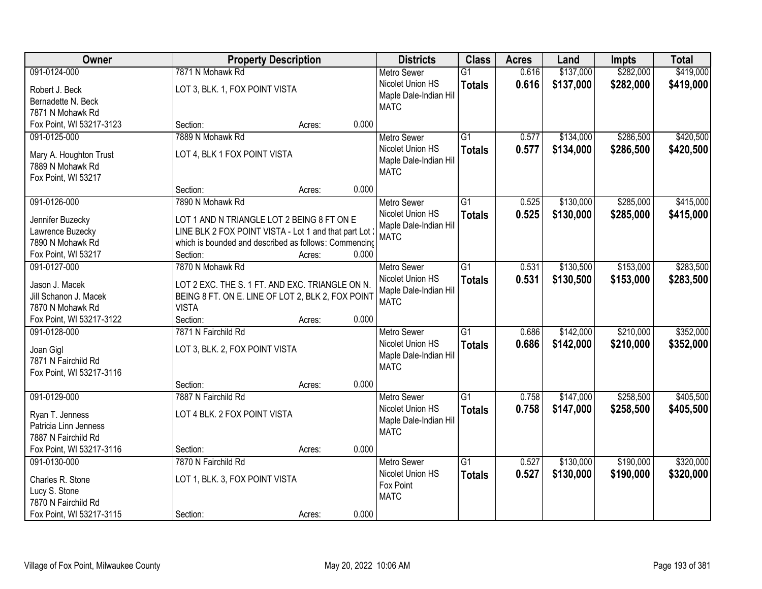| Owner | Property Description | Districts | Class | Acres | Land | Impts | Total |
|---|---|---|---|---|---|---|---|
| 091-0124-000<br>Robert J. Beck<br>Bernadette N. Beck<br>7871 N Mohawk Rd<br>Fox Point, WI 53217-3123 | 7871 N Mohawk Rd<br>LOT 3, BLK. 1, FOX POINT VISTA<br>Section: Acres: 0.000 | Metro Sewer<br>Nicolet Union HS<br>Maple Dale-Indian Hill<br>MATC | G1<br>**Totals** | 0.616<br>**0.616** | $137,000<br>**$137,000** | $282,000<br>**$282,000** | $419,000<br>**$419,000** |
| 091-0125-000<br>Mary A. Houghton Trust<br>7889 N Mohawk Rd<br>Fox Point, WI 53217 | 7889 N Mohawk Rd<br>LOT 4, BLK 1 FOX POINT VISTA<br>Section: Acres: 0.000 | Metro Sewer<br>Nicolet Union HS<br>Maple Dale-Indian Hill<br>MATC | G1<br>**Totals** | 0.577<br>**0.577** | $134,000<br>**$134,000** | $286,500<br>**$286,500** | $420,500<br>**$420,500** |
| 091-0126-000<br>Jennifer Buzecky<br>Lawrence Buzecky<br>7890 N Mohawk Rd<br>Fox Point, WI 53217 | 7890 N Mohawk Rd<br>LOT 1 AND N TRIANGLE LOT 2 BEING 8 FT ON E LINE BLK 2 FOX POINT VISTA - Lot 1 and that part Lot 2 which is bounded and described as follows: Commencing<br>Section: Acres: 0.000 | Metro Sewer<br>Nicolet Union HS<br>Maple Dale-Indian Hill<br>MATC | G1<br>**Totals** | 0.525<br>**0.525** | $130,000<br>**$130,000** | $285,000<br>**$285,000** | $415,000<br>**$415,000** |
| 091-0127-000<br>Jason J. Macek<br>Jill Schanon J. Macek<br>7870 N Mohawk Rd<br>Fox Point, WI 53217-3122 | 7870 N Mohawk Rd<br>LOT 2 EXC. THE S. 1 FT. AND EXC. TRIANGLE ON N. BEING 8 FT. ON E. LINE OF LOT 2, BLK 2, FOX POINT VISTA<br>Section: Acres: 0.000 | Metro Sewer<br>Nicolet Union HS<br>Maple Dale-Indian Hill<br>MATC | G1<br>**Totals** | 0.531<br>**0.531** | $130,500<br>**$130,500** | $153,000<br>**$153,000** | $283,500<br>**$283,500** |
| 091-0128-000<br>Joan Gigl<br>7871 N Fairchild Rd<br>Fox Point, WI 53217-3116 | 7871 N Fairchild Rd<br>LOT 3, BLK. 2, FOX POINT VISTA<br>Section: Acres: 0.000 | Metro Sewer<br>Nicolet Union HS<br>Maple Dale-Indian Hill<br>MATC | G1<br>**Totals** | 0.686<br>**0.686** | $142,000<br>**$142,000** | $210,000<br>**$210,000** | $352,000<br>**$352,000** |
| 091-0129-000<br>Ryan T. Jenness<br>Patricia Linn Jenness<br>7887 N Fairchild Rd<br>Fox Point, WI 53217-3116 | 7887 N Fairchild Rd<br>LOT 4 BLK. 2 FOX POINT VISTA<br>Section: Acres: 0.000 | Metro Sewer<br>Nicolet Union HS<br>Maple Dale-Indian Hill<br>MATC | G1<br>**Totals** | 0.758<br>**0.758** | $147,000<br>**$147,000** | $258,500<br>**$258,500** | $405,500<br>**$405,500** |
| 091-0130-000<br>Charles R. Stone<br>Lucy S. Stone<br>7870 N Fairchild Rd<br>Fox Point, WI 53217-3115 | 7870 N Fairchild Rd<br>LOT 1, BLK. 3, FOX POINT VISTA<br>Section: Acres: 0.000 | Metro Sewer<br>Nicolet Union HS<br>Fox Point<br>MATC | G1<br>**Totals** | 0.527<br>**0.527** | $130,000<br>**$130,000** | $190,000<br>**$190,000** | $320,000<br>**$320,000** |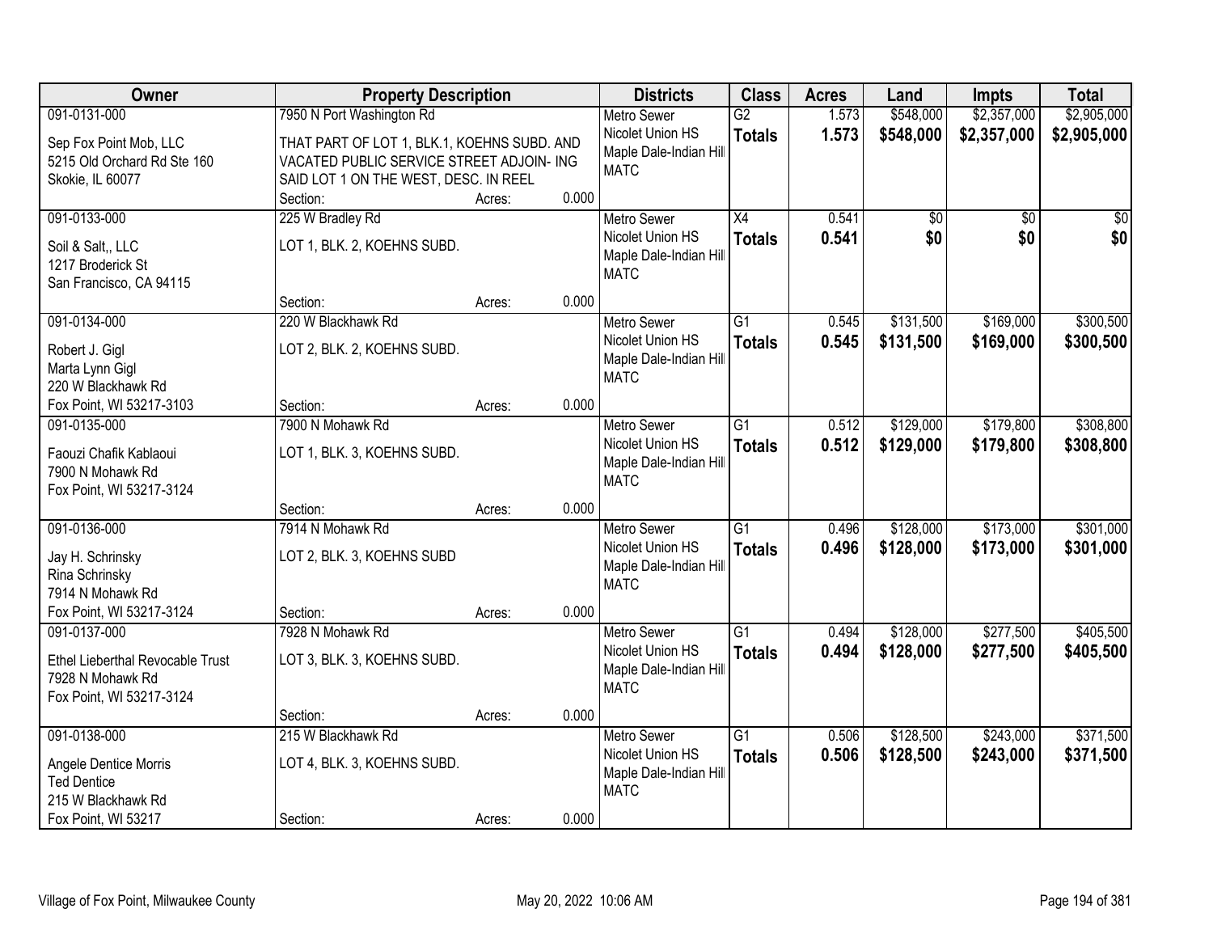| Owner | Property Description | | | Districts | Class | Acres | Land | Impts | Total |
|---|---|---|---|---|---|---|---|---|---|
| 091-0131-000 | 7950 N Port Washington Rd | | | Metro Sewer | G2 | 1.573 | $548,000 | $2,357,000 | $2,905,000 |
| Sep Fox Point Mob, LLC<br>5215 Old Orchard Rd Ste 160<br>Skokie, IL 60077 | THAT PART OF LOT 1, BLK.1, KOEHNS SUBD. AND VACATED PUBLIC SERVICE STREET ADJOIN- ING SAID LOT 1 ON THE WEST, DESC. IN REEL | | | Nicolet Union HS<br>Maple Dale-Indian Hill<br>MATC | **Totals** | **1.573** | **$548,000** | **$2,357,000** | **$2,905,000** |
| | Section: | Acres: | 0.000 | | | | | | |
| 091-0133-000 | 225 W Bradley Rd | | | Metro Sewer | X4 | 0.541 | $0 | $0 | $0 |
| Soil & Salt,, LLC<br>1217 Broderick St<br>San Francisco, CA 94115 | LOT 1, BLK. 2, KOEHNS SUBD. | | | Nicolet Union HS<br>Maple Dale-Indian Hill<br>MATC | **Totals** | **0.541** | **$0** | **$0** | **$0** |
| | Section: | Acres: | 0.000 | | | | | | |
| 091-0134-000 | 220 W Blackhawk Rd | | | Metro Sewer | G1 | 0.545 | $131,500 | $169,000 | $300,500 |
| Robert J. Gigl<br>Marta Lynn Gigl<br>220 W Blackhawk Rd<br>Fox Point, WI 53217-3103 | LOT 2, BLK. 2, KOEHNS SUBD. | | | Nicolet Union HS<br>Maple Dale-Indian Hill<br>MATC | **Totals** | **0.545** | **$131,500** | **$169,000** | **$300,500** |
| | Section: | Acres: | 0.000 | | | | | | |
| 091-0135-000 | 7900 N Mohawk Rd | | | Metro Sewer | G1 | 0.512 | $129,000 | $179,800 | $308,800 |
| Faouzi Chafik Kablaoui<br>7900 N Mohawk Rd<br>Fox Point, WI 53217-3124 | LOT 1, BLK. 3, KOEHNS SUBD. | | | Nicolet Union HS<br>Maple Dale-Indian Hill<br>MATC | **Totals** | **0.512** | **$129,000** | **$179,800** | **$308,800** |
| | Section: | Acres: | 0.000 | | | | | | |
| 091-0136-000 | 7914 N Mohawk Rd | | | Metro Sewer | G1 | 0.496 | $128,000 | $173,000 | $301,000 |
| Jay H. Schrinsky<br>Rina Schrinsky<br>7914 N Mohawk Rd<br>Fox Point, WI 53217-3124 | LOT 2, BLK. 3, KOEHNS SUBD | | | Nicolet Union HS<br>Maple Dale-Indian Hill<br>MATC | **Totals** | **0.496** | **$128,000** | **$173,000** | **$301,000** |
| | Section: | Acres: | 0.000 | | | | | | |
| 091-0137-000 | 7928 N Mohawk Rd | | | Metro Sewer | G1 | 0.494 | $128,000 | $277,500 | $405,500 |
| Ethel Lieberthal Revocable Trust<br>7928 N Mohawk Rd<br>Fox Point, WI 53217-3124 | LOT 3, BLK. 3, KOEHNS SUBD. | | | Nicolet Union HS<br>Maple Dale-Indian Hill<br>MATC | **Totals** | **0.494** | **$128,000** | **$277,500** | **$405,500** |
| | Section: | Acres: | 0.000 | | | | | | |
| 091-0138-000 | 215 W Blackhawk Rd | | | Metro Sewer | G1 | 0.506 | $128,500 | $243,000 | $371,500 |
| Angele Dentice Morris<br>Ted Dentice<br>215 W Blackhawk Rd<br>Fox Point, WI 53217 | LOT 4, BLK. 3, KOEHNS SUBD. | | | Nicolet Union HS<br>Maple Dale-Indian Hill<br>MATC | **Totals** | **0.506** | **$128,500** | **$243,000** | **$371,500** |
| | Section: | Acres: | 0.000 | | | | | | |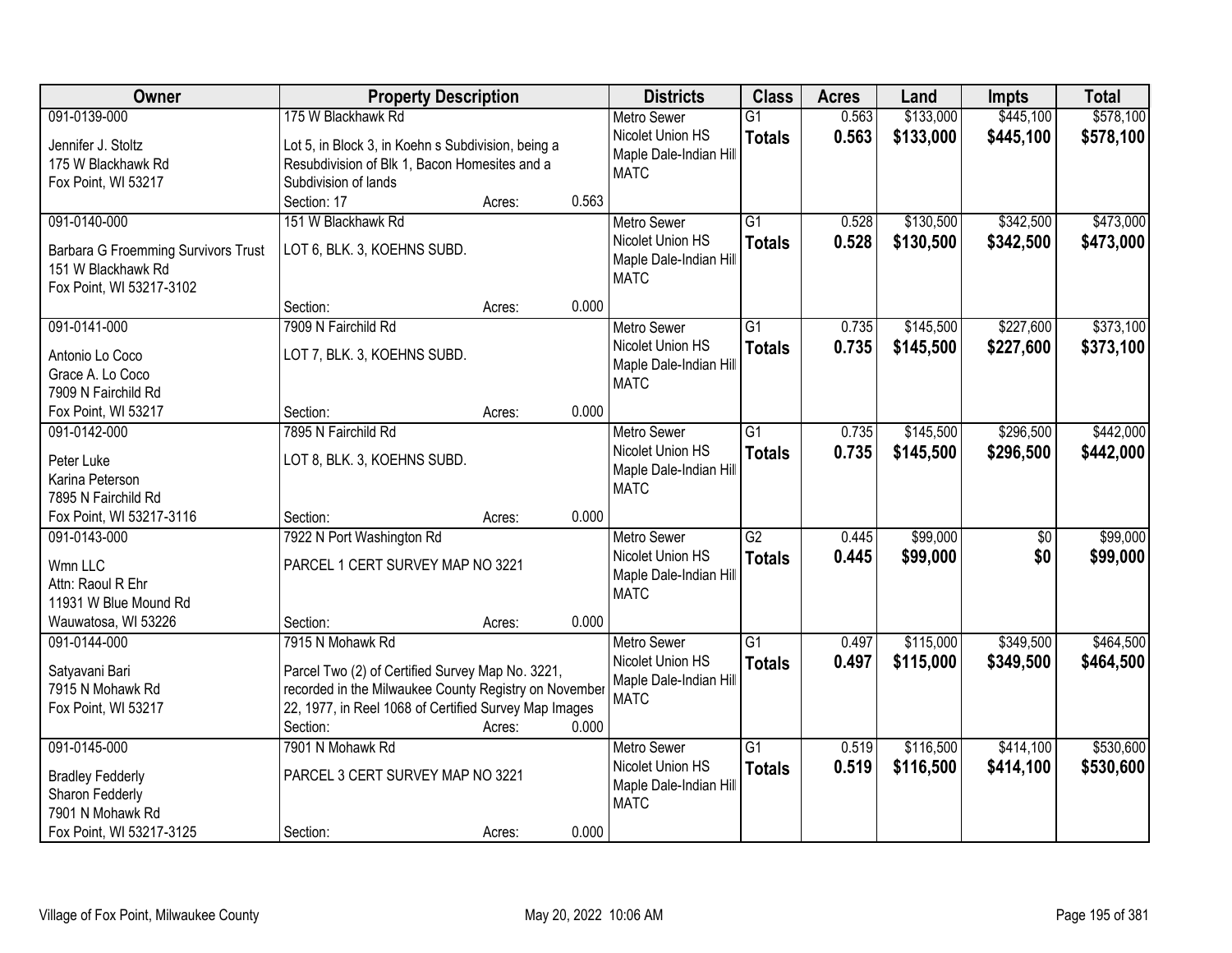| Owner | Property Description | Districts | Class | Acres | Land | Impts | Total |
|---|---|---|---|---|---|---|---|
| 091-0139-000<br>Jennifer J. Stoltz<br>175 W Blackhawk Rd<br>Fox Point, WI 53217 | 175 W Blackhawk Rd<br>Lot 5, in Block 3, in Koehn s Subdivision, being a Resubdivision of Blk 1, Bacon Homesites and a Subdivision of lands<br>Section: 17 Acres: 0.563 | Metro Sewer<br>Nicolet Union HS<br>Maple Dale-Indian Hill<br>MATC | G1<br>**Totals** | 0.563<br>**0.563** | $133,000<br>**$133,000** | $445,100<br>**$445,100** | $578,100<br>**$578,100** |
| 091-0140-000<br>Barbara G Froemming Survivors Trust<br>151 W Blackhawk Rd<br>Fox Point, WI 53217-3102 | 151 W Blackhawk Rd<br>LOT 6, BLK. 3, KOEHNS SUBD.<br>Section: Acres: 0.000 | Metro Sewer<br>Nicolet Union HS<br>Maple Dale-Indian Hill<br>MATC | G1<br>**Totals** | 0.528<br>**0.528** | $130,500<br>**$130,500** | $342,500<br>**$342,500** | $473,000<br>**$473,000** |
| 091-0141-000<br>Antonio Lo Coco<br>Grace A. Lo Coco<br>7909 N Fairchild Rd<br>Fox Point, WI 53217 | 7909 N Fairchild Rd<br>LOT 7, BLK. 3, KOEHNS SUBD.<br>Section: Acres: 0.000 | Metro Sewer<br>Nicolet Union HS<br>Maple Dale-Indian Hill<br>MATC | G1<br>**Totals** | 0.735<br>**0.735** | $145,500<br>**$145,500** | $227,600<br>**$227,600** | $373,100<br>**$373,100** |
| 091-0142-000<br>Peter Luke<br>Karina Peterson<br>7895 N Fairchild Rd<br>Fox Point, WI 53217-3116 | 7895 N Fairchild Rd<br>LOT 8, BLK. 3, KOEHNS SUBD.<br>Section: Acres: 0.000 | Metro Sewer<br>Nicolet Union HS<br>Maple Dale-Indian Hill<br>MATC | G1<br>**Totals** | 0.735<br>**0.735** | $145,500<br>**$145,500** | $296,500<br>**$296,500** | $442,000<br>**$442,000** |
| 091-0143-000<br>Wmn LLC<br>Attn: Raoul R Ehr<br>11931 W Blue Mound Rd<br>Wauwatosa, WI 53226 | 7922 N Port Washington Rd<br>PARCEL 1 CERT SURVEY MAP NO 3221<br>Section: Acres: 0.000 | Metro Sewer<br>Nicolet Union HS<br>Maple Dale-Indian Hill<br>MATC | G2<br>**Totals** | 0.445<br>**0.445** | $99,000<br>**$99,000** | $0<br>**$0** | $99,000<br>**$99,000** |
| 091-0144-000<br>Satyavani Bari<br>7915 N Mohawk Rd<br>Fox Point, WI 53217 | 7915 N Mohawk Rd<br>Parcel Two (2) of Certified Survey Map No. 3221, recorded in the Milwaukee County Registry on November 22, 1977, in Reel 1068 of Certified Survey Map Images<br>Section: Acres: 0.000 | Metro Sewer<br>Nicolet Union HS<br>Maple Dale-Indian Hill<br>MATC | G1<br>**Totals** | 0.497<br>**0.497** | $115,000<br>**$115,000** | $349,500<br>**$349,500** | $464,500<br>**$464,500** |
| 091-0145-000<br>Bradley Fedderly<br>Sharon Fedderly<br>7901 N Mohawk Rd<br>Fox Point, WI 53217-3125 | 7901 N Mohawk Rd<br>PARCEL 3 CERT SURVEY MAP NO 3221<br>Section: Acres: 0.000 | Metro Sewer<br>Nicolet Union HS<br>Maple Dale-Indian Hill<br>MATC | G1<br>**Totals** | 0.519<br>**0.519** | $116,500<br>**$116,500** | $414,100<br>**$414,100** | $530,600<br>**$530,600** |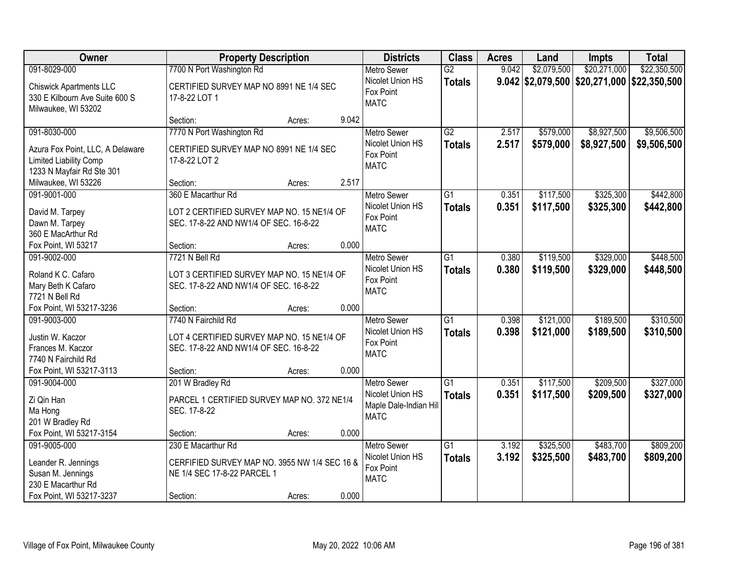| Owner | Property Description | | | Districts | Class | Acres | Land | Impts | Total |
|---|---|---|---|---|---|---|---|---|---|
| 091-8029-000<br>Chiswick Apartments LLC<br>330 E Kilbourn Ave Suite 600 S<br>Milwaukee, WI 53202 | 7700 N Port Washington Rd<br>CERTIFIED SURVEY MAP NO 8991 NE 1/4 SEC 17-8-22 LOT 1<br>Section: | Acres: | 9.042 | Metro Sewer<br>Nicolet Union HS<br>Fox Point<br>MATC | G2<br>**Totals** | 9.042<br>**9.042** | $2,079,500<br>**$2,079,500** | $20,271,000<br>**$20,271,000** | $22,350,500<br>**$22,350,500** |
| 091-8030-000<br>Azura Fox Point, LLC, A Delaware Limited Liability Comp<br>1233 N Mayfair Rd Ste 301<br>Milwaukee, WI 53226 | 7770 N Port Washington Rd<br>CERTIFIED SURVEY MAP NO 8991 NE 1/4 SEC 17-8-22 LOT 2<br>Section: | Acres: | 2.517 | Metro Sewer<br>Nicolet Union HS<br>Fox Point<br>MATC | G2<br>**Totals** | 2.517<br>**2.517** | $579,000<br>**$579,000** | $8,927,500<br>**$8,927,500** | $9,506,500<br>**$9,506,500** |
| 091-9001-000<br>David M. Tarpey<br>Dawn M. Tarpey<br>360 E MacArthur Rd<br>Fox Point, WI 53217 | 360 E Macarthur Rd<br>LOT 2 CERTIFIED SURVEY MAP NO. 15 NE1/4 OF SEC. 17-8-22 AND NW1/4 OF SEC. 16-8-22<br>Section: | Acres: | 0.000 | Metro Sewer<br>Nicolet Union HS<br>Fox Point<br>MATC | G1<br>**Totals** | 0.351<br>**0.351** | $117,500<br>**$117,500** | $325,300<br>**$325,300** | $442,800<br>**$442,800** |
| 091-9002-000<br>Roland K C. Cafaro<br>Mary Beth K Cafaro<br>7721 N Bell Rd<br>Fox Point, WI 53217-3236 | 7721 N Bell Rd<br>LOT 3 CERTIFIED SURVEY MAP NO. 15 NE1/4 OF SEC. 17-8-22 AND NW1/4 OF SEC. 16-8-22<br>Section: | Acres: | 0.000 | Metro Sewer<br>Nicolet Union HS<br>Fox Point<br>MATC | G1<br>**Totals** | 0.380<br>**0.380** | $119,500<br>**$119,500** | $329,000<br>**$329,000** | $448,500<br>**$448,500** |
| 091-9003-000<br>Justin W. Kaczor<br>Frances M. Kaczor<br>7740 N Fairchild Rd<br>Fox Point, WI 53217-3113 | 7740 N Fairchild Rd<br>LOT 4 CERTIFIED SURVEY MAP NO. 15 NE1/4 OF SEC. 17-8-22 AND NW1/4 OF SEC. 16-8-22<br>Section: | Acres: | 0.000 | Metro Sewer<br>Nicolet Union HS<br>Fox Point<br>MATC | G1<br>**Totals** | 0.398<br>**0.398** | $121,000<br>**$121,000** | $189,500<br>**$189,500** | $310,500<br>**$310,500** |
| 091-9004-000<br>Zi Qin Han<br>Ma Hong<br>201 W Bradley Rd<br>Fox Point, WI 53217-3154 | 201 W Bradley Rd<br>PARCEL 1 CERTIFIED SURVEY MAP NO. 372 NE1/4 SEC. 17-8-22<br>Section: | Acres: | 0.000 | Metro Sewer<br>Nicolet Union HS<br>Maple Dale-Indian Hill<br>MATC | G1<br>**Totals** | 0.351<br>**0.351** | $117,500<br>**$117,500** | $209,500<br>**$209,500** | $327,000<br>**$327,000** |
| 091-9005-000<br>Leander R. Jennings<br>Susan M. Jennings<br>230 E Macarthur Rd<br>Fox Point, WI 53217-3237 | 230 E Macarthur Rd<br>CERFIFIED SURVEY MAP NO. 3955 NW 1/4 SEC 16 & NE 1/4 SEC 17-8-22 PARCEL 1<br>Section: | Acres: | 0.000 | Metro Sewer<br>Nicolet Union HS<br>Fox Point<br>MATC | G1<br>**Totals** | 3.192<br>**3.192** | $325,500<br>**$325,500** | $483,700<br>**$483,700** | $809,200<br>**$809,200** |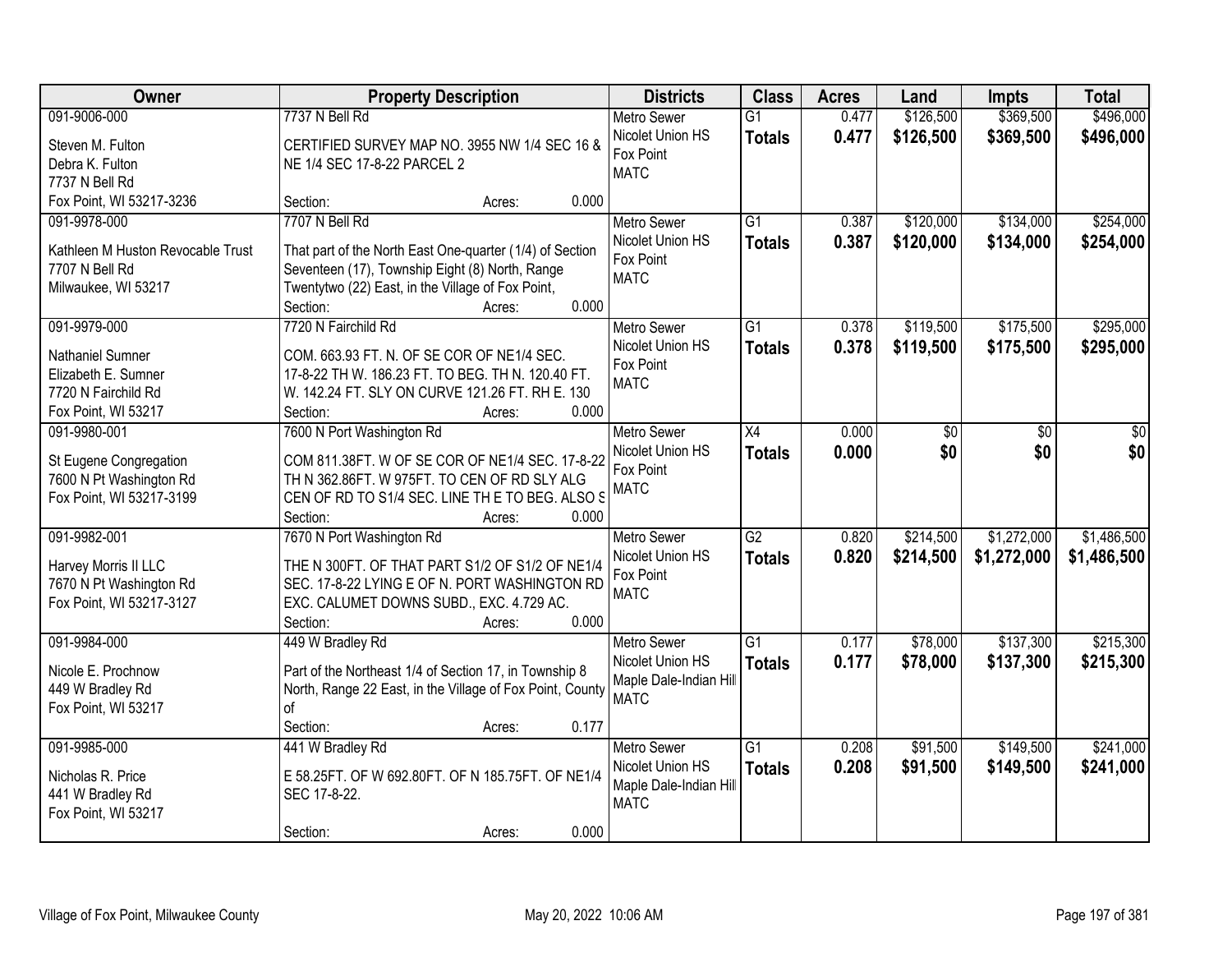| Owner | Property Description | Districts | Class | Acres | Land | Impts | Total |
|---|---|---|---|---|---|---|---|
| 091-9006-000<br>Steven M. Fulton<br>Debra K. Fulton<br>7737 N Bell Rd<br>Fox Point, WI 53217-3236 | 7737 N Bell Rd<br>CERTIFIED SURVEY MAP NO. 3955 NW 1/4 SEC 16 & NE 1/4 SEC 17-8-22 PARCEL 2<br>Section: Acres: 0.000 | Metro Sewer<br>Nicolet Union HS<br>Fox Point<br>MATC | G1<br>**Totals** | 0.477<br>**0.477** | \$126,500<br>**\$126,500** | \$369,500<br>**\$369,500** | \$496,000<br>**\$496,000** |
| 091-9978-000<br>Kathleen M Huston Revocable Trust<br>7707 N Bell Rd<br>Milwaukee, WI 53217 | 7707 N Bell Rd<br>That part of the North East One-quarter (1/4) of Section Seventeen (17), Township Eight (8) North, Range Twentytwo (22) East, in the Village of Fox Point,<br>Section: Acres: 0.000 | Metro Sewer<br>Nicolet Union HS<br>Fox Point<br>MATC | G1<br>**Totals** | 0.387<br>**0.387** | \$120,000<br>**\$120,000** | \$134,000<br>**\$134,000** | \$254,000<br>**\$254,000** |
| 091-9979-000<br>Nathaniel Sumner<br>Elizabeth E. Sumner<br>7720 N Fairchild Rd<br>Fox Point, WI 53217 | 7720 N Fairchild Rd<br>COM. 663.93 FT. N. OF SE COR OF NE1/4 SEC. 17-8-22 TH W. 186.23 FT. TO BEG. TH N. 120.40 FT. W. 142.24 FT. SLY ON CURVE 121.26 FT. RH E. 130<br>Section: Acres: 0.000 | Metro Sewer<br>Nicolet Union HS<br>Fox Point<br>MATC | G1<br>**Totals** | 0.378<br>**0.378** | \$119,500<br>**\$119,500** | \$175,500<br>**\$175,500** | \$295,000<br>**\$295,000** |
| 091-9980-001<br>St Eugene Congregation<br>7600 N Pt Washington Rd<br>Fox Point, WI 53217-3199 | 7600 N Port Washington Rd<br>COM 811.38FT. W OF SE COR OF NE1/4 SEC. 17-8-22 TH N 362.86FT. W 975FT. TO CEN OF RD SLY ALG CEN OF RD TO S1/4 SEC. LINE TH E TO BEG. ALSO S<br>Section: Acres: 0.000 | Metro Sewer<br>Nicolet Union HS<br>Fox Point<br>MATC | X4<br>**Totals** | 0.000<br>**0.000** | \$0<br>**\$0** | \$0<br>**\$0** | \$0<br>**\$0** |
| 091-9982-001<br>Harvey Morris II LLC<br>7670 N Pt Washington Rd<br>Fox Point, WI 53217-3127 | 7670 N Port Washington Rd<br>THE N 300FT. OF THAT PART S1/2 OF S1/2 OF NE1/4 SEC. 17-8-22 LYING E OF N. PORT WASHINGTON RD EXC. CALUMET DOWNS SUBD., EXC. 4.729 AC.<br>Section: Acres: 0.000 | Metro Sewer<br>Nicolet Union HS<br>Fox Point<br>MATC | G2<br>**Totals** | 0.820<br>**0.820** | \$214,500<br>**\$214,500** | \$1,272,000<br>**\$1,272,000** | \$1,486,500<br>**\$1,486,500** |
| 091-9984-000<br>Nicole E. Prochnow<br>449 W Bradley Rd<br>Fox Point, WI 53217 | 449 W Bradley Rd<br>Part of the Northeast 1/4 of Section 17, in Township 8 North, Range 22 East, in the Village of Fox Point, County of<br>Section: Acres: 0.177 | Metro Sewer<br>Nicolet Union HS<br>Maple Dale-Indian Hill<br>MATC | G1<br>**Totals** | 0.177<br>**0.177** | \$78,000<br>**\$78,000** | \$137,300<br>**\$137,300** | \$215,300<br>**\$215,300** |
| 091-9985-000<br>Nicholas R. Price<br>441 W Bradley Rd<br>Fox Point, WI 53217 | 441 W Bradley Rd<br>E 58.25FT. OF W 692.80FT. OF N 185.75FT. OF NE1/4 SEC 17-8-22.<br>Section: Acres: 0.000 | Metro Sewer<br>Nicolet Union HS<br>Maple Dale-Indian Hill<br>MATC | G1<br>**Totals** | 0.208<br>**0.208** | \$91,500<br>**\$91,500** | \$149,500<br>**\$149,500** | \$241,000<br>**\$241,000** |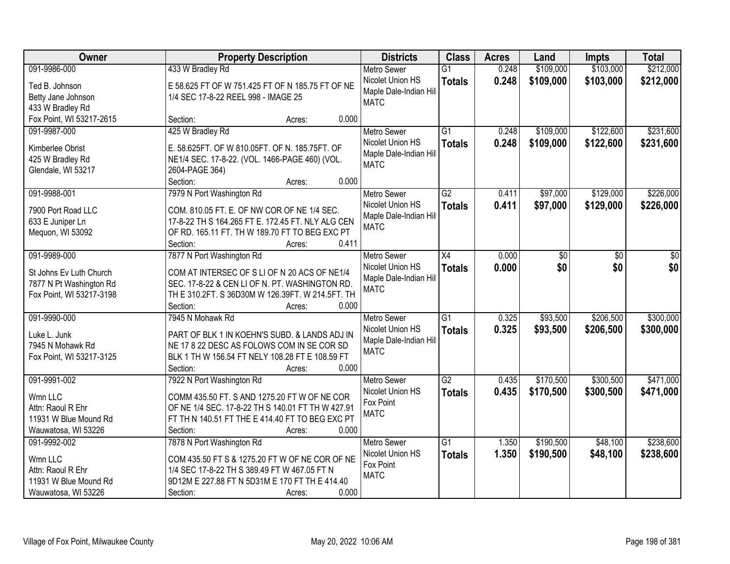| Owner | Property Description | Districts | Class | Acres | Land | Impts | Total |
|---|---|---|---|---|---|---|---|
| 091-9986-000<br>Ted B. Johnson<br>Betty Jane Johnson<br>433 W Bradley Rd<br>Fox Point, WI 53217-2615 | 433 W Bradley Rd<br>E 58.625 FT OF W 751.425 FT OF N 185.75 FT OF NE 1/4 SEC 17-8-22 REEL 998 - IMAGE 25<br>Section: Acres: 0.000 | Metro Sewer<br>Nicolet Union HS<br>Maple Dale-Indian Hill<br>MATC | G1<br>**Totals** | 0.248<br>**0.248** | $109,000<br>**$109,000** | $103,000<br>**$103,000** | $212,000<br>**$212,000** |
| 091-9987-000<br>Kimberlee Obrist<br>425 W Bradley Rd<br>Glendale, WI 53217 | 425 W Bradley Rd<br>E. 58.625FT. OF W 810.05FT. OF N. 185.75FT. OF NE1/4 SEC. 17-8-22. (VOL. 1466-PAGE 460) (VOL. 2604-PAGE 364)<br>Section: Acres: 0.000 | Metro Sewer<br>Nicolet Union HS<br>Maple Dale-Indian Hill<br>MATC | G1<br>**Totals** | 0.248<br>**0.248** | $109,000<br>**$109,000** | $122,600<br>**$122,600** | $231,600<br>**$231,600** |
| 091-9988-001<br>7900 Port Road LLC<br>633 E Juniper Ln<br>Mequon, WI 53092 | 7979 N Port Washington Rd<br>COM. 810.05 FT. E. OF NW COR OF NE 1/4 SEC. 17-8-22 TH S 164.265 FT E. 172.45 FT. NLY ALG CEN OF RD. 165.11 FT. TH W 189.70 FT TO BEG EXC PT<br>Section: Acres: 0.411 | Metro Sewer<br>Nicolet Union HS<br>Maple Dale-Indian Hill<br>MATC | G2<br>**Totals** | 0.411<br>**0.411** | $97,000<br>**$97,000** | $129,000<br>**$129,000** | $226,000<br>**$226,000** |
| 091-9989-000<br>St Johns Ev Luth Church<br>7877 N Pt Washington Rd<br>Fox Point, WI 53217-3198 | 7877 N Port Washington Rd<br>COM AT INTERSEC OF S LI OF N 20 ACS OF NE1/4 SEC. 17-8-22 & CEN LI OF N. PT. WASHINGTON RD. TH E 310.2FT. S 36D30M W 126.39FT. W 214.5FT. TH<br>Section: Acres: 0.000 | Metro Sewer<br>Nicolet Union HS<br>Maple Dale-Indian Hill<br>MATC | X4<br>**Totals** | 0.000<br>**0.000** | $0<br>**$0** | $0<br>**$0** | $0<br>**$0** |
| 091-9990-000<br>Luke L. Junk<br>7945 N Mohawk Rd<br>Fox Point, WI 53217-3125 | 7945 N Mohawk Rd<br>PART OF BLK 1 IN KOEHN'S SUBD. & LANDS ADJ IN NE 17 8 22 DESC AS FOLOWS COM IN SE COR SD BLK 1 TH W 156.54 FT NELY 108.28 FT E 108.59 FT<br>Section: Acres: 0.000 | Metro Sewer<br>Nicolet Union HS<br>Maple Dale-Indian Hill<br>MATC | G1<br>**Totals** | 0.325<br>**0.325** | $93,500<br>**$93,500** | $206,500<br>**$206,500** | $300,000<br>**$300,000** |
| 091-9991-002<br>Wmn LLC<br>Attn: Raoul R Ehr<br>11931 W Blue Mound Rd<br>Wauwatosa, WI 53226 | 7922 N Port Washington Rd<br>COMM 435.50 FT. S AND 1275.20 FT W OF NE COR OF NE 1/4 SEC. 17-8-22 TH S 140.01 FT TH W 427.91 FT TH N 140.51 FT THE E 414.40 FT TO BEG EXC PT<br>Section: Acres: 0.000 | Metro Sewer<br>Nicolet Union HS<br>Fox Point<br>MATC | G2<br>**Totals** | 0.435<br>**0.435** | $170,500<br>**$170,500** | $300,500<br>**$300,500** | $471,000<br>**$471,000** |
| 091-9992-002<br>Wmn LLC<br>Attn: Raoul R Ehr<br>11931 W Blue Mound Rd<br>Wauwatosa, WI 53226 | 7878 N Port Washington Rd<br>COM 435.50 FT S & 1275.20 FT W OF NE COR OF NE 1/4 SEC 17-8-22 TH S 389.49 FT W 467.05 FT N 9D12M E 227.88 FT N 5D31M E 170 FT TH E 414.40<br>Section: Acres: 0.000 | Metro Sewer<br>Nicolet Union HS<br>Fox Point<br>MATC | G1<br>**Totals** | 1.350<br>**1.350** | $190,500<br>**$190,500** | $48,100<br>**$48,100** | $238,600<br>**$238,600** |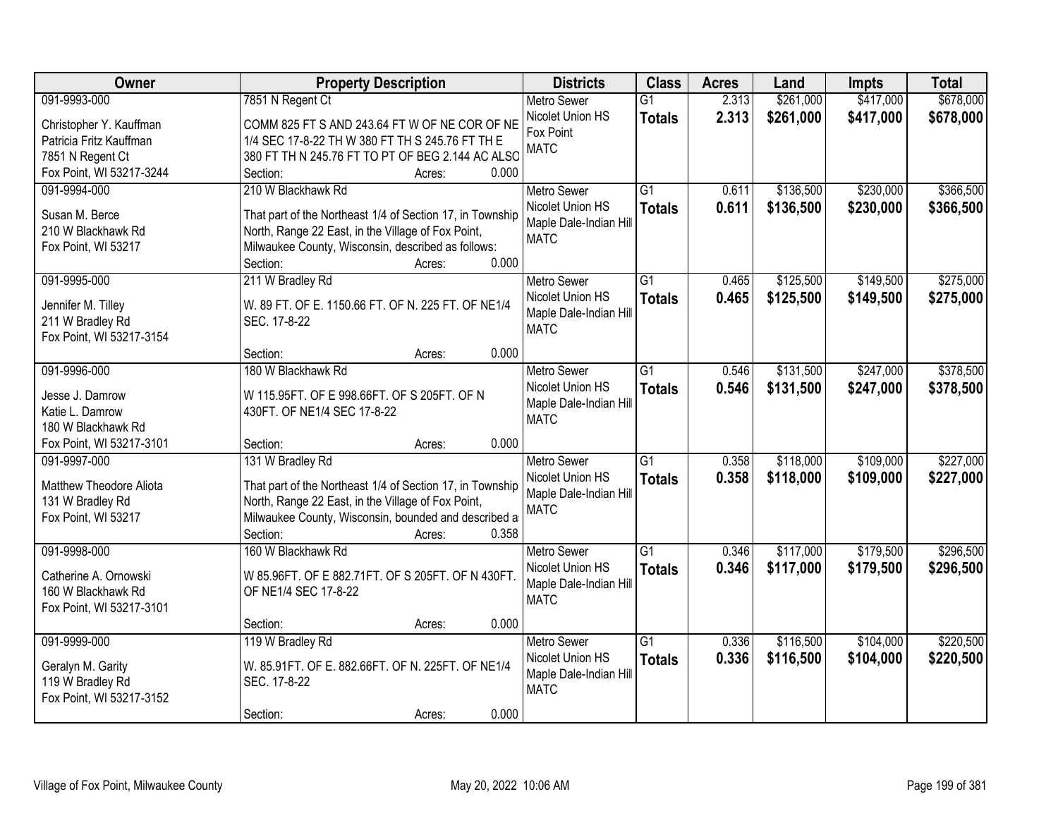| Owner | Property Description | Districts | Class | Acres | Land | Impts | Total |
|---|---|---|---|---|---|---|---|
| 091-9993-000<br>Christopher Y. Kauffman<br>Patricia Fritz Kauffman<br>7851 N Regent Ct<br>Fox Point, WI 53217-3244 | 7851 N Regent Ct<br>COMM 825 FT S AND 243.64 FT W OF NE COR OF NE 1/4 SEC 17-8-22 TH W 380 FT TH S 245.76 FT TH E 380 FT TH N 245.76 FT TO PT OF BEG 2.144 AC ALSO<br>Section: Acres: 0.000 | Metro Sewer<br>Nicolet Union HS<br>Fox Point<br>MATC | G1<br>**Totals** | 2.313<br>**2.313** | $261,000<br>**$261,000** | $417,000<br>**$417,000** | $678,000<br>**$678,000** |
| 091-9994-000<br>Susan M. Berce<br>210 W Blackhawk Rd<br>Fox Point, WI 53217 | 210 W Blackhawk Rd<br>That part of the Northeast 1/4 of Section 17, in Township North, Range 22 East, in the Village of Fox Point, Milwaukee County, Wisconsin, described as follows:<br>Section: Acres: 0.000 | Metro Sewer<br>Nicolet Union HS<br>Maple Dale-Indian Hill<br>MATC | G1<br>**Totals** | 0.611<br>**0.611** | $136,500<br>**$136,500** | $230,000<br>**$230,000** | $366,500<br>**$366,500** |
| 091-9995-000<br>Jennifer M. Tilley<br>211 W Bradley Rd<br>Fox Point, WI 53217-3154 | 211 W Bradley Rd<br>W. 89 FT. OF E. 1150.66 FT. OF N. 225 FT. OF NE1/4 SEC. 17-8-22<br>Section: Acres: 0.000 | Metro Sewer<br>Nicolet Union HS<br>Maple Dale-Indian Hill<br>MATC | G1<br>**Totals** | 0.465<br>**0.465** | $125,500<br>**$125,500** | $149,500<br>**$149,500** | $275,000<br>**$275,000** |
| 091-9996-000<br>Jesse J. Damrow<br>Katie L. Damrow<br>180 W Blackhawk Rd<br>Fox Point, WI 53217-3101 | 180 W Blackhawk Rd<br>W 115.95FT. OF E 998.66FT. OF S 205FT. OF N 430FT. OF NE1/4 SEC 17-8-22<br>Section: Acres: 0.000 | Metro Sewer<br>Nicolet Union HS<br>Maple Dale-Indian Hill<br>MATC | G1<br>**Totals** | 0.546<br>**0.546** | $131,500<br>**$131,500** | $247,000<br>**$247,000** | $378,500<br>**$378,500** |
| 091-9997-000<br>Matthew Theodore Aliota<br>131 W Bradley Rd<br>Fox Point, WI 53217 | 131 W Bradley Rd<br>That part of the Northeast 1/4 of Section 17, in Township North, Range 22 East, in the Village of Fox Point, Milwaukee County, Wisconsin, bounded and described a<br>Section: Acres: 0.358 | Metro Sewer<br>Nicolet Union HS<br>Maple Dale-Indian Hill<br>MATC | G1<br>**Totals** | 0.358<br>**0.358** | $118,000<br>**$118,000** | $109,000<br>**$109,000** | $227,000<br>**$227,000** |
| 091-9998-000<br>Catherine A. Ornowski<br>160 W Blackhawk Rd<br>Fox Point, WI 53217-3101 | 160 W Blackhawk Rd<br>W 85.96FT. OF E 882.71FT. OF S 205FT. OF N 430FT. OF NE1/4 SEC 17-8-22<br>Section: Acres: 0.000 | Metro Sewer<br>Nicolet Union HS<br>Maple Dale-Indian Hill<br>MATC | G1<br>**Totals** | 0.346<br>**0.346** | $117,000<br>**$117,000** | $179,500<br>**$179,500** | $296,500<br>**$296,500** |
| 091-9999-000<br>Geralyn M. Garity<br>119 W Bradley Rd<br>Fox Point, WI 53217-3152 | 119 W Bradley Rd<br>W. 85.91FT. OF E. 882.66FT. OF N. 225FT. OF NE1/4 SEC. 17-8-22<br>Section: Acres: 0.000 | Metro Sewer<br>Nicolet Union HS<br>Maple Dale-Indian Hill<br>MATC | G1<br>**Totals** | 0.336<br>**0.336** | $116,500<br>**$116,500** | $104,000<br>**$104,000** | $220,500<br>**$220,500** |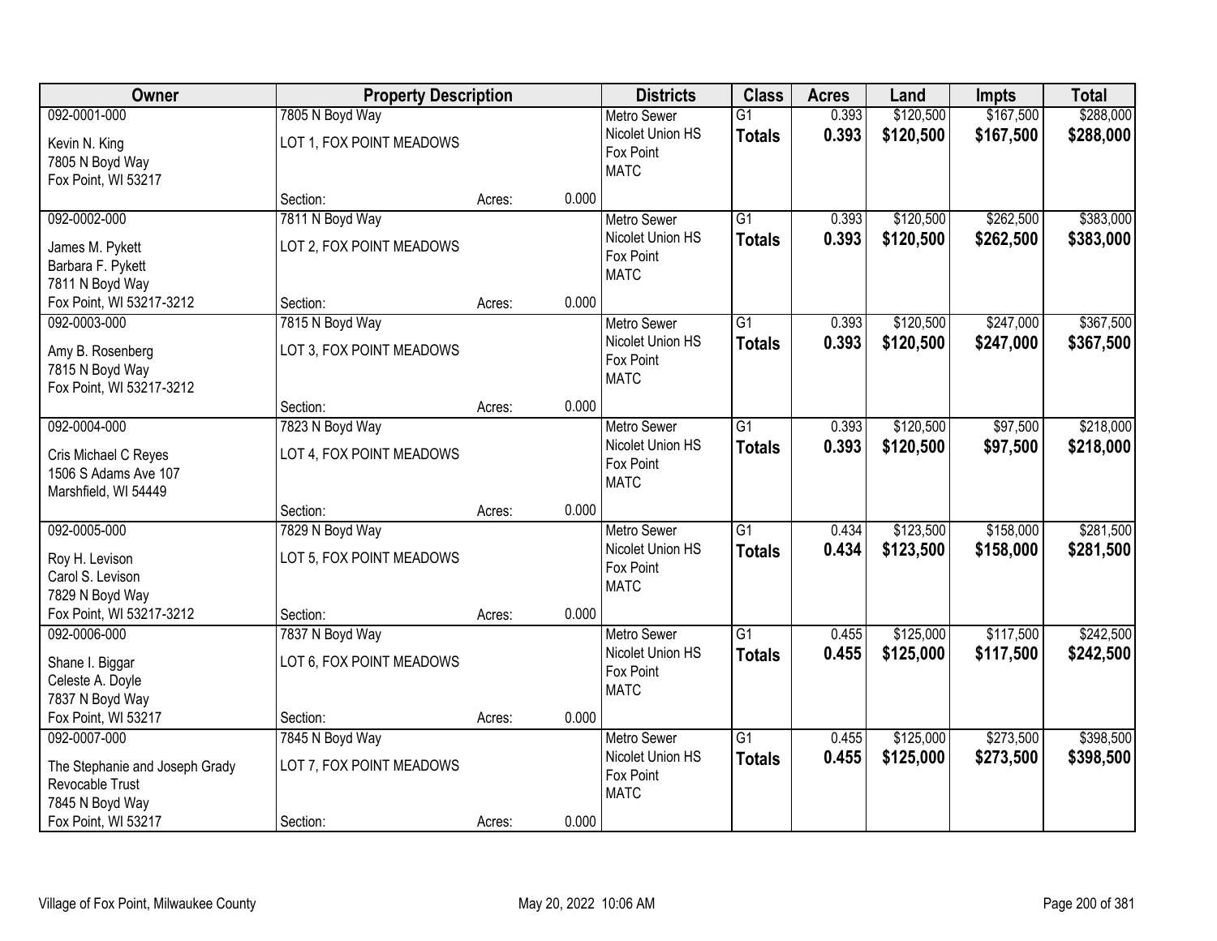| Owner | Property Description | | | Districts | Class | Acres | Land | Impts | Total |
|---|---|---|---|---|---|---|---|---|---|
| 092-0001-000 | 7805 N Boyd Way | | | Metro Sewer | G1 | 0.393 | $120,500 | $167,500 | $288,000 |
| Kevin N. King<br>7805 N Boyd Way<br>Fox Point, WI 53217 | LOT 1, FOX POINT MEADOWS | | | Nicolet Union HS<br>Fox Point<br>MATC | **Totals** | **0.393** | **$120,500** | **$167,500** | **$288,000** |
| | Section: | Acres: | 0.000 | | | | | | |
| 092-0002-000 | 7811 N Boyd Way | | | Metro Sewer | G1 | 0.393 | $120,500 | $262,500 | $383,000 |
| James M. Pykett<br>Barbara F. Pykett<br>7811 N Boyd Way<br>Fox Point, WI 53217-3212 | LOT 2, FOX POINT MEADOWS | | | Nicolet Union HS<br>Fox Point<br>MATC | **Totals** | **0.393** | **$120,500** | **$262,500** | **$383,000** |
| | Section: | Acres: | 0.000 | | | | | | |
| 092-0003-000 | 7815 N Boyd Way | | | Metro Sewer | G1 | 0.393 | $120,500 | $247,000 | $367,500 |
| Amy B. Rosenberg<br>7815 N Boyd Way<br>Fox Point, WI 53217-3212 | LOT 3, FOX POINT MEADOWS | | | Nicolet Union HS<br>Fox Point<br>MATC | **Totals** | **0.393** | **$120,500** | **$247,000** | **$367,500** |
| | Section: | Acres: | 0.000 | | | | | | |
| 092-0004-000 | 7823 N Boyd Way | | | Metro Sewer | G1 | 0.393 | $120,500 | $97,500 | $218,000 |
| Cris Michael C Reyes<br>1506 S Adams Ave 107<br>Marshfield, WI 54449 | LOT 4, FOX POINT MEADOWS | | | Nicolet Union HS<br>Fox Point<br>MATC | **Totals** | **0.393** | **$120,500** | **$97,500** | **$218,000** |
| | Section: | Acres: | 0.000 | | | | | | |
| 092-0005-000 | 7829 N Boyd Way | | | Metro Sewer | G1 | 0.434 | $123,500 | $158,000 | $281,500 |
| Roy H. Levison<br>Carol S. Levison<br>7829 N Boyd Way<br>Fox Point, WI 53217-3212 | LOT 5, FOX POINT MEADOWS | | | Nicolet Union HS<br>Fox Point<br>MATC | **Totals** | **0.434** | **$123,500** | **$158,000** | **$281,500** |
| | Section: | Acres: | 0.000 | | | | | | |
| 092-0006-000 | 7837 N Boyd Way | | | Metro Sewer | G1 | 0.455 | $125,000 | $117,500 | $242,500 |
| Shane I. Biggar<br>Celeste A. Doyle<br>7837 N Boyd Way<br>Fox Point, WI 53217 | LOT 6, FOX POINT MEADOWS | | | Nicolet Union HS<br>Fox Point<br>MATC | **Totals** | **0.455** | **$125,000** | **$117,500** | **$242,500** |
| | Section: | Acres: | 0.000 | | | | | | |
| 092-0007-000 | 7845 N Boyd Way | | | Metro Sewer | G1 | 0.455 | $125,000 | $273,500 | $398,500 |
| The Stephanie and Joseph Grady Revocable Trust<br>7845 N Boyd Way<br>Fox Point, WI 53217 | LOT 7, FOX POINT MEADOWS | | | Nicolet Union HS<br>Fox Point<br>MATC | **Totals** | **0.455** | **$125,000** | **$273,500** | **$398,500** |
| | Section: | Acres: | 0.000 | | | | | | |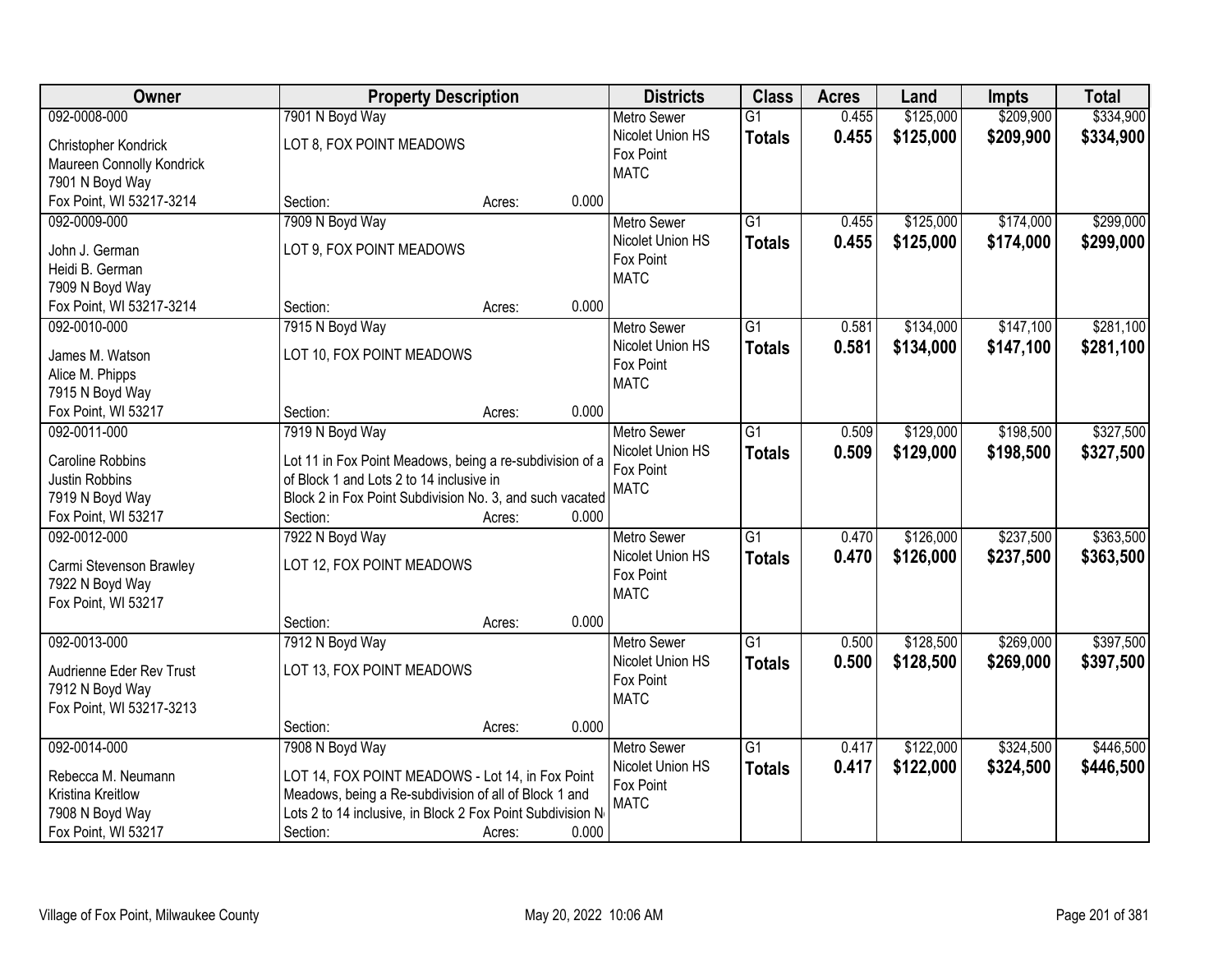| Owner | Property Description | Districts | Class | Acres | Land | Impts | Total |
|---|---|---|---|---|---|---|---|
| 092-0008-000<br>Christopher Kondrick<br>Maureen Connolly Kondrick<br>7901 N Boyd Way<br>Fox Point, WI 53217-3214 | 7901 N Boyd Way<br>LOT 8, FOX POINT MEADOWS<br>Section: Acres: 0.000 | Metro Sewer<br>Nicolet Union HS<br>Fox Point<br>MATC | G1<br>**Totals** | 0.455<br>**0.455** | $125,000<br>**$125,000** | $209,900<br>**$209,900** | $334,900<br>**$334,900** |
| 092-0009-000<br>John J. German<br>Heidi B. German<br>7909 N Boyd Way<br>Fox Point, WI 53217-3214 | 7909 N Boyd Way<br>LOT 9, FOX POINT MEADOWS<br>Section: Acres: 0.000 | Metro Sewer<br>Nicolet Union HS<br>Fox Point<br>MATC | G1<br>**Totals** | 0.455<br>**0.455** | $125,000<br>**$125,000** | $174,000<br>**$174,000** | $299,000<br>**$299,000** |
| 092-0010-000<br>James M. Watson<br>Alice M. Phipps<br>7915 N Boyd Way<br>Fox Point, WI 53217 | 7915 N Boyd Way<br>LOT 10, FOX POINT MEADOWS<br>Section: Acres: 0.000 | Metro Sewer<br>Nicolet Union HS<br>Fox Point<br>MATC | G1<br>**Totals** | 0.581<br>**0.581** | $134,000<br>**$134,000** | $147,100<br>**$147,100** | $281,100<br>**$281,100** |
| 092-0011-000<br>Caroline Robbins<br>Justin Robbins<br>7919 N Boyd Way<br>Fox Point, WI 53217 | 7919 N Boyd Way<br>Lot 11 in Fox Point Meadows, being a re-subdivision of a of Block 1 and Lots 2 to 14 inclusive in Block 2 in Fox Point Subdivision No. 3, and such vacated<br>Section: Acres: 0.000 | Metro Sewer<br>Nicolet Union HS<br>Fox Point<br>MATC | G1<br>**Totals** | 0.509<br>**0.509** | $129,000<br>**$129,000** | $198,500<br>**$198,500** | $327,500<br>**$327,500** |
| 092-0012-000<br>Carmi Stevenson Brawley<br>7922 N Boyd Way<br>Fox Point, WI 53217 | 7922 N Boyd Way<br>LOT 12, FOX POINT MEADOWS<br>Section: Acres: 0.000 | Metro Sewer<br>Nicolet Union HS<br>Fox Point<br>MATC | G1<br>**Totals** | 0.470<br>**0.470** | $126,000<br>**$126,000** | $237,500<br>**$237,500** | $363,500<br>**$363,500** |
| 092-0013-000<br>Audrienne Eder Rev Trust<br>7912 N Boyd Way<br>Fox Point, WI 53217-3213 | 7912 N Boyd Way<br>LOT 13, FOX POINT MEADOWS<br>Section: Acres: 0.000 | Metro Sewer<br>Nicolet Union HS<br>Fox Point<br>MATC | G1<br>**Totals** | 0.500<br>**0.500** | $128,500<br>**$128,500** | $269,000<br>**$269,000** | $397,500<br>**$397,500** |
| 092-0014-000<br>Rebecca M. Neumann<br>Kristina Kreitlow<br>7908 N Boyd Way<br>Fox Point, WI 53217 | 7908 N Boyd Way<br>LOT 14, FOX POINT MEADOWS - Lot 14, in Fox Point Meadows, being a Re-subdivision of all of Block 1 and Lots 2 to 14 inclusive, in Block 2 Fox Point Subdivision N<br>Section: Acres: 0.000 | Metro Sewer<br>Nicolet Union HS<br>Fox Point<br>MATC | G1<br>**Totals** | 0.417<br>**0.417** | $122,000<br>**$122,000** | $324,500<br>**$324,500** | $446,500<br>**$446,500** |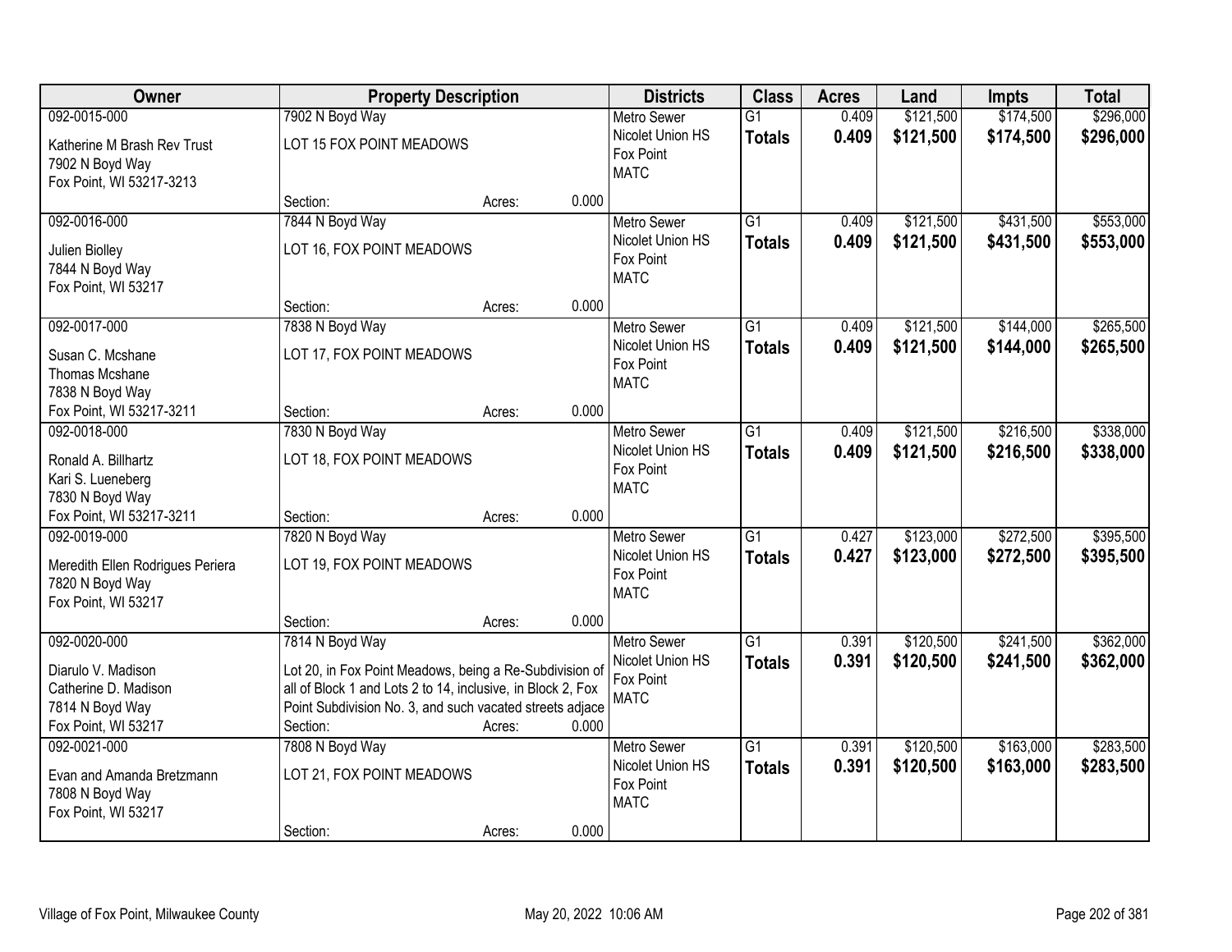| Owner | Property Description | | | Districts | Class | Acres | Land | Impts | Total |
|---|---|---|---|---|---|---|---|---|---|
| 092-0015-000<br>Katherine M Brash Rev Trust<br>7902 N Boyd Way<br>Fox Point, WI 53217-3213 | 7902 N Boyd Way<br>LOT 15 FOX POINT MEADOWS<br>Section: | Acres: | 0.000 | Metro Sewer<br>Nicolet Union HS<br>Fox Point<br>MATC | G1<br>**Totals** | 0.409<br>**0.409** | \$121,500<br>**\$121,500** | \$174,500<br>**\$174,500** | \$296,000<br>**\$296,000** |
| 092-0016-000<br>Julien Biolley<br>7844 N Boyd Way<br>Fox Point, WI 53217 | 7844 N Boyd Way<br>LOT 16, FOX POINT MEADOWS<br>Section: | Acres: | 0.000 | Metro Sewer<br>Nicolet Union HS<br>Fox Point<br>MATC | G1<br>**Totals** | 0.409<br>**0.409** | \$121,500<br>**\$121,500** | \$431,500<br>**\$431,500** | \$553,000<br>**\$553,000** |
| 092-0017-000<br>Susan C. Mcshane<br>Thomas Mcshane<br>7838 N Boyd Way<br>Fox Point, WI 53217-3211 | 7838 N Boyd Way<br>LOT 17, FOX POINT MEADOWS<br>Section: | Acres: | 0.000 | Metro Sewer<br>Nicolet Union HS<br>Fox Point<br>MATC | G1<br>**Totals** | 0.409<br>**0.409** | \$121,500<br>**\$121,500** | \$144,000<br>**\$144,000** | \$265,500<br>**\$265,500** |
| 092-0018-000<br>Ronald A. Billhartz<br>Kari S. Lueneberg<br>7830 N Boyd Way<br>Fox Point, WI 53217-3211 | 7830 N Boyd Way<br>LOT 18, FOX POINT MEADOWS<br>Section: | Acres: | 0.000 | Metro Sewer<br>Nicolet Union HS<br>Fox Point<br>MATC | G1<br>**Totals** | 0.409<br>**0.409** | \$121,500<br>**\$121,500** | \$216,500<br>**\$216,500** | \$338,000<br>**\$338,000** |
| 092-0019-000<br>Meredith Ellen Rodrigues Periera<br>7820 N Boyd Way<br>Fox Point, WI 53217 | 7820 N Boyd Way<br>LOT 19, FOX POINT MEADOWS<br>Section: | Acres: | 0.000 | Metro Sewer<br>Nicolet Union HS<br>Fox Point<br>MATC | G1<br>**Totals** | 0.427<br>**0.427** | \$123,000<br>**\$123,000** | \$272,500<br>**\$272,500** | \$395,500<br>**\$395,500** |
| 092-0020-000<br>Diarulo V. Madison<br>Catherine D. Madison<br>7814 N Boyd Way<br>Fox Point, WI 53217 | 7814 N Boyd Way<br>Lot 20, in Fox Point Meadows, being a Re-Subdivision of all of Block 1 and Lots 2 to 14, inclusive, in Block 2, Fox Point Subdivision No. 3, and such vacated streets adjace<br>Section: | Acres: | 0.000 | Metro Sewer<br>Nicolet Union HS<br>Fox Point<br>MATC | G1<br>**Totals** | 0.391<br>**0.391** | \$120,500<br>**\$120,500** | \$241,500<br>**\$241,500** | \$362,000<br>**\$362,000** |
| 092-0021-000<br>Evan and Amanda Bretzmann<br>7808 N Boyd Way<br>Fox Point, WI 53217 | 7808 N Boyd Way<br>LOT 21, FOX POINT MEADOWS<br>Section: | Acres: | 0.000 | Metro Sewer<br>Nicolet Union HS<br>Fox Point<br>MATC | G1<br>**Totals** | 0.391<br>**0.391** | \$120,500<br>**\$120,500** | \$163,000<br>**\$163,000** | \$283,500<br>**\$283,500** |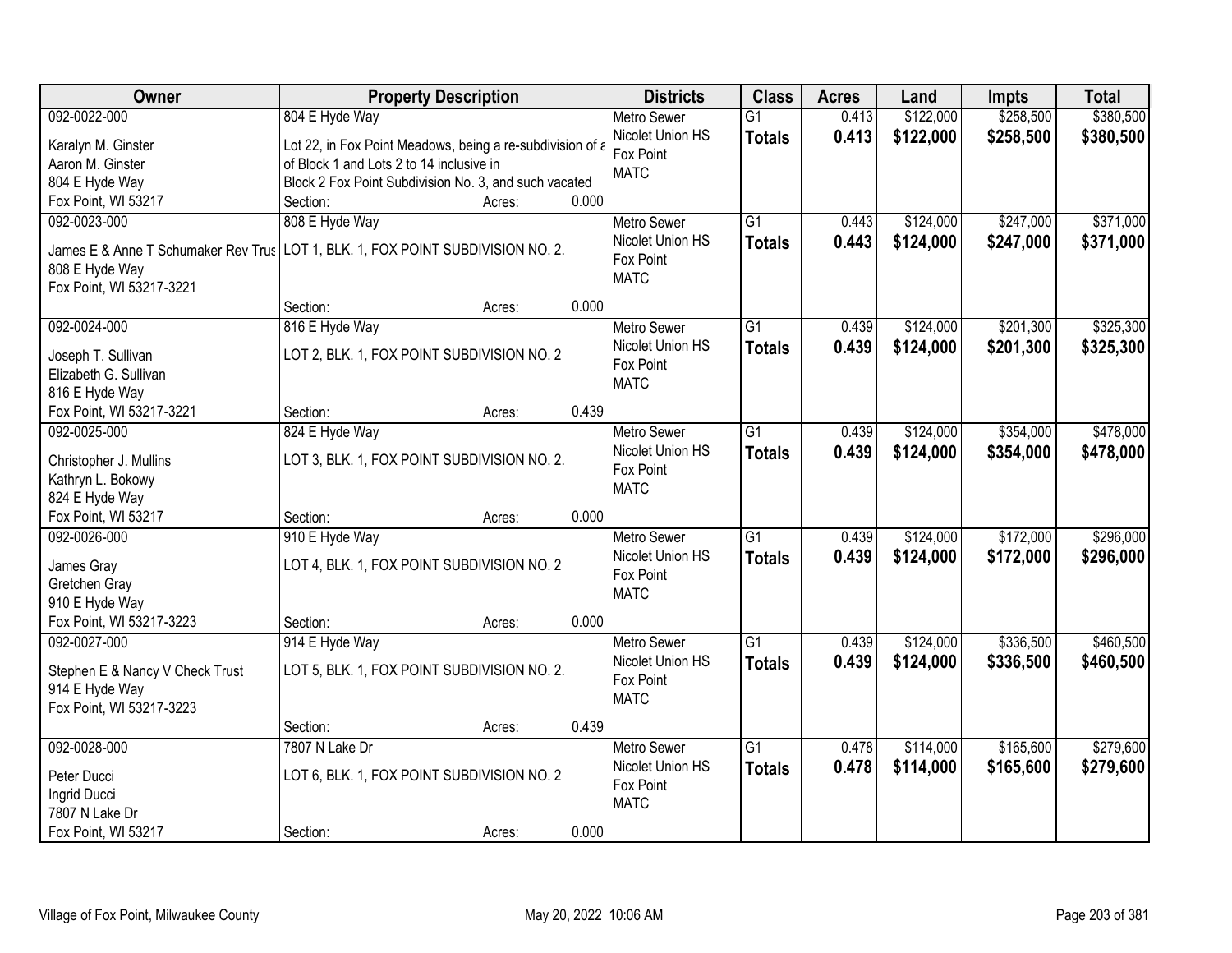| Owner | Property Description | Districts | Class | Acres | Land | Impts | Total |
|---|---|---|---|---|---|---|---|
| 092-0022-000<br>Karalyn M. Ginster<br>Aaron M. Ginster<br>804 E Hyde Way<br>Fox Point, WI 53217 | 804 E Hyde Way<br>Lot 22, in Fox Point Meadows, being a re-subdivision of a of Block 1 and Lots 2 to 14 inclusive in Block 2 Fox Point Subdivision No. 3, and such vacated<br>Section: Acres: 0.000 | Metro Sewer<br>Nicolet Union HS<br>Fox Point<br>MATC | G1<br>**Totals** | 0.413<br>**0.413** | $122,000<br>**$122,000** | $258,500<br>**$258,500** | $380,500<br>**$380,500** |
| 092-0023-000<br>James E & Anne T Schumaker Rev Trus<br>808 E Hyde Way<br>Fox Point, WI 53217-3221 | 808 E Hyde Way<br>LOT 1, BLK. 1, FOX POINT SUBDIVISION NO. 2.<br>Section: Acres: 0.000 | Metro Sewer<br>Nicolet Union HS<br>Fox Point<br>MATC | G1<br>**Totals** | 0.443<br>**0.443** | $124,000<br>**$124,000** | $247,000<br>**$247,000** | $371,000<br>**$371,000** |
| 092-0024-000<br>Joseph T. Sullivan<br>Elizabeth G. Sullivan<br>816 E Hyde Way<br>Fox Point, WI 53217-3221 | 816 E Hyde Way<br>LOT 2, BLK. 1, FOX POINT SUBDIVISION NO. 2<br>Section: Acres: 0.439 | Metro Sewer<br>Nicolet Union HS<br>Fox Point<br>MATC | G1<br>**Totals** | 0.439<br>**0.439** | $124,000<br>**$124,000** | $201,300<br>**$201,300** | $325,300<br>**$325,300** |
| 092-0025-000<br>Christopher J. Mullins<br>Kathryn L. Bokowy<br>824 E Hyde Way<br>Fox Point, WI 53217 | 824 E Hyde Way<br>LOT 3, BLK. 1, FOX POINT SUBDIVISION NO. 2.<br>Section: Acres: 0.000 | Metro Sewer<br>Nicolet Union HS<br>Fox Point<br>MATC | G1<br>**Totals** | 0.439<br>**0.439** | $124,000<br>**$124,000** | $354,000<br>**$354,000** | $478,000<br>**$478,000** |
| 092-0026-000<br>James Gray<br>Gretchen Gray<br>910 E Hyde Way<br>Fox Point, WI 53217-3223 | 910 E Hyde Way<br>LOT 4, BLK. 1, FOX POINT SUBDIVISION NO. 2<br>Section: Acres: 0.000 | Metro Sewer<br>Nicolet Union HS<br>Fox Point<br>MATC | G1<br>**Totals** | 0.439<br>**0.439** | $124,000<br>**$124,000** | $172,000<br>**$172,000** | $296,000<br>**$296,000** |
| 092-0027-000<br>Stephen E & Nancy V Check Trust<br>914 E Hyde Way<br>Fox Point, WI 53217-3223 | 914 E Hyde Way<br>LOT 5, BLK. 1, FOX POINT SUBDIVISION NO. 2.<br>Section: Acres: 0.439 | Metro Sewer<br>Nicolet Union HS<br>Fox Point<br>MATC | G1<br>**Totals** | 0.439<br>**0.439** | $124,000<br>**$124,000** | $336,500<br>**$336,500** | $460,500<br>**$460,500** |
| 092-0028-000<br>Peter Ducci<br>Ingrid Ducci<br>7807 N Lake Dr<br>Fox Point, WI 53217 | 7807 N Lake Dr<br>LOT 6, BLK. 1, FOX POINT SUBDIVISION NO. 2<br>Section: Acres: 0.000 | Metro Sewer<br>Nicolet Union HS<br>Fox Point<br>MATC | G1<br>**Totals** | 0.478<br>**0.478** | $114,000<br>**$114,000** | $165,600<br>**$165,600** | $279,600<br>**$279,600** |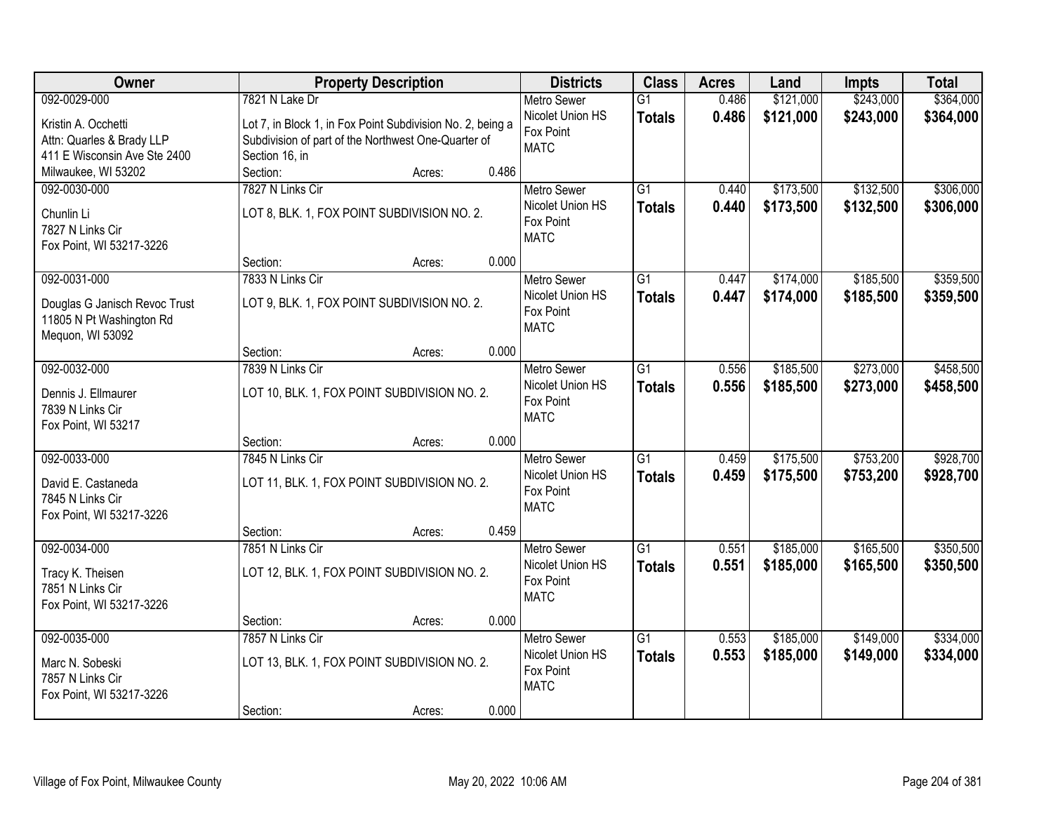| Owner | Property Description | Districts | Class | Acres | Land | Impts | Total |
|---|---|---|---|---|---|---|---|
| 092-0029-000<br><br>Kristin A. Occhetti<br>Attn: Quarles & Brady LLP<br>411 E Wisconsin Ave Ste 2400<br>Milwaukee, WI 53202 | 7821 N Lake Dr<br><br>Lot 7, in Block 1, in Fox Point Subdivision No. 2, being a Subdivision of part of the Northwest One-Quarter of Section 16, in<br>Section: Acres: 0.486 | Metro Sewer<br>Nicolet Union HS<br>Fox Point<br>MATC | G1<br>**Totals** | 0.486<br>**0.486** | $121,000<br>**$121,000** | $243,000<br>**$243,000** | $364,000<br>**$364,000** |
| 092-0030-000<br><br>Chunlin Li<br>7827 N Links Cir<br>Fox Point, WI 53217-3226 | 7827 N Links Cir<br><br>LOT 8, BLK. 1, FOX POINT SUBDIVISION NO. 2.<br><br>Section: Acres: 0.000 | Metro Sewer<br>Nicolet Union HS<br>Fox Point<br>MATC | G1<br>**Totals** | 0.440<br>**0.440** | $173,500<br>**$173,500** | $132,500<br>**$132,500** | $306,000<br>**$306,000** |
| 092-0031-000<br><br>Douglas G Janisch Revoc Trust<br>11805 N Pt Washington Rd<br>Mequon, WI 53092 | 7833 N Links Cir<br><br>LOT 9, BLK. 1, FOX POINT SUBDIVISION NO. 2.<br><br>Section: Acres: 0.000 | Metro Sewer<br>Nicolet Union HS<br>Fox Point<br>MATC | G1<br>**Totals** | 0.447<br>**0.447** | $174,000<br>**$174,000** | $185,500<br>**$185,500** | $359,500<br>**$359,500** |
| 092-0032-000<br><br>Dennis J. Ellmaurer<br>7839 N Links Cir<br>Fox Point, WI 53217 | 7839 N Links Cir<br><br>LOT 10, BLK. 1, FOX POINT SUBDIVISION NO. 2.<br><br>Section: Acres: 0.000 | Metro Sewer<br>Nicolet Union HS<br>Fox Point<br>MATC | G1<br>**Totals** | 0.556<br>**0.556** | $185,500<br>**$185,500** | $273,000<br>**$273,000** | $458,500<br>**$458,500** |
| 092-0033-000<br><br>David E. Castaneda<br>7845 N Links Cir<br>Fox Point, WI 53217-3226 | 7845 N Links Cir<br><br>LOT 11, BLK. 1, FOX POINT SUBDIVISION NO. 2.<br><br>Section: Acres: 0.459 | Metro Sewer<br>Nicolet Union HS<br>Fox Point<br>MATC | G1<br>**Totals** | 0.459<br>**0.459** | $175,500<br>**$175,500** | $753,200<br>**$753,200** | $928,700<br>**$928,700** |
| 092-0034-000<br><br>Tracy K. Theisen<br>7851 N Links Cir<br>Fox Point, WI 53217-3226 | 7851 N Links Cir<br><br>LOT 12, BLK. 1, FOX POINT SUBDIVISION NO. 2.<br><br>Section: Acres: 0.000 | Metro Sewer<br>Nicolet Union HS<br>Fox Point<br>MATC | G1<br>**Totals** | 0.551<br>**0.551** | $185,000<br>**$185,000** | $165,500<br>**$165,500** | $350,500<br>**$350,500** |
| 092-0035-000<br><br>Marc N. Sobeski<br>7857 N Links Cir<br>Fox Point, WI 53217-3226 | 7857 N Links Cir<br><br>LOT 13, BLK. 1, FOX POINT SUBDIVISION NO. 2.<br><br>Section: Acres: 0.000 | Metro Sewer<br>Nicolet Union HS<br>Fox Point<br>MATC | G1<br>**Totals** | 0.553<br>**0.553** | $185,000<br>**$185,000** | $149,000<br>**$149,000** | $334,000<br>**$334,000** |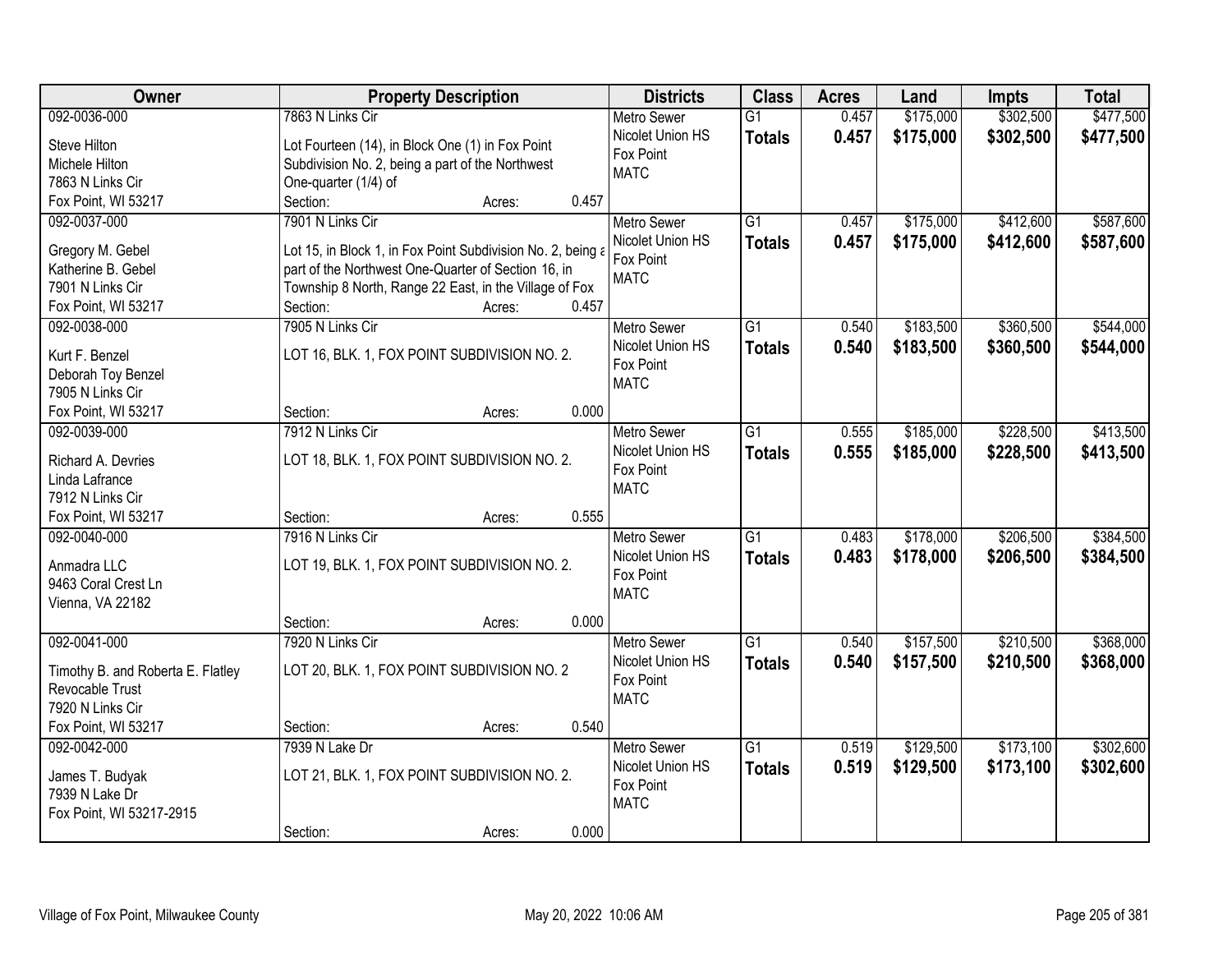| Owner | Property Description | Districts | Class | Acres | Land | Impts | Total |
|---|---|---|---|---|---|---|---|
| 092-0036-000<br>Steve Hilton<br>Michele Hilton<br>7863 N Links Cir<br>Fox Point, WI 53217 | 7863 N Links Cir<br>Lot Fourteen (14), in Block One (1) in Fox Point Subdivision No. 2, being a part of the Northwest One-quarter (1/4) of<br>Section: Acres: 0.457 | Metro Sewer<br>Nicolet Union HS<br>Fox Point<br>MATC | G1<br>**Totals** | 0.457<br>**0.457** | $175,000<br>**$175,000** | $302,500<br>**$302,500** | $477,500<br>**$477,500** |
| 092-0037-000<br>Gregory M. Gebel<br>Katherine B. Gebel<br>7901 N Links Cir<br>Fox Point, WI 53217 | 7901 N Links Cir<br>Lot 15, in Block 1, in Fox Point Subdivision No. 2, being a part of the Northwest One-Quarter of Section 16, in Township 8 North, Range 22 East, in the Village of Fox<br>Section: Acres: 0.457 | Metro Sewer<br>Nicolet Union HS<br>Fox Point<br>MATC | G1<br>**Totals** | 0.457<br>**0.457** | $175,000<br>**$175,000** | $412,600<br>**$412,600** | $587,600<br>**$587,600** |
| 092-0038-000<br>Kurt F. Benzel<br>Deborah Toy Benzel<br>7905 N Links Cir<br>Fox Point, WI 53217 | 7905 N Links Cir<br>LOT 16, BLK. 1, FOX POINT SUBDIVISION NO. 2.<br>Section: Acres: 0.000 | Metro Sewer<br>Nicolet Union HS<br>Fox Point<br>MATC | G1<br>**Totals** | 0.540<br>**0.540** | $183,500<br>**$183,500** | $360,500<br>**$360,500** | $544,000<br>**$544,000** |
| 092-0039-000<br>Richard A. Devries<br>Linda Lafrance<br>7912 N Links Cir<br>Fox Point, WI 53217 | 7912 N Links Cir<br>LOT 18, BLK. 1, FOX POINT SUBDIVISION NO. 2.<br>Section: Acres: 0.555 | Metro Sewer<br>Nicolet Union HS<br>Fox Point<br>MATC | G1<br>**Totals** | 0.555<br>**0.555** | $185,000<br>**$185,000** | $228,500<br>**$228,500** | $413,500<br>**$413,500** |
| 092-0040-000<br>Anmadra LLC<br>9463 Coral Crest Ln<br>Vienna, VA 22182 | 7916 N Links Cir<br>LOT 19, BLK. 1, FOX POINT SUBDIVISION NO. 2.<br>Section: Acres: 0.000 | Metro Sewer<br>Nicolet Union HS<br>Fox Point<br>MATC | G1<br>**Totals** | 0.483<br>**0.483** | $178,000<br>**$178,000** | $206,500<br>**$206,500** | $384,500<br>**$384,500** |
| 092-0041-000<br>Timothy B. and Roberta E. Flatley Revocable Trust<br>7920 N Links Cir<br>Fox Point, WI 53217 | 7920 N Links Cir<br>LOT 20, BLK. 1, FOX POINT SUBDIVISION NO. 2<br>Section: Acres: 0.540 | Metro Sewer<br>Nicolet Union HS<br>Fox Point<br>MATC | G1<br>**Totals** | 0.540<br>**0.540** | $157,500<br>**$157,500** | $210,500<br>**$210,500** | $368,000<br>**$368,000** |
| 092-0042-000<br>James T. Budyak<br>7939 N Lake Dr<br>Fox Point, WI 53217-2915 | 7939 N Lake Dr<br>LOT 21, BLK. 1, FOX POINT SUBDIVISION NO. 2.<br>Section: Acres: 0.000 | Metro Sewer<br>Nicolet Union HS<br>Fox Point<br>MATC | G1<br>**Totals** | 0.519<br>**0.519** | $129,500<br>**$129,500** | $173,100<br>**$173,100** | $302,600<br>**$302,600** |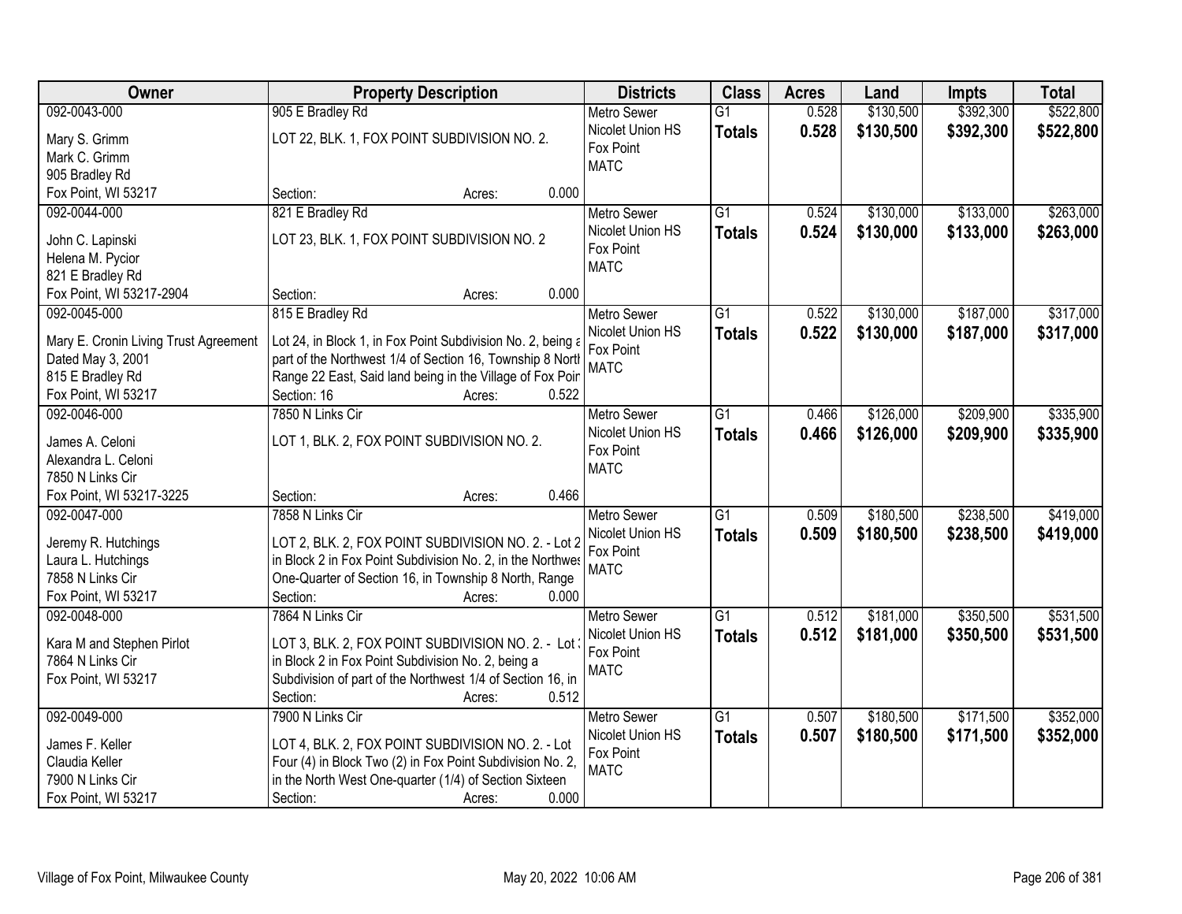| Owner | Property Description | Districts | Class | Acres | Land | Impts | Total |
|---|---|---|---|---|---|---|---|
| 092-0043-000<br>Mary S. Grimm<br>Mark C. Grimm<br>905 Bradley Rd<br>Fox Point, WI 53217 | 905 E Bradley Rd<br>LOT 22, BLK. 1, FOX POINT SUBDIVISION NO. 2.<br>Section: Acres: 0.000 | Metro Sewer<br>Nicolet Union HS<br>Fox Point<br>MATC | G1<br>**Totals** | 0.528<br>**0.528** | $130,500<br>**$130,500** | $392,300<br>**$392,300** | $522,800<br>**$522,800** |
| 092-0044-000<br>John C. Lapinski<br>Helena M. Pycior<br>821 E Bradley Rd<br>Fox Point, WI 53217-2904 | 821 E Bradley Rd<br>LOT 23, BLK. 1, FOX POINT SUBDIVISION NO. 2<br>Section: Acres: 0.000 | Metro Sewer<br>Nicolet Union HS<br>Fox Point<br>MATC | G1<br>**Totals** | 0.524<br>**0.524** | $130,000<br>**$130,000** | $133,000<br>**$133,000** | $263,000<br>**$263,000** |
| 092-0045-000<br>Mary E. Cronin Living Trust Agreement<br>Dated May 3, 2001<br>815 E Bradley Rd<br>Fox Point, WI 53217 | 815 E Bradley Rd<br>Lot 24, in Block 1, in Fox Point Subdivision No. 2, being a part of the Northwest 1/4 of Section 16, Township 8 North Range 22 East, Said land being in the Village of Fox Poir<br>Section: 16 Acres: 0.522 | Metro Sewer<br>Nicolet Union HS<br>Fox Point<br>MATC | G1<br>**Totals** | 0.522<br>**0.522** | $130,000<br>**$130,000** | $187,000<br>**$187,000** | $317,000<br>**$317,000** |
| 092-0046-000<br>James A. Celoni<br>Alexandra L. Celoni<br>7850 N Links Cir<br>Fox Point, WI 53217-3225 | 7850 N Links Cir<br>LOT 1, BLK. 2, FOX POINT SUBDIVISION NO. 2.<br>Section: Acres: 0.466 | Metro Sewer<br>Nicolet Union HS<br>Fox Point<br>MATC | G1<br>**Totals** | 0.466<br>**0.466** | $126,000<br>**$126,000** | $209,900<br>**$209,900** | $335,900<br>**$335,900** |
| 092-0047-000<br>Jeremy R. Hutchings<br>Laura L. Hutchings<br>7858 N Links Cir<br>Fox Point, WI 53217 | 7858 N Links Cir<br>LOT 2, BLK. 2, FOX POINT SUBDIVISION NO. 2. - Lot 2 in Block 2 in Fox Point Subdivision No. 2, in the Northwes One-Quarter of Section 16, in Township 8 North, Range<br>Section: Acres: 0.000 | Metro Sewer<br>Nicolet Union HS<br>Fox Point<br>MATC | G1<br>**Totals** | 0.509<br>**0.509** | $180,500<br>**$180,500** | $238,500<br>**$238,500** | $419,000<br>**$419,000** |
| 092-0048-000<br>Kara M and Stephen Pirlot<br>7864 N Links Cir<br>Fox Point, WI 53217 | 7864 N Links Cir<br>LOT 3, BLK. 2, FOX POINT SUBDIVISION NO. 2. - Lot 3 in Block 2 in Fox Point Subdivision No. 2, being a Subdivision of part of the Northwest 1/4 of Section 16, in<br>Section: Acres: 0.512 | Metro Sewer<br>Nicolet Union HS<br>Fox Point<br>MATC | G1<br>**Totals** | 0.512<br>**0.512** | $181,000<br>**$181,000** | $350,500<br>**$350,500** | $531,500<br>**$531,500** |
| 092-0049-000<br>James F. Keller<br>Claudia Keller<br>7900 N Links Cir<br>Fox Point, WI 53217 | 7900 N Links Cir<br>LOT 4, BLK. 2, FOX POINT SUBDIVISION NO. 2. - Lot Four (4) in Block Two (2) in Fox Point Subdivision No. 2, in the North West One-quarter (1/4) of Section Sixteen<br>Section: Acres: 0.000 | Metro Sewer<br>Nicolet Union HS<br>Fox Point<br>MATC | G1<br>**Totals** | 0.507<br>**0.507** | $180,500<br>**$180,500** | $171,500<br>**$171,500** | $352,000<br>**$352,000** |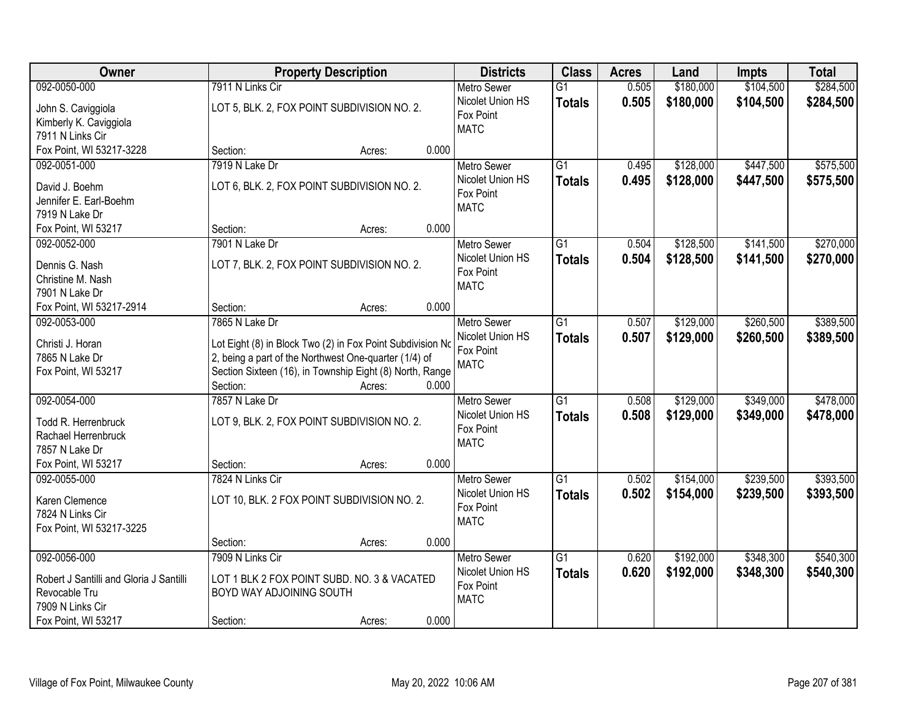| Owner | Property Description | Districts | Class | Acres | Land | Impts | Total |
|---|---|---|---|---|---|---|---|
| 092-0050-000<br>John S. Caviggiola<br>Kimberly K. Caviggiola<br>7911 N Links Cir<br>Fox Point, WI 53217-3228 | 7911 N Links Cir<br>LOT 5, BLK. 2, FOX POINT SUBDIVISION NO. 2.<br>Section: Acres: 0.000 | Metro Sewer<br>Nicolet Union HS<br>Fox Point<br>MATC | G1<br>**Totals** | 0.505<br>**0.505** | $180,000<br>**$180,000** | $104,500<br>**$104,500** | $284,500<br>**$284,500** |
| 092-0051-000<br>David J. Boehm<br>Jennifer E. Earl-Boehm<br>7919 N Lake Dr<br>Fox Point, WI 53217 | 7919 N Lake Dr<br>LOT 6, BLK. 2, FOX POINT SUBDIVISION NO. 2.<br>Section: Acres: 0.000 | Metro Sewer<br>Nicolet Union HS<br>Fox Point<br>MATC | G1<br>**Totals** | 0.495<br>**0.495** | $128,000<br>**$128,000** | $447,500<br>**$447,500** | $575,500<br>**$575,500** |
| 092-0052-000<br>Dennis G. Nash<br>Christine M. Nash<br>7901 N Lake Dr<br>Fox Point, WI 53217-2914 | 7901 N Lake Dr<br>LOT 7, BLK. 2, FOX POINT SUBDIVISION NO. 2.<br>Section: Acres: 0.000 | Metro Sewer<br>Nicolet Union HS<br>Fox Point<br>MATC | G1<br>**Totals** | 0.504<br>**0.504** | $128,500<br>**$128,500** | $141,500<br>**$141,500** | $270,000<br>**$270,000** |
| 092-0053-000<br>Christi J. Horan<br>7865 N Lake Dr<br>Fox Point, WI 53217 | 7865 N Lake Dr<br>Lot Eight (8) in Block Two (2) in Fox Point Subdivision No 2, being a part of the Northwest One-quarter (1/4) of Section Sixteen (16), in Township Eight (8) North, Range<br>Section: Acres: 0.000 | Metro Sewer<br>Nicolet Union HS<br>Fox Point<br>MATC | G1<br>**Totals** | 0.507<br>**0.507** | $129,000<br>**$129,000** | $260,500<br>**$260,500** | $389,500<br>**$389,500** |
| 092-0054-000<br>Todd R. Herrenbruck<br>Rachael Herrenbruck<br>7857 N Lake Dr<br>Fox Point, WI 53217 | 7857 N Lake Dr<br>LOT 9, BLK. 2, FOX POINT SUBDIVISION NO. 2.<br>Section: Acres: 0.000 | Metro Sewer<br>Nicolet Union HS<br>Fox Point<br>MATC | G1<br>**Totals** | 0.508<br>**0.508** | $129,000<br>**$129,000** | $349,000<br>**$349,000** | $478,000<br>**$478,000** |
| 092-0055-000<br>Karen Clemence<br>7824 N Links Cir<br>Fox Point, WI 53217-3225 | 7824 N Links Cir<br>LOT 10, BLK. 2 FOX POINT SUBDIVISION NO. 2.<br>Section: Acres: 0.000 | Metro Sewer<br>Nicolet Union HS<br>Fox Point<br>MATC | G1<br>**Totals** | 0.502<br>**0.502** | $154,000<br>**$154,000** | $239,500<br>**$239,500** | $393,500<br>**$393,500** |
| 092-0056-000<br>Robert J Santilli and Gloria J Santilli Revocable Tru<br>7909 N Links Cir<br>Fox Point, WI 53217 | 7909 N Links Cir<br>LOT 1 BLK 2 FOX POINT SUBD. NO. 3 & VACATED BOYD WAY ADJOINING SOUTH<br>Section: Acres: 0.000 | Metro Sewer<br>Nicolet Union HS<br>Fox Point<br>MATC | G1<br>**Totals** | 0.620<br>**0.620** | $192,000<br>**$192,000** | $348,300<br>**$348,300** | $540,300<br>**$540,300** |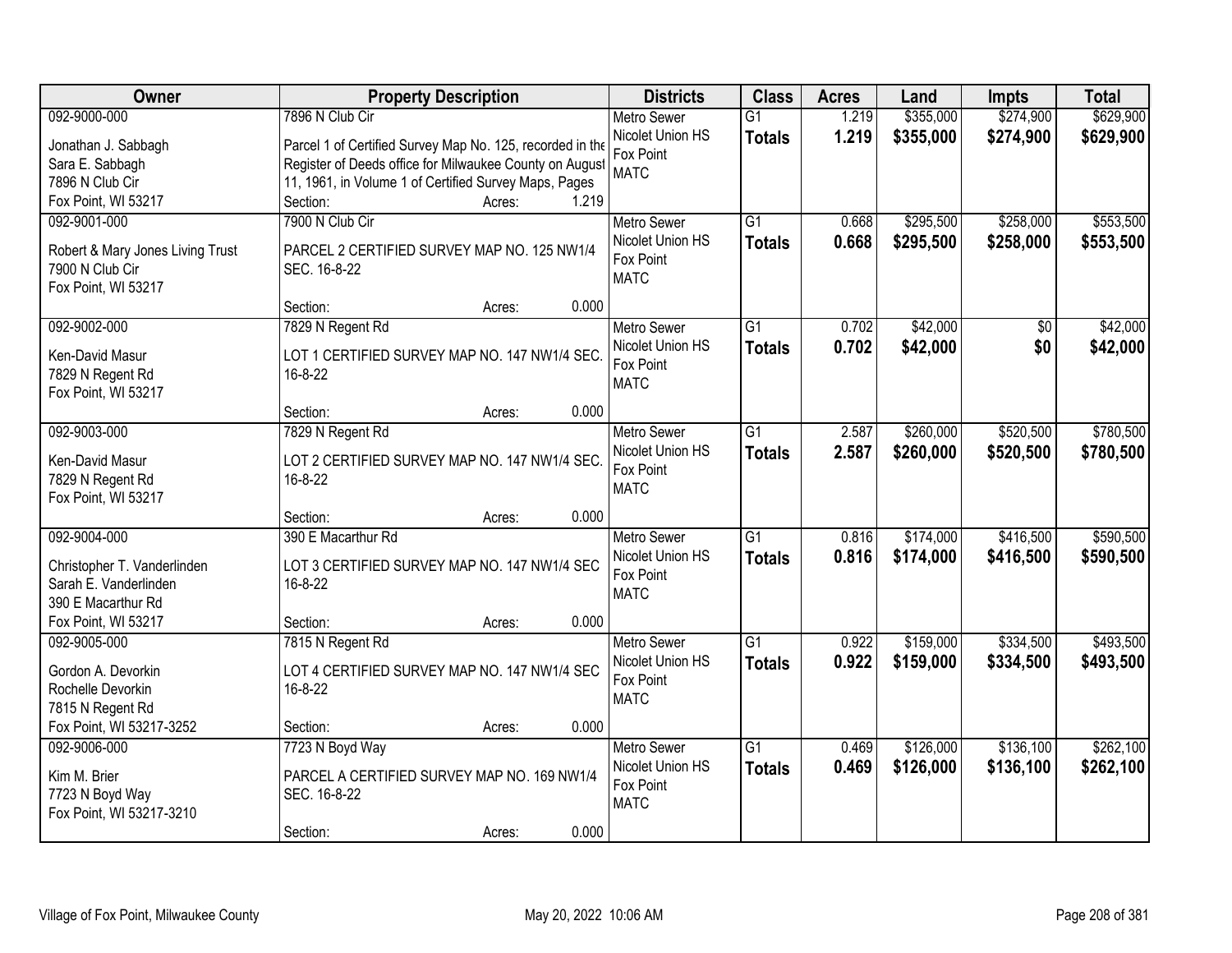| Owner | Property Description | Districts | Class | Acres | Land | Impts | Total |
|---|---|---|---|---|---|---|---|
| 092-9000-000<br>Jonathan J. Sabbagh<br>Sara E. Sabbagh<br>7896 N Club Cir<br>Fox Point, WI 53217 | 7896 N Club Cir<br>Parcel 1 of Certified Survey Map No. 125, recorded in the Register of Deeds office for Milwaukee County on August 11, 1961, in Volume 1 of Certified Survey Maps, Pages<br>Section: Acres: 1.219 | Metro Sewer<br>Nicolet Union HS<br>Fox Point<br>MATC | G1<br>**Totals** | 1.219<br>**1.219** | $355,000<br>**$355,000** | $274,900<br>**$274,900** | $629,900<br>**$629,900** |
| 092-9001-000<br>Robert & Mary Jones Living Trust<br>7900 N Club Cir<br>Fox Point, WI 53217 | 7900 N Club Cir<br>PARCEL 2 CERTIFIED SURVEY MAP NO. 125 NW1/4 SEC. 16-8-22<br>Section: Acres: 0.000 | Metro Sewer<br>Nicolet Union HS<br>Fox Point<br>MATC | G1<br>**Totals** | 0.668<br>**0.668** | $295,500<br>**$295,500** | $258,000<br>**$258,000** | $553,500<br>**$553,500** |
| 092-9002-000<br>Ken-David Masur<br>7829 N Regent Rd<br>Fox Point, WI 53217 | 7829 N Regent Rd<br>LOT 1 CERTIFIED SURVEY MAP NO. 147 NW1/4 SEC. 16-8-22<br>Section: Acres: 0.000 | Metro Sewer<br>Nicolet Union HS<br>Fox Point<br>MATC | G1<br>**Totals** | 0.702<br>**0.702** | $42,000<br>**$42,000** | $0<br>**$0** | $42,000<br>**$42,000** |
| 092-9003-000<br>Ken-David Masur<br>7829 N Regent Rd<br>Fox Point, WI 53217 | 7829 N Regent Rd<br>LOT 2 CERTIFIED SURVEY MAP NO. 147 NW1/4 SEC. 16-8-22<br>Section: Acres: 0.000 | Metro Sewer<br>Nicolet Union HS<br>Fox Point<br>MATC | G1<br>**Totals** | 2.587<br>**2.587** | $260,000<br>**$260,000** | $520,500<br>**$520,500** | $780,500<br>**$780,500** |
| 092-9004-000<br>Christopher T. Vanderlinden<br>Sarah E. Vanderlinden<br>390 E Macarthur Rd<br>Fox Point, WI 53217 | 390 E Macarthur Rd<br>LOT 3 CERTIFIED SURVEY MAP NO. 147 NW1/4 SEC 16-8-22<br>Section: Acres: 0.000 | Metro Sewer<br>Nicolet Union HS<br>Fox Point<br>MATC | G1<br>**Totals** | 0.816<br>**0.816** | $174,000<br>**$174,000** | $416,500<br>**$416,500** | $590,500<br>**$590,500** |
| 092-9005-000<br>Gordon A. Devorkin<br>Rochelle Devorkin<br>7815 N Regent Rd<br>Fox Point, WI 53217-3252 | 7815 N Regent Rd<br>LOT 4 CERTIFIED SURVEY MAP NO. 147 NW1/4 SEC 16-8-22<br>Section: Acres: 0.000 | Metro Sewer<br>Nicolet Union HS<br>Fox Point<br>MATC | G1<br>**Totals** | 0.922<br>**0.922** | $159,000<br>**$159,000** | $334,500<br>**$334,500** | $493,500<br>**$493,500** |
| 092-9006-000<br>Kim M. Brier<br>7723 N Boyd Way<br>Fox Point, WI 53217-3210 | 7723 N Boyd Way<br>PARCEL A CERTIFIED SURVEY MAP NO. 169 NW1/4 SEC. 16-8-22<br>Section: Acres: 0.000 | Metro Sewer<br>Nicolet Union HS<br>Fox Point<br>MATC | G1<br>**Totals** | 0.469<br>**0.469** | $126,000<br>**$126,000** | $136,100<br>**$136,100** | $262,100<br>**$262,100** |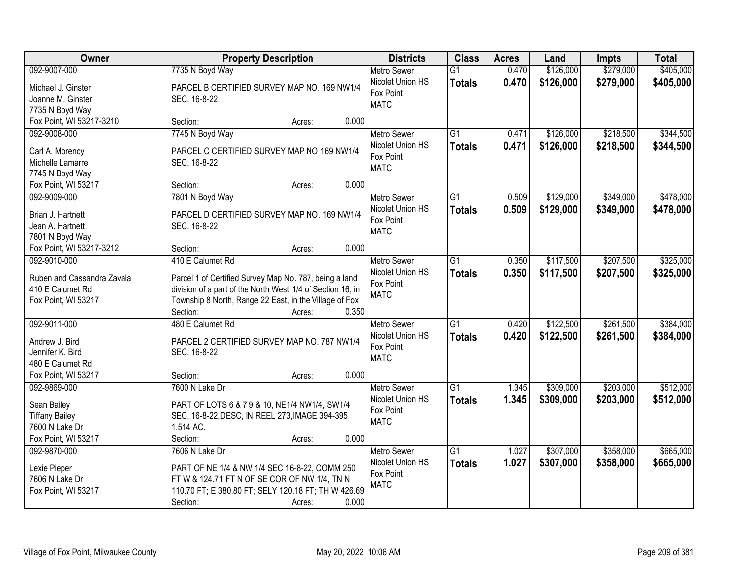| Owner | Property Description | Districts | Class | Acres | Land | Impts | Total |
|---|---|---|---|---|---|---|---|
| 092-9007-000<br>Michael J. Ginster<br>Joanne M. Ginster<br>7735 N Boyd Way<br>Fox Point, WI 53217-3210 | 7735 N Boyd Way<br>PARCEL B CERTIFIED SURVEY MAP NO. 169 NW1/4 SEC. 16-8-22<br>Section: Acres: 0.000 | Metro Sewer<br>Nicolet Union HS<br>Fox Point<br>MATC | G1<br>**Totals** | 0.470<br>**0.470** | $126,000<br>**$126,000** | $279,000<br>**$279,000** | $405,000<br>**$405,000** |
| 092-9008-000<br>Carl A. Morency<br>Michelle Lamarre<br>7745 N Boyd Way<br>Fox Point, WI 53217 | 7745 N Boyd Way<br>PARCEL C CERTIFIED SURVEY MAP NO 169 NW1/4 SEC. 16-8-22<br>Section: Acres: 0.000 | Metro Sewer<br>Nicolet Union HS<br>Fox Point<br>MATC | G1<br>**Totals** | 0.471<br>**0.471** | $126,000<br>**$126,000** | $218,500<br>**$218,500** | $344,500<br>**$344,500** |
| 092-9009-000<br>Brian J. Hartnett<br>Jean A. Hartnett<br>7801 N Boyd Way<br>Fox Point, WI 53217-3212 | 7801 N Boyd Way<br>PARCEL D CERTIFIED SURVEY MAP NO. 169 NW1/4 SEC. 16-8-22<br>Section: Acres: 0.000 | Metro Sewer<br>Nicolet Union HS<br>Fox Point<br>MATC | G1<br>**Totals** | 0.509<br>**0.509** | $129,000<br>**$129,000** | $349,000<br>**$349,000** | $478,000<br>**$478,000** |
| 092-9010-000<br>Ruben and Cassandra Zavala<br>410 E Calumet Rd<br>Fox Point, WI 53217 | 410 E Calumet Rd<br>Parcel 1 of Certified Survey Map No. 787, being a land division of a part of the North West 1/4 of Section 16, in Township 8 North, Range 22 East, in the Village of Fox<br>Section: Acres: 0.350 | Metro Sewer<br>Nicolet Union HS<br>Fox Point<br>MATC | G1<br>**Totals** | 0.350<br>**0.350** | $117,500<br>**$117,500** | $207,500<br>**$207,500** | $325,000<br>**$325,000** |
| 092-9011-000<br>Andrew J. Bird<br>Jennifer K. Bird<br>480 E Calumet Rd<br>Fox Point, WI 53217 | 480 E Calumet Rd<br>PARCEL 2 CERTIFIED SURVEY MAP NO. 787 NW1/4 SEC. 16-8-22<br>Section: Acres: 0.000 | Metro Sewer<br>Nicolet Union HS<br>Fox Point<br>MATC | G1<br>**Totals** | 0.420<br>**0.420** | $122,500<br>**$122,500** | $261,500<br>**$261,500** | $384,000<br>**$384,000** |
| 092-9869-000<br>Sean Bailey<br>Tiffany Bailey<br>7600 N Lake Dr<br>Fox Point, WI 53217 | 7600 N Lake Dr<br>PART OF LOTS 6 & 7,9 & 10, NE1/4 NW1/4, SW1/4 SEC. 16-8-22,DESC, IN REEL 273,IMAGE 394-395 1.514 AC.<br>Section: Acres: 0.000 | Metro Sewer<br>Nicolet Union HS<br>Fox Point<br>MATC | G1<br>**Totals** | 1.345<br>**1.345** | $309,000<br>**$309,000** | $203,000<br>**$203,000** | $512,000<br>**$512,000** |
| 092-9870-000<br>Lexie Pieper<br>7606 N Lake Dr<br>Fox Point, WI 53217 | 7606 N Lake Dr<br>PART OF NE 1/4 & NW 1/4 SEC 16-8-22, COMM 250 FT W & 124.71 FT N OF SE COR OF NW 1/4, TN N 110.70 FT; E 380.80 FT; SELY 120.18 FT; TH W 426.69<br>Section: Acres: 0.000 | Metro Sewer<br>Nicolet Union HS<br>Fox Point<br>MATC | G1<br>**Totals** | 1.027<br>**1.027** | $307,000<br>**$307,000** | $358,000<br>**$358,000** | $665,000<br>**$665,000** |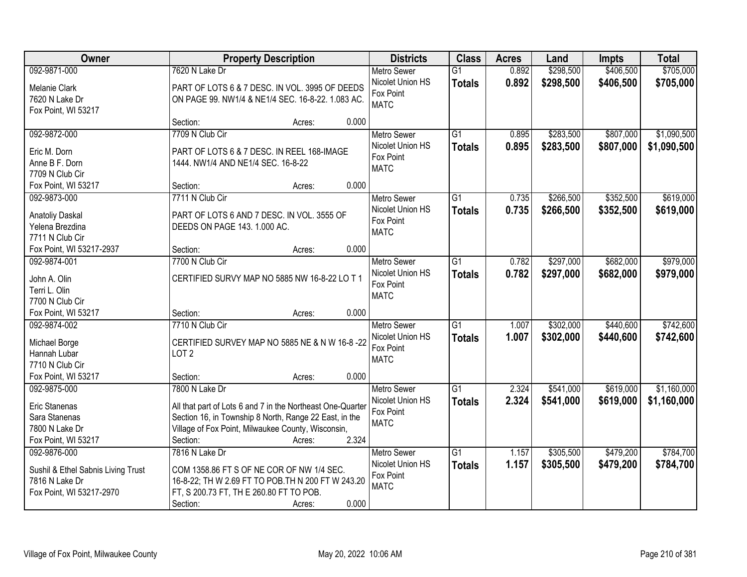| Owner | Property Description | Districts | Class | Acres | Land | Impts | Total |
|---|---|---|---|---|---|---|---|
| 092-9871-000<br>Melanie Clark<br>7620 N Lake Dr<br>Fox Point, WI 53217 | 7620 N Lake Dr<br>PART OF LOTS 6 & 7 DESC. IN VOL. 3995 OF DEEDS ON PAGE 99. NW1/4 & NE1/4 SEC. 16-8-22. 1.083 AC.<br>Section: Acres: 0.000 | Metro Sewer<br>Nicolet Union HS<br>Fox Point<br>MATC | G1<br>**Totals** | 0.892<br>**0.892** | $298,500<br>**$298,500** | $406,500<br>**$406,500** | $705,000<br>**$705,000** |
| 092-9872-000<br>Eric M. Dorn<br>Anne B F. Dorn<br>7709 N Club Cir<br>Fox Point, WI 53217 | 7709 N Club Cir<br>PART OF LOTS 6 & 7 DESC. IN REEL 168-IMAGE 1444. NW1/4 AND NE1/4 SEC. 16-8-22<br>Section: Acres: 0.000 | Metro Sewer<br>Nicolet Union HS<br>Fox Point<br>MATC | G1<br>**Totals** | 0.895<br>**0.895** | $283,500<br>**$283,500** | $807,000<br>**$807,000** | $1,090,500<br>**$1,090,500** |
| 092-9873-000<br>Anatoliy Daskal<br>Yelena Brezdina<br>7711 N Club Cir<br>Fox Point, WI 53217-2937 | 7711 N Club Cir<br>PART OF LOTS 6 AND 7 DESC. IN VOL. 3555 OF DEEDS ON PAGE 143. 1.000 AC.<br>Section: Acres: 0.000 | Metro Sewer<br>Nicolet Union HS<br>Fox Point<br>MATC | G1<br>**Totals** | 0.735<br>**0.735** | $266,500<br>**$266,500** | $352,500<br>**$352,500** | $619,000<br>**$619,000** |
| 092-9874-001<br>John A. Olin<br>Terri L. Olin<br>7700 N Club Cir<br>Fox Point, WI 53217 | 7700 N Club Cir<br>CERTIFIED SURVY MAP NO 5885 NW 16-8-22 LO T 1<br>Section: Acres: 0.000 | Metro Sewer<br>Nicolet Union HS<br>Fox Point<br>MATC | G1<br>**Totals** | 0.782<br>**0.782** | $297,000<br>**$297,000** | $682,000<br>**$682,000** | $979,000<br>**$979,000** |
| 092-9874-002<br>Michael Borge<br>Hannah Lubar<br>7710 N Club Cir<br>Fox Point, WI 53217 | 7710 N Club Cir<br>CERTIFIED SURVEY MAP NO 5885 NE & N W 16-8 -22 LOT 2<br>Section: Acres: 0.000 | Metro Sewer<br>Nicolet Union HS<br>Fox Point<br>MATC | G1<br>**Totals** | 1.007<br>**1.007** | $302,000<br>**$302,000** | $440,600<br>**$440,600** | $742,600<br>**$742,600** |
| 092-9875-000<br>Eric Stanenas<br>Sara Stanenas<br>7800 N Lake Dr<br>Fox Point, WI 53217 | 7800 N Lake Dr<br>All that part of Lots 6 and 7 in the Northeast One-Quarter Section 16, in Township 8 North, Range 22 East, in the Village of Fox Point, Milwaukee County, Wisconsin,<br>Section: Acres: 2.324 | Metro Sewer<br>Nicolet Union HS<br>Fox Point<br>MATC | G1<br>**Totals** | 2.324<br>**2.324** | $541,000<br>**$541,000** | $619,000<br>**$619,000** | $1,160,000<br>**$1,160,000** |
| 092-9876-000<br>Sushil & Ethel Sabnis Living Trust<br>7816 N Lake Dr<br>Fox Point, WI 53217-2970 | 7816 N Lake Dr<br>COM 1358.86 FT S OF NE COR OF NW 1/4 SEC. 16-8-22; TH W 2.69 FT TO POB.TH N 200 FT W 243.20 FT, S 200.73 FT, TH E 260.80 FT TO POB.<br>Section: Acres: 0.000 | Metro Sewer<br>Nicolet Union HS<br>Fox Point<br>MATC | G1<br>**Totals** | 1.157<br>**1.157** | $305,500<br>**$305,500** | $479,200<br>**$479,200** | $784,700<br>**$784,700** |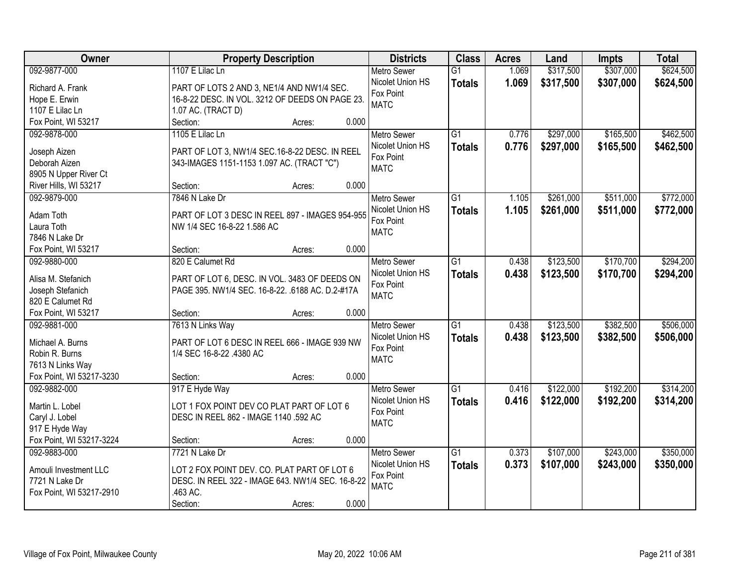| Owner | Property Description | Districts | Class | Acres | Land | Impts | Total |
|---|---|---|---|---|---|---|---|
| 092-9877-000<br>Richard A. Frank<br>Hope E. Erwin<br>1107 E Lilac Ln<br>Fox Point, WI 53217 | 1107 E Lilac Ln<br>PART OF LOTS 2 AND 3, NE1/4 AND NW1/4 SEC. 16-8-22 DESC. IN VOL. 3212 OF DEEDS ON PAGE 23. 1.07 AC. (TRACT D)<br>Section: Acres: 0.000 | Metro Sewer<br>Nicolet Union HS<br>Fox Point<br>MATC | G1<br>**Totals** | 1.069<br>**1.069** | \$317,500<br>**\$317,500** | \$307,000<br>**\$307,000** | \$624,500<br>**\$624,500** |
| 092-9878-000<br>Joseph Aizen<br>Deborah Aizen<br>8905 N Upper River Ct<br>River Hills, WI 53217 | 1105 E Lilac Ln<br>PART OF LOT 3, NW1/4 SEC.16-8-22 DESC. IN REEL 343-IMAGES 1151-1153 1.097 AC. (TRACT "C")<br>Section: Acres: 0.000 | Metro Sewer<br>Nicolet Union HS<br>Fox Point<br>MATC | G1<br>**Totals** | 0.776<br>**0.776** | \$297,000<br>**\$297,000** | \$165,500<br>**\$165,500** | \$462,500<br>**\$462,500** |
| 092-9879-000<br>Adam Toth<br>Laura Toth<br>7846 N Lake Dr<br>Fox Point, WI 53217 | 7846 N Lake Dr<br>PART OF LOT 3 DESC IN REEL 897 - IMAGES 954-955 NW 1/4 SEC 16-8-22 1.586 AC<br>Section: Acres: 0.000 | Metro Sewer<br>Nicolet Union HS<br>Fox Point<br>MATC | G1<br>**Totals** | 1.105<br>**1.105** | \$261,000<br>**\$261,000** | \$511,000<br>**\$511,000** | \$772,000<br>**\$772,000** |
| 092-9880-000<br>Alisa M. Stefanich<br>Joseph Stefanich<br>820 E Calumet Rd<br>Fox Point, WI 53217 | 820 E Calumet Rd<br>PART OF LOT 6, DESC. IN VOL. 3483 OF DEEDS ON PAGE 395. NW1/4 SEC. 16-8-22. .6188 AC. D.2-#17A<br>Section: Acres: 0.000 | Metro Sewer<br>Nicolet Union HS<br>Fox Point<br>MATC | G1<br>**Totals** | 0.438<br>**0.438** | \$123,500<br>**\$123,500** | \$170,700<br>**\$170,700** | \$294,200<br>**\$294,200** |
| 092-9881-000<br>Michael A. Burns<br>Robin R. Burns<br>7613 N Links Way<br>Fox Point, WI 53217-3230 | 7613 N Links Way<br>PART OF LOT 6 DESC IN REEL 666 - IMAGE 939 NW 1/4 SEC 16-8-22 .4380 AC<br>Section: Acres: 0.000 | Metro Sewer<br>Nicolet Union HS<br>Fox Point<br>MATC | G1<br>**Totals** | 0.438<br>**0.438** | \$123,500<br>**\$123,500** | \$382,500<br>**\$382,500** | \$506,000<br>**\$506,000** |
| 092-9882-000<br>Martin L. Lobel<br>Caryl J. Lobel<br>917 E Hyde Way<br>Fox Point, WI 53217-3224 | 917 E Hyde Way<br>LOT 1 FOX POINT DEV CO PLAT PART OF LOT 6 DESC IN REEL 862 - IMAGE 1140 .592 AC<br>Section: Acres: 0.000 | Metro Sewer<br>Nicolet Union HS<br>Fox Point<br>MATC | G1<br>**Totals** | 0.416<br>**0.416** | \$122,000<br>**\$122,000** | \$192,200<br>**\$192,200** | \$314,200<br>**\$314,200** |
| 092-9883-000<br>Amouli Investment LLC<br>7721 N Lake Dr<br>Fox Point, WI 53217-2910 | 7721 N Lake Dr<br>LOT 2 FOX POINT DEV. CO. PLAT PART OF LOT 6 DESC. IN REEL 322 - IMAGE 643. NW1/4 SEC. 16-8-22 .463 AC.<br>Section: Acres: 0.000 | Metro Sewer<br>Nicolet Union HS<br>Fox Point<br>MATC | G1<br>**Totals** | 0.373<br>**0.373** | \$107,000<br>**\$107,000** | \$243,000<br>**\$243,000** | \$350,000<br>**\$350,000** |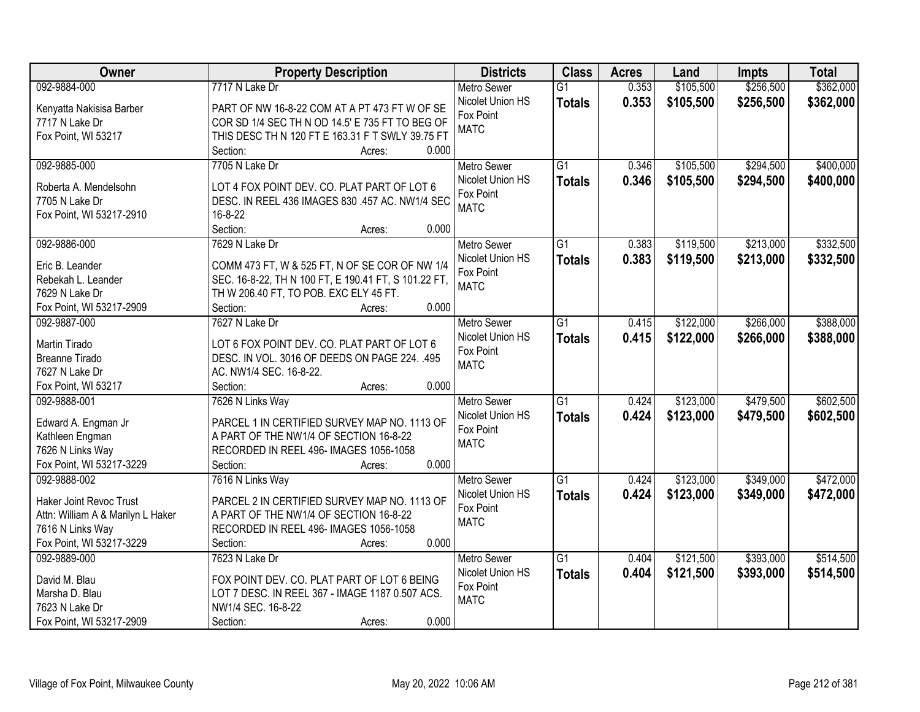| Owner | Property Description | Districts | Class | Acres | Land | Impts | Total |
|---|---|---|---|---|---|---|---|
| 092-9884-000<br><br>Kenyatta Nakisisa Barber<br>7717 N Lake Dr<br>Fox Point, WI 53217 | 7717 N Lake Dr<br><br>PART OF NW 16-8-22 COM AT A PT 473 FT W OF SE COR SD 1/4 SEC TH N OD 14.5' E 735 FT TO BEG OF THIS DESC TH N 120 FT E 163.31 F T SWLY 39.75 FT<br>Section: Acres: 0.000 | Metro Sewer<br>Nicolet Union HS<br>Fox Point<br>MATC | G1<br>**Totals** | 0.353<br>**0.353** | $105,500<br>**$105,500** | $256,500<br>**$256,500** | $362,000<br>**$362,000** |
| 092-9885-000<br><br>Roberta A. Mendelsohn<br>7705 N Lake Dr<br>Fox Point, WI 53217-2910 | 7705 N Lake Dr<br><br>LOT 4 FOX POINT DEV. CO. PLAT PART OF LOT 6 DESC. IN REEL 436 IMAGES 830 .457 AC. NW1/4 SEC. 16-8-22<br>Section: Acres: 0.000 | Metro Sewer<br>Nicolet Union HS<br>Fox Point<br>MATC | G1<br>**Totals** | 0.346<br>**0.346** | $105,500<br>**$105,500** | $294,500<br>**$294,500** | $400,000<br>**$400,000** |
| 092-9886-000<br><br>Eric B. Leander<br>Rebekah L. Leander<br>7629 N Lake Dr<br>Fox Point, WI 53217-2909 | 7629 N Lake Dr<br><br>COMM 473 FT, W & 525 FT, N OF SE COR OF NW 1/4 SEC. 16-8-22, TH N 100 FT, E 190.41 FT, S 101.22 FT, TH W 206.40 FT, TO POB. EXC ELY 45 FT.<br>Section: Acres: 0.000 | Metro Sewer<br>Nicolet Union HS<br>Fox Point<br>MATC | G1<br>**Totals** | 0.383<br>**0.383** | $119,500<br>**$119,500** | $213,000<br>**$213,000** | $332,500<br>**$332,500** |
| 092-9887-000<br><br>Martin Tirado<br>Breanne Tirado<br>7627 N Lake Dr<br>Fox Point, WI 53217 | 7627 N Lake Dr<br><br>LOT 6 FOX POINT DEV. CO. PLAT PART OF LOT 6 DESC. IN VOL. 3016 OF DEEDS ON PAGE 224. .495 AC. NW1/4 SEC. 16-8-22.<br>Section: Acres: 0.000 | Metro Sewer<br>Nicolet Union HS<br>Fox Point<br>MATC | G1<br>**Totals** | 0.415<br>**0.415** | $122,000<br>**$122,000** | $266,000<br>**$266,000** | $388,000<br>**$388,000** |
| 092-9888-001<br><br>Edward A. Engman Jr<br>Kathleen Engman<br>7626 N Links Way<br>Fox Point, WI 53217-3229 | 7626 N Links Way<br><br>PARCEL 1 IN CERTIFIED SURVEY MAP NO. 1113 OF A PART OF THE NW1/4 OF SECTION 16-8-22 RECORDED IN REEL 496- IMAGES 1056-1058<br>Section: Acres: 0.000 | Metro Sewer<br>Nicolet Union HS<br>Fox Point<br>MATC | G1<br>**Totals** | 0.424<br>**0.424** | $123,000<br>**$123,000** | $479,500<br>**$479,500** | $602,500<br>**$602,500** |
| 092-9888-002<br><br>Haker Joint Revoc Trust<br>Attn: William A & Marilyn L Haker<br>7616 N Links Way<br>Fox Point, WI 53217-3229 | 7616 N Links Way<br><br>PARCEL 2 IN CERTIFIED SURVEY MAP NO. 1113 OF A PART OF THE NW1/4 OF SECTION 16-8-22 RECORDED IN REEL 496- IMAGES 1056-1058<br>Section: Acres: 0.000 | Metro Sewer<br>Nicolet Union HS<br>Fox Point<br>MATC | G1<br>**Totals** | 0.424<br>**0.424** | $123,000<br>**$123,000** | $349,000<br>**$349,000** | $472,000<br>**$472,000** |
| 092-9889-000<br><br>David M. Blau<br>Marsha D. Blau<br>7623 N Lake Dr<br>Fox Point, WI 53217-2909 | 7623 N Lake Dr<br><br>FOX POINT DEV. CO. PLAT PART OF LOT 6 BEING LOT 7 DESC. IN REEL 367 - IMAGE 1187 0.507 ACS. NW1/4 SEC. 16-8-22<br>Section: Acres: 0.000 | Metro Sewer<br>Nicolet Union HS<br>Fox Point<br>MATC | G1<br>**Totals** | 0.404<br>**0.404** | $121,500<br>**$121,500** | $393,000<br>**$393,000** | $514,500<br>**$514,500** |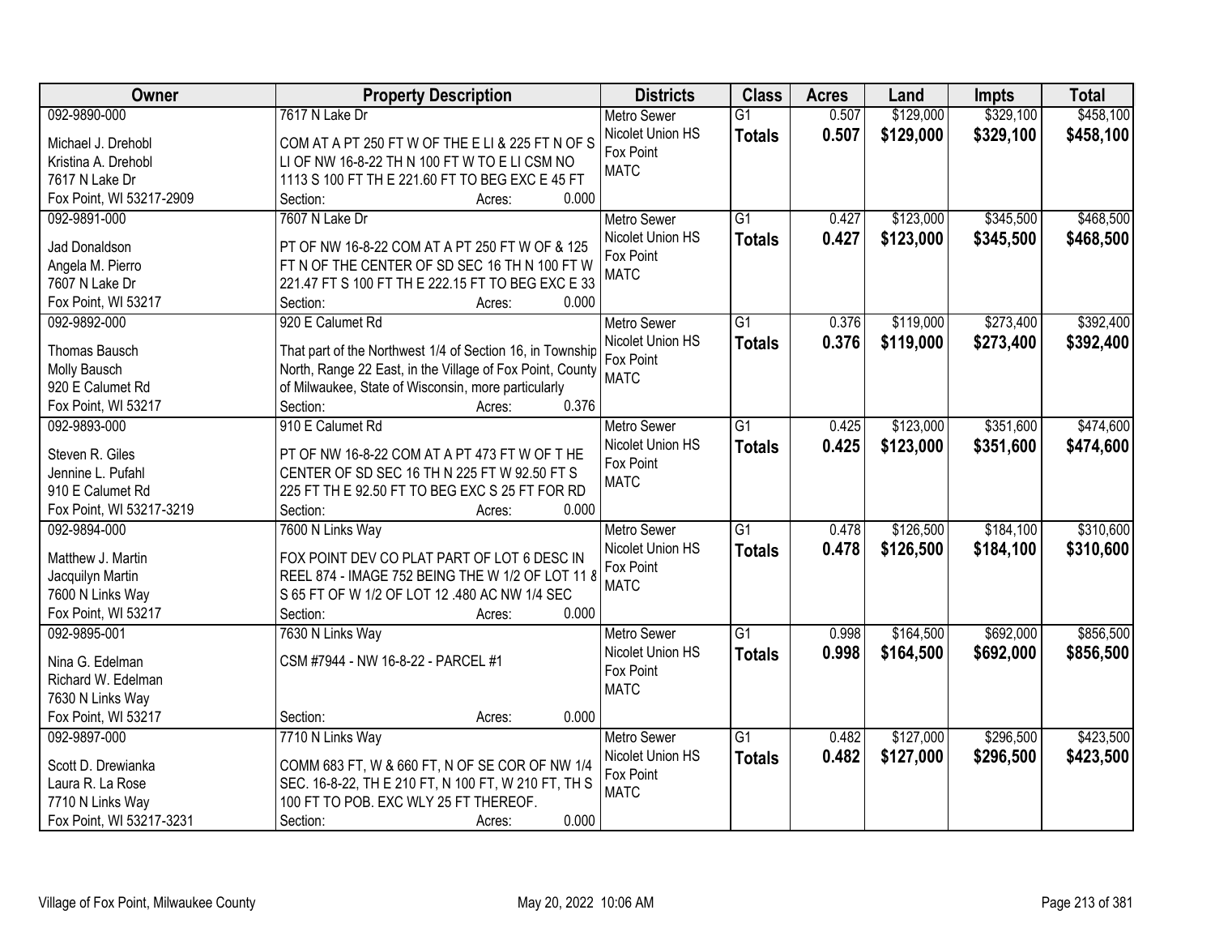| Owner | Property Description | Districts | Class | Acres | Land | Impts | Total |
|---|---|---|---|---|---|---|---|
| 092-9890-000<br>Michael J. Drehobl<br>Kristina A. Drehobl<br>7617 N Lake Dr<br>Fox Point, WI 53217-2909 | 7617 N Lake Dr<br>COM AT A PT 250 FT W OF THE E LI & 225 FT N OF S LI OF NW 16-8-22 TH N 100 FT W TO E LI CSM NO 1113 S 100 FT TH E 221.60 FT TO BEG EXC E 45 FT<br>Section: Acres: 0.000 | Metro Sewer<br>Nicolet Union HS<br>Fox Point<br>MATC | G1<br>**Totals** | 0.507<br>**0.507** | $129,000<br>**$129,000** | $329,100<br>**$329,100** | $458,100<br>**$458,100** |
| 092-9891-000<br>Jad Donaldson<br>Angela M. Pierro<br>7607 N Lake Dr<br>Fox Point, WI 53217 | 7607 N Lake Dr<br>PT OF NW 16-8-22 COM AT A PT 250 FT W OF & 125 FT N OF THE CENTER OF SD SEC 16 TH N 100 FT W 221.47 FT S 100 FT TH E 222.15 FT TO BEG EXC E 33<br>Section: Acres: 0.000 | Metro Sewer<br>Nicolet Union HS<br>Fox Point<br>MATC | G1<br>**Totals** | 0.427<br>**0.427** | $123,000<br>**$123,000** | $345,500<br>**$345,500** | $468,500<br>**$468,500** |
| 092-9892-000<br>Thomas Bausch<br>Molly Bausch<br>920 E Calumet Rd<br>Fox Point, WI 53217 | 920 E Calumet Rd<br>That part of the Northwest 1/4 of Section 16, in Township North, Range 22 East, in the Village of Fox Point, County of Milwaukee, State of Wisconsin, more particularly<br>Section: Acres: 0.376 | Metro Sewer<br>Nicolet Union HS<br>Fox Point<br>MATC | G1<br>**Totals** | 0.376<br>**0.376** | $119,000<br>**$119,000** | $273,400<br>**$273,400** | $392,400<br>**$392,400** |
| 092-9893-000<br>Steven R. Giles<br>Jennine L. Pufahl<br>910 E Calumet Rd<br>Fox Point, WI 53217-3219 | 910 E Calumet Rd<br>PT OF NW 16-8-22 COM AT A PT 473 FT W OF T HE CENTER OF SD SEC 16 TH N 225 FT W 92.50 FT S 225 FT TH E 92.50 FT TO BEG EXC S 25 FT FOR RD<br>Section: Acres: 0.000 | Metro Sewer<br>Nicolet Union HS<br>Fox Point<br>MATC | G1<br>**Totals** | 0.425<br>**0.425** | $123,000<br>**$123,000** | $351,600<br>**$351,600** | $474,600<br>**$474,600** |
| 092-9894-000<br>Matthew J. Martin<br>Jacquilyn Martin<br>7600 N Links Way<br>Fox Point, WI 53217 | 7600 N Links Way<br>FOX POINT DEV CO PLAT PART OF LOT 6 DESC IN REEL 874 - IMAGE 752 BEING THE W 1/2 OF LOT 11 & S 65 FT OF W 1/2 OF LOT 12 .480 AC NW 1/4 SEC<br>Section: Acres: 0.000 | Metro Sewer<br>Nicolet Union HS<br>Fox Point<br>MATC | G1<br>**Totals** | 0.478<br>**0.478** | $126,500<br>**$126,500** | $184,100<br>**$184,100** | $310,600<br>**$310,600** |
| 092-9895-001<br>Nina G. Edelman<br>Richard W. Edelman<br>7630 N Links Way<br>Fox Point, WI 53217 | 7630 N Links Way<br>CSM #7944 - NW 16-8-22 - PARCEL #1<br>Section: Acres: 0.000 | Metro Sewer<br>Nicolet Union HS<br>Fox Point<br>MATC | G1<br>**Totals** | 0.998<br>**0.998** | $164,500<br>**$164,500** | $692,000<br>**$692,000** | $856,500<br>**$856,500** |
| 092-9897-000<br>Scott D. Drewianka<br>Laura R. La Rose<br>7710 N Links Way<br>Fox Point, WI 53217-3231 | 7710 N Links Way<br>COMM 683 FT, W & 660 FT, N OF SE COR OF NW 1/4 SEC. 16-8-22, TH E 210 FT, N 100 FT, W 210 FT, TH S 100 FT TO POB. EXC WLY 25 FT THEREOF.<br>Section: Acres: 0.000 | Metro Sewer<br>Nicolet Union HS<br>Fox Point<br>MATC | G1<br>**Totals** | 0.482<br>**0.482** | $127,000<br>**$127,000** | $296,500<br>**$296,500** | $423,500<br>**$423,500** |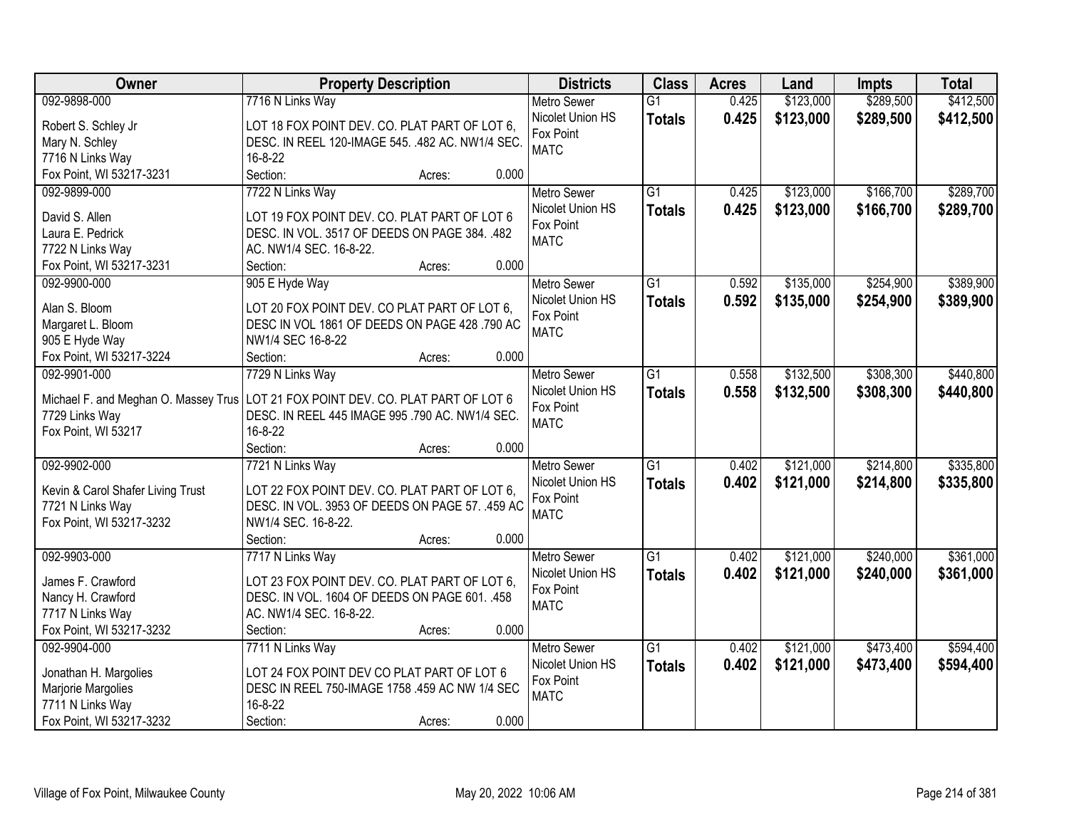| Owner | Property Description | Districts | Class | Acres | Land | Impts | Total |
|---|---|---|---|---|---|---|---|
| 092-9898-000<br>Robert S. Schley Jr<br>Mary N. Schley<br>7716 N Links Way<br>Fox Point, WI 53217-3231 | 7716 N Links Way<br>LOT 18 FOX POINT DEV. CO. PLAT PART OF LOT 6, DESC. IN REEL 120-IMAGE 545. .482 AC. NW1/4 SEC. 16-8-22<br>Section: Acres: 0.000 | Metro Sewer<br>Nicolet Union HS<br>Fox Point<br>MATC | G1<br>**Totals** | 0.425<br>**0.425** | $123,000<br>**$123,000** | $289,500<br>**$289,500** | $412,500<br>**$412,500** |
| 092-9899-000<br>David S. Allen<br>Laura E. Pedrick<br>7722 N Links Way<br>Fox Point, WI 53217-3231 | 7722 N Links Way<br>LOT 19 FOX POINT DEV. CO. PLAT PART OF LOT 6 DESC. IN VOL. 3517 OF DEEDS ON PAGE 384. .482 AC. NW1/4 SEC. 16-8-22.<br>Section: Acres: 0.000 | Metro Sewer<br>Nicolet Union HS<br>Fox Point<br>MATC | G1<br>**Totals** | 0.425<br>**0.425** | $123,000<br>**$123,000** | $166,700<br>**$166,700** | $289,700<br>**$289,700** |
| 092-9900-000<br>Alan S. Bloom<br>Margaret L. Bloom<br>905 E Hyde Way<br>Fox Point, WI 53217-3224 | 905 E Hyde Way<br>LOT 20 FOX POINT DEV. CO PLAT PART OF LOT 6, DESC IN VOL 1861 OF DEEDS ON PAGE 428 .790 AC NW1/4 SEC 16-8-22<br>Section: Acres: 0.000 | Metro Sewer<br>Nicolet Union HS<br>Fox Point<br>MATC | G1<br>**Totals** | 0.592<br>**0.592** | $135,000<br>**$135,000** | $254,900<br>**$254,900** | $389,900<br>**$389,900** |
| 092-9901-000<br>Michael F. and Meghan O. Massey Trus<br>7729 Links Way<br>Fox Point, WI 53217 | 7729 N Links Way<br>LOT 21 FOX POINT DEV. CO. PLAT PART OF LOT 6 DESC. IN REEL 445 IMAGE 995 .790 AC. NW1/4 SEC. 16-8-22<br>Section: Acres: 0.000 | Metro Sewer<br>Nicolet Union HS<br>Fox Point<br>MATC | G1<br>**Totals** | 0.558<br>**0.558** | $132,500<br>**$132,500** | $308,300<br>**$308,300** | $440,800<br>**$440,800** |
| 092-9902-000<br>Kevin & Carol Shafer Living Trust<br>7721 N Links Way<br>Fox Point, WI 53217-3232 | 7721 N Links Way<br>LOT 22 FOX POINT DEV. CO. PLAT PART OF LOT 6, DESC. IN VOL. 3953 OF DEEDS ON PAGE 57. .459 AC NW1/4 SEC. 16-8-22.<br>Section: Acres: 0.000 | Metro Sewer<br>Nicolet Union HS<br>Fox Point<br>MATC | G1<br>**Totals** | 0.402<br>**0.402** | $121,000<br>**$121,000** | $214,800<br>**$214,800** | $335,800<br>**$335,800** |
| 092-9903-000<br>James F. Crawford<br>Nancy H. Crawford<br>7717 N Links Way<br>Fox Point, WI 53217-3232 | 7717 N Links Way<br>LOT 23 FOX POINT DEV. CO. PLAT PART OF LOT 6, DESC. IN VOL. 1604 OF DEEDS ON PAGE 601. .458 AC. NW1/4 SEC. 16-8-22.<br>Section: Acres: 0.000 | Metro Sewer<br>Nicolet Union HS<br>Fox Point<br>MATC | G1<br>**Totals** | 0.402<br>**0.402** | $121,000<br>**$121,000** | $240,000<br>**$240,000** | $361,000<br>**$361,000** |
| 092-9904-000<br>Jonathan H. Margolies<br>Marjorie Margolies<br>7711 N Links Way<br>Fox Point, WI 53217-3232 | 7711 N Links Way<br>LOT 24 FOX POINT DEV CO PLAT PART OF LOT 6 DESC IN REEL 750-IMAGE 1758 .459 AC NW 1/4 SEC 16-8-22<br>Section: Acres: 0.000 | Metro Sewer<br>Nicolet Union HS<br>Fox Point<br>MATC | G1<br>**Totals** | 0.402<br>**0.402** | $121,000<br>**$121,000** | $473,400<br>**$473,400** | $594,400<br>**$594,400** |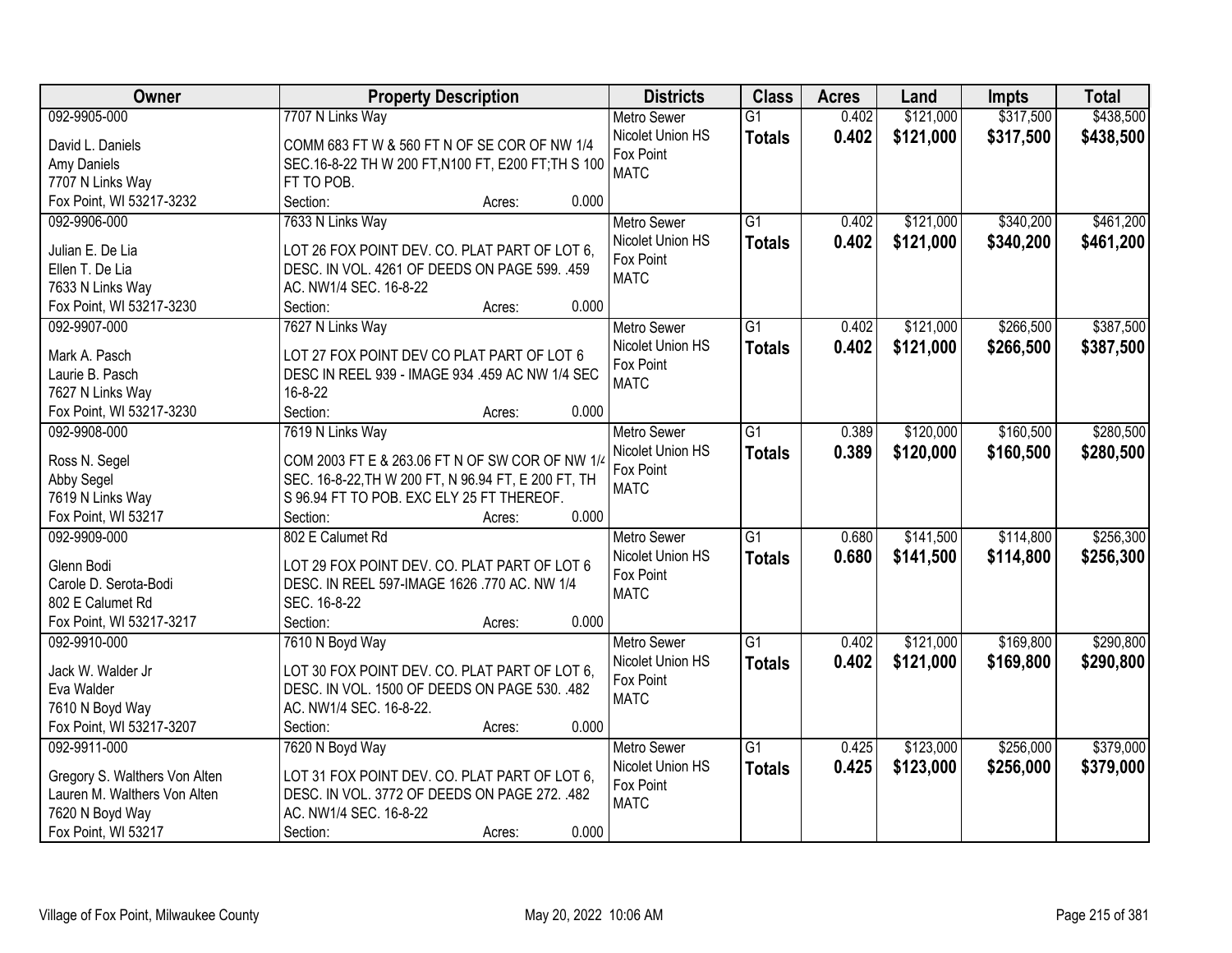| Owner | Property Description | Districts | Class | Acres | Land | Impts | Total |
|---|---|---|---|---|---|---|---|
| 092-9905-000<br>David L. Daniels<br>Amy Daniels<br>7707 N Links Way<br>Fox Point, WI 53217-3232 | 7707 N Links Way<br>COMM 683 FT W & 560 FT N OF SE COR OF NW 1/4 SEC.16-8-22 TH W 200 FT,N100 FT, E200 FT;TH S 100 FT TO POB.<br>Section: Acres: 0.000 | Metro Sewer<br>Nicolet Union HS<br>Fox Point<br>MATC | G1<br>**Totals** | 0.402<br>**0.402** | $121,000<br>**$121,000** | $317,500<br>**$317,500** | $438,500<br>**$438,500** |
| 092-9906-000<br>Julian E. De Lia<br>Ellen T. De Lia<br>7633 N Links Way<br>Fox Point, WI 53217-3230 | 7633 N Links Way<br>LOT 26 FOX POINT DEV. CO. PLAT PART OF LOT 6, DESC. IN VOL. 4261 OF DEEDS ON PAGE 599. .459 AC. NW1/4 SEC. 16-8-22<br>Section: Acres: 0.000 | Metro Sewer<br>Nicolet Union HS<br>Fox Point<br>MATC | G1<br>**Totals** | 0.402<br>**0.402** | $121,000<br>**$121,000** | $340,200<br>**$340,200** | $461,200<br>**$461,200** |
| 092-9907-000<br>Mark A. Pasch<br>Laurie B. Pasch<br>7627 N Links Way<br>Fox Point, WI 53217-3230 | 7627 N Links Way<br>LOT 27 FOX POINT DEV CO PLAT PART OF LOT 6 DESC IN REEL 939 - IMAGE 934 .459 AC NW 1/4 SEC 16-8-22<br>Section: Acres: 0.000 | Metro Sewer<br>Nicolet Union HS<br>Fox Point<br>MATC | G1<br>**Totals** | 0.402<br>**0.402** | $121,000<br>**$121,000** | $266,500<br>**$266,500** | $387,500<br>**$387,500** |
| 092-9908-000<br>Ross N. Segel<br>Abby Segel<br>7619 N Links Way<br>Fox Point, WI 53217 | 7619 N Links Way<br>COM 2003 FT E & 263.06 FT N OF SW COR OF NW 1/4 SEC. 16-8-22,TH W 200 FT, N 96.94 FT, E 200 FT, TH S 96.94 FT TO POB. EXC ELY 25 FT THEREOF.<br>Section: Acres: 0.000 | Metro Sewer<br>Nicolet Union HS<br>Fox Point<br>MATC | G1<br>**Totals** | 0.389<br>**0.389** | $120,000<br>**$120,000** | $160,500<br>**$160,500** | $280,500<br>**$280,500** |
| 092-9909-000<br>Glenn Bodi<br>Carole D. Serota-Bodi<br>802 E Calumet Rd<br>Fox Point, WI 53217-3217 | 802 E Calumet Rd<br>LOT 29 FOX POINT DEV. CO. PLAT PART OF LOT 6 DESC. IN REEL 597-IMAGE 1626 .770 AC. NW 1/4 SEC. 16-8-22<br>Section: Acres: 0.000 | Metro Sewer<br>Nicolet Union HS<br>Fox Point<br>MATC | G1<br>**Totals** | 0.680<br>**0.680** | $141,500<br>**$141,500** | $114,800<br>**$114,800** | $256,300<br>**$256,300** |
| 092-9910-000<br>Jack W. Walder Jr<br>Eva Walder<br>7610 N Boyd Way<br>Fox Point, WI 53217-3207 | 7610 N Boyd Way<br>LOT 30 FOX POINT DEV. CO. PLAT PART OF LOT 6, DESC. IN VOL. 1500 OF DEEDS ON PAGE 530. .482 AC. NW1/4 SEC. 16-8-22.<br>Section: Acres: 0.000 | Metro Sewer<br>Nicolet Union HS<br>Fox Point<br>MATC | G1<br>**Totals** | 0.402<br>**0.402** | $121,000<br>**$121,000** | $169,800<br>**$169,800** | $290,800<br>**$290,800** |
| 092-9911-000<br>Gregory S. Walthers Von Alten<br>Lauren M. Walthers Von Alten<br>7620 N Boyd Way<br>Fox Point, WI 53217 | 7620 N Boyd Way<br>LOT 31 FOX POINT DEV. CO. PLAT PART OF LOT 6, DESC. IN VOL. 3772 OF DEEDS ON PAGE 272. .482 AC. NW1/4 SEC. 16-8-22<br>Section: Acres: 0.000 | Metro Sewer<br>Nicolet Union HS<br>Fox Point<br>MATC | G1<br>**Totals** | 0.425<br>**0.425** | $123,000<br>**$123,000** | $256,000<br>**$256,000** | $379,000<br>**$379,000** |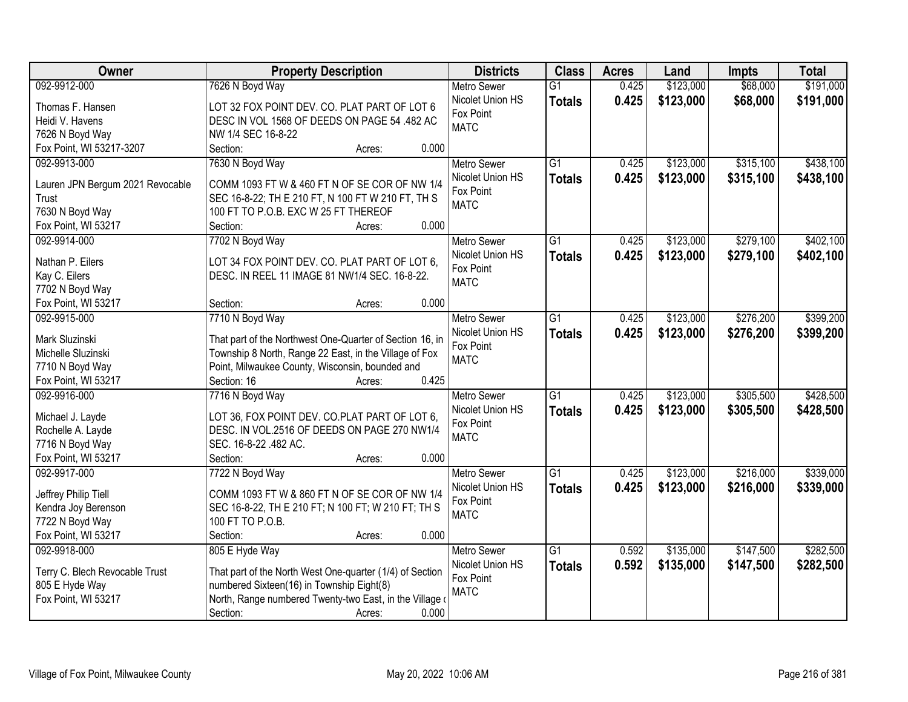| Owner | Property Description | Districts | Class | Acres | Land | Impts | Total |
|---|---|---|---|---|---|---|---|
| 092-9912-000<br>Thomas F. Hansen<br>Heidi V. Havens<br>7626 N Boyd Way<br>Fox Point, WI 53217-3207 | 7626 N Boyd Way<br>LOT 32 FOX POINT DEV. CO. PLAT PART OF LOT 6 DESC IN VOL 1568 OF DEEDS ON PAGE 54 .482 AC NW 1/4 SEC 16-8-22<br>Section: Acres: 0.000 | Metro Sewer<br>Nicolet Union HS<br>Fox Point<br>MATC | G1<br>**Totals** | 0.425<br>**0.425** | $123,000<br>**$123,000** | $68,000<br>**$68,000** | $191,000<br>**$191,000** |
| 092-9913-000<br>Lauren JPN Bergum 2021 Revocable Trust<br>7630 N Boyd Way<br>Fox Point, WI 53217 | 7630 N Boyd Way<br>COMM 1093 FT W & 460 FT N OF SE COR OF NW 1/4 SEC 16-8-22; TH E 210 FT, N 100 FT W 210 FT, TH S 100 FT TO P.O.B. EXC W 25 FT THEREOF<br>Section: Acres: 0.000 | Metro Sewer<br>Nicolet Union HS<br>Fox Point<br>MATC | G1<br>**Totals** | 0.425<br>**0.425** | $123,000<br>**$123,000** | $315,100<br>**$315,100** | $438,100<br>**$438,100** |
| 092-9914-000<br>Nathan P. Eilers<br>Kay C. Eilers<br>7702 N Boyd Way<br>Fox Point, WI 53217 | 7702 N Boyd Way<br>LOT 34 FOX POINT DEV. CO. PLAT PART OF LOT 6, DESC. IN REEL 11 IMAGE 81 NW1/4 SEC. 16-8-22.<br>Section: Acres: 0.000 | Metro Sewer<br>Nicolet Union HS<br>Fox Point<br>MATC | G1<br>**Totals** | 0.425<br>**0.425** | $123,000<br>**$123,000** | $279,100<br>**$279,100** | $402,100<br>**$402,100** |
| 092-9915-000<br>Mark Sluzinski<br>Michelle Sluzinski<br>7710 N Boyd Way<br>Fox Point, WI 53217 | 7710 N Boyd Way<br>That part of the Northwest One-Quarter of Section 16, in Township 8 North, Range 22 East, in the Village of Fox Point, Milwaukee County, Wisconsin, bounded and<br>Section: 16 Acres: 0.425 | Metro Sewer<br>Nicolet Union HS<br>Fox Point<br>MATC | G1<br>**Totals** | 0.425<br>**0.425** | $123,000<br>**$123,000** | $276,200<br>**$276,200** | $399,200<br>**$399,200** |
| 092-9916-000<br>Michael J. Layde<br>Rochelle A. Layde<br>7716 N Boyd Way<br>Fox Point, WI 53217 | 7716 N Boyd Way<br>LOT 36, FOX POINT DEV. CO.PLAT PART OF LOT 6, DESC. IN VOL.2516 OF DEEDS ON PAGE 270 NW1/4 SEC. 16-8-22 .482 AC.<br>Section: Acres: 0.000 | Metro Sewer<br>Nicolet Union HS<br>Fox Point<br>MATC | G1<br>**Totals** | 0.425<br>**0.425** | $123,000<br>**$123,000** | $305,500<br>**$305,500** | $428,500<br>**$428,500** |
| 092-9917-000<br>Jeffrey Philip Tiell<br>Kendra Joy Berenson<br>7722 N Boyd Way<br>Fox Point, WI 53217 | 7722 N Boyd Way<br>COMM 1093 FT W & 860 FT N OF SE COR OF NW 1/4 SEC 16-8-22, TH E 210 FT; N 100 FT; W 210 FT; TH S 100 FT TO P.O.B.<br>Section: Acres: 0.000 | Metro Sewer<br>Nicolet Union HS<br>Fox Point<br>MATC | G1<br>**Totals** | 0.425<br>**0.425** | $123,000<br>**$123,000** | $216,000<br>**$216,000** | $339,000<br>**$339,000** |
| 092-9918-000<br>Terry C. Blech Revocable Trust<br>805 E Hyde Way<br>Fox Point, WI 53217 | 805 E Hyde Way<br>That part of the North West One-quarter (1/4) of Section numbered Sixteen(16) in Township Eight(8) North, Range numbered Twenty-two East, in the Village o<br>Section: Acres: 0.000 | Metro Sewer<br>Nicolet Union HS<br>Fox Point<br>MATC | G1<br>**Totals** | 0.592<br>**0.592** | $135,000<br>**$135,000** | $147,500<br>**$147,500** | $282,500<br>**$282,500** |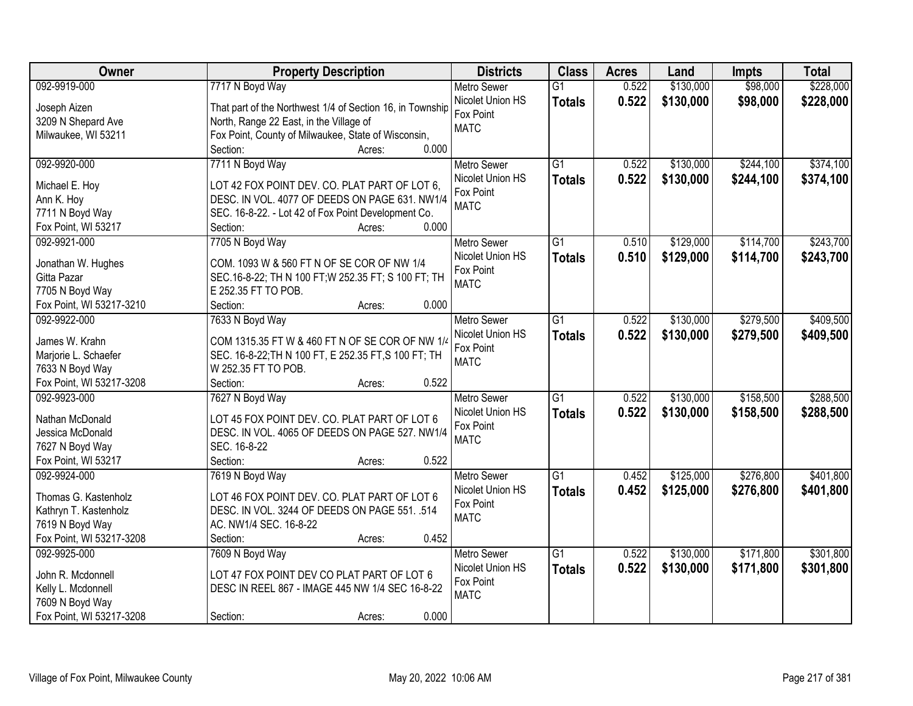| Owner | Property Description | Districts | Class | Acres | Land | Impts | Total |
|---|---|---|---|---|---|---|---|
| 092-9919-000<br>Joseph Aizen<br>3209 N Shepard Ave<br>Milwaukee, WI 53211 | 7717 N Boyd Way<br>That part of the Northwest 1/4 of Section 16, in Township North, Range 22 East, in the Village of Fox Point, County of Milwaukee, State of Wisconsin,<br>Section: Acres: 0.000 | Metro Sewer<br>Nicolet Union HS<br>Fox Point<br>MATC | G1<br>**Totals** | 0.522<br>**0.522** | $130,000<br>**$130,000** | $98,000<br>**$98,000** | $228,000<br>**$228,000** |
| 092-9920-000<br>Michael E. Hoy<br>Ann K. Hoy<br>7711 N Boyd Way<br>Fox Point, WI 53217 | 7711 N Boyd Way<br>LOT 42 FOX POINT DEV. CO. PLAT PART OF LOT 6, DESC. IN VOL. 4077 OF DEEDS ON PAGE 631. NW1/4 SEC. 16-8-22. - Lot 42 of Fox Point Development Co.<br>Section: Acres: 0.000 | Metro Sewer<br>Nicolet Union HS<br>Fox Point<br>MATC | G1<br>**Totals** | 0.522<br>**0.522** | $130,000<br>**$130,000** | $244,100<br>**$244,100** | $374,100<br>**$374,100** |
| 092-9921-000<br>Jonathan W. Hughes<br>Gitta Pazar<br>7705 N Boyd Way<br>Fox Point, WI 53217-3210 | 7705 N Boyd Way<br>COM. 1093 W & 560 FT N OF SE COR OF NW 1/4 SEC.16-8-22; TH N 100 FT;W 252.35 FT; S 100 FT; TH E 252.35 FT TO POB.<br>Section: Acres: 0.000 | Metro Sewer<br>Nicolet Union HS<br>Fox Point<br>MATC | G1<br>**Totals** | 0.510<br>**0.510** | $129,000<br>**$129,000** | $114,700<br>**$114,700** | $243,700<br>**$243,700** |
| 092-9922-000<br>James W. Krahn<br>Marjorie L. Schaefer<br>7633 N Boyd Way<br>Fox Point, WI 53217-3208 | 7633 N Boyd Way<br>COM 1315.35 FT W & 460 FT N OF SE COR OF NW 1/4 SEC. 16-8-22;TH N 100 FT, E 252.35 FT,S 100 FT; TH W 252.35 FT TO POB.<br>Section: Acres: 0.522 | Metro Sewer<br>Nicolet Union HS<br>Fox Point<br>MATC | G1<br>**Totals** | 0.522<br>**0.522** | $130,000<br>**$130,000** | $279,500<br>**$279,500** | $409,500<br>**$409,500** |
| 092-9923-000<br>Nathan McDonald<br>Jessica McDonald<br>7627 N Boyd Way<br>Fox Point, WI 53217 | 7627 N Boyd Way<br>LOT 45 FOX POINT DEV. CO. PLAT PART OF LOT 6 DESC. IN VOL. 4065 OF DEEDS ON PAGE 527. NW1/4 SEC. 16-8-22<br>Section: Acres: 0.522 | Metro Sewer<br>Nicolet Union HS<br>Fox Point<br>MATC | G1<br>**Totals** | 0.522<br>**0.522** | $130,000<br>**$130,000** | $158,500<br>**$158,500** | $288,500<br>**$288,500** |
| 092-9924-000<br>Thomas G. Kastenholz<br>Kathryn T. Kastenholz<br>7619 N Boyd Way<br>Fox Point, WI 53217-3208 | 7619 N Boyd Way<br>LOT 46 FOX POINT DEV. CO. PLAT PART OF LOT 6 DESC. IN VOL. 3244 OF DEEDS ON PAGE 551. .514 AC. NW1/4 SEC. 16-8-22<br>Section: Acres: 0.452 | Metro Sewer<br>Nicolet Union HS<br>Fox Point<br>MATC | G1<br>**Totals** | 0.452<br>**0.452** | $125,000<br>**$125,000** | $276,800<br>**$276,800** | $401,800<br>**$401,800** |
| 092-9925-000<br>John R. Mcdonnell<br>Kelly L. Mcdonnell<br>7609 N Boyd Way<br>Fox Point, WI 53217-3208 | 7609 N Boyd Way<br>LOT 47 FOX POINT DEV CO PLAT PART OF LOT 6 DESC IN REEL 867 - IMAGE 445 NW 1/4 SEC 16-8-22<br>Section: Acres: 0.000 | Metro Sewer<br>Nicolet Union HS<br>Fox Point<br>MATC | G1<br>**Totals** | 0.522<br>**0.522** | $130,000<br>**$130,000** | $171,800<br>**$171,800** | $301,800<br>**$301,800** |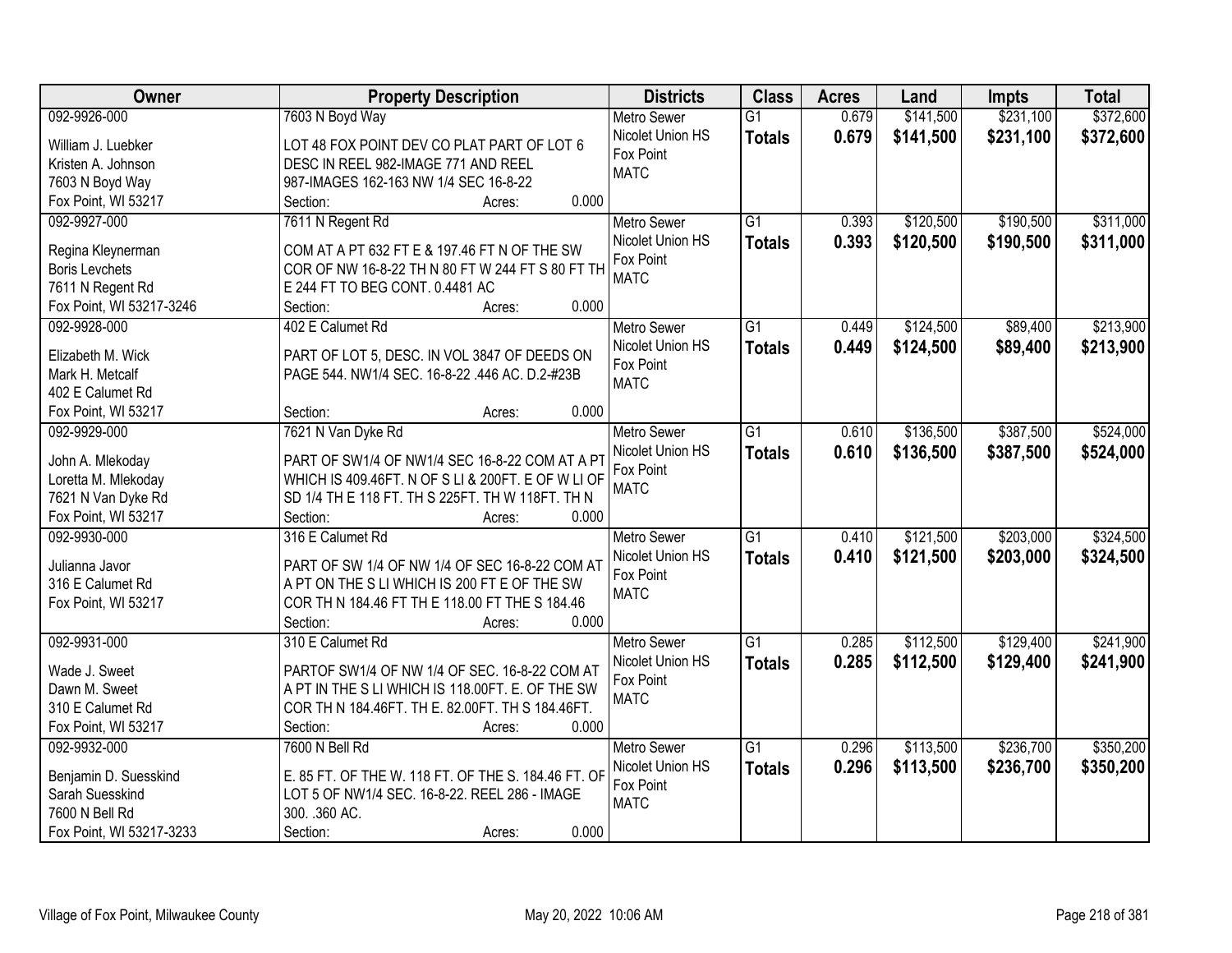| Owner | Property Description | Districts | Class | Acres | Land | Impts | Total |
|---|---|---|---|---|---|---|---|
| 092-9926-000<br>William J. Luebker<br>Kristen A. Johnson<br>7603 N Boyd Way<br>Fox Point, WI 53217 | 7603 N Boyd Way<br>LOT 48 FOX POINT DEV CO PLAT PART OF LOT 6 DESC IN REEL 982-IMAGE 771 AND REEL 987-IMAGES 162-163 NW 1/4 SEC 16-8-22<br>Section: Acres: 0.000 | Metro Sewer<br>Nicolet Union HS<br>Fox Point<br>MATC | G1<br>**Totals** | 0.679<br>**0.679** | $141,500<br>**$141,500** | $231,100<br>**$231,100** | $372,600<br>**$372,600** |
| 092-9927-000<br>Regina Kleynerman<br>Boris Levchets<br>7611 N Regent Rd<br>Fox Point, WI 53217-3246 | 7611 N Regent Rd<br>COM AT A PT 632 FT E & 197.46 FT N OF THE SW COR OF NW 16-8-22 TH N 80 FT W 244 FT S 80 FT TH E 244 FT TO BEG CONT. 0.4481 AC<br>Section: Acres: 0.000 | Metro Sewer<br>Nicolet Union HS<br>Fox Point<br>MATC | G1<br>**Totals** | 0.393<br>**0.393** | $120,500<br>**$120,500** | $190,500<br>**$190,500** | $311,000<br>**$311,000** |
| 092-9928-000<br>Elizabeth M. Wick<br>Mark H. Metcalf<br>402 E Calumet Rd<br>Fox Point, WI 53217 | 402 E Calumet Rd<br>PART OF LOT 5, DESC. IN VOL 3847 OF DEEDS ON PAGE 544. NW1/4 SEC. 16-8-22 .446 AC. D.2-#23B<br>Section: Acres: 0.000 | Metro Sewer<br>Nicolet Union HS<br>Fox Point<br>MATC | G1<br>**Totals** | 0.449<br>**0.449** | $124,500<br>**$124,500** | $89,400<br>**$89,400** | $213,900<br>**$213,900** |
| 092-9929-000<br>John A. Mlekoday<br>Loretta M. Mlekoday<br>7621 N Van Dyke Rd<br>Fox Point, WI 53217 | 7621 N Van Dyke Rd<br>PART OF SW1/4 OF NW1/4 SEC 16-8-22 COM AT A PT WHICH IS 409.46FT. N OF S LI & 200FT. E OF W LI OF SD 1/4 TH E 118 FT. TH S 225FT. TH W 118FT. TH N<br>Section: Acres: 0.000 | Metro Sewer<br>Nicolet Union HS<br>Fox Point<br>MATC | G1<br>**Totals** | 0.610<br>**0.610** | $136,500<br>**$136,500** | $387,500<br>**$387,500** | $524,000<br>**$524,000** |
| 092-9930-000<br>Julianna Javor<br>316 E Calumet Rd<br>Fox Point, WI 53217 | 316 E Calumet Rd<br>PART OF SW 1/4 OF NW 1/4 OF SEC 16-8-22 COM AT A PT ON THE S LI WHICH IS 200 FT E OF THE SW COR TH N 184.46 FT TH E 118.00 FT THE S 184.46<br>Section: Acres: 0.000 | Metro Sewer<br>Nicolet Union HS<br>Fox Point<br>MATC | G1<br>**Totals** | 0.410<br>**0.410** | $121,500<br>**$121,500** | $203,000<br>**$203,000** | $324,500<br>**$324,500** |
| 092-9931-000<br>Wade J. Sweet<br>Dawn M. Sweet<br>310 E Calumet Rd<br>Fox Point, WI 53217 | 310 E Calumet Rd<br>PARTOF SW1/4 OF NW 1/4 OF SEC. 16-8-22 COM AT A PT IN THE S LI WHICH IS 118.00FT. E. OF THE SW COR TH N 184.46FT. TH E. 82.00FT. TH S 184.46FT.<br>Section: Acres: 0.000 | Metro Sewer<br>Nicolet Union HS<br>Fox Point<br>MATC | G1<br>**Totals** | 0.285<br>**0.285** | $112,500<br>**$112,500** | $129,400<br>**$129,400** | $241,900<br>**$241,900** |
| 092-9932-000<br>Benjamin D. Suesskind<br>Sarah Suesskind<br>7600 N Bell Rd<br>Fox Point, WI 53217-3233 | 7600 N Bell Rd<br>E. 85 FT. OF THE W. 118 FT. OF THE S. 184.46 FT. OF LOT 5 OF NW1/4 SEC. 16-8-22. REEL 286 - IMAGE 300. .360 AC.<br>Section: Acres: 0.000 | Metro Sewer<br>Nicolet Union HS<br>Fox Point<br>MATC | G1<br>**Totals** | 0.296<br>**0.296** | $113,500<br>**$113,500** | $236,700<br>**$236,700** | $350,200<br>**$350,200** |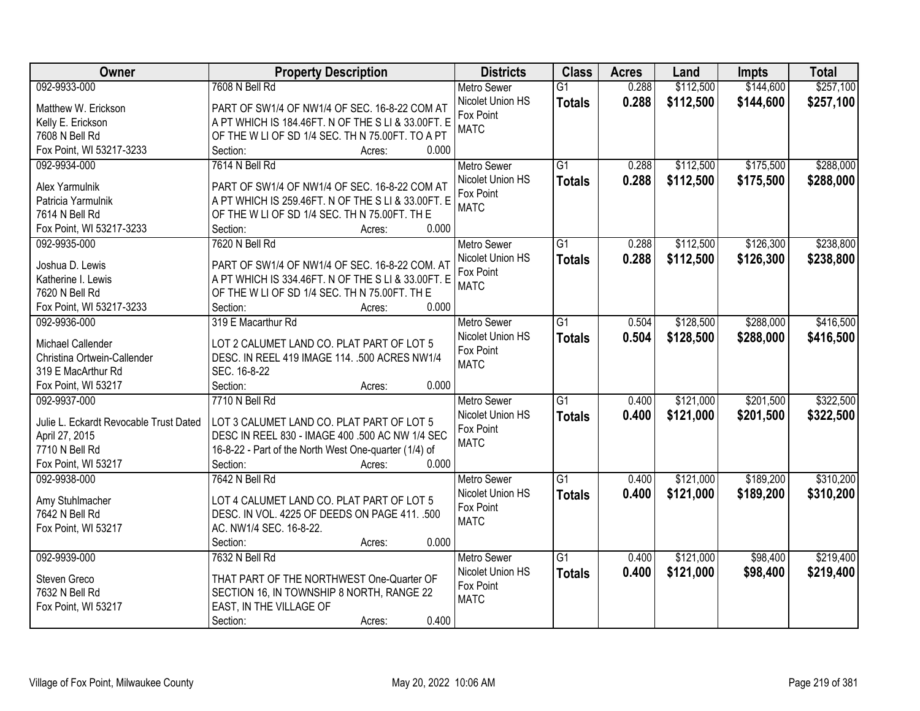| Owner | Property Description | Districts | Class | Acres | Land | Impts | Total |
|---|---|---|---|---|---|---|---|
| 092-9933-000<br>Matthew W. Erickson<br>Kelly E. Erickson<br>7608 N Bell Rd<br>Fox Point, WI 53217-3233 | 7608 N Bell Rd<br>PART OF SW1/4 OF NW1/4 OF SEC. 16-8-22 COM AT A PT WHICH IS 184.46FT. N OF THE S LI & 33.00FT. E OF THE W LI OF SD 1/4 SEC. TH N 75.00FT. TO A PT<br>Section: Acres: 0.000 | Metro Sewer<br>Nicolet Union HS<br>Fox Point<br>MATC | G1<br>**Totals** | 0.288<br>**0.288** | \$112,500<br>**\$112,500** | \$144,600<br>**\$144,600** | \$257,100<br>**\$257,100** |
| 092-9934-000<br>Alex Yarmulnik<br>Patricia Yarmulnik<br>7614 N Bell Rd<br>Fox Point, WI 53217-3233 | 7614 N Bell Rd<br>PART OF SW1/4 OF NW1/4 OF SEC. 16-8-22 COM AT A PT WHICH IS 259.46FT. N OF THE S LI & 33.00FT. E OF THE W LI OF SD 1/4 SEC. TH N 75.00FT. TH E<br>Section: Acres: 0.000 | Metro Sewer<br>Nicolet Union HS<br>Fox Point<br>MATC | G1<br>**Totals** | 0.288<br>**0.288** | \$112,500<br>**\$112,500** | \$175,500<br>**\$175,500** | \$288,000<br>**\$288,000** |
| 092-9935-000<br>Joshua D. Lewis<br>Katherine I. Lewis<br>7620 N Bell Rd<br>Fox Point, WI 53217-3233 | 7620 N Bell Rd<br>PART OF SW1/4 OF NW1/4 OF SEC. 16-8-22 COM. AT A PT WHICH IS 334.46FT. N OF THE S LI & 33.00FT. E OF THE W LI OF SD 1/4 SEC. TH N 75.00FT. TH E<br>Section: Acres: 0.000 | Metro Sewer<br>Nicolet Union HS<br>Fox Point<br>MATC | G1<br>**Totals** | 0.288<br>**0.288** | \$112,500<br>**\$112,500** | \$126,300<br>**\$126,300** | \$238,800<br>**\$238,800** |
| 092-9936-000<br>Michael Callender<br>Christina Ortwein-Callender<br>319 E MacArthur Rd<br>Fox Point, WI 53217 | 319 E Macarthur Rd<br>LOT 2 CALUMET LAND CO. PLAT PART OF LOT 5 DESC. IN REEL 419 IMAGE 114. .500 ACRES NW1/4 SEC. 16-8-22<br>Section: Acres: 0.000 | Metro Sewer<br>Nicolet Union HS<br>Fox Point<br>MATC | G1<br>**Totals** | 0.504<br>**0.504** | \$128,500<br>**\$128,500** | \$288,000<br>**\$288,000** | \$416,500<br>**\$416,500** |
| 092-9937-000<br>Julie L. Eckardt Revocable Trust Dated April 27, 2015<br>7710 N Bell Rd<br>Fox Point, WI 53217 | 7710 N Bell Rd<br>LOT 3 CALUMET LAND CO. PLAT PART OF LOT 5 DESC IN REEL 830 - IMAGE 400 .500 AC NW 1/4 SEC 16-8-22 - Part of the North West One-quarter (1/4) of<br>Section: Acres: 0.000 | Metro Sewer<br>Nicolet Union HS<br>Fox Point<br>MATC | G1<br>**Totals** | 0.400<br>**0.400** | \$121,000<br>**\$121,000** | \$201,500<br>**\$201,500** | \$322,500<br>**\$322,500** |
| 092-9938-000<br>Amy Stuhlmacher<br>7642 N Bell Rd<br>Fox Point, WI 53217 | 7642 N Bell Rd<br>LOT 4 CALUMET LAND CO. PLAT PART OF LOT 5 DESC. IN VOL. 4225 OF DEEDS ON PAGE 411. .500 AC. NW1/4 SEC. 16-8-22.<br>Section: Acres: 0.000 | Metro Sewer<br>Nicolet Union HS<br>Fox Point<br>MATC | G1<br>**Totals** | 0.400<br>**0.400** | \$121,000<br>**\$121,000** | \$189,200<br>**\$189,200** | \$310,200<br>**\$310,200** |
| 092-9939-000<br>Steven Greco<br>7632 N Bell Rd<br>Fox Point, WI 53217 | 7632 N Bell Rd<br>THAT PART OF THE NORTHWEST One-Quarter OF SECTION 16, IN TOWNSHIP 8 NORTH, RANGE 22 EAST, IN THE VILLAGE OF<br>Section: Acres: 0.400 | Metro Sewer<br>Nicolet Union HS<br>Fox Point<br>MATC | G1<br>**Totals** | 0.400<br>**0.400** | \$121,000<br>**\$121,000** | \$98,400<br>**\$98,400** | \$219,400<br>**\$219,400** |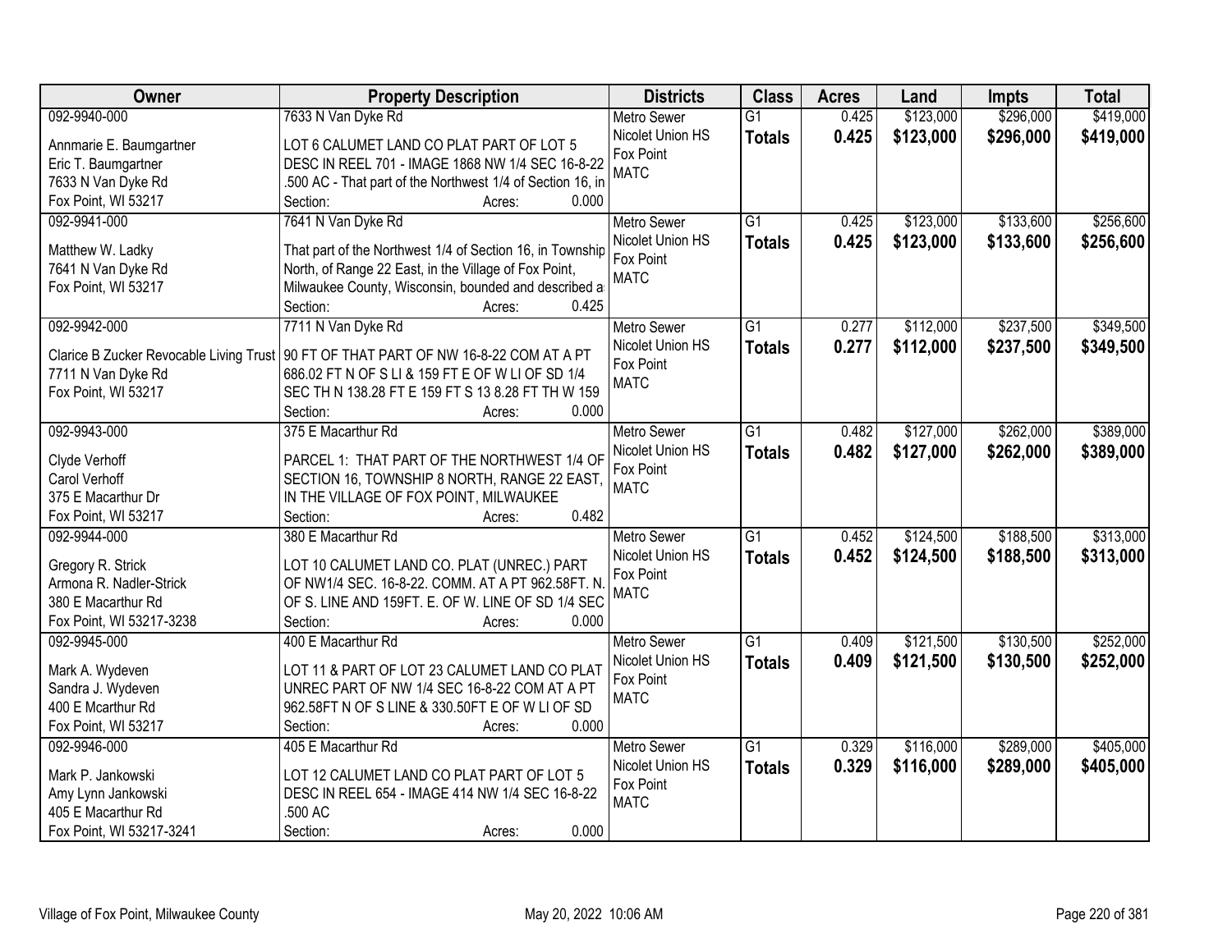| Owner | Property Description | Districts | Class | Acres | Land | Impts | Total |
|---|---|---|---|---|---|---|---|
| 092-9940-000<br><br>Annmarie E. Baumgartner<br>Eric T. Baumgartner<br>7633 N Van Dyke Rd<br>Fox Point, WI 53217 | 7633 N Van Dyke Rd<br><br>LOT 6 CALUMET LAND CO PLAT PART OF LOT 5 DESC IN REEL 701 - IMAGE 1868 NW 1/4 SEC 16-8-22 .500 AC - That part of the Northwest 1/4 of Section 16, in<br>Section: Acres: 0.000 | Metro Sewer<br>Nicolet Union HS<br>Fox Point<br>MATC | G1<br>**Totals** | 0.425<br>**0.425** | \$123,000<br>**\$123,000** | \$296,000<br>**\$296,000** | \$419,000<br>**\$419,000** |
| 092-9941-000<br><br>Matthew W. Ladky<br>7641 N Van Dyke Rd<br>Fox Point, WI 53217 | 7641 N Van Dyke Rd<br><br>That part of the Northwest 1/4 of Section 16, in Township North, of Range 22 East, in the Village of Fox Point, Milwaukee County, Wisconsin, bounded and described a<br>Section: Acres: 0.425 | Metro Sewer<br>Nicolet Union HS<br>Fox Point<br>MATC | G1<br>**Totals** | 0.425<br>**0.425** | \$123,000<br>**\$123,000** | \$133,600<br>**\$133,600** | \$256,600<br>**\$256,600** |
| 092-9942-000<br><br>Clarice B Zucker Revocable Living Trust<br>7711 N Van Dyke Rd<br>Fox Point, WI 53217 | 7711 N Van Dyke Rd<br><br>90 FT OF THAT PART OF NW 16-8-22 COM AT A PT 686.02 FT N OF S LI & 159 FT E OF W LI OF SD 1/4 SEC TH N 138.28 FT E 159 FT S 13 8.28 FT TH W 159<br>Section: Acres: 0.000 | Metro Sewer<br>Nicolet Union HS<br>Fox Point<br>MATC | G1<br>**Totals** | 0.277<br>**0.277** | \$112,000<br>**\$112,000** | \$237,500<br>**\$237,500** | \$349,500<br>**\$349,500** |
| 092-9943-000<br><br>Clyde Verhoff<br>Carol Verhoff<br>375 E Macarthur Dr<br>Fox Point, WI 53217 | 375 E Macarthur Rd<br><br>PARCEL 1: THAT PART OF THE NORTHWEST 1/4 OF SECTION 16, TOWNSHIP 8 NORTH, RANGE 22 EAST, IN THE VILLAGE OF FOX POINT, MILWAUKEE<br>Section: Acres: 0.482 | Metro Sewer<br>Nicolet Union HS<br>Fox Point<br>MATC | G1<br>**Totals** | 0.482<br>**0.482** | \$127,000<br>**\$127,000** | \$262,000<br>**\$262,000** | \$389,000<br>**\$389,000** |
| 092-9944-000<br><br>Gregory R. Strick<br>Armona R. Nadler-Strick<br>380 E Macarthur Rd<br>Fox Point, WI 53217-3238 | 380 E Macarthur Rd<br><br>LOT 10 CALUMET LAND CO. PLAT (UNREC.) PART OF NW1/4 SEC. 16-8-22. COMM. AT A PT 962.58FT. N. OF S. LINE AND 159FT. E. OF W. LINE OF SD 1/4 SEC<br>Section: Acres: 0.000 | Metro Sewer<br>Nicolet Union HS<br>Fox Point<br>MATC | G1<br>**Totals** | 0.452<br>**0.452** | \$124,500<br>**\$124,500** | \$188,500<br>**\$188,500** | \$313,000<br>**\$313,000** |
| 092-9945-000<br><br>Mark A. Wydeven<br>Sandra J. Wydeven<br>400 E Mcarthur Rd<br>Fox Point, WI 53217 | 400 E Macarthur Rd<br><br>LOT 11 & PART OF LOT 23 CALUMET LAND CO PLAT UNREC PART OF NW 1/4 SEC 16-8-22 COM AT A PT 962.58FT N OF S LINE & 330.50FT E OF W LI OF SD<br>Section: Acres: 0.000 | Metro Sewer<br>Nicolet Union HS<br>Fox Point<br>MATC | G1<br>**Totals** | 0.409<br>**0.409** | \$121,500<br>**\$121,500** | \$130,500<br>**\$130,500** | \$252,000<br>**\$252,000** |
| 092-9946-000<br><br>Mark P. Jankowski<br>Amy Lynn Jankowski<br>405 E Macarthur Rd<br>Fox Point, WI 53217-3241 | 405 E Macarthur Rd<br><br>LOT 12 CALUMET LAND CO PLAT PART OF LOT 5 DESC IN REEL 654 - IMAGE 414 NW 1/4 SEC 16-8-22 .500 AC<br>Section: Acres: 0.000 | Metro Sewer<br>Nicolet Union HS<br>Fox Point<br>MATC | G1<br>**Totals** | 0.329<br>**0.329** | \$116,000<br>**\$116,000** | \$289,000<br>**\$289,000** | \$405,000<br>**\$405,000** |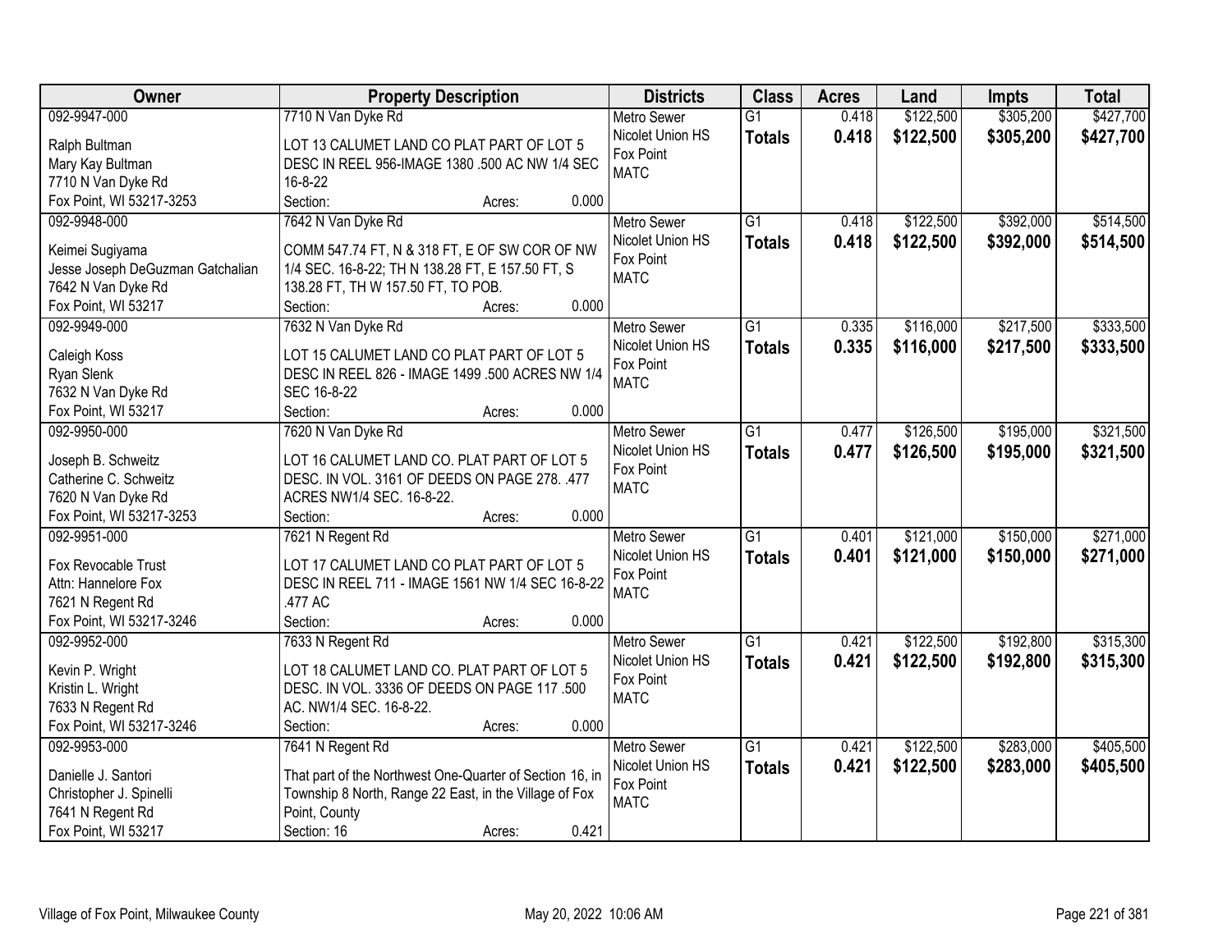| Owner | Property Description | Districts | Class | Acres | Land | Impts | Total |
|---|---|---|---|---|---|---|---|
| 092-9947-000<br>Ralph Bultman<br>Mary Kay Bultman<br>7710 N Van Dyke Rd<br>Fox Point, WI 53217-3253 | 7710 N Van Dyke Rd<br>LOT 13 CALUMET LAND CO PLAT PART OF LOT 5 DESC IN REEL 956-IMAGE 1380 .500 AC NW 1/4 SEC 16-8-22<br>Section: Acres: 0.000 | Metro Sewer<br>Nicolet Union HS<br>Fox Point<br>MATC | G1<br>**Totals** | 0.418<br>**0.418** | $122,500<br>**$122,500** | $305,200<br>**$305,200** | $427,700<br>**$427,700** |
| 092-9948-000<br>Keimei Sugiyama<br>Jesse Joseph DeGuzman Gatchalian<br>7642 N Van Dyke Rd<br>Fox Point, WI 53217 | 7642 N Van Dyke Rd<br>COMM 547.74 FT, N & 318 FT, E OF SW COR OF NW 1/4 SEC. 16-8-22; TH N 138.28 FT, E 157.50 FT, S 138.28 FT, TH W 157.50 FT, TO POB.<br>Section: Acres: 0.000 | Metro Sewer<br>Nicolet Union HS<br>Fox Point<br>MATC | G1<br>**Totals** | 0.418<br>**0.418** | $122,500<br>**$122,500** | $392,000<br>**$392,000** | $514,500<br>**$514,500** |
| 092-9949-000<br>Caleigh Koss<br>Ryan Slenk<br>7632 N Van Dyke Rd<br>Fox Point, WI 53217 | 7632 N Van Dyke Rd<br>LOT 15 CALUMET LAND CO PLAT PART OF LOT 5 DESC IN REEL 826 - IMAGE 1499 .500 ACRES NW 1/4 SEC 16-8-22<br>Section: Acres: 0.000 | Metro Sewer<br>Nicolet Union HS<br>Fox Point<br>MATC | G1<br>**Totals** | 0.335<br>**0.335** | $116,000<br>**$116,000** | $217,500<br>**$217,500** | $333,500<br>**$333,500** |
| 092-9950-000<br>Joseph B. Schweitz<br>Catherine C. Schweitz<br>7620 N Van Dyke Rd<br>Fox Point, WI 53217-3253 | 7620 N Van Dyke Rd<br>LOT 16 CALUMET LAND CO. PLAT PART OF LOT 5 DESC. IN VOL. 3161 OF DEEDS ON PAGE 278. .477 ACRES NW1/4 SEC. 16-8-22.<br>Section: Acres: 0.000 | Metro Sewer<br>Nicolet Union HS<br>Fox Point<br>MATC | G1<br>**Totals** | 0.477<br>**0.477** | $126,500<br>**$126,500** | $195,000<br>**$195,000** | $321,500<br>**$321,500** |
| 092-9951-000<br>Fox Revocable Trust<br>Attn: Hannelore Fox<br>7621 N Regent Rd<br>Fox Point, WI 53217-3246 | 7621 N Regent Rd<br>LOT 17 CALUMET LAND CO PLAT PART OF LOT 5 DESC IN REEL 711 - IMAGE 1561 NW 1/4 SEC 16-8-22 .477 AC<br>Section: Acres: 0.000 | Metro Sewer<br>Nicolet Union HS<br>Fox Point<br>MATC | G1<br>**Totals** | 0.401<br>**0.401** | $121,000<br>**$121,000** | $150,000<br>**$150,000** | $271,000<br>**$271,000** |
| 092-9952-000<br>Kevin P. Wright<br>Kristin L. Wright<br>7633 N Regent Rd<br>Fox Point, WI 53217-3246 | 7633 N Regent Rd<br>LOT 18 CALUMET LAND CO. PLAT PART OF LOT 5 DESC. IN VOL. 3336 OF DEEDS ON PAGE 117 .500 AC. NW1/4 SEC. 16-8-22.<br>Section: Acres: 0.000 | Metro Sewer<br>Nicolet Union HS<br>Fox Point<br>MATC | G1<br>**Totals** | 0.421<br>**0.421** | $122,500<br>**$122,500** | $192,800<br>**$192,800** | $315,300<br>**$315,300** |
| 092-9953-000<br>Danielle J. Santori<br>Christopher J. Spinelli<br>7641 N Regent Rd<br>Fox Point, WI 53217 | 7641 N Regent Rd<br>That part of the Northwest One-Quarter of Section 16, in Township 8 North, Range 22 East, in the Village of Fox Point, County<br>Section: 16 Acres: 0.421 | Metro Sewer<br>Nicolet Union HS<br>Fox Point<br>MATC | G1<br>**Totals** | 0.421<br>**0.421** | $122,500<br>**$122,500** | $283,000<br>**$283,000** | $405,500<br>**$405,500** |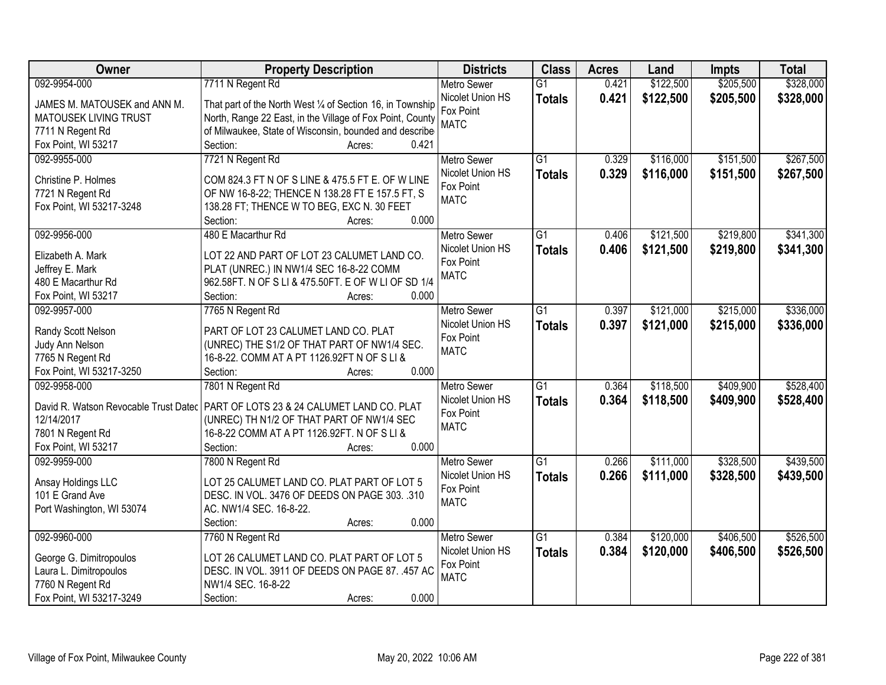| Owner | Property Description | Districts | Class | Acres | Land | Impts | Total |
|---|---|---|---|---|---|---|---|
| 092-9954-000<br><br>JAMES M. MATOUSEK and ANN M. MATOUSEK LIVING TRUST<br>7711 N Regent Rd<br>Fox Point, WI 53217 | 7711 N Regent Rd<br><br>That part of the North West ¼ of Section 16, in Township North, Range 22 East, in the Village of Fox Point, County of Milwaukee, State of Wisconsin, bounded and describe<br>Section: Acres: 0.421 | Metro Sewer<br>Nicolet Union HS<br>Fox Point<br>MATC | G1<br>**Totals** | 0.421<br>**0.421** | $122,500<br>**$122,500** | $205,500<br>**$205,500** | $328,000<br>**$328,000** |
| 092-9955-000<br><br>Christine P. Holmes<br>7721 N Regent Rd<br>Fox Point, WI 53217-3248 | 7721 N Regent Rd<br><br>COM 824.3 FT N OF S LINE & 475.5 FT E. OF W LINE OF NW 16-8-22; THENCE N 138.28 FT E 157.5 FT, S 138.28 FT; THENCE W TO BEG, EXC N. 30 FEET<br>Section: Acres: 0.000 | Metro Sewer<br>Nicolet Union HS<br>Fox Point<br>MATC | G1<br>**Totals** | 0.329<br>**0.329** | $116,000<br>**$116,000** | $151,500<br>**$151,500** | $267,500<br>**$267,500** |
| 092-9956-000<br><br>Elizabeth A. Mark<br>Jeffrey E. Mark<br>480 E Macarthur Rd<br>Fox Point, WI 53217 | 480 E Macarthur Rd<br><br>LOT 22 AND PART OF LOT 23 CALUMET LAND CO. PLAT (UNREC.) IN NW1/4 SEC 16-8-22 COMM 962.58FT. N OF S LI & 475.50FT. E OF W LI OF SD 1/4<br>Section: Acres: 0.000 | Metro Sewer<br>Nicolet Union HS<br>Fox Point<br>MATC | G1<br>**Totals** | 0.406<br>**0.406** | $121,500<br>**$121,500** | $219,800<br>**$219,800** | $341,300<br>**$341,300** |
| 092-9957-000<br><br>Randy Scott Nelson<br>Judy Ann Nelson<br>7765 N Regent Rd<br>Fox Point, WI 53217-3250 | 7765 N Regent Rd<br><br>PART OF LOT 23 CALUMET LAND CO. PLAT (UNREC) THE S1/2 OF THAT PART OF NW1/4 SEC. 16-8-22. COMM AT A PT 1126.92FT N OF S LI &<br>Section: Acres: 0.000 | Metro Sewer<br>Nicolet Union HS<br>Fox Point<br>MATC | G1<br>**Totals** | 0.397<br>**0.397** | $121,000<br>**$121,000** | $215,000<br>**$215,000** | $336,000<br>**$336,000** |
| 092-9958-000<br><br>David R. Watson Revocable Trust Datec 12/14/2017<br>7801 N Regent Rd<br>Fox Point, WI 53217 | 7801 N Regent Rd<br><br>PART OF LOTS 23 & 24 CALUMET LAND CO. PLAT (UNREC) TH N1/2 OF THAT PART OF NW1/4 SEC 16-8-22 COMM AT A PT 1126.92FT. N OF S LI &<br>Section: Acres: 0.000 | Metro Sewer<br>Nicolet Union HS<br>Fox Point<br>MATC | G1<br>**Totals** | 0.364<br>**0.364** | $118,500<br>**$118,500** | $409,900<br>**$409,900** | $528,400<br>**$528,400** |
| 092-9959-000<br><br>Ansay Holdings LLC<br>101 E Grand Ave<br>Port Washington, WI 53074 | 7800 N Regent Rd<br><br>LOT 25 CALUMET LAND CO. PLAT PART OF LOT 5 DESC. IN VOL. 3476 OF DEEDS ON PAGE 303. .310 AC. NW1/4 SEC. 16-8-22.<br>Section: Acres: 0.000 | Metro Sewer<br>Nicolet Union HS<br>Fox Point<br>MATC | G1<br>**Totals** | 0.266<br>**0.266** | $111,000<br>**$111,000** | $328,500<br>**$328,500** | $439,500<br>**$439,500** |
| 092-9960-000<br><br>George G. Dimitropoulos<br>Laura L. Dimitropoulos<br>7760 N Regent Rd<br>Fox Point, WI 53217-3249 | 7760 N Regent Rd<br><br>LOT 26 CALUMET LAND CO. PLAT PART OF LOT 5 DESC. IN VOL. 3911 OF DEEDS ON PAGE 87. .457 AC NW1/4 SEC. 16-8-22<br>Section: Acres: 0.000 | Metro Sewer<br>Nicolet Union HS<br>Fox Point<br>MATC | G1<br>**Totals** | 0.384<br>**0.384** | $120,000<br>**$120,000** | $406,500<br>**$406,500** | $526,500<br>**$526,500** |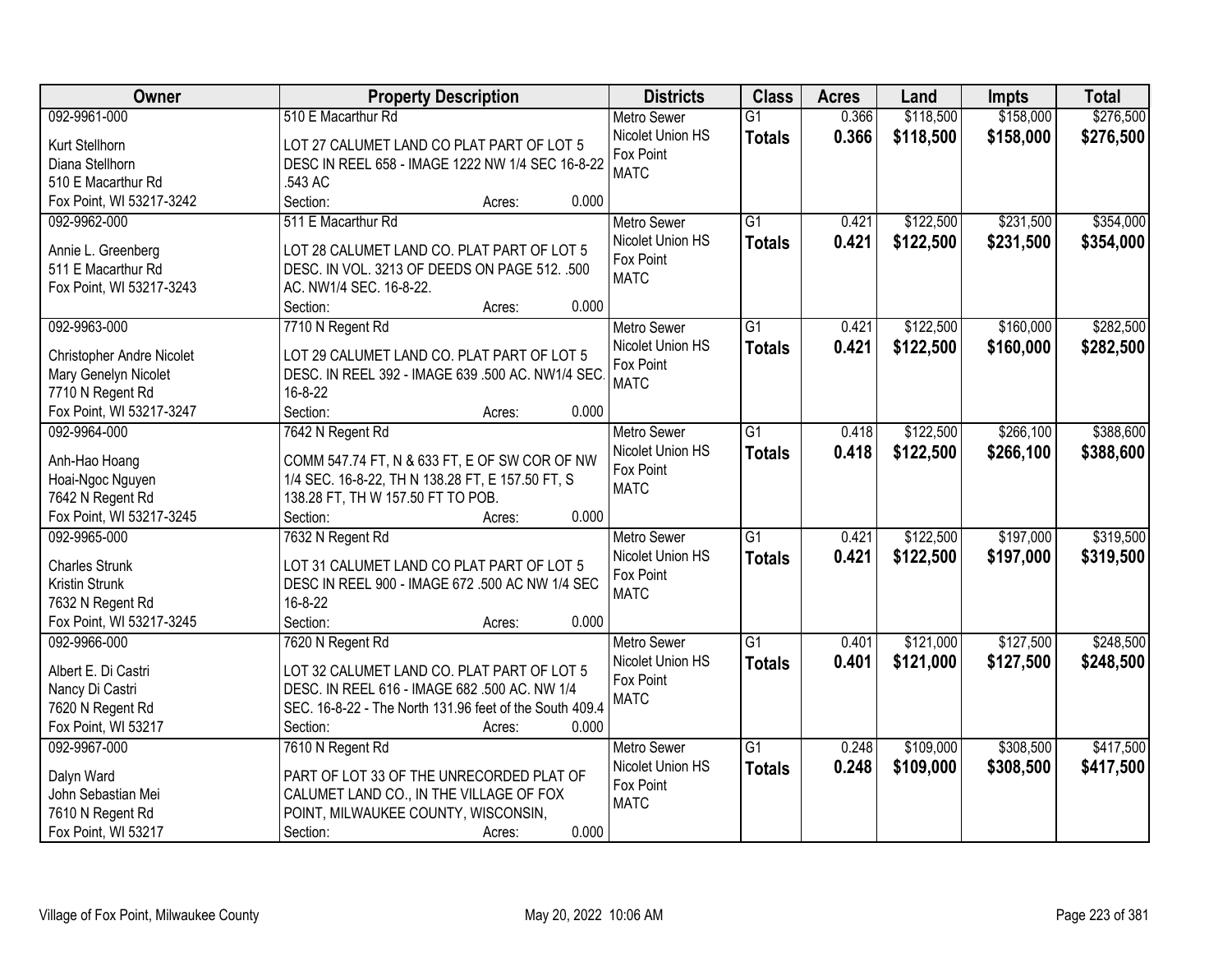| Owner | Property Description | Districts | Class | Acres | Land | Impts | Total |
|---|---|---|---|---|---|---|---|
| 092-9961-000<br>Kurt Stellhorn<br>Diana Stellhorn<br>510 E Macarthur Rd<br>Fox Point, WI 53217-3242 | 510 E Macarthur Rd<br>LOT 27 CALUMET LAND CO PLAT PART OF LOT 5 DESC IN REEL 658 - IMAGE 1222 NW 1/4 SEC 16-8-22 .543 AC<br>Section: Acres: 0.000 | Metro Sewer<br>Nicolet Union HS<br>Fox Point<br>MATC | G1<br>**Totals** | 0.366<br>**0.366** | $118,500<br>**$118,500** | $158,000<br>**$158,000** | $276,500<br>**$276,500** |
| 092-9962-000<br>Annie L. Greenberg<br>511 E Macarthur Rd<br>Fox Point, WI 53217-3243 | 511 E Macarthur Rd<br>LOT 28 CALUMET LAND CO. PLAT PART OF LOT 5 DESC. IN VOL. 3213 OF DEEDS ON PAGE 512. .500 AC. NW1/4 SEC. 16-8-22.<br>Section: Acres: 0.000 | Metro Sewer<br>Nicolet Union HS<br>Fox Point<br>MATC | G1<br>**Totals** | 0.421<br>**0.421** | $122,500<br>**$122,500** | $231,500<br>**$231,500** | $354,000<br>**$354,000** |
| 092-9963-000<br>Christopher Andre Nicolet<br>Mary Genelyn Nicolet<br>7710 N Regent Rd<br>Fox Point, WI 53217-3247 | 7710 N Regent Rd<br>LOT 29 CALUMET LAND CO. PLAT PART OF LOT 5 DESC. IN REEL 392 - IMAGE 639 .500 AC. NW1/4 SEC. 16-8-22<br>Section: Acres: 0.000 | Metro Sewer<br>Nicolet Union HS<br>Fox Point<br>MATC | G1<br>**Totals** | 0.421<br>**0.421** | $122,500<br>**$122,500** | $160,000<br>**$160,000** | $282,500<br>**$282,500** |
| 092-9964-000<br>Anh-Hao Hoang<br>Hoai-Ngoc Nguyen<br>7642 N Regent Rd<br>Fox Point, WI 53217-3245 | 7642 N Regent Rd<br>COMM 547.74 FT, N & 633 FT, E OF SW COR OF NW 1/4 SEC. 16-8-22, TH N 138.28 FT, E 157.50 FT, S 138.28 FT, TH W 157.50 FT TO POB.<br>Section: Acres: 0.000 | Metro Sewer<br>Nicolet Union HS<br>Fox Point<br>MATC | G1<br>**Totals** | 0.418<br>**0.418** | $122,500<br>**$122,500** | $266,100<br>**$266,100** | $388,600<br>**$388,600** |
| 092-9965-000<br>Charles Strunk<br>Kristin Strunk<br>7632 N Regent Rd<br>Fox Point, WI 53217-3245 | 7632 N Regent Rd<br>LOT 31 CALUMET LAND CO PLAT PART OF LOT 5 DESC IN REEL 900 - IMAGE 672 .500 AC NW 1/4 SEC 16-8-22<br>Section: Acres: 0.000 | Metro Sewer<br>Nicolet Union HS<br>Fox Point<br>MATC | G1<br>**Totals** | 0.421<br>**0.421** | $122,500<br>**$122,500** | $197,000<br>**$197,000** | $319,500<br>**$319,500** |
| 092-9966-000<br>Albert E. Di Castri<br>Nancy Di Castri<br>7620 N Regent Rd<br>Fox Point, WI 53217 | 7620 N Regent Rd<br>LOT 32 CALUMET LAND CO. PLAT PART OF LOT 5 DESC. IN REEL 616 - IMAGE 682 .500 AC. NW 1/4 SEC. 16-8-22 - The North 131.96 feet of the South 409.4<br>Section: Acres: 0.000 | Metro Sewer<br>Nicolet Union HS<br>Fox Point<br>MATC | G1<br>**Totals** | 0.401<br>**0.401** | $121,000<br>**$121,000** | $127,500<br>**$127,500** | $248,500<br>**$248,500** |
| 092-9967-000<br>Dalyn Ward<br>John Sebastian Mei<br>7610 N Regent Rd<br>Fox Point, WI 53217 | 7610 N Regent Rd<br>PART OF LOT 33 OF THE UNRECORDED PLAT OF CALUMET LAND CO., IN THE VILLAGE OF FOX POINT, MILWAUKEE COUNTY, WISCONSIN,<br>Section: Acres: 0.000 | Metro Sewer<br>Nicolet Union HS<br>Fox Point<br>MATC | G1<br>**Totals** | 0.248<br>**0.248** | $109,000<br>**$109,000** | $308,500<br>**$308,500** | $417,500<br>**$417,500** |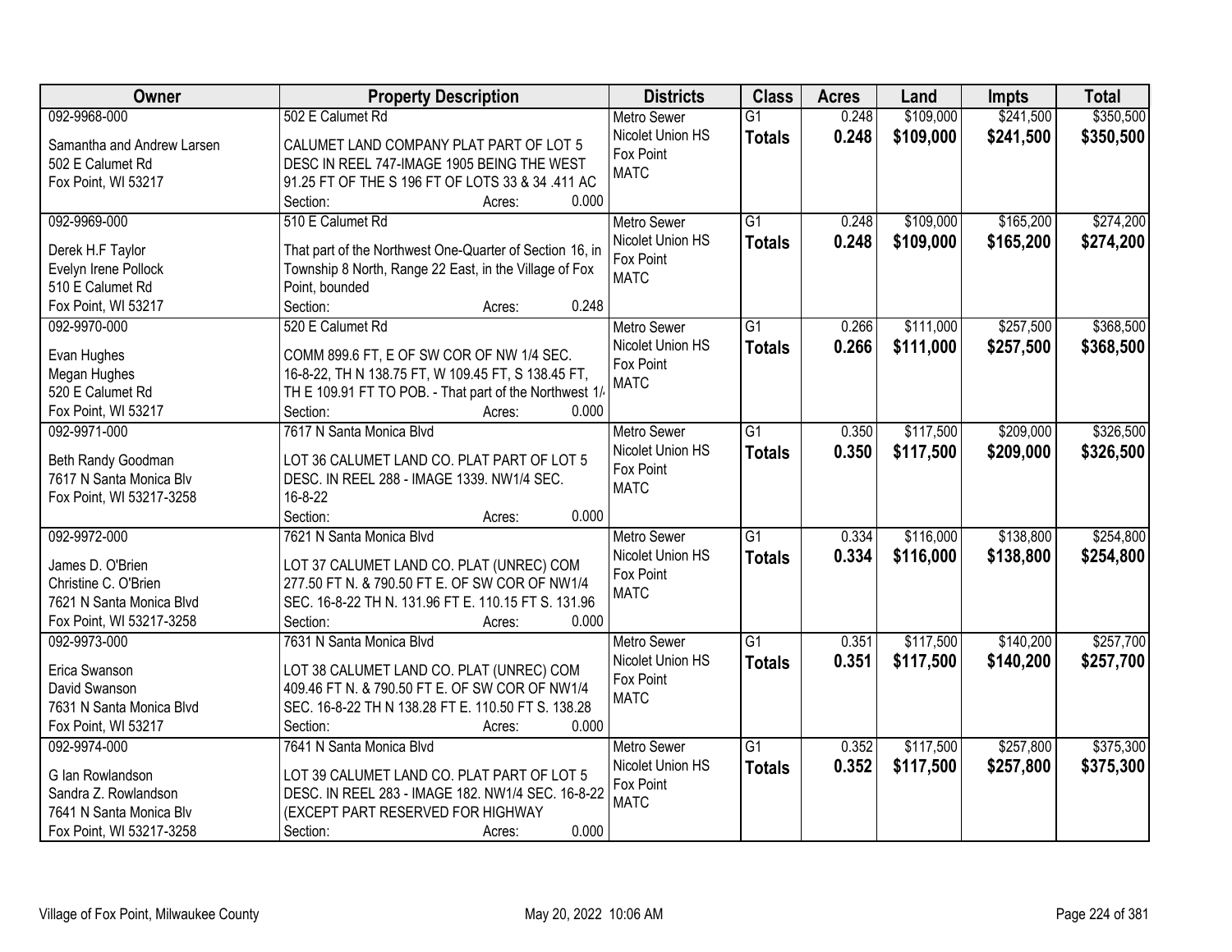| Owner | Property Description | Districts | Class | Acres | Land | Impts | Total |
|---|---|---|---|---|---|---|---|
| 092-9968-000<br><br>Samantha and Andrew Larsen<br>502 E Calumet Rd<br>Fox Point, WI 53217 | 502 E Calumet Rd<br><br>CALUMET LAND COMPANY PLAT PART OF LOT 5 DESC IN REEL 747-IMAGE 1905 BEING THE WEST 91.25 FT OF THE S 196 FT OF LOTS 33 & 34 .411 AC<br>Section: Acres: 0.000 | Metro Sewer<br>Nicolet Union HS<br>Fox Point<br>MATC | G1<br>**Totals** | 0.248<br>**0.248** | $109,000<br>**$109,000** | $241,500<br>**$241,500** | $350,500<br>**$350,500** |
| 092-9969-000<br><br>Derek H.F Taylor<br>Evelyn Irene Pollock<br>510 E Calumet Rd<br>Fox Point, WI 53217 | 510 E Calumet Rd<br><br>That part of the Northwest One-Quarter of Section 16, in Township 8 North, Range 22 East, in the Village of Fox Point, bounded<br>Section: Acres: 0.248 | Metro Sewer<br>Nicolet Union HS<br>Fox Point<br>MATC | G1<br>**Totals** | 0.248<br>**0.248** | $109,000<br>**$109,000** | $165,200<br>**$165,200** | $274,200<br>**$274,200** |
| 092-9970-000<br><br>Evan Hughes<br>Megan Hughes<br>520 E Calumet Rd<br>Fox Point, WI 53217 | 520 E Calumet Rd<br><br>COMM 899.6 FT, E OF SW COR OF NW 1/4 SEC. 16-8-22, TH N 138.75 FT, W 109.45 FT, S 138.45 FT, TH E 109.91 FT TO POB. - That part of the Northwest 1/<br>Section: Acres: 0.000 | Metro Sewer<br>Nicolet Union HS<br>Fox Point<br>MATC | G1<br>**Totals** | 0.266<br>**0.266** | $111,000<br>**$111,000** | $257,500<br>**$257,500** | $368,500<br>**$368,500** |
| 092-9971-000<br><br>Beth Randy Goodman<br>7617 N Santa Monica Blv<br>Fox Point, WI 53217-3258 | 7617 N Santa Monica Blvd<br><br>LOT 36 CALUMET LAND CO. PLAT PART OF LOT 5 DESC. IN REEL 288 - IMAGE 1339. NW1/4 SEC. 16-8-22<br>Section: Acres: 0.000 | Metro Sewer<br>Nicolet Union HS<br>Fox Point<br>MATC | G1<br>**Totals** | 0.350<br>**0.350** | $117,500<br>**$117,500** | $209,000<br>**$209,000** | $326,500<br>**$326,500** |
| 092-9972-000<br><br>James D. O'Brien<br>Christine C. O'Brien<br>7621 N Santa Monica Blvd<br>Fox Point, WI 53217-3258 | 7621 N Santa Monica Blvd<br><br>LOT 37 CALUMET LAND CO. PLAT (UNREC) COM 277.50 FT N. & 790.50 FT E. OF SW COR OF NW1/4 SEC. 16-8-22 TH N. 131.96 FT E. 110.15 FT S. 131.96<br>Section: Acres: 0.000 | Metro Sewer<br>Nicolet Union HS<br>Fox Point<br>MATC | G1<br>**Totals** | 0.334<br>**0.334** | $116,000<br>**$116,000** | $138,800<br>**$138,800** | $254,800<br>**$254,800** |
| 092-9973-000<br><br>Erica Swanson<br>David Swanson<br>7631 N Santa Monica Blvd<br>Fox Point, WI 53217 | 7631 N Santa Monica Blvd<br><br>LOT 38 CALUMET LAND CO. PLAT (UNREC) COM 409.46 FT N. & 790.50 FT E. OF SW COR OF NW1/4 SEC. 16-8-22 TH N 138.28 FT E. 110.50 FT S. 138.28<br>Section: Acres: 0.000 | Metro Sewer<br>Nicolet Union HS<br>Fox Point<br>MATC | G1<br>**Totals** | 0.351<br>**0.351** | $117,500<br>**$117,500** | $140,200<br>**$140,200** | $257,700<br>**$257,700** |
| 092-9974-000<br><br>G Ian Rowlandson<br>Sandra Z. Rowlandson<br>7641 N Santa Monica Blv<br>Fox Point, WI 53217-3258 | 7641 N Santa Monica Blvd<br><br>LOT 39 CALUMET LAND CO. PLAT PART OF LOT 5 DESC. IN REEL 283 - IMAGE 182. NW1/4 SEC. 16-8-22 (EXCEPT PART RESERVED FOR HIGHWAY<br>Section: Acres: 0.000 | Metro Sewer<br>Nicolet Union HS<br>Fox Point<br>MATC | G1<br>**Totals** | 0.352<br>**0.352** | $117,500<br>**$117,500** | $257,800<br>**$257,800** | $375,300<br>**$375,300** |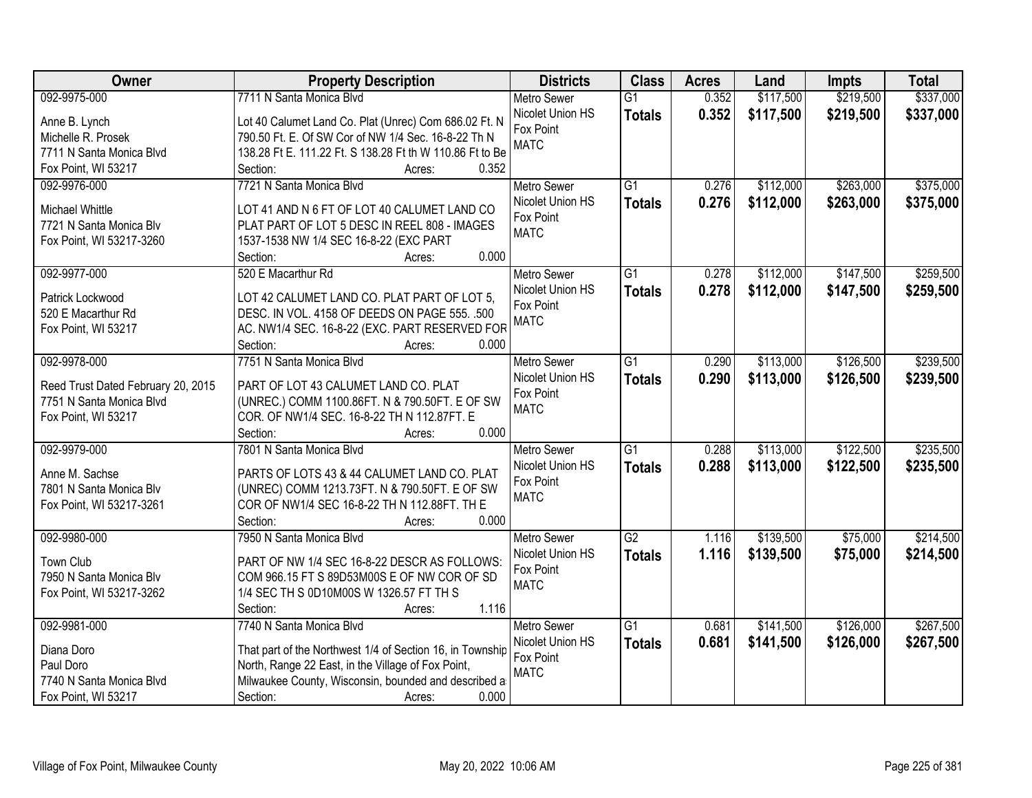| Owner | Property Description | Districts | Class | Acres | Land | Impts | Total |
|---|---|---|---|---|---|---|---|
| 092-9975-000<br><br>Anne B. Lynch<br>Michelle R. Prosek<br>7711 N Santa Monica Blvd<br>Fox Point, WI 53217 | 7711 N Santa Monica Blvd<br><br>Lot 40 Calumet Land Co. Plat (Unrec) Com 686.02 Ft. N 790.50 Ft. E. Of SW Cor of NW 1/4 Sec. 16-8-22 Th N 138.28 Ft E. 111.22 Ft. S 138.28 Ft th W 110.86 Ft to Be<br>Section: Acres: 0.352 | Metro Sewer<br>Nicolet Union HS<br>Fox Point<br>MATC | G1<br>**Totals** | 0.352<br>**0.352** | $117,500<br>**$117,500** | $219,500<br>**$219,500** | $337,000<br>**$337,000** |
| 092-9976-000<br><br>Michael Whittle<br>7721 N Santa Monica Blv<br>Fox Point, WI 53217-3260 | 7721 N Santa Monica Blvd<br><br>LOT 41 AND N 6 FT OF LOT 40 CALUMET LAND CO PLAT PART OF LOT 5 DESC IN REEL 808 - IMAGES 1537-1538 NW 1/4 SEC 16-8-22 (EXC PART<br>Section: Acres: 0.000 | Metro Sewer<br>Nicolet Union HS<br>Fox Point<br>MATC | G1<br>**Totals** | 0.276<br>**0.276** | $112,000<br>**$112,000** | $263,000<br>**$263,000** | $375,000<br>**$375,000** |
| 092-9977-000<br><br>Patrick Lockwood<br>520 E Macarthur Rd<br>Fox Point, WI 53217 | 520 E Macarthur Rd<br><br>LOT 42 CALUMET LAND CO. PLAT PART OF LOT 5, DESC. IN VOL. 4158 OF DEEDS ON PAGE 555. .500 AC. NW1/4 SEC. 16-8-22 (EXC. PART RESERVED FOR<br>Section: Acres: 0.000 | Metro Sewer<br>Nicolet Union HS<br>Fox Point<br>MATC | G1<br>**Totals** | 0.278<br>**0.278** | $112,000<br>**$112,000** | $147,500<br>**$147,500** | $259,500<br>**$259,500** |
| 092-9978-000<br><br>Reed Trust Dated February 20, 2015<br>7751 N Santa Monica Blvd<br>Fox Point, WI 53217 | 7751 N Santa Monica Blvd<br><br>PART OF LOT 43 CALUMET LAND CO. PLAT (UNREC.) COMM 1100.86FT. N & 790.50FT. E OF SW COR. OF NW1/4 SEC. 16-8-22 TH N 112.87FT. E<br>Section: Acres: 0.000 | Metro Sewer<br>Nicolet Union HS<br>Fox Point<br>MATC | G1<br>**Totals** | 0.290<br>**0.290** | $113,000<br>**$113,000** | $126,500<br>**$126,500** | $239,500<br>**$239,500** |
| 092-9979-000<br><br>Anne M. Sachse<br>7801 N Santa Monica Blv<br>Fox Point, WI 53217-3261 | 7801 N Santa Monica Blvd<br><br>PARTS OF LOTS 43 & 44 CALUMET LAND CO. PLAT (UNREC) COMM 1213.73FT. N & 790.50FT. E OF SW COR OF NW1/4 SEC 16-8-22 TH N 112.88FT. TH E<br>Section: Acres: 0.000 | Metro Sewer<br>Nicolet Union HS<br>Fox Point<br>MATC | G1<br>**Totals** | 0.288<br>**0.288** | $113,000<br>**$113,000** | $122,500<br>**$122,500** | $235,500<br>**$235,500** |
| 092-9980-000<br><br>Town Club<br>7950 N Santa Monica Blv<br>Fox Point, WI 53217-3262 | 7950 N Santa Monica Blvd<br><br>PART OF NW 1/4 SEC 16-8-22 DESCR AS FOLLOWS: COM 966.15 FT S 89D53M00S E OF NW COR OF SD 1/4 SEC TH S 0D10M00S W 1326.57 FT TH S<br>Section: Acres: 1.116 | Metro Sewer<br>Nicolet Union HS<br>Fox Point<br>MATC | G2<br>**Totals** | 1.116<br>**1.116** | $139,500<br>**$139,500** | $75,000<br>**$75,000** | $214,500<br>**$214,500** |
| 092-9981-000<br><br>Diana Doro<br>Paul Doro<br>7740 N Santa Monica Blvd<br>Fox Point, WI 53217 | 7740 N Santa Monica Blvd<br><br>That part of the Northwest 1/4 of Section 16, in Township North, Range 22 East, in the Village of Fox Point, Milwaukee County, Wisconsin, bounded and described a<br>Section: Acres: 0.000 | Metro Sewer<br>Nicolet Union HS<br>Fox Point<br>MATC | G1<br>**Totals** | 0.681<br>**0.681** | $141,500<br>**$141,500** | $126,000<br>**$126,000** | $267,500<br>**$267,500** |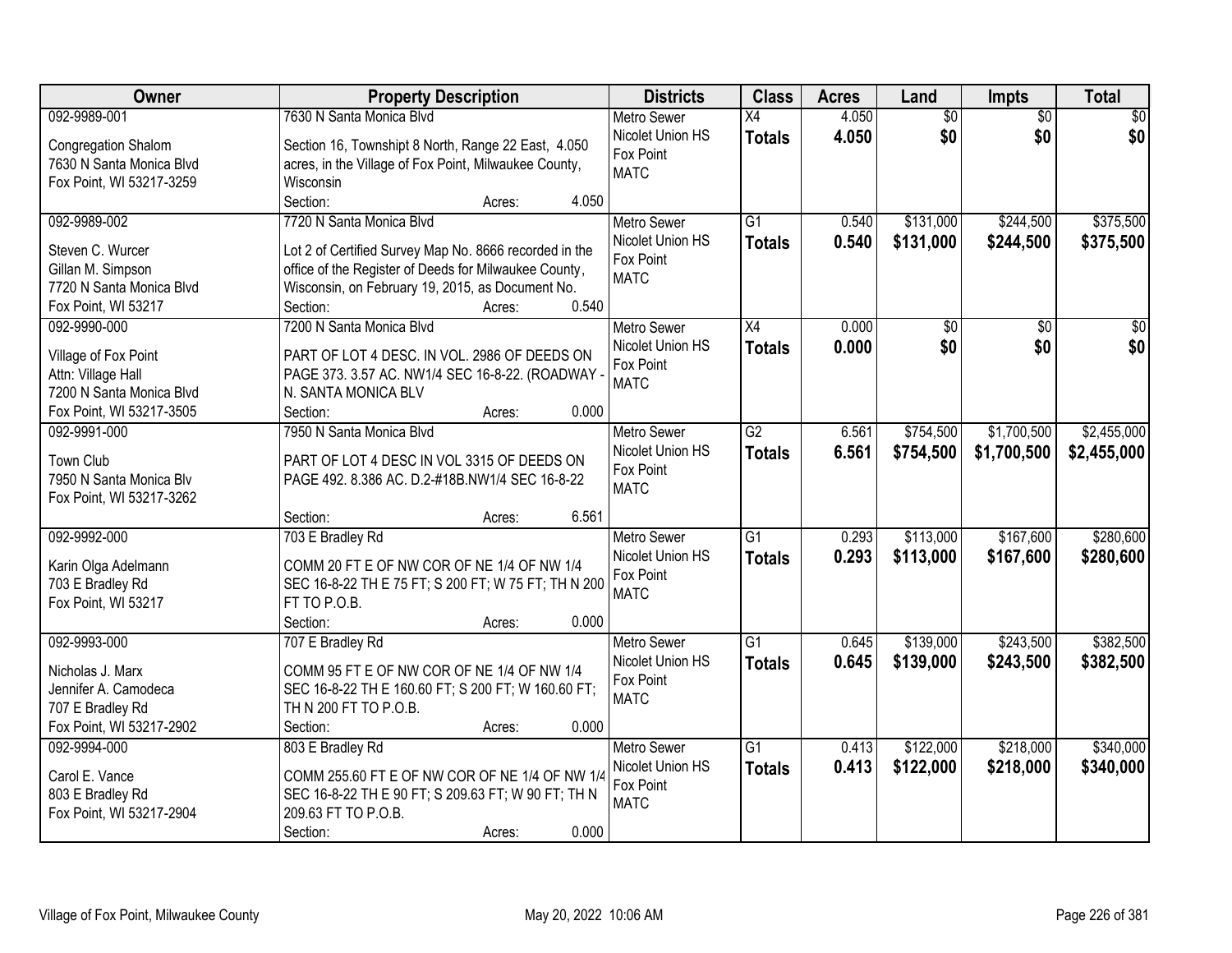| Owner | Property Description | Districts | Class | Acres | Land | Impts | Total |
|---|---|---|---|---|---|---|---|
| 092-9989-001<br><br>Congregation Shalom<br>7630 N Santa Monica Blvd<br>Fox Point, WI 53217-3259 | 7630 N Santa Monica Blvd<br><br>Section 16, Townshipt 8 North, Range 22 East, 4.050 acres, in the Village of Fox Point, Milwaukee County, Wisconsin<br>Section: Acres: 4.050 | Metro Sewer<br>Nicolet Union HS<br>Fox Point<br>MATC | X4<br>**Totals** | 4.050<br>**4.050** | $0<br>**$0** | $0<br>**$0** | $0<br>**$0** |
| 092-9989-002<br><br>Steven C. Wurcer<br>Gillan M. Simpson<br>7720 N Santa Monica Blvd<br>Fox Point, WI 53217 | 7720 N Santa Monica Blvd<br><br>Lot 2 of Certified Survey Map No. 8666 recorded in the office of the Register of Deeds for Milwaukee County, Wisconsin, on February 19, 2015, as Document No.<br>Section: Acres: 0.540 | Metro Sewer<br>Nicolet Union HS<br>Fox Point<br>MATC | G1<br>**Totals** | 0.540<br>**0.540** | $131,000<br>**$131,000** | $244,500<br>**$244,500** | $375,500<br>**$375,500** |
| 092-9990-000<br><br>Village of Fox Point<br>Attn: Village Hall<br>7200 N Santa Monica Blvd<br>Fox Point, WI 53217-3505 | 7200 N Santa Monica Blvd<br><br>PART OF LOT 4 DESC. IN VOL. 2986 OF DEEDS ON PAGE 373. 3.57 AC. NW1/4 SEC 16-8-22. (ROADWAY - N. SANTA MONICA BLV<br>Section: Acres: 0.000 | Metro Sewer<br>Nicolet Union HS<br>Fox Point<br>MATC | X4<br>**Totals** | 0.000<br>**0.000** | $0<br>**$0** | $0<br>**$0** | $0<br>**$0** |
| 092-9991-000<br><br>Town Club<br>7950 N Santa Monica Blv<br>Fox Point, WI 53217-3262 | 7950 N Santa Monica Blvd<br><br>PART OF LOT 4 DESC IN VOL 3315 OF DEEDS ON PAGE 492. 8.386 AC. D.2-#18B.NW1/4 SEC 16-8-22<br><br>Section: Acres: 6.561 | Metro Sewer<br>Nicolet Union HS<br>Fox Point<br>MATC | G2<br>**Totals** | 6.561<br>**6.561** | $754,500<br>**$754,500** | $1,700,500<br>**$1,700,500** | $2,455,000<br>**$2,455,000** |
| 092-9992-000<br><br>Karin Olga Adelmann<br>703 E Bradley Rd<br>Fox Point, WI 53217 | 703 E Bradley Rd<br><br>COMM 20 FT E OF NW COR OF NE 1/4 OF NW 1/4 SEC 16-8-22 TH E 75 FT; S 200 FT; W 75 FT; TH N 200 FT TO P.O.B.<br>Section: Acres: 0.000 | Metro Sewer<br>Nicolet Union HS<br>Fox Point<br>MATC | G1<br>**Totals** | 0.293<br>**0.293** | $113,000<br>**$113,000** | $167,600<br>**$167,600** | $280,600<br>**$280,600** |
| 092-9993-000<br><br>Nicholas J. Marx<br>Jennifer A. Camodeca<br>707 E Bradley Rd<br>Fox Point, WI 53217-2902 | 707 E Bradley Rd<br><br>COMM 95 FT E OF NW COR OF NE 1/4 OF NW 1/4 SEC 16-8-22 TH E 160.60 FT; S 200 FT; W 160.60 FT; TH N 200 FT TO P.O.B.<br>Section: Acres: 0.000 | Metro Sewer<br>Nicolet Union HS<br>Fox Point<br>MATC | G1<br>**Totals** | 0.645<br>**0.645** | $139,000<br>**$139,000** | $243,500<br>**$243,500** | $382,500<br>**$382,500** |
| 092-9994-000<br><br>Carol E. Vance<br>803 E Bradley Rd<br>Fox Point, WI 53217-2904 | 803 E Bradley Rd<br><br>COMM 255.60 FT E OF NW COR OF NE 1/4 OF NW 1/4 SEC 16-8-22 TH E 90 FT; S 209.63 FT; W 90 FT; TH N 209.63 FT TO P.O.B.<br>Section: Acres: 0.000 | Metro Sewer<br>Nicolet Union HS<br>Fox Point<br>MATC | G1<br>**Totals** | 0.413<br>**0.413** | $122,000<br>**$122,000** | $218,000<br>**$218,000** | $340,000<br>**$340,000** |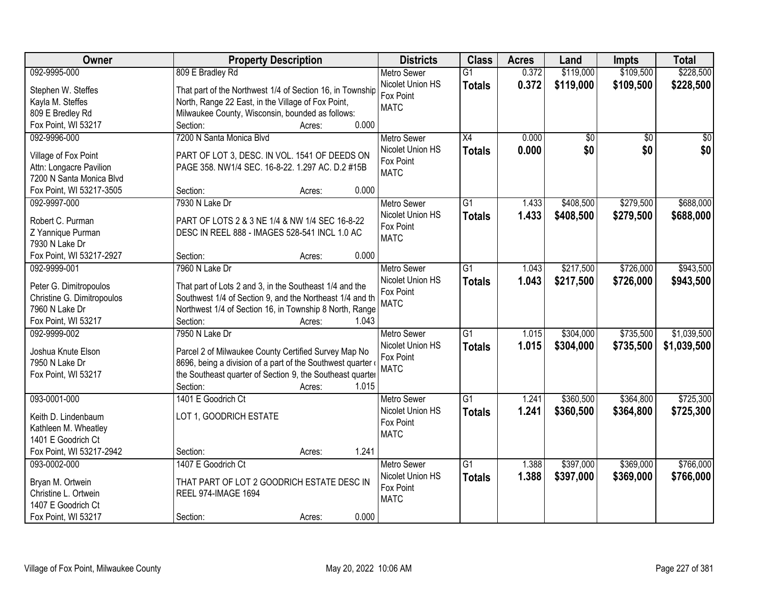| Owner | Property Description | Districts | Class | Acres | Land | Impts | Total |
|---|---|---|---|---|---|---|---|
| 092-9995-000<br>Stephen W. Steffes<br>Kayla M. Steffes<br>809 E Bradley Rd<br>Fox Point, WI 53217 | 809 E Bradley Rd<br>That part of the Northwest 1/4 of Section 16, in Township North, Range 22 East, in the Village of Fox Point, Milwaukee County, Wisconsin, bounded as follows:<br>Section: Acres: 0.000 | Metro Sewer<br>Nicolet Union HS<br>Fox Point<br>MATC | G1<br>**Totals** | 0.372<br>**0.372** | $119,000<br>**$119,000** | $109,500<br>**$109,500** | $228,500<br>**$228,500** |
| 092-9996-000<br>Village of Fox Point<br>Attn: Longacre Pavilion<br>7200 N Santa Monica Blvd<br>Fox Point, WI 53217-3505 | 7200 N Santa Monica Blvd<br>PART OF LOT 3, DESC. IN VOL. 1541 OF DEEDS ON PAGE 358. NW1/4 SEC. 16-8-22. 1.297 AC. D.2 #15B<br>Section: Acres: 0.000 | Metro Sewer<br>Nicolet Union HS<br>Fox Point<br>MATC | X4<br>**Totals** | 0.000<br>**0.000** | $0<br>**$0** | $0<br>**$0** | $0<br>**$0** |
| 092-9997-000<br>Robert C. Purman<br>Z Yannique Purman<br>7930 N Lake Dr<br>Fox Point, WI 53217-2927 | 7930 N Lake Dr<br>PART OF LOTS 2 & 3 NE 1/4 & NW 1/4 SEC 16-8-22 DESC IN REEL 888 - IMAGES 528-541 INCL 1.0 AC<br>Section: Acres: 0.000 | Metro Sewer<br>Nicolet Union HS<br>Fox Point<br>MATC | G1<br>**Totals** | 1.433<br>**1.433** | $408,500<br>**$408,500** | $279,500<br>**$279,500** | $688,000<br>**$688,000** |
| 092-9999-001<br>Peter G. Dimitropoulos<br>Christine G. Dimitropoulos<br>7960 N Lake Dr<br>Fox Point, WI 53217 | 7960 N Lake Dr<br>That part of Lots 2 and 3, in the Southeast 1/4 and the Southwest 1/4 of Section 9, and the Northeast 1/4 and th Northwest 1/4 of Section 16, in Township 8 North, Range<br>Section: Acres: 1.043 | Metro Sewer<br>Nicolet Union HS<br>Fox Point<br>MATC | G1<br>**Totals** | 1.043<br>**1.043** | $217,500<br>**$217,500** | $726,000<br>**$726,000** | $943,500<br>**$943,500** |
| 092-9999-002<br>Joshua Knute Elson<br>7950 N Lake Dr<br>Fox Point, WI 53217 | 7950 N Lake Dr<br>Parcel 2 of Milwaukee County Certified Survey Map No 8696, being a division of a part of the Southwest quarter the Southeast quarter of Section 9, the Southeast quarter<br>Section: Acres: 1.015 | Metro Sewer<br>Nicolet Union HS<br>Fox Point<br>MATC | G1<br>**Totals** | 1.015<br>**1.015** | $304,000<br>**$304,000** | $735,500<br>**$735,500** | $1,039,500<br>**$1,039,500** |
| 093-0001-000<br>Keith D. Lindenbaum<br>Kathleen M. Wheatley<br>1401 E Goodrich Ct<br>Fox Point, WI 53217-2942 | 1401 E Goodrich Ct<br>LOT 1, GOODRICH ESTATE<br>Section: Acres: 1.241 | Metro Sewer<br>Nicolet Union HS<br>Fox Point<br>MATC | G1<br>**Totals** | 1.241<br>**1.241** | $360,500<br>**$360,500** | $364,800<br>**$364,800** | $725,300<br>**$725,300** |
| 093-0002-000<br>Bryan M. Ortwein<br>Christine L. Ortwein<br>1407 E Goodrich Ct<br>Fox Point, WI 53217 | 1407 E Goodrich Ct<br>THAT PART OF LOT 2 GOODRICH ESTATE DESC IN REEL 974-IMAGE 1694<br>Section: Acres: 0.000 | Metro Sewer<br>Nicolet Union HS<br>Fox Point<br>MATC | G1<br>**Totals** | 1.388<br>**1.388** | $397,000<br>**$397,000** | $369,000<br>**$369,000** | $766,000<br>**$766,000** |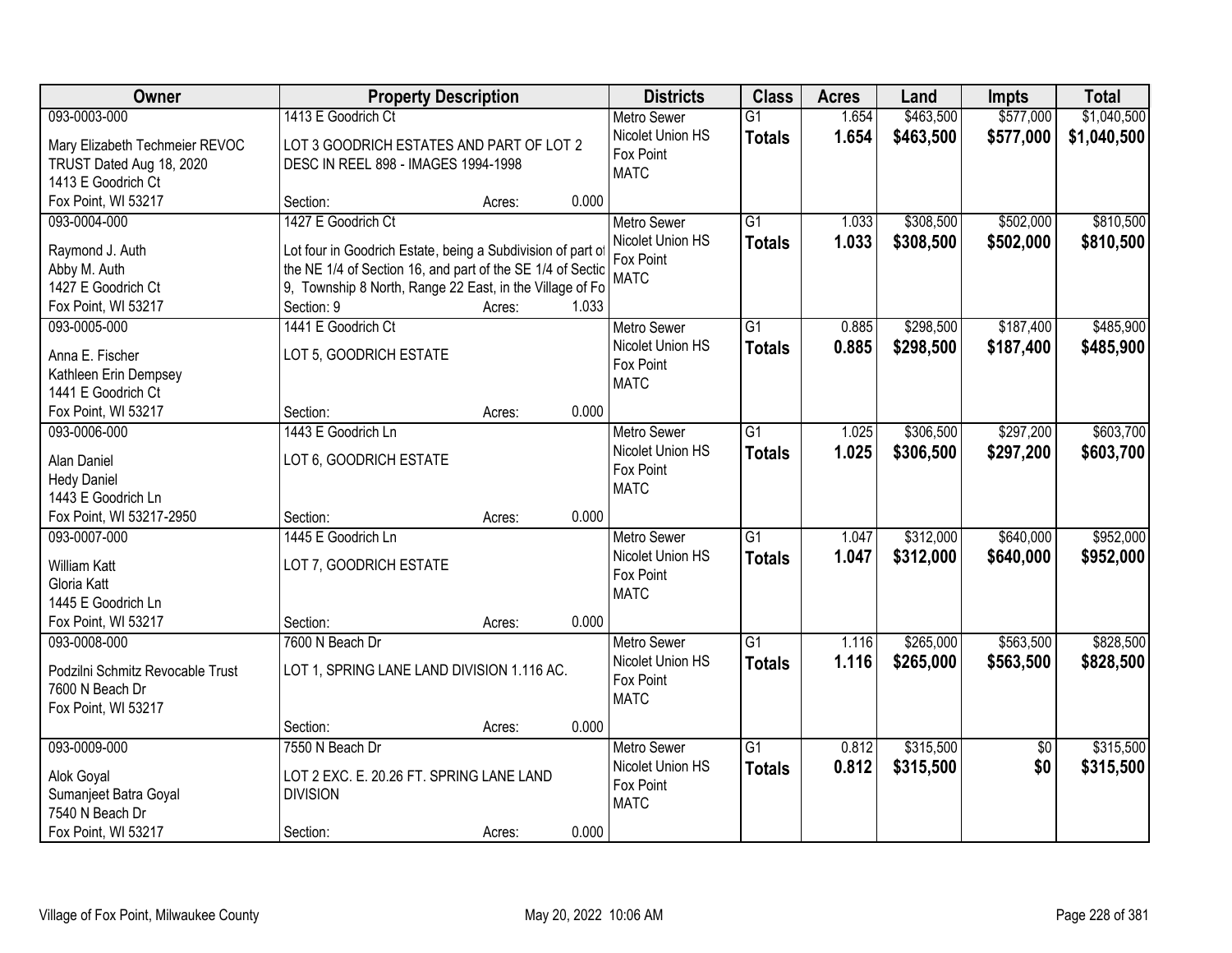| Owner | Property Description | | | Districts | Class | Acres | Land | Impts | Total |
|---|---|---|---|---|---|---|---|---|---|
| 093-0003-000<br>Mary Elizabeth Techmeier REVOC TRUST Dated Aug 18, 2020<br>1413 E Goodrich Ct<br>Fox Point, WI 53217 | 1413 E Goodrich Ct<br>LOT 3 GOODRICH ESTATES AND PART OF LOT 2 DESC IN REEL 898 - IMAGES 1994-1998<br>Section: | Acres: | 0.000 | Metro Sewer<br>Nicolet Union HS<br>Fox Point<br>MATC | G1<br>**Totals** | 1.654<br>**1.654** | $463,500<br>**$463,500** | $577,000<br>**$577,000** | $1,040,500<br>**$1,040,500** |
| 093-0004-000<br>Raymond J. Auth<br>Abby M. Auth<br>1427 E Goodrich Ct<br>Fox Point, WI 53217 | 1427 E Goodrich Ct<br>Lot four in Goodrich Estate, being a Subdivision of part of the NE 1/4 of Section 16, and part of the SE 1/4 of Sectic 9, Township 8 North, Range 22 East, in the Village of Fo<br>Section: 9 | Acres: | 1.033 | Metro Sewer<br>Nicolet Union HS<br>Fox Point<br>MATC | G1<br>**Totals** | 1.033<br>**1.033** | $308,500<br>**$308,500** | $502,000<br>**$502,000** | $810,500<br>**$810,500** |
| 093-0005-000<br>Anna E. Fischer<br>Kathleen Erin Dempsey<br>1441 E Goodrich Ct<br>Fox Point, WI 53217 | 1441 E Goodrich Ct<br>LOT 5, GOODRICH ESTATE<br>Section: | Acres: | 0.000 | Metro Sewer<br>Nicolet Union HS<br>Fox Point<br>MATC | G1<br>**Totals** | 0.885<br>**0.885** | $298,500<br>**$298,500** | $187,400<br>**$187,400** | $485,900<br>**$485,900** |
| 093-0006-000<br>Alan Daniel<br>Hedy Daniel<br>1443 E Goodrich Ln<br>Fox Point, WI 53217-2950 | 1443 E Goodrich Ln<br>LOT 6, GOODRICH ESTATE<br>Section: | Acres: | 0.000 | Metro Sewer<br>Nicolet Union HS<br>Fox Point<br>MATC | G1<br>**Totals** | 1.025<br>**1.025** | $306,500<br>**$306,500** | $297,200<br>**$297,200** | $603,700<br>**$603,700** |
| 093-0007-000<br>William Katt<br>Gloria Katt<br>1445 E Goodrich Ln<br>Fox Point, WI 53217 | 1445 E Goodrich Ln<br>LOT 7, GOODRICH ESTATE<br>Section: | Acres: | 0.000 | Metro Sewer<br>Nicolet Union HS<br>Fox Point<br>MATC | G1<br>**Totals** | 1.047<br>**1.047** | $312,000<br>**$312,000** | $640,000<br>**$640,000** | $952,000<br>**$952,000** |
| 093-0008-000<br>Podzilni Schmitz Revocable Trust<br>7600 N Beach Dr<br>Fox Point, WI 53217 | 7600 N Beach Dr<br>LOT 1, SPRING LANE LAND DIVISION 1.116 AC.<br>Section: | Acres: | 0.000 | Metro Sewer<br>Nicolet Union HS<br>Fox Point<br>MATC | G1<br>**Totals** | 1.116<br>**1.116** | $265,000<br>**$265,000** | $563,500<br>**$563,500** | $828,500<br>**$828,500** |
| 093-0009-000<br>Alok Goyal<br>Sumanjeet Batra Goyal<br>7540 N Beach Dr<br>Fox Point, WI 53217 | 7550 N Beach Dr<br>LOT 2 EXC. E. 20.26 FT. SPRING LANE LAND DIVISION<br>Section: | Acres: | 0.000 | Metro Sewer<br>Nicolet Union HS<br>Fox Point<br>MATC | G1<br>**Totals** | 0.812<br>**0.812** | $315,500<br>**$315,500** | $0<br>**$0** | $315,500<br>**$315,500** |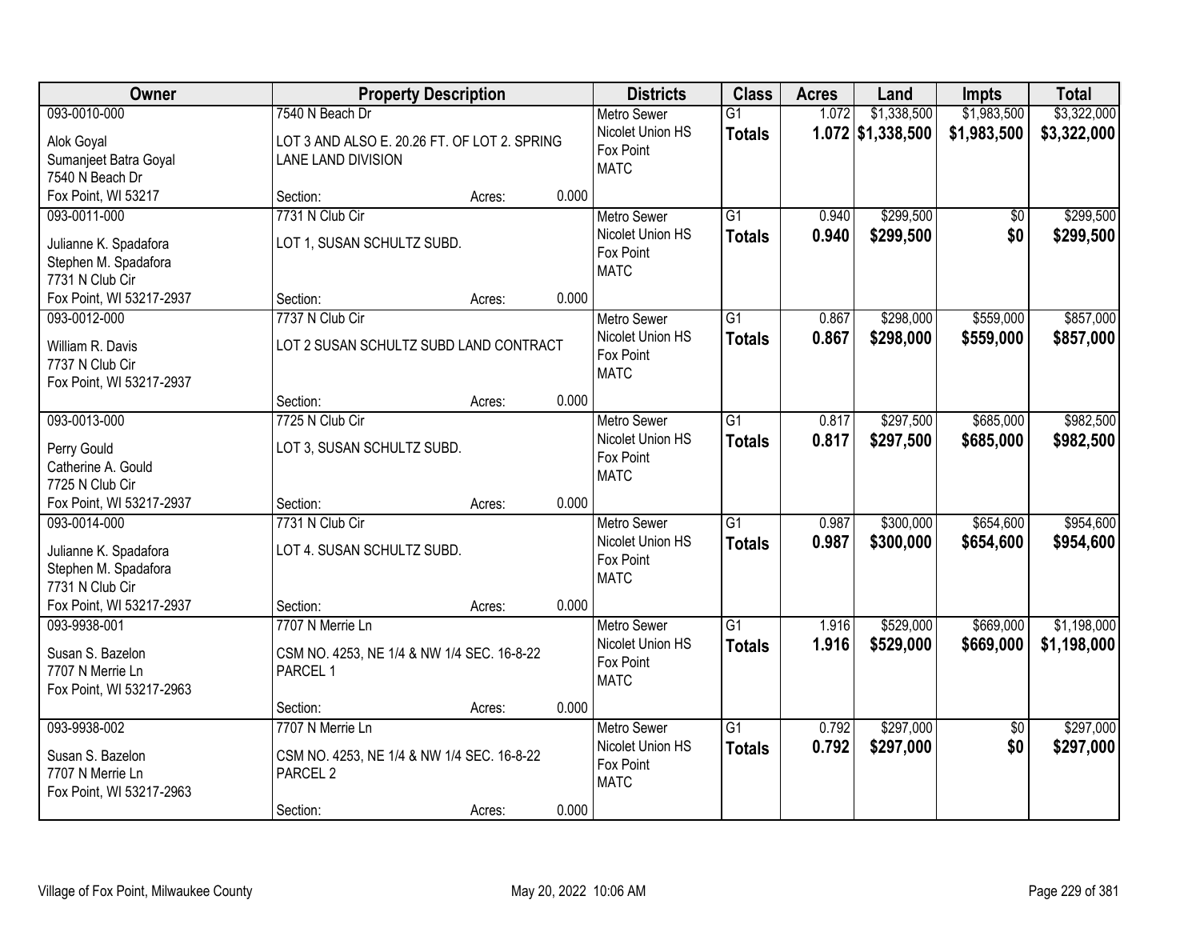| Owner | Property Description | | | Districts | Class | Acres | Land | Impts | Total |
|---|---|---|---|---|---|---|---|---|---|
| 093-0010-000<br>Alok Goyal<br>Sumanjeet Batra Goyal<br>7540 N Beach Dr<br>Fox Point, WI 53217 | 7540 N Beach Dr<br>LOT 3 AND ALSO E. 20.26 FT. OF LOT 2. SPRING LANE LAND DIVISION<br>Section: | Acres: | 0.000 | Metro Sewer<br>Nicolet Union HS<br>Fox Point<br>MATC | G1<br>**Totals** | 1.072<br>**1.072** | $1,338,500<br>**$1,338,500** | $1,983,500<br>**$1,983,500** | $3,322,000<br>**$3,322,000** |
| 093-0011-000<br>Julianne K. Spadafora<br>Stephen M. Spadafora<br>7731 N Club Cir<br>Fox Point, WI 53217-2937 | 7731 N Club Cir<br>LOT 1, SUSAN SCHULTZ SUBD.<br>Section: | Acres: | 0.000 | Metro Sewer<br>Nicolet Union HS<br>Fox Point<br>MATC | G1<br>**Totals** | 0.940<br>**0.940** | $299,500<br>**$299,500** | $0<br>**$0** | $299,500<br>**$299,500** |
| 093-0012-000<br>William R. Davis<br>7737 N Club Cir<br>Fox Point, WI 53217-2937 | 7737 N Club Cir<br>LOT 2 SUSAN SCHULTZ SUBD LAND CONTRACT<br>Section: | Acres: | 0.000 | Metro Sewer<br>Nicolet Union HS<br>Fox Point<br>MATC | G1<br>**Totals** | 0.867<br>**0.867** | $298,000<br>**$298,000** | $559,000<br>**$559,000** | $857,000<br>**$857,000** |
| 093-0013-000<br>Perry Gould<br>Catherine A. Gould<br>7725 N Club Cir<br>Fox Point, WI 53217-2937 | 7725 N Club Cir<br>LOT 3, SUSAN SCHULTZ SUBD.<br>Section: | Acres: | 0.000 | Metro Sewer<br>Nicolet Union HS<br>Fox Point<br>MATC | G1<br>**Totals** | 0.817<br>**0.817** | $297,500<br>**$297,500** | $685,000<br>**$685,000** | $982,500<br>**$982,500** |
| 093-0014-000<br>Julianne K. Spadafora<br>Stephen M. Spadafora<br>7731 N Club Cir<br>Fox Point, WI 53217-2937 | 7731 N Club Cir<br>LOT 4. SUSAN SCHULTZ SUBD.<br>Section: | Acres: | 0.000 | Metro Sewer<br>Nicolet Union HS<br>Fox Point<br>MATC | G1<br>**Totals** | 0.987<br>**0.987** | $300,000<br>**$300,000** | $654,600<br>**$654,600** | $954,600<br>**$954,600** |
| 093-9938-001<br>Susan S. Bazelon<br>7707 N Merrie Ln<br>Fox Point, WI 53217-2963 | 7707 N Merrie Ln<br>CSM NO. 4253, NE 1/4 & NW 1/4 SEC. 16-8-22 PARCEL 1<br>Section: | Acres: | 0.000 | Metro Sewer<br>Nicolet Union HS<br>Fox Point<br>MATC | G1<br>**Totals** | 1.916<br>**1.916** | $529,000<br>**$529,000** | $669,000<br>**$669,000** | $1,198,000<br>**$1,198,000** |
| 093-9938-002<br>Susan S. Bazelon<br>7707 N Merrie Ln<br>Fox Point, WI 53217-2963 | 7707 N Merrie Ln<br>CSM NO. 4253, NE 1/4 & NW 1/4 SEC. 16-8-22 PARCEL 2<br>Section: | Acres: | 0.000 | Metro Sewer<br>Nicolet Union HS<br>Fox Point<br>MATC | G1<br>**Totals** | 0.792<br>**0.792** | $297,000<br>**$297,000** | $0<br>**$0** | $297,000<br>**$297,000** |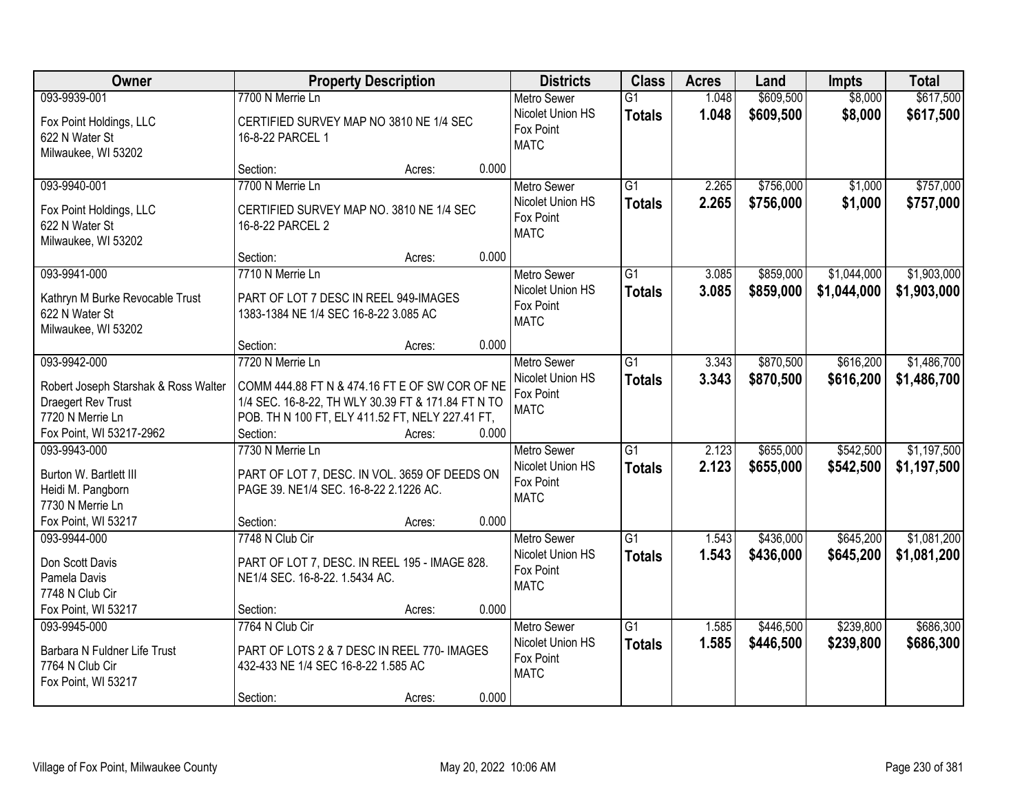| Owner | Property Description | Districts | Class | Acres | Land | Impts | Total |
|---|---|---|---|---|---|---|---|
| 093-9939-001<br>Fox Point Holdings, LLC<br>622 N Water St<br>Milwaukee, WI 53202 | 7700 N Merrie Ln<br>CERTIFIED SURVEY MAP NO 3810 NE 1/4 SEC 16-8-22 PARCEL 1<br>Section: Acres: 0.000 | Metro Sewer<br>Nicolet Union HS<br>Fox Point<br>MATC | G1<br>**Totals** | 1.048<br>**1.048** | $609,500<br>**$609,500** | $8,000<br>**$8,000** | $617,500<br>**$617,500** |
| 093-9940-001<br>Fox Point Holdings, LLC<br>622 N Water St<br>Milwaukee, WI 53202 | 7700 N Merrie Ln<br>CERTIFIED SURVEY MAP NO. 3810 NE 1/4 SEC 16-8-22 PARCEL 2<br>Section: Acres: 0.000 | Metro Sewer<br>Nicolet Union HS<br>Fox Point<br>MATC | G1<br>**Totals** | 2.265<br>**2.265** | $756,000<br>**$756,000** | $1,000<br>**$1,000** | $757,000<br>**$757,000** |
| 093-9941-000<br>Kathryn M Burke Revocable Trust<br>622 N Water St<br>Milwaukee, WI 53202 | 7710 N Merrie Ln<br>PART OF LOT 7 DESC IN REEL 949-IMAGES 1383-1384 NE 1/4 SEC 16-8-22 3.085 AC<br>Section: Acres: 0.000 | Metro Sewer<br>Nicolet Union HS<br>Fox Point<br>MATC | G1<br>**Totals** | 3.085<br>**3.085** | $859,000<br>**$859,000** | $1,044,000<br>**$1,044,000** | $1,903,000<br>**$1,903,000** |
| 093-9942-000<br>Robert Joseph Starshak & Ross Walter Draegert Rev Trust<br>7720 N Merrie Ln<br>Fox Point, WI 53217-2962 | 7720 N Merrie Ln<br>COMM 444.88 FT N & 474.16 FT E OF SW COR OF NE 1/4 SEC. 16-8-22, TH WLY 30.39 FT & 171.84 FT N TO POB. TH N 100 FT, ELY 411.52 FT, NELY 227.41 FT,<br>Section: Acres: 0.000 | Metro Sewer<br>Nicolet Union HS<br>Fox Point<br>MATC | G1<br>**Totals** | 3.343<br>**3.343** | $870,500<br>**$870,500** | $616,200<br>**$616,200** | $1,486,700<br>**$1,486,700** |
| 093-9943-000<br>Burton W. Bartlett III<br>Heidi M. Pangborn<br>7730 N Merrie Ln<br>Fox Point, WI 53217 | 7730 N Merrie Ln<br>PART OF LOT 7, DESC. IN VOL. 3659 OF DEEDS ON PAGE 39. NE1/4 SEC. 16-8-22 2.1226 AC.<br>Section: Acres: 0.000 | Metro Sewer<br>Nicolet Union HS<br>Fox Point<br>MATC | G1<br>**Totals** | 2.123<br>**2.123** | $655,000<br>**$655,000** | $542,500<br>**$542,500** | $1,197,500<br>**$1,197,500** |
| 093-9944-000<br>Don Scott Davis<br>Pamela Davis<br>7748 N Club Cir<br>Fox Point, WI 53217 | 7748 N Club Cir<br>PART OF LOT 7, DESC. IN REEL 195 - IMAGE 828. NE1/4 SEC. 16-8-22. 1.5434 AC.<br>Section: Acres: 0.000 | Metro Sewer<br>Nicolet Union HS<br>Fox Point<br>MATC | G1<br>**Totals** | 1.543<br>**1.543** | $436,000<br>**$436,000** | $645,200<br>**$645,200** | $1,081,200<br>**$1,081,200** |
| 093-9945-000<br>Barbara N Fuldner Life Trust<br>7764 N Club Cir<br>Fox Point, WI 53217 | 7764 N Club Cir<br>PART OF LOTS 2 & 7 DESC IN REEL 770- IMAGES 432-433 NE 1/4 SEC 16-8-22 1.585 AC<br>Section: Acres: 0.000 | Metro Sewer<br>Nicolet Union HS<br>Fox Point<br>MATC | G1<br>**Totals** | 1.585<br>**1.585** | $446,500<br>**$446,500** | $239,800<br>**$239,800** | $686,300<br>**$686,300** |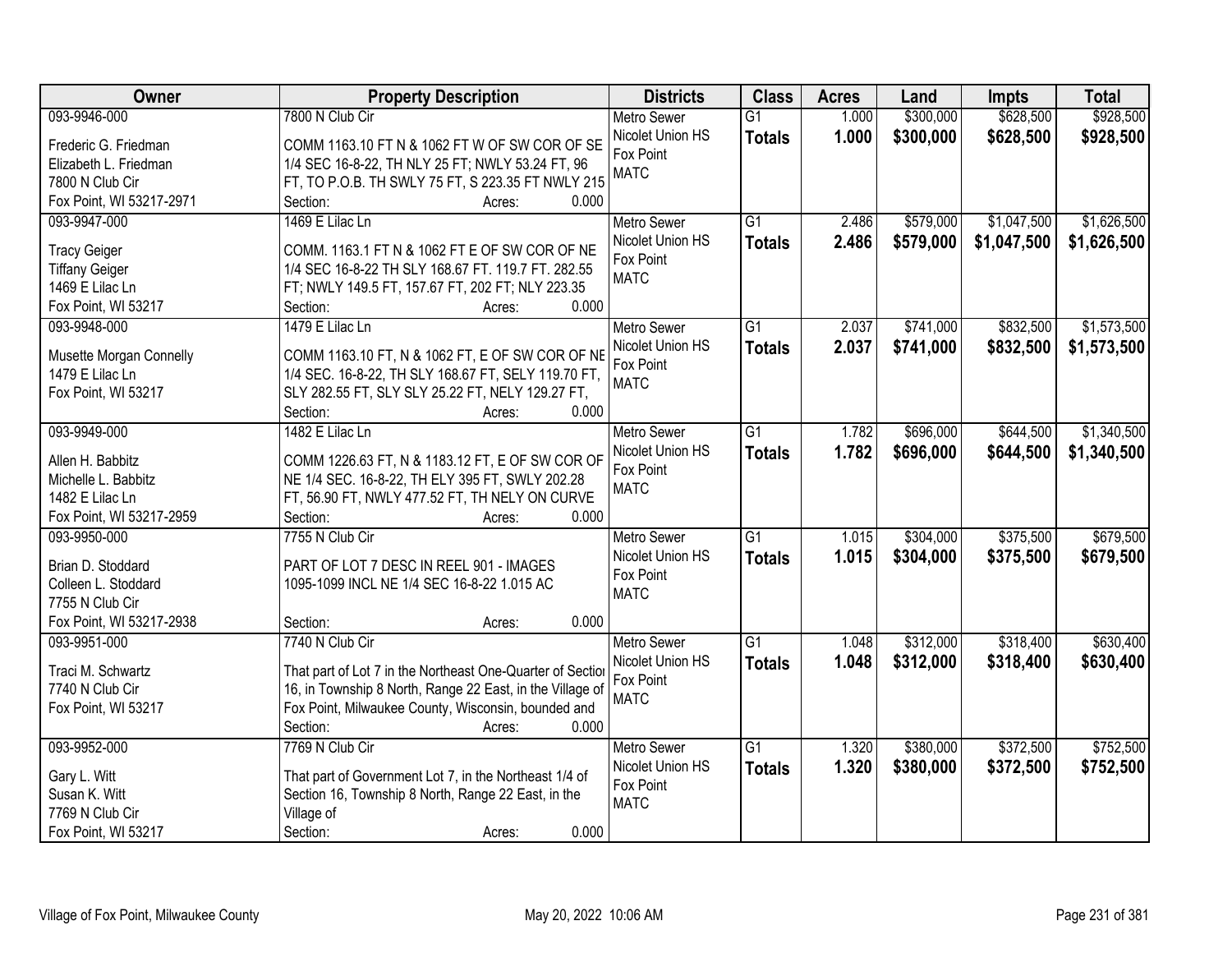| Owner | Property Description | Districts | Class | Acres | Land | Impts | Total |
|---|---|---|---|---|---|---|---|
| 093-9946-000<br>Frederic G. Friedman<br>Elizabeth L. Friedman<br>7800 N Club Cir<br>Fox Point, WI 53217-2971 | 7800 N Club Cir<br>COMM 1163.10 FT N & 1062 FT W OF SW COR OF SE 1/4 SEC 16-8-22, TH NLY 25 FT; NWLY 53.24 FT, 96 FT, TO P.O.B. TH SWLY 75 FT, S 223.35 FT NWLY 215<br>Section: Acres: 0.000 | Metro Sewer<br>Nicolet Union HS<br>Fox Point<br>MATC | G1<br>**Totals** | 1.000<br>**1.000** | $300,000<br>**$300,000** | $628,500<br>**$628,500** | $928,500<br>**$928,500** |
| 093-9947-000<br>Tracy Geiger<br>Tiffany Geiger<br>1469 E Lilac Ln<br>Fox Point, WI 53217 | 1469 E Lilac Ln<br>COMM. 1163.1 FT N & 1062 FT E OF SW COR OF NE 1/4 SEC 16-8-22 TH SLY 168.67 FT. 119.7 FT. 282.55 FT; NWLY 149.5 FT, 157.67 FT, 202 FT; NLY 223.35<br>Section: Acres: 0.000 | Metro Sewer<br>Nicolet Union HS<br>Fox Point<br>MATC | G1<br>**Totals** | 2.486<br>**2.486** | $579,000<br>**$579,000** | $1,047,500<br>**$1,047,500** | $1,626,500<br>**$1,626,500** |
| 093-9948-000<br>Musette Morgan Connelly<br>1479 E Lilac Ln<br>Fox Point, WI 53217 | 1479 E Lilac Ln<br>COMM 1163.10 FT, N & 1062 FT, E OF SW COR OF NE 1/4 SEC. 16-8-22, TH SLY 168.67 FT, SELY 119.70 FT, SLY 282.55 FT, SLY SLY 25.22 FT, NELY 129.27 FT,<br>Section: Acres: 0.000 | Metro Sewer<br>Nicolet Union HS<br>Fox Point<br>MATC | G1<br>**Totals** | 2.037<br>**2.037** | $741,000<br>**$741,000** | $832,500<br>**$832,500** | $1,573,500<br>**$1,573,500** |
| 093-9949-000<br>Allen H. Babbitz<br>Michelle L. Babbitz<br>1482 E Lilac Ln<br>Fox Point, WI 53217-2959 | 1482 E Lilac Ln<br>COMM 1226.63 FT, N & 1183.12 FT, E OF SW COR OF NE 1/4 SEC. 16-8-22, TH ELY 395 FT, SWLY 202.28 FT, 56.90 FT, NWLY 477.52 FT, TH NELY ON CURVE<br>Section: Acres: 0.000 | Metro Sewer<br>Nicolet Union HS<br>Fox Point<br>MATC | G1<br>**Totals** | 1.782<br>**1.782** | $696,000<br>**$696,000** | $644,500<br>**$644,500** | $1,340,500<br>**$1,340,500** |
| 093-9950-000<br>Brian D. Stoddard<br>Colleen L. Stoddard<br>7755 N Club Cir<br>Fox Point, WI 53217-2938 | 7755 N Club Cir<br>PART OF LOT 7 DESC IN REEL 901 - IMAGES 1095-1099 INCL NE 1/4 SEC 16-8-22 1.015 AC<br>Section: Acres: 0.000 | Metro Sewer<br>Nicolet Union HS<br>Fox Point<br>MATC | G1<br>**Totals** | 1.015<br>**1.015** | $304,000<br>**$304,000** | $375,500<br>**$375,500** | $679,500<br>**$679,500** |
| 093-9951-000<br>Traci M. Schwartz<br>7740 N Club Cir<br>Fox Point, WI 53217 | 7740 N Club Cir<br>That part of Lot 7 in the Northeast One-Quarter of Section 16, in Township 8 North, Range 22 East, in the Village of Fox Point, Milwaukee County, Wisconsin, bounded and<br>Section: Acres: 0.000 | Metro Sewer<br>Nicolet Union HS<br>Fox Point<br>MATC | G1<br>**Totals** | 1.048<br>**1.048** | $312,000<br>**$312,000** | $318,400<br>**$318,400** | $630,400<br>**$630,400** |
| 093-9952-000<br>Gary L. Witt<br>Susan K. Witt<br>7769 N Club Cir<br>Fox Point, WI 53217 | 7769 N Club Cir<br>That part of Government Lot 7, in the Northeast 1/4 of Section 16, Township 8 North, Range 22 East, in the Village of<br>Section: Acres: 0.000 | Metro Sewer<br>Nicolet Union HS<br>Fox Point<br>MATC | G1<br>**Totals** | 1.320<br>**1.320** | $380,000<br>**$380,000** | $372,500<br>**$372,500** | $752,500<br>**$752,500** |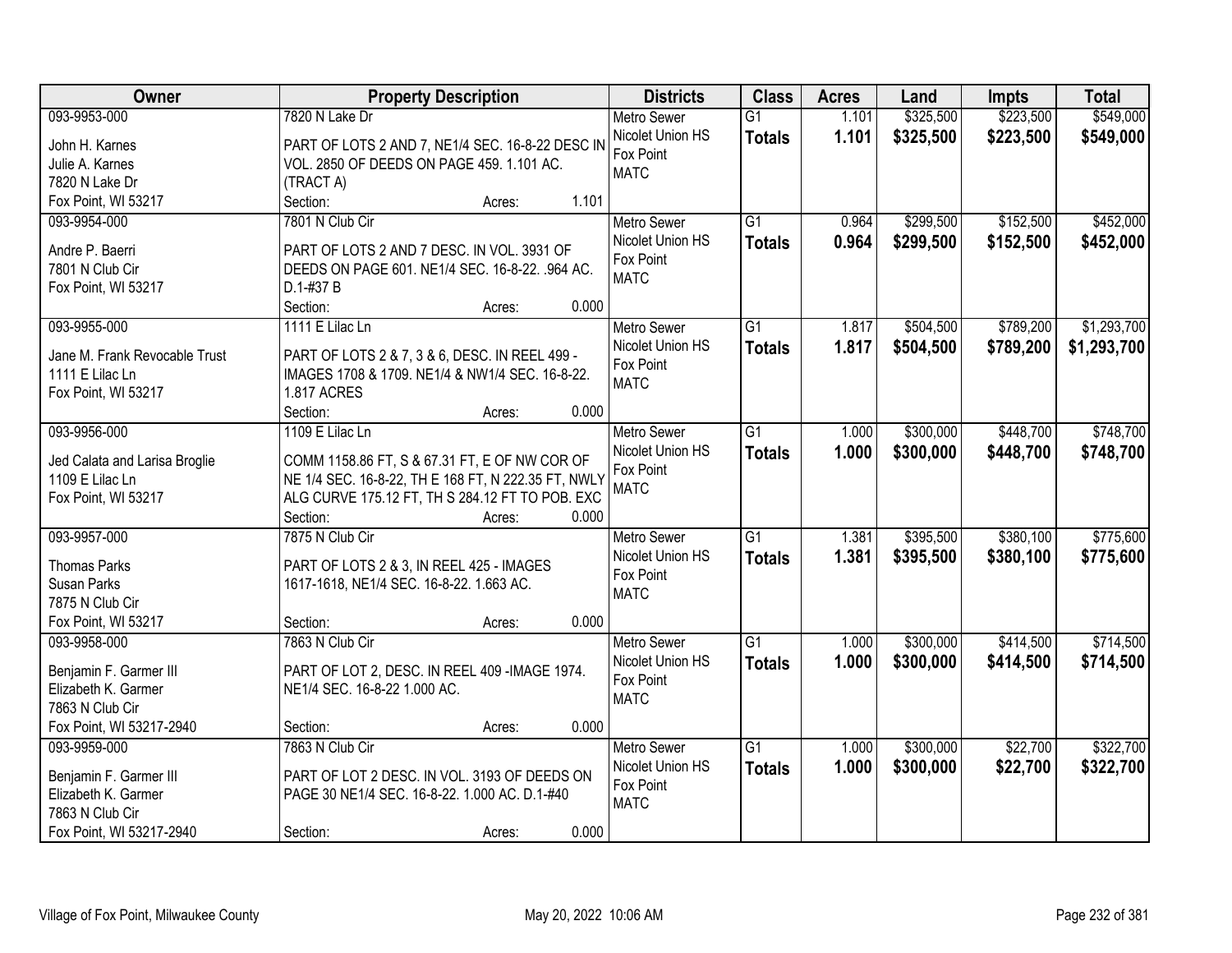| Owner | Property Description | Districts | Class | Acres | Land | Impts | Total |
|---|---|---|---|---|---|---|---|
| 093-9953-000<br>John H. Karnes<br>Julie A. Karnes<br>7820 N Lake Dr<br>Fox Point, WI 53217 | 7820 N Lake Dr<br>PART OF LOTS 2 AND 7, NE1/4 SEC. 16-8-22 DESC IN VOL. 2850 OF DEEDS ON PAGE 459. 1.101 AC. (TRACT A)<br>Section: Acres: 1.101 | Metro Sewer<br>Nicolet Union HS<br>Fox Point<br>MATC | G1<br>**Totals** | 1.101<br>**1.101** | $325,500<br>**$325,500** | $223,500<br>**$223,500** | $549,000<br>**$549,000** |
| 093-9954-000<br>Andre P. Baerri<br>7801 N Club Cir<br>Fox Point, WI 53217 | 7801 N Club Cir<br>PART OF LOTS 2 AND 7 DESC. IN VOL. 3931 OF DEEDS ON PAGE 601. NE1/4 SEC. 16-8-22. .964 AC. D.1-#37 B<br>Section: Acres: 0.000 | Metro Sewer<br>Nicolet Union HS<br>Fox Point<br>MATC | G1<br>**Totals** | 0.964<br>**0.964** | $299,500<br>**$299,500** | $152,500<br>**$152,500** | $452,000<br>**$452,000** |
| 093-9955-000<br>Jane M. Frank Revocable Trust<br>1111 E Lilac Ln<br>Fox Point, WI 53217 | 1111 E Lilac Ln<br>PART OF LOTS 2 & 7, 3 & 6, DESC. IN REEL 499 - IMAGES 1708 & 1709. NE1/4 & NW1/4 SEC. 16-8-22. 1.817 ACRES<br>Section: Acres: 0.000 | Metro Sewer<br>Nicolet Union HS<br>Fox Point<br>MATC | G1<br>**Totals** | 1.817<br>**1.817** | $504,500<br>**$504,500** | $789,200<br>**$789,200** | $1,293,700<br>**$1,293,700** |
| 093-9956-000<br>Jed Calata and Larisa Broglie<br>1109 E Lilac Ln<br>Fox Point, WI 53217 | 1109 E Lilac Ln<br>COMM 1158.86 FT, S & 67.31 FT, E OF NW COR OF NE 1/4 SEC. 16-8-22, TH E 168 FT, N 222.35 FT, NWLY ALG CURVE 175.12 FT, TH S 284.12 FT TO POB. EXC<br>Section: Acres: 0.000 | Metro Sewer<br>Nicolet Union HS<br>Fox Point<br>MATC | G1<br>**Totals** | 1.000<br>**1.000** | $300,000<br>**$300,000** | $448,700<br>**$448,700** | $748,700<br>**$748,700** |
| 093-9957-000<br>Thomas Parks<br>Susan Parks<br>7875 N Club Cir<br>Fox Point, WI 53217 | 7875 N Club Cir<br>PART OF LOTS 2 & 3, IN REEL 425 - IMAGES 1617-1618, NE1/4 SEC. 16-8-22. 1.663 AC.<br>Section: Acres: 0.000 | Metro Sewer<br>Nicolet Union HS<br>Fox Point<br>MATC | G1<br>**Totals** | 1.381<br>**1.381** | $395,500<br>**$395,500** | $380,100<br>**$380,100** | $775,600<br>**$775,600** |
| 093-9958-000<br>Benjamin F. Garmer III<br>Elizabeth K. Garmer<br>7863 N Club Cir<br>Fox Point, WI 53217-2940 | 7863 N Club Cir<br>PART OF LOT 2, DESC. IN REEL 409 -IMAGE 1974. NE1/4 SEC. 16-8-22 1.000 AC.<br>Section: Acres: 0.000 | Metro Sewer<br>Nicolet Union HS<br>Fox Point<br>MATC | G1<br>**Totals** | 1.000<br>**1.000** | $300,000<br>**$300,000** | $414,500<br>**$414,500** | $714,500<br>**$714,500** |
| 093-9959-000<br>Benjamin F. Garmer III<br>Elizabeth K. Garmer<br>7863 N Club Cir<br>Fox Point, WI 53217-2940 | 7863 N Club Cir<br>PART OF LOT 2 DESC. IN VOL. 3193 OF DEEDS ON PAGE 30 NE1/4 SEC. 16-8-22. 1.000 AC. D.1-#40<br>Section: Acres: 0.000 | Metro Sewer<br>Nicolet Union HS<br>Fox Point<br>MATC | G1<br>**Totals** | 1.000<br>**1.000** | $300,000<br>**$300,000** | $22,700<br>**$22,700** | $322,700<br>**$322,700** |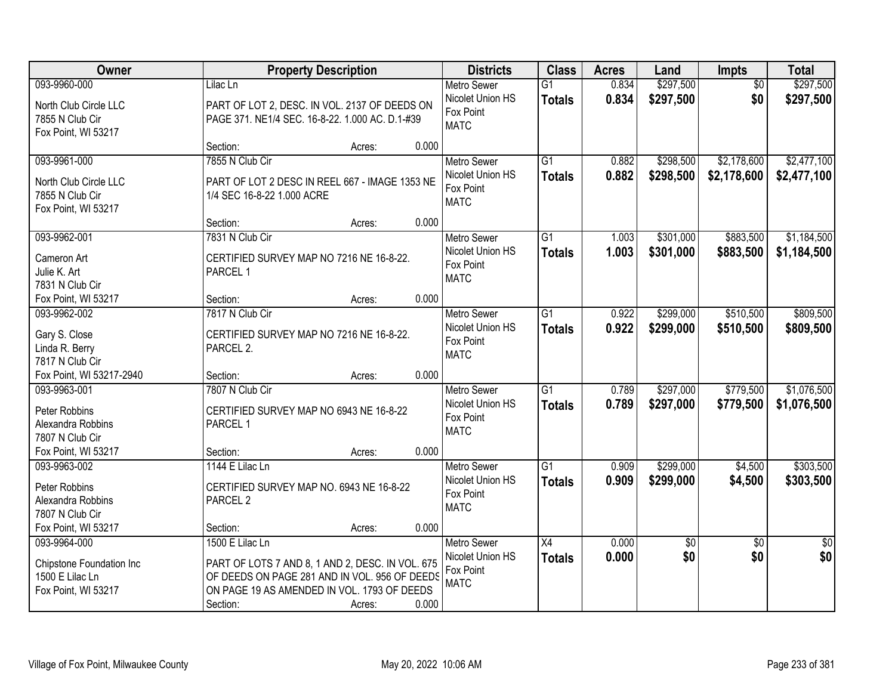| Owner | Property Description | Districts | Class | Acres | Land | Impts | Total |
|---|---|---|---|---|---|---|---|
| 093-9960-000<br>North Club Circle LLC<br>7855 N Club Cir<br>Fox Point, WI 53217 | Lilac Ln<br>PART OF LOT 2, DESC. IN VOL. 2137 OF DEEDS ON PAGE 371. NE1/4 SEC. 16-8-22. 1.000 AC. D.1-#39<br>Section: Acres: 0.000 | Metro Sewer<br>Nicolet Union HS<br>Fox Point<br>MATC | G1<br>**Totals** | 0.834<br>**0.834** | $297,500<br>**$297,500** | $0<br>**$0** | $297,500<br>**$297,500** |
| 093-9961-000<br>North Club Circle LLC<br>7855 N Club Cir<br>Fox Point, WI 53217 | 7855 N Club Cir<br>PART OF LOT 2 DESC IN REEL 667 - IMAGE 1353 NE 1/4 SEC 16-8-22 1.000 ACRE<br>Section: Acres: 0.000 | Metro Sewer<br>Nicolet Union HS<br>Fox Point<br>MATC | G1<br>**Totals** | 0.882<br>**0.882** | $298,500<br>**$298,500** | $2,178,600<br>**$2,178,600** | $2,477,100<br>**$2,477,100** |
| 093-9962-001<br>Cameron Art<br>Julie K. Art<br>7831 N Club Cir<br>Fox Point, WI 53217 | 7831 N Club Cir<br>CERTIFIED SURVEY MAP NO 7216 NE 16-8-22. PARCEL 1<br>Section: Acres: 0.000 | Metro Sewer<br>Nicolet Union HS<br>Fox Point<br>MATC | G1<br>**Totals** | 1.003<br>**1.003** | $301,000<br>**$301,000** | $883,500<br>**$883,500** | $1,184,500<br>**$1,184,500** |
| 093-9962-002<br>Gary S. Close<br>Linda R. Berry<br>7817 N Club Cir<br>Fox Point, WI 53217-2940 | 7817 N Club Cir<br>CERTIFIED SURVEY MAP NO 7216 NE 16-8-22. PARCEL 2.<br>Section: Acres: 0.000 | Metro Sewer<br>Nicolet Union HS<br>Fox Point<br>MATC | G1<br>**Totals** | 0.922<br>**0.922** | $299,000<br>**$299,000** | $510,500<br>**$510,500** | $809,500<br>**$809,500** |
| 093-9963-001<br>Peter Robbins<br>Alexandra Robbins<br>7807 N Club Cir<br>Fox Point, WI 53217 | 7807 N Club Cir<br>CERTIFIED SURVEY MAP NO 6943 NE 16-8-22 PARCEL 1<br>Section: Acres: 0.000 | Metro Sewer<br>Nicolet Union HS<br>Fox Point<br>MATC | G1<br>**Totals** | 0.789<br>**0.789** | $297,000<br>**$297,000** | $779,500<br>**$779,500** | $1,076,500<br>**$1,076,500** |
| 093-9963-002<br>Peter Robbins<br>Alexandra Robbins<br>7807 N Club Cir<br>Fox Point, WI 53217 | 1144 E Lilac Ln<br>CERTIFIED SURVEY MAP NO. 6943 NE 16-8-22 PARCEL 2<br>Section: Acres: 0.000 | Metro Sewer<br>Nicolet Union HS<br>Fox Point<br>MATC | G1<br>**Totals** | 0.909<br>**0.909** | $299,000<br>**$299,000** | $4,500<br>**$4,500** | $303,500<br>**$303,500** |
| 093-9964-000<br>Chipstone Foundation Inc<br>1500 E Lilac Ln<br>Fox Point, WI 53217 | 1500 E Lilac Ln<br>PART OF LOTS 7 AND 8, 1 AND 2, DESC. IN VOL. 675 OF DEEDS ON PAGE 281 AND IN VOL. 956 OF DEEDS ON PAGE 19 AS AMENDED IN VOL. 1793 OF DEEDS<br>Section: Acres: 0.000 | Metro Sewer<br>Nicolet Union HS<br>Fox Point<br>MATC | X4<br>**Totals** | 0.000<br>**0.000** | $0<br>**$0** | $0<br>**$0** | $0<br>**$0** |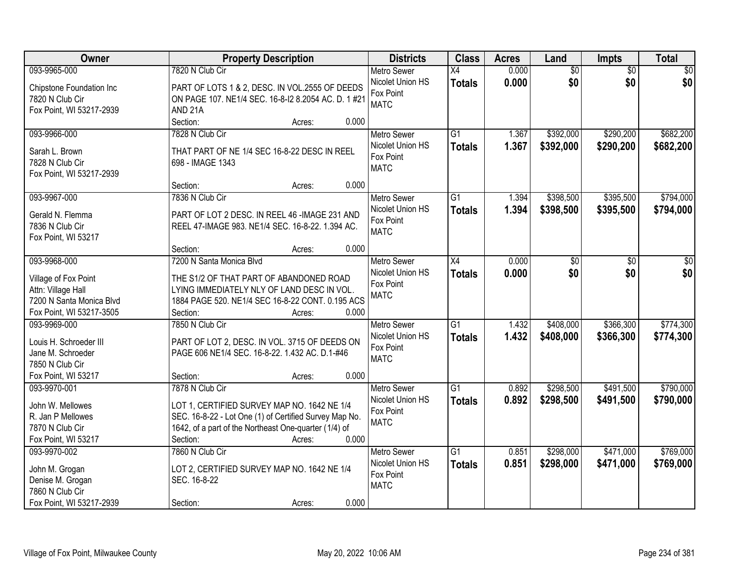| Owner | Property Description | Districts | Class | Acres | Land | Impts | Total |
|---|---|---|---|---|---|---|---|
| 093-9965-000<br><br>Chipstone Foundation Inc<br>7820 N Club Cir<br>Fox Point, WI 53217-2939 | 7820 N Club Cir<br><br>PART OF LOTS 1 & 2, DESC. IN VOL.2555 OF DEEDS ON PAGE 107. NE1/4 SEC. 16-8-I2 8.2054 AC. D. 1 #21 AND 21A<br>Section: Acres: 0.000 | Metro Sewer<br>Nicolet Union HS<br>Fox Point<br>MATC | X4<br>**Totals** | 0.000<br>**0.000** | $0<br>**$0** | $0<br>**$0** | $0<br>**$0** |
| 093-9966-000<br><br>Sarah L. Brown<br>7828 N Club Cir<br>Fox Point, WI 53217-2939 | 7828 N Club Cir<br><br>THAT PART OF NE 1/4 SEC 16-8-22 DESC IN REEL 698 - IMAGE 1343<br><br>Section: Acres: 0.000 | Metro Sewer<br>Nicolet Union HS<br>Fox Point<br>MATC | G1<br>**Totals** | 1.367<br>**1.367** | $392,000<br>**$392,000** | $290,200<br>**$290,200** | $682,200<br>**$682,200** |
| 093-9967-000<br><br>Gerald N. Flemma<br>7836 N Club Cir<br>Fox Point, WI 53217 | 7836 N Club Cir<br><br>PART OF LOT 2 DESC. IN REEL 46 -IMAGE 231 AND REEL 47-IMAGE 983. NE1/4 SEC. 16-8-22. 1.394 AC.<br><br>Section: Acres: 0.000 | Metro Sewer<br>Nicolet Union HS<br>Fox Point<br>MATC | G1<br>**Totals** | 1.394<br>**1.394** | $398,500<br>**$398,500** | $395,500<br>**$395,500** | $794,000<br>**$794,000** |
| 093-9968-000<br><br>Village of Fox Point<br>Attn: Village Hall<br>7200 N Santa Monica Blvd<br>Fox Point, WI 53217-3505 | 7200 N Santa Monica Blvd<br><br>THE S1/2 OF THAT PART OF ABANDONED ROAD LYING IMMEDIATELY NLY OF LAND DESC IN VOL. 1884 PAGE 520. NE1/4 SEC 16-8-22 CONT. 0.195 ACS<br>Section: Acres: 0.000 | Metro Sewer<br>Nicolet Union HS<br>Fox Point<br>MATC | X4<br>**Totals** | 0.000<br>**0.000** | $0<br>**$0** | $0<br>**$0** | $0<br>**$0** |
| 093-9969-000<br><br>Louis H. Schroeder III<br>Jane M. Schroeder<br>7850 N Club Cir<br>Fox Point, WI 53217 | 7850 N Club Cir<br><br>PART OF LOT 2, DESC. IN VOL. 3715 OF DEEDS ON PAGE 606 NE1/4 SEC. 16-8-22. 1.432 AC. D.1-#46<br><br>Section: Acres: 0.000 | Metro Sewer<br>Nicolet Union HS<br>Fox Point<br>MATC | G1<br>**Totals** | 1.432<br>**1.432** | $408,000<br>**$408,000** | $366,300<br>**$366,300** | $774,300<br>**$774,300** |
| 093-9970-001<br><br>John W. Mellowes<br>R. Jan P Mellowes<br>7870 N Club Cir<br>Fox Point, WI 53217 | 7878 N Club Cir<br><br>LOT 1, CERTIFIED SURVEY MAP NO. 1642 NE 1/4 SEC. 16-8-22 - Lot One (1) of Certified Survey Map No. 1642, of a part of the Northeast One-quarter (1/4) of<br>Section: Acres: 0.000 | Metro Sewer<br>Nicolet Union HS<br>Fox Point<br>MATC | G1<br>**Totals** | 0.892<br>**0.892** | $298,500<br>**$298,500** | $491,500<br>**$491,500** | $790,000<br>**$790,000** |
| 093-9970-002<br><br>John M. Grogan<br>Denise M. Grogan<br>7860 N Club Cir<br>Fox Point, WI 53217-2939 | 7860 N Club Cir<br><br>LOT 2, CERTIFIED SURVEY MAP NO. 1642 NE 1/4 SEC. 16-8-22<br><br>Section: Acres: 0.000 | Metro Sewer<br>Nicolet Union HS<br>Fox Point<br>MATC | G1<br>**Totals** | 0.851<br>**0.851** | $298,000<br>**$298,000** | $471,000<br>**$471,000** | $769,000<br>**$769,000** |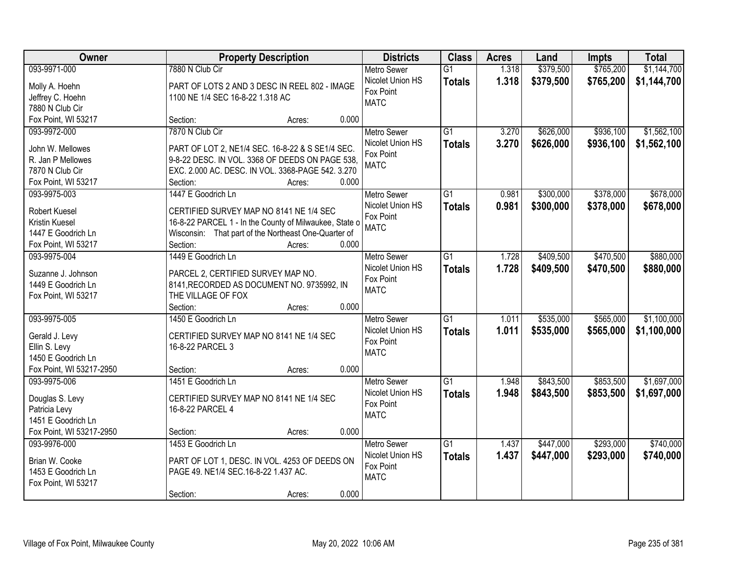| Owner | Property Description | Districts | Class | Acres | Land | Impts | Total |
|---|---|---|---|---|---|---|---|
| 093-9971-000<br><br>Molly A. Hoehn<br>Jeffrey C. Hoehn<br>7880 N Club Cir<br>Fox Point, WI 53217 | 7880 N Club Cir<br><br>PART OF LOTS 2 AND 3 DESC IN REEL 802 - IMAGE 1100 NE 1/4 SEC 16-8-22 1.318 AC<br><br>Section: Acres: 0.000 | Metro Sewer<br>Nicolet Union HS<br>Fox Point<br>MATC | G1<br>**Totals** | 1.318<br>**1.318** | $379,500<br>**$379,500** | $765,200<br>**$765,200** | $1,144,700<br>**$1,144,700** |
| 093-9972-000<br><br>John W. Mellowes<br>R. Jan P Mellowes<br>7870 N Club Cir<br>Fox Point, WI 53217 | 7870 N Club Cir<br><br>PART OF LOT 2, NE1/4 SEC. 16-8-22 & S SE1/4 SEC. 9-8-22 DESC. IN VOL. 3368 OF DEEDS ON PAGE 538, EXC. 2.000 AC. DESC. IN VOL. 3368-PAGE 542. 3.270<br>Section: Acres: 0.000 | Metro Sewer<br>Nicolet Union HS<br>Fox Point<br>MATC | G1<br>**Totals** | 3.270<br>**3.270** | $626,000<br>**$626,000** | $936,100<br>**$936,100** | $1,562,100<br>**$1,562,100** |
| 093-9975-003<br><br>Robert Kuesel<br>Kristin Kuesel<br>1447 E Goodrich Ln<br>Fox Point, WI 53217 | 1447 E Goodrich Ln<br><br>CERTIFIED SURVEY MAP NO 8141 NE 1/4 SEC 16-8-22 PARCEL 1 - In the County of Milwaukee, State o Wisconsin: That part of the Northeast One-Quarter of<br>Section: Acres: 0.000 | Metro Sewer<br>Nicolet Union HS<br>Fox Point<br>MATC | G1<br>**Totals** | 0.981<br>**0.981** | $300,000<br>**$300,000** | $378,000<br>**$378,000** | $678,000<br>**$678,000** |
| 093-9975-004<br><br>Suzanne J. Johnson<br>1449 E Goodrich Ln<br>Fox Point, WI 53217 | 1449 E Goodrich Ln<br><br>PARCEL 2, CERTIFIED SURVEY MAP NO. 8141,RECORDED AS DOCUMENT NO. 9735992, IN THE VILLAGE OF FOX<br>Section: Acres: 0.000 | Metro Sewer<br>Nicolet Union HS<br>Fox Point<br>MATC | G1<br>**Totals** | 1.728<br>**1.728** | $409,500<br>**$409,500** | $470,500<br>**$470,500** | $880,000<br>**$880,000** |
| 093-9975-005<br><br>Gerald J. Levy<br>Ellin S. Levy<br>1450 E Goodrich Ln<br>Fox Point, WI 53217-2950 | 1450 E Goodrich Ln<br><br>CERTIFIED SURVEY MAP NO 8141 NE 1/4 SEC 16-8-22 PARCEL 3<br><br>Section: Acres: 0.000 | Metro Sewer<br>Nicolet Union HS<br>Fox Point<br>MATC | G1<br>**Totals** | 1.011<br>**1.011** | $535,000<br>**$535,000** | $565,000<br>**$565,000** | $1,100,000<br>**$1,100,000** |
| 093-9975-006<br><br>Douglas S. Levy<br>Patricia Levy<br>1451 E Goodrich Ln<br>Fox Point, WI 53217-2950 | 1451 E Goodrich Ln<br><br>CERTIFIED SURVEY MAP NO 8141 NE 1/4 SEC 16-8-22 PARCEL 4<br><br>Section: Acres: 0.000 | Metro Sewer<br>Nicolet Union HS<br>Fox Point<br>MATC | G1<br>**Totals** | 1.948<br>**1.948** | $843,500<br>**$843,500** | $853,500<br>**$853,500** | $1,697,000<br>**$1,697,000** |
| 093-9976-000<br><br>Brian W. Cooke<br>1453 E Goodrich Ln<br>Fox Point, WI 53217 | 1453 E Goodrich Ln<br><br>PART OF LOT 1, DESC. IN VOL. 4253 OF DEEDS ON PAGE 49. NE1/4 SEC.16-8-22 1.437 AC.<br><br>Section: Acres: 0.000 | Metro Sewer<br>Nicolet Union HS<br>Fox Point<br>MATC | G1<br>**Totals** | 1.437<br>**1.437** | $447,000<br>**$447,000** | $293,000<br>**$293,000** | $740,000<br>**$740,000** |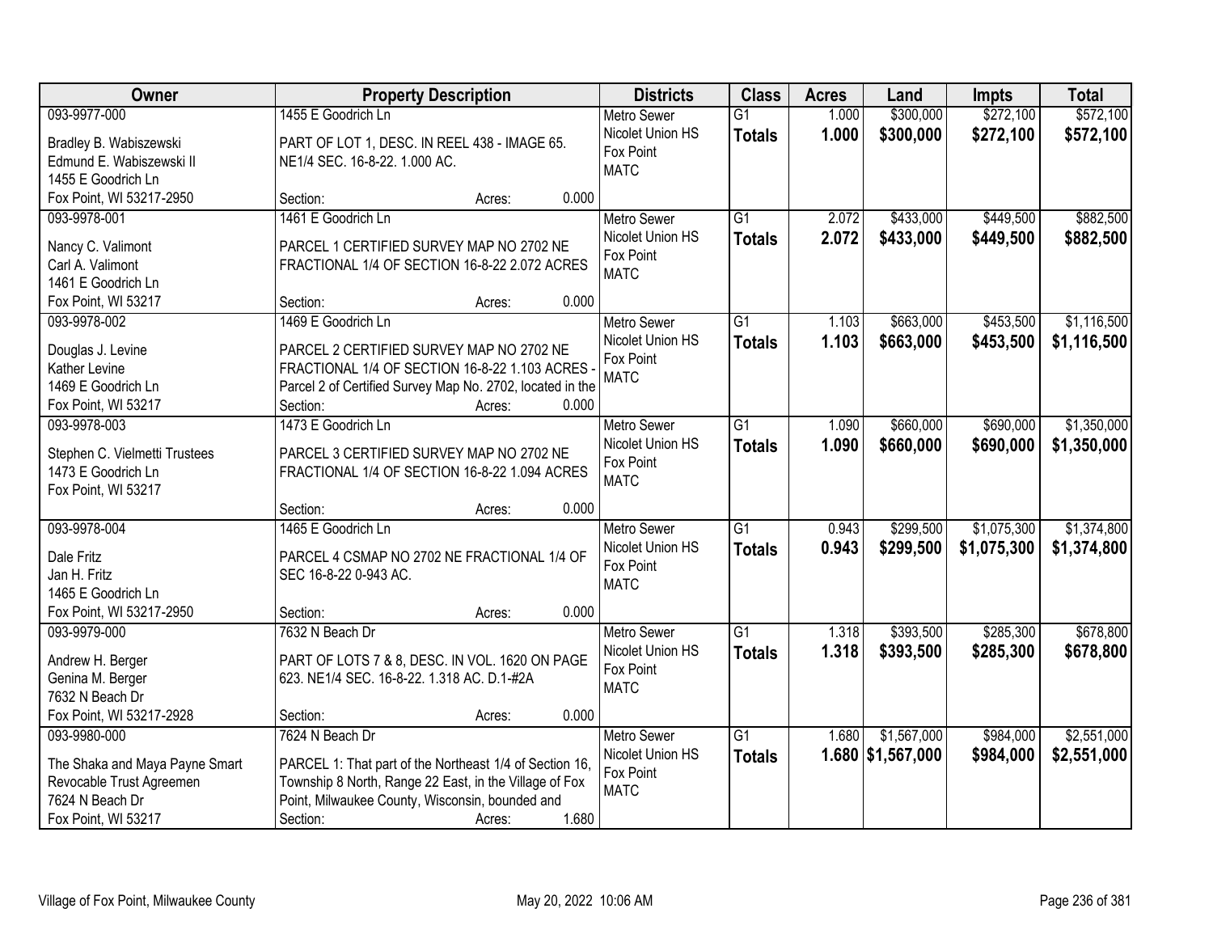| Owner | Property Description | Districts | Class | Acres | Land | Impts | Total |
|---|---|---|---|---|---|---|---|
| 093-9977-000<br>Bradley B. Wabiszewski<br>Edmund E. Wabiszewski II<br>1455 E Goodrich Ln<br>Fox Point, WI 53217-2950 | 1455 E Goodrich Ln<br>PART OF LOT 1, DESC. IN REEL 438 - IMAGE 65. NE1/4 SEC. 16-8-22. 1.000 AC.<br>Section: Acres: 0.000 | Metro Sewer<br>Nicolet Union HS<br>Fox Point<br>MATC | G1<br>**Totals** | 1.000<br>**1.000** | $300,000<br>**$300,000** | $272,100<br>**$272,100** | $572,100<br>**$572,100** |
| 093-9978-001<br>Nancy C. Valimont<br>Carl A. Valimont<br>1461 E Goodrich Ln<br>Fox Point, WI 53217 | 1461 E Goodrich Ln<br>PARCEL 1 CERTIFIED SURVEY MAP NO 2702 NE FRACTIONAL 1/4 OF SECTION 16-8-22 2.072 ACRES<br>Section: Acres: 0.000 | Metro Sewer<br>Nicolet Union HS<br>Fox Point<br>MATC | G1<br>**Totals** | 2.072<br>**2.072** | $433,000<br>**$433,000** | $449,500<br>**$449,500** | $882,500<br>**$882,500** |
| 093-9978-002<br>Douglas J. Levine<br>Kather Levine<br>1469 E Goodrich Ln<br>Fox Point, WI 53217 | 1469 E Goodrich Ln<br>PARCEL 2 CERTIFIED SURVEY MAP NO 2702 NE FRACTIONAL 1/4 OF SECTION 16-8-22 1.103 ACRES - Parcel 2 of Certified Survey Map No. 2702, located in the<br>Section: Acres: 0.000 | Metro Sewer<br>Nicolet Union HS<br>Fox Point<br>MATC | G1<br>**Totals** | 1.103<br>**1.103** | $663,000<br>**$663,000** | $453,500<br>**$453,500** | $1,116,500<br>**$1,116,500** |
| 093-9978-003<br>Stephen C. Vielmetti Trustees<br>1473 E Goodrich Ln<br>Fox Point, WI 53217 | 1473 E Goodrich Ln<br>PARCEL 3 CERTIFIED SURVEY MAP NO 2702 NE FRACTIONAL 1/4 OF SECTION 16-8-22 1.094 ACRES<br>Section: Acres: 0.000 | Metro Sewer<br>Nicolet Union HS<br>Fox Point<br>MATC | G1<br>**Totals** | 1.090<br>**1.090** | $660,000<br>**$660,000** | $690,000<br>**$690,000** | $1,350,000<br>**$1,350,000** |
| 093-9978-004<br>Dale Fritz<br>Jan H. Fritz<br>1465 E Goodrich Ln<br>Fox Point, WI 53217-2950 | 1465 E Goodrich Ln<br>PARCEL 4 CSMAP NO 2702 NE FRACTIONAL 1/4 OF SEC 16-8-22 0-943 AC.<br>Section: Acres: 0.000 | Metro Sewer<br>Nicolet Union HS<br>Fox Point<br>MATC | G1<br>**Totals** | 0.943<br>**0.943** | $299,500<br>**$299,500** | $1,075,300<br>**$1,075,300** | $1,374,800<br>**$1,374,800** |
| 093-9979-000<br>Andrew H. Berger<br>Genina M. Berger<br>7632 N Beach Dr<br>Fox Point, WI 53217-2928 | 7632 N Beach Dr<br>PART OF LOTS 7 & 8, DESC. IN VOL. 1620 ON PAGE 623. NE1/4 SEC. 16-8-22. 1.318 AC. D.1-#2A<br>Section: Acres: 0.000 | Metro Sewer<br>Nicolet Union HS<br>Fox Point<br>MATC | G1<br>**Totals** | 1.318<br>**1.318** | $393,500<br>**$393,500** | $285,300<br>**$285,300** | $678,800<br>**$678,800** |
| 093-9980-000<br>The Shaka and Maya Payne Smart Revocable Trust Agreemen<br>7624 N Beach Dr<br>Fox Point, WI 53217 | 7624 N Beach Dr<br>PARCEL 1: That part of the Northeast 1/4 of Section 16, Township 8 North, Range 22 East, in the Village of Fox Point, Milwaukee County, Wisconsin, bounded and<br>Section: Acres: 1.680 | Metro Sewer<br>Nicolet Union HS<br>Fox Point<br>MATC | G1<br>**Totals** | 1.680<br>**1.680** | $1,567,000<br>**$1,567,000** | $984,000<br>**$984,000** | $2,551,000<br>**$2,551,000** |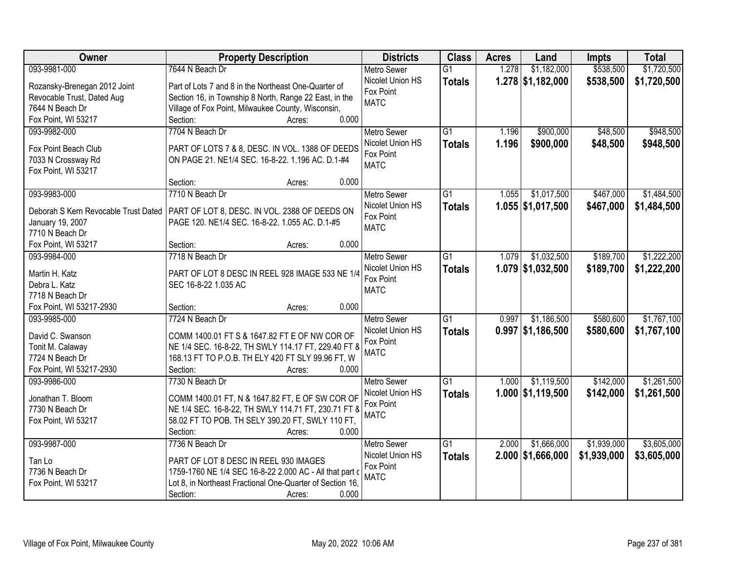| Owner | Property Description | Districts | Class | Acres | Land | Impts | Total |
|---|---|---|---|---|---|---|---|
| 093-9981-000<br>Rozansky-Brenegan 2012 Joint Revocable Trust, Dated Aug<br>7644 N Beach Dr<br>Fox Point, WI 53217 | 7644 N Beach Dr<br>Part of Lots 7 and 8 in the Northeast One-Quarter of Section 16, in Township 8 North, Range 22 East, in the Village of Fox Point, Milwaukee County, Wisconsin,<br>Section: Acres: 0.000 | Metro Sewer<br>Nicolet Union HS<br>Fox Point<br>MATC | G1<br>**Totals** | 1.278<br>**1.278** | $1,182,000<br>**$1,182,000** | $538,500<br>**$538,500** | $1,720,500<br>**$1,720,500** |
| 093-9982-000<br>Fox Point Beach Club<br>7033 N Crossway Rd<br>Fox Point, WI 53217 | 7704 N Beach Dr<br>PART OF LOTS 7 & 8, DESC. IN VOL. 1388 OF DEEDS ON PAGE 21. NE1/4 SEC. 16-8-22. 1.196 AC. D.1-#4<br>Section: Acres: 0.000 | Metro Sewer<br>Nicolet Union HS<br>Fox Point<br>MATC | G1<br>**Totals** | 1.196<br>**1.196** | $900,000<br>**$900,000** | $48,500<br>**$48,500** | $948,500<br>**$948,500** |
| 093-9983-000<br>Deborah S Kern Revocable Trust Dated January 19, 2007<br>7710 N Beach Dr<br>Fox Point, WI 53217 | 7710 N Beach Dr<br>PART OF LOT 8, DESC. IN VOL. 2388 OF DEEDS ON PAGE 120. NE1/4 SEC. 16-8-22. 1.055 AC. D.1-#5<br>Section: Acres: 0.000 | Metro Sewer<br>Nicolet Union HS<br>Fox Point<br>MATC | G1<br>**Totals** | 1.055<br>**1.055** | $1,017,500<br>**$1,017,500** | $467,000<br>**$467,000** | $1,484,500<br>**$1,484,500** |
| 093-9984-000<br>Martin H. Katz<br>Debra L. Katz<br>7718 N Beach Dr<br>Fox Point, WI 53217-2930 | 7718 N Beach Dr<br>PART OF LOT 8 DESC IN REEL 928 IMAGE 533 NE 1/4 SEC 16-8-22 1.035 AC<br>Section: Acres: 0.000 | Metro Sewer<br>Nicolet Union HS<br>Fox Point<br>MATC | G1<br>**Totals** | 1.079<br>**1.079** | $1,032,500<br>**$1,032,500** | $189,700<br>**$189,700** | $1,222,200<br>**$1,222,200** |
| 093-9985-000<br>David C. Swanson<br>Tonit M. Calaway<br>7724 N Beach Dr<br>Fox Point, WI 53217-2930 | 7724 N Beach Dr<br>COMM 1400.01 FT S & 1647.82 FT E OF NW COR OF NE 1/4 SEC. 16-8-22, TH SWLY 114.17 FT, 229.40 FT & 168.13 FT TO P.O.B. TH ELY 420 FT SLY 99.96 FT, W<br>Section: Acres: 0.000 | Metro Sewer<br>Nicolet Union HS<br>Fox Point<br>MATC | G1<br>**Totals** | 0.997<br>**0.997** | $1,186,500<br>**$1,186,500** | $580,600<br>**$580,600** | $1,767,100<br>**$1,767,100** |
| 093-9986-000<br>Jonathan T. Bloom<br>7730 N Beach Dr<br>Fox Point, WI 53217 | 7730 N Beach Dr<br>COMM 1400.01 FT, N & 1647.82 FT, E OF SW COR OF NE 1/4 SEC. 16-8-22, TH SWLY 114.71 FT, 230.71 FT & 58.02 FT TO POB. TH SELY 390.20 FT, SWLY 110 FT,<br>Section: Acres: 0.000 | Metro Sewer<br>Nicolet Union HS<br>Fox Point<br>MATC | G1<br>**Totals** | 1.000<br>**1.000** | $1,119,500<br>**$1,119,500** | $142,000<br>**$142,000** | $1,261,500<br>**$1,261,500** |
| 093-9987-000<br>Tan Lo<br>7736 N Beach Dr<br>Fox Point, WI 53217 | 7736 N Beach Dr<br>PART OF LOT 8 DESC IN REEL 930 IMAGES 1759-1760 NE 1/4 SEC 16-8-22 2.000 AC - All that part c Lot 8, in Northeast Fractional One-Quarter of Section 16,<br>Section: Acres: 0.000 | Metro Sewer<br>Nicolet Union HS<br>Fox Point<br>MATC | G1<br>**Totals** | 2.000<br>**2.000** | $1,666,000<br>**$1,666,000** | $1,939,000<br>**$1,939,000** | $3,605,000<br>**$3,605,000** |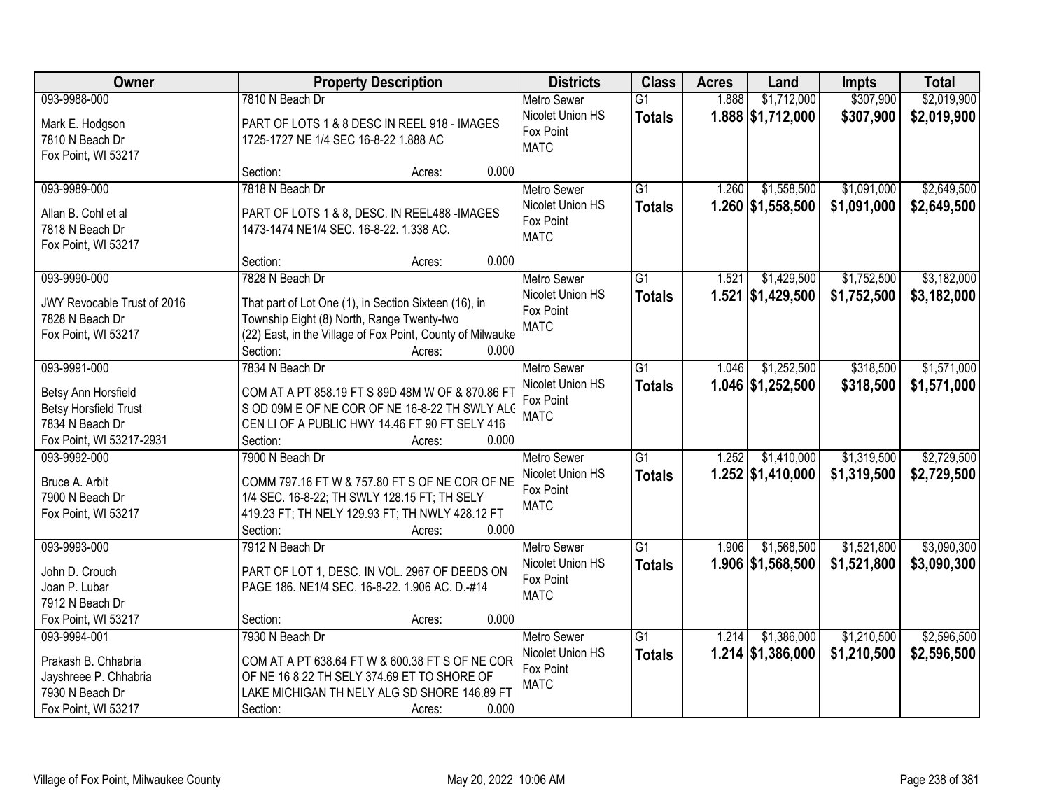| Owner | Property Description | Districts | Class | Acres | Land | Impts | Total |
|---|---|---|---|---|---|---|---|
| 093-9988-000<br>Mark E. Hodgson<br>7810 N Beach Dr<br>Fox Point, WI 53217 | 7810 N Beach Dr<br>PART OF LOTS 1 & 8 DESC IN REEL 918 - IMAGES 1725-1727 NE 1/4 SEC 16-8-22 1.888 AC<br>Section: Acres: 0.000 | Metro Sewer<br>Nicolet Union HS<br>Fox Point<br>MATC | G1<br>**Totals** | 1.888<br>**1.888** | $1,712,000<br>**$1,712,000** | $307,900<br>**$307,900** | $2,019,900<br>**$2,019,900** |
| 093-9989-000<br>Allan B. Cohl et al<br>7818 N Beach Dr<br>Fox Point, WI 53217 | 7818 N Beach Dr<br>PART OF LOTS 1 & 8, DESC. IN REEL488 -IMAGES 1473-1474 NE1/4 SEC. 16-8-22. 1.338 AC.<br>Section: Acres: 0.000 | Metro Sewer<br>Nicolet Union HS<br>Fox Point<br>MATC | G1<br>**Totals** | 1.260<br>**1.260** | $1,558,500<br>**$1,558,500** | $1,091,000<br>**$1,091,000** | $2,649,500<br>**$2,649,500** |
| 093-9990-000<br>JWY Revocable Trust of 2016<br>7828 N Beach Dr<br>Fox Point, WI 53217 | 7828 N Beach Dr<br>That part of Lot One (1), in Section Sixteen (16), in Township Eight (8) North, Range Twenty-two (22) East, in the Village of Fox Point, County of Milwauke<br>Section: Acres: 0.000 | Metro Sewer<br>Nicolet Union HS<br>Fox Point<br>MATC | G1<br>**Totals** | 1.521<br>**1.521** | $1,429,500<br>**$1,429,500** | $1,752,500<br>**$1,752,500** | $3,182,000<br>**$3,182,000** |
| 093-9991-000<br>Betsy Ann Horsfield<br>Betsy Horsfield Trust<br>7834 N Beach Dr<br>Fox Point, WI 53217-2931 | 7834 N Beach Dr<br>COM AT A PT 858.19 FT S 89D 48M W OF & 870.86 FT S OD 09M E OF NE COR OF NE 16-8-22 TH SWLY ALG CEN LI OF A PUBLIC HWY 14.46 FT 90 FT SELY 416<br>Section: Acres: 0.000 | Metro Sewer<br>Nicolet Union HS<br>Fox Point<br>MATC | G1<br>**Totals** | 1.046<br>**1.046** | $1,252,500<br>**$1,252,500** | $318,500<br>**$318,500** | $1,571,000<br>**$1,571,000** |
| 093-9992-000<br>Bruce A. Arbit<br>7900 N Beach Dr<br>Fox Point, WI 53217 | 7900 N Beach Dr<br>COMM 797.16 FT W & 757.80 FT S OF NE COR OF NE 1/4 SEC. 16-8-22; TH SWLY 128.15 FT; TH SELY 419.23 FT; TH NELY 129.93 FT; TH NWLY 428.12 FT<br>Section: Acres: 0.000 | Metro Sewer<br>Nicolet Union HS<br>Fox Point<br>MATC | G1<br>**Totals** | 1.252<br>**1.252** | $1,410,000<br>**$1,410,000** | $1,319,500<br>**$1,319,500** | $2,729,500<br>**$2,729,500** |
| 093-9993-000<br>John D. Crouch<br>Joan P. Lubar<br>7912 N Beach Dr<br>Fox Point, WI 53217 | 7912 N Beach Dr<br>PART OF LOT 1, DESC. IN VOL. 2967 OF DEEDS ON PAGE 186. NE1/4 SEC. 16-8-22. 1.906 AC. D.-#14<br>Section: Acres: 0.000 | Metro Sewer<br>Nicolet Union HS<br>Fox Point<br>MATC | G1<br>**Totals** | 1.906<br>**1.906** | $1,568,500<br>**$1,568,500** | $1,521,800<br>**$1,521,800** | $3,090,300<br>**$3,090,300** |
| 093-9994-001<br>Prakash B. Chhabria<br>Jayshreee P. Chhabria<br>7930 N Beach Dr<br>Fox Point, WI 53217 | 7930 N Beach Dr<br>COM AT A PT 638.64 FT W & 600.38 FT S OF NE COR OF NE 16 8 22 TH SELY 374.69 ET TO SHORE OF LAKE MICHIGAN TH NELY ALG SD SHORE 146.89 FT<br>Section: Acres: 0.000 | Metro Sewer<br>Nicolet Union HS<br>Fox Point<br>MATC | G1<br>**Totals** | 1.214<br>**1.214** | $1,386,000<br>**$1,386,000** | $1,210,500<br>**$1,210,500** | $2,596,500<br>**$2,596,500** |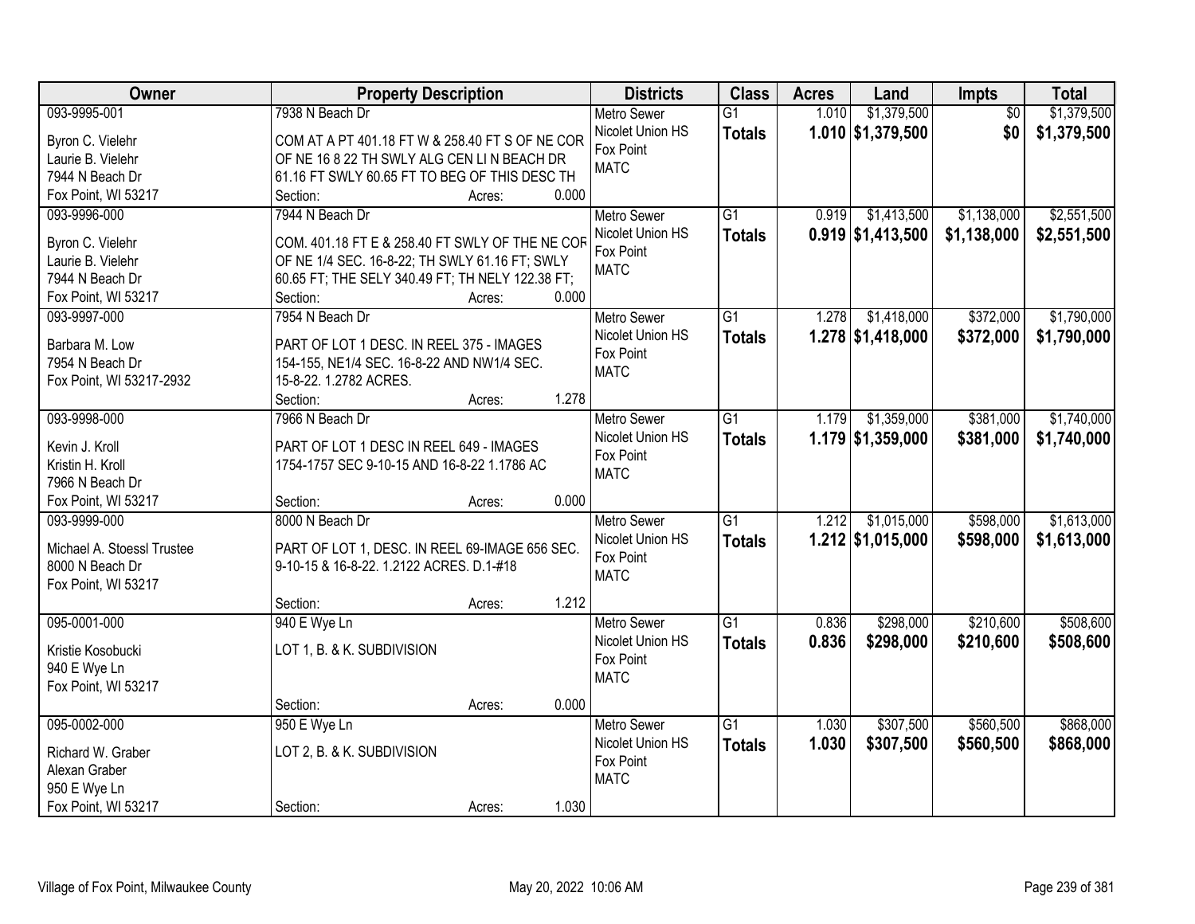| Owner | Property Description | Districts | Class | Acres | Land | Impts | Total |
|---|---|---|---|---|---|---|---|
| 093-9995-001<br>Byron C. Vielehr<br>Laurie B. Vielehr<br>7944 N Beach Dr<br>Fox Point, WI 53217 | 7938 N Beach Dr<br>COM AT A PT 401.18 FT W & 258.40 FT S OF NE COR OF NE 16 8 22 TH SWLY ALG CEN LI N BEACH DR 61.16 FT SWLY 60.65 FT TO BEG OF THIS DESC TH<br>Section: Acres: 0.000 | Metro Sewer<br>Nicolet Union HS<br>Fox Point<br>MATC | G1<br>**Totals** | 1.010<br>**1.010** | $1,379,500<br>**$1,379,500** | $0<br>**$0** | $1,379,500<br>**$1,379,500** |
| 093-9996-000<br>Byron C. Vielehr<br>Laurie B. Vielehr<br>7944 N Beach Dr<br>Fox Point, WI 53217 | 7944 N Beach Dr<br>COM. 401.18 FT E & 258.40 FT SWLY OF THE NE COR OF NE 1/4 SEC. 16-8-22; TH SWLY 61.16 FT; SWLY 60.65 FT; THE SELY 340.49 FT; TH NELY 122.38 FT;<br>Section: Acres: 0.000 | Metro Sewer<br>Nicolet Union HS<br>Fox Point<br>MATC | G1<br>**Totals** | 0.919<br>**0.919** | $1,413,500<br>**$1,413,500** | $1,138,000<br>**$1,138,000** | $2,551,500<br>**$2,551,500** |
| 093-9997-000<br>Barbara M. Low<br>7954 N Beach Dr<br>Fox Point, WI 53217-2932 | 7954 N Beach Dr<br>PART OF LOT 1 DESC. IN REEL 375 - IMAGES 154-155, NE1/4 SEC. 16-8-22 AND NW1/4 SEC. 15-8-22. 1.2782 ACRES.<br>Section: Acres: 1.278 | Metro Sewer<br>Nicolet Union HS<br>Fox Point<br>MATC | G1<br>**Totals** | 1.278<br>**1.278** | $1,418,000<br>**$1,418,000** | $372,000<br>**$372,000** | $1,790,000<br>**$1,790,000** |
| 093-9998-000<br>Kevin J. Kroll<br>Kristin H. Kroll<br>7966 N Beach Dr<br>Fox Point, WI 53217 | 7966 N Beach Dr<br>PART OF LOT 1 DESC IN REEL 649 - IMAGES 1754-1757 SEC 9-10-15 AND 16-8-22 1.1786 AC<br>Section: Acres: 0.000 | Metro Sewer<br>Nicolet Union HS<br>Fox Point<br>MATC | G1<br>**Totals** | 1.179<br>**1.179** | $1,359,000<br>**$1,359,000** | $381,000<br>**$381,000** | $1,740,000<br>**$1,740,000** |
| 093-9999-000<br>Michael A. Stoessl Trustee<br>8000 N Beach Dr<br>Fox Point, WI 53217 | 8000 N Beach Dr<br>PART OF LOT 1, DESC. IN REEL 69-IMAGE 656 SEC. 9-10-15 & 16-8-22. 1.2122 ACRES. D.1-#18<br>Section: Acres: 1.212 | Metro Sewer<br>Nicolet Union HS<br>Fox Point<br>MATC | G1<br>**Totals** | 1.212<br>**1.212** | $1,015,000<br>**$1,015,000** | $598,000<br>**$598,000** | $1,613,000<br>**$1,613,000** |
| 095-0001-000<br>Kristie Kosobucki<br>940 E Wye Ln<br>Fox Point, WI 53217 | 940 E Wye Ln<br>LOT 1, B. & K. SUBDIVISION<br>Section: Acres: 0.000 | Metro Sewer<br>Nicolet Union HS<br>Fox Point<br>MATC | G1<br>**Totals** | 0.836<br>**0.836** | $298,000<br>**$298,000** | $210,600<br>**$210,600** | $508,600<br>**$508,600** |
| 095-0002-000<br>Richard W. Graber<br>Alexan Graber<br>950 E Wye Ln<br>Fox Point, WI 53217 | 950 E Wye Ln<br>LOT 2, B. & K. SUBDIVISION<br>Section: Acres: 1.030 | Metro Sewer<br>Nicolet Union HS<br>Fox Point<br>MATC | G1<br>**Totals** | 1.030<br>**1.030** | $307,500<br>**$307,500** | $560,500<br>**$560,500** | $868,000<br>**$868,000** |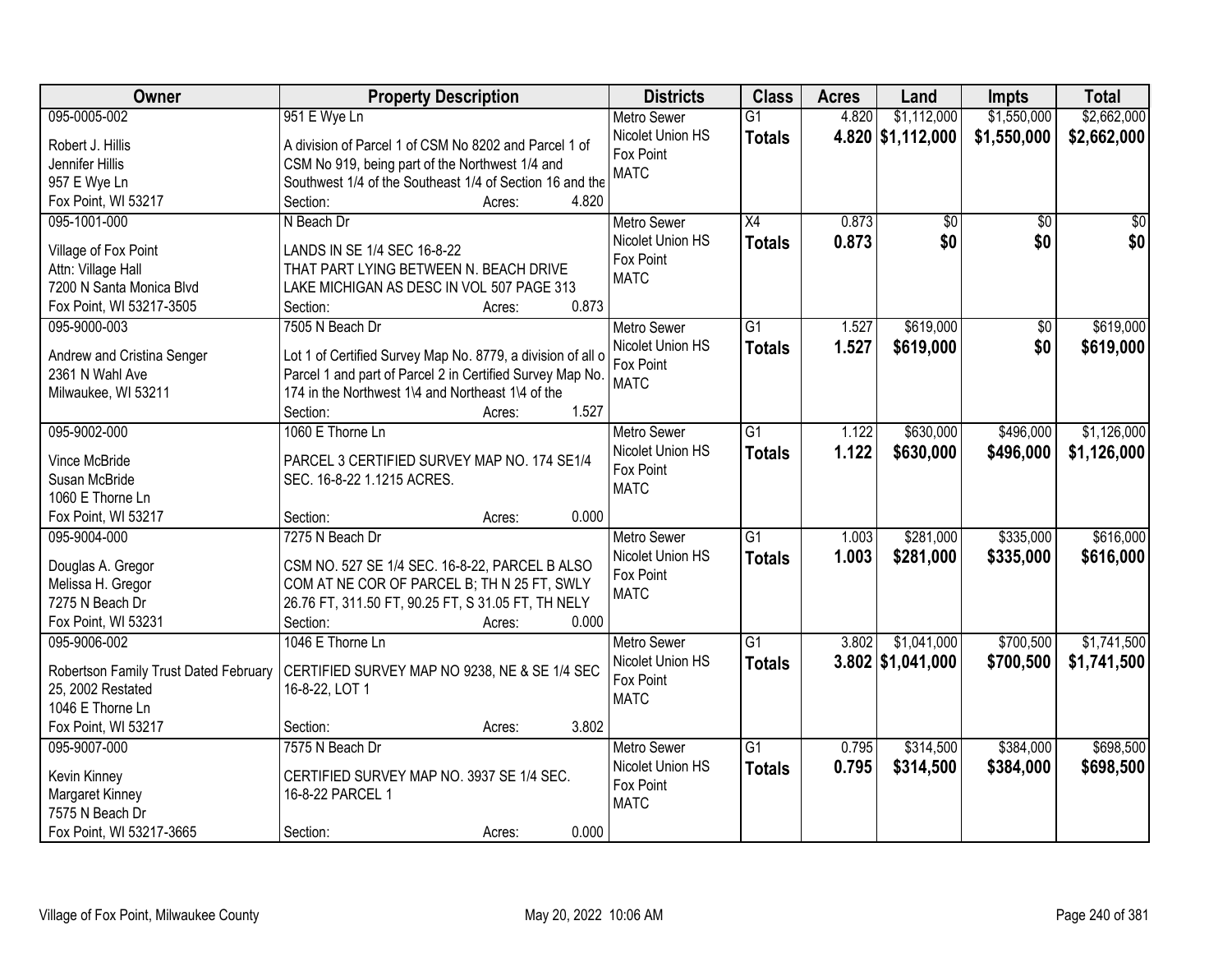| Owner | Property Description | Districts | Class | Acres | Land | Impts | Total |
|---|---|---|---|---|---|---|---|
| 095-0005-002<br>Robert J. Hillis<br>Jennifer Hillis<br>957 E Wye Ln<br>Fox Point, WI 53217 | 951 E Wye Ln<br>A division of Parcel 1 of CSM No 8202 and Parcel 1 of CSM No 919, being part of the Northwest 1/4 and Southwest 1/4 of the Southeast 1/4 of Section 16 and the<br>Section: Acres: 4.820 | Metro Sewer<br>Nicolet Union HS<br>Fox Point<br>MATC | G1<br>**Totals** | 4.820<br>**4.820** | $1,112,000<br>**$1,112,000** | $1,550,000<br>**$1,550,000** | $2,662,000<br>**$2,662,000** |
| 095-1001-000<br>Village of Fox Point<br>Attn: Village Hall<br>7200 N Santa Monica Blvd<br>Fox Point, WI 53217-3505 | N Beach Dr<br>LANDS IN SE 1/4 SEC 16-8-22<br>THAT PART LYING BETWEEN N. BEACH DRIVE LAKE MICHIGAN AS DESC IN VOL 507 PAGE 313<br>Section: Acres: 0.873 | Metro Sewer<br>Nicolet Union HS<br>Fox Point<br>MATC | X4<br>**Totals** | 0.873<br>**0.873** | $0<br>**$0** | $0<br>**$0** | $0<br>**$0** |
| 095-9000-003<br>Andrew and Cristina Senger<br>2361 N Wahl Ave<br>Milwaukee, WI 53211 | 7505 N Beach Dr<br>Lot 1 of Certified Survey Map No. 8779, a division of all o Parcel 1 and part of Parcel 2 in Certified Survey Map No. 174 in the Northwest 1\4 and Northeast 1\4 of the<br>Section: Acres: 1.527 | Metro Sewer<br>Nicolet Union HS<br>Fox Point<br>MATC | G1<br>**Totals** | 1.527<br>**1.527** | $619,000<br>**$619,000** | $0<br>**$0** | $619,000<br>**$619,000** |
| 095-9002-000<br>Vince McBride<br>Susan McBride<br>1060 E Thorne Ln<br>Fox Point, WI 53217 | 1060 E Thorne Ln<br>PARCEL 3 CERTIFIED SURVEY MAP NO. 174 SE1/4 SEC. 16-8-22 1.1215 ACRES.<br>Section: Acres: 0.000 | Metro Sewer<br>Nicolet Union HS<br>Fox Point<br>MATC | G1<br>**Totals** | 1.122<br>**1.122** | $630,000<br>**$630,000** | $496,000<br>**$496,000** | $1,126,000<br>**$1,126,000** |
| 095-9004-000<br>Douglas A. Gregor<br>Melissa H. Gregor<br>7275 N Beach Dr<br>Fox Point, WI 53231 | 7275 N Beach Dr<br>CSM NO. 527 SE 1/4 SEC. 16-8-22, PARCEL B ALSO COM AT NE COR OF PARCEL B; TH N 25 FT, SWLY 26.76 FT, 311.50 FT, 90.25 FT, S 31.05 FT, TH NELY<br>Section: Acres: 0.000 | Metro Sewer<br>Nicolet Union HS<br>Fox Point<br>MATC | G1<br>**Totals** | 1.003<br>**1.003** | $281,000<br>**$281,000** | $335,000<br>**$335,000** | $616,000<br>**$616,000** |
| 095-9006-002<br>Robertson Family Trust Dated February 25, 2002 Restated<br>1046 E Thorne Ln<br>Fox Point, WI 53217 | 1046 E Thorne Ln<br>CERTIFIED SURVEY MAP NO 9238, NE & SE 1/4 SEC 16-8-22, LOT 1<br>Section: Acres: 3.802 | Metro Sewer<br>Nicolet Union HS<br>Fox Point<br>MATC | G1<br>**Totals** | 3.802<br>**3.802** | $1,041,000<br>**$1,041,000** | $700,500<br>**$700,500** | $1,741,500<br>**$1,741,500** |
| 095-9007-000<br>Kevin Kinney<br>Margaret Kinney<br>7575 N Beach Dr<br>Fox Point, WI 53217-3665 | 7575 N Beach Dr<br>CERTIFIED SURVEY MAP NO. 3937 SE 1/4 SEC. 16-8-22 PARCEL 1<br>Section: Acres: 0.000 | Metro Sewer<br>Nicolet Union HS<br>Fox Point<br>MATC | G1<br>**Totals** | 0.795<br>**0.795** | $314,500<br>**$314,500** | $384,000<br>**$384,000** | $698,500<br>**$698,500** |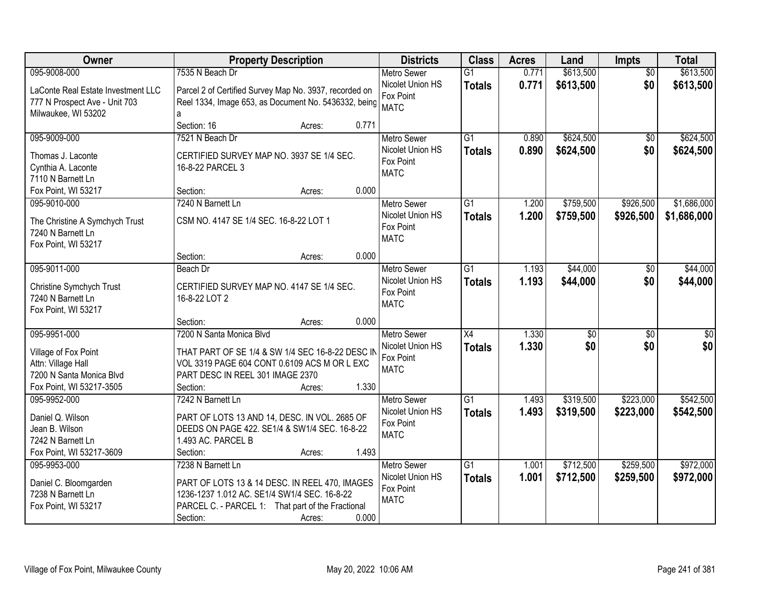| Owner | Property Description | Districts | Class | Acres | Land | Impts | Total |
|---|---|---|---|---|---|---|---|
| 095-9008-000<br>LaConte Real Estate Investment LLC<br>777 N Prospect Ave - Unit 703<br>Milwaukee, WI 53202 | 7535 N Beach Dr<br>Parcel 2 of Certified Survey Map No. 3937, recorded on Reel 1334, Image 653, as Document No. 5436332, being a<br>Section: 16 Acres: 0.771 | Metro Sewer<br>Nicolet Union HS<br>Fox Point<br>MATC | G1<br>**Totals** | 0.771<br>**0.771** | $613,500<br>**$613,500** | $0<br>**$0** | $613,500<br>**$613,500** |
| 095-9009-000<br>Thomas J. Laconte<br>Cynthia A. Laconte<br>7110 N Barnett Ln<br>Fox Point, WI 53217 | 7521 N Beach Dr<br>CERTIFIED SURVEY MAP NO. 3937 SE 1/4 SEC. 16-8-22 PARCEL 3<br>Section: Acres: 0.000 | Metro Sewer<br>Nicolet Union HS<br>Fox Point<br>MATC | G1<br>**Totals** | 0.890<br>**0.890** | $624,500<br>**$624,500** | $0<br>**$0** | $624,500<br>**$624,500** |
| 095-9010-000<br>The Christine A Symchych Trust<br>7240 N Barnett Ln<br>Fox Point, WI 53217 | 7240 N Barnett Ln<br>CSM NO. 4147 SE 1/4 SEC. 16-8-22 LOT 1<br>Section: Acres: 0.000 | Metro Sewer<br>Nicolet Union HS<br>Fox Point<br>MATC | G1<br>**Totals** | 1.200<br>**1.200** | $759,500<br>**$759,500** | $926,500<br>**$926,500** | $1,686,000<br>**$1,686,000** |
| 095-9011-000<br>Christine Symchych Trust<br>7240 N Barnett Ln<br>Fox Point, WI 53217 | Beach Dr<br>CERTIFIED SURVEY MAP NO. 4147 SE 1/4 SEC. 16-8-22 LOT 2<br>Section: Acres: 0.000 | Metro Sewer<br>Nicolet Union HS<br>Fox Point<br>MATC | G1<br>**Totals** | 1.193<br>**1.193** | $44,000<br>**$44,000** | $0<br>**$0** | $44,000<br>**$44,000** |
| 095-9951-000<br>Village of Fox Point<br>Attn: Village Hall<br>7200 N Santa Monica Blvd<br>Fox Point, WI 53217-3505 | 7200 N Santa Monica Blvd<br>THAT PART OF SE 1/4 & SW 1/4 SEC 16-8-22 DESC IN VOL 3319 PAGE 604 CONT 0.6109 ACS M OR L EXC PART DESC IN REEL 301 IMAGE 2370<br>Section: Acres: 1.330 | Metro Sewer<br>Nicolet Union HS<br>Fox Point<br>MATC | X4<br>**Totals** | 1.330<br>**1.330** | $0<br>**$0** | $0<br>**$0** | $0<br>**$0** |
| 095-9952-000<br>Daniel Q. Wilson<br>Jean B. Wilson<br>7242 N Barnett Ln<br>Fox Point, WI 53217-3609 | 7242 N Barnett Ln<br>PART OF LOTS 13 AND 14, DESC. IN VOL. 2685 OF DEEDS ON PAGE 422. SE1/4 & SW1/4 SEC. 16-8-22 1.493 AC. PARCEL B<br>Section: Acres: 1.493 | Metro Sewer<br>Nicolet Union HS<br>Fox Point<br>MATC | G1<br>**Totals** | 1.493<br>**1.493** | $319,500<br>**$319,500** | $223,000<br>**$223,000** | $542,500<br>**$542,500** |
| 095-9953-000<br>Daniel C. Bloomgarden<br>7238 N Barnett Ln<br>Fox Point, WI 53217 | 7238 N Barnett Ln<br>PART OF LOTS 13 & 14 DESC. IN REEL 470, IMAGES 1236-1237 1.012 AC. SE1/4 SW1/4 SEC. 16-8-22 PARCEL C. - PARCEL 1: That part of the Fractional<br>Section: Acres: 0.000 | Metro Sewer<br>Nicolet Union HS<br>Fox Point<br>MATC | G1<br>**Totals** | 1.001<br>**1.001** | $712,500<br>**$712,500** | $259,500<br>**$259,500** | $972,000<br>**$972,000** |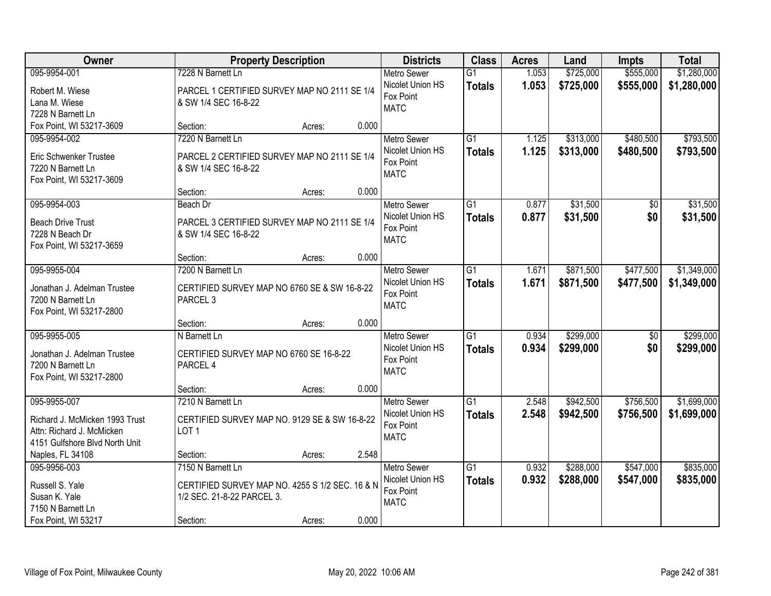| Owner | Property Description | Districts | Class | Acres | Land | Impts | Total |
|---|---|---|---|---|---|---|---|
| 095-9954-001<br>Robert M. Wiese<br>Lana M. Wiese<br>7228 N Barnett Ln<br>Fox Point, WI 53217-3609 | 7228 N Barnett Ln<br>PARCEL 1 CERTIFIED SURVEY MAP NO 2111 SE 1/4 & SW 1/4 SEC 16-8-22<br>Section: Acres: 0.000 | Metro Sewer<br>Nicolet Union HS<br>Fox Point<br>MATC | G1<br>**Totals** | 1.053<br>**1.053** | $725,000<br>**$725,000** | $555,000<br>**$555,000** | $1,280,000<br>**$1,280,000** |
| 095-9954-002<br>Eric Schwenker Trustee<br>7220 N Barnett Ln<br>Fox Point, WI 53217-3609 | 7220 N Barnett Ln<br>PARCEL 2 CERTIFIED SURVEY MAP NO 2111 SE 1/4 & SW 1/4 SEC 16-8-22<br>Section: Acres: 0.000 | Metro Sewer<br>Nicolet Union HS<br>Fox Point<br>MATC | G1<br>**Totals** | 1.125<br>**1.125** | $313,000<br>**$313,000** | $480,500<br>**$480,500** | $793,500<br>**$793,500** |
| 095-9954-003<br>Beach Drive Trust<br>7228 N Beach Dr<br>Fox Point, WI 53217-3659 | Beach Dr<br>PARCEL 3 CERTIFIED SURVEY MAP NO 2111 SE 1/4 & SW 1/4 SEC 16-8-22<br>Section: Acres: 0.000 | Metro Sewer<br>Nicolet Union HS<br>Fox Point<br>MATC | G1<br>**Totals** | 0.877<br>**0.877** | $31,500<br>**$31,500** | $0<br>**$0** | $31,500<br>**$31,500** |
| 095-9955-004<br>Jonathan J. Adelman Trustee<br>7200 N Barnett Ln<br>Fox Point, WI 53217-2800 | 7200 N Barnett Ln<br>CERTIFIED SURVEY MAP NO 6760 SE & SW 16-8-22 PARCEL 3<br>Section: Acres: 0.000 | Metro Sewer<br>Nicolet Union HS<br>Fox Point<br>MATC | G1<br>**Totals** | 1.671<br>**1.671** | $871,500<br>**$871,500** | $477,500<br>**$477,500** | $1,349,000<br>**$1,349,000** |
| 095-9955-005<br>Jonathan J. Adelman Trustee<br>7200 N Barnett Ln<br>Fox Point, WI 53217-2800 | N Barnett Ln<br>CERTIFIED SURVEY MAP NO 6760 SE 16-8-22 PARCEL 4<br>Section: Acres: 0.000 | Metro Sewer<br>Nicolet Union HS<br>Fox Point<br>MATC | G1<br>**Totals** | 0.934<br>**0.934** | $299,000<br>**$299,000** | $0<br>**$0** | $299,000<br>**$299,000** |
| 095-9955-007<br>Richard J. McMicken 1993 Trust<br>Attn: Richard J. McMicken<br>4151 Gulfshore Blvd North Unit<br>Naples, FL 34108 | 7210 N Barnett Ln<br>CERTIFIED SURVEY MAP NO. 9129 SE & SW 16-8-22 LOT 1<br>Section: Acres: 2.548 | Metro Sewer<br>Nicolet Union HS<br>Fox Point<br>MATC | G1<br>**Totals** | 2.548<br>**2.548** | $942,500<br>**$942,500** | $756,500<br>**$756,500** | $1,699,000<br>**$1,699,000** |
| 095-9956-003<br>Russell S. Yale<br>Susan K. Yale<br>7150 N Barnett Ln<br>Fox Point, WI 53217 | 7150 N Barnett Ln<br>CERTIFIED SURVEY MAP NO. 4255 S 1/2 SEC. 16 & N 1/2 SEC. 21-8-22 PARCEL 3.<br>Section: Acres: 0.000 | Metro Sewer<br>Nicolet Union HS<br>Fox Point<br>MATC | G1<br>**Totals** | 0.932<br>**0.932** | $288,000<br>**$288,000** | $547,000<br>**$547,000** | $835,000<br>**$835,000** |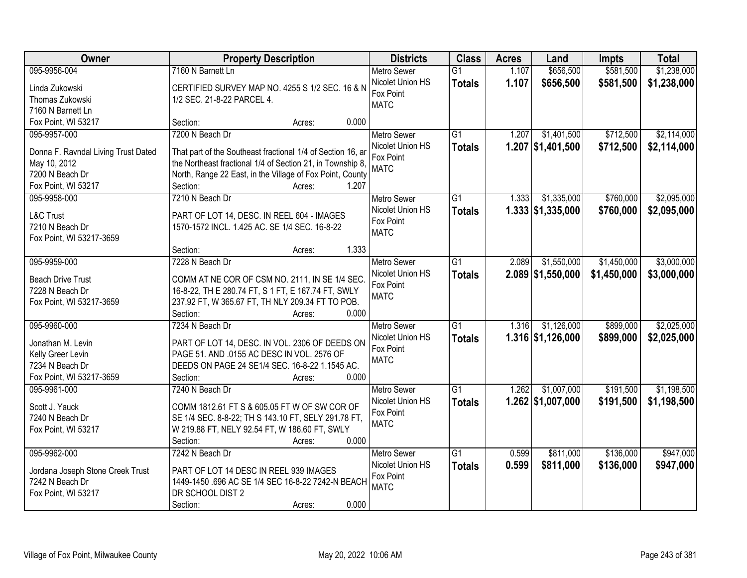| Owner | Property Description | Districts | Class | Acres | Land | Impts | Total |
|---|---|---|---|---|---|---|---|
| 095-9956-004<br>Linda Zukowski<br>Thomas Zukowski<br>7160 N Barnett Ln<br>Fox Point, WI 53217 | 7160 N Barnett Ln<br>CERTIFIED SURVEY MAP NO. 4255 S 1/2 SEC. 16 & N 1/2 SEC. 21-8-22 PARCEL 4.<br>Section: Acres: 0.000 | Metro Sewer<br>Nicolet Union HS<br>Fox Point<br>MATC | G1<br>**Totals** | 1.107<br>**1.107** | $656,500<br>**$656,500** | $581,500<br>**$581,500** | $1,238,000<br>**$1,238,000** |
| 095-9957-000<br>Donna F. Ravndal Living Trust Dated May 10, 2012<br>7200 N Beach Dr<br>Fox Point, WI 53217 | 7200 N Beach Dr<br>That part of the Southeast fractional 1/4 of Section 16, ar the Northeast fractional 1/4 of Section 21, in Township 8, North, Range 22 East, in the Village of Fox Point, County<br>Section: Acres: 1.207 | Metro Sewer<br>Nicolet Union HS<br>Fox Point<br>MATC | G1<br>**Totals** | 1.207<br>**1.207** | $1,401,500<br>**$1,401,500** | $712,500<br>**$712,500** | $2,114,000<br>**$2,114,000** |
| 095-9958-000<br>L&C Trust<br>7210 N Beach Dr<br>Fox Point, WI 53217-3659 | 7210 N Beach Dr<br>PART OF LOT 14, DESC. IN REEL 604 - IMAGES 1570-1572 INCL. 1.425 AC. SE 1/4 SEC. 16-8-22<br>Section: Acres: 1.333 | Metro Sewer<br>Nicolet Union HS<br>Fox Point<br>MATC | G1<br>**Totals** | 1.333<br>**1.333** | $1,335,000<br>**$1,335,000** | $760,000<br>**$760,000** | $2,095,000<br>**$2,095,000** |
| 095-9959-000<br>Beach Drive Trust<br>7228 N Beach Dr<br>Fox Point, WI 53217-3659 | 7228 N Beach Dr<br>COMM AT NE COR OF CSM NO. 2111, IN SE 1/4 SEC. 16-8-22, TH E 280.74 FT, S 1 FT, E 167.74 FT, SWLY 237.92 FT, W 365.67 FT, TH NLY 209.34 FT TO POB.<br>Section: Acres: 0.000 | Metro Sewer<br>Nicolet Union HS<br>Fox Point<br>MATC | G1<br>**Totals** | 2.089<br>**2.089** | $1,550,000<br>**$1,550,000** | $1,450,000<br>**$1,450,000** | $3,000,000<br>**$3,000,000** |
| 095-9960-000<br>Jonathan M. Levin<br>Kelly Greer Levin<br>7234 N Beach Dr<br>Fox Point, WI 53217-3659 | 7234 N Beach Dr<br>PART OF LOT 14, DESC. IN VOL. 2306 OF DEEDS ON PAGE 51. AND .0155 AC DESC IN VOL. 2576 OF DEEDS ON PAGE 24 SE1/4 SEC. 16-8-22 1.1545 AC.<br>Section: Acres: 0.000 | Metro Sewer<br>Nicolet Union HS<br>Fox Point<br>MATC | G1<br>**Totals** | 1.316<br>**1.316** | $1,126,000<br>**$1,126,000** | $899,000<br>**$899,000** | $2,025,000<br>**$2,025,000** |
| 095-9961-000<br>Scott J. Yauck<br>7240 N Beach Dr<br>Fox Point, WI 53217 | 7240 N Beach Dr<br>COMM 1812.61 FT S & 605.05 FT W OF SW COR OF SE 1/4 SEC. 8-8-22; TH S 143.10 FT, SELY 291.78 FT, W 219.88 FT, NELY 92.54 FT, W 186.60 FT, SWLY<br>Section: Acres: 0.000 | Metro Sewer<br>Nicolet Union HS<br>Fox Point<br>MATC | G1<br>**Totals** | 1.262<br>**1.262** | $1,007,000<br>**$1,007,000** | $191,500<br>**$191,500** | $1,198,500<br>**$1,198,500** |
| 095-9962-000<br>Jordana Joseph Stone Creek Trust<br>7242 N Beach Dr<br>Fox Point, WI 53217 | 7242 N Beach Dr<br>PART OF LOT 14 DESC IN REEL 939 IMAGES 1449-1450 .696 AC SE 1/4 SEC 16-8-22 7242-N BEACH DR SCHOOL DIST 2<br>Section: Acres: 0.000 | Metro Sewer<br>Nicolet Union HS<br>Fox Point<br>MATC | G1<br>**Totals** | 0.599<br>**0.599** | $811,000<br>**$811,000** | $136,000<br>**$136,000** | $947,000<br>**$947,000** |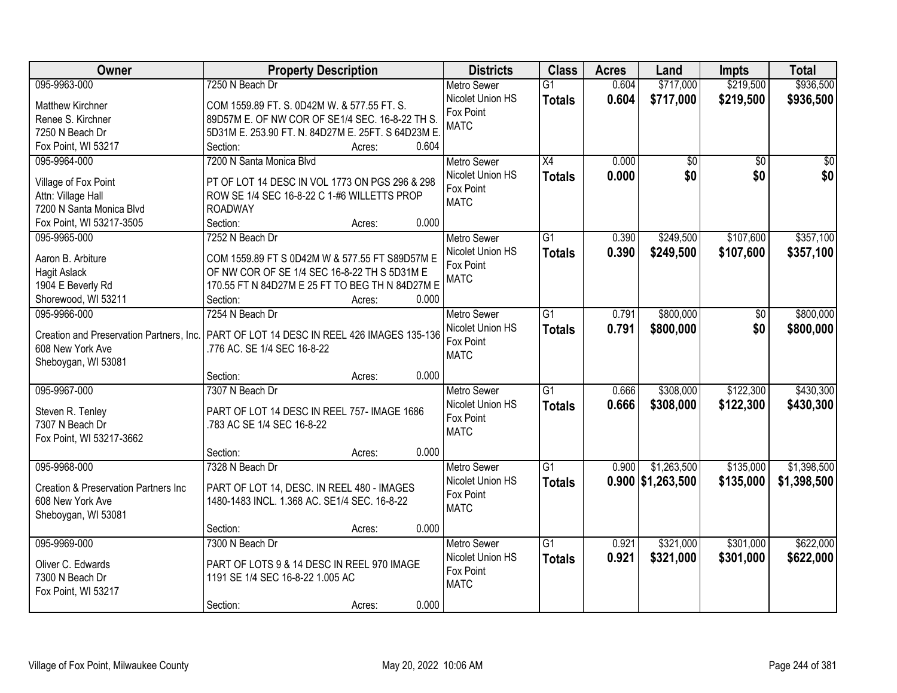| Owner | Property Description | Districts | Class | Acres | Land | Impts | Total |
|---|---|---|---|---|---|---|---|
| 095-9963-000<br>Matthew Kirchner<br>Renee S. Kirchner<br>7250 N Beach Dr<br>Fox Point, WI 53217 | 7250 N Beach Dr<br>COM 1559.89 FT. S. 0D42M W. & 577.55 FT. S. 89D57M E. OF NW COR OF SE1/4 SEC. 16-8-22 TH S. 5D31M E. 253.90 FT. N. 84D27M E. 25FT. S 64D23M E.<br>Section: Acres: 0.604 | Metro Sewer<br>Nicolet Union HS<br>Fox Point<br>MATC | G1<br>**Totals** | 0.604<br>**0.604** | $717,000<br>**$717,000** | $219,500<br>**$219,500** | $936,500<br>**$936,500** |
| 095-9964-000<br>Village of Fox Point<br>Attn: Village Hall<br>7200 N Santa Monica Blvd<br>Fox Point, WI 53217-3505 | 7200 N Santa Monica Blvd<br>PT OF LOT 14 DESC IN VOL 1773 ON PGS 296 & 298 ROW SE 1/4 SEC 16-8-22 C 1-#6 WILLETTS PROP ROADWAY<br>Section: Acres: 0.000 | Metro Sewer<br>Nicolet Union HS<br>Fox Point<br>MATC | X4<br>**Totals** | 0.000<br>**0.000** | $0<br>**$0** | $0<br>**$0** | $0<br>**$0** |
| 095-9965-000<br>Aaron B. Arbiture<br>Hagit Aslack<br>1904 E Beverly Rd<br>Shorewood, WI 53211 | 7252 N Beach Dr<br>COM 1559.89 FT S 0D42M W & 577.55 FT S89D57M E OF NW COR OF SE 1/4 SEC 16-8-22 TH S 5D31M E 170.55 FT N 84D27M E 25 FT TO BEG TH N 84D27M E<br>Section: Acres: 0.000 | Metro Sewer<br>Nicolet Union HS<br>Fox Point<br>MATC | G1<br>**Totals** | 0.390<br>**0.390** | $249,500<br>**$249,500** | $107,600<br>**$107,600** | $357,100<br>**$357,100** |
| 095-9966-000<br>Creation and Preservation Partners, Inc.<br>608 New York Ave<br>Sheboygan, WI 53081 | 7254 N Beach Dr<br>PART OF LOT 14 DESC IN REEL 426 IMAGES 135-136 .776 AC. SE 1/4 SEC 16-8-22<br>Section: Acres: 0.000 | Metro Sewer<br>Nicolet Union HS<br>Fox Point<br>MATC | G1<br>**Totals** | 0.791<br>**0.791** | $800,000<br>**$800,000** | $0<br>**$0** | $800,000<br>**$800,000** |
| 095-9967-000<br>Steven R. Tenley<br>7307 N Beach Dr<br>Fox Point, WI 53217-3662 | 7307 N Beach Dr<br>PART OF LOT 14 DESC IN REEL 757- IMAGE 1686 .783 AC SE 1/4 SEC 16-8-22<br>Section: Acres: 0.000 | Metro Sewer<br>Nicolet Union HS<br>Fox Point<br>MATC | G1<br>**Totals** | 0.666<br>**0.666** | $308,000<br>**$308,000** | $122,300<br>**$122,300** | $430,300<br>**$430,300** |
| 095-9968-000<br>Creation & Preservation Partners Inc<br>608 New York Ave<br>Sheboygan, WI 53081 | 7328 N Beach Dr<br>PART OF LOT 14, DESC. IN REEL 480 - IMAGES 1480-1483 INCL. 1.368 AC. SE1/4 SEC. 16-8-22<br>Section: Acres: 0.000 | Metro Sewer<br>Nicolet Union HS<br>Fox Point<br>MATC | G1<br>**Totals** | 0.900<br>**0.900** | $1,263,500<br>**$1,263,500** | $135,000<br>**$135,000** | $1,398,500<br>**$1,398,500** |
| 095-9969-000<br>Oliver C. Edwards<br>7300 N Beach Dr<br>Fox Point, WI 53217 | 7300 N Beach Dr<br>PART OF LOTS 9 & 14 DESC IN REEL 970 IMAGE 1191 SE 1/4 SEC 16-8-22 1.005 AC<br>Section: Acres: 0.000 | Metro Sewer<br>Nicolet Union HS<br>Fox Point<br>MATC | G1<br>**Totals** | 0.921<br>**0.921** | $321,000<br>**$321,000** | $301,000<br>**$301,000** | $622,000<br>**$622,000** |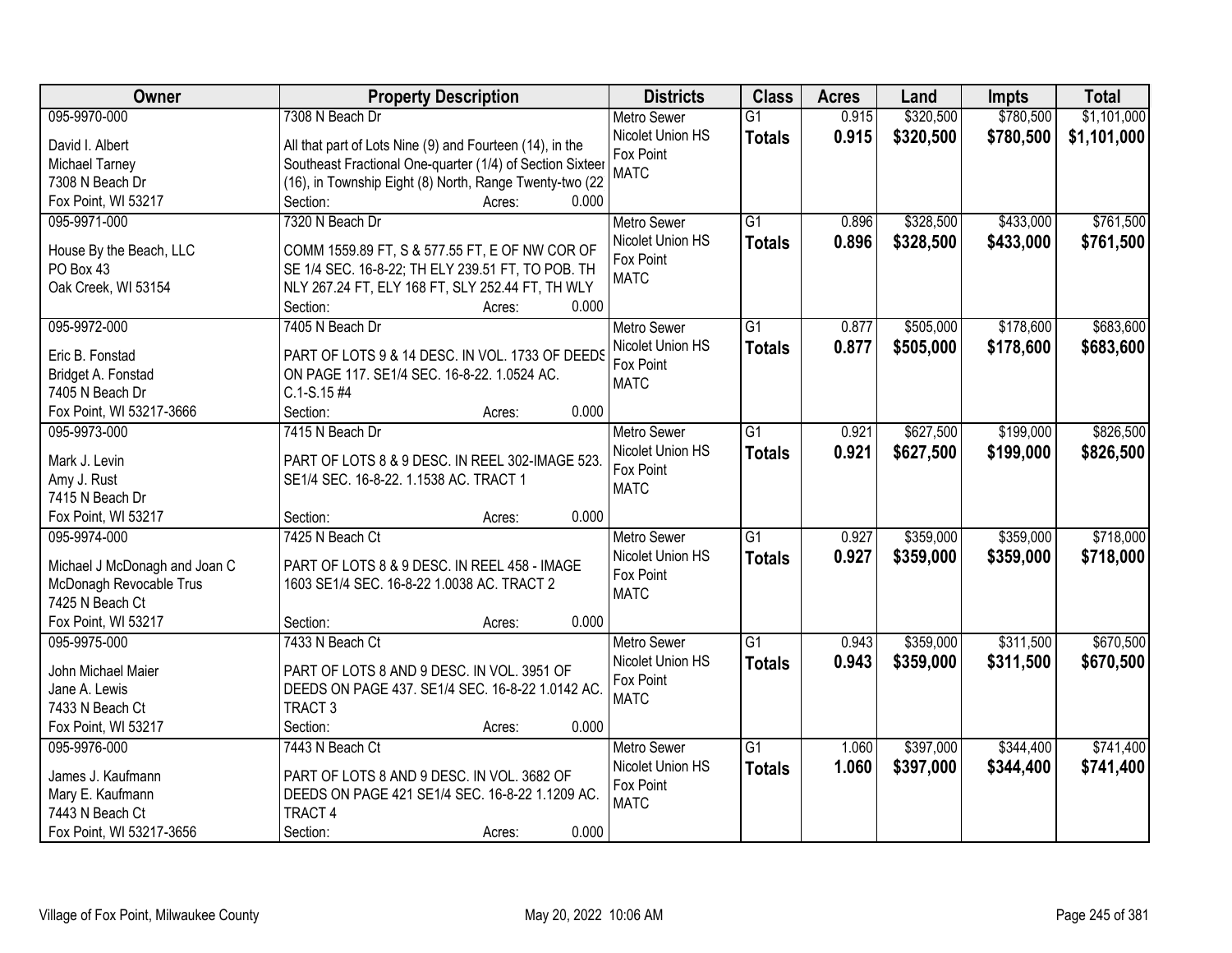| Owner | Property Description | Districts | Class | Acres | Land | Impts | Total |
|---|---|---|---|---|---|---|---|
| 095-9970-000<br>David I. Albert<br>Michael Tarney<br>7308 N Beach Dr<br>Fox Point, WI 53217 | 7308 N Beach Dr<br>All that part of Lots Nine (9) and Fourteen (14), in the Southeast Fractional One-quarter (1/4) of Section Sixteer (16), in Township Eight (8) North, Range Twenty-two (22<br>Section: Acres: 0.000 | Metro Sewer<br>Nicolet Union HS<br>Fox Point<br>MATC | G1<br>**Totals** | 0.915<br>**0.915** | $320,500<br>**$320,500** | $780,500<br>**$780,500** | $1,101,000<br>**$1,101,000** |
| 095-9971-000<br>House By the Beach, LLC<br>PO Box 43<br>Oak Creek, WI 53154 | 7320 N Beach Dr<br>COMM 1559.89 FT, S & 577.55 FT, E OF NW COR OF SE 1/4 SEC. 16-8-22; TH ELY 239.51 FT, TO POB. TH NLY 267.24 FT, ELY 168 FT, SLY 252.44 FT, TH WLY<br>Section: Acres: 0.000 | Metro Sewer<br>Nicolet Union HS<br>Fox Point<br>MATC | G1<br>**Totals** | 0.896<br>**0.896** | $328,500<br>**$328,500** | $433,000<br>**$433,000** | $761,500<br>**$761,500** |
| 095-9972-000<br>Eric B. Fonstad<br>Bridget A. Fonstad<br>7405 N Beach Dr<br>Fox Point, WI 53217-3666 | 7405 N Beach Dr<br>PART OF LOTS 9 & 14 DESC. IN VOL. 1733 OF DEEDS ON PAGE 117. SE1/4 SEC. 16-8-22. 1.0524 AC. C.1-S.15 #4<br>Section: Acres: 0.000 | Metro Sewer<br>Nicolet Union HS<br>Fox Point<br>MATC | G1<br>**Totals** | 0.877<br>**0.877** | $505,000<br>**$505,000** | $178,600<br>**$178,600** | $683,600<br>**$683,600** |
| 095-9973-000<br>Mark J. Levin<br>Amy J. Rust<br>7415 N Beach Dr<br>Fox Point, WI 53217 | 7415 N Beach Dr<br>PART OF LOTS 8 & 9 DESC. IN REEL 302-IMAGE 523. SE1/4 SEC. 16-8-22. 1.1538 AC. TRACT 1<br>Section: Acres: 0.000 | Metro Sewer<br>Nicolet Union HS<br>Fox Point<br>MATC | G1<br>**Totals** | 0.921<br>**0.921** | $627,500<br>**$627,500** | $199,000<br>**$199,000** | $826,500<br>**$826,500** |
| 095-9974-000<br>Michael J McDonagh and Joan C McDonagh Revocable Trus<br>7425 N Beach Ct<br>Fox Point, WI 53217 | 7425 N Beach Ct<br>PART OF LOTS 8 & 9 DESC. IN REEL 458 - IMAGE 1603 SE1/4 SEC. 16-8-22 1.0038 AC. TRACT 2<br>Section: Acres: 0.000 | Metro Sewer<br>Nicolet Union HS<br>Fox Point<br>MATC | G1<br>**Totals** | 0.927<br>**0.927** | $359,000<br>**$359,000** | $359,000<br>**$359,000** | $718,000<br>**$718,000** |
| 095-9975-000<br>John Michael Maier<br>Jane A. Lewis<br>7433 N Beach Ct<br>Fox Point, WI 53217 | 7433 N Beach Ct<br>PART OF LOTS 8 AND 9 DESC. IN VOL. 3951 OF DEEDS ON PAGE 437. SE1/4 SEC. 16-8-22 1.0142 AC. TRACT 3<br>Section: Acres: 0.000 | Metro Sewer<br>Nicolet Union HS<br>Fox Point<br>MATC | G1<br>**Totals** | 0.943<br>**0.943** | $359,000<br>**$359,000** | $311,500<br>**$311,500** | $670,500<br>**$670,500** |
| 095-9976-000<br>James J. Kaufmann<br>Mary E. Kaufmann<br>7443 N Beach Ct<br>Fox Point, WI 53217-3656 | 7443 N Beach Ct<br>PART OF LOTS 8 AND 9 DESC. IN VOL. 3682 OF DEEDS ON PAGE 421 SE1/4 SEC. 16-8-22 1.1209 AC. TRACT 4<br>Section: Acres: 0.000 | Metro Sewer<br>Nicolet Union HS<br>Fox Point<br>MATC | G1<br>**Totals** | 1.060<br>**1.060** | $397,000<br>**$397,000** | $344,400<br>**$344,400** | $741,400<br>**$741,400** |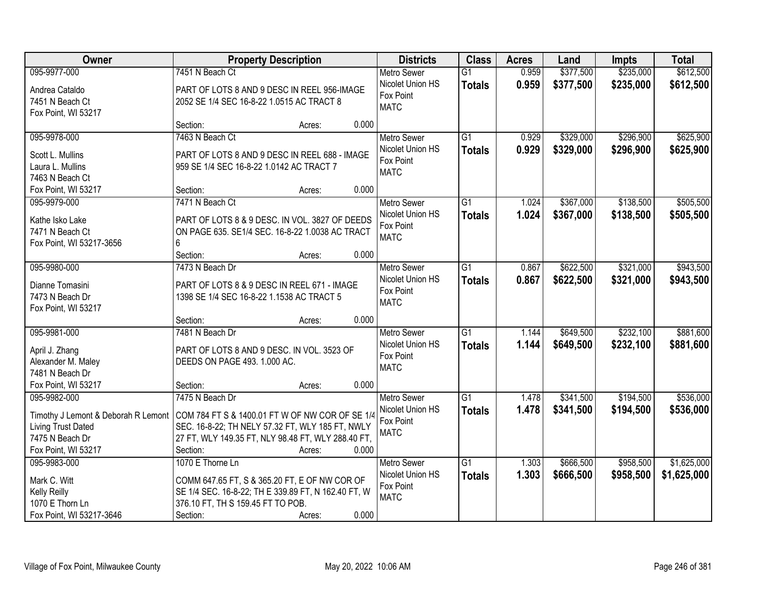| Owner | Property Description | Districts | Class | Acres | Land | Impts | Total |
|---|---|---|---|---|---|---|---|
| 095-9977-000<br>Andrea Cataldo<br>7451 N Beach Ct<br>Fox Point, WI 53217 | 7451 N Beach Ct<br>PART OF LOTS 8 AND 9 DESC IN REEL 956-IMAGE 2052 SE 1/4 SEC 16-8-22 1.0515 AC TRACT 8<br>Section: Acres: 0.000 | Metro Sewer<br>Nicolet Union HS<br>Fox Point<br>MATC | G1<br>**Totals** | 0.959<br>**0.959** | $377,500<br>**$377,500** | $235,000<br>**$235,000** | $612,500<br>**$612,500** |
| 095-9978-000<br>Scott L. Mullins<br>Laura L. Mullins<br>7463 N Beach Ct<br>Fox Point, WI 53217 | 7463 N Beach Ct<br>PART OF LOTS 8 AND 9 DESC IN REEL 688 - IMAGE 959 SE 1/4 SEC 16-8-22 1.0142 AC TRACT 7<br>Section: Acres: 0.000 | Metro Sewer<br>Nicolet Union HS<br>Fox Point<br>MATC | G1<br>**Totals** | 0.929<br>**0.929** | $329,000<br>**$329,000** | $296,900<br>**$296,900** | $625,900<br>**$625,900** |
| 095-9979-000<br>Kathe Isko Lake<br>7471 N Beach Ct<br>Fox Point, WI 53217-3656 | 7471 N Beach Ct<br>PART OF LOTS 8 & 9 DESC. IN VOL. 3827 OF DEEDS ON PAGE 635. SE1/4 SEC. 16-8-22 1.0038 AC TRACT 6<br>Section: Acres: 0.000 | Metro Sewer<br>Nicolet Union HS<br>Fox Point<br>MATC | G1<br>**Totals** | 1.024<br>**1.024** | $367,000<br>**$367,000** | $138,500<br>**$138,500** | $505,500<br>**$505,500** |
| 095-9980-000<br>Dianne Tomasini<br>7473 N Beach Dr<br>Fox Point, WI 53217 | 7473 N Beach Dr<br>PART OF LOTS 8 & 9 DESC IN REEL 671 - IMAGE 1398 SE 1/4 SEC 16-8-22 1.1538 AC TRACT 5<br>Section: Acres: 0.000 | Metro Sewer<br>Nicolet Union HS<br>Fox Point<br>MATC | G1<br>**Totals** | 0.867<br>**0.867** | $622,500<br>**$622,500** | $321,000<br>**$321,000** | $943,500<br>**$943,500** |
| 095-9981-000<br>April J. Zhang<br>Alexander M. Maley<br>7481 N Beach Dr<br>Fox Point, WI 53217 | 7481 N Beach Dr<br>PART OF LOTS 8 AND 9 DESC. IN VOL. 3523 OF DEEDS ON PAGE 493. 1.000 AC.<br>Section: Acres: 0.000 | Metro Sewer<br>Nicolet Union HS<br>Fox Point<br>MATC | G1<br>**Totals** | 1.144<br>**1.144** | $649,500<br>**$649,500** | $232,100<br>**$232,100** | $881,600<br>**$881,600** |
| 095-9982-000<br>Timothy J Lemont & Deborah R Lemont<br>Living Trust Dated<br>7475 N Beach Dr<br>Fox Point, WI 53217 | 7475 N Beach Dr<br>COM 784 FT S & 1400.01 FT W OF NW COR OF SE 1/4 SEC. 16-8-22; TH NELY 57.32 FT, WLY 185 FT, NWLY 27 FT, WLY 149.35 FT, NLY 98.48 FT, WLY 288.40 FT,<br>Section: Acres: 0.000 | Metro Sewer<br>Nicolet Union HS<br>Fox Point<br>MATC | G1<br>**Totals** | 1.478<br>**1.478** | $341,500<br>**$341,500** | $194,500<br>**$194,500** | $536,000<br>**$536,000** |
| 095-9983-000<br>Mark C. Witt<br>Kelly Reilly<br>1070 E Thorn Ln<br>Fox Point, WI 53217-3646 | 1070 E Thorne Ln<br>COMM 647.65 FT, S & 365.20 FT, E OF NW COR OF SE 1/4 SEC. 16-8-22; TH E 339.89 FT, N 162.40 FT, W 376.10 FT, TH S 159.45 FT TO POB.<br>Section: Acres: 0.000 | Metro Sewer<br>Nicolet Union HS<br>Fox Point<br>MATC | G1<br>**Totals** | 1.303<br>**1.303** | $666,500<br>**$666,500** | $958,500<br>**$958,500** | $1,625,000<br>**$1,625,000** |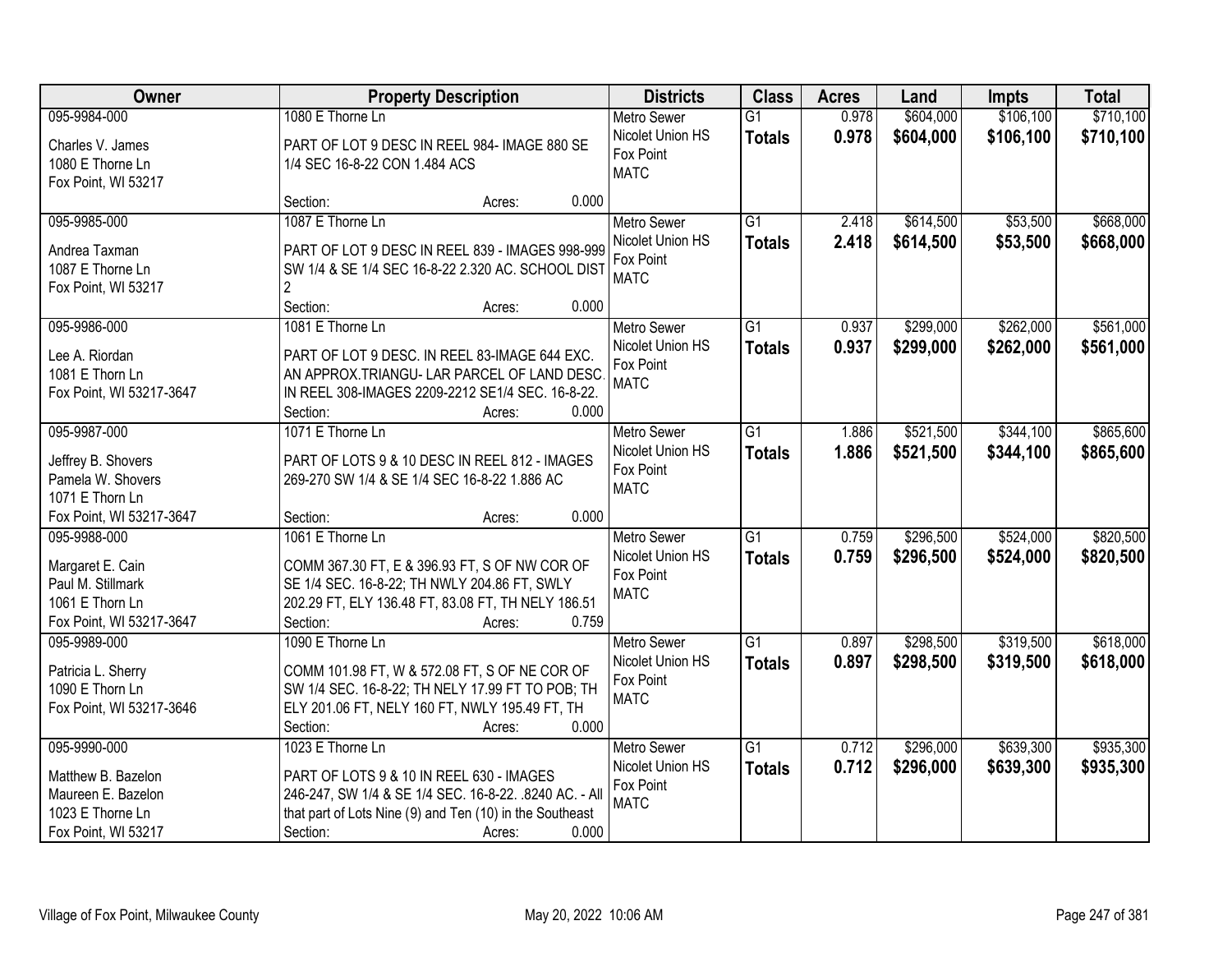| Owner | Property Description | Districts | Class | Acres | Land | Impts | Total |
|---|---|---|---|---|---|---|---|
| 095-9984-000<br>Charles V. James<br>1080 E Thorne Ln<br>Fox Point, WI 53217 | 1080 E Thorne Ln<br>PART OF LOT 9 DESC IN REEL 984- IMAGE 880 SE 1/4 SEC 16-8-22 CON 1.484 ACS<br>Section: Acres: 0.000 | Metro Sewer<br>Nicolet Union HS<br>Fox Point<br>MATC | G1<br>**Totals** | 0.978<br>**0.978** | $604,000<br>**$604,000** | $106,100<br>**$106,100** | $710,100<br>**$710,100** |
| 095-9985-000<br>Andrea Taxman<br>1087 E Thorne Ln<br>Fox Point, WI 53217 | 1087 E Thorne Ln<br>PART OF LOT 9 DESC IN REEL 839 - IMAGES 998-999 SW 1/4 & SE 1/4 SEC 16-8-22 2.320 AC. SCHOOL DIST 2<br>Section: Acres: 0.000 | Metro Sewer<br>Nicolet Union HS<br>Fox Point<br>MATC | G1<br>**Totals** | 2.418<br>**2.418** | $614,500<br>**$614,500** | $53,500<br>**$53,500** | $668,000<br>**$668,000** |
| 095-9986-000<br>Lee A. Riordan<br>1081 E Thorne Ln<br>Fox Point, WI 53217-3647 | 1081 E Thorne Ln<br>PART OF LOT 9 DESC. IN REEL 83-IMAGE 644 EXC. AN APPROX.TRIANGU- LAR PARCEL OF LAND DESC. IN REEL 308-IMAGES 2209-2212 SE1/4 SEC. 16-8-22.<br>Section: Acres: 0.000 | Metro Sewer<br>Nicolet Union HS<br>Fox Point<br>MATC | G1<br>**Totals** | 0.937<br>**0.937** | $299,000<br>**$299,000** | $262,000<br>**$262,000** | $561,000<br>**$561,000** |
| 095-9987-000<br>Jeffrey B. Shovers<br>Pamela W. Shovers<br>1071 E Thorn Ln<br>Fox Point, WI 53217-3647 | 1071 E Thorne Ln<br>PART OF LOTS 9 & 10 DESC IN REEL 812 - IMAGES 269-270 SW 1/4 & SE 1/4 SEC 16-8-22 1.886 AC<br>Section: Acres: 0.000 | Metro Sewer<br>Nicolet Union HS<br>Fox Point<br>MATC | G1<br>**Totals** | 1.886<br>**1.886** | $521,500<br>**$521,500** | $344,100<br>**$344,100** | $865,600<br>**$865,600** |
| 095-9988-000<br>Margaret E. Cain<br>Paul M. Stillmark<br>1061 E Thorn Ln<br>Fox Point, WI 53217-3647 | 1061 E Thorne Ln<br>COMM 367.30 FT, E & 396.93 FT, S OF NW COR OF SE 1/4 SEC. 16-8-22; TH NWLY 204.86 FT, SWLY 202.29 FT, ELY 136.48 FT, 83.08 FT, TH NELY 186.51<br>Section: Acres: 0.759 | Metro Sewer<br>Nicolet Union HS<br>Fox Point<br>MATC | G1<br>**Totals** | 0.759<br>**0.759** | $296,500<br>**$296,500** | $524,000<br>**$524,000** | $820,500<br>**$820,500** |
| 095-9989-000<br>Patricia L. Sherry<br>1090 E Thorn Ln<br>Fox Point, WI 53217-3646 | 1090 E Thorne Ln<br>COMM 101.98 FT, W & 572.08 FT, S OF NE COR OF SW 1/4 SEC. 16-8-22; TH NELY 17.99 FT TO POB; TH ELY 201.06 FT, NELY 160 FT, NWLY 195.49 FT, TH<br>Section: Acres: 0.000 | Metro Sewer<br>Nicolet Union HS<br>Fox Point<br>MATC | G1<br>**Totals** | 0.897<br>**0.897** | $298,500<br>**$298,500** | $319,500<br>**$319,500** | $618,000<br>**$618,000** |
| 095-9990-000<br>Matthew B. Bazelon<br>Maureen E. Bazelon<br>1023 E Thorne Ln<br>Fox Point, WI 53217 | 1023 E Thorne Ln<br>PART OF LOTS 9 & 10 IN REEL 630 - IMAGES 246-247, SW 1/4 & SE 1/4 SEC. 16-8-22. .8240 AC. - All that part of Lots Nine (9) and Ten (10) in the Southeast<br>Section: Acres: 0.000 | Metro Sewer<br>Nicolet Union HS<br>Fox Point<br>MATC | G1<br>**Totals** | 0.712<br>**0.712** | $296,000<br>**$296,000** | $639,300<br>**$639,300** | $935,300<br>**$935,300** |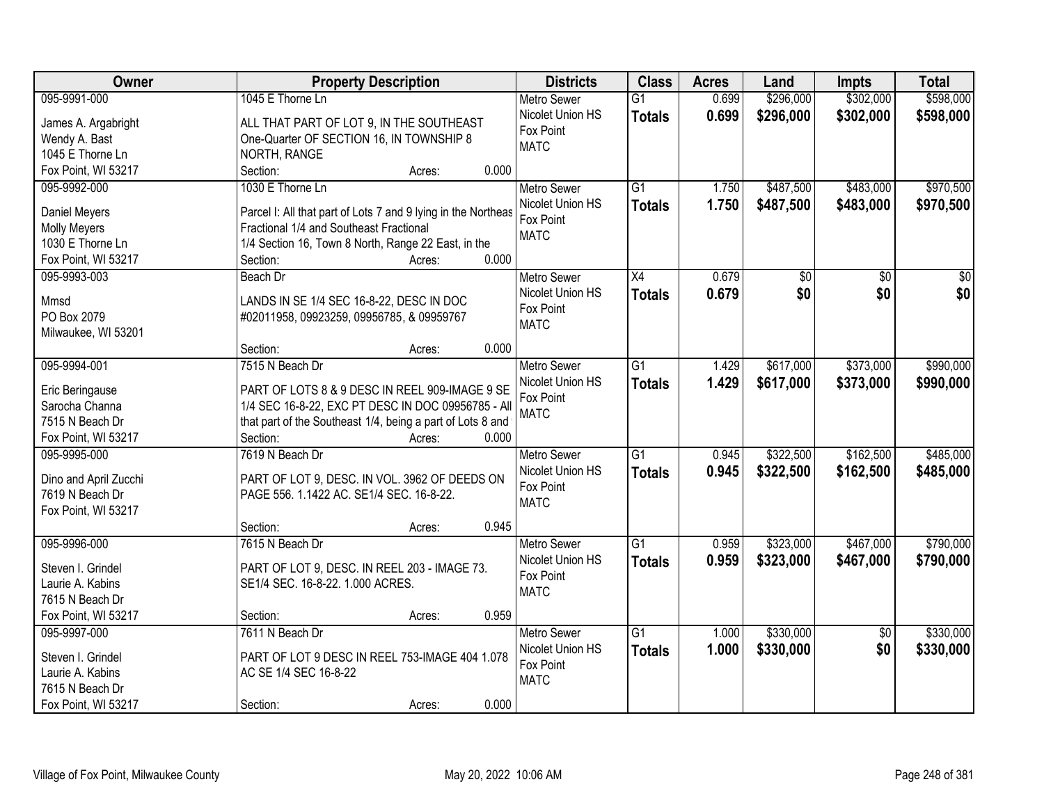| Owner | Property Description | Districts | Class | Acres | Land | Impts | Total |
|---|---|---|---|---|---|---|---|
| 095-9991-000<br>James A. Argabright<br>Wendy A. Bast<br>1045 E Thorne Ln<br>Fox Point, WI 53217 | 1045 E Thorne Ln<br>ALL THAT PART OF LOT 9, IN THE SOUTHEAST One-Quarter OF SECTION 16, IN TOWNSHIP 8 NORTH, RANGE<br>Section: Acres: 0.000 | Metro Sewer<br>Nicolet Union HS<br>Fox Point<br>MATC | G1<br>**Totals** | 0.699<br>**0.699** | $296,000<br>**$296,000** | $302,000<br>**$302,000** | $598,000<br>**$598,000** |
| 095-9992-000<br>Daniel Meyers<br>Molly Meyers<br>1030 E Thorne Ln<br>Fox Point, WI 53217 | 1030 E Thorne Ln<br>Parcel I: All that part of Lots 7 and 9 lying in the Northeas Fractional 1/4 and Southeast Fractional 1/4 Section 16, Town 8 North, Range 22 East, in the<br>Section: Acres: 0.000 | Metro Sewer<br>Nicolet Union HS<br>Fox Point<br>MATC | G1<br>**Totals** | 1.750<br>**1.750** | $487,500<br>**$487,500** | $483,000<br>**$483,000** | $970,500<br>**$970,500** |
| 095-9993-003<br>Mmsd<br>PO Box 2079<br>Milwaukee, WI 53201 | Beach Dr<br>LANDS IN SE 1/4 SEC 16-8-22, DESC IN DOC #02011958, 09923259, 09956785, & 09959767<br>Section: Acres: 0.000 | Metro Sewer<br>Nicolet Union HS<br>Fox Point<br>MATC | X4<br>**Totals** | 0.679<br>**0.679** | $0<br>**$0** | $0<br>**$0** | $0<br>**$0** |
| 095-9994-001<br>Eric Beringause<br>Sarocha Channa<br>7515 N Beach Dr<br>Fox Point, WI 53217 | 7515 N Beach Dr<br>PART OF LOTS 8 & 9 DESC IN REEL 909-IMAGE 9 SE 1/4 SEC 16-8-22, EXC PT DESC IN DOC 09956785 - All that part of the Southeast 1/4, being a part of Lots 8 and<br>Section: Acres: 0.000 | Metro Sewer<br>Nicolet Union HS<br>Fox Point<br>MATC | G1<br>**Totals** | 1.429<br>**1.429** | $617,000<br>**$617,000** | $373,000<br>**$373,000** | $990,000<br>**$990,000** |
| 095-9995-000<br>Dino and April Zucchi<br>7619 N Beach Dr<br>Fox Point, WI 53217 | 7619 N Beach Dr<br>PART OF LOT 9, DESC. IN VOL. 3962 OF DEEDS ON PAGE 556. 1.1422 AC. SE1/4 SEC. 16-8-22.<br>Section: Acres: 0.945 | Metro Sewer<br>Nicolet Union HS<br>Fox Point<br>MATC | G1<br>**Totals** | 0.945<br>**0.945** | $322,500<br>**$322,500** | $162,500<br>**$162,500** | $485,000<br>**$485,000** |
| 095-9996-000<br>Steven I. Grindel<br>Laurie A. Kabins<br>7615 N Beach Dr<br>Fox Point, WI 53217 | 7615 N Beach Dr<br>PART OF LOT 9, DESC. IN REEL 203 - IMAGE 73. SE1/4 SEC. 16-8-22. 1.000 ACRES.<br>Section: Acres: 0.959 | Metro Sewer<br>Nicolet Union HS<br>Fox Point<br>MATC | G1<br>**Totals** | 0.959<br>**0.959** | $323,000<br>**$323,000** | $467,000<br>**$467,000** | $790,000<br>**$790,000** |
| 095-9997-000<br>Steven I. Grindel<br>Laurie A. Kabins<br>7615 N Beach Dr<br>Fox Point, WI 53217 | 7611 N Beach Dr<br>PART OF LOT 9 DESC IN REEL 753-IMAGE 404 1.078 AC SE 1/4 SEC 16-8-22<br>Section: Acres: 0.000 | Metro Sewer<br>Nicolet Union HS<br>Fox Point<br>MATC | G1<br>**Totals** | 1.000<br>**1.000** | $330,000<br>**$330,000** | $0<br>**$0** | $330,000<br>**$330,000** |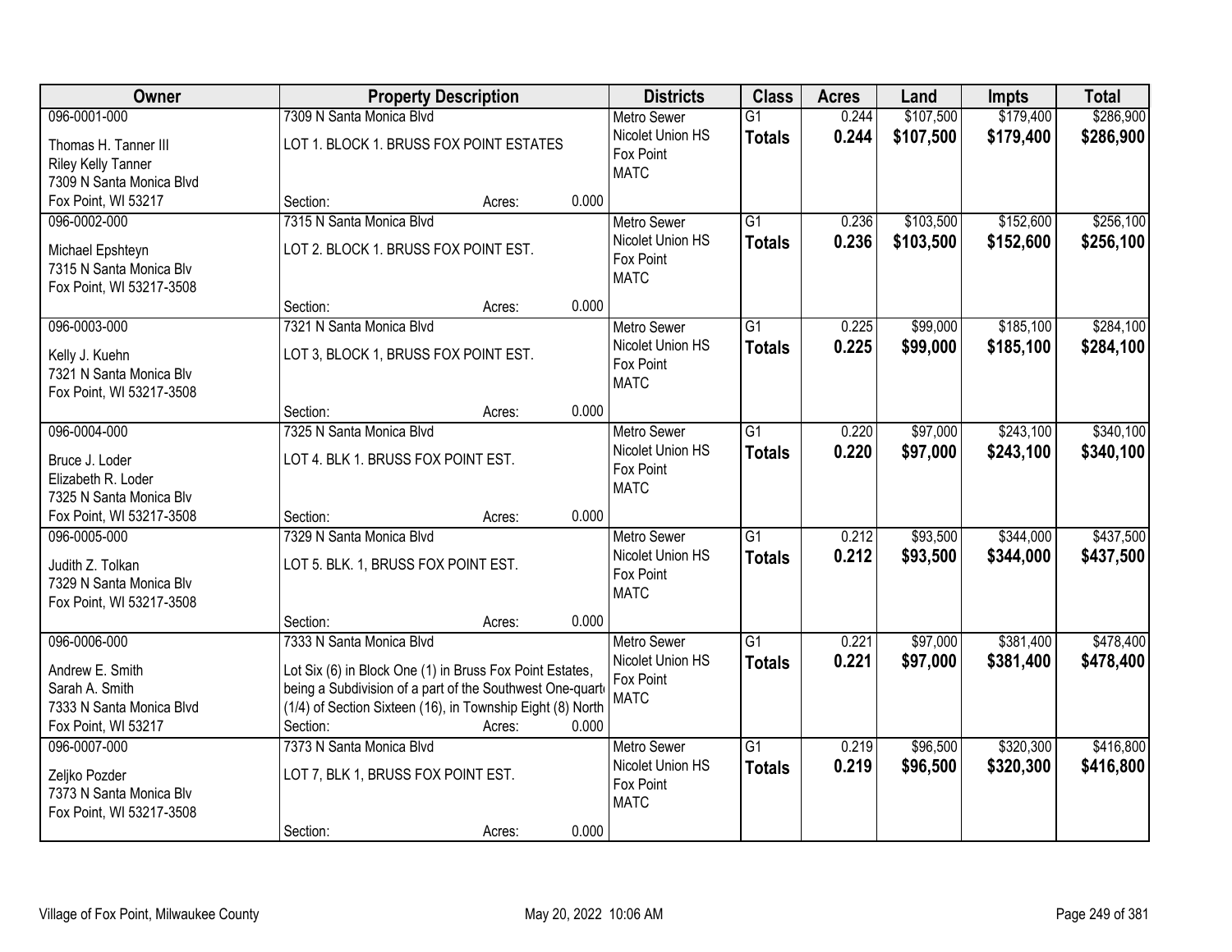| Owner | Property Description | Districts | Class | Acres | Land | Impts | Total |
|---|---|---|---|---|---|---|---|
| 096-0001-000<br>Thomas H. Tanner III<br>Riley Kelly Tanner<br>7309 N Santa Monica Blvd<br>Fox Point, WI 53217 | 7309 N Santa Monica Blvd<br>LOT 1. BLOCK 1. BRUSS FOX POINT ESTATES<br>Section: Acres: 0.000 | Metro Sewer<br>Nicolet Union HS<br>Fox Point<br>MATC | G1<br>**Totals** | 0.244<br>**0.244** | $107,500<br>**$107,500** | $179,400<br>**$179,400** | $286,900<br>**$286,900** |
| 096-0002-000<br>Michael Epshteyn<br>7315 N Santa Monica Blv<br>Fox Point, WI 53217-3508 | 7315 N Santa Monica Blvd<br>LOT 2. BLOCK 1. BRUSS FOX POINT EST.<br>Section: Acres: 0.000 | Metro Sewer<br>Nicolet Union HS<br>Fox Point<br>MATC | G1<br>**Totals** | 0.236<br>**0.236** | $103,500<br>**$103,500** | $152,600<br>**$152,600** | $256,100<br>**$256,100** |
| 096-0003-000<br>Kelly J. Kuehn<br>7321 N Santa Monica Blv<br>Fox Point, WI 53217-3508 | 7321 N Santa Monica Blvd<br>LOT 3, BLOCK 1, BRUSS FOX POINT EST.<br>Section: Acres: 0.000 | Metro Sewer<br>Nicolet Union HS<br>Fox Point<br>MATC | G1<br>**Totals** | 0.225<br>**0.225** | $99,000<br>**$99,000** | $185,100<br>**$185,100** | $284,100<br>**$284,100** |
| 096-0004-000<br>Bruce J. Loder<br>Elizabeth R. Loder<br>7325 N Santa Monica Blv<br>Fox Point, WI 53217-3508 | 7325 N Santa Monica Blvd<br>LOT 4. BLK 1. BRUSS FOX POINT EST.<br>Section: Acres: 0.000 | Metro Sewer<br>Nicolet Union HS<br>Fox Point<br>MATC | G1<br>**Totals** | 0.220<br>**0.220** | $97,000<br>**$97,000** | $243,100<br>**$243,100** | $340,100<br>**$340,100** |
| 096-0005-000<br>Judith Z. Tolkan<br>7329 N Santa Monica Blv<br>Fox Point, WI 53217-3508 | 7329 N Santa Monica Blvd<br>LOT 5. BLK. 1, BRUSS FOX POINT EST.<br>Section: Acres: 0.000 | Metro Sewer<br>Nicolet Union HS<br>Fox Point<br>MATC | G1<br>**Totals** | 0.212<br>**0.212** | $93,500<br>**$93,500** | $344,000<br>**$344,000** | $437,500<br>**$437,500** |
| 096-0006-000<br>Andrew E. Smith<br>Sarah A. Smith<br>7333 N Santa Monica Blvd<br>Fox Point, WI 53217 | 7333 N Santa Monica Blvd<br>Lot Six (6) in Block One (1) in Bruss Fox Point Estates, being a Subdivision of a part of the Southwest One-quart (1/4) of Section Sixteen (16), in Township Eight (8) North<br>Section: Acres: 0.000 | Metro Sewer<br>Nicolet Union HS<br>Fox Point<br>MATC | G1<br>**Totals** | 0.221<br>**0.221** | $97,000<br>**$97,000** | $381,400<br>**$381,400** | $478,400<br>**$478,400** |
| 096-0007-000<br>Zeljko Pozder<br>7373 N Santa Monica Blv<br>Fox Point, WI 53217-3508 | 7373 N Santa Monica Blvd<br>LOT 7, BLK 1, BRUSS FOX POINT EST.<br>Section: Acres: 0.000 | Metro Sewer<br>Nicolet Union HS<br>Fox Point<br>MATC | G1<br>**Totals** | 0.219<br>**0.219** | $96,500<br>**$96,500** | $320,300<br>**$320,300** | $416,800<br>**$416,800** |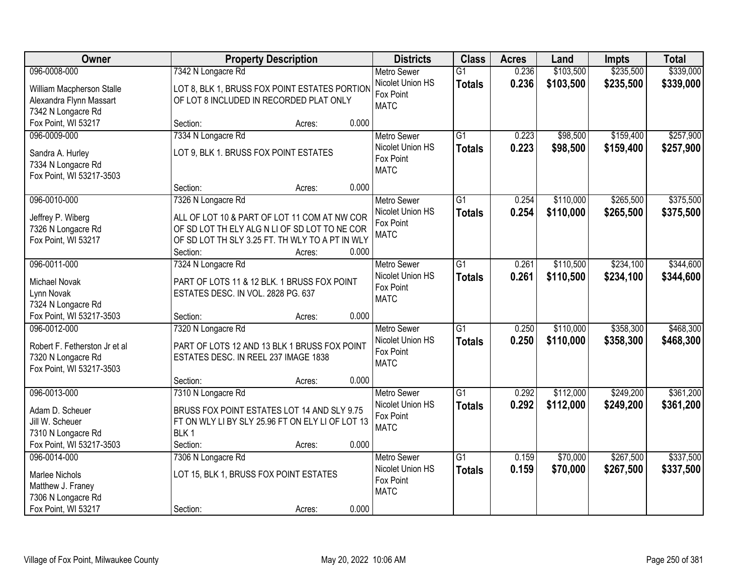| Owner | Property Description | Districts | Class | Acres | Land | Impts | Total |
|---|---|---|---|---|---|---|---|
| 096-0008-000<br>William Macpherson Stalle<br>Alexandra Flynn Massart<br>7342 N Longacre Rd<br>Fox Point, WI 53217 | 7342 N Longacre Rd<br>LOT 8, BLK 1, BRUSS FOX POINT ESTATES PORTION OF LOT 8 INCLUDED IN RECORDED PLAT ONLY<br>Section: Acres: 0.000 | Metro Sewer<br>Nicolet Union HS<br>Fox Point<br>MATC | G1<br>**Totals** | 0.236<br>**0.236** | \$103,500<br>**\$103,500** | \$235,500<br>**\$235,500** | \$339,000<br>**\$339,000** |
| 096-0009-000<br>Sandra A. Hurley<br>7334 N Longacre Rd<br>Fox Point, WI 53217-3503 | 7334 N Longacre Rd<br>LOT 9, BLK 1. BRUSS FOX POINT ESTATES<br>Section: Acres: 0.000 | Metro Sewer<br>Nicolet Union HS<br>Fox Point<br>MATC | G1<br>**Totals** | 0.223<br>**0.223** | \$98,500<br>**\$98,500** | \$159,400<br>**\$159,400** | \$257,900<br>**\$257,900** |
| 096-0010-000<br>Jeffrey P. Wiberg<br>7326 N Longacre Rd<br>Fox Point, WI 53217 | 7326 N Longacre Rd<br>ALL OF LOT 10 & PART OF LOT 11 COM AT NW COR OF SD LOT TH ELY ALG N LI OF SD LOT TO NE COR OF SD LOT TH SLY 3.25 FT. TH WLY TO A PT IN WLY<br>Section: Acres: 0.000 | Metro Sewer<br>Nicolet Union HS<br>Fox Point<br>MATC | G1<br>**Totals** | 0.254<br>**0.254** | \$110,000<br>**\$110,000** | \$265,500<br>**\$265,500** | \$375,500<br>**\$375,500** |
| 096-0011-000<br>Michael Novak<br>Lynn Novak<br>7324 N Longacre Rd<br>Fox Point, WI 53217-3503 | 7324 N Longacre Rd<br>PART OF LOTS 11 & 12 BLK. 1 BRUSS FOX POINT ESTATES DESC. IN VOL. 2828 PG. 637<br>Section: Acres: 0.000 | Metro Sewer<br>Nicolet Union HS<br>Fox Point<br>MATC | G1<br>**Totals** | 0.261<br>**0.261** | \$110,500<br>**\$110,500** | \$234,100<br>**\$234,100** | \$344,600<br>**\$344,600** |
| 096-0012-000<br>Robert F. Fetherston Jr et al<br>7320 N Longacre Rd<br>Fox Point, WI 53217-3503 | 7320 N Longacre Rd<br>PART OF LOTS 12 AND 13 BLK 1 BRUSS FOX POINT ESTATES DESC. IN REEL 237 IMAGE 1838<br>Section: Acres: 0.000 | Metro Sewer<br>Nicolet Union HS<br>Fox Point<br>MATC | G1<br>**Totals** | 0.250<br>**0.250** | \$110,000<br>**\$110,000** | \$358,300<br>**\$358,300** | \$468,300<br>**\$468,300** |
| 096-0013-000<br>Adam D. Scheuer<br>Jill W. Scheuer<br>7310 N Longacre Rd<br>Fox Point, WI 53217-3503 | 7310 N Longacre Rd<br>BRUSS FOX POINT ESTATES LOT 14 AND SLY 9.75 FT ON WLY LI BY SLY 25.96 FT ON ELY LI OF LOT 13 BLK 1<br>Section: Acres: 0.000 | Metro Sewer<br>Nicolet Union HS<br>Fox Point<br>MATC | G1<br>**Totals** | 0.292<br>**0.292** | \$112,000<br>**\$112,000** | \$249,200<br>**\$249,200** | \$361,200<br>**\$361,200** |
| 096-0014-000<br>Marlee Nichols<br>Matthew J. Franey<br>7306 N Longacre Rd<br>Fox Point, WI 53217 | 7306 N Longacre Rd<br>LOT 15, BLK 1, BRUSS FOX POINT ESTATES<br>Section: Acres: 0.000 | Metro Sewer<br>Nicolet Union HS<br>Fox Point<br>MATC | G1<br>**Totals** | 0.159<br>**0.159** | \$70,000<br>**\$70,000** | \$267,500<br>**\$267,500** | \$337,500<br>**\$337,500** |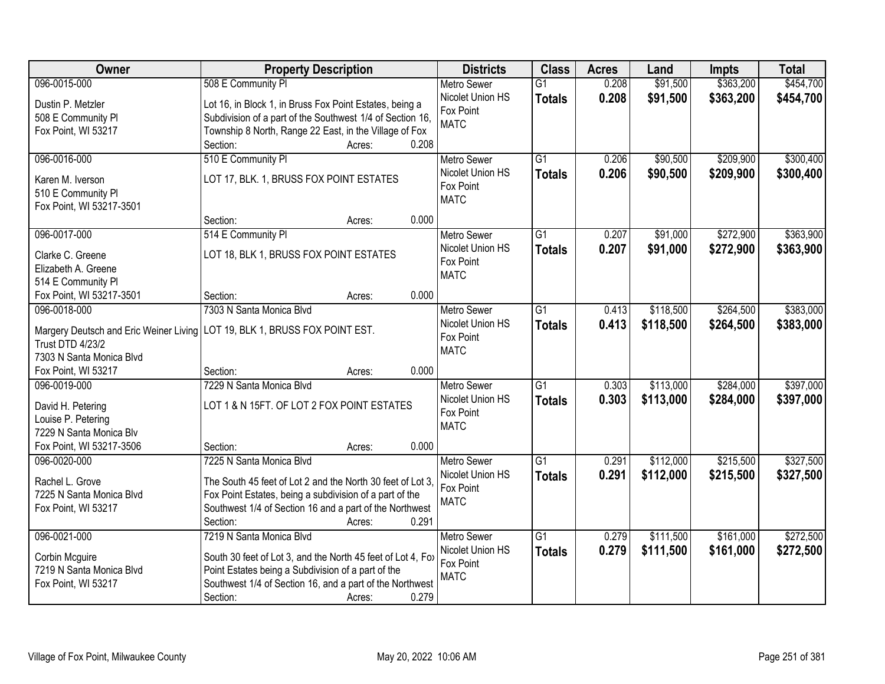| Owner | Property Description | Districts | Class | Acres | Land | Impts | Total |
|---|---|---|---|---|---|---|---|
| 096-0015-000<br><br>Dustin P. Metzler<br>508 E Community Pl<br>Fox Point, WI 53217 | 508 E Community Pl<br><br>Lot 16, in Block 1, in Bruss Fox Point Estates, being a Subdivision of a part of the Southwest 1/4 of Section 16, Township 8 North, Range 22 East, in the Village of Fox<br>Section: Acres: 0.208 | Metro Sewer<br>Nicolet Union HS<br>Fox Point<br>MATC | G1<br>**Totals** | 0.208<br>**0.208** | $91,500<br>**$91,500** | $363,200<br>**$363,200** | $454,700<br>**$454,700** |
| 096-0016-000<br><br>Karen M. Iverson<br>510 E Community Pl<br>Fox Point, WI 53217-3501 | 510 E Community Pl<br><br>LOT 17, BLK. 1, BRUSS FOX POINT ESTATES<br><br>Section: Acres: 0.000 | Metro Sewer<br>Nicolet Union HS<br>Fox Point<br>MATC | G1<br>**Totals** | 0.206<br>**0.206** | $90,500<br>**$90,500** | $209,900<br>**$209,900** | $300,400<br>**$300,400** |
| 096-0017-000<br><br>Clarke C. Greene<br>Elizabeth A. Greene<br>514 E Community Pl<br>Fox Point, WI 53217-3501 | 514 E Community Pl<br><br>LOT 18, BLK 1, BRUSS FOX POINT ESTATES<br><br>Section: Acres: 0.000 | Metro Sewer<br>Nicolet Union HS<br>Fox Point<br>MATC | G1<br>**Totals** | 0.207<br>**0.207** | $91,000<br>**$91,000** | $272,900<br>**$272,900** | $363,900<br>**$363,900** |
| 096-0018-000<br><br>Margery Deutsch and Eric Weiner Living Trust DTD 4/23/2<br>7303 N Santa Monica Blvd<br>Fox Point, WI 53217 | 7303 N Santa Monica Blvd<br><br>LOT 19, BLK 1, BRUSS FOX POINT EST.<br><br>Section: Acres: 0.000 | Metro Sewer<br>Nicolet Union HS<br>Fox Point<br>MATC | G1<br>**Totals** | 0.413<br>**0.413** | $118,500<br>**$118,500** | $264,500<br>**$264,500** | $383,000<br>**$383,000** |
| 096-0019-000<br><br>David H. Petering<br>Louise P. Petering<br>7229 N Santa Monica Blv<br>Fox Point, WI 53217-3506 | 7229 N Santa Monica Blvd<br><br>LOT 1 & N 15FT. OF LOT 2 FOX POINT ESTATES<br><br>Section: Acres: 0.000 | Metro Sewer<br>Nicolet Union HS<br>Fox Point<br>MATC | G1<br>**Totals** | 0.303<br>**0.303** | $113,000<br>**$113,000** | $284,000<br>**$284,000** | $397,000<br>**$397,000** |
| 096-0020-000<br><br>Rachel L. Grove<br>7225 N Santa Monica Blvd<br>Fox Point, WI 53217 | 7225 N Santa Monica Blvd<br><br>The South 45 feet of Lot 2 and the North 30 feet of Lot 3, Fox Point Estates, being a subdivision of a part of the Southwest 1/4 of Section 16 and a part of the Northwest<br>Section: Acres: 0.291 | Metro Sewer<br>Nicolet Union HS<br>Fox Point<br>MATC | G1<br>**Totals** | 0.291<br>**0.291** | $112,000<br>**$112,000** | $215,500<br>**$215,500** | $327,500<br>**$327,500** |
| 096-0021-000<br><br>Corbin Mcguire<br>7219 N Santa Monica Blvd<br>Fox Point, WI 53217 | 7219 N Santa Monica Blvd<br><br>South 30 feet of Lot 3, and the North 45 feet of Lot 4, Fox Point Estates being a Subdivision of a part of the Southwest 1/4 of Section 16, and a part of the Northwest<br>Section: Acres: 0.279 | Metro Sewer<br>Nicolet Union HS<br>Fox Point<br>MATC | G1<br>**Totals** | 0.279<br>**0.279** | $111,500<br>**$111,500** | $161,000<br>**$161,000** | $272,500<br>**$272,500** |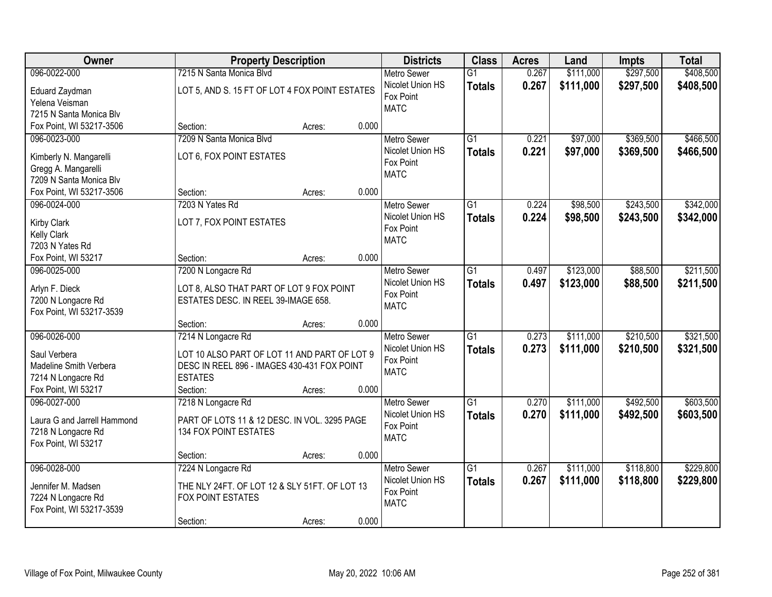| Owner | Property Description | Districts | Class | Acres | Land | Impts | Total |
|---|---|---|---|---|---|---|---|
| 096-0022-000<br>Eduard Zaydman<br>Yelena Veisman<br>7215 N Santa Monica Blv<br>Fox Point, WI 53217-3506 | 7215 N Santa Monica Blvd<br>LOT 5, AND S. 15 FT OF LOT 4 FOX POINT ESTATES<br>Section: Acres: 0.000 | Metro Sewer<br>Nicolet Union HS<br>Fox Point<br>MATC | G1<br>**Totals** | 0.267<br>**0.267** | $111,000<br>**$111,000** | $297,500<br>**$297,500** | $408,500<br>**$408,500** |
| 096-0023-000<br>Kimberly N. Mangarelli<br>Gregg A. Mangarelli<br>7209 N Santa Monica Blv<br>Fox Point, WI 53217-3506 | 7209 N Santa Monica Blvd<br>LOT 6, FOX POINT ESTATES<br>Section: Acres: 0.000 | Metro Sewer<br>Nicolet Union HS<br>Fox Point<br>MATC | G1<br>**Totals** | 0.221<br>**0.221** | $97,000<br>**$97,000** | $369,500<br>**$369,500** | $466,500<br>**$466,500** |
| 096-0024-000<br>Kirby Clark<br>Kelly Clark<br>7203 N Yates Rd<br>Fox Point, WI 53217 | 7203 N Yates Rd<br>LOT 7, FOX POINT ESTATES<br>Section: Acres: 0.000 | Metro Sewer<br>Nicolet Union HS<br>Fox Point<br>MATC | G1<br>**Totals** | 0.224<br>**0.224** | $98,500<br>**$98,500** | $243,500<br>**$243,500** | $342,000<br>**$342,000** |
| 096-0025-000<br>Arlyn F. Dieck<br>7200 N Longacre Rd<br>Fox Point, WI 53217-3539 | 7200 N Longacre Rd<br>LOT 8, ALSO THAT PART OF LOT 9 FOX POINT ESTATES DESC. IN REEL 39-IMAGE 658.<br>Section: Acres: 0.000 | Metro Sewer<br>Nicolet Union HS<br>Fox Point<br>MATC | G1<br>**Totals** | 0.497<br>**0.497** | $123,000<br>**$123,000** | $88,500<br>**$88,500** | $211,500<br>**$211,500** |
| 096-0026-000<br>Saul Verbera<br>Madeline Smith Verbera<br>7214 N Longacre Rd<br>Fox Point, WI 53217 | 7214 N Longacre Rd<br>LOT 10 ALSO PART OF LOT 11 AND PART OF LOT 9 DESC IN REEL 896 - IMAGES 430-431 FOX POINT ESTATES<br>Section: Acres: 0.000 | Metro Sewer<br>Nicolet Union HS<br>Fox Point<br>MATC | G1<br>**Totals** | 0.273<br>**0.273** | $111,000<br>**$111,000** | $210,500<br>**$210,500** | $321,500<br>**$321,500** |
| 096-0027-000<br>Laura G and Jarrell Hammond<br>7218 N Longacre Rd<br>Fox Point, WI 53217 | 7218 N Longacre Rd<br>PART OF LOTS 11 & 12 DESC. IN VOL. 3295 PAGE 134 FOX POINT ESTATES<br>Section: Acres: 0.000 | Metro Sewer<br>Nicolet Union HS<br>Fox Point<br>MATC | G1<br>**Totals** | 0.270<br>**0.270** | $111,000<br>**$111,000** | $492,500<br>**$492,500** | $603,500<br>**$603,500** |
| 096-0028-000<br>Jennifer M. Madsen<br>7224 N Longacre Rd<br>Fox Point, WI 53217-3539 | 7224 N Longacre Rd<br>THE NLY 24FT. OF LOT 12 & SLY 51FT. OF LOT 13 FOX POINT ESTATES<br>Section: Acres: 0.000 | Metro Sewer<br>Nicolet Union HS<br>Fox Point<br>MATC | G1<br>**Totals** | 0.267<br>**0.267** | $111,000<br>**$111,000** | $118,800<br>**$118,800** | $229,800<br>**$229,800** |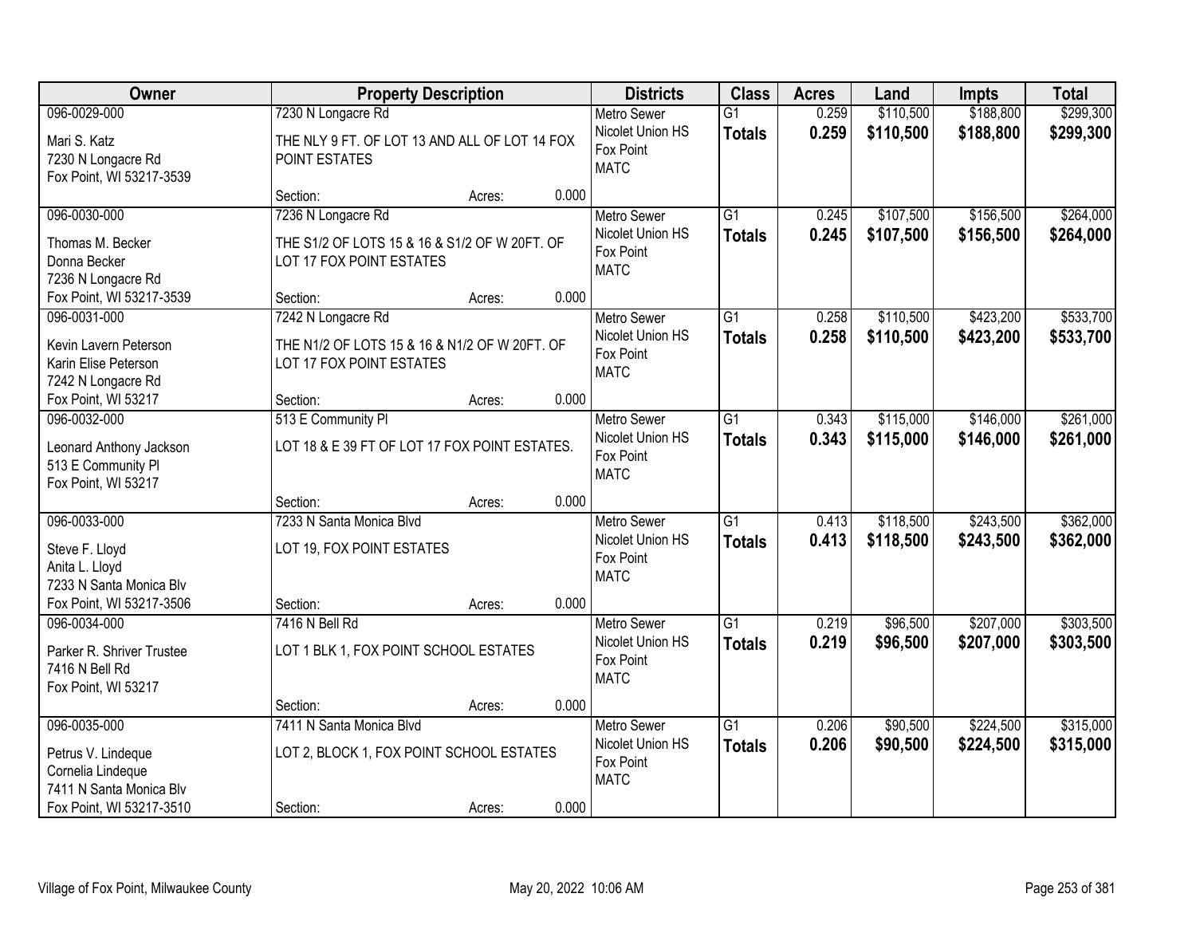| Owner | Property Description | Districts | Class | Acres | Land | Impts | Total |
|---|---|---|---|---|---|---|---|
| 096-0029-000<br>Mari S. Katz<br>7230 N Longacre Rd<br>Fox Point, WI 53217-3539 | 7230 N Longacre Rd<br>THE NLY 9 FT. OF LOT 13 AND ALL OF LOT 14 FOX POINT ESTATES<br>Section: Acres: 0.000 | Metro Sewer<br>Nicolet Union HS<br>Fox Point<br>MATC | G1<br>**Totals** | 0.259<br>**0.259** | $110,500<br>**$110,500** | $188,800<br>**$188,800** | $299,300<br>**$299,300** |
| 096-0030-000<br>Thomas M. Becker<br>Donna Becker<br>7236 N Longacre Rd<br>Fox Point, WI 53217-3539 | 7236 N Longacre Rd<br>THE S1/2 OF LOTS 15 & 16 & S1/2 OF W 20FT. OF LOT 17 FOX POINT ESTATES<br>Section: Acres: 0.000 | Metro Sewer<br>Nicolet Union HS<br>Fox Point<br>MATC | G1<br>**Totals** | 0.245<br>**0.245** | $107,500<br>**$107,500** | $156,500<br>**$156,500** | $264,000<br>**$264,000** |
| 096-0031-000<br>Kevin Lavern Peterson<br>Karin Elise Peterson<br>7242 N Longacre Rd<br>Fox Point, WI 53217 | 7242 N Longacre Rd<br>THE N1/2 OF LOTS 15 & 16 & N1/2 OF W 20FT. OF LOT 17 FOX POINT ESTATES<br>Section: Acres: 0.000 | Metro Sewer<br>Nicolet Union HS<br>Fox Point<br>MATC | G1<br>**Totals** | 0.258<br>**0.258** | $110,500<br>**$110,500** | $423,200<br>**$423,200** | $533,700<br>**$533,700** |
| 096-0032-000<br>Leonard Anthony Jackson<br>513 E Community Pl<br>Fox Point, WI 53217 | 513 E Community Pl<br>LOT 18 & E 39 FT OF LOT 17 FOX POINT ESTATES.<br>Section: Acres: 0.000 | Metro Sewer<br>Nicolet Union HS<br>Fox Point<br>MATC | G1<br>**Totals** | 0.343<br>**0.343** | $115,000<br>**$115,000** | $146,000<br>**$146,000** | $261,000<br>**$261,000** |
| 096-0033-000<br>Steve F. Lloyd<br>Anita L. Lloyd<br>7233 N Santa Monica Blv<br>Fox Point, WI 53217-3506 | 7233 N Santa Monica Blvd<br>LOT 19, FOX POINT ESTATES<br>Section: Acres: 0.000 | Metro Sewer<br>Nicolet Union HS<br>Fox Point<br>MATC | G1<br>**Totals** | 0.413<br>**0.413** | $118,500<br>**$118,500** | $243,500<br>**$243,500** | $362,000<br>**$362,000** |
| 096-0034-000<br>Parker R. Shriver Trustee<br>7416 N Bell Rd<br>Fox Point, WI 53217 | 7416 N Bell Rd<br>LOT 1 BLK 1, FOX POINT SCHOOL ESTATES<br>Section: Acres: 0.000 | Metro Sewer<br>Nicolet Union HS<br>Fox Point<br>MATC | G1<br>**Totals** | 0.219<br>**0.219** | $96,500<br>**$96,500** | $207,000<br>**$207,000** | $303,500<br>**$303,500** |
| 096-0035-000<br>Petrus V. Lindeque<br>Cornelia Lindeque<br>7411 N Santa Monica Blv<br>Fox Point, WI 53217-3510 | 7411 N Santa Monica Blvd<br>LOT 2, BLOCK 1, FOX POINT SCHOOL ESTATES<br>Section: Acres: 0.000 | Metro Sewer<br>Nicolet Union HS<br>Fox Point<br>MATC | G1<br>**Totals** | 0.206<br>**0.206** | $90,500<br>**$90,500** | $224,500<br>**$224,500** | $315,000<br>**$315,000** |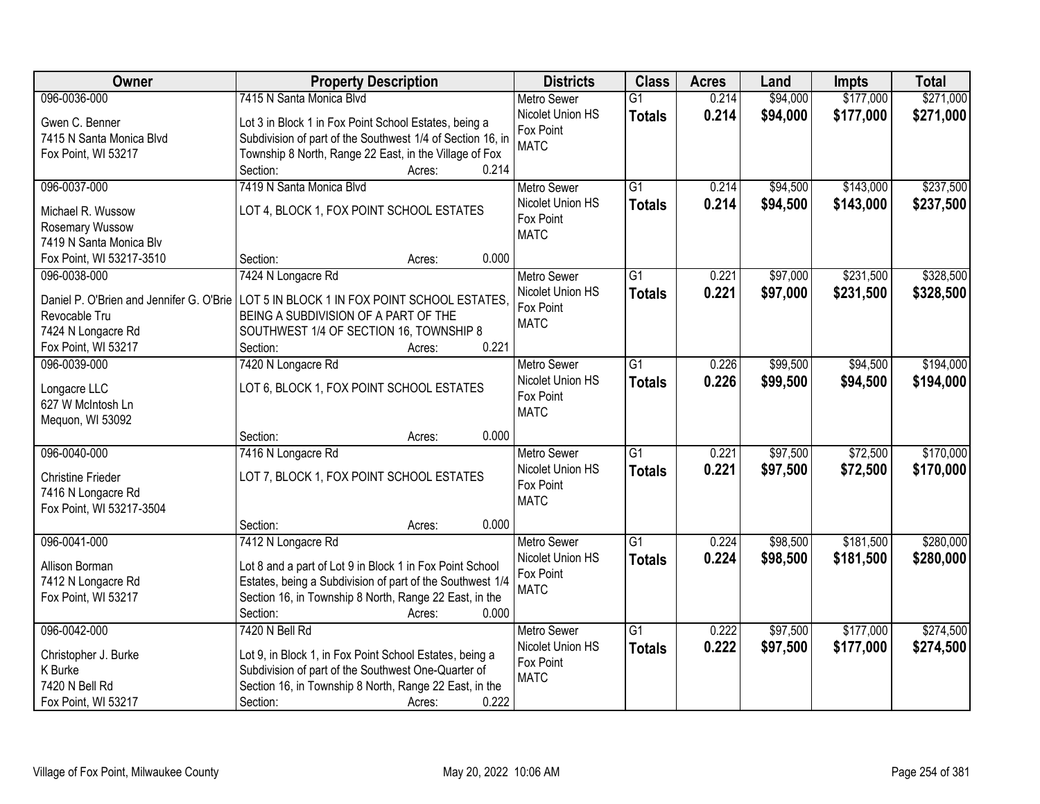| Owner | Property Description | Districts | Class | Acres | Land | Impts | Total |
|---|---|---|---|---|---|---|---|
| 096-0036-000<br>Gwen C. Benner<br>7415 N Santa Monica Blvd<br>Fox Point, WI 53217 | 7415 N Santa Monica Blvd<br>Lot 3 in Block 1 in Fox Point School Estates, being a Subdivision of part of the Southwest 1/4 of Section 16, in Township 8 North, Range 22 East, in the Village of Fox<br>Section: Acres: 0.214 | Metro Sewer<br>Nicolet Union HS<br>Fox Point<br>MATC | G1<br>**Totals** | 0.214<br>**0.214** | $94,000<br>**$94,000** | $177,000<br>**$177,000** | $271,000<br>**$271,000** |
| 096-0037-000<br>Michael R. Wussow<br>Rosemary Wussow<br>7419 N Santa Monica Blv<br>Fox Point, WI 53217-3510 | 7419 N Santa Monica Blvd<br>LOT 4, BLOCK 1, FOX POINT SCHOOL ESTATES<br>Section: Acres: 0.000 | Metro Sewer<br>Nicolet Union HS<br>Fox Point<br>MATC | G1<br>**Totals** | 0.214<br>**0.214** | $94,500<br>**$94,500** | $143,000<br>**$143,000** | $237,500<br>**$237,500** |
| 096-0038-000<br>Daniel P. O'Brien and Jennifer G. O'Brie<br>Revocable Tru<br>7424 N Longacre Rd<br>Fox Point, WI 53217 | 7424 N Longacre Rd<br>LOT 5 IN BLOCK 1 IN FOX POINT SCHOOL ESTATES, BEING A SUBDIVISION OF A PART OF THE SOUTHWEST 1/4 OF SECTION 16, TOWNSHIP 8<br>Section: Acres: 0.221 | Metro Sewer<br>Nicolet Union HS<br>Fox Point<br>MATC | G1<br>**Totals** | 0.221<br>**0.221** | $97,000<br>**$97,000** | $231,500<br>**$231,500** | $328,500<br>**$328,500** |
| 096-0039-000<br>Longacre LLC<br>627 W McIntosh Ln<br>Mequon, WI 53092 | 7420 N Longacre Rd<br>LOT 6, BLOCK 1, FOX POINT SCHOOL ESTATES<br>Section: Acres: 0.000 | Metro Sewer<br>Nicolet Union HS<br>Fox Point<br>MATC | G1<br>**Totals** | 0.226<br>**0.226** | $99,500<br>**$99,500** | $94,500<br>**$94,500** | $194,000<br>**$194,000** |
| 096-0040-000<br>Christine Frieder<br>7416 N Longacre Rd<br>Fox Point, WI 53217-3504 | 7416 N Longacre Rd<br>LOT 7, BLOCK 1, FOX POINT SCHOOL ESTATES<br>Section: Acres: 0.000 | Metro Sewer<br>Nicolet Union HS<br>Fox Point<br>MATC | G1<br>**Totals** | 0.221<br>**0.221** | $97,500<br>**$97,500** | $72,500<br>**$72,500** | $170,000<br>**$170,000** |
| 096-0041-000<br>Allison Borman<br>7412 N Longacre Rd<br>Fox Point, WI 53217 | 7412 N Longacre Rd<br>Lot 8 and a part of Lot 9 in Block 1 in Fox Point School Estates, being a Subdivision of part of the Southwest 1/4 Section 16, in Township 8 North, Range 22 East, in the<br>Section: Acres: 0.000 | Metro Sewer<br>Nicolet Union HS<br>Fox Point<br>MATC | G1<br>**Totals** | 0.224<br>**0.224** | $98,500<br>**$98,500** | $181,500<br>**$181,500** | $280,000<br>**$280,000** |
| 096-0042-000<br>Christopher J. Burke<br>K Burke<br>7420 N Bell Rd<br>Fox Point, WI 53217 | 7420 N Bell Rd<br>Lot 9, in Block 1, in Fox Point School Estates, being a Subdivision of part of the Southwest One-Quarter of Section 16, in Township 8 North, Range 22 East, in the<br>Section: Acres: 0.222 | Metro Sewer<br>Nicolet Union HS<br>Fox Point<br>MATC | G1<br>**Totals** | 0.222<br>**0.222** | $97,500<br>**$97,500** | $177,000<br>**$177,000** | $274,500<br>**$274,500** |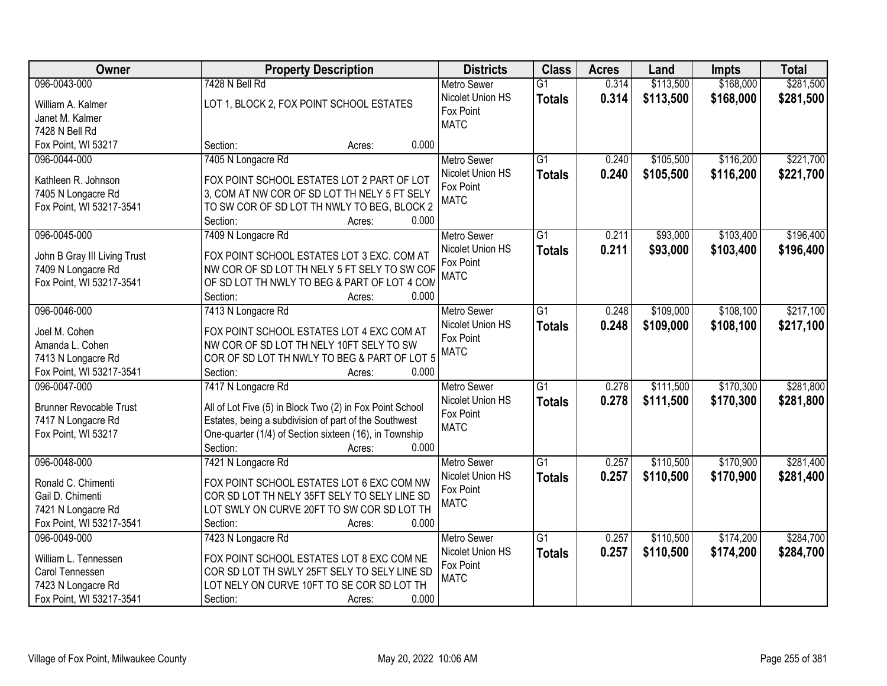| Owner | Property Description | Districts | Class | Acres | Land | Impts | Total |
|---|---|---|---|---|---|---|---|
| 096-0043-000<br>William A. Kalmer<br>Janet M. Kalmer<br>7428 N Bell Rd<br>Fox Point, WI 53217 | 7428 N Bell Rd<br>LOT 1, BLOCK 2, FOX POINT SCHOOL ESTATES<br>Section: Acres: 0.000 | Metro Sewer<br>Nicolet Union HS<br>Fox Point<br>MATC | G1<br>**Totals** | 0.314<br>**0.314** | $113,500<br>**$113,500** | $168,000<br>**$168,000** | $281,500<br>**$281,500** |
| 096-0044-000<br>Kathleen R. Johnson<br>7405 N Longacre Rd<br>Fox Point, WI 53217-3541 | 7405 N Longacre Rd<br>FOX POINT SCHOOL ESTATES LOT 2 PART OF LOT 3, COM AT NW COR OF SD LOT TH NELY 5 FT SELY TO SW COR OF SD LOT TH NWLY TO BEG, BLOCK 2<br>Section: Acres: 0.000 | Metro Sewer<br>Nicolet Union HS<br>Fox Point<br>MATC | G1<br>**Totals** | 0.240<br>**0.240** | $105,500<br>**$105,500** | $116,200<br>**$116,200** | $221,700<br>**$221,700** |
| 096-0045-000<br>John B Gray III Living Trust<br>7409 N Longacre Rd<br>Fox Point, WI 53217-3541 | 7409 N Longacre Rd<br>FOX POINT SCHOOL ESTATES LOT 3 EXC. COM AT NW COR OF SD LOT TH NELY 5 FT SELY TO SW COR OF SD LOT TH NWLY TO BEG & PART OF LOT 4 COM<br>Section: Acres: 0.000 | Metro Sewer<br>Nicolet Union HS<br>Fox Point<br>MATC | G1<br>**Totals** | 0.211<br>**0.211** | $93,000<br>**$93,000** | $103,400<br>**$103,400** | $196,400<br>**$196,400** |
| 096-0046-000<br>Joel M. Cohen<br>Amanda L. Cohen<br>7413 N Longacre Rd<br>Fox Point, WI 53217-3541 | 7413 N Longacre Rd<br>FOX POINT SCHOOL ESTATES LOT 4 EXC COM AT NW COR OF SD LOT TH NELY 10FT SELY TO SW COR OF SD LOT TH NWLY TO BEG & PART OF LOT 5<br>Section: Acres: 0.000 | Metro Sewer<br>Nicolet Union HS<br>Fox Point<br>MATC | G1<br>**Totals** | 0.248<br>**0.248** | $109,000<br>**$109,000** | $108,100<br>**$108,100** | $217,100<br>**$217,100** |
| 096-0047-000<br>Brunner Revocable Trust<br>7417 N Longacre Rd<br>Fox Point, WI 53217 | 7417 N Longacre Rd<br>All of Lot Five (5) in Block Two (2) in Fox Point School Estates, being a subdivision of part of the Southwest One-quarter (1/4) of Section sixteen (16), in Township<br>Section: Acres: 0.000 | Metro Sewer<br>Nicolet Union HS<br>Fox Point<br>MATC | G1<br>**Totals** | 0.278<br>**0.278** | $111,500<br>**$111,500** | $170,300<br>**$170,300** | $281,800<br>**$281,800** |
| 096-0048-000<br>Ronald C. Chimenti<br>Gail D. Chimenti<br>7421 N Longacre Rd<br>Fox Point, WI 53217-3541 | 7421 N Longacre Rd<br>FOX POINT SCHOOL ESTATES LOT 6 EXC COM NW COR SD LOT TH NELY 35FT SELY TO SELY LINE SD LOT SWLY ON CURVE 20FT TO SW COR SD LOT TH<br>Section: Acres: 0.000 | Metro Sewer<br>Nicolet Union HS<br>Fox Point<br>MATC | G1<br>**Totals** | 0.257<br>**0.257** | $110,500<br>**$110,500** | $170,900<br>**$170,900** | $281,400<br>**$281,400** |
| 096-0049-000<br>William L. Tennessen<br>Carol Tennessen<br>7423 N Longacre Rd<br>Fox Point, WI 53217-3541 | 7423 N Longacre Rd<br>FOX POINT SCHOOL ESTATES LOT 8 EXC COM NE COR SD LOT TH SWLY 25FT SELY TO SELY LINE SD LOT NELY ON CURVE 10FT TO SE COR SD LOT TH<br>Section: Acres: 0.000 | Metro Sewer<br>Nicolet Union HS<br>Fox Point<br>MATC | G1<br>**Totals** | 0.257<br>**0.257** | $110,500<br>**$110,500** | $174,200<br>**$174,200** | $284,700<br>**$284,700** |

Village of Fox Point, Milwaukee County May 20, 2022 10:06 AM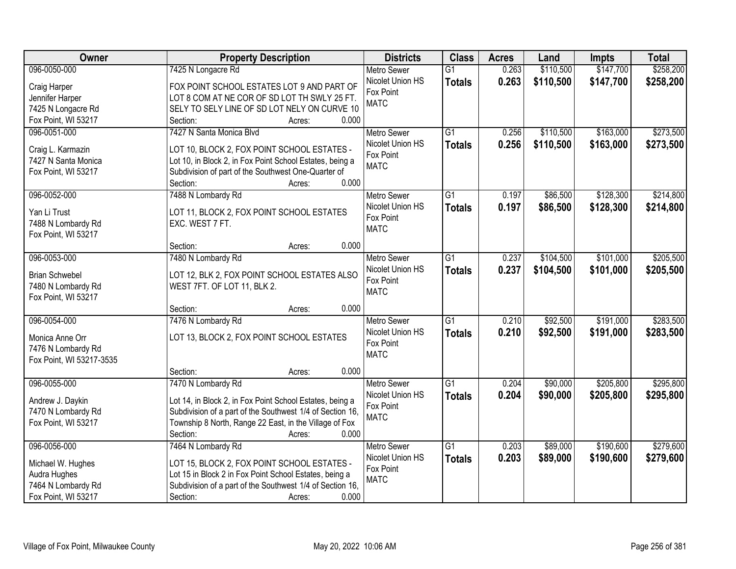| Owner | Property Description | Districts | Class | Acres | Land | Impts | Total |
|---|---|---|---|---|---|---|---|
| 096-0050-000<br>Craig Harper<br>Jennifer Harper<br>7425 N Longacre Rd<br>Fox Point, WI 53217 | 7425 N Longacre Rd<br>FOX POINT SCHOOL ESTATES LOT 9 AND PART OF LOT 8 COM AT NE COR OF SD LOT TH SWLY 25 FT. SELY TO SELY LINE OF SD LOT NELY ON CURVE 10<br>Section: Acres: 0.000 | Metro Sewer<br>Nicolet Union HS<br>Fox Point<br>MATC | G1<br>**Totals** | 0.263<br>**0.263** | $110,500<br>**$110,500** | $147,700<br>**$147,700** | $258,200<br>**$258,200** |
| 096-0051-000<br>Craig L. Karmazin<br>7427 N Santa Monica<br>Fox Point, WI 53217 | 7427 N Santa Monica Blvd<br>LOT 10, BLOCK 2, FOX POINT SCHOOL ESTATES - Lot 10, in Block 2, in Fox Point School Estates, being a Subdivision of part of the Southwest One-Quarter of<br>Section: Acres: 0.000 | Metro Sewer<br>Nicolet Union HS<br>Fox Point<br>MATC | G1<br>**Totals** | 0.256<br>**0.256** | $110,500<br>**$110,500** | $163,000<br>**$163,000** | $273,500<br>**$273,500** |
| 096-0052-000<br>Yan Li Trust<br>7488 N Lombardy Rd<br>Fox Point, WI 53217 | 7488 N Lombardy Rd<br>LOT 11, BLOCK 2, FOX POINT SCHOOL ESTATES EXC. WEST 7 FT.<br>Section: Acres: 0.000 | Metro Sewer<br>Nicolet Union HS<br>Fox Point<br>MATC | G1<br>**Totals** | 0.197<br>**0.197** | $86,500<br>**$86,500** | $128,300<br>**$128,300** | $214,800<br>**$214,800** |
| 096-0053-000<br>Brian Schwebel<br>7480 N Lombardy Rd<br>Fox Point, WI 53217 | 7480 N Lombardy Rd<br>LOT 12, BLK 2, FOX POINT SCHOOL ESTATES ALSO WEST 7FT. OF LOT 11, BLK 2.<br>Section: Acres: 0.000 | Metro Sewer<br>Nicolet Union HS<br>Fox Point<br>MATC | G1<br>**Totals** | 0.237<br>**0.237** | $104,500<br>**$104,500** | $101,000<br>**$101,000** | $205,500<br>**$205,500** |
| 096-0054-000<br>Monica Anne Orr<br>7476 N Lombardy Rd<br>Fox Point, WI 53217-3535 | 7476 N Lombardy Rd<br>LOT 13, BLOCK 2, FOX POINT SCHOOL ESTATES<br>Section: Acres: 0.000 | Metro Sewer<br>Nicolet Union HS<br>Fox Point<br>MATC | G1<br>**Totals** | 0.210<br>**0.210** | $92,500<br>**$92,500** | $191,000<br>**$191,000** | $283,500<br>**$283,500** |
| 096-0055-000<br>Andrew J. Daykin<br>7470 N Lombardy Rd<br>Fox Point, WI 53217 | 7470 N Lombardy Rd<br>Lot 14, in Block 2, in Fox Point School Estates, being a Subdivision of a part of the Southwest 1/4 of Section 16, Township 8 North, Range 22 East, in the Village of Fox<br>Section: Acres: 0.000 | Metro Sewer<br>Nicolet Union HS<br>Fox Point<br>MATC | G1<br>**Totals** | 0.204<br>**0.204** | $90,000<br>**$90,000** | $205,800<br>**$205,800** | $295,800<br>**$295,800** |
| 096-0056-000<br>Michael W. Hughes<br>Audra Hughes<br>7464 N Lombardy Rd<br>Fox Point, WI 53217 | 7464 N Lombardy Rd<br>LOT 15, BLOCK 2, FOX POINT SCHOOL ESTATES - Lot 15 in Block 2 in Fox Point School Estates, being a Subdivision of a part of the Southwest 1/4 of Section 16,<br>Section: Acres: 0.000 | Metro Sewer<br>Nicolet Union HS<br>Fox Point<br>MATC | G1<br>**Totals** | 0.203<br>**0.203** | $89,000<br>**$89,000** | $190,600<br>**$190,600** | $279,600<br>**$279,600** |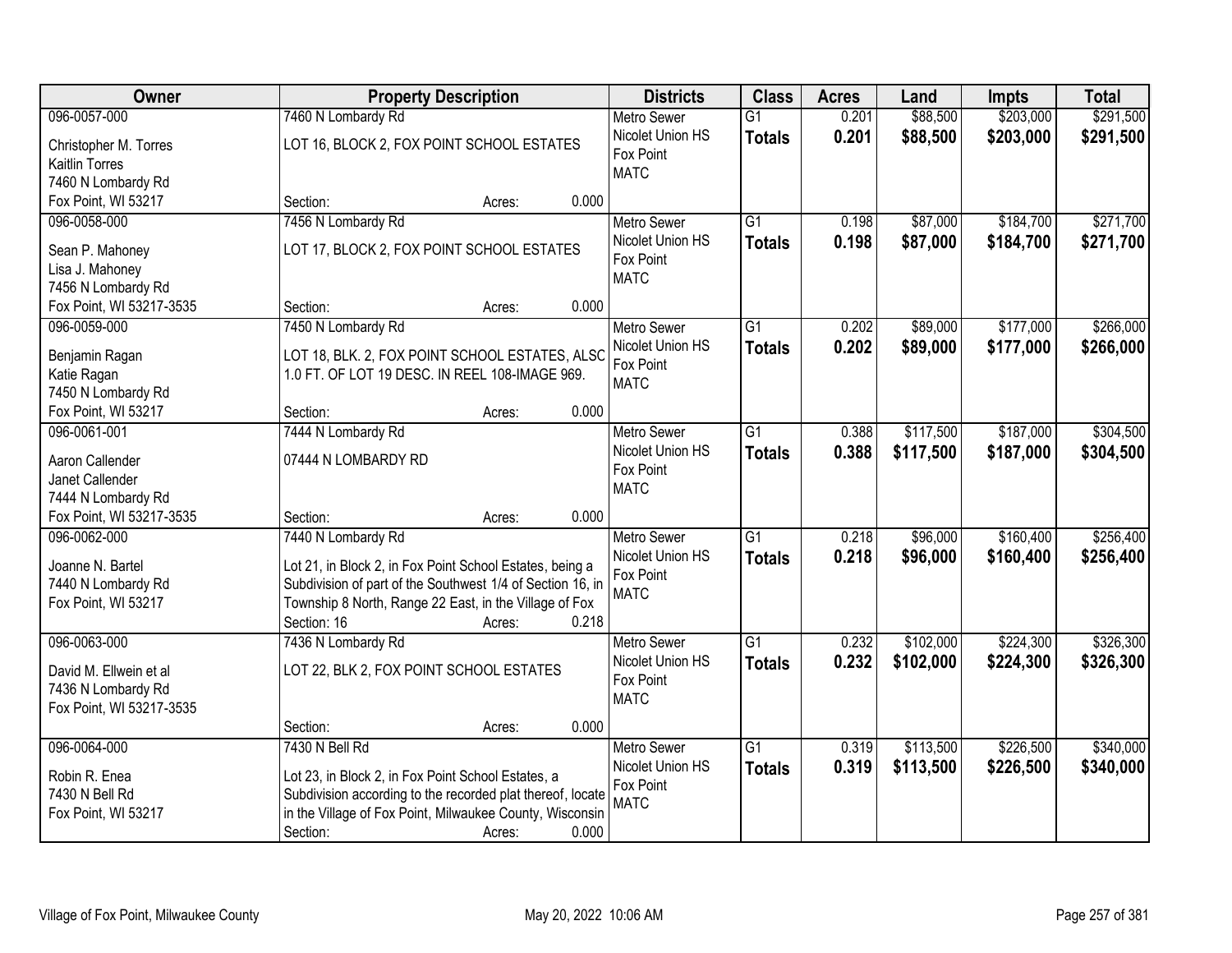| Owner | Property Description | Districts | Class | Acres | Land | Impts | Total |
|---|---|---|---|---|---|---|---|
| 096-0057-000<br>Christopher M. Torres<br>Kaitlin Torres<br>7460 N Lombardy Rd<br>Fox Point, WI 53217 | 7460 N Lombardy Rd<br>LOT 16, BLOCK 2, FOX POINT SCHOOL ESTATES<br>Section: Acres: 0.000 | Metro Sewer<br>Nicolet Union HS<br>Fox Point<br>MATC | G1<br>**Totals** | 0.201<br>**0.201** | \$88,500<br>**\$88,500** | \$203,000<br>**\$203,000** | \$291,500<br>**\$291,500** |
| 096-0058-000<br>Sean P. Mahoney<br>Lisa J. Mahoney<br>7456 N Lombardy Rd<br>Fox Point, WI 53217-3535 | 7456 N Lombardy Rd<br>LOT 17, BLOCK 2, FOX POINT SCHOOL ESTATES<br>Section: Acres: 0.000 | Metro Sewer<br>Nicolet Union HS<br>Fox Point<br>MATC | G1<br>**Totals** | 0.198<br>**0.198** | \$87,000<br>**\$87,000** | \$184,700<br>**\$184,700** | \$271,700<br>**\$271,700** |
| 096-0059-000<br>Benjamin Ragan<br>Katie Ragan<br>7450 N Lombardy Rd<br>Fox Point, WI 53217 | 7450 N Lombardy Rd<br>LOT 18, BLK. 2, FOX POINT SCHOOL ESTATES, ALSC 1.0 FT. OF LOT 19 DESC. IN REEL 108-IMAGE 969.<br>Section: Acres: 0.000 | Metro Sewer<br>Nicolet Union HS<br>Fox Point<br>MATC | G1<br>**Totals** | 0.202<br>**0.202** | \$89,000<br>**\$89,000** | \$177,000<br>**\$177,000** | \$266,000<br>**\$266,000** |
| 096-0061-001<br>Aaron Callender<br>Janet Callender<br>7444 N Lombardy Rd<br>Fox Point, WI 53217-3535 | 7444 N Lombardy Rd<br>07444 N LOMBARDY RD<br>Section: Acres: 0.000 | Metro Sewer<br>Nicolet Union HS<br>Fox Point<br>MATC | G1<br>**Totals** | 0.388<br>**0.388** | \$117,500<br>**\$117,500** | \$187,000<br>**\$187,000** | \$304,500<br>**\$304,500** |
| 096-0062-000<br>Joanne N. Bartel<br>7440 N Lombardy Rd<br>Fox Point, WI 53217 | 7440 N Lombardy Rd<br>Lot 21, in Block 2, in Fox Point School Estates, being a Subdivision of part of the Southwest 1/4 of Section 16, in Township 8 North, Range 22 East, in the Village of Fox<br>Section: 16 Acres: 0.218 | Metro Sewer<br>Nicolet Union HS<br>Fox Point<br>MATC | G1<br>**Totals** | 0.218<br>**0.218** | \$96,000<br>**\$96,000** | \$160,400<br>**\$160,400** | \$256,400<br>**\$256,400** |
| 096-0063-000<br>David M. Ellwein et al<br>7436 N Lombardy Rd<br>Fox Point, WI 53217-3535 | 7436 N Lombardy Rd<br>LOT 22, BLK 2, FOX POINT SCHOOL ESTATES<br>Section: Acres: 0.000 | Metro Sewer<br>Nicolet Union HS<br>Fox Point<br>MATC | G1<br>**Totals** | 0.232<br>**0.232** | \$102,000<br>**\$102,000** | \$224,300<br>**\$224,300** | \$326,300<br>**\$326,300** |
| 096-0064-000<br>Robin R. Enea<br>7430 N Bell Rd<br>Fox Point, WI 53217 | 7430 N Bell Rd<br>Lot 23, in Block 2, in Fox Point School Estates, a Subdivision according to the recorded plat thereof, locate in the Village of Fox Point, Milwaukee County, Wisconsin<br>Section: Acres: 0.000 | Metro Sewer<br>Nicolet Union HS<br>Fox Point<br>MATC | G1<br>**Totals** | 0.319<br>**0.319** | \$113,500<br>**\$113,500** | \$226,500<br>**\$226,500** | \$340,000<br>**\$340,000** |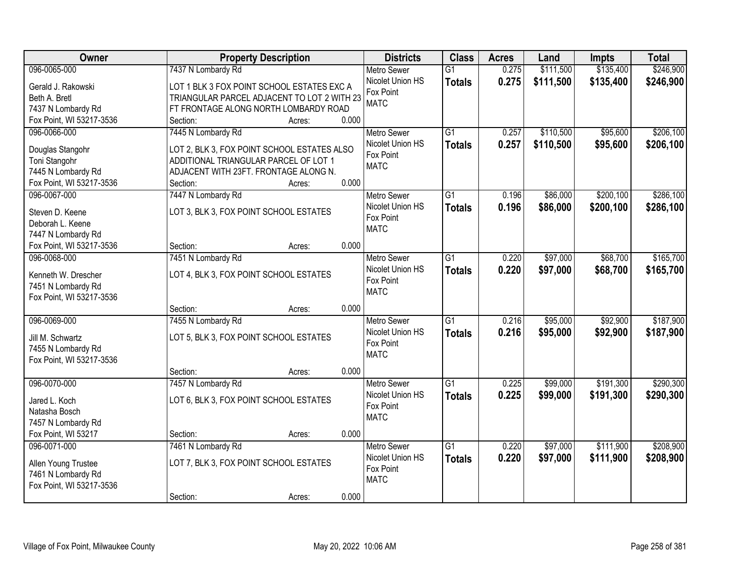| Owner | Property Description | Districts | Class | Acres | Land | Impts | Total |
|---|---|---|---|---|---|---|---|
| 096-0065-000<br>Gerald J. Rakowski<br>Beth A. Bretl<br>7437 N Lombardy Rd<br>Fox Point, WI 53217-3536 | 7437 N Lombardy Rd<br>LOT 1 BLK 3 FOX POINT SCHOOL ESTATES EXC A TRIANGULAR PARCEL ADJACENT TO LOT 2 WITH 23 FT FRONTAGE ALONG NORTH LOMBARDY ROAD<br>Section: Acres: 0.000 | Metro Sewer<br>Nicolet Union HS<br>Fox Point<br>MATC | G1<br>**Totals** | 0.275<br>**0.275** | $111,500<br>**$111,500** | $135,400<br>**$135,400** | $246,900<br>**$246,900** |
| 096-0066-000<br>Douglas Stangohr<br>Toni Stangohr<br>7445 N Lombardy Rd<br>Fox Point, WI 53217-3536 | 7445 N Lombardy Rd<br>LOT 2, BLK 3, FOX POINT SCHOOL ESTATES ALSO ADDITIONAL TRIANGULAR PARCEL OF LOT 1 ADJACENT WITH 23FT. FRONTAGE ALONG N.<br>Section: Acres: 0.000 | Metro Sewer<br>Nicolet Union HS<br>Fox Point<br>MATC | G1<br>**Totals** | 0.257<br>**0.257** | $110,500<br>**$110,500** | $95,600<br>**$95,600** | $206,100<br>**$206,100** |
| 096-0067-000<br>Steven D. Keene<br>Deborah L. Keene<br>7447 N Lombardy Rd<br>Fox Point, WI 53217-3536 | 7447 N Lombardy Rd<br>LOT 3, BLK 3, FOX POINT SCHOOL ESTATES<br>Section: Acres: 0.000 | Metro Sewer<br>Nicolet Union HS<br>Fox Point<br>MATC | G1<br>**Totals** | 0.196<br>**0.196** | $86,000<br>**$86,000** | $200,100<br>**$200,100** | $286,100<br>**$286,100** |
| 096-0068-000<br>Kenneth W. Drescher<br>7451 N Lombardy Rd<br>Fox Point, WI 53217-3536 | 7451 N Lombardy Rd<br>LOT 4, BLK 3, FOX POINT SCHOOL ESTATES<br>Section: Acres: 0.000 | Metro Sewer<br>Nicolet Union HS<br>Fox Point<br>MATC | G1<br>**Totals** | 0.220<br>**0.220** | $97,000<br>**$97,000** | $68,700<br>**$68,700** | $165,700<br>**$165,700** |
| 096-0069-000<br>Jill M. Schwartz<br>7455 N Lombardy Rd<br>Fox Point, WI 53217-3536 | 7455 N Lombardy Rd<br>LOT 5, BLK 3, FOX POINT SCHOOL ESTATES<br>Section: Acres: 0.000 | Metro Sewer<br>Nicolet Union HS<br>Fox Point<br>MATC | G1<br>**Totals** | 0.216<br>**0.216** | $95,000<br>**$95,000** | $92,900<br>**$92,900** | $187,900<br>**$187,900** |
| 096-0070-000<br>Jared L. Koch<br>Natasha Bosch<br>7457 N Lombardy Rd<br>Fox Point, WI 53217 | 7457 N Lombardy Rd<br>LOT 6, BLK 3, FOX POINT SCHOOL ESTATES<br>Section: Acres: 0.000 | Metro Sewer<br>Nicolet Union HS<br>Fox Point<br>MATC | G1<br>**Totals** | 0.225<br>**0.225** | $99,000<br>**$99,000** | $191,300<br>**$191,300** | $290,300<br>**$290,300** |
| 096-0071-000<br>Allen Young Trustee<br>7461 N Lombardy Rd<br>Fox Point, WI 53217-3536 | 7461 N Lombardy Rd<br>LOT 7, BLK 3, FOX POINT SCHOOL ESTATES<br>Section: Acres: 0.000 | Metro Sewer<br>Nicolet Union HS<br>Fox Point<br>MATC | G1<br>**Totals** | 0.220<br>**0.220** | $97,000<br>**$97,000** | $111,900<br>**$111,900** | $208,900<br>**$208,900** |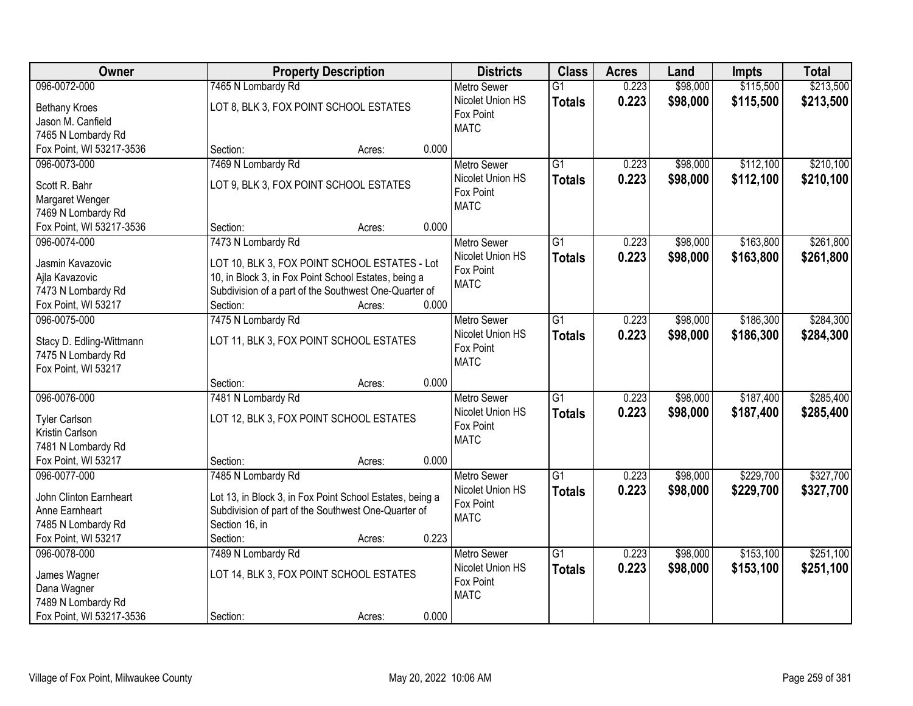| Owner | Property Description | Districts | Class | Acres | Land | Impts | Total |
|---|---|---|---|---|---|---|---|
| 096-0072-000<br>Bethany Kroes<br>Jason M. Canfield<br>7465 N Lombardy Rd<br>Fox Point, WI 53217-3536 | 7465 N Lombardy Rd<br>LOT 8, BLK 3, FOX POINT SCHOOL ESTATES<br>Section: Acres: 0.000 | Metro Sewer<br>Nicolet Union HS<br>Fox Point<br>MATC | G1<br>**Totals** | 0.223<br>**0.223** | $98,000<br>**$98,000** | $115,500<br>**$115,500** | $213,500<br>**$213,500** |
| 096-0073-000<br>Scott R. Bahr<br>Margaret Wenger<br>7469 N Lombardy Rd<br>Fox Point, WI 53217-3536 | 7469 N Lombardy Rd<br>LOT 9, BLK 3, FOX POINT SCHOOL ESTATES<br>Section: Acres: 0.000 | Metro Sewer<br>Nicolet Union HS<br>Fox Point<br>MATC | G1<br>**Totals** | 0.223<br>**0.223** | $98,000<br>**$98,000** | $112,100<br>**$112,100** | $210,100<br>**$210,100** |
| 096-0074-000<br>Jasmin Kavazovic<br>Ajla Kavazovic<br>7473 N Lombardy Rd<br>Fox Point, WI 53217 | 7473 N Lombardy Rd<br>LOT 10, BLK 3, FOX POINT SCHOOL ESTATES - Lot 10, in Block 3, in Fox Point School Estates, being a Subdivision of a part of the Southwest One-Quarter of<br>Section: Acres: 0.000 | Metro Sewer<br>Nicolet Union HS<br>Fox Point<br>MATC | G1<br>**Totals** | 0.223<br>**0.223** | $98,000<br>**$98,000** | $163,800<br>**$163,800** | $261,800<br>**$261,800** |
| 096-0075-000<br>Stacy D. Edling-Wittmann<br>7475 N Lombardy Rd<br>Fox Point, WI 53217 | 7475 N Lombardy Rd<br>LOT 11, BLK 3, FOX POINT SCHOOL ESTATES<br>Section: Acres: 0.000 | Metro Sewer<br>Nicolet Union HS<br>Fox Point<br>MATC | G1<br>**Totals** | 0.223<br>**0.223** | $98,000<br>**$98,000** | $186,300<br>**$186,300** | $284,300<br>**$284,300** |
| 096-0076-000<br>Tyler Carlson<br>Kristin Carlson<br>7481 N Lombardy Rd<br>Fox Point, WI 53217 | 7481 N Lombardy Rd<br>LOT 12, BLK 3, FOX POINT SCHOOL ESTATES<br>Section: Acres: 0.000 | Metro Sewer<br>Nicolet Union HS<br>Fox Point<br>MATC | G1<br>**Totals** | 0.223<br>**0.223** | $98,000<br>**$98,000** | $187,400<br>**$187,400** | $285,400<br>**$285,400** |
| 096-0077-000<br>John Clinton Earnheart<br>Anne Earnheart<br>7485 N Lombardy Rd<br>Fox Point, WI 53217 | 7485 N Lombardy Rd<br>Lot 13, in Block 3, in Fox Point School Estates, being a Subdivision of part of the Southwest One-Quarter of Section 16, in<br>Section: Acres: 0.223 | Metro Sewer<br>Nicolet Union HS<br>Fox Point<br>MATC | G1<br>**Totals** | 0.223<br>**0.223** | $98,000<br>**$98,000** | $229,700<br>**$229,700** | $327,700<br>**$327,700** |
| 096-0078-000<br>James Wagner<br>Dana Wagner<br>7489 N Lombardy Rd<br>Fox Point, WI 53217-3536 | 7489 N Lombardy Rd<br>LOT 14, BLK 3, FOX POINT SCHOOL ESTATES<br>Section: Acres: 0.000 | Metro Sewer<br>Nicolet Union HS<br>Fox Point<br>MATC | G1<br>**Totals** | 0.223<br>**0.223** | $98,000<br>**$98,000** | $153,100<br>**$153,100** | $251,100<br>**$251,100** |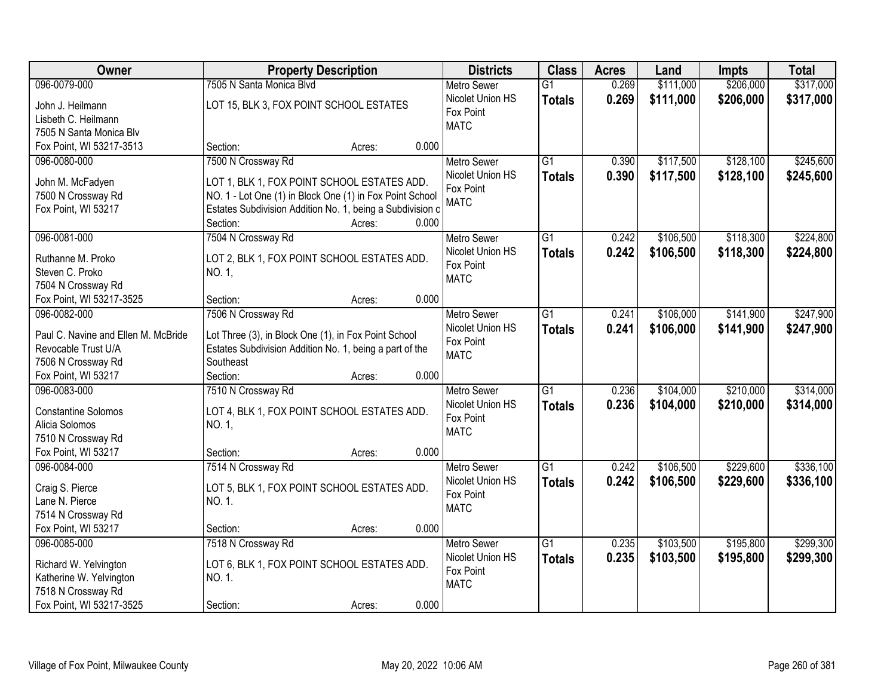| Owner | Property Description | Districts | Class | Acres | Land | Impts | Total |
|---|---|---|---|---|---|---|---|
| 096-0079-000<br>John J. Heilmann<br>Lisbeth C. Heilmann<br>7505 N Santa Monica Blv<br>Fox Point, WI 53217-3513 | 7505 N Santa Monica Blvd<br>LOT 15, BLK 3, FOX POINT SCHOOL ESTATES<br>Section: Acres: 0.000 | Metro Sewer<br>Nicolet Union HS<br>Fox Point<br>MATC | G1<br>**Totals** | 0.269<br>**0.269** | $111,000<br>**$111,000** | $206,000<br>**$206,000** | $317,000<br>**$317,000** |
| 096-0080-000<br>John M. McFadyen<br>7500 N Crossway Rd<br>Fox Point, WI 53217 | 7500 N Crossway Rd<br>LOT 1, BLK 1, FOX POINT SCHOOL ESTATES ADD. NO. 1 - Lot One (1) in Block One (1) in Fox Point School Estates Subdivision Addition No. 1, being a Subdivision c<br>Section: Acres: 0.000 | Metro Sewer<br>Nicolet Union HS<br>Fox Point<br>MATC | G1<br>**Totals** | 0.390<br>**0.390** | $117,500<br>**$117,500** | $128,100<br>**$128,100** | $245,600<br>**$245,600** |
| 096-0081-000<br>Ruthanne M. Proko<br>Steven C. Proko<br>7504 N Crossway Rd<br>Fox Point, WI 53217-3525 | 7504 N Crossway Rd<br>LOT 2, BLK 1, FOX POINT SCHOOL ESTATES ADD. NO. 1,<br>Section: Acres: 0.000 | Metro Sewer<br>Nicolet Union HS<br>Fox Point<br>MATC | G1<br>**Totals** | 0.242<br>**0.242** | $106,500<br>**$106,500** | $118,300<br>**$118,300** | $224,800<br>**$224,800** |
| 096-0082-000<br>Paul C. Navine and Ellen M. McBride Revocable Trust U/A<br>7506 N Crossway Rd<br>Fox Point, WI 53217 | 7506 N Crossway Rd<br>Lot Three (3), in Block One (1), in Fox Point School Estates Subdivision Addition No. 1, being a part of the Southeast<br>Section: Acres: 0.000 | Metro Sewer<br>Nicolet Union HS<br>Fox Point<br>MATC | G1<br>**Totals** | 0.241<br>**0.241** | $106,000<br>**$106,000** | $141,900<br>**$141,900** | $247,900<br>**$247,900** |
| 096-0083-000<br>Constantine Solomos<br>Alicia Solomos<br>7510 N Crossway Rd<br>Fox Point, WI 53217 | 7510 N Crossway Rd<br>LOT 4, BLK 1, FOX POINT SCHOOL ESTATES ADD. NO. 1,<br>Section: Acres: 0.000 | Metro Sewer<br>Nicolet Union HS<br>Fox Point<br>MATC | G1<br>**Totals** | 0.236<br>**0.236** | $104,000<br>**$104,000** | $210,000<br>**$210,000** | $314,000<br>**$314,000** |
| 096-0084-000<br>Craig S. Pierce<br>Lane N. Pierce<br>7514 N Crossway Rd<br>Fox Point, WI 53217 | 7514 N Crossway Rd<br>LOT 5, BLK 1, FOX POINT SCHOOL ESTATES ADD. NO. 1.<br>Section: Acres: 0.000 | Metro Sewer<br>Nicolet Union HS<br>Fox Point<br>MATC | G1<br>**Totals** | 0.242<br>**0.242** | $106,500<br>**$106,500** | $229,600<br>**$229,600** | $336,100<br>**$336,100** |
| 096-0085-000<br>Richard W. Yelvington<br>Katherine W. Yelvington<br>7518 N Crossway Rd<br>Fox Point, WI 53217-3525 | 7518 N Crossway Rd<br>LOT 6, BLK 1, FOX POINT SCHOOL ESTATES ADD. NO. 1.<br>Section: Acres: 0.000 | Metro Sewer<br>Nicolet Union HS<br>Fox Point<br>MATC | G1<br>**Totals** | 0.235<br>**0.235** | $103,500<br>**$103,500** | $195,800<br>**$195,800** | $299,300<br>**$299,300** |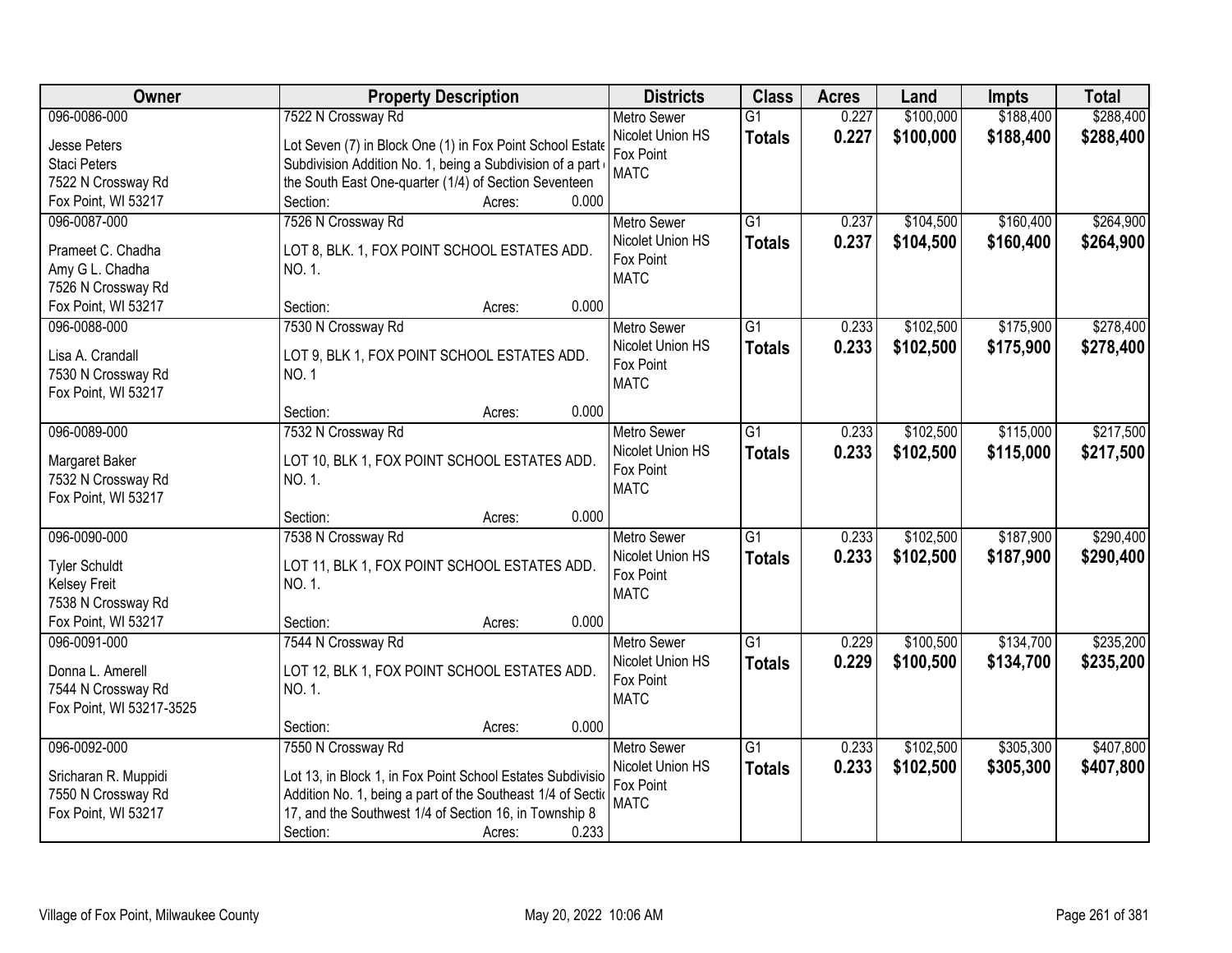| Owner | Property Description | Districts | Class | Acres | Land | Impts | Total |
|---|---|---|---|---|---|---|---|
| 096-0086-000<br>Jesse Peters<br>Staci Peters<br>7522 N Crossway Rd<br>Fox Point, WI 53217 | 7522 N Crossway Rd<br>Lot Seven (7) in Block One (1) in Fox Point School Estate Subdivision Addition No. 1, being a Subdivision of a part of the South East One-quarter (1/4) of Section Seventeen<br>Section: Acres: 0.000 | Metro Sewer<br>Nicolet Union HS<br>Fox Point<br>MATC | G1<br>**Totals** | 0.227<br>**0.227** | $100,000<br>**$100,000** | $188,400<br>**$188,400** | $288,400<br>**$288,400** |
| 096-0087-000<br>Prameet C. Chadha<br>Amy G L. Chadha<br>7526 N Crossway Rd<br>Fox Point, WI 53217 | 7526 N Crossway Rd<br>LOT 8, BLK. 1, FOX POINT SCHOOL ESTATES ADD. NO. 1.<br>Section: Acres: 0.000 | Metro Sewer<br>Nicolet Union HS<br>Fox Point<br>MATC | G1<br>**Totals** | 0.237<br>**0.237** | $104,500<br>**$104,500** | $160,400<br>**$160,400** | $264,900<br>**$264,900** |
| 096-0088-000<br>Lisa A. Crandall<br>7530 N Crossway Rd<br>Fox Point, WI 53217 | 7530 N Crossway Rd<br>LOT 9, BLK 1, FOX POINT SCHOOL ESTATES ADD. NO. 1<br>Section: Acres: 0.000 | Metro Sewer<br>Nicolet Union HS<br>Fox Point<br>MATC | G1<br>**Totals** | 0.233<br>**0.233** | $102,500<br>**$102,500** | $175,900<br>**$175,900** | $278,400<br>**$278,400** |
| 096-0089-000<br>Margaret Baker<br>7532 N Crossway Rd<br>Fox Point, WI 53217 | 7532 N Crossway Rd<br>LOT 10, BLK 1, FOX POINT SCHOOL ESTATES ADD. NO. 1.<br>Section: Acres: 0.000 | Metro Sewer<br>Nicolet Union HS<br>Fox Point<br>MATC | G1<br>**Totals** | 0.233<br>**0.233** | $102,500<br>**$102,500** | $115,000<br>**$115,000** | $217,500<br>**$217,500** |
| 096-0090-000<br>Tyler Schuldt<br>Kelsey Freit<br>7538 N Crossway Rd<br>Fox Point, WI 53217 | 7538 N Crossway Rd<br>LOT 11, BLK 1, FOX POINT SCHOOL ESTATES ADD. NO. 1.<br>Section: Acres: 0.000 | Metro Sewer<br>Nicolet Union HS<br>Fox Point<br>MATC | G1<br>**Totals** | 0.233<br>**0.233** | $102,500<br>**$102,500** | $187,900<br>**$187,900** | $290,400<br>**$290,400** |
| 096-0091-000<br>Donna L. Amerell<br>7544 N Crossway Rd<br>Fox Point, WI 53217-3525 | 7544 N Crossway Rd<br>LOT 12, BLK 1, FOX POINT SCHOOL ESTATES ADD. NO. 1.<br>Section: Acres: 0.000 | Metro Sewer<br>Nicolet Union HS<br>Fox Point<br>MATC | G1<br>**Totals** | 0.229<br>**0.229** | $100,500<br>**$100,500** | $134,700<br>**$134,700** | $235,200<br>**$235,200** |
| 096-0092-000<br>Sricharan R. Muppidi<br>7550 N Crossway Rd<br>Fox Point, WI 53217 | 7550 N Crossway Rd<br>Lot 13, in Block 1, in Fox Point School Estates Subdivision Addition No. 1, being a part of the Southeast 1/4 of Section 17, and the Southwest 1/4 of Section 16, in Township 8<br>Section: Acres: 0.233 | Metro Sewer<br>Nicolet Union HS<br>Fox Point<br>MATC | G1<br>**Totals** | 0.233<br>**0.233** | $102,500<br>**$102,500** | $305,300<br>**$305,300** | $407,800<br>**$407,800** |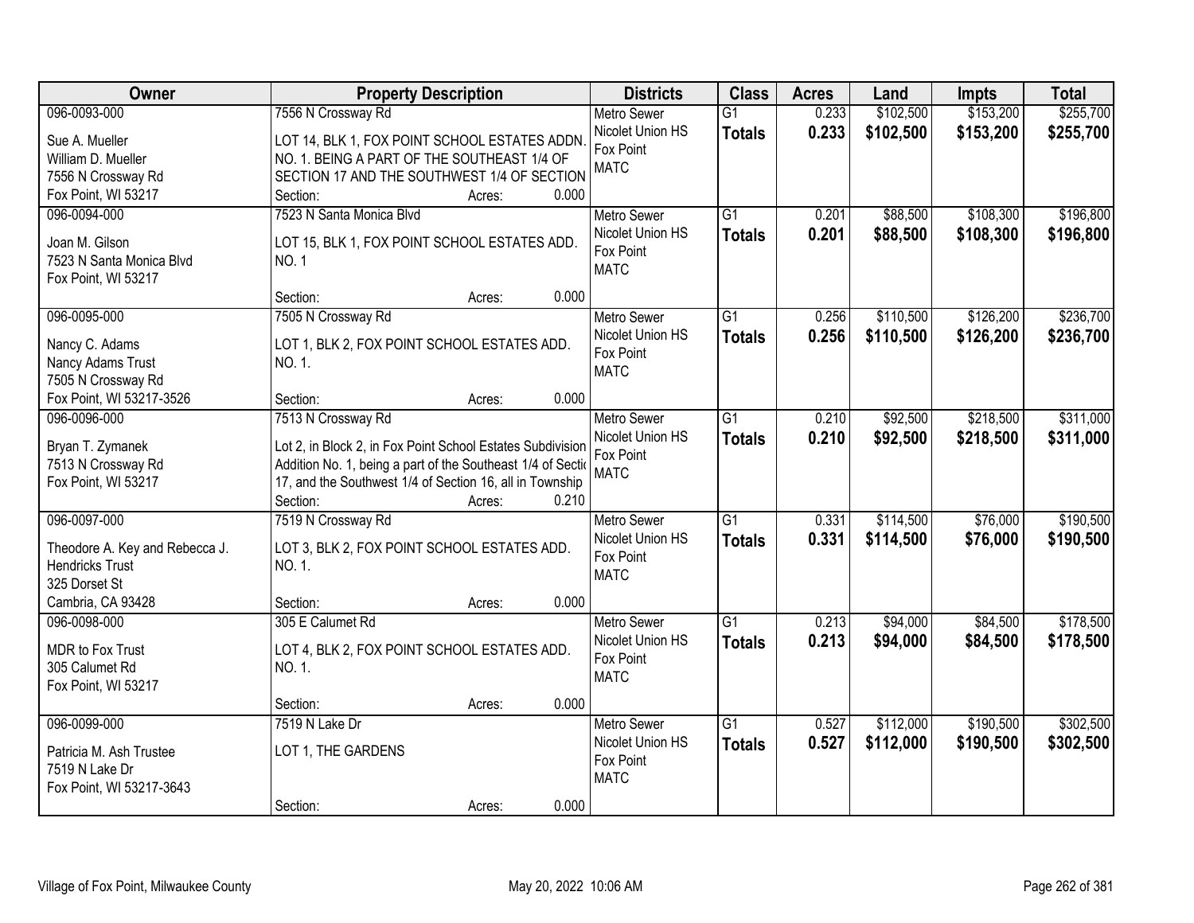| Owner | Property Description | Districts | Class | Acres | Land | Impts | Total |
|---|---|---|---|---|---|---|---|
| 096-0093-000<br>Sue A. Mueller<br>William D. Mueller<br>7556 N Crossway Rd<br>Fox Point, WI 53217 | 7556 N Crossway Rd<br>LOT 14, BLK 1, FOX POINT SCHOOL ESTATES ADDN. NO. 1. BEING A PART OF THE SOUTHEAST 1/4 OF SECTION 17 AND THE SOUTHWEST 1/4 OF SECTION<br>Section: Acres: 0.000 | Metro Sewer<br>Nicolet Union HS<br>Fox Point<br>MATC | G1<br>**Totals** | 0.233<br>**0.233** | $102,500<br>**$102,500** | $153,200<br>**$153,200** | $255,700<br>**$255,700** |
| 096-0094-000<br>Joan M. Gilson<br>7523 N Santa Monica Blvd<br>Fox Point, WI 53217 | 7523 N Santa Monica Blvd<br>LOT 15, BLK 1, FOX POINT SCHOOL ESTATES ADD. NO. 1<br>Section: Acres: 0.000 | Metro Sewer<br>Nicolet Union HS<br>Fox Point<br>MATC | G1<br>**Totals** | 0.201<br>**0.201** | $88,500<br>**$88,500** | $108,300<br>**$108,300** | $196,800<br>**$196,800** |
| 096-0095-000<br>Nancy C. Adams<br>Nancy Adams Trust<br>7505 N Crossway Rd<br>Fox Point, WI 53217-3526 | 7505 N Crossway Rd<br>LOT 1, BLK 2, FOX POINT SCHOOL ESTATES ADD. NO. 1.<br>Section: Acres: 0.000 | Metro Sewer<br>Nicolet Union HS<br>Fox Point<br>MATC | G1<br>**Totals** | 0.256<br>**0.256** | $110,500<br>**$110,500** | $126,200<br>**$126,200** | $236,700<br>**$236,700** |
| 096-0096-000<br>Bryan T. Zymanek<br>7513 N Crossway Rd<br>Fox Point, WI 53217 | 7513 N Crossway Rd<br>Lot 2, in Block 2, in Fox Point School Estates Subdivision Addition No. 1, being a part of the Southeast 1/4 of Sectio 17, and the Southwest 1/4 of Section 16, all in Township<br>Section: Acres: 0.210 | Metro Sewer<br>Nicolet Union HS<br>Fox Point<br>MATC | G1<br>**Totals** | 0.210<br>**0.210** | $92,500<br>**$92,500** | $218,500<br>**$218,500** | $311,000<br>**$311,000** |
| 096-0097-000<br>Theodore A. Key and Rebecca J. Hendricks Trust<br>325 Dorset St<br>Cambria, CA 93428 | 7519 N Crossway Rd<br>LOT 3, BLK 2, FOX POINT SCHOOL ESTATES ADD. NO. 1.<br>Section: Acres: 0.000 | Metro Sewer<br>Nicolet Union HS<br>Fox Point<br>MATC | G1<br>**Totals** | 0.331<br>**0.331** | $114,500<br>**$114,500** | $76,000<br>**$76,000** | $190,500<br>**$190,500** |
| 096-0098-000<br>MDR to Fox Trust<br>305 Calumet Rd<br>Fox Point, WI 53217 | 305 E Calumet Rd<br>LOT 4, BLK 2, FOX POINT SCHOOL ESTATES ADD. NO. 1.<br>Section: Acres: 0.000 | Metro Sewer<br>Nicolet Union HS<br>Fox Point<br>MATC | G1<br>**Totals** | 0.213<br>**0.213** | $94,000<br>**$94,000** | $84,500<br>**$84,500** | $178,500<br>**$178,500** |
| 096-0099-000<br>Patricia M. Ash Trustee<br>7519 N Lake Dr<br>Fox Point, WI 53217-3643 | 7519 N Lake Dr<br>LOT 1, THE GARDENS<br>Section: Acres: 0.000 | Metro Sewer<br>Nicolet Union HS<br>Fox Point<br>MATC | G1<br>**Totals** | 0.527<br>**0.527** | $112,000<br>**$112,000** | $190,500<br>**$190,500** | $302,500<br>**$302,500** |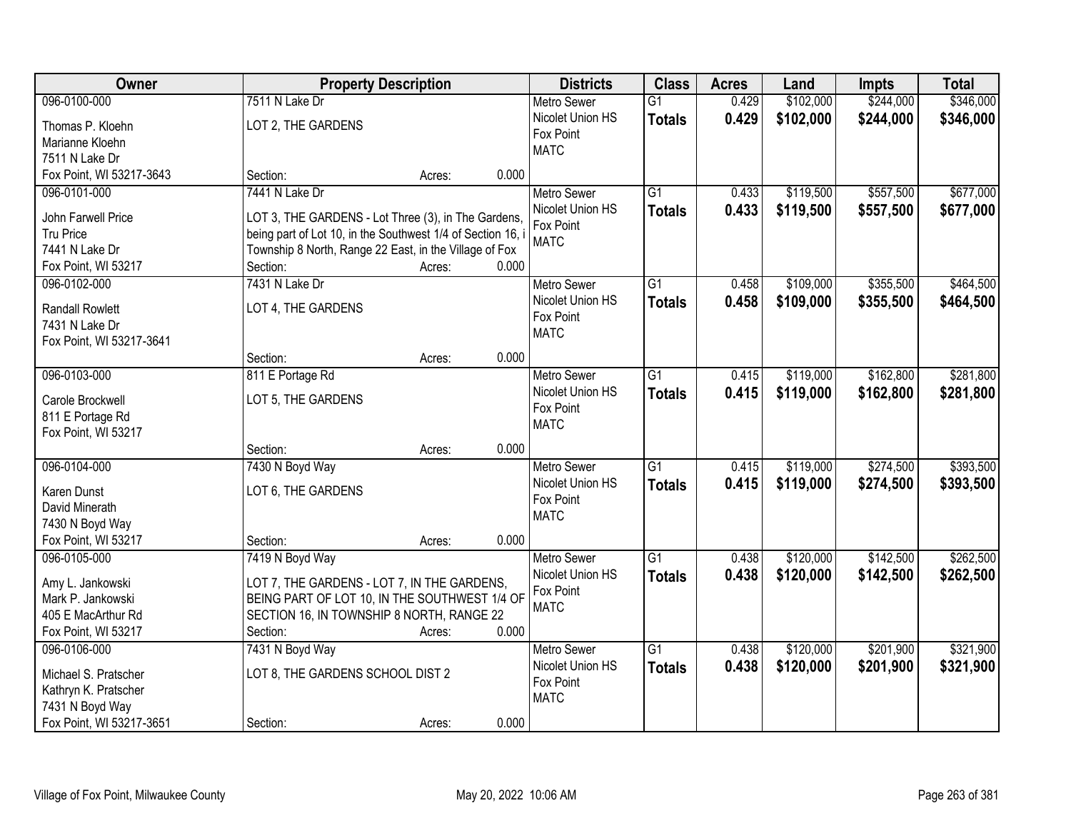| Owner | Property Description | Districts | Class | Acres | Land | Impts | Total |
|---|---|---|---|---|---|---|---|
| 096-0100-000<br>Thomas P. Kloehn<br>Marianne Kloehn<br>7511 N Lake Dr<br>Fox Point, WI 53217-3643 | 7511 N Lake Dr<br>LOT 2, THE GARDENS<br>Section: Acres: 0.000 | Metro Sewer<br>Nicolet Union HS<br>Fox Point<br>MATC | G1<br>**Totals** | 0.429<br>**0.429** | $102,000<br>**$102,000** | $244,000<br>**$244,000** | $346,000<br>**$346,000** |
| 096-0101-000<br>John Farwell Price<br>Tru Price<br>7441 N Lake Dr<br>Fox Point, WI 53217 | 7441 N Lake Dr<br>LOT 3, THE GARDENS - Lot Three (3), in The Gardens, being part of Lot 10, in the Southwest 1/4 of Section 16, i Township 8 North, Range 22 East, in the Village of Fox<br>Section: Acres: 0.000 | Metro Sewer<br>Nicolet Union HS<br>Fox Point<br>MATC | G1<br>**Totals** | 0.433<br>**0.433** | $119,500<br>**$119,500** | $557,500<br>**$557,500** | $677,000<br>**$677,000** |
| 096-0102-000<br>Randall Rowlett<br>7431 N Lake Dr<br>Fox Point, WI 53217-3641 | 7431 N Lake Dr<br>LOT 4, THE GARDENS<br>Section: Acres: 0.000 | Metro Sewer<br>Nicolet Union HS<br>Fox Point<br>MATC | G1<br>**Totals** | 0.458<br>**0.458** | $109,000<br>**$109,000** | $355,500<br>**$355,500** | $464,500<br>**$464,500** |
| 096-0103-000<br>Carole Brockwell<br>811 E Portage Rd<br>Fox Point, WI 53217 | 811 E Portage Rd<br>LOT 5, THE GARDENS<br>Section: Acres: 0.000 | Metro Sewer<br>Nicolet Union HS<br>Fox Point<br>MATC | G1<br>**Totals** | 0.415<br>**0.415** | $119,000<br>**$119,000** | $162,800<br>**$162,800** | $281,800<br>**$281,800** |
| 096-0104-000<br>Karen Dunst<br>David Minerath<br>7430 N Boyd Way<br>Fox Point, WI 53217 | 7430 N Boyd Way<br>LOT 6, THE GARDENS<br>Section: Acres: 0.000 | Metro Sewer<br>Nicolet Union HS<br>Fox Point<br>MATC | G1<br>**Totals** | 0.415<br>**0.415** | $119,000<br>**$119,000** | $274,500<br>**$274,500** | $393,500<br>**$393,500** |
| 096-0105-000<br>Amy L. Jankowski<br>Mark P. Jankowski<br>405 E MacArthur Rd<br>Fox Point, WI 53217 | 7419 N Boyd Way<br>LOT 7, THE GARDENS - LOT 7, IN THE GARDENS, BEING PART OF LOT 10, IN THE SOUTHWEST 1/4 OF SECTION 16, IN TOWNSHIP 8 NORTH, RANGE 22<br>Section: Acres: 0.000 | Metro Sewer<br>Nicolet Union HS<br>Fox Point<br>MATC | G1<br>**Totals** | 0.438<br>**0.438** | $120,000<br>**$120,000** | $142,500<br>**$142,500** | $262,500<br>**$262,500** |
| 096-0106-000<br>Michael S. Pratscher<br>Kathryn K. Pratscher<br>7431 N Boyd Way<br>Fox Point, WI 53217-3651 | 7431 N Boyd Way<br>LOT 8, THE GARDENS SCHOOL DIST 2<br>Section: Acres: 0.000 | Metro Sewer<br>Nicolet Union HS<br>Fox Point<br>MATC | G1<br>**Totals** | 0.438<br>**0.438** | $120,000<br>**$120,000** | $201,900<br>**$201,900** | $321,900<br>**$321,900** |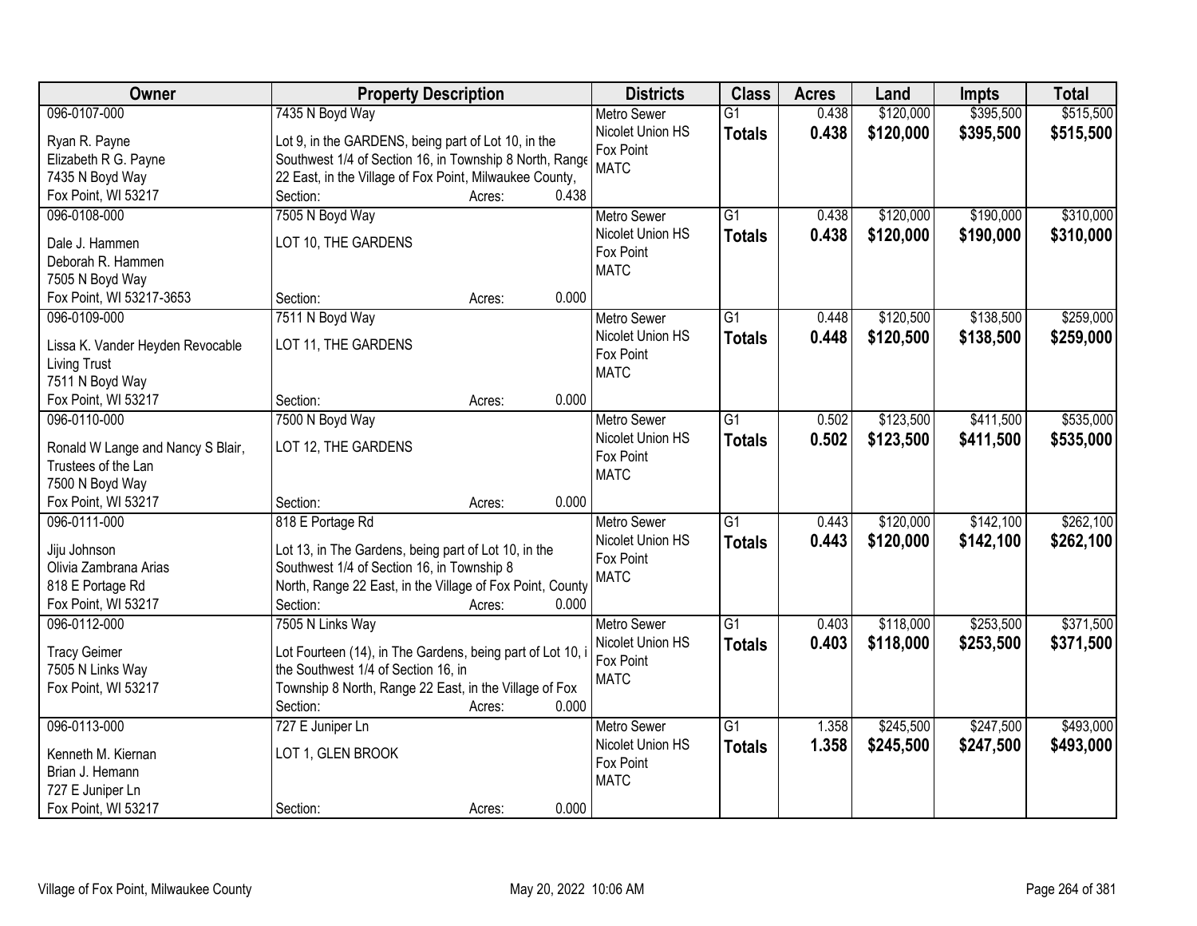| Owner | Property Description | Districts | Class | Acres | Land | Impts | Total |
|---|---|---|---|---|---|---|---|
| 096-0107-000<br>Ryan R. Payne<br>Elizabeth R G. Payne<br>7435 N Boyd Way<br>Fox Point, WI 53217 | 7435 N Boyd Way<br>Lot 9, in the GARDENS, being part of Lot 10, in the Southwest 1/4 of Section 16, in Township 8 North, Range 22 East, in the Village of Fox Point, Milwaukee County,<br>Section: Acres: 0.438 | Metro Sewer<br>Nicolet Union HS<br>Fox Point<br>MATC | G1<br>**Totals** | 0.438<br>**0.438** | $120,000<br>**$120,000** | $395,500<br>**$395,500** | $515,500<br>**$515,500** |
| 096-0108-000<br>Dale J. Hammen<br>Deborah R. Hammen<br>7505 N Boyd Way<br>Fox Point, WI 53217-3653 | 7505 N Boyd Way<br>LOT 10, THE GARDENS<br>Section: Acres: 0.000 | Metro Sewer<br>Nicolet Union HS<br>Fox Point<br>MATC | G1<br>**Totals** | 0.438<br>**0.438** | $120,000<br>**$120,000** | $190,000<br>**$190,000** | $310,000<br>**$310,000** |
| 096-0109-000<br>Lissa K. Vander Heyden Revocable Living Trust<br>7511 N Boyd Way<br>Fox Point, WI 53217 | 7511 N Boyd Way<br>LOT 11, THE GARDENS<br>Section: Acres: 0.000 | Metro Sewer<br>Nicolet Union HS<br>Fox Point<br>MATC | G1<br>**Totals** | 0.448<br>**0.448** | $120,500<br>**$120,500** | $138,500<br>**$138,500** | $259,000<br>**$259,000** |
| 096-0110-000<br>Ronald W Lange and Nancy S Blair, Trustees of the Lan<br>7500 N Boyd Way<br>Fox Point, WI 53217 | 7500 N Boyd Way<br>LOT 12, THE GARDENS<br>Section: Acres: 0.000 | Metro Sewer<br>Nicolet Union HS<br>Fox Point<br>MATC | G1<br>**Totals** | 0.502<br>**0.502** | $123,500<br>**$123,500** | $411,500<br>**$411,500** | $535,000<br>**$535,000** |
| 096-0111-000<br>Jiju Johnson<br>Olivia Zambrana Arias<br>818 E Portage Rd<br>Fox Point, WI 53217 | 818 E Portage Rd<br>Lot 13, in The Gardens, being part of Lot 10, in the Southwest 1/4 of Section 16, in Township 8 North, Range 22 East, in the Village of Fox Point, County<br>Section: Acres: 0.000 | Metro Sewer<br>Nicolet Union HS<br>Fox Point<br>MATC | G1<br>**Totals** | 0.443<br>**0.443** | $120,000<br>**$120,000** | $142,100<br>**$142,100** | $262,100<br>**$262,100** |
| 096-0112-000<br>Tracy Geimer<br>7505 N Links Way<br>Fox Point, WI 53217 | 7505 N Links Way<br>Lot Fourteen (14), in The Gardens, being part of Lot 10, i the Southwest 1/4 of Section 16, in Township 8 North, Range 22 East, in the Village of Fox<br>Section: Acres: 0.000 | Metro Sewer<br>Nicolet Union HS<br>Fox Point<br>MATC | G1<br>**Totals** | 0.403<br>**0.403** | $118,000<br>**$118,000** | $253,500<br>**$253,500** | $371,500<br>**$371,500** |
| 096-0113-000<br>Kenneth M. Kiernan<br>Brian J. Hemann<br>727 E Juniper Ln<br>Fox Point, WI 53217 | 727 E Juniper Ln<br>LOT 1, GLEN BROOK<br>Section: Acres: 0.000 | Metro Sewer<br>Nicolet Union HS<br>Fox Point<br>MATC | G1<br>**Totals** | 1.358<br>**1.358** | $245,500<br>**$245,500** | $247,500<br>**$247,500** | $493,000<br>**$493,000** |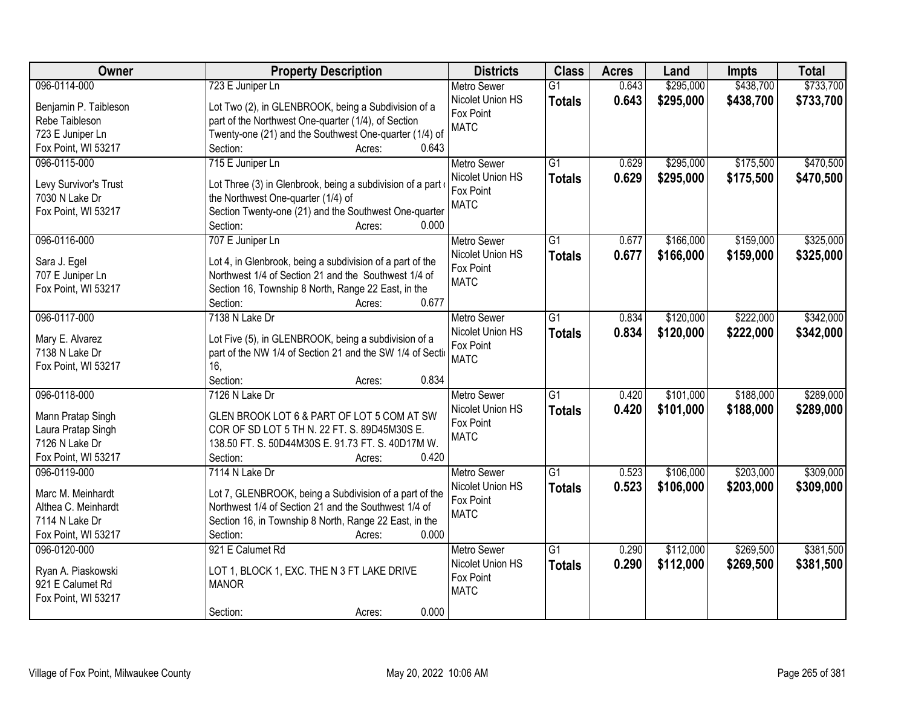| Owner | Property Description | Districts | Class | Acres | Land | Impts | Total |
|---|---|---|---|---|---|---|---|
| 096-0114-000<br><br>Benjamin P. Taibleson<br>Rebe Taibleson<br>723 E Juniper Ln<br>Fox Point, WI 53217 | 723 E Juniper Ln<br><br>Lot Two (2), in GLENBROOK, being a Subdivision of a part of the Northwest One-quarter (1/4), of Section Twenty-one (21) and the Southwest One-quarter (1/4) of<br>Section: Acres: 0.643 | Metro Sewer<br>Nicolet Union HS<br>Fox Point<br>MATC | G1<br>**Totals** | 0.643<br>**0.643** | $295,000<br>**$295,000** | $438,700<br>**$438,700** | $733,700<br>**$733,700** |
| 096-0115-000<br><br>Levy Survivor's Trust<br>7030 N Lake Dr<br>Fox Point, WI 53217 | 715 E Juniper Ln<br><br>Lot Three (3) in Glenbrook, being a subdivision of a part of the Northwest One-quarter (1/4) of Section Twenty-one (21) and the Southwest One-quarter<br>Section: Acres: 0.000 | Metro Sewer<br>Nicolet Union HS<br>Fox Point<br>MATC | G1<br>**Totals** | 0.629<br>**0.629** | $295,000<br>**$295,000** | $175,500<br>**$175,500** | $470,500<br>**$470,500** |
| 096-0116-000<br><br>Sara J. Egel<br>707 E Juniper Ln<br>Fox Point, WI 53217 | 707 E Juniper Ln<br><br>Lot 4, in Glenbrook, being a subdivision of a part of the Northwest 1/4 of Section 21 and the Southwest 1/4 of Section 16, Township 8 North, Range 22 East, in the<br>Section: Acres: 0.677 | Metro Sewer<br>Nicolet Union HS<br>Fox Point<br>MATC | G1<br>**Totals** | 0.677<br>**0.677** | $166,000<br>**$166,000** | $159,000<br>**$159,000** | $325,000<br>**$325,000** |
| 096-0117-000<br><br>Mary E. Alvarez<br>7138 N Lake Dr<br>Fox Point, WI 53217 | 7138 N Lake Dr<br><br>Lot Five (5), in GLENBROOK, being a subdivision of a part of the NW 1/4 of Section 21 and the SW 1/4 of Section 16,<br>Section: Acres: 0.834 | Metro Sewer<br>Nicolet Union HS<br>Fox Point<br>MATC | G1<br>**Totals** | 0.834<br>**0.834** | $120,000<br>**$120,000** | $222,000<br>**$222,000** | $342,000<br>**$342,000** |
| 096-0118-000<br><br>Mann Pratap Singh<br>Laura Pratap Singh<br>7126 N Lake Dr<br>Fox Point, WI 53217 | 7126 N Lake Dr<br><br>GLEN BROOK LOT 6 & PART OF LOT 5 COM AT SW COR OF SD LOT 5 TH N. 22 FT. S. 89D45M30S E. 138.50 FT. S. 50D44M30S E. 91.73 FT. S. 40D17M W.<br>Section: Acres: 0.420 | Metro Sewer<br>Nicolet Union HS<br>Fox Point<br>MATC | G1<br>**Totals** | 0.420<br>**0.420** | $101,000<br>**$101,000** | $188,000<br>**$188,000** | $289,000<br>**$289,000** |
| 096-0119-000<br><br>Marc M. Meinhardt<br>Althea C. Meinhardt<br>7114 N Lake Dr<br>Fox Point, WI 53217 | 7114 N Lake Dr<br><br>Lot 7, GLENBROOK, being a Subdivision of a part of the Northwest 1/4 of Section 21 and the Southwest 1/4 of Section 16, in Township 8 North, Range 22 East, in the<br>Section: Acres: 0.000 | Metro Sewer<br>Nicolet Union HS<br>Fox Point<br>MATC | G1<br>**Totals** | 0.523<br>**0.523** | $106,000<br>**$106,000** | $203,000<br>**$203,000** | $309,000<br>**$309,000** |
| 096-0120-000<br><br>Ryan A. Piaskowski<br>921 E Calumet Rd<br>Fox Point, WI 53217 | 921 E Calumet Rd<br><br>LOT 1, BLOCK 1, EXC. THE N 3 FT LAKE DRIVE MANOR<br><br>Section: Acres: 0.000 | Metro Sewer<br>Nicolet Union HS<br>Fox Point<br>MATC | G1<br>**Totals** | 0.290<br>**0.290** | $112,000<br>**$112,000** | $269,500<br>**$269,500** | $381,500<br>**$381,500** |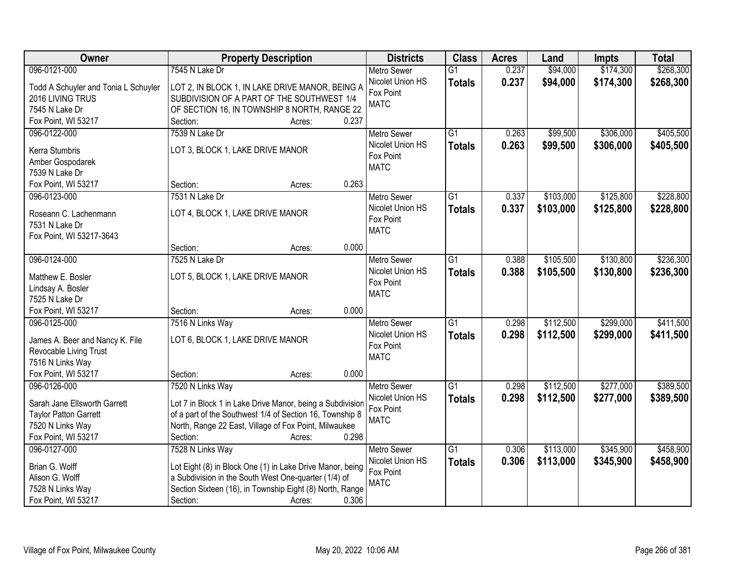| Owner | Property Description | Districts | Class | Acres | Land | Impts | Total |
|---|---|---|---|---|---|---|---|
| 096-0121-000<br>Todd A Schuyler and Tonia L Schuyler 2016 LIVING TRUS<br>7545 N Lake Dr<br>Fox Point, WI 53217 | 7545 N Lake Dr<br>LOT 2, IN BLOCK 1, IN LAKE DRIVE MANOR, BEING A SUBDIVISION OF A PART OF THE SOUTHWEST 1/4 OF SECTION 16, IN TOWNSHIP 8 NORTH, RANGE 22<br>Section: Acres: 0.237 | Metro Sewer<br>Nicolet Union HS<br>Fox Point<br>MATC | G1<br>**Totals** | 0.237<br>**0.237** | \$94,000<br>**\$94,000** | \$174,300<br>**\$174,300** | \$268,300<br>**\$268,300** |
| 096-0122-000<br>Kerra Stumbris<br>Amber Gospodarek<br>7539 N Lake Dr<br>Fox Point, WI 53217 | 7539 N Lake Dr<br>LOT 3, BLOCK 1, LAKE DRIVE MANOR<br>Section: Acres: 0.263 | Metro Sewer<br>Nicolet Union HS<br>Fox Point<br>MATC | G1<br>**Totals** | 0.263<br>**0.263** | \$99,500<br>**\$99,500** | \$306,000<br>**\$306,000** | \$405,500<br>**\$405,500** |
| 096-0123-000<br>Roseann C. Lachenmann<br>7531 N Lake Dr<br>Fox Point, WI 53217-3643 | 7531 N Lake Dr<br>LOT 4, BLOCK 1, LAKE DRIVE MANOR<br>Section: Acres: 0.000 | Metro Sewer<br>Nicolet Union HS<br>Fox Point<br>MATC | G1<br>**Totals** | 0.337<br>**0.337** | \$103,000<br>**\$103,000** | \$125,800<br>**\$125,800** | \$228,800<br>**\$228,800** |
| 096-0124-000<br>Matthew E. Bosler<br>Lindsay A. Bosler<br>7525 N Lake Dr<br>Fox Point, WI 53217 | 7525 N Lake Dr<br>LOT 5, BLOCK 1, LAKE DRIVE MANOR<br>Section: Acres: 0.000 | Metro Sewer<br>Nicolet Union HS<br>Fox Point<br>MATC | G1<br>**Totals** | 0.388<br>**0.388** | \$105,500<br>**\$105,500** | \$130,800<br>**\$130,800** | \$236,300<br>**\$236,300** |
| 096-0125-000<br>James A. Beer and Nancy K. File Revocable Living Trust<br>7516 N Links Way<br>Fox Point, WI 53217 | 7516 N Links Way<br>LOT 6, BLOCK 1, LAKE DRIVE MANOR<br>Section: Acres: 0.000 | Metro Sewer<br>Nicolet Union HS<br>Fox Point<br>MATC | G1<br>**Totals** | 0.298<br>**0.298** | \$112,500<br>**\$112,500** | \$299,000<br>**\$299,000** | \$411,500<br>**\$411,500** |
| 096-0126-000<br>Sarah Jane Ellsworth Garrett<br>Taylor Patton Garrett<br>7520 N Links Way<br>Fox Point, WI 53217 | 7520 N Links Way<br>Lot 7 in Block 1 in Lake Drive Manor, being a Subdivision of a part of the Southwest 1/4 of Section 16, Township 8 North, Range 22 East, Village of Fox Point, Milwaukee<br>Section: Acres: 0.298 | Metro Sewer<br>Nicolet Union HS<br>Fox Point<br>MATC | G1<br>**Totals** | 0.298<br>**0.298** | \$112,500<br>**\$112,500** | \$277,000<br>**\$277,000** | \$389,500<br>**\$389,500** |
| 096-0127-000<br>Brian G. Wolff<br>Alison G. Wolff<br>7528 N Links Way<br>Fox Point, WI 53217 | 7528 N Links Way<br>Lot Eight (8) in Block One (1) in Lake Drive Manor, being a Subdivision in the South West One-quarter (1/4) of Section Sixteen (16), in Township Eight (8) North, Range<br>Section: Acres: 0.306 | Metro Sewer<br>Nicolet Union HS<br>Fox Point<br>MATC | G1<br>**Totals** | 0.306<br>**0.306** | \$113,000<br>**\$113,000** | \$345,900<br>**\$345,900** | \$458,900<br>**\$458,900** |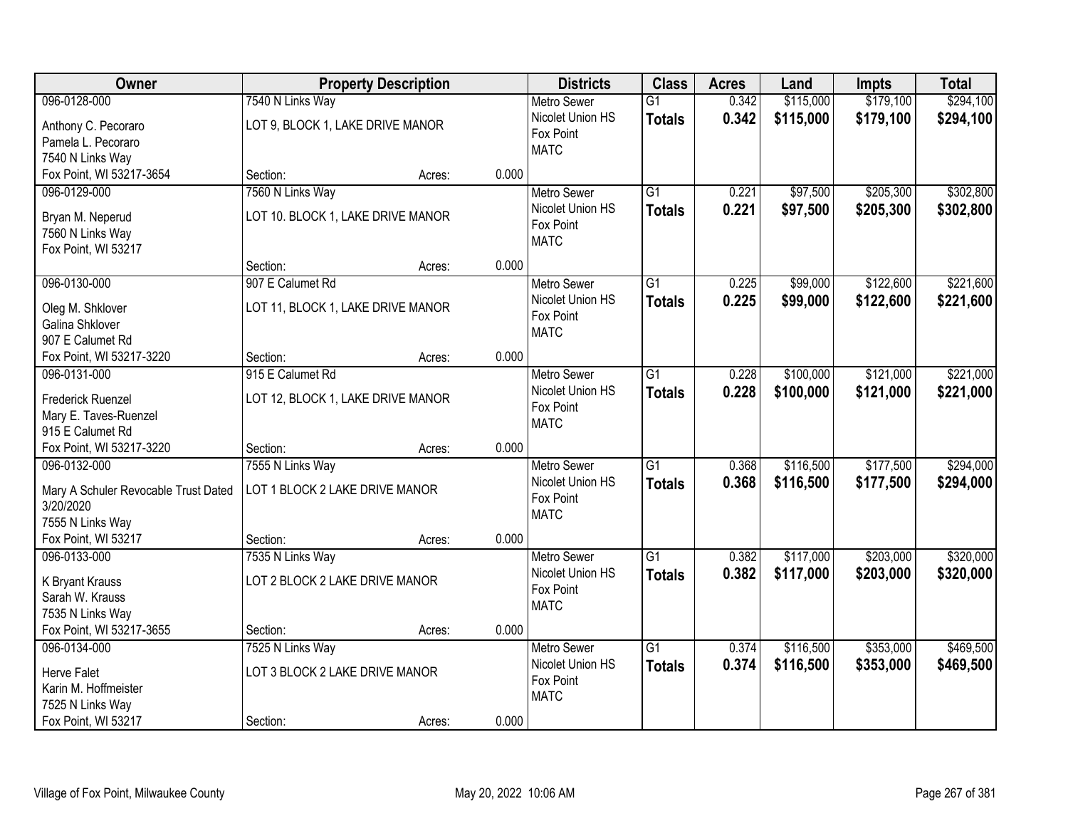| Owner | Property Description | | | Districts | Class | Acres | Land | Impts | Total |
|---|---|---|---|---|---|---|---|---|---|
| 096-0128-000 | 7540 N Links Way | | | Metro Sewer | G1 | 0.342 | $115,000 | $179,100 | $294,100 |
| Anthony C. Pecoraro<br>Pamela L. Pecoraro<br>7540 N Links Way<br>Fox Point, WI 53217-3654 | LOT 9, BLOCK 1, LAKE DRIVE MANOR | | | Nicolet Union HS<br>Fox Point<br>MATC | **Totals** | **0.342** | **$115,000** | **$179,100** | **$294,100** |
| | Section: | Acres: | 0.000 | | | | | | |
| 096-0129-000 | 7560 N Links Way | | | Metro Sewer | G1 | 0.221 | $97,500 | $205,300 | $302,800 |
| Bryan M. Neperud<br>7560 N Links Way<br>Fox Point, WI 53217 | LOT 10. BLOCK 1, LAKE DRIVE MANOR | | | Nicolet Union HS<br>Fox Point<br>MATC | **Totals** | **0.221** | **$97,500** | **$205,300** | **$302,800** |
| | Section: | Acres: | 0.000 | | | | | | |
| 096-0130-000 | 907 E Calumet Rd | | | Metro Sewer | G1 | 0.225 | $99,000 | $122,600 | $221,600 |
| Oleg M. Shklover<br>Galina Shklover<br>907 E Calumet Rd<br>Fox Point, WI 53217-3220 | LOT 11, BLOCK 1, LAKE DRIVE MANOR | | | Nicolet Union HS<br>Fox Point<br>MATC | **Totals** | **0.225** | **$99,000** | **$122,600** | **$221,600** |
| | Section: | Acres: | 0.000 | | | | | | |
| 096-0131-000 | 915 E Calumet Rd | | | Metro Sewer | G1 | 0.228 | $100,000 | $121,000 | $221,000 |
| Frederick Ruenzel<br>Mary E. Taves-Ruenzel<br>915 E Calumet Rd<br>Fox Point, WI 53217-3220 | LOT 12, BLOCK 1, LAKE DRIVE MANOR | | | Nicolet Union HS<br>Fox Point<br>MATC | **Totals** | **0.228** | **$100,000** | **$121,000** | **$221,000** |
| | Section: | Acres: | 0.000 | | | | | | |
| 096-0132-000 | 7555 N Links Way | | | Metro Sewer | G1 | 0.368 | $116,500 | $177,500 | $294,000 |
| Mary A Schuler Revocable Trust Dated 3/20/2020<br>7555 N Links Way<br>Fox Point, WI 53217 | LOT 1 BLOCK 2 LAKE DRIVE MANOR | | | Nicolet Union HS<br>Fox Point<br>MATC | **Totals** | **0.368** | **$116,500** | **$177,500** | **$294,000** |
| | Section: | Acres: | 0.000 | | | | | | |
| 096-0133-000 | 7535 N Links Way | | | Metro Sewer | G1 | 0.382 | $117,000 | $203,000 | $320,000 |
| K Bryant Krauss<br>Sarah W. Krauss<br>7535 N Links Way<br>Fox Point, WI 53217-3655 | LOT 2 BLOCK 2 LAKE DRIVE MANOR | | | Nicolet Union HS<br>Fox Point<br>MATC | **Totals** | **0.382** | **$117,000** | **$203,000** | **$320,000** |
| | Section: | Acres: | 0.000 | | | | | | |
| 096-0134-000 | 7525 N Links Way | | | Metro Sewer | G1 | 0.374 | $116,500 | $353,000 | $469,500 |
| Herve Falet<br>Karin M. Hoffmeister<br>7525 N Links Way<br>Fox Point, WI 53217 | LOT 3 BLOCK 2 LAKE DRIVE MANOR | | | Nicolet Union HS<br>Fox Point<br>MATC | **Totals** | **0.374** | **$116,500** | **$353,000** | **$469,500** |
| | Section: | Acres: | 0.000 | | | | | | |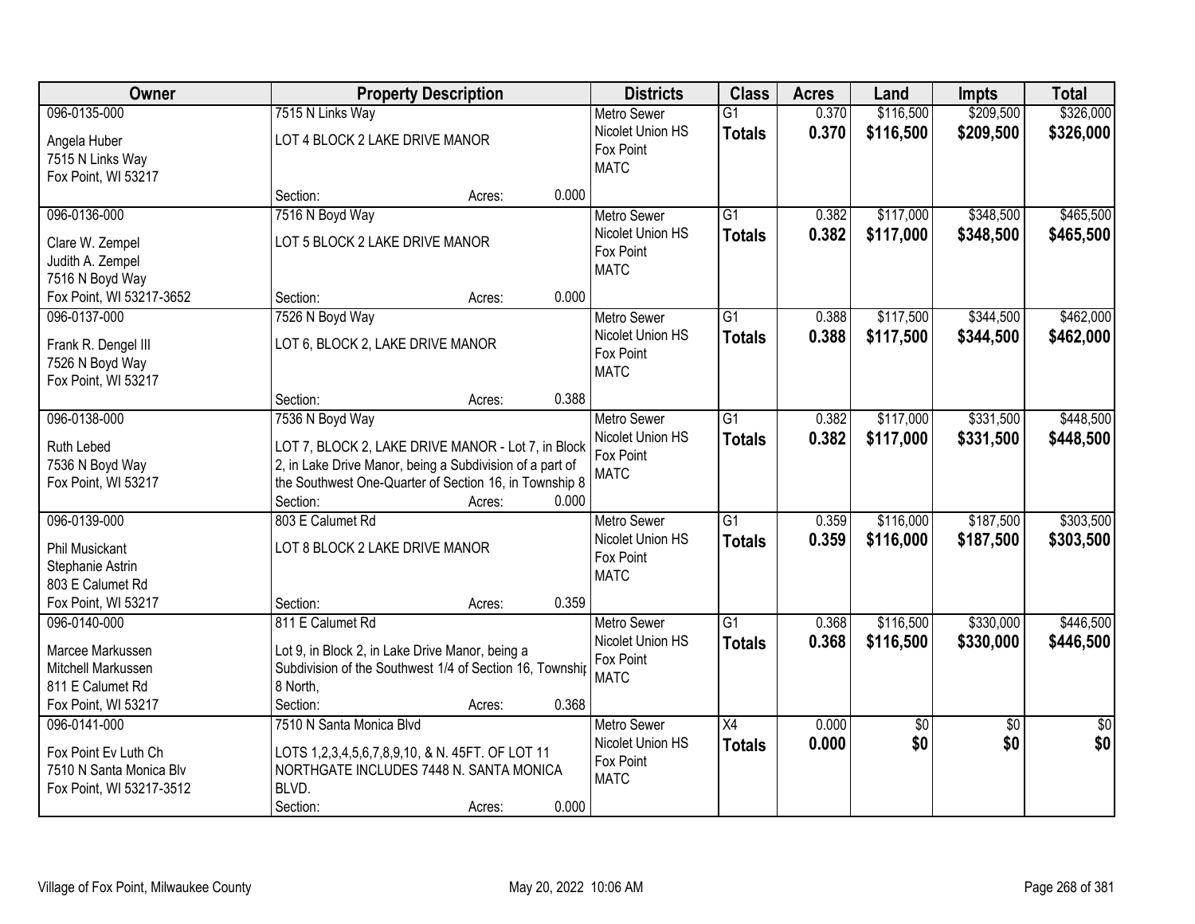| Owner | Property Description | Districts | Class | Acres | Land | Impts | Total |
|---|---|---|---|---|---|---|---|
| 096-0135-000<br>Angela Huber<br>7515 N Links Way<br>Fox Point, WI 53217 | 7515 N Links Way<br>LOT 4 BLOCK 2 LAKE DRIVE MANOR<br>Section: Acres: 0.000 | Metro Sewer<br>Nicolet Union HS<br>Fox Point<br>MATC | G1<br>**Totals** | 0.370<br>**0.370** | $116,500<br>**$116,500** | $209,500<br>**$209,500** | $326,000<br>**$326,000** |
| 096-0136-000<br>Clare W. Zempel<br>Judith A. Zempel<br>7516 N Boyd Way<br>Fox Point, WI 53217-3652 | 7516 N Boyd Way<br>LOT 5 BLOCK 2 LAKE DRIVE MANOR<br>Section: Acres: 0.000 | Metro Sewer<br>Nicolet Union HS<br>Fox Point<br>MATC | G1<br>**Totals** | 0.382<br>**0.382** | $117,000<br>**$117,000** | $348,500<br>**$348,500** | $465,500<br>**$465,500** |
| 096-0137-000<br>Frank R. Dengel III<br>7526 N Boyd Way<br>Fox Point, WI 53217 | 7526 N Boyd Way<br>LOT 6, BLOCK 2, LAKE DRIVE MANOR<br>Section: Acres: 0.388 | Metro Sewer<br>Nicolet Union HS<br>Fox Point<br>MATC | G1<br>**Totals** | 0.388<br>**0.388** | $117,500<br>**$117,500** | $344,500<br>**$344,500** | $462,000<br>**$462,000** |
| 096-0138-000<br>Ruth Lebed<br>7536 N Boyd Way<br>Fox Point, WI 53217 | 7536 N Boyd Way<br>LOT 7, BLOCK 2, LAKE DRIVE MANOR - Lot 7, in Block 2, in Lake Drive Manor, being a Subdivision of a part of the Southwest One-Quarter of Section 16, in Township 8<br>Section: Acres: 0.000 | Metro Sewer<br>Nicolet Union HS<br>Fox Point<br>MATC | G1<br>**Totals** | 0.382<br>**0.382** | $117,000<br>**$117,000** | $331,500<br>**$331,500** | $448,500<br>**$448,500** |
| 096-0139-000<br>Phil Musickant<br>Stephanie Astrin<br>803 E Calumet Rd<br>Fox Point, WI 53217 | 803 E Calumet Rd<br>LOT 8 BLOCK 2 LAKE DRIVE MANOR<br>Section: Acres: 0.359 | Metro Sewer<br>Nicolet Union HS<br>Fox Point<br>MATC | G1<br>**Totals** | 0.359<br>**0.359** | $116,000<br>**$116,000** | $187,500<br>**$187,500** | $303,500<br>**$303,500** |
| 096-0140-000<br>Marcee Markussen<br>Mitchell Markussen<br>811 E Calumet Rd<br>Fox Point, WI 53217 | 811 E Calumet Rd<br>Lot 9, in Block 2, in Lake Drive Manor, being a Subdivision of the Southwest 1/4 of Section 16, Townshi 8 North,<br>Section: Acres: 0.368 | Metro Sewer<br>Nicolet Union HS<br>Fox Point<br>MATC | G1<br>**Totals** | 0.368<br>**0.368** | $116,500<br>**$116,500** | $330,000<br>**$330,000** | $446,500<br>**$446,500** |
| 096-0141-000<br>Fox Point Ev Luth Ch<br>7510 N Santa Monica Blv<br>Fox Point, WI 53217-3512 | 7510 N Santa Monica Blvd<br>LOTS 1,2,3,4,5,6,7,8,9,10, & N. 45FT. OF LOT 11 NORTHGATE INCLUDES 7448 N. SANTA MONICA BLVD.<br>Section: Acres: 0.000 | Metro Sewer<br>Nicolet Union HS<br>Fox Point<br>MATC | X4<br>**Totals** | 0.000<br>**0.000** | $0<br>**$0** | $0<br>**$0** | $0<br>**$0** |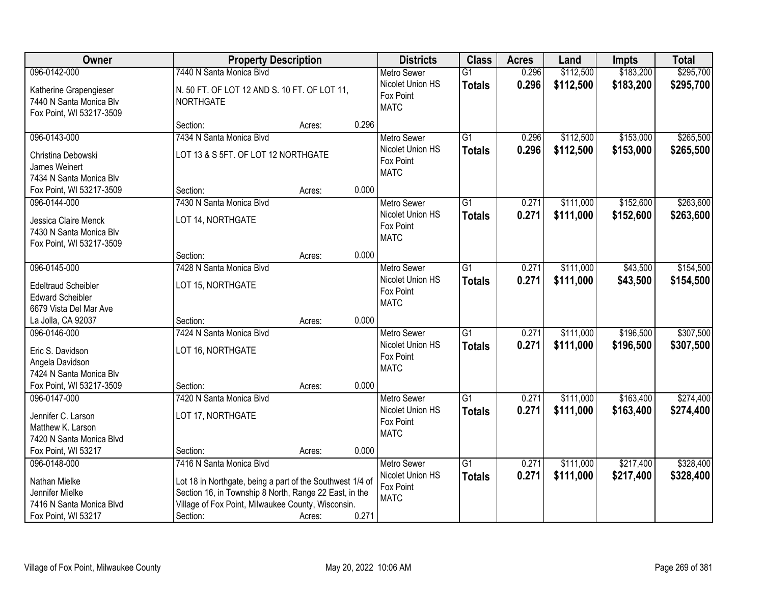| Owner | Property Description | Districts | Class | Acres | Land | Impts | Total |
|---|---|---|---|---|---|---|---|
| 096-0142-000<br>Katherine Grapengieser<br>7440 N Santa Monica Blv<br>Fox Point, WI 53217-3509 | 7440 N Santa Monica Blvd<br>N. 50 FT. OF LOT 12 AND S. 10 FT. OF LOT 11, NORTHGATE<br>Section: Acres: 0.296 | Metro Sewer<br>Nicolet Union HS<br>Fox Point<br>MATC | G1<br>**Totals** | 0.296<br>**0.296** | $112,500<br>**$112,500** | $183,200<br>**$183,200** | $295,700<br>**$295,700** |
| 096-0143-000<br>Christina Debowski<br>James Weinert<br>7434 N Santa Monica Blv<br>Fox Point, WI 53217-3509 | 7434 N Santa Monica Blvd<br>LOT 13 & S 5FT. OF LOT 12 NORTHGATE<br>Section: Acres: 0.000 | Metro Sewer<br>Nicolet Union HS<br>Fox Point<br>MATC | G1<br>**Totals** | 0.296<br>**0.296** | $112,500<br>**$112,500** | $153,000<br>**$153,000** | $265,500<br>**$265,500** |
| 096-0144-000<br>Jessica Claire Menck<br>7430 N Santa Monica Blv<br>Fox Point, WI 53217-3509 | 7430 N Santa Monica Blvd<br>LOT 14, NORTHGATE<br>Section: Acres: 0.000 | Metro Sewer<br>Nicolet Union HS<br>Fox Point<br>MATC | G1<br>**Totals** | 0.271<br>**0.271** | $111,000<br>**$111,000** | $152,600<br>**$152,600** | $263,600<br>**$263,600** |
| 096-0145-000<br>Edeltraud Scheibler<br>Edward Scheibler<br>6679 Vista Del Mar Ave<br>La Jolla, CA 92037 | 7428 N Santa Monica Blvd<br>LOT 15, NORTHGATE<br>Section: Acres: 0.000 | Metro Sewer<br>Nicolet Union HS<br>Fox Point<br>MATC | G1<br>**Totals** | 0.271<br>**0.271** | $111,000<br>**$111,000** | $43,500<br>**$43,500** | $154,500<br>**$154,500** |
| 096-0146-000<br>Eric S. Davidson<br>Angela Davidson<br>7424 N Santa Monica Blv<br>Fox Point, WI 53217-3509 | 7424 N Santa Monica Blvd<br>LOT 16, NORTHGATE<br>Section: Acres: 0.000 | Metro Sewer<br>Nicolet Union HS<br>Fox Point<br>MATC | G1<br>**Totals** | 0.271<br>**0.271** | $111,000<br>**$111,000** | $196,500<br>**$196,500** | $307,500<br>**$307,500** |
| 096-0147-000<br>Jennifer C. Larson<br>Matthew K. Larson<br>7420 N Santa Monica Blvd<br>Fox Point, WI 53217 | 7420 N Santa Monica Blvd<br>LOT 17, NORTHGATE<br>Section: Acres: 0.000 | Metro Sewer<br>Nicolet Union HS<br>Fox Point<br>MATC | G1<br>**Totals** | 0.271<br>**0.271** | $111,000<br>**$111,000** | $163,400<br>**$163,400** | $274,400<br>**$274,400** |
| 096-0148-000<br>Nathan Mielke<br>Jennifer Mielke<br>7416 N Santa Monica Blvd<br>Fox Point, WI 53217 | 7416 N Santa Monica Blvd<br>Lot 18 in Northgate, being a part of the Southwest 1/4 of Section 16, in Township 8 North, Range 22 East, in the Village of Fox Point, Milwaukee County, Wisconsin.<br>Section: Acres: 0.271 | Metro Sewer<br>Nicolet Union HS<br>Fox Point<br>MATC | G1<br>**Totals** | 0.271<br>**0.271** | $111,000<br>**$111,000** | $217,400<br>**$217,400** | $328,400<br>**$328,400** |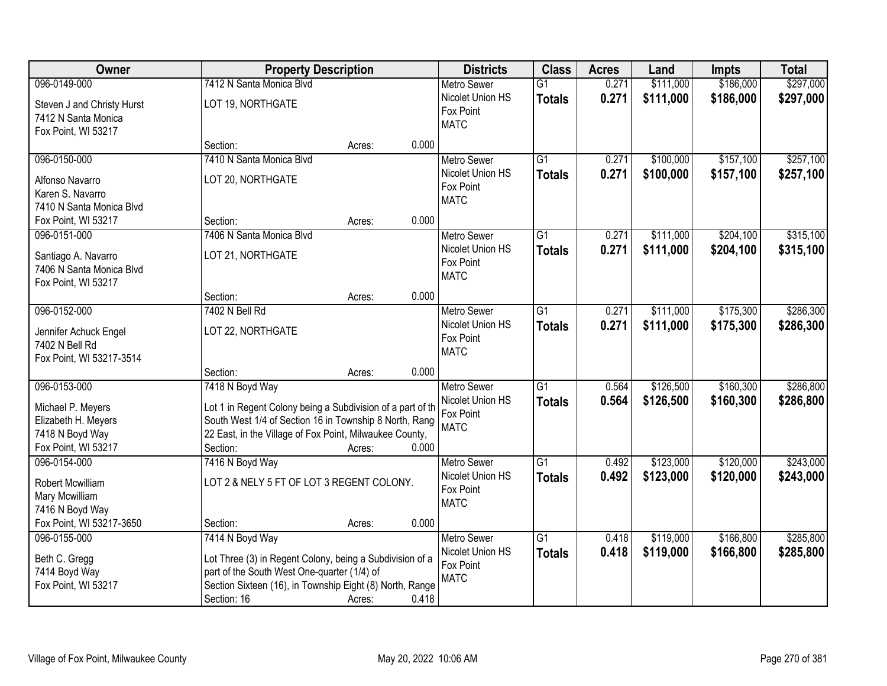| Owner | Property Description | | | Districts | Class | Acres | Land | Impts | Total |
|---|---|---|---|---|---|---|---|---|---|
| 096-0149-000<br>Steven J and Christy Hurst<br>7412 N Santa Monica<br>Fox Point, WI 53217 | 7412 N Santa Monica Blvd<br>LOT 19, NORTHGATE<br>Section: | Acres: | 0.000 | Metro Sewer<br>Nicolet Union HS<br>Fox Point<br>MATC | G1<br>**Totals** | 0.271<br>**0.271** | $111,000<br>**$111,000** | $186,000<br>**$186,000** | $297,000<br>**$297,000** |
| 096-0150-000<br>Alfonso Navarro<br>Karen S. Navarro<br>7410 N Santa Monica Blvd<br>Fox Point, WI 53217 | 7410 N Santa Monica Blvd<br>LOT 20, NORTHGATE<br>Section: | Acres: | 0.000 | Metro Sewer<br>Nicolet Union HS<br>Fox Point<br>MATC | G1<br>**Totals** | 0.271<br>**0.271** | $100,000<br>**$100,000** | $157,100<br>**$157,100** | $257,100<br>**$257,100** |
| 096-0151-000<br>Santiago A. Navarro<br>7406 N Santa Monica Blvd<br>Fox Point, WI 53217 | 7406 N Santa Monica Blvd<br>LOT 21, NORTHGATE<br>Section: | Acres: | 0.000 | Metro Sewer<br>Nicolet Union HS<br>Fox Point<br>MATC | G1<br>**Totals** | 0.271<br>**0.271** | $111,000<br>**$111,000** | $204,100<br>**$204,100** | $315,100<br>**$315,100** |
| 096-0152-000<br>Jennifer Achuck Engel<br>7402 N Bell Rd<br>Fox Point, WI 53217-3514 | 7402 N Bell Rd<br>LOT 22, NORTHGATE<br>Section: | Acres: | 0.000 | Metro Sewer<br>Nicolet Union HS<br>Fox Point<br>MATC | G1<br>**Totals** | 0.271<br>**0.271** | $111,000<br>**$111,000** | $175,300<br>**$175,300** | $286,300<br>**$286,300** |
| 096-0153-000<br>Michael P. Meyers<br>Elizabeth H. Meyers<br>7418 N Boyd Way<br>Fox Point, WI 53217 | 7418 N Boyd Way<br>Lot 1 in Regent Colony being a Subdivision of a part of th South West 1/4 of Section 16 in Township 8 North, Rang 22 East, in the Village of Fox Point, Milwaukee County,<br>Section: | Acres: | 0.000 | Metro Sewer<br>Nicolet Union HS<br>Fox Point<br>MATC | G1<br>**Totals** | 0.564<br>**0.564** | $126,500<br>**$126,500** | $160,300<br>**$160,300** | $286,800<br>**$286,800** |
| 096-0154-000<br>Robert Mcwilliam<br>Mary Mcwilliam<br>7416 N Boyd Way<br>Fox Point, WI 53217-3650 | 7416 N Boyd Way<br>LOT 2 & NELY 5 FT OF LOT 3 REGENT COLONY.<br>Section: | Acres: | 0.000 | Metro Sewer<br>Nicolet Union HS<br>Fox Point<br>MATC | G1<br>**Totals** | 0.492<br>**0.492** | $123,000<br>**$123,000** | $120,000<br>**$120,000** | $243,000<br>**$243,000** |
| 096-0155-000<br>Beth C. Gregg<br>7414 Boyd Way<br>Fox Point, WI 53217 | 7414 N Boyd Way<br>Lot Three (3) in Regent Colony, being a Subdivision of a part of the South West One-quarter (1/4) of Section Sixteen (16), in Township Eight (8) North, Range<br>Section: 16 | Acres: | 0.418 | Metro Sewer<br>Nicolet Union HS<br>Fox Point<br>MATC | G1<br>**Totals** | 0.418<br>**0.418** | $119,000<br>**$119,000** | $166,800<br>**$166,800** | $285,800<br>**$285,800** |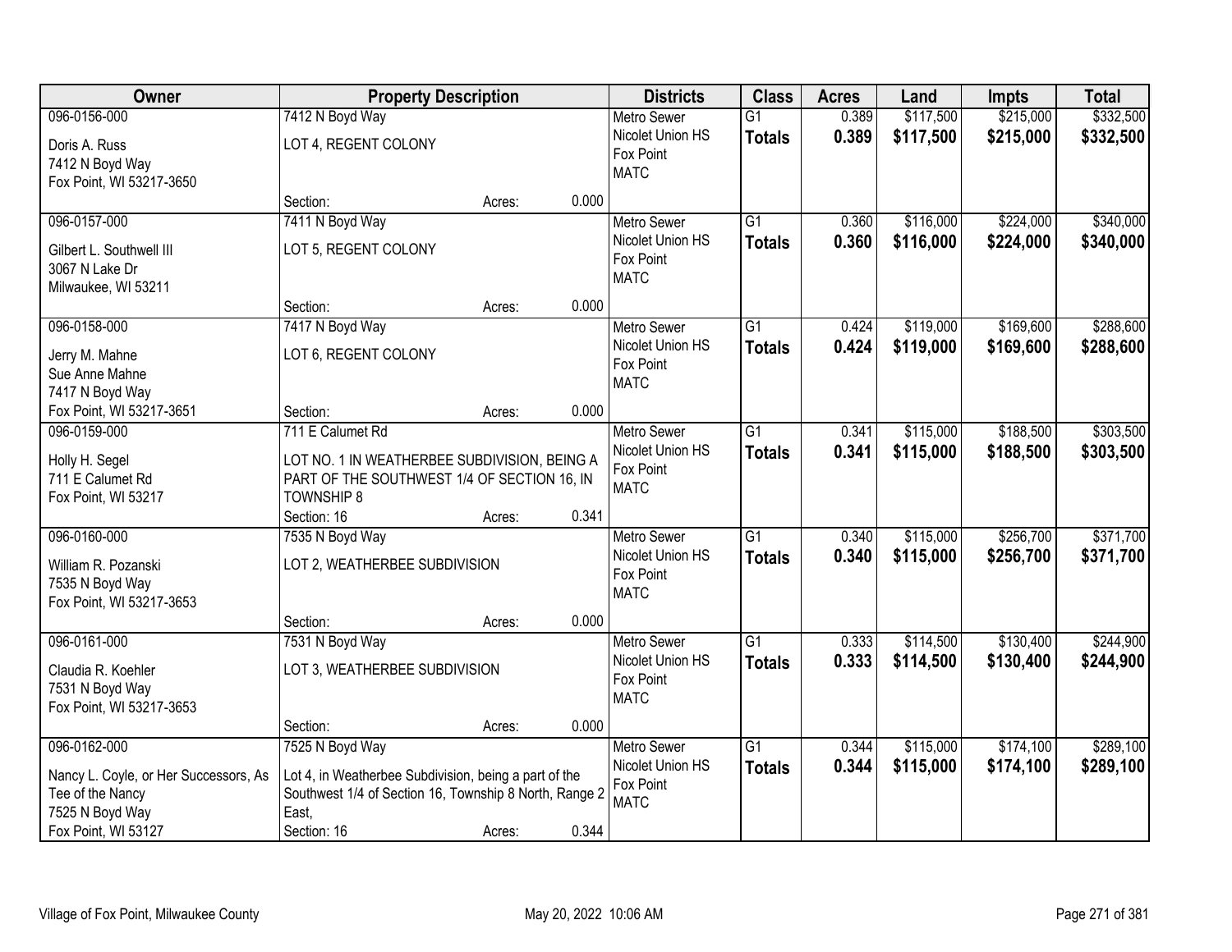| Owner | Property Description | | | Districts | Class | Acres | Land | Impts | Total |
|---|---|---|---|---|---|---|---|---|---|
| 096-0156-000<br>Doris A. Russ<br>7412 N Boyd Way<br>Fox Point, WI 53217-3650 | 7412 N Boyd Way<br>LOT 4, REGENT COLONY<br>Section: | Acres: | 0.000 | Metro Sewer<br>Nicolet Union HS<br>Fox Point<br>MATC | G1<br>**Totals** | 0.389<br>**0.389** | \$117,500<br>**\$117,500** | \$215,000<br>**\$215,000** | \$332,500<br>**\$332,500** |
| 096-0157-000<br>Gilbert L. Southwell III<br>3067 N Lake Dr<br>Milwaukee, WI 53211 | 7411 N Boyd Way<br>LOT 5, REGENT COLONY<br>Section: | Acres: | 0.000 | Metro Sewer<br>Nicolet Union HS<br>Fox Point<br>MATC | G1<br>**Totals** | 0.360<br>**0.360** | \$116,000<br>**\$116,000** | \$224,000<br>**\$224,000** | \$340,000<br>**\$340,000** |
| 096-0158-000<br>Jerry M. Mahne<br>Sue Anne Mahne<br>7417 N Boyd Way<br>Fox Point, WI 53217-3651 | 7417 N Boyd Way<br>LOT 6, REGENT COLONY<br>Section: | Acres: | 0.000 | Metro Sewer<br>Nicolet Union HS<br>Fox Point<br>MATC | G1<br>**Totals** | 0.424<br>**0.424** | \$119,000<br>**\$119,000** | \$169,600<br>**\$169,600** | \$288,600<br>**\$288,600** |
| 096-0159-000<br>Holly H. Segel<br>711 E Calumet Rd<br>Fox Point, WI 53217 | 711 E Calumet Rd<br>LOT NO. 1 IN WEATHERBEE SUBDIVISION, BEING A PART OF THE SOUTHWEST 1/4 OF SECTION 16, IN TOWNSHIP 8<br>Section: 16 | Acres: | 0.341 | Metro Sewer<br>Nicolet Union HS<br>Fox Point<br>MATC | G1<br>**Totals** | 0.341<br>**0.341** | \$115,000<br>**\$115,000** | \$188,500<br>**\$188,500** | \$303,500<br>**\$303,500** |
| 096-0160-000<br>William R. Pozanski<br>7535 N Boyd Way<br>Fox Point, WI 53217-3653 | 7535 N Boyd Way<br>LOT 2, WEATHERBEE SUBDIVISION<br>Section: | Acres: | 0.000 | Metro Sewer<br>Nicolet Union HS<br>Fox Point<br>MATC | G1<br>**Totals** | 0.340<br>**0.340** | \$115,000<br>**\$115,000** | \$256,700<br>**\$256,700** | \$371,700<br>**\$371,700** |
| 096-0161-000<br>Claudia R. Koehler<br>7531 N Boyd Way<br>Fox Point, WI 53217-3653 | 7531 N Boyd Way<br>LOT 3, WEATHERBEE SUBDIVISION<br>Section: | Acres: | 0.000 | Metro Sewer<br>Nicolet Union HS<br>Fox Point<br>MATC | G1<br>**Totals** | 0.333<br>**0.333** | \$114,500<br>**\$114,500** | \$130,400<br>**\$130,400** | \$244,900<br>**\$244,900** |
| 096-0162-000<br>Nancy L. Coyle, or Her Successors, As Tee of the Nancy<br>7525 N Boyd Way<br>Fox Point, WI 53127 | 7525 N Boyd Way<br>Lot 4, in Weatherbee Subdivision, being a part of the Southwest 1/4 of Section 16, Township 8 North, Range 2 East,<br>Section: 16 | Acres: | 0.344 | Metro Sewer<br>Nicolet Union HS<br>Fox Point<br>MATC | G1<br>**Totals** | 0.344<br>**0.344** | \$115,000<br>**\$115,000** | \$174,100<br>**\$174,100** | \$289,100<br>**\$289,100** |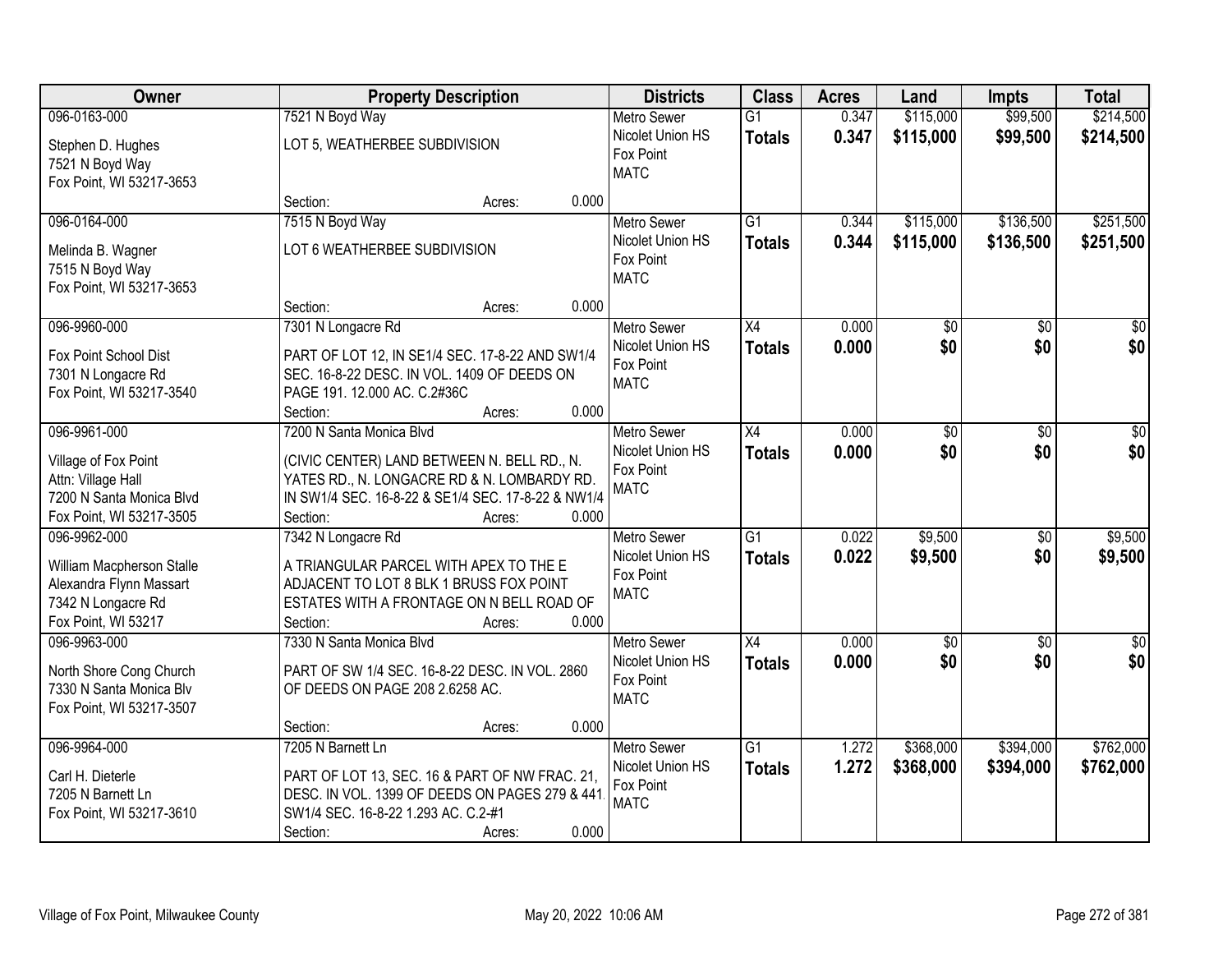| Owner | Property Description | Districts | Class | Acres | Land | Impts | Total |
|---|---|---|---|---|---|---|---|
| 096-0163-000<br>Stephen D. Hughes<br>7521 N Boyd Way<br>Fox Point, WI 53217-3653 | 7521 N Boyd Way<br>LOT 5, WEATHERBEE SUBDIVISION<br>Section: Acres: 0.000 | Metro Sewer<br>Nicolet Union HS<br>Fox Point<br>MATC | G1<br>**Totals** | 0.347<br>**0.347** | \$115,000<br>**\$115,000** | \$99,500<br>**\$99,500** | \$214,500<br>**\$214,500** |
| 096-0164-000<br>Melinda B. Wagner<br>7515 N Boyd Way<br>Fox Point, WI 53217-3653 | 7515 N Boyd Way<br>LOT 6 WEATHERBEE SUBDIVISION<br>Section: Acres: 0.000 | Metro Sewer<br>Nicolet Union HS<br>Fox Point<br>MATC | G1<br>**Totals** | 0.344<br>**0.344** | \$115,000<br>**\$115,000** | \$136,500<br>**\$136,500** | \$251,500<br>**\$251,500** |
| 096-9960-000<br>Fox Point School Dist<br>7301 N Longacre Rd<br>Fox Point, WI 53217-3540 | 7301 N Longacre Rd<br>PART OF LOT 12, IN SE1/4 SEC. 17-8-22 AND SW1/4 SEC. 16-8-22 DESC. IN VOL. 1409 OF DEEDS ON PAGE 191. 12.000 AC. C.2#36C<br>Section: Acres: 0.000 | Metro Sewer<br>Nicolet Union HS<br>Fox Point<br>MATC | X4<br>**Totals** | 0.000<br>**0.000** | \$0<br>**\$0** | \$0<br>**\$0** | \$0<br>**\$0** |
| 096-9961-000<br>Village of Fox Point<br>Attn: Village Hall<br>7200 N Santa Monica Blvd<br>Fox Point, WI 53217-3505 | 7200 N Santa Monica Blvd<br>(CIVIC CENTER) LAND BETWEEN N. BELL RD., N. YATES RD., N. LONGACRE RD & N. LOMBARDY RD. IN SW1/4 SEC. 16-8-22 & SE1/4 SEC. 17-8-22 & NW1/4<br>Section: Acres: 0.000 | Metro Sewer<br>Nicolet Union HS<br>Fox Point<br>MATC | X4<br>**Totals** | 0.000<br>**0.000** | \$0<br>**\$0** | \$0<br>**\$0** | \$0<br>**\$0** |
| 096-9962-000<br>William Macpherson Stalle<br>Alexandra Flynn Massart<br>7342 N Longacre Rd<br>Fox Point, WI 53217 | 7342 N Longacre Rd<br>A TRIANGULAR PARCEL WITH APEX TO THE E ADJACENT TO LOT 8 BLK 1 BRUSS FOX POINT ESTATES WITH A FRONTAGE ON N BELL ROAD OF<br>Section: Acres: 0.000 | Metro Sewer<br>Nicolet Union HS<br>Fox Point<br>MATC | G1<br>**Totals** | 0.022<br>**0.022** | \$9,500<br>**\$9,500** | \$0<br>**\$0** | \$9,500<br>**\$9,500** |
| 096-9963-000<br>North Shore Cong Church<br>7330 N Santa Monica Blv<br>Fox Point, WI 53217-3507 | 7330 N Santa Monica Blvd<br>PART OF SW 1/4 SEC. 16-8-22 DESC. IN VOL. 2860 OF DEEDS ON PAGE 208 2.6258 AC.<br>Section: Acres: 0.000 | Metro Sewer<br>Nicolet Union HS<br>Fox Point<br>MATC | X4<br>**Totals** | 0.000<br>**0.000** | \$0<br>**\$0** | \$0<br>**\$0** | \$0<br>**\$0** |
| 096-9964-000<br>Carl H. Dieterle<br>7205 N Barnett Ln<br>Fox Point, WI 53217-3610 | 7205 N Barnett Ln<br>PART OF LOT 13, SEC. 16 & PART OF NW FRAC. 21, DESC. IN VOL. 1399 OF DEEDS ON PAGES 279 & 441. SW1/4 SEC. 16-8-22 1.293 AC. C.2-#1<br>Section: Acres: 0.000 | Metro Sewer<br>Nicolet Union HS<br>Fox Point<br>MATC | G1<br>**Totals** | 1.272<br>**1.272** | \$368,000<br>**\$368,000** | \$394,000<br>**\$394,000** | \$762,000<br>**\$762,000** |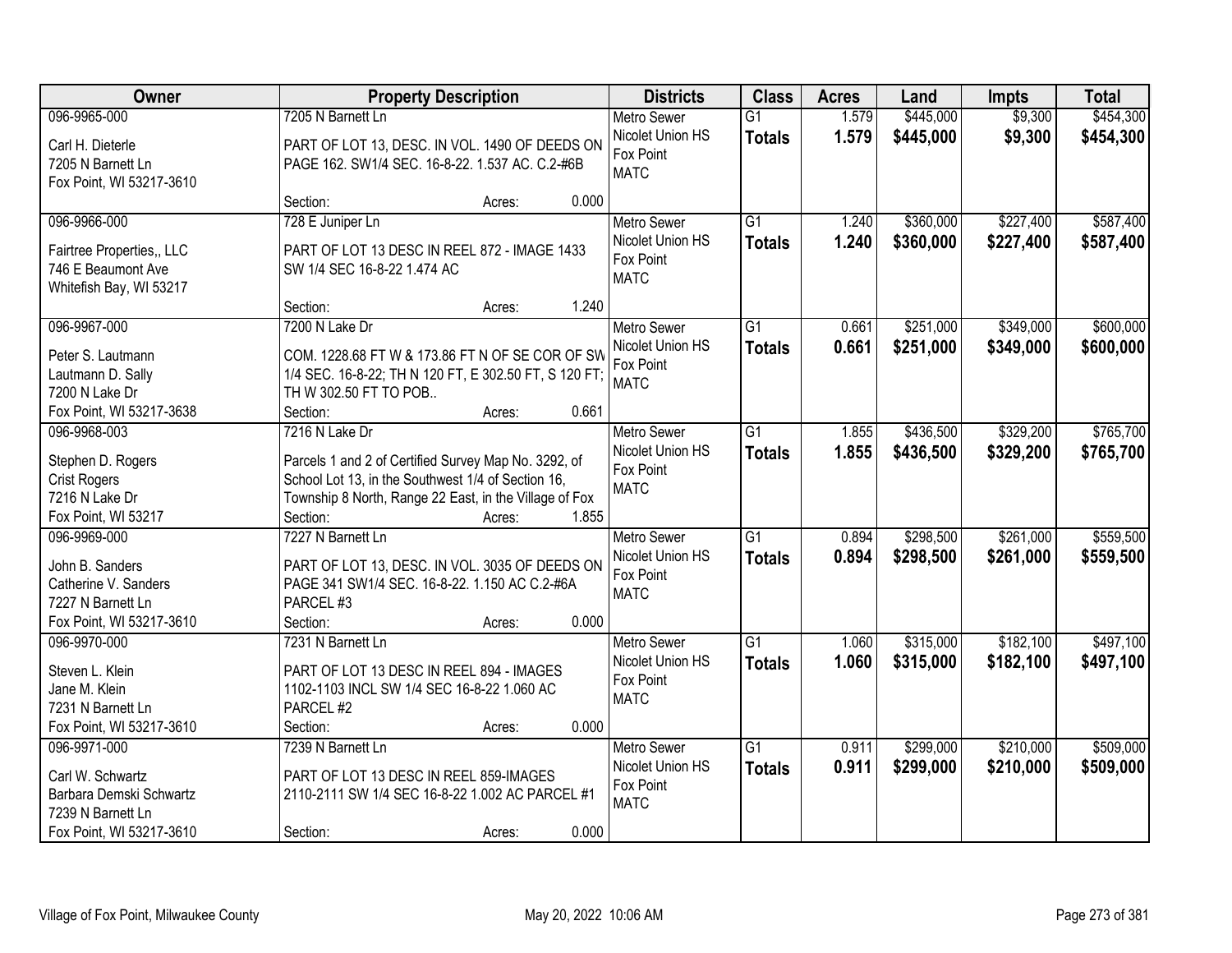| Owner | Property Description | Districts | Class | Acres | Land | Impts | Total |
|---|---|---|---|---|---|---|---|
| 096-9965-000<br><br>Carl H. Dieterle<br>7205 N Barnett Ln<br>Fox Point, WI 53217-3610 | 7205 N Barnett Ln<br><br>PART OF LOT 13, DESC. IN VOL. 1490 OF DEEDS ON PAGE 162. SW1/4 SEC. 16-8-22. 1.537 AC. C.2-#6B<br><br>Section: Acres: 0.000 | Metro Sewer<br>Nicolet Union HS<br>Fox Point<br>MATC | G1<br>**Totals** | 1.579<br>**1.579** | $445,000<br>**$445,000** | $9,300<br>**$9,300** | $454,300<br>**$454,300** |
| 096-9966-000<br><br>Fairtree Properties,, LLC<br>746 E Beaumont Ave<br>Whitefish Bay, WI 53217 | 728 E Juniper Ln<br><br>PART OF LOT 13 DESC IN REEL 872 - IMAGE 1433 SW 1/4 SEC 16-8-22 1.474 AC<br><br>Section: Acres: 1.240 | Metro Sewer<br>Nicolet Union HS<br>Fox Point<br>MATC | G1<br>**Totals** | 1.240<br>**1.240** | $360,000<br>**$360,000** | $227,400<br>**$227,400** | $587,400<br>**$587,400** |
| 096-9967-000<br><br>Peter S. Lautmann<br>Lautmann D. Sally<br>7200 N Lake Dr<br>Fox Point, WI 53217-3638 | 7200 N Lake Dr<br><br>COM. 1228.68 FT W & 173.86 FT N OF SE COR OF SW 1/4 SEC. 16-8-22; TH N 120 FT, E 302.50 FT, S 120 FT; TH W 302.50 FT TO POB..<br>Section: Acres: 0.661 | Metro Sewer<br>Nicolet Union HS<br>Fox Point<br>MATC | G1<br>**Totals** | 0.661<br>**0.661** | $251,000<br>**$251,000** | $349,000<br>**$349,000** | $600,000<br>**$600,000** |
| 096-9968-003<br><br>Stephen D. Rogers<br>Crist Rogers<br>7216 N Lake Dr<br>Fox Point, WI 53217 | 7216 N Lake Dr<br><br>Parcels 1 and 2 of Certified Survey Map No. 3292, of School Lot 13, in the Southwest 1/4 of Section 16, Township 8 North, Range 22 East, in the Village of Fox<br>Section: Acres: 1.855 | Metro Sewer<br>Nicolet Union HS<br>Fox Point<br>MATC | G1<br>**Totals** | 1.855<br>**1.855** | $436,500<br>**$436,500** | $329,200<br>**$329,200** | $765,700<br>**$765,700** |
| 096-9969-000<br><br>John B. Sanders<br>Catherine V. Sanders<br>7227 N Barnett Ln<br>Fox Point, WI 53217-3610 | 7227 N Barnett Ln<br><br>PART OF LOT 13, DESC. IN VOL. 3035 OF DEEDS ON PAGE 341 SW1/4 SEC. 16-8-22. 1.150 AC C.2-#6A PARCEL #3<br>Section: Acres: 0.000 | Metro Sewer<br>Nicolet Union HS<br>Fox Point<br>MATC | G1<br>**Totals** | 0.894<br>**0.894** | $298,500<br>**$298,500** | $261,000<br>**$261,000** | $559,500<br>**$559,500** |
| 096-9970-000<br><br>Steven L. Klein<br>Jane M. Klein<br>7231 N Barnett Ln<br>Fox Point, WI 53217-3610 | 7231 N Barnett Ln<br><br>PART OF LOT 13 DESC IN REEL 894 - IMAGES 1102-1103 INCL SW 1/4 SEC 16-8-22 1.060 AC PARCEL #2<br>Section: Acres: 0.000 | Metro Sewer<br>Nicolet Union HS<br>Fox Point<br>MATC | G1<br>**Totals** | 1.060<br>**1.060** | $315,000<br>**$315,000** | $182,100<br>**$182,100** | $497,100<br>**$497,100** |
| 096-9971-000<br><br>Carl W. Schwartz<br>Barbara Demski Schwartz<br>7239 N Barnett Ln<br>Fox Point, WI 53217-3610 | 7239 N Barnett Ln<br><br>PART OF LOT 13 DESC IN REEL 859-IMAGES 2110-2111 SW 1/4 SEC 16-8-22 1.002 AC PARCEL #1<br><br>Section: Acres: 0.000 | Metro Sewer<br>Nicolet Union HS<br>Fox Point<br>MATC | G1<br>**Totals** | 0.911<br>**0.911** | $299,000<br>**$299,000** | $210,000<br>**$210,000** | $509,000<br>**$509,000** |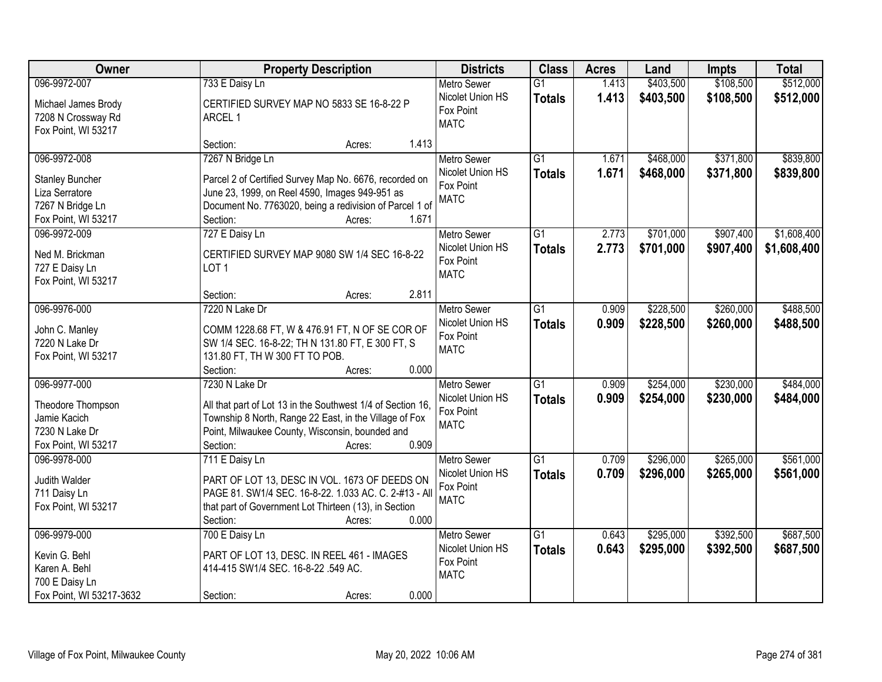| Owner | Property Description | Districts | Class | Acres | Land | Impts | Total |
|---|---|---|---|---|---|---|---|
| 096-9972-007<br><br>Michael James Brody<br>7208 N Crossway Rd<br>Fox Point, WI 53217 | 733 E Daisy Ln<br><br>CERTIFIED SURVEY MAP NO 5833 SE 16-8-22 P ARCEL 1<br><br>Section: Acres: 1.413 | Metro Sewer<br>Nicolet Union HS<br>Fox Point<br>MATC | G1<br>**Totals** | 1.413<br>**1.413** | $403,500<br>**$403,500** | $108,500<br>**$108,500** | $512,000<br>**$512,000** |
| 096-9972-008<br><br>Stanley Buncher<br>Liza Serratore<br>7267 N Bridge Ln<br>Fox Point, WI 53217 | 7267 N Bridge Ln<br><br>Parcel 2 of Certified Survey Map No. 6676, recorded on June 23, 1999, on Reel 4590, Images 949-951 as Document No. 7763020, being a redivision of Parcel 1 of<br>Section: Acres: 1.671 | Metro Sewer<br>Nicolet Union HS<br>Fox Point<br>MATC | G1<br>**Totals** | 1.671<br>**1.671** | $468,000<br>**$468,000** | $371,800<br>**$371,800** | $839,800<br>**$839,800** |
| 096-9972-009<br><br>Ned M. Brickman<br>727 E Daisy Ln<br>Fox Point, WI 53217 | 727 E Daisy Ln<br><br>CERTIFIED SURVEY MAP 9080 SW 1/4 SEC 16-8-22 LOT 1<br><br>Section: Acres: 2.811 | Metro Sewer<br>Nicolet Union HS<br>Fox Point<br>MATC | G1<br>**Totals** | 2.773<br>**2.773** | $701,000<br>**$701,000** | $907,400<br>**$907,400** | $1,608,400<br>**$1,608,400** |
| 096-9976-000<br><br>John C. Manley<br>7220 N Lake Dr<br>Fox Point, WI 53217 | 7220 N Lake Dr<br><br>COMM 1228.68 FT, W & 476.91 FT, N OF SE COR OF SW 1/4 SEC. 16-8-22; TH N 131.80 FT, E 300 FT, S 131.80 FT, TH W 300 FT TO POB.<br>Section: Acres: 0.000 | Metro Sewer<br>Nicolet Union HS<br>Fox Point<br>MATC | G1<br>**Totals** | 0.909<br>**0.909** | $228,500<br>**$228,500** | $260,000<br>**$260,000** | $488,500<br>**$488,500** |
| 096-9977-000<br><br>Theodore Thompson<br>Jamie Kacich<br>7230 N Lake Dr<br>Fox Point, WI 53217 | 7230 N Lake Dr<br><br>All that part of Lot 13 in the Southwest 1/4 of Section 16, Township 8 North, Range 22 East, in the Village of Fox Point, Milwaukee County, Wisconsin, bounded and<br>Section: Acres: 0.909 | Metro Sewer<br>Nicolet Union HS<br>Fox Point<br>MATC | G1<br>**Totals** | 0.909<br>**0.909** | $254,000<br>**$254,000** | $230,000<br>**$230,000** | $484,000<br>**$484,000** |
| 096-9978-000<br><br>Judith Walder<br>711 Daisy Ln<br>Fox Point, WI 53217 | 711 E Daisy Ln<br><br>PART OF LOT 13, DESC IN VOL. 1673 OF DEEDS ON PAGE 81. SW1/4 SEC. 16-8-22. 1.033 AC. C. 2-#13 - All that part of Government Lot Thirteen (13), in Section<br>Section: Acres: 0.000 | Metro Sewer<br>Nicolet Union HS<br>Fox Point<br>MATC | G1<br>**Totals** | 0.709<br>**0.709** | $296,000<br>**$296,000** | $265,000<br>**$265,000** | $561,000<br>**$561,000** |
| 096-9979-000<br><br>Kevin G. Behl<br>Karen A. Behl<br>700 E Daisy Ln<br>Fox Point, WI 53217-3632 | 700 E Daisy Ln<br><br>PART OF LOT 13, DESC. IN REEL 461 - IMAGES 414-415 SW1/4 SEC. 16-8-22 .549 AC.<br><br>Section: Acres: 0.000 | Metro Sewer<br>Nicolet Union HS<br>Fox Point<br>MATC | G1<br>**Totals** | 0.643<br>**0.643** | $295,000<br>**$295,000** | $392,500<br>**$392,500** | $687,500<br>**$687,500** |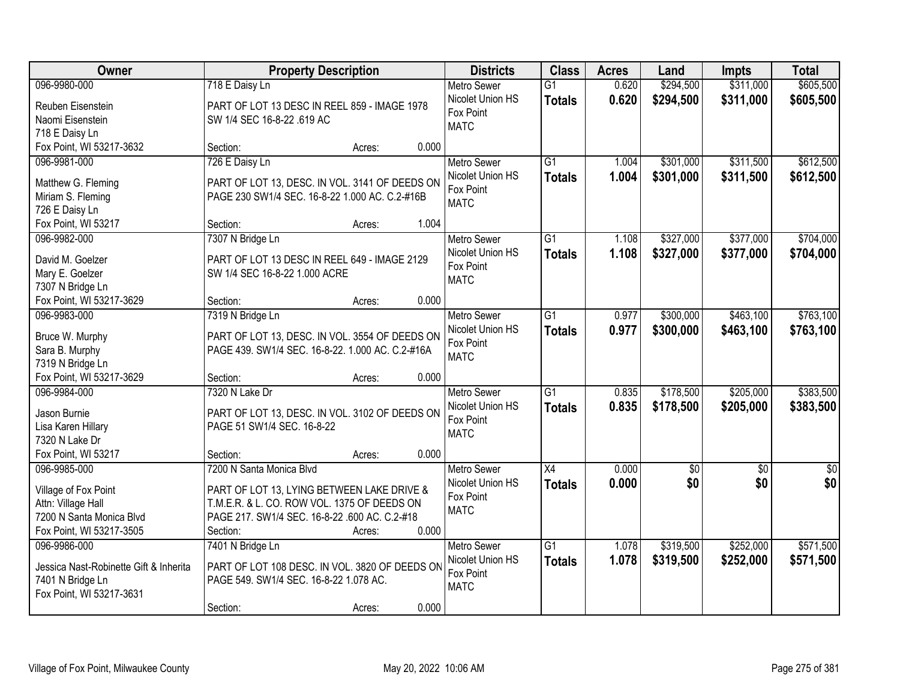| Owner | Property Description | Districts | Class | Acres | Land | Impts | Total |
|---|---|---|---|---|---|---|---|
| 096-9980-000<br>Reuben Eisenstein<br>Naomi Eisenstein<br>718 E Daisy Ln<br>Fox Point, WI 53217-3632 | 718 E Daisy Ln<br>PART OF LOT 13 DESC IN REEL 859 - IMAGE 1978 SW 1/4 SEC 16-8-22 .619 AC<br>Section: Acres: 0.000 | Metro Sewer<br>Nicolet Union HS<br>Fox Point<br>MATC | G1<br>**Totals** | 0.620<br>**0.620** | $294,500<br>**$294,500** | $311,000<br>**$311,000** | $605,500<br>**$605,500** |
| 096-9981-000<br>Matthew G. Fleming<br>Miriam S. Fleming<br>726 E Daisy Ln<br>Fox Point, WI 53217 | 726 E Daisy Ln<br>PART OF LOT 13, DESC. IN VOL. 3141 OF DEEDS ON PAGE 230 SW1/4 SEC. 16-8-22 1.000 AC. C.2-#16B<br>Section: Acres: 1.004 | Metro Sewer<br>Nicolet Union HS<br>Fox Point<br>MATC | G1<br>**Totals** | 1.004<br>**1.004** | $301,000<br>**$301,000** | $311,500<br>**$311,500** | $612,500<br>**$612,500** |
| 096-9982-000<br>David M. Goelzer<br>Mary E. Goelzer<br>7307 N Bridge Ln<br>Fox Point, WI 53217-3629 | 7307 N Bridge Ln<br>PART OF LOT 13 DESC IN REEL 649 - IMAGE 2129 SW 1/4 SEC 16-8-22 1.000 ACRE<br>Section: Acres: 0.000 | Metro Sewer<br>Nicolet Union HS<br>Fox Point<br>MATC | G1<br>**Totals** | 1.108<br>**1.108** | $327,000<br>**$327,000** | $377,000<br>**$377,000** | $704,000<br>**$704,000** |
| 096-9983-000<br>Bruce W. Murphy<br>Sara B. Murphy<br>7319 N Bridge Ln<br>Fox Point, WI 53217-3629 | 7319 N Bridge Ln<br>PART OF LOT 13, DESC. IN VOL. 3554 OF DEEDS ON PAGE 439. SW1/4 SEC. 16-8-22. 1.000 AC. C.2-#16A<br>Section: Acres: 0.000 | Metro Sewer<br>Nicolet Union HS<br>Fox Point<br>MATC | G1<br>**Totals** | 0.977<br>**0.977** | $300,000<br>**$300,000** | $463,100<br>**$463,100** | $763,100<br>**$763,100** |
| 096-9984-000<br>Jason Burnie<br>Lisa Karen Hillary<br>7320 N Lake Dr<br>Fox Point, WI 53217 | 7320 N Lake Dr<br>PART OF LOT 13, DESC. IN VOL. 3102 OF DEEDS ON PAGE 51 SW1/4 SEC. 16-8-22<br>Section: Acres: 0.000 | Metro Sewer<br>Nicolet Union HS<br>Fox Point<br>MATC | G1<br>**Totals** | 0.835<br>**0.835** | $178,500<br>**$178,500** | $205,000<br>**$205,000** | $383,500<br>**$383,500** |
| 096-9985-000<br>Village of Fox Point<br>Attn: Village Hall<br>7200 N Santa Monica Blvd<br>Fox Point, WI 53217-3505 | 7200 N Santa Monica Blvd<br>PART OF LOT 13, LYING BETWEEN LAKE DRIVE & T.M.E.R. & L. CO. ROW VOL. 1375 OF DEEDS ON PAGE 217. SW1/4 SEC. 16-8-22 .600 AC. C.2-#18<br>Section: Acres: 0.000 | Metro Sewer<br>Nicolet Union HS<br>Fox Point<br>MATC | X4<br>**Totals** | 0.000<br>**0.000** | $0<br>**$0** | $0<br>**$0** | $0<br>**$0** |
| 096-9986-000<br>Jessica Nast-Robinette Gift & Inherita<br>7401 N Bridge Ln<br>Fox Point, WI 53217-3631 | 7401 N Bridge Ln<br>PART OF LOT 108 DESC. IN VOL. 3820 OF DEEDS ON PAGE 549. SW1/4 SEC. 16-8-22 1.078 AC.<br>Section: Acres: 0.000 | Metro Sewer<br>Nicolet Union HS<br>Fox Point<br>MATC | G1<br>**Totals** | 1.078<br>**1.078** | $319,500<br>**$319,500** | $252,000<br>**$252,000** | $571,500<br>**$571,500** |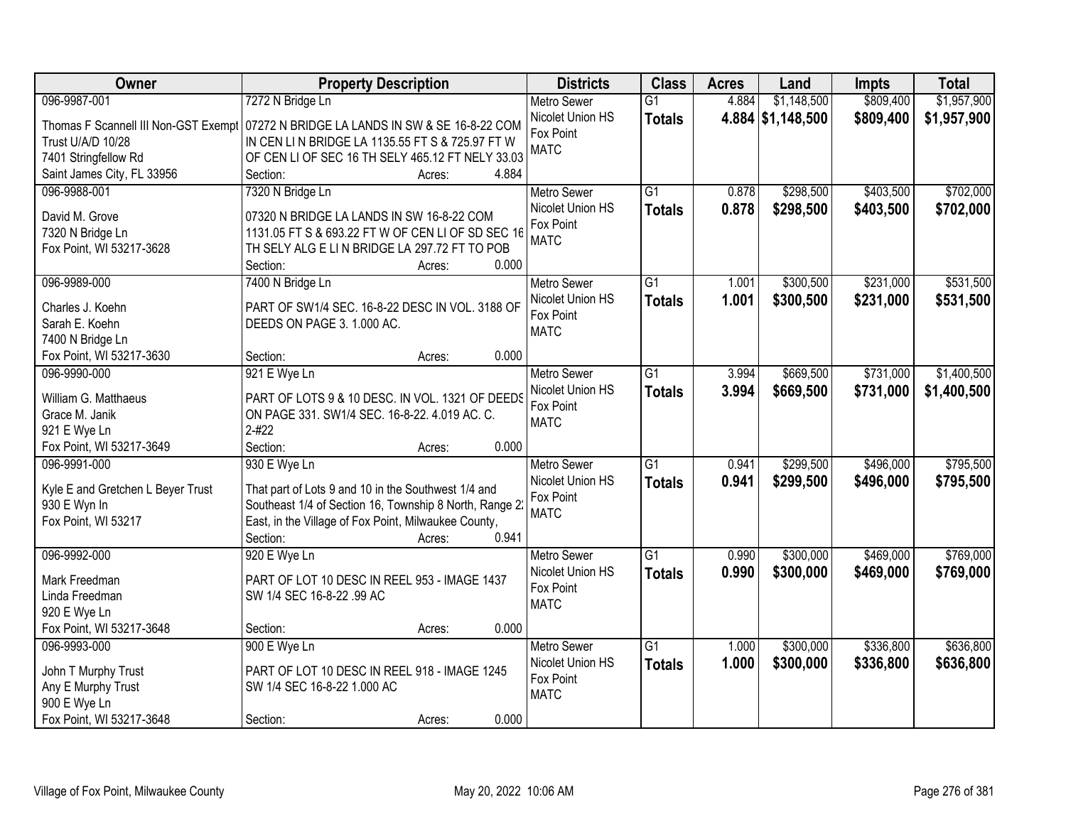| Owner | Property Description | Districts | Class | Acres | Land | Impts | Total |
|---|---|---|---|---|---|---|---|
| 096-9987-001<br>Thomas F Scannell III Non-GST Exempt Trust U/A/D 10/28<br>7401 Stringfellow Rd<br>Saint James City, FL 33956 | 7272 N Bridge Ln<br>07272 N BRIDGE LA LANDS IN SW & SE 16-8-22 COM IN CEN LI N BRIDGE LA 1135.55 FT S & 725.97 FT W OF CEN LI OF SEC 16 TH SELY 465.12 FT NELY 33.03<br>Section: Acres: 4.884 | Metro Sewer<br>Nicolet Union HS<br>Fox Point<br>MATC | G1<br>**Totals** | 4.884<br>**4.884** | $1,148,500<br>**$1,148,500** | $809,400<br>**$809,400** | $1,957,900<br>**$1,957,900** |
| 096-9988-001<br>David M. Grove<br>7320 N Bridge Ln<br>Fox Point, WI 53217-3628 | 7320 N Bridge Ln<br>07320 N BRIDGE LA LANDS IN SW 16-8-22 COM 1131.05 FT S & 693.22 FT W OF CEN LI OF SD SEC 16 TH SELY ALG E LI N BRIDGE LA 297.72 FT TO POB<br>Section: Acres: 0.000 | Metro Sewer<br>Nicolet Union HS<br>Fox Point<br>MATC | G1<br>**Totals** | 0.878<br>**0.878** | $298,500<br>**$298,500** | $403,500<br>**$403,500** | $702,000<br>**$702,000** |
| 096-9989-000<br>Charles J. Koehn<br>Sarah E. Koehn<br>7400 N Bridge Ln<br>Fox Point, WI 53217-3630 | 7400 N Bridge Ln<br>PART OF SW1/4 SEC. 16-8-22 DESC IN VOL. 3188 OF DEEDS ON PAGE 3. 1.000 AC.<br>Section: Acres: 0.000 | Metro Sewer<br>Nicolet Union HS<br>Fox Point<br>MATC | G1<br>**Totals** | 1.001<br>**1.001** | $300,500<br>**$300,500** | $231,000<br>**$231,000** | $531,500<br>**$531,500** |
| 096-9990-000<br>William G. Matthaeus<br>Grace M. Janik<br>921 E Wye Ln<br>Fox Point, WI 53217-3649 | 921 E Wye Ln<br>PART OF LOTS 9 & 10 DESC. IN VOL. 1321 OF DEEDS ON PAGE 331. SW1/4 SEC. 16-8-22. 4.019 AC. C. 2-#22<br>Section: Acres: 0.000 | Metro Sewer<br>Nicolet Union HS<br>Fox Point<br>MATC | G1<br>**Totals** | 3.994<br>**3.994** | $669,500<br>**$669,500** | $731,000<br>**$731,000** | $1,400,500<br>**$1,400,500** |
| 096-9991-000<br>Kyle E and Gretchen L Beyer Trust<br>930 E Wyn ln<br>Fox Point, WI 53217 | 930 E Wye Ln<br>That part of Lots 9 and 10 in the Southwest 1/4 and Southeast 1/4 of Section 16, Township 8 North, Range 22 East, in the Village of Fox Point, Milwaukee County,<br>Section: Acres: 0.941 | Metro Sewer<br>Nicolet Union HS<br>Fox Point<br>MATC | G1<br>**Totals** | 0.941<br>**0.941** | $299,500<br>**$299,500** | $496,000<br>**$496,000** | $795,500<br>**$795,500** |
| 096-9992-000<br>Mark Freedman<br>Linda Freedman<br>920 E Wye Ln<br>Fox Point, WI 53217-3648 | 920 E Wye Ln<br>PART OF LOT 10 DESC IN REEL 953 - IMAGE 1437 SW 1/4 SEC 16-8-22 .99 AC<br>Section: Acres: 0.000 | Metro Sewer<br>Nicolet Union HS<br>Fox Point<br>MATC | G1<br>**Totals** | 0.990<br>**0.990** | $300,000<br>**$300,000** | $469,000<br>**$469,000** | $769,000<br>**$769,000** |
| 096-9993-000<br>John T Murphy Trust<br>Any E Murphy Trust<br>900 E Wye Ln<br>Fox Point, WI 53217-3648 | 900 E Wye Ln<br>PART OF LOT 10 DESC IN REEL 918 - IMAGE 1245 SW 1/4 SEC 16-8-22 1.000 AC<br>Section: Acres: 0.000 | Metro Sewer<br>Nicolet Union HS<br>Fox Point<br>MATC | G1<br>**Totals** | 1.000<br>**1.000** | $300,000<br>**$300,000** | $336,800<br>**$336,800** | $636,800<br>**$636,800** |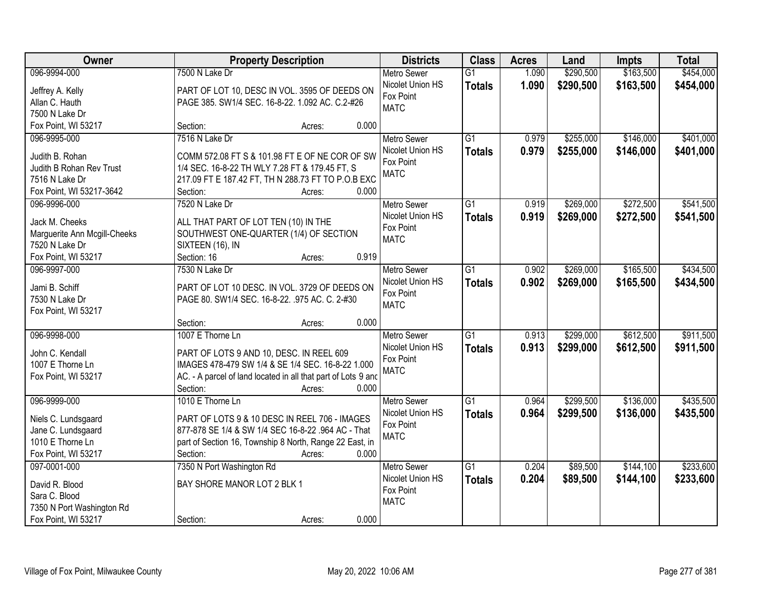| Owner | Property Description | Districts | Class | Acres | Land | Impts | Total |
|---|---|---|---|---|---|---|---|
| 096-9994-000<br>Jeffrey A. Kelly<br>Allan C. Hauth<br>7500 N Lake Dr<br>Fox Point, WI 53217 | 7500 N Lake Dr<br>PART OF LOT 10, DESC IN VOL. 3595 OF DEEDS ON PAGE 385. SW1/4 SEC. 16-8-22. 1.092 AC. C.2-#26<br>Section: Acres: 0.000 | Metro Sewer<br>Nicolet Union HS<br>Fox Point<br>MATC | G1<br>**Totals** | 1.090<br>**1.090** | $290,500<br>**$290,500** | $163,500<br>**$163,500** | $454,000<br>**$454,000** |
| 096-9995-000<br>Judith B. Rohan<br>Judith B Rohan Rev Trust<br>7516 N Lake Dr<br>Fox Point, WI 53217-3642 | 7516 N Lake Dr<br>COMM 572.08 FT S & 101.98 FT E OF NE COR OF SW 1/4 SEC. 16-8-22 TH WLY 7.28 FT & 179.45 FT, S 217.09 FT E 187.42 FT, TH N 288.73 FT TO P.O.B EXC<br>Section: Acres: 0.000 | Metro Sewer<br>Nicolet Union HS<br>Fox Point<br>MATC | G1<br>**Totals** | 0.979<br>**0.979** | $255,000<br>**$255,000** | $146,000<br>**$146,000** | $401,000<br>**$401,000** |
| 096-9996-000<br>Jack M. Cheeks<br>Marguerite Ann Mcgill-Cheeks<br>7520 N Lake Dr<br>Fox Point, WI 53217 | 7520 N Lake Dr<br>ALL THAT PART OF LOT TEN (10) IN THE SOUTHWEST ONE-QUARTER (1/4) OF SECTION SIXTEEN (16), IN<br>Section: 16 Acres: 0.919 | Metro Sewer<br>Nicolet Union HS<br>Fox Point<br>MATC | G1<br>**Totals** | 0.919<br>**0.919** | $269,000<br>**$269,000** | $272,500<br>**$272,500** | $541,500<br>**$541,500** |
| 096-9997-000<br>Jami B. Schiff<br>7530 N Lake Dr<br>Fox Point, WI 53217 | 7530 N Lake Dr<br>PART OF LOT 10 DESC. IN VOL. 3729 OF DEEDS ON PAGE 80. SW1/4 SEC. 16-8-22. .975 AC. C. 2-#30<br>Section: Acres: 0.000 | Metro Sewer<br>Nicolet Union HS<br>Fox Point<br>MATC | G1<br>**Totals** | 0.902<br>**0.902** | $269,000<br>**$269,000** | $165,500<br>**$165,500** | $434,500<br>**$434,500** |
| 096-9998-000<br>John C. Kendall<br>1007 E Thorne Ln<br>Fox Point, WI 53217 | 1007 E Thorne Ln<br>PART OF LOTS 9 AND 10, DESC. IN REEL 609 IMAGES 478-479 SW 1/4 & SE 1/4 SEC. 16-8-22 1.000 AC. - A parcel of land located in all that part of Lots 9 and<br>Section: Acres: 0.000 | Metro Sewer<br>Nicolet Union HS<br>Fox Point<br>MATC | G1<br>**Totals** | 0.913<br>**0.913** | $299,000<br>**$299,000** | $612,500<br>**$612,500** | $911,500<br>**$911,500** |
| 096-9999-000<br>Niels C. Lundsgaard<br>Jane C. Lundsgaard<br>1010 E Thorne Ln<br>Fox Point, WI 53217 | 1010 E Thorne Ln<br>PART OF LOTS 9 & 10 DESC IN REEL 706 - IMAGES 877-878 SE 1/4 & SW 1/4 SEC 16-8-22 .964 AC - That part of Section 16, Township 8 North, Range 22 East, in<br>Section: Acres: 0.000 | Metro Sewer<br>Nicolet Union HS<br>Fox Point<br>MATC | G1<br>**Totals** | 0.964<br>**0.964** | $299,500<br>**$299,500** | $136,000<br>**$136,000** | $435,500<br>**$435,500** |
| 097-0001-000<br>David R. Blood<br>Sara C. Blood<br>7350 N Port Washington Rd<br>Fox Point, WI 53217 | 7350 N Port Washington Rd<br>BAY SHORE MANOR LOT 2 BLK 1<br>Section: Acres: 0.000 | Metro Sewer<br>Nicolet Union HS<br>Fox Point<br>MATC | G1<br>**Totals** | 0.204<br>**0.204** | $89,500<br>**$89,500** | $144,100<br>**$144,100** | $233,600<br>**$233,600** |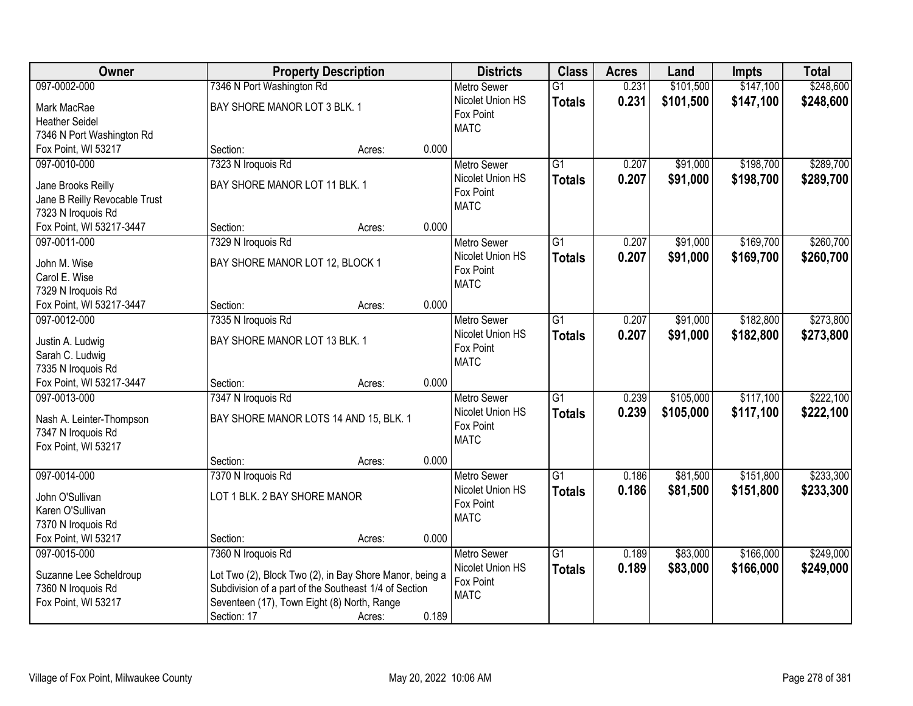| Owner | Property Description | | | Districts | Class | Acres | Land | Impts | Total |
|---|---|---|---|---|---|---|---|---|---|
| 097-0002-000<br>Mark MacRae<br>Heather Seidel<br>7346 N Port Washington Rd<br>Fox Point, WI 53217 | 7346 N Port Washington Rd<br>BAY SHORE MANOR LOT 3 BLK. 1<br>Section: | Acres: | 0.000 | Metro Sewer<br>Nicolet Union HS<br>Fox Point<br>MATC | G1<br>**Totals** | 0.231<br>**0.231** | $101,500<br>**$101,500** | $147,100<br>**$147,100** | $248,600<br>**$248,600** |
| 097-0010-000<br>Jane Brooks Reilly<br>Jane B Reilly Revocable Trust<br>7323 N Iroquois Rd<br>Fox Point, WI 53217-3447 | 7323 N Iroquois Rd<br>BAY SHORE MANOR LOT 11 BLK. 1<br>Section: | Acres: | 0.000 | Metro Sewer<br>Nicolet Union HS<br>Fox Point<br>MATC | G1<br>**Totals** | 0.207<br>**0.207** | $91,000<br>**$91,000** | $198,700<br>**$198,700** | $289,700<br>**$289,700** |
| 097-0011-000<br>John M. Wise<br>Carol E. Wise<br>7329 N Iroquois Rd<br>Fox Point, WI 53217-3447 | 7329 N Iroquois Rd<br>BAY SHORE MANOR LOT 12, BLOCK 1<br>Section: | Acres: | 0.000 | Metro Sewer<br>Nicolet Union HS<br>Fox Point<br>MATC | G1<br>**Totals** | 0.207<br>**0.207** | $91,000<br>**$91,000** | $169,700<br>**$169,700** | $260,700<br>**$260,700** |
| 097-0012-000<br>Justin A. Ludwig<br>Sarah C. Ludwig<br>7335 N Iroquois Rd<br>Fox Point, WI 53217-3447 | 7335 N Iroquois Rd<br>BAY SHORE MANOR LOT 13 BLK. 1<br>Section: | Acres: | 0.000 | Metro Sewer<br>Nicolet Union HS<br>Fox Point<br>MATC | G1<br>**Totals** | 0.207<br>**0.207** | $91,000<br>**$91,000** | $182,800<br>**$182,800** | $273,800<br>**$273,800** |
| 097-0013-000<br>Nash A. Leinter-Thompson<br>7347 N Iroquois Rd<br>Fox Point, WI 53217 | 7347 N Iroquois Rd<br>BAY SHORE MANOR LOTS 14 AND 15, BLK. 1<br>Section: | Acres: | 0.000 | Metro Sewer<br>Nicolet Union HS<br>Fox Point<br>MATC | G1<br>**Totals** | 0.239<br>**0.239** | $105,000<br>**$105,000** | $117,100<br>**$117,100** | $222,100<br>**$222,100** |
| 097-0014-000<br>John O'Sullivan<br>Karen O'Sullivan<br>7370 N Iroquois Rd<br>Fox Point, WI 53217 | 7370 N Iroquois Rd<br>LOT 1 BLK. 2 BAY SHORE MANOR<br>Section: | Acres: | 0.000 | Metro Sewer<br>Nicolet Union HS<br>Fox Point<br>MATC | G1<br>**Totals** | 0.186<br>**0.186** | $81,500<br>**$81,500** | $151,800<br>**$151,800** | $233,300<br>**$233,300** |
| 097-0015-000<br>Suzanne Lee Scheldroup<br>7360 N Iroquois Rd<br>Fox Point, WI 53217 | 7360 N Iroquois Rd<br>Lot Two (2), Block Two (2), in Bay Shore Manor, being a Subdivision of a part of the Southeast 1/4 of Section Seventeen (17), Town Eight (8) North, Range<br>Section: 17 | Acres: | 0.189 | Metro Sewer<br>Nicolet Union HS<br>Fox Point<br>MATC | G1<br>**Totals** | 0.189<br>**0.189** | $83,000<br>**$83,000** | $166,000<br>**$166,000** | $249,000<br>**$249,000** |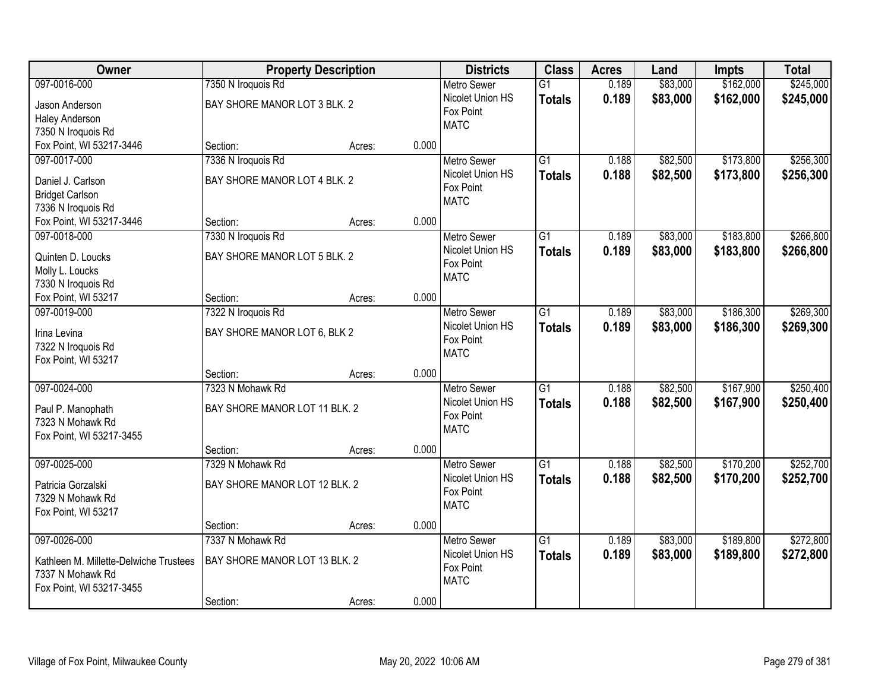| Owner | Property Description | | | Districts | Class | Acres | Land | Impts | Total |
|---|---|---|---|---|---|---|---|---|---|
| 097-0016-000<br>Jason Anderson<br>Haley Anderson<br>7350 N Iroquois Rd<br>Fox Point, WI 53217-3446 | 7350 N Iroquois Rd<br>BAY SHORE MANOR LOT 3 BLK. 2<br>Section: | Acres: | 0.000 | Metro Sewer<br>Nicolet Union HS<br>Fox Point<br>MATC | G1<br>**Totals** | 0.189<br>**0.189** | $83,000<br>**$83,000** | $162,000<br>**$162,000** | $245,000<br>**$245,000** |
| 097-0017-000<br>Daniel J. Carlson<br>Bridget Carlson<br>7336 N Iroquois Rd<br>Fox Point, WI 53217-3446 | 7336 N Iroquois Rd<br>BAY SHORE MANOR LOT 4 BLK. 2<br>Section: | Acres: | 0.000 | Metro Sewer<br>Nicolet Union HS<br>Fox Point<br>MATC | G1<br>**Totals** | 0.188<br>**0.188** | $82,500<br>**$82,500** | $173,800<br>**$173,800** | $256,300<br>**$256,300** |
| 097-0018-000<br>Quinten D. Loucks<br>Molly L. Loucks<br>7330 N Iroquois Rd<br>Fox Point, WI 53217 | 7330 N Iroquois Rd<br>BAY SHORE MANOR LOT 5 BLK. 2<br>Section: | Acres: | 0.000 | Metro Sewer<br>Nicolet Union HS<br>Fox Point<br>MATC | G1<br>**Totals** | 0.189<br>**0.189** | $83,000<br>**$83,000** | $183,800<br>**$183,800** | $266,800<br>**$266,800** |
| 097-0019-000<br>Irina Levina<br>7322 N Iroquois Rd<br>Fox Point, WI 53217 | 7322 N Iroquois Rd<br>BAY SHORE MANOR LOT 6, BLK 2<br>Section: | Acres: | 0.000 | Metro Sewer<br>Nicolet Union HS<br>Fox Point<br>MATC | G1<br>**Totals** | 0.189<br>**0.189** | $83,000<br>**$83,000** | $186,300<br>**$186,300** | $269,300<br>**$269,300** |
| 097-0024-000<br>Paul P. Manophath<br>7323 N Mohawk Rd<br>Fox Point, WI 53217-3455 | 7323 N Mohawk Rd<br>BAY SHORE MANOR LOT 11 BLK. 2<br>Section: | Acres: | 0.000 | Metro Sewer<br>Nicolet Union HS<br>Fox Point<br>MATC | G1<br>**Totals** | 0.188<br>**0.188** | $82,500<br>**$82,500** | $167,900<br>**$167,900** | $250,400<br>**$250,400** |
| 097-0025-000<br>Patricia Gorzalski<br>7329 N Mohawk Rd<br>Fox Point, WI 53217 | 7329 N Mohawk Rd<br>BAY SHORE MANOR LOT 12 BLK. 2<br>Section: | Acres: | 0.000 | Metro Sewer<br>Nicolet Union HS<br>Fox Point<br>MATC | G1<br>**Totals** | 0.188<br>**0.188** | $82,500<br>**$82,500** | $170,200<br>**$170,200** | $252,700<br>**$252,700** |
| 097-0026-000<br>Kathleen M. Millette-Delwiche Trustees<br>7337 N Mohawk Rd<br>Fox Point, WI 53217-3455 | 7337 N Mohawk Rd<br>BAY SHORE MANOR LOT 13 BLK. 2<br>Section: | Acres: | 0.000 | Metro Sewer<br>Nicolet Union HS<br>Fox Point<br>MATC | G1<br>**Totals** | 0.189<br>**0.189** | $83,000<br>**$83,000** | $189,800<br>**$189,800** | $272,800<br>**$272,800** |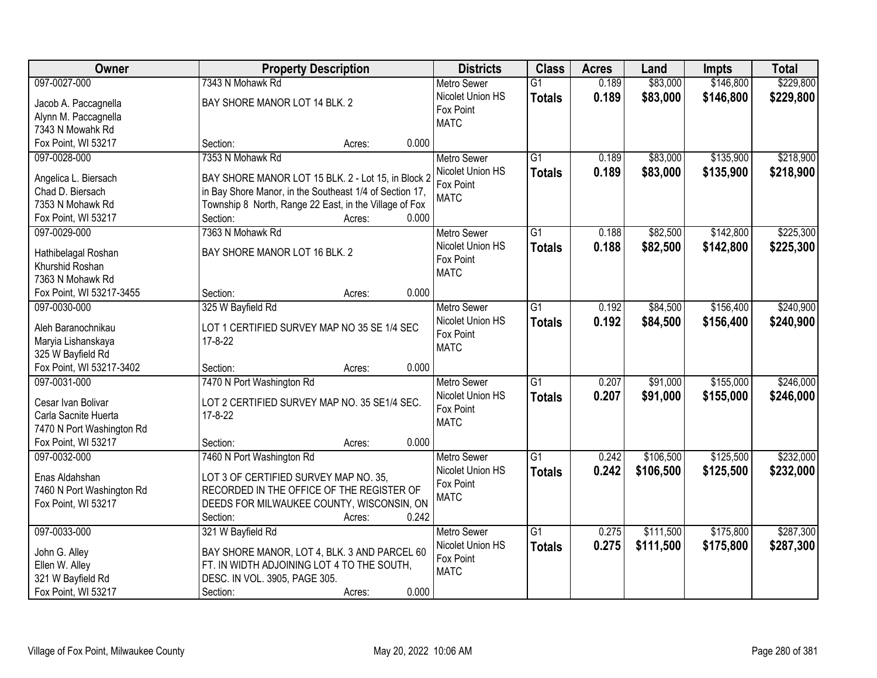| Owner | Property Description | Districts | Class | Acres | Land | Impts | Total |
|---|---|---|---|---|---|---|---|
| 097-0027-000<br>Jacob A. Paccagnella<br>Alynn M. Paccagnella<br>7343 N Mowahk Rd<br>Fox Point, WI 53217 | 7343 N Mohawk Rd<br>BAY SHORE MANOR LOT 14 BLK. 2<br>Section: Acres: 0.000 | Metro Sewer<br>Nicolet Union HS<br>Fox Point<br>MATC | G1<br>**Totals** | 0.189<br>**0.189** | \$83,000<br>**\$83,000** | \$146,800<br>**\$146,800** | \$229,800<br>**\$229,800** |
| 097-0028-000<br>Angelica L. Biersach<br>Chad D. Biersach<br>7353 N Mohawk Rd<br>Fox Point, WI 53217 | 7353 N Mohawk Rd<br>BAY SHORE MANOR LOT 15 BLK. 2 - Lot 15, in Block 2 in Bay Shore Manor, in the Southeast 1/4 of Section 17, Township 8 North, Range 22 East, in the Village of Fox<br>Section: Acres: 0.000 | Metro Sewer<br>Nicolet Union HS<br>Fox Point<br>MATC | G1<br>**Totals** | 0.189<br>**0.189** | \$83,000<br>**\$83,000** | \$135,900<br>**\$135,900** | \$218,900<br>**\$218,900** |
| 097-0029-000<br>Hathibelagal Roshan<br>Khurshid Roshan<br>7363 N Mohawk Rd<br>Fox Point, WI 53217-3455 | 7363 N Mohawk Rd<br>BAY SHORE MANOR LOT 16 BLK. 2<br>Section: Acres: 0.000 | Metro Sewer<br>Nicolet Union HS<br>Fox Point<br>MATC | G1<br>**Totals** | 0.188<br>**0.188** | \$82,500<br>**\$82,500** | \$142,800<br>**\$142,800** | \$225,300<br>**\$225,300** |
| 097-0030-000<br>Aleh Baranochnikau<br>Maryia Lishanskaya<br>325 W Bayfield Rd<br>Fox Point, WI 53217-3402 | 325 W Bayfield Rd<br>LOT 1 CERTIFIED SURVEY MAP NO 35 SE 1/4 SEC 17-8-22<br>Section: Acres: 0.000 | Metro Sewer<br>Nicolet Union HS<br>Fox Point<br>MATC | G1<br>**Totals** | 0.192<br>**0.192** | \$84,500<br>**\$84,500** | \$156,400<br>**\$156,400** | \$240,900<br>**\$240,900** |
| 097-0031-000<br>Cesar Ivan Bolivar<br>Carla Sacnite Huerta<br>7470 N Port Washington Rd<br>Fox Point, WI 53217 | 7470 N Port Washington Rd<br>LOT 2 CERTIFIED SURVEY MAP NO. 35 SE1/4 SEC. 17-8-22<br>Section: Acres: 0.000 | Metro Sewer<br>Nicolet Union HS<br>Fox Point<br>MATC | G1<br>**Totals** | 0.207<br>**0.207** | \$91,000<br>**\$91,000** | \$155,000<br>**\$155,000** | \$246,000<br>**\$246,000** |
| 097-0032-000<br>Enas Aldahshan<br>7460 N Port Washington Rd<br>Fox Point, WI 53217 | 7460 N Port Washington Rd<br>LOT 3 OF CERTIFIED SURVEY MAP NO. 35, RECORDED IN THE OFFICE OF THE REGISTER OF DEEDS FOR MILWAUKEE COUNTY, WISCONSIN, ON<br>Section: Acres: 0.242 | Metro Sewer<br>Nicolet Union HS<br>Fox Point<br>MATC | G1<br>**Totals** | 0.242<br>**0.242** | \$106,500<br>**\$106,500** | \$125,500<br>**\$125,500** | \$232,000<br>**\$232,000** |
| 097-0033-000<br>John G. Alley<br>Ellen W. Alley<br>321 W Bayfield Rd<br>Fox Point, WI 53217 | 321 W Bayfield Rd<br>BAY SHORE MANOR, LOT 4, BLK. 3 AND PARCEL 60 FT. IN WIDTH ADJOINING LOT 4 TO THE SOUTH, DESC. IN VOL. 3905, PAGE 305.<br>Section: Acres: 0.000 | Metro Sewer<br>Nicolet Union HS<br>Fox Point<br>MATC | G1<br>**Totals** | 0.275<br>**0.275** | \$111,500<br>**\$111,500** | \$175,800<br>**\$175,800** | \$287,300<br>**\$287,300** |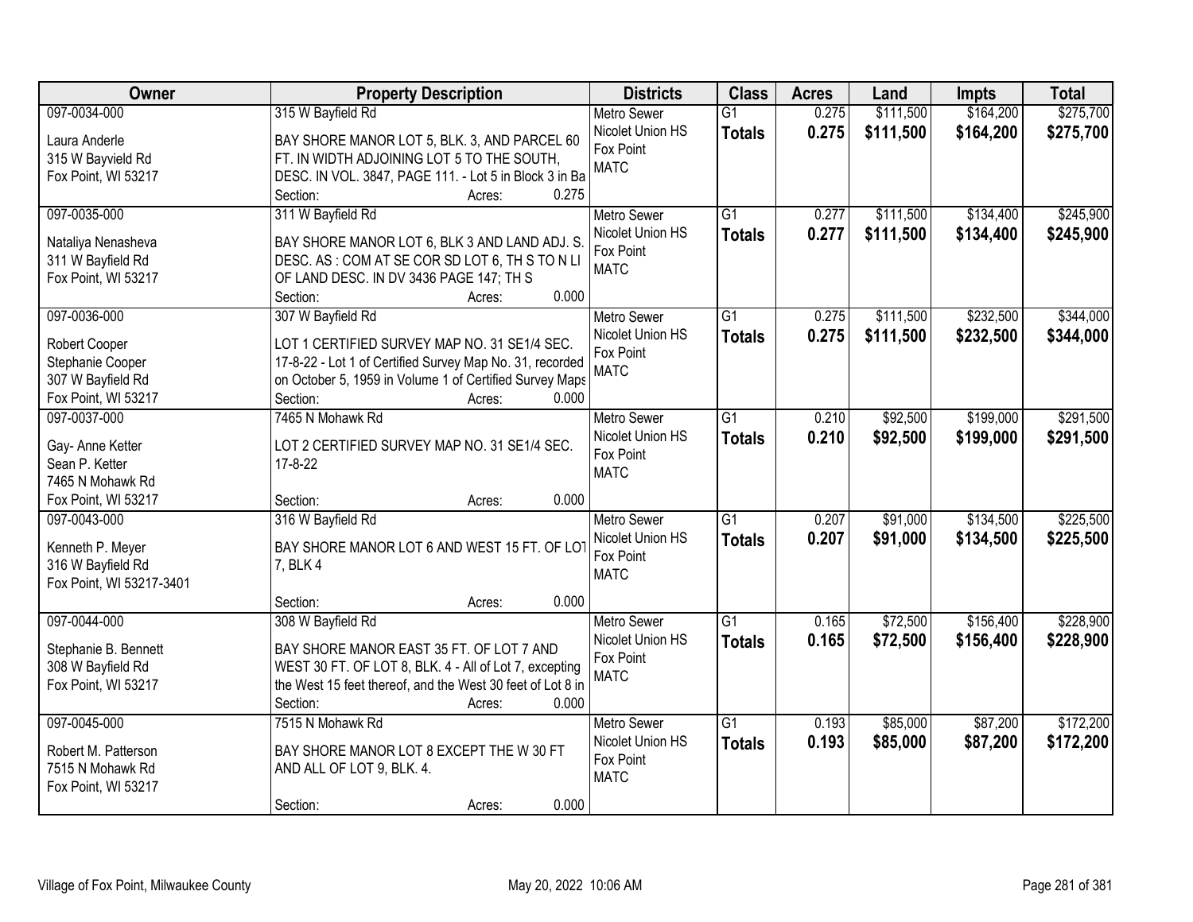| Owner | Property Description | Districts | Class | Acres | Land | Impts | Total |
|---|---|---|---|---|---|---|---|
| 097-0034-000<br>Laura Anderle<br>315 W Bayvield Rd<br>Fox Point, WI 53217 | 315 W Bayfield Rd<br>BAY SHORE MANOR LOT 5, BLK. 3, AND PARCEL 60 FT. IN WIDTH ADJOINING LOT 5 TO THE SOUTH, DESC. IN VOL. 3847, PAGE 111. - Lot 5 in Block 3 in Ba<br>Section: Acres: 0.275 | Metro Sewer<br>Nicolet Union HS<br>Fox Point<br>MATC | G1<br>**Totals** | 0.275<br>**0.275** | \$111,500<br>**\$111,500** | \$164,200<br>**\$164,200** | \$275,700<br>**\$275,700** |
| 097-0035-000<br>Nataliya Nenasheva<br>311 W Bayfield Rd<br>Fox Point, WI 53217 | 311 W Bayfield Rd<br>BAY SHORE MANOR LOT 6, BLK 3 AND LAND ADJ. S. DESC. AS : COM AT SE COR SD LOT 6, TH S TO N LI OF LAND DESC. IN DV 3436 PAGE 147; TH S<br>Section: Acres: 0.000 | Metro Sewer<br>Nicolet Union HS<br>Fox Point<br>MATC | G1<br>**Totals** | 0.277<br>**0.277** | \$111,500<br>**\$111,500** | \$134,400<br>**\$134,400** | \$245,900<br>**\$245,900** |
| 097-0036-000<br>Robert Cooper<br>Stephanie Cooper<br>307 W Bayfield Rd<br>Fox Point, WI 53217 | 307 W Bayfield Rd<br>LOT 1 CERTIFIED SURVEY MAP NO. 31 SE1/4 SEC. 17-8-22 - Lot 1 of Certified Survey Map No. 31, recorded on October 5, 1959 in Volume 1 of Certified Survey Maps<br>Section: Acres: 0.000 | Metro Sewer<br>Nicolet Union HS<br>Fox Point<br>MATC | G1<br>**Totals** | 0.275<br>**0.275** | \$111,500<br>**\$111,500** | \$232,500<br>**\$232,500** | \$344,000<br>**\$344,000** |
| 097-0037-000<br>Gay- Anne Ketter<br>Sean P. Ketter<br>7465 N Mohawk Rd<br>Fox Point, WI 53217 | 7465 N Mohawk Rd<br>LOT 2 CERTIFIED SURVEY MAP NO. 31 SE1/4 SEC. 17-8-22<br>Section: Acres: 0.000 | Metro Sewer<br>Nicolet Union HS<br>Fox Point<br>MATC | G1<br>**Totals** | 0.210<br>**0.210** | \$92,500<br>**\$92,500** | \$199,000<br>**\$199,000** | \$291,500<br>**\$291,500** |
| 097-0043-000<br>Kenneth P. Meyer<br>316 W Bayfield Rd<br>Fox Point, WI 53217-3401 | 316 W Bayfield Rd<br>BAY SHORE MANOR LOT 6 AND WEST 15 FT. OF LOT 7, BLK 4<br>Section: Acres: 0.000 | Metro Sewer<br>Nicolet Union HS<br>Fox Point<br>MATC | G1<br>**Totals** | 0.207<br>**0.207** | \$91,000<br>**\$91,000** | \$134,500<br>**\$134,500** | \$225,500<br>**\$225,500** |
| 097-0044-000<br>Stephanie B. Bennett<br>308 W Bayfield Rd<br>Fox Point, WI 53217 | 308 W Bayfield Rd<br>BAY SHORE MANOR EAST 35 FT. OF LOT 7 AND WEST 30 FT. OF LOT 8, BLK. 4 - All of Lot 7, excepting the West 15 feet thereof, and the West 30 feet of Lot 8 in<br>Section: Acres: 0.000 | Metro Sewer<br>Nicolet Union HS<br>Fox Point<br>MATC | G1<br>**Totals** | 0.165<br>**0.165** | \$72,500<br>**\$72,500** | \$156,400<br>**\$156,400** | \$228,900<br>**\$228,900** |
| 097-0045-000<br>Robert M. Patterson<br>7515 N Mohawk Rd<br>Fox Point, WI 53217 | 7515 N Mohawk Rd<br>BAY SHORE MANOR LOT 8 EXCEPT THE W 30 FT AND ALL OF LOT 9, BLK. 4.<br>Section: Acres: 0.000 | Metro Sewer<br>Nicolet Union HS<br>Fox Point<br>MATC | G1<br>**Totals** | 0.193<br>**0.193** | \$85,000<br>**\$85,000** | \$87,200<br>**\$87,200** | \$172,200<br>**\$172,200** |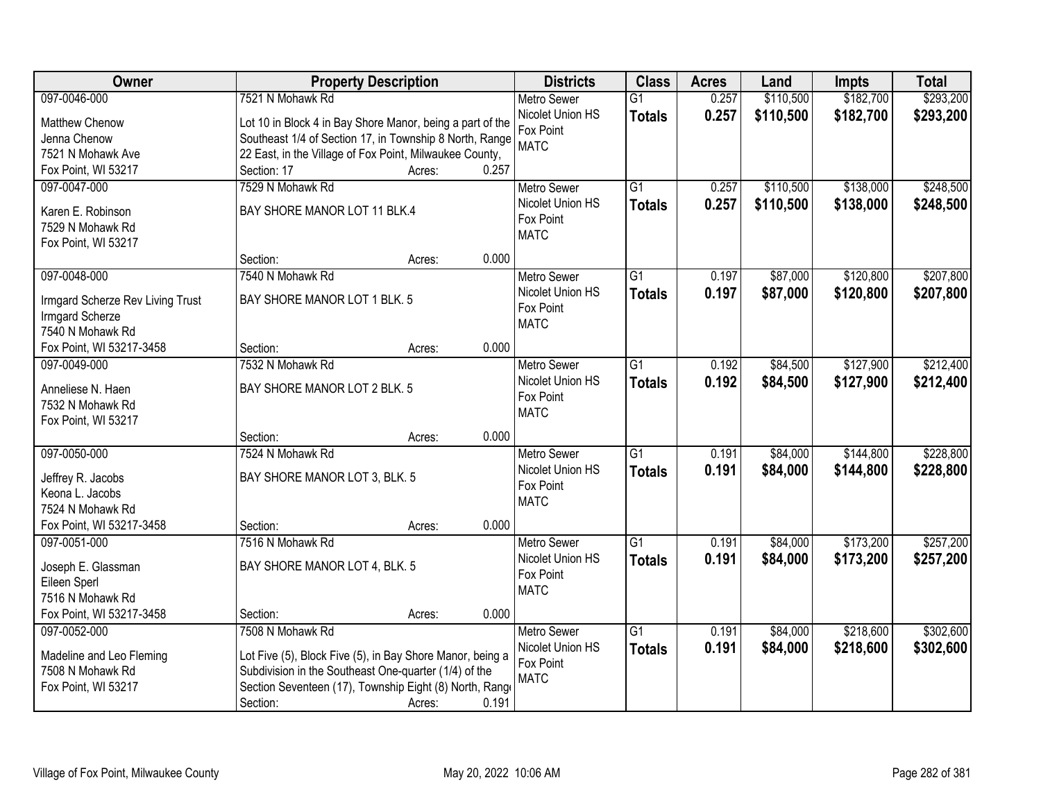| Owner | Property Description | Districts | Class | Acres | Land | Impts | Total |
|---|---|---|---|---|---|---|---|
| 097-0046-000<br>Matthew Chenow<br>Jenna Chenow<br>7521 N Mohawk Ave<br>Fox Point, WI 53217 | 7521 N Mohawk Rd<br>Lot 10 in Block 4 in Bay Shore Manor, being a part of the Southeast 1/4 of Section 17, in Township 8 North, Range 22 East, in the Village of Fox Point, Milwaukee County,<br>Section: 17 Acres: 0.257 | Metro Sewer<br>Nicolet Union HS<br>Fox Point<br>MATC | G1<br>**Totals** | 0.257<br>**0.257** | $110,500<br>**$110,500** | $182,700<br>**$182,700** | $293,200<br>**$293,200** |
| 097-0047-000<br>Karen E. Robinson<br>7529 N Mohawk Rd<br>Fox Point, WI 53217 | 7529 N Mohawk Rd<br>BAY SHORE MANOR LOT 11 BLK.4<br>Section: Acres: 0.000 | Metro Sewer<br>Nicolet Union HS<br>Fox Point<br>MATC | G1<br>**Totals** | 0.257<br>**0.257** | $110,500<br>**$110,500** | $138,000<br>**$138,000** | $248,500<br>**$248,500** |
| 097-0048-000<br>Irmgard Scherze Rev Living Trust<br>Irmgard Scherze<br>7540 N Mohawk Rd<br>Fox Point, WI 53217-3458 | 7540 N Mohawk Rd<br>BAY SHORE MANOR LOT 1 BLK. 5<br>Section: Acres: 0.000 | Metro Sewer<br>Nicolet Union HS<br>Fox Point<br>MATC | G1<br>**Totals** | 0.197<br>**0.197** | $87,000<br>**$87,000** | $120,800<br>**$120,800** | $207,800<br>**$207,800** |
| 097-0049-000<br>Anneliese N. Haen<br>7532 N Mohawk Rd<br>Fox Point, WI 53217 | 7532 N Mohawk Rd<br>BAY SHORE MANOR LOT 2 BLK. 5<br>Section: Acres: 0.000 | Metro Sewer<br>Nicolet Union HS<br>Fox Point<br>MATC | G1<br>**Totals** | 0.192<br>**0.192** | $84,500<br>**$84,500** | $127,900<br>**$127,900** | $212,400<br>**$212,400** |
| 097-0050-000<br>Jeffrey R. Jacobs<br>Keona L. Jacobs<br>7524 N Mohawk Rd<br>Fox Point, WI 53217-3458 | 7524 N Mohawk Rd<br>BAY SHORE MANOR LOT 3, BLK. 5<br>Section: Acres: 0.000 | Metro Sewer<br>Nicolet Union HS<br>Fox Point<br>MATC | G1<br>**Totals** | 0.191<br>**0.191** | $84,000<br>**$84,000** | $144,800<br>**$144,800** | $228,800<br>**$228,800** |
| 097-0051-000<br>Joseph E. Glassman<br>Eileen Sperl<br>7516 N Mohawk Rd<br>Fox Point, WI 53217-3458 | 7516 N Mohawk Rd<br>BAY SHORE MANOR LOT 4, BLK. 5<br>Section: Acres: 0.000 | Metro Sewer<br>Nicolet Union HS<br>Fox Point<br>MATC | G1<br>**Totals** | 0.191<br>**0.191** | $84,000<br>**$84,000** | $173,200<br>**$173,200** | $257,200<br>**$257,200** |
| 097-0052-000<br>Madeline and Leo Fleming<br>7508 N Mohawk Rd<br>Fox Point, WI 53217 | 7508 N Mohawk Rd<br>Lot Five (5), Block Five (5), in Bay Shore Manor, being a Subdivision in the Southeast One-quarter (1/4) of the Section Seventeen (17), Township Eight (8) North, Range<br>Section: Acres: 0.191 | Metro Sewer<br>Nicolet Union HS<br>Fox Point<br>MATC | G1<br>**Totals** | 0.191<br>**0.191** | $84,000<br>**$84,000** | $218,600<br>**$218,600** | $302,600<br>**$302,600** |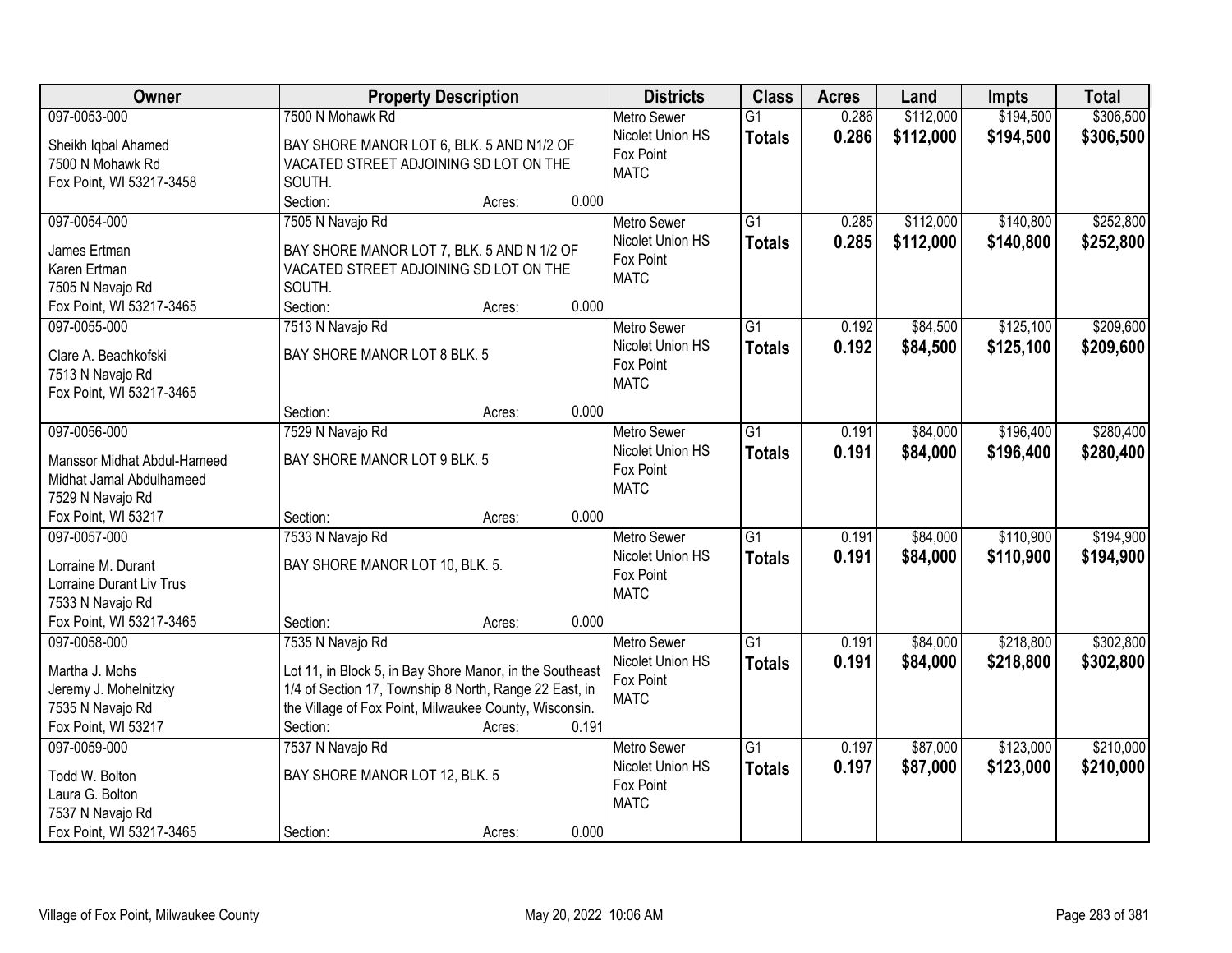| Owner | Property Description | Districts | Class | Acres | Land | Impts | Total |
|---|---|---|---|---|---|---|---|
| 097-0053-000<br>Sheikh Iqbal Ahamed<br>7500 N Mohawk Rd<br>Fox Point, WI 53217-3458 | 7500 N Mohawk Rd<br>BAY SHORE MANOR LOT 6, BLK. 5 AND N1/2 OF VACATED STREET ADJOINING SD LOT ON THE SOUTH.<br>Section: Acres: 0.000 | Metro Sewer<br>Nicolet Union HS<br>Fox Point<br>MATC | G1<br>**Totals** | 0.286<br>**0.286** | $112,000<br>**$112,000** | $194,500<br>**$194,500** | $306,500<br>**$306,500** |
| 097-0054-000<br>James Ertman<br>Karen Ertman<br>7505 N Navajo Rd<br>Fox Point, WI 53217-3465 | 7505 N Navajo Rd<br>BAY SHORE MANOR LOT 7, BLK. 5 AND N 1/2 OF VACATED STREET ADJOINING SD LOT ON THE SOUTH.<br>Section: Acres: 0.000 | Metro Sewer<br>Nicolet Union HS<br>Fox Point<br>MATC | G1<br>**Totals** | 0.285<br>**0.285** | $112,000<br>**$112,000** | $140,800<br>**$140,800** | $252,800<br>**$252,800** |
| 097-0055-000<br>Clare A. Beachkofski<br>7513 N Navajo Rd<br>Fox Point, WI 53217-3465 | 7513 N Navajo Rd<br>BAY SHORE MANOR LOT 8 BLK. 5<br>Section: Acres: 0.000 | Metro Sewer<br>Nicolet Union HS<br>Fox Point<br>MATC | G1<br>**Totals** | 0.192<br>**0.192** | $84,500<br>**$84,500** | $125,100<br>**$125,100** | $209,600<br>**$209,600** |
| 097-0056-000<br>Manssor Midhat Abdul-Hameed<br>Midhat Jamal Abdulhameed<br>7529 N Navajo Rd<br>Fox Point, WI 53217 | 7529 N Navajo Rd<br>BAY SHORE MANOR LOT 9 BLK. 5<br>Section: Acres: 0.000 | Metro Sewer<br>Nicolet Union HS<br>Fox Point<br>MATC | G1<br>**Totals** | 0.191<br>**0.191** | $84,000<br>**$84,000** | $196,400<br>**$196,400** | $280,400<br>**$280,400** |
| 097-0057-000<br>Lorraine M. Durant<br>Lorraine Durant Liv Trus<br>7533 N Navajo Rd<br>Fox Point, WI 53217-3465 | 7533 N Navajo Rd<br>BAY SHORE MANOR LOT 10, BLK. 5.<br>Section: Acres: 0.000 | Metro Sewer<br>Nicolet Union HS<br>Fox Point<br>MATC | G1<br>**Totals** | 0.191<br>**0.191** | $84,000<br>**$84,000** | $110,900<br>**$110,900** | $194,900<br>**$194,900** |
| 097-0058-000<br>Martha J. Mohs<br>Jeremy J. Mohelnitzky<br>7535 N Navajo Rd<br>Fox Point, WI 53217 | 7535 N Navajo Rd<br>Lot 11, in Block 5, in Bay Shore Manor, in the Southeast 1/4 of Section 17, Township 8 North, Range 22 East, in the Village of Fox Point, Milwaukee County, Wisconsin.<br>Section: Acres: 0.191 | Metro Sewer<br>Nicolet Union HS<br>Fox Point<br>MATC | G1<br>**Totals** | 0.191<br>**0.191** | $84,000<br>**$84,000** | $218,800<br>**$218,800** | $302,800<br>**$302,800** |
| 097-0059-000<br>Todd W. Bolton<br>Laura G. Bolton<br>7537 N Navajo Rd<br>Fox Point, WI 53217-3465 | 7537 N Navajo Rd<br>BAY SHORE MANOR LOT 12, BLK. 5<br>Section: Acres: 0.000 | Metro Sewer<br>Nicolet Union HS<br>Fox Point<br>MATC | G1<br>**Totals** | 0.197<br>**0.197** | $87,000<br>**$87,000** | $123,000<br>**$123,000** | $210,000<br>**$210,000** |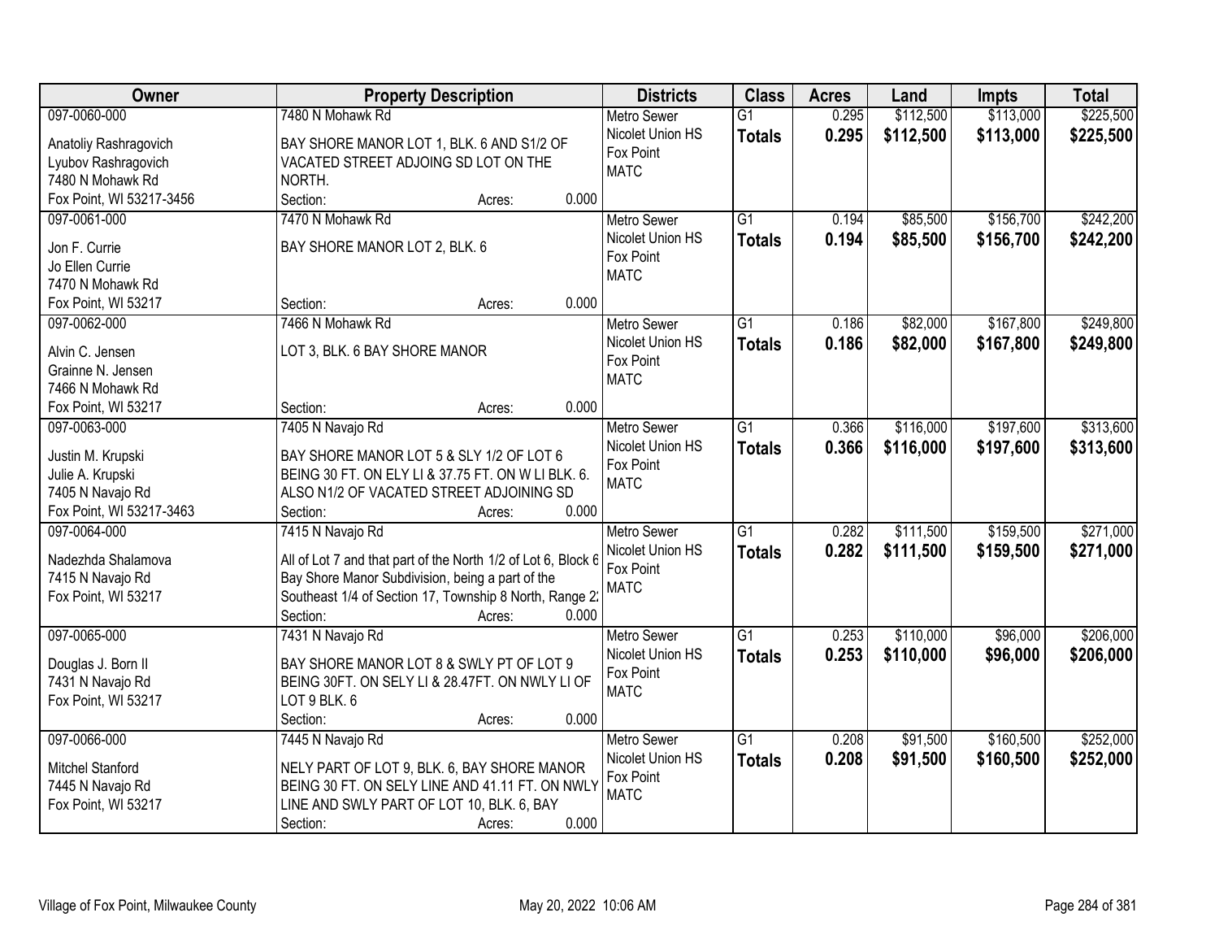| Owner | Property Description | Districts | Class | Acres | Land | Impts | Total |
|---|---|---|---|---|---|---|---|
| 097-0060-000<br>Anatoliy Rashragovich<br>Lyubov Rashragovich<br>7480 N Mohawk Rd<br>Fox Point, WI 53217-3456 | 7480 N Mohawk Rd<br>BAY SHORE MANOR LOT 1, BLK. 6 AND S1/2 OF VACATED STREET ADJOING SD LOT ON THE NORTH.<br>Section: Acres: 0.000 | Metro Sewer<br>Nicolet Union HS<br>Fox Point<br>MATC | G1<br>**Totals** | 0.295<br>**0.295** | $112,500<br>**$112,500** | $113,000<br>**$113,000** | $225,500<br>**$225,500** |
| 097-0061-000<br>Jon F. Currie<br>Jo Ellen Currie<br>7470 N Mohawk Rd<br>Fox Point, WI 53217 | 7470 N Mohawk Rd<br>BAY SHORE MANOR LOT 2, BLK. 6<br>Section: Acres: 0.000 | Metro Sewer<br>Nicolet Union HS<br>Fox Point<br>MATC | G1<br>**Totals** | 0.194<br>**0.194** | $85,500<br>**$85,500** | $156,700<br>**$156,700** | $242,200<br>**$242,200** |
| 097-0062-000<br>Alvin C. Jensen<br>Grainne N. Jensen<br>7466 N Mohawk Rd<br>Fox Point, WI 53217 | 7466 N Mohawk Rd<br>LOT 3, BLK. 6 BAY SHORE MANOR<br>Section: Acres: 0.000 | Metro Sewer<br>Nicolet Union HS<br>Fox Point<br>MATC | G1<br>**Totals** | 0.186<br>**0.186** | $82,000<br>**$82,000** | $167,800<br>**$167,800** | $249,800<br>**$249,800** |
| 097-0063-000<br>Justin M. Krupski<br>Julie A. Krupski<br>7405 N Navajo Rd<br>Fox Point, WI 53217-3463 | 7405 N Navajo Rd<br>BAY SHORE MANOR LOT 5 & SLY 1/2 OF LOT 6 BEING 30 FT. ON ELY LI & 37.75 FT. ON W LI BLK. 6. ALSO N1/2 OF VACATED STREET ADJOINING SD<br>Section: Acres: 0.000 | Metro Sewer<br>Nicolet Union HS<br>Fox Point<br>MATC | G1<br>**Totals** | 0.366<br>**0.366** | $116,000<br>**$116,000** | $197,600<br>**$197,600** | $313,600<br>**$313,600** |
| 097-0064-000<br>Nadezhda Shalamova<br>7415 N Navajo Rd<br>Fox Point, WI 53217 | 7415 N Navajo Rd<br>All of Lot 7 and that part of the North 1/2 of Lot 6, Block 6 Bay Shore Manor Subdivision, being a part of the Southeast 1/4 of Section 17, Township 8 North, Range 2:<br>Section: Acres: 0.000 | Metro Sewer<br>Nicolet Union HS<br>Fox Point<br>MATC | G1<br>**Totals** | 0.282<br>**0.282** | $111,500<br>**$111,500** | $159,500<br>**$159,500** | $271,000<br>**$271,000** |
| 097-0065-000<br>Douglas J. Born II<br>7431 N Navajo Rd<br>Fox Point, WI 53217 | 7431 N Navajo Rd<br>BAY SHORE MANOR LOT 8 & SWLY PT OF LOT 9 BEING 30FT. ON SELY LI & 28.47FT. ON NWLY LI OF LOT 9 BLK. 6<br>Section: Acres: 0.000 | Metro Sewer<br>Nicolet Union HS<br>Fox Point<br>MATC | G1<br>**Totals** | 0.253<br>**0.253** | $110,000<br>**$110,000** | $96,000<br>**$96,000** | $206,000<br>**$206,000** |
| 097-0066-000<br>Mitchel Stanford<br>7445 N Navajo Rd<br>Fox Point, WI 53217 | 7445 N Navajo Rd<br>NELY PART OF LOT 9, BLK. 6, BAY SHORE MANOR BEING 30 FT. ON SELY LINE AND 41.11 FT. ON NWLY LINE AND SWLY PART OF LOT 10, BLK. 6, BAY<br>Section: Acres: 0.000 | Metro Sewer<br>Nicolet Union HS<br>Fox Point<br>MATC | G1<br>**Totals** | 0.208<br>**0.208** | $91,500<br>**$91,500** | $160,500<br>**$160,500** | $252,000<br>**$252,000** |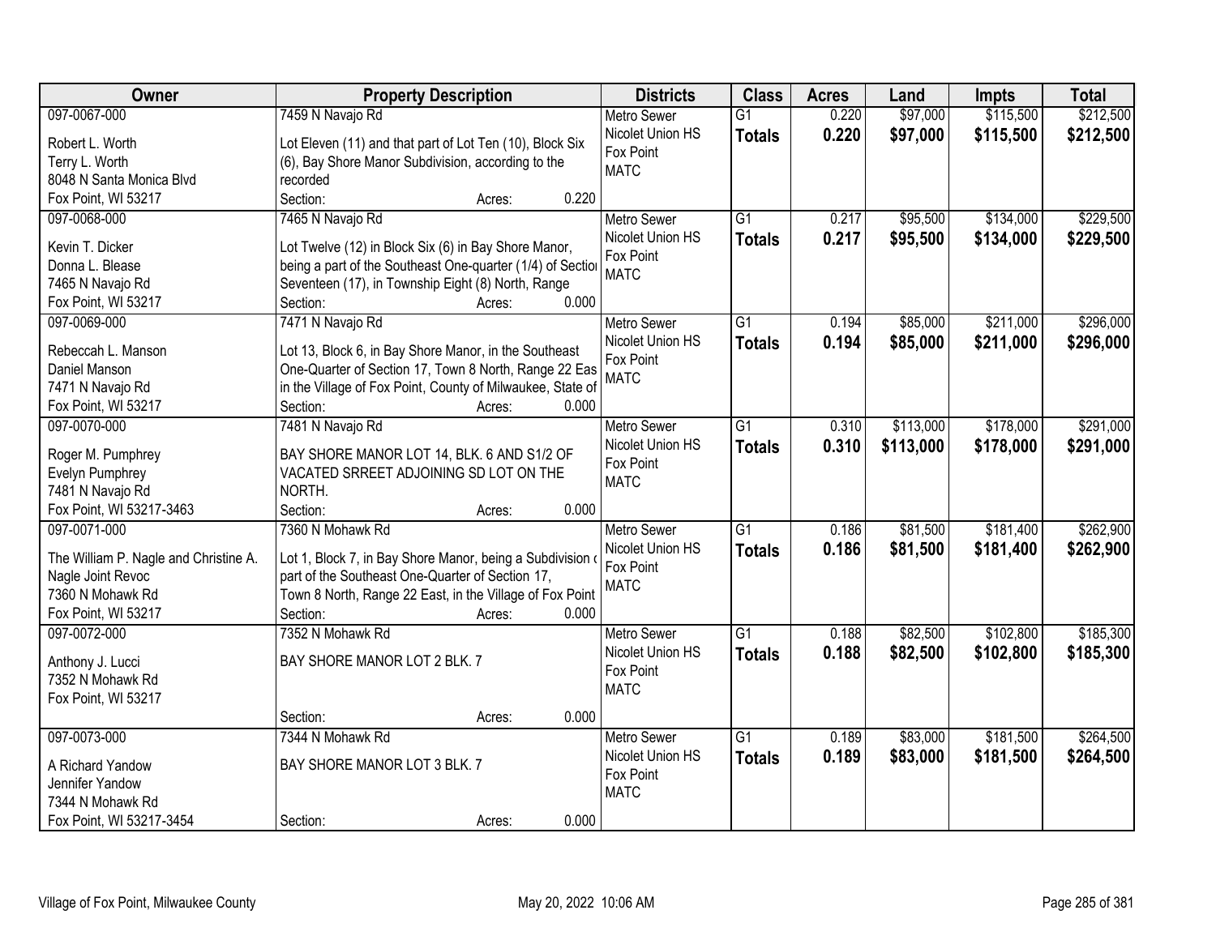| Owner | Property Description | Districts | Class | Acres | Land | Impts | Total |
|---|---|---|---|---|---|---|---|
| 097-0067-000<br>Robert L. Worth<br>Terry L. Worth<br>8048 N Santa Monica Blvd<br>Fox Point, WI 53217 | 7459 N Navajo Rd<br>Lot Eleven (11) and that part of Lot Ten (10), Block Six (6), Bay Shore Manor Subdivision, according to the recorded<br>Section: Acres: 0.220 | Metro Sewer<br>Nicolet Union HS<br>Fox Point<br>MATC | G1<br>**Totals** | 0.220<br>**0.220** | $97,000<br>**$97,000** | $115,500<br>**$115,500** | $212,500<br>**$212,500** |
| 097-0068-000<br>Kevin T. Dicker<br>Donna L. Blease<br>7465 N Navajo Rd<br>Fox Point, WI 53217 | 7465 N Navajo Rd<br>Lot Twelve (12) in Block Six (6) in Bay Shore Manor, being a part of the Southeast One-quarter (1/4) of Sectio Seventeen (17), in Township Eight (8) North, Range<br>Section: Acres: 0.000 | Metro Sewer<br>Nicolet Union HS<br>Fox Point<br>MATC | G1<br>**Totals** | 0.217<br>**0.217** | $95,500<br>**$95,500** | $134,000<br>**$134,000** | $229,500<br>**$229,500** |
| 097-0069-000<br>Rebeccah L. Manson<br>Daniel Manson<br>7471 N Navajo Rd<br>Fox Point, WI 53217 | 7471 N Navajo Rd<br>Lot 13, Block 6, in Bay Shore Manor, in the Southeast One-Quarter of Section 17, Town 8 North, Range 22 Eas in the Village of Fox Point, County of Milwaukee, State of<br>Section: Acres: 0.000 | Metro Sewer<br>Nicolet Union HS<br>Fox Point<br>MATC | G1<br>**Totals** | 0.194<br>**0.194** | $85,000<br>**$85,000** | $211,000<br>**$211,000** | $296,000<br>**$296,000** |
| 097-0070-000<br>Roger M. Pumphrey<br>Evelyn Pumphrey<br>7481 N Navajo Rd<br>Fox Point, WI 53217-3463 | 7481 N Navajo Rd<br>BAY SHORE MANOR LOT 14, BLK. 6 AND S1/2 OF VACATED SRREET ADJOINING SD LOT ON THE NORTH.<br>Section: Acres: 0.000 | Metro Sewer<br>Nicolet Union HS<br>Fox Point<br>MATC | G1<br>**Totals** | 0.310<br>**0.310** | $113,000<br>**$113,000** | $178,000<br>**$178,000** | $291,000<br>**$291,000** |
| 097-0071-000<br>The William P. Nagle and Christine A. Nagle Joint Revoc<br>7360 N Mohawk Rd<br>Fox Point, WI 53217 | 7360 N Mohawk Rd<br>Lot 1, Block 7, in Bay Shore Manor, being a Subdivision part of the Southeast One-Quarter of Section 17, Town 8 North, Range 22 East, in the Village of Fox Point<br>Section: Acres: 0.000 | Metro Sewer<br>Nicolet Union HS<br>Fox Point<br>MATC | G1<br>**Totals** | 0.186<br>**0.186** | $81,500<br>**$81,500** | $181,400<br>**$181,400** | $262,900<br>**$262,900** |
| 097-0072-000<br>Anthony J. Lucci<br>7352 N Mohawk Rd<br>Fox Point, WI 53217 | 7352 N Mohawk Rd<br>BAY SHORE MANOR LOT 2 BLK. 7<br>Section: Acres: 0.000 | Metro Sewer<br>Nicolet Union HS<br>Fox Point<br>MATC | G1<br>**Totals** | 0.188<br>**0.188** | $82,500<br>**$82,500** | $102,800<br>**$102,800** | $185,300<br>**$185,300** |
| 097-0073-000<br>A Richard Yandow<br>Jennifer Yandow<br>7344 N Mohawk Rd<br>Fox Point, WI 53217-3454 | 7344 N Mohawk Rd<br>BAY SHORE MANOR LOT 3 BLK. 7<br>Section: Acres: 0.000 | Metro Sewer<br>Nicolet Union HS<br>Fox Point<br>MATC | G1<br>**Totals** | 0.189<br>**0.189** | $83,000<br>**$83,000** | $181,500<br>**$181,500** | $264,500<br>**$264,500** |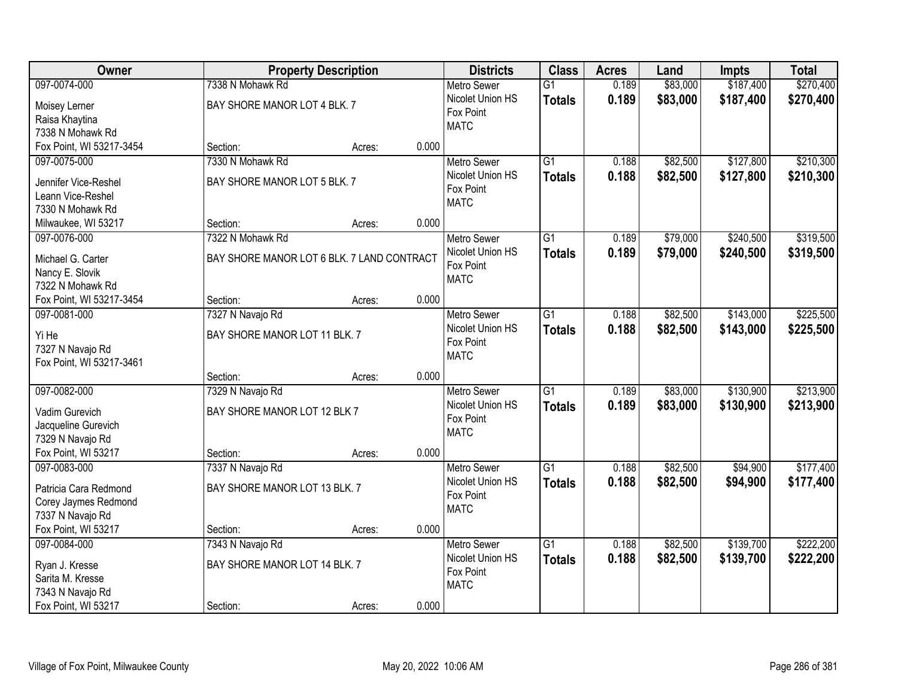| Owner | Property Description | | | Districts | Class | Acres | Land | Impts | Total |
|---|---|---|---|---|---|---|---|---|---|
| 097-0074-000<br>Moisey Lerner<br>Raisa Khaytina<br>7338 N Mohawk Rd<br>Fox Point, WI 53217-3454 | 7338 N Mohawk Rd<br>BAY SHORE MANOR LOT 4 BLK. 7<br><br>Section: | Acres: | 0.000 | Metro Sewer<br>Nicolet Union HS<br>Fox Point<br>MATC | G1<br>**Totals** | 0.189<br>**0.189** | $83,000<br>**$83,000** | $187,400<br>**$187,400** | $270,400<br>**$270,400** |
| 097-0075-000<br>Jennifer Vice-Reshel<br>Leann Vice-Reshel<br>7330 N Mohawk Rd<br>Milwaukee, WI 53217 | 7330 N Mohawk Rd<br>BAY SHORE MANOR LOT 5 BLK. 7<br><br>Section: | Acres: | 0.000 | Metro Sewer<br>Nicolet Union HS<br>Fox Point<br>MATC | G1<br>**Totals** | 0.188<br>**0.188** | $82,500<br>**$82,500** | $127,800<br>**$127,800** | $210,300<br>**$210,300** |
| 097-0076-000<br>Michael G. Carter<br>Nancy E. Slovik<br>7322 N Mohawk Rd<br>Fox Point, WI 53217-3454 | 7322 N Mohawk Rd<br>BAY SHORE MANOR LOT 6 BLK. 7 LAND CONTRACT<br><br>Section: | Acres: | 0.000 | Metro Sewer<br>Nicolet Union HS<br>Fox Point<br>MATC | G1<br>**Totals** | 0.189<br>**0.189** | $79,000<br>**$79,000** | $240,500<br>**$240,500** | $319,500<br>**$319,500** |
| 097-0081-000<br>Yi He<br>7327 N Navajo Rd<br>Fox Point, WI 53217-3461 | 7327 N Navajo Rd<br>BAY SHORE MANOR LOT 11 BLK. 7<br><br>Section: | Acres: | 0.000 | Metro Sewer<br>Nicolet Union HS<br>Fox Point<br>MATC | G1<br>**Totals** | 0.188<br>**0.188** | $82,500<br>**$82,500** | $143,000<br>**$143,000** | $225,500<br>**$225,500** |
| 097-0082-000<br>Vadim Gurevich<br>Jacqueline Gurevich<br>7329 N Navajo Rd<br>Fox Point, WI 53217 | 7329 N Navajo Rd<br>BAY SHORE MANOR LOT 12 BLK 7<br><br>Section: | Acres: | 0.000 | Metro Sewer<br>Nicolet Union HS<br>Fox Point<br>MATC | G1<br>**Totals** | 0.189<br>**0.189** | $83,000<br>**$83,000** | $130,900<br>**$130,900** | $213,900<br>**$213,900** |
| 097-0083-000<br>Patricia Cara Redmond<br>Corey Jaymes Redmond<br>7337 N Navajo Rd<br>Fox Point, WI 53217 | 7337 N Navajo Rd<br>BAY SHORE MANOR LOT 13 BLK. 7<br><br>Section: | Acres: | 0.000 | Metro Sewer<br>Nicolet Union HS<br>Fox Point<br>MATC | G1<br>**Totals** | 0.188<br>**0.188** | $82,500<br>**$82,500** | $94,900<br>**$94,900** | $177,400<br>**$177,400** |
| 097-0084-000<br>Ryan J. Kresse<br>Sarita M. Kresse<br>7343 N Navajo Rd<br>Fox Point, WI 53217 | 7343 N Navajo Rd<br>BAY SHORE MANOR LOT 14 BLK. 7<br><br>Section: | Acres: | 0.000 | Metro Sewer<br>Nicolet Union HS<br>Fox Point<br>MATC | G1<br>**Totals** | 0.188<br>**0.188** | $82,500<br>**$82,500** | $139,700<br>**$139,700** | $222,200<br>**$222,200** |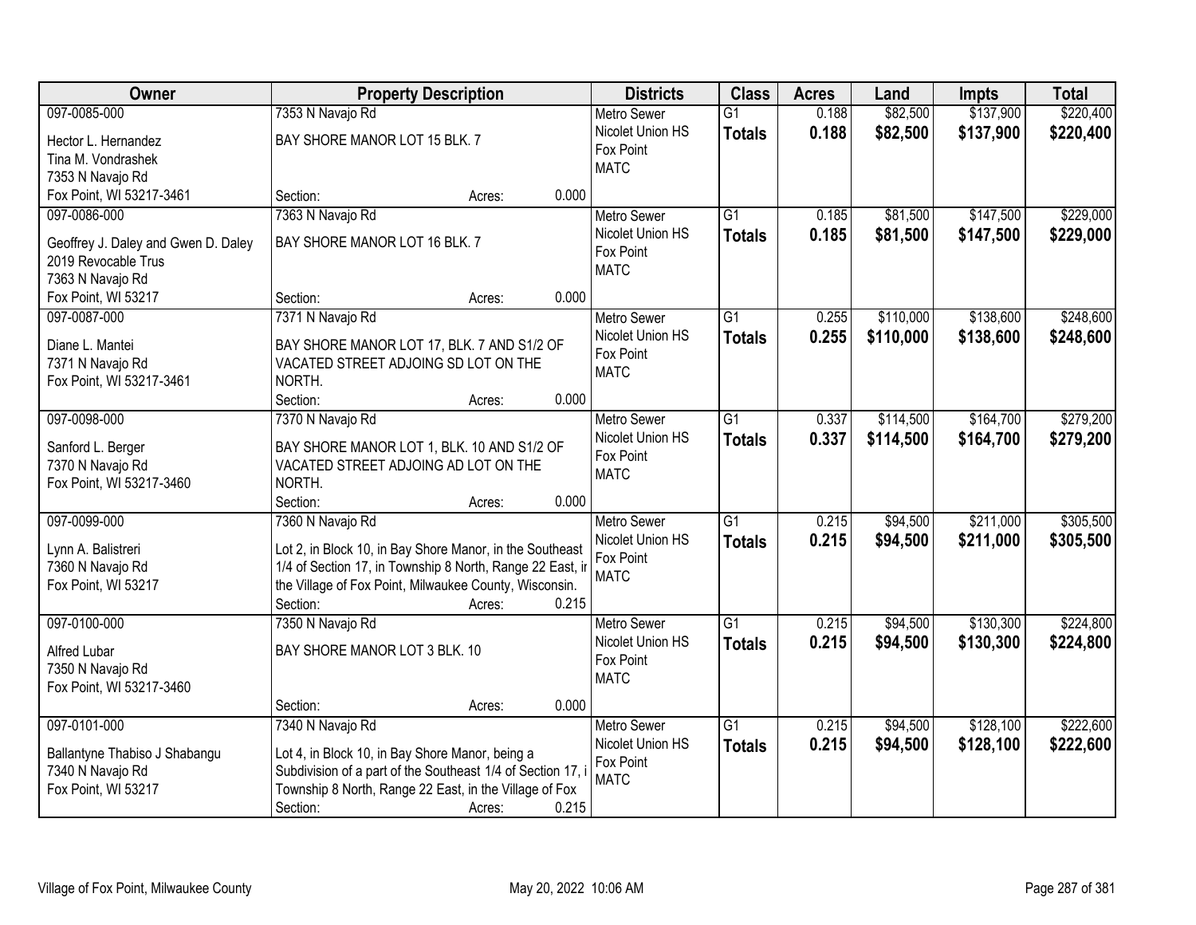| Owner | Property Description | Districts | Class | Acres | Land | Impts | Total |
|---|---|---|---|---|---|---|---|
| 097-0085-000<br>Hector L. Hernandez<br>Tina M. Vondrashek<br>7353 N Navajo Rd<br>Fox Point, WI 53217-3461 | 7353 N Navajo Rd<br>BAY SHORE MANOR LOT 15 BLK. 7<br>Section: Acres: 0.000 | Metro Sewer<br>Nicolet Union HS<br>Fox Point<br>MATC | G1<br>**Totals** | 0.188<br>**0.188** | $82,500<br>**$82,500** | $137,900<br>**$137,900** | $220,400<br>**$220,400** |
| 097-0086-000<br>Geoffrey J. Daley and Gwen D. Daley<br>2019 Revocable Trus<br>7363 N Navajo Rd<br>Fox Point, WI 53217 | 7363 N Navajo Rd<br>BAY SHORE MANOR LOT 16 BLK. 7<br>Section: Acres: 0.000 | Metro Sewer<br>Nicolet Union HS<br>Fox Point<br>MATC | G1<br>**Totals** | 0.185<br>**0.185** | $81,500<br>**$81,500** | $147,500<br>**$147,500** | $229,000<br>**$229,000** |
| 097-0087-000<br>Diane L. Mantei<br>7371 N Navajo Rd<br>Fox Point, WI 53217-3461 | 7371 N Navajo Rd<br>BAY SHORE MANOR LOT 17, BLK. 7 AND S1/2 OF VACATED STREET ADJOING SD LOT ON THE NORTH.<br>Section: Acres: 0.000 | Metro Sewer<br>Nicolet Union HS<br>Fox Point<br>MATC | G1<br>**Totals** | 0.255<br>**0.255** | $110,000<br>**$110,000** | $138,600<br>**$138,600** | $248,600<br>**$248,600** |
| 097-0098-000<br>Sanford L. Berger<br>7370 N Navajo Rd<br>Fox Point, WI 53217-3460 | 7370 N Navajo Rd<br>BAY SHORE MANOR LOT 1, BLK. 10 AND S1/2 OF VACATED STREET ADJOING AD LOT ON THE NORTH.<br>Section: Acres: 0.000 | Metro Sewer<br>Nicolet Union HS<br>Fox Point<br>MATC | G1<br>**Totals** | 0.337<br>**0.337** | $114,500<br>**$114,500** | $164,700<br>**$164,700** | $279,200<br>**$279,200** |
| 097-0099-000<br>Lynn A. Balistreri<br>7360 N Navajo Rd<br>Fox Point, WI 53217 | 7360 N Navajo Rd<br>Lot 2, in Block 10, in Bay Shore Manor, in the Southeast 1/4 of Section 17, in Township 8 North, Range 22 East, ir the Village of Fox Point, Milwaukee County, Wisconsin.<br>Section: Acres: 0.215 | Metro Sewer<br>Nicolet Union HS<br>Fox Point<br>MATC | G1<br>**Totals** | 0.215<br>**0.215** | $94,500<br>**$94,500** | $211,000<br>**$211,000** | $305,500<br>**$305,500** |
| 097-0100-000<br>Alfred Lubar<br>7350 N Navajo Rd<br>Fox Point, WI 53217-3460 | 7350 N Navajo Rd<br>BAY SHORE MANOR LOT 3 BLK. 10<br>Section: Acres: 0.000 | Metro Sewer<br>Nicolet Union HS<br>Fox Point<br>MATC | G1<br>**Totals** | 0.215<br>**0.215** | $94,500<br>**$94,500** | $130,300<br>**$130,300** | $224,800<br>**$224,800** |
| 097-0101-000<br>Ballantyne Thabiso J Shabangu<br>7340 N Navajo Rd<br>Fox Point, WI 53217 | 7340 N Navajo Rd<br>Lot 4, in Block 10, in Bay Shore Manor, being a Subdivision of a part of the Southeast 1/4 of Section 17, i Township 8 North, Range 22 East, in the Village of Fox<br>Section: Acres: 0.215 | Metro Sewer<br>Nicolet Union HS<br>Fox Point<br>MATC | G1<br>**Totals** | 0.215<br>**0.215** | $94,500<br>**$94,500** | $128,100<br>**$128,100** | $222,600<br>**$222,600** |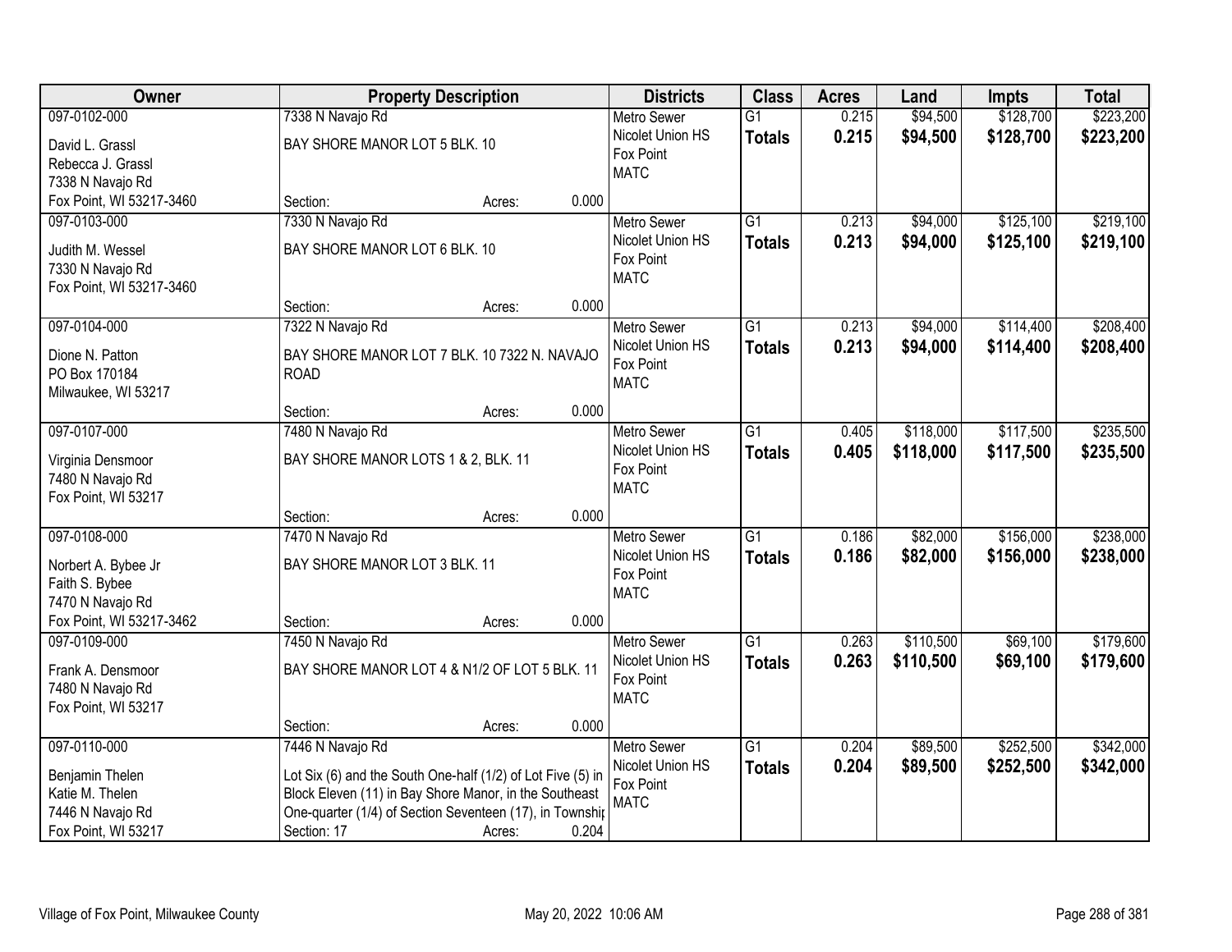| Owner | Property Description | Districts | Class | Acres | Land | Impts | Total |
|---|---|---|---|---|---|---|---|
| 097-0102-000<br>David L. Grassl<br>Rebecca J. Grassl<br>7338 N Navajo Rd<br>Fox Point, WI 53217-3460 | 7338 N Navajo Rd<br>BAY SHORE MANOR LOT 5 BLK. 10<br>Section: Acres: 0.000 | Metro Sewer<br>Nicolet Union HS<br>Fox Point<br>MATC | G1<br>**Totals** | 0.215<br>**0.215** | $94,500<br>**$94,500** | $128,700<br>**$128,700** | $223,200<br>**$223,200** |
| 097-0103-000<br>Judith M. Wessel<br>7330 N Navajo Rd<br>Fox Point, WI 53217-3460 | 7330 N Navajo Rd<br>BAY SHORE MANOR LOT 6 BLK. 10<br>Section: Acres: 0.000 | Metro Sewer<br>Nicolet Union HS<br>Fox Point<br>MATC | G1<br>**Totals** | 0.213<br>**0.213** | $94,000<br>**$94,000** | $125,100<br>**$125,100** | $219,100<br>**$219,100** |
| 097-0104-000<br>Dione N. Patton<br>PO Box 170184<br>Milwaukee, WI 53217 | 7322 N Navajo Rd<br>BAY SHORE MANOR LOT 7 BLK. 10 7322 N. NAVAJO ROAD<br>Section: Acres: 0.000 | Metro Sewer<br>Nicolet Union HS<br>Fox Point<br>MATC | G1<br>**Totals** | 0.213<br>**0.213** | $94,000<br>**$94,000** | $114,400<br>**$114,400** | $208,400<br>**$208,400** |
| 097-0107-000<br>Virginia Densmoor<br>7480 N Navajo Rd<br>Fox Point, WI 53217 | 7480 N Navajo Rd<br>BAY SHORE MANOR LOTS 1 & 2, BLK. 11<br>Section: Acres: 0.000 | Metro Sewer<br>Nicolet Union HS<br>Fox Point<br>MATC | G1<br>**Totals** | 0.405<br>**0.405** | $118,000<br>**$118,000** | $117,500<br>**$117,500** | $235,500<br>**$235,500** |
| 097-0108-000<br>Norbert A. Bybee Jr<br>Faith S. Bybee<br>7470 N Navajo Rd<br>Fox Point, WI 53217-3462 | 7470 N Navajo Rd<br>BAY SHORE MANOR LOT 3 BLK. 11<br>Section: Acres: 0.000 | Metro Sewer<br>Nicolet Union HS<br>Fox Point<br>MATC | G1<br>**Totals** | 0.186<br>**0.186** | $82,000<br>**$82,000** | $156,000<br>**$156,000** | $238,000<br>**$238,000** |
| 097-0109-000<br>Frank A. Densmoor<br>7480 N Navajo Rd<br>Fox Point, WI 53217 | 7450 N Navajo Rd<br>BAY SHORE MANOR LOT 4 & N1/2 OF LOT 5 BLK. 11<br>Section: Acres: 0.000 | Metro Sewer<br>Nicolet Union HS<br>Fox Point<br>MATC | G1<br>**Totals** | 0.263<br>**0.263** | $110,500<br>**$110,500** | $69,100<br>**$69,100** | $179,600<br>**$179,600** |
| 097-0110-000<br>Benjamin Thelen<br>Katie M. Thelen<br>7446 N Navajo Rd<br>Fox Point, WI 53217 | 7446 N Navajo Rd<br>Lot Six (6) and the South One-half (1/2) of Lot Five (5) in Block Eleven (11) in Bay Shore Manor, in the Southeast One-quarter (1/4) of Section Seventeen (17), in Townshi<br>Section: 17 Acres: 0.204 | Metro Sewer<br>Nicolet Union HS<br>Fox Point<br>MATC | G1<br>**Totals** | 0.204<br>**0.204** | $89,500<br>**$89,500** | $252,500<br>**$252,500** | $342,000<br>**$342,000** |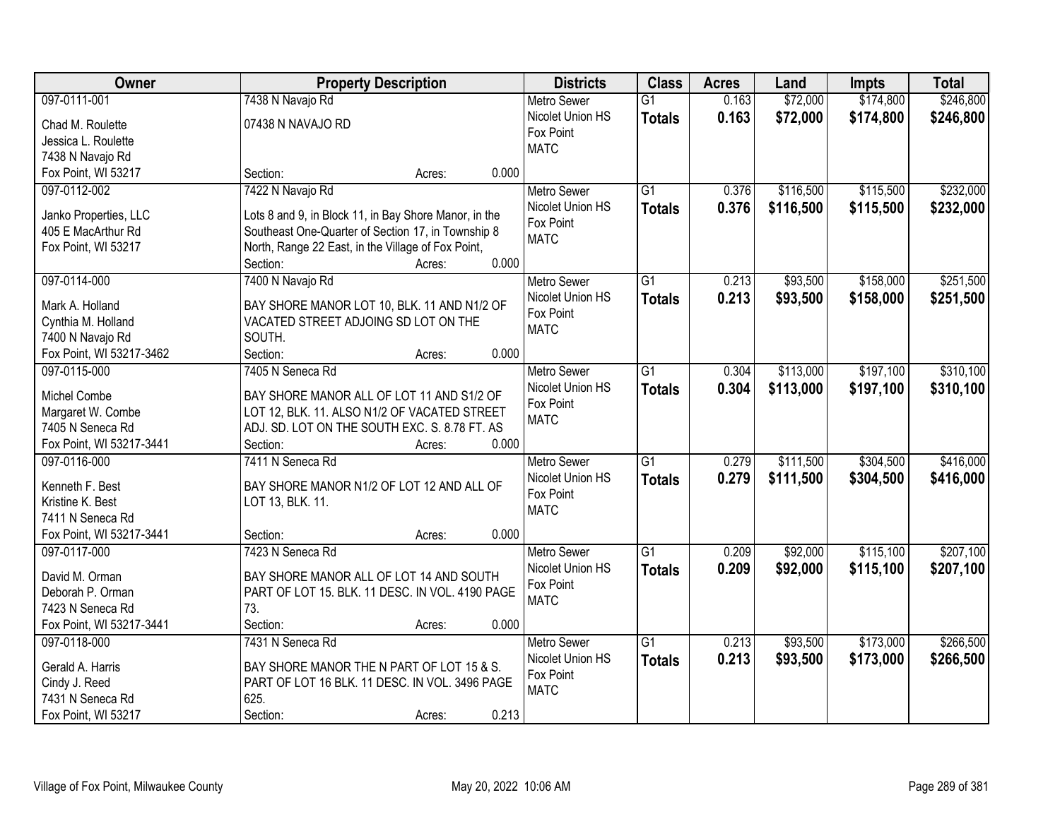| Owner | Property Description | Districts | Class | Acres | Land | Impts | Total |
|---|---|---|---|---|---|---|---|
| 097-0111-001<br>Chad M. Roulette<br>Jessica L. Roulette<br>7438 N Navajo Rd<br>Fox Point, WI 53217 | 7438 N Navajo Rd<br>07438 N NAVAJO RD<br>Section: Acres: 0.000 | Metro Sewer<br>Nicolet Union HS<br>Fox Point<br>MATC | G1<br>**Totals** | 0.163<br>**0.163** | $72,000<br>**$72,000** | $174,800<br>**$174,800** | $246,800<br>**$246,800** |
| 097-0112-002<br>Janko Properties, LLC<br>405 E MacArthur Rd<br>Fox Point, WI 53217 | 7422 N Navajo Rd<br>Lots 8 and 9, in Block 11, in Bay Shore Manor, in the Southeast One-Quarter of Section 17, in Township 8 North, Range 22 East, in the Village of Fox Point,<br>Section: Acres: 0.000 | Metro Sewer<br>Nicolet Union HS<br>Fox Point<br>MATC | G1<br>**Totals** | 0.376<br>**0.376** | $116,500<br>**$116,500** | $115,500<br>**$115,500** | $232,000<br>**$232,000** |
| 097-0114-000<br>Mark A. Holland<br>Cynthia M. Holland<br>7400 N Navajo Rd<br>Fox Point, WI 53217-3462 | 7400 N Navajo Rd<br>BAY SHORE MANOR LOT 10, BLK. 11 AND N1/2 OF VACATED STREET ADJOING SD LOT ON THE SOUTH.<br>Section: Acres: 0.000 | Metro Sewer<br>Nicolet Union HS<br>Fox Point<br>MATC | G1<br>**Totals** | 0.213<br>**0.213** | $93,500<br>**$93,500** | $158,000<br>**$158,000** | $251,500<br>**$251,500** |
| 097-0115-000<br>Michel Combe<br>Margaret W. Combe<br>7405 N Seneca Rd<br>Fox Point, WI 53217-3441 | 7405 N Seneca Rd<br>BAY SHORE MANOR ALL OF LOT 11 AND S1/2 OF LOT 12, BLK. 11. ALSO N1/2 OF VACATED STREET ADJ. SD. LOT ON THE SOUTH EXC. S. 8.78 FT. AS<br>Section: Acres: 0.000 | Metro Sewer<br>Nicolet Union HS<br>Fox Point<br>MATC | G1<br>**Totals** | 0.304<br>**0.304** | $113,000<br>**$113,000** | $197,100<br>**$197,100** | $310,100<br>**$310,100** |
| 097-0116-000<br>Kenneth F. Best<br>Kristine K. Best<br>7411 N Seneca Rd<br>Fox Point, WI 53217-3441 | 7411 N Seneca Rd<br>BAY SHORE MANOR N1/2 OF LOT 12 AND ALL OF LOT 13, BLK. 11.<br>Section: Acres: 0.000 | Metro Sewer<br>Nicolet Union HS<br>Fox Point<br>MATC | G1<br>**Totals** | 0.279<br>**0.279** | $111,500<br>**$111,500** | $304,500<br>**$304,500** | $416,000<br>**$416,000** |
| 097-0117-000<br>David M. Orman<br>Deborah P. Orman<br>7423 N Seneca Rd<br>Fox Point, WI 53217-3441 | 7423 N Seneca Rd<br>BAY SHORE MANOR ALL OF LOT 14 AND SOUTH PART OF LOT 15. BLK. 11 DESC. IN VOL. 4190 PAGE 73.<br>Section: Acres: 0.000 | Metro Sewer<br>Nicolet Union HS<br>Fox Point<br>MATC | G1<br>**Totals** | 0.209<br>**0.209** | $92,000<br>**$92,000** | $115,100<br>**$115,100** | $207,100<br>**$207,100** |
| 097-0118-000<br>Gerald A. Harris<br>Cindy J. Reed<br>7431 N Seneca Rd<br>Fox Point, WI 53217 | 7431 N Seneca Rd<br>BAY SHORE MANOR THE N PART OF LOT 15 & S. PART OF LOT 16 BLK. 11 DESC. IN VOL. 3496 PAGE 625.<br>Section: Acres: 0.213 | Metro Sewer<br>Nicolet Union HS<br>Fox Point<br>MATC | G1<br>**Totals** | 0.213<br>**0.213** | $93,500<br>**$93,500** | $173,000<br>**$173,000** | $266,500<br>**$266,500** |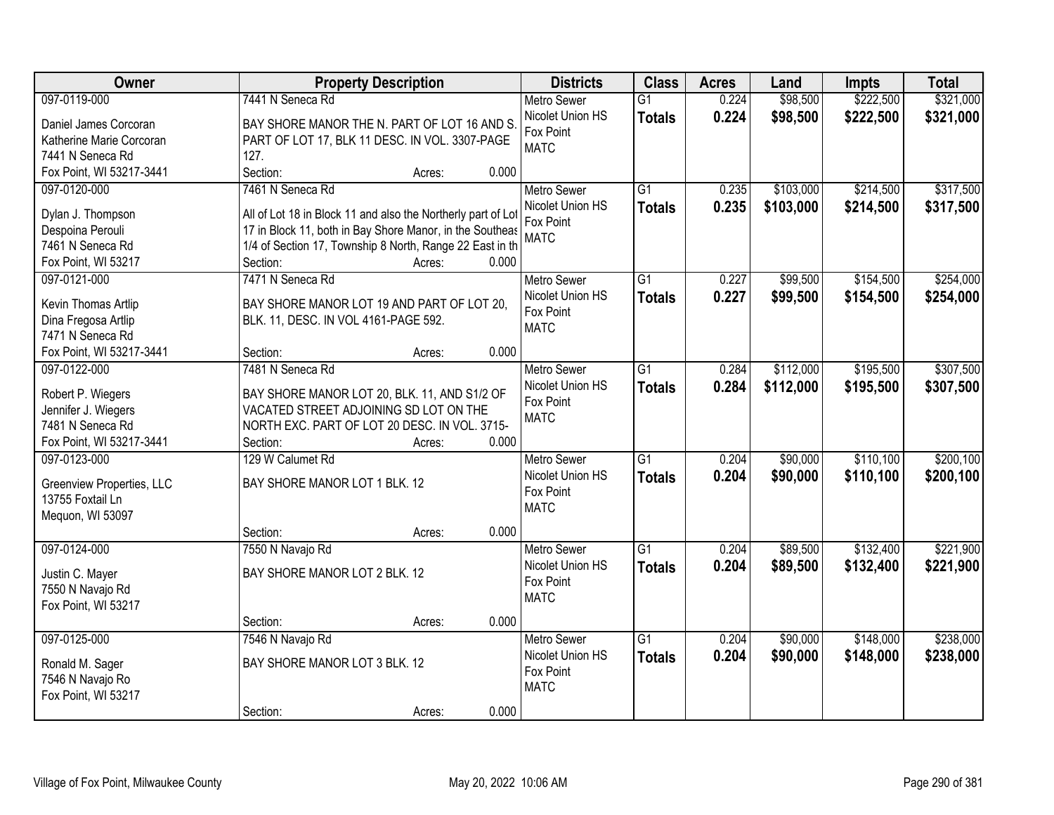| Owner | Property Description | Districts | Class | Acres | Land | Impts | Total |
|---|---|---|---|---|---|---|---|
| 097-0119-000<br>Daniel James Corcoran<br>Katherine Marie Corcoran<br>7441 N Seneca Rd<br>Fox Point, WI 53217-3441 | 7441 N Seneca Rd<br>BAY SHORE MANOR THE N. PART OF LOT 16 AND S. PART OF LOT 17, BLK 11 DESC. IN VOL. 3307-PAGE 127.<br>Section: Acres: 0.000 | Metro Sewer<br>Nicolet Union HS<br>Fox Point<br>MATC | G1<br>**Totals** | 0.224<br>**0.224** | $98,500<br>**$98,500** | $222,500<br>**$222,500** | $321,000<br>**$321,000** |
| 097-0120-000<br>Dylan J. Thompson<br>Despoina Perouli<br>7461 N Seneca Rd<br>Fox Point, WI 53217 | 7461 N Seneca Rd<br>All of Lot 18 in Block 11 and also the Northerly part of Lot 17 in Block 11, both in Bay Shore Manor, in the Southeas 1/4 of Section 17, Township 8 North, Range 22 East in th<br>Section: Acres: 0.000 | Metro Sewer<br>Nicolet Union HS<br>Fox Point<br>MATC | G1<br>**Totals** | 0.235<br>**0.235** | $103,000<br>**$103,000** | $214,500<br>**$214,500** | $317,500<br>**$317,500** |
| 097-0121-000<br>Kevin Thomas Artlip<br>Dina Fregosa Artlip<br>7471 N Seneca Rd<br>Fox Point, WI 53217-3441 | 7471 N Seneca Rd<br>BAY SHORE MANOR LOT 19 AND PART OF LOT 20, BLK. 11, DESC. IN VOL 4161-PAGE 592.<br>Section: Acres: 0.000 | Metro Sewer<br>Nicolet Union HS<br>Fox Point<br>MATC | G1<br>**Totals** | 0.227<br>**0.227** | $99,500<br>**$99,500** | $154,500<br>**$154,500** | $254,000<br>**$254,000** |
| 097-0122-000<br>Robert P. Wiegers<br>Jennifer J. Wiegers<br>7481 N Seneca Rd<br>Fox Point, WI 53217-3441 | 7481 N Seneca Rd<br>BAY SHORE MANOR LOT 20, BLK. 11, AND S1/2 OF VACATED STREET ADJOINING SD LOT ON THE NORTH EXC. PART OF LOT 20 DESC. IN VOL. 3715-<br>Section: Acres: 0.000 | Metro Sewer<br>Nicolet Union HS<br>Fox Point<br>MATC | G1<br>**Totals** | 0.284<br>**0.284** | $112,000<br>**$112,000** | $195,500<br>**$195,500** | $307,500<br>**$307,500** |
| 097-0123-000<br>Greenview Properties, LLC<br>13755 Foxtail Ln<br>Mequon, WI 53097 | 129 W Calumet Rd<br>BAY SHORE MANOR LOT 1 BLK. 12<br>Section: Acres: 0.000 | Metro Sewer<br>Nicolet Union HS<br>Fox Point<br>MATC | G1<br>**Totals** | 0.204<br>**0.204** | $90,000<br>**$90,000** | $110,100<br>**$110,100** | $200,100<br>**$200,100** |
| 097-0124-000<br>Justin C. Mayer<br>7550 N Navajo Rd<br>Fox Point, WI 53217 | 7550 N Navajo Rd<br>BAY SHORE MANOR LOT 2 BLK. 12<br>Section: Acres: 0.000 | Metro Sewer<br>Nicolet Union HS<br>Fox Point<br>MATC | G1<br>**Totals** | 0.204<br>**0.204** | $89,500<br>**$89,500** | $132,400<br>**$132,400** | $221,900<br>**$221,900** |
| 097-0125-000<br>Ronald M. Sager<br>7546 N Navajo Ro<br>Fox Point, WI 53217 | 7546 N Navajo Rd<br>BAY SHORE MANOR LOT 3 BLK. 12<br>Section: Acres: 0.000 | Metro Sewer<br>Nicolet Union HS<br>Fox Point<br>MATC | G1<br>**Totals** | 0.204<br>**0.204** | $90,000<br>**$90,000** | $148,000<br>**$148,000** | $238,000<br>**$238,000** |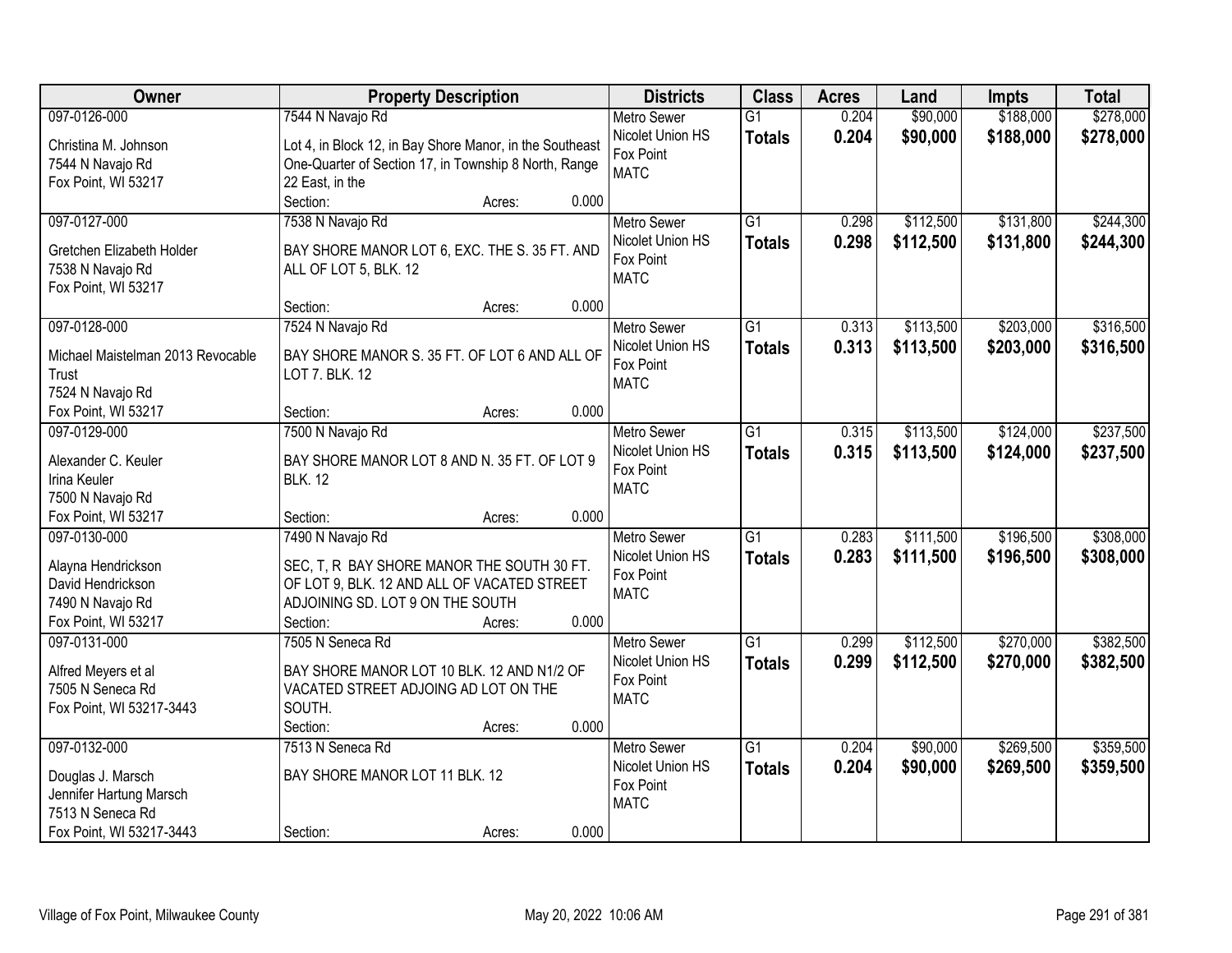| Owner | Property Description | Districts | Class | Acres | Land | Impts | Total |
|---|---|---|---|---|---|---|---|
| 097-0126-000<br>Christina M. Johnson<br>7544 N Navajo Rd<br>Fox Point, WI 53217 | 7544 N Navajo Rd<br>Lot 4, in Block 12, in Bay Shore Manor, in the Southeast One-Quarter of Section 17, in Township 8 North, Range 22 East, in the<br>Section: Acres: 0.000 | Metro Sewer<br>Nicolet Union HS<br>Fox Point<br>MATC | G1<br>**Totals** | 0.204<br>**0.204** | $90,000<br>**$90,000** | $188,000<br>**$188,000** | $278,000<br>**$278,000** |
| 097-0127-000<br>Gretchen Elizabeth Holder<br>7538 N Navajo Rd<br>Fox Point, WI 53217 | 7538 N Navajo Rd<br>BAY SHORE MANOR LOT 6, EXC. THE S. 35 FT. AND ALL OF LOT 5, BLK. 12<br>Section: Acres: 0.000 | Metro Sewer<br>Nicolet Union HS<br>Fox Point<br>MATC | G1<br>**Totals** | 0.298<br>**0.298** | $112,500<br>**$112,500** | $131,800<br>**$131,800** | $244,300<br>**$244,300** |
| 097-0128-000<br>Michael Maistelman 2013 Revocable Trust<br>7524 N Navajo Rd<br>Fox Point, WI 53217 | 7524 N Navajo Rd<br>BAY SHORE MANOR S. 35 FT. OF LOT 6 AND ALL OF LOT 7. BLK. 12<br>Section: Acres: 0.000 | Metro Sewer<br>Nicolet Union HS<br>Fox Point<br>MATC | G1<br>**Totals** | 0.313<br>**0.313** | $113,500<br>**$113,500** | $203,000<br>**$203,000** | $316,500<br>**$316,500** |
| 097-0129-000<br>Alexander C. Keuler<br>Irina Keuler<br>7500 N Navajo Rd<br>Fox Point, WI 53217 | 7500 N Navajo Rd<br>BAY SHORE MANOR LOT 8 AND N. 35 FT. OF LOT 9 BLK. 12<br>Section: Acres: 0.000 | Metro Sewer<br>Nicolet Union HS<br>Fox Point<br>MATC | G1<br>**Totals** | 0.315<br>**0.315** | $113,500<br>**$113,500** | $124,000<br>**$124,000** | $237,500<br>**$237,500** |
| 097-0130-000<br>Alayna Hendrickson<br>David Hendrickson<br>7490 N Navajo Rd<br>Fox Point, WI 53217 | 7490 N Navajo Rd<br>SEC, T, R BAY SHORE MANOR THE SOUTH 30 FT. OF LOT 9, BLK. 12 AND ALL OF VACATED STREET ADJOINING SD. LOT 9 ON THE SOUTH<br>Section: Acres: 0.000 | Metro Sewer<br>Nicolet Union HS<br>Fox Point<br>MATC | G1<br>**Totals** | 0.283<br>**0.283** | $111,500<br>**$111,500** | $196,500<br>**$196,500** | $308,000<br>**$308,000** |
| 097-0131-000<br>Alfred Meyers et al<br>7505 N Seneca Rd<br>Fox Point, WI 53217-3443 | 7505 N Seneca Rd<br>BAY SHORE MANOR LOT 10 BLK. 12 AND N1/2 OF VACATED STREET ADJOING AD LOT ON THE SOUTH.<br>Section: Acres: 0.000 | Metro Sewer<br>Nicolet Union HS<br>Fox Point<br>MATC | G1<br>**Totals** | 0.299<br>**0.299** | $112,500<br>**$112,500** | $270,000<br>**$270,000** | $382,500<br>**$382,500** |
| 097-0132-000<br>Douglas J. Marsch<br>Jennifer Hartung Marsch<br>7513 N Seneca Rd<br>Fox Point, WI 53217-3443 | 7513 N Seneca Rd<br>BAY SHORE MANOR LOT 11 BLK. 12<br>Section: Acres: 0.000 | Metro Sewer<br>Nicolet Union HS<br>Fox Point<br>MATC | G1<br>**Totals** | 0.204<br>**0.204** | $90,000<br>**$90,000** | $269,500<br>**$269,500** | $359,500<br>**$359,500** |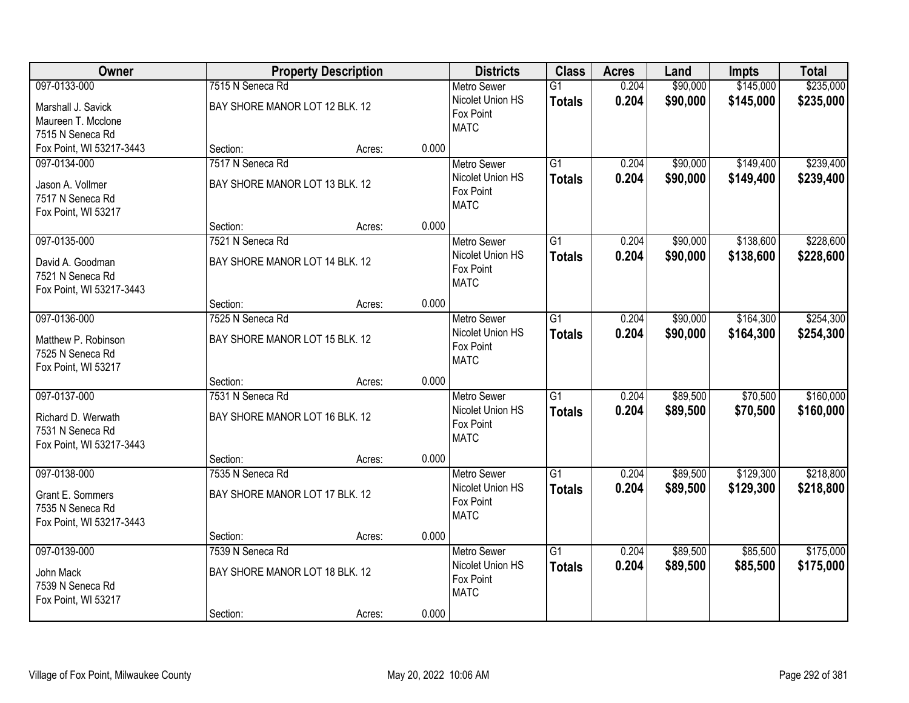| Owner | Property Description | | | Districts | Class | Acres | Land | Impts | Total |
|---|---|---|---|---|---|---|---|---|---|
| 097-0133-000<br>Marshall J. Savick<br>Maureen T. Mcclone<br>7515 N Seneca Rd<br>Fox Point, WI 53217-3443 | 7515 N Seneca Rd<br>BAY SHORE MANOR LOT 12 BLK. 12<br>Section: | Acres: | 0.000 | Metro Sewer<br>Nicolet Union HS<br>Fox Point<br>MATC | G1<br>**Totals** | 0.204<br>**0.204** | $90,000<br>**$90,000** | $145,000<br>**$145,000** | $235,000<br>**$235,000** |
| 097-0134-000<br>Jason A. Vollmer<br>7517 N Seneca Rd<br>Fox Point, WI 53217 | 7517 N Seneca Rd<br>BAY SHORE MANOR LOT 13 BLK. 12<br>Section: | Acres: | 0.000 | Metro Sewer<br>Nicolet Union HS<br>Fox Point<br>MATC | G1<br>**Totals** | 0.204<br>**0.204** | $90,000<br>**$90,000** | $149,400<br>**$149,400** | $239,400<br>**$239,400** |
| 097-0135-000<br>David A. Goodman<br>7521 N Seneca Rd<br>Fox Point, WI 53217-3443 | 7521 N Seneca Rd<br>BAY SHORE MANOR LOT 14 BLK. 12<br>Section: | Acres: | 0.000 | Metro Sewer<br>Nicolet Union HS<br>Fox Point<br>MATC | G1<br>**Totals** | 0.204<br>**0.204** | $90,000<br>**$90,000** | $138,600<br>**$138,600** | $228,600<br>**$228,600** |
| 097-0136-000<br>Matthew P. Robinson<br>7525 N Seneca Rd<br>Fox Point, WI 53217 | 7525 N Seneca Rd<br>BAY SHORE MANOR LOT 15 BLK. 12<br>Section: | Acres: | 0.000 | Metro Sewer<br>Nicolet Union HS<br>Fox Point<br>MATC | G1<br>**Totals** | 0.204<br>**0.204** | $90,000<br>**$90,000** | $164,300<br>**$164,300** | $254,300<br>**$254,300** |
| 097-0137-000<br>Richard D. Werwath<br>7531 N Seneca Rd<br>Fox Point, WI 53217-3443 | 7531 N Seneca Rd<br>BAY SHORE MANOR LOT 16 BLK. 12<br>Section: | Acres: | 0.000 | Metro Sewer<br>Nicolet Union HS<br>Fox Point<br>MATC | G1<br>**Totals** | 0.204<br>**0.204** | $89,500<br>**$89,500** | $70,500<br>**$70,500** | $160,000<br>**$160,000** |
| 097-0138-000<br>Grant E. Sommers<br>7535 N Seneca Rd<br>Fox Point, WI 53217-3443 | 7535 N Seneca Rd<br>BAY SHORE MANOR LOT 17 BLK. 12<br>Section: | Acres: | 0.000 | Metro Sewer<br>Nicolet Union HS<br>Fox Point<br>MATC | G1<br>**Totals** | 0.204<br>**0.204** | $89,500<br>**$89,500** | $129,300<br>**$129,300** | $218,800<br>**$218,800** |
| 097-0139-000<br>John Mack<br>7539 N Seneca Rd<br>Fox Point, WI 53217 | 7539 N Seneca Rd<br>BAY SHORE MANOR LOT 18 BLK. 12<br>Section: | Acres: | 0.000 | Metro Sewer<br>Nicolet Union HS<br>Fox Point<br>MATC | G1<br>**Totals** | 0.204<br>**0.204** | $89,500<br>**$89,500** | $85,500<br>**$85,500** | $175,000<br>**$175,000** |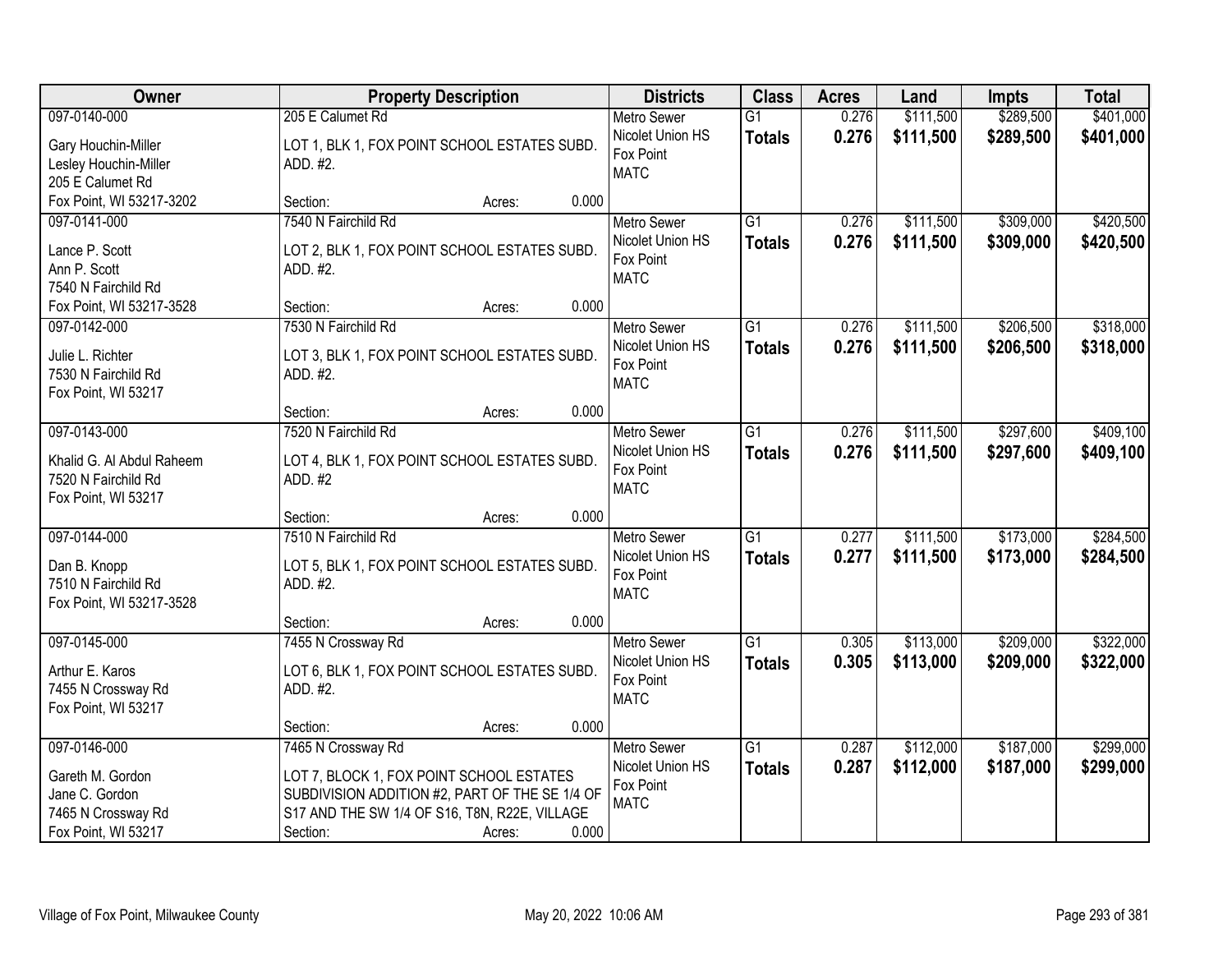| Owner | Property Description | Districts | Class | Acres | Land | Impts | Total |
|---|---|---|---|---|---|---|---|
| 097-0140-000<br>Gary Houchin-Miller<br>Lesley Houchin-Miller<br>205 E Calumet Rd<br>Fox Point, WI 53217-3202 | 205 E Calumet Rd<br>LOT 1, BLK 1, FOX POINT SCHOOL ESTATES SUBD. ADD. #2.<br>Section: Acres: 0.000 | Metro Sewer<br>Nicolet Union HS<br>Fox Point<br>MATC | G1<br>**Totals** | 0.276<br>**0.276** | $111,500<br>**$111,500** | $289,500<br>**$289,500** | $401,000<br>**$401,000** |
| 097-0141-000<br>Lance P. Scott<br>Ann P. Scott<br>7540 N Fairchild Rd<br>Fox Point, WI 53217-3528 | 7540 N Fairchild Rd<br>LOT 2, BLK 1, FOX POINT SCHOOL ESTATES SUBD. ADD. #2.<br>Section: Acres: 0.000 | Metro Sewer<br>Nicolet Union HS<br>Fox Point<br>MATC | G1<br>**Totals** | 0.276<br>**0.276** | $111,500<br>**$111,500** | $309,000<br>**$309,000** | $420,500<br>**$420,500** |
| 097-0142-000<br>Julie L. Richter<br>7530 N Fairchild Rd<br>Fox Point, WI 53217 | 7530 N Fairchild Rd<br>LOT 3, BLK 1, FOX POINT SCHOOL ESTATES SUBD. ADD. #2.<br>Section: Acres: 0.000 | Metro Sewer<br>Nicolet Union HS<br>Fox Point<br>MATC | G1<br>**Totals** | 0.276<br>**0.276** | $111,500<br>**$111,500** | $206,500<br>**$206,500** | $318,000<br>**$318,000** |
| 097-0143-000<br>Khalid G. Al Abdul Raheem<br>7520 N Fairchild Rd<br>Fox Point, WI 53217 | 7520 N Fairchild Rd<br>LOT 4, BLK 1, FOX POINT SCHOOL ESTATES SUBD. ADD. #2<br>Section: Acres: 0.000 | Metro Sewer<br>Nicolet Union HS<br>Fox Point<br>MATC | G1<br>**Totals** | 0.276<br>**0.276** | $111,500<br>**$111,500** | $297,600<br>**$297,600** | $409,100<br>**$409,100** |
| 097-0144-000<br>Dan B. Knopp<br>7510 N Fairchild Rd<br>Fox Point, WI 53217-3528 | 7510 N Fairchild Rd<br>LOT 5, BLK 1, FOX POINT SCHOOL ESTATES SUBD. ADD. #2.<br>Section: Acres: 0.000 | Metro Sewer<br>Nicolet Union HS<br>Fox Point<br>MATC | G1<br>**Totals** | 0.277<br>**0.277** | $111,500<br>**$111,500** | $173,000<br>**$173,000** | $284,500<br>**$284,500** |
| 097-0145-000<br>Arthur E. Karos<br>7455 N Crossway Rd<br>Fox Point, WI 53217 | 7455 N Crossway Rd<br>LOT 6, BLK 1, FOX POINT SCHOOL ESTATES SUBD. ADD. #2.<br>Section: Acres: 0.000 | Metro Sewer<br>Nicolet Union HS<br>Fox Point<br>MATC | G1<br>**Totals** | 0.305<br>**0.305** | $113,000<br>**$113,000** | $209,000<br>**$209,000** | $322,000<br>**$322,000** |
| 097-0146-000<br>Gareth M. Gordon<br>Jane C. Gordon<br>7465 N Crossway Rd<br>Fox Point, WI 53217 | 7465 N Crossway Rd<br>LOT 7, BLOCK 1, FOX POINT SCHOOL ESTATES SUBDIVISION ADDITION #2, PART OF THE SE 1/4 OF S17 AND THE SW 1/4 OF S16, T8N, R22E, VILLAGE<br>Section: Acres: 0.000 | Metro Sewer<br>Nicolet Union HS<br>Fox Point<br>MATC | G1<br>**Totals** | 0.287<br>**0.287** | $112,000<br>**$112,000** | $187,000<br>**$187,000** | $299,000<br>**$299,000** |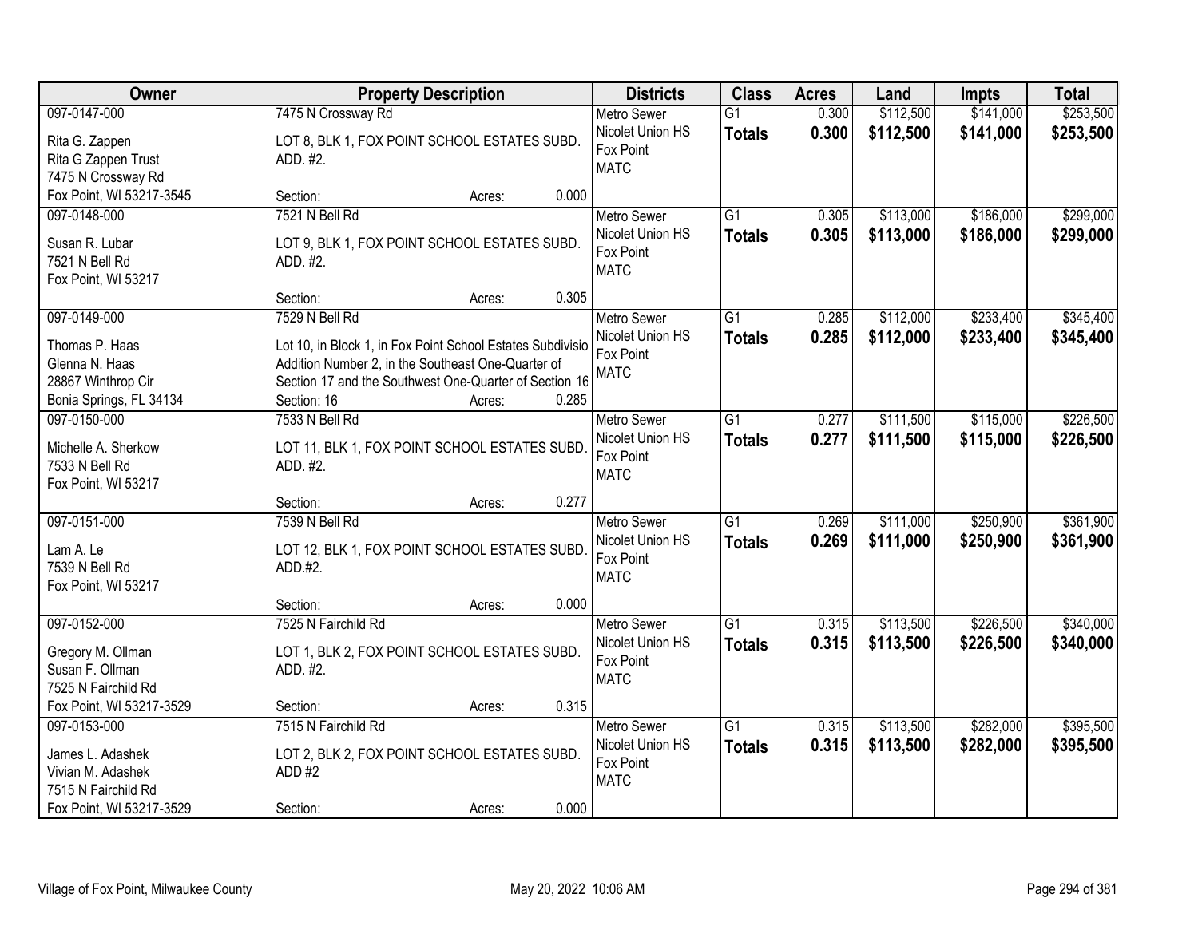| Owner | Property Description | Districts | Class | Acres | Land | Impts | Total |
|---|---|---|---|---|---|---|---|
| 097-0147-000<br>Rita G. Zappen<br>Rita G Zappen Trust<br>7475 N Crossway Rd<br>Fox Point, WI 53217-3545 | 7475 N Crossway Rd<br>LOT 8, BLK 1, FOX POINT SCHOOL ESTATES SUBD. ADD. #2.<br>Section: Acres: 0.000 | Metro Sewer<br>Nicolet Union HS<br>Fox Point<br>MATC | G1<br>**Totals** | 0.300<br>**0.300** | $112,500<br>**$112,500** | $141,000<br>**$141,000** | $253,500<br>**$253,500** |
| 097-0148-000<br>Susan R. Lubar<br>7521 N Bell Rd<br>Fox Point, WI 53217 | 7521 N Bell Rd<br>LOT 9, BLK 1, FOX POINT SCHOOL ESTATES SUBD. ADD. #2.<br>Section: Acres: 0.305 | Metro Sewer<br>Nicolet Union HS<br>Fox Point<br>MATC | G1<br>**Totals** | 0.305<br>**0.305** | $113,000<br>**$113,000** | $186,000<br>**$186,000** | $299,000<br>**$299,000** |
| 097-0149-000<br>Thomas P. Haas<br>Glenna N. Haas<br>28867 Winthrop Cir<br>Bonia Springs, FL 34134 | 7529 N Bell Rd<br>Lot 10, in Block 1, in Fox Point School Estates Subdivisio Addition Number 2, in the Southeast One-Quarter of Section 17 and the Southwest One-Quarter of Section 16<br>Section: 16 Acres: 0.285 | Metro Sewer<br>Nicolet Union HS<br>Fox Point<br>MATC | G1<br>**Totals** | 0.285<br>**0.285** | $112,000<br>**$112,000** | $233,400<br>**$233,400** | $345,400<br>**$345,400** |
| 097-0150-000<br>Michelle A. Sherkow<br>7533 N Bell Rd<br>Fox Point, WI 53217 | 7533 N Bell Rd<br>LOT 11, BLK 1, FOX POINT SCHOOL ESTATES SUBD. ADD. #2.<br>Section: Acres: 0.277 | Metro Sewer<br>Nicolet Union HS<br>Fox Point<br>MATC | G1<br>**Totals** | 0.277<br>**0.277** | $111,500<br>**$111,500** | $115,000<br>**$115,000** | $226,500<br>**$226,500** |
| 097-0151-000<br>Lam A. Le<br>7539 N Bell Rd<br>Fox Point, WI 53217 | 7539 N Bell Rd<br>LOT 12, BLK 1, FOX POINT SCHOOL ESTATES SUBD. ADD.#2.<br>Section: Acres: 0.000 | Metro Sewer<br>Nicolet Union HS<br>Fox Point<br>MATC | G1<br>**Totals** | 0.269<br>**0.269** | $111,000<br>**$111,000** | $250,900<br>**$250,900** | $361,900<br>**$361,900** |
| 097-0152-000<br>Gregory M. Ollman<br>Susan F. Ollman<br>7525 N Fairchild Rd<br>Fox Point, WI 53217-3529 | 7525 N Fairchild Rd<br>LOT 1, BLK 2, FOX POINT SCHOOL ESTATES SUBD. ADD. #2.<br>Section: Acres: 0.315 | Metro Sewer<br>Nicolet Union HS<br>Fox Point<br>MATC | G1<br>**Totals** | 0.315<br>**0.315** | $113,500<br>**$113,500** | $226,500<br>**$226,500** | $340,000<br>**$340,000** |
| 097-0153-000<br>James L. Adashek<br>Vivian M. Adashek<br>7515 N Fairchild Rd<br>Fox Point, WI 53217-3529 | 7515 N Fairchild Rd<br>LOT 2, BLK 2, FOX POINT SCHOOL ESTATES SUBD. ADD #2<br>Section: Acres: 0.000 | Metro Sewer<br>Nicolet Union HS<br>Fox Point<br>MATC | G1<br>**Totals** | 0.315<br>**0.315** | $113,500<br>**$113,500** | $282,000<br>**$282,000** | $395,500<br>**$395,500** |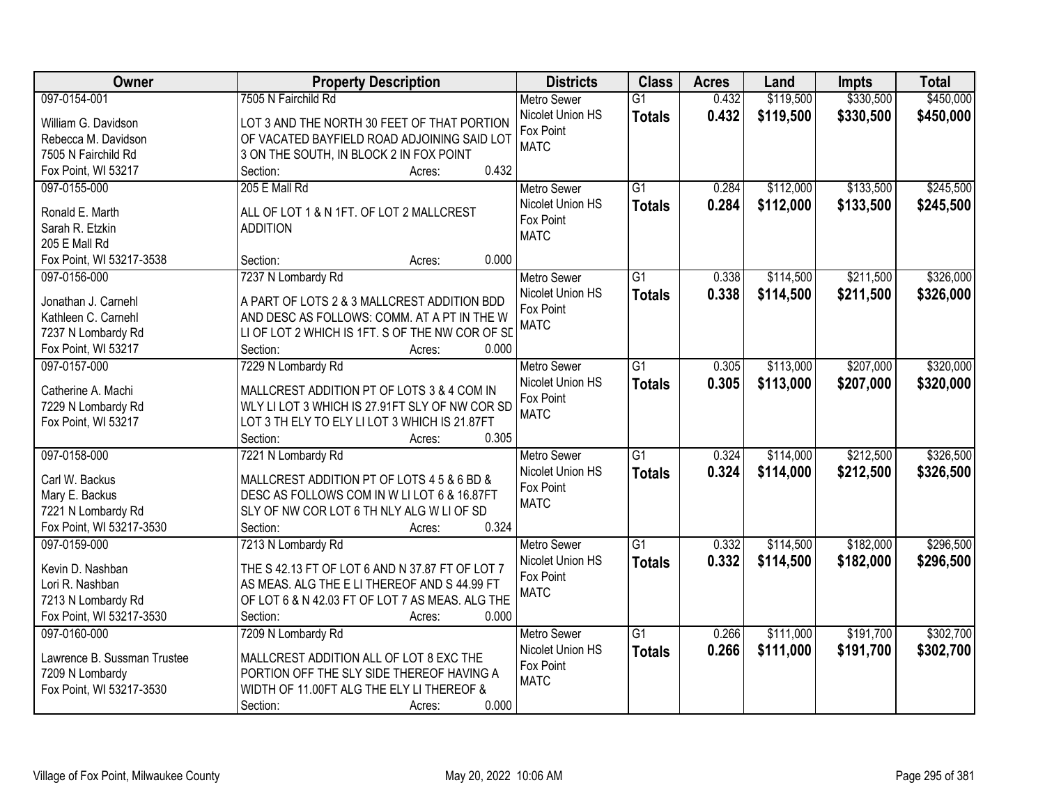| Owner | Property Description | Districts | Class | Acres | Land | Impts | Total |
|---|---|---|---|---|---|---|---|
| 097-0154-001<br>William G. Davidson<br>Rebecca M. Davidson<br>7505 N Fairchild Rd<br>Fox Point, WI 53217 | 7505 N Fairchild Rd<br>LOT 3 AND THE NORTH 30 FEET OF THAT PORTION OF VACATED BAYFIELD ROAD ADJOINING SAID LOT 3 ON THE SOUTH, IN BLOCK 2 IN FOX POINT<br>Section: Acres: 0.432 | Metro Sewer<br>Nicolet Union HS<br>Fox Point<br>MATC | G1<br>**Totals** | 0.432<br>**0.432** | $119,500<br>**$119,500** | $330,500<br>**$330,500** | $450,000<br>**$450,000** |
| 097-0155-000<br>Ronald E. Marth<br>Sarah R. Etzkin<br>205 E Mall Rd<br>Fox Point, WI 53217-3538 | 205 E Mall Rd<br>ALL OF LOT 1 & N 1FT. OF LOT 2 MALLCREST ADDITION<br>Section: Acres: 0.000 | Metro Sewer<br>Nicolet Union HS<br>Fox Point<br>MATC | G1<br>**Totals** | 0.284<br>**0.284** | $112,000<br>**$112,000** | $133,500<br>**$133,500** | $245,500<br>**$245,500** |
| 097-0156-000<br>Jonathan J. Carnehl<br>Kathleen C. Carnehl<br>7237 N Lombardy Rd<br>Fox Point, WI 53217 | 7237 N Lombardy Rd<br>A PART OF LOTS 2 & 3 MALLCREST ADDITION BDD AND DESC AS FOLLOWS: COMM. AT A PT IN THE W LI OF LOT 2 WHICH IS 1FT. S OF THE NW COR OF SD<br>Section: Acres: 0.000 | Metro Sewer<br>Nicolet Union HS<br>Fox Point<br>MATC | G1<br>**Totals** | 0.338<br>**0.338** | $114,500<br>**$114,500** | $211,500<br>**$211,500** | $326,000<br>**$326,000** |
| 097-0157-000<br>Catherine A. Machi<br>7229 N Lombardy Rd<br>Fox Point, WI 53217 | 7229 N Lombardy Rd<br>MALLCREST ADDITION PT OF LOTS 3 & 4 COM IN WLY LI LOT 3 WHICH IS 27.91FT SLY OF NW COR SD LOT 3 TH ELY TO ELY LI LOT 3 WHICH IS 21.87FT<br>Section: Acres: 0.305 | Metro Sewer<br>Nicolet Union HS<br>Fox Point<br>MATC | G1<br>**Totals** | 0.305<br>**0.305** | $113,000<br>**$113,000** | $207,000<br>**$207,000** | $320,000<br>**$320,000** |
| 097-0158-000<br>Carl W. Backus<br>Mary E. Backus<br>7221 N Lombardy Rd<br>Fox Point, WI 53217-3530 | 7221 N Lombardy Rd<br>MALLCREST ADDITION PT OF LOTS 4 5 & 6 BD & DESC AS FOLLOWS COM IN W LI LOT 6 & 16.87FT SLY OF NW COR LOT 6 TH NLY ALG W LI OF SD<br>Section: Acres: 0.324 | Metro Sewer<br>Nicolet Union HS<br>Fox Point<br>MATC | G1<br>**Totals** | 0.324<br>**0.324** | $114,000<br>**$114,000** | $212,500<br>**$212,500** | $326,500<br>**$326,500** |
| 097-0159-000<br>Kevin D. Nashban<br>Lori R. Nashban<br>7213 N Lombardy Rd<br>Fox Point, WI 53217-3530 | 7213 N Lombardy Rd<br>THE S 42.13 FT OF LOT 6 AND N 37.87 FT OF LOT 7 AS MEAS. ALG THE E LI THEREOF AND S 44.99 FT OF LOT 6 & N 42.03 FT OF LOT 7 AS MEAS. ALG THE<br>Section: Acres: 0.000 | Metro Sewer<br>Nicolet Union HS<br>Fox Point<br>MATC | G1<br>**Totals** | 0.332<br>**0.332** | $114,500<br>**$114,500** | $182,000<br>**$182,000** | $296,500<br>**$296,500** |
| 097-0160-000<br>Lawrence B. Sussman Trustee<br>7209 N Lombardy<br>Fox Point, WI 53217-3530 | 7209 N Lombardy Rd<br>MALLCREST ADDITION ALL OF LOT 8 EXC THE PORTION OFF THE SLY SIDE THEREOF HAVING A WIDTH OF 11.00FT ALG THE ELY LI THEREOF &<br>Section: Acres: 0.000 | Metro Sewer<br>Nicolet Union HS<br>Fox Point<br>MATC | G1<br>**Totals** | 0.266<br>**0.266** | $111,000<br>**$111,000** | $191,700<br>**$191,700** | $302,700<br>**$302,700** |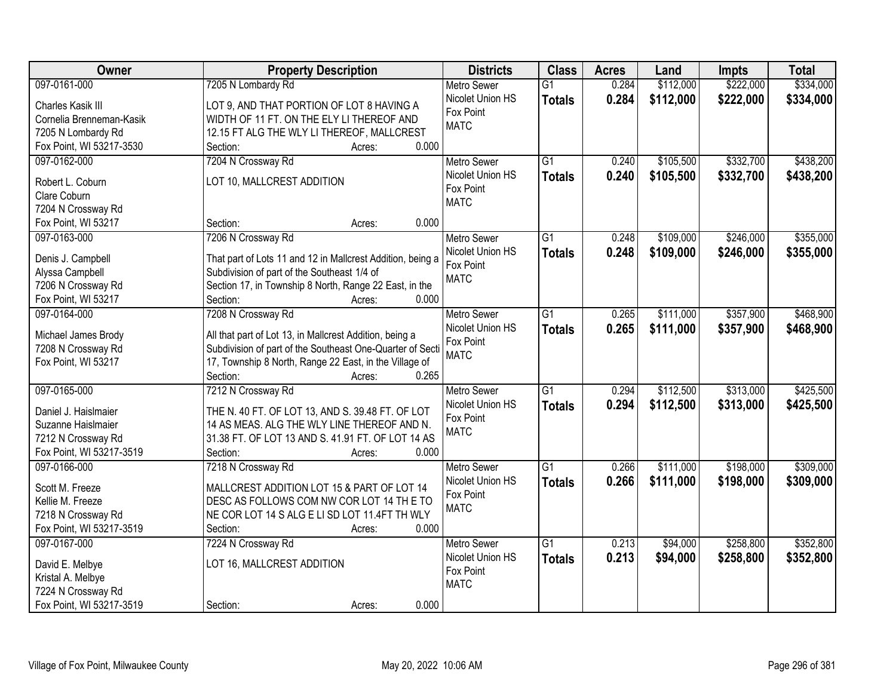| Owner | Property Description | Districts | Class | Acres | Land | Impts | Total |
|---|---|---|---|---|---|---|---|
| 097-0161-000<br>Charles Kasik III<br>Cornelia Brenneman-Kasik<br>7205 N Lombardy Rd<br>Fox Point, WI 53217-3530 | 7205 N Lombardy Rd<br>LOT 9, AND THAT PORTION OF LOT 8 HAVING A WIDTH OF 11 FT. ON THE ELY LI THEREOF AND 12.15 FT ALG THE WLY LI THEREOF, MALLCREST<br>Section: Acres: 0.000 | Metro Sewer<br>Nicolet Union HS<br>Fox Point<br>MATC | G1<br>**Totals** | 0.284<br>**0.284** | \$112,000<br>**\$112,000** | \$222,000<br>**\$222,000** | \$334,000<br>**\$334,000** |
| 097-0162-000<br>Robert L. Coburn<br>Clare Coburn<br>7204 N Crossway Rd<br>Fox Point, WI 53217 | 7204 N Crossway Rd<br>LOT 10, MALLCREST ADDITION<br>Section: Acres: 0.000 | Metro Sewer<br>Nicolet Union HS<br>Fox Point<br>MATC | G1<br>**Totals** | 0.240<br>**0.240** | \$105,500<br>**\$105,500** | \$332,700<br>**\$332,700** | \$438,200<br>**\$438,200** |
| 097-0163-000<br>Denis J. Campbell<br>Alyssa Campbell<br>7206 N Crossway Rd<br>Fox Point, WI 53217 | 7206 N Crossway Rd<br>That part of Lots 11 and 12 in Mallcrest Addition, being a Subdivision of part of the Southeast 1/4 of Section 17, in Township 8 North, Range 22 East, in the<br>Section: Acres: 0.000 | Metro Sewer<br>Nicolet Union HS<br>Fox Point<br>MATC | G1<br>**Totals** | 0.248<br>**0.248** | \$109,000<br>**\$109,000** | \$246,000<br>**\$246,000** | \$355,000<br>**\$355,000** |
| 097-0164-000<br>Michael James Brody<br>7208 N Crossway Rd<br>Fox Point, WI 53217 | 7208 N Crossway Rd<br>All that part of Lot 13, in Mallcrest Addition, being a Subdivision of part of the Southeast One-Quarter of Secti 17, Township 8 North, Range 22 East, in the Village of<br>Section: Acres: 0.265 | Metro Sewer<br>Nicolet Union HS<br>Fox Point<br>MATC | G1<br>**Totals** | 0.265<br>**0.265** | \$111,000<br>**\$111,000** | \$357,900<br>**\$357,900** | \$468,900<br>**\$468,900** |
| 097-0165-000<br>Daniel J. Haislmaier<br>Suzanne Haislmaier<br>7212 N Crossway Rd<br>Fox Point, WI 53217-3519 | 7212 N Crossway Rd<br>THE N. 40 FT. OF LOT 13, AND S. 39.48 FT. OF LOT 14 AS MEAS. ALG THE WLY LINE THEREOF AND N. 31.38 FT. OF LOT 13 AND S. 41.91 FT. OF LOT 14 AS<br>Section: Acres: 0.000 | Metro Sewer<br>Nicolet Union HS<br>Fox Point<br>MATC | G1<br>**Totals** | 0.294<br>**0.294** | \$112,500<br>**\$112,500** | \$313,000<br>**\$313,000** | \$425,500<br>**\$425,500** |
| 097-0166-000<br>Scott M. Freeze<br>Kellie M. Freeze<br>7218 N Crossway Rd<br>Fox Point, WI 53217-3519 | 7218 N Crossway Rd<br>MALLCREST ADDITION LOT 15 & PART OF LOT 14 DESC AS FOLLOWS COM NW COR LOT 14 TH E TO NE COR LOT 14 S ALG E LI SD LOT 11.4FT TH WLY<br>Section: Acres: 0.000 | Metro Sewer<br>Nicolet Union HS<br>Fox Point<br>MATC | G1<br>**Totals** | 0.266<br>**0.266** | \$111,000<br>**\$111,000** | \$198,000<br>**\$198,000** | \$309,000<br>**\$309,000** |
| 097-0167-000<br>David E. Melbye<br>Kristal A. Melbye<br>7224 N Crossway Rd<br>Fox Point, WI 53217-3519 | 7224 N Crossway Rd<br>LOT 16, MALLCREST ADDITION<br>Section: Acres: 0.000 | Metro Sewer<br>Nicolet Union HS<br>Fox Point<br>MATC | G1<br>**Totals** | 0.213<br>**0.213** | \$94,000<br>**\$94,000** | \$258,800<br>**\$258,800** | \$352,800<br>**\$352,800** |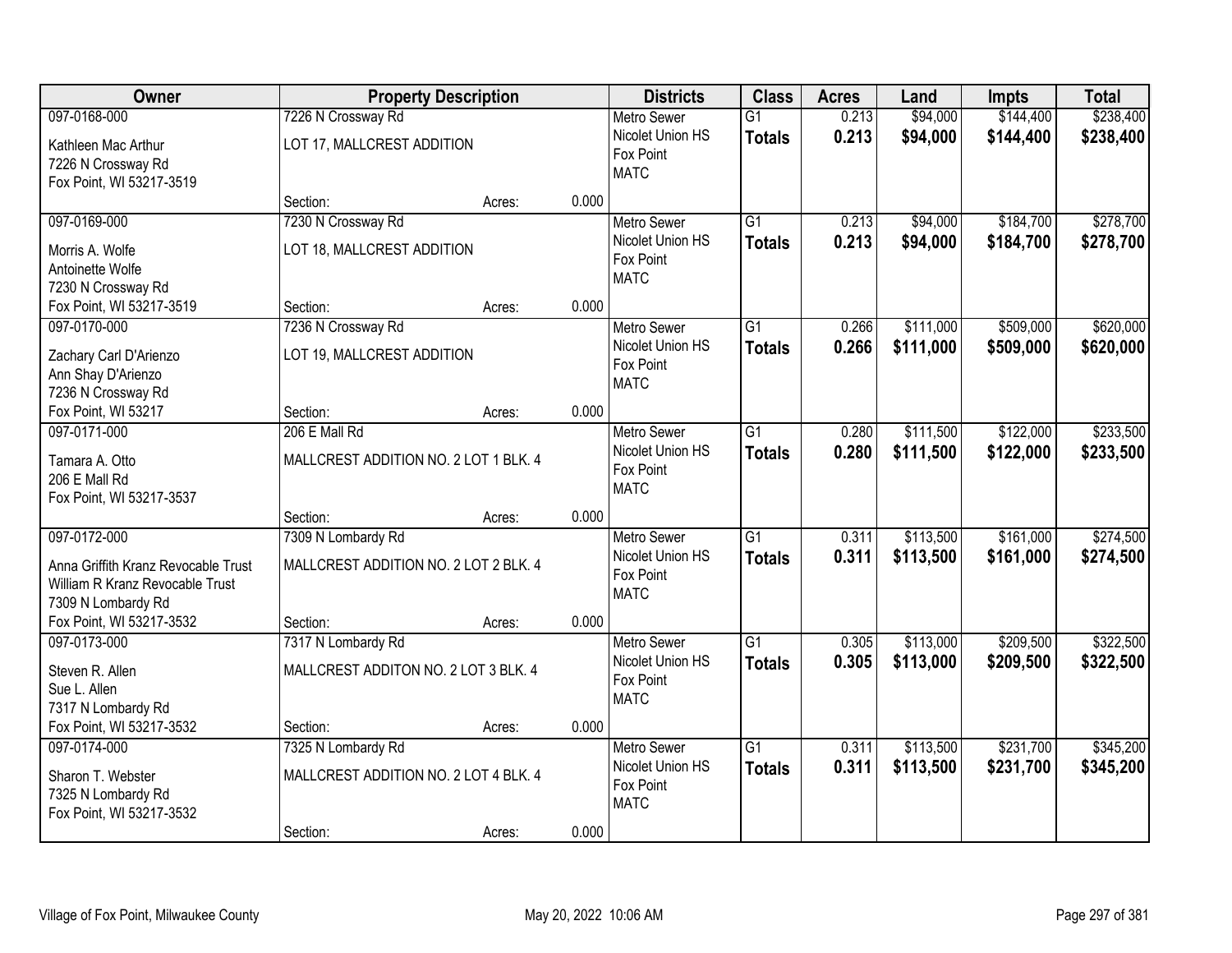| Owner | Property Description | | | Districts | Class | Acres | Land | Impts | Total |
|---|---|---|---|---|---|---|---|---|---|
| 097-0168-000<br>Kathleen Mac Arthur<br>7226 N Crossway Rd<br>Fox Point, WI 53217-3519 | 7226 N Crossway Rd<br>LOT 17, MALLCREST ADDITION<br>Section: | Acres: | 0.000 | Metro Sewer<br>Nicolet Union HS<br>Fox Point<br>MATC | G1<br>**Totals** | 0.213<br>**0.213** | $94,000<br>**$94,000** | $144,400<br>**$144,400** | $238,400<br>**$238,400** |
| 097-0169-000<br>Morris A. Wolfe<br>Antoinette Wolfe<br>7230 N Crossway Rd<br>Fox Point, WI 53217-3519 | 7230 N Crossway Rd<br>LOT 18, MALLCREST ADDITION<br>Section: | Acres: | 0.000 | Metro Sewer<br>Nicolet Union HS<br>Fox Point<br>MATC | G1<br>**Totals** | 0.213<br>**0.213** | $94,000<br>**$94,000** | $184,700<br>**$184,700** | $278,700<br>**$278,700** |
| 097-0170-000<br>Zachary Carl D'Arienzo<br>Ann Shay D'Arienzo<br>7236 N Crossway Rd<br>Fox Point, WI 53217 | 7236 N Crossway Rd<br>LOT 19, MALLCREST ADDITION<br>Section: | Acres: | 0.000 | Metro Sewer<br>Nicolet Union HS<br>Fox Point<br>MATC | G1<br>**Totals** | 0.266<br>**0.266** | $111,000<br>**$111,000** | $509,000<br>**$509,000** | $620,000<br>**$620,000** |
| 097-0171-000<br>Tamara A. Otto<br>206 E Mall Rd<br>Fox Point, WI 53217-3537 | 206 E Mall Rd<br>MALLCREST ADDITION NO. 2 LOT 1 BLK. 4<br>Section: | Acres: | 0.000 | Metro Sewer<br>Nicolet Union HS<br>Fox Point<br>MATC | G1<br>**Totals** | 0.280<br>**0.280** | $111,500<br>**$111,500** | $122,000<br>**$122,000** | $233,500<br>**$233,500** |
| 097-0172-000<br>Anna Griffith Kranz Revocable Trust<br>William R Kranz Revocable Trust<br>7309 N Lombardy Rd<br>Fox Point, WI 53217-3532 | 7309 N Lombardy Rd<br>MALLCREST ADDITION NO. 2 LOT 2 BLK. 4<br>Section: | Acres: | 0.000 | Metro Sewer<br>Nicolet Union HS<br>Fox Point<br>MATC | G1<br>**Totals** | 0.311<br>**0.311** | $113,500<br>**$113,500** | $161,000<br>**$161,000** | $274,500<br>**$274,500** |
| 097-0173-000<br>Steven R. Allen<br>Sue L. Allen<br>7317 N Lombardy Rd<br>Fox Point, WI 53217-3532 | 7317 N Lombardy Rd<br>MALLCREST ADDITON NO. 2 LOT 3 BLK. 4<br>Section: | Acres: | 0.000 | Metro Sewer<br>Nicolet Union HS<br>Fox Point<br>MATC | G1<br>**Totals** | 0.305<br>**0.305** | $113,000<br>**$113,000** | $209,500<br>**$209,500** | $322,500<br>**$322,500** |
| 097-0174-000<br>Sharon T. Webster<br>7325 N Lombardy Rd<br>Fox Point, WI 53217-3532 | 7325 N Lombardy Rd<br>MALLCREST ADDITION NO. 2 LOT 4 BLK. 4<br>Section: | Acres: | 0.000 | Metro Sewer<br>Nicolet Union HS<br>Fox Point<br>MATC | G1<br>**Totals** | 0.311<br>**0.311** | $113,500<br>**$113,500** | $231,700<br>**$231,700** | $345,200<br>**$345,200** |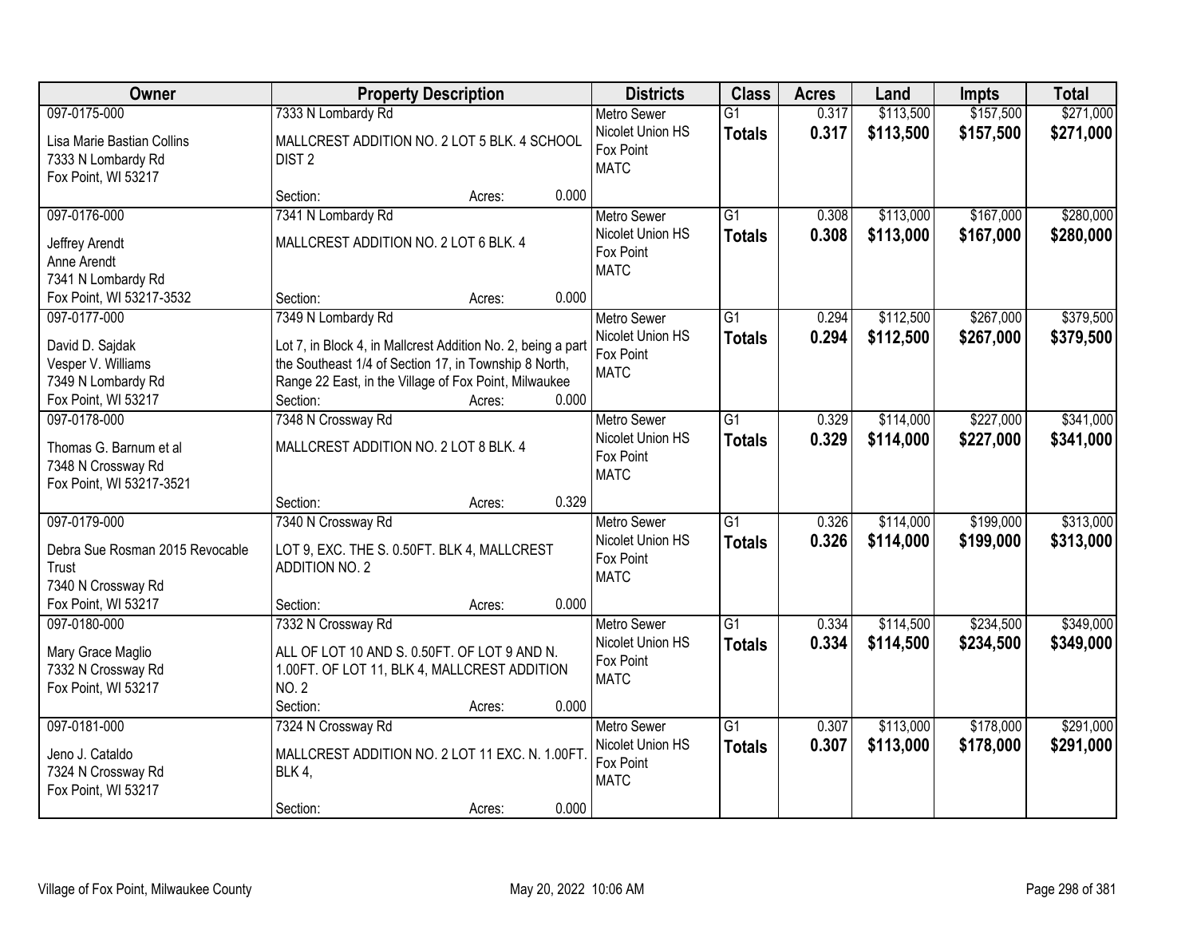| Owner | Property Description | Districts | Class | Acres | Land | Impts | Total |
|---|---|---|---|---|---|---|---|
| 097-0175-000<br>Lisa Marie Bastian Collins<br>7333 N Lombardy Rd<br>Fox Point, WI 53217 | 7333 N Lombardy Rd<br>MALLCREST ADDITION NO. 2 LOT 5 BLK. 4 SCHOOL DIST 2<br>Section: Acres: 0.000 | Metro Sewer<br>Nicolet Union HS<br>Fox Point<br>MATC | G1<br>**Totals** | 0.317<br>**0.317** | $113,500<br>**$113,500** | $157,500<br>**$157,500** | $271,000<br>**$271,000** |
| 097-0176-000<br>Jeffrey Arendt<br>Anne Arendt<br>7341 N Lombardy Rd<br>Fox Point, WI 53217-3532 | 7341 N Lombardy Rd<br>MALLCREST ADDITION NO. 2 LOT 6 BLK. 4<br>Section: Acres: 0.000 | Metro Sewer<br>Nicolet Union HS<br>Fox Point<br>MATC | G1<br>**Totals** | 0.308<br>**0.308** | $113,000<br>**$113,000** | $167,000<br>**$167,000** | $280,000<br>**$280,000** |
| 097-0177-000<br>David D. Sajdak<br>Vesper V. Williams<br>7349 N Lombardy Rd<br>Fox Point, WI 53217 | 7349 N Lombardy Rd<br>Lot 7, in Block 4, in Mallcrest Addition No. 2, being a part the Southeast 1/4 of Section 17, in Township 8 North, Range 22 East, in the Village of Fox Point, Milwaukee<br>Section: Acres: 0.000 | Metro Sewer<br>Nicolet Union HS<br>Fox Point<br>MATC | G1<br>**Totals** | 0.294<br>**0.294** | $112,500<br>**$112,500** | $267,000<br>**$267,000** | $379,500<br>**$379,500** |
| 097-0178-000<br>Thomas G. Barnum et al<br>7348 N Crossway Rd<br>Fox Point, WI 53217-3521 | 7348 N Crossway Rd<br>MALLCREST ADDITION NO. 2 LOT 8 BLK. 4<br>Section: Acres: 0.329 | Metro Sewer<br>Nicolet Union HS<br>Fox Point<br>MATC | G1<br>**Totals** | 0.329<br>**0.329** | $114,000<br>**$114,000** | $227,000<br>**$227,000** | $341,000<br>**$341,000** |
| 097-0179-000<br>Debra Sue Rosman 2015 Revocable Trust<br>7340 N Crossway Rd<br>Fox Point, WI 53217 | 7340 N Crossway Rd<br>LOT 9, EXC. THE S. 0.50FT. BLK 4, MALLCREST ADDITION NO. 2<br>Section: Acres: 0.000 | Metro Sewer<br>Nicolet Union HS<br>Fox Point<br>MATC | G1<br>**Totals** | 0.326<br>**0.326** | $114,000<br>**$114,000** | $199,000<br>**$199,000** | $313,000<br>**$313,000** |
| 097-0180-000<br>Mary Grace Maglio<br>7332 N Crossway Rd<br>Fox Point, WI 53217 | 7332 N Crossway Rd<br>ALL OF LOT 10 AND S. 0.50FT. OF LOT 9 AND N. 1.00FT. OF LOT 11, BLK 4, MALLCREST ADDITION NO. 2<br>Section: Acres: 0.000 | Metro Sewer<br>Nicolet Union HS<br>Fox Point<br>MATC | G1<br>**Totals** | 0.334<br>**0.334** | $114,500<br>**$114,500** | $234,500<br>**$234,500** | $349,000<br>**$349,000** |
| 097-0181-000<br>Jeno J. Cataldo<br>7324 N Crossway Rd<br>Fox Point, WI 53217 | 7324 N Crossway Rd<br>MALLCREST ADDITION NO. 2 LOT 11 EXC. N. 1.00FT. BLK 4,<br>Section: Acres: 0.000 | Metro Sewer<br>Nicolet Union HS<br>Fox Point<br>MATC | G1<br>**Totals** | 0.307<br>**0.307** | $113,000<br>**$113,000** | $178,000<br>**$178,000** | $291,000<br>**$291,000** |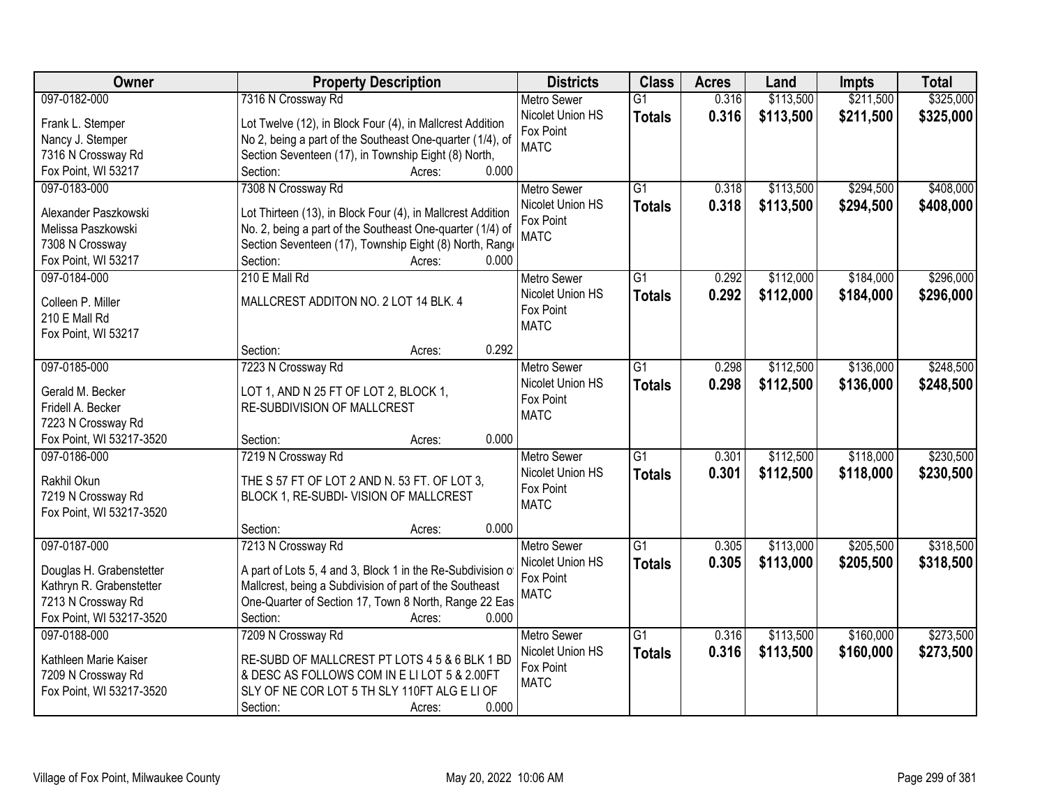| Owner | Property Description | Districts | Class | Acres | Land | Impts | Total |
|---|---|---|---|---|---|---|---|
| 097-0182-000<br>Frank L. Stemper<br>Nancy J. Stemper<br>7316 N Crossway Rd<br>Fox Point, WI 53217 | 7316 N Crossway Rd<br>Lot Twelve (12), in Block Four (4), in Mallcrest Addition No 2, being a part of the Southeast One-quarter (1/4), of Section Seventeen (17), in Township Eight (8) North,<br>Section: Acres: 0.000 | Metro Sewer<br>Nicolet Union HS<br>Fox Point<br>MATC | G1<br>**Totals** | 0.316<br>**0.316** | $113,500<br>**$113,500** | $211,500<br>**$211,500** | $325,000<br>**$325,000** |
| 097-0183-000<br>Alexander Paszkowski<br>Melissa Paszkowski<br>7308 N Crossway<br>Fox Point, WI 53217 | 7308 N Crossway Rd<br>Lot Thirteen (13), in Block Four (4), in Mallcrest Addition No. 2, being a part of the Southeast One-quarter (1/4) of Section Seventeen (17), Township Eight (8) North, Range<br>Section: Acres: 0.000 | Metro Sewer<br>Nicolet Union HS<br>Fox Point<br>MATC | G1<br>**Totals** | 0.318<br>**0.318** | $113,500<br>**$113,500** | $294,500<br>**$294,500** | $408,000<br>**$408,000** |
| 097-0184-000<br>Colleen P. Miller<br>210 E Mall Rd<br>Fox Point, WI 53217 | 210 E Mall Rd<br>MALLCREST ADDITON NO. 2 LOT 14 BLK. 4<br>Section: Acres: 0.292 | Metro Sewer<br>Nicolet Union HS<br>Fox Point<br>MATC | G1<br>**Totals** | 0.292<br>**0.292** | $112,000<br>**$112,000** | $184,000<br>**$184,000** | $296,000<br>**$296,000** |
| 097-0185-000<br>Gerald M. Becker<br>Fridell A. Becker<br>7223 N Crossway Rd<br>Fox Point, WI 53217-3520 | 7223 N Crossway Rd<br>LOT 1, AND N 25 FT OF LOT 2, BLOCK 1, RE-SUBDIVISION OF MALLCREST<br>Section: Acres: 0.000 | Metro Sewer<br>Nicolet Union HS<br>Fox Point<br>MATC | G1<br>**Totals** | 0.298<br>**0.298** | $112,500<br>**$112,500** | $136,000<br>**$136,000** | $248,500<br>**$248,500** |
| 097-0186-000<br>Rakhil Okun<br>7219 N Crossway Rd<br>Fox Point, WI 53217-3520 | 7219 N Crossway Rd<br>THE S 57 FT OF LOT 2 AND N. 53 FT. OF LOT 3, BLOCK 1, RE-SUBDI- VISION OF MALLCREST<br>Section: Acres: 0.000 | Metro Sewer<br>Nicolet Union HS<br>Fox Point<br>MATC | G1<br>**Totals** | 0.301<br>**0.301** | $112,500<br>**$112,500** | $118,000<br>**$118,000** | $230,500<br>**$230,500** |
| 097-0187-000<br>Douglas H. Grabenstetter<br>Kathryn R. Grabenstetter<br>7213 N Crossway Rd<br>Fox Point, WI 53217-3520 | 7213 N Crossway Rd<br>A part of Lots 5, 4 and 3, Block 1 in the Re-Subdivision of Mallcrest, being a Subdivision of part of the Southeast One-Quarter of Section 17, Town 8 North, Range 22 Eas<br>Section: Acres: 0.000 | Metro Sewer<br>Nicolet Union HS<br>Fox Point<br>MATC | G1<br>**Totals** | 0.305<br>**0.305** | $113,000<br>**$113,000** | $205,500<br>**$205,500** | $318,500<br>**$318,500** |
| 097-0188-000<br>Kathleen Marie Kaiser<br>7209 N Crossway Rd<br>Fox Point, WI 53217-3520 | 7209 N Crossway Rd<br>RE-SUBD OF MALLCREST PT LOTS 4 5 & 6 BLK 1 BD & DESC AS FOLLOWS COM IN E LI LOT 5 & 2.00FT SLY OF NE COR LOT 5 TH SLY 110FT ALG E LI OF<br>Section: Acres: 0.000 | Metro Sewer<br>Nicolet Union HS<br>Fox Point<br>MATC | G1<br>**Totals** | 0.316<br>**0.316** | $113,500<br>**$113,500** | $160,000<br>**$160,000** | $273,500<br>**$273,500** |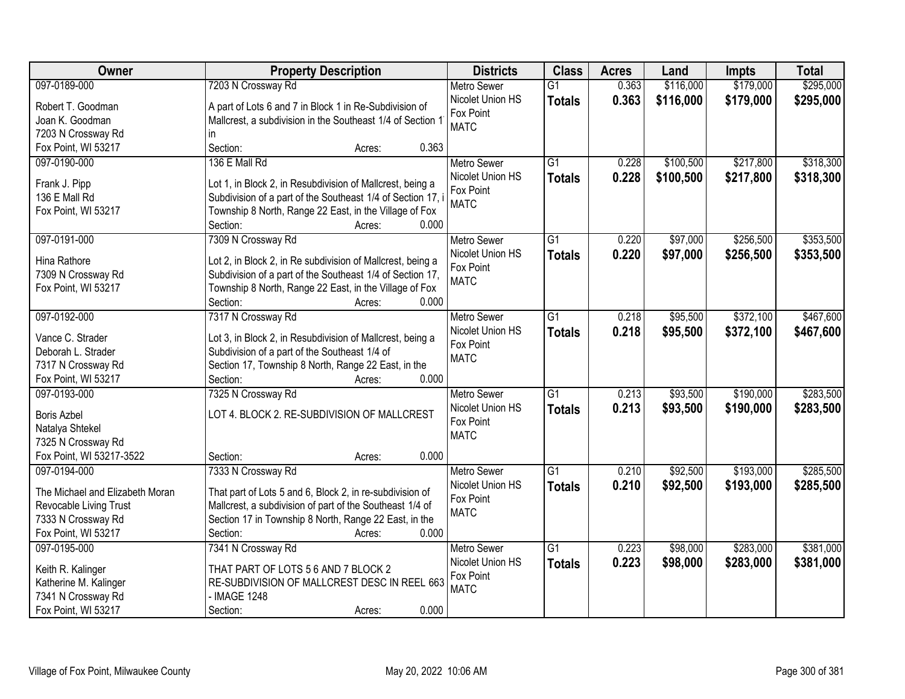| Owner | Property Description | Districts | Class | Acres | Land | Impts | Total |
|---|---|---|---|---|---|---|---|
| 097-0189-000<br>Robert T. Goodman<br>Joan K. Goodman<br>7203 N Crossway Rd<br>Fox Point, WI 53217 | 7203 N Crossway Rd<br>A part of Lots 6 and 7 in Block 1 in Re-Subdivision of Mallcrest, a subdivision in the Southeast 1/4 of Section 1 in<br>Section: Acres: 0.363 | Metro Sewer<br>Nicolet Union HS<br>Fox Point<br>MATC | G1<br>**Totals** | 0.363<br>**0.363** | $116,000<br>**$116,000** | $179,000<br>**$179,000** | $295,000<br>**$295,000** |
| 097-0190-000<br>Frank J. Pipp<br>136 E Mall Rd<br>Fox Point, WI 53217 | 136 E Mall Rd<br>Lot 1, in Block 2, in Resubdivision of Mallcrest, being a Subdivision of a part of the Southeast 1/4 of Section 17, i Township 8 North, Range 22 East, in the Village of Fox<br>Section: Acres: 0.000 | Metro Sewer<br>Nicolet Union HS<br>Fox Point<br>MATC | G1<br>**Totals** | 0.228<br>**0.228** | $100,500<br>**$100,500** | $217,800<br>**$217,800** | $318,300<br>**$318,300** |
| 097-0191-000<br>Hina Rathore<br>7309 N Crossway Rd<br>Fox Point, WI 53217 | 7309 N Crossway Rd<br>Lot 2, in Block 2, in Re subdivision of Mallcrest, being a Subdivision of a part of the Southeast 1/4 of Section 17, Township 8 North, Range 22 East, in the Village of Fox<br>Section: Acres: 0.000 | Metro Sewer<br>Nicolet Union HS<br>Fox Point<br>MATC | G1<br>**Totals** | 0.220<br>**0.220** | $97,000<br>**$97,000** | $256,500<br>**$256,500** | $353,500<br>**$353,500** |
| 097-0192-000<br>Vance C. Strader<br>Deborah L. Strader<br>7317 N Crossway Rd<br>Fox Point, WI 53217 | 7317 N Crossway Rd<br>Lot 3, in Block 2, in Resubdivision of Mallcrest, being a Subdivision of a part of the Southeast 1/4 of Section 17, Township 8 North, Range 22 East, in the<br>Section: Acres: 0.000 | Metro Sewer<br>Nicolet Union HS<br>Fox Point<br>MATC | G1<br>**Totals** | 0.218<br>**0.218** | $95,500<br>**$95,500** | $372,100<br>**$372,100** | $467,600<br>**$467,600** |
| 097-0193-000<br>Boris Azbel<br>Natalya Shtekel<br>7325 N Crossway Rd<br>Fox Point, WI 53217-3522 | 7325 N Crossway Rd<br>LOT 4. BLOCK 2. RE-SUBDIVISION OF MALLCREST<br>Section: Acres: 0.000 | Metro Sewer<br>Nicolet Union HS<br>Fox Point<br>MATC | G1<br>**Totals** | 0.213<br>**0.213** | $93,500<br>**$93,500** | $190,000<br>**$190,000** | $283,500<br>**$283,500** |
| 097-0194-000<br>The Michael and Elizabeth Moran Revocable Living Trust<br>7333 N Crossway Rd<br>Fox Point, WI 53217 | 7333 N Crossway Rd<br>That part of Lots 5 and 6, Block 2, in re-subdivision of Mallcrest, a subdivision of part of the Southeast 1/4 of Section 17 in Township 8 North, Range 22 East, in the<br>Section: Acres: 0.000 | Metro Sewer<br>Nicolet Union HS<br>Fox Point<br>MATC | G1<br>**Totals** | 0.210<br>**0.210** | $92,500<br>**$92,500** | $193,000<br>**$193,000** | $285,500<br>**$285,500** |
| 097-0195-000<br>Keith R. Kalinger<br>Katherine M. Kalinger<br>7341 N Crossway Rd<br>Fox Point, WI 53217 | 7341 N Crossway Rd<br>THAT PART OF LOTS 5 6 AND 7 BLOCK 2 RE-SUBDIVISION OF MALLCREST DESC IN REEL 663 - IMAGE 1248<br>Section: Acres: 0.000 | Metro Sewer<br>Nicolet Union HS<br>Fox Point<br>MATC | G1<br>**Totals** | 0.223<br>**0.223** | $98,000<br>**$98,000** | $283,000<br>**$283,000** | $381,000<br>**$381,000** |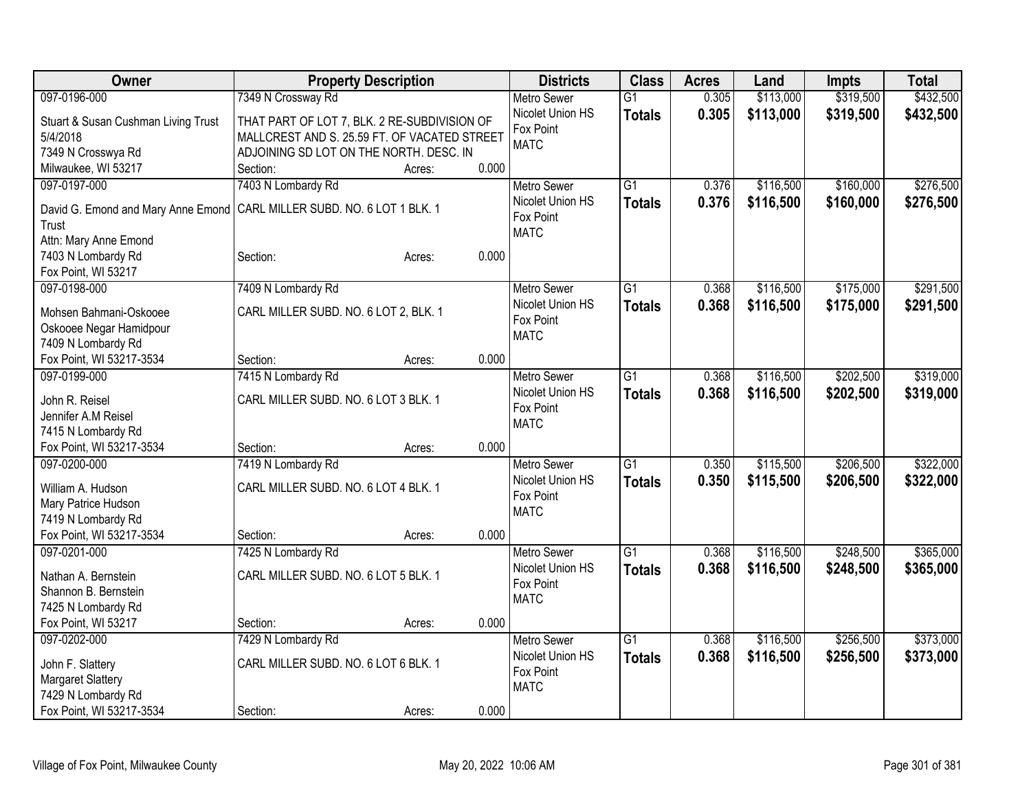| Owner | Property Description | Districts | Class | Acres | Land | Impts | Total |
|---|---|---|---|---|---|---|---|
| 097-0196-000<br>Stuart & Susan Cushman Living Trust 5/4/2018<br>7349 N Crosswya Rd<br>Milwaukee, WI 53217 | 7349 N Crossway Rd<br>THAT PART OF LOT 7, BLK. 2 RE-SUBDIVISION OF MALLCREST AND S. 25.59 FT. OF VACATED STREET ADJOINING SD LOT ON THE NORTH. DESC. IN<br>Section: Acres: 0.000 | Metro Sewer<br>Nicolet Union HS<br>Fox Point<br>MATC | G1<br>**Totals** | 0.305<br>**0.305** | $113,000<br>**$113,000** | $319,500<br>**$319,500** | $432,500<br>**$432,500** |
| 097-0197-000<br>David G. Emond and Mary Anne Emond Trust<br>Attn: Mary Anne Emond<br>7403 N Lombardy Rd<br>Fox Point, WI 53217 | 7403 N Lombardy Rd<br>CARL MILLER SUBD. NO. 6 LOT 1 BLK. 1<br>Section: Acres: 0.000 | Metro Sewer<br>Nicolet Union HS<br>Fox Point<br>MATC | G1<br>**Totals** | 0.376<br>**0.376** | $116,500<br>**$116,500** | $160,000<br>**$160,000** | $276,500<br>**$276,500** |
| 097-0198-000<br>Mohsen Bahmani-Oskooee<br>Oskooee Negar Hamidpour<br>7409 N Lombardy Rd<br>Fox Point, WI 53217-3534 | 7409 N Lombardy Rd<br>CARL MILLER SUBD. NO. 6 LOT 2, BLK. 1<br>Section: Acres: 0.000 | Metro Sewer<br>Nicolet Union HS<br>Fox Point<br>MATC | G1<br>**Totals** | 0.368<br>**0.368** | $116,500<br>**$116,500** | $175,000<br>**$175,000** | $291,500<br>**$291,500** |
| 097-0199-000<br>John R. Reisel<br>Jennifer A.M Reisel<br>7415 N Lombardy Rd<br>Fox Point, WI 53217-3534 | 7415 N Lombardy Rd<br>CARL MILLER SUBD. NO. 6 LOT 3 BLK. 1<br>Section: Acres: 0.000 | Metro Sewer<br>Nicolet Union HS<br>Fox Point<br>MATC | G1<br>**Totals** | 0.368<br>**0.368** | $116,500<br>**$116,500** | $202,500<br>**$202,500** | $319,000<br>**$319,000** |
| 097-0200-000<br>William A. Hudson<br>Mary Patrice Hudson<br>7419 N Lombardy Rd<br>Fox Point, WI 53217-3534 | 7419 N Lombardy Rd<br>CARL MILLER SUBD. NO. 6 LOT 4 BLK. 1<br>Section: Acres: 0.000 | Metro Sewer<br>Nicolet Union HS<br>Fox Point<br>MATC | G1<br>**Totals** | 0.350<br>**0.350** | $115,500<br>**$115,500** | $206,500<br>**$206,500** | $322,000<br>**$322,000** |
| 097-0201-000<br>Nathan A. Bernstein<br>Shannon B. Bernstein<br>7425 N Lombardy Rd<br>Fox Point, WI 53217 | 7425 N Lombardy Rd<br>CARL MILLER SUBD. NO. 6 LOT 5 BLK. 1<br>Section: Acres: 0.000 | Metro Sewer<br>Nicolet Union HS<br>Fox Point<br>MATC | G1<br>**Totals** | 0.368<br>**0.368** | $116,500<br>**$116,500** | $248,500<br>**$248,500** | $365,000<br>**$365,000** |
| 097-0202-000<br>John F. Slattery<br>Margaret Slattery<br>7429 N Lombardy Rd<br>Fox Point, WI 53217-3534 | 7429 N Lombardy Rd<br>CARL MILLER SUBD. NO. 6 LOT 6 BLK. 1<br>Section: Acres: 0.000 | Metro Sewer<br>Nicolet Union HS<br>Fox Point<br>MATC | G1<br>**Totals** | 0.368<br>**0.368** | $116,500<br>**$116,500** | $256,500<br>**$256,500** | $373,000<br>**$373,000** |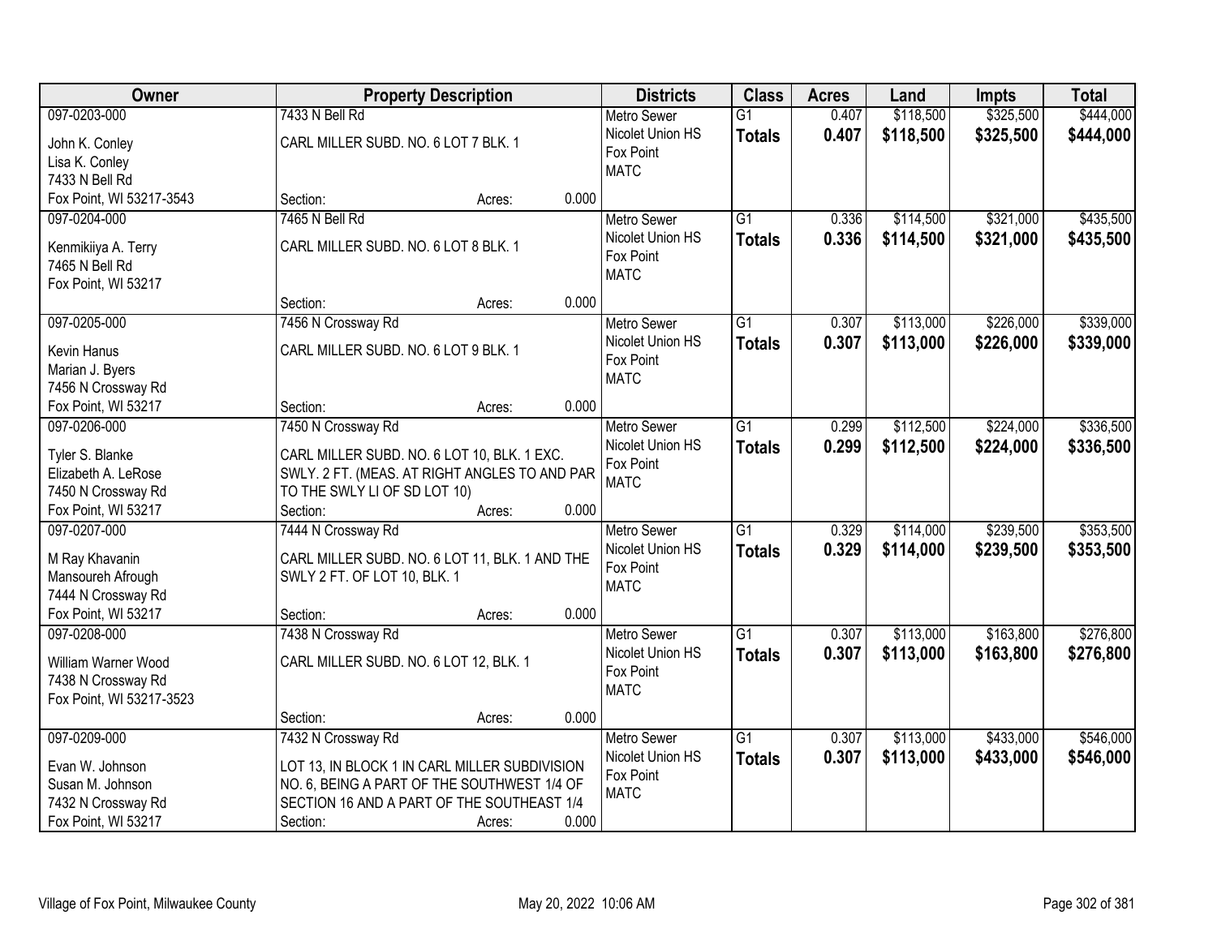| Owner | Property Description | Districts | Class | Acres | Land | Impts | Total |
|---|---|---|---|---|---|---|---|
| 097-0203-000<br>John K. Conley<br>Lisa K. Conley<br>7433 N Bell Rd<br>Fox Point, WI 53217-3543 | 7433 N Bell Rd<br>CARL MILLER SUBD. NO. 6 LOT 7 BLK. 1<br>Section: Acres: 0.000 | Metro Sewer<br>Nicolet Union HS<br>Fox Point<br>MATC | G1<br>**Totals** | 0.407<br>**0.407** | $118,500<br>**$118,500** | $325,500<br>**$325,500** | $444,000<br>**$444,000** |
| 097-0204-000<br>Kenmikiiya A. Terry<br>7465 N Bell Rd<br>Fox Point, WI 53217 | 7465 N Bell Rd<br>CARL MILLER SUBD. NO. 6 LOT 8 BLK. 1<br>Section: Acres: 0.000 | Metro Sewer<br>Nicolet Union HS<br>Fox Point<br>MATC | G1<br>**Totals** | 0.336<br>**0.336** | $114,500<br>**$114,500** | $321,000<br>**$321,000** | $435,500<br>**$435,500** |
| 097-0205-000<br>Kevin Hanus<br>Marian J. Byers<br>7456 N Crossway Rd<br>Fox Point, WI 53217 | 7456 N Crossway Rd<br>CARL MILLER SUBD. NO. 6 LOT 9 BLK. 1<br>Section: Acres: 0.000 | Metro Sewer<br>Nicolet Union HS<br>Fox Point<br>MATC | G1<br>**Totals** | 0.307<br>**0.307** | $113,000<br>**$113,000** | $226,000<br>**$226,000** | $339,000<br>**$339,000** |
| 097-0206-000<br>Tyler S. Blanke<br>Elizabeth A. LeRose<br>7450 N Crossway Rd<br>Fox Point, WI 53217 | 7450 N Crossway Rd<br>CARL MILLER SUBD. NO. 6 LOT 10, BLK. 1 EXC. SWLY. 2 FT. (MEAS. AT RIGHT ANGLES TO AND PAR TO THE SWLY LI OF SD LOT 10)<br>Section: Acres: 0.000 | Metro Sewer<br>Nicolet Union HS<br>Fox Point<br>MATC | G1<br>**Totals** | 0.299<br>**0.299** | $112,500<br>**$112,500** | $224,000<br>**$224,000** | $336,500<br>**$336,500** |
| 097-0207-000<br>M Ray Khavanin<br>Mansoureh Afrough<br>7444 N Crossway Rd<br>Fox Point, WI 53217 | 7444 N Crossway Rd<br>CARL MILLER SUBD. NO. 6 LOT 11, BLK. 1 AND THE SWLY 2 FT. OF LOT 10, BLK. 1<br>Section: Acres: 0.000 | Metro Sewer<br>Nicolet Union HS<br>Fox Point<br>MATC | G1<br>**Totals** | 0.329<br>**0.329** | $114,000<br>**$114,000** | $239,500<br>**$239,500** | $353,500<br>**$353,500** |
| 097-0208-000<br>William Warner Wood<br>7438 N Crossway Rd<br>Fox Point, WI 53217-3523 | 7438 N Crossway Rd<br>CARL MILLER SUBD. NO. 6 LOT 12, BLK. 1<br>Section: Acres: 0.000 | Metro Sewer<br>Nicolet Union HS<br>Fox Point<br>MATC | G1<br>**Totals** | 0.307<br>**0.307** | $113,000<br>**$113,000** | $163,800<br>**$163,800** | $276,800<br>**$276,800** |
| 097-0209-000<br>Evan W. Johnson<br>Susan M. Johnson<br>7432 N Crossway Rd<br>Fox Point, WI 53217 | 7432 N Crossway Rd<br>LOT 13, IN BLOCK 1 IN CARL MILLER SUBDIVISION NO. 6, BEING A PART OF THE SOUTHWEST 1/4 OF SECTION 16 AND A PART OF THE SOUTHEAST 1/4<br>Section: Acres: 0.000 | Metro Sewer<br>Nicolet Union HS<br>Fox Point<br>MATC | G1<br>**Totals** | 0.307<br>**0.307** | $113,000<br>**$113,000** | $433,000<br>**$433,000** | $546,000<br>**$546,000** |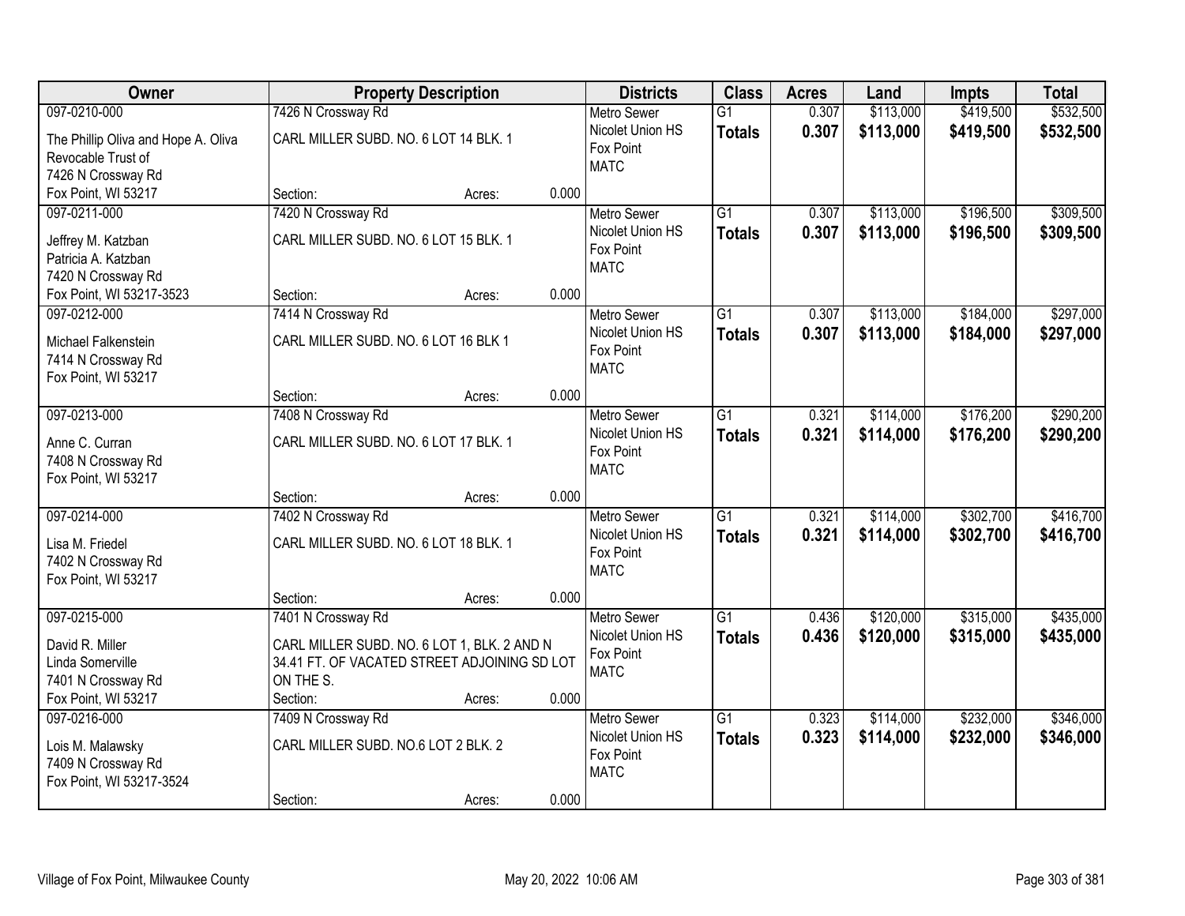| Owner | Property Description | Districts | Class | Acres | Land | Impts | Total |
|---|---|---|---|---|---|---|---|
| 097-0210-000<br>The Phillip Oliva and Hope A. Oliva Revocable Trust of<br>7426 N Crossway Rd<br>Fox Point, WI 53217 | 7426 N Crossway Rd<br>CARL MILLER SUBD. NO. 6 LOT 14 BLK. 1<br>Section: Acres: 0.000 | Metro Sewer<br>Nicolet Union HS<br>Fox Point<br>MATC | G1<br>**Totals** | 0.307<br>**0.307** | \$113,000<br>**\$113,000** | \$419,500<br>**\$419,500** | \$532,500<br>**\$532,500** |
| 097-0211-000<br>Jeffrey M. Katzban<br>Patricia A. Katzban<br>7420 N Crossway Rd<br>Fox Point, WI 53217-3523 | 7420 N Crossway Rd<br>CARL MILLER SUBD. NO. 6 LOT 15 BLK. 1<br>Section: Acres: 0.000 | Metro Sewer<br>Nicolet Union HS<br>Fox Point<br>MATC | G1<br>**Totals** | 0.307<br>**0.307** | \$113,000<br>**\$113,000** | \$196,500<br>**\$196,500** | \$309,500<br>**\$309,500** |
| 097-0212-000<br>Michael Falkenstein<br>7414 N Crossway Rd<br>Fox Point, WI 53217 | 7414 N Crossway Rd<br>CARL MILLER SUBD. NO. 6 LOT 16 BLK 1<br>Section: Acres: 0.000 | Metro Sewer<br>Nicolet Union HS<br>Fox Point<br>MATC | G1<br>**Totals** | 0.307<br>**0.307** | \$113,000<br>**\$113,000** | \$184,000<br>**\$184,000** | \$297,000<br>**\$297,000** |
| 097-0213-000<br>Anne C. Curran<br>7408 N Crossway Rd<br>Fox Point, WI 53217 | 7408 N Crossway Rd<br>CARL MILLER SUBD. NO. 6 LOT 17 BLK. 1<br>Section: Acres: 0.000 | Metro Sewer<br>Nicolet Union HS<br>Fox Point<br>MATC | G1<br>**Totals** | 0.321<br>**0.321** | \$114,000<br>**\$114,000** | \$176,200<br>**\$176,200** | \$290,200<br>**\$290,200** |
| 097-0214-000<br>Lisa M. Friedel<br>7402 N Crossway Rd<br>Fox Point, WI 53217 | 7402 N Crossway Rd<br>CARL MILLER SUBD. NO. 6 LOT 18 BLK. 1<br>Section: Acres: 0.000 | Metro Sewer<br>Nicolet Union HS<br>Fox Point<br>MATC | G1<br>**Totals** | 0.321<br>**0.321** | \$114,000<br>**\$114,000** | \$302,700<br>**\$302,700** | \$416,700<br>**\$416,700** |
| 097-0215-000<br>David R. Miller<br>Linda Somerville<br>7401 N Crossway Rd<br>Fox Point, WI 53217 | 7401 N Crossway Rd<br>CARL MILLER SUBD. NO. 6 LOT 1, BLK. 2 AND N 34.41 FT. OF VACATED STREET ADJOINING SD LOT ON THE S.<br>Section: Acres: 0.000 | Metro Sewer<br>Nicolet Union HS<br>Fox Point<br>MATC | G1<br>**Totals** | 0.436<br>**0.436** | \$120,000<br>**\$120,000** | \$315,000<br>**\$315,000** | \$435,000<br>**\$435,000** |
| 097-0216-000<br>Lois M. Malawsky<br>7409 N Crossway Rd<br>Fox Point, WI 53217-3524 | 7409 N Crossway Rd<br>CARL MILLER SUBD. NO.6 LOT 2 BLK. 2<br>Section: Acres: 0.000 | Metro Sewer<br>Nicolet Union HS<br>Fox Point<br>MATC | G1<br>**Totals** | 0.323<br>**0.323** | \$114,000<br>**\$114,000** | \$232,000<br>**\$232,000** | \$346,000<br>**\$346,000** |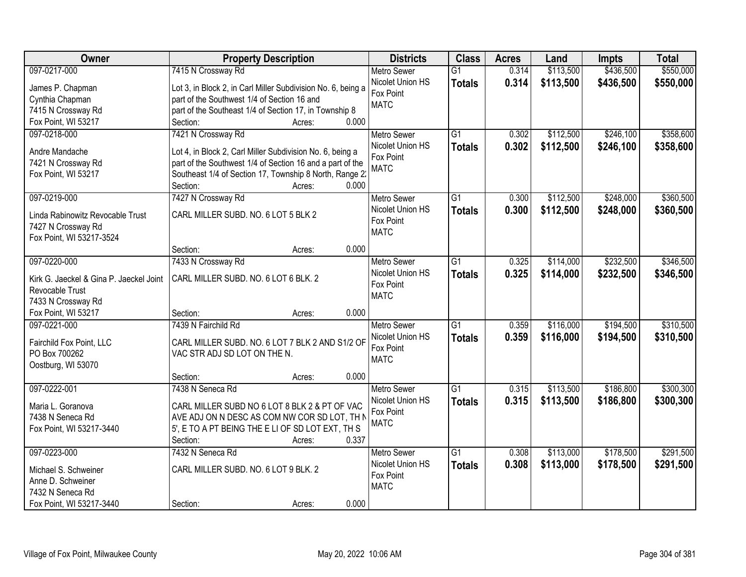| Owner | Property Description | Districts | Class | Acres | Land | Impts | Total |
|---|---|---|---|---|---|---|---|
| 097-0217-000<br>James P. Chapman<br>Cynthia Chapman<br>7415 N Crossway Rd<br>Fox Point, WI 53217 | 7415 N Crossway Rd<br>Lot 3, in Block 2, in Carl Miller Subdivision No. 6, being a part of the Southwest 1/4 of Section 16 and part of the Southeast 1/4 of Section 17, in Township 8<br>Section: Acres: 0.000 | Metro Sewer<br>Nicolet Union HS<br>Fox Point<br>MATC | G1<br>**Totals** | 0.314<br>**0.314** | $113,500<br>**$113,500** | $436,500<br>**$436,500** | $550,000<br>**$550,000** |
| 097-0218-000<br>Andre Mandache<br>7421 N Crossway Rd<br>Fox Point, WI 53217 | 7421 N Crossway Rd<br>Lot 4, in Block 2, Carl Miller Subdivision No. 6, being a part of the Southwest 1/4 of Section 16 and a part of the Southeast 1/4 of Section 17, Township 8 North, Range 2<br>Section: Acres: 0.000 | Metro Sewer<br>Nicolet Union HS<br>Fox Point<br>MATC | G1<br>**Totals** | 0.302<br>**0.302** | $112,500<br>**$112,500** | $246,100<br>**$246,100** | $358,600<br>**$358,600** |
| 097-0219-000<br>Linda Rabinowitz Revocable Trust<br>7427 N Crossway Rd<br>Fox Point, WI 53217-3524 | 7427 N Crossway Rd<br>CARL MILLER SUBD. NO. 6 LOT 5 BLK 2<br>Section: Acres: 0.000 | Metro Sewer<br>Nicolet Union HS<br>Fox Point<br>MATC | G1<br>**Totals** | 0.300<br>**0.300** | $112,500<br>**$112,500** | $248,000<br>**$248,000** | $360,500<br>**$360,500** |
| 097-0220-000<br>Kirk G. Jaeckel & Gina P. Jaeckel Joint Revocable Trust<br>7433 N Crossway Rd<br>Fox Point, WI 53217 | 7433 N Crossway Rd<br>CARL MILLER SUBD. NO. 6 LOT 6 BLK. 2<br>Section: Acres: 0.000 | Metro Sewer<br>Nicolet Union HS<br>Fox Point<br>MATC | G1<br>**Totals** | 0.325<br>**0.325** | $114,000<br>**$114,000** | $232,500<br>**$232,500** | $346,500<br>**$346,500** |
| 097-0221-000<br>Fairchild Fox Point, LLC<br>PO Box 700262<br>Oostburg, WI 53070 | 7439 N Fairchild Rd<br>CARL MILLER SUBD. NO. 6 LOT 7 BLK 2 AND S1/2 OF VAC STR ADJ SD LOT ON THE N.<br>Section: Acres: 0.000 | Metro Sewer<br>Nicolet Union HS<br>Fox Point<br>MATC | G1<br>**Totals** | 0.359<br>**0.359** | $116,000<br>**$116,000** | $194,500<br>**$194,500** | $310,500<br>**$310,500** |
| 097-0222-001<br>Maria L. Goranova<br>7438 N Seneca Rd<br>Fox Point, WI 53217-3440 | 7438 N Seneca Rd<br>CARL MILLER SUBD NO 6 LOT 8 BLK 2 & PT OF VAC AVE ADJ ON N DESC AS COM NW COR SD LOT, TH N 5', E TO A PT BEING THE E LI OF SD LOT EXT, TH S<br>Section: Acres: 0.337 | Metro Sewer<br>Nicolet Union HS<br>Fox Point<br>MATC | G1<br>**Totals** | 0.315<br>**0.315** | $113,500<br>**$113,500** | $186,800<br>**$186,800** | $300,300<br>**$300,300** |
| 097-0223-000<br>Michael S. Schweiner<br>Anne D. Schweiner<br>7432 N Seneca Rd<br>Fox Point, WI 53217-3440 | 7432 N Seneca Rd<br>CARL MILLER SUBD. NO. 6 LOT 9 BLK. 2<br>Section: Acres: 0.000 | Metro Sewer<br>Nicolet Union HS<br>Fox Point<br>MATC | G1<br>**Totals** | 0.308<br>**0.308** | $113,000<br>**$113,000** | $178,500<br>**$178,500** | $291,500<br>**$291,500** |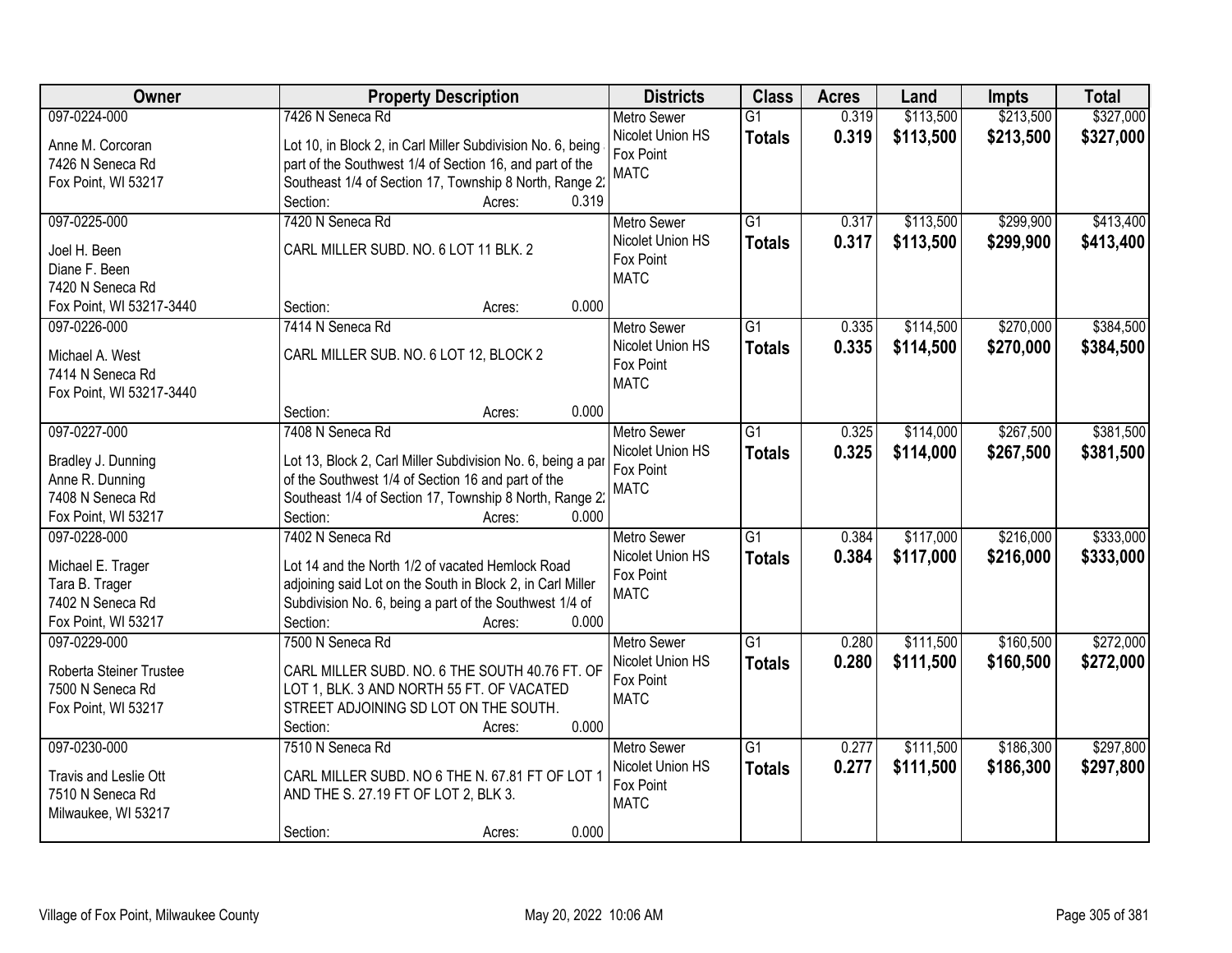| Owner | Property Description | Districts | Class | Acres | Land | Impts | Total |
|---|---|---|---|---|---|---|---|
| 097-0224-000<br>Anne M. Corcoran<br>7426 N Seneca Rd<br>Fox Point, WI 53217 | 7426 N Seneca Rd<br>Lot 10, in Block 2, in Carl Miller Subdivision No. 6, being part of the Southwest 1/4 of Section 16, and part of the Southeast 1/4 of Section 17, Township 8 North, Range 2<br>Section: Acres: 0.319 | Metro Sewer<br>Nicolet Union HS<br>Fox Point<br>MATC | G1<br>**Totals** | 0.319<br>**0.319** | \$113,500<br>**\$113,500** | \$213,500<br>**\$213,500** | \$327,000<br>**\$327,000** |
| 097-0225-000<br>Joel H. Been<br>Diane F. Been<br>7420 N Seneca Rd<br>Fox Point, WI 53217-3440 | 7420 N Seneca Rd<br>CARL MILLER SUBD. NO. 6 LOT 11 BLK. 2<br>Section: Acres: 0.000 | Metro Sewer<br>Nicolet Union HS<br>Fox Point<br>MATC | G1<br>**Totals** | 0.317<br>**0.317** | \$113,500<br>**\$113,500** | \$299,900<br>**\$299,900** | \$413,400<br>**\$413,400** |
| 097-0226-000<br>Michael A. West<br>7414 N Seneca Rd<br>Fox Point, WI 53217-3440 | 7414 N Seneca Rd<br>CARL MILLER SUB. NO. 6 LOT 12, BLOCK 2<br>Section: Acres: 0.000 | Metro Sewer<br>Nicolet Union HS<br>Fox Point<br>MATC | G1<br>**Totals** | 0.335<br>**0.335** | \$114,500<br>**\$114,500** | \$270,000<br>**\$270,000** | \$384,500<br>**\$384,500** |
| 097-0227-000<br>Bradley J. Dunning<br>Anne R. Dunning<br>7408 N Seneca Rd<br>Fox Point, WI 53217 | 7408 N Seneca Rd<br>Lot 13, Block 2, Carl Miller Subdivision No. 6, being a par of the Southwest 1/4 of Section 16 and part of the Southeast 1/4 of Section 17, Township 8 North, Range 2<br>Section: Acres: 0.000 | Metro Sewer<br>Nicolet Union HS<br>Fox Point<br>MATC | G1<br>**Totals** | 0.325<br>**0.325** | \$114,000<br>**\$114,000** | \$267,500<br>**\$267,500** | \$381,500<br>**\$381,500** |
| 097-0228-000<br>Michael E. Trager<br>Tara B. Trager<br>7402 N Seneca Rd<br>Fox Point, WI 53217 | 7402 N Seneca Rd<br>Lot 14 and the North 1/2 of vacated Hemlock Road adjoining said Lot on the South in Block 2, in Carl Miller Subdivision No. 6, being a part of the Southwest 1/4 of<br>Section: Acres: 0.000 | Metro Sewer<br>Nicolet Union HS<br>Fox Point<br>MATC | G1<br>**Totals** | 0.384<br>**0.384** | \$117,000<br>**\$117,000** | \$216,000<br>**\$216,000** | \$333,000<br>**\$333,000** |
| 097-0229-000<br>Roberta Steiner Trustee<br>7500 N Seneca Rd<br>Fox Point, WI 53217 | 7500 N Seneca Rd<br>CARL MILLER SUBD. NO. 6 THE SOUTH 40.76 FT. OF LOT 1, BLK. 3 AND NORTH 55 FT. OF VACATED STREET ADJOINING SD LOT ON THE SOUTH.<br>Section: Acres: 0.000 | Metro Sewer<br>Nicolet Union HS<br>Fox Point<br>MATC | G1<br>**Totals** | 0.280<br>**0.280** | \$111,500<br>**\$111,500** | \$160,500<br>**\$160,500** | \$272,000<br>**\$272,000** |
| 097-0230-000<br>Travis and Leslie Ott<br>7510 N Seneca Rd<br>Milwaukee, WI 53217 | 7510 N Seneca Rd<br>CARL MILLER SUBD. NO 6 THE N. 67.81 FT OF LOT 1 AND THE S. 27.19 FT OF LOT 2, BLK 3.<br>Section: Acres: 0.000 | Metro Sewer<br>Nicolet Union HS<br>Fox Point<br>MATC | G1<br>**Totals** | 0.277<br>**0.277** | \$111,500<br>**\$111,500** | \$186,300<br>**\$186,300** | \$297,800<br>**\$297,800** |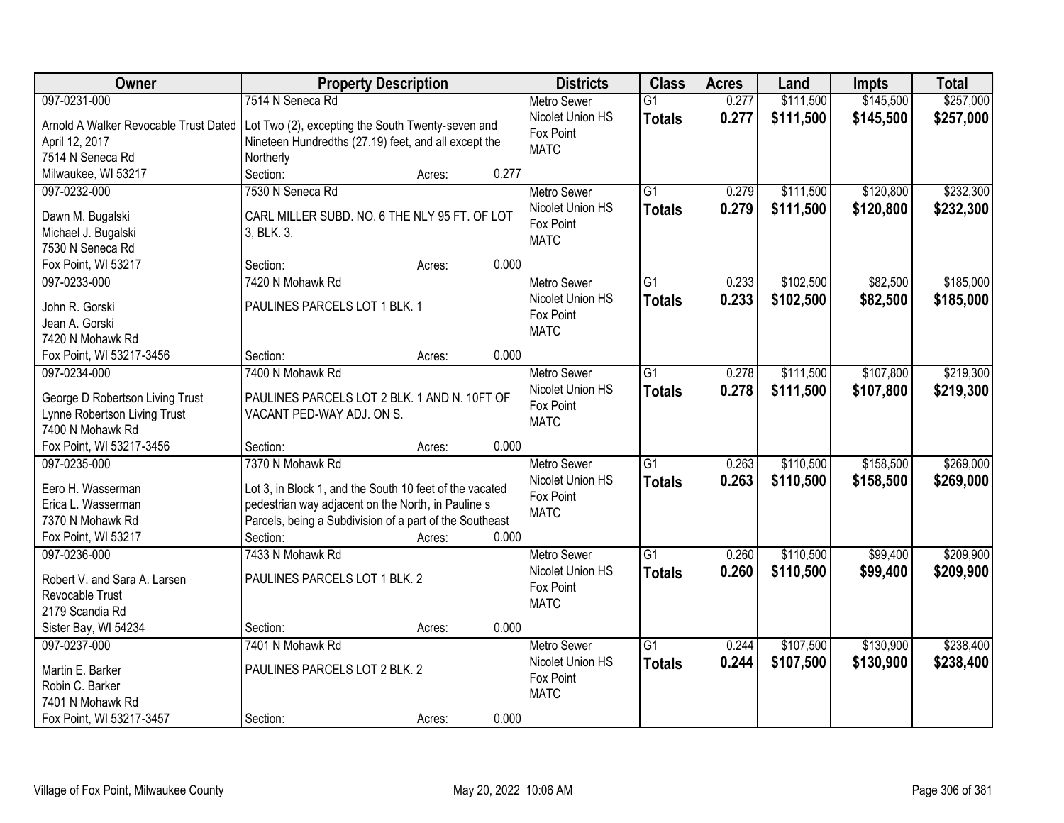| Owner | Property Description | | | Districts | Class | Acres | Land | Impts | Total |
|---|---|---|---|---|---|---|---|---|---|
| 097-0231-000<br>Arnold A Walker Revocable Trust Dated April 12, 2017<br>7514 N Seneca Rd<br>Milwaukee, WI 53217 | 7514 N Seneca Rd<br>Lot Two (2), excepting the South Twenty-seven and Nineteen Hundredths (27.19) feet, and all except the Northerly<br>Section: | Acres: | 0.277 | Metro Sewer<br>Nicolet Union HS<br>Fox Point<br>MATC | G1<br>**Totals** | 0.277<br>**0.277** | $111,500<br>**$111,500** | $145,500<br>**$145,500** | $257,000<br>**$257,000** |
| 097-0232-000<br>Dawn M. Bugalski<br>Michael J. Bugalski<br>7530 N Seneca Rd<br>Fox Point, WI 53217 | 7530 N Seneca Rd<br>CARL MILLER SUBD. NO. 6 THE NLY 95 FT. OF LOT 3, BLK. 3.<br>Section: | Acres: | 0.000 | Metro Sewer<br>Nicolet Union HS<br>Fox Point<br>MATC | G1<br>**Totals** | 0.279<br>**0.279** | $111,500<br>**$111,500** | $120,800<br>**$120,800** | $232,300<br>**$232,300** |
| 097-0233-000<br>John R. Gorski<br>Jean A. Gorski<br>7420 N Mohawk Rd<br>Fox Point, WI 53217-3456 | 7420 N Mohawk Rd<br>PAULINES PARCELS LOT 1 BLK. 1<br>Section: | Acres: | 0.000 | Metro Sewer<br>Nicolet Union HS<br>Fox Point<br>MATC | G1<br>**Totals** | 0.233<br>**0.233** | $102,500<br>**$102,500** | $82,500<br>**$82,500** | $185,000<br>**$185,000** |
| 097-0234-000<br>George D Robertson Living Trust<br>Lynne Robertson Living Trust<br>7400 N Mohawk Rd<br>Fox Point, WI 53217-3456 | 7400 N Mohawk Rd<br>PAULINES PARCELS LOT 2 BLK. 1 AND N. 10FT OF VACANT PED-WAY ADJ. ON S.<br>Section: | Acres: | 0.000 | Metro Sewer<br>Nicolet Union HS<br>Fox Point<br>MATC | G1<br>**Totals** | 0.278<br>**0.278** | $111,500<br>**$111,500** | $107,800<br>**$107,800** | $219,300<br>**$219,300** |
| 097-0235-000<br>Eero H. Wasserman<br>Erica L. Wasserman<br>7370 N Mohawk Rd<br>Fox Point, WI 53217 | 7370 N Mohawk Rd<br>Lot 3, in Block 1, and the South 10 feet of the vacated pedestrian way adjacent on the North, in Pauline s Parcels, being a Subdivision of a part of the Southeast<br>Section: | Acres: | 0.000 | Metro Sewer<br>Nicolet Union HS<br>Fox Point<br>MATC | G1<br>**Totals** | 0.263<br>**0.263** | $110,500<br>**$110,500** | $158,500<br>**$158,500** | $269,000<br>**$269,000** |
| 097-0236-000<br>Robert V. and Sara A. Larsen Revocable Trust<br>2179 Scandia Rd<br>Sister Bay, WI 54234 | 7433 N Mohawk Rd<br>PAULINES PARCELS LOT 1 BLK. 2<br>Section: | Acres: | 0.000 | Metro Sewer<br>Nicolet Union HS<br>Fox Point<br>MATC | G1<br>**Totals** | 0.260<br>**0.260** | $110,500<br>**$110,500** | $99,400<br>**$99,400** | $209,900<br>**$209,900** |
| 097-0237-000<br>Martin E. Barker<br>Robin C. Barker<br>7401 N Mohawk Rd<br>Fox Point, WI 53217-3457 | 7401 N Mohawk Rd<br>PAULINES PARCELS LOT 2 BLK. 2<br>Section: | Acres: | 0.000 | Metro Sewer<br>Nicolet Union HS<br>Fox Point<br>MATC | G1<br>**Totals** | 0.244<br>**0.244** | $107,500<br>**$107,500** | $130,900<br>**$130,900** | $238,400<br>**$238,400** |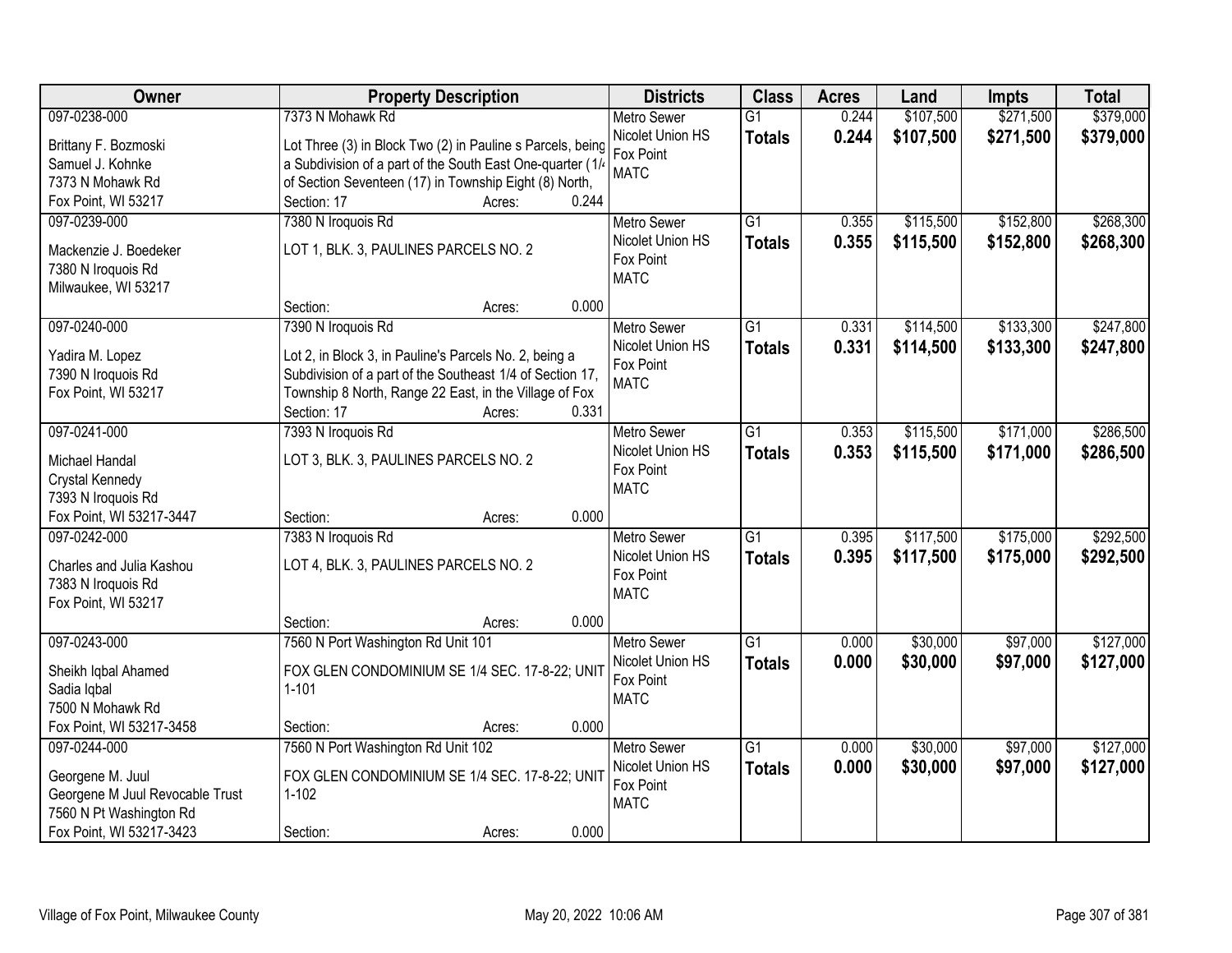| Owner | Property Description | Districts | Class | Acres | Land | Impts | Total |
|---|---|---|---|---|---|---|---|
| 097-0238-000<br>Brittany F. Bozmoski<br>Samuel J. Kohnke<br>7373 N Mohawk Rd<br>Fox Point, WI 53217 | 7373 N Mohawk Rd<br>Lot Three (3) in Block Two (2) in Pauline s Parcels, being a Subdivision of a part of the South East One-quarter (1/4 of Section Seventeen (17) in Township Eight (8) North,<br>Section: 17 Acres: 0.244 | Metro Sewer<br>Nicolet Union HS<br>Fox Point<br>MATC | G1<br>**Totals** | 0.244<br>**0.244** | $107,500<br>**$107,500** | $271,500<br>**$271,500** | $379,000<br>**$379,000** |
| 097-0239-000<br>Mackenzie J. Boedeker<br>7380 N Iroquois Rd<br>Milwaukee, WI 53217 | 7380 N Iroquois Rd<br>LOT 1, BLK. 3, PAULINES PARCELS NO. 2<br>Section: Acres: 0.000 | Metro Sewer<br>Nicolet Union HS<br>Fox Point<br>MATC | G1<br>**Totals** | 0.355<br>**0.355** | $115,500<br>**$115,500** | $152,800<br>**$152,800** | $268,300<br>**$268,300** |
| 097-0240-000<br>Yadira M. Lopez<br>7390 N Iroquois Rd<br>Fox Point, WI 53217 | 7390 N Iroquois Rd<br>Lot 2, in Block 3, in Pauline's Parcels No. 2, being a Subdivision of a part of the Southeast 1/4 of Section 17, Township 8 North, Range 22 East, in the Village of Fox<br>Section: 17 Acres: 0.331 | Metro Sewer<br>Nicolet Union HS<br>Fox Point<br>MATC | G1<br>**Totals** | 0.331<br>**0.331** | $114,500<br>**$114,500** | $133,300<br>**$133,300** | $247,800<br>**$247,800** |
| 097-0241-000<br>Michael Handal<br>Crystal Kennedy<br>7393 N Iroquois Rd<br>Fox Point, WI 53217-3447 | 7393 N Iroquois Rd<br>LOT 3, BLK. 3, PAULINES PARCELS NO. 2<br>Section: Acres: 0.000 | Metro Sewer<br>Nicolet Union HS<br>Fox Point<br>MATC | G1<br>**Totals** | 0.353<br>**0.353** | $115,500<br>**$115,500** | $171,000<br>**$171,000** | $286,500<br>**$286,500** |
| 097-0242-000<br>Charles and Julia Kashou<br>7383 N Iroquois Rd<br>Fox Point, WI 53217 | 7383 N Iroquois Rd<br>LOT 4, BLK. 3, PAULINES PARCELS NO. 2<br>Section: Acres: 0.000 | Metro Sewer<br>Nicolet Union HS<br>Fox Point<br>MATC | G1<br>**Totals** | 0.395<br>**0.395** | $117,500<br>**$117,500** | $175,000<br>**$175,000** | $292,500<br>**$292,500** |
| 097-0243-000<br>Sheikh Iqbal Ahamed<br>Sadia Iqbal<br>7500 N Mohawk Rd<br>Fox Point, WI 53217-3458 | 7560 N Port Washington Rd Unit 101<br>FOX GLEN CONDOMINIUM SE 1/4 SEC. 17-8-22; UNIT 1-101<br>Section: Acres: 0.000 | Metro Sewer<br>Nicolet Union HS<br>Fox Point<br>MATC | G1<br>**Totals** | 0.000<br>**0.000** | $30,000<br>**$30,000** | $97,000<br>**$97,000** | $127,000<br>**$127,000** |
| 097-0244-000<br>Georgene M. Juul<br>Georgene M Juul Revocable Trust<br>7560 N Pt Washington Rd<br>Fox Point, WI 53217-3423 | 7560 N Port Washington Rd Unit 102<br>FOX GLEN CONDOMINIUM SE 1/4 SEC. 17-8-22; UNIT 1-102<br>Section: Acres: 0.000 | Metro Sewer<br>Nicolet Union HS<br>Fox Point<br>MATC | G1<br>**Totals** | 0.000<br>**0.000** | $30,000<br>**$30,000** | $97,000<br>**$97,000** | $127,000<br>**$127,000** |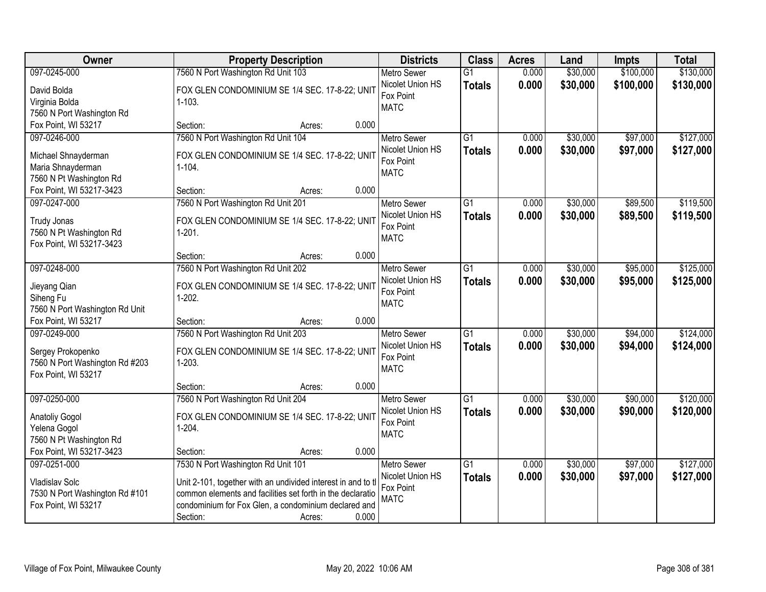| Owner | Property Description | Districts | Class | Acres | Land | Impts | Total |
|---|---|---|---|---|---|---|---|
| 097-0245-000<br>David Bolda<br>Virginia Bolda<br>7560 N Port Washington Rd<br>Fox Point, WI 53217 | 7560 N Port Washington Rd Unit 103<br>FOX GLEN CONDOMINIUM SE 1/4 SEC. 17-8-22; UNIT 1-103.<br>Section: Acres: 0.000 | Metro Sewer<br>Nicolet Union HS<br>Fox Point<br>MATC | G1<br>**Totals** | 0.000<br>**0.000** | $30,000<br>**$30,000** | $100,000<br>**$100,000** | $130,000<br>**$130,000** |
| 097-0246-000<br>Michael Shnayderman<br>Maria Shnayderman<br>7560 N Pt Washington Rd<br>Fox Point, WI 53217-3423 | 7560 N Port Washington Rd Unit 104<br>FOX GLEN CONDOMINIUM SE 1/4 SEC. 17-8-22; UNIT 1-104.<br>Section: Acres: 0.000 | Metro Sewer<br>Nicolet Union HS<br>Fox Point<br>MATC | G1<br>**Totals** | 0.000<br>**0.000** | $30,000<br>**$30,000** | $97,000<br>**$97,000** | $127,000<br>**$127,000** |
| 097-0247-000<br>Trudy Jonas<br>7560 N Pt Washington Rd<br>Fox Point, WI 53217-3423 | 7560 N Port Washington Rd Unit 201<br>FOX GLEN CONDOMINIUM SE 1/4 SEC. 17-8-22; UNIT 1-201.<br>Section: Acres: 0.000 | Metro Sewer<br>Nicolet Union HS<br>Fox Point<br>MATC | G1<br>**Totals** | 0.000<br>**0.000** | $30,000<br>**$30,000** | $89,500<br>**$89,500** | $119,500<br>**$119,500** |
| 097-0248-000<br>Jieyang Qian<br>Siheng Fu<br>7560 N Port Washington Rd Unit<br>Fox Point, WI 53217 | 7560 N Port Washington Rd Unit 202<br>FOX GLEN CONDOMINIUM SE 1/4 SEC. 17-8-22; UNIT 1-202.<br>Section: Acres: 0.000 | Metro Sewer<br>Nicolet Union HS<br>Fox Point<br>MATC | G1<br>**Totals** | 0.000<br>**0.000** | $30,000<br>**$30,000** | $95,000<br>**$95,000** | $125,000<br>**$125,000** |
| 097-0249-000<br>Sergey Prokopenko<br>7560 N Port Washington Rd #203<br>Fox Point, WI 53217 | 7560 N Port Washington Rd Unit 203<br>FOX GLEN CONDOMINIUM SE 1/4 SEC. 17-8-22; UNIT 1-203.<br>Section: Acres: 0.000 | Metro Sewer<br>Nicolet Union HS<br>Fox Point<br>MATC | G1<br>**Totals** | 0.000<br>**0.000** | $30,000<br>**$30,000** | $94,000<br>**$94,000** | $124,000<br>**$124,000** |
| 097-0250-000<br>Anatoliy Gogol<br>Yelena Gogol<br>7560 N Pt Washington Rd<br>Fox Point, WI 53217-3423 | 7560 N Port Washington Rd Unit 204<br>FOX GLEN CONDOMINIUM SE 1/4 SEC. 17-8-22; UNIT 1-204.<br>Section: Acres: 0.000 | Metro Sewer<br>Nicolet Union HS<br>Fox Point<br>MATC | G1<br>**Totals** | 0.000<br>**0.000** | $30,000<br>**$30,000** | $90,000<br>**$90,000** | $120,000<br>**$120,000** |
| 097-0251-000<br>Vladislav Solc<br>7530 N Port Washington Rd #101<br>Fox Point, WI 53217 | 7530 N Port Washington Rd Unit 101<br>Unit 2-101, together with an undivided interest in and to tl common elements and facilities set forth in the declaratio condominium for Fox Glen, a condominium declared and<br>Section: Acres: 0.000 | Metro Sewer<br>Nicolet Union HS<br>Fox Point<br>MATC | G1<br>**Totals** | 0.000<br>**0.000** | $30,000<br>**$30,000** | $97,000<br>**$97,000** | $127,000<br>**$127,000** |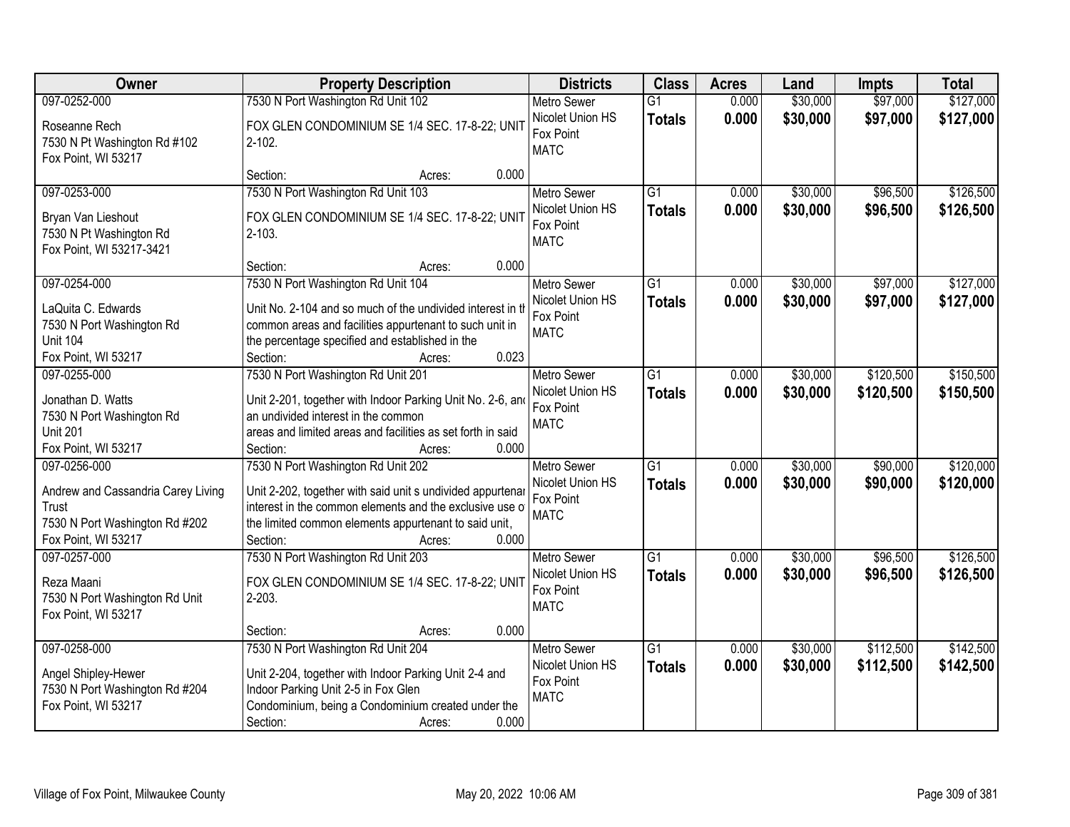| Owner | Property Description | Districts | Class | Acres | Land | Impts | Total |
|---|---|---|---|---|---|---|---|
| 097-0252-000<br>Roseanne Rech<br>7530 N Pt Washington Rd #102<br>Fox Point, WI 53217 | 7530 N Port Washington Rd Unit 102<br>FOX GLEN CONDOMINIUM SE 1/4 SEC. 17-8-22; UNIT 2-102.<br>Section: Acres: 0.000 | Metro Sewer<br>Nicolet Union HS<br>Fox Point<br>MATC | G1<br>**Totals** | 0.000<br>**0.000** | $30,000<br>**$30,000** | $97,000<br>**$97,000** | $127,000<br>**$127,000** |
| 097-0253-000<br>Bryan Van Lieshout<br>7530 N Pt Washington Rd<br>Fox Point, WI 53217-3421 | 7530 N Port Washington Rd Unit 103<br>FOX GLEN CONDOMINIUM SE 1/4 SEC. 17-8-22; UNIT 2-103.<br>Section: Acres: 0.000 | Metro Sewer<br>Nicolet Union HS<br>Fox Point<br>MATC | G1<br>**Totals** | 0.000<br>**0.000** | $30,000<br>**$30,000** | $96,500<br>**$96,500** | $126,500<br>**$126,500** |
| 097-0254-000<br>LaQuita C. Edwards<br>7530 N Port Washington Rd<br>Unit 104<br>Fox Point, WI 53217 | 7530 N Port Washington Rd Unit 104<br>Unit No. 2-104 and so much of the undivided interest in th common areas and facilities appurtenant to such unit in the percentage specified and established in the<br>Section: Acres: 0.023 | Metro Sewer<br>Nicolet Union HS<br>Fox Point<br>MATC | G1<br>**Totals** | 0.000<br>**0.000** | $30,000<br>**$30,000** | $97,000<br>**$97,000** | $127,000<br>**$127,000** |
| 097-0255-000<br>Jonathan D. Watts<br>7530 N Port Washington Rd<br>Unit 201<br>Fox Point, WI 53217 | 7530 N Port Washington Rd Unit 201<br>Unit 2-201, together with Indoor Parking Unit No. 2-6, and an undivided interest in the common areas and limited areas and facilities as set forth in said<br>Section: Acres: 0.000 | Metro Sewer<br>Nicolet Union HS<br>Fox Point<br>MATC | G1<br>**Totals** | 0.000<br>**0.000** | $30,000<br>**$30,000** | $120,500<br>**$120,500** | $150,500<br>**$150,500** |
| 097-0256-000<br>Andrew and Cassandria Carey Living Trust<br>7530 N Port Washington Rd #202<br>Fox Point, WI 53217 | 7530 N Port Washington Rd Unit 202<br>Unit 2-202, together with said unit s undivided appurtenar interest in the common elements and the exclusive use o the limited common elements appurtenant to said unit,<br>Section: Acres: 0.000 | Metro Sewer<br>Nicolet Union HS<br>Fox Point<br>MATC | G1<br>**Totals** | 0.000<br>**0.000** | $30,000<br>**$30,000** | $90,000<br>**$90,000** | $120,000<br>**$120,000** |
| 097-0257-000<br>Reza Maani<br>7530 N Port Washington Rd Unit<br>Fox Point, WI 53217 | 7530 N Port Washington Rd Unit 203<br>FOX GLEN CONDOMINIUM SE 1/4 SEC. 17-8-22; UNIT 2-203.<br>Section: Acres: 0.000 | Metro Sewer<br>Nicolet Union HS<br>Fox Point<br>MATC | G1<br>**Totals** | 0.000<br>**0.000** | $30,000<br>**$30,000** | $96,500<br>**$96,500** | $126,500<br>**$126,500** |
| 097-0258-000<br>Angel Shipley-Hewer<br>7530 N Port Washington Rd #204<br>Fox Point, WI 53217 | 7530 N Port Washington Rd Unit 204<br>Unit 2-204, together with Indoor Parking Unit 2-4 and Indoor Parking Unit 2-5 in Fox Glen Condominium, being a Condominium created under the<br>Section: Acres: 0.000 | Metro Sewer<br>Nicolet Union HS<br>Fox Point<br>MATC | G1<br>**Totals** | 0.000<br>**0.000** | $30,000<br>**$30,000** | $112,500<br>**$112,500** | $142,500<br>**$142,500** |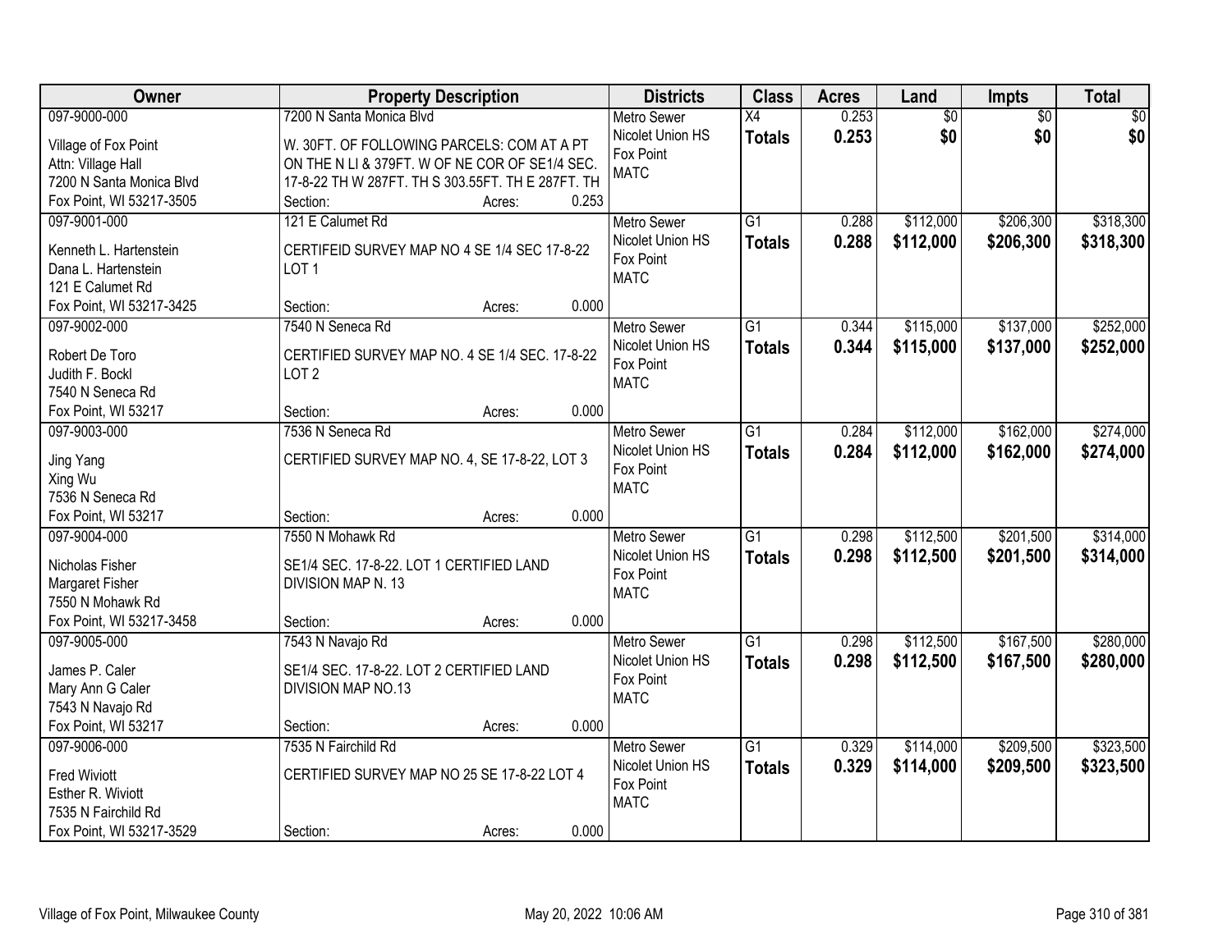| Owner | Property Description | Districts | Class | Acres | Land | Impts | Total |
|---|---|---|---|---|---|---|---|
| 097-9000-000<br>Village of Fox Point<br>Attn: Village Hall<br>7200 N Santa Monica Blvd<br>Fox Point, WI 53217-3505 | 7200 N Santa Monica Blvd<br>W. 30FT. OF FOLLOWING PARCELS: COM AT A PT ON THE N LI & 379FT. W OF NE COR OF SE1/4 SEC. 17-8-22 TH W 287FT. TH S 303.55FT. TH E 287FT. TH<br>Section: Acres: 0.253 | Metro Sewer<br>Nicolet Union HS<br>Fox Point<br>MATC | X4<br>**Totals** | 0.253<br>**0.253** | $0<br>**$0** | $0<br>**$0** | $0<br>**$0** |
| 097-9001-000<br>Kenneth L. Hartenstein<br>Dana L. Hartenstein<br>121 E Calumet Rd<br>Fox Point, WI 53217-3425 | 121 E Calumet Rd<br>CERTIFEID SURVEY MAP NO 4 SE 1/4 SEC 17-8-22 LOT 1<br>Section: Acres: 0.000 | Metro Sewer<br>Nicolet Union HS<br>Fox Point<br>MATC | G1<br>**Totals** | 0.288<br>**0.288** | $112,000<br>**$112,000** | $206,300<br>**$206,300** | $318,300<br>**$318,300** |
| 097-9002-000<br>Robert De Toro<br>Judith F. Bockl<br>7540 N Seneca Rd<br>Fox Point, WI 53217 | 7540 N Seneca Rd<br>CERTIFIED SURVEY MAP NO. 4 SE 1/4 SEC. 17-8-22 LOT 2<br>Section: Acres: 0.000 | Metro Sewer<br>Nicolet Union HS<br>Fox Point<br>MATC | G1<br>**Totals** | 0.344<br>**0.344** | $115,000<br>**$115,000** | $137,000<br>**$137,000** | $252,000<br>**$252,000** |
| 097-9003-000<br>Jing Yang<br>Xing Wu<br>7536 N Seneca Rd<br>Fox Point, WI 53217 | 7536 N Seneca Rd<br>CERTIFIED SURVEY MAP NO. 4, SE 17-8-22, LOT 3<br>Section: Acres: 0.000 | Metro Sewer<br>Nicolet Union HS<br>Fox Point<br>MATC | G1<br>**Totals** | 0.284<br>**0.284** | $112,000<br>**$112,000** | $162,000<br>**$162,000** | $274,000<br>**$274,000** |
| 097-9004-000<br>Nicholas Fisher<br>Margaret Fisher<br>7550 N Mohawk Rd<br>Fox Point, WI 53217-3458 | 7550 N Mohawk Rd<br>SE1/4 SEC. 17-8-22. LOT 1 CERTIFIED LAND DIVISION MAP N. 13<br>Section: Acres: 0.000 | Metro Sewer<br>Nicolet Union HS<br>Fox Point<br>MATC | G1<br>**Totals** | 0.298<br>**0.298** | $112,500<br>**$112,500** | $201,500<br>**$201,500** | $314,000<br>**$314,000** |
| 097-9005-000<br>James P. Caler<br>Mary Ann G Caler<br>7543 N Navajo Rd<br>Fox Point, WI 53217 | 7543 N Navajo Rd<br>SE1/4 SEC. 17-8-22. LOT 2 CERTIFIED LAND DIVISION MAP NO.13<br>Section: Acres: 0.000 | Metro Sewer<br>Nicolet Union HS<br>Fox Point<br>MATC | G1<br>**Totals** | 0.298<br>**0.298** | $112,500<br>**$112,500** | $167,500<br>**$167,500** | $280,000<br>**$280,000** |
| 097-9006-000<br>Fred Wiviott<br>Esther R. Wiviott<br>7535 N Fairchild Rd<br>Fox Point, WI 53217-3529 | 7535 N Fairchild Rd<br>CERTIFIED SURVEY MAP NO 25 SE 17-8-22 LOT 4<br>Section: Acres: 0.000 | Metro Sewer<br>Nicolet Union HS<br>Fox Point<br>MATC | G1<br>**Totals** | 0.329<br>**0.329** | $114,000<br>**$114,000** | $209,500<br>**$209,500** | $323,500<br>**$323,500** |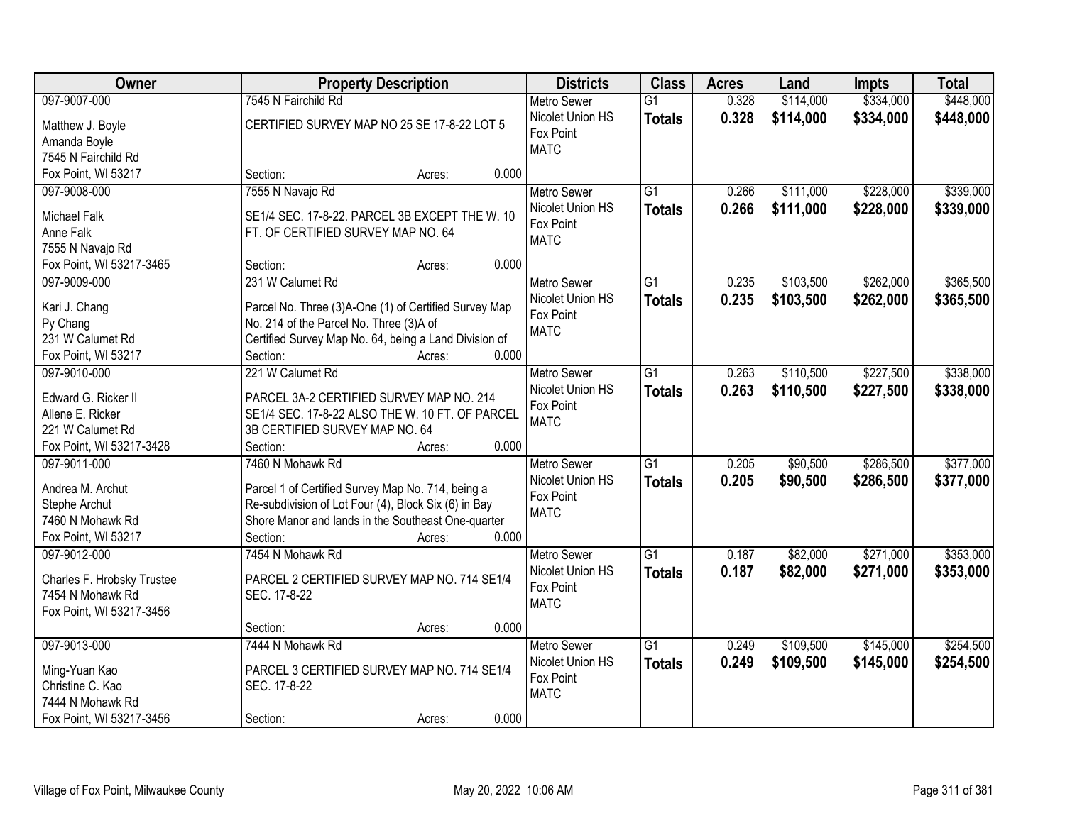| Owner | Property Description | Districts | Class | Acres | Land | Impts | Total |
|---|---|---|---|---|---|---|---|
| 097-9007-000<br>Matthew J. Boyle<br>Amanda Boyle<br>7545 N Fairchild Rd<br>Fox Point, WI 53217 | 7545 N Fairchild Rd<br>CERTIFIED SURVEY MAP NO 25 SE 17-8-22 LOT 5<br>Section: Acres: 0.000 | Metro Sewer<br>Nicolet Union HS<br>Fox Point<br>MATC | G1<br>**Totals** | 0.328<br>**0.328** | $114,000<br>**$114,000** | $334,000<br>**$334,000** | $448,000<br>**$448,000** |
| 097-9008-000<br>Michael Falk<br>Anne Falk<br>7555 N Navajo Rd<br>Fox Point, WI 53217-3465 | 7555 N Navajo Rd<br>SE1/4 SEC. 17-8-22. PARCEL 3B EXCEPT THE W. 10 FT. OF CERTIFIED SURVEY MAP NO. 64<br>Section: Acres: 0.000 | Metro Sewer<br>Nicolet Union HS<br>Fox Point<br>MATC | G1<br>**Totals** | 0.266<br>**0.266** | $111,000<br>**$111,000** | $228,000<br>**$228,000** | $339,000<br>**$339,000** |
| 097-9009-000<br>Kari J. Chang<br>Py Chang<br>231 W Calumet Rd<br>Fox Point, WI 53217 | 231 W Calumet Rd<br>Parcel No. Three (3)A-One (1) of Certified Survey Map No. 214 of the Parcel No. Three (3)A of Certified Survey Map No. 64, being a Land Division of<br>Section: Acres: 0.000 | Metro Sewer<br>Nicolet Union HS<br>Fox Point<br>MATC | G1<br>**Totals** | 0.235<br>**0.235** | $103,500<br>**$103,500** | $262,000<br>**$262,000** | $365,500<br>**$365,500** |
| 097-9010-000<br>Edward G. Ricker II<br>Allene E. Ricker<br>221 W Calumet Rd<br>Fox Point, WI 53217-3428 | 221 W Calumet Rd<br>PARCEL 3A-2 CERTIFIED SURVEY MAP NO. 214 SE1/4 SEC. 17-8-22 ALSO THE W. 10 FT. OF PARCEL 3B CERTIFIED SURVEY MAP NO. 64<br>Section: Acres: 0.000 | Metro Sewer<br>Nicolet Union HS<br>Fox Point<br>MATC | G1<br>**Totals** | 0.263<br>**0.263** | $110,500<br>**$110,500** | $227,500<br>**$227,500** | $338,000<br>**$338,000** |
| 097-9011-000<br>Andrea M. Archut<br>Stephe Archut<br>7460 N Mohawk Rd<br>Fox Point, WI 53217 | 7460 N Mohawk Rd<br>Parcel 1 of Certified Survey Map No. 714, being a Re-subdivision of Lot Four (4), Block Six (6) in Bay Shore Manor and lands in the Southeast One-quarter<br>Section: Acres: 0.000 | Metro Sewer<br>Nicolet Union HS<br>Fox Point<br>MATC | G1<br>**Totals** | 0.205<br>**0.205** | $90,500<br>**$90,500** | $286,500<br>**$286,500** | $377,000<br>**$377,000** |
| 097-9012-000<br>Charles F. Hrobsky Trustee<br>7454 N Mohawk Rd<br>Fox Point, WI 53217-3456 | 7454 N Mohawk Rd<br>PARCEL 2 CERTIFIED SURVEY MAP NO. 714 SE1/4 SEC. 17-8-22<br>Section: Acres: 0.000 | Metro Sewer<br>Nicolet Union HS<br>Fox Point<br>MATC | G1<br>**Totals** | 0.187<br>**0.187** | $82,000<br>**$82,000** | $271,000<br>**$271,000** | $353,000<br>**$353,000** |
| 097-9013-000<br>Ming-Yuan Kao<br>Christine C. Kao<br>7444 N Mohawk Rd<br>Fox Point, WI 53217-3456 | 7444 N Mohawk Rd<br>PARCEL 3 CERTIFIED SURVEY MAP NO. 714 SE1/4 SEC. 17-8-22<br>Section: Acres: 0.000 | Metro Sewer<br>Nicolet Union HS<br>Fox Point<br>MATC | G1<br>**Totals** | 0.249<br>**0.249** | $109,500<br>**$109,500** | $145,000<br>**$145,000** | $254,500<br>**$254,500** |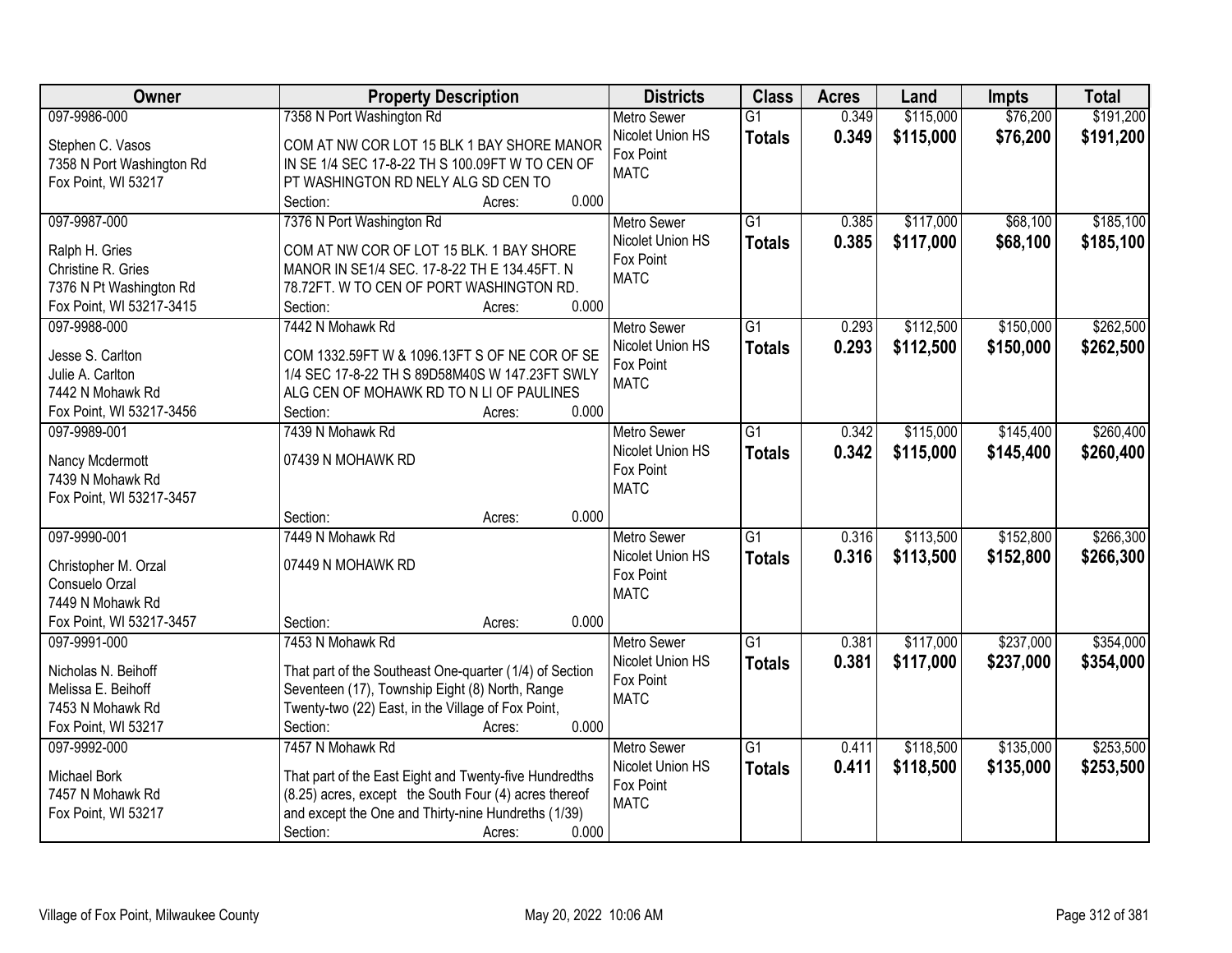| Owner | Property Description | Districts | Class | Acres | Land | Impts | Total |
|---|---|---|---|---|---|---|---|
| 097-9986-000<br><br>Stephen C. Vasos<br>7358 N Port Washington Rd<br>Fox Point, WI 53217 | 7358 N Port Washington Rd<br><br>COM AT NW COR LOT 15 BLK 1 BAY SHORE MANOR IN SE 1/4 SEC 17-8-22 TH S 100.09FT W TO CEN OF PT WASHINGTON RD NELY ALG SD CEN TO<br>Section: Acres: 0.000 | Metro Sewer<br>Nicolet Union HS<br>Fox Point<br>MATC | G1<br>**Totals** | 0.349<br>**0.349** | $115,000<br>**$115,000** | $76,200<br>**$76,200** | $191,200<br>**$191,200** |
| 097-9987-000<br><br>Ralph H. Gries<br>Christine R. Gries<br>7376 N Pt Washington Rd<br>Fox Point, WI 53217-3415 | 7376 N Port Washington Rd<br><br>COM AT NW COR OF LOT 15 BLK. 1 BAY SHORE MANOR IN SE1/4 SEC. 17-8-22 TH E 134.45FT. N 78.72FT. W TO CEN OF PORT WASHINGTON RD.<br>Section: Acres: 0.000 | Metro Sewer<br>Nicolet Union HS<br>Fox Point<br>MATC | G1<br>**Totals** | 0.385<br>**0.385** | $117,000<br>**$117,000** | $68,100<br>**$68,100** | $185,100<br>**$185,100** |
| 097-9988-000<br><br>Jesse S. Carlton<br>Julie A. Carlton<br>7442 N Mohawk Rd<br>Fox Point, WI 53217-3456 | 7442 N Mohawk Rd<br><br>COM 1332.59FT W & 1096.13FT S OF NE COR OF SE 1/4 SEC 17-8-22 TH S 89D58M40S W 147.23FT SWLY ALG CEN OF MOHAWK RD TO N LI OF PAULINES<br>Section: Acres: 0.000 | Metro Sewer<br>Nicolet Union HS<br>Fox Point<br>MATC | G1<br>**Totals** | 0.293<br>**0.293** | $112,500<br>**$112,500** | $150,000<br>**$150,000** | $262,500<br>**$262,500** |
| 097-9989-001<br><br>Nancy Mcdermott<br>7439 N Mohawk Rd<br>Fox Point, WI 53217-3457 | 7439 N Mohawk Rd<br><br>07439 N MOHAWK RD<br><br>Section: Acres: 0.000 | Metro Sewer<br>Nicolet Union HS<br>Fox Point<br>MATC | G1<br>**Totals** | 0.342<br>**0.342** | $115,000<br>**$115,000** | $145,400<br>**$145,400** | $260,400<br>**$260,400** |
| 097-9990-001<br><br>Christopher M. Orzal<br>Consuelo Orzal<br>7449 N Mohawk Rd<br>Fox Point, WI 53217-3457 | 7449 N Mohawk Rd<br><br>07449 N MOHAWK RD<br><br>Section: Acres: 0.000 | Metro Sewer<br>Nicolet Union HS<br>Fox Point<br>MATC | G1<br>**Totals** | 0.316<br>**0.316** | $113,500<br>**$113,500** | $152,800<br>**$152,800** | $266,300<br>**$266,300** |
| 097-9991-000<br><br>Nicholas N. Beihoff<br>Melissa E. Beihoff<br>7453 N Mohawk Rd<br>Fox Point, WI 53217 | 7453 N Mohawk Rd<br><br>That part of the Southeast One-quarter (1/4) of Section Seventeen (17), Township Eight (8) North, Range Twenty-two (22) East, in the Village of Fox Point,<br>Section: Acres: 0.000 | Metro Sewer<br>Nicolet Union HS<br>Fox Point<br>MATC | G1<br>**Totals** | 0.381<br>**0.381** | $117,000<br>**$117,000** | $237,000<br>**$237,000** | $354,000<br>**$354,000** |
| 097-9992-000<br><br>Michael Bork<br>7457 N Mohawk Rd<br>Fox Point, WI 53217 | 7457 N Mohawk Rd<br><br>That part of the East Eight and Twenty-five Hundredths (8.25) acres, except the South Four (4) acres thereof and except the One and Thirty-nine Hundredths (1/39)<br>Section: Acres: 0.000 | Metro Sewer<br>Nicolet Union HS<br>Fox Point<br>MATC | G1<br>**Totals** | 0.411<br>**0.411** | $118,500<br>**$118,500** | $135,000<br>**$135,000** | $253,500<br>**$253,500** |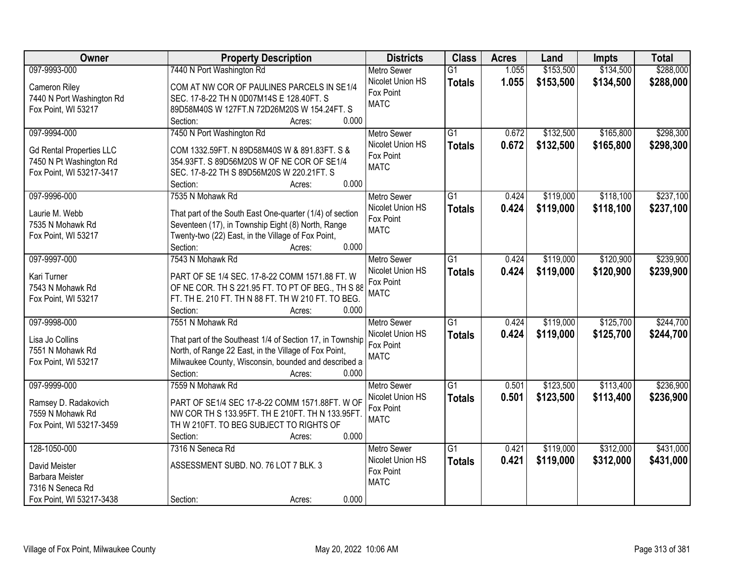| Owner | Property Description | Districts | Class | Acres | Land | Impts | Total |
|---|---|---|---|---|---|---|---|
| 097-9993-000<br><br>Cameron Riley<br>7440 N Port Washington Rd<br>Fox Point, WI 53217 | 7440 N Port Washington Rd<br><br>COM AT NW COR OF PAULINES PARCELS IN SE1/4 SEC. 17-8-22 TH N 0D07M14S E 128.40FT. S 89D58M40S W 127FT.N 72D26M20S W 154.24FT. S<br>Section: Acres: 0.000 | Metro Sewer<br>Nicolet Union HS<br>Fox Point<br>MATC | G1<br>**Totals** | 1.055<br>**1.055** | $153,500<br>**$153,500** | $134,500<br>**$134,500** | $288,000<br>**$288,000** |
| 097-9994-000<br><br>Gd Rental Properties LLC<br>7450 N Pt Washington Rd<br>Fox Point, WI 53217-3417 | 7450 N Port Washington Rd<br><br>COM 1332.59FT. N 89D58M40S W & 891.83FT. S & 354.93FT. S 89D56M20S W OF NE COR OF SE1/4 SEC. 17-8-22 TH S 89D56M20S W 220.21FT. S<br>Section: Acres: 0.000 | Metro Sewer<br>Nicolet Union HS<br>Fox Point<br>MATC | G1<br>**Totals** | 0.672<br>**0.672** | $132,500<br>**$132,500** | $165,800<br>**$165,800** | $298,300<br>**$298,300** |
| 097-9996-000<br><br>Laurie M. Webb<br>7535 N Mohawk Rd<br>Fox Point, WI 53217 | 7535 N Mohawk Rd<br><br>That part of the South East One-quarter (1/4) of section Seventeen (17), in Township Eight (8) North, Range Twenty-two (22) East, in the Village of Fox Point,<br>Section: Acres: 0.000 | Metro Sewer<br>Nicolet Union HS<br>Fox Point<br>MATC | G1<br>**Totals** | 0.424<br>**0.424** | $119,000<br>**$119,000** | $118,100<br>**$118,100** | $237,100<br>**$237,100** |
| 097-9997-000<br><br>Kari Turner<br>7543 N Mohawk Rd<br>Fox Point, WI 53217 | 7543 N Mohawk Rd<br><br>PART OF SE 1/4 SEC. 17-8-22 COMM 1571.88 FT. W OF NE COR. TH S 221.95 FT. TO PT OF BEG., TH S 88 FT. TH E. 210 FT. TH N 88 FT. TH W 210 FT. TO BEG.<br>Section: Acres: 0.000 | Metro Sewer<br>Nicolet Union HS<br>Fox Point<br>MATC | G1<br>**Totals** | 0.424<br>**0.424** | $119,000<br>**$119,000** | $120,900<br>**$120,900** | $239,900<br>**$239,900** |
| 097-9998-000<br><br>Lisa Jo Collins<br>7551 N Mohawk Rd<br>Fox Point, WI 53217 | 7551 N Mohawk Rd<br><br>That part of the Southeast 1/4 of Section 17, in Township North, of Range 22 East, in the Village of Fox Point, Milwaukee County, Wisconsin, bounded and described a<br>Section: Acres: 0.000 | Metro Sewer<br>Nicolet Union HS<br>Fox Point<br>MATC | G1<br>**Totals** | 0.424<br>**0.424** | $119,000<br>**$119,000** | $125,700<br>**$125,700** | $244,700<br>**$244,700** |
| 097-9999-000<br><br>Ramsey D. Radakovich<br>7559 N Mohawk Rd<br>Fox Point, WI 53217-3459 | 7559 N Mohawk Rd<br><br>PART OF SE1/4 SEC 17-8-22 COMM 1571.88FT. W OF NW COR TH S 133.95FT. TH E 210FT. TH N 133.95FT. TH W 210FT. TO BEG SUBJECT TO RIGHTS OF<br>Section: Acres: 0.000 | Metro Sewer<br>Nicolet Union HS<br>Fox Point<br>MATC | G1<br>**Totals** | 0.501<br>**0.501** | $123,500<br>**$123,500** | $113,400<br>**$113,400** | $236,900<br>**$236,900** |
| 128-1050-000<br><br>David Meister<br>Barbara Meister<br>7316 N Seneca Rd<br>Fox Point, WI 53217-3438 | 7316 N Seneca Rd<br><br>ASSESSMENT SUBD. NO. 76 LOT 7 BLK. 3<br><br>Section: Acres: 0.000 | Metro Sewer<br>Nicolet Union HS<br>Fox Point<br>MATC | G1<br>**Totals** | 0.421<br>**0.421** | $119,000<br>**$119,000** | $312,000<br>**$312,000** | $431,000<br>**$431,000** |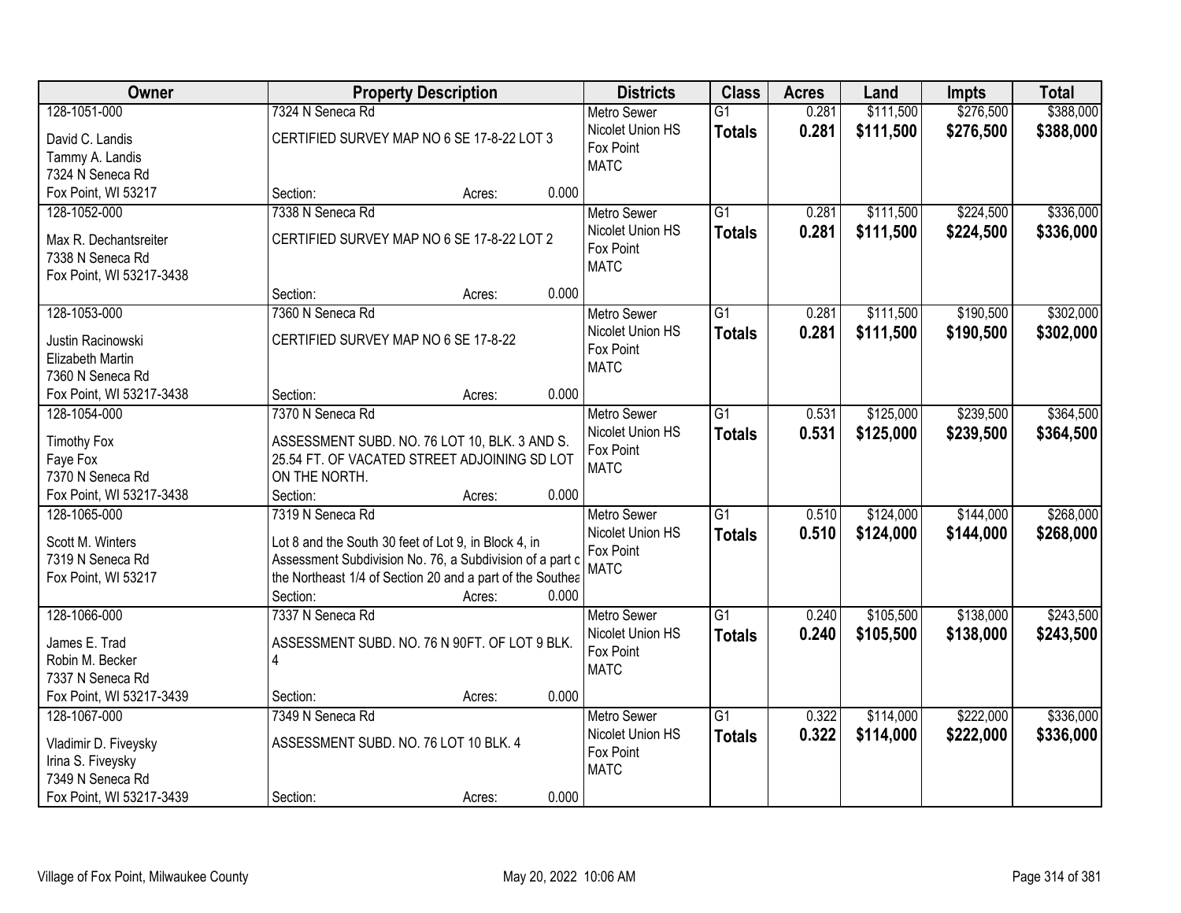| Owner | Property Description | Districts | Class | Acres | Land | Impts | Total |
|---|---|---|---|---|---|---|---|
| 128-1051-000<br>David C. Landis<br>Tammy A. Landis<br>7324 N Seneca Rd<br>Fox Point, WI 53217 | 7324 N Seneca Rd<br>CERTIFIED SURVEY MAP NO 6 SE 17-8-22 LOT 3<br>Section: Acres: 0.000 | Metro Sewer<br>Nicolet Union HS<br>Fox Point<br>MATC | G1<br>**Totals** | 0.281<br>**0.281** | $111,500<br>**$111,500** | $276,500<br>**$276,500** | $388,000<br>**$388,000** |
| 128-1052-000<br>Max R. Dechantsreiter<br>7338 N Seneca Rd<br>Fox Point, WI 53217-3438 | 7338 N Seneca Rd<br>CERTIFIED SURVEY MAP NO 6 SE 17-8-22 LOT 2<br>Section: Acres: 0.000 | Metro Sewer<br>Nicolet Union HS<br>Fox Point<br>MATC | G1<br>**Totals** | 0.281<br>**0.281** | $111,500<br>**$111,500** | $224,500<br>**$224,500** | $336,000<br>**$336,000** |
| 128-1053-000<br>Justin Racinowski<br>Elizabeth Martin<br>7360 N Seneca Rd<br>Fox Point, WI 53217-3438 | 7360 N Seneca Rd<br>CERTIFIED SURVEY MAP NO 6 SE 17-8-22<br>Section: Acres: 0.000 | Metro Sewer<br>Nicolet Union HS<br>Fox Point<br>MATC | G1<br>**Totals** | 0.281<br>**0.281** | $111,500<br>**$111,500** | $190,500<br>**$190,500** | $302,000<br>**$302,000** |
| 128-1054-000<br>Timothy Fox<br>Faye Fox<br>7370 N Seneca Rd<br>Fox Point, WI 53217-3438 | 7370 N Seneca Rd<br>ASSESSMENT SUBD. NO. 76 LOT 10, BLK. 3 AND S. 25.54 FT. OF VACATED STREET ADJOINING SD LOT ON THE NORTH.<br>Section: Acres: 0.000 | Metro Sewer<br>Nicolet Union HS<br>Fox Point<br>MATC | G1<br>**Totals** | 0.531<br>**0.531** | $125,000<br>**$125,000** | $239,500<br>**$239,500** | $364,500<br>**$364,500** |
| 128-1065-000<br>Scott M. Winters<br>7319 N Seneca Rd<br>Fox Point, WI 53217 | 7319 N Seneca Rd<br>Lot 8 and the South 30 feet of Lot 9, in Block 4, in Assessment Subdivision No. 76, a Subdivision of a part c the Northeast 1/4 of Section 20 and a part of the Southea<br>Section: Acres: 0.000 | Metro Sewer<br>Nicolet Union HS<br>Fox Point<br>MATC | G1<br>**Totals** | 0.510<br>**0.510** | $124,000<br>**$124,000** | $144,000<br>**$144,000** | $268,000<br>**$268,000** |
| 128-1066-000<br>James E. Trad<br>Robin M. Becker<br>7337 N Seneca Rd<br>Fox Point, WI 53217-3439 | 7337 N Seneca Rd<br>ASSESSMENT SUBD. NO. 76 N 90FT. OF LOT 9 BLK. 4<br>Section: Acres: 0.000 | Metro Sewer<br>Nicolet Union HS<br>Fox Point<br>MATC | G1<br>**Totals** | 0.240<br>**0.240** | $105,500<br>**$105,500** | $138,000<br>**$138,000** | $243,500<br>**$243,500** |
| 128-1067-000<br>Vladimir D. Fiveysky<br>Irina S. Fiveysky<br>7349 N Seneca Rd<br>Fox Point, WI 53217-3439 | 7349 N Seneca Rd<br>ASSESSMENT SUBD. NO. 76 LOT 10 BLK. 4<br>Section: Acres: 0.000 | Metro Sewer<br>Nicolet Union HS<br>Fox Point<br>MATC | G1<br>**Totals** | 0.322<br>**0.322** | $114,000<br>**$114,000** | $222,000<br>**$222,000** | $336,000<br>**$336,000** |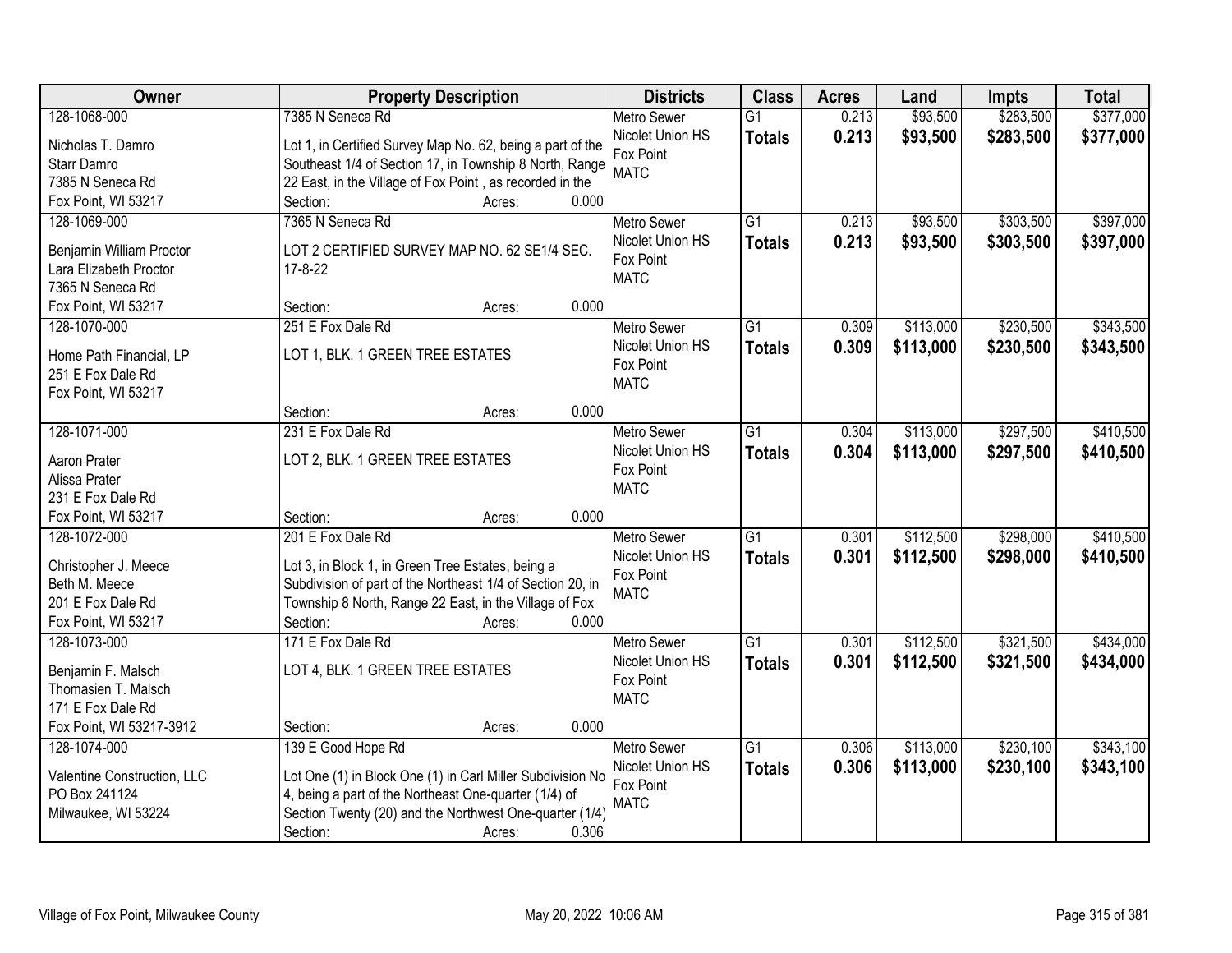| Owner | Property Description | Districts | Class | Acres | Land | Impts | Total |
|---|---|---|---|---|---|---|---|
| 128-1068-000<br>Nicholas T. Damro<br>Starr Damro<br>7385 N Seneca Rd<br>Fox Point, WI 53217 | 7385 N Seneca Rd<br>Lot 1, in Certified Survey Map No. 62, being a part of the Southeast 1/4 of Section 17, in Township 8 North, Range 22 East, in the Village of Fox Point , as recorded in the<br>Section: Acres: 0.000 | Metro Sewer<br>Nicolet Union HS<br>Fox Point<br>MATC | G1<br>**Totals** | 0.213<br>**0.213** | \$93,500<br>**\$93,500** | \$283,500<br>**\$283,500** | \$377,000<br>**\$377,000** |
| 128-1069-000<br>Benjamin William Proctor<br>Lara Elizabeth Proctor<br>7365 N Seneca Rd<br>Fox Point, WI 53217 | 7365 N Seneca Rd<br>LOT 2 CERTIFIED SURVEY MAP NO. 62 SE1/4 SEC. 17-8-22<br>Section: Acres: 0.000 | Metro Sewer<br>Nicolet Union HS<br>Fox Point<br>MATC | G1<br>**Totals** | 0.213<br>**0.213** | \$93,500<br>**\$93,500** | \$303,500<br>**\$303,500** | \$397,000<br>**\$397,000** |
| 128-1070-000<br>Home Path Financial, LP<br>251 E Fox Dale Rd<br>Fox Point, WI 53217 | 251 E Fox Dale Rd<br>LOT 1, BLK. 1 GREEN TREE ESTATES<br>Section: Acres: 0.000 | Metro Sewer<br>Nicolet Union HS<br>Fox Point<br>MATC | G1<br>**Totals** | 0.309<br>**0.309** | \$113,000<br>**\$113,000** | \$230,500<br>**\$230,500** | \$343,500<br>**\$343,500** |
| 128-1071-000<br>Aaron Prater<br>Alissa Prater<br>231 E Fox Dale Rd<br>Fox Point, WI 53217 | 231 E Fox Dale Rd<br>LOT 2, BLK. 1 GREEN TREE ESTATES<br>Section: Acres: 0.000 | Metro Sewer<br>Nicolet Union HS<br>Fox Point<br>MATC | G1<br>**Totals** | 0.304<br>**0.304** | \$113,000<br>**\$113,000** | \$297,500<br>**\$297,500** | \$410,500<br>**\$410,500** |
| 128-1072-000<br>Christopher J. Meece<br>Beth M. Meece<br>201 E Fox Dale Rd<br>Fox Point, WI 53217 | 201 E Fox Dale Rd<br>Lot 3, in Block 1, in Green Tree Estates, being a Subdivision of part of the Northeast 1/4 of Section 20, in Township 8 North, Range 22 East, in the Village of Fox<br>Section: Acres: 0.000 | Metro Sewer<br>Nicolet Union HS<br>Fox Point<br>MATC | G1<br>**Totals** | 0.301<br>**0.301** | \$112,500<br>**\$112,500** | \$298,000<br>**\$298,000** | \$410,500<br>**\$410,500** |
| 128-1073-000<br>Benjamin F. Malsch<br>Thomasien T. Malsch<br>171 E Fox Dale Rd<br>Fox Point, WI 53217-3912 | 171 E Fox Dale Rd<br>LOT 4, BLK. 1 GREEN TREE ESTATES<br>Section: Acres: 0.000 | Metro Sewer<br>Nicolet Union HS<br>Fox Point<br>MATC | G1<br>**Totals** | 0.301<br>**0.301** | \$112,500<br>**\$112,500** | \$321,500<br>**\$321,500** | \$434,000<br>**\$434,000** |
| 128-1074-000<br>Valentine Construction, LLC<br>PO Box 241124<br>Milwaukee, WI 53224 | 139 E Good Hope Rd<br>Lot One (1) in Block One (1) in Carl Miller Subdivision No 4, being a part of the Northeast One-quarter (1/4) of Section Twenty (20) and the Northwest One-quarter (1/4)<br>Section: Acres: 0.306 | Metro Sewer<br>Nicolet Union HS<br>Fox Point<br>MATC | G1<br>**Totals** | 0.306<br>**0.306** | \$113,000<br>**\$113,000** | \$230,100<br>**\$230,100** | \$343,100<br>**\$343,100** |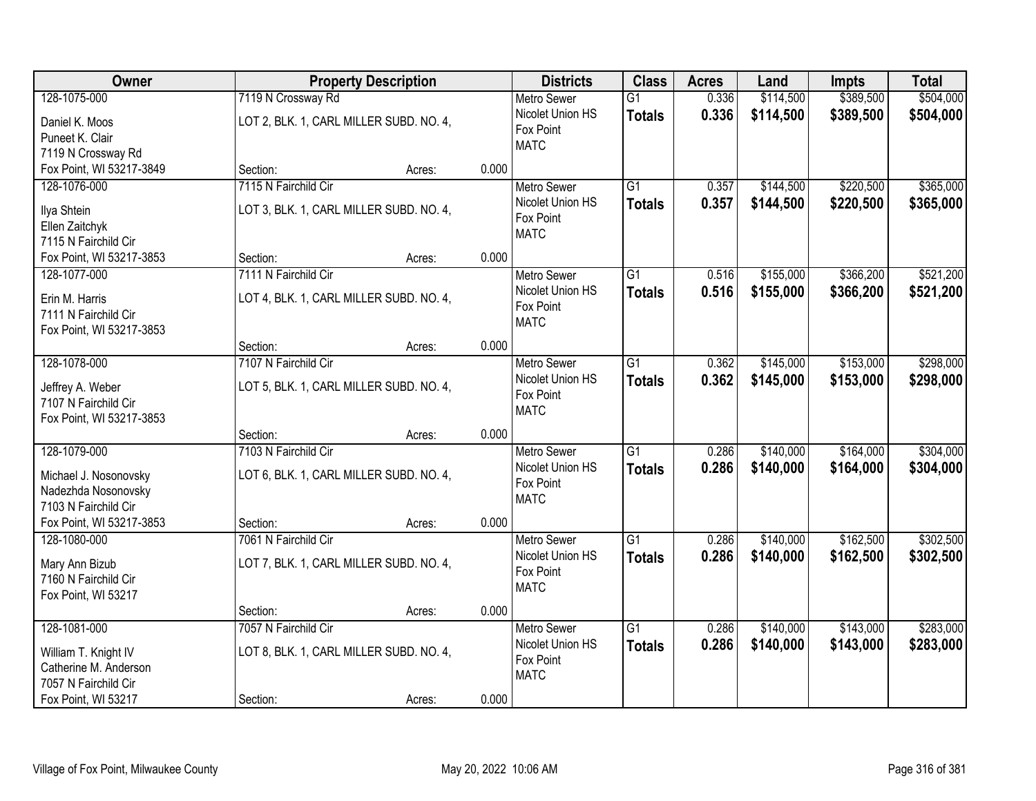| Owner | Property Description | Districts | Class | Acres | Land | Impts | Total |
|---|---|---|---|---|---|---|---|
| 128-1075-000<br>Daniel K. Moos<br>Puneet K. Clair<br>7119 N Crossway Rd<br>Fox Point, WI 53217-3849 | 7119 N Crossway Rd<br>LOT 2, BLK. 1, CARL MILLER SUBD. NO. 4,<br>Section: Acres: 0.000 | Metro Sewer<br>Nicolet Union HS<br>Fox Point<br>MATC | G1<br>**Totals** | 0.336<br>**0.336** | $114,500<br>**$114,500** | $389,500<br>**$389,500** | $504,000<br>**$504,000** |
| 128-1076-000<br>Ilya Shtein<br>Ellen Zaitchyk<br>7115 N Fairchild Cir<br>Fox Point, WI 53217-3853 | 7115 N Fairchild Cir<br>LOT 3, BLK. 1, CARL MILLER SUBD. NO. 4,<br>Section: Acres: 0.000 | Metro Sewer<br>Nicolet Union HS<br>Fox Point<br>MATC | G1<br>**Totals** | 0.357<br>**0.357** | $144,500<br>**$144,500** | $220,500<br>**$220,500** | $365,000<br>**$365,000** |
| 128-1077-000<br>Erin M. Harris<br>7111 N Fairchild Cir<br>Fox Point, WI 53217-3853 | 7111 N Fairchild Cir<br>LOT 4, BLK. 1, CARL MILLER SUBD. NO. 4,<br>Section: Acres: 0.000 | Metro Sewer<br>Nicolet Union HS<br>Fox Point<br>MATC | G1<br>**Totals** | 0.516<br>**0.516** | $155,000<br>**$155,000** | $366,200<br>**$366,200** | $521,200<br>**$521,200** |
| 128-1078-000<br>Jeffrey A. Weber<br>7107 N Fairchild Cir<br>Fox Point, WI 53217-3853 | 7107 N Fairchild Cir<br>LOT 5, BLK. 1, CARL MILLER SUBD. NO. 4,<br>Section: Acres: 0.000 | Metro Sewer<br>Nicolet Union HS<br>Fox Point<br>MATC | G1<br>**Totals** | 0.362<br>**0.362** | $145,000<br>**$145,000** | $153,000<br>**$153,000** | $298,000<br>**$298,000** |
| 128-1079-000<br>Michael J. Nosonovsky<br>Nadezhda Nosonovsky<br>7103 N Fairchild Cir<br>Fox Point, WI 53217-3853 | 7103 N Fairchild Cir<br>LOT 6, BLK. 1, CARL MILLER SUBD. NO. 4,<br>Section: Acres: 0.000 | Metro Sewer<br>Nicolet Union HS<br>Fox Point<br>MATC | G1<br>**Totals** | 0.286<br>**0.286** | $140,000<br>**$140,000** | $164,000<br>**$164,000** | $304,000<br>**$304,000** |
| 128-1080-000<br>Mary Ann Bizub<br>7160 N Fairchild Cir<br>Fox Point, WI 53217 | 7061 N Fairchild Cir<br>LOT 7, BLK. 1, CARL MILLER SUBD. NO. 4,<br>Section: Acres: 0.000 | Metro Sewer<br>Nicolet Union HS<br>Fox Point<br>MATC | G1<br>**Totals** | 0.286<br>**0.286** | $140,000<br>**$140,000** | $162,500<br>**$162,500** | $302,500<br>**$302,500** |
| 128-1081-000<br>William T. Knight IV<br>Catherine M. Anderson<br>7057 N Fairchild Cir<br>Fox Point, WI 53217 | 7057 N Fairchild Cir<br>LOT 8, BLK. 1, CARL MILLER SUBD. NO. 4,<br>Section: Acres: 0.000 | Metro Sewer<br>Nicolet Union HS<br>Fox Point<br>MATC | G1<br>**Totals** | 0.286<br>**0.286** | $140,000<br>**$140,000** | $143,000<br>**$143,000** | $283,000<br>**$283,000** |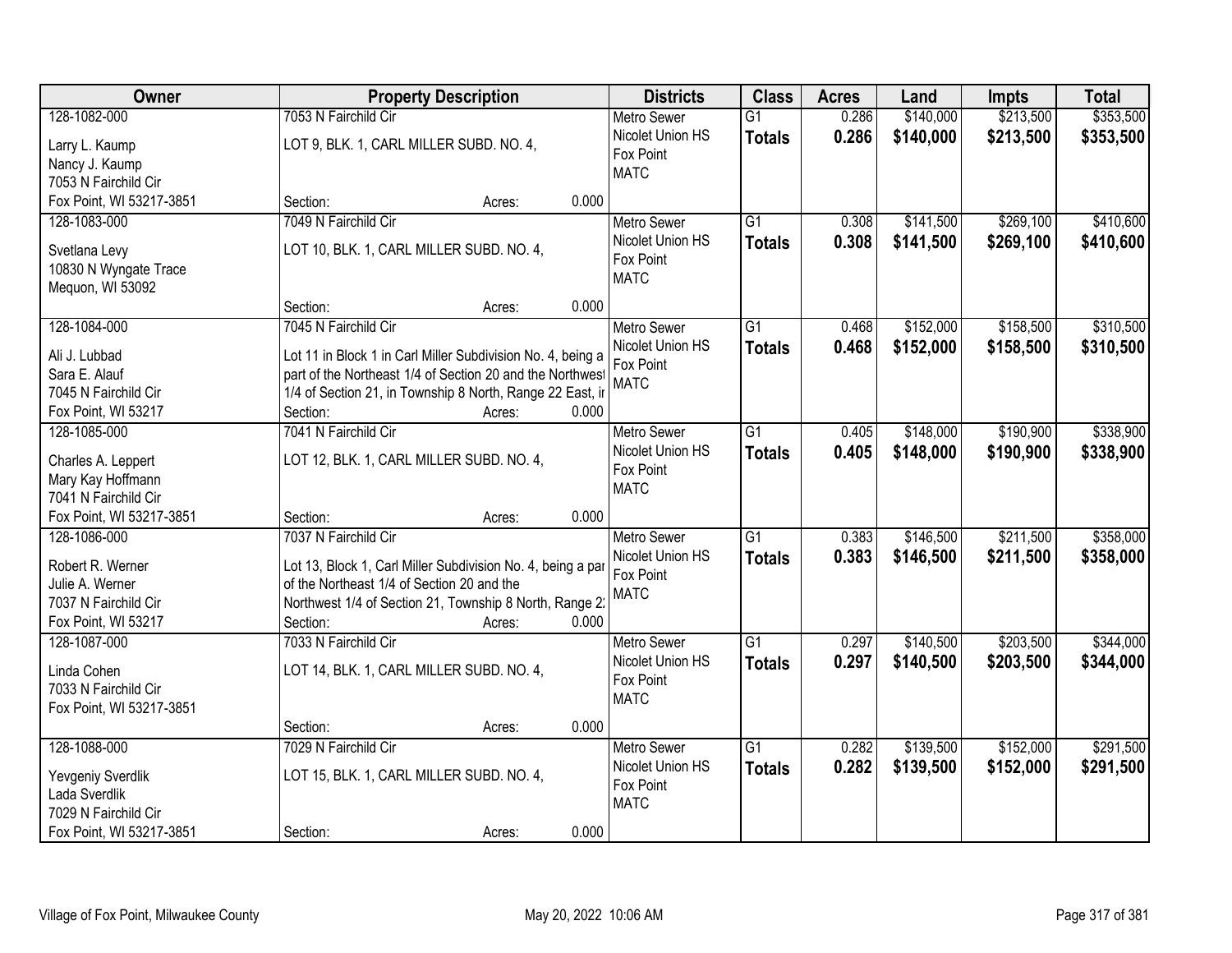| Owner | Property Description | Districts | Class | Acres | Land | Impts | Total |
|---|---|---|---|---|---|---|---|
| 128-1082-000<br>Larry L. Kaump<br>Nancy J. Kaump<br>7053 N Fairchild Cir<br>Fox Point, WI 53217-3851 | 7053 N Fairchild Cir<br>LOT 9, BLK. 1, CARL MILLER SUBD. NO. 4,<br>Section: Acres: 0.000 | Metro Sewer<br>Nicolet Union HS<br>Fox Point<br>MATC | G1<br>**Totals** | 0.286<br>**0.286** | $140,000<br>**$140,000** | $213,500<br>**$213,500** | $353,500<br>**$353,500** |
| 128-1083-000<br>Svetlana Levy<br>10830 N Wyngate Trace<br>Mequon, WI 53092 | 7049 N Fairchild Cir<br>LOT 10, BLK. 1, CARL MILLER SUBD. NO. 4,<br>Section: Acres: 0.000 | Metro Sewer<br>Nicolet Union HS<br>Fox Point<br>MATC | G1<br>**Totals** | 0.308<br>**0.308** | $141,500<br>**$141,500** | $269,100<br>**$269,100** | $410,600<br>**$410,600** |
| 128-1084-000<br>Ali J. Lubbad<br>Sara E. Alauf<br>7045 N Fairchild Cir<br>Fox Point, WI 53217 | 7045 N Fairchild Cir<br>Lot 11 in Block 1 in Carl Miller Subdivision No. 4, being a part of the Northeast 1/4 of Section 20 and the Northwest 1/4 of Section 21, in Township 8 North, Range 22 East, ir<br>Section: Acres: 0.000 | Metro Sewer<br>Nicolet Union HS<br>Fox Point<br>MATC | G1<br>**Totals** | 0.468<br>**0.468** | $152,000<br>**$152,000** | $158,500<br>**$158,500** | $310,500<br>**$310,500** |
| 128-1085-000<br>Charles A. Leppert<br>Mary Kay Hoffmann<br>7041 N Fairchild Cir<br>Fox Point, WI 53217-3851 | 7041 N Fairchild Cir<br>LOT 12, BLK. 1, CARL MILLER SUBD. NO. 4,<br>Section: Acres: 0.000 | Metro Sewer<br>Nicolet Union HS<br>Fox Point<br>MATC | G1<br>**Totals** | 0.405<br>**0.405** | $148,000<br>**$148,000** | $190,900<br>**$190,900** | $338,900<br>**$338,900** |
| 128-1086-000<br>Robert R. Werner<br>Julie A. Werner<br>7037 N Fairchild Cir<br>Fox Point, WI 53217 | 7037 N Fairchild Cir<br>Lot 13, Block 1, Carl Miller Subdivision No. 4, being a par of the Northeast 1/4 of Section 20 and the Northwest 1/4 of Section 21, Township 8 North, Range 2:<br>Section: Acres: 0.000 | Metro Sewer<br>Nicolet Union HS<br>Fox Point<br>MATC | G1<br>**Totals** | 0.383<br>**0.383** | $146,500<br>**$146,500** | $211,500<br>**$211,500** | $358,000<br>**$358,000** |
| 128-1087-000<br>Linda Cohen<br>7033 N Fairchild Cir<br>Fox Point, WI 53217-3851 | 7033 N Fairchild Cir<br>LOT 14, BLK. 1, CARL MILLER SUBD. NO. 4,<br>Section: Acres: 0.000 | Metro Sewer<br>Nicolet Union HS<br>Fox Point<br>MATC | G1<br>**Totals** | 0.297<br>**0.297** | $140,500<br>**$140,500** | $203,500<br>**$203,500** | $344,000<br>**$344,000** |
| 128-1088-000<br>Yevgeniy Sverdlik<br>Lada Sverdlik<br>7029 N Fairchild Cir<br>Fox Point, WI 53217-3851 | 7029 N Fairchild Cir<br>LOT 15, BLK. 1, CARL MILLER SUBD. NO. 4,<br>Section: Acres: 0.000 | Metro Sewer<br>Nicolet Union HS<br>Fox Point<br>MATC | G1<br>**Totals** | 0.282<br>**0.282** | $139,500<br>**$139,500** | $152,000<br>**$152,000** | $291,500<br>**$291,500** |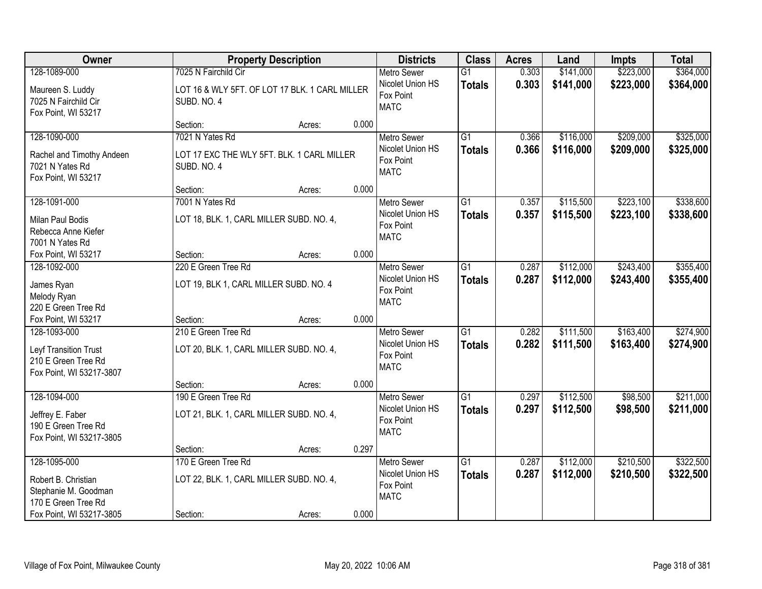| Owner | Property Description | Districts | Class | Acres | Land | Impts | Total |
|---|---|---|---|---|---|---|---|
| 128-1089-000<br>Maureen S. Luddy<br>7025 N Fairchild Cir<br>Fox Point, WI 53217 | 7025 N Fairchild Cir<br>LOT 16 & WLY 5FT. OF LOT 17 BLK. 1 CARL MILLER SUBD. NO. 4<br>Section: Acres: 0.000 | Metro Sewer<br>Nicolet Union HS<br>Fox Point<br>MATC | G1<br>**Totals** | 0.303<br>**0.303** | $141,000<br>**$141,000** | $223,000<br>**$223,000** | $364,000<br>**$364,000** |
| 128-1090-000<br>Rachel and Timothy Andeen<br>7021 N Yates Rd<br>Fox Point, WI 53217 | 7021 N Yates Rd<br>LOT 17 EXC THE WLY 5FT. BLK. 1 CARL MILLER SUBD. NO. 4<br>Section: Acres: 0.000 | Metro Sewer<br>Nicolet Union HS<br>Fox Point<br>MATC | G1<br>**Totals** | 0.366<br>**0.366** | $116,000<br>**$116,000** | $209,000<br>**$209,000** | $325,000<br>**$325,000** |
| 128-1091-000<br>Milan Paul Bodis<br>Rebecca Anne Kiefer<br>7001 N Yates Rd<br>Fox Point, WI 53217 | 7001 N Yates Rd<br>LOT 18, BLK. 1, CARL MILLER SUBD. NO. 4,<br>Section: Acres: 0.000 | Metro Sewer<br>Nicolet Union HS<br>Fox Point<br>MATC | G1<br>**Totals** | 0.357<br>**0.357** | $115,500<br>**$115,500** | $223,100<br>**$223,100** | $338,600<br>**$338,600** |
| 128-1092-000<br>James Ryan<br>Melody Ryan<br>220 E Green Tree Rd<br>Fox Point, WI 53217 | 220 E Green Tree Rd<br>LOT 19, BLK 1, CARL MILLER SUBD. NO. 4<br>Section: Acres: 0.000 | Metro Sewer<br>Nicolet Union HS<br>Fox Point<br>MATC | G1<br>**Totals** | 0.287<br>**0.287** | $112,000<br>**$112,000** | $243,400<br>**$243,400** | $355,400<br>**$355,400** |
| 128-1093-000<br>Leyf Transition Trust<br>210 E Green Tree Rd<br>Fox Point, WI 53217-3807 | 210 E Green Tree Rd<br>LOT 20, BLK. 1, CARL MILLER SUBD. NO. 4,<br>Section: Acres: 0.000 | Metro Sewer<br>Nicolet Union HS<br>Fox Point<br>MATC | G1<br>**Totals** | 0.282<br>**0.282** | $111,500<br>**$111,500** | $163,400<br>**$163,400** | $274,900<br>**$274,900** |
| 128-1094-000<br>Jeffrey E. Faber<br>190 E Green Tree Rd<br>Fox Point, WI 53217-3805 | 190 E Green Tree Rd<br>LOT 21, BLK. 1, CARL MILLER SUBD. NO. 4,<br>Section: Acres: 0.297 | Metro Sewer<br>Nicolet Union HS<br>Fox Point<br>MATC | G1<br>**Totals** | 0.297<br>**0.297** | $112,500<br>**$112,500** | $98,500<br>**$98,500** | $211,000<br>**$211,000** |
| 128-1095-000<br>Robert B. Christian<br>Stephanie M. Goodman<br>170 E Green Tree Rd<br>Fox Point, WI 53217-3805 | 170 E Green Tree Rd<br>LOT 22, BLK. 1, CARL MILLER SUBD. NO. 4,<br>Section: Acres: 0.000 | Metro Sewer<br>Nicolet Union HS<br>Fox Point<br>MATC | G1<br>**Totals** | 0.287<br>**0.287** | $112,000<br>**$112,000** | $210,500<br>**$210,500** | $322,500<br>**$322,500** |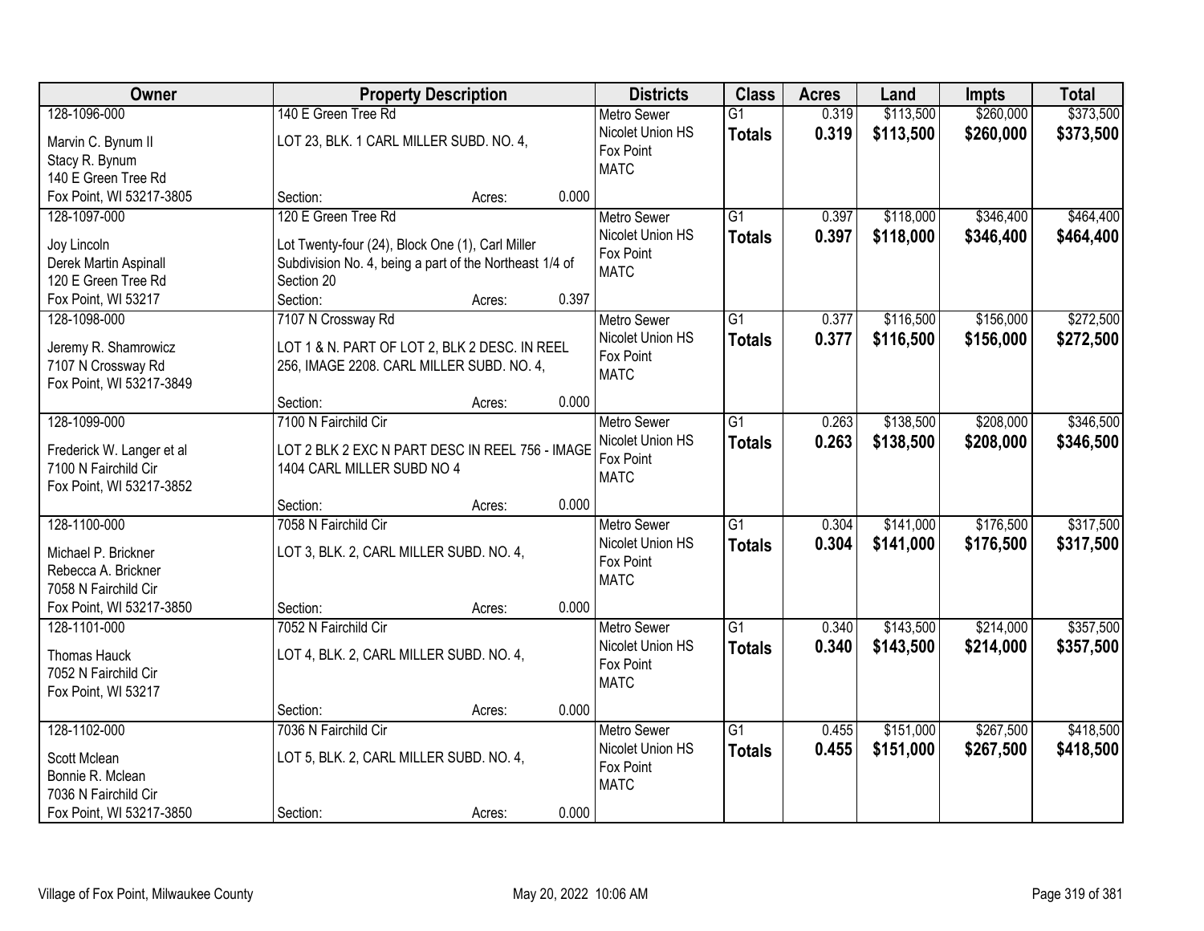| Owner | Property Description | Districts | Class | Acres | Land | Impts | Total |
|---|---|---|---|---|---|---|---|
| 128-1096-000<br>Marvin C. Bynum II<br>Stacy R. Bynum<br>140 E Green Tree Rd<br>Fox Point, WI 53217-3805 | 140 E Green Tree Rd<br>LOT 23, BLK. 1 CARL MILLER SUBD. NO. 4,<br>Section: Acres: 0.000 | Metro Sewer<br>Nicolet Union HS<br>Fox Point<br>MATC | G1<br>**Totals** | 0.319<br>**0.319** | \$113,500<br>**\$113,500** | \$260,000<br>**\$260,000** | \$373,500<br>**\$373,500** |
| 128-1097-000<br>Joy Lincoln<br>Derek Martin Aspinall<br>120 E Green Tree Rd<br>Fox Point, WI 53217 | 120 E Green Tree Rd<br>Lot Twenty-four (24), Block One (1), Carl Miller Subdivision No. 4, being a part of the Northeast 1/4 of Section 20<br>Section: Acres: 0.397 | Metro Sewer<br>Nicolet Union HS<br>Fox Point<br>MATC | G1<br>**Totals** | 0.397<br>**0.397** | \$118,000<br>**\$118,000** | \$346,400<br>**\$346,400** | \$464,400<br>**\$464,400** |
| 128-1098-000<br>Jeremy R. Shamrowicz<br>7107 N Crossway Rd<br>Fox Point, WI 53217-3849 | 7107 N Crossway Rd<br>LOT 1 & N. PART OF LOT 2, BLK 2 DESC. IN REEL 256, IMAGE 2208. CARL MILLER SUBD. NO. 4,<br>Section: Acres: 0.000 | Metro Sewer<br>Nicolet Union HS<br>Fox Point<br>MATC | G1<br>**Totals** | 0.377<br>**0.377** | \$116,500<br>**\$116,500** | \$156,000<br>**\$156,000** | \$272,500<br>**\$272,500** |
| 128-1099-000<br>Frederick W. Langer et al<br>7100 N Fairchild Cir<br>Fox Point, WI 53217-3852 | 7100 N Fairchild Cir<br>LOT 2 BLK 2 EXC N PART DESC IN REEL 756 - IMAGE 1404 CARL MILLER SUBD NO 4<br>Section: Acres: 0.000 | Metro Sewer<br>Nicolet Union HS<br>Fox Point<br>MATC | G1<br>**Totals** | 0.263<br>**0.263** | \$138,500<br>**\$138,500** | \$208,000<br>**\$208,000** | \$346,500<br>**\$346,500** |
| 128-1100-000<br>Michael P. Brickner<br>Rebecca A. Brickner<br>7058 N Fairchild Cir<br>Fox Point, WI 53217-3850 | 7058 N Fairchild Cir<br>LOT 3, BLK. 2, CARL MILLER SUBD. NO. 4,<br>Section: Acres: 0.000 | Metro Sewer<br>Nicolet Union HS<br>Fox Point<br>MATC | G1<br>**Totals** | 0.304<br>**0.304** | \$141,000<br>**\$141,000** | \$176,500<br>**\$176,500** | \$317,500<br>**\$317,500** |
| 128-1101-000<br>Thomas Hauck<br>7052 N Fairchild Cir<br>Fox Point, WI 53217 | 7052 N Fairchild Cir<br>LOT 4, BLK. 2, CARL MILLER SUBD. NO. 4,<br>Section: Acres: 0.000 | Metro Sewer<br>Nicolet Union HS<br>Fox Point<br>MATC | G1<br>**Totals** | 0.340<br>**0.340** | \$143,500<br>**\$143,500** | \$214,000<br>**\$214,000** | \$357,500<br>**\$357,500** |
| 128-1102-000<br>Scott Mclean<br>Bonnie R. Mclean<br>7036 N Fairchild Cir<br>Fox Point, WI 53217-3850 | 7036 N Fairchild Cir<br>LOT 5, BLK. 2, CARL MILLER SUBD. NO. 4,<br>Section: Acres: 0.000 | Metro Sewer<br>Nicolet Union HS<br>Fox Point<br>MATC | G1<br>**Totals** | 0.455<br>**0.455** | \$151,000<br>**\$151,000** | \$267,500<br>**\$267,500** | \$418,500<br>**\$418,500** |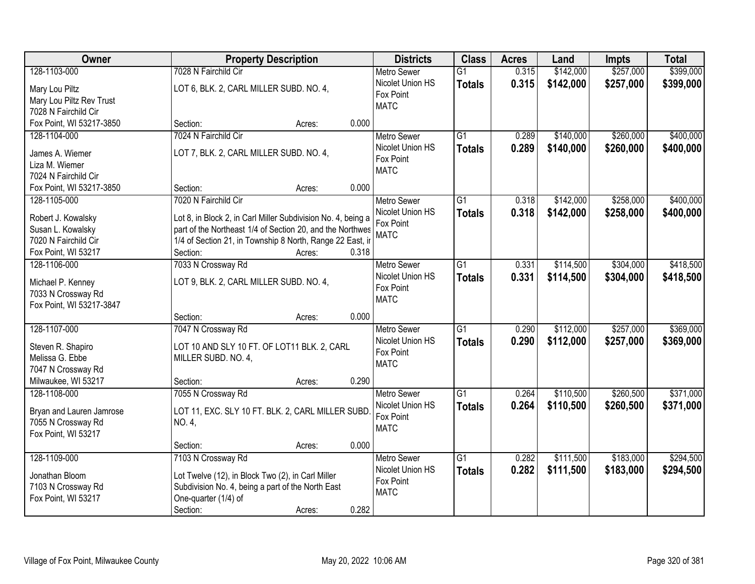| Owner | Property Description | Districts | Class | Acres | Land | Impts | Total |
|---|---|---|---|---|---|---|---|
| 128-1103-000<br>Mary Lou Piltz<br>Mary Lou Piltz Rev Trust<br>7028 N Fairchild Cir<br>Fox Point, WI 53217-3850 | 7028 N Fairchild Cir<br>LOT 6, BLK. 2, CARL MILLER SUBD. NO. 4,<br>Section: Acres: 0.000 | Metro Sewer<br>Nicolet Union HS<br>Fox Point<br>MATC | G1<br>**Totals** | 0.315<br>**0.315** | $142,000<br>**$142,000** | $257,000<br>**$257,000** | $399,000<br>**$399,000** |
| 128-1104-000<br>James A. Wiemer<br>Liza M. Wiemer<br>7024 N Fairchild Cir<br>Fox Point, WI 53217-3850 | 7024 N Fairchild Cir<br>LOT 7, BLK. 2, CARL MILLER SUBD. NO. 4,<br>Section: Acres: 0.000 | Metro Sewer<br>Nicolet Union HS<br>Fox Point<br>MATC | G1<br>**Totals** | 0.289<br>**0.289** | $140,000<br>**$140,000** | $260,000<br>**$260,000** | $400,000<br>**$400,000** |
| 128-1105-000<br>Robert J. Kowalsky<br>Susan L. Kowalsky<br>7020 N Fairchild Cir<br>Fox Point, WI 53217 | 7020 N Fairchild Cir<br>Lot 8, in Block 2, in Carl Miller Subdivision No. 4, being a part of the Northeast 1/4 of Section 20, and the Northwes 1/4 of Section 21, in Township 8 North, Range 22 East, ir<br>Section: Acres: 0.318 | Metro Sewer<br>Nicolet Union HS<br>Fox Point<br>MATC | G1<br>**Totals** | 0.318<br>**0.318** | $142,000<br>**$142,000** | $258,000<br>**$258,000** | $400,000<br>**$400,000** |
| 128-1106-000<br>Michael P. Kenney<br>7033 N Crossway Rd<br>Fox Point, WI 53217-3847 | 7033 N Crossway Rd<br>LOT 9, BLK. 2, CARL MILLER SUBD. NO. 4,<br>Section: Acres: 0.000 | Metro Sewer<br>Nicolet Union HS<br>Fox Point<br>MATC | G1<br>**Totals** | 0.331<br>**0.331** | $114,500<br>**$114,500** | $304,000<br>**$304,000** | $418,500<br>**$418,500** |
| 128-1107-000<br>Steven R. Shapiro<br>Melissa G. Ebbe<br>7047 N Crossway Rd<br>Milwaukee, WI 53217 | 7047 N Crossway Rd<br>LOT 10 AND SLY 10 FT. OF LOT11 BLK. 2, CARL MILLER SUBD. NO. 4,<br>Section: Acres: 0.290 | Metro Sewer<br>Nicolet Union HS<br>Fox Point<br>MATC | G1<br>**Totals** | 0.290<br>**0.290** | $112,000<br>**$112,000** | $257,000<br>**$257,000** | $369,000<br>**$369,000** |
| 128-1108-000<br>Bryan and Lauren Jamrose<br>7055 N Crossway Rd<br>Fox Point, WI 53217 | 7055 N Crossway Rd<br>LOT 11, EXC. SLY 10 FT. BLK. 2, CARL MILLER SUBD. NO. 4,<br>Section: Acres: 0.000 | Metro Sewer<br>Nicolet Union HS<br>Fox Point<br>MATC | G1<br>**Totals** | 0.264<br>**0.264** | $110,500<br>**$110,500** | $260,500<br>**$260,500** | $371,000<br>**$371,000** |
| 128-1109-000<br>Jonathan Bloom<br>7103 N Crossway Rd<br>Fox Point, WI 53217 | 7103 N Crossway Rd<br>Lot Twelve (12), in Block Two (2), in Carl Miller Subdivision No. 4, being a part of the North East One-quarter (1/4) of<br>Section: Acres: 0.282 | Metro Sewer<br>Nicolet Union HS<br>Fox Point<br>MATC | G1<br>**Totals** | 0.282<br>**0.282** | $111,500<br>**$111,500** | $183,000<br>**$183,000** | $294,500<br>**$294,500** |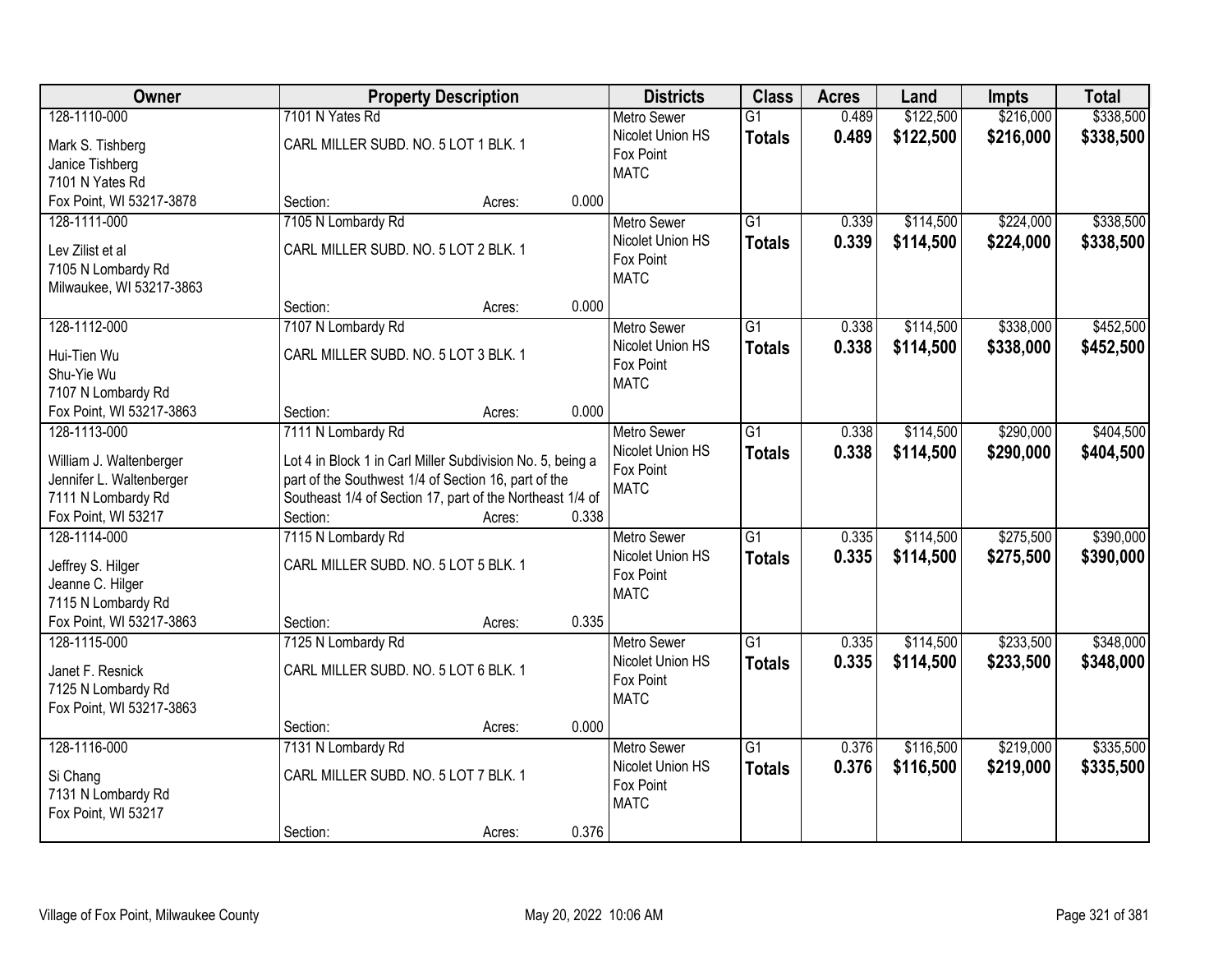| Owner | Property Description | | | Districts | Class | Acres | Land | Impts | Total |
|---|---|---|---|---|---|---|---|---|---|
| 128-1110-000<br>Mark S. Tishberg<br>Janice Tishberg<br>7101 N Yates Rd<br>Fox Point, WI 53217-3878 | 7101 N Yates Rd<br>CARL MILLER SUBD. NO. 5 LOT 1 BLK. 1<br>Section: | Acres: | 0.000 | Metro Sewer<br>Nicolet Union HS<br>Fox Point<br>MATC | G1<br>**Totals** | 0.489<br>**0.489** | \$122,500<br>**\$122,500** | \$216,000<br>**\$216,000** | \$338,500<br>**\$338,500** |
| 128-1111-000<br>Lev Zilist et al<br>7105 N Lombardy Rd<br>Milwaukee, WI 53217-3863 | 7105 N Lombardy Rd<br>CARL MILLER SUBD. NO. 5 LOT 2 BLK. 1<br>Section: | Acres: | 0.000 | Metro Sewer<br>Nicolet Union HS<br>Fox Point<br>MATC | G1<br>**Totals** | 0.339<br>**0.339** | \$114,500<br>**\$114,500** | \$224,000<br>**\$224,000** | \$338,500<br>**\$338,500** |
| 128-1112-000<br>Hui-Tien Wu<br>Shu-Yie Wu<br>7107 N Lombardy Rd<br>Fox Point, WI 53217-3863 | 7107 N Lombardy Rd<br>CARL MILLER SUBD. NO. 5 LOT 3 BLK. 1<br>Section: | Acres: | 0.000 | Metro Sewer<br>Nicolet Union HS<br>Fox Point<br>MATC | G1<br>**Totals** | 0.338<br>**0.338** | \$114,500<br>**\$114,500** | \$338,000<br>**\$338,000** | \$452,500<br>**\$452,500** |
| 128-1113-000<br>William J. Waltenberger<br>Jennifer L. Waltenberger<br>7111 N Lombardy Rd<br>Fox Point, WI 53217 | 7111 N Lombardy Rd<br>Lot 4 in Block 1 in Carl Miller Subdivision No. 5, being a part of the Southwest 1/4 of Section 16, part of the Southeast 1/4 of Section 17, part of the Northeast 1/4 of<br>Section: | Acres: | 0.338 | Metro Sewer<br>Nicolet Union HS<br>Fox Point<br>MATC | G1<br>**Totals** | 0.338<br>**0.338** | \$114,500<br>**\$114,500** | \$290,000<br>**\$290,000** | \$404,500<br>**\$404,500** |
| 128-1114-000<br>Jeffrey S. Hilger<br>Jeanne C. Hilger<br>7115 N Lombardy Rd<br>Fox Point, WI 53217-3863 | 7115 N Lombardy Rd<br>CARL MILLER SUBD. NO. 5 LOT 5 BLK. 1<br>Section: | Acres: | 0.335 | Metro Sewer<br>Nicolet Union HS<br>Fox Point<br>MATC | G1<br>**Totals** | 0.335<br>**0.335** | \$114,500<br>**\$114,500** | \$275,500<br>**\$275,500** | \$390,000<br>**\$390,000** |
| 128-1115-000<br>Janet F. Resnick<br>7125 N Lombardy Rd<br>Fox Point, WI 53217-3863 | 7125 N Lombardy Rd<br>CARL MILLER SUBD. NO. 5 LOT 6 BLK. 1<br>Section: | Acres: | 0.000 | Metro Sewer<br>Nicolet Union HS<br>Fox Point<br>MATC | G1<br>**Totals** | 0.335<br>**0.335** | \$114,500<br>**\$114,500** | \$233,500<br>**\$233,500** | \$348,000<br>**\$348,000** |
| 128-1116-000<br>Si Chang<br>7131 N Lombardy Rd<br>Fox Point, WI 53217 | 7131 N Lombardy Rd<br>CARL MILLER SUBD. NO. 5 LOT 7 BLK. 1<br>Section: | Acres: | 0.376 | Metro Sewer<br>Nicolet Union HS<br>Fox Point<br>MATC | G1<br>**Totals** | 0.376<br>**0.376** | \$116,500<br>**\$116,500** | \$219,000<br>**\$219,000** | \$335,500<br>**\$335,500** |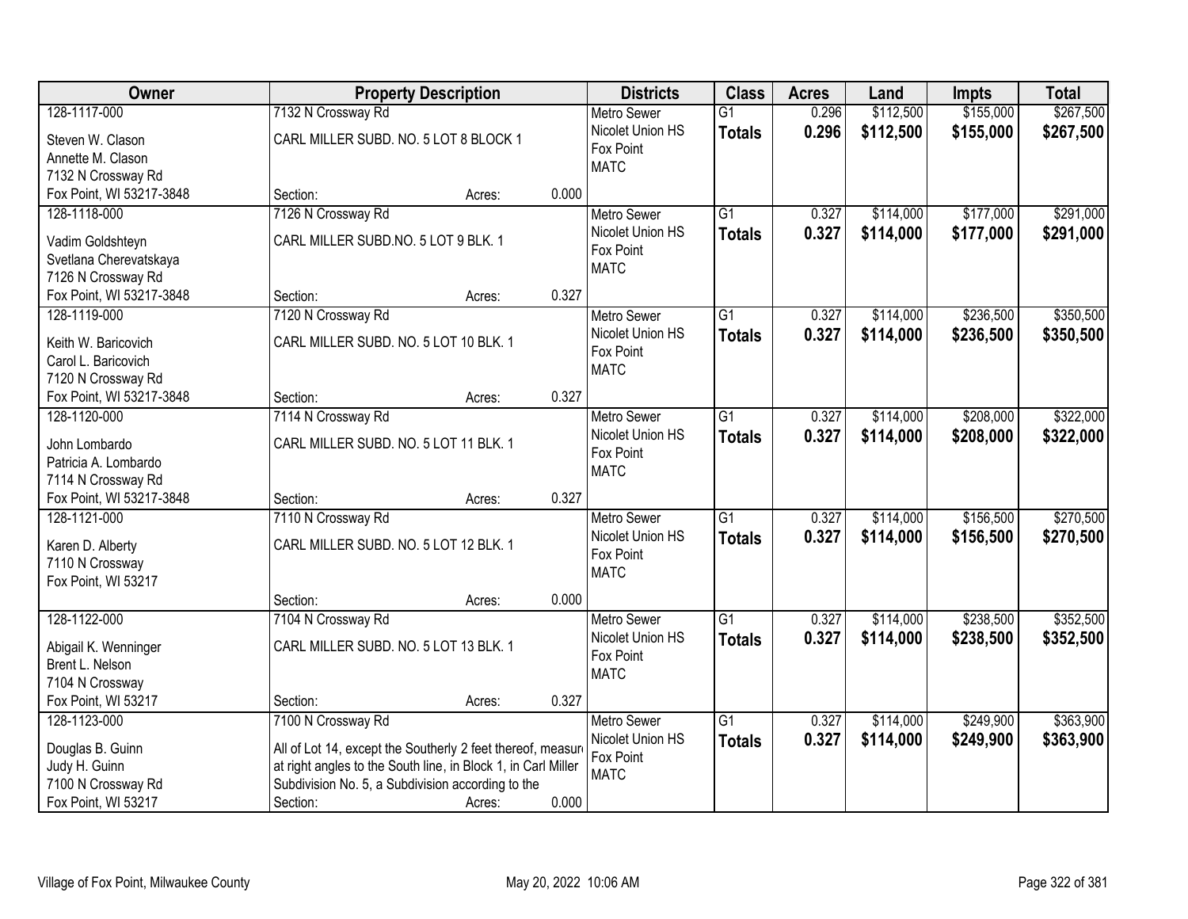| Owner | Property Description | Districts | Class | Acres | Land | Impts | Total |
|---|---|---|---|---|---|---|---|
| 128-1117-000<br>Steven W. Clason<br>Annette M. Clason<br>7132 N Crossway Rd<br>Fox Point, WI 53217-3848 | 7132 N Crossway Rd<br>CARL MILLER SUBD. NO. 5 LOT 8 BLOCK 1<br>Section: Acres: 0.000 | Metro Sewer<br>Nicolet Union HS<br>Fox Point<br>MATC | G1<br>**Totals** | 0.296<br>**0.296** | $112,500<br>**$112,500** | $155,000<br>**$155,000** | $267,500<br>**$267,500** |
| 128-1118-000<br>Vadim Goldshteyn<br>Svetlana Cherevatskaya<br>7126 N Crossway Rd<br>Fox Point, WI 53217-3848 | 7126 N Crossway Rd<br>CARL MILLER SUBD.NO. 5 LOT 9 BLK. 1<br>Section: Acres: 0.327 | Metro Sewer<br>Nicolet Union HS<br>Fox Point<br>MATC | G1<br>**Totals** | 0.327<br>**0.327** | $114,000<br>**$114,000** | $177,000<br>**$177,000** | $291,000<br>**$291,000** |
| 128-1119-000<br>Keith W. Baricovich<br>Carol L. Baricovich<br>7120 N Crossway Rd<br>Fox Point, WI 53217-3848 | 7120 N Crossway Rd<br>CARL MILLER SUBD. NO. 5 LOT 10 BLK. 1<br>Section: Acres: 0.327 | Metro Sewer<br>Nicolet Union HS<br>Fox Point<br>MATC | G1<br>**Totals** | 0.327<br>**0.327** | $114,000<br>**$114,000** | $236,500<br>**$236,500** | $350,500<br>**$350,500** |
| 128-1120-000<br>John Lombardo<br>Patricia A. Lombardo<br>7114 N Crossway Rd<br>Fox Point, WI 53217-3848 | 7114 N Crossway Rd<br>CARL MILLER SUBD. NO. 5 LOT 11 BLK. 1<br>Section: Acres: 0.327 | Metro Sewer<br>Nicolet Union HS<br>Fox Point<br>MATC | G1<br>**Totals** | 0.327<br>**0.327** | $114,000<br>**$114,000** | $208,000<br>**$208,000** | $322,000<br>**$322,000** |
| 128-1121-000<br>Karen D. Alberty<br>7110 N Crossway<br>Fox Point, WI 53217 | 7110 N Crossway Rd<br>CARL MILLER SUBD. NO. 5 LOT 12 BLK. 1<br>Section: Acres: 0.000 | Metro Sewer<br>Nicolet Union HS<br>Fox Point<br>MATC | G1<br>**Totals** | 0.327<br>**0.327** | $114,000<br>**$114,000** | $156,500<br>**$156,500** | $270,500<br>**$270,500** |
| 128-1122-000<br>Abigail K. Wenninger<br>Brent L. Nelson<br>7104 N Crossway<br>Fox Point, WI 53217 | 7104 N Crossway Rd<br>CARL MILLER SUBD. NO. 5 LOT 13 BLK. 1<br>Section: Acres: 0.327 | Metro Sewer<br>Nicolet Union HS<br>Fox Point<br>MATC | G1<br>**Totals** | 0.327<br>**0.327** | $114,000<br>**$114,000** | $238,500<br>**$238,500** | $352,500<br>**$352,500** |
| 128-1123-000<br>Douglas B. Guinn<br>Judy H. Guinn<br>7100 N Crossway Rd<br>Fox Point, WI 53217 | 7100 N Crossway Rd<br>All of Lot 14, except the Southerly 2 feet thereof, measur at right angles to the South line, in Block 1, in Carl Miller Subdivision No. 5, a Subdivision according to the<br>Section: Acres: 0.000 | Metro Sewer<br>Nicolet Union HS<br>Fox Point<br>MATC | G1<br>**Totals** | 0.327<br>**0.327** | $114,000<br>**$114,000** | $249,900<br>**$249,900** | $363,900<br>**$363,900** |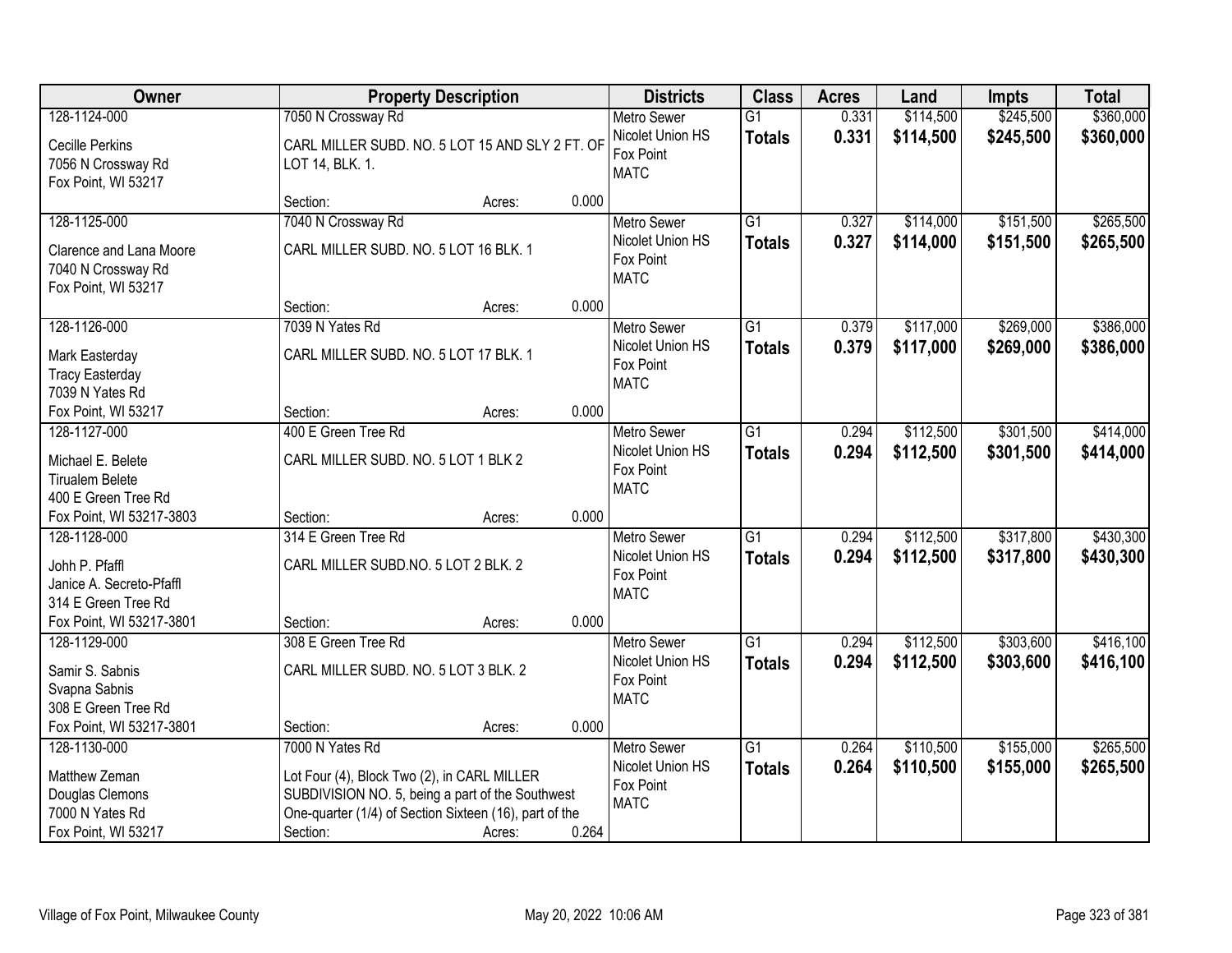| Owner | Property Description | | | Districts | Class | Acres | Land | Impts | Total |
|---|---|---|---|---|---|---|---|---|---|
| 128-1124-000<br>Cecille Perkins<br>7056 N Crossway Rd<br>Fox Point, WI 53217 | 7050 N Crossway Rd<br>CARL MILLER SUBD. NO. 5 LOT 15 AND SLY 2 FT. OF LOT 14, BLK. 1.<br>Section: | Acres: | 0.000 | Metro Sewer<br>Nicolet Union HS<br>Fox Point<br>MATC | G1<br>**Totals** | 0.331<br>**0.331** | $114,500<br>**$114,500** | $245,500<br>**$245,500** | $360,000<br>**$360,000** |
| 128-1125-000<br>Clarence and Lana Moore<br>7040 N Crossway Rd<br>Fox Point, WI 53217 | 7040 N Crossway Rd<br>CARL MILLER SUBD. NO. 5 LOT 16 BLK. 1<br>Section: | Acres: | 0.000 | Metro Sewer<br>Nicolet Union HS<br>Fox Point<br>MATC | G1<br>**Totals** | 0.327<br>**0.327** | $114,000<br>**$114,000** | $151,500<br>**$151,500** | $265,500<br>**$265,500** |
| 128-1126-000<br>Mark Easterday<br>Tracy Easterday<br>7039 N Yates Rd<br>Fox Point, WI 53217 | 7039 N Yates Rd<br>CARL MILLER SUBD. NO. 5 LOT 17 BLK. 1<br>Section: | Acres: | 0.000 | Metro Sewer<br>Nicolet Union HS<br>Fox Point<br>MATC | G1<br>**Totals** | 0.379<br>**0.379** | $117,000<br>**$117,000** | $269,000<br>**$269,000** | $386,000<br>**$386,000** |
| 128-1127-000<br>Michael E. Belete<br>Tirualem Belete<br>400 E Green Tree Rd<br>Fox Point, WI 53217-3803 | 400 E Green Tree Rd<br>CARL MILLER SUBD. NO. 5 LOT 1 BLK 2<br>Section: | Acres: | 0.000 | Metro Sewer<br>Nicolet Union HS<br>Fox Point<br>MATC | G1<br>**Totals** | 0.294<br>**0.294** | $112,500<br>**$112,500** | $301,500<br>**$301,500** | $414,000<br>**$414,000** |
| 128-1128-000<br>Johh P. Pfaffl<br>Janice A. Secreto-Pfaffl<br>314 E Green Tree Rd<br>Fox Point, WI 53217-3801 | 314 E Green Tree Rd<br>CARL MILLER SUBD.NO. 5 LOT 2 BLK. 2<br>Section: | Acres: | 0.000 | Metro Sewer<br>Nicolet Union HS<br>Fox Point<br>MATC | G1<br>**Totals** | 0.294<br>**0.294** | $112,500<br>**$112,500** | $317,800<br>**$317,800** | $430,300<br>**$430,300** |
| 128-1129-000<br>Samir S. Sabnis<br>Svapna Sabnis<br>308 E Green Tree Rd<br>Fox Point, WI 53217-3801 | 308 E Green Tree Rd<br>CARL MILLER SUBD. NO. 5 LOT 3 BLK. 2<br>Section: | Acres: | 0.000 | Metro Sewer<br>Nicolet Union HS<br>Fox Point<br>MATC | G1<br>**Totals** | 0.294<br>**0.294** | $112,500<br>**$112,500** | $303,600<br>**$303,600** | $416,100<br>**$416,100** |
| 128-1130-000<br>Matthew Zeman<br>Douglas Clemons<br>7000 N Yates Rd<br>Fox Point, WI 53217 | 7000 N Yates Rd<br>Lot Four (4), Block Two (2), in CARL MILLER SUBDIVISION NO. 5, being a part of the Southwest One-quarter (1/4) of Section Sixteen (16), part of the<br>Section: | Acres: | 0.264 | Metro Sewer<br>Nicolet Union HS<br>Fox Point<br>MATC | G1<br>**Totals** | 0.264<br>**0.264** | $110,500<br>**$110,500** | $155,000<br>**$155,000** | $265,500<br>**$265,500** |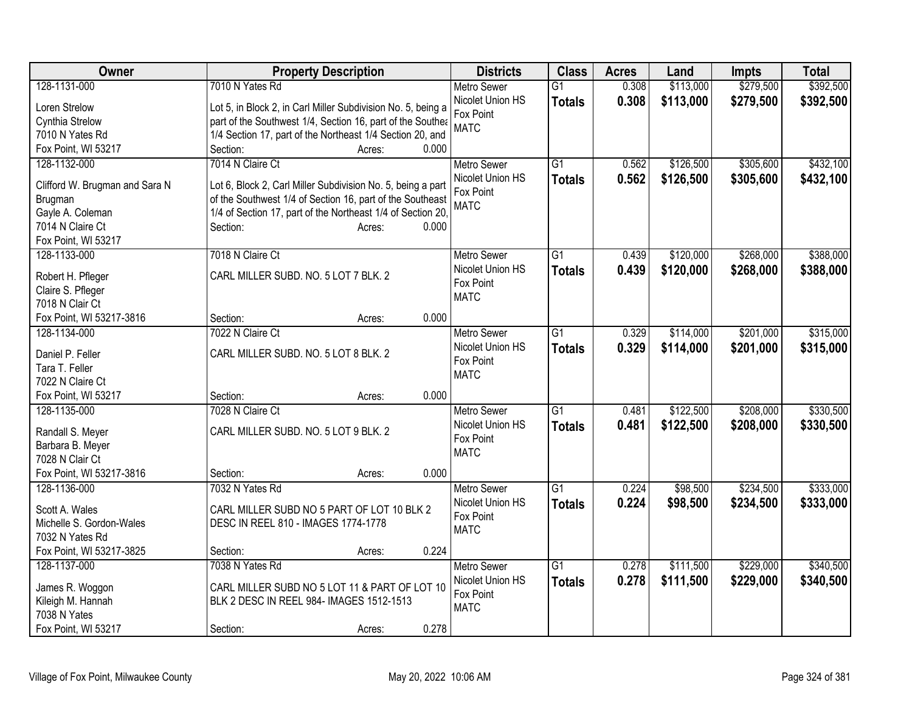| Owner | Property Description | Districts | Class | Acres | Land | Impts | Total |
|---|---|---|---|---|---|---|---|
| 128-1131-000<br>Loren Strelow<br>Cynthia Strelow<br>7010 N Yates Rd<br>Fox Point, WI 53217 | 7010 N Yates Rd<br>Lot 5, in Block 2, in Carl Miller Subdivision No. 5, being a part of the Southwest 1/4, Section 16, part of the Southea 1/4 Section 17, part of the Northeast 1/4 Section 20, and<br>Section: Acres: 0.000 | Metro Sewer<br>Nicolet Union HS<br>Fox Point<br>MATC | G1<br>**Totals** | 0.308<br>**0.308** | \$113,000<br>**\$113,000** | \$279,500<br>**\$279,500** | \$392,500<br>**\$392,500** |
| 128-1132-000<br>Clifford W. Brugman and Sara N Brugman<br>Gayle A. Coleman<br>7014 N Claire Ct<br>Fox Point, WI 53217 | 7014 N Claire Ct<br>Lot 6, Block 2, Carl Miller Subdivision No. 5, being a part of the Southwest 1/4 of Section 16, part of the Southeast 1/4 of Section 17, part of the Northeast 1/4 of Section 20,<br>Section: Acres: 0.000 | Metro Sewer<br>Nicolet Union HS<br>Fox Point<br>MATC | G1<br>**Totals** | 0.562<br>**0.562** | \$126,500<br>**\$126,500** | \$305,600<br>**\$305,600** | \$432,100<br>**\$432,100** |
| 128-1133-000<br>Robert H. Pfleger<br>Claire S. Pfleger<br>7018 N Clair Ct<br>Fox Point, WI 53217-3816 | 7018 N Claire Ct<br>CARL MILLER SUBD. NO. 5 LOT 7 BLK. 2<br>Section: Acres: 0.000 | Metro Sewer<br>Nicolet Union HS<br>Fox Point<br>MATC | G1<br>**Totals** | 0.439<br>**0.439** | \$120,000<br>**\$120,000** | \$268,000<br>**\$268,000** | \$388,000<br>**\$388,000** |
| 128-1134-000<br>Daniel P. Feller<br>Tara T. Feller<br>7022 N Claire Ct<br>Fox Point, WI 53217 | 7022 N Claire Ct<br>CARL MILLER SUBD. NO. 5 LOT 8 BLK. 2<br>Section: Acres: 0.000 | Metro Sewer<br>Nicolet Union HS<br>Fox Point<br>MATC | G1<br>**Totals** | 0.329<br>**0.329** | \$114,000<br>**\$114,000** | \$201,000<br>**\$201,000** | \$315,000<br>**\$315,000** |
| 128-1135-000<br>Randall S. Meyer<br>Barbara B. Meyer<br>7028 N Clair Ct<br>Fox Point, WI 53217-3816 | 7028 N Claire Ct<br>CARL MILLER SUBD. NO. 5 LOT 9 BLK. 2<br>Section: Acres: 0.000 | Metro Sewer<br>Nicolet Union HS<br>Fox Point<br>MATC | G1<br>**Totals** | 0.481<br>**0.481** | \$122,500<br>**\$122,500** | \$208,000<br>**\$208,000** | \$330,500<br>**\$330,500** |
| 128-1136-000<br>Scott A. Wales<br>Michelle S. Gordon-Wales<br>7032 N Yates Rd<br>Fox Point, WI 53217-3825 | 7032 N Yates Rd<br>CARL MILLER SUBD NO 5 PART OF LOT 10 BLK 2 DESC IN REEL 810 - IMAGES 1774-1778<br>Section: Acres: 0.224 | Metro Sewer<br>Nicolet Union HS<br>Fox Point<br>MATC | G1<br>**Totals** | 0.224<br>**0.224** | \$98,500<br>**\$98,500** | \$234,500<br>**\$234,500** | \$333,000<br>**\$333,000** |
| 128-1137-000<br>James R. Woggon<br>Kileigh M. Hannah<br>7038 N Yates<br>Fox Point, WI 53217 | 7038 N Yates Rd<br>CARL MILLER SUBD NO 5 LOT 11 & PART OF LOT 10 BLK 2 DESC IN REEL 984- IMAGES 1512-1513<br>Section: Acres: 0.278 | Metro Sewer<br>Nicolet Union HS<br>Fox Point<br>MATC | G1<br>**Totals** | 0.278<br>**0.278** | \$111,500<br>**\$111,500** | \$229,000<br>**\$229,000** | \$340,500<br>**\$340,500** |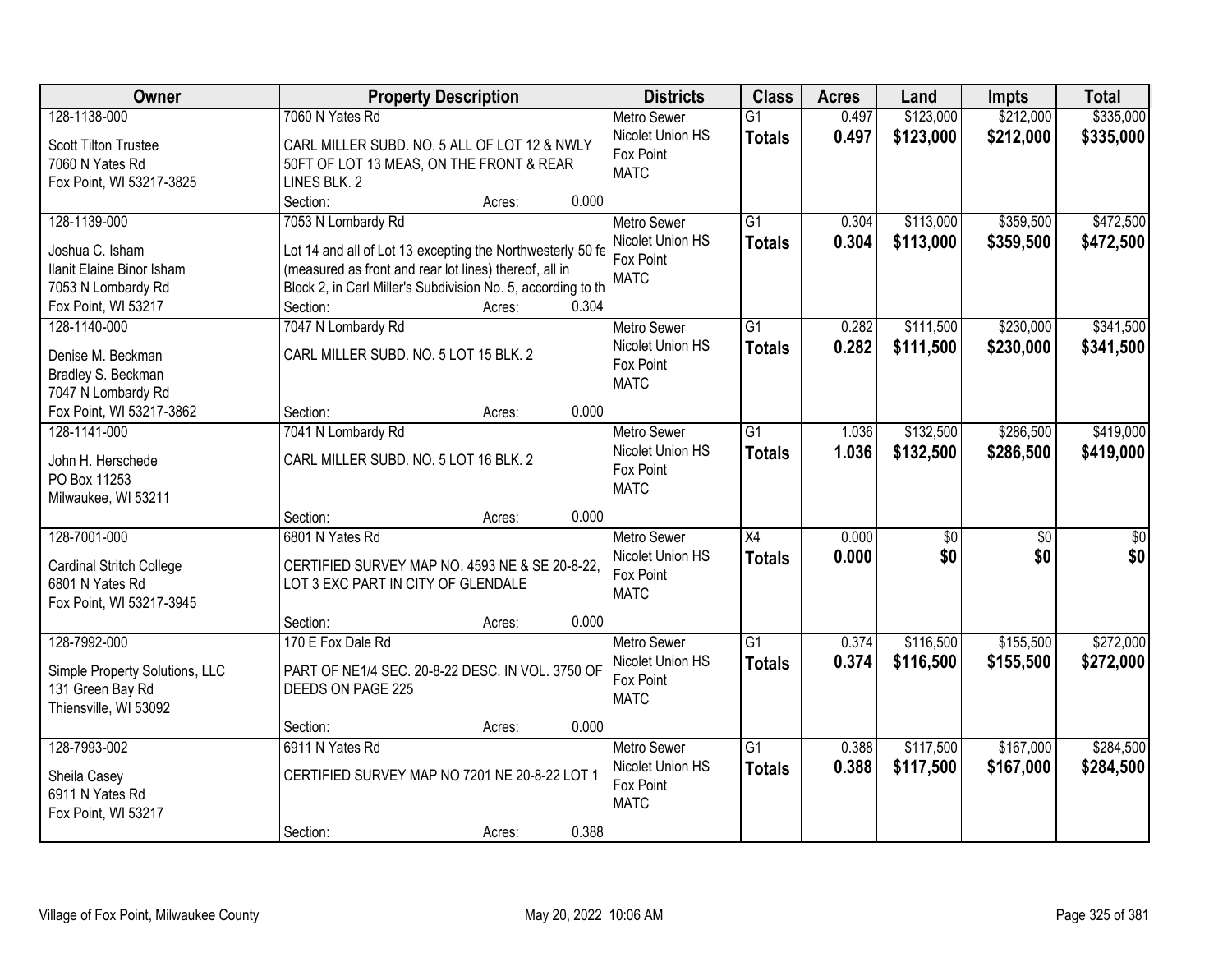| Owner | Property Description | Districts | Class | Acres | Land | Impts | Total |
|---|---|---|---|---|---|---|---|
| 128-1138-000<br>Scott Tilton Trustee<br>7060 N Yates Rd<br>Fox Point, WI 53217-3825 | 7060 N Yates Rd<br>CARL MILLER SUBD. NO. 5 ALL OF LOT 12 & NWLY 50FT OF LOT 13 MEAS, ON THE FRONT & REAR LINES BLK. 2<br>Section: Acres: 0.000 | Metro Sewer<br>Nicolet Union HS<br>Fox Point<br>MATC | G1<br>**Totals** | 0.497<br>**0.497** | $123,000<br>**$123,000** | $212,000<br>**$212,000** | $335,000<br>**$335,000** |
| 128-1139-000<br>Joshua C. Isham<br>Ilanit Elaine Binor Isham<br>7053 N Lombardy Rd<br>Fox Point, WI 53217 | 7053 N Lombardy Rd<br>Lot 14 and all of Lot 13 excepting the Northwesterly 50 fe (measured as front and rear lot lines) thereof, all in Block 2, in Carl Miller's Subdivision No. 5, according to th<br>Section: Acres: 0.304 | Metro Sewer<br>Nicolet Union HS<br>Fox Point<br>MATC | G1<br>**Totals** | 0.304<br>**0.304** | $113,000<br>**$113,000** | $359,500<br>**$359,500** | $472,500<br>**$472,500** |
| 128-1140-000<br>Denise M. Beckman<br>Bradley S. Beckman<br>7047 N Lombardy Rd<br>Fox Point, WI 53217-3862 | 7047 N Lombardy Rd<br>CARL MILLER SUBD. NO. 5 LOT 15 BLK. 2<br>Section: Acres: 0.000 | Metro Sewer<br>Nicolet Union HS<br>Fox Point<br>MATC | G1<br>**Totals** | 0.282<br>**0.282** | $111,500<br>**$111,500** | $230,000<br>**$230,000** | $341,500<br>**$341,500** |
| 128-1141-000<br>John H. Herschede<br>PO Box 11253<br>Milwaukee, WI 53211 | 7041 N Lombardy Rd<br>CARL MILLER SUBD. NO. 5 LOT 16 BLK. 2<br>Section: Acres: 0.000 | Metro Sewer<br>Nicolet Union HS<br>Fox Point<br>MATC | G1<br>**Totals** | 1.036<br>**1.036** | $132,500<br>**$132,500** | $286,500<br>**$286,500** | $419,000<br>**$419,000** |
| 128-7001-000<br>Cardinal Stritch College<br>6801 N Yates Rd<br>Fox Point, WI 53217-3945 | 6801 N Yates Rd<br>CERTIFIED SURVEY MAP NO. 4593 NE & SE 20-8-22, LOT 3 EXC PART IN CITY OF GLENDALE<br>Section: Acres: 0.000 | Metro Sewer<br>Nicolet Union HS<br>Fox Point<br>MATC | X4<br>**Totals** | 0.000<br>**0.000** | $0<br>**$0** | $0<br>**$0** | $0<br>**$0** |
| 128-7992-000<br>Simple Property Solutions, LLC<br>131 Green Bay Rd<br>Thiensville, WI 53092 | 170 E Fox Dale Rd<br>PART OF NE1/4 SEC. 20-8-22 DESC. IN VOL. 3750 OF DEEDS ON PAGE 225<br>Section: Acres: 0.000 | Metro Sewer<br>Nicolet Union HS<br>Fox Point<br>MATC | G1<br>**Totals** | 0.374<br>**0.374** | $116,500<br>**$116,500** | $155,500<br>**$155,500** | $272,000<br>**$272,000** |
| 128-7993-002<br>Sheila Casey<br>6911 N Yates Rd<br>Fox Point, WI 53217 | 6911 N Yates Rd<br>CERTIFIED SURVEY MAP NO 7201 NE 20-8-22 LOT 1<br>Section: Acres: 0.388 | Metro Sewer<br>Nicolet Union HS<br>Fox Point<br>MATC | G1<br>**Totals** | 0.388<br>**0.388** | $117,500<br>**$117,500** | $167,000<br>**$167,000** | $284,500<br>**$284,500** |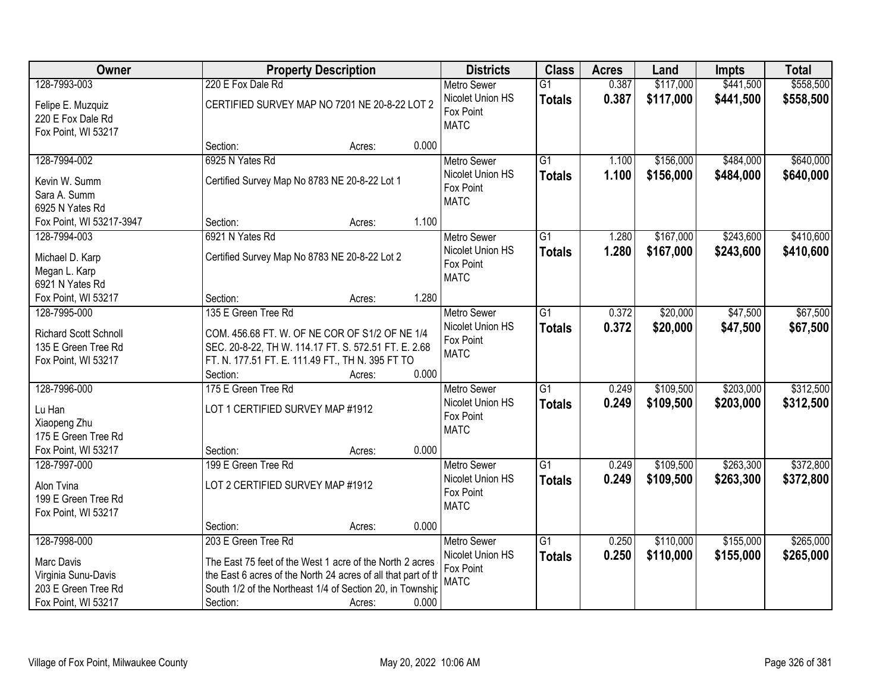| Owner | Property Description | Districts | Class | Acres | Land | Impts | Total |
|---|---|---|---|---|---|---|---|
| 128-7993-003<br>Felipe E. Muzquiz<br>220 E Fox Dale Rd<br>Fox Point, WI 53217 | 220 E Fox Dale Rd<br>CERTIFIED SURVEY MAP NO 7201 NE 20-8-22 LOT 2<br>Section: Acres: 0.000 | Metro Sewer<br>Nicolet Union HS<br>Fox Point<br>MATC | G1<br>**Totals** | 0.387<br>**0.387** | $117,000<br>**$117,000** | $441,500<br>**$441,500** | $558,500<br>**$558,500** |
| 128-7994-002<br>Kevin W. Summ<br>Sara A. Summ<br>6925 N Yates Rd<br>Fox Point, WI 53217-3947 | 6925 N Yates Rd<br>Certified Survey Map No 8783 NE 20-8-22 Lot 1<br>Section: Acres: 1.100 | Metro Sewer<br>Nicolet Union HS<br>Fox Point<br>MATC | G1<br>**Totals** | 1.100<br>**1.100** | $156,000<br>**$156,000** | $484,000<br>**$484,000** | $640,000<br>**$640,000** |
| 128-7994-003<br>Michael D. Karp<br>Megan L. Karp<br>6921 N Yates Rd<br>Fox Point, WI 53217 | 6921 N Yates Rd<br>Certified Survey Map No 8783 NE 20-8-22 Lot 2<br>Section: Acres: 1.280 | Metro Sewer<br>Nicolet Union HS<br>Fox Point<br>MATC | G1<br>**Totals** | 1.280<br>**1.280** | $167,000<br>**$167,000** | $243,600<br>**$243,600** | $410,600<br>**$410,600** |
| 128-7995-000<br>Richard Scott Schnoll<br>135 E Green Tree Rd<br>Fox Point, WI 53217 | 135 E Green Tree Rd<br>COM. 456.68 FT. W. OF NE COR OF S1/2 OF NE 1/4 SEC. 20-8-22, TH W. 114.17 FT. S. 572.51 FT. E. 2.68 FT. N. 177.51 FT. E. 111.49 FT., TH N. 395 FT TO<br>Section: Acres: 0.000 | Metro Sewer<br>Nicolet Union HS<br>Fox Point<br>MATC | G1<br>**Totals** | 0.372<br>**0.372** | $20,000<br>**$20,000** | $47,500<br>**$47,500** | $67,500<br>**$67,500** |
| 128-7996-000<br>Lu Han<br>Xiaopeng Zhu<br>175 E Green Tree Rd<br>Fox Point, WI 53217 | 175 E Green Tree Rd<br>LOT 1 CERTIFIED SURVEY MAP #1912<br>Section: Acres: 0.000 | Metro Sewer<br>Nicolet Union HS<br>Fox Point<br>MATC | G1<br>**Totals** | 0.249<br>**0.249** | $109,500<br>**$109,500** | $203,000<br>**$203,000** | $312,500<br>**$312,500** |
| 128-7997-000<br>Alon Tvina<br>199 E Green Tree Rd<br>Fox Point, WI 53217 | 199 E Green Tree Rd<br>LOT 2 CERTIFIED SURVEY MAP #1912<br>Section: Acres: 0.000 | Metro Sewer<br>Nicolet Union HS<br>Fox Point<br>MATC | G1<br>**Totals** | 0.249<br>**0.249** | $109,500<br>**$109,500** | $263,300<br>**$263,300** | $372,800<br>**$372,800** |
| 128-7998-000<br>Marc Davis<br>Virginia Sunu-Davis<br>203 E Green Tree Rd<br>Fox Point, WI 53217 | 203 E Green Tree Rd<br>The East 75 feet of the West 1 acre of the North 2 acres the East 6 acres of the North 24 acres of all that part of th South 1/2 of the Northeast 1/4 of Section 20, in Townshi<br>Section: Acres: 0.000 | Metro Sewer<br>Nicolet Union HS<br>Fox Point<br>MATC | G1<br>**Totals** | 0.250<br>**0.250** | $110,000<br>**$110,000** | $155,000<br>**$155,000** | $265,000<br>**$265,000** |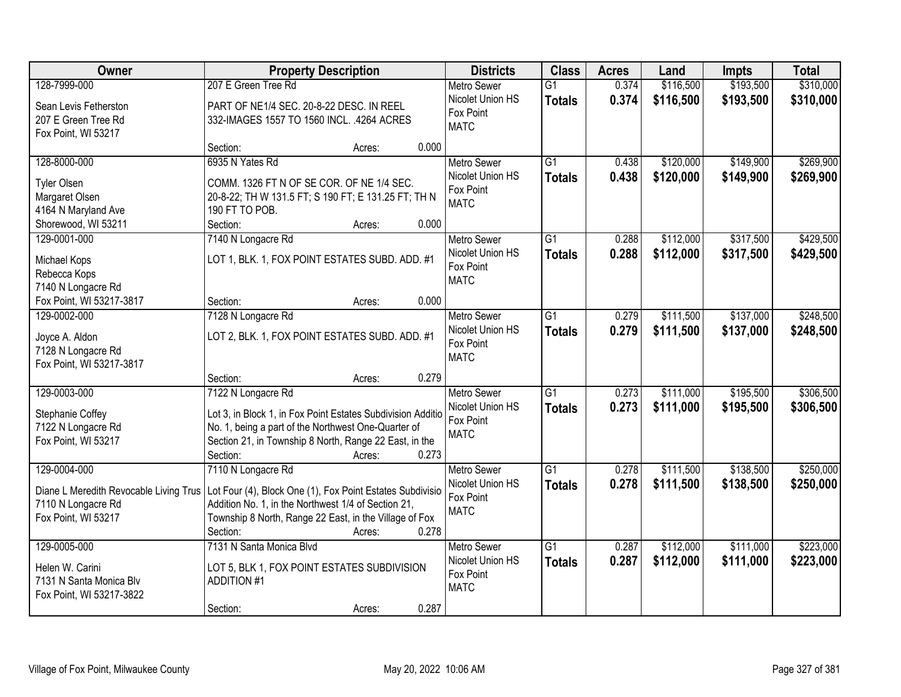| Owner | Property Description | Districts | Class | Acres | Land | Impts | Total |
|---|---|---|---|---|---|---|---|
| 128-7999-000<br><br>Sean Levis Fetherston<br>207 E Green Tree Rd<br>Fox Point, WI 53217 | 207 E Green Tree Rd<br><br>PART OF NE1/4 SEC. 20-8-22 DESC. IN REEL 332-IMAGES 1557 TO 1560 INCL. .4264 ACRES<br><br>Section: Acres: 0.000 | Metro Sewer<br>Nicolet Union HS<br>Fox Point<br>MATC | G1<br>**Totals** | 0.374<br>**0.374** | \$116,500<br>**\$116,500** | \$193,500<br>**\$193,500** | \$310,000<br>**\$310,000** |
| 128-8000-000<br><br>Tyler Olsen<br>Margaret Olsen<br>4164 N Maryland Ave<br>Shorewood, WI 53211 | 6935 N Yates Rd<br><br>COMM. 1326 FT N OF SE COR. OF NE 1/4 SEC. 20-8-22; TH W 131.5 FT; S 190 FT; E 131.25 FT; TH N 190 FT TO POB.<br>Section: Acres: 0.000 | Metro Sewer<br>Nicolet Union HS<br>Fox Point<br>MATC | G1<br>**Totals** | 0.438<br>**0.438** | \$120,000<br>**\$120,000** | \$149,900<br>**\$149,900** | \$269,900<br>**\$269,900** |
| 129-0001-000<br><br>Michael Kops<br>Rebecca Kops<br>7140 N Longacre Rd<br>Fox Point, WI 53217-3817 | 7140 N Longacre Rd<br><br>LOT 1, BLK. 1, FOX POINT ESTATES SUBD. ADD. #1<br><br>Section: Acres: 0.000 | Metro Sewer<br>Nicolet Union HS<br>Fox Point<br>MATC | G1<br>**Totals** | 0.288<br>**0.288** | \$112,000<br>**\$112,000** | \$317,500<br>**\$317,500** | \$429,500<br>**\$429,500** |
| 129-0002-000<br><br>Joyce A. Aldon<br>7128 N Longacre Rd<br>Fox Point, WI 53217-3817 | 7128 N Longacre Rd<br><br>LOT 2, BLK. 1, FOX POINT ESTATES SUBD. ADD. #1<br><br>Section: Acres: 0.279 | Metro Sewer<br>Nicolet Union HS<br>Fox Point<br>MATC | G1<br>**Totals** | 0.279<br>**0.279** | \$111,500<br>**\$111,500** | \$137,000<br>**\$137,000** | \$248,500<br>**\$248,500** |
| 129-0003-000<br><br>Stephanie Coffey<br>7122 N Longacre Rd<br>Fox Point, WI 53217 | 7122 N Longacre Rd<br><br>Lot 3, in Block 1, in Fox Point Estates Subdivision Additio No. 1, being a part of the Northwest One-Quarter of Section 21, in Township 8 North, Range 22 East, in the<br>Section: Acres: 0.273 | Metro Sewer<br>Nicolet Union HS<br>Fox Point<br>MATC | G1<br>**Totals** | 0.273<br>**0.273** | \$111,000<br>**\$111,000** | \$195,500<br>**\$195,500** | \$306,500<br>**\$306,500** |
| 129-0004-000<br><br>Diane L Meredith Revocable Living Trus<br>7110 N Longacre Rd<br>Fox Point, WI 53217 | 7110 N Longacre Rd<br><br>Lot Four (4), Block One (1), Fox Point Estates Subdivisio Addition No. 1, in the Northwest 1/4 of Section 21, Township 8 North, Range 22 East, in the Village of Fox<br>Section: Acres: 0.278 | Metro Sewer<br>Nicolet Union HS<br>Fox Point<br>MATC | G1<br>**Totals** | 0.278<br>**0.278** | \$111,500<br>**\$111,500** | \$138,500<br>**\$138,500** | \$250,000<br>**\$250,000** |
| 129-0005-000<br><br>Helen W. Carini<br>7131 N Santa Monica Blv<br>Fox Point, WI 53217-3822 | 7131 N Santa Monica Blvd<br><br>LOT 5, BLK 1, FOX POINT ESTATES SUBDIVISION ADDITION #1<br><br>Section: Acres: 0.287 | Metro Sewer<br>Nicolet Union HS<br>Fox Point<br>MATC | G1<br>**Totals** | 0.287<br>**0.287** | \$112,000<br>**\$112,000** | \$111,000<br>**\$111,000** | \$223,000<br>**\$223,000** |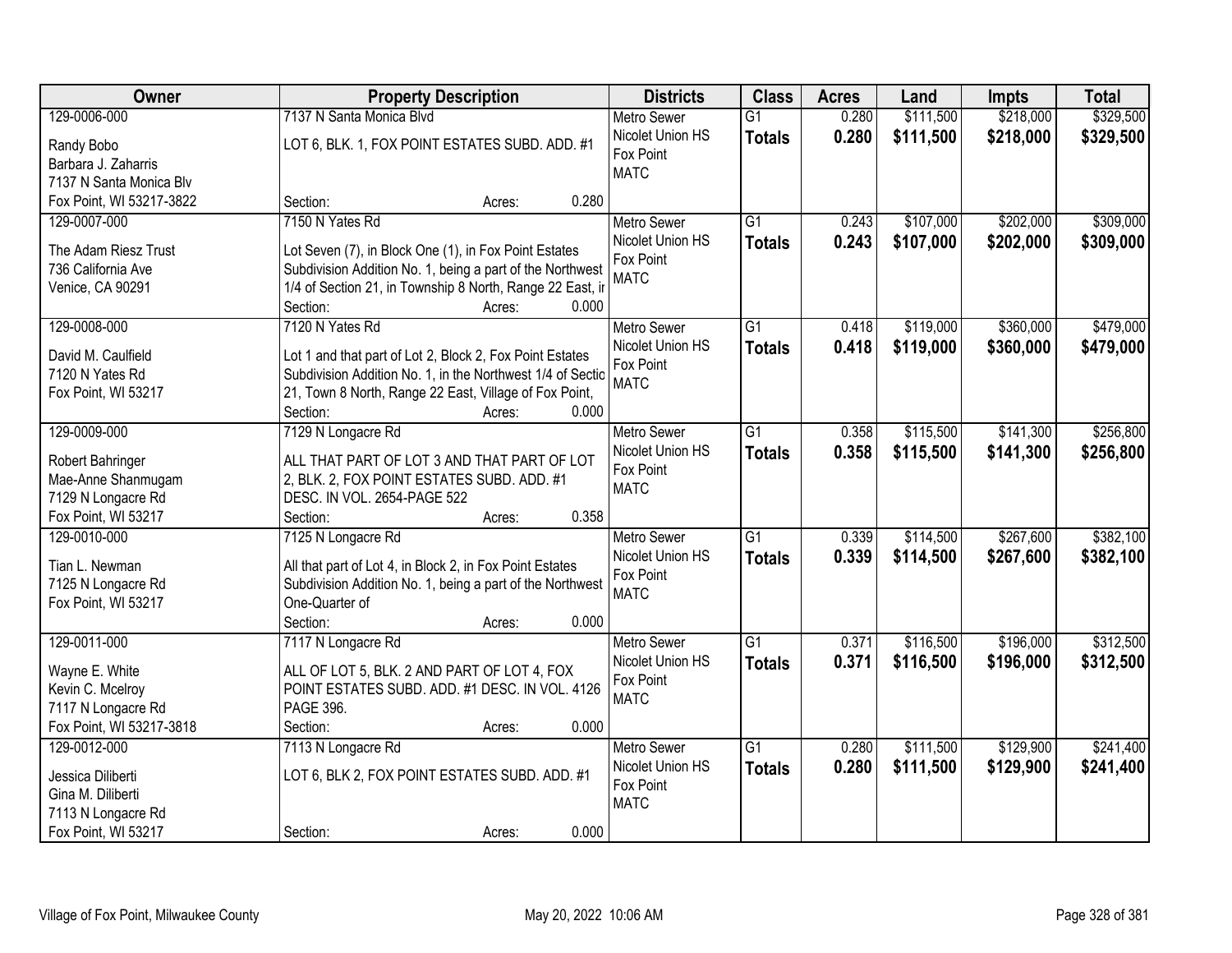| Owner | Property Description | Districts | Class | Acres | Land | Impts | Total |
|---|---|---|---|---|---|---|---|
| 129-0006-000<br>Randy Bobo<br>Barbara J. Zaharris<br>7137 N Santa Monica Blv<br>Fox Point, WI 53217-3822 | 7137 N Santa Monica Blvd<br>LOT 6, BLK. 1, FOX POINT ESTATES SUBD. ADD. #1<br>Section: Acres: 0.280 | Metro Sewer<br>Nicolet Union HS<br>Fox Point<br>MATC | G1<br>**Totals** | 0.280<br>**0.280** | $111,500<br>**$111,500** | $218,000<br>**$218,000** | $329,500<br>**$329,500** |
| 129-0007-000<br>The Adam Riesz Trust<br>736 California Ave<br>Venice, CA 90291 | 7150 N Yates Rd<br>Lot Seven (7), in Block One (1), in Fox Point Estates Subdivision Addition No. 1, being a part of the Northwest 1/4 of Section 21, in Township 8 North, Range 22 East, ir<br>Section: Acres: 0.000 | Metro Sewer<br>Nicolet Union HS<br>Fox Point<br>MATC | G1<br>**Totals** | 0.243<br>**0.243** | $107,000<br>**$107,000** | $202,000<br>**$202,000** | $309,000<br>**$309,000** |
| 129-0008-000<br>David M. Caulfield<br>7120 N Yates Rd<br>Fox Point, WI 53217 | 7120 N Yates Rd<br>Lot 1 and that part of Lot 2, Block 2, Fox Point Estates Subdivision Addition No. 1, in the Northwest 1/4 of Sectio 21, Town 8 North, Range 22 East, Village of Fox Point,<br>Section: Acres: 0.000 | Metro Sewer<br>Nicolet Union HS<br>Fox Point<br>MATC | G1<br>**Totals** | 0.418<br>**0.418** | $119,000<br>**$119,000** | $360,000<br>**$360,000** | $479,000<br>**$479,000** |
| 129-0009-000<br>Robert Bahringer<br>Mae-Anne Shanmugam<br>7129 N Longacre Rd<br>Fox Point, WI 53217 | 7129 N Longacre Rd<br>ALL THAT PART OF LOT 3 AND THAT PART OF LOT 2, BLK. 2, FOX POINT ESTATES SUBD. ADD. #1 DESC. IN VOL. 2654-PAGE 522<br>Section: Acres: 0.358 | Metro Sewer<br>Nicolet Union HS<br>Fox Point<br>MATC | G1<br>**Totals** | 0.358<br>**0.358** | $115,500<br>**$115,500** | $141,300<br>**$141,300** | $256,800<br>**$256,800** |
| 129-0010-000<br>Tian L. Newman<br>7125 N Longacre Rd<br>Fox Point, WI 53217 | 7125 N Longacre Rd<br>All that part of Lot 4, in Block 2, in Fox Point Estates Subdivision Addition No. 1, being a part of the Northwest One-Quarter of<br>Section: Acres: 0.000 | Metro Sewer<br>Nicolet Union HS<br>Fox Point<br>MATC | G1<br>**Totals** | 0.339<br>**0.339** | $114,500<br>**$114,500** | $267,600<br>**$267,600** | $382,100<br>**$382,100** |
| 129-0011-000<br>Wayne E. White<br>Kevin C. Mcelroy<br>7117 N Longacre Rd<br>Fox Point, WI 53217-3818 | 7117 N Longacre Rd<br>ALL OF LOT 5, BLK. 2 AND PART OF LOT 4, FOX POINT ESTATES SUBD. ADD. #1 DESC. IN VOL. 4126 PAGE 396.<br>Section: Acres: 0.000 | Metro Sewer<br>Nicolet Union HS<br>Fox Point<br>MATC | G1<br>**Totals** | 0.371<br>**0.371** | $116,500<br>**$116,500** | $196,000<br>**$196,000** | $312,500<br>**$312,500** |
| 129-0012-000<br>Jessica Diliberti<br>Gina M. Diliberti<br>7113 N Longacre Rd<br>Fox Point, WI 53217 | 7113 N Longacre Rd<br>LOT 6, BLK 2, FOX POINT ESTATES SUBD. ADD. #1<br>Section: Acres: 0.000 | Metro Sewer<br>Nicolet Union HS<br>Fox Point<br>MATC | G1<br>**Totals** | 0.280<br>**0.280** | $111,500<br>**$111,500** | $129,900<br>**$129,900** | $241,400<br>**$241,400** |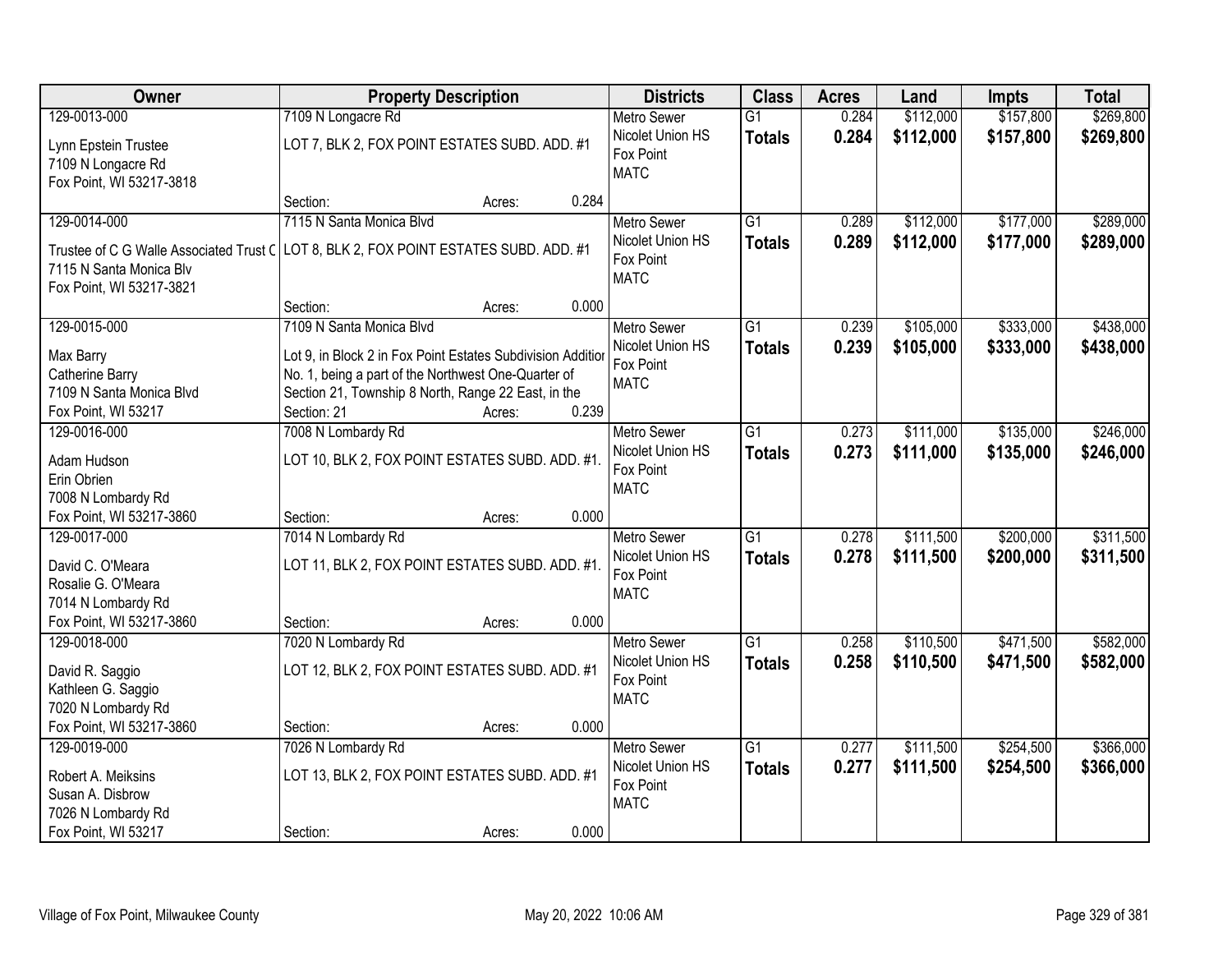| Owner | Property Description | | | Districts | Class | Acres | Land | Impts | Total |
|---|---|---|---|---|---|---|---|---|---|
| 129-0013-000 | 7109 N Longacre Rd | | | Metro Sewer | G1 | 0.284 | $112,000 | $157,800 | $269,800 |
| Lynn Epstein Trustee<br>7109 N Longacre Rd<br>Fox Point, WI 53217-3818 | LOT 7, BLK 2, FOX POINT ESTATES SUBD. ADD. #1 | | | Nicolet Union HS<br>Fox Point<br>MATC | **Totals** | **0.284** | **$112,000** | **$157,800** | **$269,800** |
| | Section: | Acres: | 0.284 | | | | | | |
| 129-0014-000 | 7115 N Santa Monica Blvd | | | Metro Sewer | G1 | 0.289 | $112,000 | $177,000 | $289,000 |
| Trustee of C G Walle Associated Trust C<br>7115 N Santa Monica Blv<br>Fox Point, WI 53217-3821 | LOT 8, BLK 2, FOX POINT ESTATES SUBD. ADD. #1 | | | Nicolet Union HS<br>Fox Point<br>MATC | **Totals** | **0.289** | **$112,000** | **$177,000** | **$289,000** |
| | Section: | Acres: | 0.000 | | | | | | |
| 129-0015-000 | 7109 N Santa Monica Blvd | | | Metro Sewer | G1 | 0.239 | $105,000 | $333,000 | $438,000 |
| Max Barry<br>Catherine Barry<br>7109 N Santa Monica Blvd<br>Fox Point, WI 53217 | Lot 9, in Block 2 in Fox Point Estates Subdivision Additior No. 1, being a part of the Northwest One-Quarter of Section 21, Township 8 North, Range 22 East, in the | | | Nicolet Union HS<br>Fox Point<br>MATC | **Totals** | **0.239** | **$105,000** | **$333,000** | **$438,000** |
| | Section: 21 | Acres: | 0.239 | | | | | | |
| 129-0016-000 | 7008 N Lombardy Rd | | | Metro Sewer | G1 | 0.273 | $111,000 | $135,000 | $246,000 |
| Adam Hudson<br>Erin Obrien<br>7008 N Lombardy Rd<br>Fox Point, WI 53217-3860 | LOT 10, BLK 2, FOX POINT ESTATES SUBD. ADD. #1. | | | Nicolet Union HS<br>Fox Point<br>MATC | **Totals** | **0.273** | **$111,000** | **$135,000** | **$246,000** |
| | Section: | Acres: | 0.000 | | | | | | |
| 129-0017-000 | 7014 N Lombardy Rd | | | Metro Sewer | G1 | 0.278 | $111,500 | $200,000 | $311,500 |
| David C. O'Meara<br>Rosalie G. O'Meara<br>7014 N Lombardy Rd<br>Fox Point, WI 53217-3860 | LOT 11, BLK 2, FOX POINT ESTATES SUBD. ADD. #1. | | | Nicolet Union HS<br>Fox Point<br>MATC | **Totals** | **0.278** | **$111,500** | **$200,000** | **$311,500** |
| | Section: | Acres: | 0.000 | | | | | | |
| 129-0018-000 | 7020 N Lombardy Rd | | | Metro Sewer | G1 | 0.258 | $110,500 | $471,500 | $582,000 |
| David R. Saggio<br>Kathleen G. Saggio<br>7020 N Lombardy Rd<br>Fox Point, WI 53217-3860 | LOT 12, BLK 2, FOX POINT ESTATES SUBD. ADD. #1 | | | Nicolet Union HS<br>Fox Point<br>MATC | **Totals** | **0.258** | **$110,500** | **$471,500** | **$582,000** |
| | Section: | Acres: | 0.000 | | | | | | |
| 129-0019-000 | 7026 N Lombardy Rd | | | Metro Sewer | G1 | 0.277 | $111,500 | $254,500 | $366,000 |
| Robert A. Meiksins<br>Susan A. Disbrow<br>7026 N Lombardy Rd<br>Fox Point, WI 53217 | LOT 13, BLK 2, FOX POINT ESTATES SUBD. ADD. #1 | | | Nicolet Union HS<br>Fox Point<br>MATC | **Totals** | **0.277** | **$111,500** | **$254,500** | **$366,000** |
| | Section: | Acres: | 0.000 | | | | | | |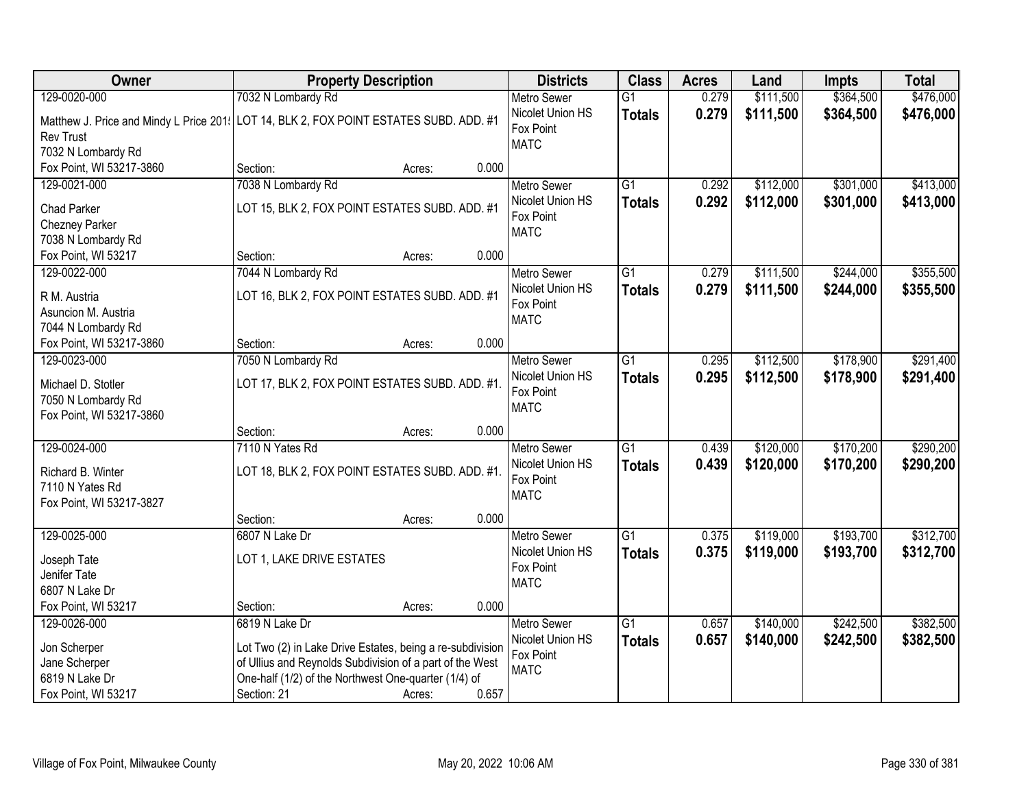| Owner | Property Description | | | Districts | Class | Acres | Land | Impts | Total |
|---|---|---|---|---|---|---|---|---|---|
| 129-0020-000 | 7032 N Lombardy Rd | | | Metro Sewer | G1 | 0.279 | $111,500 | $364,500 | $476,000 |
| Matthew J. Price and Mindy L Price 201! Rev Trust 7032 N Lombardy Rd Fox Point, WI 53217-3860 | LOT 14, BLK 2, FOX POINT ESTATES SUBD. ADD. #1 | | | Nicolet Union HS Fox Point MATC | **Totals** | **0.279** | **$111,500** | **$364,500** | **$476,000** |
| | Section: | Acres: | 0.000 | | | | | | |
| 129-0021-000 | 7038 N Lombardy Rd | | | Metro Sewer | G1 | 0.292 | $112,000 | $301,000 | $413,000 |
| Chad Parker Chezney Parker 7038 N Lombardy Rd Fox Point, WI 53217 | LOT 15, BLK 2, FOX POINT ESTATES SUBD. ADD. #1 | | | Nicolet Union HS Fox Point MATC | **Totals** | **0.292** | **$112,000** | **$301,000** | **$413,000** |
| | Section: | Acres: | 0.000 | | | | | | |
| 129-0022-000 | 7044 N Lombardy Rd | | | Metro Sewer | G1 | 0.279 | $111,500 | $244,000 | $355,500 |
| R M. Austria Asuncion M. Austria 7044 N Lombardy Rd Fox Point, WI 53217-3860 | LOT 16, BLK 2, FOX POINT ESTATES SUBD. ADD. #1 | | | Nicolet Union HS Fox Point MATC | **Totals** | **0.279** | **$111,500** | **$244,000** | **$355,500** |
| | Section: | Acres: | 0.000 | | | | | | |
| 129-0023-000 | 7050 N Lombardy Rd | | | Metro Sewer | G1 | 0.295 | $112,500 | $178,900 | $291,400 |
| Michael D. Stotler 7050 N Lombardy Rd Fox Point, WI 53217-3860 | LOT 17, BLK 2, FOX POINT ESTATES SUBD. ADD. #1. | | | Nicolet Union HS Fox Point MATC | **Totals** | **0.295** | **$112,500** | **$178,900** | **$291,400** |
| | Section: | Acres: | 0.000 | | | | | | |
| 129-0024-000 | 7110 N Yates Rd | | | Metro Sewer | G1 | 0.439 | $120,000 | $170,200 | $290,200 |
| Richard B. Winter 7110 N Yates Rd Fox Point, WI 53217-3827 | LOT 18, BLK 2, FOX POINT ESTATES SUBD. ADD. #1. | | | Nicolet Union HS Fox Point MATC | **Totals** | **0.439** | **$120,000** | **$170,200** | **$290,200** |
| | Section: | Acres: | 0.000 | | | | | | |
| 129-0025-000 | 6807 N Lake Dr | | | Metro Sewer | G1 | 0.375 | $119,000 | $193,700 | $312,700 |
| Joseph Tate Jenifer Tate 6807 N Lake Dr Fox Point, WI 53217 | LOT 1, LAKE DRIVE ESTATES | | | Nicolet Union HS Fox Point MATC | **Totals** | **0.375** | **$119,000** | **$193,700** | **$312,700** |
| | Section: | Acres: | 0.000 | | | | | | |
| 129-0026-000 | 6819 N Lake Dr | | | Metro Sewer | G1 | 0.657 | $140,000 | $242,500 | $382,500 |
| Jon Scherper Jane Scherper 6819 N Lake Dr Fox Point, WI 53217 | Lot Two (2) in Lake Drive Estates, being a re-subdivision of Ullius and Reynolds Subdivision of a part of the West One-half (1/2) of the Northwest One-quarter (1/4) of | | | Nicolet Union HS Fox Point MATC | **Totals** | **0.657** | **$140,000** | **$242,500** | **$382,500** |
| | Section: 21 | Acres: | 0.657 | | | | | | |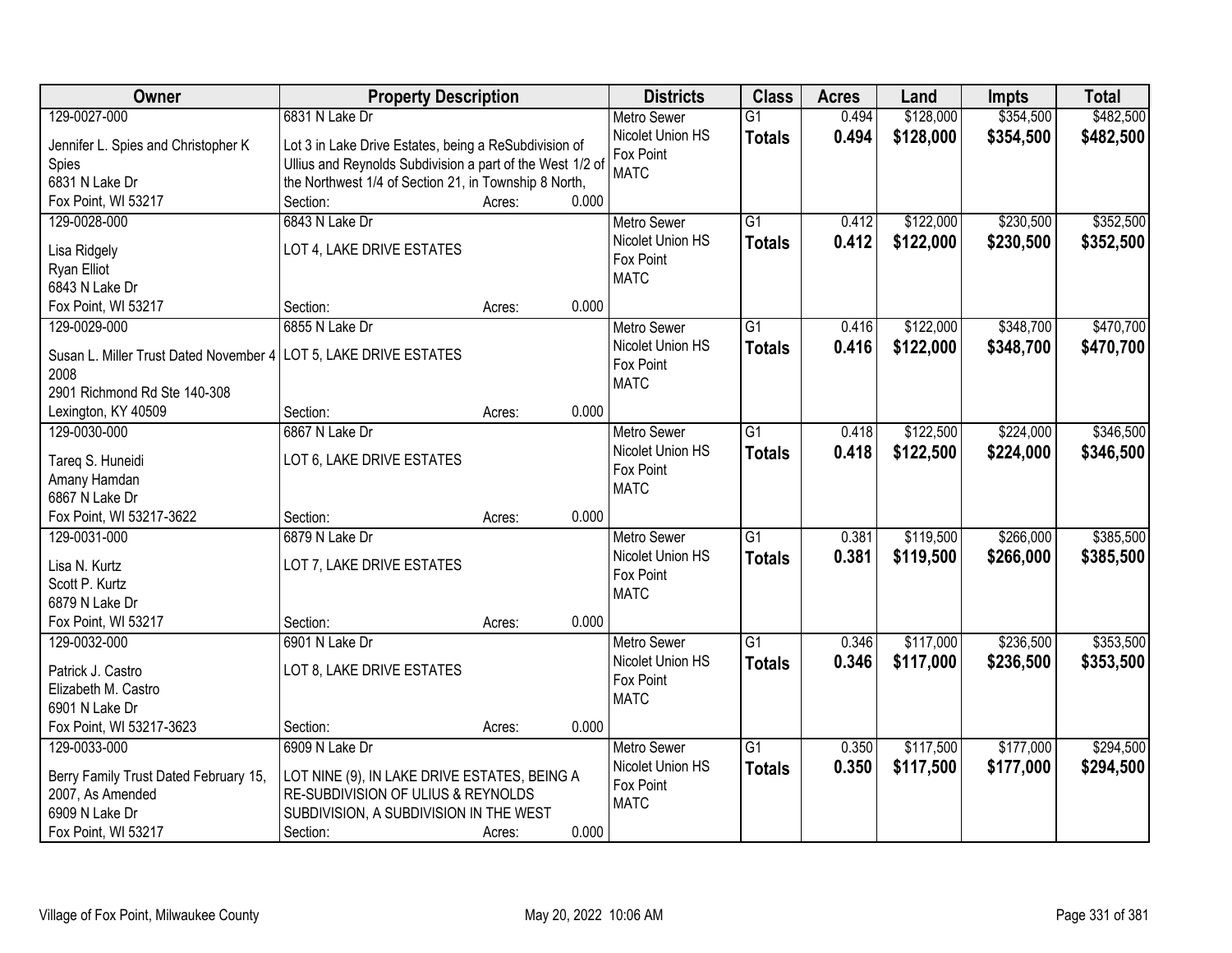| Owner | Property Description | Districts | Class | Acres | Land | Impts | Total |
|---|---|---|---|---|---|---|---|
| 129-0027-000<br>Jennifer L. Spies and Christopher K Spies<br>6831 N Lake Dr<br>Fox Point, WI 53217 | 6831 N Lake Dr<br>Lot 3 in Lake Drive Estates, being a ReSubdivision of Ullius and Reynolds Subdivision a part of the West 1/2 of the Northwest 1/4 of Section 21, in Township 8 North,<br>Section: Acres: 0.000 | Metro Sewer<br>Nicolet Union HS<br>Fox Point<br>MATC | G1<br>**Totals** | 0.494<br>**0.494** | \$128,000<br>**\$128,000** | \$354,500<br>**\$354,500** | \$482,500<br>**\$482,500** |
| 129-0028-000<br>Lisa Ridgely<br>Ryan Elliot<br>6843 N Lake Dr<br>Fox Point, WI 53217 | 6843 N Lake Dr<br>LOT 4, LAKE DRIVE ESTATES<br>Section: Acres: 0.000 | Metro Sewer<br>Nicolet Union HS<br>Fox Point<br>MATC | G1<br>**Totals** | 0.412<br>**0.412** | \$122,000<br>**\$122,000** | \$230,500<br>**\$230,500** | \$352,500<br>**\$352,500** |
| 129-0029-000<br>Susan L. Miller Trust Dated November 4 2008<br>2901 Richmond Rd Ste 140-308<br>Lexington, KY 40509 | 6855 N Lake Dr<br>LOT 5, LAKE DRIVE ESTATES<br>Section: Acres: 0.000 | Metro Sewer<br>Nicolet Union HS<br>Fox Point<br>MATC | G1<br>**Totals** | 0.416<br>**0.416** | \$122,000<br>**\$122,000** | \$348,700<br>**\$348,700** | \$470,700<br>**\$470,700** |
| 129-0030-000<br>Tareq S. Huneidi<br>Amany Hamdan<br>6867 N Lake Dr<br>Fox Point, WI 53217-3622 | 6867 N Lake Dr<br>LOT 6, LAKE DRIVE ESTATES<br>Section: Acres: 0.000 | Metro Sewer<br>Nicolet Union HS<br>Fox Point<br>MATC | G1<br>**Totals** | 0.418<br>**0.418** | \$122,500<br>**\$122,500** | \$224,000<br>**\$224,000** | \$346,500<br>**\$346,500** |
| 129-0031-000<br>Lisa N. Kurtz<br>Scott P. Kurtz<br>6879 N Lake Dr<br>Fox Point, WI 53217 | 6879 N Lake Dr<br>LOT 7, LAKE DRIVE ESTATES<br>Section: Acres: 0.000 | Metro Sewer<br>Nicolet Union HS<br>Fox Point<br>MATC | G1<br>**Totals** | 0.381<br>**0.381** | \$119,500<br>**\$119,500** | \$266,000<br>**\$266,000** | \$385,500<br>**\$385,500** |
| 129-0032-000<br>Patrick J. Castro<br>Elizabeth M. Castro<br>6901 N Lake Dr<br>Fox Point, WI 53217-3623 | 6901 N Lake Dr<br>LOT 8, LAKE DRIVE ESTATES<br>Section: Acres: 0.000 | Metro Sewer<br>Nicolet Union HS<br>Fox Point<br>MATC | G1<br>**Totals** | 0.346<br>**0.346** | \$117,000<br>**\$117,000** | \$236,500<br>**\$236,500** | \$353,500<br>**\$353,500** |
| 129-0033-000<br>Berry Family Trust Dated February 15, 2007, As Amended<br>6909 N Lake Dr<br>Fox Point, WI 53217 | 6909 N Lake Dr<br>LOT NINE (9), IN LAKE DRIVE ESTATES, BEING A RE-SUBDIVISION OF ULIUS & REYNOLDS SUBDIVISION, A SUBDIVISION IN THE WEST<br>Section: Acres: 0.000 | Metro Sewer<br>Nicolet Union HS<br>Fox Point<br>MATC | G1<br>**Totals** | 0.350<br>**0.350** | \$117,500<br>**\$117,500** | \$177,000<br>**\$177,000** | \$294,500<br>**\$294,500** |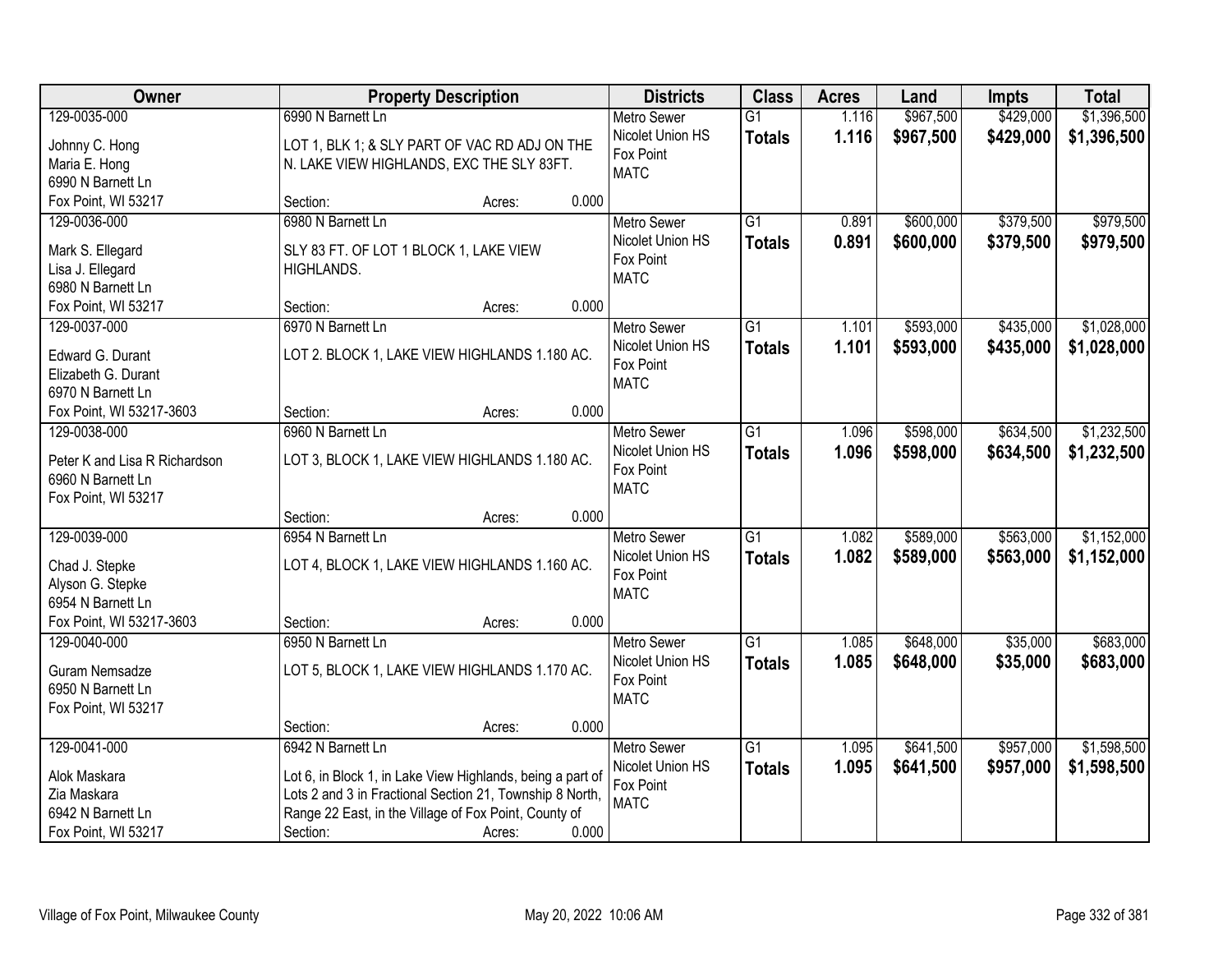| Owner | Property Description | Districts | Class | Acres | Land | Impts | Total |
|---|---|---|---|---|---|---|---|
| 129-0035-000<br>Johnny C. Hong<br>Maria E. Hong<br>6990 N Barnett Ln<br>Fox Point, WI 53217 | 6990 N Barnett Ln<br>LOT 1, BLK 1; & SLY PART OF VAC RD ADJ ON THE N. LAKE VIEW HIGHLANDS, EXC THE SLY 83FT.<br>Section: Acres: 0.000 | Metro Sewer<br>Nicolet Union HS<br>Fox Point<br>MATC | G1<br>**Totals** | 1.116<br>**1.116** | $967,500<br>**$967,500** | $429,000<br>**$429,000** | $1,396,500<br>**$1,396,500** |
| 129-0036-000<br>Mark S. Ellegard<br>Lisa J. Ellegard<br>6980 N Barnett Ln<br>Fox Point, WI 53217 | 6980 N Barnett Ln<br>SLY 83 FT. OF LOT 1 BLOCK 1, LAKE VIEW HIGHLANDS.<br>Section: Acres: 0.000 | Metro Sewer<br>Nicolet Union HS<br>Fox Point<br>MATC | G1<br>**Totals** | 0.891<br>**0.891** | $600,000<br>**$600,000** | $379,500<br>**$379,500** | $979,500<br>**$979,500** |
| 129-0037-000<br>Edward G. Durant<br>Elizabeth G. Durant<br>6970 N Barnett Ln<br>Fox Point, WI 53217-3603 | 6970 N Barnett Ln<br>LOT 2. BLOCK 1, LAKE VIEW HIGHLANDS 1.180 AC.<br>Section: Acres: 0.000 | Metro Sewer<br>Nicolet Union HS<br>Fox Point<br>MATC | G1<br>**Totals** | 1.101<br>**1.101** | $593,000<br>**$593,000** | $435,000<br>**$435,000** | $1,028,000<br>**$1,028,000** |
| 129-0038-000<br>Peter K and Lisa R Richardson<br>6960 N Barnett Ln<br>Fox Point, WI 53217 | 6960 N Barnett Ln<br>LOT 3, BLOCK 1, LAKE VIEW HIGHLANDS 1.180 AC.<br>Section: Acres: 0.000 | Metro Sewer<br>Nicolet Union HS<br>Fox Point<br>MATC | G1<br>**Totals** | 1.096<br>**1.096** | $598,000<br>**$598,000** | $634,500<br>**$634,500** | $1,232,500<br>**$1,232,500** |
| 129-0039-000<br>Chad J. Stepke<br>Alyson G. Stepke<br>6954 N Barnett Ln<br>Fox Point, WI 53217-3603 | 6954 N Barnett Ln<br>LOT 4, BLOCK 1, LAKE VIEW HIGHLANDS 1.160 AC.<br>Section: Acres: 0.000 | Metro Sewer<br>Nicolet Union HS<br>Fox Point<br>MATC | G1<br>**Totals** | 1.082<br>**1.082** | $589,000<br>**$589,000** | $563,000<br>**$563,000** | $1,152,000<br>**$1,152,000** |
| 129-0040-000<br>Guram Nemsadze<br>6950 N Barnett Ln<br>Fox Point, WI 53217 | 6950 N Barnett Ln<br>LOT 5, BLOCK 1, LAKE VIEW HIGHLANDS 1.170 AC.<br>Section: Acres: 0.000 | Metro Sewer<br>Nicolet Union HS<br>Fox Point<br>MATC | G1<br>**Totals** | 1.085<br>**1.085** | $648,000<br>**$648,000** | $35,000<br>**$35,000** | $683,000<br>**$683,000** |
| 129-0041-000<br>Alok Maskara<br>Zia Maskara<br>6942 N Barnett Ln<br>Fox Point, WI 53217 | 6942 N Barnett Ln<br>Lot 6, in Block 1, in Lake View Highlands, being a part of Lots 2 and 3 in Fractional Section 21, Township 8 North, Range 22 East, in the Village of Fox Point, County of<br>Section: Acres: 0.000 | Metro Sewer<br>Nicolet Union HS<br>Fox Point<br>MATC | G1<br>**Totals** | 1.095<br>**1.095** | $641,500<br>**$641,500** | $957,000<br>**$957,000** | $1,598,500<br>**$1,598,500** |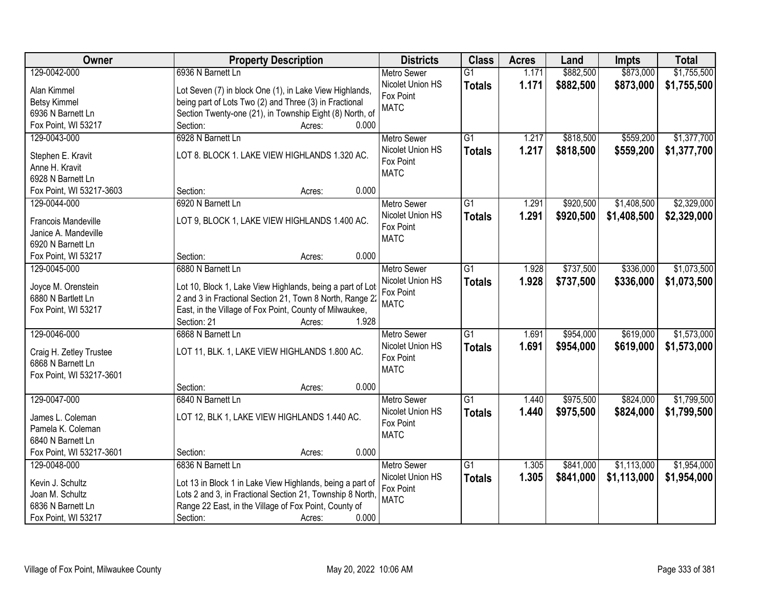| Owner | Property Description | Districts | Class | Acres | Land | Impts | Total |
|---|---|---|---|---|---|---|---|
| 129-0042-000<br>Alan Kimmel<br>Betsy Kimmel<br>6936 N Barnett Ln<br>Fox Point, WI 53217 | 6936 N Barnett Ln<br>Lot Seven (7) in block One (1), in Lake View Highlands, being part of Lots Two (2) and Three (3) in Fractional Section Twenty-one (21), in Township Eight (8) North, of<br>Section: Acres: 0.000 | Metro Sewer<br>Nicolet Union HS<br>Fox Point<br>MATC | G1<br>**Totals** | 1.171<br>**1.171** | \$882,500<br>**\$882,500** | \$873,000<br>**\$873,000** | \$1,755,500<br>**\$1,755,500** |
| 129-0043-000<br>Stephen E. Kravit<br>Anne H. Kravit<br>6928 N Barnett Ln<br>Fox Point, WI 53217-3603 | 6928 N Barnett Ln<br>LOT 8. BLOCK 1. LAKE VIEW HIGHLANDS 1.320 AC.<br>Section: Acres: 0.000 | Metro Sewer<br>Nicolet Union HS<br>Fox Point<br>MATC | G1<br>**Totals** | 1.217<br>**1.217** | \$818,500<br>**\$818,500** | \$559,200<br>**\$559,200** | \$1,377,700<br>**\$1,377,700** |
| 129-0044-000<br>Francois Mandeville<br>Janice A. Mandeville<br>6920 N Barnett Ln<br>Fox Point, WI 53217 | 6920 N Barnett Ln<br>LOT 9, BLOCK 1, LAKE VIEW HIGHLANDS 1.400 AC.<br>Section: Acres: 0.000 | Metro Sewer<br>Nicolet Union HS<br>Fox Point<br>MATC | G1<br>**Totals** | 1.291<br>**1.291** | \$920,500<br>**\$920,500** | \$1,408,500<br>**\$1,408,500** | \$2,329,000<br>**\$2,329,000** |
| 129-0045-000<br>Joyce M. Orenstein<br>6880 N Bartlett Ln<br>Fox Point, WI 53217 | 6880 N Barnett Ln<br>Lot 10, Block 1, Lake View Highlands, being a part of Lot 2 and 3 in Fractional Section 21, Town 8 North, Range 22 East, in the Village of Fox Point, County of Milwaukee,<br>Section: 21 Acres: 1.928 | Metro Sewer<br>Nicolet Union HS<br>Fox Point<br>MATC | G1<br>**Totals** | 1.928<br>**1.928** | \$737,500<br>**\$737,500** | \$336,000<br>**\$336,000** | \$1,073,500<br>**\$1,073,500** |
| 129-0046-000<br>Craig H. Zetley Trustee<br>6868 N Barnett Ln<br>Fox Point, WI 53217-3601 | 6868 N Barnett Ln<br>LOT 11, BLK. 1, LAKE VIEW HIGHLANDS 1.800 AC.<br>Section: Acres: 0.000 | Metro Sewer<br>Nicolet Union HS<br>Fox Point<br>MATC | G1<br>**Totals** | 1.691<br>**1.691** | \$954,000<br>**\$954,000** | \$619,000<br>**\$619,000** | \$1,573,000<br>**\$1,573,000** |
| 129-0047-000<br>James L. Coleman<br>Pamela K. Coleman<br>6840 N Barnett Ln<br>Fox Point, WI 53217-3601 | 6840 N Barnett Ln<br>LOT 12, BLK 1, LAKE VIEW HIGHLANDS 1.440 AC.<br>Section: Acres: 0.000 | Metro Sewer<br>Nicolet Union HS<br>Fox Point<br>MATC | G1<br>**Totals** | 1.440<br>**1.440** | \$975,500<br>**\$975,500** | \$824,000<br>**\$824,000** | \$1,799,500<br>**\$1,799,500** |
| 129-0048-000<br>Kevin J. Schultz<br>Joan M. Schultz<br>6836 N Barnett Ln<br>Fox Point, WI 53217 | 6836 N Barnett Ln<br>Lot 13 in Block 1 in Lake View Highlands, being a part of Lots 2 and 3, in Fractional Section 21, Township 8 North, Range 22 East, in the Village of Fox Point, County of<br>Section: Acres: 0.000 | Metro Sewer<br>Nicolet Union HS<br>Fox Point<br>MATC | G1<br>**Totals** | 1.305<br>**1.305** | \$841,000<br>**\$841,000** | \$1,113,000<br>**\$1,113,000** | \$1,954,000<br>**\$1,954,000** |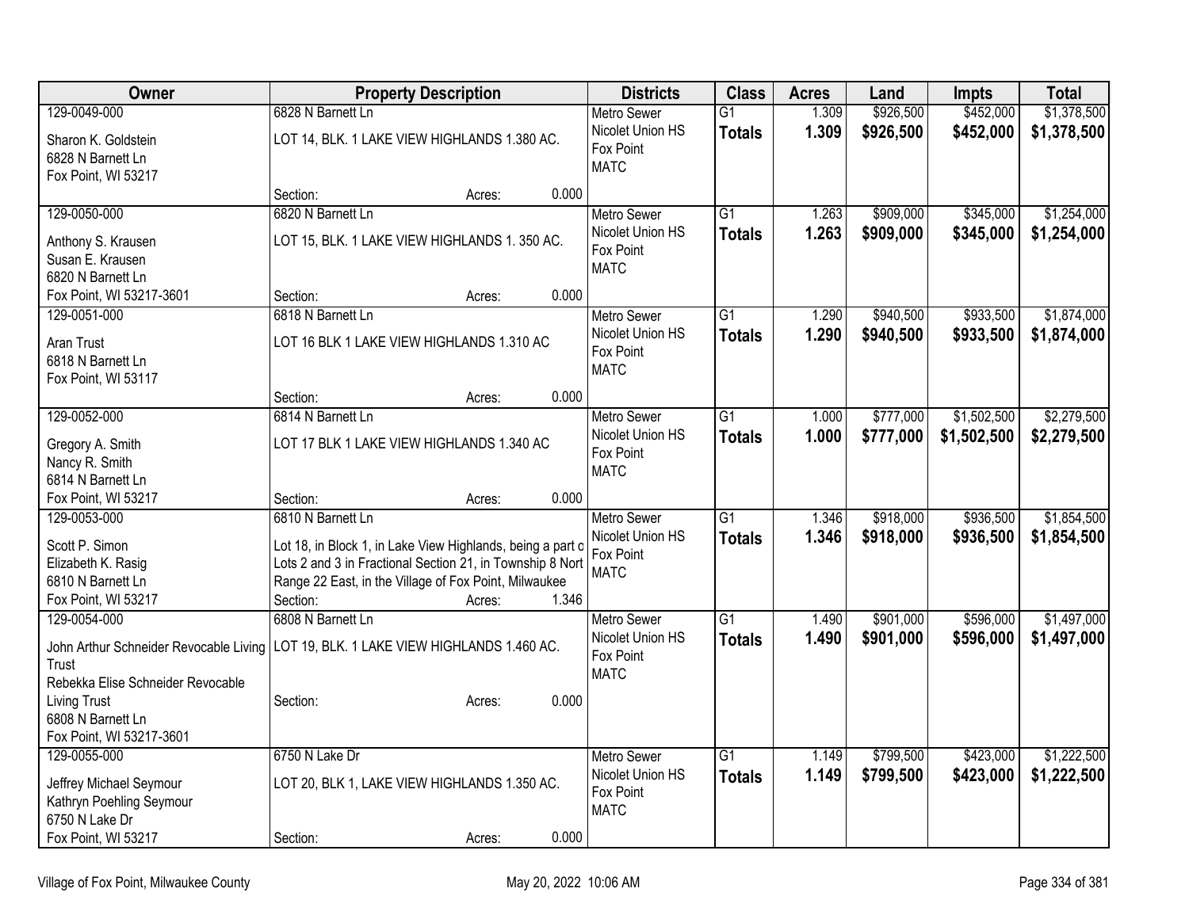| Owner | Property Description | Districts | Class | Acres | Land | Impts | Total |
|---|---|---|---|---|---|---|---|
| 129-0049-000<br>Sharon K. Goldstein<br>6828 N Barnett Ln<br>Fox Point, WI 53217 | 6828 N Barnett Ln<br>LOT 14, BLK. 1 LAKE VIEW HIGHLANDS 1.380 AC.<br>Section: Acres: 0.000 | Metro Sewer<br>Nicolet Union HS<br>Fox Point<br>MATC | G1<br>**Totals** | 1.309<br>**1.309** | \$926,500<br>**\$926,500** | \$452,000<br>**\$452,000** | \$1,378,500<br>**\$1,378,500** |
| 129-0050-000<br>Anthony S. Krausen<br>Susan E. Krausen<br>6820 N Barnett Ln<br>Fox Point, WI 53217-3601 | 6820 N Barnett Ln<br>LOT 15, BLK. 1 LAKE VIEW HIGHLANDS 1. 350 AC.<br>Section: Acres: 0.000 | Metro Sewer<br>Nicolet Union HS<br>Fox Point<br>MATC | G1<br>**Totals** | 1.263<br>**1.263** | \$909,000<br>**\$909,000** | \$345,000<br>**\$345,000** | \$1,254,000<br>**\$1,254,000** |
| 129-0051-000<br>Aran Trust<br>6818 N Barnett Ln<br>Fox Point, WI 53117 | 6818 N Barnett Ln<br>LOT 16 BLK 1 LAKE VIEW HIGHLANDS 1.310 AC<br>Section: Acres: 0.000 | Metro Sewer<br>Nicolet Union HS<br>Fox Point<br>MATC | G1<br>**Totals** | 1.290<br>**1.290** | \$940,500<br>**\$940,500** | \$933,500<br>**\$933,500** | \$1,874,000<br>**\$1,874,000** |
| 129-0052-000<br>Gregory A. Smith<br>Nancy R. Smith<br>6814 N Barnett Ln<br>Fox Point, WI 53217 | 6814 N Barnett Ln<br>LOT 17 BLK 1 LAKE VIEW HIGHLANDS 1.340 AC<br>Section: Acres: 0.000 | Metro Sewer<br>Nicolet Union HS<br>Fox Point<br>MATC | G1<br>**Totals** | 1.000<br>**1.000** | \$777,000<br>**\$777,000** | \$1,502,500<br>**\$1,502,500** | \$2,279,500<br>**\$2,279,500** |
| 129-0053-000<br>Scott P. Simon<br>Elizabeth K. Rasig<br>6810 N Barnett Ln<br>Fox Point, WI 53217 | 6810 N Barnett Ln<br>Lot 18, in Block 1, in Lake View Highlands, being a part o Lots 2 and 3 in Fractional Section 21, in Township 8 Nort Range 22 East, in the Village of Fox Point, Milwaukee<br>Section: Acres: 1.346 | Metro Sewer<br>Nicolet Union HS<br>Fox Point<br>MATC | G1<br>**Totals** | 1.346<br>**1.346** | \$918,000<br>**\$918,000** | \$936,500<br>**\$936,500** | \$1,854,500<br>**\$1,854,500** |
| 129-0054-000<br>John Arthur Schneider Revocable Living Trust<br>Rebekka Elise Schneider Revocable Living Trust<br>6808 N Barnett Ln<br>Fox Point, WI 53217-3601 | 6808 N Barnett Ln<br>LOT 19, BLK. 1 LAKE VIEW HIGHLANDS 1.460 AC.<br>Section: Acres: 0.000 | Metro Sewer<br>Nicolet Union HS<br>Fox Point<br>MATC | G1<br>**Totals** | 1.490<br>**1.490** | \$901,000<br>**\$901,000** | \$596,000<br>**\$596,000** | \$1,497,000<br>**\$1,497,000** |
| 129-0055-000<br>Jeffrey Michael Seymour<br>Kathryn Poehling Seymour<br>6750 N Lake Dr<br>Fox Point, WI 53217 | 6750 N Lake Dr<br>LOT 20, BLK 1, LAKE VIEW HIGHLANDS 1.350 AC.<br>Section: Acres: 0.000 | Metro Sewer<br>Nicolet Union HS<br>Fox Point<br>MATC | G1<br>**Totals** | 1.149<br>**1.149** | \$799,500<br>**\$799,500** | \$423,000<br>**\$423,000** | \$1,222,500<br>**\$1,222,500** |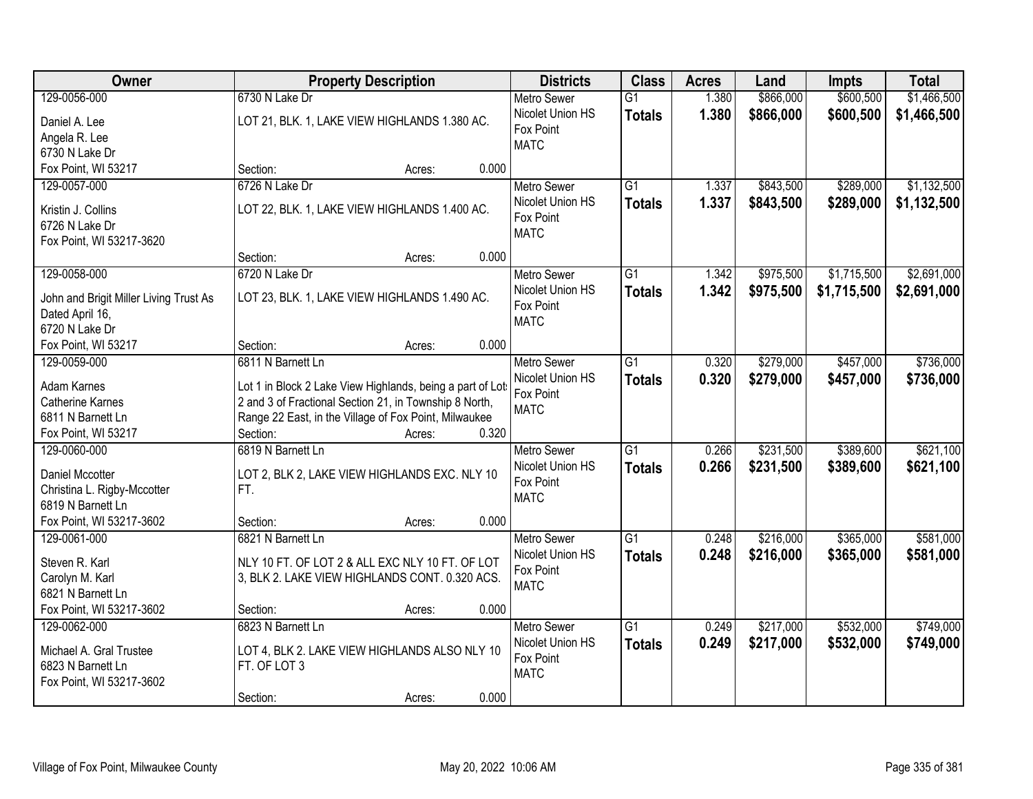| Owner | Property Description | Districts | Class | Acres | Land | Impts | Total |
|---|---|---|---|---|---|---|---|
| 129-0056-000<br>Daniel A. Lee<br>Angela R. Lee<br>6730 N Lake Dr<br>Fox Point, WI 53217 | 6730 N Lake Dr<br>LOT 21, BLK. 1, LAKE VIEW HIGHLANDS 1.380 AC.<br>Section: Acres: 0.000 | Metro Sewer<br>Nicolet Union HS<br>Fox Point<br>MATC | G1<br>**Totals** | 1.380<br>**1.380** | $866,000<br>**$866,000** | $600,500<br>**$600,500** | $1,466,500<br>**$1,466,500** |
| 129-0057-000<br>Kristin J. Collins<br>6726 N Lake Dr<br>Fox Point, WI 53217-3620 | 6726 N Lake Dr<br>LOT 22, BLK. 1, LAKE VIEW HIGHLANDS 1.400 AC.<br>Section: Acres: 0.000 | Metro Sewer<br>Nicolet Union HS<br>Fox Point<br>MATC | G1<br>**Totals** | 1.337<br>**1.337** | $843,500<br>**$843,500** | $289,000<br>**$289,000** | $1,132,500<br>**$1,132,500** |
| 129-0058-000<br>John and Brigit Miller Living Trust As Dated April 16,<br>6720 N Lake Dr<br>Fox Point, WI 53217 | 6720 N Lake Dr<br>LOT 23, BLK. 1, LAKE VIEW HIGHLANDS 1.490 AC.<br>Section: Acres: 0.000 | Metro Sewer<br>Nicolet Union HS<br>Fox Point<br>MATC | G1<br>**Totals** | 1.342<br>**1.342** | $975,500<br>**$975,500** | $1,715,500<br>**$1,715,500** | $2,691,000<br>**$2,691,000** |
| 129-0059-000<br>Adam Karnes<br>Catherine Karnes<br>6811 N Barnett Ln<br>Fox Point, WI 53217 | 6811 N Barnett Ln<br>Lot 1 in Block 2 Lake View Highlands, being a part of Lots 2 and 3 of Fractional Section 21, in Township 8 North, Range 22 East, in the Village of Fox Point, Milwaukee<br>Section: Acres: 0.320 | Metro Sewer<br>Nicolet Union HS<br>Fox Point<br>MATC | G1<br>**Totals** | 0.320<br>**0.320** | $279,000<br>**$279,000** | $457,000<br>**$457,000** | $736,000<br>**$736,000** |
| 129-0060-000<br>Daniel Mccotter<br>Christina L. Rigby-Mccotter<br>6819 N Barnett Ln<br>Fox Point, WI 53217-3602 | 6819 N Barnett Ln<br>LOT 2, BLK 2, LAKE VIEW HIGHLANDS EXC. NLY 10 FT.<br>Section: Acres: 0.000 | Metro Sewer<br>Nicolet Union HS<br>Fox Point<br>MATC | G1<br>**Totals** | 0.266<br>**0.266** | $231,500<br>**$231,500** | $389,600<br>**$389,600** | $621,100<br>**$621,100** |
| 129-0061-000<br>Steven R. Karl<br>Carolyn M. Karl<br>6821 N Barnett Ln<br>Fox Point, WI 53217-3602 | 6821 N Barnett Ln<br>NLY 10 FT. OF LOT 2 & ALL EXC NLY 10 FT. OF LOT 3, BLK 2. LAKE VIEW HIGHLANDS CONT. 0.320 ACS.<br>Section: Acres: 0.000 | Metro Sewer<br>Nicolet Union HS<br>Fox Point<br>MATC | G1<br>**Totals** | 0.248<br>**0.248** | $216,000<br>**$216,000** | $365,000<br>**$365,000** | $581,000<br>**$581,000** |
| 129-0062-000<br>Michael A. Gral Trustee<br>6823 N Barnett Ln<br>Fox Point, WI 53217-3602 | 6823 N Barnett Ln<br>LOT 4, BLK 2. LAKE VIEW HIGHLANDS ALSO NLY 10 FT. OF LOT 3<br>Section: Acres: 0.000 | Metro Sewer<br>Nicolet Union HS<br>Fox Point<br>MATC | G1<br>**Totals** | 0.249<br>**0.249** | $217,000<br>**$217,000** | $532,000<br>**$532,000** | $749,000<br>**$749,000** |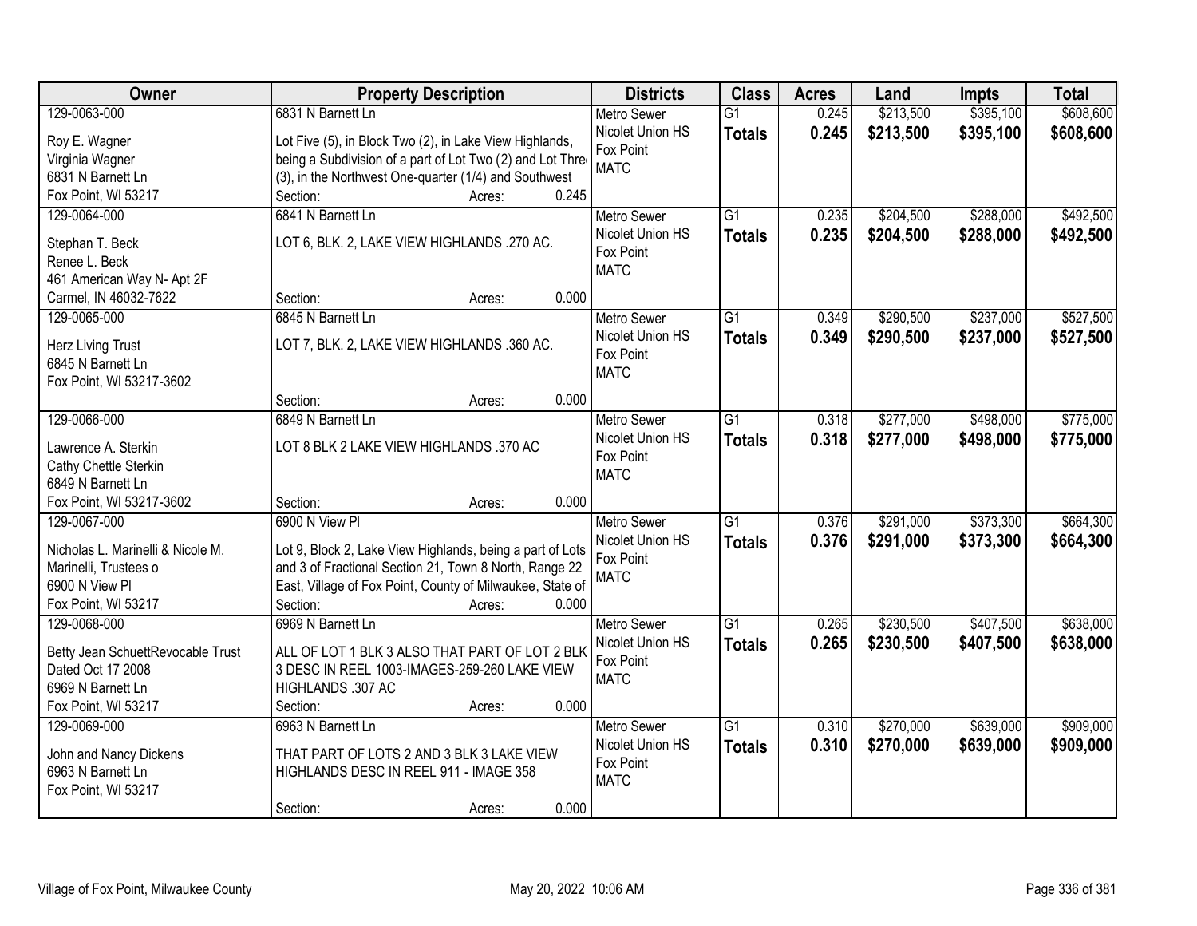| Owner | Property Description | Districts | Class | Acres | Land | Impts | Total |
|---|---|---|---|---|---|---|---|
| 129-0063-000<br>Roy E. Wagner<br>Virginia Wagner<br>6831 N Barnett Ln<br>Fox Point, WI 53217 | 6831 N Barnett Ln<br>Lot Five (5), in Block Two (2), in Lake View Highlands, being a Subdivision of a part of Lot Two (2) and Lot Three (3), in the Northwest One-quarter (1/4) and Southwest<br>Section: Acres: 0.245 | Metro Sewer<br>Nicolet Union HS<br>Fox Point<br>MATC | G1<br>**Totals** | 0.245<br>**0.245** | $213,500<br>**$213,500** | $395,100<br>**$395,100** | $608,600<br>**$608,600** |
| 129-0064-000<br>Stephan T. Beck<br>Renee L. Beck<br>461 American Way N- Apt 2F<br>Carmel, IN 46032-7622 | 6841 N Barnett Ln<br>LOT 6, BLK. 2, LAKE VIEW HIGHLANDS .270 AC.<br>Section: Acres: 0.000 | Metro Sewer<br>Nicolet Union HS<br>Fox Point<br>MATC | G1<br>**Totals** | 0.235<br>**0.235** | $204,500<br>**$204,500** | $288,000<br>**$288,000** | $492,500<br>**$492,500** |
| 129-0065-000<br>Herz Living Trust<br>6845 N Barnett Ln<br>Fox Point, WI 53217-3602 | 6845 N Barnett Ln<br>LOT 7, BLK. 2, LAKE VIEW HIGHLANDS .360 AC.<br>Section: Acres: 0.000 | Metro Sewer<br>Nicolet Union HS<br>Fox Point<br>MATC | G1<br>**Totals** | 0.349<br>**0.349** | $290,500<br>**$290,500** | $237,000<br>**$237,000** | $527,500<br>**$527,500** |
| 129-0066-000<br>Lawrence A. Sterkin<br>Cathy Chettle Sterkin<br>6849 N Barnett Ln<br>Fox Point, WI 53217-3602 | 6849 N Barnett Ln<br>LOT 8 BLK 2 LAKE VIEW HIGHLANDS .370 AC<br>Section: Acres: 0.000 | Metro Sewer<br>Nicolet Union HS<br>Fox Point<br>MATC | G1<br>**Totals** | 0.318<br>**0.318** | $277,000<br>**$277,000** | $498,000<br>**$498,000** | $775,000<br>**$775,000** |
| 129-0067-000<br>Nicholas L. Marinelli & Nicole M. Marinelli, Trustees o<br>6900 N View Pl<br>Fox Point, WI 53217 | 6900 N View Pl<br>Lot 9, Block 2, Lake View Highlands, being a part of Lots and 3 of Fractional Section 21, Town 8 North, Range 22 East, Village of Fox Point, County of Milwaukee, State of<br>Section: Acres: 0.000 | Metro Sewer<br>Nicolet Union HS<br>Fox Point<br>MATC | G1<br>**Totals** | 0.376<br>**0.376** | $291,000<br>**$291,000** | $373,300<br>**$373,300** | $664,300<br>**$664,300** |
| 129-0068-000<br>Betty Jean SchuettRevocable Trust<br>Dated Oct 17 2008<br>6969 N Barnett Ln<br>Fox Point, WI 53217 | 6969 N Barnett Ln<br>ALL OF LOT 1 BLK 3 ALSO THAT PART OF LOT 2 BLK 3 DESC IN REEL 1003-IMAGES-259-260 LAKE VIEW HIGHLANDS .307 AC<br>Section: Acres: 0.000 | Metro Sewer<br>Nicolet Union HS<br>Fox Point<br>MATC | G1<br>**Totals** | 0.265<br>**0.265** | $230,500<br>**$230,500** | $407,500<br>**$407,500** | $638,000<br>**$638,000** |
| 129-0069-000<br>John and Nancy Dickens<br>6963 N Barnett Ln<br>Fox Point, WI 53217 | 6963 N Barnett Ln<br>THAT PART OF LOTS 2 AND 3 BLK 3 LAKE VIEW HIGHLANDS DESC IN REEL 911 - IMAGE 358<br>Section: Acres: 0.000 | Metro Sewer<br>Nicolet Union HS<br>Fox Point<br>MATC | G1<br>**Totals** | 0.310<br>**0.310** | $270,000<br>**$270,000** | $639,000<br>**$639,000** | $909,000<br>**$909,000** |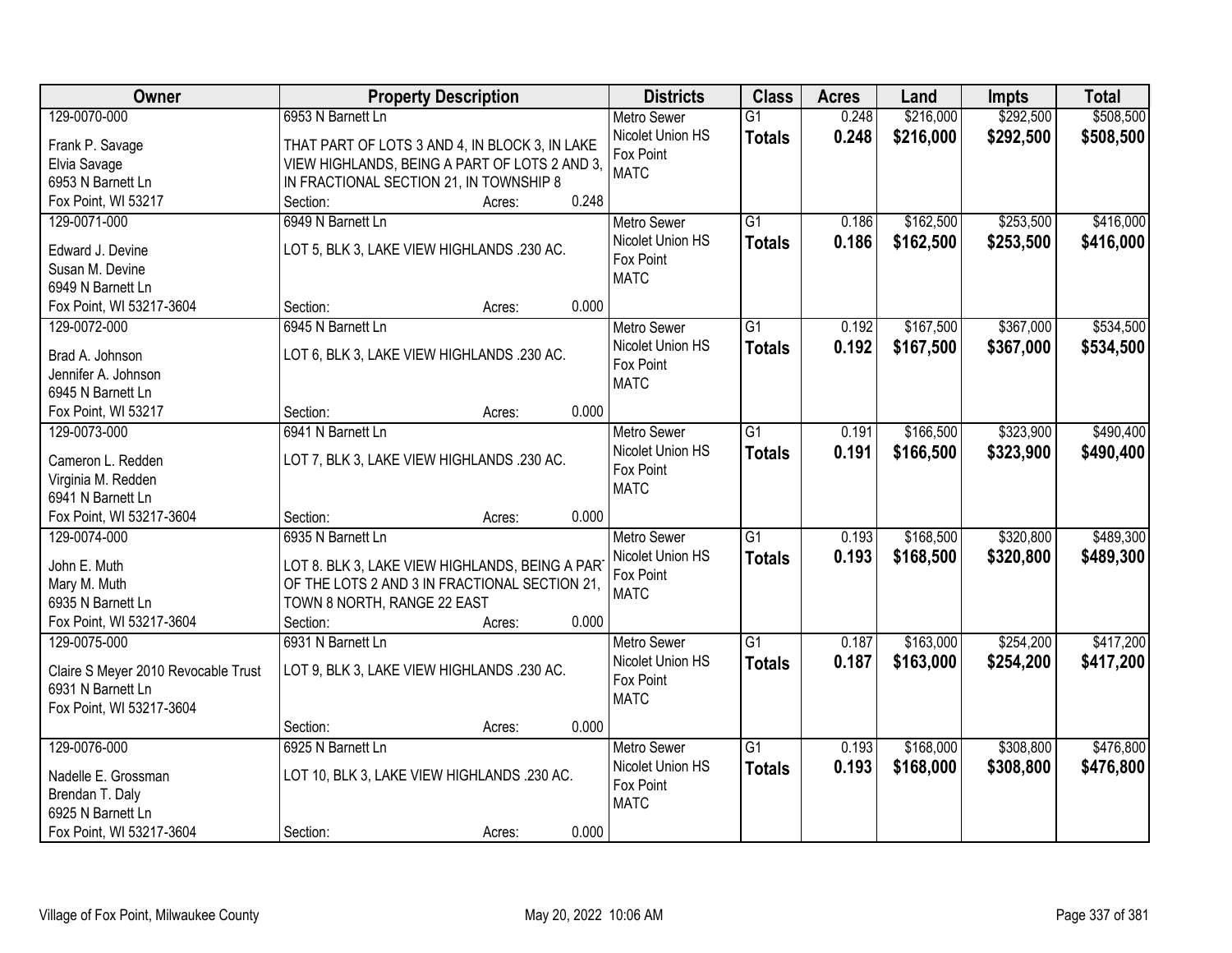| Owner | Property Description | Districts | Class | Acres | Land | Impts | Total |
|---|---|---|---|---|---|---|---|
| 129-0070-000<br>Frank P. Savage<br>Elvia Savage<br>6953 N Barnett Ln<br>Fox Point, WI 53217 | 6953 N Barnett Ln<br>THAT PART OF LOTS 3 AND 4, IN BLOCK 3, IN LAKE VIEW HIGHLANDS, BEING A PART OF LOTS 2 AND 3, IN FRACTIONAL SECTION 21, IN TOWNSHIP 8<br>Section: Acres: 0.248 | Metro Sewer<br>Nicolet Union HS<br>Fox Point<br>MATC | G1<br>**Totals** | 0.248<br>**0.248** | $216,000<br>**$216,000** | $292,500<br>**$292,500** | $508,500<br>**$508,500** |
| 129-0071-000<br>Edward J. Devine<br>Susan M. Devine<br>6949 N Barnett Ln<br>Fox Point, WI 53217-3604 | 6949 N Barnett Ln<br>LOT 5, BLK 3, LAKE VIEW HIGHLANDS .230 AC.<br>Section: Acres: 0.000 | Metro Sewer<br>Nicolet Union HS<br>Fox Point<br>MATC | G1<br>**Totals** | 0.186<br>**0.186** | $162,500<br>**$162,500** | $253,500<br>**$253,500** | $416,000<br>**$416,000** |
| 129-0072-000<br>Brad A. Johnson<br>Jennifer A. Johnson<br>6945 N Barnett Ln<br>Fox Point, WI 53217 | 6945 N Barnett Ln<br>LOT 6, BLK 3, LAKE VIEW HIGHLANDS .230 AC.<br>Section: Acres: 0.000 | Metro Sewer<br>Nicolet Union HS<br>Fox Point<br>MATC | G1<br>**Totals** | 0.192<br>**0.192** | $167,500<br>**$167,500** | $367,000<br>**$367,000** | $534,500<br>**$534,500** |
| 129-0073-000<br>Cameron L. Redden<br>Virginia M. Redden<br>6941 N Barnett Ln<br>Fox Point, WI 53217-3604 | 6941 N Barnett Ln<br>LOT 7, BLK 3, LAKE VIEW HIGHLANDS .230 AC.<br>Section: Acres: 0.000 | Metro Sewer<br>Nicolet Union HS<br>Fox Point<br>MATC | G1<br>**Totals** | 0.191<br>**0.191** | $166,500<br>**$166,500** | $323,900<br>**$323,900** | $490,400<br>**$490,400** |
| 129-0074-000<br>John E. Muth<br>Mary M. Muth<br>6935 N Barnett Ln<br>Fox Point, WI 53217-3604 | 6935 N Barnett Ln<br>LOT 8. BLK 3, LAKE VIEW HIGHLANDS, BEING A PART OF THE LOTS 2 AND 3 IN FRACTIONAL SECTION 21, TOWN 8 NORTH, RANGE 22 EAST<br>Section: Acres: 0.000 | Metro Sewer<br>Nicolet Union HS<br>Fox Point<br>MATC | G1<br>**Totals** | 0.193<br>**0.193** | $168,500<br>**$168,500** | $320,800<br>**$320,800** | $489,300<br>**$489,300** |
| 129-0075-000<br>Claire S Meyer 2010 Revocable Trust<br>6931 N Barnett Ln<br>Fox Point, WI 53217-3604 | 6931 N Barnett Ln<br>LOT 9, BLK 3, LAKE VIEW HIGHLANDS .230 AC.<br>Section: Acres: 0.000 | Metro Sewer<br>Nicolet Union HS<br>Fox Point<br>MATC | G1<br>**Totals** | 0.187<br>**0.187** | $163,000<br>**$163,000** | $254,200<br>**$254,200** | $417,200<br>**$417,200** |
| 129-0076-000<br>Nadelle E. Grossman<br>Brendan T. Daly<br>6925 N Barnett Ln<br>Fox Point, WI 53217-3604 | 6925 N Barnett Ln<br>LOT 10, BLK 3, LAKE VIEW HIGHLANDS .230 AC.<br>Section: Acres: 0.000 | Metro Sewer<br>Nicolet Union HS<br>Fox Point<br>MATC | G1<br>**Totals** | 0.193<br>**0.193** | $168,000<br>**$168,000** | $308,800<br>**$308,800** | $476,800<br>**$476,800** |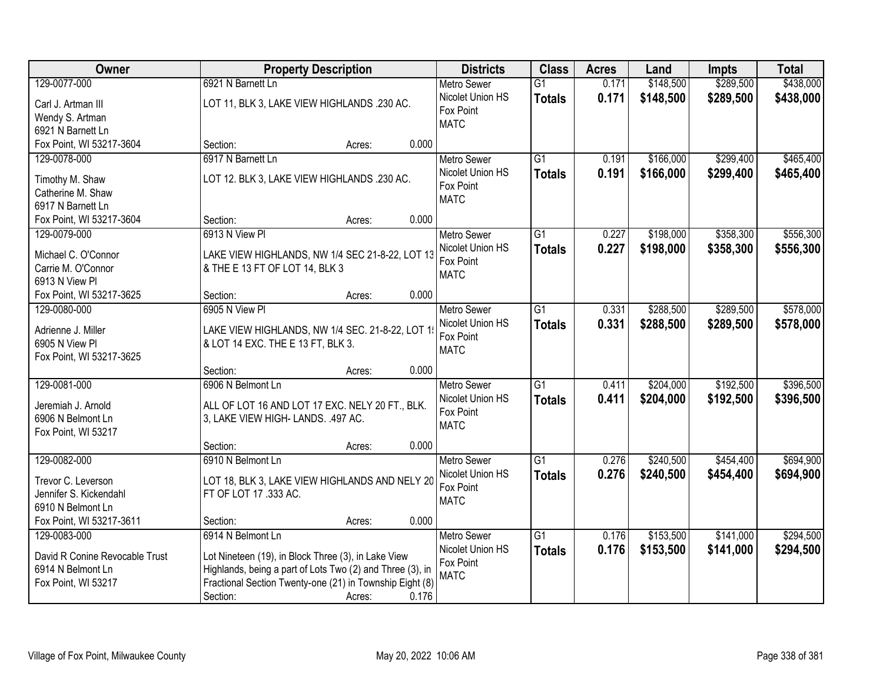| Owner | Property Description | | | Districts | Class | Acres | Land | Impts | Total |
|---|---|---|---|---|---|---|---|---|---|
| 129-0077-000<br>Carl J. Artman III<br>Wendy S. Artman<br>6921 N Barnett Ln<br>Fox Point, WI 53217-3604 | 6921 N Barnett Ln<br>LOT 11, BLK 3, LAKE VIEW HIGHLANDS .230 AC.<br><br><br>Section: | Acres: | 0.000 | Metro Sewer<br>Nicolet Union HS<br>Fox Point<br>MATC | G1<br>**Totals** | 0.171<br>**0.171** | $148,500<br>**$148,500** | $289,500<br>**$289,500** | $438,000<br>**$438,000** |
| 129-0078-000<br>Timothy M. Shaw<br>Catherine M. Shaw<br>6917 N Barnett Ln<br>Fox Point, WI 53217-3604 | 6917 N Barnett Ln<br>LOT 12. BLK 3, LAKE VIEW HIGHLANDS .230 AC.<br><br><br>Section: | Acres: | 0.000 | Metro Sewer<br>Nicolet Union HS<br>Fox Point<br>MATC | G1<br>**Totals** | 0.191<br>**0.191** | $166,000<br>**$166,000** | $299,400<br>**$299,400** | $465,400<br>**$465,400** |
| 129-0079-000<br>Michael C. O'Connor<br>Carrie M. O'Connor<br>6913 N View Pl<br>Fox Point, WI 53217-3625 | 6913 N View Pl<br>LAKE VIEW HIGHLANDS, NW 1/4 SEC 21-8-22, LOT 13 & THE E 13 FT OF LOT 14, BLK 3<br><br>Section: | Acres: | 0.000 | Metro Sewer<br>Nicolet Union HS<br>Fox Point<br>MATC | G1<br>**Totals** | 0.227<br>**0.227** | $198,000<br>**$198,000** | $358,300<br>**$358,300** | $556,300<br>**$556,300** |
| 129-0080-000<br>Adrienne J. Miller<br>6905 N View Pl<br>Fox Point, WI 53217-3625 | 6905 N View Pl<br>LAKE VIEW HIGHLANDS, NW 1/4 SEC. 21-8-22, LOT 15 & LOT 14 EXC. THE E 13 FT, BLK 3.<br><br>Section: | Acres: | 0.000 | Metro Sewer<br>Nicolet Union HS<br>Fox Point<br>MATC | G1<br>**Totals** | 0.331<br>**0.331** | $288,500<br>**$288,500** | $289,500<br>**$289,500** | $578,000<br>**$578,000** |
| 129-0081-000<br>Jeremiah J. Arnold<br>6906 N Belmont Ln<br>Fox Point, WI 53217 | 6906 N Belmont Ln<br>ALL OF LOT 16 AND LOT 17 EXC. NELY 20 FT., BLK. 3, LAKE VIEW HIGH- LANDS. .497 AC.<br><br>Section: | Acres: | 0.000 | Metro Sewer<br>Nicolet Union HS<br>Fox Point<br>MATC | G1<br>**Totals** | 0.411<br>**0.411** | $204,000<br>**$204,000** | $192,500<br>**$192,500** | $396,500<br>**$396,500** |
| 129-0082-000<br>Trevor C. Leverson<br>Jennifer S. Kickendahl<br>6910 N Belmont Ln<br>Fox Point, WI 53217-3611 | 6910 N Belmont Ln<br>LOT 18, BLK 3, LAKE VIEW HIGHLANDS AND NELY 20 FT OF LOT 17 .333 AC.<br><br>Section: | Acres: | 0.000 | Metro Sewer<br>Nicolet Union HS<br>Fox Point<br>MATC | G1<br>**Totals** | 0.276<br>**0.276** | $240,500<br>**$240,500** | $454,400<br>**$454,400** | $694,900<br>**$694,900** |
| 129-0083-000<br>David R Conine Revocable Trust<br>6914 N Belmont Ln<br>Fox Point, WI 53217 | 6914 N Belmont Ln<br>Lot Nineteen (19), in Block Three (3), in Lake View Highlands, being a part of Lots Two (2) and Three (3), in Fractional Section Twenty-one (21) in Township Eight (8)<br>Section: | Acres: | 0.176 | Metro Sewer<br>Nicolet Union HS<br>Fox Point<br>MATC | G1<br>**Totals** | 0.176<br>**0.176** | $153,500<br>**$153,500** | $141,000<br>**$141,000** | $294,500<br>**$294,500** |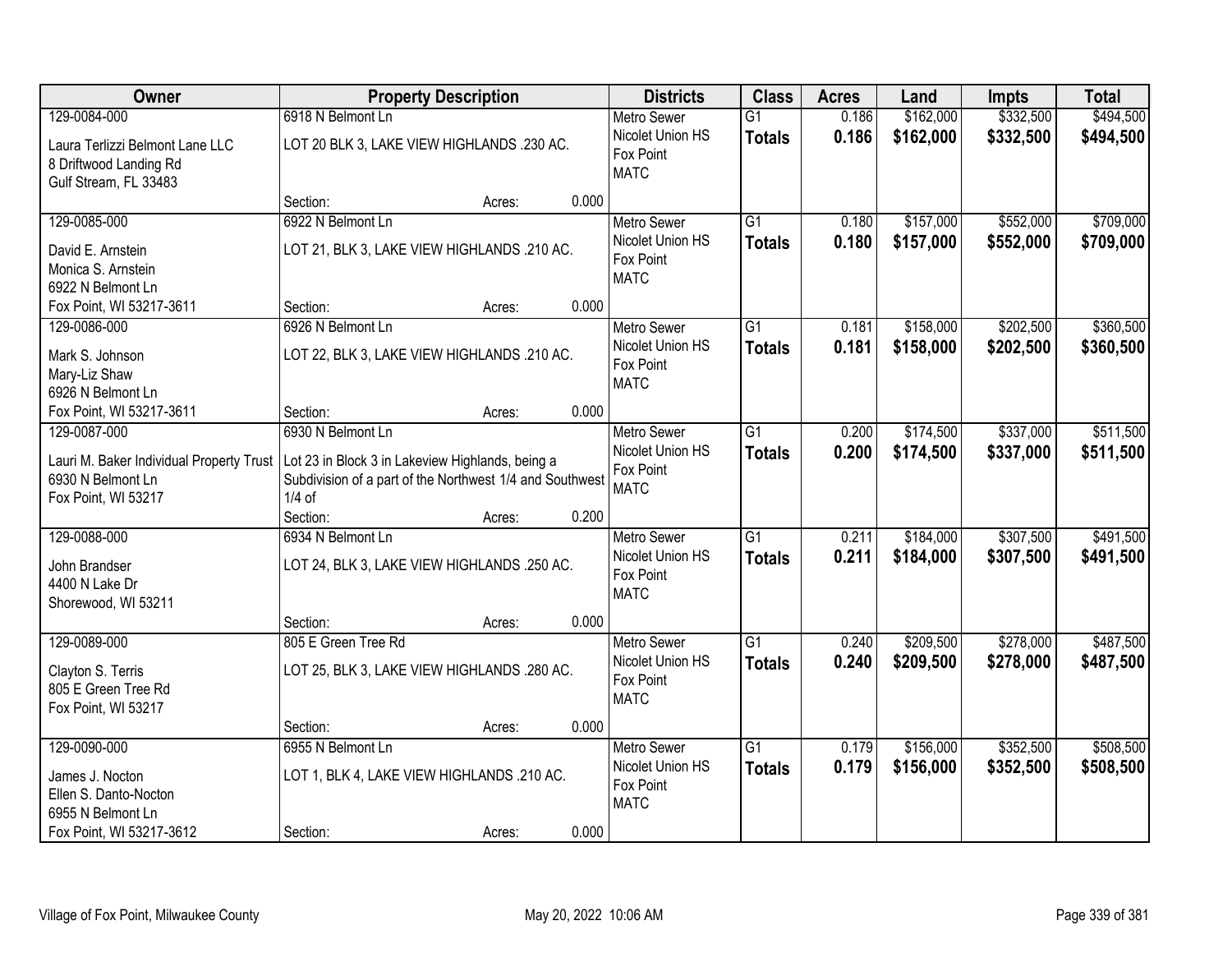| Owner | Property Description | Districts | Class | Acres | Land | Impts | Total |
|---|---|---|---|---|---|---|---|
| 129-0084-000<br>Laura Terlizzi Belmont Lane LLC<br>8 Driftwood Landing Rd<br>Gulf Stream, FL 33483 | 6918 N Belmont Ln<br>LOT 20 BLK 3, LAKE VIEW HIGHLANDS .230 AC.<br>Section: Acres: 0.000 | Metro Sewer<br>Nicolet Union HS<br>Fox Point<br>MATC | G1<br>**Totals** | 0.186<br>**0.186** | $162,000<br>**$162,000** | $332,500<br>**$332,500** | $494,500<br>**$494,500** |
| 129-0085-000<br>David E. Arnstein<br>Monica S. Arnstein<br>6922 N Belmont Ln<br>Fox Point, WI 53217-3611 | 6922 N Belmont Ln<br>LOT 21, BLK 3, LAKE VIEW HIGHLANDS .210 AC.<br>Section: Acres: 0.000 | Metro Sewer<br>Nicolet Union HS<br>Fox Point<br>MATC | G1<br>**Totals** | 0.180<br>**0.180** | $157,000<br>**$157,000** | $552,000<br>**$552,000** | $709,000<br>**$709,000** |
| 129-0086-000<br>Mark S. Johnson<br>Mary-Liz Shaw<br>6926 N Belmont Ln<br>Fox Point, WI 53217-3611 | 6926 N Belmont Ln<br>LOT 22, BLK 3, LAKE VIEW HIGHLANDS .210 AC.<br>Section: Acres: 0.000 | Metro Sewer<br>Nicolet Union HS<br>Fox Point<br>MATC | G1<br>**Totals** | 0.181<br>**0.181** | $158,000<br>**$158,000** | $202,500<br>**$202,500** | $360,500<br>**$360,500** |
| 129-0087-000<br>Lauri M. Baker Individual Property Trust<br>6930 N Belmont Ln<br>Fox Point, WI 53217 | 6930 N Belmont Ln<br>Lot 23 in Block 3 in Lakeview Highlands, being a Subdivision of a part of the Northwest 1/4 and Southwest 1/4 of<br>Section: Acres: 0.200 | Metro Sewer<br>Nicolet Union HS<br>Fox Point<br>MATC | G1<br>**Totals** | 0.200<br>**0.200** | $174,500<br>**$174,500** | $337,000<br>**$337,000** | $511,500<br>**$511,500** |
| 129-0088-000<br>John Brandser<br>4400 N Lake Dr<br>Shorewood, WI 53211 | 6934 N Belmont Ln<br>LOT 24, BLK 3, LAKE VIEW HIGHLANDS .250 AC.<br>Section: Acres: 0.000 | Metro Sewer<br>Nicolet Union HS<br>Fox Point<br>MATC | G1<br>**Totals** | 0.211<br>**0.211** | $184,000<br>**$184,000** | $307,500<br>**$307,500** | $491,500<br>**$491,500** |
| 129-0089-000<br>Clayton S. Terris<br>805 E Green Tree Rd<br>Fox Point, WI 53217 | 805 E Green Tree Rd<br>LOT 25, BLK 3, LAKE VIEW HIGHLANDS .280 AC.<br>Section: Acres: 0.000 | Metro Sewer<br>Nicolet Union HS<br>Fox Point<br>MATC | G1<br>**Totals** | 0.240<br>**0.240** | $209,500<br>**$209,500** | $278,000<br>**$278,000** | $487,500<br>**$487,500** |
| 129-0090-000<br>James J. Nocton<br>Ellen S. Danto-Nocton<br>6955 N Belmont Ln<br>Fox Point, WI 53217-3612 | 6955 N Belmont Ln<br>LOT 1, BLK 4, LAKE VIEW HIGHLANDS .210 AC.<br>Section: Acres: 0.000 | Metro Sewer<br>Nicolet Union HS<br>Fox Point<br>MATC | G1<br>**Totals** | 0.179<br>**0.179** | $156,000<br>**$156,000** | $352,500<br>**$352,500** | $508,500<br>**$508,500** |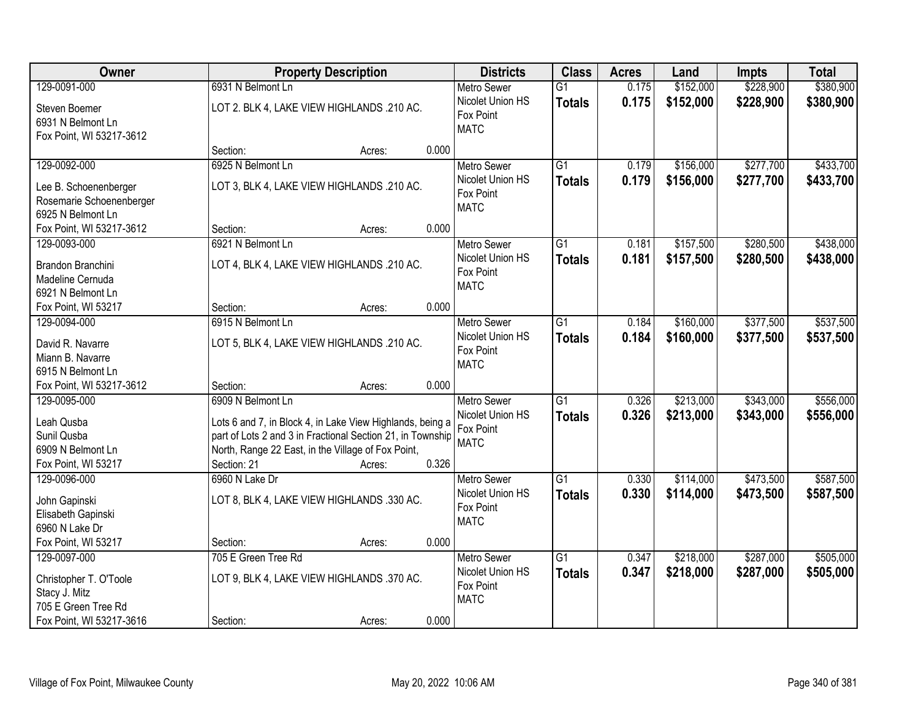| Owner | Property Description | Districts | Class | Acres | Land | Impts | Total |
|---|---|---|---|---|---|---|---|
| 129-0091-000<br>Steven Boemer<br>6931 N Belmont Ln<br>Fox Point, WI 53217-3612 | 6931 N Belmont Ln<br>LOT 2. BLK 4, LAKE VIEW HIGHLANDS .210 AC.<br>Section: Acres: 0.000 | Metro Sewer<br>Nicolet Union HS<br>Fox Point<br>MATC | G1<br>**Totals** | 0.175<br>**0.175** | $152,000<br>**$152,000** | $228,900<br>**$228,900** | $380,900<br>**$380,900** |
| 129-0092-000<br>Lee B. Schoenenberger<br>Rosemarie Schoenenberger<br>6925 N Belmont Ln<br>Fox Point, WI 53217-3612 | 6925 N Belmont Ln<br>LOT 3, BLK 4, LAKE VIEW HIGHLANDS .210 AC.<br>Section: Acres: 0.000 | Metro Sewer<br>Nicolet Union HS<br>Fox Point<br>MATC | G1<br>**Totals** | 0.179<br>**0.179** | $156,000<br>**$156,000** | $277,700<br>**$277,700** | $433,700<br>**$433,700** |
| 129-0093-000<br>Brandon Branchini<br>Madeline Cernuda<br>6921 N Belmont Ln<br>Fox Point, WI 53217 | 6921 N Belmont Ln<br>LOT 4, BLK 4, LAKE VIEW HIGHLANDS .210 AC.<br>Section: Acres: 0.000 | Metro Sewer<br>Nicolet Union HS<br>Fox Point<br>MATC | G1<br>**Totals** | 0.181<br>**0.181** | $157,500<br>**$157,500** | $280,500<br>**$280,500** | $438,000<br>**$438,000** |
| 129-0094-000<br>David R. Navarre<br>Miann B. Navarre<br>6915 N Belmont Ln<br>Fox Point, WI 53217-3612 | 6915 N Belmont Ln<br>LOT 5, BLK 4, LAKE VIEW HIGHLANDS .210 AC.<br>Section: Acres: 0.000 | Metro Sewer<br>Nicolet Union HS<br>Fox Point<br>MATC | G1<br>**Totals** | 0.184<br>**0.184** | $160,000<br>**$160,000** | $377,500<br>**$377,500** | $537,500<br>**$537,500** |
| 129-0095-000<br>Leah Qusba<br>Sunil Qusba<br>6909 N Belmont Ln<br>Fox Point, WI 53217 | 6909 N Belmont Ln<br>Lots 6 and 7, in Block 4, in Lake View Highlands, being a part of Lots 2 and 3 in Fractional Section 21, in Township North, Range 22 East, in the Village of Fox Point,<br>Section: 21 Acres: 0.326 | Metro Sewer<br>Nicolet Union HS<br>Fox Point<br>MATC | G1<br>**Totals** | 0.326<br>**0.326** | $213,000<br>**$213,000** | $343,000<br>**$343,000** | $556,000<br>**$556,000** |
| 129-0096-000<br>John Gapinski<br>Elisabeth Gapinski<br>6960 N Lake Dr<br>Fox Point, WI 53217 | 6960 N Lake Dr<br>LOT 8, BLK 4, LAKE VIEW HIGHLANDS .330 AC.<br>Section: Acres: 0.000 | Metro Sewer<br>Nicolet Union HS<br>Fox Point<br>MATC | G1<br>**Totals** | 0.330<br>**0.330** | $114,000<br>**$114,000** | $473,500<br>**$473,500** | $587,500<br>**$587,500** |
| 129-0097-000<br>Christopher T. O'Toole<br>Stacy J. Mitz<br>705 E Green Tree Rd<br>Fox Point, WI 53217-3616 | 705 E Green Tree Rd<br>LOT 9, BLK 4, LAKE VIEW HIGHLANDS .370 AC.<br>Section: Acres: 0.000 | Metro Sewer<br>Nicolet Union HS<br>Fox Point<br>MATC | G1<br>**Totals** | 0.347<br>**0.347** | $218,000<br>**$218,000** | $287,000<br>**$287,000** | $505,000<br>**$505,000** |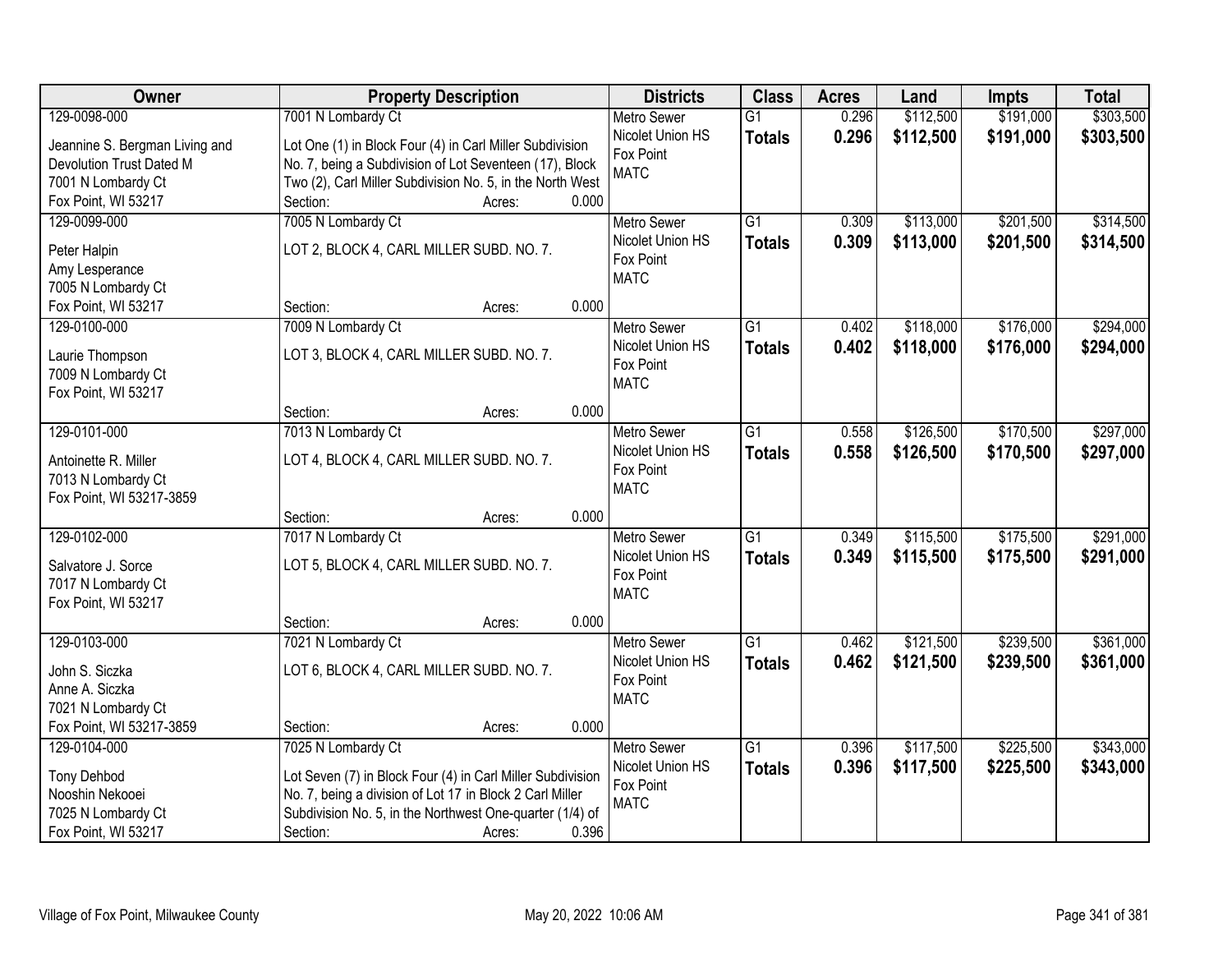| Owner | Property Description | Districts | Class | Acres | Land | Impts | Total |
|---|---|---|---|---|---|---|---|
| 129-0098-000<br>Jeannine S. Bergman Living and Devolution Trust Dated M<br>7001 N Lombardy Ct<br>Fox Point, WI 53217 | 7001 N Lombardy Ct<br>Lot One (1) in Block Four (4) in Carl Miller Subdivision No. 7, being a Subdivision of Lot Seventeen (17), Block Two (2), Carl Miller Subdivision No. 5, in the North West<br>Section: Acres: 0.000 | Metro Sewer<br>Nicolet Union HS<br>Fox Point<br>MATC | G1<br>**Totals** | 0.296<br>**0.296** | $112,500<br>**$112,500** | $191,000<br>**$191,000** | $303,500<br>**$303,500** |
| 129-0099-000<br>Peter Halpin<br>Amy Lesperance<br>7005 N Lombardy Ct<br>Fox Point, WI 53217 | 7005 N Lombardy Ct<br>LOT 2, BLOCK 4, CARL MILLER SUBD. NO. 7.<br>Section: Acres: 0.000 | Metro Sewer<br>Nicolet Union HS<br>Fox Point<br>MATC | G1<br>**Totals** | 0.309<br>**0.309** | $113,000<br>**$113,000** | $201,500<br>**$201,500** | $314,500<br>**$314,500** |
| 129-0100-000<br>Laurie Thompson<br>7009 N Lombardy Ct<br>Fox Point, WI 53217 | 7009 N Lombardy Ct<br>LOT 3, BLOCK 4, CARL MILLER SUBD. NO. 7.<br>Section: Acres: 0.000 | Metro Sewer<br>Nicolet Union HS<br>Fox Point<br>MATC | G1<br>**Totals** | 0.402<br>**0.402** | $118,000<br>**$118,000** | $176,000<br>**$176,000** | $294,000<br>**$294,000** |
| 129-0101-000<br>Antoinette R. Miller<br>7013 N Lombardy Ct<br>Fox Point, WI 53217-3859 | 7013 N Lombardy Ct<br>LOT 4, BLOCK 4, CARL MILLER SUBD. NO. 7.<br>Section: Acres: 0.000 | Metro Sewer<br>Nicolet Union HS<br>Fox Point<br>MATC | G1<br>**Totals** | 0.558<br>**0.558** | $126,500<br>**$126,500** | $170,500<br>**$170,500** | $297,000<br>**$297,000** |
| 129-0102-000<br>Salvatore J. Sorce<br>7017 N Lombardy Ct<br>Fox Point, WI 53217 | 7017 N Lombardy Ct<br>LOT 5, BLOCK 4, CARL MILLER SUBD. NO. 7.<br>Section: Acres: 0.000 | Metro Sewer<br>Nicolet Union HS<br>Fox Point<br>MATC | G1<br>**Totals** | 0.349<br>**0.349** | $115,500<br>**$115,500** | $175,500<br>**$175,500** | $291,000<br>**$291,000** |
| 129-0103-000<br>John S. Siczka<br>Anne A. Siczka<br>7021 N Lombardy Ct<br>Fox Point, WI 53217-3859 | 7021 N Lombardy Ct<br>LOT 6, BLOCK 4, CARL MILLER SUBD. NO. 7.<br>Section: Acres: 0.000 | Metro Sewer<br>Nicolet Union HS<br>Fox Point<br>MATC | G1<br>**Totals** | 0.462<br>**0.462** | $121,500<br>**$121,500** | $239,500<br>**$239,500** | $361,000<br>**$361,000** |
| 129-0104-000<br>Tony Dehbod<br>Nooshin Nekooei<br>7025 N Lombardy Ct<br>Fox Point, WI 53217 | 7025 N Lombardy Ct<br>Lot Seven (7) in Block Four (4) in Carl Miller Subdivision No. 7, being a division of Lot 17 in Block 2 Carl Miller Subdivision No. 5, in the Northwest One-quarter (1/4) of<br>Section: Acres: 0.396 | Metro Sewer<br>Nicolet Union HS<br>Fox Point<br>MATC | G1<br>**Totals** | 0.396<br>**0.396** | $117,500<br>**$117,500** | $225,500<br>**$225,500** | $343,000<br>**$343,000** |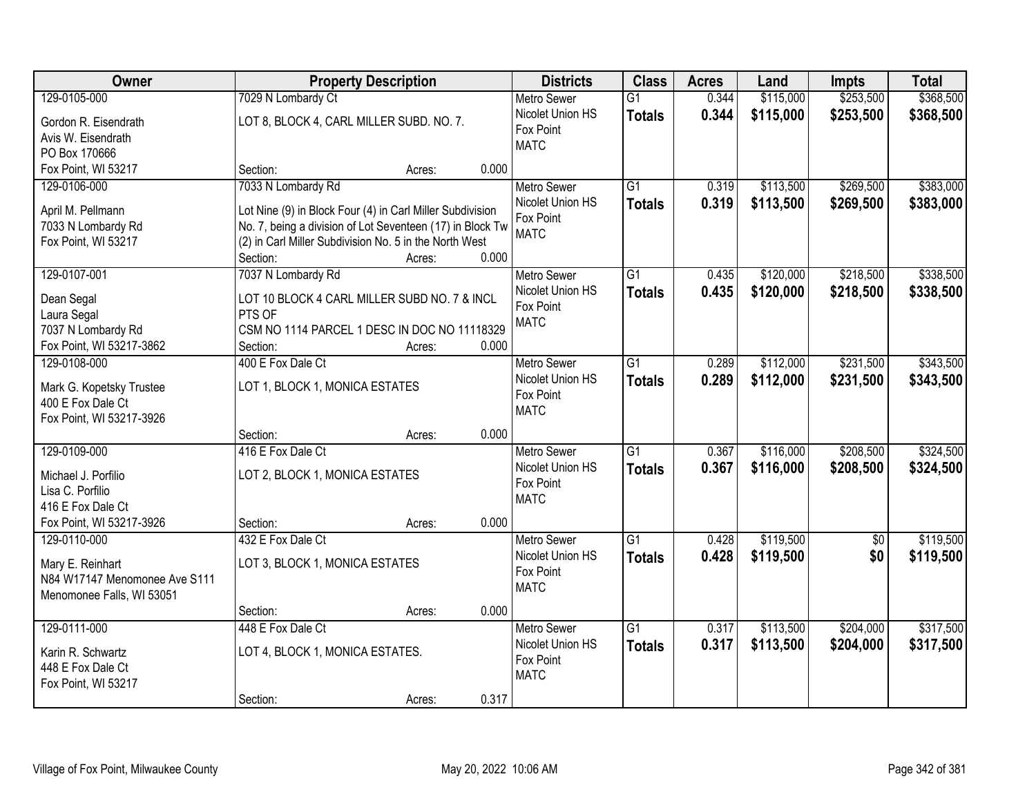| Owner | Property Description | Districts | Class | Acres | Land | Impts | Total |
|---|---|---|---|---|---|---|---|
| 129-0105-000<br>Gordon R. Eisendrath<br>Avis W. Eisendrath<br>PO Box 170666<br>Fox Point, WI 53217 | 7029 N Lombardy Ct<br>LOT 8, BLOCK 4, CARL MILLER SUBD. NO. 7.<br>Section: Acres: 0.000 | Metro Sewer<br>Nicolet Union HS<br>Fox Point<br>MATC | G1<br>**Totals** | 0.344<br>**0.344** | $115,000<br>**$115,000** | $253,500<br>**$253,500** | $368,500<br>**$368,500** |
| 129-0106-000<br>April M. Pellmann<br>7033 N Lombardy Rd<br>Fox Point, WI 53217 | 7033 N Lombardy Rd<br>Lot Nine (9) in Block Four (4) in Carl Miller Subdivision No. 7, being a division of Lot Seventeen (17) in Block Tw (2) in Carl Miller Subdivision No. 5 in the North West<br>Section: Acres: 0.000 | Metro Sewer<br>Nicolet Union HS<br>Fox Point<br>MATC | G1<br>**Totals** | 0.319<br>**0.319** | $113,500<br>**$113,500** | $269,500<br>**$269,500** | $383,000<br>**$383,000** |
| 129-0107-001<br>Dean Segal<br>Laura Segal<br>7037 N Lombardy Rd<br>Fox Point, WI 53217-3862 | 7037 N Lombardy Rd<br>LOT 10 BLOCK 4 CARL MILLER SUBD NO. 7 & INCL PTS OF<br>CSM NO 1114 PARCEL 1 DESC IN DOC NO 11118329<br>Section: Acres: 0.000 | Metro Sewer<br>Nicolet Union HS<br>Fox Point<br>MATC | G1<br>**Totals** | 0.435<br>**0.435** | $120,000<br>**$120,000** | $218,500<br>**$218,500** | $338,500<br>**$338,500** |
| 129-0108-000<br>Mark G. Kopetsky Trustee<br>400 E Fox Dale Ct<br>Fox Point, WI 53217-3926 | 400 E Fox Dale Ct<br>LOT 1, BLOCK 1, MONICA ESTATES<br>Section: Acres: 0.000 | Metro Sewer<br>Nicolet Union HS<br>Fox Point<br>MATC | G1<br>**Totals** | 0.289<br>**0.289** | $112,000<br>**$112,000** | $231,500<br>**$231,500** | $343,500<br>**$343,500** |
| 129-0109-000<br>Michael J. Porfilio<br>Lisa C. Porfilio<br>416 E Fox Dale Ct<br>Fox Point, WI 53217-3926 | 416 E Fox Dale Ct<br>LOT 2, BLOCK 1, MONICA ESTATES<br>Section: Acres: 0.000 | Metro Sewer<br>Nicolet Union HS<br>Fox Point<br>MATC | G1<br>**Totals** | 0.367<br>**0.367** | $116,000<br>**$116,000** | $208,500<br>**$208,500** | $324,500<br>**$324,500** |
| 129-0110-000<br>Mary E. Reinhart<br>N84 W17147 Menomonee Ave S111<br>Menomonee Falls, WI 53051 | 432 E Fox Dale Ct<br>LOT 3, BLOCK 1, MONICA ESTATES<br>Section: Acres: 0.000 | Metro Sewer<br>Nicolet Union HS<br>Fox Point<br>MATC | G1<br>**Totals** | 0.428<br>**0.428** | $119,500<br>**$119,500** | $0<br>**$0** | $119,500<br>**$119,500** |
| 129-0111-000<br>Karin R. Schwartz<br>448 E Fox Dale Ct<br>Fox Point, WI 53217 | 448 E Fox Dale Ct<br>LOT 4, BLOCK 1, MONICA ESTATES.<br>Section: Acres: 0.317 | Metro Sewer<br>Nicolet Union HS<br>Fox Point<br>MATC | G1<br>**Totals** | 0.317<br>**0.317** | $113,500<br>**$113,500** | $204,000<br>**$204,000** | $317,500<br>**$317,500** |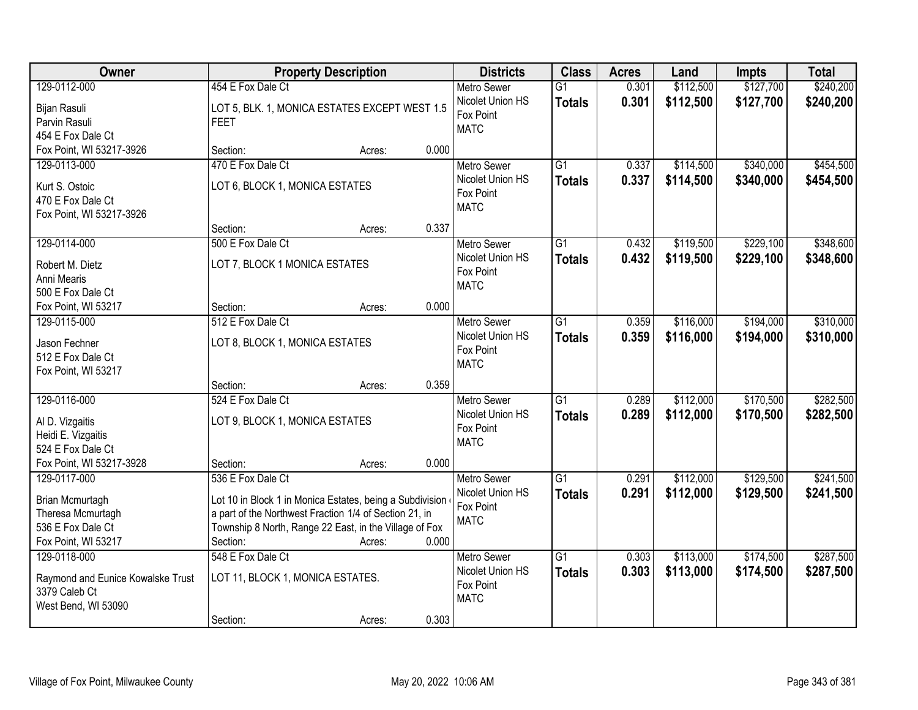| Owner | Property Description | Districts | Class | Acres | Land | Impts | Total |
|---|---|---|---|---|---|---|---|
| 129-0112-000<br>Bijan Rasuli<br>Parvin Rasuli<br>454 E Fox Dale Ct<br>Fox Point, WI 53217-3926 | 454 E Fox Dale Ct<br>LOT 5, BLK. 1, MONICA ESTATES EXCEPT WEST 1.5 FEET<br>Section: Acres: 0.000 | Metro Sewer<br>Nicolet Union HS<br>Fox Point<br>MATC | G1<br>**Totals** | 0.301<br>**0.301** | $112,500<br>**$112,500** | $127,700<br>**$127,700** | $240,200<br>**$240,200** |
| 129-0113-000<br>Kurt S. Ostoic<br>470 E Fox Dale Ct<br>Fox Point, WI 53217-3926 | 470 E Fox Dale Ct<br>LOT 6, BLOCK 1, MONICA ESTATES<br>Section: Acres: 0.337 | Metro Sewer<br>Nicolet Union HS<br>Fox Point<br>MATC | G1<br>**Totals** | 0.337<br>**0.337** | $114,500<br>**$114,500** | $340,000<br>**$340,000** | $454,500<br>**$454,500** |
| 129-0114-000<br>Robert M. Dietz<br>Anni Mearis<br>500 E Fox Dale Ct<br>Fox Point, WI 53217 | 500 E Fox Dale Ct<br>LOT 7, BLOCK 1 MONICA ESTATES<br>Section: Acres: 0.000 | Metro Sewer<br>Nicolet Union HS<br>Fox Point<br>MATC | G1<br>**Totals** | 0.432<br>**0.432** | $119,500<br>**$119,500** | $229,100<br>**$229,100** | $348,600<br>**$348,600** |
| 129-0115-000<br>Jason Fechner<br>512 E Fox Dale Ct<br>Fox Point, WI 53217 | 512 E Fox Dale Ct<br>LOT 8, BLOCK 1, MONICA ESTATES<br>Section: Acres: 0.359 | Metro Sewer<br>Nicolet Union HS<br>Fox Point<br>MATC | G1<br>**Totals** | 0.359<br>**0.359** | $116,000<br>**$116,000** | $194,000<br>**$194,000** | $310,000<br>**$310,000** |
| 129-0116-000<br>Al D. Vizgaitis<br>Heidi E. Vizgaitis<br>524 E Fox Dale Ct<br>Fox Point, WI 53217-3928 | 524 E Fox Dale Ct<br>LOT 9, BLOCK 1, MONICA ESTATES<br>Section: Acres: 0.000 | Metro Sewer<br>Nicolet Union HS<br>Fox Point<br>MATC | G1<br>**Totals** | 0.289<br>**0.289** | $112,000<br>**$112,000** | $170,500<br>**$170,500** | $282,500<br>**$282,500** |
| 129-0117-000<br>Brian Mcmurtagh<br>Theresa Mcmurtagh<br>536 E Fox Dale Ct<br>Fox Point, WI 53217 | 536 E Fox Dale Ct<br>Lot 10 in Block 1 in Monica Estates, being a Subdivision a part of the Northwest Fraction 1/4 of Section 21, in Township 8 North, Range 22 East, in the Village of Fox<br>Section: Acres: 0.000 | Metro Sewer<br>Nicolet Union HS<br>Fox Point<br>MATC | G1<br>**Totals** | 0.291<br>**0.291** | $112,000<br>**$112,000** | $129,500<br>**$129,500** | $241,500<br>**$241,500** |
| 129-0118-000<br>Raymond and Eunice Kowalske Trust<br>3379 Caleb Ct<br>West Bend, WI 53090 | 548 E Fox Dale Ct<br>LOT 11, BLOCK 1, MONICA ESTATES.<br>Section: Acres: 0.303 | Metro Sewer<br>Nicolet Union HS<br>Fox Point<br>MATC | G1<br>**Totals** | 0.303<br>**0.303** | $113,000<br>**$113,000** | $174,500<br>**$174,500** | $287,500<br>**$287,500** |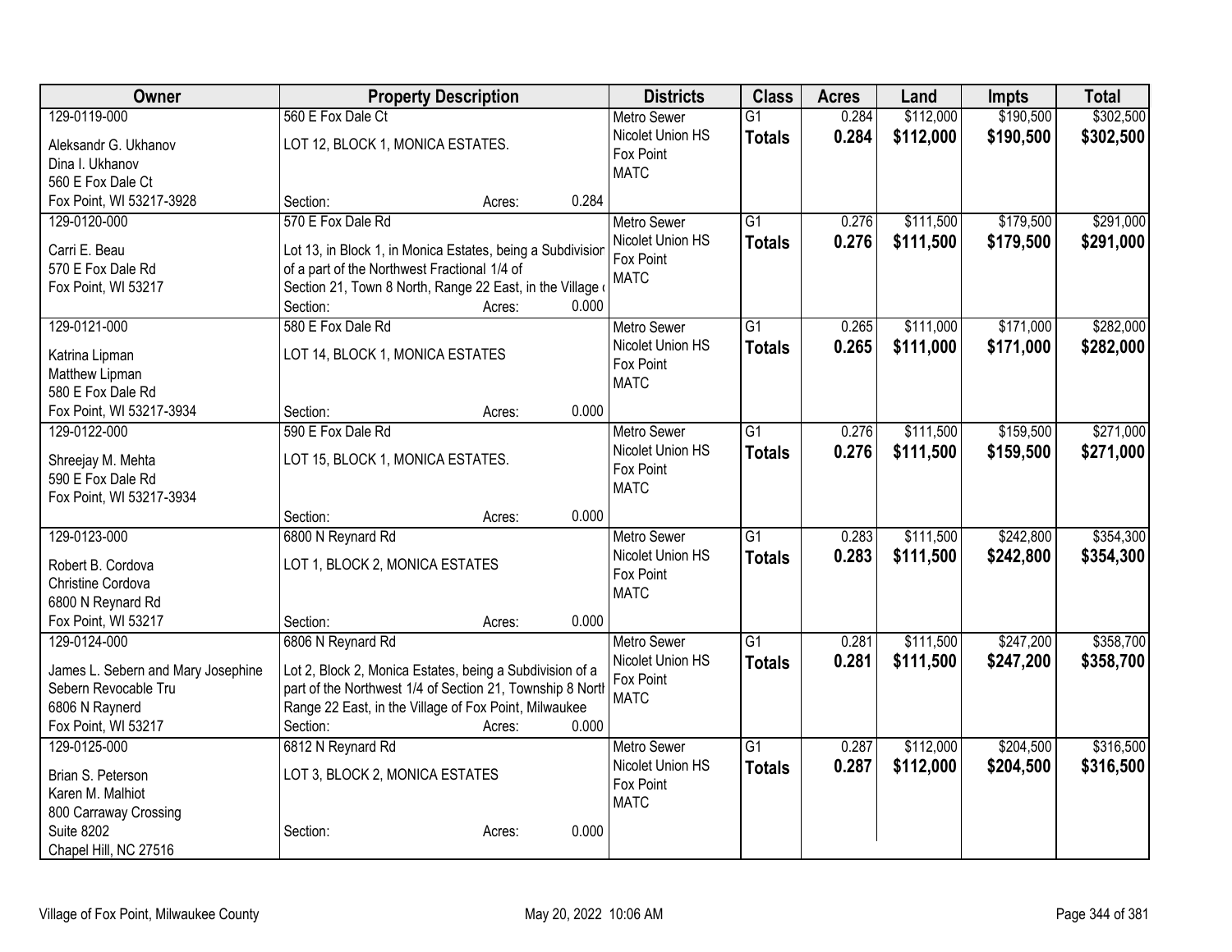| Owner | Property Description | Districts | Class | Acres | Land | Impts | Total |
|---|---|---|---|---|---|---|---|
| 129-0119-000<br>Aleksandr G. Ukhanov<br>Dina I. Ukhanov<br>560 E Fox Dale Ct<br>Fox Point, WI 53217-3928 | 560 E Fox Dale Ct<br>LOT 12, BLOCK 1, MONICA ESTATES.<br>Section: Acres: 0.284 | Metro Sewer<br>Nicolet Union HS<br>Fox Point<br>MATC | G1<br>**Totals** | 0.284<br>**0.284** | $112,000<br>**$112,000** | $190,500<br>**$190,500** | $302,500<br>**$302,500** |
| 129-0120-000<br>Carri E. Beau<br>570 E Fox Dale Rd<br>Fox Point, WI 53217 | 570 E Fox Dale Rd<br>Lot 13, in Block 1, in Monica Estates, being a Subdivision of a part of the Northwest Fractional 1/4 of Section 21, Town 8 North, Range 22 East, in the Village o<br>Section: Acres: 0.000 | Metro Sewer<br>Nicolet Union HS<br>Fox Point<br>MATC | G1<br>**Totals** | 0.276<br>**0.276** | $111,500<br>**$111,500** | $179,500<br>**$179,500** | $291,000<br>**$291,000** |
| 129-0121-000<br>Katrina Lipman<br>Matthew Lipman<br>580 E Fox Dale Rd<br>Fox Point, WI 53217-3934 | 580 E Fox Dale Rd<br>LOT 14, BLOCK 1, MONICA ESTATES<br>Section: Acres: 0.000 | Metro Sewer<br>Nicolet Union HS<br>Fox Point<br>MATC | G1<br>**Totals** | 0.265<br>**0.265** | $111,000<br>**$111,000** | $171,000<br>**$171,000** | $282,000<br>**$282,000** |
| 129-0122-000<br>Shreejay M. Mehta<br>590 E Fox Dale Rd<br>Fox Point, WI 53217-3934 | 590 E Fox Dale Rd<br>LOT 15, BLOCK 1, MONICA ESTATES.<br>Section: Acres: 0.000 | Metro Sewer<br>Nicolet Union HS<br>Fox Point<br>MATC | G1<br>**Totals** | 0.276<br>**0.276** | $111,500<br>**$111,500** | $159,500<br>**$159,500** | $271,000<br>**$271,000** |
| 129-0123-000<br>Robert B. Cordova<br>Christine Cordova<br>6800 N Reynard Rd<br>Fox Point, WI 53217 | 6800 N Reynard Rd<br>LOT 1, BLOCK 2, MONICA ESTATES<br>Section: Acres: 0.000 | Metro Sewer<br>Nicolet Union HS<br>Fox Point<br>MATC | G1<br>**Totals** | 0.283<br>**0.283** | $111,500<br>**$111,500** | $242,800<br>**$242,800** | $354,300<br>**$354,300** |
| 129-0124-000<br>James L. Sebern and Mary Josephine Sebern Revocable Tru<br>6806 N Raynerd<br>Fox Point, WI 53217 | 6806 N Reynard Rd<br>Lot 2, Block 2, Monica Estates, being a Subdivision of a part of the Northwest 1/4 of Section 21, Township 8 North Range 22 East, in the Village of Fox Point, Milwaukee<br>Section: Acres: 0.000 | Metro Sewer<br>Nicolet Union HS<br>Fox Point<br>MATC | G1<br>**Totals** | 0.281<br>**0.281** | $111,500<br>**$111,500** | $247,200<br>**$247,200** | $358,700<br>**$358,700** |
| 129-0125-000<br>Brian S. Peterson<br>Karen M. Malhiot<br>800 Carraway Crossing<br>Suite 8202<br>Chapel Hill, NC 27516 | 6812 N Reynard Rd<br>LOT 3, BLOCK 2, MONICA ESTATES<br>Section: Acres: 0.000 | Metro Sewer<br>Nicolet Union HS<br>Fox Point<br>MATC | G1<br>**Totals** | 0.287<br>**0.287** | $112,000<br>**$112,000** | $204,500<br>**$204,500** | $316,500<br>**$316,500** |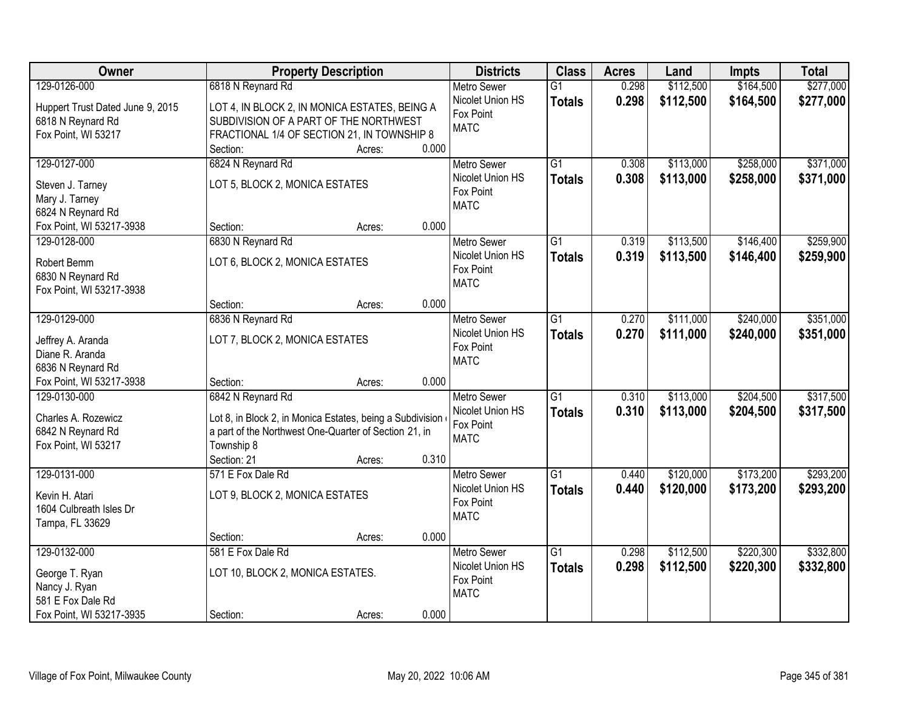| Owner | Property Description | Districts | Class | Acres | Land | Impts | Total |
|---|---|---|---|---|---|---|---|
| 129-0126-000<br>Huppert Trust Dated June 9, 2015<br>6818 N Reynard Rd<br>Fox Point, WI 53217 | 6818 N Reynard Rd<br>LOT 4, IN BLOCK 2, IN MONICA ESTATES, BEING A SUBDIVISION OF A PART OF THE NORTHWEST FRACTIONAL 1/4 OF SECTION 21, IN TOWNSHIP 8<br>Section: Acres: 0.000 | Metro Sewer<br>Nicolet Union HS<br>Fox Point<br>MATC | G1<br>**Totals** | 0.298<br>**0.298** | \$112,500<br>**\$112,500** | \$164,500<br>**\$164,500** | \$277,000<br>**\$277,000** |
| 129-0127-000<br>Steven J. Tarney<br>Mary J. Tarney<br>6824 N Reynard Rd<br>Fox Point, WI 53217-3938 | 6824 N Reynard Rd<br>LOT 5, BLOCK 2, MONICA ESTATES<br>Section: Acres: 0.000 | Metro Sewer<br>Nicolet Union HS<br>Fox Point<br>MATC | G1<br>**Totals** | 0.308<br>**0.308** | \$113,000<br>**\$113,000** | \$258,000<br>**\$258,000** | \$371,000<br>**\$371,000** |
| 129-0128-000<br>Robert Bemm<br>6830 N Reynard Rd<br>Fox Point, WI 53217-3938 | 6830 N Reynard Rd<br>LOT 6, BLOCK 2, MONICA ESTATES<br>Section: Acres: 0.000 | Metro Sewer<br>Nicolet Union HS<br>Fox Point<br>MATC | G1<br>**Totals** | 0.319<br>**0.319** | \$113,500<br>**\$113,500** | \$146,400<br>**\$146,400** | \$259,900<br>**\$259,900** |
| 129-0129-000<br>Jeffrey A. Aranda<br>Diane R. Aranda<br>6836 N Reynard Rd<br>Fox Point, WI 53217-3938 | 6836 N Reynard Rd<br>LOT 7, BLOCK 2, MONICA ESTATES<br>Section: Acres: 0.000 | Metro Sewer<br>Nicolet Union HS<br>Fox Point<br>MATC | G1<br>**Totals** | 0.270<br>**0.270** | \$111,000<br>**\$111,000** | \$240,000<br>**\$240,000** | \$351,000<br>**\$351,000** |
| 129-0130-000<br>Charles A. Rozewicz<br>6842 N Reynard Rd<br>Fox Point, WI 53217 | 6842 N Reynard Rd<br>Lot 8, in Block 2, in Monica Estates, being a Subdivision of a part of the Northwest One-Quarter of Section 21, in Township 8<br>Section: 21 Acres: 0.310 | Metro Sewer<br>Nicolet Union HS<br>Fox Point<br>MATC | G1<br>**Totals** | 0.310<br>**0.310** | \$113,000<br>**\$113,000** | \$204,500<br>**\$204,500** | \$317,500<br>**\$317,500** |
| 129-0131-000<br>Kevin H. Atari<br>1604 Culbreath Isles Dr<br>Tampa, FL 33629 | 571 E Fox Dale Rd<br>LOT 9, BLOCK 2, MONICA ESTATES<br>Section: Acres: 0.000 | Metro Sewer<br>Nicolet Union HS<br>Fox Point<br>MATC | G1<br>**Totals** | 0.440<br>**0.440** | \$120,000<br>**\$120,000** | \$173,200<br>**\$173,200** | \$293,200<br>**\$293,200** |
| 129-0132-000<br>George T. Ryan<br>Nancy J. Ryan<br>581 E Fox Dale Rd<br>Fox Point, WI 53217-3935 | 581 E Fox Dale Rd<br>LOT 10, BLOCK 2, MONICA ESTATES.<br>Section: Acres: 0.000 | Metro Sewer<br>Nicolet Union HS<br>Fox Point<br>MATC | G1<br>**Totals** | 0.298<br>**0.298** | \$112,500<br>**\$112,500** | \$220,300<br>**\$220,300** | \$332,800<br>**\$332,800** |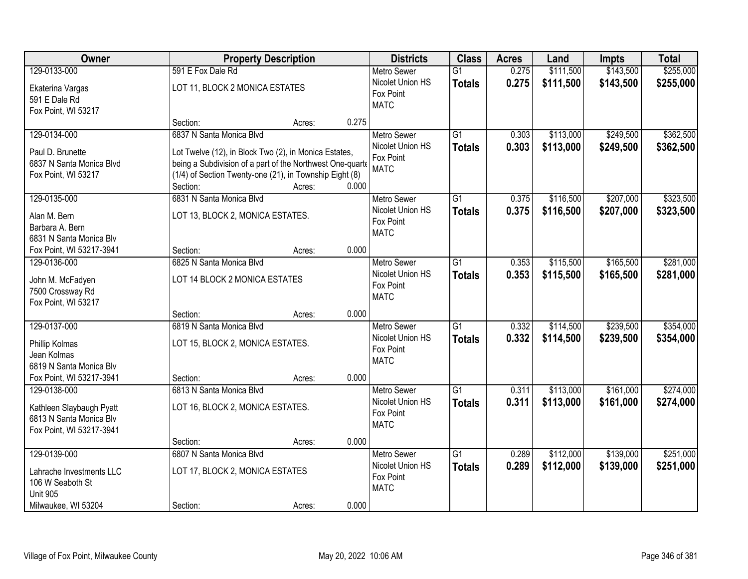| Owner | Property Description | Districts | Class | Acres | Land | Impts | Total |
|---|---|---|---|---|---|---|---|
| 129-0133-000<br>Ekaterina Vargas<br>591 E Dale Rd<br>Fox Point, WI 53217 | 591 E Fox Dale Rd<br>LOT 11, BLOCK 2 MONICA ESTATES<br>Section: Acres: 0.275 | Metro Sewer<br>Nicolet Union HS<br>Fox Point<br>MATC | G1<br>**Totals** | 0.275<br>**0.275** | $111,500<br>**$111,500** | $143,500<br>**$143,500** | $255,000<br>**$255,000** |
| 129-0134-000<br>Paul D. Brunette<br>6837 N Santa Monica Blvd<br>Fox Point, WI 53217 | 6837 N Santa Monica Blvd<br>Lot Twelve (12), in Block Two (2), in Monica Estates, being a Subdivision of a part of the Northwest One-quarte (1/4) of Section Twenty-one (21), in Township Eight (8)<br>Section: Acres: 0.000 | Metro Sewer<br>Nicolet Union HS<br>Fox Point<br>MATC | G1<br>**Totals** | 0.303<br>**0.303** | $113,000<br>**$113,000** | $249,500<br>**$249,500** | $362,500<br>**$362,500** |
| 129-0135-000<br>Alan M. Bern<br>Barbara A. Bern<br>6831 N Santa Monica Blv<br>Fox Point, WI 53217-3941 | 6831 N Santa Monica Blvd<br>LOT 13, BLOCK 2, MONICA ESTATES.<br>Section: Acres: 0.000 | Metro Sewer<br>Nicolet Union HS<br>Fox Point<br>MATC | G1<br>**Totals** | 0.375<br>**0.375** | $116,500<br>**$116,500** | $207,000<br>**$207,000** | $323,500<br>**$323,500** |
| 129-0136-000<br>John M. McFadyen<br>7500 Crossway Rd<br>Fox Point, WI 53217 | 6825 N Santa Monica Blvd<br>LOT 14 BLOCK 2 MONICA ESTATES<br>Section: Acres: 0.000 | Metro Sewer<br>Nicolet Union HS<br>Fox Point<br>MATC | G1<br>**Totals** | 0.353<br>**0.353** | $115,500<br>**$115,500** | $165,500<br>**$165,500** | $281,000<br>**$281,000** |
| 129-0137-000<br>Phillip Kolmas<br>Jean Kolmas<br>6819 N Santa Monica Blv<br>Fox Point, WI 53217-3941 | 6819 N Santa Monica Blvd<br>LOT 15, BLOCK 2, MONICA ESTATES.<br>Section: Acres: 0.000 | Metro Sewer<br>Nicolet Union HS<br>Fox Point<br>MATC | G1<br>**Totals** | 0.332<br>**0.332** | $114,500<br>**$114,500** | $239,500<br>**$239,500** | $354,000<br>**$354,000** |
| 129-0138-000<br>Kathleen Slaybaugh Pyatt<br>6813 N Santa Monica Blv<br>Fox Point, WI 53217-3941 | 6813 N Santa Monica Blvd<br>LOT 16, BLOCK 2, MONICA ESTATES.<br>Section: Acres: 0.000 | Metro Sewer<br>Nicolet Union HS<br>Fox Point<br>MATC | G1<br>**Totals** | 0.311<br>**0.311** | $113,000<br>**$113,000** | $161,000<br>**$161,000** | $274,000<br>**$274,000** |
| 129-0139-000<br>Lahrache Investments LLC<br>106 W Seaboth St<br>Unit 905<br>Milwaukee, WI 53204 | 6807 N Santa Monica Blvd<br>LOT 17, BLOCK 2, MONICA ESTATES<br>Section: Acres: 0.000 | Metro Sewer<br>Nicolet Union HS<br>Fox Point<br>MATC | G1<br>**Totals** | 0.289<br>**0.289** | $112,000<br>**$112,000** | $139,000<br>**$139,000** | $251,000<br>**$251,000** |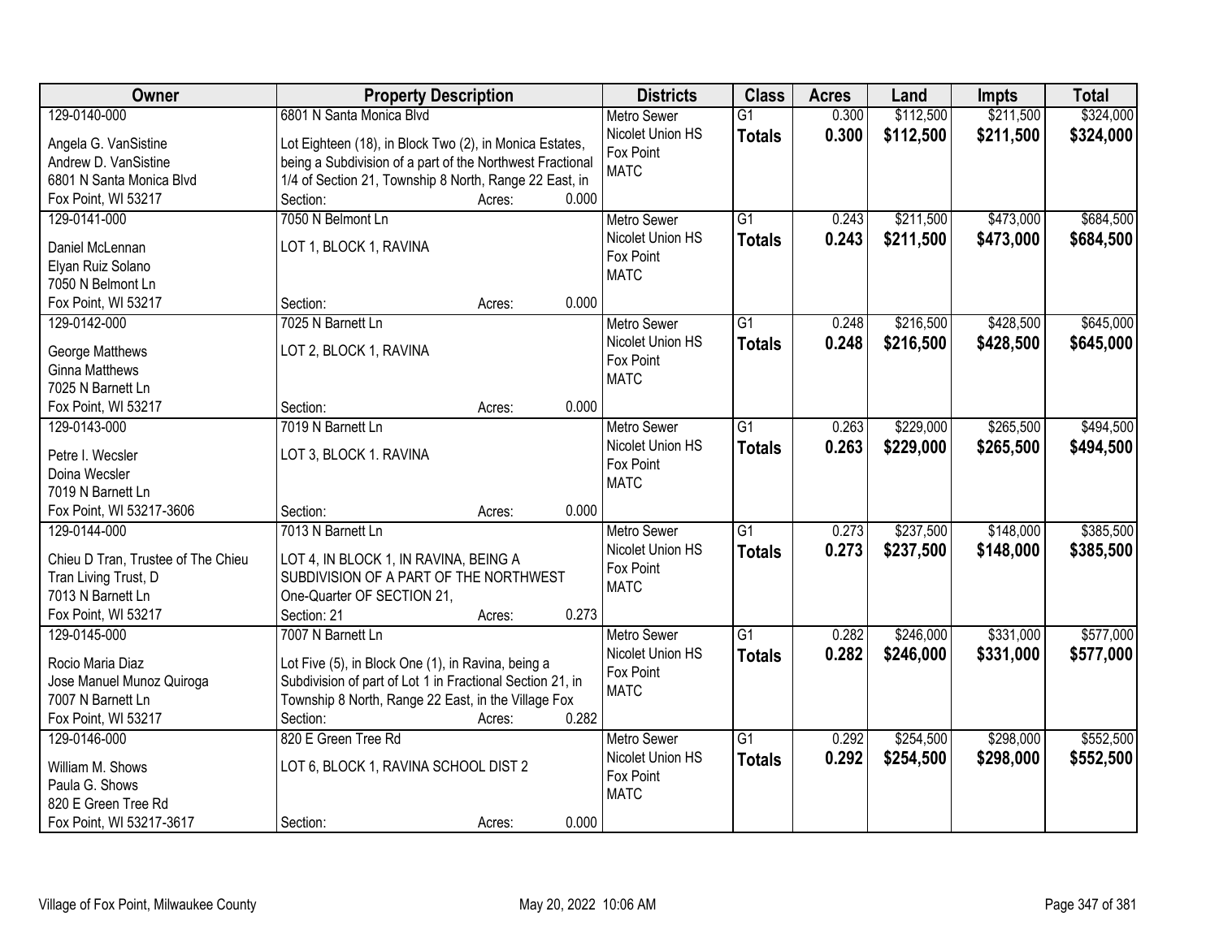| Owner | Property Description | Districts | Class | Acres | Land | Impts | Total |
|---|---|---|---|---|---|---|---|
| 129-0140-000<br>Angela G. VanSistine<br>Andrew D. VanSistine<br>6801 N Santa Monica Blvd<br>Fox Point, WI 53217 | 6801 N Santa Monica Blvd<br>Lot Eighteen (18), in Block Two (2), in Monica Estates, being a Subdivision of a part of the Northwest Fractional 1/4 of Section 21, Township 8 North, Range 22 East, in<br>Section: Acres: 0.000 | Metro Sewer<br>Nicolet Union HS<br>Fox Point<br>MATC | G1<br>**Totals** | 0.300<br>**0.300** | \$112,500<br>**\$112,500** | \$211,500<br>**\$211,500** | \$324,000<br>**\$324,000** |
| 129-0141-000<br>Daniel McLennan<br>Elyan Ruiz Solano<br>7050 N Belmont Ln<br>Fox Point, WI 53217 | 7050 N Belmont Ln<br>LOT 1, BLOCK 1, RAVINA<br>Section: Acres: 0.000 | Metro Sewer<br>Nicolet Union HS<br>Fox Point<br>MATC | G1<br>**Totals** | 0.243<br>**0.243** | \$211,500<br>**\$211,500** | \$473,000<br>**\$473,000** | \$684,500<br>**\$684,500** |
| 129-0142-000<br>George Matthews<br>Ginna Matthews<br>7025 N Barnett Ln<br>Fox Point, WI 53217 | 7025 N Barnett Ln<br>LOT 2, BLOCK 1, RAVINA<br>Section: Acres: 0.000 | Metro Sewer<br>Nicolet Union HS<br>Fox Point<br>MATC | G1<br>**Totals** | 0.248<br>**0.248** | \$216,500<br>**\$216,500** | \$428,500<br>**\$428,500** | \$645,000<br>**\$645,000** |
| 129-0143-000<br>Petre I. Wecsler<br>Doina Wecsler<br>7019 N Barnett Ln<br>Fox Point, WI 53217-3606 | 7019 N Barnett Ln<br>LOT 3, BLOCK 1. RAVINA<br>Section: Acres: 0.000 | Metro Sewer<br>Nicolet Union HS<br>Fox Point<br>MATC | G1<br>**Totals** | 0.263<br>**0.263** | \$229,000<br>**\$229,000** | \$265,500<br>**\$265,500** | \$494,500<br>**\$494,500** |
| 129-0144-000<br>Chieu D Tran, Trustee of The Chieu Tran Living Trust, D<br>7013 N Barnett Ln<br>Fox Point, WI 53217 | 7013 N Barnett Ln<br>LOT 4, IN BLOCK 1, IN RAVINA, BEING A SUBDIVISION OF A PART OF THE NORTHWEST One-Quarter OF SECTION 21,<br>Section: 21 Acres: 0.273 | Metro Sewer<br>Nicolet Union HS<br>Fox Point<br>MATC | G1<br>**Totals** | 0.273<br>**0.273** | \$237,500<br>**\$237,500** | \$148,000<br>**\$148,000** | \$385,500<br>**\$385,500** |
| 129-0145-000<br>Rocio Maria Diaz<br>Jose Manuel Munoz Quiroga<br>7007 N Barnett Ln<br>Fox Point, WI 53217 | 7007 N Barnett Ln<br>Lot Five (5), in Block One (1), in Ravina, being a Subdivision of part of Lot 1 in Fractional Section 21, in Township 8 North, Range 22 East, in the Village Fox<br>Section: Acres: 0.282 | Metro Sewer<br>Nicolet Union HS<br>Fox Point<br>MATC | G1<br>**Totals** | 0.282<br>**0.282** | \$246,000<br>**\$246,000** | \$331,000<br>**\$331,000** | \$577,000<br>**\$577,000** |
| 129-0146-000<br>William M. Shows<br>Paula G. Shows<br>820 E Green Tree Rd<br>Fox Point, WI 53217-3617 | 820 E Green Tree Rd<br>LOT 6, BLOCK 1, RAVINA SCHOOL DIST 2<br>Section: Acres: 0.000 | Metro Sewer<br>Nicolet Union HS<br>Fox Point<br>MATC | G1<br>**Totals** | 0.292<br>**0.292** | \$254,500<br>**\$254,500** | \$298,000<br>**\$298,000** | \$552,500<br>**\$552,500** |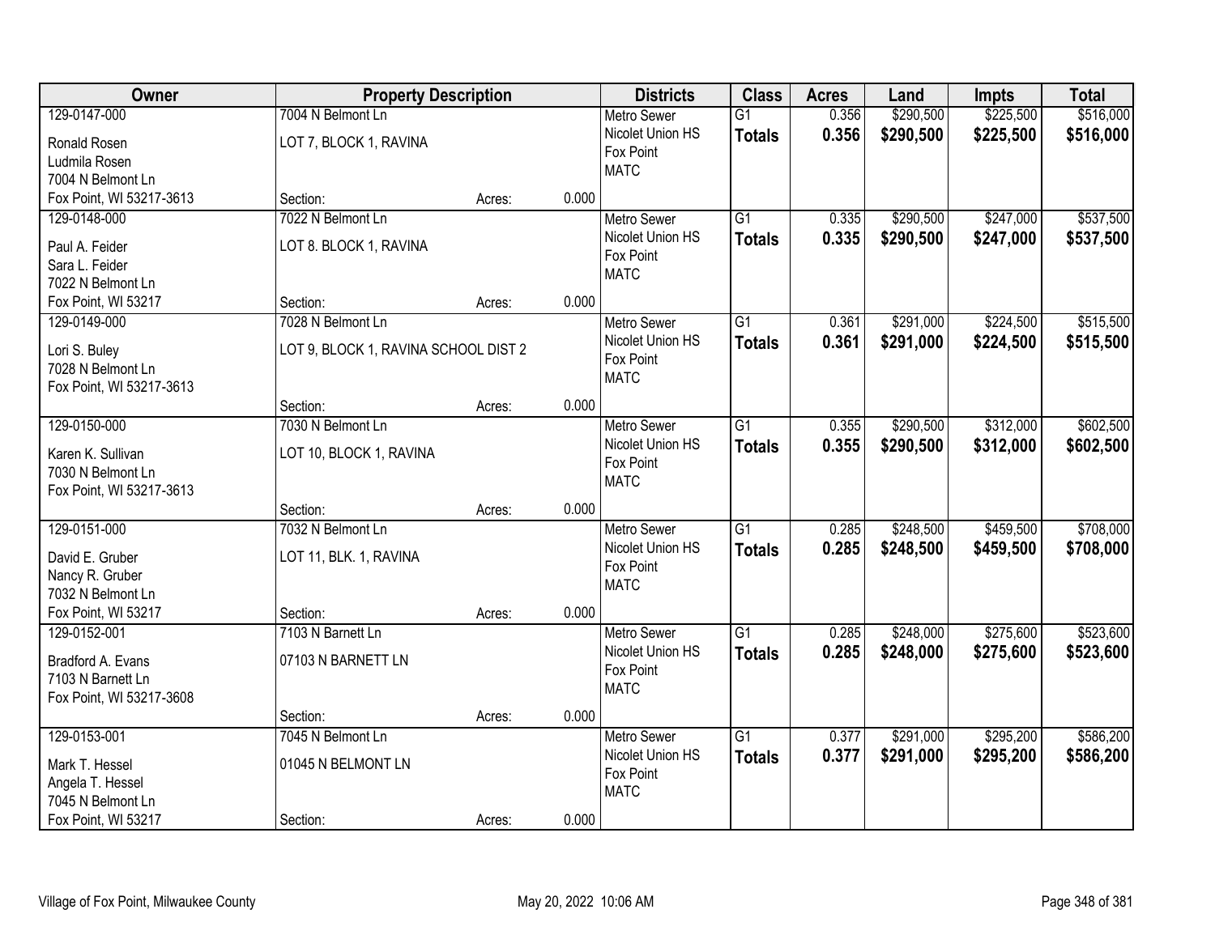| Owner | Property Description | | | Districts | Class | Acres | Land | Impts | Total |
|---|---|---|---|---|---|---|---|---|---|
| 129-0147-000<br>Ronald Rosen<br>Ludmila Rosen<br>7004 N Belmont Ln<br>Fox Point, WI 53217-3613 | 7004 N Belmont Ln<br>LOT 7, BLOCK 1, RAVINA<br>Section: | Acres: | 0.000 | Metro Sewer<br>Nicolet Union HS<br>Fox Point<br>MATC | G1<br>**Totals** | 0.356<br>**0.356** | $290,500<br>**$290,500** | $225,500<br>**$225,500** | $516,000<br>**$516,000** |
| 129-0148-000<br>Paul A. Feider<br>Sara L. Feider<br>7022 N Belmont Ln<br>Fox Point, WI 53217 | 7022 N Belmont Ln<br>LOT 8. BLOCK 1, RAVINA<br>Section: | Acres: | 0.000 | Metro Sewer<br>Nicolet Union HS<br>Fox Point<br>MATC | G1<br>**Totals** | 0.335<br>**0.335** | $290,500<br>**$290,500** | $247,000<br>**$247,000** | $537,500<br>**$537,500** |
| 129-0149-000<br>Lori S. Buley<br>7028 N Belmont Ln<br>Fox Point, WI 53217-3613 | 7028 N Belmont Ln<br>LOT 9, BLOCK 1, RAVINA SCHOOL DIST 2<br>Section: | Acres: | 0.000 | Metro Sewer<br>Nicolet Union HS<br>Fox Point<br>MATC | G1<br>**Totals** | 0.361<br>**0.361** | $291,000<br>**$291,000** | $224,500<br>**$224,500** | $515,500<br>**$515,500** |
| 129-0150-000<br>Karen K. Sullivan<br>7030 N Belmont Ln<br>Fox Point, WI 53217-3613 | 7030 N Belmont Ln<br>LOT 10, BLOCK 1, RAVINA<br>Section: | Acres: | 0.000 | Metro Sewer<br>Nicolet Union HS<br>Fox Point<br>MATC | G1<br>**Totals** | 0.355<br>**0.355** | $290,500<br>**$290,500** | $312,000<br>**$312,000** | $602,500<br>**$602,500** |
| 129-0151-000<br>David E. Gruber<br>Nancy R. Gruber<br>7032 N Belmont Ln<br>Fox Point, WI 53217 | 7032 N Belmont Ln<br>LOT 11, BLK. 1, RAVINA<br>Section: | Acres: | 0.000 | Metro Sewer<br>Nicolet Union HS<br>Fox Point<br>MATC | G1<br>**Totals** | 0.285<br>**0.285** | $248,500<br>**$248,500** | $459,500<br>**$459,500** | $708,000<br>**$708,000** |
| 129-0152-001<br>Bradford A. Evans<br>7103 N Barnett Ln<br>Fox Point, WI 53217-3608 | 7103 N Barnett Ln<br>07103 N BARNETT LN<br>Section: | Acres: | 0.000 | Metro Sewer<br>Nicolet Union HS<br>Fox Point<br>MATC | G1<br>**Totals** | 0.285<br>**0.285** | $248,000<br>**$248,000** | $275,600<br>**$275,600** | $523,600<br>**$523,600** |
| 129-0153-001<br>Mark T. Hessel<br>Angela T. Hessel<br>7045 N Belmont Ln<br>Fox Point, WI 53217 | 7045 N Belmont Ln<br>01045 N BELMONT LN<br>Section: | Acres: | 0.000 | Metro Sewer<br>Nicolet Union HS<br>Fox Point<br>MATC | G1<br>**Totals** | 0.377<br>**0.377** | $291,000<br>**$291,000** | $295,200<br>**$295,200** | $586,200<br>**$586,200** |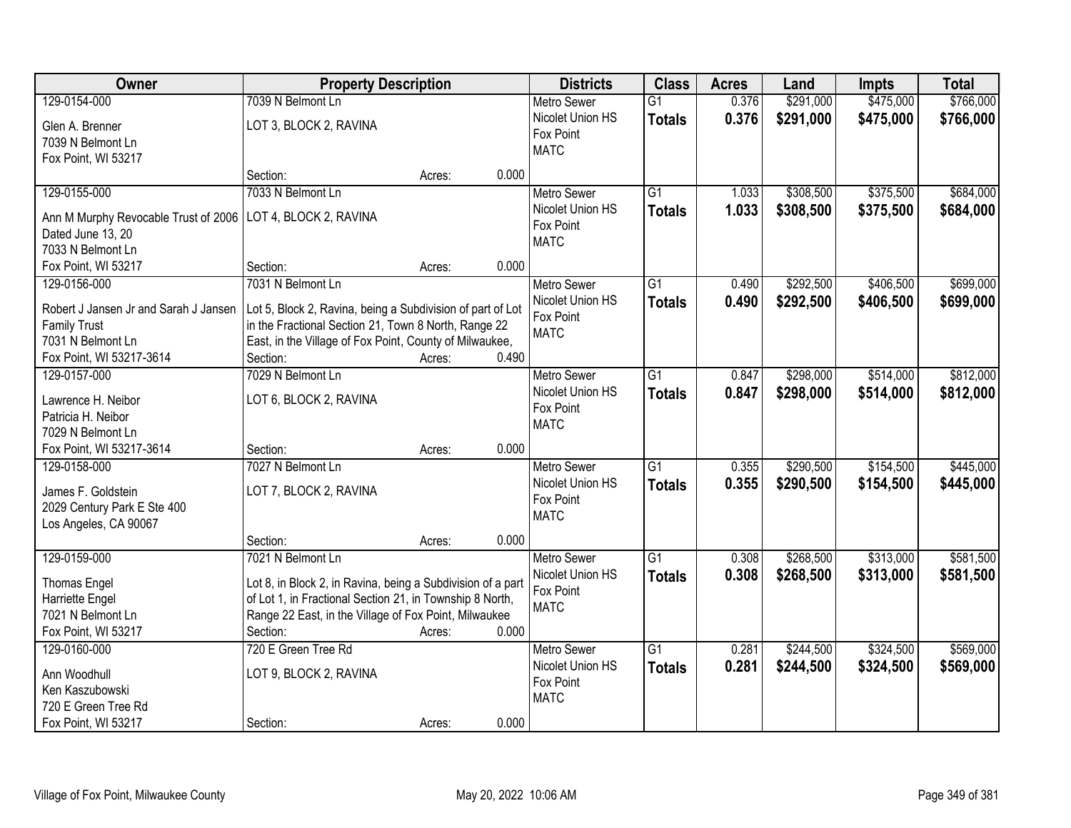| Owner | Property Description | Districts | Class | Acres | Land | Impts | Total |
|---|---|---|---|---|---|---|---|
| 129-0154-000<br>Glen A. Brenner<br>7039 N Belmont Ln<br>Fox Point, WI 53217 | 7039 N Belmont Ln<br>LOT 3, BLOCK 2, RAVINA<br>Section: Acres: 0.000 | Metro Sewer<br>Nicolet Union HS<br>Fox Point<br>MATC | G1<br>**Totals** | 0.376<br>**0.376** | $291,000<br>**$291,000** | $475,000<br>**$475,000** | $766,000<br>**$766,000** |
| 129-0155-000<br>Ann M Murphy Revocable Trust of 2006<br>Dated June 13, 20<br>7033 N Belmont Ln<br>Fox Point, WI 53217 | 7033 N Belmont Ln<br>LOT 4, BLOCK 2, RAVINA<br>Section: Acres: 0.000 | Metro Sewer<br>Nicolet Union HS<br>Fox Point<br>MATC | G1<br>**Totals** | 1.033<br>**1.033** | $308,500<br>**$308,500** | $375,500<br>**$375,500** | $684,000<br>**$684,000** |
| 129-0156-000<br>Robert J Jansen Jr and Sarah J Jansen<br>Family Trust<br>7031 N Belmont Ln<br>Fox Point, WI 53217-3614 | 7031 N Belmont Ln<br>Lot 5, Block 2, Ravina, being a Subdivision of part of Lot in the Fractional Section 21, Town 8 North, Range 22 East, in the Village of Fox Point, County of Milwaukee,<br>Section: Acres: 0.490 | Metro Sewer<br>Nicolet Union HS<br>Fox Point<br>MATC | G1<br>**Totals** | 0.490<br>**0.490** | $292,500<br>**$292,500** | $406,500<br>**$406,500** | $699,000<br>**$699,000** |
| 129-0157-000<br>Lawrence H. Neibor<br>Patricia H. Neibor<br>7029 N Belmont Ln<br>Fox Point, WI 53217-3614 | 7029 N Belmont Ln<br>LOT 6, BLOCK 2, RAVINA<br>Section: Acres: 0.000 | Metro Sewer<br>Nicolet Union HS<br>Fox Point<br>MATC | G1<br>**Totals** | 0.847<br>**0.847** | $298,000<br>**$298,000** | $514,000<br>**$514,000** | $812,000<br>**$812,000** |
| 129-0158-000<br>James F. Goldstein<br>2029 Century Park E Ste 400<br>Los Angeles, CA 90067 | 7027 N Belmont Ln<br>LOT 7, BLOCK 2, RAVINA<br>Section: Acres: 0.000 | Metro Sewer<br>Nicolet Union HS<br>Fox Point<br>MATC | G1<br>**Totals** | 0.355<br>**0.355** | $290,500<br>**$290,500** | $154,500<br>**$154,500** | $445,000<br>**$445,000** |
| 129-0159-000<br>Thomas Engel<br>Harriette Engel<br>7021 N Belmont Ln<br>Fox Point, WI 53217 | 7021 N Belmont Ln<br>Lot 8, in Block 2, in Ravina, being a Subdivision of a part of Lot 1, in Fractional Section 21, in Township 8 North, Range 22 East, in the Village of Fox Point, Milwaukee<br>Section: Acres: 0.000 | Metro Sewer<br>Nicolet Union HS<br>Fox Point<br>MATC | G1<br>**Totals** | 0.308<br>**0.308** | $268,500<br>**$268,500** | $313,000<br>**$313,000** | $581,500<br>**$581,500** |
| 129-0160-000<br>Ann Woodhull<br>Ken Kaszubowski<br>720 E Green Tree Rd<br>Fox Point, WI 53217 | 720 E Green Tree Rd<br>LOT 9, BLOCK 2, RAVINA<br>Section: Acres: 0.000 | Metro Sewer<br>Nicolet Union HS<br>Fox Point<br>MATC | G1<br>**Totals** | 0.281<br>**0.281** | $244,500<br>**$244,500** | $324,500<br>**$324,500** | $569,000<br>**$569,000** |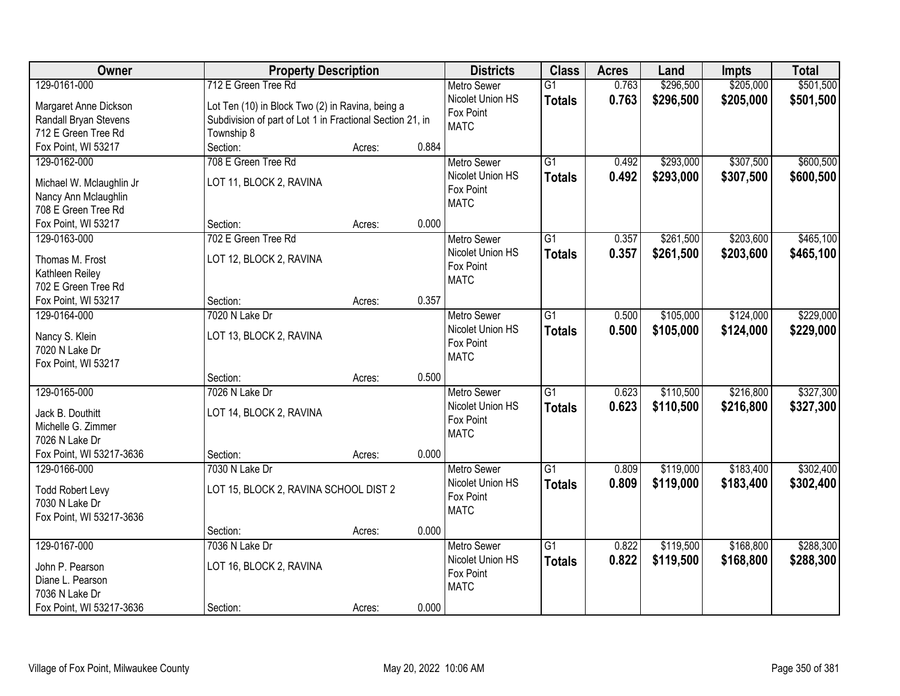| Owner | Property Description | Districts | Class | Acres | Land | Impts | Total |
|---|---|---|---|---|---|---|---|
| 129-0161-000<br>Margaret Anne Dickson<br>Randall Bryan Stevens<br>712 E Green Tree Rd<br>Fox Point, WI 53217 | 712 E Green Tree Rd<br>Lot Ten (10) in Block Two (2) in Ravina, being a Subdivision of part of Lot 1 in Fractional Section 21, in Township 8<br>Section: Acres: 0.884 | Metro Sewer<br>Nicolet Union HS<br>Fox Point<br>MATC | G1<br>**Totals** | 0.763<br>**0.763** | $296,500<br>**$296,500** | $205,000<br>**$205,000** | $501,500<br>**$501,500** |
| 129-0162-000<br>Michael W. Mclaughlin Jr<br>Nancy Ann Mclaughlin<br>708 E Green Tree Rd<br>Fox Point, WI 53217 | 708 E Green Tree Rd<br>LOT 11, BLOCK 2, RAVINA<br>Section: Acres: 0.000 | Metro Sewer<br>Nicolet Union HS<br>Fox Point<br>MATC | G1<br>**Totals** | 0.492<br>**0.492** | $293,000<br>**$293,000** | $307,500<br>**$307,500** | $600,500<br>**$600,500** |
| 129-0163-000<br>Thomas M. Frost<br>Kathleen Reiley<br>702 E Green Tree Rd<br>Fox Point, WI 53217 | 702 E Green Tree Rd<br>LOT 12, BLOCK 2, RAVINA<br>Section: Acres: 0.357 | Metro Sewer<br>Nicolet Union HS<br>Fox Point<br>MATC | G1<br>**Totals** | 0.357<br>**0.357** | $261,500<br>**$261,500** | $203,600<br>**$203,600** | $465,100<br>**$465,100** |
| 129-0164-000<br>Nancy S. Klein<br>7020 N Lake Dr<br>Fox Point, WI 53217 | 7020 N Lake Dr<br>LOT 13, BLOCK 2, RAVINA<br>Section: Acres: 0.500 | Metro Sewer<br>Nicolet Union HS<br>Fox Point<br>MATC | G1<br>**Totals** | 0.500<br>**0.500** | $105,000<br>**$105,000** | $124,000<br>**$124,000** | $229,000<br>**$229,000** |
| 129-0165-000<br>Jack B. Douthitt<br>Michelle G. Zimmer<br>7026 N Lake Dr<br>Fox Point, WI 53217-3636 | 7026 N Lake Dr<br>LOT 14, BLOCK 2, RAVINA<br>Section: Acres: 0.000 | Metro Sewer<br>Nicolet Union HS<br>Fox Point<br>MATC | G1<br>**Totals** | 0.623<br>**0.623** | $110,500<br>**$110,500** | $216,800<br>**$216,800** | $327,300<br>**$327,300** |
| 129-0166-000<br>Todd Robert Levy<br>7030 N Lake Dr<br>Fox Point, WI 53217-3636 | 7030 N Lake Dr<br>LOT 15, BLOCK 2, RAVINA SCHOOL DIST 2<br>Section: Acres: 0.000 | Metro Sewer<br>Nicolet Union HS<br>Fox Point<br>MATC | G1<br>**Totals** | 0.809<br>**0.809** | $119,000<br>**$119,000** | $183,400<br>**$183,400** | $302,400<br>**$302,400** |
| 129-0167-000<br>John P. Pearson<br>Diane L. Pearson<br>7036 N Lake Dr<br>Fox Point, WI 53217-3636 | 7036 N Lake Dr<br>LOT 16, BLOCK 2, RAVINA<br>Section: Acres: 0.000 | Metro Sewer<br>Nicolet Union HS<br>Fox Point<br>MATC | G1<br>**Totals** | 0.822<br>**0.822** | $119,500<br>**$119,500** | $168,800<br>**$168,800** | $288,300<br>**$288,300** |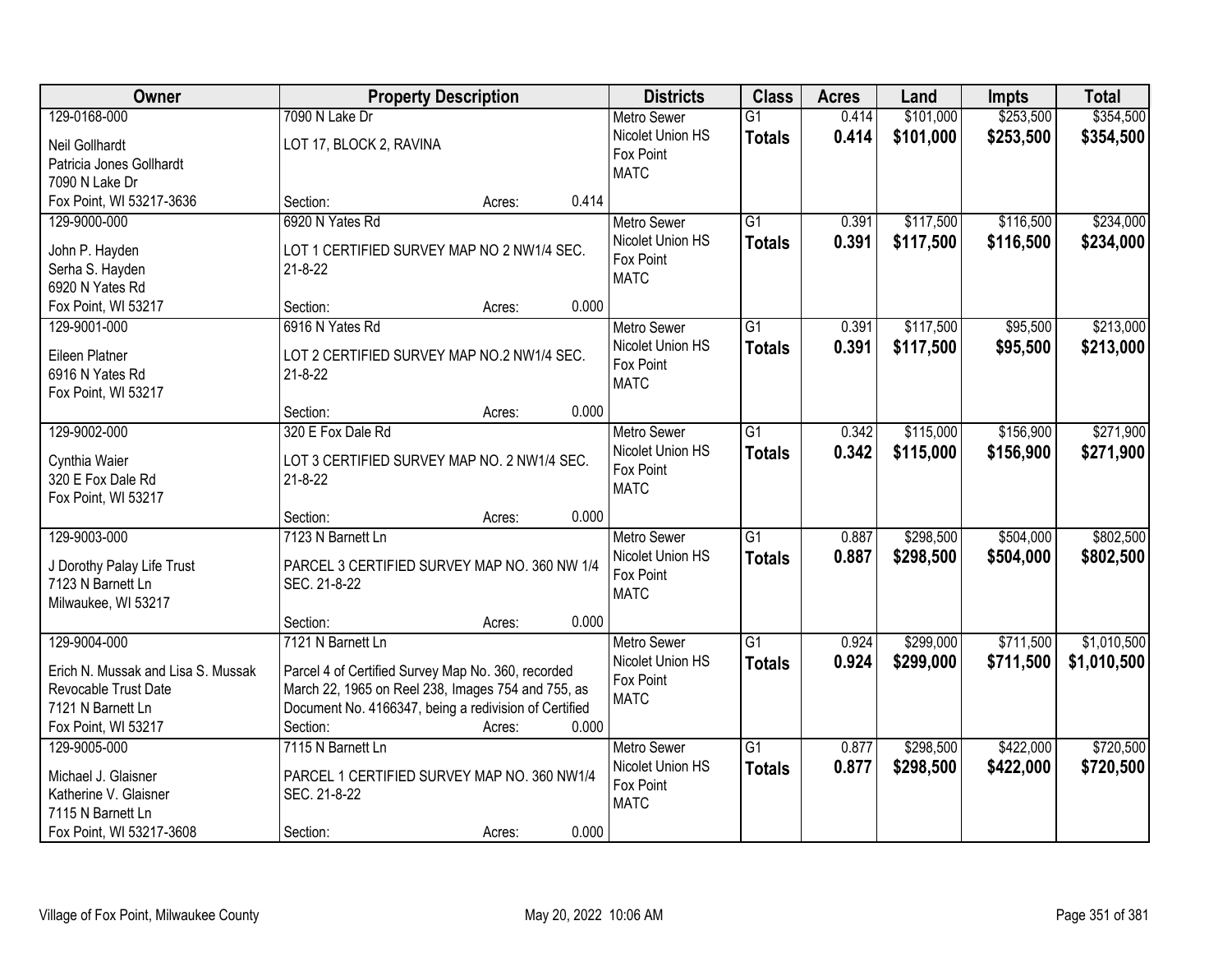| Owner | Property Description | Districts | Class | Acres | Land | Impts | Total |
|---|---|---|---|---|---|---|---|
| 129-0168-000<br>Neil Gollhardt<br>Patricia Jones Gollhardt<br>7090 N Lake Dr<br>Fox Point, WI 53217-3636 | 7090 N Lake Dr<br>LOT 17, BLOCK 2, RAVINA<br>Section: Acres: 0.414 | Metro Sewer<br>Nicolet Union HS<br>Fox Point<br>MATC | G1<br>**Totals** | 0.414<br>**0.414** | $101,000<br>**$101,000** | $253,500<br>**$253,500** | $354,500<br>**$354,500** |
| 129-9000-000<br>John P. Hayden<br>Serha S. Hayden<br>6920 N Yates Rd<br>Fox Point, WI 53217 | 6920 N Yates Rd<br>LOT 1 CERTIFIED SURVEY MAP NO 2 NW1/4 SEC. 21-8-22<br>Section: Acres: 0.000 | Metro Sewer<br>Nicolet Union HS<br>Fox Point<br>MATC | G1<br>**Totals** | 0.391<br>**0.391** | $117,500<br>**$117,500** | $116,500<br>**$116,500** | $234,000<br>**$234,000** |
| 129-9001-000<br>Eileen Platner<br>6916 N Yates Rd<br>Fox Point, WI 53217 | 6916 N Yates Rd<br>LOT 2 CERTIFIED SURVEY MAP NO.2 NW1/4 SEC. 21-8-22<br>Section: Acres: 0.000 | Metro Sewer<br>Nicolet Union HS<br>Fox Point<br>MATC | G1<br>**Totals** | 0.391<br>**0.391** | $117,500<br>**$117,500** | $95,500<br>**$95,500** | $213,000<br>**$213,000** |
| 129-9002-000<br>Cynthia Waier<br>320 E Fox Dale Rd<br>Fox Point, WI 53217 | 320 E Fox Dale Rd<br>LOT 3 CERTIFIED SURVEY MAP NO. 2 NW1/4 SEC. 21-8-22<br>Section: Acres: 0.000 | Metro Sewer<br>Nicolet Union HS<br>Fox Point<br>MATC | G1<br>**Totals** | 0.342<br>**0.342** | $115,000<br>**$115,000** | $156,900<br>**$156,900** | $271,900<br>**$271,900** |
| 129-9003-000<br>J Dorothy Palay Life Trust<br>7123 N Barnett Ln<br>Milwaukee, WI 53217 | 7123 N Barnett Ln<br>PARCEL 3 CERTIFIED SURVEY MAP NO. 360 NW 1/4 SEC. 21-8-22<br>Section: Acres: 0.000 | Metro Sewer<br>Nicolet Union HS<br>Fox Point<br>MATC | G1<br>**Totals** | 0.887<br>**0.887** | $298,500<br>**$298,500** | $504,000<br>**$504,000** | $802,500<br>**$802,500** |
| 129-9004-000<br>Erich N. Mussak and Lisa S. Mussak<br>Revocable Trust Date<br>7121 N Barnett Ln<br>Fox Point, WI 53217 | 7121 N Barnett Ln<br>Parcel 4 of Certified Survey Map No. 360, recorded March 22, 1965 on Reel 238, Images 754 and 755, as Document No. 4166347, being a redivision of Certified<br>Section: Acres: 0.000 | Metro Sewer<br>Nicolet Union HS<br>Fox Point<br>MATC | G1<br>**Totals** | 0.924<br>**0.924** | $299,000<br>**$299,000** | $711,500<br>**$711,500** | $1,010,500<br>**$1,010,500** |
| 129-9005-000<br>Michael J. Glaisner<br>Katherine V. Glaisner<br>7115 N Barnett Ln<br>Fox Point, WI 53217-3608 | 7115 N Barnett Ln<br>PARCEL 1 CERTIFIED SURVEY MAP NO. 360 NW1/4 SEC. 21-8-22<br>Section: Acres: 0.000 | Metro Sewer<br>Nicolet Union HS<br>Fox Point<br>MATC | G1<br>**Totals** | 0.877<br>**0.877** | $298,500<br>**$298,500** | $422,000<br>**$422,000** | $720,500<br>**$720,500** |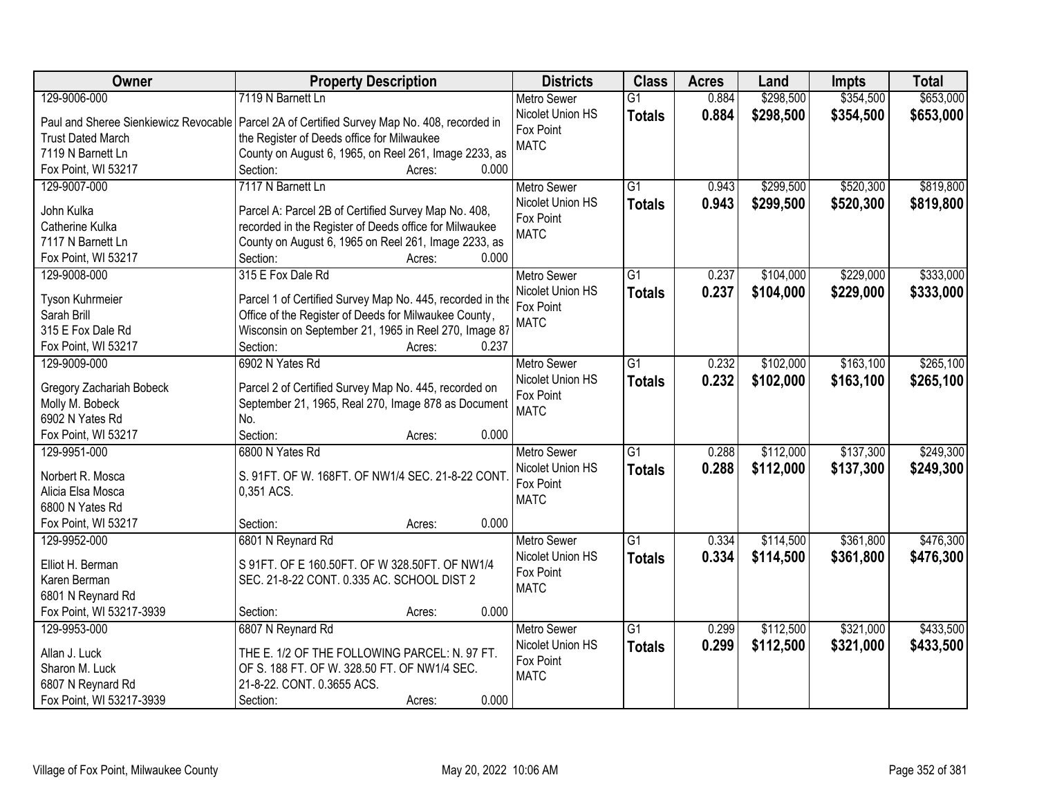| Owner | Property Description | Districts | Class | Acres | Land | Impts | Total |
|---|---|---|---|---|---|---|---|
| 129-9006-000<br>Paul and Sheree Sienkiewicz Revocable Trust Dated March<br>7119 N Barnett Ln<br>Fox Point, WI 53217 | 7119 N Barnett Ln<br>Parcel 2A of Certified Survey Map No. 408, recorded in the Register of Deeds office for Milwaukee County on August 6, 1965, on Reel 261, Image 2233, as<br>Section: Acres: 0.000 | Metro Sewer<br>Nicolet Union HS<br>Fox Point<br>MATC | G1<br>**Totals** | 0.884<br>**0.884** | $298,500<br>**$298,500** | $354,500<br>**$354,500** | $653,000<br>**$653,000** |
| 129-9007-000<br>John Kulka<br>Catherine Kulka<br>7117 N Barnett Ln<br>Fox Point, WI 53217 | 7117 N Barnett Ln<br>Parcel A: Parcel 2B of Certified Survey Map No. 408, recorded in the Register of Deeds office for Milwaukee County on August 6, 1965 on Reel 261, Image 2233, as<br>Section: Acres: 0.000 | Metro Sewer<br>Nicolet Union HS<br>Fox Point<br>MATC | G1<br>**Totals** | 0.943<br>**0.943** | $299,500<br>**$299,500** | $520,300<br>**$520,300** | $819,800<br>**$819,800** |
| 129-9008-000<br>Tyson Kuhrmeier<br>Sarah Brill<br>315 E Fox Dale Rd<br>Fox Point, WI 53217 | 315 E Fox Dale Rd<br>Parcel 1 of Certified Survey Map No. 445, recorded in the Office of the Register of Deeds for Milwaukee County, Wisconsin on September 21, 1965 in Reel 270, Image 87<br>Section: Acres: 0.237 | Metro Sewer<br>Nicolet Union HS<br>Fox Point<br>MATC | G1<br>**Totals** | 0.237<br>**0.237** | $104,000<br>**$104,000** | $229,000<br>**$229,000** | $333,000<br>**$333,000** |
| 129-9009-000<br>Gregory Zachariah Bobeck<br>Molly M. Bobeck<br>6902 N Yates Rd<br>Fox Point, WI 53217 | 6902 N Yates Rd<br>Parcel 2 of Certified Survey Map No. 445, recorded on September 21, 1965, Real 270, Image 878 as Document No.<br>Section: Acres: 0.000 | Metro Sewer<br>Nicolet Union HS<br>Fox Point<br>MATC | G1<br>**Totals** | 0.232<br>**0.232** | $102,000<br>**$102,000** | $163,100<br>**$163,100** | $265,100<br>**$265,100** |
| 129-9951-000<br>Norbert R. Mosca<br>Alicia Elsa Mosca<br>6800 N Yates Rd<br>Fox Point, WI 53217 | 6800 N Yates Rd<br>S. 91FT. OF W. 168FT. OF NW1/4 SEC. 21-8-22 CONT. 0,351 ACS.<br>Section: Acres: 0.000 | Metro Sewer<br>Nicolet Union HS<br>Fox Point<br>MATC | G1<br>**Totals** | 0.288<br>**0.288** | $112,000<br>**$112,000** | $137,300<br>**$137,300** | $249,300<br>**$249,300** |
| 129-9952-000<br>Elliot H. Berman<br>Karen Berman<br>6801 N Reynard Rd<br>Fox Point, WI 53217-3939 | 6801 N Reynard Rd<br>S 91FT. OF E 160.50FT. OF W 328.50FT. OF NW1/4 SEC. 21-8-22 CONT. 0.335 AC. SCHOOL DIST 2<br>Section: Acres: 0.000 | Metro Sewer<br>Nicolet Union HS<br>Fox Point<br>MATC | G1<br>**Totals** | 0.334<br>**0.334** | $114,500<br>**$114,500** | $361,800<br>**$361,800** | $476,300<br>**$476,300** |
| 129-9953-000<br>Allan J. Luck<br>Sharon M. Luck<br>6807 N Reynard Rd<br>Fox Point, WI 53217-3939 | 6807 N Reynard Rd<br>THE E. 1/2 OF THE FOLLOWING PARCEL: N. 97 FT. OF S. 188 FT. OF W. 328.50 FT. OF NW1/4 SEC. 21-8-22. CONT. 0.3655 ACS.<br>Section: Acres: 0.000 | Metro Sewer<br>Nicolet Union HS<br>Fox Point<br>MATC | G1<br>**Totals** | 0.299<br>**0.299** | $112,500<br>**$112,500** | $321,000<br>**$321,000** | $433,500<br>**$433,500** |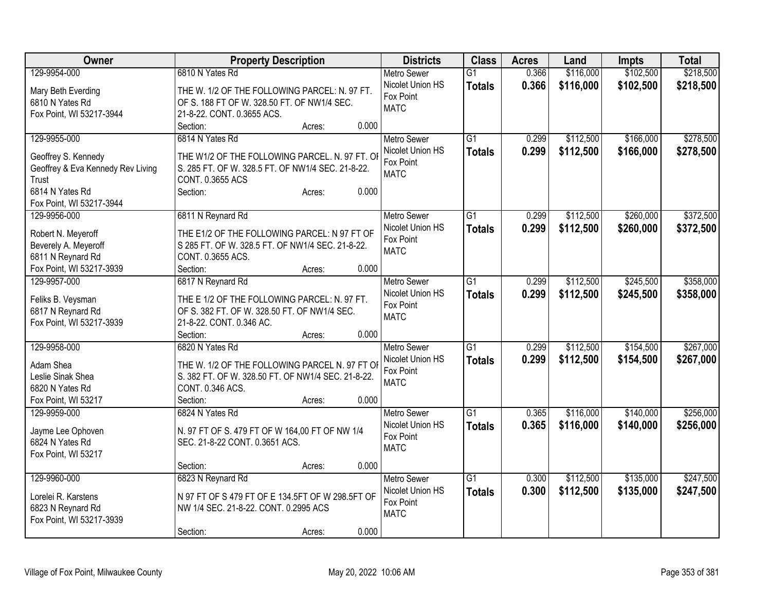| Owner | Property Description | Districts | Class | Acres | Land | Impts | Total |
|---|---|---|---|---|---|---|---|
| 129-9954-000<br><br>Mary Beth Everding<br>6810 N Yates Rd<br>Fox Point, WI 53217-3944 | 6810 N Yates Rd<br><br>THE W. 1/2 OF THE FOLLOWING PARCEL: N. 97 FT. OF S. 188 FT OF W. 328.50 FT. OF NW1/4 SEC. 21-8-22. CONT. 0.3655 ACS.<br>Section: Acres: 0.000 | Metro Sewer<br>Nicolet Union HS<br>Fox Point<br>MATC | G1<br>**Totals** | 0.366<br>**0.366** | $116,000<br>**$116,000** | $102,500<br>**$102,500** | $218,500<br>**$218,500** |
| 129-9955-000<br><br>Geoffrey S. Kennedy<br>Geoffrey & Eva Kennedy Rev Living Trust<br>6814 N Yates Rd<br>Fox Point, WI 53217-3944 | 6814 N Yates Rd<br><br>THE W1/2 OF THE FOLLOWING PARCEL. N. 97 FT. OF S. 285 FT. OF W. 328.5 FT. OF NW1/4 SEC. 21-8-22. CONT. 0.3655 ACS<br>Section: Acres: 0.000 | Metro Sewer<br>Nicolet Union HS<br>Fox Point<br>MATC | G1<br>**Totals** | 0.299<br>**0.299** | $112,500<br>**$112,500** | $166,000<br>**$166,000** | $278,500<br>**$278,500** |
| 129-9956-000<br><br>Robert N. Meyeroff<br>Beverely A. Meyeroff<br>6811 N Reynard Rd<br>Fox Point, WI 53217-3939 | 6811 N Reynard Rd<br><br>THE E1/2 OF THE FOLLOWING PARCEL: N 97 FT OF S 285 FT. OF W. 328.5 FT. OF NW1/4 SEC. 21-8-22. CONT. 0.3655 ACS.<br>Section: Acres: 0.000 | Metro Sewer<br>Nicolet Union HS<br>Fox Point<br>MATC | G1<br>**Totals** | 0.299<br>**0.299** | $112,500<br>**$112,500** | $260,000<br>**$260,000** | $372,500<br>**$372,500** |
| 129-9957-000<br><br>Feliks B. Veysman<br>6817 N Reynard Rd<br>Fox Point, WI 53217-3939 | 6817 N Reynard Rd<br><br>THE E 1/2 OF THE FOLLOWING PARCEL: N. 97 FT. OF S. 382 FT. OF W. 328.50 FT. OF NW1/4 SEC. 21-8-22. CONT. 0.346 AC.<br>Section: Acres: 0.000 | Metro Sewer<br>Nicolet Union HS<br>Fox Point<br>MATC | G1<br>**Totals** | 0.299<br>**0.299** | $112,500<br>**$112,500** | $245,500<br>**$245,500** | $358,000<br>**$358,000** |
| 129-9958-000<br><br>Adam Shea<br>Leslie Sinak Shea<br>6820 N Yates Rd<br>Fox Point, WI 53217 | 6820 N Yates Rd<br><br>THE W. 1/2 OF THE FOLLOWING PARCEL N. 97 FT OF S. 382 FT. OF W. 328.50 FT. OF NW1/4 SEC. 21-8-22. CONT. 0.346 ACS.<br>Section: Acres: 0.000 | Metro Sewer<br>Nicolet Union HS<br>Fox Point<br>MATC | G1<br>**Totals** | 0.299<br>**0.299** | $112,500<br>**$112,500** | $154,500<br>**$154,500** | $267,000<br>**$267,000** |
| 129-9959-000<br><br>Jayme Lee Ophoven<br>6824 N Yates Rd<br>Fox Point, WI 53217 | 6824 N Yates Rd<br><br>N. 97 FT OF S. 479 FT OF W 164,00 FT OF NW 1/4 SEC. 21-8-22 CONT. 0.3651 ACS.<br><br>Section: Acres: 0.000 | Metro Sewer<br>Nicolet Union HS<br>Fox Point<br>MATC | G1<br>**Totals** | 0.365<br>**0.365** | $116,000<br>**$116,000** | $140,000<br>**$140,000** | $256,000<br>**$256,000** |
| 129-9960-000<br><br>Lorelei R. Karstens<br>6823 N Reynard Rd<br>Fox Point, WI 53217-3939 | 6823 N Reynard Rd<br><br>N 97 FT OF S 479 FT OF E 134.5FT OF W 298.5FT OF NW 1/4 SEC. 21-8-22. CONT. 0.2995 ACS<br><br>Section: Acres: 0.000 | Metro Sewer<br>Nicolet Union HS<br>Fox Point<br>MATC | G1<br>**Totals** | 0.300<br>**0.300** | $112,500<br>**$112,500** | $135,000<br>**$135,000** | $247,500<br>**$247,500** |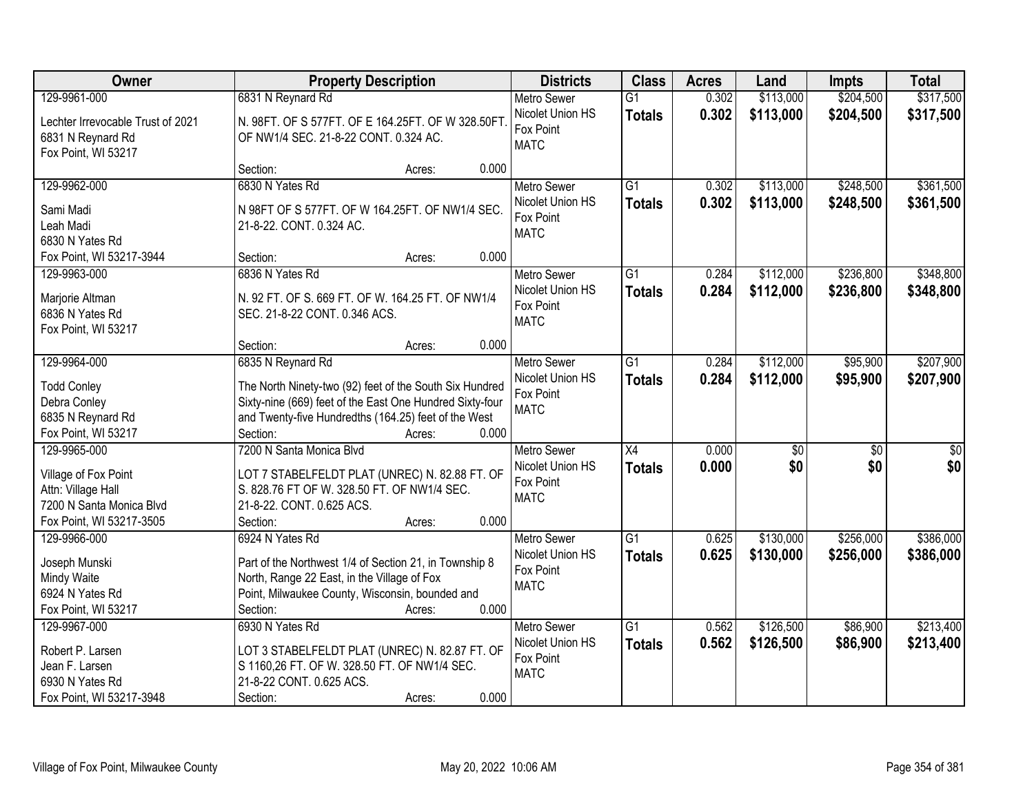| Owner | Property Description | Districts | Class | Acres | Land | Impts | Total |
|---|---|---|---|---|---|---|---|
| 129-9961-000<br>Lechter Irrevocable Trust of 2021<br>6831 N Reynard Rd<br>Fox Point, WI 53217 | 6831 N Reynard Rd<br>N. 98FT. OF S 577FT. OF E 164.25FT. OF W 328.50FT. OF NW1/4 SEC. 21-8-22 CONT. 0.324 AC.<br>Section: Acres: 0.000 | Metro Sewer<br>Nicolet Union HS<br>Fox Point<br>MATC | G1<br>**Totals** | 0.302<br>**0.302** | $113,000<br>**$113,000** | $204,500<br>**$204,500** | $317,500<br>**$317,500** |
| 129-9962-000<br>Sami Madi<br>Leah Madi<br>6830 N Yates Rd<br>Fox Point, WI 53217-3944 | 6830 N Yates Rd<br>N 98FT OF S 577FT. OF W 164.25FT. OF NW1/4 SEC. 21-8-22. CONT. 0.324 AC.<br>Section: Acres: 0.000 | Metro Sewer<br>Nicolet Union HS<br>Fox Point<br>MATC | G1<br>**Totals** | 0.302<br>**0.302** | $113,000<br>**$113,000** | $248,500<br>**$248,500** | $361,500<br>**$361,500** |
| 129-9963-000<br>Marjorie Altman<br>6836 N Yates Rd<br>Fox Point, WI 53217 | 6836 N Yates Rd<br>N. 92 FT. OF S. 669 FT. OF W. 164.25 FT. OF NW1/4 SEC. 21-8-22 CONT. 0.346 ACS.<br>Section: Acres: 0.000 | Metro Sewer<br>Nicolet Union HS<br>Fox Point<br>MATC | G1<br>**Totals** | 0.284<br>**0.284** | $112,000<br>**$112,000** | $236,800<br>**$236,800** | $348,800<br>**$348,800** |
| 129-9964-000<br>Todd Conley<br>Debra Conley<br>6835 N Reynard Rd<br>Fox Point, WI 53217 | 6835 N Reynard Rd<br>The North Ninety-two (92) feet of the South Six Hundred Sixty-nine (669) feet of the East One Hundred Sixty-four and Twenty-five Hundredths (164.25) feet of the West<br>Section: Acres: 0.000 | Metro Sewer<br>Nicolet Union HS<br>Fox Point<br>MATC | G1<br>**Totals** | 0.284<br>**0.284** | $112,000<br>**$112,000** | $95,900<br>**$95,900** | $207,900<br>**$207,900** |
| 129-9965-000<br>Village of Fox Point<br>Attn: Village Hall<br>7200 N Santa Monica Blvd<br>Fox Point, WI 53217-3505 | 7200 N Santa Monica Blvd<br>LOT 7 STABELFELDT PLAT (UNREC) N. 82.88 FT. OF S. 828.76 FT OF W. 328.50 FT. OF NW1/4 SEC. 21-8-22. CONT. 0.625 ACS.<br>Section: Acres: 0.000 | Metro Sewer<br>Nicolet Union HS<br>Fox Point<br>MATC | X4<br>**Totals** | 0.000<br>**0.000** | $0<br>**$0** | $0<br>**$0** | $0<br>**$0** |
| 129-9966-000<br>Joseph Munski<br>Mindy Waite<br>6924 N Yates Rd<br>Fox Point, WI 53217 | 6924 N Yates Rd<br>Part of the Northwest 1/4 of Section 21, in Township 8 North, Range 22 East, in the Village of Fox Point, Milwaukee County, Wisconsin, bounded and<br>Section: Acres: 0.000 | Metro Sewer<br>Nicolet Union HS<br>Fox Point<br>MATC | G1<br>**Totals** | 0.625<br>**0.625** | $130,000<br>**$130,000** | $256,000<br>**$256,000** | $386,000<br>**$386,000** |
| 129-9967-000<br>Robert P. Larsen<br>Jean F. Larsen<br>6930 N Yates Rd<br>Fox Point, WI 53217-3948 | 6930 N Yates Rd<br>LOT 3 STABELFELDT PLAT (UNREC) N. 82.87 FT. OF S 1160,26 FT. OF W. 328.50 FT. OF NW1/4 SEC. 21-8-22 CONT. 0.625 ACS.<br>Section: Acres: 0.000 | Metro Sewer<br>Nicolet Union HS<br>Fox Point<br>MATC | G1<br>**Totals** | 0.562<br>**0.562** | $126,500<br>**$126,500** | $86,900<br>**$86,900** | $213,400<br>**$213,400** |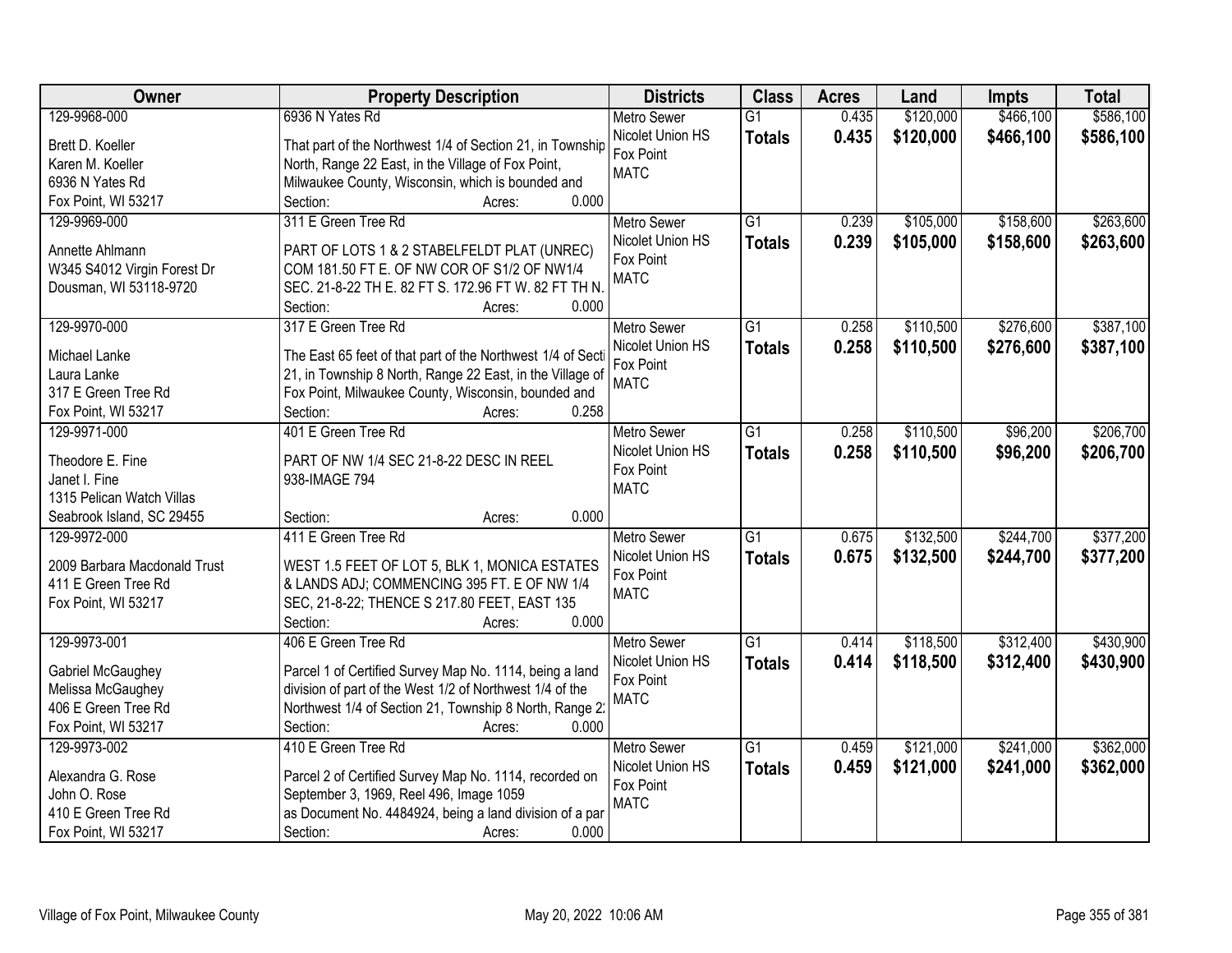| Owner | Property Description | Districts | Class | Acres | Land | Impts | Total |
|---|---|---|---|---|---|---|---|
| 129-9968-000<br>Brett D. Koeller<br>Karen M. Koeller<br>6936 N Yates Rd<br>Fox Point, WI 53217 | 6936 N Yates Rd<br>That part of the Northwest 1/4 of Section 21, in Township North, Range 22 East, in the Village of Fox Point, Milwaukee County, Wisconsin, which is bounded and<br>Section: Acres: 0.000 | Metro Sewer<br>Nicolet Union HS<br>Fox Point<br>MATC | G1<br>**Totals** | 0.435<br>**0.435** | $120,000<br>**$120,000** | $466,100<br>**$466,100** | $586,100<br>**$586,100** |
| 129-9969-000<br>Annette Ahlmann<br>W345 S4012 Virgin Forest Dr<br>Dousman, WI 53118-9720 | 311 E Green Tree Rd<br>PART OF LOTS 1 & 2 STABELFELDT PLAT (UNREC) COM 181.50 FT E. OF NW COR OF S1/2 OF NW1/4 SEC. 21-8-22 TH E. 82 FT S. 172.96 FT W. 82 FT TH N.<br>Section: Acres: 0.000 | Metro Sewer<br>Nicolet Union HS<br>Fox Point<br>MATC | G1<br>**Totals** | 0.239<br>**0.239** | $105,000<br>**$105,000** | $158,600<br>**$158,600** | $263,600<br>**$263,600** |
| 129-9970-000<br>Michael Lanke<br>Laura Lanke<br>317 E Green Tree Rd<br>Fox Point, WI 53217 | 317 E Green Tree Rd<br>The East 65 feet of that part of the Northwest 1/4 of Secti 21, in Township 8 North, Range 22 East, in the Village of Fox Point, Milwaukee County, Wisconsin, bounded and<br>Section: Acres: 0.258 | Metro Sewer<br>Nicolet Union HS<br>Fox Point<br>MATC | G1<br>**Totals** | 0.258<br>**0.258** | $110,500<br>**$110,500** | $276,600<br>**$276,600** | $387,100<br>**$387,100** |
| 129-9971-000<br>Theodore E. Fine<br>Janet I. Fine<br>1315 Pelican Watch Villas<br>Seabrook Island, SC 29455 | 401 E Green Tree Rd<br>PART OF NW 1/4 SEC 21-8-22 DESC IN REEL 938-IMAGE 794<br>Section: Acres: 0.000 | Metro Sewer<br>Nicolet Union HS<br>Fox Point<br>MATC | G1<br>**Totals** | 0.258<br>**0.258** | $110,500<br>**$110,500** | $96,200<br>**$96,200** | $206,700<br>**$206,700** |
| 129-9972-000<br>2009 Barbara Macdonald Trust<br>411 E Green Tree Rd<br>Fox Point, WI 53217 | 411 E Green Tree Rd<br>WEST 1.5 FEET OF LOT 5, BLK 1, MONICA ESTATES & LANDS ADJ; COMMENCING 395 FT. E OF NW 1/4 SEC, 21-8-22; THENCE S 217.80 FEET, EAST 135<br>Section: Acres: 0.000 | Metro Sewer<br>Nicolet Union HS<br>Fox Point<br>MATC | G1<br>**Totals** | 0.675<br>**0.675** | $132,500<br>**$132,500** | $244,700<br>**$244,700** | $377,200<br>**$377,200** |
| 129-9973-001<br>Gabriel McGaughey<br>Melissa McGaughey<br>406 E Green Tree Rd<br>Fox Point, WI 53217 | 406 E Green Tree Rd<br>Parcel 1 of Certified Survey Map No. 1114, being a land division of part of the West 1/2 of Northwest 1/4 of the Northwest 1/4 of Section 21, Township 8 North, Range 2:<br>Section: Acres: 0.000 | Metro Sewer<br>Nicolet Union HS<br>Fox Point<br>MATC | G1<br>**Totals** | 0.414<br>**0.414** | $118,500<br>**$118,500** | $312,400<br>**$312,400** | $430,900<br>**$430,900** |
| 129-9973-002<br>Alexandra G. Rose<br>John O. Rose<br>410 E Green Tree Rd<br>Fox Point, WI 53217 | 410 E Green Tree Rd<br>Parcel 2 of Certified Survey Map No. 1114, recorded on September 3, 1969, Reel 496, Image 1059 as Document No. 4484924, being a land division of a par<br>Section: Acres: 0.000 | Metro Sewer<br>Nicolet Union HS<br>Fox Point<br>MATC | G1<br>**Totals** | 0.459<br>**0.459** | $121,000<br>**$121,000** | $241,000<br>**$241,000** | $362,000<br>**$362,000** |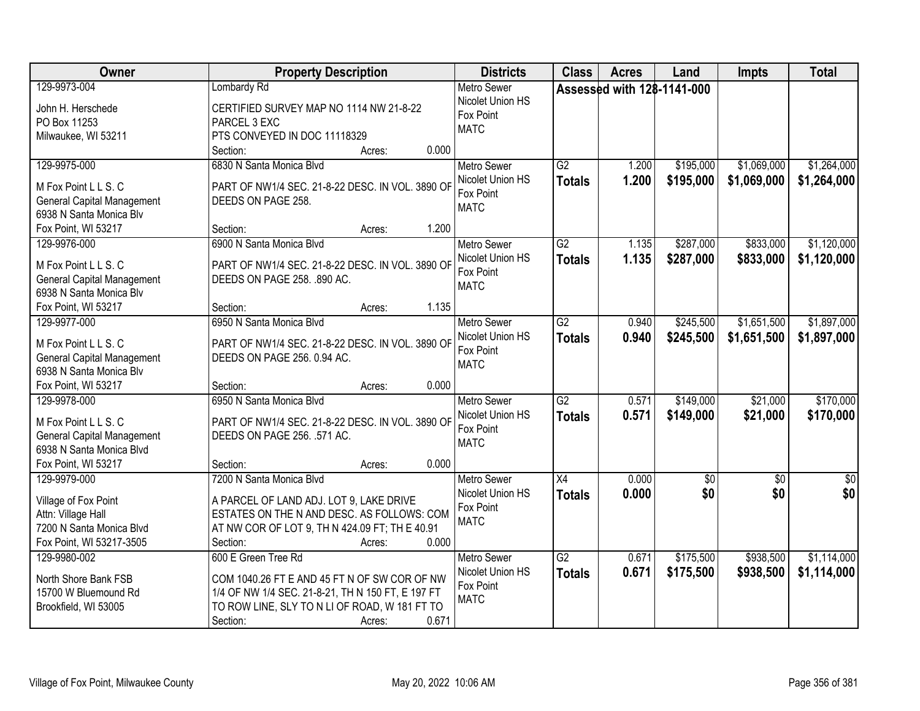| Owner | Property Description | Districts | Class | Acres | Land | Impts | Total |
|---|---|---|---|---|---|---|---|
| 129-9973-004<br>John H. Herschede<br>PO Box 11253<br>Milwaukee, WI 53211 | Lombardy Rd<br>CERTIFIED SURVEY MAP NO 1114 NW 21-8-22 PARCEL 3 EXC PTS CONVEYED IN DOC 11118329<br>Section: Acres: 0.000 | Metro Sewer<br>Nicolet Union HS<br>Fox Point<br>MATC | Assessed with 128-1141-000 | | | | |
| 129-9975-000<br>M Fox Point L L S. C<br>General Capital Management<br>6938 N Santa Monica Blv<br>Fox Point, WI 53217 | 6830 N Santa Monica Blvd<br>PART OF NW1/4 SEC. 21-8-22 DESC. IN VOL. 3890 OF DEEDS ON PAGE 258.<br>Section: Acres: 1.200 | Metro Sewer<br>Nicolet Union HS<br>Fox Point<br>MATC | G2<br>**Totals** | 1.200<br>**1.200** | $195,000<br>**$195,000** | $1,069,000<br>**$1,069,000** | $1,264,000<br>**$1,264,000** |
| 129-9976-000<br>M Fox Point L L S. C<br>General Capital Management<br>6938 N Santa Monica Blv<br>Fox Point, WI 53217 | 6900 N Santa Monica Blvd<br>PART OF NW1/4 SEC. 21-8-22 DESC. IN VOL. 3890 OF DEEDS ON PAGE 258. .890 AC.<br>Section: Acres: 1.135 | Metro Sewer<br>Nicolet Union HS<br>Fox Point<br>MATC | G2<br>**Totals** | 1.135<br>**1.135** | $287,000<br>**$287,000** | $833,000<br>**$833,000** | $1,120,000<br>**$1,120,000** |
| 129-9977-000<br>M Fox Point L L S. C<br>General Capital Management<br>6938 N Santa Monica Blv<br>Fox Point, WI 53217 | 6950 N Santa Monica Blvd<br>PART OF NW1/4 SEC. 21-8-22 DESC. IN VOL. 3890 OF DEEDS ON PAGE 256. 0.94 AC.<br>Section: Acres: 0.000 | Metro Sewer<br>Nicolet Union HS<br>Fox Point<br>MATC | G2<br>**Totals** | 0.940<br>**0.940** | $245,500<br>**$245,500** | $1,651,500<br>**$1,651,500** | $1,897,000<br>**$1,897,000** |
| 129-9978-000<br>M Fox Point L L S. C<br>General Capital Management<br>6938 N Santa Monica Blvd<br>Fox Point, WI 53217 | 6950 N Santa Monica Blvd<br>PART OF NW1/4 SEC. 21-8-22 DESC. IN VOL. 3890 OF DEEDS ON PAGE 256. .571 AC.<br>Section: Acres: 0.000 | Metro Sewer<br>Nicolet Union HS<br>Fox Point<br>MATC | G2<br>**Totals** | 0.571<br>**0.571** | $149,000<br>**$149,000** | $21,000<br>**$21,000** | $170,000<br>**$170,000** |
| 129-9979-000<br>Village of Fox Point<br>Attn: Village Hall<br>7200 N Santa Monica Blvd<br>Fox Point, WI 53217-3505 | 7200 N Santa Monica Blvd<br>A PARCEL OF LAND ADJ. LOT 9, LAKE DRIVE ESTATES ON THE N AND DESC. AS FOLLOWS: COM AT NW COR OF LOT 9, TH N 424.09 FT; TH E 40.91<br>Section: Acres: 0.000 | Metro Sewer<br>Nicolet Union HS<br>Fox Point<br>MATC | X4<br>**Totals** | 0.000<br>**0.000** | $0<br>**$0** | $0<br>**$0** | $0<br>**$0** |
| 129-9980-002<br>North Shore Bank FSB<br>15700 W Bluemound Rd<br>Brookfield, WI 53005 | 600 E Green Tree Rd<br>COM 1040.26 FT E AND 45 FT N OF SW COR OF NW 1/4 OF NW 1/4 SEC. 21-8-21, TH N 150 FT, E 197 FT TO ROW LINE, SLY TO N LI OF ROAD, W 181 FT TO<br>Section: Acres: 0.671 | Metro Sewer<br>Nicolet Union HS<br>Fox Point<br>MATC | G2<br>**Totals** | 0.671<br>**0.671** | $175,500<br>**$175,500** | $938,500<br>**$938,500** | $1,114,000<br>**$1,114,000** |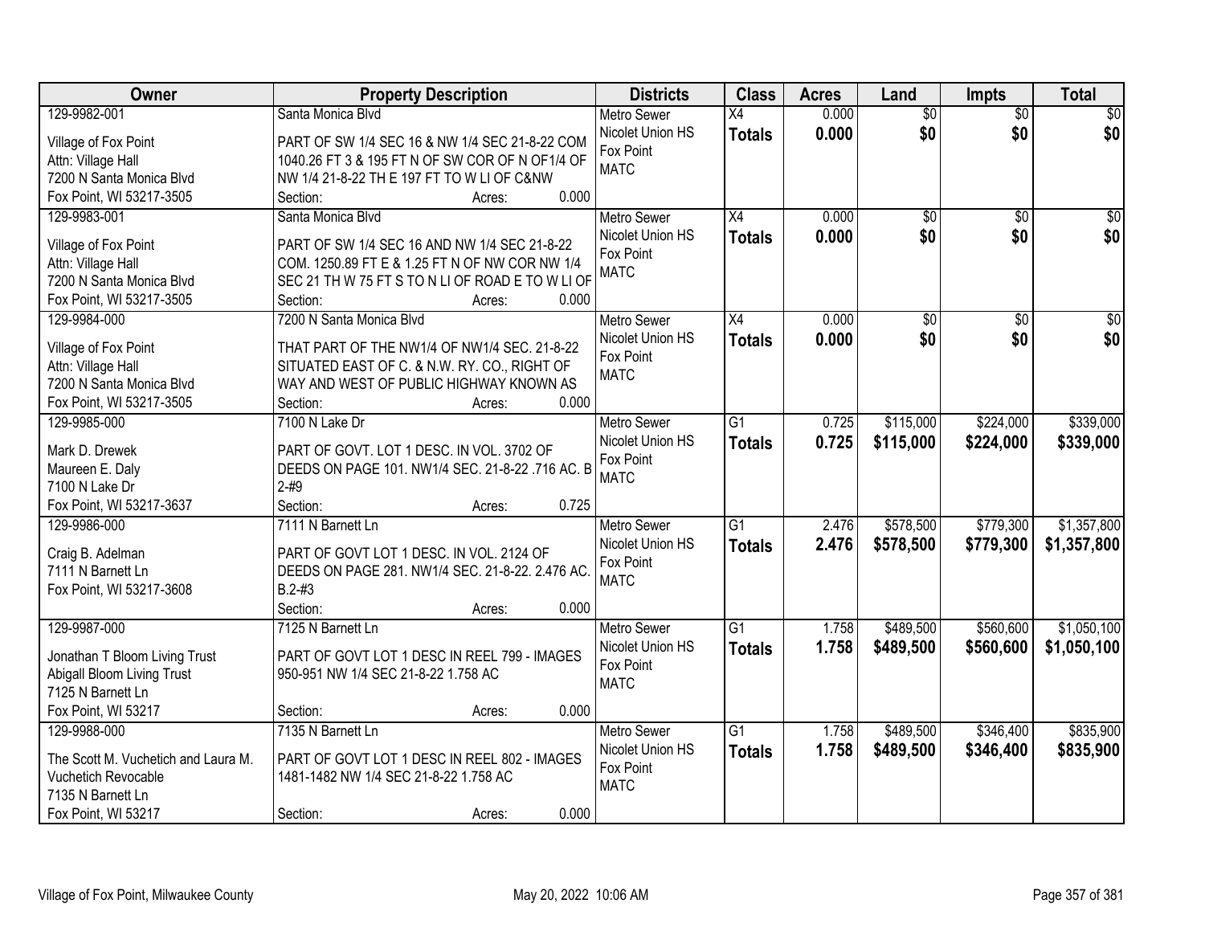| Owner | Property Description | Districts | Class | Acres | Land | Impts | Total |
|---|---|---|---|---|---|---|---|
| 129-9982-001<br>Village of Fox Point<br>Attn: Village Hall<br>7200 N Santa Monica Blvd<br>Fox Point, WI 53217-3505 | Santa Monica Blvd<br>PART OF SW 1/4 SEC 16 & NW 1/4 SEC 21-8-22 COM 1040.26 FT 3 & 195 FT N OF SW COR OF N OF1/4 OF NW 1/4 21-8-22 TH E 197 FT TO W LI OF C&NW<br>Section: Acres: 0.000 | Metro Sewer<br>Nicolet Union HS<br>Fox Point<br>MATC | X4<br>**Totals** | 0.000<br>**0.000** | $0<br>**$0** | $0<br>**$0** | $0<br>**$0** |
| 129-9983-001<br>Village of Fox Point<br>Attn: Village Hall<br>7200 N Santa Monica Blvd<br>Fox Point, WI 53217-3505 | Santa Monica Blvd<br>PART OF SW 1/4 SEC 16 AND NW 1/4 SEC 21-8-22 COM. 1250.89 FT E & 1.25 FT N OF NW COR NW 1/4 SEC 21 TH W 75 FT S TO N LI OF ROAD E TO W LI OF<br>Section: Acres: 0.000 | Metro Sewer<br>Nicolet Union HS<br>Fox Point<br>MATC | X4<br>**Totals** | 0.000<br>**0.000** | $0<br>**$0** | $0<br>**$0** | $0<br>**$0** |
| 129-9984-000<br>Village of Fox Point<br>Attn: Village Hall<br>7200 N Santa Monica Blvd<br>Fox Point, WI 53217-3505 | 7200 N Santa Monica Blvd<br>THAT PART OF THE NW1/4 OF NW1/4 SEC. 21-8-22 SITUATED EAST OF C. & N.W. RY. CO., RIGHT OF WAY AND WEST OF PUBLIC HIGHWAY KNOWN AS<br>Section: Acres: 0.000 | Metro Sewer<br>Nicolet Union HS<br>Fox Point<br>MATC | X4<br>**Totals** | 0.000<br>**0.000** | $0<br>**$0** | $0<br>**$0** | $0<br>**$0** |
| 129-9985-000<br>Mark D. Drewek<br>Maureen E. Daly<br>7100 N Lake Dr<br>Fox Point, WI 53217-3637 | 7100 N Lake Dr<br>PART OF GOVT. LOT 1 DESC. IN VOL. 3702 OF DEEDS ON PAGE 101. NW1/4 SEC. 21-8-22 .716 AC. B 2-#9<br>Section: Acres: 0.725 | Metro Sewer<br>Nicolet Union HS<br>Fox Point<br>MATC | G1<br>**Totals** | 0.725<br>**0.725** | $115,000<br>**$115,000** | $224,000<br>**$224,000** | $339,000<br>**$339,000** |
| 129-9986-000<br>Craig B. Adelman<br>7111 N Barnett Ln<br>Fox Point, WI 53217-3608 | 7111 N Barnett Ln<br>PART OF GOVT LOT 1 DESC. IN VOL. 2124 OF DEEDS ON PAGE 281. NW1/4 SEC. 21-8-22. 2.476 AC. B.2-#3<br>Section: Acres: 0.000 | Metro Sewer<br>Nicolet Union HS<br>Fox Point<br>MATC | G1<br>**Totals** | 2.476<br>**2.476** | $578,500<br>**$578,500** | $779,300<br>**$779,300** | $1,357,800<br>**$1,357,800** |
| 129-9987-000<br>Jonathan T Bloom Living Trust<br>Abigall Bloom Living Trust<br>7125 N Barnett Ln<br>Fox Point, WI 53217 | 7125 N Barnett Ln<br>PART OF GOVT LOT 1 DESC IN REEL 799 - IMAGES 950-951 NW 1/4 SEC 21-8-22 1.758 AC<br>Section: Acres: 0.000 | Metro Sewer<br>Nicolet Union HS<br>Fox Point<br>MATC | G1<br>**Totals** | 1.758<br>**1.758** | $489,500<br>**$489,500** | $560,600<br>**$560,600** | $1,050,100<br>**$1,050,100** |
| 129-9988-000<br>The Scott M. Vuchetich and Laura M. Vuchetich Revocable<br>7135 N Barnett Ln<br>Fox Point, WI 53217 | 7135 N Barnett Ln<br>PART OF GOVT LOT 1 DESC IN REEL 802 - IMAGES 1481-1482 NW 1/4 SEC 21-8-22 1.758 AC<br>Section: Acres: 0.000 | Metro Sewer<br>Nicolet Union HS<br>Fox Point<br>MATC | G1<br>**Totals** | 1.758<br>**1.758** | $489,500<br>**$489,500** | $346,400<br>**$346,400** | $835,900<br>**$835,900** |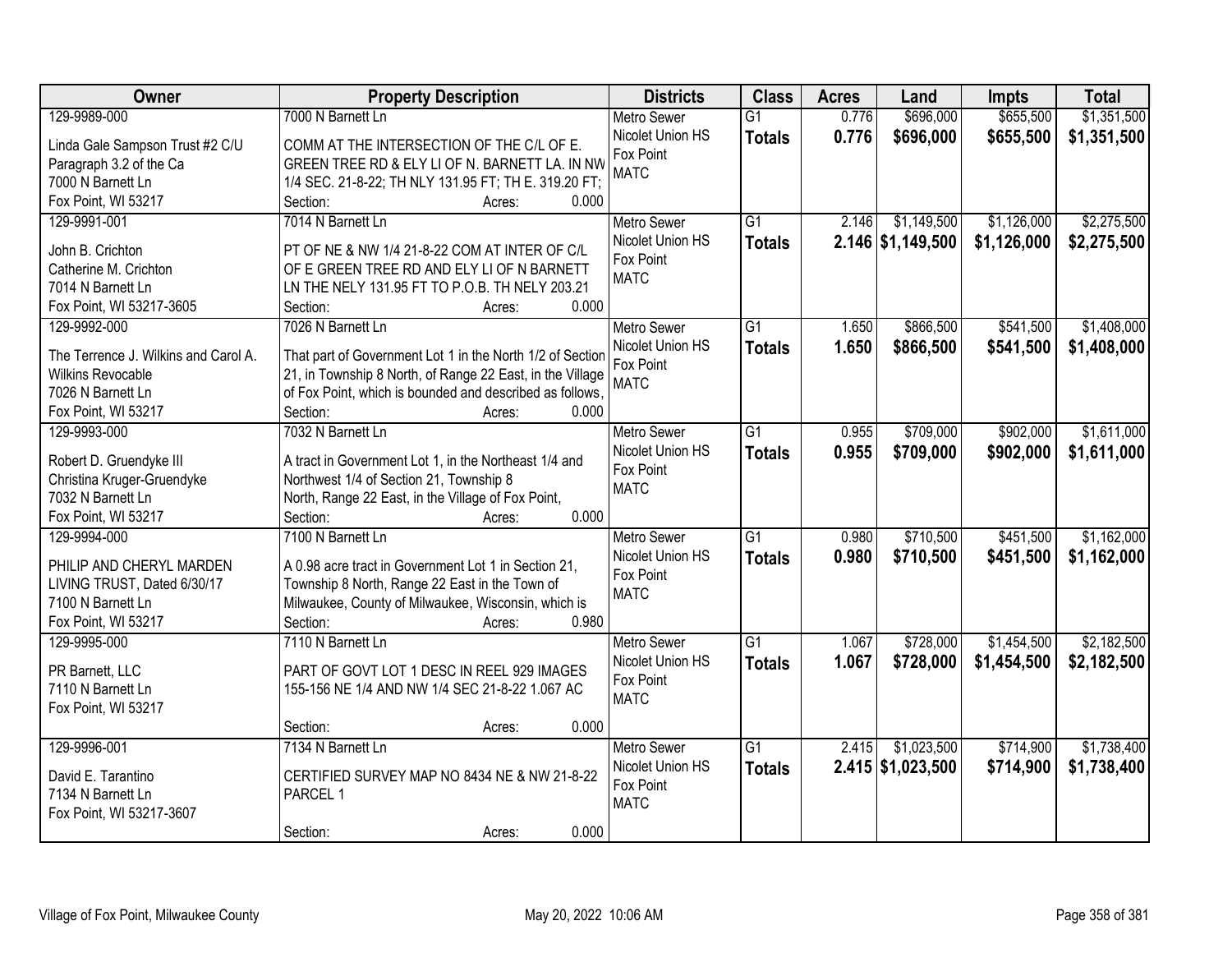| Owner | Property Description | Districts | Class | Acres | Land | Impts | Total |
|---|---|---|---|---|---|---|---|
| 129-9989-000<br>Linda Gale Sampson Trust #2 C/U<br>Paragraph 3.2 of the Ca<br>7000 N Barnett Ln<br>Fox Point, WI 53217 | 7000 N Barnett Ln<br>COMM AT THE INTERSECTION OF THE C/L OF E. GREEN TREE RD & ELY LI OF N. BARNETT LA. IN NW 1/4 SEC. 21-8-22; TH NLY 131.95 FT; TH E. 319.20 FT;<br>Section: Acres: 0.000 | Metro Sewer<br>Nicolet Union HS<br>Fox Point<br>MATC | G1<br>**Totals** | 0.776<br>**0.776** | $696,000<br>**$696,000** | $655,500<br>**$655,500** | $1,351,500<br>**$1,351,500** |
| 129-9991-001<br>John B. Crichton<br>Catherine M. Crichton<br>7014 N Barnett Ln<br>Fox Point, WI 53217-3605 | 7014 N Barnett Ln<br>PT OF NE & NW 1/4 21-8-22 COM AT INTER OF C/L OF E GREEN TREE RD AND ELY LI OF N BARNETT LN THE NELY 131.95 FT TO P.O.B. TH NELY 203.21<br>Section: Acres: 0.000 | Metro Sewer<br>Nicolet Union HS<br>Fox Point<br>MATC | G1<br>**Totals** | 2.146<br>**2.146** | $1,149,500<br>**$1,149,500** | $1,126,000<br>**$1,126,000** | $2,275,500<br>**$2,275,500** |
| 129-9992-000<br>The Terrence J. Wilkins and Carol A. Wilkins Revocable<br>7026 N Barnett Ln<br>Fox Point, WI 53217 | 7026 N Barnett Ln<br>That part of Government Lot 1 in the North 1/2 of Section 21, in Township 8 North, of Range 22 East, in the Village of Fox Point, which is bounded and described as follows,<br>Section: Acres: 0.000 | Metro Sewer<br>Nicolet Union HS<br>Fox Point<br>MATC | G1<br>**Totals** | 1.650<br>**1.650** | $866,500<br>**$866,500** | $541,500<br>**$541,500** | $1,408,000<br>**$1,408,000** |
| 129-9993-000<br>Robert D. Gruendyke III<br>Christina Kruger-Gruendyke<br>7032 N Barnett Ln<br>Fox Point, WI 53217 | 7032 N Barnett Ln<br>A tract in Government Lot 1, in the Northeast 1/4 and Northwest 1/4 of Section 21, Township 8 North, Range 22 East, in the Village of Fox Point,<br>Section: Acres: 0.000 | Metro Sewer<br>Nicolet Union HS<br>Fox Point<br>MATC | G1<br>**Totals** | 0.955<br>**0.955** | $709,000<br>**$709,000** | $902,000<br>**$902,000** | $1,611,000<br>**$1,611,000** |
| 129-9994-000<br>PHILIP AND CHERYL MARDEN LIVING TRUST, Dated 6/30/17<br>7100 N Barnett Ln<br>Fox Point, WI 53217 | 7100 N Barnett Ln<br>A 0.98 acre tract in Government Lot 1 in Section 21, Township 8 North, Range 22 East in the Town of Milwaukee, County of Milwaukee, Wisconsin, which is<br>Section: Acres: 0.980 | Metro Sewer<br>Nicolet Union HS<br>Fox Point<br>MATC | G1<br>**Totals** | 0.980<br>**0.980** | $710,500<br>**$710,500** | $451,500<br>**$451,500** | $1,162,000<br>**$1,162,000** |
| 129-9995-000<br>PR Barnett, LLC<br>7110 N Barnett Ln<br>Fox Point, WI 53217 | 7110 N Barnett Ln<br>PART OF GOVT LOT 1 DESC IN REEL 929 IMAGES 155-156 NE 1/4 AND NW 1/4 SEC 21-8-22 1.067 AC<br>Section: Acres: 0.000 | Metro Sewer<br>Nicolet Union HS<br>Fox Point<br>MATC | G1<br>**Totals** | 1.067<br>**1.067** | $728,000<br>**$728,000** | $1,454,500<br>**$1,454,500** | $2,182,500<br>**$2,182,500** |
| 129-9996-001<br>David E. Tarantino<br>7134 N Barnett Ln<br>Fox Point, WI 53217-3607 | 7134 N Barnett Ln<br>CERTIFIED SURVEY MAP NO 8434 NE & NW 21-8-22 PARCEL 1<br>Section: Acres: 0.000 | Metro Sewer<br>Nicolet Union HS<br>Fox Point<br>MATC | G1<br>**Totals** | 2.415<br>**2.415** | $1,023,500<br>**$1,023,500** | $714,900<br>**$714,900** | $1,738,400<br>**$1,738,400** |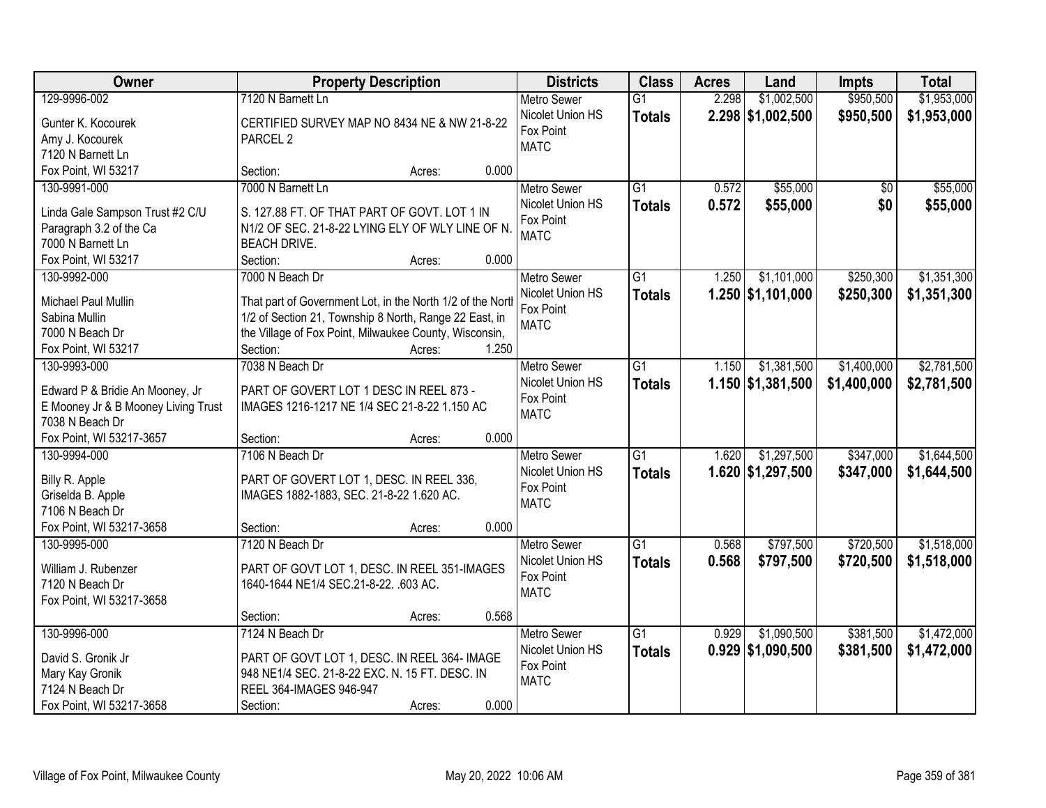| Owner | Property Description | Districts | Class | Acres | Land | Impts | Total |
|---|---|---|---|---|---|---|---|
| 129-9996-002<br>Gunter K. Kocourek<br>Amy J. Kocourek<br>7120 N Barnett Ln<br>Fox Point, WI 53217 | 7120 N Barnett Ln<br>CERTIFIED SURVEY MAP NO 8434 NE & NW 21-8-22 PARCEL 2<br>Section: Acres: 0.000 | Metro Sewer<br>Nicolet Union HS<br>Fox Point<br>MATC | G1<br>**Totals** | 2.298<br>**2.298** | $1,002,500<br>**$1,002,500** | $950,500<br>**$950,500** | $1,953,000<br>**$1,953,000** |
| 130-9991-000<br>Linda Gale Sampson Trust #2 C/U<br>Paragraph 3.2 of the Ca<br>7000 N Barnett Ln<br>Fox Point, WI 53217 | 7000 N Barnett Ln<br>S. 127.88 FT. OF THAT PART OF GOVT. LOT 1 IN N1/2 OF SEC. 21-8-22 LYING ELY OF WLY LINE OF N. BEACH DRIVE.<br>Section: Acres: 0.000 | Metro Sewer<br>Nicolet Union HS<br>Fox Point<br>MATC | G1<br>**Totals** | 0.572<br>**0.572** | $55,000<br>**$55,000** | $0<br>**$0** | $55,000<br>**$55,000** |
| 130-9992-000<br>Michael Paul Mullin<br>Sabina Mullin<br>7000 N Beach Dr<br>Fox Point, WI 53217 | 7000 N Beach Dr<br>That part of Government Lot, in the North 1/2 of the North 1/2 of Section 21, Township 8 North, Range 22 East, in the Village of Fox Point, Milwaukee County, Wisconsin,<br>Section: Acres: 1.250 | Metro Sewer<br>Nicolet Union HS<br>Fox Point<br>MATC | G1<br>**Totals** | 1.250<br>**1.250** | $1,101,000<br>**$1,101,000** | $250,300<br>**$250,300** | $1,351,300<br>**$1,351,300** |
| 130-9993-000<br>Edward P & Bridie An Mooney, Jr<br>E Mooney Jr & B Mooney Living Trust<br>7038 N Beach Dr<br>Fox Point, WI 53217-3657 | 7038 N Beach Dr<br>PART OF GOVERT LOT 1 DESC IN REEL 873 - IMAGES 1216-1217 NE 1/4 SEC 21-8-22 1.150 AC<br>Section: Acres: 0.000 | Metro Sewer<br>Nicolet Union HS<br>Fox Point<br>MATC | G1<br>**Totals** | 1.150<br>**1.150** | $1,381,500<br>**$1,381,500** | $1,400,000<br>**$1,400,000** | $2,781,500<br>**$2,781,500** |
| 130-9994-000<br>Billy R. Apple<br>Griselda B. Apple<br>7106 N Beach Dr<br>Fox Point, WI 53217-3658 | 7106 N Beach Dr<br>PART OF GOVERT LOT 1, DESC. IN REEL 336, IMAGES 1882-1883, SEC. 21-8-22 1.620 AC.<br>Section: Acres: 0.000 | Metro Sewer<br>Nicolet Union HS<br>Fox Point<br>MATC | G1<br>**Totals** | 1.620<br>**1.620** | $1,297,500<br>**$1,297,500** | $347,000<br>**$347,000** | $1,644,500<br>**$1,644,500** |
| 130-9995-000<br>William J. Rubenzer<br>7120 N Beach Dr<br>Fox Point, WI 53217-3658 | 7120 N Beach Dr<br>PART OF GOVT LOT 1, DESC. IN REEL 351-IMAGES 1640-1644 NE1/4 SEC.21-8-22. .603 AC.<br>Section: Acres: 0.568 | Metro Sewer<br>Nicolet Union HS<br>Fox Point<br>MATC | G1<br>**Totals** | 0.568<br>**0.568** | $797,500<br>**$797,500** | $720,500<br>**$720,500** | $1,518,000<br>**$1,518,000** |
| 130-9996-000<br>David S. Gronik Jr<br>Mary Kay Gronik<br>7124 N Beach Dr<br>Fox Point, WI 53217-3658 | 7124 N Beach Dr<br>PART OF GOVT LOT 1, DESC. IN REEL 364- IMAGE 948 NE1/4 SEC. 21-8-22 EXC. N. 15 FT. DESC. IN REEL 364-IMAGES 946-947<br>Section: Acres: 0.000 | Metro Sewer<br>Nicolet Union HS<br>Fox Point<br>MATC | G1<br>**Totals** | 0.929<br>**0.929** | $1,090,500<br>**$1,090,500** | $381,500<br>**$381,500** | $1,472,000<br>**$1,472,000** |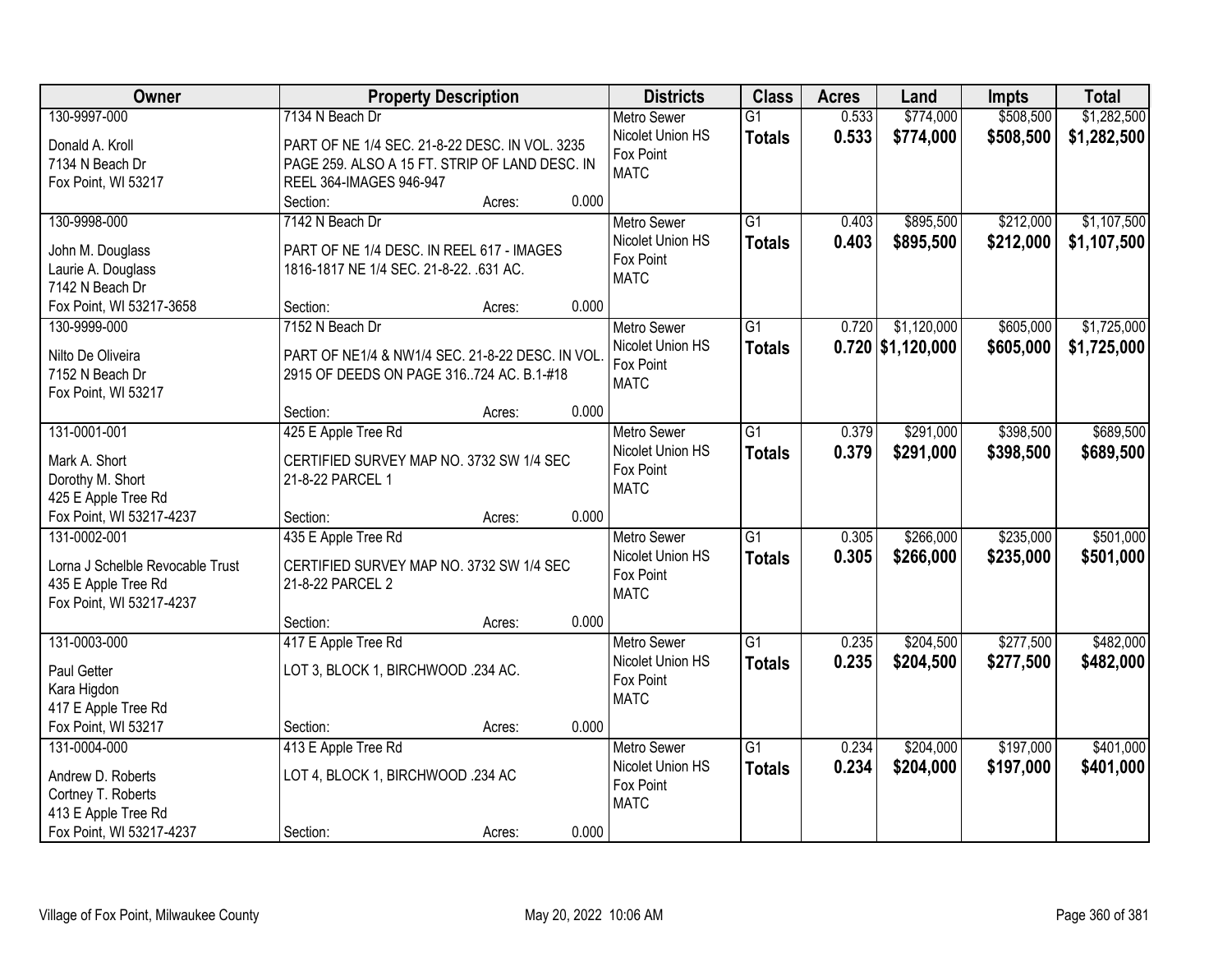| Owner | Property Description | Districts | Class | Acres | Land | Impts | Total |
|---|---|---|---|---|---|---|---|
| 130-9997-000<br>Donald A. Kroll<br>7134 N Beach Dr<br>Fox Point, WI 53217 | 7134 N Beach Dr<br>PART OF NE 1/4 SEC. 21-8-22 DESC. IN VOL. 3235 PAGE 259. ALSO A 15 FT. STRIP OF LAND DESC. IN REEL 364-IMAGES 946-947<br>Section: Acres: 0.000 | Metro Sewer<br>Nicolet Union HS<br>Fox Point<br>MATC | G1<br>**Totals** | 0.533<br>**0.533** | $774,000<br>**$774,000** | $508,500<br>**$508,500** | $1,282,500<br>**$1,282,500** |
| 130-9998-000<br>John M. Douglass<br>Laurie A. Douglass<br>7142 N Beach Dr<br>Fox Point, WI 53217-3658 | 7142 N Beach Dr<br>PART OF NE 1/4 DESC. IN REEL 617 - IMAGES 1816-1817 NE 1/4 SEC. 21-8-22. .631 AC.<br>Section: Acres: 0.000 | Metro Sewer<br>Nicolet Union HS<br>Fox Point<br>MATC | G1<br>**Totals** | 0.403<br>**0.403** | $895,500<br>**$895,500** | $212,000<br>**$212,000** | $1,107,500<br>**$1,107,500** |
| 130-9999-000<br>Nilto De Oliveira<br>7152 N Beach Dr<br>Fox Point, WI 53217 | 7152 N Beach Dr<br>PART OF NE1/4 & NW1/4 SEC. 21-8-22 DESC. IN VOL. 2915 OF DEEDS ON PAGE 316..724 AC. B.1-#18<br>Section: Acres: 0.000 | Metro Sewer<br>Nicolet Union HS<br>Fox Point<br>MATC | G1<br>**Totals** | 0.720<br>**0.720** | $1,120,000<br>**$1,120,000** | $605,000<br>**$605,000** | $1,725,000<br>**$1,725,000** |
| 131-0001-001<br>Mark A. Short<br>Dorothy M. Short<br>425 E Apple Tree Rd<br>Fox Point, WI 53217-4237 | 425 E Apple Tree Rd<br>CERTIFIED SURVEY MAP NO. 3732 SW 1/4 SEC 21-8-22 PARCEL 1<br>Section: Acres: 0.000 | Metro Sewer<br>Nicolet Union HS<br>Fox Point<br>MATC | G1<br>**Totals** | 0.379<br>**0.379** | $291,000<br>**$291,000** | $398,500<br>**$398,500** | $689,500<br>**$689,500** |
| 131-0002-001<br>Lorna J Schelble Revocable Trust<br>435 E Apple Tree Rd<br>Fox Point, WI 53217-4237 | 435 E Apple Tree Rd<br>CERTIFIED SURVEY MAP NO. 3732 SW 1/4 SEC 21-8-22 PARCEL 2<br>Section: Acres: 0.000 | Metro Sewer<br>Nicolet Union HS<br>Fox Point<br>MATC | G1<br>**Totals** | 0.305<br>**0.305** | $266,000<br>**$266,000** | $235,000<br>**$235,000** | $501,000<br>**$501,000** |
| 131-0003-000<br>Paul Getter<br>Kara Higdon<br>417 E Apple Tree Rd<br>Fox Point, WI 53217 | 417 E Apple Tree Rd<br>LOT 3, BLOCK 1, BIRCHWOOD .234 AC.<br>Section: Acres: 0.000 | Metro Sewer<br>Nicolet Union HS<br>Fox Point<br>MATC | G1<br>**Totals** | 0.235<br>**0.235** | $204,500<br>**$204,500** | $277,500<br>**$277,500** | $482,000<br>**$482,000** |
| 131-0004-000<br>Andrew D. Roberts<br>Cortney T. Roberts<br>413 E Apple Tree Rd<br>Fox Point, WI 53217-4237 | 413 E Apple Tree Rd<br>LOT 4, BLOCK 1, BIRCHWOOD .234 AC<br>Section: Acres: 0.000 | Metro Sewer<br>Nicolet Union HS<br>Fox Point<br>MATC | G1<br>**Totals** | 0.234<br>**0.234** | $204,000<br>**$204,000** | $197,000<br>**$197,000** | $401,000<br>**$401,000** |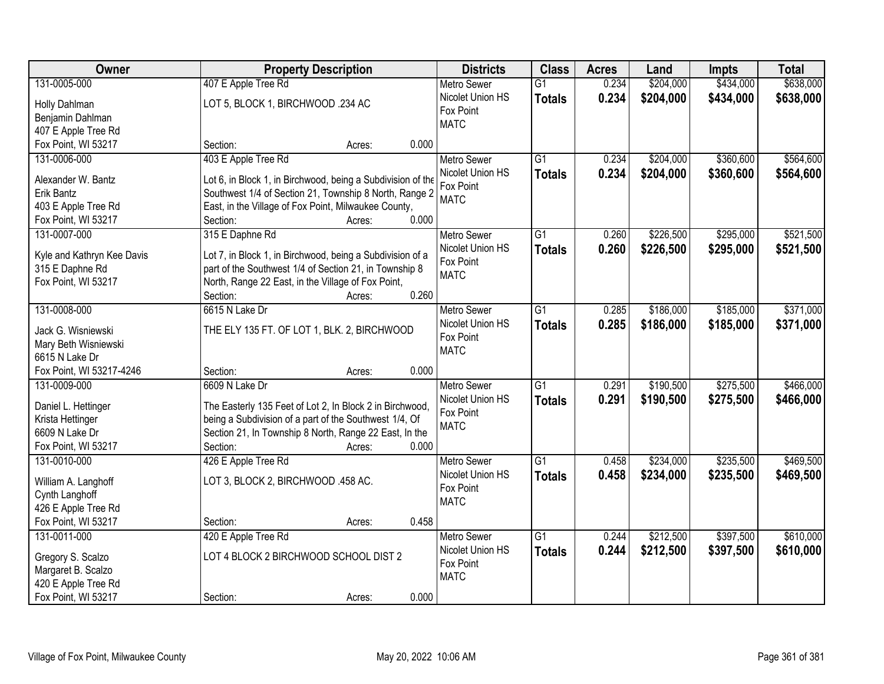| Owner | Property Description | Districts | Class | Acres | Land | Impts | Total |
|---|---|---|---|---|---|---|---|
| 131-0005-000<br>Holly Dahlman<br>Benjamin Dahlman<br>407 E Apple Tree Rd<br>Fox Point, WI 53217 | 407 E Apple Tree Rd<br>LOT 5, BLOCK 1, BIRCHWOOD .234 AC<br>Section: Acres: 0.000 | Metro Sewer<br>Nicolet Union HS<br>Fox Point<br>MATC | G1<br>**Totals** | 0.234<br>**0.234** | $204,000<br>**$204,000** | $434,000<br>**$434,000** | $638,000<br>**$638,000** |
| 131-0006-000<br>Alexander W. Bantz<br>Erik Bantz<br>403 E Apple Tree Rd<br>Fox Point, WI 53217 | 403 E Apple Tree Rd<br>Lot 6, in Block 1, in Birchwood, being a Subdivision of the Southwest 1/4 of Section 21, Township 8 North, Range 2 East, in the Village of Fox Point, Milwaukee County,<br>Section: Acres: 0.000 | Metro Sewer<br>Nicolet Union HS<br>Fox Point<br>MATC | G1<br>**Totals** | 0.234<br>**0.234** | $204,000<br>**$204,000** | $360,600<br>**$360,600** | $564,600<br>**$564,600** |
| 131-0007-000<br>Kyle and Kathryn Kee Davis<br>315 E Daphne Rd<br>Fox Point, WI 53217 | 315 E Daphne Rd<br>Lot 7, in Block 1, in Birchwood, being a Subdivision of a part of the Southwest 1/4 of Section 21, in Township 8 North, Range 22 East, in the Village of Fox Point,<br>Section: Acres: 0.260 | Metro Sewer<br>Nicolet Union HS<br>Fox Point<br>MATC | G1<br>**Totals** | 0.260<br>**0.260** | $226,500<br>**$226,500** | $295,000<br>**$295,000** | $521,500<br>**$521,500** |
| 131-0008-000<br>Jack G. Wisniewski<br>Mary Beth Wisniewski<br>6615 N Lake Dr<br>Fox Point, WI 53217-4246 | 6615 N Lake Dr<br>THE ELY 135 FT. OF LOT 1, BLK. 2, BIRCHWOOD<br>Section: Acres: 0.000 | Metro Sewer<br>Nicolet Union HS<br>Fox Point<br>MATC | G1<br>**Totals** | 0.285<br>**0.285** | $186,000<br>**$186,000** | $185,000<br>**$185,000** | $371,000<br>**$371,000** |
| 131-0009-000<br>Daniel L. Hettinger<br>Krista Hettinger<br>6609 N Lake Dr<br>Fox Point, WI 53217 | 6609 N Lake Dr<br>The Easterly 135 Feet of Lot 2, In Block 2 in Birchwood, being a Subdivision of a part of the Southwest 1/4, Of Section 21, In Township 8 North, Range 22 East, In the<br>Section: Acres: 0.000 | Metro Sewer<br>Nicolet Union HS<br>Fox Point<br>MATC | G1<br>**Totals** | 0.291<br>**0.291** | $190,500<br>**$190,500** | $275,500<br>**$275,500** | $466,000<br>**$466,000** |
| 131-0010-000<br>William A. Langhoff<br>Cynth Langhoff<br>426 E Apple Tree Rd<br>Fox Point, WI 53217 | 426 E Apple Tree Rd<br>LOT 3, BLOCK 2, BIRCHWOOD .458 AC.<br>Section: Acres: 0.458 | Metro Sewer<br>Nicolet Union HS<br>Fox Point<br>MATC | G1<br>**Totals** | 0.458<br>**0.458** | $234,000<br>**$234,000** | $235,500<br>**$235,500** | $469,500<br>**$469,500** |
| 131-0011-000<br>Gregory S. Scalzo<br>Margaret B. Scalzo<br>420 E Apple Tree Rd<br>Fox Point, WI 53217 | 420 E Apple Tree Rd<br>LOT 4 BLOCK 2 BIRCHWOOD SCHOOL DIST 2<br>Section: Acres: 0.000 | Metro Sewer<br>Nicolet Union HS<br>Fox Point<br>MATC | G1<br>**Totals** | 0.244<br>**0.244** | $212,500<br>**$212,500** | $397,500<br>**$397,500** | $610,000<br>**$610,000** |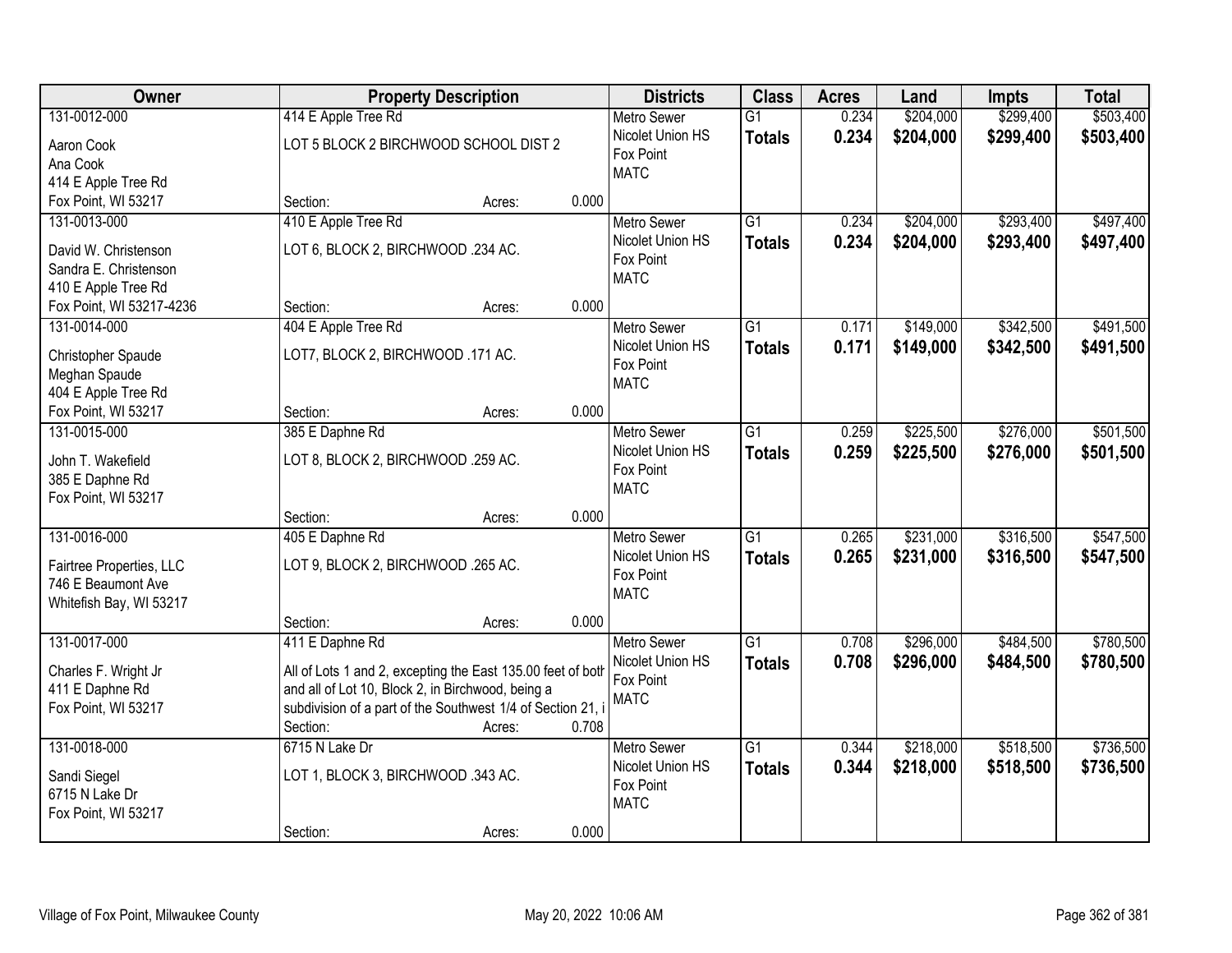| Owner | Property Description | | | Districts | Class | Acres | Land | Impts | Total |
|---|---|---|---|---|---|---|---|---|---|
| 131-0012-000 | 414 E Apple Tree Rd | | | Metro Sewer | G1 | 0.234 | $204,000 | $299,400 | $503,400 |
| Aaron Cook<br>Ana Cook<br>414 E Apple Tree Rd<br>Fox Point, WI 53217 | LOT 5 BLOCK 2 BIRCHWOOD SCHOOL DIST 2 | | | Nicolet Union HS<br>Fox Point<br>MATC | **Totals** | **0.234** | **$204,000** | **$299,400** | **$503,400** |
| | Section: | Acres: | 0.000 | | | | | | |
| 131-0013-000 | 410 E Apple Tree Rd | | | Metro Sewer | G1 | 0.234 | $204,000 | $293,400 | $497,400 |
| David W. Christenson<br>Sandra E. Christenson<br>410 E Apple Tree Rd<br>Fox Point, WI 53217-4236 | LOT 6, BLOCK 2, BIRCHWOOD .234 AC. | | | Nicolet Union HS<br>Fox Point<br>MATC | **Totals** | **0.234** | **$204,000** | **$293,400** | **$497,400** |
| | Section: | Acres: | 0.000 | | | | | | |
| 131-0014-000 | 404 E Apple Tree Rd | | | Metro Sewer | G1 | 0.171 | $149,000 | $342,500 | $491,500 |
| Christopher Spaude<br>Meghan Spaude<br>404 E Apple Tree Rd<br>Fox Point, WI 53217 | LOT7, BLOCK 2, BIRCHWOOD .171 AC. | | | Nicolet Union HS<br>Fox Point<br>MATC | **Totals** | **0.171** | **$149,000** | **$342,500** | **$491,500** |
| | Section: | Acres: | 0.000 | | | | | | |
| 131-0015-000 | 385 E Daphne Rd | | | Metro Sewer | G1 | 0.259 | $225,500 | $276,000 | $501,500 |
| John T. Wakefield<br>385 E Daphne Rd<br>Fox Point, WI 53217 | LOT 8, BLOCK 2, BIRCHWOOD .259 AC. | | | Nicolet Union HS<br>Fox Point<br>MATC | **Totals** | **0.259** | **$225,500** | **$276,000** | **$501,500** |
| | Section: | Acres: | 0.000 | | | | | | |
| 131-0016-000 | 405 E Daphne Rd | | | Metro Sewer | G1 | 0.265 | $231,000 | $316,500 | $547,500 |
| Fairtree Properties, LLC<br>746 E Beaumont Ave<br>Whitefish Bay, WI 53217 | LOT 9, BLOCK 2, BIRCHWOOD .265 AC. | | | Nicolet Union HS<br>Fox Point<br>MATC | **Totals** | **0.265** | **$231,000** | **$316,500** | **$547,500** |
| | Section: | Acres: | 0.000 | | | | | | |
| 131-0017-000 | 411 E Daphne Rd | | | Metro Sewer | G1 | 0.708 | $296,000 | $484,500 | $780,500 |
| Charles F. Wright Jr<br>411 E Daphne Rd<br>Fox Point, WI 53217 | All of Lots 1 and 2, excepting the East 135.00 feet of both and all of Lot 10, Block 2, in Birchwood, being a subdivision of a part of the Southwest 1/4 of Section 21, i | | | Nicolet Union HS<br>Fox Point<br>MATC | **Totals** | **0.708** | **$296,000** | **$484,500** | **$780,500** |
| | Section: | Acres: | 0.708 | | | | | | |
| 131-0018-000 | 6715 N Lake Dr | | | Metro Sewer | G1 | 0.344 | $218,000 | $518,500 | $736,500 |
| Sandi Siegel<br>6715 N Lake Dr<br>Fox Point, WI 53217 | LOT 1, BLOCK 3, BIRCHWOOD .343 AC. | | | Nicolet Union HS<br>Fox Point<br>MATC | **Totals** | **0.344** | **$218,000** | **$518,500** | **$736,500** |
| | Section: | Acres: | 0.000 | | | | | | |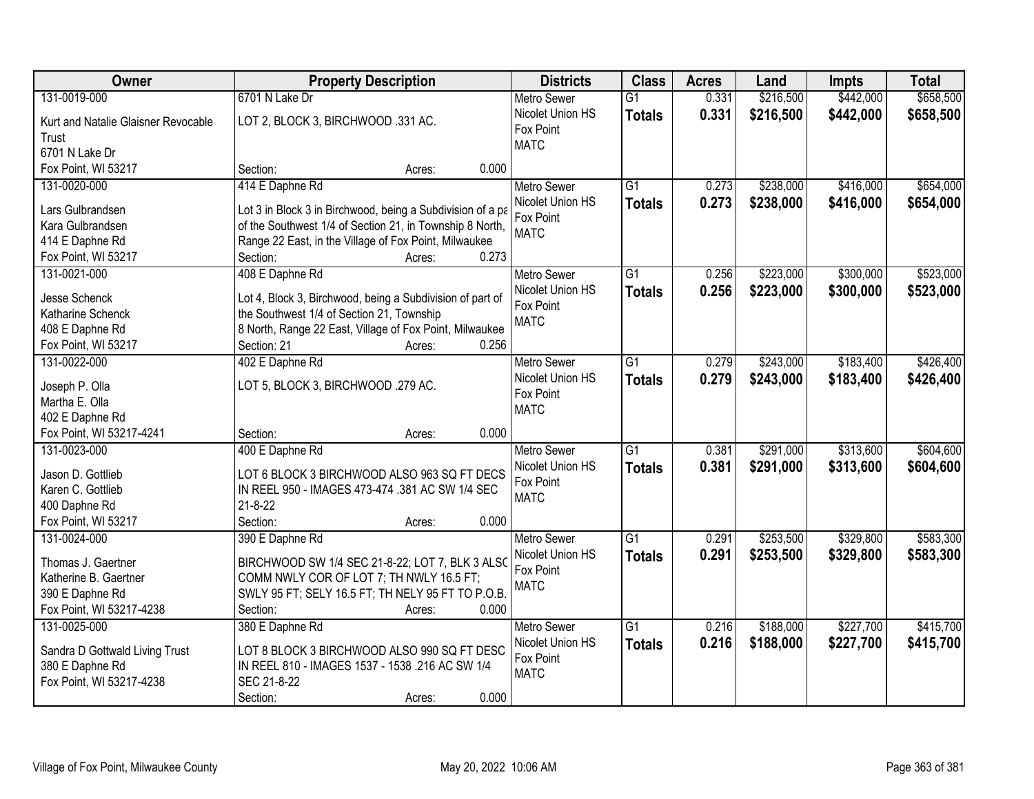| Owner | Property Description | Districts | Class | Acres | Land | Impts | Total |
|---|---|---|---|---|---|---|---|
| 131-0019-000<br>Kurt and Natalie Glaisner Revocable Trust<br>6701 N Lake Dr<br>Fox Point, WI 53217 | 6701 N Lake Dr<br>LOT 2, BLOCK 3, BIRCHWOOD .331 AC.<br>Section: Acres: 0.000 | Metro Sewer<br>Nicolet Union HS<br>Fox Point<br>MATC | G1<br>**Totals** | 0.331<br>**0.331** | $216,500<br>**$216,500** | $442,000<br>**$442,000** | $658,500<br>**$658,500** |
| 131-0020-000<br>Lars Gulbrandsen<br>Kara Gulbrandsen<br>414 E Daphne Rd<br>Fox Point, WI 53217 | 414 E Daphne Rd<br>Lot 3 in Block 3 in Birchwood, being a Subdivision of a pa of the Southwest 1/4 of Section 21, in Township 8 North, Range 22 East, in the Village of Fox Point, Milwaukee<br>Section: Acres: 0.273 | Metro Sewer<br>Nicolet Union HS<br>Fox Point<br>MATC | G1<br>**Totals** | 0.273<br>**0.273** | $238,000<br>**$238,000** | $416,000<br>**$416,000** | $654,000<br>**$654,000** |
| 131-0021-000<br>Jesse Schenck<br>Katharine Schenck<br>408 E Daphne Rd<br>Fox Point, WI 53217 | 408 E Daphne Rd<br>Lot 4, Block 3, Birchwood, being a Subdivision of part of the Southwest 1/4 of Section 21, Township 8 North, Range 22 East, Village of Fox Point, Milwaukee<br>Section: 21 Acres: 0.256 | Metro Sewer<br>Nicolet Union HS<br>Fox Point<br>MATC | G1<br>**Totals** | 0.256<br>**0.256** | $223,000<br>**$223,000** | $300,000<br>**$300,000** | $523,000<br>**$523,000** |
| 131-0022-000<br>Joseph P. Olla<br>Martha E. Olla<br>402 E Daphne Rd<br>Fox Point, WI 53217-4241 | 402 E Daphne Rd<br>LOT 5, BLOCK 3, BIRCHWOOD .279 AC.<br>Section: Acres: 0.000 | Metro Sewer<br>Nicolet Union HS<br>Fox Point<br>MATC | G1<br>**Totals** | 0.279<br>**0.279** | $243,000<br>**$243,000** | $183,400<br>**$183,400** | $426,400<br>**$426,400** |
| 131-0023-000<br>Jason D. Gottlieb<br>Karen C. Gottlieb<br>400 Daphne Rd<br>Fox Point, WI 53217 | 400 E Daphne Rd<br>LOT 6 BLOCK 3 BIRCHWOOD ALSO 963 SQ FT DECS IN REEL 950 - IMAGES 473-474 .381 AC SW 1/4 SEC 21-8-22<br>Section: Acres: 0.000 | Metro Sewer<br>Nicolet Union HS<br>Fox Point<br>MATC | G1<br>**Totals** | 0.381<br>**0.381** | $291,000<br>**$291,000** | $313,600<br>**$313,600** | $604,600<br>**$604,600** |
| 131-0024-000<br>Thomas J. Gaertner<br>Katherine B. Gaertner<br>390 E Daphne Rd<br>Fox Point, WI 53217-4238 | 390 E Daphne Rd<br>BIRCHWOOD SW 1/4 SEC 21-8-22; LOT 7, BLK 3 ALSO COMM NWLY COR OF LOT 7; TH NWLY 16.5 FT; SWLY 95 FT; SELY 16.5 FT; TH NELY 95 FT TO P.O.B.<br>Section: Acres: 0.000 | Metro Sewer<br>Nicolet Union HS<br>Fox Point<br>MATC | G1<br>**Totals** | 0.291<br>**0.291** | $253,500<br>**$253,500** | $329,800<br>**$329,800** | $583,300<br>**$583,300** |
| 131-0025-000<br>Sandra D Gottwald Living Trust<br>380 E Daphne Rd<br>Fox Point, WI 53217-4238 | 380 E Daphne Rd<br>LOT 8 BLOCK 3 BIRCHWOOD ALSO 990 SQ FT DESC IN REEL 810 - IMAGES 1537 - 1538 .216 AC SW 1/4 SEC 21-8-22<br>Section: Acres: 0.000 | Metro Sewer<br>Nicolet Union HS<br>Fox Point<br>MATC | G1<br>**Totals** | 0.216<br>**0.216** | $188,000<br>**$188,000** | $227,700<br>**$227,700** | $415,700<br>**$415,700** |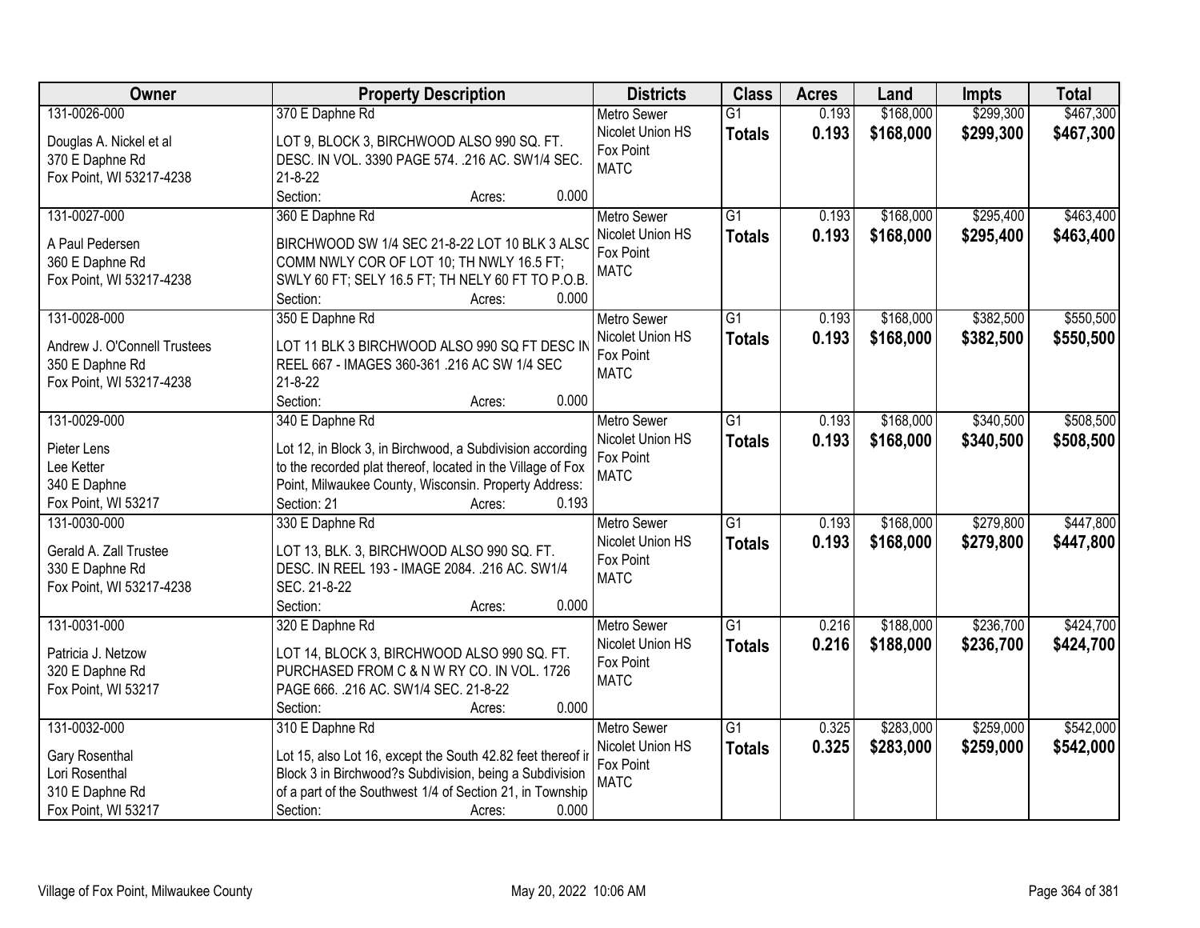| Owner | Property Description | Districts | Class | Acres | Land | Impts | Total |
|---|---|---|---|---|---|---|---|
| 131-0026-000<br><br>Douglas A. Nickel et al<br>370 E Daphne Rd<br>Fox Point, WI 53217-4238 | 370 E Daphne Rd<br><br>LOT 9, BLOCK 3, BIRCHWOOD ALSO 990 SQ. FT. DESC. IN VOL. 3390 PAGE 574. .216 AC. SW1/4 SEC. 21-8-22<br>Section: Acres: 0.000 | Metro Sewer<br>Nicolet Union HS<br>Fox Point<br>MATC | G1<br>**Totals** | 0.193<br>**0.193** | $168,000<br>**$168,000** | $299,300<br>**$299,300** | $467,300<br>**$467,300** |
| 131-0027-000<br><br>A Paul Pedersen<br>360 E Daphne Rd<br>Fox Point, WI 53217-4238 | 360 E Daphne Rd<br><br>BIRCHWOOD SW 1/4 SEC 21-8-22 LOT 10 BLK 3 ALSO COMM NWLY COR OF LOT 10; TH NWLY 16.5 FT; SWLY 60 FT; SELY 16.5 FT; TH NELY 60 FT TO P.O.B.<br>Section: Acres: 0.000 | Metro Sewer<br>Nicolet Union HS<br>Fox Point<br>MATC | G1<br>**Totals** | 0.193<br>**0.193** | $168,000<br>**$168,000** | $295,400<br>**$295,400** | $463,400<br>**$463,400** |
| 131-0028-000<br><br>Andrew J. O'Connell Trustees<br>350 E Daphne Rd<br>Fox Point, WI 53217-4238 | 350 E Daphne Rd<br><br>LOT 11 BLK 3 BIRCHWOOD ALSO 990 SQ FT DESC IN REEL 667 - IMAGES 360-361 .216 AC SW 1/4 SEC 21-8-22<br>Section: Acres: 0.000 | Metro Sewer<br>Nicolet Union HS<br>Fox Point<br>MATC | G1<br>**Totals** | 0.193<br>**0.193** | $168,000<br>**$168,000** | $382,500<br>**$382,500** | $550,500<br>**$550,500** |
| 131-0029-000<br><br>Pieter Lens<br>Lee Ketter<br>340 E Daphne<br>Fox Point, WI 53217 | 340 E Daphne Rd<br><br>Lot 12, in Block 3, in Birchwood, a Subdivision according to the recorded plat thereof, located in the Village of Fox Point, Milwaukee County, Wisconsin. Property Address:<br>Section: 21 Acres: 0.193 | Metro Sewer<br>Nicolet Union HS<br>Fox Point<br>MATC | G1<br>**Totals** | 0.193<br>**0.193** | $168,000<br>**$168,000** | $340,500<br>**$340,500** | $508,500<br>**$508,500** |
| 131-0030-000<br><br>Gerald A. Zall Trustee<br>330 E Daphne Rd<br>Fox Point, WI 53217-4238 | 330 E Daphne Rd<br><br>LOT 13, BLK. 3, BIRCHWOOD ALSO 990 SQ. FT. DESC. IN REEL 193 - IMAGE 2084. .216 AC. SW1/4 SEC. 21-8-22<br>Section: Acres: 0.000 | Metro Sewer<br>Nicolet Union HS<br>Fox Point<br>MATC | G1<br>**Totals** | 0.193<br>**0.193** | $168,000<br>**$168,000** | $279,800<br>**$279,800** | $447,800<br>**$447,800** |
| 131-0031-000<br><br>Patricia J. Netzow<br>320 E Daphne Rd<br>Fox Point, WI 53217 | 320 E Daphne Rd<br><br>LOT 14, BLOCK 3, BIRCHWOOD ALSO 990 SQ. FT. PURCHASED FROM C & N W RY CO. IN VOL. 1726 PAGE 666. .216 AC. SW1/4 SEC. 21-8-22<br>Section: Acres: 0.000 | Metro Sewer<br>Nicolet Union HS<br>Fox Point<br>MATC | G1<br>**Totals** | 0.216<br>**0.216** | $188,000<br>**$188,000** | $236,700<br>**$236,700** | $424,700<br>**$424,700** |
| 131-0032-000<br><br>Gary Rosenthal<br>Lori Rosenthal<br>310 E Daphne Rd<br>Fox Point, WI 53217 | 310 E Daphne Rd<br><br>Lot 15, also Lot 16, except the South 42.82 feet thereof in Block 3 in Birchwood?s Subdivision, being a Subdivision of a part of the Southwest 1/4 of Section 21, in Township<br>Section: Acres: 0.000 | Metro Sewer<br>Nicolet Union HS<br>Fox Point<br>MATC | G1<br>**Totals** | 0.325<br>**0.325** | $283,000<br>**$283,000** | $259,000<br>**$259,000** | $542,000<br>**$542,000** |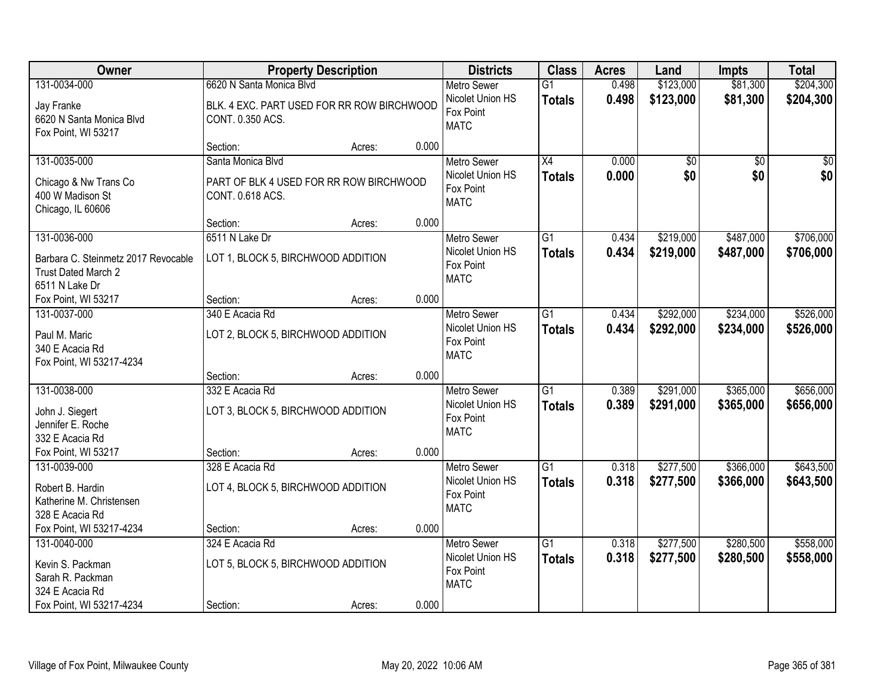| Owner | Property Description | Districts | Class | Acres | Land | Impts | Total |
|---|---|---|---|---|---|---|---|
| 131-0034-000<br>Jay Franke<br>6620 N Santa Monica Blvd<br>Fox Point, WI 53217 | 6620 N Santa Monica Blvd<br>BLK. 4 EXC. PART USED FOR RR ROW BIRCHWOOD CONT. 0.350 ACS.<br>Section: Acres: 0.000 | Metro Sewer<br>Nicolet Union HS<br>Fox Point<br>MATC | G1<br>**Totals** | 0.498<br>**0.498** | $123,000<br>**$123,000** | $81,300<br>**$81,300** | $204,300<br>**$204,300** |
| 131-0035-000<br>Chicago & Nw Trans Co<br>400 W Madison St<br>Chicago, IL 60606 | Santa Monica Blvd<br>PART OF BLK 4 USED FOR RR ROW BIRCHWOOD CONT. 0.618 ACS.<br>Section: Acres: 0.000 | Metro Sewer<br>Nicolet Union HS<br>Fox Point<br>MATC | X4<br>**Totals** | 0.000<br>**0.000** | $0<br>**$0** | $0<br>**$0** | $0<br>**$0** |
| 131-0036-000<br>Barbara C. Steinmetz 2017 Revocable Trust Dated March 2<br>6511 N Lake Dr<br>Fox Point, WI 53217 | 6511 N Lake Dr<br>LOT 1, BLOCK 5, BIRCHWOOD ADDITION<br>Section: Acres: 0.000 | Metro Sewer<br>Nicolet Union HS<br>Fox Point<br>MATC | G1<br>**Totals** | 0.434<br>**0.434** | $219,000<br>**$219,000** | $487,000<br>**$487,000** | $706,000<br>**$706,000** |
| 131-0037-000<br>Paul M. Maric<br>340 E Acacia Rd<br>Fox Point, WI 53217-4234 | 340 E Acacia Rd<br>LOT 2, BLOCK 5, BIRCHWOOD ADDITION<br>Section: Acres: 0.000 | Metro Sewer<br>Nicolet Union HS<br>Fox Point<br>MATC | G1<br>**Totals** | 0.434<br>**0.434** | $292,000<br>**$292,000** | $234,000<br>**$234,000** | $526,000<br>**$526,000** |
| 131-0038-000<br>John J. Siegert<br>Jennifer E. Roche<br>332 E Acacia Rd<br>Fox Point, WI 53217 | 332 E Acacia Rd<br>LOT 3, BLOCK 5, BIRCHWOOD ADDITION<br>Section: Acres: 0.000 | Metro Sewer<br>Nicolet Union HS<br>Fox Point<br>MATC | G1<br>**Totals** | 0.389<br>**0.389** | $291,000<br>**$291,000** | $365,000<br>**$365,000** | $656,000<br>**$656,000** |
| 131-0039-000<br>Robert B. Hardin<br>Katherine M. Christensen<br>328 E Acacia Rd<br>Fox Point, WI 53217-4234 | 328 E Acacia Rd<br>LOT 4, BLOCK 5, BIRCHWOOD ADDITION<br>Section: Acres: 0.000 | Metro Sewer<br>Nicolet Union HS<br>Fox Point<br>MATC | G1<br>**Totals** | 0.318<br>**0.318** | $277,500<br>**$277,500** | $366,000<br>**$366,000** | $643,500<br>**$643,500** |
| 131-0040-000<br>Kevin S. Packman<br>Sarah R. Packman<br>324 E Acacia Rd<br>Fox Point, WI 53217-4234 | 324 E Acacia Rd<br>LOT 5, BLOCK 5, BIRCHWOOD ADDITION<br>Section: Acres: 0.000 | Metro Sewer<br>Nicolet Union HS<br>Fox Point<br>MATC | G1<br>**Totals** | 0.318<br>**0.318** | $277,500<br>**$277,500** | $280,500<br>**$280,500** | $558,000<br>**$558,000** |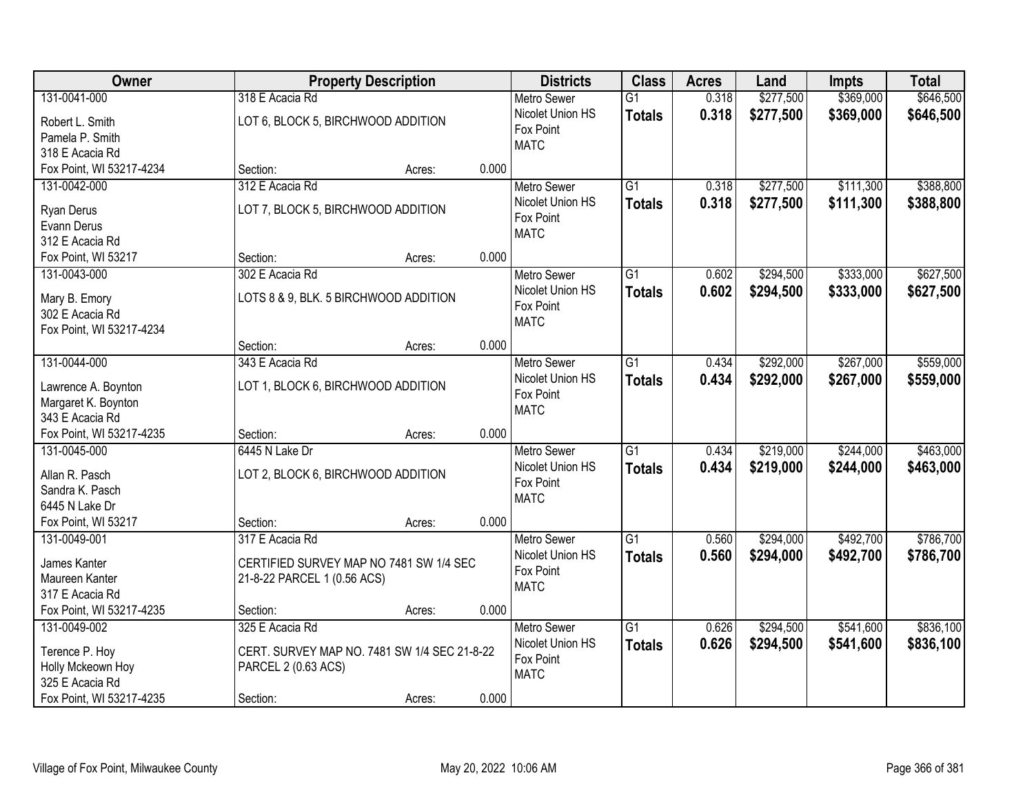| Owner | Property Description | | | Districts | Class | Acres | Land | Impts | Total |
|---|---|---|---|---|---|---|---|---|---|
| 131-0041-000<br>Robert L. Smith<br>Pamela P. Smith<br>318 E Acacia Rd<br>Fox Point, WI 53217-4234 | 318 E Acacia Rd<br>LOT 6, BLOCK 5, BIRCHWOOD ADDITION<br>Section: | Acres: | 0.000 | Metro Sewer<br>Nicolet Union HS<br>Fox Point<br>MATC | G1<br>**Totals** | 0.318<br>**0.318** | $277,500<br>**$277,500** | $369,000<br>**$369,000** | $646,500<br>**$646,500** |
| 131-0042-000<br>Ryan Derus<br>Evann Derus<br>312 E Acacia Rd<br>Fox Point, WI 53217 | 312 E Acacia Rd<br>LOT 7, BLOCK 5, BIRCHWOOD ADDITION<br>Section: | Acres: | 0.000 | Metro Sewer<br>Nicolet Union HS<br>Fox Point<br>MATC | G1<br>**Totals** | 0.318<br>**0.318** | $277,500<br>**$277,500** | $111,300<br>**$111,300** | $388,800<br>**$388,800** |
| 131-0043-000<br>Mary B. Emory<br>302 E Acacia Rd<br>Fox Point, WI 53217-4234 | 302 E Acacia Rd<br>LOTS 8 & 9, BLK. 5 BIRCHWOOD ADDITION<br>Section: | Acres: | 0.000 | Metro Sewer<br>Nicolet Union HS<br>Fox Point<br>MATC | G1<br>**Totals** | 0.602<br>**0.602** | $294,500<br>**$294,500** | $333,000<br>**$333,000** | $627,500<br>**$627,500** |
| 131-0044-000<br>Lawrence A. Boynton<br>Margaret K. Boynton<br>343 E Acacia Rd<br>Fox Point, WI 53217-4235 | 343 E Acacia Rd<br>LOT 1, BLOCK 6, BIRCHWOOD ADDITION<br>Section: | Acres: | 0.000 | Metro Sewer<br>Nicolet Union HS<br>Fox Point<br>MATC | G1<br>**Totals** | 0.434<br>**0.434** | $292,000<br>**$292,000** | $267,000<br>**$267,000** | $559,000<br>**$559,000** |
| 131-0045-000<br>Allan R. Pasch<br>Sandra K. Pasch<br>6445 N Lake Dr<br>Fox Point, WI 53217 | 6445 N Lake Dr<br>LOT 2, BLOCK 6, BIRCHWOOD ADDITION<br>Section: | Acres: | 0.000 | Metro Sewer<br>Nicolet Union HS<br>Fox Point<br>MATC | G1<br>**Totals** | 0.434<br>**0.434** | $219,000<br>**$219,000** | $244,000<br>**$244,000** | $463,000<br>**$463,000** |
| 131-0049-001<br>James Kanter<br>Maureen Kanter<br>317 E Acacia Rd<br>Fox Point, WI 53217-4235 | 317 E Acacia Rd<br>CERTIFIED SURVEY MAP NO 7481 SW 1/4 SEC 21-8-22 PARCEL 1 (0.56 ACS)<br>Section: | Acres: | 0.000 | Metro Sewer<br>Nicolet Union HS<br>Fox Point<br>MATC | G1<br>**Totals** | 0.560<br>**0.560** | $294,000<br>**$294,000** | $492,700<br>**$492,700** | $786,700<br>**$786,700** |
| 131-0049-002<br>Terence P. Hoy<br>Holly Mckeown Hoy<br>325 E Acacia Rd<br>Fox Point, WI 53217-4235 | 325 E Acacia Rd<br>CERT. SURVEY MAP NO. 7481 SW 1/4 SEC 21-8-22 PARCEL 2 (0.63 ACS)<br>Section: | Acres: | 0.000 | Metro Sewer<br>Nicolet Union HS<br>Fox Point<br>MATC | G1<br>**Totals** | 0.626<br>**0.626** | $294,500<br>**$294,500** | $541,600<br>**$541,600** | $836,100<br>**$836,100** |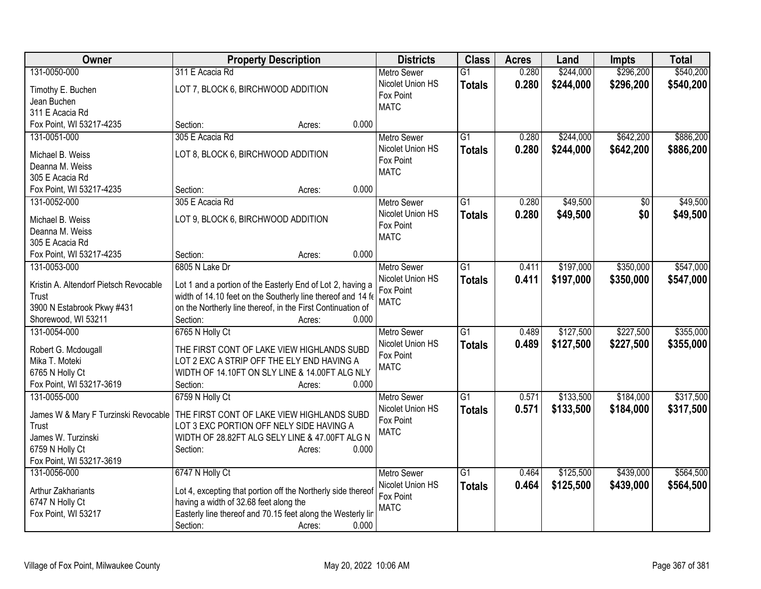| Owner | Property Description | Districts | Class | Acres | Land | Impts | Total |
|---|---|---|---|---|---|---|---|
| 131-0050-000<br>Timothy E. Buchen<br>Jean Buchen<br>311 E Acacia Rd<br>Fox Point, WI 53217-4235 | 311 E Acacia Rd<br>LOT 7, BLOCK 6, BIRCHWOOD ADDITION<br>Section: Acres: 0.000 | Metro Sewer<br>Nicolet Union HS<br>Fox Point<br>MATC | G1<br>**Totals** | 0.280<br>**0.280** | $244,000<br>**$244,000** | $296,200<br>**$296,200** | $540,200<br>**$540,200** |
| 131-0051-000<br>Michael B. Weiss<br>Deanna M. Weiss<br>305 E Acacia Rd<br>Fox Point, WI 53217-4235 | 305 E Acacia Rd<br>LOT 8, BLOCK 6, BIRCHWOOD ADDITION<br>Section: Acres: 0.000 | Metro Sewer<br>Nicolet Union HS<br>Fox Point<br>MATC | G1<br>**Totals** | 0.280<br>**0.280** | $244,000<br>**$244,000** | $642,200<br>**$642,200** | $886,200<br>**$886,200** |
| 131-0052-000<br>Michael B. Weiss<br>Deanna M. Weiss<br>305 E Acacia Rd<br>Fox Point, WI 53217-4235 | 305 E Acacia Rd<br>LOT 9, BLOCK 6, BIRCHWOOD ADDITION<br>Section: Acres: 0.000 | Metro Sewer<br>Nicolet Union HS<br>Fox Point<br>MATC | G1<br>**Totals** | 0.280<br>**0.280** | $49,500<br>**$49,500** | $0<br>**$0** | $49,500<br>**$49,500** |
| 131-0053-000<br>Kristin A. Altendorf Pietsch Revocable Trust<br>3900 N Estabrook Pkwy #431<br>Shorewood, WI 53211 | 6805 N Lake Dr<br>Lot 1 and a portion of the Easterly End of Lot 2, having a width of 14.10 feet on the Southerly line thereof and 14 fe on the Northerly line thereof, in the First Continuation of<br>Section: Acres: 0.000 | Metro Sewer<br>Nicolet Union HS<br>Fox Point<br>MATC | G1<br>**Totals** | 0.411<br>**0.411** | $197,000<br>**$197,000** | $350,000<br>**$350,000** | $547,000<br>**$547,000** |
| 131-0054-000<br>Robert G. Mcdougall<br>Mika T. Moteki<br>6765 N Holly Ct<br>Fox Point, WI 53217-3619 | 6765 N Holly Ct<br>THE FIRST CONT OF LAKE VIEW HIGHLANDS SUBD LOT 2 EXC A STRIP OFF THE ELY END HAVING A WIDTH OF 14.10FT ON SLY LINE & 14.00FT ALG NLY<br>Section: Acres: 0.000 | Metro Sewer<br>Nicolet Union HS<br>Fox Point<br>MATC | G1<br>**Totals** | 0.489<br>**0.489** | $127,500<br>**$127,500** | $227,500<br>**$227,500** | $355,000<br>**$355,000** |
| 131-0055-000<br>James W & Mary F Turzinski Revocable Trust<br>James W. Turzinski<br>6759 N Holly Ct<br>Fox Point, WI 53217-3619 | 6759 N Holly Ct<br>THE FIRST CONT OF LAKE VIEW HIGHLANDS SUBD LOT 3 EXC PORTION OFF NELY SIDE HAVING A WIDTH OF 28.82FT ALG SELY LINE & 47.00FT ALG N<br>Section: Acres: 0.000 | Metro Sewer<br>Nicolet Union HS<br>Fox Point<br>MATC | G1<br>**Totals** | 0.571<br>**0.571** | $133,500<br>**$133,500** | $184,000<br>**$184,000** | $317,500<br>**$317,500** |
| 131-0056-000<br>Arthur Zakhariants<br>6747 N Holly Ct<br>Fox Point, WI 53217 | 6747 N Holly Ct<br>Lot 4, excepting that portion off the Northerly side thereof having a width of 32.68 feet along the Easterly line thereof and 70.15 feet along the Westerly lir<br>Section: Acres: 0.000 | Metro Sewer<br>Nicolet Union HS<br>Fox Point<br>MATC | G1<br>**Totals** | 0.464<br>**0.464** | $125,500<br>**$125,500** | $439,000<br>**$439,000** | $564,500<br>**$564,500** |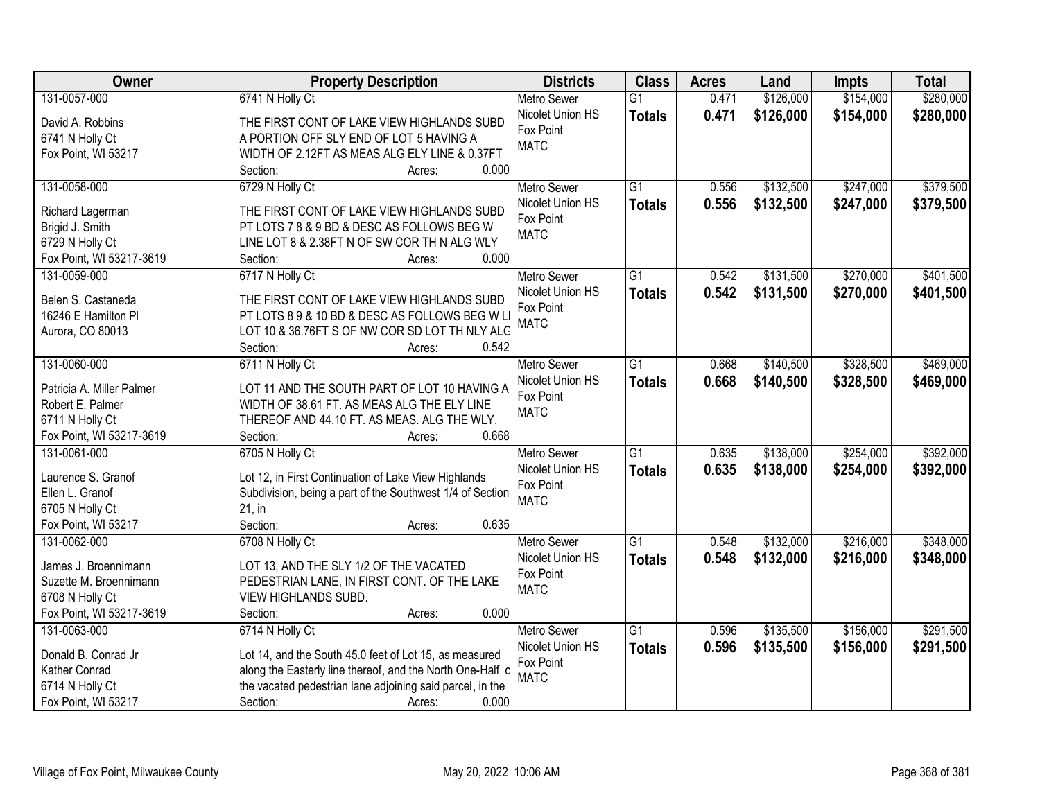| Owner | Property Description | Districts | Class | Acres | Land | Impts | Total |
|---|---|---|---|---|---|---|---|
| 131-0057-000<br>David A. Robbins<br>6741 N Holly Ct<br>Fox Point, WI 53217 | 6741 N Holly Ct<br>THE FIRST CONT OF LAKE VIEW HIGHLANDS SUBD A PORTION OFF SLY END OF LOT 5 HAVING A WIDTH OF 2.12FT AS MEAS ALG ELY LINE & 0.37FT<br>Section: Acres: 0.000 | Metro Sewer<br>Nicolet Union HS<br>Fox Point<br>MATC | G1<br>**Totals** | 0.471<br>**0.471** | \$126,000<br>**\$126,000** | \$154,000<br>**\$154,000** | \$280,000<br>**\$280,000** |
| 131-0058-000<br>Richard Lagerman<br>Brigid J. Smith<br>6729 N Holly Ct<br>Fox Point, WI 53217-3619 | 6729 N Holly Ct<br>THE FIRST CONT OF LAKE VIEW HIGHLANDS SUBD PT LOTS 7 8 & 9 BD & DESC AS FOLLOWS BEG W LINE LOT 8 & 2.38FT N OF SW COR TH N ALG WLY<br>Section: Acres: 0.000 | Metro Sewer<br>Nicolet Union HS<br>Fox Point<br>MATC | G1<br>**Totals** | 0.556<br>**0.556** | \$132,500<br>**\$132,500** | \$247,000<br>**\$247,000** | \$379,500<br>**\$379,500** |
| 131-0059-000<br>Belen S. Castaneda<br>16246 E Hamilton Pl<br>Aurora, CO 80013 | 6717 N Holly Ct<br>THE FIRST CONT OF LAKE VIEW HIGHLANDS SUBD PT LOTS 8 9 & 10 BD & DESC AS FOLLOWS BEG W LI LOT 10 & 36.76FT S OF NW COR SD LOT TH NLY ALG<br>Section: Acres: 0.542 | Metro Sewer<br>Nicolet Union HS<br>Fox Point<br>MATC | G1<br>**Totals** | 0.542<br>**0.542** | \$131,500<br>**\$131,500** | \$270,000<br>**\$270,000** | \$401,500<br>**\$401,500** |
| 131-0060-000<br>Patricia A. Miller Palmer<br>Robert E. Palmer<br>6711 N Holly Ct<br>Fox Point, WI 53217-3619 | 6711 N Holly Ct<br>LOT 11 AND THE SOUTH PART OF LOT 10 HAVING A WIDTH OF 38.61 FT. AS MEAS ALG THE ELY LINE THEREOF AND 44.10 FT. AS MEAS. ALG THE WLY.<br>Section: Acres: 0.668 | Metro Sewer<br>Nicolet Union HS<br>Fox Point<br>MATC | G1<br>**Totals** | 0.668<br>**0.668** | \$140,500<br>**\$140,500** | \$328,500<br>**\$328,500** | \$469,000<br>**\$469,000** |
| 131-0061-000<br>Laurence S. Granof<br>Ellen L. Granof<br>6705 N Holly Ct<br>Fox Point, WI 53217 | 6705 N Holly Ct<br>Lot 12, in First Continuation of Lake View Highlands Subdivision, being a part of the Southwest 1/4 of Section 21, in<br>Section: Acres: 0.635 | Metro Sewer<br>Nicolet Union HS<br>Fox Point<br>MATC | G1<br>**Totals** | 0.635<br>**0.635** | \$138,000<br>**\$138,000** | \$254,000<br>**\$254,000** | \$392,000<br>**\$392,000** |
| 131-0062-000<br>James J. Broennimann<br>Suzette M. Broennimann<br>6708 N Holly Ct<br>Fox Point, WI 53217-3619 | 6708 N Holly Ct<br>LOT 13, AND THE SLY 1/2 OF THE VACATED PEDESTRIAN LANE, IN FIRST CONT. OF THE LAKE VIEW HIGHLANDS SUBD.<br>Section: Acres: 0.000 | Metro Sewer<br>Nicolet Union HS<br>Fox Point<br>MATC | G1<br>**Totals** | 0.548<br>**0.548** | \$132,000<br>**\$132,000** | \$216,000<br>**\$216,000** | \$348,000<br>**\$348,000** |
| 131-0063-000<br>Donald B. Conrad Jr<br>Kather Conrad<br>6714 N Holly Ct<br>Fox Point, WI 53217 | 6714 N Holly Ct<br>Lot 14, and the South 45.0 feet of Lot 15, as measured along the Easterly line thereof, and the North One-Half o the vacated pedestrian lane adjoining said parcel, in the<br>Section: Acres: 0.000 | Metro Sewer<br>Nicolet Union HS<br>Fox Point<br>MATC | G1<br>**Totals** | 0.596<br>**0.596** | \$135,500<br>**\$135,500** | \$156,000<br>**\$156,000** | \$291,500<br>**\$291,500** |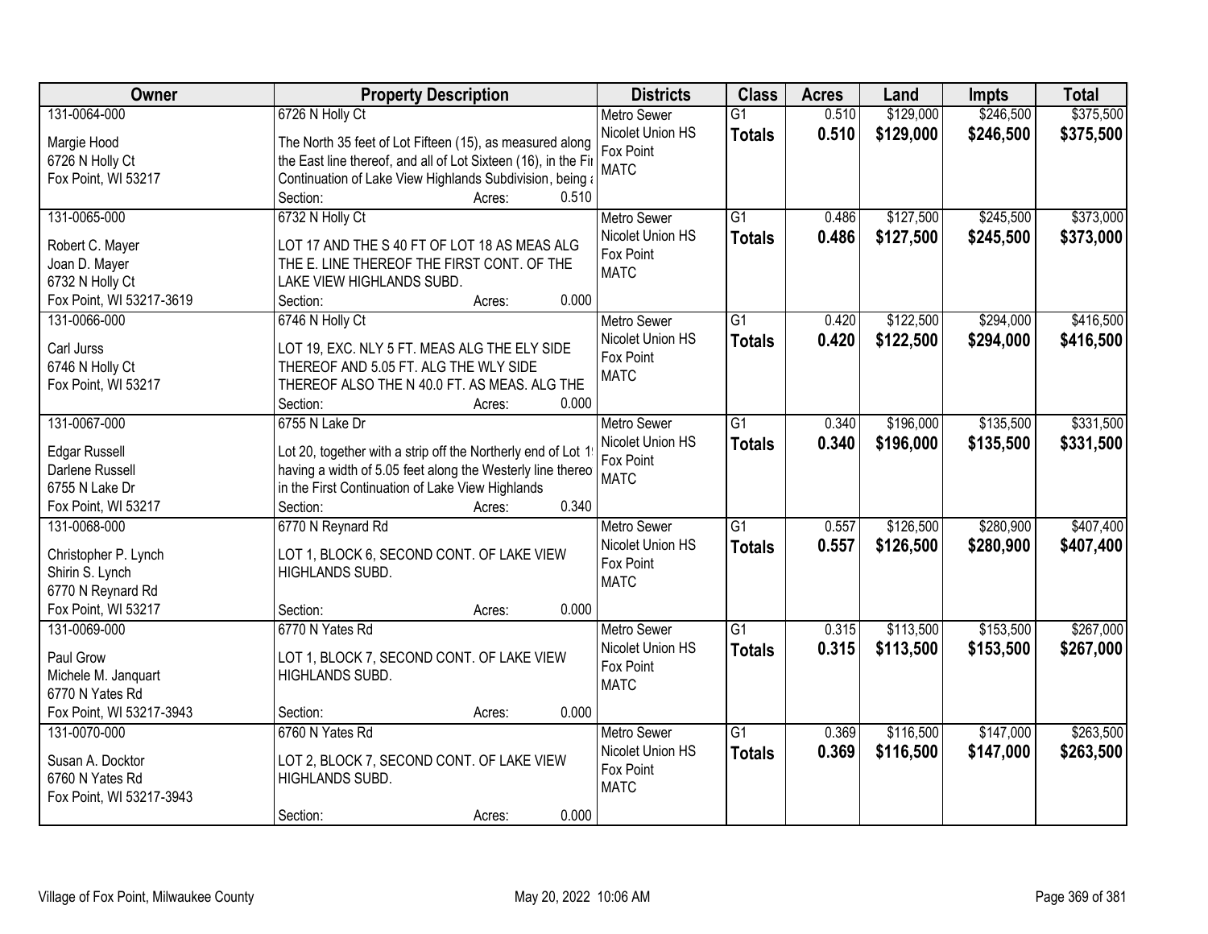| Owner | Property Description | Districts | Class | Acres | Land | Impts | Total |
|---|---|---|---|---|---|---|---|
| 131-0064-000<br><br>Margie Hood<br>6726 N Holly Ct<br>Fox Point, WI 53217 | 6726 N Holly Ct<br><br>The North 35 feet of Lot Fifteen (15), as measured along the East line thereof, and all of Lot Sixteen (16), in the Fir Continuation of Lake View Highlands Subdivision, being a<br>Section: Acres: 0.510 | Metro Sewer<br>Nicolet Union HS<br>Fox Point<br>MATC | G1<br>**Totals** | 0.510<br>**0.510** | $129,000<br>**$129,000** | $246,500<br>**$246,500** | $375,500<br>**$375,500** |
| 131-0065-000<br><br>Robert C. Mayer<br>Joan D. Mayer<br>6732 N Holly Ct<br>Fox Point, WI 53217-3619 | 6732 N Holly Ct<br><br>LOT 17 AND THE S 40 FT OF LOT 18 AS MEAS ALG THE E. LINE THEREOF THE FIRST CONT. OF THE LAKE VIEW HIGHLANDS SUBD.<br>Section: Acres: 0.000 | Metro Sewer<br>Nicolet Union HS<br>Fox Point<br>MATC | G1<br>**Totals** | 0.486<br>**0.486** | $127,500<br>**$127,500** | $245,500<br>**$245,500** | $373,000<br>**$373,000** |
| 131-0066-000<br><br>Carl Jurss<br>6746 N Holly Ct<br>Fox Point, WI 53217 | 6746 N Holly Ct<br><br>LOT 19, EXC. NLY 5 FT. MEAS ALG THE ELY SIDE THEREOF AND 5.05 FT. ALG THE WLY SIDE THEREOF ALSO THE N 40.0 FT. AS MEAS. ALG THE<br>Section: Acres: 0.000 | Metro Sewer<br>Nicolet Union HS<br>Fox Point<br>MATC | G1<br>**Totals** | 0.420<br>**0.420** | $122,500<br>**$122,500** | $294,000<br>**$294,000** | $416,500<br>**$416,500** |
| 131-0067-000<br><br>Edgar Russell<br>Darlene Russell<br>6755 N Lake Dr<br>Fox Point, WI 53217 | 6755 N Lake Dr<br><br>Lot 20, together with a strip off the Northerly end of Lot 1! having a width of 5.05 feet along the Westerly line thereo in the First Continuation of Lake View Highlands<br>Section: Acres: 0.340 | Metro Sewer<br>Nicolet Union HS<br>Fox Point<br>MATC | G1<br>**Totals** | 0.340<br>**0.340** | $196,000<br>**$196,000** | $135,500<br>**$135,500** | $331,500<br>**$331,500** |
| 131-0068-000<br><br>Christopher P. Lynch<br>Shirin S. Lynch<br>6770 N Reynard Rd<br>Fox Point, WI 53217 | 6770 N Reynard Rd<br><br>LOT 1, BLOCK 6, SECOND CONT. OF LAKE VIEW HIGHLANDS SUBD.<br>Section: Acres: 0.000 | Metro Sewer<br>Nicolet Union HS<br>Fox Point<br>MATC | G1<br>**Totals** | 0.557<br>**0.557** | $126,500<br>**$126,500** | $280,900<br>**$280,900** | $407,400<br>**$407,400** |
| 131-0069-000<br><br>Paul Grow<br>Michele M. Janquart<br>6770 N Yates Rd<br>Fox Point, WI 53217-3943 | 6770 N Yates Rd<br><br>LOT 1, BLOCK 7, SECOND CONT. OF LAKE VIEW HIGHLANDS SUBD.<br>Section: Acres: 0.000 | Metro Sewer<br>Nicolet Union HS<br>Fox Point<br>MATC | G1<br>**Totals** | 0.315<br>**0.315** | $113,500<br>**$113,500** | $153,500<br>**$153,500** | $267,000<br>**$267,000** |
| 131-0070-000<br><br>Susan A. Docktor<br>6760 N Yates Rd<br>Fox Point, WI 53217-3943 | 6760 N Yates Rd<br><br>LOT 2, BLOCK 7, SECOND CONT. OF LAKE VIEW HIGHLANDS SUBD.<br>Section: Acres: 0.000 | Metro Sewer<br>Nicolet Union HS<br>Fox Point<br>MATC | G1<br>**Totals** | 0.369<br>**0.369** | $116,500<br>**$116,500** | $147,000<br>**$147,000** | $263,500<br>**$263,500** |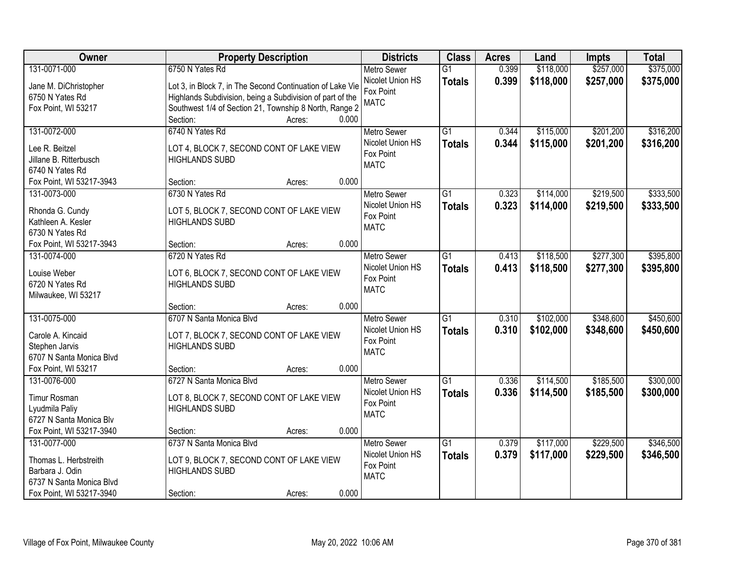| Owner | Property Description | Districts | Class | Acres | Land | Impts | Total |
|---|---|---|---|---|---|---|---|
| 131-0071-000<br><br>Jane M. DiChristopher<br>6750 N Yates Rd<br>Fox Point, WI 53217 | 6750 N Yates Rd<br><br>Lot 3, in Block 7, in The Second Continuation of Lake Vie Highlands Subdivision, being a Subdivision of part of the Southwest 1/4 of Section 21, Township 8 North, Range 2<br>Section: Acres: 0.000 | Metro Sewer<br>Nicolet Union HS<br>Fox Point<br>MATC | G1<br>**Totals** | 0.399<br>**0.399** | $118,000<br>**$118,000** | $257,000<br>**$257,000** | $375,000<br>**$375,000** |
| 131-0072-000<br><br>Lee R. Beitzel<br>Jillane B. Ritterbusch<br>6740 N Yates Rd<br>Fox Point, WI 53217-3943 | 6740 N Yates Rd<br><br>LOT 4, BLOCK 7, SECOND CONT OF LAKE VIEW HIGHLANDS SUBD<br>Section: Acres: 0.000 | Metro Sewer<br>Nicolet Union HS<br>Fox Point<br>MATC | G1<br>**Totals** | 0.344<br>**0.344** | $115,000<br>**$115,000** | $201,200<br>**$201,200** | $316,200<br>**$316,200** |
| 131-0073-000<br><br>Rhonda G. Cundy<br>Kathleen A. Kesler<br>6730 N Yates Rd<br>Fox Point, WI 53217-3943 | 6730 N Yates Rd<br><br>LOT 5, BLOCK 7, SECOND CONT OF LAKE VIEW HIGHLANDS SUBD<br>Section: Acres: 0.000 | Metro Sewer<br>Nicolet Union HS<br>Fox Point<br>MATC | G1<br>**Totals** | 0.323<br>**0.323** | $114,000<br>**$114,000** | $219,500<br>**$219,500** | $333,500<br>**$333,500** |
| 131-0074-000<br><br>Louise Weber<br>6720 N Yates Rd<br>Milwaukee, WI 53217 | 6720 N Yates Rd<br><br>LOT 6, BLOCK 7, SECOND CONT OF LAKE VIEW HIGHLANDS SUBD<br>Section: Acres: 0.000 | Metro Sewer<br>Nicolet Union HS<br>Fox Point<br>MATC | G1<br>**Totals** | 0.413<br>**0.413** | $118,500<br>**$118,500** | $277,300<br>**$277,300** | $395,800<br>**$395,800** |
| 131-0075-000<br><br>Carole A. Kincaid<br>Stephen Jarvis<br>6707 N Santa Monica Blvd<br>Fox Point, WI 53217 | 6707 N Santa Monica Blvd<br><br>LOT 7, BLOCK 7, SECOND CONT OF LAKE VIEW HIGHLANDS SUBD<br>Section: Acres: 0.000 | Metro Sewer<br>Nicolet Union HS<br>Fox Point<br>MATC | G1<br>**Totals** | 0.310<br>**0.310** | $102,000<br>**$102,000** | $348,600<br>**$348,600** | $450,600<br>**$450,600** |
| 131-0076-000<br><br>Timur Rosman<br>Lyudmila Paliy<br>6727 N Santa Monica Blv<br>Fox Point, WI 53217-3940 | 6727 N Santa Monica Blvd<br><br>LOT 8, BLOCK 7, SECOND CONT OF LAKE VIEW HIGHLANDS SUBD<br>Section: Acres: 0.000 | Metro Sewer<br>Nicolet Union HS<br>Fox Point<br>MATC | G1<br>**Totals** | 0.336<br>**0.336** | $114,500<br>**$114,500** | $185,500<br>**$185,500** | $300,000<br>**$300,000** |
| 131-0077-000<br><br>Thomas L. Herbstreith<br>Barbara J. Odin<br>6737 N Santa Monica Blvd<br>Fox Point, WI 53217-3940 | 6737 N Santa Monica Blvd<br><br>LOT 9, BLOCK 7, SECOND CONT OF LAKE VIEW HIGHLANDS SUBD<br>Section: Acres: 0.000 | Metro Sewer<br>Nicolet Union HS<br>Fox Point<br>MATC | G1<br>**Totals** | 0.379<br>**0.379** | $117,000<br>**$117,000** | $229,500<br>**$229,500** | $346,500<br>**$346,500** |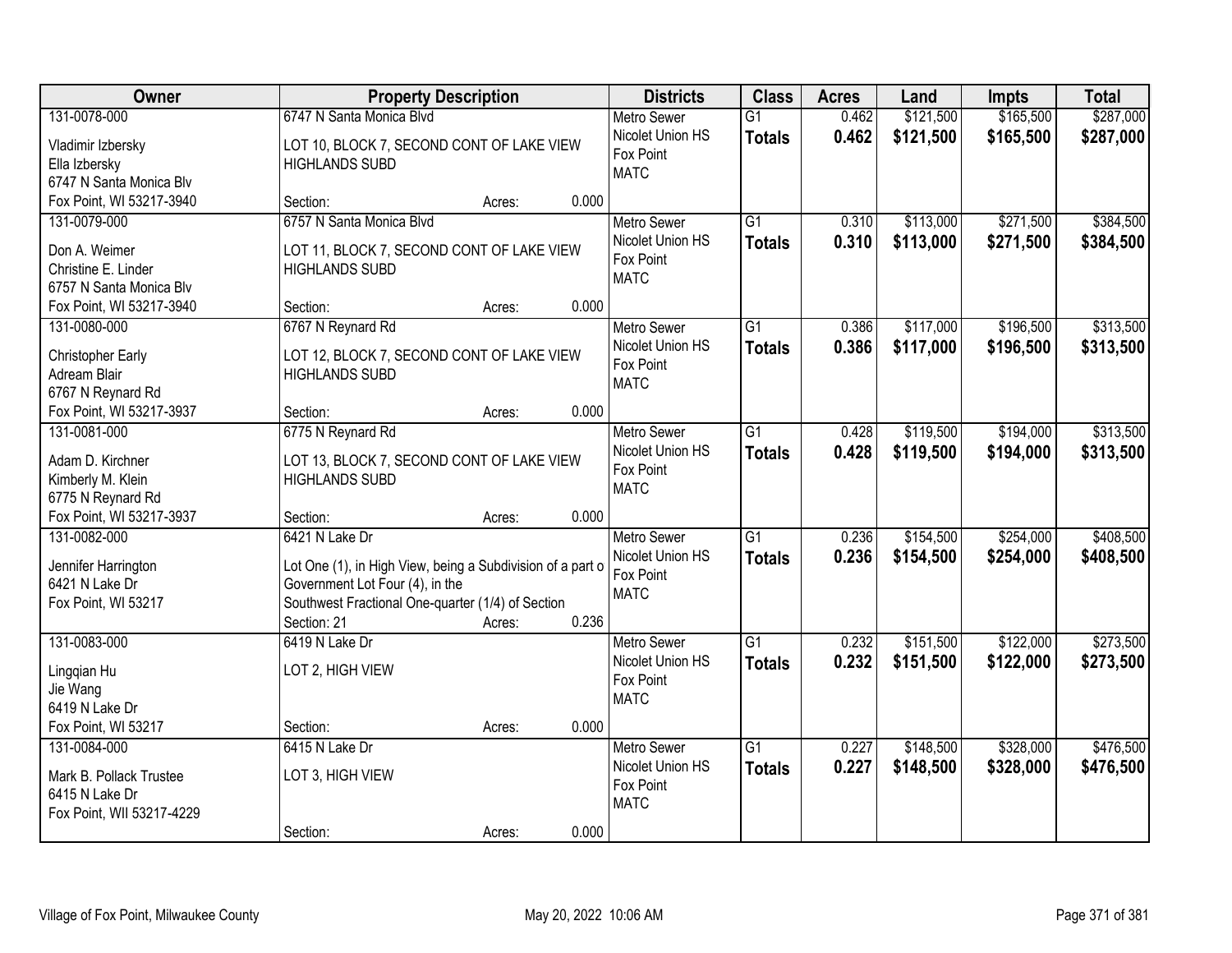| Owner | Property Description | Districts | Class | Acres | Land | Impts | Total |
|---|---|---|---|---|---|---|---|
| 131-0078-000<br>Vladimir Izbersky<br>Ella Izbersky<br>6747 N Santa Monica Blv<br>Fox Point, WI 53217-3940 | 6747 N Santa Monica Blvd<br>LOT 10, BLOCK 7, SECOND CONT OF LAKE VIEW HIGHLANDS SUBD<br>Section: Acres: 0.000 | Metro Sewer<br>Nicolet Union HS<br>Fox Point<br>MATC | G1<br>**Totals** | 0.462<br>**0.462** | $121,500<br>**$121,500** | $165,500<br>**$165,500** | $287,000<br>**$287,000** |
| 131-0079-000<br>Don A. Weimer<br>Christine E. Linder<br>6757 N Santa Monica Blv<br>Fox Point, WI 53217-3940 | 6757 N Santa Monica Blvd<br>LOT 11, BLOCK 7, SECOND CONT OF LAKE VIEW HIGHLANDS SUBD<br>Section: Acres: 0.000 | Metro Sewer<br>Nicolet Union HS<br>Fox Point<br>MATC | G1<br>**Totals** | 0.310<br>**0.310** | $113,000<br>**$113,000** | $271,500<br>**$271,500** | $384,500<br>**$384,500** |
| 131-0080-000<br>Christopher Early<br>Adream Blair<br>6767 N Reynard Rd<br>Fox Point, WI 53217-3937 | 6767 N Reynard Rd<br>LOT 12, BLOCK 7, SECOND CONT OF LAKE VIEW HIGHLANDS SUBD<br>Section: Acres: 0.000 | Metro Sewer<br>Nicolet Union HS<br>Fox Point<br>MATC | G1<br>**Totals** | 0.386<br>**0.386** | $117,000<br>**$117,000** | $196,500<br>**$196,500** | $313,500<br>**$313,500** |
| 131-0081-000<br>Adam D. Kirchner<br>Kimberly M. Klein<br>6775 N Reynard Rd<br>Fox Point, WI 53217-3937 | 6775 N Reynard Rd<br>LOT 13, BLOCK 7, SECOND CONT OF LAKE VIEW HIGHLANDS SUBD<br>Section: Acres: 0.000 | Metro Sewer<br>Nicolet Union HS<br>Fox Point<br>MATC | G1<br>**Totals** | 0.428<br>**0.428** | $119,500<br>**$119,500** | $194,000<br>**$194,000** | $313,500<br>**$313,500** |
| 131-0082-000<br>Jennifer Harrington<br>6421 N Lake Dr<br>Fox Point, WI 53217 | 6421 N Lake Dr<br>Lot One (1), in High View, being a Subdivision of a part o Government Lot Four (4), in the Southwest Fractional One-quarter (1/4) of Section<br>Section: 21 Acres: 0.236 | Metro Sewer<br>Nicolet Union HS<br>Fox Point<br>MATC | G1<br>**Totals** | 0.236<br>**0.236** | $154,500<br>**$154,500** | $254,000<br>**$254,000** | $408,500<br>**$408,500** |
| 131-0083-000<br>Lingqian Hu<br>Jie Wang<br>6419 N Lake Dr<br>Fox Point, WI 53217 | 6419 N Lake Dr<br>LOT 2, HIGH VIEW<br>Section: Acres: 0.000 | Metro Sewer<br>Nicolet Union HS<br>Fox Point<br>MATC | G1<br>**Totals** | 0.232<br>**0.232** | $151,500<br>**$151,500** | $122,000<br>**$122,000** | $273,500<br>**$273,500** |
| 131-0084-000<br>Mark B. Pollack Trustee<br>6415 N Lake Dr<br>Fox Point, WII 53217-4229 | 6415 N Lake Dr<br>LOT 3, HIGH VIEW<br>Section: Acres: 0.000 | Metro Sewer<br>Nicolet Union HS<br>Fox Point<br>MATC | G1<br>**Totals** | 0.227<br>**0.227** | $148,500<br>**$148,500** | $328,000<br>**$328,000** | $476,500<br>**$476,500** |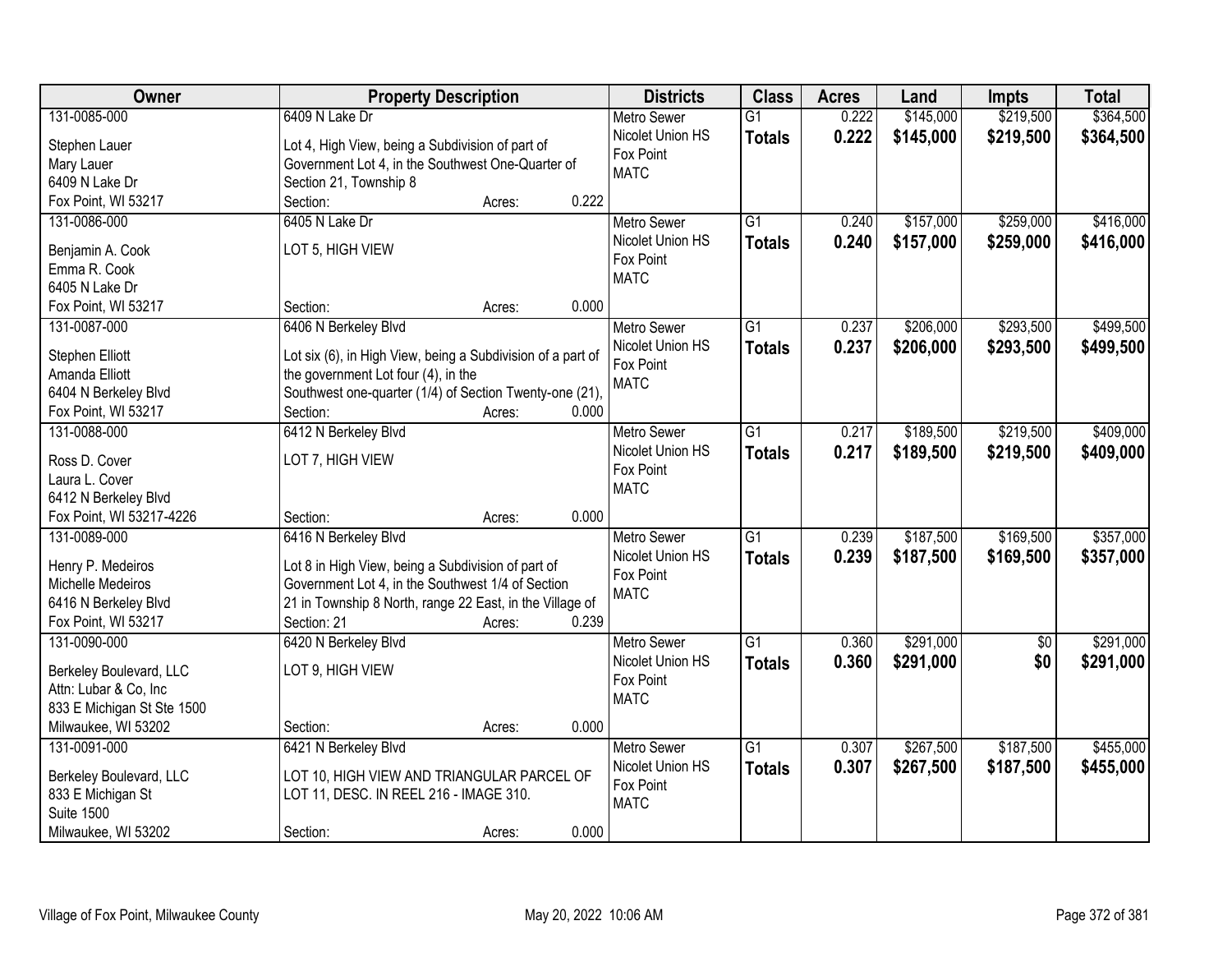| Owner | Property Description | Districts | Class | Acres | Land | Impts | Total |
|---|---|---|---|---|---|---|---|
| 131-0085-000<br>Stephen Lauer<br>Mary Lauer<br>6409 N Lake Dr<br>Fox Point, WI 53217 | 6409 N Lake Dr<br>Lot 4, High View, being a Subdivision of part of Government Lot 4, in the Southwest One-Quarter of Section 21, Township 8<br>Section: Acres: 0.222 | Metro Sewer<br>Nicolet Union HS<br>Fox Point<br>MATC | G1<br>**Totals** | 0.222<br>**0.222** | $145,000<br>**$145,000** | $219,500<br>**$219,500** | $364,500<br>**$364,500** |
| 131-0086-000<br>Benjamin A. Cook<br>Emma R. Cook<br>6405 N Lake Dr<br>Fox Point, WI 53217 | 6405 N Lake Dr<br>LOT 5, HIGH VIEW<br>Section: Acres: 0.000 | Metro Sewer<br>Nicolet Union HS<br>Fox Point<br>MATC | G1<br>**Totals** | 0.240<br>**0.240** | $157,000<br>**$157,000** | $259,000<br>**$259,000** | $416,000<br>**$416,000** |
| 131-0087-000<br>Stephen Elliott<br>Amanda Elliott<br>6404 N Berkeley Blvd<br>Fox Point, WI 53217 | 6406 N Berkeley Blvd<br>Lot six (6), in High View, being a Subdivision of a part of the government Lot four (4), in the Southwest one-quarter (1/4) of Section Twenty-one (21),<br>Section: Acres: 0.000 | Metro Sewer<br>Nicolet Union HS<br>Fox Point<br>MATC | G1<br>**Totals** | 0.237<br>**0.237** | $206,000<br>**$206,000** | $293,500<br>**$293,500** | $499,500<br>**$499,500** |
| 131-0088-000<br>Ross D. Cover<br>Laura L. Cover<br>6412 N Berkeley Blvd<br>Fox Point, WI 53217-4226 | 6412 N Berkeley Blvd<br>LOT 7, HIGH VIEW<br>Section: Acres: 0.000 | Metro Sewer<br>Nicolet Union HS<br>Fox Point<br>MATC | G1<br>**Totals** | 0.217<br>**0.217** | $189,500<br>**$189,500** | $219,500<br>**$219,500** | $409,000<br>**$409,000** |
| 131-0089-000<br>Henry P. Medeiros<br>Michelle Medeiros<br>6416 N Berkeley Blvd<br>Fox Point, WI 53217 | 6416 N Berkeley Blvd<br>Lot 8 in High View, being a Subdivision of part of Government Lot 4, in the Southwest 1/4 of Section 21 in Township 8 North, range 22 East, in the Village of<br>Section: 21 Acres: 0.239 | Metro Sewer<br>Nicolet Union HS<br>Fox Point<br>MATC | G1<br>**Totals** | 0.239<br>**0.239** | $187,500<br>**$187,500** | $169,500<br>**$169,500** | $357,000<br>**$357,000** |
| 131-0090-000<br>Berkeley Boulevard, LLC<br>Attn: Lubar & Co, Inc<br>833 E Michigan St Ste 1500<br>Milwaukee, WI 53202 | 6420 N Berkeley Blvd<br>LOT 9, HIGH VIEW<br>Section: Acres: 0.000 | Metro Sewer<br>Nicolet Union HS<br>Fox Point<br>MATC | G1<br>**Totals** | 0.360<br>**0.360** | $291,000<br>**$291,000** | $0<br>**$0** | $291,000<br>**$291,000** |
| 131-0091-000<br>Berkeley Boulevard, LLC<br>833 E Michigan St<br>Suite 1500<br>Milwaukee, WI 53202 | 6421 N Berkeley Blvd<br>LOT 10, HIGH VIEW AND TRIANGULAR PARCEL OF LOT 11, DESC. IN REEL 216 - IMAGE 310.<br>Section: Acres: 0.000 | Metro Sewer<br>Nicolet Union HS<br>Fox Point<br>MATC | G1<br>**Totals** | 0.307<br>**0.307** | $267,500<br>**$267,500** | $187,500<br>**$187,500** | $455,000<br>**$455,000** |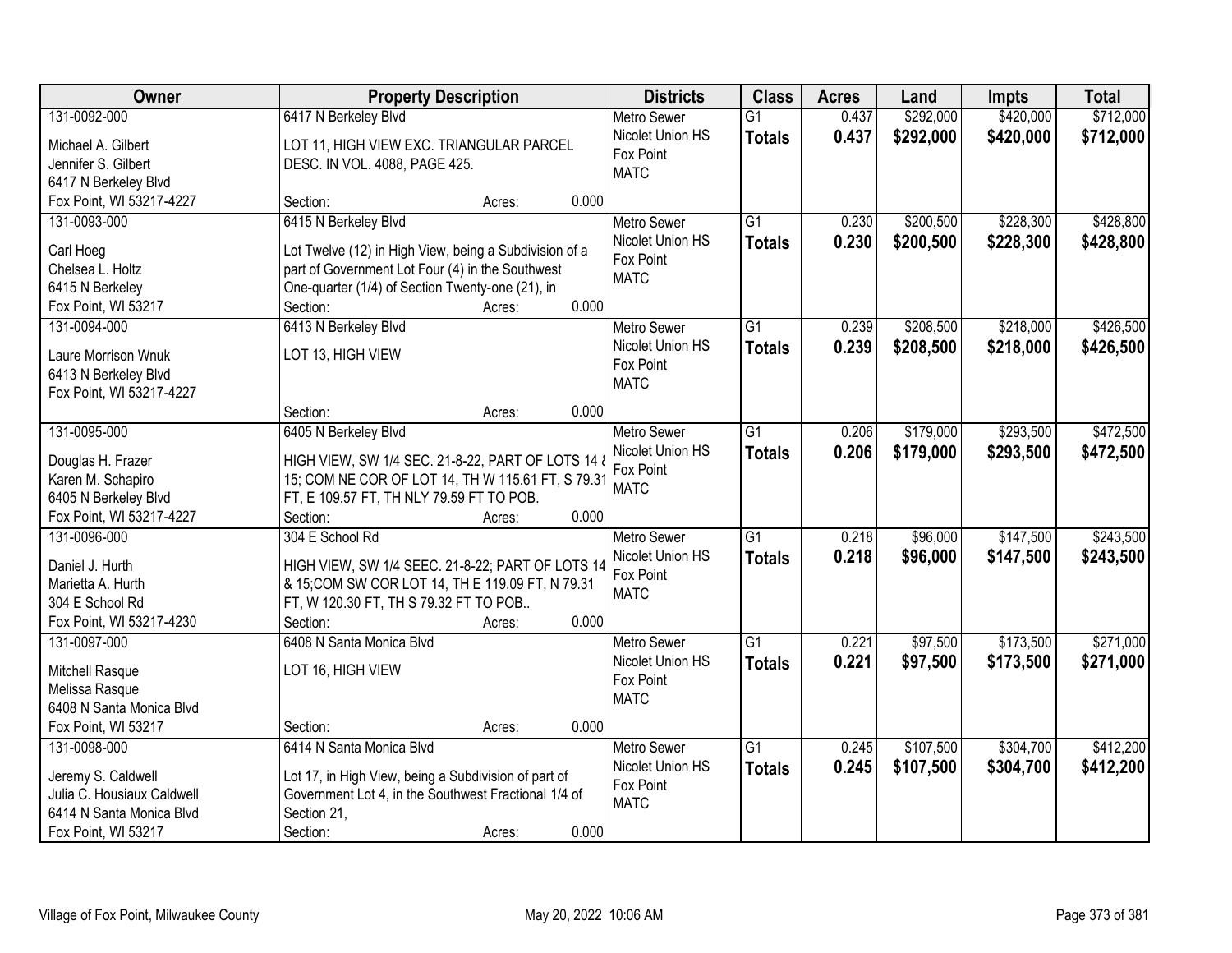| Owner | Property Description | Districts | Class | Acres | Land | Impts | Total |
|---|---|---|---|---|---|---|---|
| 131-0092-000<br>Michael A. Gilbert<br>Jennifer S. Gilbert<br>6417 N Berkeley Blvd<br>Fox Point, WI 53217-4227 | 6417 N Berkeley Blvd<br>LOT 11, HIGH VIEW EXC. TRIANGULAR PARCEL DESC. IN VOL. 4088, PAGE 425.<br>Section: Acres: 0.000 | Metro Sewer<br>Nicolet Union HS<br>Fox Point<br>MATC | G1<br>**Totals** | 0.437<br>**0.437** | $292,000<br>**$292,000** | $420,000<br>**$420,000** | $712,000<br>**$712,000** |
| 131-0093-000<br>Carl Hoeg<br>Chelsea L. Holtz<br>6415 N Berkeley<br>Fox Point, WI 53217 | 6415 N Berkeley Blvd<br>Lot Twelve (12) in High View, being a Subdivision of a part of Government Lot Four (4) in the Southwest One-quarter (1/4) of Section Twenty-one (21), in<br>Section: Acres: 0.000 | Metro Sewer<br>Nicolet Union HS<br>Fox Point<br>MATC | G1<br>**Totals** | 0.230<br>**0.230** | $200,500<br>**$200,500** | $228,300<br>**$228,300** | $428,800<br>**$428,800** |
| 131-0094-000<br>Laure Morrison Wnuk<br>6413 N Berkeley Blvd<br>Fox Point, WI 53217-4227 | 6413 N Berkeley Blvd<br>LOT 13, HIGH VIEW<br>Section: Acres: 0.000 | Metro Sewer<br>Nicolet Union HS<br>Fox Point<br>MATC | G1<br>**Totals** | 0.239<br>**0.239** | $208,500<br>**$208,500** | $218,000<br>**$218,000** | $426,500<br>**$426,500** |
| 131-0095-000<br>Douglas H. Frazer<br>Karen M. Schapiro<br>6405 N Berkeley Blvd<br>Fox Point, WI 53217-4227 | 6405 N Berkeley Blvd<br>HIGH VIEW, SW 1/4 SEC. 21-8-22, PART OF LOTS 14 & 15; COM NE COR OF LOT 14, TH W 115.61 FT, S 79.31 FT, E 109.57 FT, TH NLY 79.59 FT TO POB.<br>Section: Acres: 0.000 | Metro Sewer<br>Nicolet Union HS<br>Fox Point<br>MATC | G1<br>**Totals** | 0.206<br>**0.206** | $179,000<br>**$179,000** | $293,500<br>**$293,500** | $472,500<br>**$472,500** |
| 131-0096-000<br>Daniel J. Hurth<br>Marietta A. Hurth<br>304 E School Rd<br>Fox Point, WI 53217-4230 | 304 E School Rd<br>HIGH VIEW, SW 1/4 SEEC. 21-8-22; PART OF LOTS 14 & 15;COM SW COR LOT 14, TH E 119.09 FT, N 79.31 FT, W 120.30 FT, TH S 79.32 FT TO POB..<br>Section: Acres: 0.000 | Metro Sewer<br>Nicolet Union HS<br>Fox Point<br>MATC | G1<br>**Totals** | 0.218<br>**0.218** | $96,000<br>**$96,000** | $147,500<br>**$147,500** | $243,500<br>**$243,500** |
| 131-0097-000<br>Mitchell Rasque<br>Melissa Rasque<br>6408 N Santa Monica Blvd<br>Fox Point, WI 53217 | 6408 N Santa Monica Blvd<br>LOT 16, HIGH VIEW<br>Section: Acres: 0.000 | Metro Sewer<br>Nicolet Union HS<br>Fox Point<br>MATC | G1<br>**Totals** | 0.221<br>**0.221** | $97,500<br>**$97,500** | $173,500<br>**$173,500** | $271,000<br>**$271,000** |
| 131-0098-000<br>Jeremy S. Caldwell<br>Julia C. Housiaux Caldwell<br>6414 N Santa Monica Blvd<br>Fox Point, WI 53217 | 6414 N Santa Monica Blvd<br>Lot 17, in High View, being a Subdivision of part of Government Lot 4, in the Southwest Fractional 1/4 of Section 21,<br>Section: Acres: 0.000 | Metro Sewer<br>Nicolet Union HS<br>Fox Point<br>MATC | G1<br>**Totals** | 0.245<br>**0.245** | $107,500<br>**$107,500** | $304,700<br>**$304,700** | $412,200<br>**$412,200** |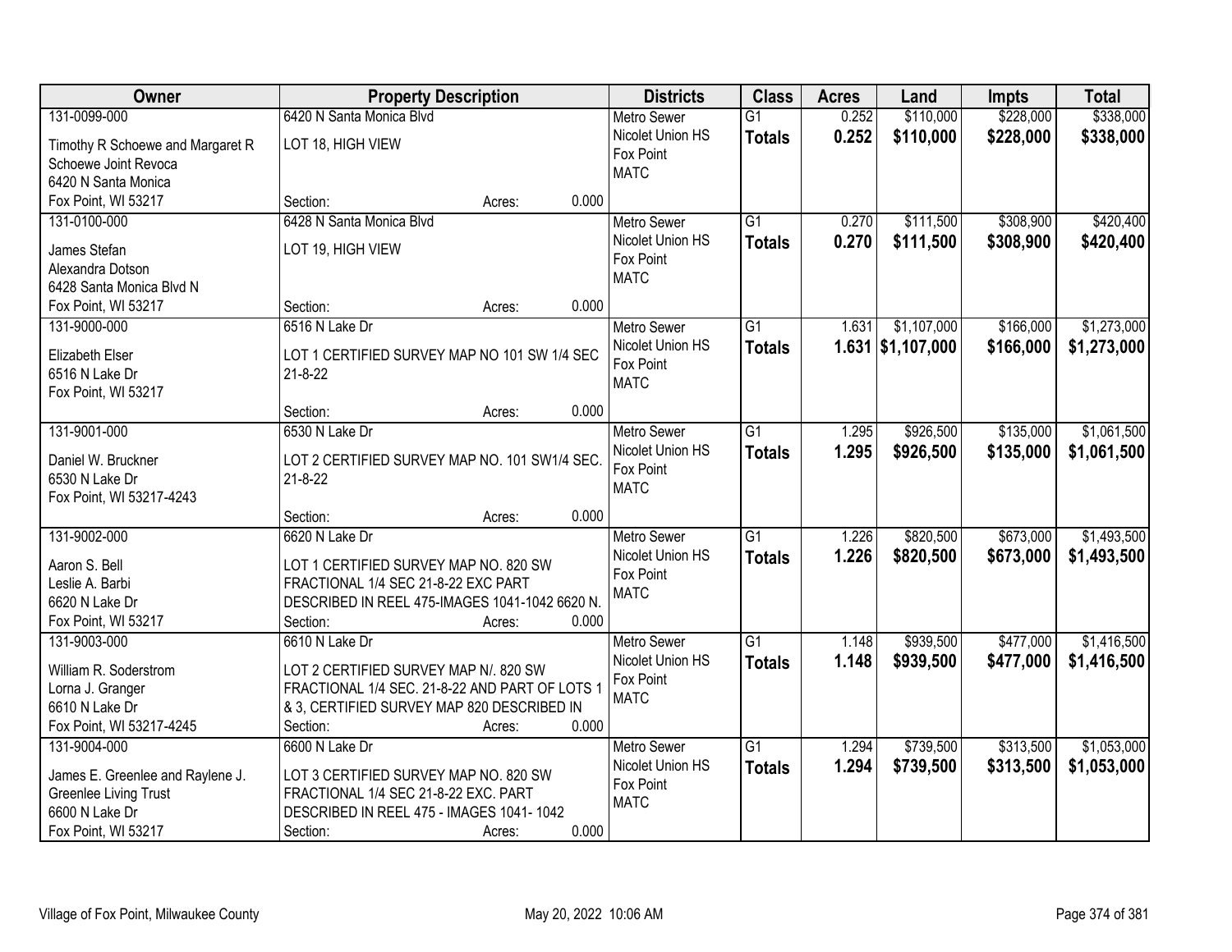| Owner | Property Description | Districts | Class | Acres | Land | Impts | Total |
|---|---|---|---|---|---|---|---|
| 131-0099-000<br>Timothy R Schoewe and Margaret R Schoewe Joint Revoca<br>6420 N Santa Monica<br>Fox Point, WI 53217 | 6420 N Santa Monica Blvd<br>LOT 18, HIGH VIEW<br>Section: Acres: 0.000 | Metro Sewer<br>Nicolet Union HS<br>Fox Point<br>MATC | G1<br>**Totals** | 0.252<br>**0.252** | $110,000<br>**$110,000** | $228,000<br>**$228,000** | $338,000<br>**$338,000** |
| 131-0100-000<br>James Stefan<br>Alexandra Dotson<br>6428 Santa Monica Blvd N<br>Fox Point, WI 53217 | 6428 N Santa Monica Blvd<br>LOT 19, HIGH VIEW<br>Section: Acres: 0.000 | Metro Sewer<br>Nicolet Union HS<br>Fox Point<br>MATC | G1<br>**Totals** | 0.270<br>**0.270** | $111,500<br>**$111,500** | $308,900<br>**$308,900** | $420,400<br>**$420,400** |
| 131-9000-000<br>Elizabeth Elser<br>6516 N Lake Dr<br>Fox Point, WI 53217 | 6516 N Lake Dr<br>LOT 1 CERTIFIED SURVEY MAP NO 101 SW 1/4 SEC 21-8-22<br>Section: Acres: 0.000 | Metro Sewer<br>Nicolet Union HS<br>Fox Point<br>MATC | G1<br>**Totals** | 1.631<br>**1.631** | $1,107,000<br>**$1,107,000** | $166,000<br>**$166,000** | $1,273,000<br>**$1,273,000** |
| 131-9001-000<br>Daniel W. Bruckner<br>6530 N Lake Dr<br>Fox Point, WI 53217-4243 | 6530 N Lake Dr<br>LOT 2 CERTIFIED SURVEY MAP NO. 101 SW1/4 SEC. 21-8-22<br>Section: Acres: 0.000 | Metro Sewer<br>Nicolet Union HS<br>Fox Point<br>MATC | G1<br>**Totals** | 1.295<br>**1.295** | $926,500<br>**$926,500** | $135,000<br>**$135,000** | $1,061,500<br>**$1,061,500** |
| 131-9002-000<br>Aaron S. Bell<br>Leslie A. Barbi<br>6620 N Lake Dr<br>Fox Point, WI 53217 | 6620 N Lake Dr<br>LOT 1 CERTIFIED SURVEY MAP NO. 820 SW FRACTIONAL 1/4 SEC 21-8-22 EXC PART DESCRIBED IN REEL 475-IMAGES 1041-1042 6620 N.<br>Section: Acres: 0.000 | Metro Sewer<br>Nicolet Union HS<br>Fox Point<br>MATC | G1<br>**Totals** | 1.226<br>**1.226** | $820,500<br>**$820,500** | $673,000<br>**$673,000** | $1,493,500<br>**$1,493,500** |
| 131-9003-000<br>William R. Soderstrom<br>Lorna J. Granger<br>6610 N Lake Dr<br>Fox Point, WI 53217-4245 | 6610 N Lake Dr<br>LOT 2 CERTIFIED SURVEY MAP N/. 820 SW FRACTIONAL 1/4 SEC. 21-8-22 AND PART OF LOTS 1 & 3, CERTIFIED SURVEY MAP 820 DESCRIBED IN<br>Section: Acres: 0.000 | Metro Sewer<br>Nicolet Union HS<br>Fox Point<br>MATC | G1<br>**Totals** | 1.148<br>**1.148** | $939,500<br>**$939,500** | $477,000<br>**$477,000** | $1,416,500<br>**$1,416,500** |
| 131-9004-000<br>James E. Greenlee and Raylene J. Greenlee Living Trust<br>6600 N Lake Dr<br>Fox Point, WI 53217 | 6600 N Lake Dr<br>LOT 3 CERTIFIED SURVEY MAP NO. 820 SW FRACTIONAL 1/4 SEC 21-8-22 EXC. PART DESCRIBED IN REEL 475 - IMAGES 1041- 1042<br>Section: Acres: 0.000 | Metro Sewer<br>Nicolet Union HS<br>Fox Point<br>MATC | G1<br>**Totals** | 1.294<br>**1.294** | $739,500<br>**$739,500** | $313,500<br>**$313,500** | $1,053,000<br>**$1,053,000** |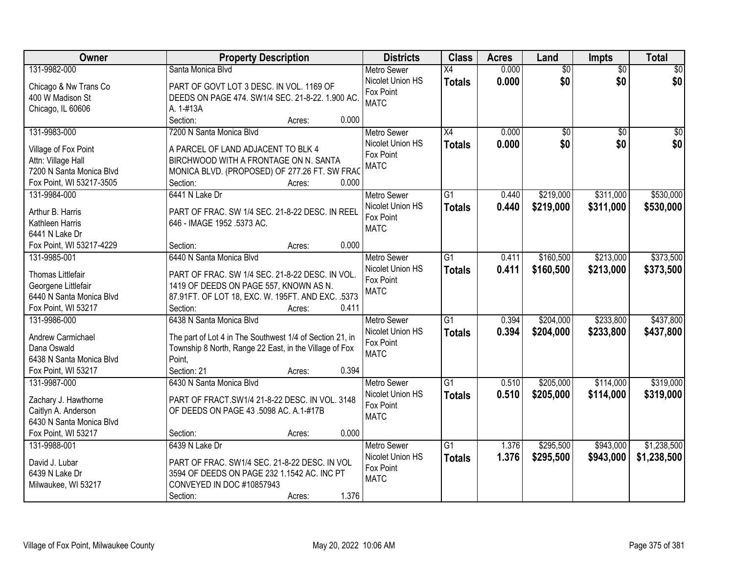| Owner | Property Description | Districts | Class | Acres | Land | Impts | Total |
|---|---|---|---|---|---|---|---|
| 131-9982-000<br>Chicago & Nw Trans Co<br>400 W Madison St<br>Chicago, IL 60606 | Santa Monica Blvd<br>PART OF GOVT LOT 3 DESC. IN VOL. 1169 OF DEEDS ON PAGE 474. SW1/4 SEC. 21-8-22. 1.900 AC. A. 1-#13A<br>Section: Acres: 0.000 | Metro Sewer<br>Nicolet Union HS<br>Fox Point<br>MATC | X4<br>**Totals** | 0.000<br>**0.000** | $0<br>**$0** | $0<br>**$0** | $0<br>**$0** |
| 131-9983-000<br>Village of Fox Point<br>Attn: Village Hall<br>7200 N Santa Monica Blvd<br>Fox Point, WI 53217-3505 | 7200 N Santa Monica Blvd<br>A PARCEL OF LAND ADJACENT TO BLK 4 BIRCHWOOD WITH A FRONTAGE ON N. SANTA MONICA BLVD. (PROPOSED) OF 277.26 FT. SW FRAC<br>Section: Acres: 0.000 | Metro Sewer<br>Nicolet Union HS<br>Fox Point<br>MATC | X4<br>**Totals** | 0.000<br>**0.000** | $0<br>**$0** | $0<br>**$0** | $0<br>**$0** |
| 131-9984-000<br>Arthur B. Harris<br>Kathleen Harris<br>6441 N Lake Dr<br>Fox Point, WI 53217-4229 | 6441 N Lake Dr<br>PART OF FRAC. SW 1/4 SEC. 21-8-22 DESC. IN REEL 646 - IMAGE 1952 .5373 AC.<br>Section: Acres: 0.000 | Metro Sewer<br>Nicolet Union HS<br>Fox Point<br>MATC | G1<br>**Totals** | 0.440<br>**0.440** | $219,000<br>**$219,000** | $311,000<br>**$311,000** | $530,000<br>**$530,000** |
| 131-9985-001<br>Thomas Littlefair<br>Georgene Littlefair<br>6440 N Santa Monica Blvd<br>Fox Point, WI 53217 | 6440 N Santa Monica Blvd<br>PART OF FRAC. SW 1/4 SEC. 21-8-22 DESC. IN VOL. 1419 OF DEEDS ON PAGE 557, KNOWN AS N. 87.91FT. OF LOT 18, EXC. W. 195FT. AND EXC. .5373<br>Section: Acres: 0.411 | Metro Sewer<br>Nicolet Union HS<br>Fox Point<br>MATC | G1<br>**Totals** | 0.411<br>**0.411** | $160,500<br>**$160,500** | $213,000<br>**$213,000** | $373,500<br>**$373,500** |
| 131-9986-000<br>Andrew Carmichael<br>Dana Oswald<br>6438 N Santa Monica Blvd<br>Fox Point, WI 53217 | 6438 N Santa Monica Blvd<br>The part of Lot 4 in The Southwest 1/4 of Section 21, in Township 8 North, Range 22 East, in the Village of Fox Point,<br>Section: 21 Acres: 0.394 | Metro Sewer<br>Nicolet Union HS<br>Fox Point<br>MATC | G1<br>**Totals** | 0.394<br>**0.394** | $204,000<br>**$204,000** | $233,800<br>**$233,800** | $437,800<br>**$437,800** |
| 131-9987-000<br>Zachary J. Hawthorne<br>Caitlyn A. Anderson<br>6430 N Santa Monica Blvd<br>Fox Point, WI 53217 | 6430 N Santa Monica Blvd<br>PART OF FRACT.SW1/4 21-8-22 DESC. IN VOL. 3148 OF DEEDS ON PAGE 43 .5098 AC. A.1-#17B<br>Section: Acres: 0.000 | Metro Sewer<br>Nicolet Union HS<br>Fox Point<br>MATC | G1<br>**Totals** | 0.510<br>**0.510** | $205,000<br>**$205,000** | $114,000<br>**$114,000** | $319,000<br>**$319,000** |
| 131-9988-001<br>David J. Lubar<br>6439 N Lake Dr<br>Milwaukee, WI 53217 | 6439 N Lake Dr<br>PART OF FRAC. SW1/4 SEC. 21-8-22 DESC. IN VOL 3594 OF DEEDS ON PAGE 232 1.1542 AC. INC PT CONVEYED IN DOC #10857943<br>Section: Acres: 1.376 | Metro Sewer<br>Nicolet Union HS<br>Fox Point<br>MATC | G1<br>**Totals** | 1.376<br>**1.376** | $295,500<br>**$295,500** | $943,000<br>**$943,000** | $1,238,500<br>**$1,238,500** |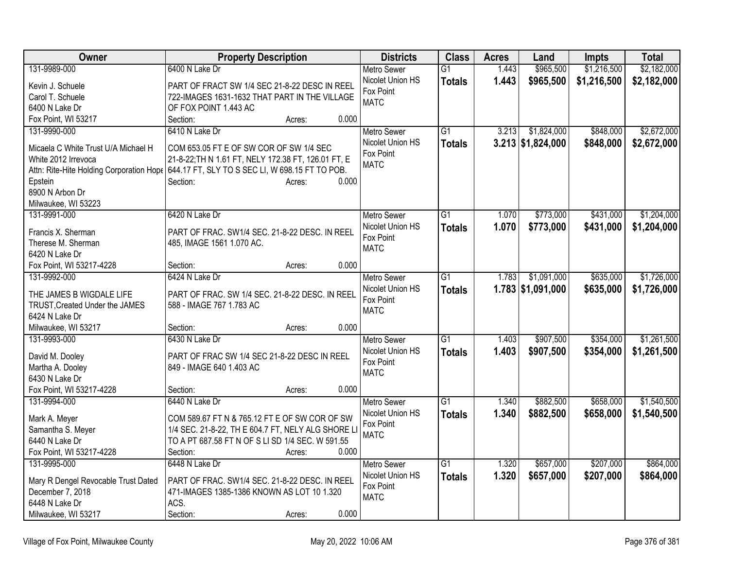| Owner | Property Description | Districts | Class | Acres | Land | Impts | Total |
|---|---|---|---|---|---|---|---|
| 131-9989-000<br>Kevin J. Schuele<br>Carol T. Schuele<br>6400 N Lake Dr<br>Fox Point, WI 53217 | 6400 N Lake Dr<br>PART OF FRACT SW 1/4 SEC 21-8-22 DESC IN REEL 722-IMAGES 1631-1632 THAT PART IN THE VILLAGE OF FOX POINT 1.443 AC<br>Section: Acres: 0.000 | Metro Sewer<br>Nicolet Union HS<br>Fox Point<br>MATC | G1<br>**Totals** | 1.443<br>**1.443** | $965,500<br>**$965,500** | $1,216,500<br>**$1,216,500** | $2,182,000<br>**$2,182,000** |
| 131-9990-000<br>Micaela C White Trust U/A Michael H White 2012 Irrevoca<br>Attn: Rite-Hite Holding Corporation Hope Epstein<br>8900 N Arbon Dr<br>Milwaukee, WI 53223 | 6410 N Lake Dr<br>COM 653.05 FT E OF SW COR OF SW 1/4 SEC 21-8-22;TH N 1.61 FT, NELY 172.38 FT, 126.01 FT, E 644.17 FT, SLY TO S SEC LI, W 698.15 FT TO POB.<br>Section: Acres: 0.000 | Metro Sewer<br>Nicolet Union HS<br>Fox Point<br>MATC | G1<br>**Totals** | 3.213<br>**3.213** | $1,824,000<br>**$1,824,000** | $848,000<br>**$848,000** | $2,672,000<br>**$2,672,000** |
| 131-9991-000<br>Francis X. Sherman<br>Therese M. Sherman<br>6420 N Lake Dr<br>Fox Point, WI 53217-4228 | 6420 N Lake Dr<br>PART OF FRAC. SW1/4 SEC. 21-8-22 DESC. IN REEL 485, IMAGE 1561 1.070 AC.<br>Section: Acres: 0.000 | Metro Sewer<br>Nicolet Union HS<br>Fox Point<br>MATC | G1<br>**Totals** | 1.070<br>**1.070** | $773,000<br>**$773,000** | $431,000<br>**$431,000** | $1,204,000<br>**$1,204,000** |
| 131-9992-000<br>THE JAMES B WIGDALE LIFE TRUST,Created Under the JAMES<br>6424 N Lake Dr<br>Milwaukee, WI 53217 | 6424 N Lake Dr<br>PART OF FRAC. SW 1/4 SEC. 21-8-22 DESC. IN REEL 588 - IMAGE 767 1.783 AC<br>Section: Acres: 0.000 | Metro Sewer<br>Nicolet Union HS<br>Fox Point<br>MATC | G1<br>**Totals** | 1.783<br>**1.783** | $1,091,000<br>**$1,091,000** | $635,000<br>**$635,000** | $1,726,000<br>**$1,726,000** |
| 131-9993-000<br>David M. Dooley<br>Martha A. Dooley<br>6430 N Lake Dr<br>Fox Point, WI 53217-4228 | 6430 N Lake Dr<br>PART OF FRAC SW 1/4 SEC 21-8-22 DESC IN REEL 849 - IMAGE 640 1.403 AC<br>Section: Acres: 0.000 | Metro Sewer<br>Nicolet Union HS<br>Fox Point<br>MATC | G1<br>**Totals** | 1.403<br>**1.403** | $907,500<br>**$907,500** | $354,000<br>**$354,000** | $1,261,500<br>**$1,261,500** |
| 131-9994-000<br>Mark A. Meyer<br>Samantha S. Meyer<br>6440 N Lake Dr<br>Fox Point, WI 53217-4228 | 6440 N Lake Dr<br>COM 589.67 FT N & 765.12 FT E OF SW COR OF SW 1/4 SEC. 21-8-22, TH E 604.7 FT, NELY ALG SHORE LI TO A PT 687.58 FT N OF S LI SD 1/4 SEC. W 591.55<br>Section: Acres: 0.000 | Metro Sewer<br>Nicolet Union HS<br>Fox Point<br>MATC | G1<br>**Totals** | 1.340<br>**1.340** | $882,500<br>**$882,500** | $658,000<br>**$658,000** | $1,540,500<br>**$1,540,500** |
| 131-9995-000<br>Mary R Dengel Revocable Trust Dated December 7, 2018<br>6448 N Lake Dr<br>Milwaukee, WI 53217 | 6448 N Lake Dr<br>PART OF FRAC. SW1/4 SEC. 21-8-22 DESC. IN REEL 471-IMAGES 1385-1386 KNOWN AS LOT 10 1.320 ACS.<br>Section: Acres: 0.000 | Metro Sewer<br>Nicolet Union HS<br>Fox Point<br>MATC | G1<br>**Totals** | 1.320<br>**1.320** | $657,000<br>**$657,000** | $207,000<br>**$207,000** | $864,000<br>**$864,000** |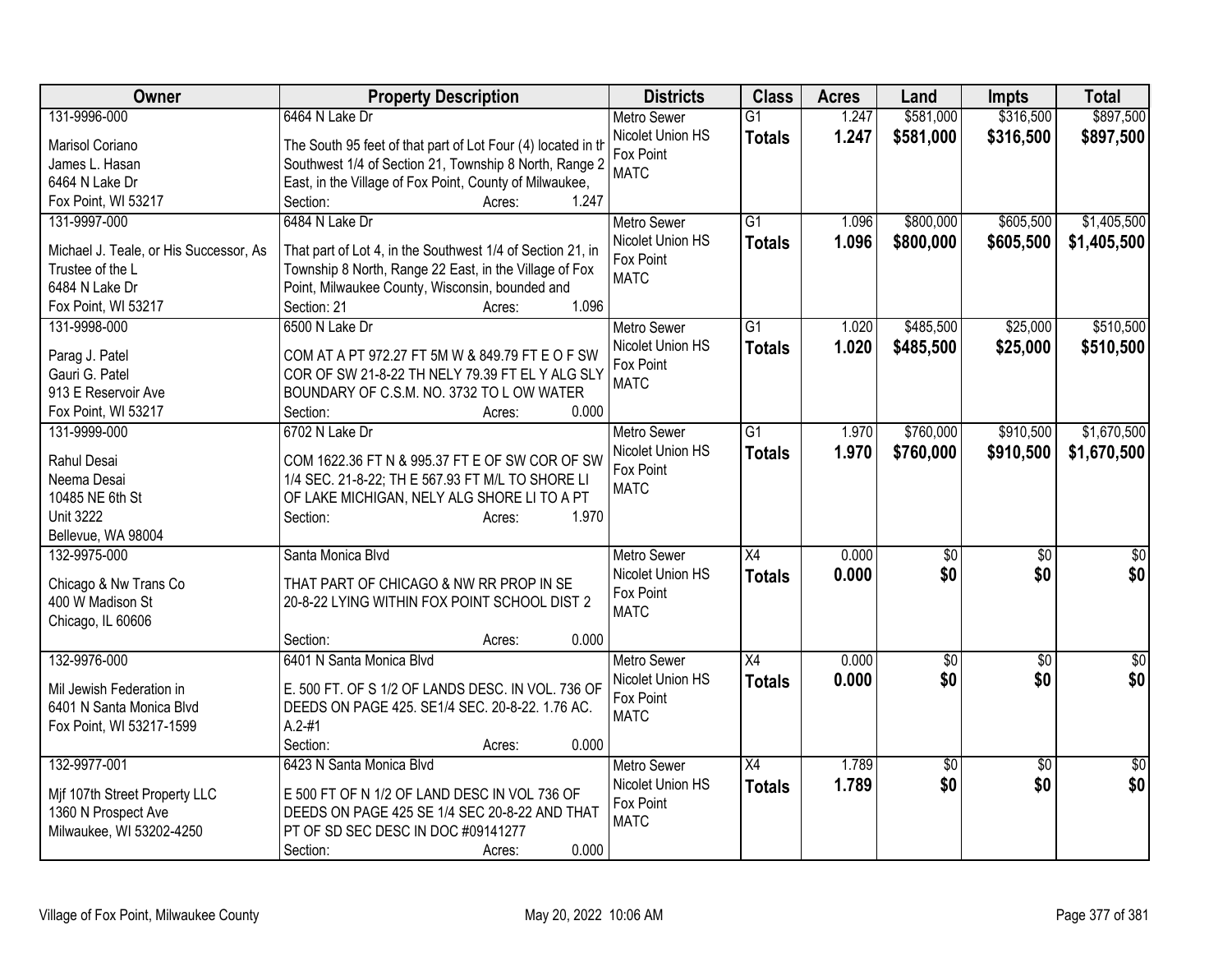| Owner | Property Description | Districts | Class | Acres | Land | Impts | Total |
|---|---|---|---|---|---|---|---|
| 131-9996-000<br>Marisol Coriano<br>James L. Hasan<br>6464 N Lake Dr<br>Fox Point, WI 53217 | 6464 N Lake Dr<br>The South 95 feet of that part of Lot Four (4) located in th Southwest 1/4 of Section 21, Township 8 North, Range 2 East, in the Village of Fox Point, County of Milwaukee,<br>Section: Acres: 1.247 | Metro Sewer<br>Nicolet Union HS<br>Fox Point<br>MATC | G1<br>**Totals** | 1.247<br>**1.247** | $581,000<br>**$581,000** | $316,500<br>**$316,500** | $897,500<br>**$897,500** |
| 131-9997-000<br>Michael J. Teale, or His Successor, As Trustee of the L<br>6484 N Lake Dr<br>Fox Point, WI 53217 | 6484 N Lake Dr<br>That part of Lot 4, in the Southwest 1/4 of Section 21, in Township 8 North, Range 22 East, in the Village of Fox Point, Milwaukee County, Wisconsin, bounded and<br>Section: 21 Acres: 1.096 | Metro Sewer<br>Nicolet Union HS<br>Fox Point<br>MATC | G1<br>**Totals** | 1.096<br>**1.096** | $800,000<br>**$800,000** | $605,500<br>**$605,500** | $1,405,500<br>**$1,405,500** |
| 131-9998-000<br>Parag J. Patel<br>Gauri G. Patel<br>913 E Reservoir Ave<br>Fox Point, WI 53217 | 6500 N Lake Dr<br>COM AT A PT 972.27 FT 5M W & 849.79 FT E O F SW COR OF SW 21-8-22 TH NELY 79.39 FT EL Y ALG SLY BOUNDARY OF C.S.M. NO. 3732 TO L OW WATER<br>Section: Acres: 0.000 | Metro Sewer<br>Nicolet Union HS<br>Fox Point<br>MATC | G1<br>**Totals** | 1.020<br>**1.020** | $485,500<br>**$485,500** | $25,000<br>**$25,000** | $510,500<br>**$510,500** |
| 131-9999-000<br>Rahul Desai<br>Neema Desai<br>10485 NE 6th St<br>Unit 3222<br>Bellevue, WA 98004 | 6702 N Lake Dr<br>COM 1622.36 FT N & 995.37 FT E OF SW COR OF SW 1/4 SEC. 21-8-22; TH E 567.93 FT M/L TO SHORE LI OF LAKE MICHIGAN, NELY ALG SHORE LI TO A PT<br>Section: Acres: 1.970 | Metro Sewer<br>Nicolet Union HS<br>Fox Point<br>MATC | G1<br>**Totals** | 1.970<br>**1.970** | $760,000<br>**$760,000** | $910,500<br>**$910,500** | $1,670,500<br>**$1,670,500** |
| 132-9975-000<br>Chicago & Nw Trans Co<br>400 W Madison St<br>Chicago, IL 60606 | Santa Monica Blvd<br>THAT PART OF CHICAGO & NW RR PROP IN SE 20-8-22 LYING WITHIN FOX POINT SCHOOL DIST 2<br>Section: Acres: 0.000 | Metro Sewer<br>Nicolet Union HS<br>Fox Point<br>MATC | X4<br>**Totals** | 0.000<br>**0.000** | $0<br>**$0** | $0<br>**$0** | $0<br>**$0** |
| 132-9976-000<br>Mil Jewish Federation in<br>6401 N Santa Monica Blvd<br>Fox Point, WI 53217-1599 | 6401 N Santa Monica Blvd<br>E. 500 FT. OF S 1/2 OF LANDS DESC. IN VOL. 736 OF DEEDS ON PAGE 425. SE1/4 SEC. 20-8-22. 1.76 AC. A.2-#1<br>Section: Acres: 0.000 | Metro Sewer<br>Nicolet Union HS<br>Fox Point<br>MATC | X4<br>**Totals** | 0.000<br>**0.000** | $0<br>**$0** | $0<br>**$0** | $0<br>**$0** |
| 132-9977-001<br>Mjf 107th Street Property LLC<br>1360 N Prospect Ave<br>Milwaukee, WI 53202-4250 | 6423 N Santa Monica Blvd<br>E 500 FT OF N 1/2 OF LAND DESC IN VOL 736 OF DEEDS ON PAGE 425 SE 1/4 SEC 20-8-22 AND THAT PT OF SD SEC DESC IN DOC #09141277<br>Section: Acres: 0.000 | Metro Sewer<br>Nicolet Union HS<br>Fox Point<br>MATC | X4<br>**Totals** | 1.789<br>**1.789** | $0<br>**$0** | $0<br>**$0** | $0<br>**$0** |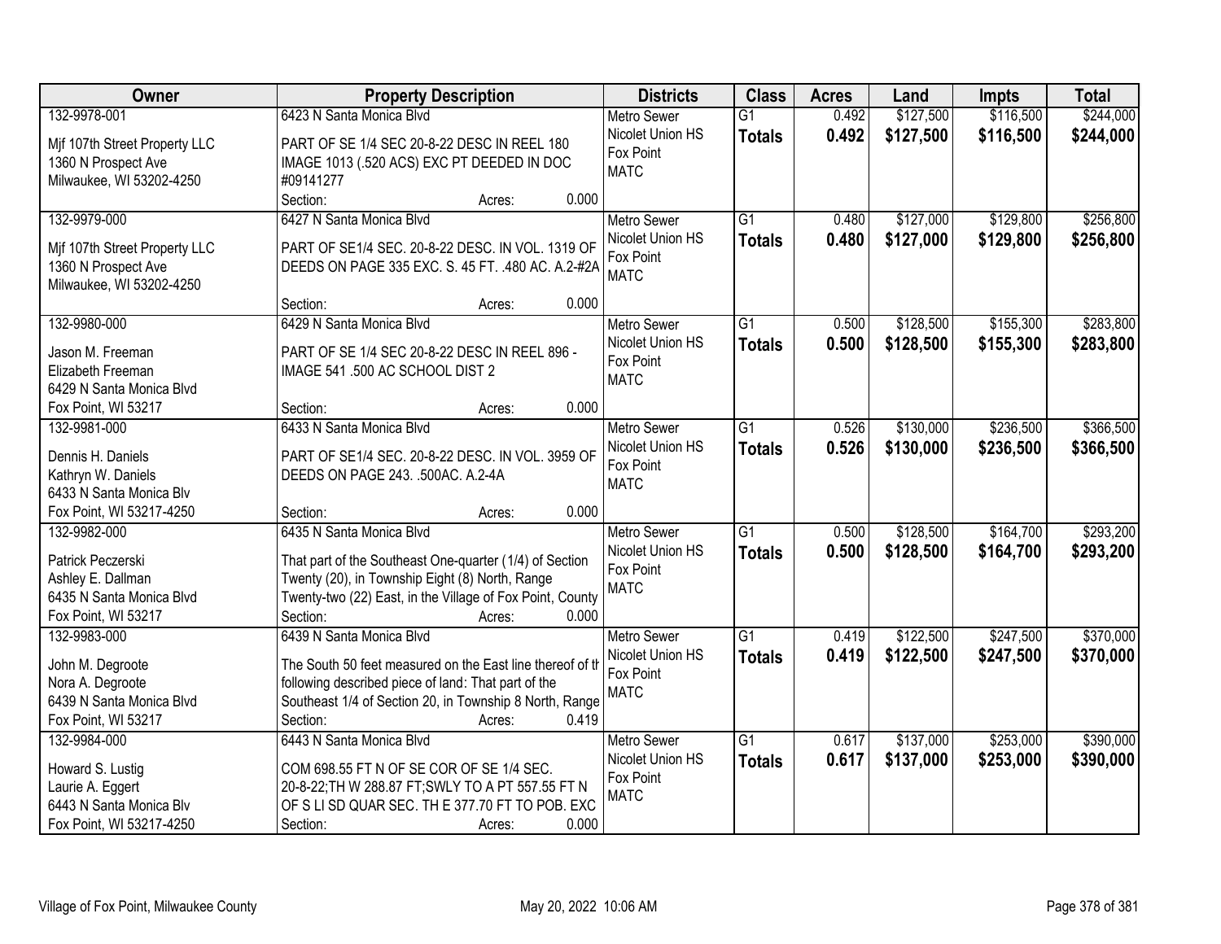| Owner | Property Description | Districts | Class | Acres | Land | Impts | Total |
|---|---|---|---|---|---|---|---|
| 132-9978-001<br>Mjf 107th Street Property LLC<br>1360 N Prospect Ave<br>Milwaukee, WI 53202-4250 | 6423 N Santa Monica Blvd<br>PART OF SE 1/4 SEC 20-8-22 DESC IN REEL 180 IMAGE 1013 (.520 ACS) EXC PT DEEDED IN DOC #09141277<br>Section: Acres: 0.000 | Metro Sewer<br>Nicolet Union HS<br>Fox Point<br>MATC | G1<br>**Totals** | 0.492<br>**0.492** | $127,500<br>**$127,500** | $116,500<br>**$116,500** | $244,000<br>**$244,000** |
| 132-9979-000<br>Mjf 107th Street Property LLC<br>1360 N Prospect Ave<br>Milwaukee, WI 53202-4250 | 6427 N Santa Monica Blvd<br>PART OF SE1/4 SEC. 20-8-22 DESC. IN VOL. 1319 OF DEEDS ON PAGE 335 EXC. S. 45 FT. .480 AC. A.2-#2A<br>Section: Acres: 0.000 | Metro Sewer<br>Nicolet Union HS<br>Fox Point<br>MATC | G1<br>**Totals** | 0.480<br>**0.480** | $127,000<br>**$127,000** | $129,800<br>**$129,800** | $256,800<br>**$256,800** |
| 132-9980-000<br>Jason M. Freeman<br>Elizabeth Freeman<br>6429 N Santa Monica Blvd<br>Fox Point, WI 53217 | 6429 N Santa Monica Blvd<br>PART OF SE 1/4 SEC 20-8-22 DESC IN REEL 896 - IMAGE 541 .500 AC SCHOOL DIST 2<br>Section: Acres: 0.000 | Metro Sewer<br>Nicolet Union HS<br>Fox Point<br>MATC | G1<br>**Totals** | 0.500<br>**0.500** | $128,500<br>**$128,500** | $155,300<br>**$155,300** | $283,800<br>**$283,800** |
| 132-9981-000<br>Dennis H. Daniels<br>Kathryn W. Daniels<br>6433 N Santa Monica Blv<br>Fox Point, WI 53217-4250 | 6433 N Santa Monica Blvd<br>PART OF SE1/4 SEC. 20-8-22 DESC. IN VOL. 3959 OF DEEDS ON PAGE 243. .500AC. A.2-4A<br>Section: Acres: 0.000 | Metro Sewer<br>Nicolet Union HS<br>Fox Point<br>MATC | G1<br>**Totals** | 0.526<br>**0.526** | $130,000<br>**$130,000** | $236,500<br>**$236,500** | $366,500<br>**$366,500** |
| 132-9982-000<br>Patrick Peczerski<br>Ashley E. Dallman<br>6435 N Santa Monica Blvd<br>Fox Point, WI 53217 | 6435 N Santa Monica Blvd<br>That part of the Southeast One-quarter (1/4) of Section Twenty (20), in Township Eight (8) North, Range Twenty-two (22) East, in the Village of Fox Point, County<br>Section: Acres: 0.000 | Metro Sewer<br>Nicolet Union HS<br>Fox Point<br>MATC | G1<br>**Totals** | 0.500<br>**0.500** | $128,500<br>**$128,500** | $164,700<br>**$164,700** | $293,200<br>**$293,200** |
| 132-9983-000<br>John M. Degroote<br>Nora A. Degroote<br>6439 N Santa Monica Blvd<br>Fox Point, WI 53217 | 6439 N Santa Monica Blvd<br>The South 50 feet measured on the East line thereof of th following described piece of land: That part of the Southeast 1/4 of Section 20, in Township 8 North, Range<br>Section: Acres: 0.419 | Metro Sewer<br>Nicolet Union HS<br>Fox Point<br>MATC | G1<br>**Totals** | 0.419<br>**0.419** | $122,500<br>**$122,500** | $247,500<br>**$247,500** | $370,000<br>**$370,000** |
| 132-9984-000<br>Howard S. Lustig<br>Laurie A. Eggert<br>6443 N Santa Monica Blv<br>Fox Point, WI 53217-4250 | 6443 N Santa Monica Blvd<br>COM 698.55 FT N OF SE COR OF SE 1/4 SEC. 20-8-22;TH W 288.87 FT;SWLY TO A PT 557.55 FT N OF S LI SD QUAR SEC. TH E 377.70 FT TO POB. EXC<br>Section: Acres: 0.000 | Metro Sewer<br>Nicolet Union HS<br>Fox Point<br>MATC | G1<br>**Totals** | 0.617<br>**0.617** | $137,000<br>**$137,000** | $253,000<br>**$253,000** | $390,000<br>**$390,000** |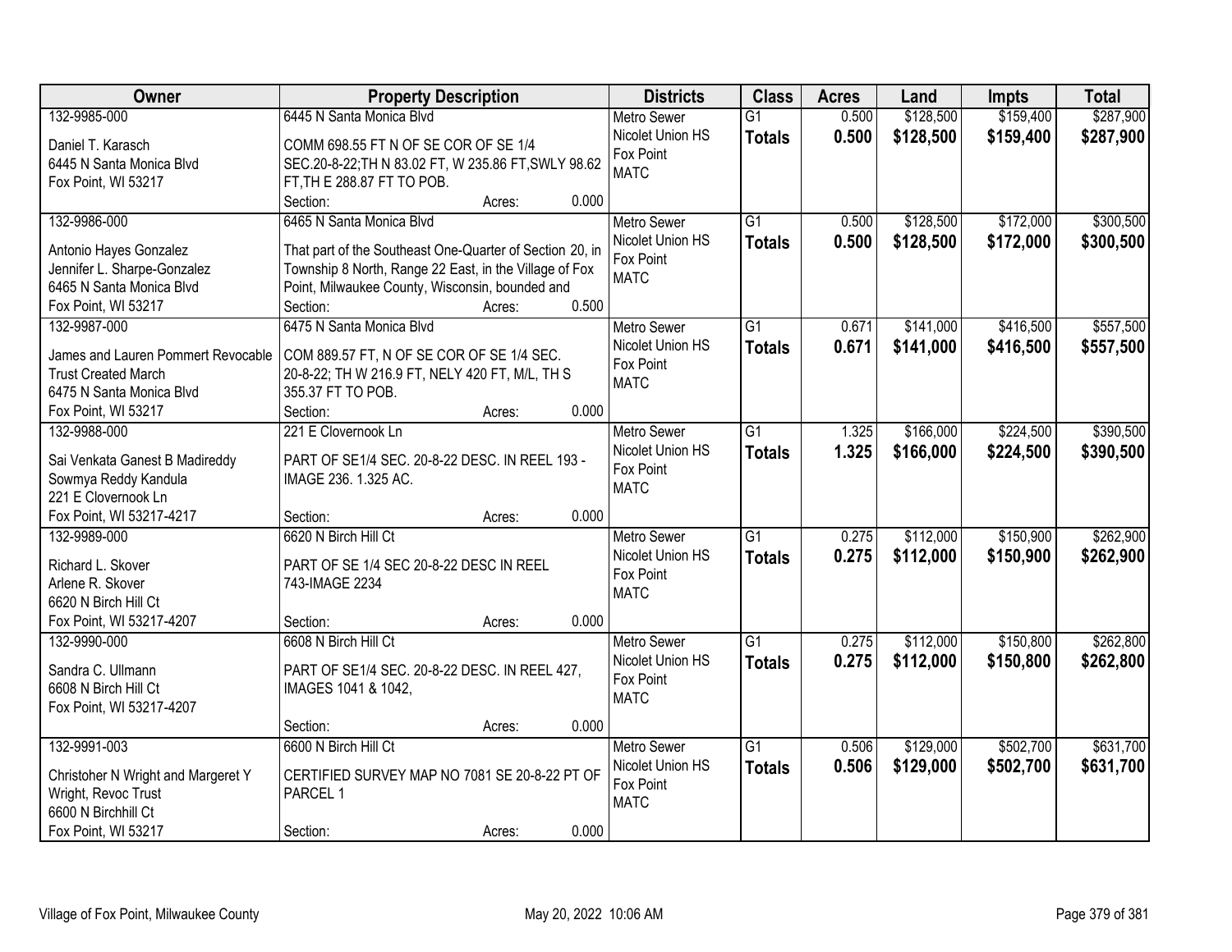| Owner | Property Description | Districts | Class | Acres | Land | Impts | Total |
|---|---|---|---|---|---|---|---|
| 132-9985-000<br><br>Daniel T. Karasch<br>6445 N Santa Monica Blvd<br>Fox Point, WI 53217 | 6445 N Santa Monica Blvd<br><br>COMM 698.55 FT N OF SE COR OF SE 1/4 SEC.20-8-22;TH N 83.02 FT, W 235.86 FT,SWLY 98.62 FT,TH E 288.87 FT TO POB.<br>Section: Acres: 0.000 | Metro Sewer<br>Nicolet Union HS<br>Fox Point<br>MATC | G1<br>**Totals** | 0.500<br>**0.500** | $128,500<br>**$128,500** | $159,400<br>**$159,400** | $287,900<br>**$287,900** |
| 132-9986-000<br><br>Antonio Hayes Gonzalez<br>Jennifer L. Sharpe-Gonzalez<br>6465 N Santa Monica Blvd<br>Fox Point, WI 53217 | 6465 N Santa Monica Blvd<br><br>That part of the Southeast One-Quarter of Section 20, in Township 8 North, Range 22 East, in the Village of Fox Point, Milwaukee County, Wisconsin, bounded and<br>Section: Acres: 0.500 | Metro Sewer<br>Nicolet Union HS<br>Fox Point<br>MATC | G1<br>**Totals** | 0.500<br>**0.500** | $128,500<br>**$128,500** | $172,000<br>**$172,000** | $300,500<br>**$300,500** |
| 132-9987-000<br><br>James and Lauren Pommert Revocable Trust Created March<br>6475 N Santa Monica Blvd<br>Fox Point, WI 53217 | 6475 N Santa Monica Blvd<br><br>COM 889.57 FT, N OF SE COR OF SE 1/4 SEC. 20-8-22; TH W 216.9 FT, NELY 420 FT, M/L, TH S 355.37 FT TO POB.<br>Section: Acres: 0.000 | Metro Sewer<br>Nicolet Union HS<br>Fox Point<br>MATC | G1<br>**Totals** | 0.671<br>**0.671** | $141,000<br>**$141,000** | $416,500<br>**$416,500** | $557,500<br>**$557,500** |
| 132-9988-000<br><br>Sai Venkata Ganest B Madireddy<br>Sowmya Reddy Kandula<br>221 E Clovernook Ln<br>Fox Point, WI 53217-4217 | 221 E Clovernook Ln<br><br>PART OF SE1/4 SEC. 20-8-22 DESC. IN REEL 193 - IMAGE 236. 1.325 AC.<br>Section: Acres: 0.000 | Metro Sewer<br>Nicolet Union HS<br>Fox Point<br>MATC | G1<br>**Totals** | 1.325<br>**1.325** | $166,000<br>**$166,000** | $224,500<br>**$224,500** | $390,500<br>**$390,500** |
| 132-9989-000<br><br>Richard L. Skover<br>Arlene R. Skover<br>6620 N Birch Hill Ct<br>Fox Point, WI 53217-4207 | 6620 N Birch Hill Ct<br><br>PART OF SE 1/4 SEC 20-8-22 DESC IN REEL 743-IMAGE 2234<br>Section: Acres: 0.000 | Metro Sewer<br>Nicolet Union HS<br>Fox Point<br>MATC | G1<br>**Totals** | 0.275<br>**0.275** | $112,000<br>**$112,000** | $150,900<br>**$150,900** | $262,900<br>**$262,900** |
| 132-9990-000<br><br>Sandra C. Ullmann<br>6608 N Birch Hill Ct<br>Fox Point, WI 53217-4207 | 6608 N Birch Hill Ct<br><br>PART OF SE1/4 SEC. 20-8-22 DESC. IN REEL 427, IMAGES 1041 & 1042,<br>Section: Acres: 0.000 | Metro Sewer<br>Nicolet Union HS<br>Fox Point<br>MATC | G1<br>**Totals** | 0.275<br>**0.275** | $112,000<br>**$112,000** | $150,800<br>**$150,800** | $262,800<br>**$262,800** |
| 132-9991-003<br><br>Christoher N Wright and Margeret Y Wright, Revoc Trust<br>6600 N Birchhill Ct<br>Fox Point, WI 53217 | 6600 N Birch Hill Ct<br><br>CERTIFIED SURVEY MAP NO 7081 SE 20-8-22 PT OF PARCEL 1<br>Section: Acres: 0.000 | Metro Sewer<br>Nicolet Union HS<br>Fox Point<br>MATC | G1<br>**Totals** | 0.506<br>**0.506** | $129,000<br>**$129,000** | $502,700<br>**$502,700** | $631,700<br>**$631,700** |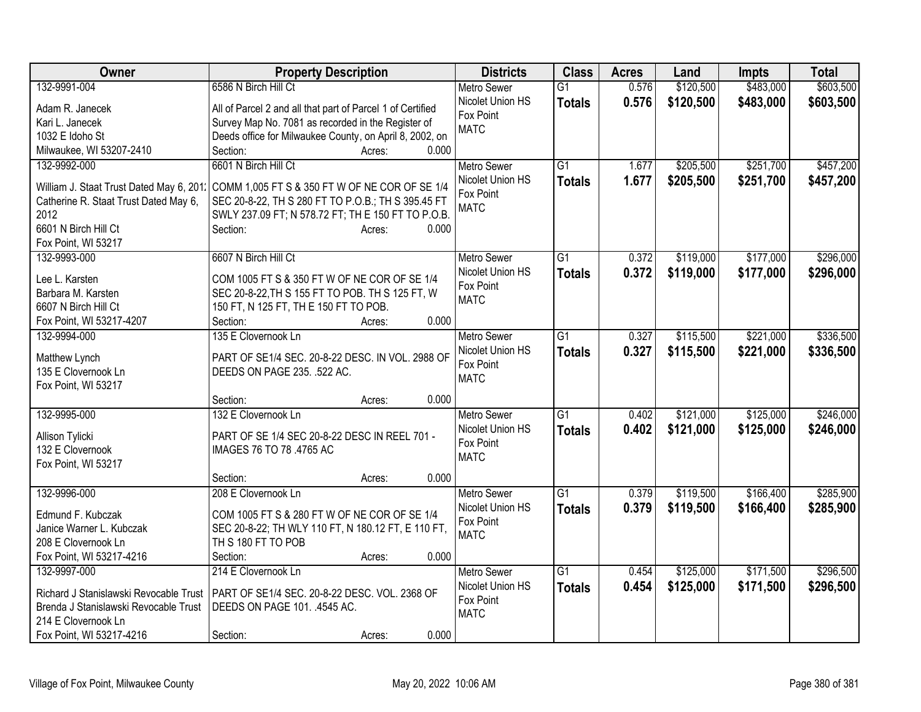| Owner | Property Description | Districts | Class | Acres | Land | Impts | Total |
|---|---|---|---|---|---|---|---|
| 132-9991-004<br>Adam R. Janecek<br>Kari L. Janecek<br>1032 E Idoho St<br>Milwaukee, WI 53207-2410 | 6586 N Birch Hill Ct<br>All of Parcel 2 and all that part of Parcel 1 of Certified Survey Map No. 7081 as recorded in the Register of Deeds office for Milwaukee County, on April 8, 2002, on<br>Section: Acres: 0.000 | Metro Sewer<br>Nicolet Union HS<br>Fox Point<br>MATC | G1<br>**Totals** | 0.576<br>**0.576** | $120,500<br>**$120,500** | $483,000<br>**$483,000** | $603,500<br>**$603,500** |
| 132-9992-000<br>William J. Staat Trust Dated May 6, 2012<br>Catherine R. Staat Trust Dated May 6, 2012<br>6601 N Birch Hill Ct<br>Fox Point, WI 53217 | 6601 N Birch Hill Ct<br>COMM 1,005 FT S & 350 FT W OF NE COR OF SE 1/4 SEC 20-8-22, TH S 280 FT TO P.O.B.; TH S 395.45 FT SWLY 237.09 FT; N 578.72 FT; TH E 150 FT TO P.O.B.<br>Section: Acres: 0.000 | Metro Sewer<br>Nicolet Union HS<br>Fox Point<br>MATC | G1<br>**Totals** | 1.677<br>**1.677** | $205,500<br>**$205,500** | $251,700<br>**$251,700** | $457,200<br>**$457,200** |
| 132-9993-000<br>Lee L. Karsten<br>Barbara M. Karsten<br>6607 N Birch Hill Ct<br>Fox Point, WI 53217-4207 | 6607 N Birch Hill Ct<br>COM 1005 FT S & 350 FT W OF NE COR OF SE 1/4 SEC 20-8-22,TH S 155 FT TO POB. TH S 125 FT, W 150 FT, N 125 FT, TH E 150 FT TO POB.<br>Section: Acres: 0.000 | Metro Sewer<br>Nicolet Union HS<br>Fox Point<br>MATC | G1<br>**Totals** | 0.372<br>**0.372** | $119,000<br>**$119,000** | $177,000<br>**$177,000** | $296,000<br>**$296,000** |
| 132-9994-000<br>Matthew Lynch<br>135 E Clovernook Ln<br>Fox Point, WI 53217 | 135 E Clovernook Ln<br>PART OF SE1/4 SEC. 20-8-22 DESC. IN VOL. 2988 OF DEEDS ON PAGE 235. .522 AC.<br>Section: Acres: 0.000 | Metro Sewer<br>Nicolet Union HS<br>Fox Point<br>MATC | G1<br>**Totals** | 0.327<br>**0.327** | $115,500<br>**$115,500** | $221,000<br>**$221,000** | $336,500<br>**$336,500** |
| 132-9995-000<br>Allison Tylicki<br>132 E Clovernook<br>Fox Point, WI 53217 | 132 E Clovernook Ln<br>PART OF SE 1/4 SEC 20-8-22 DESC IN REEL 701 - IMAGES 76 TO 78 .4765 AC<br>Section: Acres: 0.000 | Metro Sewer<br>Nicolet Union HS<br>Fox Point<br>MATC | G1<br>**Totals** | 0.402<br>**0.402** | $121,000<br>**$121,000** | $125,000<br>**$125,000** | $246,000<br>**$246,000** |
| 132-9996-000<br>Edmund F. Kubczak<br>Janice Warner L. Kubczak<br>208 E Clovernook Ln<br>Fox Point, WI 53217-4216 | 208 E Clovernook Ln<br>COM 1005 FT S & 280 FT W OF NE COR OF SE 1/4 SEC 20-8-22; TH WLY 110 FT, N 180.12 FT, E 110 FT, TH S 180 FT TO POB<br>Section: Acres: 0.000 | Metro Sewer<br>Nicolet Union HS<br>Fox Point<br>MATC | G1<br>**Totals** | 0.379<br>**0.379** | $119,500<br>**$119,500** | $166,400<br>**$166,400** | $285,900<br>**$285,900** |
| 132-9997-000<br>Richard J Stanislawski Revocable Trust<br>Brenda J Stanislawski Revocable Trust<br>214 E Clovernook Ln<br>Fox Point, WI 53217-4216 | 214 E Clovernook Ln<br>PART OF SE1/4 SEC. 20-8-22 DESC. VOL. 2368 OF DEEDS ON PAGE 101. .4545 AC.<br>Section: Acres: 0.000 | Metro Sewer<br>Nicolet Union HS<br>Fox Point<br>MATC | G1<br>**Totals** | 0.454<br>**0.454** | $125,000<br>**$125,000** | $171,500<br>**$171,500** | $296,500<br>**$296,500** |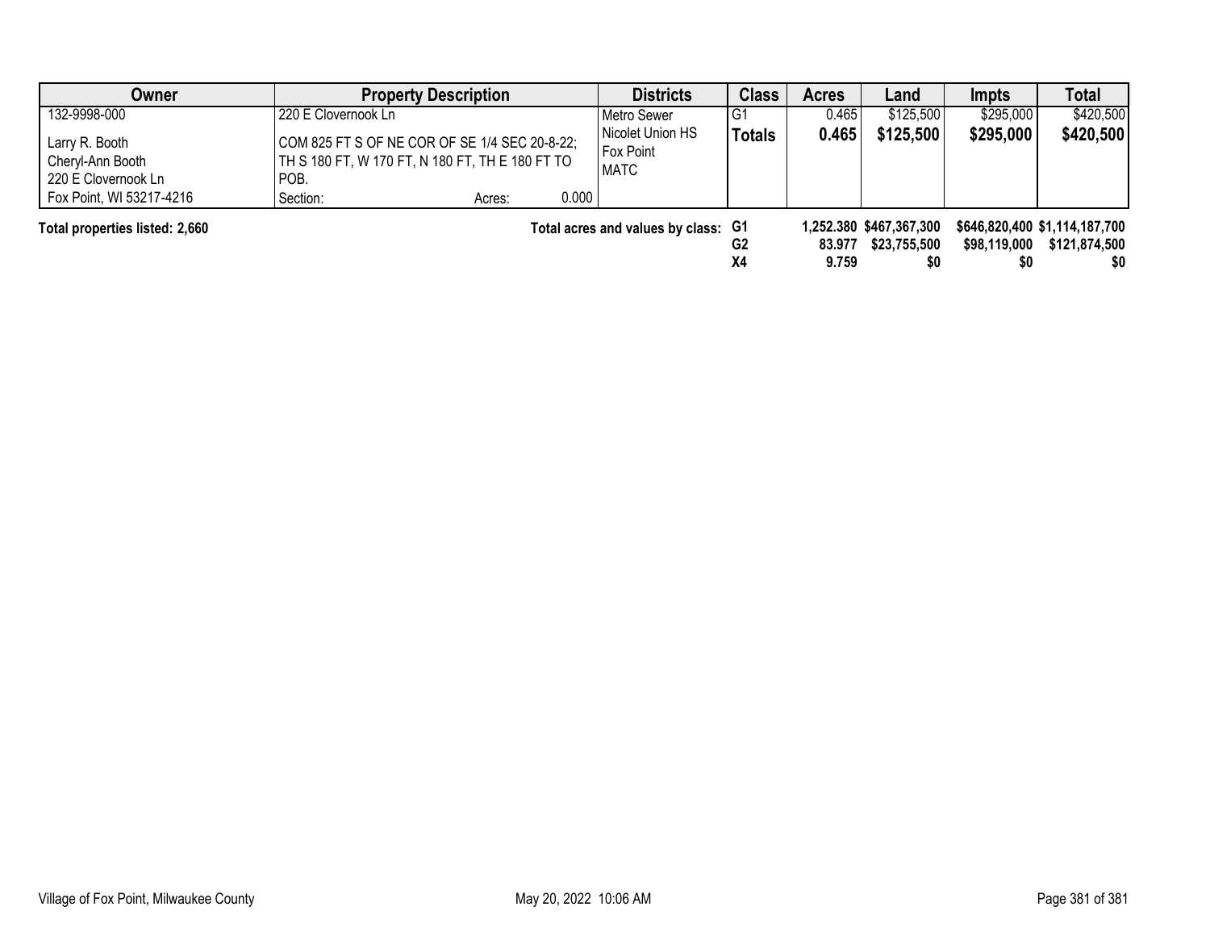| Owner | Property Description | | | Districts | Class | Acres | Land | Impts | Total |
|---|---|---|---|---|---|---|---|---|---|
| 132-9998-000 | 220 E Clovernook Ln | | | Metro Sewer | G1 | 0.465 | $125,500 | $295,000 | $420,500 |
| Larry R. Booth<br>Cheryl-Ann Booth<br>220 E Clovernook Ln | COM 825 FT S OF NE COR OF SE 1/4 SEC 20-8-22; TH S 180 FT, W 170 FT, N 180 FT, TH E 180 FT TO POB. | | | Nicolet Union HS<br>Fox Point<br>MATC | **Totals** | **0.465** | **$125,500** | **$295,000** | **$420,500** |
| Fox Point, WI 53217-4216 | Section: | Acres: | 0.000 | | | | | | |

**Total properties listed: 2,660**

| | Class | Acres | Land | Impts | Total |
|---|---|---|---|---|---|
| **Total acres and values by class:** | **G1** | **1,252.380** | **$467,367,300** | **$646,820,400** | **$1,114,187,700** |
| | **G2** | **83.977** | **$23,755,500** | **$98,119,000** | **$121,874,500** |
| | **X4** | **9.759** | **$0** | **$0** | **$0** |

Village of Fox Point, Milwaukee County

May 20, 2022 10:06 AM